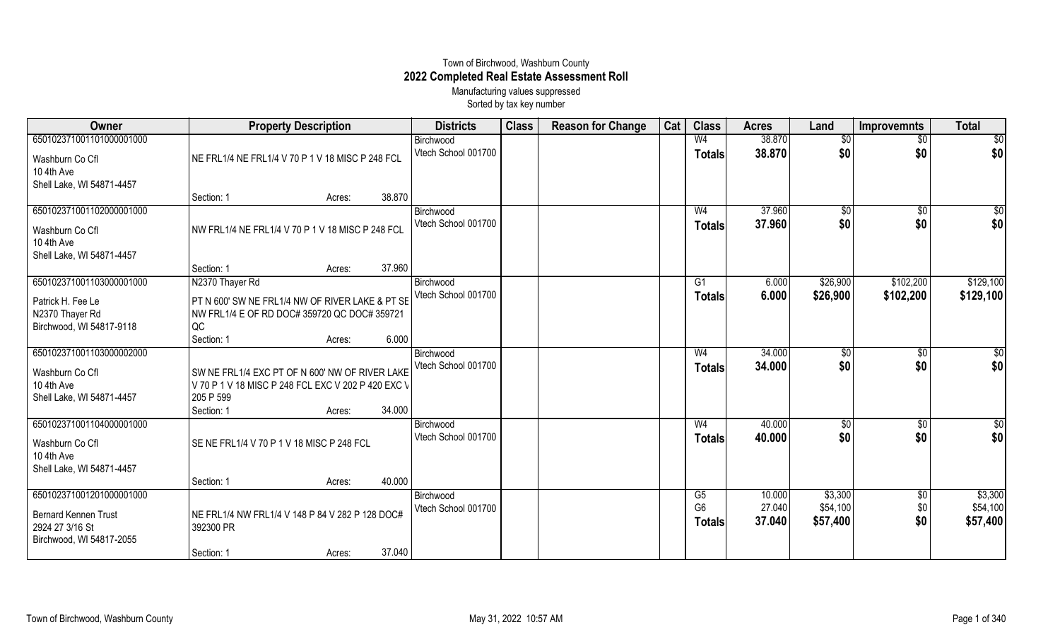# Town of Birchwood, Washburn County
## 2022 Completed Real Estate Assessment Roll
Manufacturing values suppressed
Sorted by tax key number

| Owner | Property Description | Districts | Class | Reason for Change | Cat | Class | Acres | Land | Improvemnts | Total |
|---|---|---|---|---|---|---|---|---|---|---|
| 65010237100110100001000<br>Washburn Co Cfl<br>10 4th Ave<br>Shell Lake, WI 54871-4457 | NE FRL1/4 NE FRL1/4 V 70 P 1 V 18 MISC P 248 FCL<br>Section: 1 Acres: 38.870 | Birchwood<br>Vtech School 001700 | | | | W4<br>**Totals** | 38.870<br>**38.870** | $0<br>**$0** | $0<br>**$0** | $0<br>**$0** |
| 65010237100110200001000<br>Washburn Co Cfl<br>10 4th Ave<br>Shell Lake, WI 54871-4457 | NW FRL1/4 NE FRL1/4 V 70 P 1 V 18 MISC P 248 FCL<br>Section: 1 Acres: 37.960 | Birchwood<br>Vtech School 001700 | | | | W4<br>**Totals** | 37.960<br>**37.960** | $0<br>**$0** | $0<br>**$0** | $0<br>**$0** |
| 65010237100110300001000<br>Patrick H. Fee Le<br>N2370 Thayer Rd<br>Birchwood, WI 54817-9118 | N2370 Thayer Rd<br>PT N 600' SW NE FRL1/4 NW OF RIVER LAKE & PT SE NW FRL1/4 E OF RD DOC# 359720 QC DOC# 359721 QC<br>Section: 1 Acres: 6.000 | Birchwood<br>Vtech School 001700 | | | | G1<br>**Totals** | 6.000<br>**6.000** | $26,900<br>**$26,900** | $102,200<br>**$102,200** | $129,100<br>**$129,100** |
| 65010237100110300002000<br>Washburn Co Cfl<br>10 4th Ave<br>Shell Lake, WI 54871-4457 | SW NE FRL1/4 EXC PT OF N 600' NW OF RIVER LAKE V 70 P 1 V 18 MISC P 248 FCL EXC V 202 P 420 EXC V 205 P 599<br>Section: 1 Acres: 34.000 | Birchwood<br>Vtech School 001700 | | | | W4<br>**Totals** | 34.000<br>**34.000** | $0<br>**$0** | $0<br>**$0** | $0<br>**$0** |
| 65010237100110400001000<br>Washburn Co Cfl<br>10 4th Ave<br>Shell Lake, WI 54871-4457 | SE NE FRL1/4 V 70 P 1 V 18 MISC P 248 FCL<br>Section: 1 Acres: 40.000 | Birchwood<br>Vtech School 001700 | | | | W4<br>**Totals** | 40.000<br>**40.000** | $0<br>**$0** | $0<br>**$0** | $0<br>**$0** |
| 65010237100120100001000<br>Bernard Kennen Trust<br>2924 27 3/16 St<br>Birchwood, WI 54817-2055 | NE FRL1/4 NW FRL1/4 V 148 P 84 V 282 P 128 DOC# 392300 PR<br>Section: 1 Acres: 37.040 | Birchwood<br>Vtech School 001700 | | | | G5<br>G6<br>**Totals** | 10.000<br>27.040<br>**37.040** | $3,300<br>$54,100<br>**$57,400** | $0<br>$0<br>**$0** | $3,300<br>$54,100<br>**$57,400** |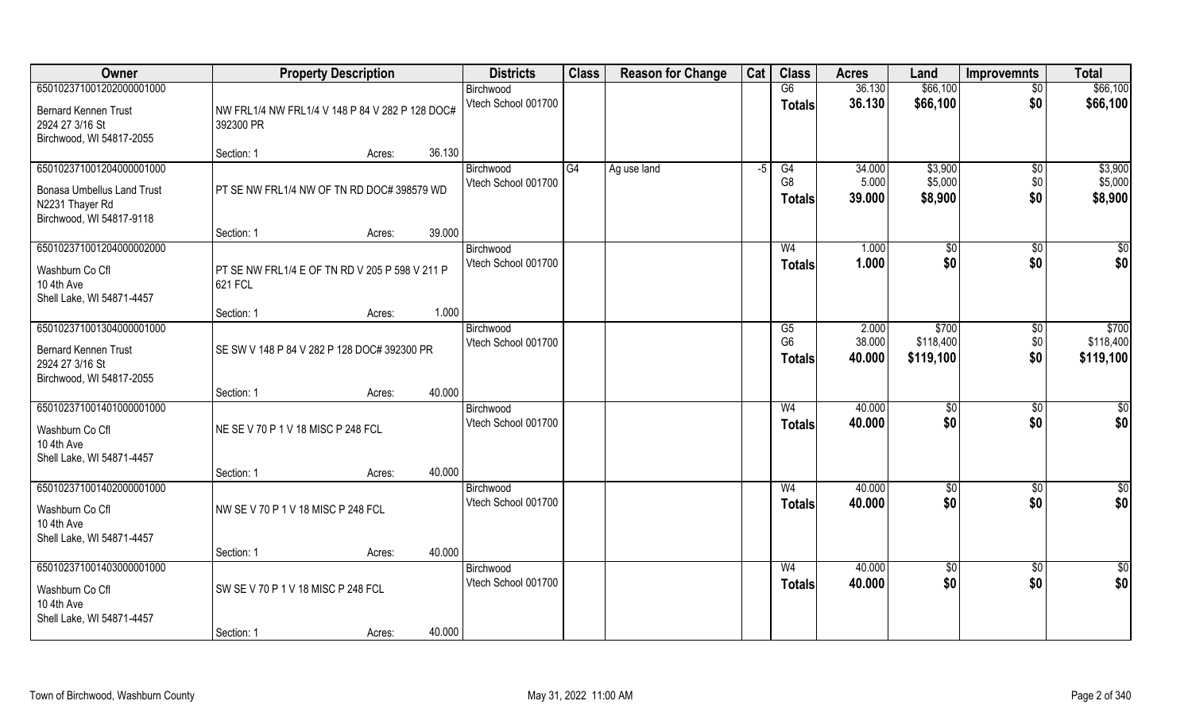| Owner | Property Description | Districts | Class | Reason for Change | Cat | Class | Acres | Land | Improvemnts | Total |
|---|---|---|---|---|---|---|---|---|---|---|
| 65010237100120200000​1000<br>Bernard Kennen Trust<br>2924 27 3/16 St<br>Birchwood, WI 54817-2055 | NW FRL1/4 NW FRL1/4 V 148 P 84 V 282 P 128 DOC# 392300 PR<br>Section: 1 Acres: 36.130 | Birchwood<br>Vtech School 001700 | | | | G6<br>**Totals** | 36.130<br>**36.130** | $66,100<br>**$66,100** | $0<br>**$0** | $66,100<br>**$66,100** |
| 650102371001204000001000<br>Bonasa Umbellus Land Trust<br>N2231 Thayer Rd<br>Birchwood, WI 54817-9118 | PT SE NW FRL1/4 NW OF TN RD DOC# 398579 WD<br>Section: 1 Acres: 39.000 | Birchwood<br>Vtech School 001700 | G4 | Ag use land | -5 | G4<br>G8<br>**Totals** | 34.000<br>5.000<br>**39.000** | $3,900<br>$5,000<br>**$8,900** | $0<br>$0<br>**$0** | $3,900<br>$5,000<br>**$8,900** |
| 650102371001204000002000<br>Washburn Co Cfl<br>10 4th Ave<br>Shell Lake, WI 54871-4457 | PT SE NW FRL1/4 E OF TN RD V 205 P 598 V 211 P 621 FCL<br>Section: 1 Acres: 1.000 | Birchwood<br>Vtech School 001700 | | | | W4<br>**Totals** | 1.000<br>**1.000** | $0<br>**$0** | $0<br>**$0** | $0<br>**$0** |
| 650102371001304000001000<br>Bernard Kennen Trust<br>2924 27 3/16 St<br>Birchwood, WI 54817-2055 | SE SW V 148 P 84 V 282 P 128 DOC# 392300 PR<br>Section: 1 Acres: 40.000 | Birchwood<br>Vtech School 001700 | | | | G5<br>G6<br>**Totals** | 2.000<br>38.000<br>**40.000** | $700<br>$118,400<br>**$119,100** | $0<br>$0<br>**$0** | $700<br>$118,400<br>**$119,100** |
| 650102371001401000001000<br>Washburn Co Cfl<br>10 4th Ave<br>Shell Lake, WI 54871-4457 | NE SE V 70 P 1 V 18 MISC P 248 FCL<br>Section: 1 Acres: 40.000 | Birchwood<br>Vtech School 001700 | | | | W4<br>**Totals** | 40.000<br>**40.000** | $0<br>**$0** | $0<br>**$0** | $0<br>**$0** |
| 650102371001402000001000<br>Washburn Co Cfl<br>10 4th Ave<br>Shell Lake, WI 54871-4457 | NW SE V 70 P 1 V 18 MISC P 248 FCL<br>Section: 1 Acres: 40.000 | Birchwood<br>Vtech School 001700 | | | | W4<br>**Totals** | 40.000<br>**40.000** | $0<br>**$0** | $0<br>**$0** | $0<br>**$0** |
| 650102371001403000001000<br>Washburn Co Cfl<br>10 4th Ave<br>Shell Lake, WI 54871-4457 | SW SE V 70 P 1 V 18 MISC P 248 FCL<br>Section: 1 Acres: 40.000 | Birchwood<br>Vtech School 001700 | | | | W4<br>**Totals** | 40.000<br>**40.000** | $0<br>**$0** | $0<br>**$0** | $0<br>**$0** |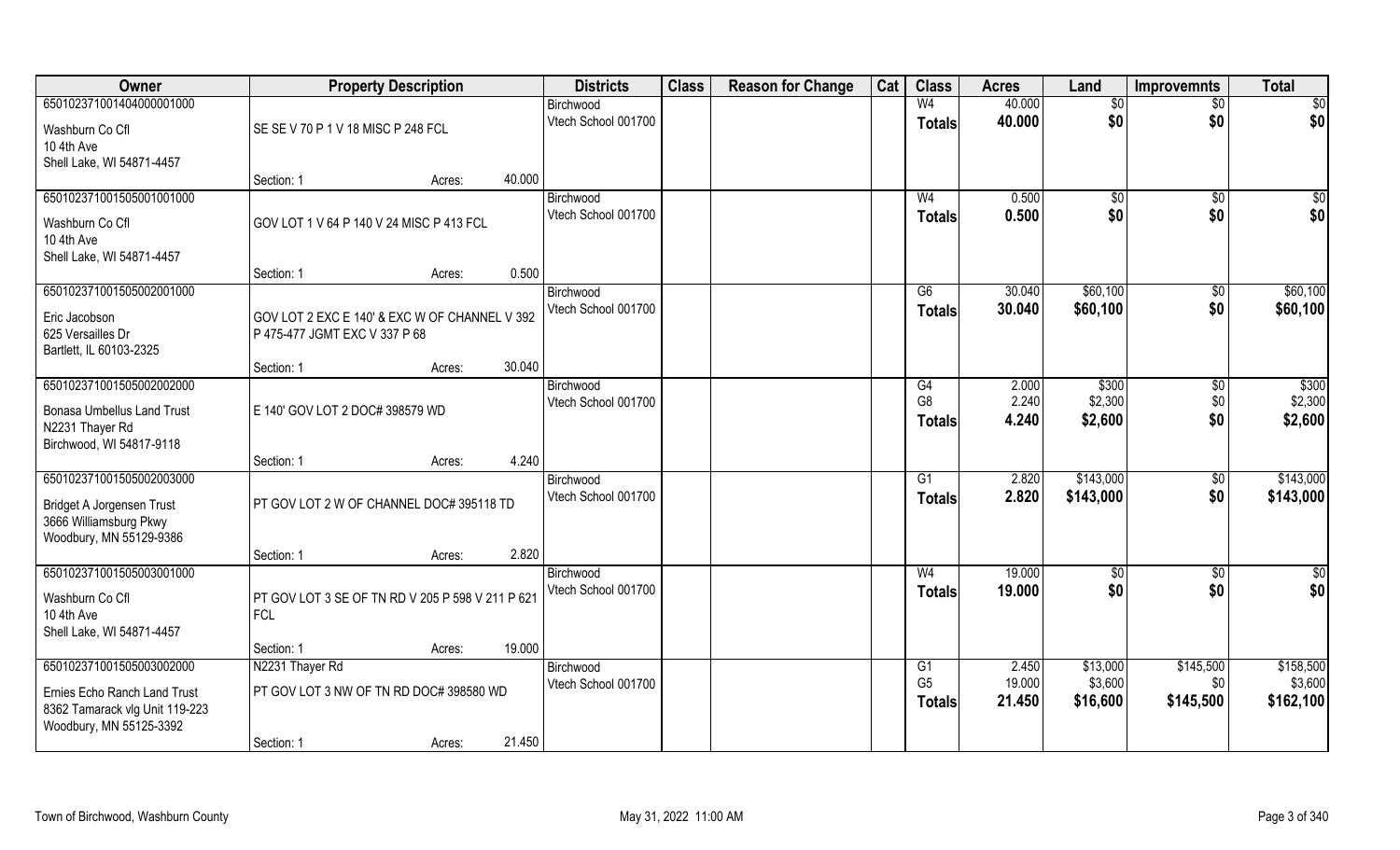| Owner | Property Description | | | Districts | Class | Reason for Change | Cat | Class | Acres | Land | Improvemnts | Total |
|---|---|---|---|---|---|---|---|---|---|---|---|---|
| 650102371001404000001000<br>Washburn Co Cfl<br>10 4th Ave<br>Shell Lake, WI 54871-4457 | SE SE V 70 P 1 V 18 MISC P 248 FCL | | | Birchwood<br>Vtech School 001700 | | | | W4<br>**Totals** | 40.000<br>**40.000** | $0<br>**$0** | $0<br>**$0** | $0<br>**$0** |
| | Section: 1 | Acres: | 40.000 | | | | | | | | | |
| 650102371001505001001000<br>Washburn Co Cfl<br>10 4th Ave<br>Shell Lake, WI 54871-4457 | GOV LOT 1 V 64 P 140 V 24 MISC P 413 FCL | | | Birchwood<br>Vtech School 001700 | | | | W4<br>**Totals** | 0.500<br>**0.500** | $0<br>**$0** | $0<br>**$0** | $0<br>**$0** |
| | Section: 1 | Acres: | 0.500 | | | | | | | | | |
| 650102371001505002001000<br>Eric Jacobson<br>625 Versailles Dr<br>Bartlett, IL 60103-2325 | GOV LOT 2 EXC E 140' & EXC W OF CHANNEL V 392 P 475-477 JGMT EXC V 337 P 68 | | | Birchwood<br>Vtech School 001700 | | | | G6<br>**Totals** | 30.040<br>**30.040** | $60,100<br>**$60,100** | $0<br>**$0** | $60,100<br>**$60,100** |
| | Section: 1 | Acres: | 30.040 | | | | | | | | | |
| 650102371001505002002000<br>Bonasa Umbellus Land Trust<br>N2231 Thayer Rd<br>Birchwood, WI 54817-9118 | E 140' GOV LOT 2 DOC# 398579 WD | | | Birchwood<br>Vtech School 001700 | | | | G4<br>G8<br>**Totals** | 2.000<br>2.240<br>**4.240** | $300<br>$2,300<br>**$2,600** | $0<br>$0<br>**$0** | $300<br>$2,300<br>**$2,600** |
| | Section: 1 | Acres: | 4.240 | | | | | | | | | |
| 650102371001505002003000<br>Bridget A Jorgensen Trust<br>3666 Williamsburg Pkwy<br>Woodbury, MN 55129-9386 | PT GOV LOT 2 W OF CHANNEL DOC# 395118 TD | | | Birchwood<br>Vtech School 001700 | | | | G1<br>**Totals** | 2.820<br>**2.820** | $143,000<br>**$143,000** | $0<br>**$0** | $143,000<br>**$143,000** |
| | Section: 1 | Acres: | 2.820 | | | | | | | | | |
| 650102371001505003001000<br>Washburn Co Cfl<br>10 4th Ave<br>Shell Lake, WI 54871-4457 | PT GOV LOT 3 SE OF TN RD V 205 P 598 V 211 P 621 FCL | | | Birchwood<br>Vtech School 001700 | | | | W4<br>**Totals** | 19.000<br>**19.000** | $0<br>**$0** | $0<br>**$0** | $0<br>**$0** |
| | Section: 1 | Acres: | 19.000 | | | | | | | | | |
| 650102371001505003002000<br>Ernies Echo Ranch Land Trust<br>8362 Tamarack vlg Unit 119-223<br>Woodbury, MN 55125-3392 | N2231 Thayer Rd<br>PT GOV LOT 3 NW OF TN RD DOC# 398580 WD | | | Birchwood<br>Vtech School 001700 | | | | G1<br>G5<br>**Totals** | 2.450<br>19.000<br>**21.450** | $13,000<br>$3,600<br>**$16,600** | $145,500<br>$0<br>**$145,500** | $158,500<br>$3,600<br>**$162,100** |
| | Section: 1 | Acres: | 21.450 | | | | | | | | | |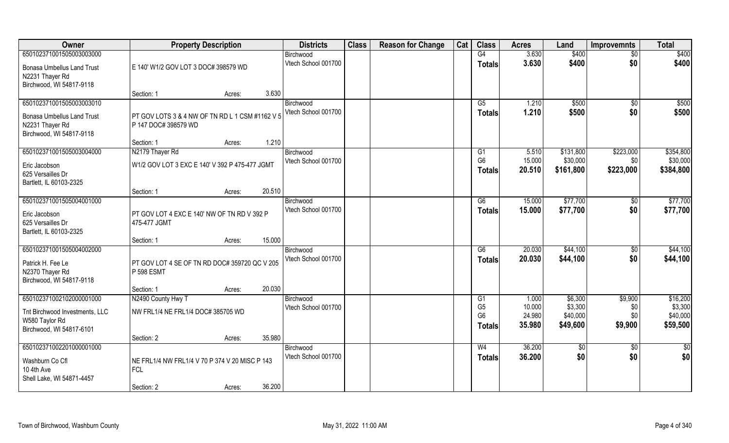| Owner | Property Description | | | Districts | Class | Reason for Change | Cat | Class | Acres | Land | Improvemnts | Total |
|---|---|---|---|---|---|---|---|---|---|---|---|---|
| 65010237100150500300300 0 | | | | Birchwood | | | | G4 | 3.630 | $400 | $0 | $400 |
| Bonasa Umbellus Land Trust<br>N2231 Thayer Rd<br>Birchwood, WI 54817-9118 | E 140' W1/2 GOV LOT 3 DOC# 398579 WD | | | Vtech School 001700 | | | | Totals | 3.630 | $400 | $0 | $400 |
| | Section: 1 | Acres: | 3.630 | | | | | | | | | |
| 650102371001505003003010 | | | | Birchwood | | | | G5 | 1.210 | $500 | $0 | $500 |
| Bonasa Umbellus Land Trust<br>N2231 Thayer Rd<br>Birchwood, WI 54817-9118 | PT GOV LOTS 3 & 4 NW OF TN RD L 1 CSM #1162 V 5 P 147 DOC# 398579 WD | | | Vtech School 001700 | | | | Totals | 1.210 | $500 | $0 | $500 |
| | Section: 1 | Acres: | 1.210 | | | | | | | | | |
| 650102371001505003004000 | N2179 Thayer Rd | | | Birchwood | | | | G1 | 5.510 | $131,800 | $223,000 | $354,800 |
| Eric Jacobson<br>625 Versailles Dr<br>Bartlett, IL 60103-2325 | W1/2 GOV LOT 3 EXC E 140' V 392 P 475-477 JGMT | | | Vtech School 001700 | | | | G6 | 15.000 | $30,000 | $0 | $30,000 |
| | | | | | | | | Totals | 20.510 | $161,800 | $223,000 | $384,800 |
| | Section: 1 | Acres: | 20.510 | | | | | | | | | |
| 650102371001505004001000 | | | | Birchwood | | | | G6 | 15.000 | $77,700 | $0 | $77,700 |
| Eric Jacobson<br>625 Versailles Dr<br>Bartlett, IL 60103-2325 | PT GOV LOT 4 EXC E 140' NW OF TN RD V 392 P 475-477 JGMT | | | Vtech School 001700 | | | | Totals | 15.000 | $77,700 | $0 | $77,700 |
| | Section: 1 | Acres: | 15.000 | | | | | | | | | |
| 650102371001505004002000 | | | | Birchwood | | | | G6 | 20.030 | $44,100 | $0 | $44,100 |
| Patrick H. Fee Le<br>N2370 Thayer Rd<br>Birchwood, WI 54817-9118 | PT GOV LOT 4 SE OF TN RD DOC# 359720 QC V 205 P 598 ESMT | | | Vtech School 001700 | | | | Totals | 20.030 | $44,100 | $0 | $44,100 |
| | Section: 1 | Acres: | 20.030 | | | | | | | | | |
| 650102371002102000001000 | N2490 County Hwy T | | | Birchwood | | | | G1 | 1.000 | $6,300 | $9,900 | $16,200 |
| Tnt Birchwood Investments, LLC<br>W580 Taylor Rd<br>Birchwood, WI 54817-6101 | NW FRL1/4 NE FRL1/4 DOC# 385705 WD | | | Vtech School 001700 | | | | G5 | 10.000 | $3,300 | $0 | $3,300 |
| | | | | | | | | G6 | 24.980 | $40,000 | $0 | $40,000 |
| | | | | | | | | Totals | 35.980 | $49,600 | $9,900 | $59,500 |
| | Section: 2 | Acres: | 35.980 | | | | | | | | | |
| 650102371002201000001000 | | | | Birchwood | | | | W4 | 36.200 | $0 | $0 | $0 |
| Washburn Co Cfl<br>10 4th Ave<br>Shell Lake, WI 54871-4457 | NE FRL1/4 NW FRL1/4 V 70 P 374 V 20 MISC P 143 FCL | | | Vtech School 001700 | | | | Totals | 36.200 | $0 | $0 | $0 |
| | Section: 2 | Acres: | 36.200 | | | | | | | | | |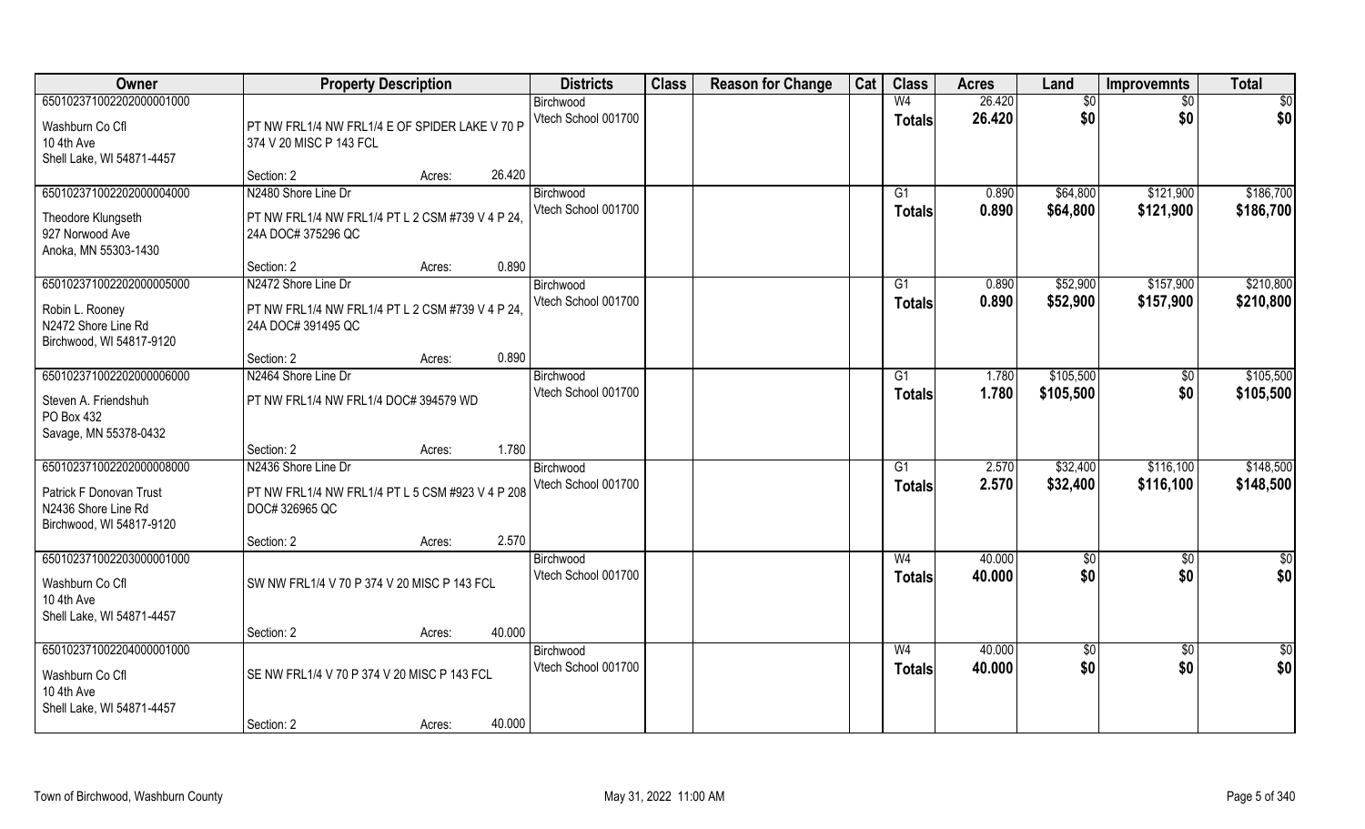| Owner | Property Description | | | Districts | Class | Reason for Change | Cat | Class | Acres | Land | Improvemnts | Total |
|---|---|---|---|---|---|---|---|---|---|---|---|---|
| 650102371002202000001000<br><br>Washburn Co Cfl<br>10 4th Ave<br>Shell Lake, WI 54871-4457 | PT NW FRL1/4 NW FRL1/4 E OF SPIDER LAKE V 70 P 374 V 20 MISC P 143 FCL | | | Birchwood<br>Vtech School 001700 | | | | W4<br>**Totals** | 26.420<br>**26.420** | $0<br>**$0** | $0<br>**$0** | $0<br>**$0** |
| | Section: 2 | Acres: | 26.420 | | | | | | | | | |
| 650102371002202000004000<br><br>Theodore Klungseth<br>927 Norwood Ave<br>Anoka, MN 55303-1430 | N2480 Shore Line Dr<br>PT NW FRL1/4 NW FRL1/4 PT L 2 CSM #739 V 4 P 24, 24A DOC# 375296 QC | | | Birchwood<br>Vtech School 001700 | | | | G1<br>**Totals** | 0.890<br>**0.890** | $64,800<br>**$64,800** | $121,900<br>**$121,900** | $186,700<br>**$186,700** |
| | Section: 2 | Acres: | 0.890 | | | | | | | | | |
| 650102371002202000005000<br><br>Robin L. Rooney<br>N2472 Shore Line Rd<br>Birchwood, WI 54817-9120 | N2472 Shore Line Dr<br>PT NW FRL1/4 NW FRL1/4 PT L 2 CSM #739 V 4 P 24, 24A DOC# 391495 QC | | | Birchwood<br>Vtech School 001700 | | | | G1<br>**Totals** | 0.890<br>**0.890** | $52,900<br>**$52,900** | $157,900<br>**$157,900** | $210,800<br>**$210,800** |
| | Section: 2 | Acres: | 0.890 | | | | | | | | | |
| 650102371002202000006000<br><br>Steven A. Friendshuh<br>PO Box 432<br>Savage, MN 55378-0432 | N2464 Shore Line Dr<br>PT NW FRL1/4 NW FRL1/4 DOC# 394579 WD | | | Birchwood<br>Vtech School 001700 | | | | G1<br>**Totals** | 1.780<br>**1.780** | $105,500<br>**$105,500** | $0<br>**$0** | $105,500<br>**$105,500** |
| | Section: 2 | Acres: | 1.780 | | | | | | | | | |
| 650102371002202000008000<br><br>Patrick F Donovan Trust<br>N2436 Shore Line Rd<br>Birchwood, WI 54817-9120 | N2436 Shore Line Dr<br>PT NW FRL1/4 NW FRL1/4 PT L 5 CSM #923 V 4 P 208 DOC# 326965 QC | | | Birchwood<br>Vtech School 001700 | | | | G1<br>**Totals** | 2.570<br>**2.570** | $32,400<br>**$32,400** | $116,100<br>**$116,100** | $148,500<br>**$148,500** |
| | Section: 2 | Acres: | 2.570 | | | | | | | | | |
| 650102371002203000001000<br><br>Washburn Co Cfl<br>10 4th Ave<br>Shell Lake, WI 54871-4457 | SW NW FRL1/4 V 70 P 374 V 20 MISC P 143 FCL | | | Birchwood<br>Vtech School 001700 | | | | W4<br>**Totals** | 40.000<br>**40.000** | $0<br>**$0** | $0<br>**$0** | $0<br>**$0** |
| | Section: 2 | Acres: | 40.000 | | | | | | | | | |
| 650102371002204000001000<br><br>Washburn Co Cfl<br>10 4th Ave<br>Shell Lake, WI 54871-4457 | SE NW FRL1/4 V 70 P 374 V 20 MISC P 143 FCL | | | Birchwood<br>Vtech School 001700 | | | | W4<br>**Totals** | 40.000<br>**40.000** | $0<br>**$0** | $0<br>**$0** | $0<br>**$0** |
| | Section: 2 | Acres: | 40.000 | | | | | | | | | |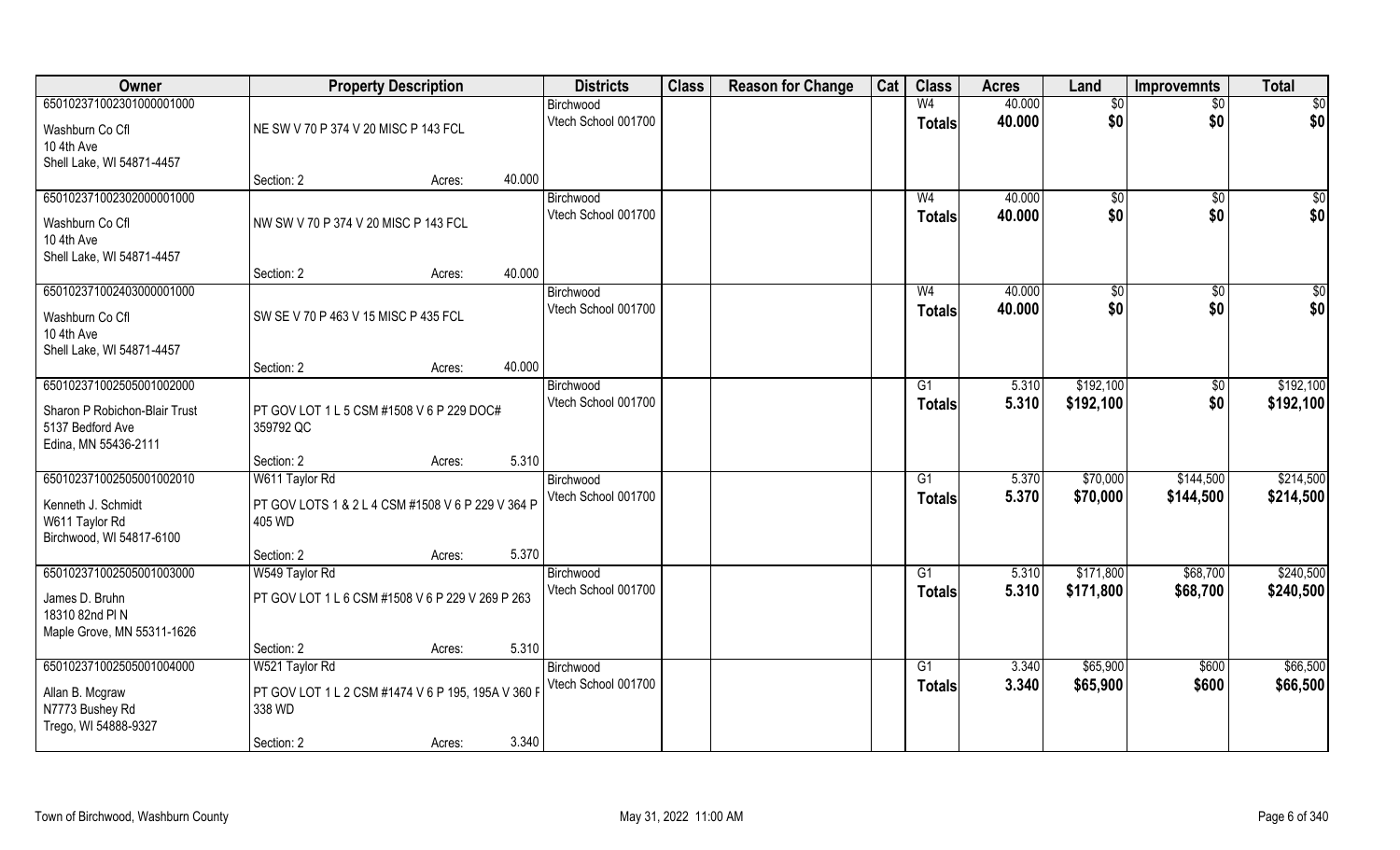| Owner | Property Description | | | Districts | Class | Reason for Change | Cat | Class | Acres | Land | Improvemnts | Total |
|---|---|---|---|---|---|---|---|---|---|---|---|---|
| 65010237100230100000100 0 | | | | Birchwood | | | | W4 | 40.000 | $0 | $0 | $0 |
| Washburn Co Cfl<br>10 4th Ave<br>Shell Lake, WI 54871-4457 | NE SW V 70 P 374 V 20 MISC P 143 FCL | | | Vtech School 001700 | | | | Totals | 40.000 | $0 | $0 | $0 |
| | Section: 2 | Acres: | 40.000 | | | | | | | | | |
| 650102371002302000001000 | | | | Birchwood | | | | W4 | 40.000 | $0 | $0 | $0 |
| Washburn Co Cfl<br>10 4th Ave<br>Shell Lake, WI 54871-4457 | NW SW V 70 P 374 V 20 MISC P 143 FCL | | | Vtech School 001700 | | | | Totals | 40.000 | $0 | $0 | $0 |
| | Section: 2 | Acres: | 40.000 | | | | | | | | | |
| 650102371002403000001000 | | | | Birchwood | | | | W4 | 40.000 | $0 | $0 | $0 |
| Washburn Co Cfl<br>10 4th Ave<br>Shell Lake, WI 54871-4457 | SW SE V 70 P 463 V 15 MISC P 435 FCL | | | Vtech School 001700 | | | | Totals | 40.000 | $0 | $0 | $0 |
| | Section: 2 | Acres: | 40.000 | | | | | | | | | |
| 650102371002505001002000 | | | | Birchwood | | | | G1 | 5.310 | $192,100 | $0 | $192,100 |
| Sharon P Robichon-Blair Trust<br>5137 Bedford Ave<br>Edina, MN 55436-2111 | PT GOV LOT 1 L 5 CSM #1508 V 6 P 229 DOC# 359792 QC | | | Vtech School 001700 | | | | Totals | 5.310 | $192,100 | $0 | $192,100 |
| | Section: 2 | Acres: | 5.310 | | | | | | | | | |
| 650102371002505001002010 | W611 Taylor Rd | | | Birchwood | | | | G1 | 5.370 | $70,000 | $144,500 | $214,500 |
| Kenneth J. Schmidt<br>W611 Taylor Rd<br>Birchwood, WI 54817-6100 | PT GOV LOTS 1 & 2 L 4 CSM #1508 V 6 P 229 V 364 P 405 WD | | | Vtech School 001700 | | | | Totals | 5.370 | $70,000 | $144,500 | $214,500 |
| | Section: 2 | Acres: | 5.370 | | | | | | | | | |
| 650102371002505001003000 | W549 Taylor Rd | | | Birchwood | | | | G1 | 5.310 | $171,800 | $68,700 | $240,500 |
| James D. Bruhn<br>18310 82nd Pl N<br>Maple Grove, MN 55311-1626 | PT GOV LOT 1 L 6 CSM #1508 V 6 P 229 V 269 P 263 | | | Vtech School 001700 | | | | Totals | 5.310 | $171,800 | $68,700 | $240,500 |
| | Section: 2 | Acres: | 5.310 | | | | | | | | | |
| 650102371002505001004000 | W521 Taylor Rd | | | Birchwood | | | | G1 | 3.340 | $65,900 | $600 | $66,500 |
| Allan B. Mcgraw<br>N7773 Bushey Rd<br>Trego, WI 54888-9327 | PT GOV LOT 1 L 2 CSM #1474 V 6 P 195, 195A V 360 P 338 WD | | | Vtech School 001700 | | | | Totals | 3.340 | $65,900 | $600 | $66,500 |
| | Section: 2 | Acres: | 3.340 | | | | | | | | | |

Town of Birchwood, Washburn County — May 31, 2022 11:00 AM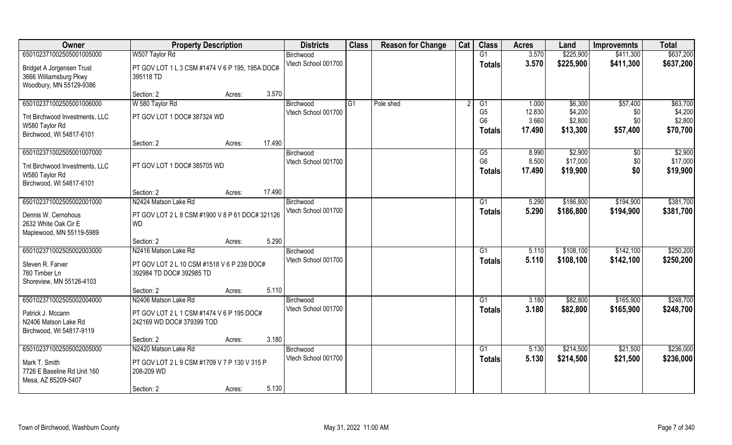| Owner | Property Description | | | Districts | Class | Reason for Change | Cat | Class | Acres | Land | Improvemnts | Total |
|---|---|---|---|---|---|---|---|---|---|---|---|---|
| 650102371002505001005000 | W507 Taylor Rd | | | Birchwood | | | | G1 | 3.570 | $225,900 | $411,300 | $637,200 |
| Bridget A Jorgensen Trust<br>3666 Williamsburg Pkwy<br>Woodbury, MN 55129-9386 | PT GOV LOT 1 L 3 CSM #1474 V 6 P 195, 195A DOC# 395118 TD | | | Vtech School 001700 | | | | **Totals** | **3.570** | **$225,900** | **$411,300** | **$637,200** |
| | Section: 2 | Acres: | 3.570 | | | | | | | | | |
| 650102371002505001006000 | W 580 Taylor Rd | | | Birchwood | G1 | Pole shed | 2 | G1 | 1.000 | $6,300 | $57,400 | $63,700 |
| Tnt Birchwood Investments, LLC<br>W580 Taylor Rd<br>Birchwood, WI 54817-6101 | PT GOV LOT 1 DOC# 387324 WD | | | Vtech School 001700 | | | | G5 | 12.830 | $4,200 | $0 | $4,200 |
| | | | | | | | | G6 | 3.660 | $2,800 | $0 | $2,800 |
| | | | | | | | | **Totals** | **17.490** | **$13,300** | **$57,400** | **$70,700** |
| | Section: 2 | Acres: | 17.490 | | | | | | | | | |
| 650102371002505001007000 | | | | Birchwood | | | | G5 | 8.990 | $2,900 | $0 | $2,900 |
| Tnt Birchwood Investments, LLC<br>W580 Taylor Rd<br>Birchwood, WI 54817-6101 | PT GOV LOT 1 DOC# 385705 WD | | | Vtech School 001700 | | | | G6 | 8.500 | $17,000 | $0 | $17,000 |
| | | | | | | | | **Totals** | **17.490** | **$19,900** | **$0** | **$19,900** |
| | Section: 2 | Acres: | 17.490 | | | | | | | | | |
| 650102371002505002001000 | N2424 Matson Lake Rd | | | Birchwood | | | | G1 | 5.290 | $186,800 | $194,900 | $381,700 |
| Dennis W. Cernohous<br>2632 White Oak Cir E<br>Maplewood, MN 55119-5989 | PT GOV LOT 2 L 8 CSM #1900 V 8 P 61 DOC# 321126 WD | | | Vtech School 001700 | | | | **Totals** | **5.290** | **$186,800** | **$194,900** | **$381,700** |
| | Section: 2 | Acres: | 5.290 | | | | | | | | | |
| 650102371002505002003000 | N2416 Matson Lake Rd | | | Birchwood | | | | G1 | 5.110 | $108,100 | $142,100 | $250,200 |
| Steven R. Farver<br>760 Timber Ln<br>Shoreview, MN 55126-4103 | PT GOV LOT 2 L 10 CSM #1518 V 6 P 239 DOC# 392984 TD DOC# 392985 TD | | | Vtech School 001700 | | | | **Totals** | **5.110** | **$108,100** | **$142,100** | **$250,200** |
| | Section: 2 | Acres: | 5.110 | | | | | | | | | |
| 650102371002505002004000 | N2406 Matson Lake Rd | | | Birchwood | | | | G1 | 3.180 | $82,800 | $165,900 | $248,700 |
| Patrick J. Mccann<br>N2406 Matson Lake Rd<br>Birchwood, WI 54817-9119 | PT GOV LOT 2 L 1 CSM #1474 V 6 P 195 DOC# 242169 WD DOC# 379399 TOD | | | Vtech School 001700 | | | | **Totals** | **3.180** | **$82,800** | **$165,900** | **$248,700** |
| | Section: 2 | Acres: | 3.180 | | | | | | | | | |
| 650102371002505002005000 | N2420 Matson Lake Rd | | | Birchwood | | | | G1 | 5.130 | $214,500 | $21,500 | $236,000 |
| Mark T. Smith<br>7726 E Baseline Rd Unit 160<br>Mesa, AZ 85209-5407 | PT GOV LOT 2 L 9 CSM #1709 V 7 P 130 V 315 P 208-209 WD | | | Vtech School 001700 | | | | **Totals** | **5.130** | **$214,500** | **$21,500** | **$236,000** |
| | Section: 2 | Acres: | 5.130 | | | | | | | | | |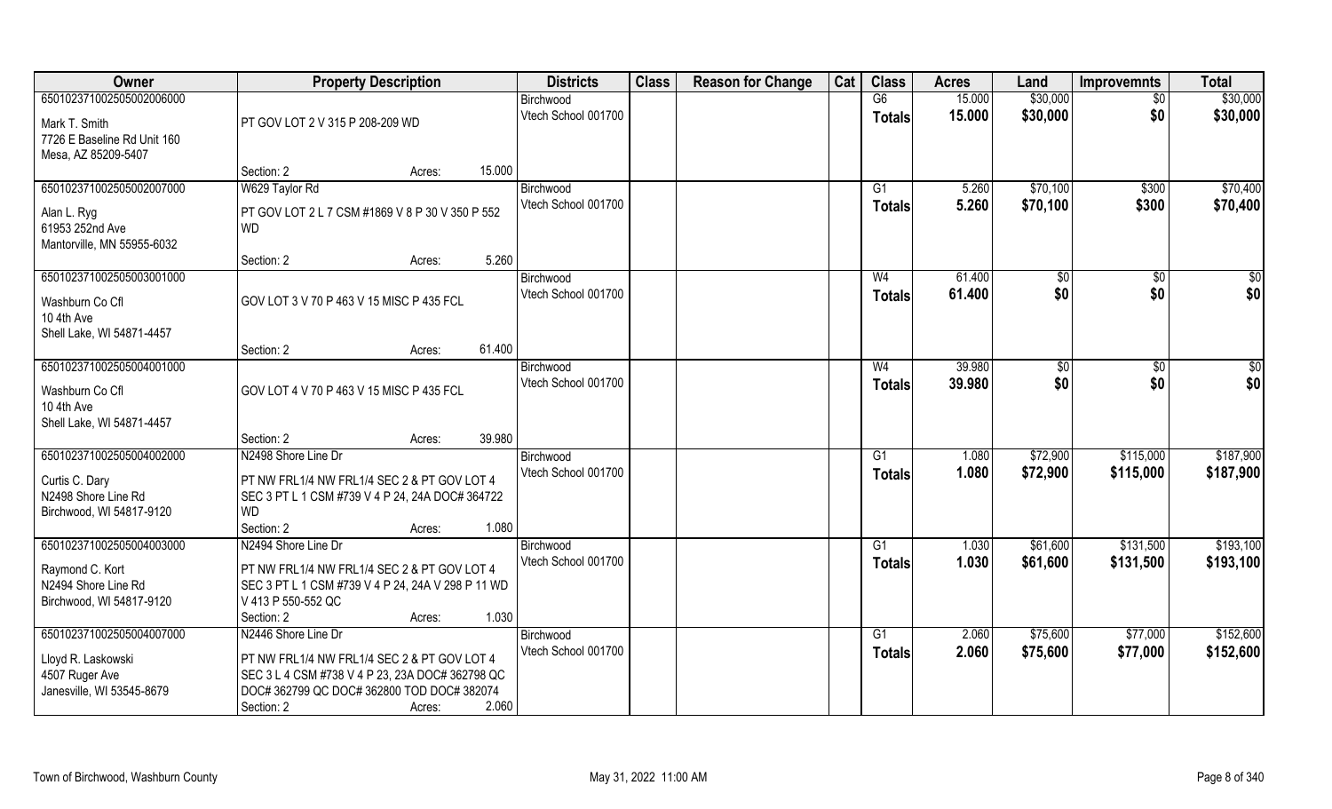| Owner | Property Description | | | Districts | Class | Reason for Change | Cat | Class | Acres | Land | Improvemnts | Total |
|---|---|---|---|---|---|---|---|---|---|---|---|---|
| 65010237100250500206000 | | | | Birchwood | | | | G6 | 15.000 | $30,000 | $0 | $30,000 |
| Mark T. Smith<br>7726 E Baseline Rd Unit 160<br>Mesa, AZ 85209-5407 | PT GOV LOT 2 V 315 P 208-209 WD | | | Vtech School 001700 | | | | **Totals** | **15.000** | **$30,000** | **$0** | **$30,000** |
| | Section: 2 | Acres: | 15.000 | | | | | | | | | |
| 65010237100250500207000 | W629 Taylor Rd | | | Birchwood | | | | G1 | 5.260 | $70,100 | $300 | $70,400 |
| Alan L. Ryg<br>61953 252nd Ave<br>Mantorville, MN 55955-6032 | PT GOV LOT 2 L 7 CSM #1869 V 8 P 30 V 350 P 552 WD | | | Vtech School 001700 | | | | **Totals** | **5.260** | **$70,100** | **$300** | **$70,400** |
| | Section: 2 | Acres: | 5.260 | | | | | | | | | |
| 65010237100250500301000 | | | | Birchwood | | | | W4 | 61.400 | $0 | $0 | $0 |
| Washburn Co Cfl<br>10 4th Ave<br>Shell Lake, WI 54871-4457 | GOV LOT 3 V 70 P 463 V 15 MISC P 435 FCL | | | Vtech School 001700 | | | | **Totals** | **61.400** | **$0** | **$0** | **$0** |
| | Section: 2 | Acres: | 61.400 | | | | | | | | | |
| 65010237100250500401000 | | | | Birchwood | | | | W4 | 39.980 | $0 | $0 | $0 |
| Washburn Co Cfl<br>10 4th Ave<br>Shell Lake, WI 54871-4457 | GOV LOT 4 V 70 P 463 V 15 MISC P 435 FCL | | | Vtech School 001700 | | | | **Totals** | **39.980** | **$0** | **$0** | **$0** |
| | Section: 2 | Acres: | 39.980 | | | | | | | | | |
| 65010237100250500402000 | N2498 Shore Line Dr | | | Birchwood | | | | G1 | 1.080 | $72,900 | $115,000 | $187,900 |
| Curtis C. Dary<br>N2498 Shore Line Rd<br>Birchwood, WI 54817-9120 | PT NW FRL1/4 NW FRL1/4 SEC 2 & PT GOV LOT 4 SEC 3 PT L 1 CSM #739 V 4 P 24, 24A DOC# 364722 WD | | | Vtech School 001700 | | | | **Totals** | **1.080** | **$72,900** | **$115,000** | **$187,900** |
| | Section: 2 | Acres: | 1.080 | | | | | | | | | |
| 65010237100250500403000 | N2494 Shore Line Dr | | | Birchwood | | | | G1 | 1.030 | $61,600 | $131,500 | $193,100 |
| Raymond C. Kort<br>N2494 Shore Line Rd<br>Birchwood, WI 54817-9120 | PT NW FRL1/4 NW FRL1/4 SEC 2 & PT GOV LOT 4 SEC 3 PT L 1 CSM #739 V 4 P 24, 24A V 298 P 11 WD V 413 P 550-552 QC | | | Vtech School 001700 | | | | **Totals** | **1.030** | **$61,600** | **$131,500** | **$193,100** |
| | Section: 2 | Acres: | 1.030 | | | | | | | | | |
| 65010237100250500407000 | N2446 Shore Line Dr | | | Birchwood | | | | G1 | 2.060 | $75,600 | $77,000 | $152,600 |
| Lloyd R. Laskowski<br>4507 Ruger Ave<br>Janesville, WI 53545-8679 | PT NW FRL1/4 NW FRL1/4 SEC 2 & PT GOV LOT 4 SEC 3 L 4 CSM #738 V 4 P 23, 23A DOC# 362798 QC DOC# 362799 QC DOC# 362800 TOD DOC# 382074 | | | Vtech School 001700 | | | | **Totals** | **2.060** | **$75,600** | **$77,000** | **$152,600** |
| | Section: 2 | Acres: | 2.060 | | | | | | | | | |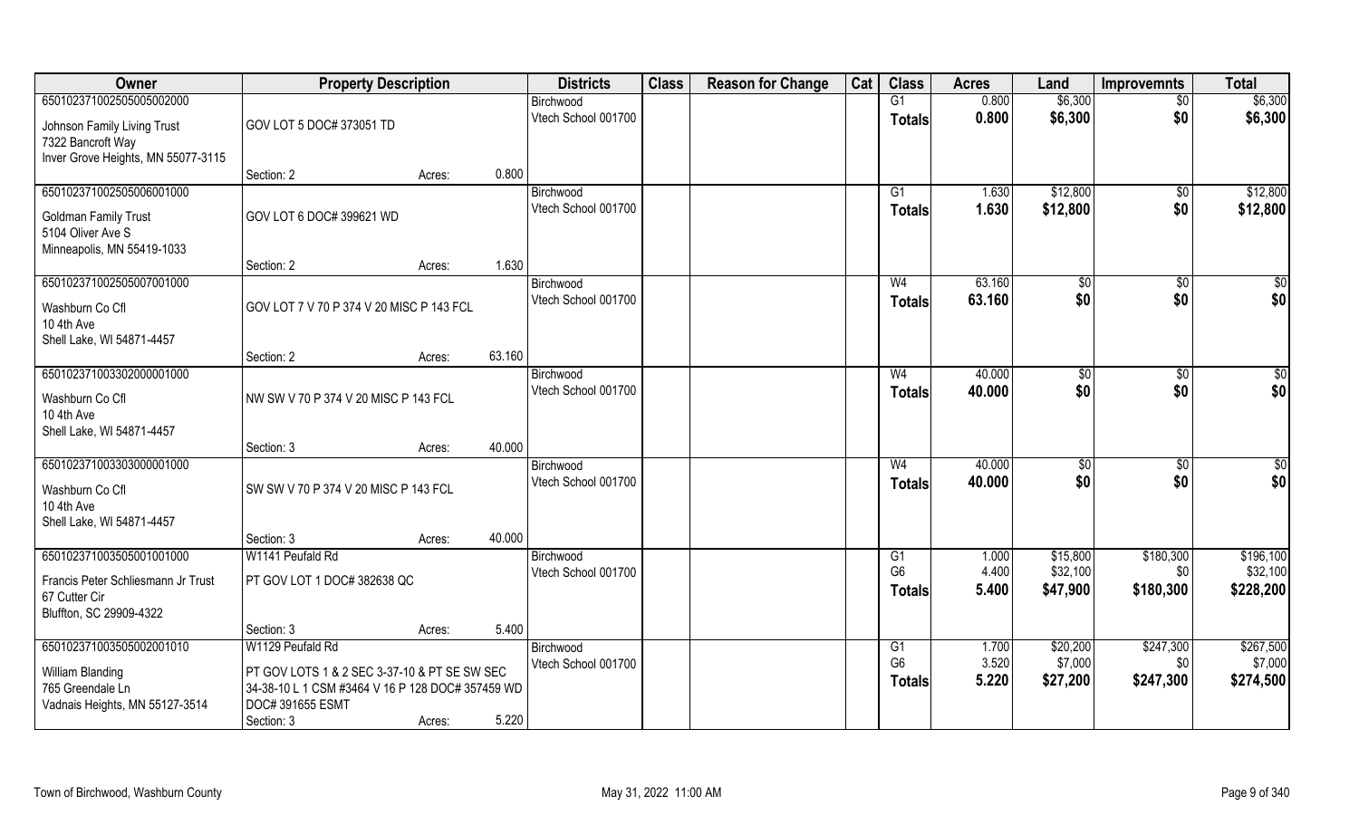| Owner | Property Description | | | Districts | Class | Reason for Change | Cat | Class | Acres | Land | Improvemnts | Total |
|---|---|---|---|---|---|---|---|---|---|---|---|---|
| 650102371002505005002000 | | | | Birchwood | | | | G1 | 0.800 | $6,300 | $0 | $6,300 |
| Johnson Family Living Trust<br>7322 Bancroft Way<br>Inver Grove Heights, MN 55077-3115 | GOV LOT 5 DOC# 373051 TD | | | Vtech School 001700 | | | | Totals | 0.800 | $6,300 | $0 | $6,300 |
| | Section: 2 | Acres: | 0.800 | | | | | | | | | |
| 650102371002505006001000 | | | | Birchwood | | | | G1 | 1.630 | $12,800 | $0 | $12,800 |
| Goldman Family Trust<br>5104 Oliver Ave S<br>Minneapolis, MN 55419-1033 | GOV LOT 6 DOC# 399621 WD | | | Vtech School 001700 | | | | Totals | 1.630 | $12,800 | $0 | $12,800 |
| | Section: 2 | Acres: | 1.630 | | | | | | | | | |
| 650102371002505007001000 | | | | Birchwood | | | | W4 | 63.160 | $0 | $0 | $0 |
| Washburn Co Cfl<br>10 4th Ave<br>Shell Lake, WI 54871-4457 | GOV LOT 7 V 70 P 374 V 20 MISC P 143 FCL | | | Vtech School 001700 | | | | Totals | 63.160 | $0 | $0 | $0 |
| | Section: 2 | Acres: | 63.160 | | | | | | | | | |
| 650102371003302000001000 | | | | Birchwood | | | | W4 | 40.000 | $0 | $0 | $0 |
| Washburn Co Cfl<br>10 4th Ave<br>Shell Lake, WI 54871-4457 | NW SW V 70 P 374 V 20 MISC P 143 FCL | | | Vtech School 001700 | | | | Totals | 40.000 | $0 | $0 | $0 |
| | Section: 3 | Acres: | 40.000 | | | | | | | | | |
| 650102371003303000001000 | | | | Birchwood | | | | W4 | 40.000 | $0 | $0 | $0 |
| Washburn Co Cfl<br>10 4th Ave<br>Shell Lake, WI 54871-4457 | SW SW V 70 P 374 V 20 MISC P 143 FCL | | | Vtech School 001700 | | | | Totals | 40.000 | $0 | $0 | $0 |
| | Section: 3 | Acres: | 40.000 | | | | | | | | | |
| 650102371003505001001000 | W1141 Peufald Rd | | | Birchwood | | | | G1 | 1.000 | $15,800 | $180,300 | $196,100 |
| Francis Peter Schliesmann Jr Trust<br>67 Cutter Cir<br>Bluffton, SC 29909-4322 | PT GOV LOT 1 DOC# 382638 QC | | | Vtech School 001700 | | | | G6 | 4.400 | $32,100 | $0 | $32,100 |
| | | | | | | | | Totals | 5.400 | $47,900 | $180,300 | $228,200 |
| | Section: 3 | Acres: | 5.400 | | | | | | | | | |
| 650102371003505002001010 | W1129 Peufald Rd | | | Birchwood | | | | G1 | 1.700 | $20,200 | $247,300 | $267,500 |
| William Blanding<br>765 Greendale Ln<br>Vadnais Heights, MN 55127-3514 | PT GOV LOTS 1 & 2 SEC 3-37-10 & PT SE SW SEC 34-38-10 L 1 CSM #3464 V 16 P 128 DOC# 357459 WD DOC# 391655 ESMT | | | Vtech School 001700 | | | | G6 | 3.520 | $7,000 | $0 | $7,000 |
| | | | | | | | | Totals | 5.220 | $27,200 | $247,300 | $274,500 |
| | Section: 3 | Acres: | 5.220 | | | | | | | | | |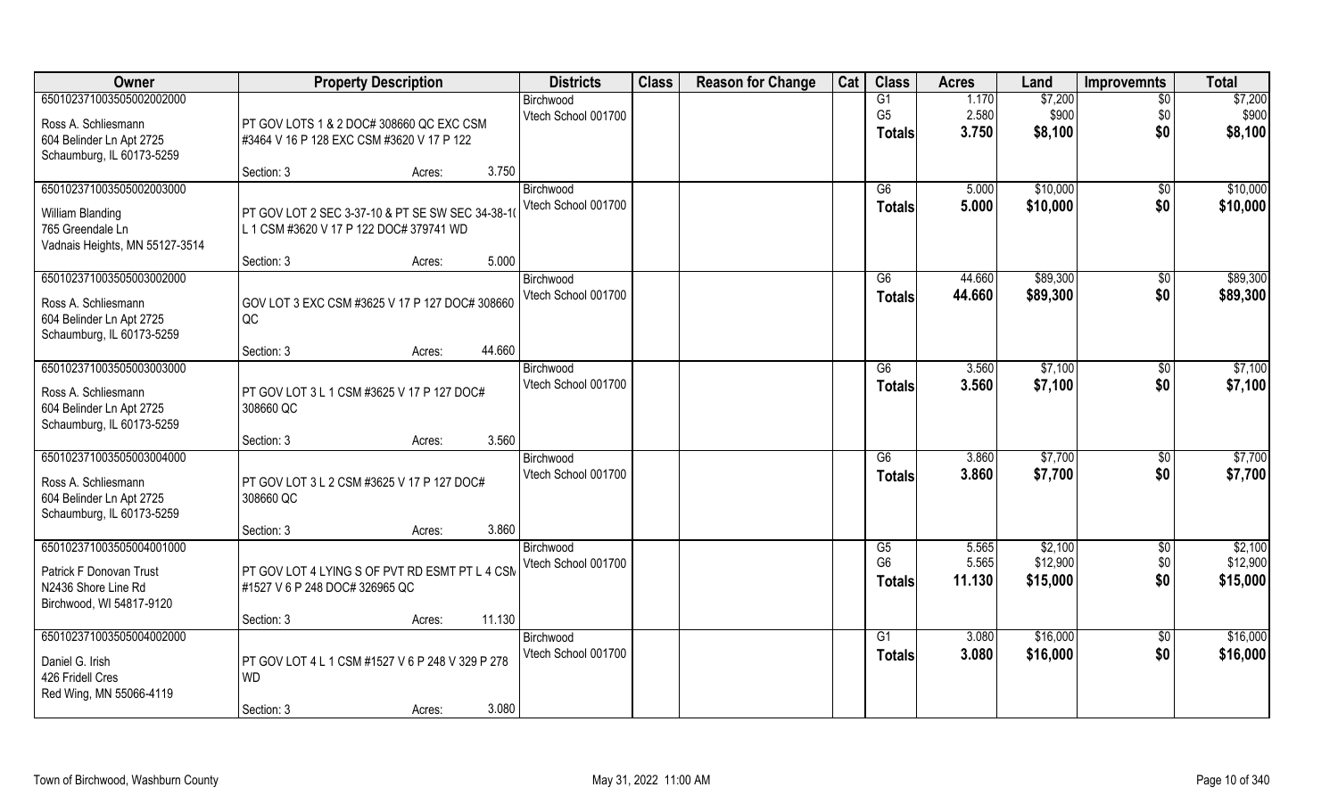| Owner | Property Description | Districts | Class | Reason for Change | Cat | Class | Acres | Land | Improvemnts | Total |
|---|---|---|---|---|---|---|---|---|---|---|
| 65010237103505002002000<br>Ross A. Schliesmann<br>604 Belinder Ln Apt 2725<br>Schaumburg, IL 60173-5259 | PT GOV LOTS 1 & 2 DOC# 308660 QC EXC CSM #3464 V 16 P 128 EXC CSM #3620 V 17 P 122<br>Section: 3 Acres: 3.750 | Birchwood<br>Vtech School 001700 | | | | G1<br>G5<br>**Totals** | 1.170<br>2.580<br>**3.750** | $7,200<br>$900<br>**$8,100** | $0<br>$0<br>**$0** | $7,200<br>$900<br>**$8,100** |
| 65010237103505002003000<br>William Blanding<br>765 Greendale Ln<br>Vadnais Heights, MN 55127-3514 | PT GOV LOT 2 SEC 3-37-10 & PT SE SW SEC 34-38-10 L 1 CSM #3620 V 17 P 122 DOC# 379741 WD<br>Section: 3 Acres: 5.000 | Birchwood<br>Vtech School 001700 | | | | G6<br>**Totals** | 5.000<br>**5.000** | $10,000<br>**$10,000** | $0<br>**$0** | $10,000<br>**$10,000** |
| 65010237103505003002000<br>Ross A. Schliesmann<br>604 Belinder Ln Apt 2725<br>Schaumburg, IL 60173-5259 | GOV LOT 3 EXC CSM #3625 V 17 P 127 DOC# 308660 QC<br>Section: 3 Acres: 44.660 | Birchwood<br>Vtech School 001700 | | | | G6<br>**Totals** | 44.660<br>**44.660** | $89,300<br>**$89,300** | $0<br>**$0** | $89,300<br>**$89,300** |
| 65010237103505003003000<br>Ross A. Schliesmann<br>604 Belinder Ln Apt 2725<br>Schaumburg, IL 60173-5259 | PT GOV LOT 3 L 1 CSM #3625 V 17 P 127 DOC# 308660 QC<br>Section: 3 Acres: 3.560 | Birchwood<br>Vtech School 001700 | | | | G6<br>**Totals** | 3.560<br>**3.560** | $7,100<br>**$7,100** | $0<br>**$0** | $7,100<br>**$7,100** |
| 65010237103505003004000<br>Ross A. Schliesmann<br>604 Belinder Ln Apt 2725<br>Schaumburg, IL 60173-5259 | PT GOV LOT 3 L 2 CSM #3625 V 17 P 127 DOC# 308660 QC<br>Section: 3 Acres: 3.860 | Birchwood<br>Vtech School 001700 | | | | G6<br>**Totals** | 3.860<br>**3.860** | $7,700<br>**$7,700** | $0<br>**$0** | $7,700<br>**$7,700** |
| 65010237103505004001000<br>Patrick F Donovan Trust<br>N2436 Shore Line Rd<br>Birchwood, WI 54817-9120 | PT GOV LOT 4 LYING S OF PVT RD ESMT PT L 4 CSM #1527 V 6 P 248 DOC# 326965 QC<br>Section: 3 Acres: 11.130 | Birchwood<br>Vtech School 001700 | | | | G5<br>G6<br>**Totals** | 5.565<br>5.565<br>**11.130** | $2,100<br>$12,900<br>**$15,000** | $0<br>$0<br>**$0** | $2,100<br>$12,900<br>**$15,000** |
| 65010237103505004002000<br>Daniel G. Irish<br>426 Fridell Cres<br>Red Wing, MN 55066-4119 | PT GOV LOT 4 L 1 CSM #1527 V 6 P 248 V 329 P 278 WD<br>Section: 3 Acres: 3.080 | Birchwood<br>Vtech School 001700 | | | | G1<br>**Totals** | 3.080<br>**3.080** | $16,000<br>**$16,000** | $0<br>**$0** | $16,000<br>**$16,000** |

Town of Birchwood, Washburn County | May 31, 2022 11:00 AM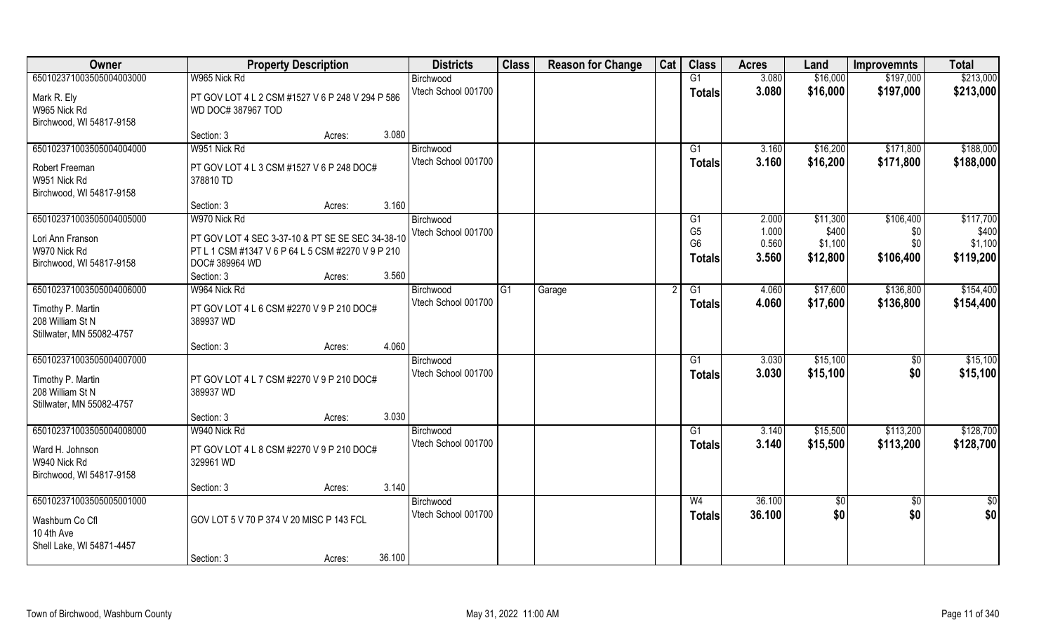| Owner | Property Description | | | Districts | Class | Reason for Change | Cat | Class | Acres | Land | Improvemnts | Total |
|---|---|---|---|---|---|---|---|---|---|---|---|---|
| 650102371003505004003000 | W965 Nick Rd | | | Birchwood | | | | G1 | 3.080 | $16,000 | $197,000 | $213,000 |
| Mark R. Ely<br>W965 Nick Rd<br>Birchwood, WI 54817-9158 | PT GOV LOT 4 L 2 CSM #1527 V 6 P 248 V 294 P 586 WD DOC# 387967 TOD | | | Vtech School 001700 | | | | Totals | 3.080 | $16,000 | $197,000 | $213,000 |
| | Section: 3 | Acres: | 3.080 | | | | | | | | | |
| 650102371003505004004000 | W951 Nick Rd | | | Birchwood | | | | G1 | 3.160 | $16,200 | $171,800 | $188,000 |
| Robert Freeman<br>W951 Nick Rd<br>Birchwood, WI 54817-9158 | PT GOV LOT 4 L 3 CSM #1527 V 6 P 248 DOC# 378810 TD | | | Vtech School 001700 | | | | Totals | 3.160 | $16,200 | $171,800 | $188,000 |
| | Section: 3 | Acres: | 3.160 | | | | | | | | | |
| 650102371003505004005000 | W970 Nick Rd | | | Birchwood | | | | G1 | 2.000 | $11,300 | $106,400 | $117,700 |
| Lori Ann Franson<br>W970 Nick Rd<br>Birchwood, WI 54817-9158 | PT GOV LOT 4 SEC 3-37-10 & PT SE SE SEC 34-38-10 PT L 1 CSM #1347 V 6 P 64 L 5 CSM #2270 V 9 P 210 DOC# 389964 WD | | | Vtech School 001700 | | | | G5 | 1.000 | $400 | $0 | $400 |
| | | | | | | | | G6 | 0.560 | $1,100 | $0 | $1,100 |
| | | | | | | | | Totals | 3.560 | $12,800 | $106,400 | $119,200 |
| | Section: 3 | Acres: | 3.560 | | | | | | | | | |
| 650102371003505004006000 | W964 Nick Rd | | | Birchwood | G1 | Garage | 2 | G1 | 4.060 | $17,600 | $136,800 | $154,400 |
| Timothy P. Martin<br>208 William St N<br>Stillwater, MN 55082-4757 | PT GOV LOT 4 L 6 CSM #2270 V 9 P 210 DOC# 389937 WD | | | Vtech School 001700 | | | | Totals | 4.060 | $17,600 | $136,800 | $154,400 |
| | Section: 3 | Acres: | 4.060 | | | | | | | | | |
| 650102371003505004007000 | | | | Birchwood | | | | G1 | 3.030 | $15,100 | $0 | $15,100 |
| Timothy P. Martin<br>208 William St N<br>Stillwater, MN 55082-4757 | PT GOV LOT 4 L 7 CSM #2270 V 9 P 210 DOC# 389937 WD | | | Vtech School 001700 | | | | Totals | 3.030 | $15,100 | $0 | $15,100 |
| | Section: 3 | Acres: | 3.030 | | | | | | | | | |
| 650102371003505004008000 | W940 Nick Rd | | | Birchwood | | | | G1 | 3.140 | $15,500 | $113,200 | $128,700 |
| Ward H. Johnson<br>W940 Nick Rd<br>Birchwood, WI 54817-9158 | PT GOV LOT 4 L 8 CSM #2270 V 9 P 210 DOC# 329961 WD | | | Vtech School 001700 | | | | Totals | 3.140 | $15,500 | $113,200 | $128,700 |
| | Section: 3 | Acres: | 3.140 | | | | | | | | | |
| 650102371003505005001000 | | | | Birchwood | | | | W4 | 36.100 | $0 | $0 | $0 |
| Washburn Co Cfl<br>10 4th Ave<br>Shell Lake, WI 54871-4457 | GOV LOT 5 V 70 P 374 V 20 MISC P 143 FCL | | | Vtech School 001700 | | | | Totals | 36.100 | $0 | $0 | $0 |
| | Section: 3 | Acres: | 36.100 | | | | | | | | | |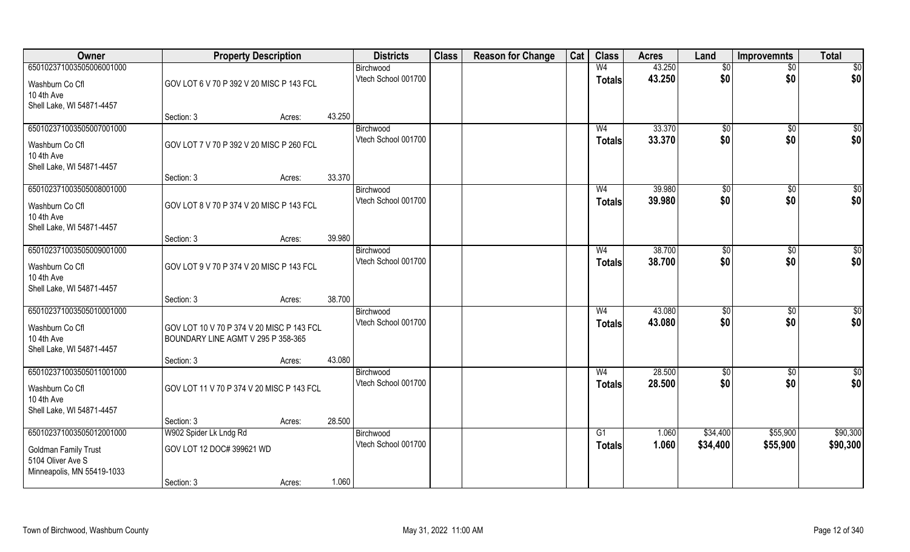| Owner | Property Description | | | Districts | Class | Reason for Change | Cat | Class | Acres | Land | Improvemnts | Total |
|---|---|---|---|---|---|---|---|---|---|---|---|---|
| 65010237100350500600100​0 | | | | Birchwood | | | | W4 | 43.250 | $0 | $0 | $0 |
| Washburn Co Cfl<br>10 4th Ave<br>Shell Lake, WI 54871-4457 | GOV LOT 6 V 70 P 392 V 20 MISC P 143 FCL | | | Vtech School 001700 | | | | Totals | 43.250 | $0 | $0 | $0 |
| | Section: 3 | Acres: | 43.250 | | | | | | | | | |
| 650102371003505007001000 | | | | Birchwood | | | | W4 | 33.370 | $0 | $0 | $0 |
| Washburn Co Cfl<br>10 4th Ave<br>Shell Lake, WI 54871-4457 | GOV LOT 7 V 70 P 392 V 20 MISC P 260 FCL | | | Vtech School 001700 | | | | Totals | 33.370 | $0 | $0 | $0 |
| | Section: 3 | Acres: | 33.370 | | | | | | | | | |
| 650102371003505008001000 | | | | Birchwood | | | | W4 | 39.980 | $0 | $0 | $0 |
| Washburn Co Cfl<br>10 4th Ave<br>Shell Lake, WI 54871-4457 | GOV LOT 8 V 70 P 374 V 20 MISC P 143 FCL | | | Vtech School 001700 | | | | Totals | 39.980 | $0 | $0 | $0 |
| | Section: 3 | Acres: | 39.980 | | | | | | | | | |
| 650102371003505009001000 | | | | Birchwood | | | | W4 | 38.700 | $0 | $0 | $0 |
| Washburn Co Cfl<br>10 4th Ave<br>Shell Lake, WI 54871-4457 | GOV LOT 9 V 70 P 374 V 20 MISC P 143 FCL | | | Vtech School 001700 | | | | Totals | 38.700 | $0 | $0 | $0 |
| | Section: 3 | Acres: | 38.700 | | | | | | | | | |
| 650102371003505010001000 | | | | Birchwood | | | | W4 | 43.080 | $0 | $0 | $0 |
| Washburn Co Cfl<br>10 4th Ave<br>Shell Lake, WI 54871-4457 | GOV LOT 10 V 70 P 374 V 20 MISC P 143 FCL<br>BOUNDARY LINE AGMT V 295 P 358-365 | | | Vtech School 001700 | | | | Totals | 43.080 | $0 | $0 | $0 |
| | Section: 3 | Acres: | 43.080 | | | | | | | | | |
| 650102371003505011001000 | | | | Birchwood | | | | W4 | 28.500 | $0 | $0 | $0 |
| Washburn Co Cfl<br>10 4th Ave<br>Shell Lake, WI 54871-4457 | GOV LOT 11 V 70 P 374 V 20 MISC P 143 FCL | | | Vtech School 001700 | | | | Totals | 28.500 | $0 | $0 | $0 |
| | Section: 3 | Acres: | 28.500 | | | | | | | | | |
| 650102371003505012001000 | W902 Spider Lk Lndg Rd | | | Birchwood | | | | G1 | 1.060 | $34,400 | $55,900 | $90,300 |
| Goldman Family Trust<br>5104 Oliver Ave S<br>Minneapolis, MN 55419-1033 | GOV LOT 12 DOC# 399621 WD | | | Vtech School 001700 | | | | Totals | 1.060 | $34,400 | $55,900 | $90,300 |
| | Section: 3 | Acres: | 1.060 | | | | | | | | | |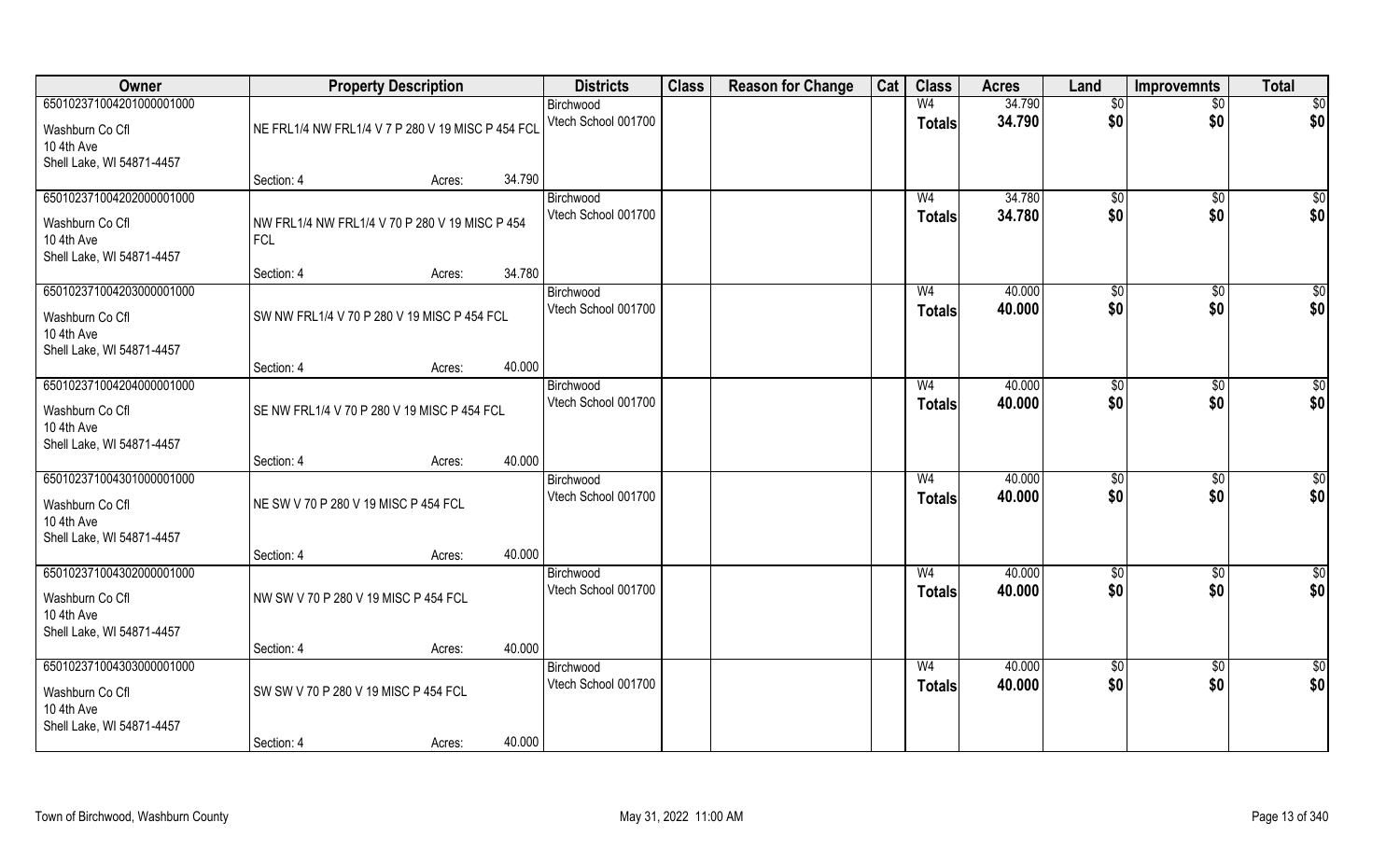| Owner | Property Description | Districts | Class | Reason for Change | Cat | Class | Acres | Land | Improvemnts | Total |
|---|---|---|---|---|---|---|---|---|---|---|
| 65010237104201000001000<br>Washburn Co Cfl<br>10 4th Ave<br>Shell Lake, WI 54871-4457 | NE FRL1/4 NW FRL1/4 V 7 P 280 V 19 MISC P 454 FCL<br>Section: 4 Acres: 34.790 | Birchwood<br>Vtech School 001700 | | | | W4<br>**Totals** | 34.790<br>**34.790** | $0<br>**$0** | $0<br>**$0** | $0<br>**$0** |
| 65010237104202000001000<br>Washburn Co Cfl<br>10 4th Ave<br>Shell Lake, WI 54871-4457 | NW FRL1/4 NW FRL1/4 V 70 P 280 V 19 MISC P 454 FCL<br>Section: 4 Acres: 34.780 | Birchwood<br>Vtech School 001700 | | | | W4<br>**Totals** | 34.780<br>**34.780** | $0<br>**$0** | $0<br>**$0** | $0<br>**$0** |
| 65010237104203000001000<br>Washburn Co Cfl<br>10 4th Ave<br>Shell Lake, WI 54871-4457 | SW NW FRL1/4 V 70 P 280 V 19 MISC P 454 FCL<br>Section: 4 Acres: 40.000 | Birchwood<br>Vtech School 001700 | | | | W4<br>**Totals** | 40.000<br>**40.000** | $0<br>**$0** | $0<br>**$0** | $0<br>**$0** |
| 65010237104204000001000<br>Washburn Co Cfl<br>10 4th Ave<br>Shell Lake, WI 54871-4457 | SE NW FRL1/4 V 70 P 280 V 19 MISC P 454 FCL<br>Section: 4 Acres: 40.000 | Birchwood<br>Vtech School 001700 | | | | W4<br>**Totals** | 40.000<br>**40.000** | $0<br>**$0** | $0<br>**$0** | $0<br>**$0** |
| 65010237104301000001000<br>Washburn Co Cfl<br>10 4th Ave<br>Shell Lake, WI 54871-4457 | NE SW V 70 P 280 V 19 MISC P 454 FCL<br>Section: 4 Acres: 40.000 | Birchwood<br>Vtech School 001700 | | | | W4<br>**Totals** | 40.000<br>**40.000** | $0<br>**$0** | $0<br>**$0** | $0<br>**$0** |
| 65010237104302000001000<br>Washburn Co Cfl<br>10 4th Ave<br>Shell Lake, WI 54871-4457 | NW SW V 70 P 280 V 19 MISC P 454 FCL<br>Section: 4 Acres: 40.000 | Birchwood<br>Vtech School 001700 | | | | W4<br>**Totals** | 40.000<br>**40.000** | $0<br>**$0** | $0<br>**$0** | $0<br>**$0** |
| 65010237104303000001000<br>Washburn Co Cfl<br>10 4th Ave<br>Shell Lake, WI 54871-4457 | SW SW V 70 P 280 V 19 MISC P 454 FCL<br>Section: 4 Acres: 40.000 | Birchwood<br>Vtech School 001700 | | | | W4<br>**Totals** | 40.000<br>**40.000** | $0<br>**$0** | $0<br>**$0** | $0<br>**$0** |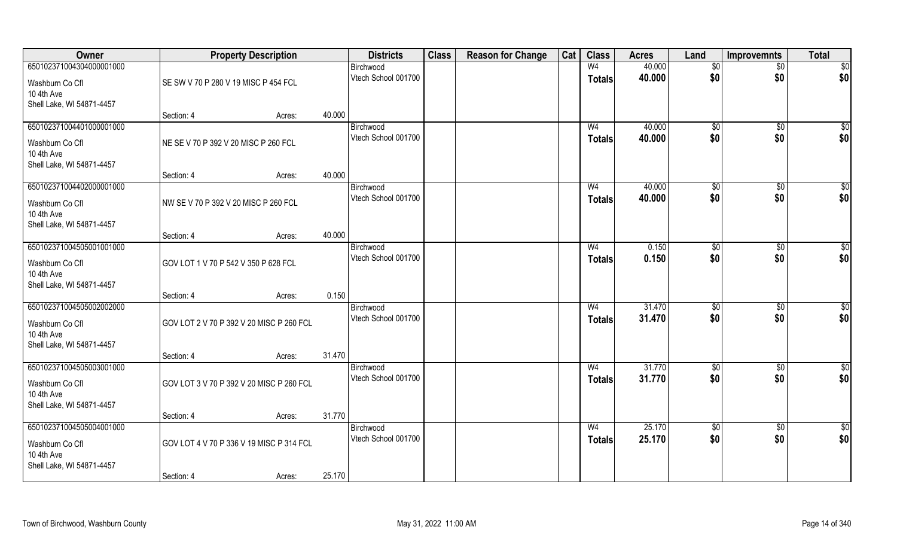| Owner | Property Description | | | Districts | Class | Reason for Change | Cat | Class | Acres | Land | Improvemnts | Total |
|---|---|---|---|---|---|---|---|---|---|---|---|---|
| 650102371004304000001000 | | | | Birchwood | | | | W4 | 40.000 | $0 | $0 | $0 |
| Washburn Co Cfl<br>10 4th Ave<br>Shell Lake, WI 54871-4457 | SE SW V 70 P 280 V 19 MISC P 454 FCL | | | Vtech School 001700 | | | | Totals | 40.000 | $0 | $0 | $0 |
| | Section: 4 | Acres: | 40.000 | | | | | | | | | |
| 650102371004401000001000 | | | | Birchwood | | | | W4 | 40.000 | $0 | $0 | $0 |
| Washburn Co Cfl<br>10 4th Ave<br>Shell Lake, WI 54871-4457 | NE SE V 70 P 392 V 20 MISC P 260 FCL | | | Vtech School 001700 | | | | Totals | 40.000 | $0 | $0 | $0 |
| | Section: 4 | Acres: | 40.000 | | | | | | | | | |
| 650102371004402000001000 | | | | Birchwood | | | | W4 | 40.000 | $0 | $0 | $0 |
| Washburn Co Cfl<br>10 4th Ave<br>Shell Lake, WI 54871-4457 | NW SE V 70 P 392 V 20 MISC P 260 FCL | | | Vtech School 001700 | | | | Totals | 40.000 | $0 | $0 | $0 |
| | Section: 4 | Acres: | 40.000 | | | | | | | | | |
| 650102371004505001001000 | | | | Birchwood | | | | W4 | 0.150 | $0 | $0 | $0 |
| Washburn Co Cfl<br>10 4th Ave<br>Shell Lake, WI 54871-4457 | GOV LOT 1 V 70 P 542 V 350 P 628 FCL | | | Vtech School 001700 | | | | Totals | 0.150 | $0 | $0 | $0 |
| | Section: 4 | Acres: | 0.150 | | | | | | | | | |
| 650102371004505002002000 | | | | Birchwood | | | | W4 | 31.470 | $0 | $0 | $0 |
| Washburn Co Cfl<br>10 4th Ave<br>Shell Lake, WI 54871-4457 | GOV LOT 2 V 70 P 392 V 20 MISC P 260 FCL | | | Vtech School 001700 | | | | Totals | 31.470 | $0 | $0 | $0 |
| | Section: 4 | Acres: | 31.470 | | | | | | | | | |
| 650102371004505003001000 | | | | Birchwood | | | | W4 | 31.770 | $0 | $0 | $0 |
| Washburn Co Cfl<br>10 4th Ave<br>Shell Lake, WI 54871-4457 | GOV LOT 3 V 70 P 392 V 20 MISC P 260 FCL | | | Vtech School 001700 | | | | Totals | 31.770 | $0 | $0 | $0 |
| | Section: 4 | Acres: | 31.770 | | | | | | | | | |
| 650102371004505004001000 | | | | Birchwood | | | | W4 | 25.170 | $0 | $0 | $0 |
| Washburn Co Cfl<br>10 4th Ave<br>Shell Lake, WI 54871-4457 | GOV LOT 4 V 70 P 336 V 19 MISC P 314 FCL | | | Vtech School 001700 | | | | Totals | 25.170 | $0 | $0 | $0 |
| | Section: 4 | Acres: | 25.170 | | | | | | | | | |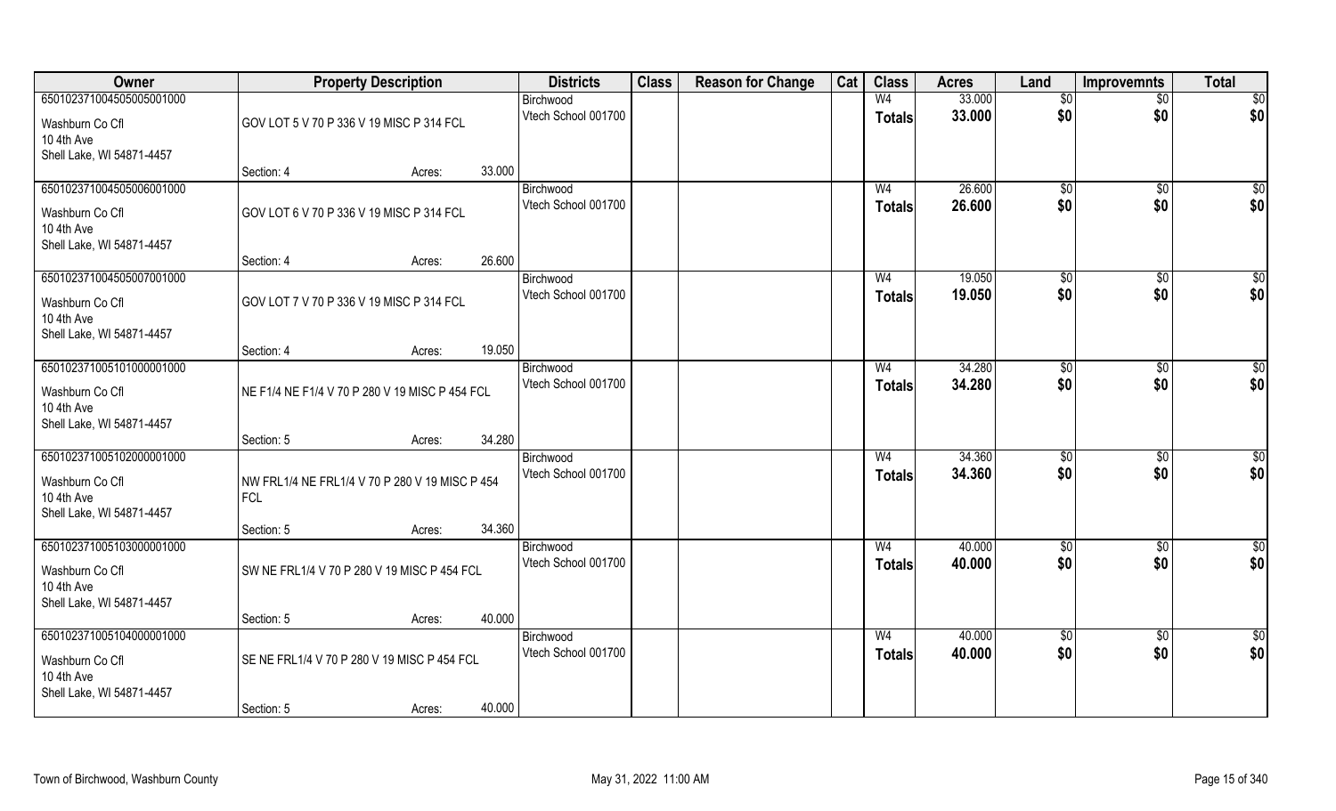| Owner | Property Description | | | Districts | Class | Reason for Change | Cat | Class | Acres | Land | Improvemnts | Total |
|---|---|---|---|---|---|---|---|---|---|---|---|---|
| 650102371004505005001000 | | | | Birchwood | | | | W4 | 33.000 | $0 | $0 | $0 |
| Washburn Co Cfl<br>10 4th Ave<br>Shell Lake, WI 54871-4457 | GOV LOT 5 V 70 P 336 V 19 MISC P 314 FCL | | | Vtech School 001700 | | | | Totals | 33.000 | $0 | $0 | $0 |
| | Section: 4 | Acres: | 33.000 | | | | | | | | | |
| 650102371004505006001000 | | | | Birchwood | | | | W4 | 26.600 | $0 | $0 | $0 |
| Washburn Co Cfl<br>10 4th Ave<br>Shell Lake, WI 54871-4457 | GOV LOT 6 V 70 P 336 V 19 MISC P 314 FCL | | | Vtech School 001700 | | | | Totals | 26.600 | $0 | $0 | $0 |
| | Section: 4 | Acres: | 26.600 | | | | | | | | | |
| 650102371004505007001000 | | | | Birchwood | | | | W4 | 19.050 | $0 | $0 | $0 |
| Washburn Co Cfl<br>10 4th Ave<br>Shell Lake, WI 54871-4457 | GOV LOT 7 V 70 P 336 V 19 MISC P 314 FCL | | | Vtech School 001700 | | | | Totals | 19.050 | $0 | $0 | $0 |
| | Section: 4 | Acres: | 19.050 | | | | | | | | | |
| 650102371005101000001000 | | | | Birchwood | | | | W4 | 34.280 | $0 | $0 | $0 |
| Washburn Co Cfl<br>10 4th Ave<br>Shell Lake, WI 54871-4457 | NE F1/4 NE F1/4 V 70 P 280 V 19 MISC P 454 FCL | | | Vtech School 001700 | | | | Totals | 34.280 | $0 | $0 | $0 |
| | Section: 5 | Acres: | 34.280 | | | | | | | | | |
| 650102371005102000001000 | | | | Birchwood | | | | W4 | 34.360 | $0 | $0 | $0 |
| Washburn Co Cfl<br>10 4th Ave<br>Shell Lake, WI 54871-4457 | NW FRL1/4 NE FRL1/4 V 70 P 280 V 19 MISC P 454 FCL | | | Vtech School 001700 | | | | Totals | 34.360 | $0 | $0 | $0 |
| | Section: 5 | Acres: | 34.360 | | | | | | | | | |
| 650102371005103000001000 | | | | Birchwood | | | | W4 | 40.000 | $0 | $0 | $0 |
| Washburn Co Cfl<br>10 4th Ave<br>Shell Lake, WI 54871-4457 | SW NE FRL1/4 V 70 P 280 V 19 MISC P 454 FCL | | | Vtech School 001700 | | | | Totals | 40.000 | $0 | $0 | $0 |
| | Section: 5 | Acres: | 40.000 | | | | | | | | | |
| 650102371005104000001000 | | | | Birchwood | | | | W4 | 40.000 | $0 | $0 | $0 |
| Washburn Co Cfl<br>10 4th Ave<br>Shell Lake, WI 54871-4457 | SE NE FRL1/4 V 70 P 280 V 19 MISC P 454 FCL | | | Vtech School 001700 | | | | Totals | 40.000 | $0 | $0 | $0 |
| | Section: 5 | Acres: | 40.000 | | | | | | | | | |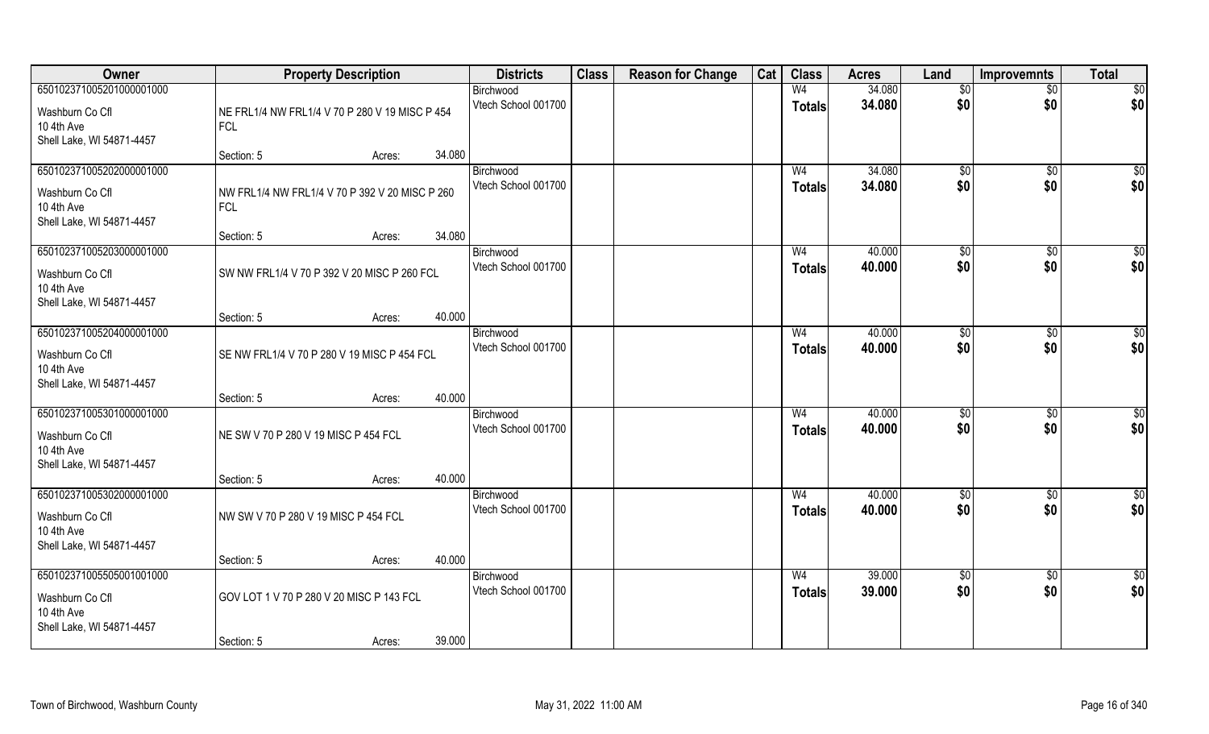| Owner | Property Description | | | Districts | Class | Reason for Change | Cat | Class | Acres | Land | Improvemnts | Total |
|---|---|---|---|---|---|---|---|---|---|---|---|---|
| 65010237100520100001000 Washburn Co Cfl 10 4th Ave Shell Lake, WI 54871-4457 | NE FRL1/4 NW FRL1/4 V 70 P 280 V 19 MISC P 454 FCL | | | Birchwood Vtech School 001700 | | | | W4 | 34.080 | $0 | $0 | $0 |
| | | | | | | | | Totals | 34.080 | $0 | $0 | $0 |
| | Section: 5 | Acres: | 34.080 | | | | | | | | | |
| 65010237100520200001000 Washburn Co Cfl 10 4th Ave Shell Lake, WI 54871-4457 | NW FRL1/4 NW FRL1/4 V 70 P 392 V 20 MISC P 260 FCL | | | Birchwood Vtech School 001700 | | | | W4 | 34.080 | $0 | $0 | $0 |
| | | | | | | | | Totals | 34.080 | $0 | $0 | $0 |
| | Section: 5 | Acres: | 34.080 | | | | | | | | | |
| 65010237100520300001000 Washburn Co Cfl 10 4th Ave Shell Lake, WI 54871-4457 | SW NW FRL1/4 V 70 P 392 V 20 MISC P 260 FCL | | | Birchwood Vtech School 001700 | | | | W4 | 40.000 | $0 | $0 | $0 |
| | | | | | | | | Totals | 40.000 | $0 | $0 | $0 |
| | Section: 5 | Acres: | 40.000 | | | | | | | | | |
| 65010237100520400001000 Washburn Co Cfl 10 4th Ave Shell Lake, WI 54871-4457 | SE NW FRL1/4 V 70 P 280 V 19 MISC P 454 FCL | | | Birchwood Vtech School 001700 | | | | W4 | 40.000 | $0 | $0 | $0 |
| | | | | | | | | Totals | 40.000 | $0 | $0 | $0 |
| | Section: 5 | Acres: | 40.000 | | | | | | | | | |
| 65010237100530100001000 Washburn Co Cfl 10 4th Ave Shell Lake, WI 54871-4457 | NE SW V 70 P 280 V 19 MISC P 454 FCL | | | Birchwood Vtech School 001700 | | | | W4 | 40.000 | $0 | $0 | $0 |
| | | | | | | | | Totals | 40.000 | $0 | $0 | $0 |
| | Section: 5 | Acres: | 40.000 | | | | | | | | | |
| 65010237100530200001000 Washburn Co Cfl 10 4th Ave Shell Lake, WI 54871-4457 | NW SW V 70 P 280 V 19 MISC P 454 FCL | | | Birchwood Vtech School 001700 | | | | W4 | 40.000 | $0 | $0 | $0 |
| | | | | | | | | Totals | 40.000 | $0 | $0 | $0 |
| | Section: 5 | Acres: | 40.000 | | | | | | | | | |
| 65010237100550500100100 Washburn Co Cfl 10 4th Ave Shell Lake, WI 54871-4457 | GOV LOT 1 V 70 P 280 V 20 MISC P 143 FCL | | | Birchwood Vtech School 001700 | | | | W4 | 39.000 | $0 | $0 | $0 |
| | | | | | | | | Totals | 39.000 | $0 | $0 | $0 |
| | Section: 5 | Acres: | 39.000 | | | | | | | | | |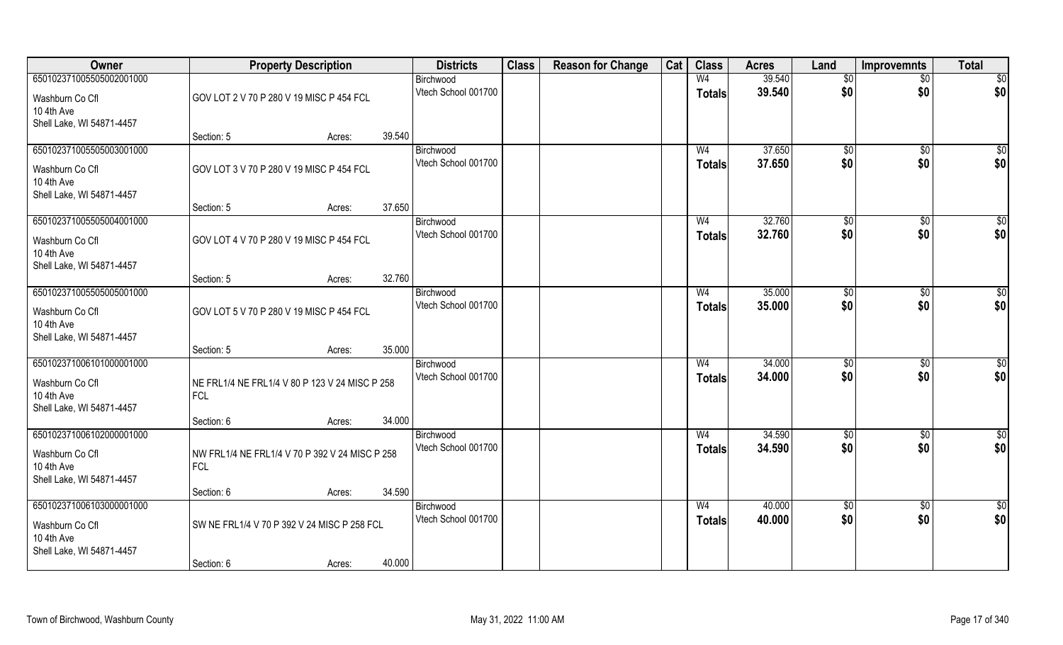| Owner | Property Description | | | Districts | Class | Reason for Change | Cat | Class | Acres | Land | Improvemnts | Total |
|---|---|---|---|---|---|---|---|---|---|---|---|---|
| 650102371055505002001000<br>Washburn Co Cfl<br>10 4th Ave<br>Shell Lake, WI 54871-4457 | GOV LOT 2 V 70 P 280 V 19 MISC P 454 FCL | | | Birchwood<br>Vtech School 001700 | | | | W4<br>Totals | 39.540<br>39.540 | $0<br>$0 | $0<br>$0 | $0<br>$0 |
| | Section: 5 | Acres: | 39.540 | | | | | | | | | |
| 650102371055505003001000<br>Washburn Co Cfl<br>10 4th Ave<br>Shell Lake, WI 54871-4457 | GOV LOT 3 V 70 P 280 V 19 MISC P 454 FCL | | | Birchwood<br>Vtech School 001700 | | | | W4<br>Totals | 37.650<br>37.650 | $0<br>$0 | $0<br>$0 | $0<br>$0 |
| | Section: 5 | Acres: | 37.650 | | | | | | | | | |
| 650102371055505004001000<br>Washburn Co Cfl<br>10 4th Ave<br>Shell Lake, WI 54871-4457 | GOV LOT 4 V 70 P 280 V 19 MISC P 454 FCL | | | Birchwood<br>Vtech School 001700 | | | | W4<br>Totals | 32.760<br>32.760 | $0<br>$0 | $0<br>$0 | $0<br>$0 |
| | Section: 5 | Acres: | 32.760 | | | | | | | | | |
| 650102371055505005001000<br>Washburn Co Cfl<br>10 4th Ave<br>Shell Lake, WI 54871-4457 | GOV LOT 5 V 70 P 280 V 19 MISC P 454 FCL | | | Birchwood<br>Vtech School 001700 | | | | W4<br>Totals | 35.000<br>35.000 | $0<br>$0 | $0<br>$0 | $0<br>$0 |
| | Section: 5 | Acres: | 35.000 | | | | | | | | | |
| 650102371006101000001000<br>Washburn Co Cfl<br>10 4th Ave<br>Shell Lake, WI 54871-4457 | NE FRL1/4 NE FRL1/4 V 80 P 123 V 24 MISC P 258 FCL | | | Birchwood<br>Vtech School 001700 | | | | W4<br>Totals | 34.000<br>34.000 | $0<br>$0 | $0<br>$0 | $0<br>$0 |
| | Section: 6 | Acres: | 34.000 | | | | | | | | | |
| 650102371006102000001000<br>Washburn Co Cfl<br>10 4th Ave<br>Shell Lake, WI 54871-4457 | NW FRL1/4 NE FRL1/4 V 70 P 392 V 24 MISC P 258 FCL | | | Birchwood<br>Vtech School 001700 | | | | W4<br>Totals | 34.590<br>34.590 | $0<br>$0 | $0<br>$0 | $0<br>$0 |
| | Section: 6 | Acres: | 34.590 | | | | | | | | | |
| 650102371006103000001000<br>Washburn Co Cfl<br>10 4th Ave<br>Shell Lake, WI 54871-4457 | SW NE FRL1/4 V 70 P 392 V 24 MISC P 258 FCL | | | Birchwood<br>Vtech School 001700 | | | | W4<br>Totals | 40.000<br>40.000 | $0<br>$0 | $0<br>$0 | $0<br>$0 |
| | Section: 6 | Acres: | 40.000 | | | | | | | | | |

Town of Birchwood, Washburn County | May 31, 2022 11:00 AM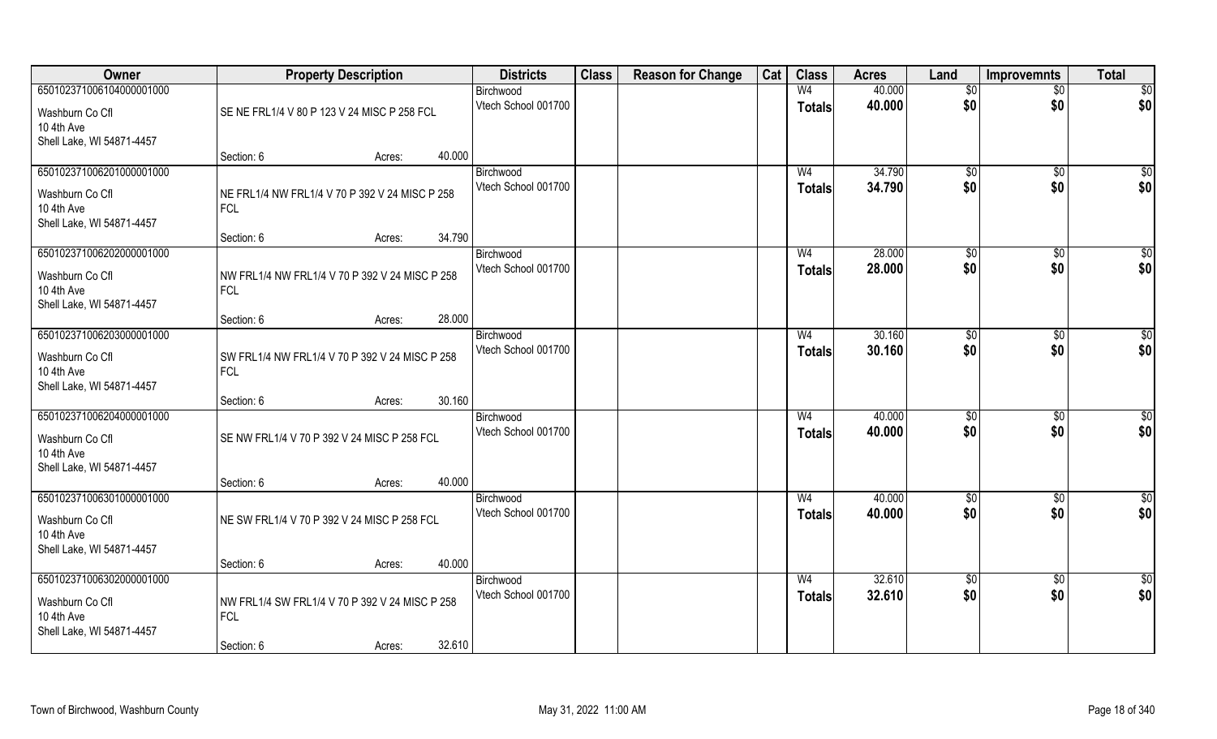| Owner | Property Description | Districts | Class | Reason for Change | Cat | Class | Acres | Land | Improvemnts | Total |
|---|---|---|---|---|---|---|---|---|---|---|
| 65010237106104000001000<br>Washburn Co Cfl<br>10 4th Ave<br>Shell Lake, WI 54871-4457 | SE NE FRL1/4 V 80 P 123 V 24 MISC P 258 FCL<br>Section: 6 Acres: 40.000 | Birchwood<br>Vtech School 001700 | | | | W4<br>**Totals** | 40.000<br>**40.000** | $0<br>**$0** | $0<br>**$0** | $0<br>**$0** |
| 65010237106201000001000<br>Washburn Co Cfl<br>10 4th Ave<br>Shell Lake, WI 54871-4457 | NE FRL1/4 NW FRL1/4 V 70 P 392 V 24 MISC P 258 FCL<br>Section: 6 Acres: 34.790 | Birchwood<br>Vtech School 001700 | | | | W4<br>**Totals** | 34.790<br>**34.790** | $0<br>**$0** | $0<br>**$0** | $0<br>**$0** |
| 65010237106202000001000<br>Washburn Co Cfl<br>10 4th Ave<br>Shell Lake, WI 54871-4457 | NW FRL1/4 NW FRL1/4 V 70 P 392 V 24 MISC P 258 FCL<br>Section: 6 Acres: 28.000 | Birchwood<br>Vtech School 001700 | | | | W4<br>**Totals** | 28.000<br>**28.000** | $0<br>**$0** | $0<br>**$0** | $0<br>**$0** |
| 65010237106203000001000<br>Washburn Co Cfl<br>10 4th Ave<br>Shell Lake, WI 54871-4457 | SW FRL1/4 NW FRL1/4 V 70 P 392 V 24 MISC P 258 FCL<br>Section: 6 Acres: 30.160 | Birchwood<br>Vtech School 001700 | | | | W4<br>**Totals** | 30.160<br>**30.160** | $0<br>**$0** | $0<br>**$0** | $0<br>**$0** |
| 65010237106204000001000<br>Washburn Co Cfl<br>10 4th Ave<br>Shell Lake, WI 54871-4457 | SE NW FRL1/4 V 70 P 392 V 24 MISC P 258 FCL<br>Section: 6 Acres: 40.000 | Birchwood<br>Vtech School 001700 | | | | W4<br>**Totals** | 40.000<br>**40.000** | $0<br>**$0** | $0<br>**$0** | $0<br>**$0** |
| 65010237106301000001000<br>Washburn Co Cfl<br>10 4th Ave<br>Shell Lake, WI 54871-4457 | NE SW FRL1/4 V 70 P 392 V 24 MISC P 258 FCL<br>Section: 6 Acres: 40.000 | Birchwood<br>Vtech School 001700 | | | | W4<br>**Totals** | 40.000<br>**40.000** | $0<br>**$0** | $0<br>**$0** | $0<br>**$0** |
| 65010237106302000001000<br>Washburn Co Cfl<br>10 4th Ave<br>Shell Lake, WI 54871-4457 | NW FRL1/4 SW FRL1/4 V 70 P 392 V 24 MISC P 258 FCL<br>Section: 6 Acres: 32.610 | Birchwood<br>Vtech School 001700 | | | | W4<br>**Totals** | 32.610<br>**32.610** | $0<br>**$0** | $0<br>**$0** | $0<br>**$0** |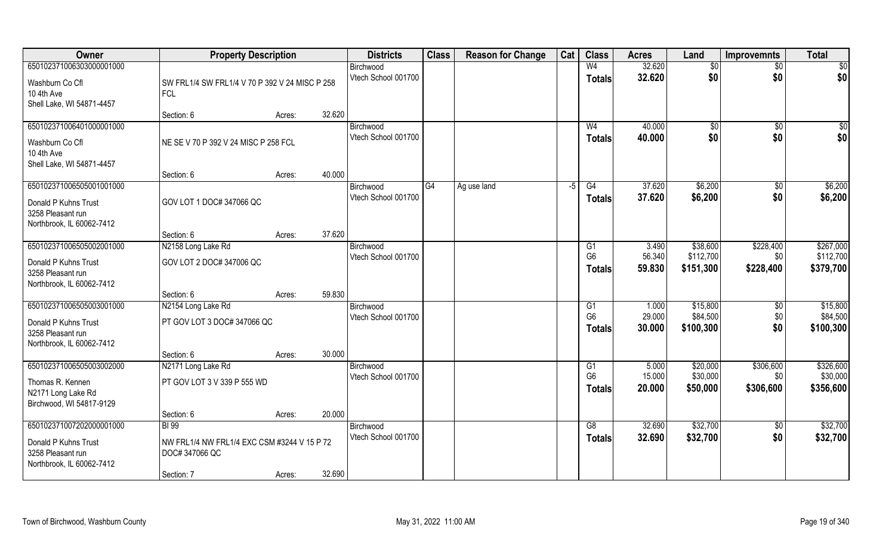| Owner | Property Description | | | Districts | Class | Reason for Change | Cat | Class | Acres | Land | Improvemnts | Total |
|---|---|---|---|---|---|---|---|---|---|---|---|---|
| 650102371006303000001000 | | | | Birchwood | | | | W4 | 32.620 | $0 | $0 | $0 |
| Washburn Co Cfl<br>10 4th Ave<br>Shell Lake, WI 54871-4457 | SW FRL1/4 SW FRL1/4 V 70 P 392 V 24 MISC P 258 FCL | | | Vtech School 001700 | | | | Totals | 32.620 | $0 | $0 | $0 |
| | Section: 6 | Acres: | 32.620 | | | | | | | | | |
| 650102371006401000001000 | | | | Birchwood | | | | W4 | 40.000 | $0 | $0 | $0 |
| Washburn Co Cfl<br>10 4th Ave<br>Shell Lake, WI 54871-4457 | NE SE V 70 P 392 V 24 MISC P 258 FCL | | | Vtech School 001700 | | | | Totals | 40.000 | $0 | $0 | $0 |
| | Section: 6 | Acres: | 40.000 | | | | | | | | | |
| 650102371006505001001000 | | | | Birchwood | G4 | Ag use land | -5 | G4 | 37.620 | $6,200 | $0 | $6,200 |
| Donald P Kuhns Trust<br>3258 Pleasant run<br>Northbrook, IL 60062-7412 | GOV LOT 1 DOC# 347066 QC | | | Vtech School 001700 | | | | Totals | 37.620 | $6,200 | $0 | $6,200 |
| | Section: 6 | Acres: | 37.620 | | | | | | | | | |
| 650102371006505002001000 | N2158 Long Lake Rd | | | Birchwood | | | | G1 | 3.490 | $38,600 | $228,400 | $267,000 |
| Donald P Kuhns Trust<br>3258 Pleasant run<br>Northbrook, IL 60062-7412 | GOV LOT 2 DOC# 347006 QC | | | Vtech School 001700 | | | | G6 | 56.340 | $112,700 | $0 | $112,700 |
| | | | | | | | | Totals | 59.830 | $151,300 | $228,400 | $379,700 |
| | Section: 6 | Acres: | 59.830 | | | | | | | | | |
| 650102371006505003001000 | N2154 Long Lake Rd | | | Birchwood | | | | G1 | 1.000 | $15,800 | $0 | $15,800 |
| Donald P Kuhns Trust<br>3258 Pleasant run<br>Northbrook, IL 60062-7412 | PT GOV LOT 3 DOC# 347066 QC | | | Vtech School 001700 | | | | G6 | 29.000 | $84,500 | $0 | $84,500 |
| | | | | | | | | Totals | 30.000 | $100,300 | $0 | $100,300 |
| | Section: 6 | Acres: | 30.000 | | | | | | | | | |
| 650102371006505003002000 | N2171 Long Lake Rd | | | Birchwood | | | | G1 | 5.000 | $20,000 | $306,600 | $326,600 |
| Thomas R. Kennen<br>N2171 Long Lake Rd<br>Birchwood, WI 54817-9129 | PT GOV LOT 3 V 339 P 555 WD | | | Vtech School 001700 | | | | G6 | 15.000 | $30,000 | $0 | $30,000 |
| | | | | | | | | Totals | 20.000 | $50,000 | $306,600 | $356,600 |
| | Section: 6 | Acres: | 20.000 | | | | | | | | | |
| 650102371007202000001000 | BI 99 | | | Birchwood | | | | G8 | 32.690 | $32,700 | $0 | $32,700 |
| Donald P Kuhns Trust<br>3258 Pleasant run<br>Northbrook, IL 60062-7412 | NW FRL1/4 NW FRL1/4 EXC CSM #3244 V 15 P 72 DOC# 347066 QC | | | Vtech School 001700 | | | | Totals | 32.690 | $32,700 | $0 | $32,700 |
| | Section: 7 | Acres: | 32.690 | | | | | | | | | |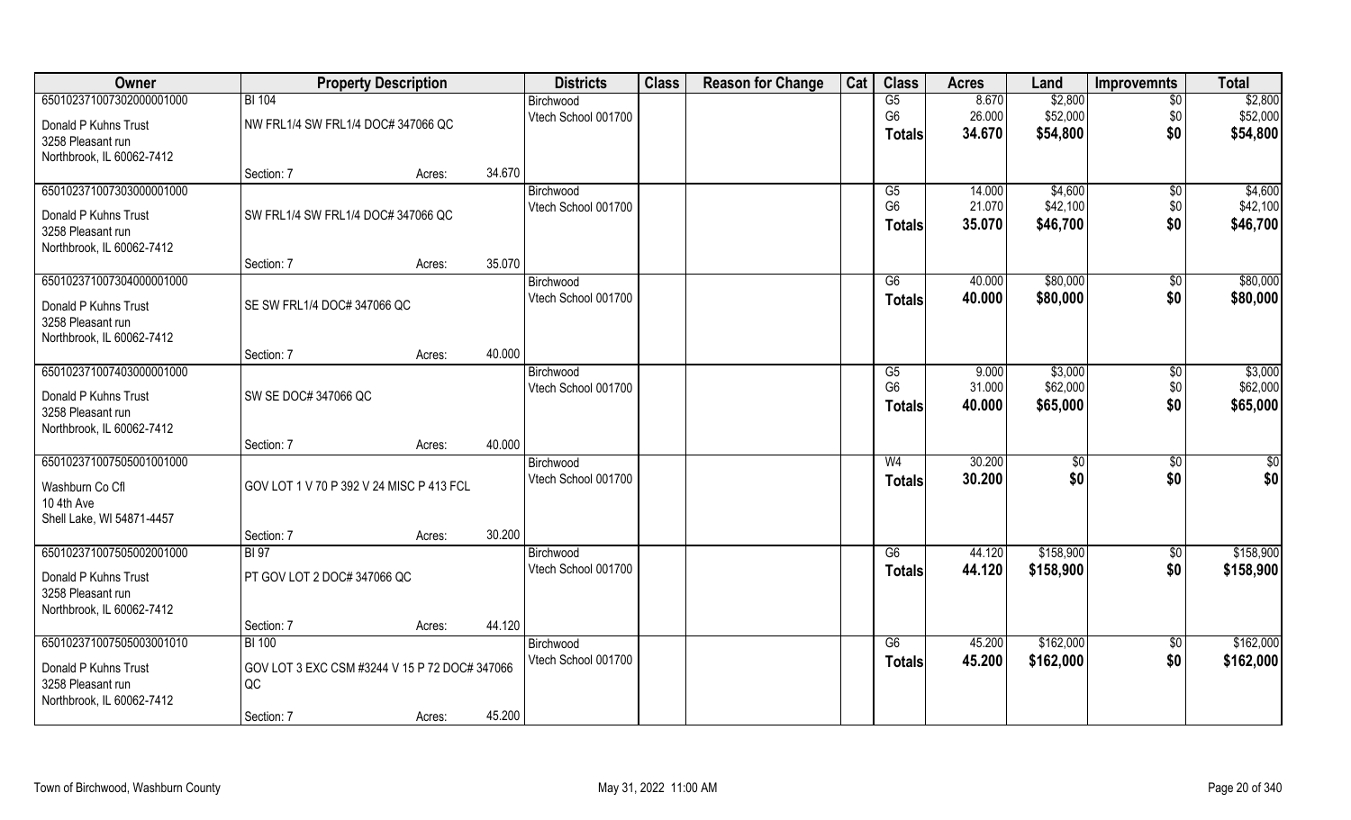| Owner | Property Description | | | Districts | Class | Reason for Change | Cat | Class | Acres | Land | Improvemnts | Total |
|---|---|---|---|---|---|---|---|---|---|---|---|---|
| 650102371007302000001000 | BI 104 | | | Birchwood | | | | G5 | 8.670 | $2,800 | $0 | $2,800 |
| Donald P Kuhns Trust | NW FRL1/4 SW FRL1/4 DOC# 347066 QC | | | Vtech School 001700 | | | | G6 | 26.000 | $52,000 | $0 | $52,000 |
| 3258 Pleasant run | | | | | | | | Totals | 34.670 | $54,800 | $0 | $54,800 |
| Northbrook, IL 60062-7412 | | | | | | | | | | | | |
| | Section: 7 | Acres: | 34.670 | | | | | | | | | |
| 650102371007303000001000 | | | | Birchwood | | | | G5 | 14.000 | $4,600 | $0 | $4,600 |
| Donald P Kuhns Trust | SW FRL1/4 SW FRL1/4 DOC# 347066 QC | | | Vtech School 001700 | | | | G6 | 21.070 | $42,100 | $0 | $42,100 |
| 3258 Pleasant run | | | | | | | | Totals | 35.070 | $46,700 | $0 | $46,700 |
| Northbrook, IL 60062-7412 | | | | | | | | | | | | |
| | Section: 7 | Acres: | 35.070 | | | | | | | | | |
| 650102371007304000001000 | | | | Birchwood | | | | G6 | 40.000 | $80,000 | $0 | $80,000 |
| Donald P Kuhns Trust | SE SW FRL1/4 DOC# 347066 QC | | | Vtech School 001700 | | | | Totals | 40.000 | $80,000 | $0 | $80,000 |
| 3258 Pleasant run | | | | | | | | | | | | |
| Northbrook, IL 60062-7412 | | | | | | | | | | | | |
| | Section: 7 | Acres: | 40.000 | | | | | | | | | |
| 650102371007403000001000 | | | | Birchwood | | | | G5 | 9.000 | $3,000 | $0 | $3,000 |
| Donald P Kuhns Trust | SW SE DOC# 347066 QC | | | Vtech School 001700 | | | | G6 | 31.000 | $62,000 | $0 | $62,000 |
| 3258 Pleasant run | | | | | | | | Totals | 40.000 | $65,000 | $0 | $65,000 |
| Northbrook, IL 60062-7412 | | | | | | | | | | | | |
| | Section: 7 | Acres: | 40.000 | | | | | | | | | |
| 650102371007505001001000 | | | | Birchwood | | | | W4 | 30.200 | $0 | $0 | $0 |
| Washburn Co Cfl | GOV LOT 1 V 70 P 392 V 24 MISC P 413 FCL | | | Vtech School 001700 | | | | Totals | 30.200 | $0 | $0 | $0 |
| 10 4th Ave | | | | | | | | | | | | |
| Shell Lake, WI 54871-4457 | | | | | | | | | | | | |
| | Section: 7 | Acres: | 30.200 | | | | | | | | | |
| 650102371007505002001000 | BI 97 | | | Birchwood | | | | G6 | 44.120 | $158,900 | $0 | $158,900 |
| Donald P Kuhns Trust | PT GOV LOT 2 DOC# 347066 QC | | | Vtech School 001700 | | | | Totals | 44.120 | $158,900 | $0 | $158,900 |
| 3258 Pleasant run | | | | | | | | | | | | |
| Northbrook, IL 60062-7412 | | | | | | | | | | | | |
| | Section: 7 | Acres: | 44.120 | | | | | | | | | |
| 650102371007505003001010 | BI 100 | | | Birchwood | | | | G6 | 45.200 | $162,000 | $0 | $162,000 |
| Donald P Kuhns Trust | GOV LOT 3 EXC CSM #3244 V 15 P 72 DOC# 347066 QC | | | Vtech School 001700 | | | | Totals | 45.200 | $162,000 | $0 | $162,000 |
| 3258 Pleasant run | | | | | | | | | | | | |
| Northbrook, IL 60062-7412 | | | | | | | | | | | | |
| | Section: 7 | Acres: | 45.200 | | | | | | | | | |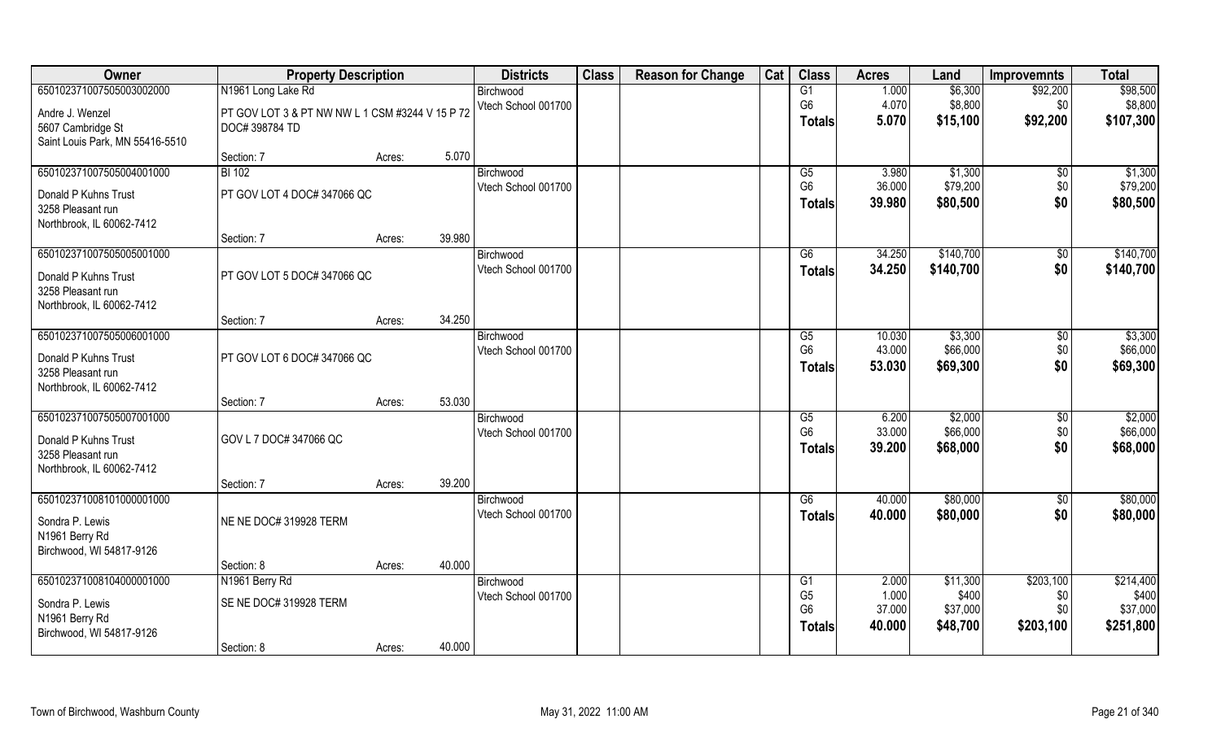| Owner | Property Description | | | Districts | Class | Reason for Change | Cat | Class | Acres | Land | Improvemnts | Total |
|---|---|---|---|---|---|---|---|---|---|---|---|---|
| 650102371007505003002000 | N1961 Long Lake Rd | | | Birchwood | | | | G1 | 1.000 | $6,300 | $92,200 | $98,500 |
| Andre J. Wenzel | PT GOV LOT 3 & PT NW NW L 1 CSM #3244 V 15 P 72 | | | Vtech School 001700 | | | | G6 | 4.070 | $8,800 | $0 | $8,800 |
| 5607 Cambridge St | DOC# 398784 TD | | | | | | | **Totals** | **5.070** | **$15,100** | **$92,200** | **$107,300** |
| Saint Louis Park, MN 55416-5510 | | | | | | | | | | | | |
| | Section: 7 | Acres: | 5.070 | | | | | | | | | |
| 650102371007505004001000 | BI 102 | | | Birchwood | | | | G5 | 3.980 | $1,300 | $0 | $1,300 |
| Donald P Kuhns Trust | PT GOV LOT 4 DOC# 347066 QC | | | Vtech School 001700 | | | | G6 | 36.000 | $79,200 | $0 | $79,200 |
| 3258 Pleasant run | | | | | | | | **Totals** | **39.980** | **$80,500** | **$0** | **$80,500** |
| Northbrook, IL 60062-7412 | | | | | | | | | | | | |
| | Section: 7 | Acres: | 39.980 | | | | | | | | | |
| 650102371007505005001000 | | | | Birchwood | | | | G6 | 34.250 | $140,700 | $0 | $140,700 |
| Donald P Kuhns Trust | PT GOV LOT 5 DOC# 347066 QC | | | Vtech School 001700 | | | | **Totals** | **34.250** | **$140,700** | **$0** | **$140,700** |
| 3258 Pleasant run | | | | | | | | | | | | |
| Northbrook, IL 60062-7412 | | | | | | | | | | | | |
| | Section: 7 | Acres: | 34.250 | | | | | | | | | |
| 650102371007505006001000 | | | | Birchwood | | | | G5 | 10.030 | $3,300 | $0 | $3,300 |
| Donald P Kuhns Trust | PT GOV LOT 6 DOC# 347066 QC | | | Vtech School 001700 | | | | G6 | 43.000 | $66,000 | $0 | $66,000 |
| 3258 Pleasant run | | | | | | | | **Totals** | **53.030** | **$69,300** | **$0** | **$69,300** |
| Northbrook, IL 60062-7412 | | | | | | | | | | | | |
| | Section: 7 | Acres: | 53.030 | | | | | | | | | |
| 650102371007505007001000 | | | | Birchwood | | | | G5 | 6.200 | $2,000 | $0 | $2,000 |
| Donald P Kuhns Trust | GOV L 7 DOC# 347066 QC | | | Vtech School 001700 | | | | G6 | 33.000 | $66,000 | $0 | $66,000 |
| 3258 Pleasant run | | | | | | | | **Totals** | **39.200** | **$68,000** | **$0** | **$68,000** |
| Northbrook, IL 60062-7412 | | | | | | | | | | | | |
| | Section: 7 | Acres: | 39.200 | | | | | | | | | |
| 650102371008101000001000 | | | | Birchwood | | | | G6 | 40.000 | $80,000 | $0 | $80,000 |
| Sondra P. Lewis | NE NE DOC# 319928 TERM | | | Vtech School 001700 | | | | **Totals** | **40.000** | **$80,000** | **$0** | **$80,000** |
| N1961 Berry Rd | | | | | | | | | | | | |
| Birchwood, WI 54817-9126 | | | | | | | | | | | | |
| | Section: 8 | Acres: | 40.000 | | | | | | | | | |
| 650102371008104000001000 | N1961 Berry Rd | | | Birchwood | | | | G1 | 2.000 | $11,300 | $203,100 | $214,400 |
| Sondra P. Lewis | SE NE DOC# 319928 TERM | | | Vtech School 001700 | | | | G5 | 1.000 | $400 | $0 | $400 |
| N1961 Berry Rd | | | | | | | | G6 | 37.000 | $37,000 | $0 | $37,000 |
| Birchwood, WI 54817-9126 | | | | | | | | **Totals** | **40.000** | **$48,700** | **$203,100** | **$251,800** |
| | Section: 8 | Acres: | 40.000 | | | | | | | | | |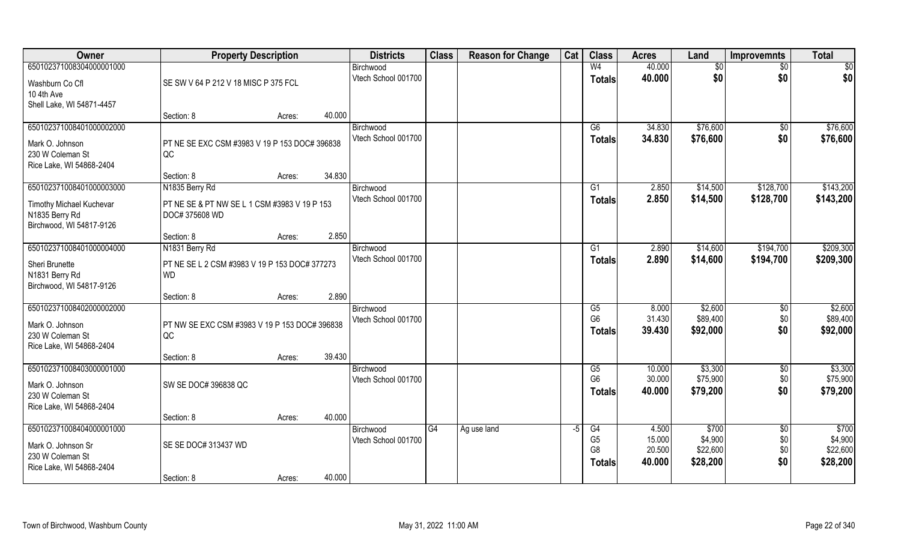| Owner | Property Description | | | Districts | Class | Reason for Change | Cat | Class | Acres | Land | Improvemnts | Total |
|---|---|---|---|---|---|---|---|---|---|---|---|---|
| 650102371008304000001000 | | | | Birchwood | | | | W4 | 40.000 | $0 | $0 | $0 |
| Washburn Co Cfl<br>10 4th Ave<br>Shell Lake, WI 54871-4457 | SE SW V 64 P 212 V 18 MISC P 375 FCL | | | Vtech School 001700 | | | | Totals | 40.000 | $0 | $0 | $0 |
| | Section: 8 | Acres: | 40.000 | | | | | | | | | |
| 650102371008401000002000 | | | | Birchwood | | | | G6 | 34.830 | $76,600 | $0 | $76,600 |
| Mark O. Johnson<br>230 W Coleman St<br>Rice Lake, WI 54868-2404 | PT NE SE EXC CSM #3983 V 19 P 153 DOC# 396838 QC | | | Vtech School 001700 | | | | Totals | 34.830 | $76,600 | $0 | $76,600 |
| | Section: 8 | Acres: | 34.830 | | | | | | | | | |
| 650102371008401000003000 | N1835 Berry Rd | | | Birchwood | | | | G1 | 2.850 | $14,500 | $128,700 | $143,200 |
| Timothy Michael Kuchevar<br>N1835 Berry Rd<br>Birchwood, WI 54817-9126 | PT NE SE & PT NW SE L 1 CSM #3983 V 19 P 153 DOC# 375608 WD | | | Vtech School 001700 | | | | Totals | 2.850 | $14,500 | $128,700 | $143,200 |
| | Section: 8 | Acres: | 2.850 | | | | | | | | | |
| 650102371008401000004000 | N1831 Berry Rd | | | Birchwood | | | | G1 | 2.890 | $14,600 | $194,700 | $209,300 |
| Sheri Brunette<br>N1831 Berry Rd<br>Birchwood, WI 54817-9126 | PT NE SE L 2 CSM #3983 V 19 P 153 DOC# 377273 WD | | | Vtech School 001700 | | | | Totals | 2.890 | $14,600 | $194,700 | $209,300 |
| | Section: 8 | Acres: | 2.890 | | | | | | | | | |
| 650102371008402000002000 | | | | Birchwood | | | | G5 | 8.000 | $2,600 | $0 | $2,600 |
| Mark O. Johnson<br>230 W Coleman St<br>Rice Lake, WI 54868-2404 | PT NW SE EXC CSM #3983 V 19 P 153 DOC# 396838 QC | | | Vtech School 001700 | | | | G6 | 31.430 | $89,400 | $0 | $89,400 |
| | | | | | | | | Totals | 39.430 | $92,000 | $0 | $92,000 |
| | Section: 8 | Acres: | 39.430 | | | | | | | | | |
| 650102371008403000001000 | | | | Birchwood | | | | G5 | 10.000 | $3,300 | $0 | $3,300 |
| Mark O. Johnson<br>230 W Coleman St<br>Rice Lake, WI 54868-2404 | SW SE DOC# 396838 QC | | | Vtech School 001700 | | | | G6 | 30.000 | $75,900 | $0 | $75,900 |
| | | | | | | | | Totals | 40.000 | $79,200 | $0 | $79,200 |
| | Section: 8 | Acres: | 40.000 | | | | | | | | | |
| 650102371008404000001000 | | | | Birchwood | G4 | Ag use land | -5 | G4 | 4.500 | $700 | $0 | $700 |
| Mark O. Johnson Sr<br>230 W Coleman St<br>Rice Lake, WI 54868-2404 | SE SE DOC# 313437 WD | | | Vtech School 001700 | | | | G5 | 15.000 | $4,900 | $0 | $4,900 |
| | | | | | | | | G8 | 20.500 | $22,600 | $0 | $22,600 |
| | | | | | | | | Totals | 40.000 | $28,200 | $0 | $28,200 |
| | Section: 8 | Acres: | 40.000 | | | | | | | | | |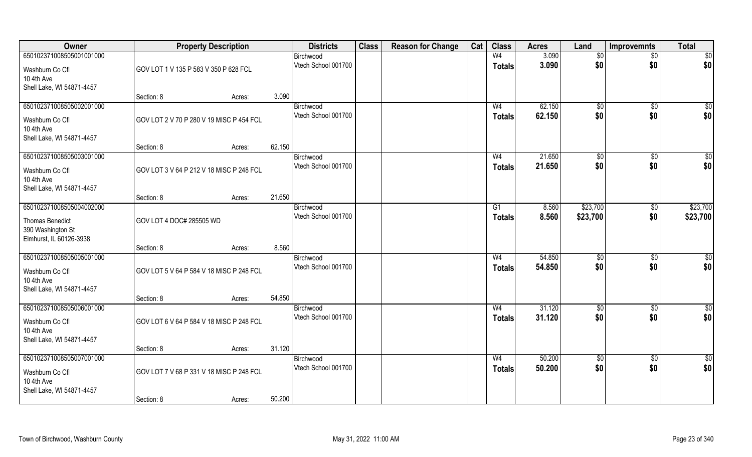| Owner | Property Description | | | Districts | Class | Reason for Change | Cat | Class | Acres | Land | Improvemnts | Total |
|---|---|---|---|---|---|---|---|---|---|---|---|---|
| 65010237100850500100100​0 | | | | Birchwood | | | | W4 | 3.090 | $0 | $0 | $0 |
| Washburn Co Cfl<br>10 4th Ave<br>Shell Lake, WI 54871-4457 | GOV LOT 1 V 135 P 583 V 350 P 628 FCL | | | Vtech School 001700 | | | | Totals | 3.090 | $0 | $0 | $0 |
| | Section: 8 | Acres: | 3.090 | | | | | | | | | |
| 650102371008505002001000 | | | | Birchwood | | | | W4 | 62.150 | $0 | $0 | $0 |
| Washburn Co Cfl<br>10 4th Ave<br>Shell Lake, WI 54871-4457 | GOV LOT 2 V 70 P 280 V 19 MISC P 454 FCL | | | Vtech School 001700 | | | | Totals | 62.150 | $0 | $0 | $0 |
| | Section: 8 | Acres: | 62.150 | | | | | | | | | |
| 650102371008505003001000 | | | | Birchwood | | | | W4 | 21.650 | $0 | $0 | $0 |
| Washburn Co Cfl<br>10 4th Ave<br>Shell Lake, WI 54871-4457 | GOV LOT 3 V 64 P 212 V 18 MISC P 248 FCL | | | Vtech School 001700 | | | | Totals | 21.650 | $0 | $0 | $0 |
| | Section: 8 | Acres: | 21.650 | | | | | | | | | |
| 650102371008505004002000 | | | | Birchwood | | | | G1 | 8.560 | $23,700 | $0 | $23,700 |
| Thomas Benedict<br>390 Washington St<br>Elmhurst, IL 60126-3938 | GOV LOT 4 DOC# 285505 WD | | | Vtech School 001700 | | | | Totals | 8.560 | $23,700 | $0 | $23,700 |
| | Section: 8 | Acres: | 8.560 | | | | | | | | | |
| 650102371008505005001000 | | | | Birchwood | | | | W4 | 54.850 | $0 | $0 | $0 |
| Washburn Co Cfl<br>10 4th Ave<br>Shell Lake, WI 54871-4457 | GOV LOT 5 V 64 P 584 V 18 MISC P 248 FCL | | | Vtech School 001700 | | | | Totals | 54.850 | $0 | $0 | $0 |
| | Section: 8 | Acres: | 54.850 | | | | | | | | | |
| 650102371008505006001000 | | | | Birchwood | | | | W4 | 31.120 | $0 | $0 | $0 |
| Washburn Co Cfl<br>10 4th Ave<br>Shell Lake, WI 54871-4457 | GOV LOT 6 V 64 P 584 V 18 MISC P 248 FCL | | | Vtech School 001700 | | | | Totals | 31.120 | $0 | $0 | $0 |
| | Section: 8 | Acres: | 31.120 | | | | | | | | | |
| 650102371008505007001000 | | | | Birchwood | | | | W4 | 50.200 | $0 | $0 | $0 |
| Washburn Co Cfl<br>10 4th Ave<br>Shell Lake, WI 54871-4457 | GOV LOT 7 V 68 P 331 V 18 MISC P 248 FCL | | | Vtech School 001700 | | | | Totals | 50.200 | $0 | $0 | $0 |
| | Section: 8 | Acres: | 50.200 | | | | | | | | | |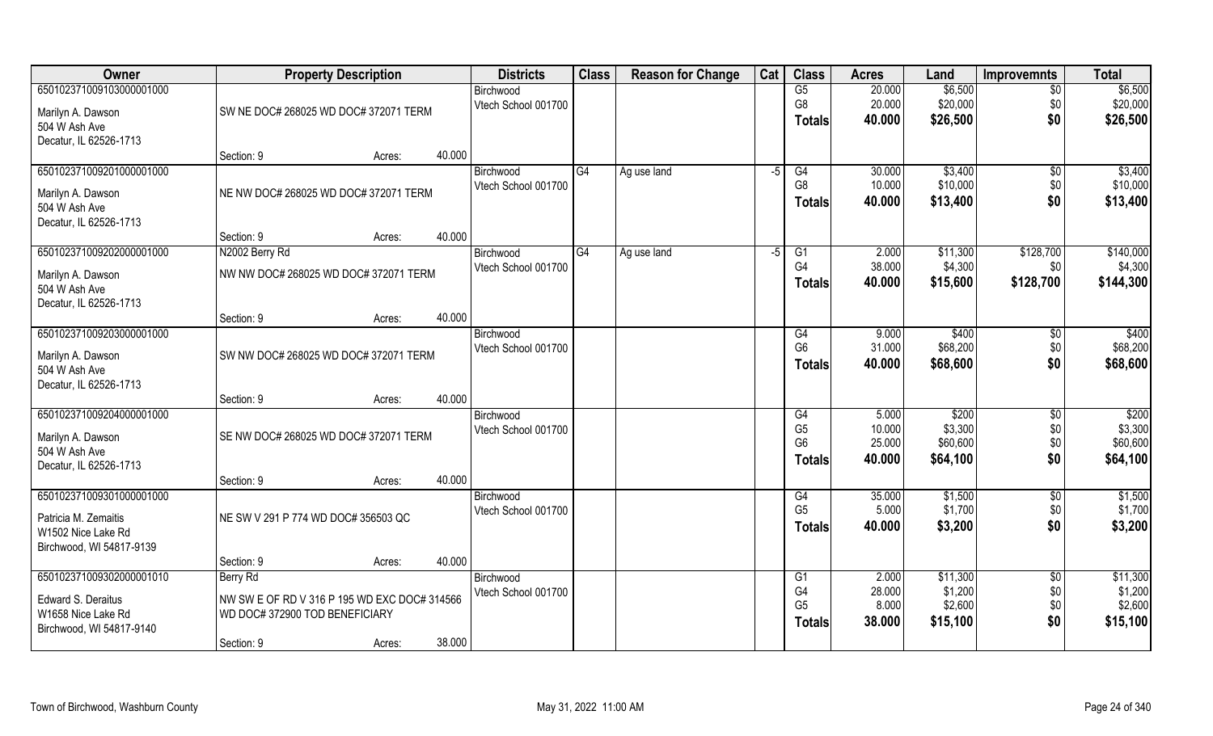| Owner | Property Description | Districts | Class | Reason for Change | Cat | Class | Acres | Land | Improvemnts | Total |
|---|---|---|---|---|---|---|---|---|---|---|
| 65010237100910300000 1000<br>Marilyn A. Dawson<br>504 W Ash Ave<br>Decatur, IL 62526-1713 | SW NE DOC# 268025 WD DOC# 372071 TERM<br>Section: 9 Acres: 40.000 | Birchwood<br>Vtech School 001700 | | | | G5<br>G8<br>Totals | 20.000<br>20.000<br>40.000 | $6,500<br>$20,000<br>$26,500 | $0<br>$0<br>$0 | $6,500<br>$20,000<br>$26,500 |
| 650102371009201000001000<br>Marilyn A. Dawson<br>504 W Ash Ave<br>Decatur, IL 62526-1713 | NE NW DOC# 268025 WD DOC# 372071 TERM<br>Section: 9 Acres: 40.000 | Birchwood<br>Vtech School 001700 | G4 | Ag use land | -5 | G4<br>G8<br>Totals | 30.000<br>10.000<br>40.000 | $3,400<br>$10,000<br>$13,400 | $0<br>$0<br>$0 | $3,400<br>$10,000<br>$13,400 |
| 650102371009202000001000<br>Marilyn A. Dawson<br>504 W Ash Ave<br>Decatur, IL 62526-1713 | N2002 Berry Rd<br>NW NW DOC# 268025 WD DOC# 372071 TERM<br>Section: 9 Acres: 40.000 | Birchwood<br>Vtech School 001700 | G4 | Ag use land | -5 | G1<br>G4<br>Totals | 2.000<br>38.000<br>40.000 | $11,300<br>$4,300<br>$15,600 | $128,700<br>$0<br>$128,700 | $140,000<br>$4,300<br>$144,300 |
| 650102371009203000001000<br>Marilyn A. Dawson<br>504 W Ash Ave<br>Decatur, IL 62526-1713 | SW NW DOC# 268025 WD DOC# 372071 TERM<br>Section: 9 Acres: 40.000 | Birchwood<br>Vtech School 001700 | | | | G4<br>G6<br>Totals | 9.000<br>31.000<br>40.000 | $400<br>$68,200<br>$68,600 | $0<br>$0<br>$0 | $400<br>$68,200<br>$68,600 |
| 650102371009204000001000<br>Marilyn A. Dawson<br>504 W Ash Ave<br>Decatur, IL 62526-1713 | SE NW DOC# 268025 WD DOC# 372071 TERM<br>Section: 9 Acres: 40.000 | Birchwood<br>Vtech School 001700 | | | | G4<br>G5<br>G6<br>Totals | 5.000<br>10.000<br>25.000<br>40.000 | $200<br>$3,300<br>$60,600<br>$64,100 | $0<br>$0<br>$0<br>$0 | $200<br>$3,300<br>$60,600<br>$64,100 |
| 650102371009301000001000<br>Patricia M. Zemaitis<br>W1502 Nice Lake Rd<br>Birchwood, WI 54817-9139 | NE SW V 291 P 774 WD DOC# 356503 QC<br>Section: 9 Acres: 40.000 | Birchwood<br>Vtech School 001700 | | | | G4<br>G5<br>Totals | 35.000<br>5.000<br>40.000 | $1,500<br>$1,700<br>$3,200 | $0<br>$0<br>$0 | $1,500<br>$1,700<br>$3,200 |
| 650102371009302000001010<br>Edward S. Deraitus<br>W1658 Nice Lake Rd<br>Birchwood, WI 54817-9140 | Berry Rd<br>NW SW E OF RD V 316 P 195 WD EXC DOC# 314566 WD DOC# 372900 TOD BENEFICIARY<br>Section: 9 Acres: 38.000 | Birchwood<br>Vtech School 001700 | | | | G1<br>G4<br>G5<br>Totals | 2.000<br>28.000<br>8.000<br>38.000 | $11,300<br>$1,200<br>$2,600<br>$15,100 | $0<br>$0<br>$0<br>$0 | $11,300<br>$1,200<br>$2,600<br>$15,100 |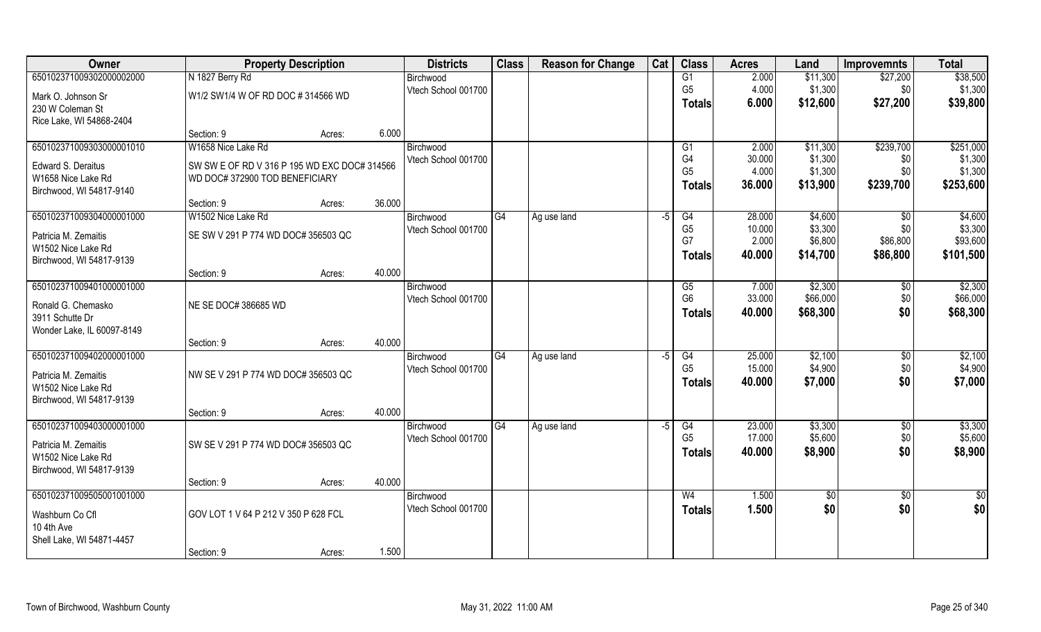| Owner | Property Description | | | Districts | Class | Reason for Change | Cat | Class | Acres | Land | Improvemnts | Total |
|---|---|---|---|---|---|---|---|---|---|---|---|---|
| 65010237100930200000200​0 | N 1827 Berry Rd | | | Birchwood | | | | G1 | 2.000 | $11,300 | $27,200 | $38,500 |
| Mark O. Johnson Sr | W1/2 SW1/4 W OF RD DOC # 314566 WD | | | Vtech School 001700 | | | | G5 | 4.000 | $1,300 | $0 | $1,300 |
| 230 W Coleman St | | | | | | | | Totals | 6.000 | $12,600 | $27,200 | $39,800 |
| Rice Lake, WI 54868-2404 | | | | | | | | | | | | |
| | Section: 9 | Acres: | 6.000 | | | | | | | | | |
| 650102371009303000001010 | W1658 Nice Lake Rd | | | Birchwood | | | | G1 | 2.000 | $11,300 | $239,700 | $251,000 |
| Edward S. Deraitus | SW SW E OF RD V 316 P 195 WD EXC DOC# 314566 | | | Vtech School 001700 | | | | G4 | 30.000 | $1,300 | $0 | $1,300 |
| W1658 Nice Lake Rd | WD DOC# 372900 TOD BENEFICIARY | | | | | | | G5 | 4.000 | $1,300 | $0 | $1,300 |
| Birchwood, WI 54817-9140 | | | | | | | | Totals | 36.000 | $13,900 | $239,700 | $253,600 |
| | Section: 9 | Acres: | 36.000 | | | | | | | | | |
| 650102371009304000001000 | W1502 Nice Lake Rd | | | Birchwood | G4 | Ag use land | -5 | G4 | 28.000 | $4,600 | $0 | $4,600 |
| Patricia M. Zemaitis | SE SW V 291 P 774 WD DOC# 356503 QC | | | Vtech School 001700 | | | | G5 | 10.000 | $3,300 | $0 | $3,300 |
| W1502 Nice Lake Rd | | | | | | | | G7 | 2.000 | $6,800 | $86,800 | $93,600 |
| Birchwood, WI 54817-9139 | | | | | | | | Totals | 40.000 | $14,700 | $86,800 | $101,500 |
| | Section: 9 | Acres: | 40.000 | | | | | | | | | |
| 650102371009401000001000 | | | | Birchwood | | | | G5 | 7.000 | $2,300 | $0 | $2,300 |
| Ronald G. Chemasko | NE SE DOC# 386685 WD | | | Vtech School 001700 | | | | G6 | 33.000 | $66,000 | $0 | $66,000 |
| 3911 Schutte Dr | | | | | | | | Totals | 40.000 | $68,300 | $0 | $68,300 |
| Wonder Lake, IL 60097-8149 | | | | | | | | | | | | |
| | Section: 9 | Acres: | 40.000 | | | | | | | | | |
| 650102371009402000001000 | | | | Birchwood | G4 | Ag use land | -5 | G4 | 25.000 | $2,100 | $0 | $2,100 |
| Patricia M. Zemaitis | NW SE V 291 P 774 WD DOC# 356503 QC | | | Vtech School 001700 | | | | G5 | 15.000 | $4,900 | $0 | $4,900 |
| W1502 Nice Lake Rd | | | | | | | | Totals | 40.000 | $7,000 | $0 | $7,000 |
| Birchwood, WI 54817-9139 | | | | | | | | | | | | |
| | Section: 9 | Acres: | 40.000 | | | | | | | | | |
| 650102371009403000001000 | | | | Birchwood | G4 | Ag use land | -5 | G4 | 23.000 | $3,300 | $0 | $3,300 |
| Patricia M. Zemaitis | SW SE V 291 P 774 WD DOC# 356503 QC | | | Vtech School 001700 | | | | G5 | 17.000 | $5,600 | $0 | $5,600 |
| W1502 Nice Lake Rd | | | | | | | | Totals | 40.000 | $8,900 | $0 | $8,900 |
| Birchwood, WI 54817-9139 | | | | | | | | | | | | |
| | Section: 9 | Acres: | 40.000 | | | | | | | | | |
| 650102371009505001001000 | | | | Birchwood | | | | W4 | 1.500 | $0 | $0 | $0 |
| Washburn Co Cfl | GOV LOT 1 V 64 P 212 V 350 P 628 FCL | | | Vtech School 001700 | | | | Totals | 1.500 | $0 | $0 | $0 |
| 10 4th Ave | | | | | | | | | | | | |
| Shell Lake, WI 54871-4457 | | | | | | | | | | | | |
| | Section: 9 | Acres: | 1.500 | | | | | | | | | |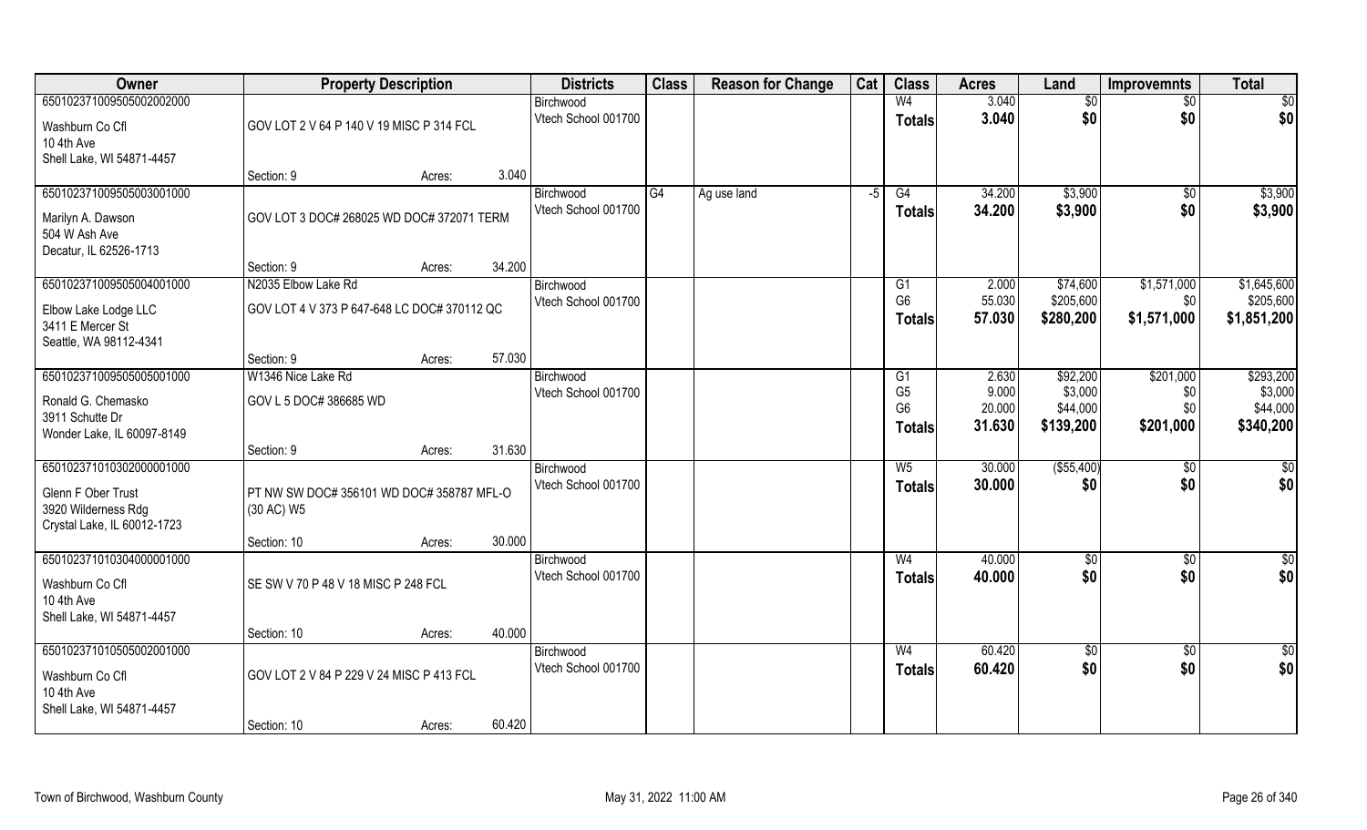| Owner | Property Description | | | Districts | Class | Reason for Change | Cat | Class | Acres | Land | Improvemnts | Total |
|---|---|---|---|---|---|---|---|---|---|---|---|---|
| 650102371009505002002000<br>Washburn Co Cfl<br>10 4th Ave<br>Shell Lake, WI 54871-4457 | GOV LOT 2 V 64 P 140 V 19 MISC P 314 FCL<br>Section: 9 | Acres: | 3.040 | Birchwood<br>Vtech School 001700 | | | | W4<br>**Totals** | 3.040<br>**3.040** | $0<br>**$0** | $0<br>**$0** | $0<br>**$0** |
| 650102371009505003001000<br>Marilyn A. Dawson<br>504 W Ash Ave<br>Decatur, IL 62526-1713 | GOV LOT 3 DOC# 268025 WD DOC# 372071 TERM<br>Section: 9 | Acres: | 34.200 | Birchwood<br>Vtech School 001700 | G4 | Ag use land | -5 | G4<br>**Totals** | 34.200<br>**34.200** | $3,900<br>**$3,900** | $0<br>**$0** | $3,900<br>**$3,900** |
| 650102371009505004001000<br>Elbow Lake Lodge LLC<br>3411 E Mercer St<br>Seattle, WA 98112-4341 | N2035 Elbow Lake Rd<br>GOV LOT 4 V 373 P 647-648 LC DOC# 370112 QC<br>Section: 9 | Acres: | 57.030 | Birchwood<br>Vtech School 001700 | | | | G1<br>G6<br>**Totals** | 2.000<br>55.030<br>**57.030** | $74,600<br>$205,600<br>**$280,200** | $1,571,000<br>$0<br>**$1,571,000** | $1,645,600<br>$205,600<br>**$1,851,200** |
| 650102371009505005001000<br>Ronald G. Chemasko<br>3911 Schutte Dr<br>Wonder Lake, IL 60097-8149 | W1346 Nice Lake Rd<br>GOV L 5 DOC# 386685 WD<br>Section: 9 | Acres: | 31.630 | Birchwood<br>Vtech School 001700 | | | | G1<br>G5<br>G6<br>**Totals** | 2.630<br>9.000<br>20.000<br>**31.630** | $92,200<br>$3,000<br>$44,000<br>**$139,200** | $201,000<br>$0<br>$0<br>**$201,000** | $293,200<br>$3,000<br>$44,000<br>**$340,200** |
| 650102371010302000001000<br>Glenn F Ober Trust<br>3920 Wilderness Rdg<br>Crystal Lake, IL 60012-1723 | PT NW SW DOC# 356101 WD DOC# 358787 MFL-O (30 AC) W5<br>Section: 10 | Acres: | 30.000 | Birchwood<br>Vtech School 001700 | | | | W5<br>**Totals** | 30.000<br>**30.000** | ($55,400)<br>**$0** | $0<br>**$0** | $0<br>**$0** |
| 650102371010304000001000<br>Washburn Co Cfl<br>10 4th Ave<br>Shell Lake, WI 54871-4457 | SE SW V 70 P 48 V 18 MISC P 248 FCL<br>Section: 10 | Acres: | 40.000 | Birchwood<br>Vtech School 001700 | | | | W4<br>**Totals** | 40.000<br>**40.000** | $0<br>**$0** | $0<br>**$0** | $0<br>**$0** |
| 650102371010505002001000<br>Washburn Co Cfl<br>10 4th Ave<br>Shell Lake, WI 54871-4457 | GOV LOT 2 V 84 P 229 V 24 MISC P 413 FCL<br>Section: 10 | Acres: | 60.420 | Birchwood<br>Vtech School 001700 | | | | W4<br>**Totals** | 60.420<br>**60.420** | $0<br>**$0** | $0<br>**$0** | $0<br>**$0** |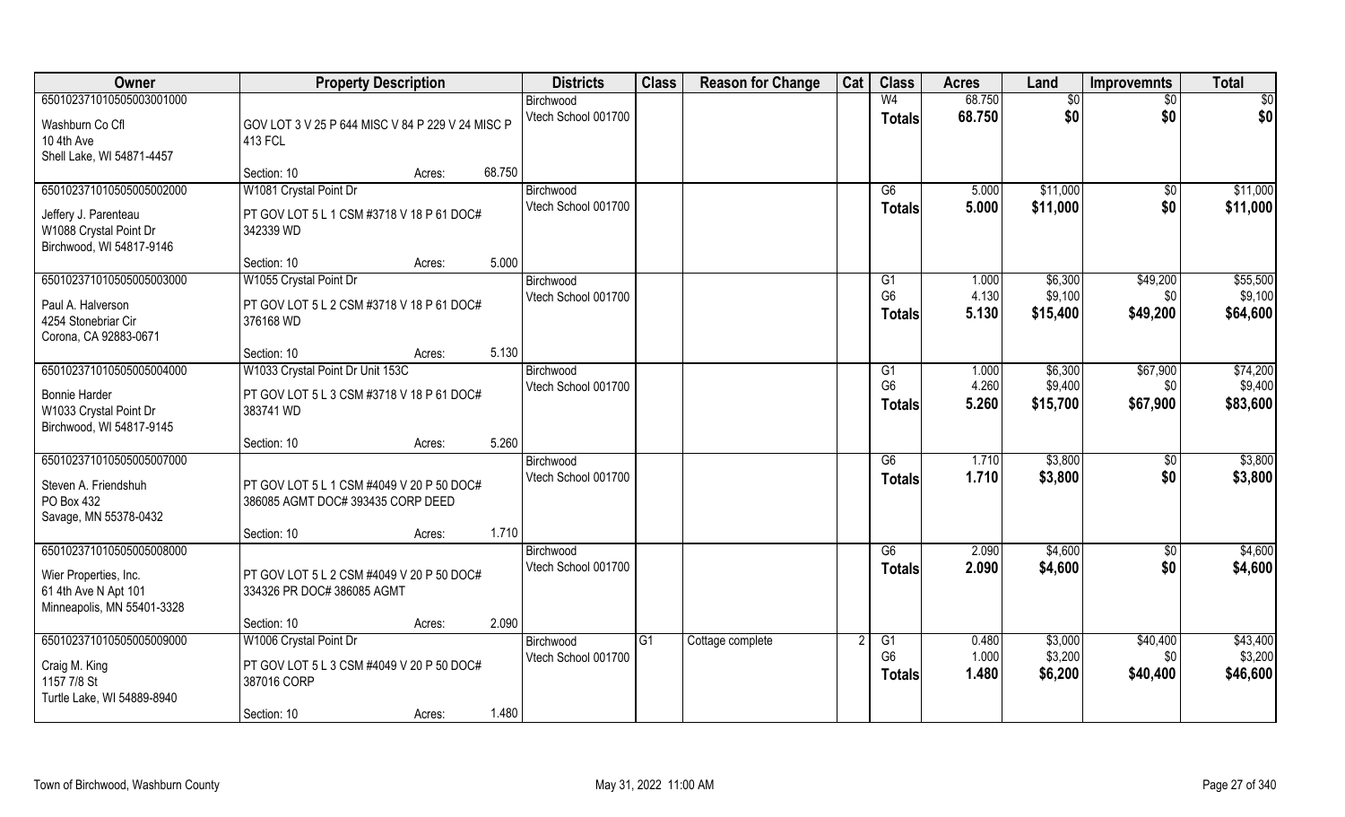| Owner | Property Description | | Districts | Class | Reason for Change | Cat | Class | Acres | Land | Improvemnts | Total |
|---|---|---|---|---|---|---|---|---|---|---|---|
| 650102371010505005003001000 | | | Birchwood | | | | W4 | 68.750 | $0 | $0 | $0 |
| Washburn Co Cfl | GOV LOT 3 V 25 P 644 MISC V 84 P 229 V 24 MISC P 413 FCL | | Vtech School 001700 | | | | Totals | 68.750 | $0 | $0 | $0 |
| 10 4th Ave | | | | | | | | | | | |
| Shell Lake, WI 54871-4457 | | | | | | | | | | | |
| | Section: 10 | Acres: 68.750 | | | | | | | | | |
| 650102371010505005002000 | W1081 Crystal Point Dr | | Birchwood | | | | G6 | 5.000 | $11,000 | $0 | $11,000 |
| Jeffery J. Parenteau | PT GOV LOT 5 L 1 CSM #3718 V 18 P 61 DOC# 342339 WD | | Vtech School 001700 | | | | Totals | 5.000 | $11,000 | $0 | $11,000 |
| W1088 Crystal Point Dr | | | | | | | | | | | |
| Birchwood, WI 54817-9146 | | | | | | | | | | | |
| | Section: 10 | Acres: 5.000 | | | | | | | | | |
| 650102371010505005003000 | W1055 Crystal Point Dr | | Birchwood | | | | G1 | 1.000 | $6,300 | $49,200 | $55,500 |
| Paul A. Halverson | PT GOV LOT 5 L 2 CSM #3718 V 18 P 61 DOC# 376168 WD | | Vtech School 001700 | | | | G6 | 4.130 | $9,100 | $0 | $9,100 |
| 4254 Stonebriar Cir | | | | | | | Totals | 5.130 | $15,400 | $49,200 | $64,600 |
| Corona, CA 92883-0671 | | | | | | | | | | | |
| | Section: 10 | Acres: 5.130 | | | | | | | | | |
| 650102371010505005004000 | W1033 Crystal Point Dr Unit 153C | | Birchwood | | | | G1 | 1.000 | $6,300 | $67,900 | $74,200 |
| Bonnie Harder | PT GOV LOT 5 L 3 CSM #3718 V 18 P 61 DOC# 383741 WD | | Vtech School 001700 | | | | G6 | 4.260 | $9,400 | $0 | $9,400 |
| W1033 Crystal Point Dr | | | | | | | Totals | 5.260 | $15,700 | $67,900 | $83,600 |
| Birchwood, WI 54817-9145 | | | | | | | | | | | |
| | Section: 10 | Acres: 5.260 | | | | | | | | | |
| 650102371010505005007000 | | | Birchwood | | | | G6 | 1.710 | $3,800 | $0 | $3,800 |
| Steven A. Friendshuh | PT GOV LOT 5 L 1 CSM #4049 V 20 P 50 DOC# 386085 AGMT DOC# 393435 CORP DEED | | Vtech School 001700 | | | | Totals | 1.710 | $3,800 | $0 | $3,800 |
| PO Box 432 | | | | | | | | | | | |
| Savage, MN 55378-0432 | | | | | | | | | | | |
| | Section: 10 | Acres: 1.710 | | | | | | | | | |
| 650102371010505005008000 | | | Birchwood | | | | G6 | 2.090 | $4,600 | $0 | $4,600 |
| Wier Properties, Inc. | PT GOV LOT 5 L 2 CSM #4049 V 20 P 50 DOC# 334326 PR DOC# 386085 AGMT | | Vtech School 001700 | | | | Totals | 2.090 | $4,600 | $0 | $4,600 |
| 61 4th Ave N Apt 101 | | | | | | | | | | | |
| Minneapolis, MN 55401-3328 | | | | | | | | | | | |
| | Section: 10 | Acres: 2.090 | | | | | | | | | |
| 650102371010505005009000 | W1006 Crystal Point Dr | | Birchwood | G1 | Cottage complete | 2 | G1 | 0.480 | $3,000 | $40,400 | $43,400 |
| Craig M. King | PT GOV LOT 5 L 3 CSM #4049 V 20 P 50 DOC# 387016 CORP | | Vtech School 001700 | | | | G6 | 1.000 | $3,200 | $0 | $3,200 |
| 1157 7/8 St | | | | | | | Totals | 1.480 | $6,200 | $40,400 | $46,600 |
| Turtle Lake, WI 54889-8940 | | | | | | | | | | | |
| | Section: 10 | Acres: 1.480 | | | | | | | | | |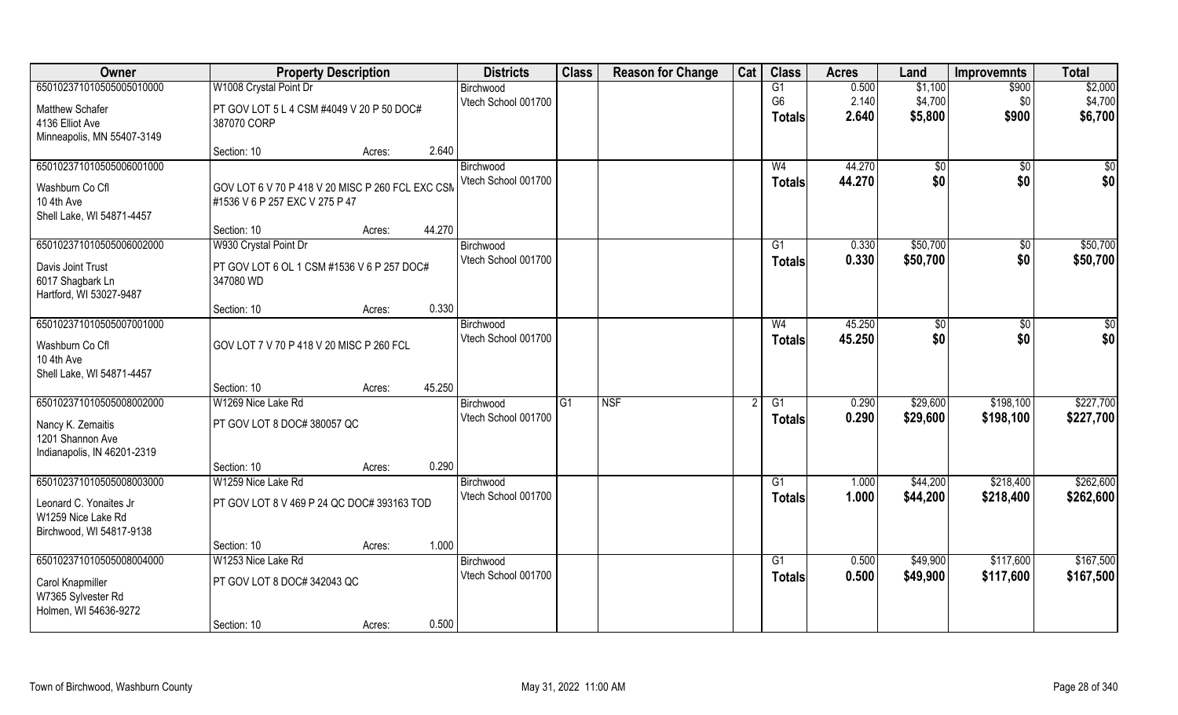| Owner | Property Description | | | Districts | Class | Reason for Change | Cat | Class | Acres | Land | Improvemnts | Total |
|---|---|---|---|---|---|---|---|---|---|---|---|---|
| 65010237101050505010000 | W1008 Crystal Point Dr | | | Birchwood | | | | G1 | 0.500 | $1,100 | $900 | $2,000 |
| Matthew Schafer | PT GOV LOT 5 L 4 CSM #4049 V 20 P 50 DOC# | | | Vtech School 001700 | | | | G6 | 2.140 | $4,700 | $0 | $4,700 |
| 4136 Elliot Ave | 387070 CORP | | | | | | | **Totals** | **2.640** | **$5,800** | **$900** | **$6,700** |
| Minneapolis, MN 55407-3149 | | | | | | | | | | | | |
| | Section: 10 | Acres: | 2.640 | | | | | | | | | |
| 65010237101050505006001000 | | | | Birchwood | | | | W4 | 44.270 | $0 | $0 | $0 |
| Washburn Co Cfl | GOV LOT 6 V 70 P 418 V 20 MISC P 260 FCL EXC CSM | | | Vtech School 001700 | | | | **Totals** | **44.270** | **$0** | **$0** | **$0** |
| 10 4th Ave | #1536 V 6 P 257 EXC V 275 P 47 | | | | | | | | | | | |
| Shell Lake, WI 54871-4457 | | | | | | | | | | | | |
| | Section: 10 | Acres: | 44.270 | | | | | | | | | |
| 65010237101050505006002000 | W930 Crystal Point Dr | | | Birchwood | | | | G1 | 0.330 | $50,700 | $0 | $50,700 |
| Davis Joint Trust | PT GOV LOT 6 OL 1 CSM #1536 V 6 P 257 DOC# | | | Vtech School 001700 | | | | **Totals** | **0.330** | **$50,700** | **$0** | **$50,700** |
| 6017 Shagbark Ln | 347080 WD | | | | | | | | | | | |
| Hartford, WI 53027-9487 | | | | | | | | | | | | |
| | Section: 10 | Acres: | 0.330 | | | | | | | | | |
| 65010237101050505007001000 | | | | Birchwood | | | | W4 | 45.250 | $0 | $0 | $0 |
| Washburn Co Cfl | GOV LOT 7 V 70 P 418 V 20 MISC P 260 FCL | | | Vtech School 001700 | | | | **Totals** | **45.250** | **$0** | **$0** | **$0** |
| 10 4th Ave | | | | | | | | | | | | |
| Shell Lake, WI 54871-4457 | | | | | | | | | | | | |
| | Section: 10 | Acres: | 45.250 | | | | | | | | | |
| 65010237101050505008002000 | W1269 Nice Lake Rd | | | Birchwood | G1 | NSF | 2 | G1 | 0.290 | $29,600 | $198,100 | $227,700 |
| Nancy K. Zemaitis | PT GOV LOT 8 DOC# 380057 QC | | | Vtech School 001700 | | | | **Totals** | **0.290** | **$29,600** | **$198,100** | **$227,700** |
| 1201 Shannon Ave | | | | | | | | | | | | |
| Indianapolis, IN 46201-2319 | | | | | | | | | | | | |
| | Section: 10 | Acres: | 0.290 | | | | | | | | | |
| 65010237101050505008003000 | W1259 Nice Lake Rd | | | Birchwood | | | | G1 | 1.000 | $44,200 | $218,400 | $262,600 |
| Leonard C. Yonaites Jr | PT GOV LOT 8 V 469 P 24 QC DOC# 393163 TOD | | | Vtech School 001700 | | | | **Totals** | **1.000** | **$44,200** | **$218,400** | **$262,600** |
| W1259 Nice Lake Rd | | | | | | | | | | | | |
| Birchwood, WI 54817-9138 | | | | | | | | | | | | |
| | Section: 10 | Acres: | 1.000 | | | | | | | | | |
| 65010237101050505008004000 | W1253 Nice Lake Rd | | | Birchwood | | | | G1 | 0.500 | $49,900 | $117,600 | $167,500 |
| Carol Knapmiller | PT GOV LOT 8 DOC# 342043 QC | | | Vtech School 001700 | | | | **Totals** | **0.500** | **$49,900** | **$117,600** | **$167,500** |
| W7365 Sylvester Rd | | | | | | | | | | | | |
| Holmen, WI 54636-9272 | | | | | | | | | | | | |
| | Section: 10 | Acres: | 0.500 | | | | | | | | | |

Town of Birchwood, Washburn County — May 31, 2022 11:00 AM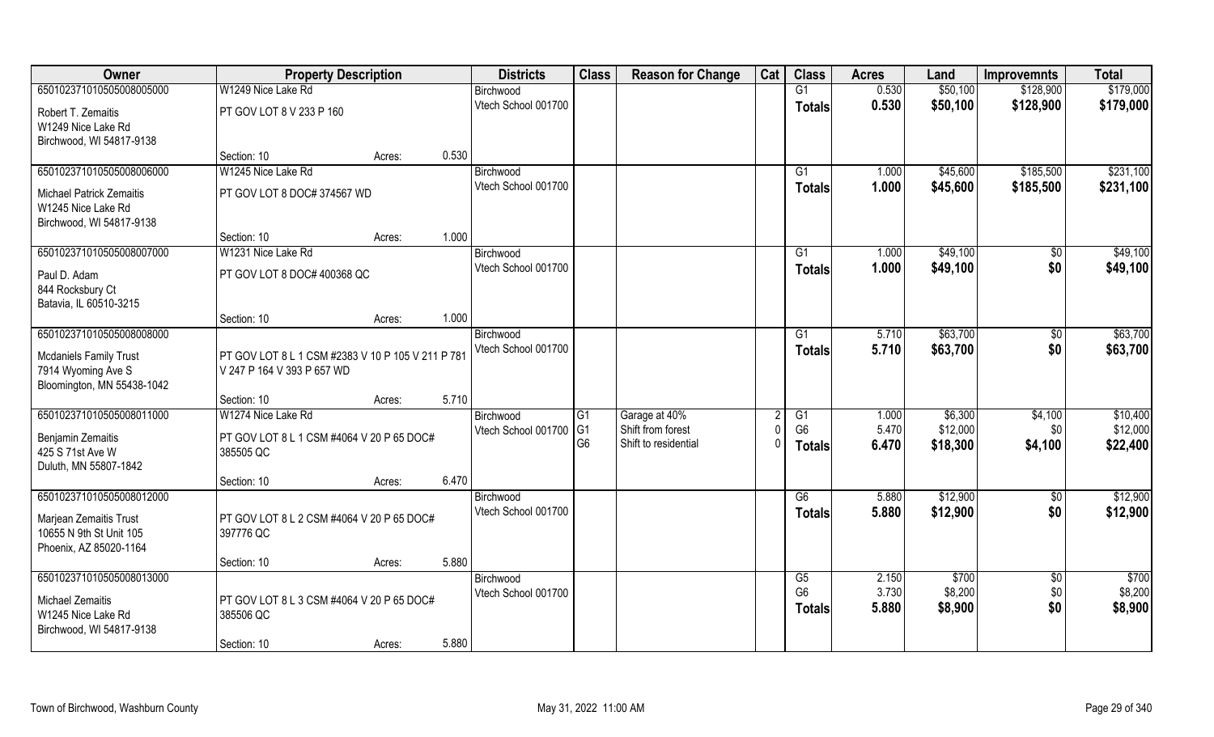| Owner | Property Description | | | Districts | Class | Reason for Change | Cat | Class | Acres | Land | Improvemnts | Total |
|---|---|---|---|---|---|---|---|---|---|---|---|---|
| 65010237101050500800500 0 | W1249 Nice Lake Rd | | | Birchwood | | | | G1 | 0.530 | $50,100 | $128,900 | $179,000 |
| Robert T. Zemaitis<br>W1249 Nice Lake Rd<br>Birchwood, WI 54817-9138 | PT GOV LOT 8 V 233 P 160 | | | Vtech School 001700 | | | | Totals | 0.530 | $50,100 | $128,900 | $179,000 |
| | Section: 10 | Acres: | 0.530 | | | | | | | | | |
| 650102371010505008006000 | W1245 Nice Lake Rd | | | Birchwood | | | | G1 | 1.000 | $45,600 | $185,500 | $231,100 |
| Michael Patrick Zemaitis<br>W1245 Nice Lake Rd<br>Birchwood, WI 54817-9138 | PT GOV LOT 8 DOC# 374567 WD | | | Vtech School 001700 | | | | Totals | 1.000 | $45,600 | $185,500 | $231,100 |
| | Section: 10 | Acres: | 1.000 | | | | | | | | | |
| 650102371010505008007000 | W1231 Nice Lake Rd | | | Birchwood | | | | G1 | 1.000 | $49,100 | $0 | $49,100 |
| Paul D. Adam<br>844 Rocksbury Ct<br>Batavia, IL 60510-3215 | PT GOV LOT 8 DOC# 400368 QC | | | Vtech School 001700 | | | | Totals | 1.000 | $49,100 | $0 | $49,100 |
| | Section: 10 | Acres: | 1.000 | | | | | | | | | |
| 650102371010505008008000 | | | | Birchwood | | | | G1 | 5.710 | $63,700 | $0 | $63,700 |
| Mcdaniels Family Trust<br>7914 Wyoming Ave S<br>Bloomington, MN 55438-1042 | PT GOV LOT 8 L 1 CSM #2383 V 10 P 105 V 211 P 781 V 247 P 164 V 393 P 657 WD | | | Vtech School 001700 | | | | Totals | 5.710 | $63,700 | $0 | $63,700 |
| | Section: 10 | Acres: | 5.710 | | | | | | | | | |
| 650102371010505008011000 | W1274 Nice Lake Rd | | | Birchwood | G1 | Garage at 40% | 2 | G1 | 1.000 | $6,300 | $4,100 | $10,400 |
| Benjamin Zemaitis<br>425 S 71st Ave W<br>Duluth, MN 55807-1842 | PT GOV LOT 8 L 1 CSM #4064 V 20 P 65 DOC# 385505 QC | | | Vtech School 001700 | G1<br>G6 | Shift from forest<br>Shift to residential | 0<br>0 | G6 | 5.470 | $12,000 | $0 | $12,000 |
| | | | | | | | | Totals | 6.470 | $18,300 | $4,100 | $22,400 |
| | Section: 10 | Acres: | 6.470 | | | | | | | | | |
| 650102371010505008012000 | | | | Birchwood | | | | G6 | 5.880 | $12,900 | $0 | $12,900 |
| Marjean Zemaitis Trust<br>10655 N 9th St Unit 105<br>Phoenix, AZ 85020-1164 | PT GOV LOT 8 L 2 CSM #4064 V 20 P 65 DOC# 397776 QC | | | Vtech School 001700 | | | | Totals | 5.880 | $12,900 | $0 | $12,900 |
| | Section: 10 | Acres: | 5.880 | | | | | | | | | |
| 650102371010505008013000 | | | | Birchwood | | | | G5 | 2.150 | $700 | $0 | $700 |
| Michael Zemaitis<br>W1245 Nice Lake Rd<br>Birchwood, WI 54817-9138 | PT GOV LOT 8 L 3 CSM #4064 V 20 P 65 DOC# 385506 QC | | | Vtech School 001700 | | | | G6 | 3.730 | $8,200 | $0 | $8,200 |
| | | | | | | | | Totals | 5.880 | $8,900 | $0 | $8,900 |
| | Section: 10 | Acres: | 5.880 | | | | | | | | | |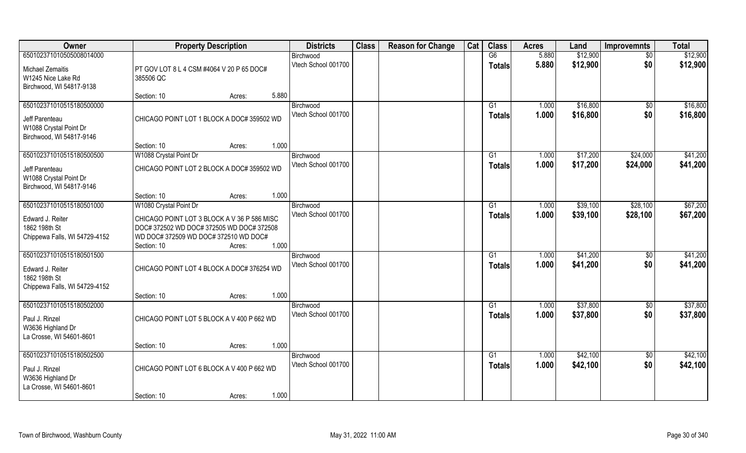| Owner | Property Description | Districts | Class | Reason for Change | Cat | Class | Acres | Land | Improvemnts | Total |
|---|---|---|---|---|---|---|---|---|---|---|
| 65010237101050508014000<br>Michael Zemaitis<br>W1245 Nice Lake Rd<br>Birchwood, WI 54817-9138 | PT GOV LOT 8 L 4 CSM #4064 V 20 P 65 DOC# 385506 QC<br>Section: 10 Acres: 5.880 | Birchwood<br>Vtech School 001700 | | | | G6<br>**Totals** | 5.880<br>**5.880** | $12,900<br>**$12,900** | $0<br>**$0** | $12,900<br>**$12,900** |
| 650102371010515180500000<br>Jeff Parenteau<br>W1088 Crystal Point Dr<br>Birchwood, WI 54817-9146 | CHICAGO POINT LOT 1 BLOCK A DOC# 359502 WD<br>Section: 10 Acres: 1.000 | Birchwood<br>Vtech School 001700 | | | | G1<br>**Totals** | 1.000<br>**1.000** | $16,800<br>**$16,800** | $0<br>**$0** | $16,800<br>**$16,800** |
| 650102371010515180500500<br>Jeff Parenteau<br>W1088 Crystal Point Dr<br>Birchwood, WI 54817-9146 | W1088 Crystal Point Dr<br>CHICAGO POINT LOT 2 BLOCK A DOC# 359502 WD<br>Section: 10 Acres: 1.000 | Birchwood<br>Vtech School 001700 | | | | G1<br>**Totals** | 1.000<br>**1.000** | $17,200<br>**$17,200** | $24,000<br>**$24,000** | $41,200<br>**$41,200** |
| 650102371010515180501000<br>Edward J. Reiter<br>1862 198th St<br>Chippewa Falls, WI 54729-4152 | W1080 Crystal Point Dr<br>CHICAGO POINT LOT 3 BLOCK A V 36 P 586 MISC DOC# 372502 WD DOC# 372505 WD DOC# 372508 WD DOC# 372509 WD DOC# 372510 WD DOC#<br>Section: 10 Acres: 1.000 | Birchwood<br>Vtech School 001700 | | | | G1<br>**Totals** | 1.000<br>**1.000** | $39,100<br>**$39,100** | $28,100<br>**$28,100** | $67,200<br>**$67,200** |
| 650102371010515180501500<br>Edward J. Reiter<br>1862 198th St<br>Chippewa Falls, WI 54729-4152 | CHICAGO POINT LOT 4 BLOCK A DOC# 376254 WD<br>Section: 10 Acres: 1.000 | Birchwood<br>Vtech School 001700 | | | | G1<br>**Totals** | 1.000<br>**1.000** | $41,200<br>**$41,200** | $0<br>**$0** | $41,200<br>**$41,200** |
| 650102371010515180502000<br>Paul J. Rinzel<br>W3636 Highland Dr<br>La Crosse, WI 54601-8601 | CHICAGO POINT LOT 5 BLOCK A V 400 P 662 WD<br>Section: 10 Acres: 1.000 | Birchwood<br>Vtech School 001700 | | | | G1<br>**Totals** | 1.000<br>**1.000** | $37,800<br>**$37,800** | $0<br>**$0** | $37,800<br>**$37,800** |
| 650102371010515180502500<br>Paul J. Rinzel<br>W3636 Highland Dr<br>La Crosse, WI 54601-8601 | CHICAGO POINT LOT 6 BLOCK A V 400 P 662 WD<br>Section: 10 Acres: 1.000 | Birchwood<br>Vtech School 001700 | | | | G1<br>**Totals** | 1.000<br>**1.000** | $42,100<br>**$42,100** | $0<br>**$0** | $42,100<br>**$42,100** |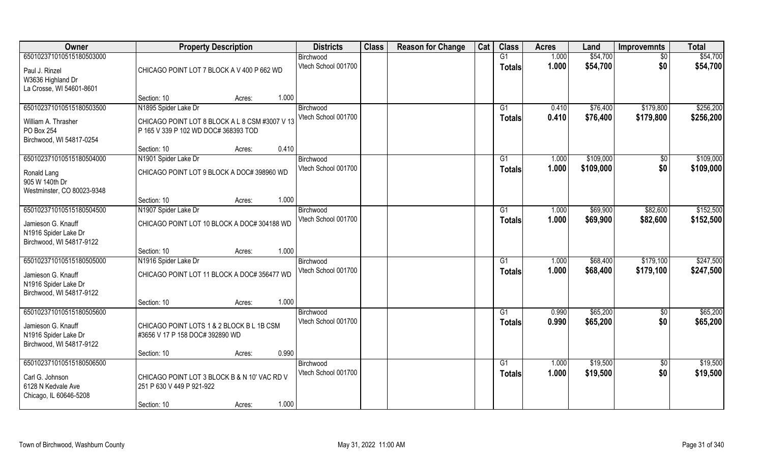| Owner | Property Description | Districts | Class | Reason for Change | Cat | Class | Acres | Land | Improvemnts | Total |
|---|---|---|---|---|---|---|---|---|---|---|
| 650102371010515180503000 | | Birchwood | | | | G1 | 1.000 | $54,700 | $0 | $54,700 |
| Paul J. Rinzel<br>W3636 Highland Dr<br>La Crosse, WI 54601-8601 | CHICAGO POINT LOT 7 BLOCK A V 400 P 662 WD | Vtech School 001700 | | | | **Totals** | **1.000** | **$54,700** | **$0** | **$54,700** |
| | Section: 10 Acres: 1.000 | | | | | | | | | |
| 650102371010515180503500 | N1895 Spider Lake Dr | Birchwood | | | | G1 | 0.410 | $76,400 | $179,800 | $256,200 |
| William A. Thrasher<br>PO Box 254<br>Birchwood, WI 54817-0254 | CHICAGO POINT LOT 8 BLOCK A L 8 CSM #3007 V 13 P 165 V 339 P 102 WD DOC# 368393 TOD | Vtech School 001700 | | | | **Totals** | **0.410** | **$76,400** | **$179,800** | **$256,200** |
| | Section: 10 Acres: 0.410 | | | | | | | | | |
| 650102371010515180504000 | N1901 Spider Lake Dr | Birchwood | | | | G1 | 1.000 | $109,000 | $0 | $109,000 |
| Ronald Lang<br>905 W 140th Dr<br>Westminster, CO 80023-9348 | CHICAGO POINT LOT 9 BLOCK A DOC# 398960 WD | Vtech School 001700 | | | | **Totals** | **1.000** | **$109,000** | **$0** | **$109,000** |
| | Section: 10 Acres: 1.000 | | | | | | | | | |
| 650102371010515180504500 | N1907 Spider Lake Dr | Birchwood | | | | G1 | 1.000 | $69,900 | $82,600 | $152,500 |
| Jamieson G. Knauff<br>N1916 Spider Lake Dr<br>Birchwood, WI 54817-9122 | CHICAGO POINT LOT 10 BLOCK A DOC# 304188 WD | Vtech School 001700 | | | | **Totals** | **1.000** | **$69,900** | **$82,600** | **$152,500** |
| | Section: 10 Acres: 1.000 | | | | | | | | | |
| 650102371010515180505000 | N1916 Spider Lake Dr | Birchwood | | | | G1 | 1.000 | $68,400 | $179,100 | $247,500 |
| Jamieson G. Knauff<br>N1916 Spider Lake Dr<br>Birchwood, WI 54817-9122 | CHICAGO POINT LOT 11 BLOCK A DOC# 356477 WD | Vtech School 001700 | | | | **Totals** | **1.000** | **$68,400** | **$179,100** | **$247,500** |
| | Section: 10 Acres: 1.000 | | | | | | | | | |
| 650102371010515180505600 | | Birchwood | | | | G1 | 0.990 | $65,200 | $0 | $65,200 |
| Jamieson G. Knauff<br>N1916 Spider Lake Dr<br>Birchwood, WI 54817-9122 | CHICAGO POINT LOTS 1 & 2 BLOCK B L 1B CSM #3656 V 17 P 158 DOC# 392890 WD | Vtech School 001700 | | | | **Totals** | **0.990** | **$65,200** | **$0** | **$65,200** |
| | Section: 10 Acres: 0.990 | | | | | | | | | |
| 650102371010515180506500 | | Birchwood | | | | G1 | 1.000 | $19,500 | $0 | $19,500 |
| Carl G. Johnson<br>6128 N Kedvale Ave<br>Chicago, IL 60646-5208 | CHICAGO POINT LOT 3 BLOCK B & N 10' VAC RD V 251 P 630 V 449 P 921-922 | Vtech School 001700 | | | | **Totals** | **1.000** | **$19,500** | **$0** | **$19,500** |
| | Section: 10 Acres: 1.000 | | | | | | | | | |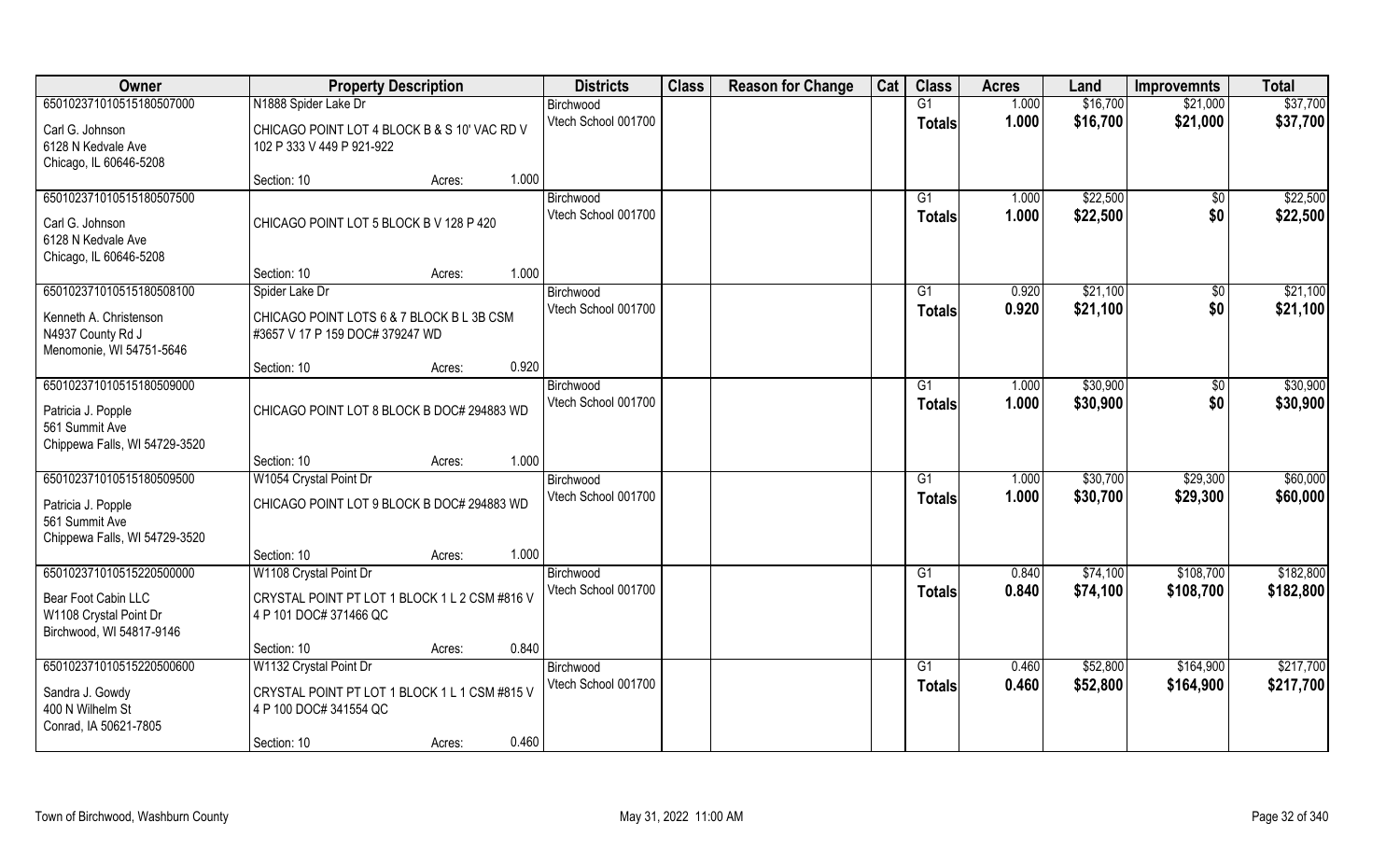| Owner | Property Description | | | Districts | Class | Reason for Change | Cat | Class | Acres | Land | Improvemnts | Total |
|---|---|---|---|---|---|---|---|---|---|---|---|---|
| 65010237101051518050700​0 | N1888 Spider Lake Dr | | | Birchwood | | | | G1 | 1.000 | $16,700 | $21,000 | $37,700 |
| Carl G. Johnson<br>6128 N Kedvale Ave<br>Chicago, IL 60646-5208 | CHICAGO POINT LOT 4 BLOCK B & S 10' VAC RD V 102 P 333 V 449 P 921-922 | | | Vtech School 001700 | | | | Totals | 1.000 | $16,700 | $21,000 | $37,700 |
| | Section: 10 | Acres: | 1.000 | | | | | | | | | |
| 650102371010515180507500 | | | | Birchwood | | | | G1 | 1.000 | $22,500 | $0 | $22,500 |
| Carl G. Johnson<br>6128 N Kedvale Ave<br>Chicago, IL 60646-5208 | CHICAGO POINT LOT 5 BLOCK B V 128 P 420 | | | Vtech School 001700 | | | | Totals | 1.000 | $22,500 | $0 | $22,500 |
| | Section: 10 | Acres: | 1.000 | | | | | | | | | |
| 650102371010515180508100 | Spider Lake Dr | | | Birchwood | | | | G1 | 0.920 | $21,100 | $0 | $21,100 |
| Kenneth A. Christenson<br>N4937 County Rd J<br>Menomonie, WI 54751-5646 | CHICAGO POINT LOTS 6 & 7 BLOCK B L 3B CSM #3657 V 17 P 159 DOC# 379247 WD | | | Vtech School 001700 | | | | Totals | 0.920 | $21,100 | $0 | $21,100 |
| | Section: 10 | Acres: | 0.920 | | | | | | | | | |
| 650102371010515180509000 | | | | Birchwood | | | | G1 | 1.000 | $30,900 | $0 | $30,900 |
| Patricia J. Popple<br>561 Summit Ave<br>Chippewa Falls, WI 54729-3520 | CHICAGO POINT LOT 8 BLOCK B DOC# 294883 WD | | | Vtech School 001700 | | | | Totals | 1.000 | $30,900 | $0 | $30,900 |
| | Section: 10 | Acres: | 1.000 | | | | | | | | | |
| 650102371010515180509500 | W1054 Crystal Point Dr | | | Birchwood | | | | G1 | 1.000 | $30,700 | $29,300 | $60,000 |
| Patricia J. Popple<br>561 Summit Ave<br>Chippewa Falls, WI 54729-3520 | CHICAGO POINT LOT 9 BLOCK B DOC# 294883 WD | | | Vtech School 001700 | | | | Totals | 1.000 | $30,700 | $29,300 | $60,000 |
| | Section: 10 | Acres: | 1.000 | | | | | | | | | |
| 650102371010515220500000 | W1108 Crystal Point Dr | | | Birchwood | | | | G1 | 0.840 | $74,100 | $108,700 | $182,800 |
| Bear Foot Cabin LLC<br>W1108 Crystal Point Dr<br>Birchwood, WI 54817-9146 | CRYSTAL POINT PT LOT 1 BLOCK 1 L 2 CSM #816 V 4 P 101 DOC# 371466 QC | | | Vtech School 001700 | | | | Totals | 0.840 | $74,100 | $108,700 | $182,800 |
| | Section: 10 | Acres: | 0.840 | | | | | | | | | |
| 650102371010515220500600 | W1132 Crystal Point Dr | | | Birchwood | | | | G1 | 0.460 | $52,800 | $164,900 | $217,700 |
| Sandra J. Gowdy<br>400 N Wilhelm St<br>Conrad, IA 50621-7805 | CRYSTAL POINT PT LOT 1 BLOCK 1 L 1 CSM #815 V 4 P 100 DOC# 341554 QC | | | Vtech School 001700 | | | | Totals | 0.460 | $52,800 | $164,900 | $217,700 |
| | Section: 10 | Acres: | 0.460 | | | | | | | | | |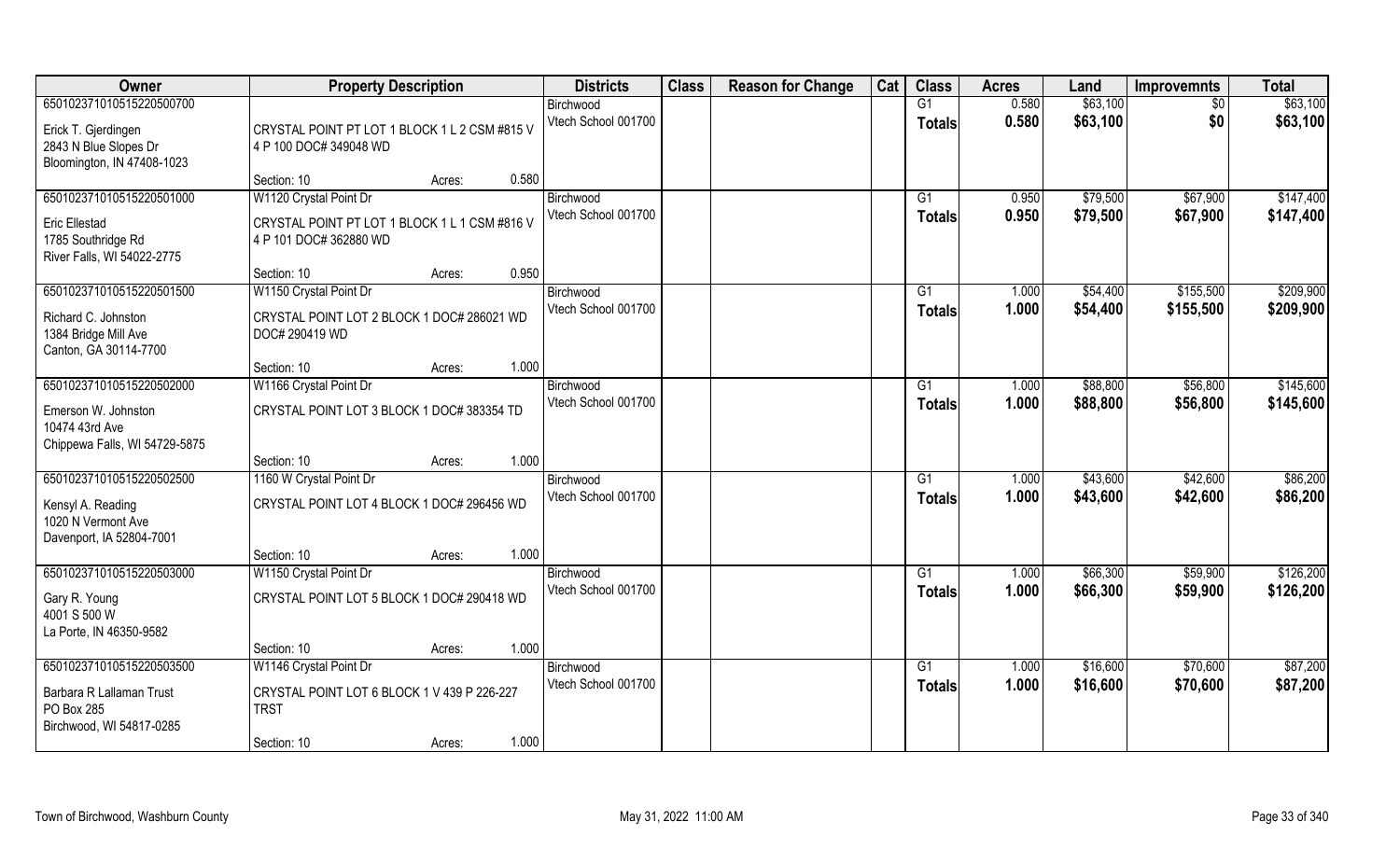| Owner | Property Description | | | Districts | Class | Reason for Change | Cat | Class | Acres | Land | Improvemnts | Total |
|---|---|---|---|---|---|---|---|---|---|---|---|---|
| 65010237101051522050070​0 | | | | Birchwood | | | | G1 | 0.580 | $63,100 | $0 | $63,100 |
| Erick T. Gjerdingen<br>2843 N Blue Slopes Dr<br>Bloomington, IN 47408-1023 | CRYSTAL POINT PT LOT 1 BLOCK 1 L 2 CSM #815 V 4 P 100 DOC# 349048 WD | | | Vtech School 001700 | | | | Totals | 0.580 | $63,100 | $0 | $63,100 |
| | Section: 10 | Acres: | 0.580 | | | | | | | | | |
| 650102371010515220501000 | W1120 Crystal Point Dr | | | Birchwood | | | | G1 | 0.950 | $79,500 | $67,900 | $147,400 |
| Eric Ellestad<br>1785 Southridge Rd<br>River Falls, WI 54022-2775 | CRYSTAL POINT PT LOT 1 BLOCK 1 L 1 CSM #816 V 4 P 101 DOC# 362880 WD | | | Vtech School 001700 | | | | Totals | 0.950 | $79,500 | $67,900 | $147,400 |
| | Section: 10 | Acres: | 0.950 | | | | | | | | | |
| 650102371010515220501500 | W1150 Crystal Point Dr | | | Birchwood | | | | G1 | 1.000 | $54,400 | $155,500 | $209,900 |
| Richard C. Johnston<br>1384 Bridge Mill Ave<br>Canton, GA 30114-7700 | CRYSTAL POINT LOT 2 BLOCK 1 DOC# 286021 WD DOC# 290419 WD | | | Vtech School 001700 | | | | Totals | 1.000 | $54,400 | $155,500 | $209,900 |
| | Section: 10 | Acres: | 1.000 | | | | | | | | | |
| 650102371010515220502000 | W1166 Crystal Point Dr | | | Birchwood | | | | G1 | 1.000 | $88,800 | $56,800 | $145,600 |
| Emerson W. Johnston<br>10474 43rd Ave<br>Chippewa Falls, WI 54729-5875 | CRYSTAL POINT LOT 3 BLOCK 1 DOC# 383354 TD | | | Vtech School 001700 | | | | Totals | 1.000 | $88,800 | $56,800 | $145,600 |
| | Section: 10 | Acres: | 1.000 | | | | | | | | | |
| 650102371010515220502500 | 1160 W Crystal Point Dr | | | Birchwood | | | | G1 | 1.000 | $43,600 | $42,600 | $86,200 |
| Kensyl A. Reading<br>1020 N Vermont Ave<br>Davenport, IA 52804-7001 | CRYSTAL POINT LOT 4 BLOCK 1 DOC# 296456 WD | | | Vtech School 001700 | | | | Totals | 1.000 | $43,600 | $42,600 | $86,200 |
| | Section: 10 | Acres: | 1.000 | | | | | | | | | |
| 650102371010515220503000 | W1150 Crystal Point Dr | | | Birchwood | | | | G1 | 1.000 | $66,300 | $59,900 | $126,200 |
| Gary R. Young<br>4001 S 500 W<br>La Porte, IN 46350-9582 | CRYSTAL POINT LOT 5 BLOCK 1 DOC# 290418 WD | | | Vtech School 001700 | | | | Totals | 1.000 | $66,300 | $59,900 | $126,200 |
| | Section: 10 | Acres: | 1.000 | | | | | | | | | |
| 650102371010515220503500 | W1146 Crystal Point Dr | | | Birchwood | | | | G1 | 1.000 | $16,600 | $70,600 | $87,200 |
| Barbara R Lallaman Trust<br>PO Box 285<br>Birchwood, WI 54817-0285 | CRYSTAL POINT LOT 6 BLOCK 1 V 439 P 226-227 TRST | | | Vtech School 001700 | | | | Totals | 1.000 | $16,600 | $70,600 | $87,200 |
| | Section: 10 | Acres: | 1.000 | | | | | | | | | |

Town of Birchwood, Washburn County — May 31, 2022 11:00 AM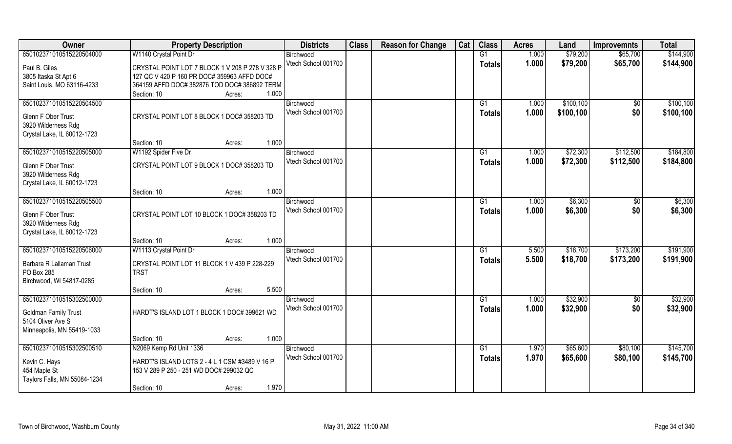| Owner | Property Description | Districts | Class | Reason for Change | Cat | Class | Acres | Land | Improvemnts | Total |
|---|---|---|---|---|---|---|---|---|---|---|
| 650102371010515220504000 | W1140 Crystal Point Dr | Birchwood | | | | G1 | 1.000 | $79,200 | $65,700 | $144,900 |
| Paul B. Giles<br>3805 Itaska St Apt 6<br>Saint Louis, MO 63116-4233 | CRYSTAL POINT LOT 7 BLOCK 1 V 208 P 278 V 328 P 127 QC V 420 P 160 PR DOC# 359963 AFFD DOC# 364159 AFFD DOC# 382876 TOD DOC# 386892 TERM | Vtech School 001700 | | | | Totals | 1.000 | $79,200 | $65,700 | $144,900 |
| | Section: 10 Acres: 1.000 | | | | | | | | | |
| 650102371010515220504500 | | Birchwood | | | | G1 | 1.000 | $100,100 | $0 | $100,100 |
| Glenn F Ober Trust<br>3920 Wilderness Rdg<br>Crystal Lake, IL 60012-1723 | CRYSTAL POINT LOT 8 BLOCK 1 DOC# 358203 TD | Vtech School 001700 | | | | Totals | 1.000 | $100,100 | $0 | $100,100 |
| | Section: 10 Acres: 1.000 | | | | | | | | | |
| 650102371010515220505000 | W1192 Spider Five Dr | Birchwood | | | | G1 | 1.000 | $72,300 | $112,500 | $184,800 |
| Glenn F Ober Trust<br>3920 Wilderness Rdg<br>Crystal Lake, IL 60012-1723 | CRYSTAL POINT LOT 9 BLOCK 1 DOC# 358203 TD | Vtech School 001700 | | | | Totals | 1.000 | $72,300 | $112,500 | $184,800 |
| | Section: 10 Acres: 1.000 | | | | | | | | | |
| 650102371010515220505500 | | Birchwood | | | | G1 | 1.000 | $6,300 | $0 | $6,300 |
| Glenn F Ober Trust<br>3920 Wilderness Rdg<br>Crystal Lake, IL 60012-1723 | CRYSTAL POINT LOT 10 BLOCK 1 DOC# 358203 TD | Vtech School 001700 | | | | Totals | 1.000 | $6,300 | $0 | $6,300 |
| | Section: 10 Acres: 1.000 | | | | | | | | | |
| 650102371010515220506000 | W1113 Crystal Point Dr | Birchwood | | | | G1 | 5.500 | $18,700 | $173,200 | $191,900 |
| Barbara R Lallaman Trust<br>PO Box 285<br>Birchwood, WI 54817-0285 | CRYSTAL POINT LOT 11 BLOCK 1 V 439 P 228-229 TRST | Vtech School 001700 | | | | Totals | 5.500 | $18,700 | $173,200 | $191,900 |
| | Section: 10 Acres: 5.500 | | | | | | | | | |
| 650102371010515302500000 | | Birchwood | | | | G1 | 1.000 | $32,900 | $0 | $32,900 |
| Goldman Family Trust<br>5104 Oliver Ave S<br>Minneapolis, MN 55419-1033 | HARDT'S ISLAND LOT 1 BLOCK 1 DOC# 399621 WD | Vtech School 001700 | | | | Totals | 1.000 | $32,900 | $0 | $32,900 |
| | Section: 10 Acres: 1.000 | | | | | | | | | |
| 650102371010515302500510 | N2069 Kemp Rd Unit 1336 | Birchwood | | | | G1 | 1.970 | $65,600 | $80,100 | $145,700 |
| Kevin C. Hays<br>454 Maple St<br>Taylors Falls, MN 55084-1234 | HARDT'S ISLAND LOTS 2 - 4 L 1 CSM #3489 V 16 P 153 V 289 P 250 - 251 WD DOC# 299032 QC | Vtech School 001700 | | | | Totals | 1.970 | $65,600 | $80,100 | $145,700 |
| | Section: 10 Acres: 1.970 | | | | | | | | | |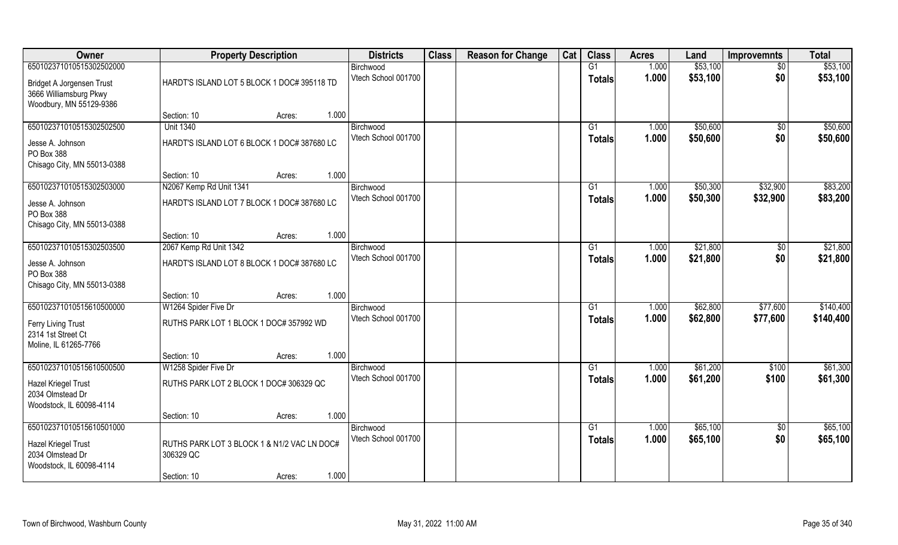| Owner | Property Description | | | Districts | Class | Reason for Change | Cat | Class | Acres | Land | Improvemnts | Total |
|---|---|---|---|---|---|---|---|---|---|---|---|---|
| 650102371010515302502000 | | | | Birchwood | | | | G1 | 1.000 | $53,100 | $0 | $53,100 |
| Bridget A Jorgensen Trust<br>3666 Williamsburg Pkwy<br>Woodbury, MN 55129-9386 | HARDT'S ISLAND LOT 5 BLOCK 1 DOC# 395118 TD | | | Vtech School 001700 | | | | Totals | 1.000 | $53,100 | $0 | $53,100 |
| | Section: 10 | Acres: | 1.000 | | | | | | | | | |
| 650102371010515302502500 | Unit 1340 | | | Birchwood | | | | G1 | 1.000 | $50,600 | $0 | $50,600 |
| Jesse A. Johnson<br>PO Box 388<br>Chisago City, MN 55013-0388 | HARDT'S ISLAND LOT 6 BLOCK 1 DOC# 387680 LC | | | Vtech School 001700 | | | | Totals | 1.000 | $50,600 | $0 | $50,600 |
| | Section: 10 | Acres: | 1.000 | | | | | | | | | |
| 650102371010515302503000 | N2067 Kemp Rd Unit 1341 | | | Birchwood | | | | G1 | 1.000 | $50,300 | $32,900 | $83,200 |
| Jesse A. Johnson<br>PO Box 388<br>Chisago City, MN 55013-0388 | HARDT'S ISLAND LOT 7 BLOCK 1 DOC# 387680 LC | | | Vtech School 001700 | | | | Totals | 1.000 | $50,300 | $32,900 | $83,200 |
| | Section: 10 | Acres: | 1.000 | | | | | | | | | |
| 650102371010515302503500 | 2067 Kemp Rd Unit 1342 | | | Birchwood | | | | G1 | 1.000 | $21,800 | $0 | $21,800 |
| Jesse A. Johnson<br>PO Box 388<br>Chisago City, MN 55013-0388 | HARDT'S ISLAND LOT 8 BLOCK 1 DOC# 387680 LC | | | Vtech School 001700 | | | | Totals | 1.000 | $21,800 | $0 | $21,800 |
| | Section: 10 | Acres: | 1.000 | | | | | | | | | |
| 650102371010515610500000 | W1264 Spider Five Dr | | | Birchwood | | | | G1 | 1.000 | $62,800 | $77,600 | $140,400 |
| Ferry Living Trust<br>2314 1st Street Ct<br>Moline, IL 61265-7766 | RUTHS PARK LOT 1 BLOCK 1 DOC# 357992 WD | | | Vtech School 001700 | | | | Totals | 1.000 | $62,800 | $77,600 | $140,400 |
| | Section: 10 | Acres: | 1.000 | | | | | | | | | |
| 650102371010515610500500 | W1258 Spider Five Dr | | | Birchwood | | | | G1 | 1.000 | $61,200 | $100 | $61,300 |
| Hazel Kriegel Trust<br>2034 Olmstead Dr<br>Woodstock, IL 60098-4114 | RUTHS PARK LOT 2 BLOCK 1 DOC# 306329 QC | | | Vtech School 001700 | | | | Totals | 1.000 | $61,200 | $100 | $61,300 |
| | Section: 10 | Acres: | 1.000 | | | | | | | | | |
| 650102371010515610501000 | | | | Birchwood | | | | G1 | 1.000 | $65,100 | $0 | $65,100 |
| Hazel Kriegel Trust<br>2034 Olmstead Dr<br>Woodstock, IL 60098-4114 | RUTHS PARK LOT 3 BLOCK 1 & N1/2 VAC LN DOC# 306329 QC | | | Vtech School 001700 | | | | Totals | 1.000 | $65,100 | $0 | $65,100 |
| | Section: 10 | Acres: | 1.000 | | | | | | | | | |

Town of Birchwood, Washburn County May 31, 2022 11:00 AM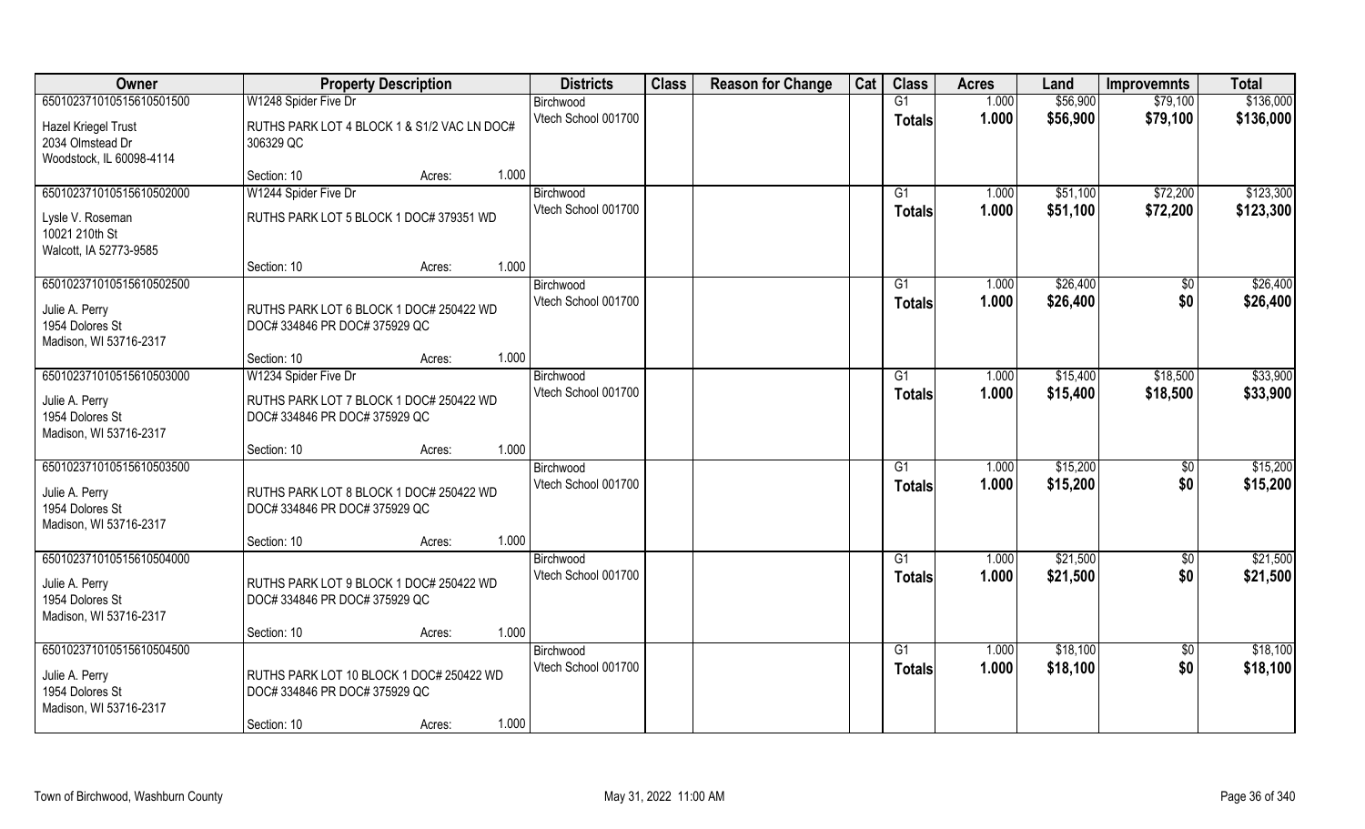| Owner | Property Description | | | Districts | Class | Reason for Change | Cat | Class | Acres | Land | Improvemnts | Total |
|---|---|---|---|---|---|---|---|---|---|---|---|---|
| 65010237101051561050150​0 | W1248 Spider Five Dr | | | Birchwood | | | | G1 | 1.000 | $56,900 | $79,100 | $136,000 |
| Hazel Kriegel Trust<br>2034 Olmstead Dr<br>Woodstock, IL 60098-4114 | RUTHS PARK LOT 4 BLOCK 1 & S1/2 VAC LN DOC# 306329 QC | | | Vtech School 001700 | | | | Totals | 1.000 | $56,900 | $79,100 | $136,000 |
| | Section: 10 | Acres: | 1.000 | | | | | | | | | |
| 650102371010515610502000 | W1244 Spider Five Dr | | | Birchwood | | | | G1 | 1.000 | $51,100 | $72,200 | $123,300 |
| Lysle V. Roseman<br>10021 210th St<br>Walcott, IA 52773-9585 | RUTHS PARK LOT 5 BLOCK 1 DOC# 379351 WD | | | Vtech School 001700 | | | | Totals | 1.000 | $51,100 | $72,200 | $123,300 |
| | Section: 10 | Acres: | 1.000 | | | | | | | | | |
| 650102371010515610502500 | | | | Birchwood | | | | G1 | 1.000 | $26,400 | $0 | $26,400 |
| Julie A. Perry<br>1954 Dolores St<br>Madison, WI 53716-2317 | RUTHS PARK LOT 6 BLOCK 1 DOC# 250422 WD DOC# 334846 PR DOC# 375929 QC | | | Vtech School 001700 | | | | Totals | 1.000 | $26,400 | $0 | $26,400 |
| | Section: 10 | Acres: | 1.000 | | | | | | | | | |
| 650102371010515610503000 | W1234 Spider Five Dr | | | Birchwood | | | | G1 | 1.000 | $15,400 | $18,500 | $33,900 |
| Julie A. Perry<br>1954 Dolores St<br>Madison, WI 53716-2317 | RUTHS PARK LOT 7 BLOCK 1 DOC# 250422 WD DOC# 334846 PR DOC# 375929 QC | | | Vtech School 001700 | | | | Totals | 1.000 | $15,400 | $18,500 | $33,900 |
| | Section: 10 | Acres: | 1.000 | | | | | | | | | |
| 650102371010515610503500 | | | | Birchwood | | | | G1 | 1.000 | $15,200 | $0 | $15,200 |
| Julie A. Perry<br>1954 Dolores St<br>Madison, WI 53716-2317 | RUTHS PARK LOT 8 BLOCK 1 DOC# 250422 WD DOC# 334846 PR DOC# 375929 QC | | | Vtech School 001700 | | | | Totals | 1.000 | $15,200 | $0 | $15,200 |
| | Section: 10 | Acres: | 1.000 | | | | | | | | | |
| 650102371010515610504000 | | | | Birchwood | | | | G1 | 1.000 | $21,500 | $0 | $21,500 |
| Julie A. Perry<br>1954 Dolores St<br>Madison, WI 53716-2317 | RUTHS PARK LOT 9 BLOCK 1 DOC# 250422 WD DOC# 334846 PR DOC# 375929 QC | | | Vtech School 001700 | | | | Totals | 1.000 | $21,500 | $0 | $21,500 |
| | Section: 10 | Acres: | 1.000 | | | | | | | | | |
| 650102371010515610504500 | | | | Birchwood | | | | G1 | 1.000 | $18,100 | $0 | $18,100 |
| Julie A. Perry<br>1954 Dolores St<br>Madison, WI 53716-2317 | RUTHS PARK LOT 10 BLOCK 1 DOC# 250422 WD DOC# 334846 PR DOC# 375929 QC | | | Vtech School 001700 | | | | Totals | 1.000 | $18,100 | $0 | $18,100 |
| | Section: 10 | Acres: | 1.000 | | | | | | | | | |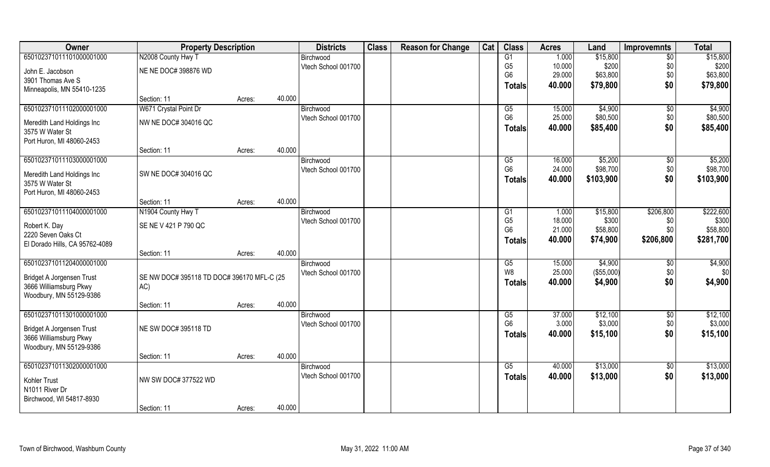| Owner | Property Description | | | Districts | Class | Reason for Change | Cat | Class | Acres | Land | Improvemnts | Total |
|---|---|---|---|---|---|---|---|---|---|---|---|---|
| 650102371011101000001000 | N2008 County Hwy T | | | Birchwood | | | | G1 | 1.000 | $15,800 | $0 | $15,800 |
| John E. Jacobson | NE NE DOC# 398876 WD | | | Vtech School 001700 | | | | G5 | 10.000 | $200 | $0 | $200 |
| 3901 Thomas Ave S | | | | | | | | G6 | 29.000 | $63,800 | $0 | $63,800 |
| Minneapolis, MN 55410-1235 | | | | | | | | Totals | 40.000 | $79,800 | $0 | $79,800 |
| | Section: 11 | Acres: | 40.000 | | | | | | | | | |
| 650102371011102000001000 | W671 Crystal Point Dr | | | Birchwood | | | | G5 | 15.000 | $4,900 | $0 | $4,900 |
| Meredith Land Holdings Inc | NW NE DOC# 304016 QC | | | Vtech School 001700 | | | | G6 | 25.000 | $80,500 | $0 | $80,500 |
| 3575 W Water St | | | | | | | | Totals | 40.000 | $85,400 | $0 | $85,400 |
| Port Huron, MI 48060-2453 | | | | | | | | | | | | |
| | Section: 11 | Acres: | 40.000 | | | | | | | | | |
| 650102371011103000001000 | | | | Birchwood | | | | G5 | 16.000 | $5,200 | $0 | $5,200 |
| Meredith Land Holdings Inc | SW NE DOC# 304016 QC | | | Vtech School 001700 | | | | G6 | 24.000 | $98,700 | $0 | $98,700 |
| 3575 W Water St | | | | | | | | Totals | 40.000 | $103,900 | $0 | $103,900 |
| Port Huron, MI 48060-2453 | | | | | | | | | | | | |
| | Section: 11 | Acres: | 40.000 | | | | | | | | | |
| 650102371011104000001000 | N1904 County Hwy T | | | Birchwood | | | | G1 | 1.000 | $15,800 | $206,800 | $222,600 |
| Robert K. Day | SE NE V 421 P 790 QC | | | Vtech School 001700 | | | | G5 | 18.000 | $300 | $0 | $300 |
| 2220 Seven Oaks Ct | | | | | | | | G6 | 21.000 | $58,800 | $0 | $58,800 |
| El Dorado Hills, CA 95762-4089 | | | | | | | | Totals | 40.000 | $74,900 | $206,800 | $281,700 |
| | Section: 11 | Acres: | 40.000 | | | | | | | | | |
| 650102371011204000001000 | | | | Birchwood | | | | G5 | 15.000 | $4,900 | $0 | $4,900 |
| Bridget A Jorgensen Trust | SE NW DOC# 395118 TD DOC# 396170 MFL-C (25 AC) | | | Vtech School 001700 | | | | W8 | 25.000 | ($55,000) | $0 | $0 |
| 3666 Williamsburg Pkwy | | | | | | | | Totals | 40.000 | $4,900 | $0 | $4,900 |
| Woodbury, MN 55129-9386 | | | | | | | | | | | | |
| | Section: 11 | Acres: | 40.000 | | | | | | | | | |
| 650102371011301000001000 | | | | Birchwood | | | | G5 | 37.000 | $12,100 | $0 | $12,100 |
| Bridget A Jorgensen Trust | NE SW DOC# 395118 TD | | | Vtech School 001700 | | | | G6 | 3.000 | $3,000 | $0 | $3,000 |
| 3666 Williamsburg Pkwy | | | | | | | | Totals | 40.000 | $15,100 | $0 | $15,100 |
| Woodbury, MN 55129-9386 | | | | | | | | | | | | |
| | Section: 11 | Acres: | 40.000 | | | | | | | | | |
| 650102371011302000001000 | | | | Birchwood | | | | G5 | 40.000 | $13,000 | $0 | $13,000 |
| Kohler Trust | NW SW DOC# 377522 WD | | | Vtech School 001700 | | | | Totals | 40.000 | $13,000 | $0 | $13,000 |
| N1011 River Dr | | | | | | | | | | | | |
| Birchwood, WI 54817-8930 | | | | | | | | | | | | |
| | Section: 11 | Acres: | 40.000 | | | | | | | | | |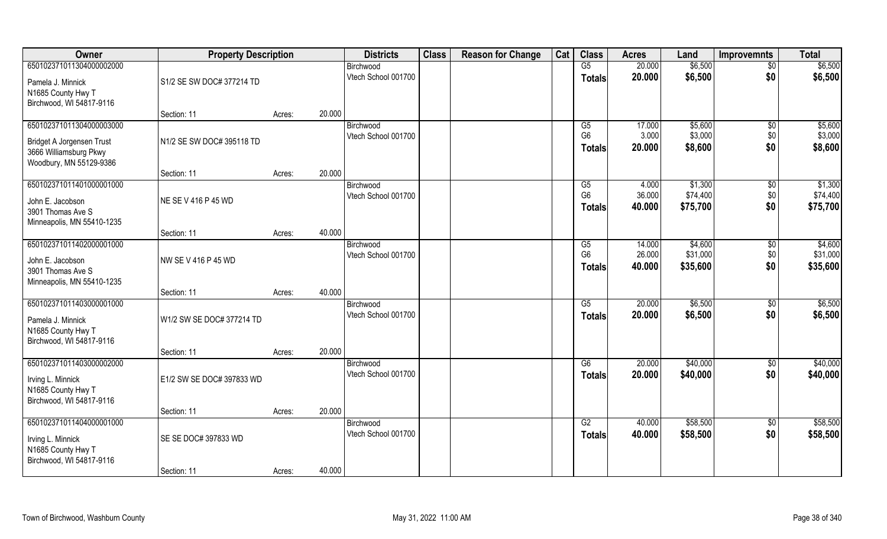| Owner | Property Description | | | Districts | Class | Reason for Change | Cat | Class | Acres | Land | Improvemnts | Total |
|---|---|---|---|---|---|---|---|---|---|---|---|---|
| 65010237101130400000200 0 | | | | Birchwood | | | | G5 | 20.000 | $6,500 | $0 | $6,500 |
| Pamela J. Minnick<br>N1685 County Hwy T<br>Birchwood, WI 54817-9116 | S1/2 SE SW DOC# 377214 TD | | | Vtech School 001700 | | | | Totals | 20.000 | $6,500 | $0 | $6,500 |
| | Section: 11 | Acres: | 20.000 | | | | | | | | | |
| 650102371011304000003000 | | | | Birchwood | | | | G5 | 17.000 | $5,600 | $0 | $5,600 |
| Bridget A Jorgensen Trust<br>3666 Williamsburg Pkwy<br>Woodbury, MN 55129-9386 | N1/2 SE SW DOC# 395118 TD | | | Vtech School 001700 | | | | G6 | 3.000 | $3,000 | $0 | $3,000 |
| | | | | | | | | Totals | 20.000 | $8,600 | $0 | $8,600 |
| | Section: 11 | Acres: | 20.000 | | | | | | | | | |
| 650102371011401000001000 | | | | Birchwood | | | | G5 | 4.000 | $1,300 | $0 | $1,300 |
| John E. Jacobson<br>3901 Thomas Ave S<br>Minneapolis, MN 55410-1235 | NE SE V 416 P 45 WD | | | Vtech School 001700 | | | | G6 | 36.000 | $74,400 | $0 | $74,400 |
| | | | | | | | | Totals | 40.000 | $75,700 | $0 | $75,700 |
| | Section: 11 | Acres: | 40.000 | | | | | | | | | |
| 650102371011402000001000 | | | | Birchwood | | | | G5 | 14.000 | $4,600 | $0 | $4,600 |
| John E. Jacobson<br>3901 Thomas Ave S<br>Minneapolis, MN 55410-1235 | NW SE V 416 P 45 WD | | | Vtech School 001700 | | | | G6 | 26.000 | $31,000 | $0 | $31,000 |
| | | | | | | | | Totals | 40.000 | $35,600 | $0 | $35,600 |
| | Section: 11 | Acres: | 40.000 | | | | | | | | | |
| 650102371011403000001000 | | | | Birchwood | | | | G5 | 20.000 | $6,500 | $0 | $6,500 |
| Pamela J. Minnick<br>N1685 County Hwy T<br>Birchwood, WI 54817-9116 | W1/2 SW SE DOC# 377214 TD | | | Vtech School 001700 | | | | Totals | 20.000 | $6,500 | $0 | $6,500 |
| | Section: 11 | Acres: | 20.000 | | | | | | | | | |
| 650102371011403000002000 | | | | Birchwood | | | | G6 | 20.000 | $40,000 | $0 | $40,000 |
| Irving L. Minnick<br>N1685 County Hwy T<br>Birchwood, WI 54817-9116 | E1/2 SW SE DOC# 397833 WD | | | Vtech School 001700 | | | | Totals | 20.000 | $40,000 | $0 | $40,000 |
| | Section: 11 | Acres: | 20.000 | | | | | | | | | |
| 650102371011404000001000 | | | | Birchwood | | | | G2 | 40.000 | $58,500 | $0 | $58,500 |
| Irving L. Minnick<br>N1685 County Hwy T<br>Birchwood, WI 54817-9116 | SE SE DOC# 397833 WD | | | Vtech School 001700 | | | | Totals | 40.000 | $58,500 | $0 | $58,500 |
| | Section: 11 | Acres: | 40.000 | | | | | | | | | |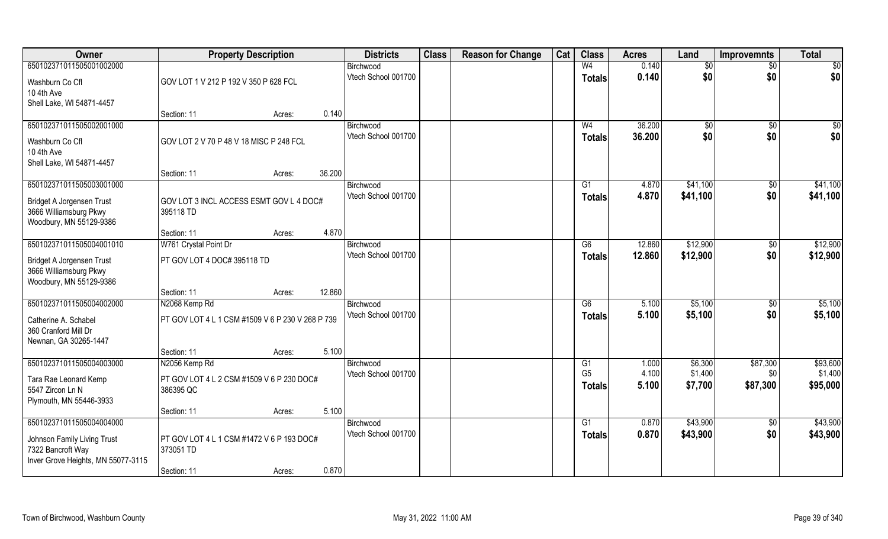| Owner | Property Description | | | Districts | Class | Reason for Change | Cat | Class | Acres | Land | Improvemnts | Total |
|---|---|---|---|---|---|---|---|---|---|---|---|---|
| 650102371011505001002000 | | | | Birchwood | | | | W4 | 0.140 | $0 | $0 | $0 |
| Washburn Co Cfl<br>10 4th Ave<br>Shell Lake, WI 54871-4457 | GOV LOT 1 V 212 P 192 V 350 P 628 FCL | | | Vtech School 001700 | | | | **Totals** | **0.140** | **$0** | **$0** | **$0** |
| | Section: 11 | Acres: | 0.140 | | | | | | | | | |
| 650102371011505002001000 | | | | Birchwood | | | | W4 | 36.200 | $0 | $0 | $0 |
| Washburn Co Cfl<br>10 4th Ave<br>Shell Lake, WI 54871-4457 | GOV LOT 2 V 70 P 48 V 18 MISC P 248 FCL | | | Vtech School 001700 | | | | **Totals** | **36.200** | **$0** | **$0** | **$0** |
| | Section: 11 | Acres: | 36.200 | | | | | | | | | |
| 650102371011505003001000 | | | | Birchwood | | | | G1 | 4.870 | $41,100 | $0 | $41,100 |
| Bridget A Jorgensen Trust<br>3666 Williamsburg Pkwy<br>Woodbury, MN 55129-9386 | GOV LOT 3 INCL ACCESS ESMT GOV L 4 DOC# 395118 TD | | | Vtech School 001700 | | | | **Totals** | **4.870** | **$41,100** | **$0** | **$41,100** |
| | Section: 11 | Acres: | 4.870 | | | | | | | | | |
| 650102371011505004001010 | W761 Crystal Point Dr | | | Birchwood | | | | G6 | 12.860 | $12,900 | $0 | $12,900 |
| Bridget A Jorgensen Trust<br>3666 Williamsburg Pkwy<br>Woodbury, MN 55129-9386 | PT GOV LOT 4 DOC# 395118 TD | | | Vtech School 001700 | | | | **Totals** | **12.860** | **$12,900** | **$0** | **$12,900** |
| | Section: 11 | Acres: | 12.860 | | | | | | | | | |
| 650102371011505004002000 | N2068 Kemp Rd | | | Birchwood | | | | G6 | 5.100 | $5,100 | $0 | $5,100 |
| Catherine A. Schabel<br>360 Cranford Mill Dr<br>Newnan, GA 30265-1447 | PT GOV LOT 4 L 1 CSM #1509 V 6 P 230 V 268 P 739 | | | Vtech School 001700 | | | | **Totals** | **5.100** | **$5,100** | **$0** | **$5,100** |
| | Section: 11 | Acres: | 5.100 | | | | | | | | | |
| 650102371011505004003000 | N2056 Kemp Rd | | | Birchwood | | | | G1 | 1.000 | $6,300 | $87,300 | $93,600 |
| Tara Rae Leonard Kemp<br>5547 Zircon Ln N<br>Plymouth, MN 55446-3933 | PT GOV LOT 4 L 2 CSM #1509 V 6 P 230 DOC# 386395 QC | | | Vtech School 001700 | | | | G5 | 4.100 | $1,400 | $0 | $1,400 |
| | | | | | | | | **Totals** | **5.100** | **$7,700** | **$87,300** | **$95,000** |
| | Section: 11 | Acres: | 5.100 | | | | | | | | | |
| 650102371011505004004000 | | | | Birchwood | | | | G1 | 0.870 | $43,900 | $0 | $43,900 |
| Johnson Family Living Trust<br>7322 Bancroft Way<br>Inver Grove Heights, MN 55077-3115 | PT GOV LOT 4 L 1 CSM #1472 V 6 P 193 DOC# 373051 TD | | | Vtech School 001700 | | | | **Totals** | **0.870** | **$43,900** | **$0** | **$43,900** |
| | Section: 11 | Acres: | 0.870 | | | | | | | | | |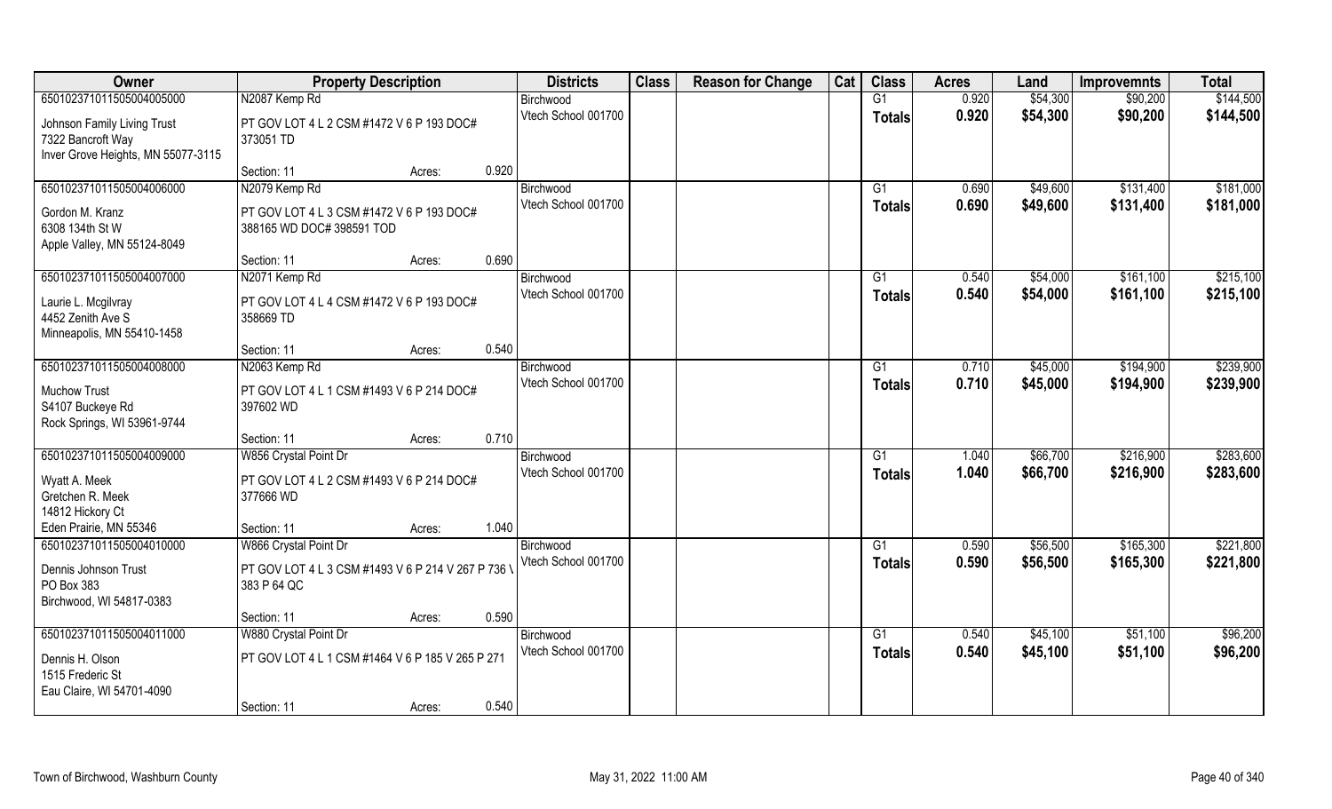| Owner | Property Description | | | Districts | Class | Reason for Change | Cat | Class | Acres | Land | Improvemnts | Total |
|---|---|---|---|---|---|---|---|---|---|---|---|---|
| 650102371011505004005000 | N2087 Kemp Rd | | | Birchwood | | | | G1 | 0.920 | $54,300 | $90,200 | $144,500 |
| Johnson Family Living Trust<br>7322 Bancroft Way<br>Inver Grove Heights, MN 55077-3115 | PT GOV LOT 4 L 2 CSM #1472 V 6 P 193 DOC# 373051 TD | | | Vtech School 001700 | | | | **Totals** | **0.920** | **$54,300** | **$90,200** | **$144,500** |
| | Section: 11 | Acres: | 0.920 | | | | | | | | | |
| 650102371011505004006000 | N2079 Kemp Rd | | | Birchwood | | | | G1 | 0.690 | $49,600 | $131,400 | $181,000 |
| Gordon M. Kranz<br>6308 134th St W<br>Apple Valley, MN 55124-8049 | PT GOV LOT 4 L 3 CSM #1472 V 6 P 193 DOC# 388165 WD DOC# 398591 TOD | | | Vtech School 001700 | | | | **Totals** | **0.690** | **$49,600** | **$131,400** | **$181,000** |
| | Section: 11 | Acres: | 0.690 | | | | | | | | | |
| 650102371011505004007000 | N2071 Kemp Rd | | | Birchwood | | | | G1 | 0.540 | $54,000 | $161,100 | $215,100 |
| Laurie L. Mcgilvray<br>4452 Zenith Ave S<br>Minneapolis, MN 55410-1458 | PT GOV LOT 4 L 4 CSM #1472 V 6 P 193 DOC# 358669 TD | | | Vtech School 001700 | | | | **Totals** | **0.540** | **$54,000** | **$161,100** | **$215,100** |
| | Section: 11 | Acres: | 0.540 | | | | | | | | | |
| 650102371011505004008000 | N2063 Kemp Rd | | | Birchwood | | | | G1 | 0.710 | $45,000 | $194,900 | $239,900 |
| Muchow Trust<br>S4107 Buckeye Rd<br>Rock Springs, WI 53961-9744 | PT GOV LOT 4 L 1 CSM #1493 V 6 P 214 DOC# 397602 WD | | | Vtech School 001700 | | | | **Totals** | **0.710** | **$45,000** | **$194,900** | **$239,900** |
| | Section: 11 | Acres: | 0.710 | | | | | | | | | |
| 650102371011505004009000 | W856 Crystal Point Dr | | | Birchwood | | | | G1 | 1.040 | $66,700 | $216,900 | $283,600 |
| Wyatt A. Meek<br>Gretchen R. Meek<br>14812 Hickory Ct<br>Eden Prairie, MN 55346 | PT GOV LOT 4 L 2 CSM #1493 V 6 P 214 DOC# 377666 WD | | | Vtech School 001700 | | | | **Totals** | **1.040** | **$66,700** | **$216,900** | **$283,600** |
| | Section: 11 | Acres: | 1.040 | | | | | | | | | |
| 650102371011505004010000 | W866 Crystal Point Dr | | | Birchwood | | | | G1 | 0.590 | $56,500 | $165,300 | $221,800 |
| Dennis Johnson Trust<br>PO Box 383<br>Birchwood, WI 54817-0383 | PT GOV LOT 4 L 3 CSM #1493 V 6 P 214 V 267 P 736 \ 383 P 64 QC | | | Vtech School 001700 | | | | **Totals** | **0.590** | **$56,500** | **$165,300** | **$221,800** |
| | Section: 11 | Acres: | 0.590 | | | | | | | | | |
| 650102371011505004011000 | W880 Crystal Point Dr | | | Birchwood | | | | G1 | 0.540 | $45,100 | $51,100 | $96,200 |
| Dennis H. Olson<br>1515 Frederic St<br>Eau Claire, WI 54701-4090 | PT GOV LOT 4 L 1 CSM #1464 V 6 P 185 V 265 P 271 | | | Vtech School 001700 | | | | **Totals** | **0.540** | **$45,100** | **$51,100** | **$96,200** |
| | Section: 11 | Acres: | 0.540 | | | | | | | | | |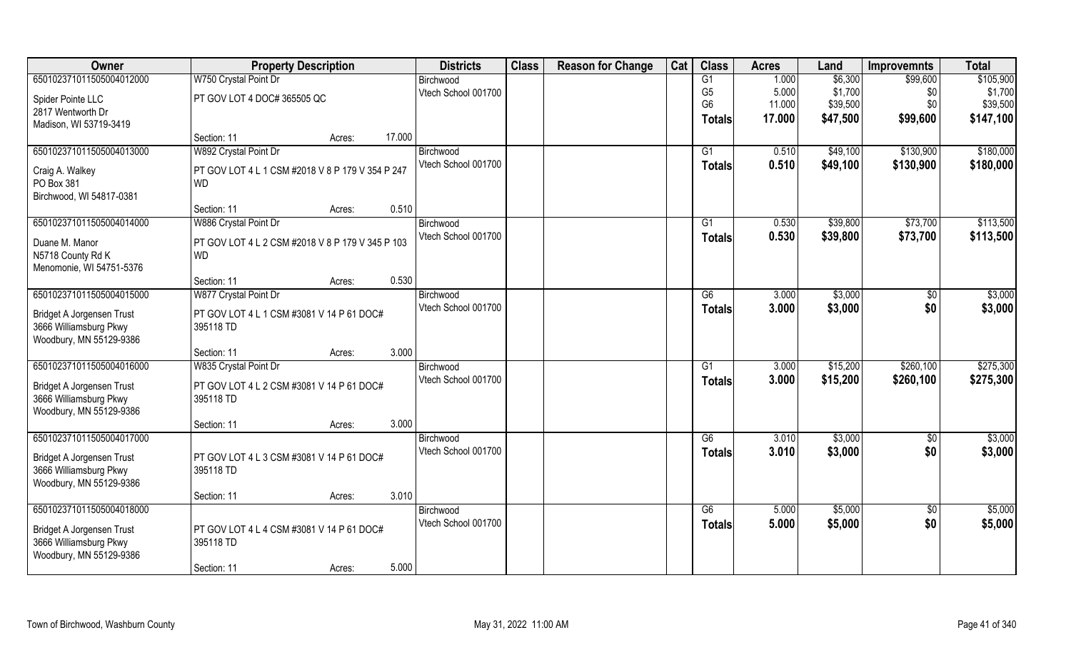| Owner | Property Description | | | Districts | Class | Reason for Change | Cat | Class | Acres | Land | Improvemnts | Total |
|---|---|---|---|---|---|---|---|---|---|---|---|---|
| 65010237101150500401200 | W750 Crystal Point Dr | | | Birchwood | | | | G1 | 1.000 | $6,300 | $99,600 | $105,900 |
| Spider Pointe LLC | PT GOV LOT 4 DOC# 365505 QC | | | Vtech School 001700 | | | | G5 | 5.000 | $1,700 | $0 | $1,700 |
| 2817 Wentworth Dr | | | | | | | | G6 | 11.000 | $39,500 | $0 | $39,500 |
| Madison, WI 53719-3419 | | | | | | | | **Totals** | **17.000** | **$47,500** | **$99,600** | **$147,100** |
| | Section: 11 | Acres: | 17.000 | | | | | | | | | |
| 65010237101150500401300 | W892 Crystal Point Dr | | | Birchwood | | | | G1 | 0.510 | $49,100 | $130,900 | $180,000 |
| Craig A. Walkey | PT GOV LOT 4 L 1 CSM #2018 V 8 P 179 V 354 P 247 WD | | | Vtech School 001700 | | | | **Totals** | **0.510** | **$49,100** | **$130,900** | **$180,000** |
| PO Box 381 | | | | | | | | | | | | |
| Birchwood, WI 54817-0381 | | | | | | | | | | | | |
| | Section: 11 | Acres: | 0.510 | | | | | | | | | |
| 65010237101150500401400 | W886 Crystal Point Dr | | | Birchwood | | | | G1 | 0.530 | $39,800 | $73,700 | $113,500 |
| Duane M. Manor | PT GOV LOT 4 L 2 CSM #2018 V 8 P 179 V 345 P 103 WD | | | Vtech School 001700 | | | | **Totals** | **0.530** | **$39,800** | **$73,700** | **$113,500** |
| N5718 County Rd K | | | | | | | | | | | | |
| Menomonie, WI 54751-5376 | | | | | | | | | | | | |
| | Section: 11 | Acres: | 0.530 | | | | | | | | | |
| 65010237101150500401500 | W877 Crystal Point Dr | | | Birchwood | | | | G6 | 3.000 | $3,000 | $0 | $3,000 |
| Bridget A Jorgensen Trust | PT GOV LOT 4 L 1 CSM #3081 V 14 P 61 DOC# 395118 TD | | | Vtech School 001700 | | | | **Totals** | **3.000** | **$3,000** | **$0** | **$3,000** |
| 3666 Williamsburg Pkwy | | | | | | | | | | | | |
| Woodbury, MN 55129-9386 | | | | | | | | | | | | |
| | Section: 11 | Acres: | 3.000 | | | | | | | | | |
| 65010237101150500401600 | W835 Crystal Point Dr | | | Birchwood | | | | G1 | 3.000 | $15,200 | $260,100 | $275,300 |
| Bridget A Jorgensen Trust | PT GOV LOT 4 L 2 CSM #3081 V 14 P 61 DOC# 395118 TD | | | Vtech School 001700 | | | | **Totals** | **3.000** | **$15,200** | **$260,100** | **$275,300** |
| 3666 Williamsburg Pkwy | | | | | | | | | | | | |
| Woodbury, MN 55129-9386 | | | | | | | | | | | | |
| | Section: 11 | Acres: | 3.000 | | | | | | | | | |
| 65010237101150500401700 | | | | Birchwood | | | | G6 | 3.010 | $3,000 | $0 | $3,000 |
| Bridget A Jorgensen Trust | PT GOV LOT 4 L 3 CSM #3081 V 14 P 61 DOC# 395118 TD | | | Vtech School 001700 | | | | **Totals** | **3.010** | **$3,000** | **$0** | **$3,000** |
| 3666 Williamsburg Pkwy | | | | | | | | | | | | |
| Woodbury, MN 55129-9386 | | | | | | | | | | | | |
| | Section: 11 | Acres: | 3.010 | | | | | | | | | |
| 65010237101150500401800 | | | | Birchwood | | | | G6 | 5.000 | $5,000 | $0 | $5,000 |
| Bridget A Jorgensen Trust | PT GOV LOT 4 L 4 CSM #3081 V 14 P 61 DOC# 395118 TD | | | Vtech School 001700 | | | | **Totals** | **5.000** | **$5,000** | **$0** | **$5,000** |
| 3666 Williamsburg Pkwy | | | | | | | | | | | | |
| Woodbury, MN 55129-9386 | | | | | | | | | | | | |
| | Section: 11 | Acres: | 5.000 | | | | | | | | | |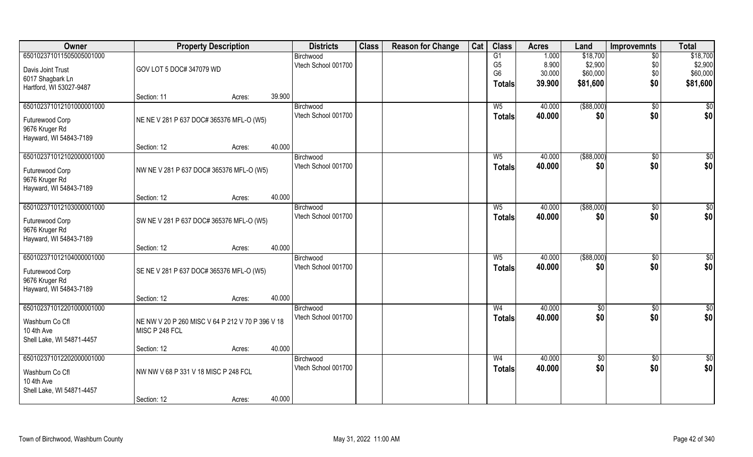| Owner | Property Description | | | Districts | Class | Reason for Change | Cat | Class | Acres | Land | Improvemnts | Total |
|---|---|---|---|---|---|---|---|---|---|---|---|---|
| 650102371011505005001000 | | | | Birchwood | | | | G1 | 1.000 | $18,700 | $0 | $18,700 |
| Davis Joint Trust | GOV LOT 5 DOC# 347079 WD | | | Vtech School 001700 | | | | G5 | 8.900 | $2,900 | $0 | $2,900 |
| 6017 Shagbark Ln | | | | | | | | G6 | 30.000 | $60,000 | $0 | $60,000 |
| Hartford, WI 53027-9487 | | | | | | | | Totals | 39.900 | $81,600 | $0 | $81,600 |
| | Section: 11 | Acres: | 39.900 | | | | | | | | | |
| 650102371012101000001000 | | | | Birchwood | | | | W5 | 40.000 | ($88,000) | $0 | $0 |
| Futurewood Corp | NE NE V 281 P 637 DOC# 365376 MFL-O (W5) | | | Vtech School 001700 | | | | Totals | 40.000 | $0 | $0 | $0 |
| 9676 Kruger Rd | | | | | | | | | | | | |
| Hayward, WI 54843-7189 | | | | | | | | | | | | |
| | Section: 12 | Acres: | 40.000 | | | | | | | | | |
| 650102371012102000001000 | | | | Birchwood | | | | W5 | 40.000 | ($88,000) | $0 | $0 |
| Futurewood Corp | NW NE V 281 P 637 DOC# 365376 MFL-O (W5) | | | Vtech School 001700 | | | | Totals | 40.000 | $0 | $0 | $0 |
| 9676 Kruger Rd | | | | | | | | | | | | |
| Hayward, WI 54843-7189 | | | | | | | | | | | | |
| | Section: 12 | Acres: | 40.000 | | | | | | | | | |
| 650102371012103000001000 | | | | Birchwood | | | | W5 | 40.000 | ($88,000) | $0 | $0 |
| Futurewood Corp | SW NE V 281 P 637 DOC# 365376 MFL-O (W5) | | | Vtech School 001700 | | | | Totals | 40.000 | $0 | $0 | $0 |
| 9676 Kruger Rd | | | | | | | | | | | | |
| Hayward, WI 54843-7189 | | | | | | | | | | | | |
| | Section: 12 | Acres: | 40.000 | | | | | | | | | |
| 650102371012104000001000 | | | | Birchwood | | | | W5 | 40.000 | ($88,000) | $0 | $0 |
| Futurewood Corp | SE NE V 281 P 637 DOC# 365376 MFL-O (W5) | | | Vtech School 001700 | | | | Totals | 40.000 | $0 | $0 | $0 |
| 9676 Kruger Rd | | | | | | | | | | | | |
| Hayward, WI 54843-7189 | | | | | | | | | | | | |
| | Section: 12 | Acres: | 40.000 | | | | | | | | | |
| 650102371012201000001000 | | | | Birchwood | | | | W4 | 40.000 | $0 | $0 | $0 |
| Washburn Co Cfl | NE NW V 20 P 260 MISC V 64 P 212 V 70 P 396 V 18 MISC P 248 FCL | | | Vtech School 001700 | | | | Totals | 40.000 | $0 | $0 | $0 |
| 10 4th Ave | | | | | | | | | | | | |
| Shell Lake, WI 54871-4457 | | | | | | | | | | | | |
| | Section: 12 | Acres: | 40.000 | | | | | | | | | |
| 650102371012202000001000 | | | | Birchwood | | | | W4 | 40.000 | $0 | $0 | $0 |
| Washburn Co Cfl | NW NW V 68 P 331 V 18 MISC P 248 FCL | | | Vtech School 001700 | | | | Totals | 40.000 | $0 | $0 | $0 |
| 10 4th Ave | | | | | | | | | | | | |
| Shell Lake, WI 54871-4457 | | | | | | | | | | | | |
| | Section: 12 | Acres: | 40.000 | | | | | | | | | |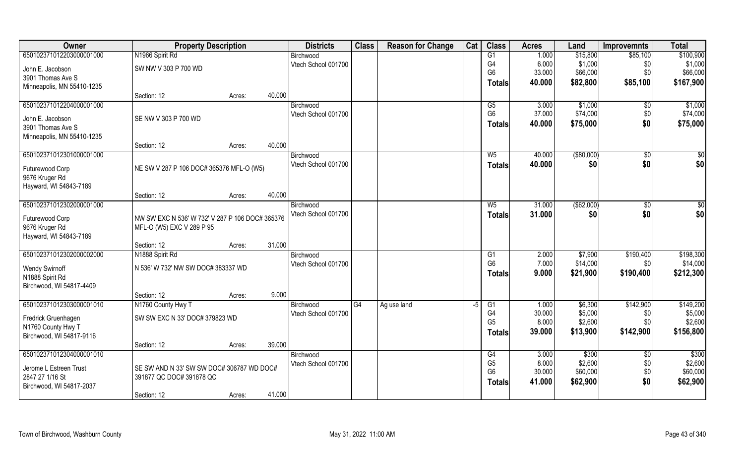| Owner | Property Description | | | Districts | Class | Reason for Change | Cat | Class | Acres | Land | Improvemnts | Total |
|---|---|---|---|---|---|---|---|---|---|---|---|---|
| 65010237101220300001000 | N1966 Spirit Rd | | | Birchwood | | | | G1 | 1.000 | $15,800 | $85,100 | $100,900 |
| John E. Jacobson | SW NW V 303 P 700 WD | | | Vtech School 001700 | | | | G4 | 6.000 | $1,000 | $0 | $1,000 |
| 3901 Thomas Ave S | | | | | | | | G6 | 33.000 | $66,000 | $0 | $66,000 |
| Minneapolis, MN 55410-1235 | | | | | | | | Totals | 40.000 | $82,800 | $85,100 | $167,900 |
| | Section: 12 | Acres: | 40.000 | | | | | | | | | |
| 65010237101220400001000 | | | | Birchwood | | | | G5 | 3.000 | $1,000 | $0 | $1,000 |
| John E. Jacobson | SE NW V 303 P 700 WD | | | Vtech School 001700 | | | | G6 | 37.000 | $74,000 | $0 | $74,000 |
| 3901 Thomas Ave S | | | | | | | | Totals | 40.000 | $75,000 | $0 | $75,000 |
| Minneapolis, MN 55410-1235 | | | | | | | | | | | | |
| | Section: 12 | Acres: | 40.000 | | | | | | | | | |
| 65010237101230100001000 | | | | Birchwood | | | | W5 | 40.000 | ($80,000) | $0 | $0 |
| Futurewood Corp | NE SW V 287 P 106 DOC# 365376 MFL-O (W5) | | | Vtech School 001700 | | | | Totals | 40.000 | $0 | $0 | $0 |
| 9676 Kruger Rd | | | | | | | | | | | | |
| Hayward, WI 54843-7189 | | | | | | | | | | | | |
| | Section: 12 | Acres: | 40.000 | | | | | | | | | |
| 65010237101230200001000 | | | | Birchwood | | | | W5 | 31.000 | ($62,000) | $0 | $0 |
| Futurewood Corp | NW SW EXC N 536' W 732' V 287 P 106 DOC# 365376 MFL-O (W5) EXC V 289 P 95 | | | Vtech School 001700 | | | | Totals | 31.000 | $0 | $0 | $0 |
| 9676 Kruger Rd | | | | | | | | | | | | |
| Hayward, WI 54843-7189 | | | | | | | | | | | | |
| | Section: 12 | Acres: | 31.000 | | | | | | | | | |
| 65010237101230200002000 | N1888 Spirit Rd | | | Birchwood | | | | G1 | 2.000 | $7,900 | $190,400 | $198,300 |
| Wendy Swirnoff | N 536' W 732' NW SW DOC# 383337 WD | | | Vtech School 001700 | | | | G6 | 7.000 | $14,000 | $0 | $14,000 |
| N1888 Spirit Rd | | | | | | | | Totals | 9.000 | $21,900 | $190,400 | $212,300 |
| Birchwood, WI 54817-4409 | | | | | | | | | | | | |
| | Section: 12 | Acres: | 9.000 | | | | | | | | | |
| 65010237101230300001010 | N1760 County Hwy T | | | Birchwood | G4 | Ag use land | -5 | G1 | 1.000 | $6,300 | $142,900 | $149,200 |
| Fredrick Gruenhagen | SW SW EXC N 33' DOC# 379823 WD | | | Vtech School 001700 | | | | G4 | 30.000 | $5,000 | $0 | $5,000 |
| N1760 County Hwy T | | | | | | | | G5 | 8.000 | $2,600 | $0 | $2,600 |
| Birchwood, WI 54817-9116 | | | | | | | | Totals | 39.000 | $13,900 | $142,900 | $156,800 |
| | Section: 12 | Acres: | 39.000 | | | | | | | | | |
| 65010237101230400001010 | | | | Birchwood | | | | G4 | 3.000 | $300 | $0 | $300 |
| Jerome L Estreen Trust | SE SW AND N 33' SW SW DOC# 306787 WD DOC# 391877 QC DOC# 391878 QC | | | Vtech School 001700 | | | | G5 | 8.000 | $2,600 | $0 | $2,600 |
| 2847 27 1/16 St | | | | | | | | G6 | 30.000 | $60,000 | $0 | $60,000 |
| Birchwood, WI 54817-2037 | | | | | | | | Totals | 41.000 | $62,900 | $0 | $62,900 |
| | Section: 12 | Acres: | 41.000 | | | | | | | | | |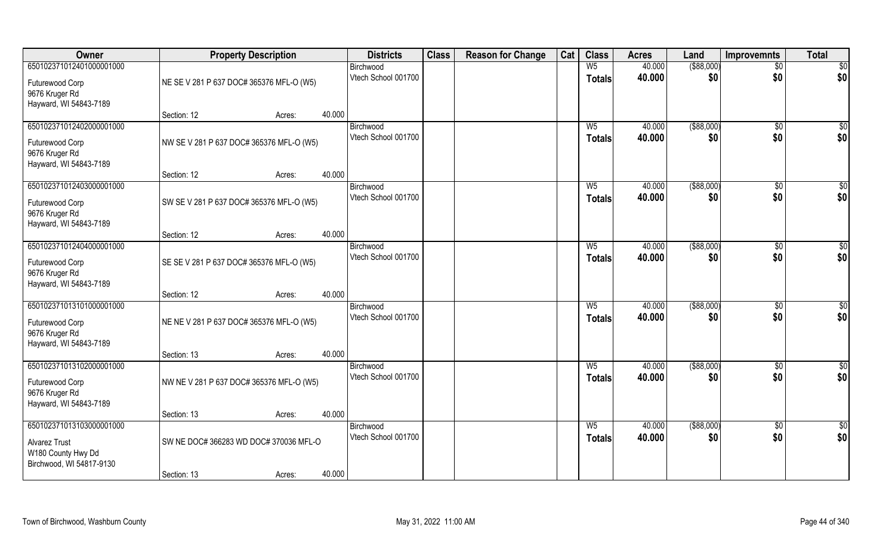| Owner | Property Description | | | Districts | Class | Reason for Change | Cat | Class | Acres | Land | Improvemnts | Total |
|---|---|---|---|---|---|---|---|---|---|---|---|---|
| 650102371012401000001000 | | | | Birchwood | | | | W5 | 40.000 | ($88,000) | $0 | $0 |
| Futurewood Corp<br>9676 Kruger Rd<br>Hayward, WI 54843-7189 | NE SE V 281 P 637 DOC# 365376 MFL-O (W5) | | | Vtech School 001700 | | | | **Totals** | **40.000** | **$0** | **$0** | **$0** |
| | Section: 12 | Acres: | 40.000 | | | | | | | | | |
| 650102371012402000001000 | | | | Birchwood | | | | W5 | 40.000 | ($88,000) | $0 | $0 |
| Futurewood Corp<br>9676 Kruger Rd<br>Hayward, WI 54843-7189 | NW SE V 281 P 637 DOC# 365376 MFL-O (W5) | | | Vtech School 001700 | | | | **Totals** | **40.000** | **$0** | **$0** | **$0** |
| | Section: 12 | Acres: | 40.000 | | | | | | | | | |
| 650102371012403000001000 | | | | Birchwood | | | | W5 | 40.000 | ($88,000) | $0 | $0 |
| Futurewood Corp<br>9676 Kruger Rd<br>Hayward, WI 54843-7189 | SW SE V 281 P 637 DOC# 365376 MFL-O (W5) | | | Vtech School 001700 | | | | **Totals** | **40.000** | **$0** | **$0** | **$0** |
| | Section: 12 | Acres: | 40.000 | | | | | | | | | |
| 650102371012404000001000 | | | | Birchwood | | | | W5 | 40.000 | ($88,000) | $0 | $0 |
| Futurewood Corp<br>9676 Kruger Rd<br>Hayward, WI 54843-7189 | SE SE V 281 P 637 DOC# 365376 MFL-O (W5) | | | Vtech School 001700 | | | | **Totals** | **40.000** | **$0** | **$0** | **$0** |
| | Section: 12 | Acres: | 40.000 | | | | | | | | | |
| 650102371013101000001000 | | | | Birchwood | | | | W5 | 40.000 | ($88,000) | $0 | $0 |
| Futurewood Corp<br>9676 Kruger Rd<br>Hayward, WI 54843-7189 | NE NE V 281 P 637 DOC# 365376 MFL-O (W5) | | | Vtech School 001700 | | | | **Totals** | **40.000** | **$0** | **$0** | **$0** |
| | Section: 13 | Acres: | 40.000 | | | | | | | | | |
| 650102371013102000001000 | | | | Birchwood | | | | W5 | 40.000 | ($88,000) | $0 | $0 |
| Futurewood Corp<br>9676 Kruger Rd<br>Hayward, WI 54843-7189 | NW NE V 281 P 637 DOC# 365376 MFL-O (W5) | | | Vtech School 001700 | | | | **Totals** | **40.000** | **$0** | **$0** | **$0** |
| | Section: 13 | Acres: | 40.000 | | | | | | | | | |
| 650102371013103000001000 | | | | Birchwood | | | | W5 | 40.000 | ($88,000) | $0 | $0 |
| Alvarez Trust<br>W180 County Hwy Dd<br>Birchwood, WI 54817-9130 | SW NE DOC# 366283 WD DOC# 370036 MFL-O | | | Vtech School 001700 | | | | **Totals** | **40.000** | **$0** | **$0** | **$0** |
| | Section: 13 | Acres: | 40.000 | | | | | | | | | |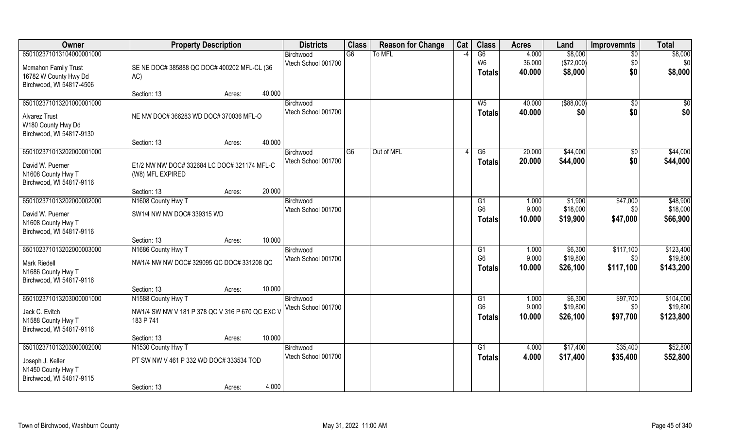| Owner | Property Description | Districts | Class | Reason for Change | Cat | Class | Acres | Land | Improvemnts | Total |
|---|---|---|---|---|---|---|---|---|---|---|
| 650102371013104000001000 | | Birchwood | G6 | To MFL | -4 | G6 | 4.000 | $8,000 | $0 | $8,000 |
| Mcmahon Family Trust | SE NE DOC# 385888 QC DOC# 400202 MFL-CL (36 AC) | Vtech School 001700 | | | | W6 | 36.000 | ($72,000) | $0 | $0 |
| 16782 W County Hwy Dd | | | | | | Totals | 40.000 | $8,000 | $0 | $8,000 |
| Birchwood, WI 54817-4506 | | | | | | | | | | |
| | Section: 13 Acres: 40.000 | | | | | | | | | |
| 650102371013201000001000 | | Birchwood | | | | W5 | 40.000 | ($88,000) | $0 | $0 |
| Alvarez Trust | NE NW DOC# 366283 WD DOC# 370036 MFL-O | Vtech School 001700 | | | | Totals | 40.000 | $0 | $0 | $0 |
| W180 County Hwy Dd | | | | | | | | | | |
| Birchwood, WI 54817-9130 | | | | | | | | | | |
| | Section: 13 Acres: 40.000 | | | | | | | | | |
| 650102371013202000001000 | | Birchwood | G6 | Out of MFL | 4 | G6 | 20.000 | $44,000 | $0 | $44,000 |
| David W. Puerner | E1/2 NW NW DOC# 332684 LC DOC# 321174 MFL-C (W8) MFL EXPIRED | Vtech School 001700 | | | | Totals | 20.000 | $44,000 | $0 | $44,000 |
| N1608 County Hwy T | | | | | | | | | | |
| Birchwood, WI 54817-9116 | | | | | | | | | | |
| | Section: 13 Acres: 20.000 | | | | | | | | | |
| 650102371013202000002000 | N1608 County Hwy T | Birchwood | | | | G1 | 1.000 | $1,900 | $47,000 | $48,900 |
| David W. Puerner | SW1/4 NW NW DOC# 339315 WD | Vtech School 001700 | | | | G6 | 9.000 | $18,000 | $0 | $18,000 |
| N1608 County Hwy T | | | | | | Totals | 10.000 | $19,900 | $47,000 | $66,900 |
| Birchwood, WI 54817-9116 | | | | | | | | | | |
| | Section: 13 Acres: 10.000 | | | | | | | | | |
| 650102371013202000003000 | N1686 County Hwy T | Birchwood | | | | G1 | 1.000 | $6,300 | $117,100 | $123,400 |
| Mark Riedell | NW1/4 NW NW DOC# 329095 QC DOC# 331208 QC | Vtech School 001700 | | | | G6 | 9.000 | $19,800 | $0 | $19,800 |
| N1686 County Hwy T | | | | | | Totals | 10.000 | $26,100 | $117,100 | $143,200 |
| Birchwood, WI 54817-9116 | | | | | | | | | | |
| | Section: 13 Acres: 10.000 | | | | | | | | | |
| 650102371013203000001000 | N1588 County Hwy T | Birchwood | | | | G1 | 1.000 | $6,300 | $97,700 | $104,000 |
| Jack C. Evitch | NW1/4 SW NW V 181 P 378 QC V 316 P 670 QC EXC V 183 P 741 | Vtech School 001700 | | | | G6 | 9.000 | $19,800 | $0 | $19,800 |
| N1588 County Hwy T | | | | | | Totals | 10.000 | $26,100 | $97,700 | $123,800 |
| Birchwood, WI 54817-9116 | | | | | | | | | | |
| | Section: 13 Acres: 10.000 | | | | | | | | | |
| 650102371013203000002000 | N1530 County Hwy T | Birchwood | | | | G1 | 4.000 | $17,400 | $35,400 | $52,800 |
| Joseph J. Keller | PT SW NW V 461 P 332 WD DOC# 333534 TOD | Vtech School 001700 | | | | Totals | 4.000 | $17,400 | $35,400 | $52,800 |
| N1450 County Hwy T | | | | | | | | | | |
| Birchwood, WI 54817-9115 | | | | | | | | | | |
| | Section: 13 Acres: 4.000 | | | | | | | | | |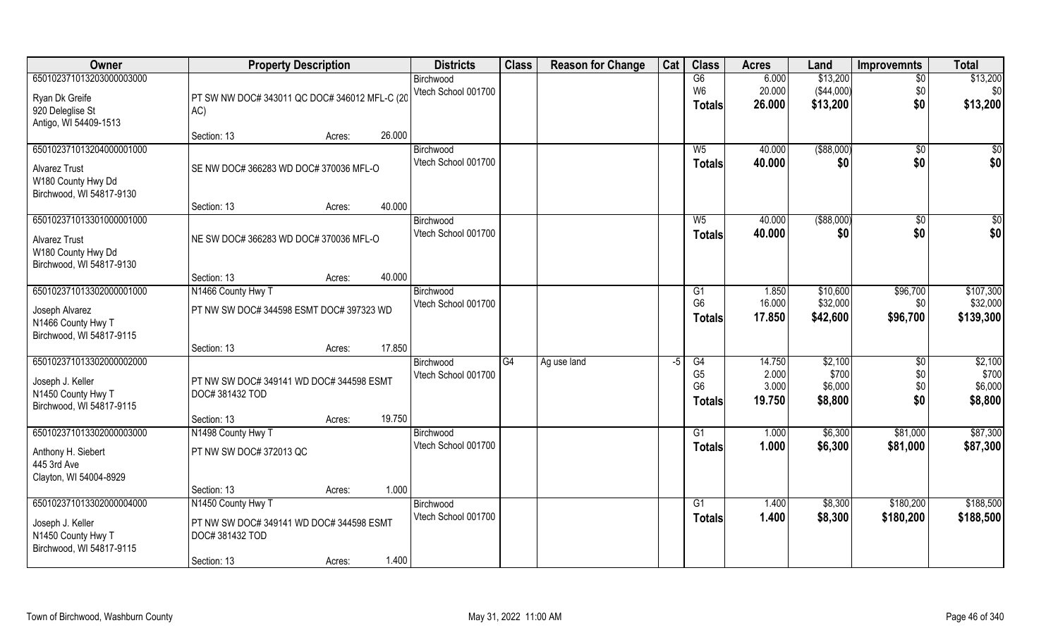| Owner | Property Description | Districts | Class | Reason for Change | Cat | Class | Acres | Land | Improvemnts | Total |
|---|---|---|---|---|---|---|---|---|---|---|
| 65010237101320300003000<br>Ryan Dk Greife<br>920 Deleglise St<br>Antigo, WI 54409-1513 | PT SW NW DOC# 343011 QC DOC# 346012 MFL-C (20 AC)<br>Section: 13 Acres: 26.000 | Birchwood<br>Vtech School 001700 | | | | G6<br>W6<br>**Totals** | 6.000<br>20.000<br>**26.000** | $13,200<br>($44,000)<br>**$13,200** | $0<br>$0<br>**$0** | $13,200<br>$0<br>**$13,200** |
| 65010237101320400001000<br>Alvarez Trust<br>W180 County Hwy Dd<br>Birchwood, WI 54817-9130 | SE NW DOC# 366283 WD DOC# 370036 MFL-O<br>Section: 13 Acres: 40.000 | Birchwood<br>Vtech School 001700 | | | | W5<br>**Totals** | 40.000<br>**40.000** | ($88,000)<br>**$0** | $0<br>**$0** | $0<br>**$0** |
| 65010237101330100001000<br>Alvarez Trust<br>W180 County Hwy Dd<br>Birchwood, WI 54817-9130 | NE SW DOC# 366283 WD DOC# 370036 MFL-O<br>Section: 13 Acres: 40.000 | Birchwood<br>Vtech School 001700 | | | | W5<br>**Totals** | 40.000<br>**40.000** | ($88,000)<br>**$0** | $0<br>**$0** | $0<br>**$0** |
| 65010237101330200001000<br>Joseph Alvarez<br>N1466 County Hwy T<br>Birchwood, WI 54817-9115 | N1466 County Hwy T<br>PT NW SW DOC# 344598 ESMT DOC# 397323 WD<br>Section: 13 Acres: 17.850 | Birchwood<br>Vtech School 001700 | | | | G1<br>G6<br>**Totals** | 1.850<br>16.000<br>**17.850** | $10,600<br>$32,000<br>**$42,600** | $96,700<br>$0<br>**$96,700** | $107,300<br>$32,000<br>**$139,300** |
| 65010237101330200002000<br>Joseph J. Keller<br>N1450 County Hwy T<br>Birchwood, WI 54817-9115 | PT NW SW DOC# 349141 WD DOC# 344598 ESMT DOC# 381432 TOD<br>Section: 13 Acres: 19.750 | Birchwood<br>Vtech School 001700 | G4 | Ag use land | -5 | G4<br>G5<br>G6<br>**Totals** | 14.750<br>2.000<br>3.000<br>**19.750** | $2,100<br>$700<br>$6,000<br>**$8,800** | $0<br>$0<br>$0<br>**$0** | $2,100<br>$700<br>$6,000<br>**$8,800** |
| 65010237101330200003000<br>Anthony H. Siebert<br>445 3rd Ave<br>Clayton, WI 54004-8929 | N1498 County Hwy T<br>PT NW SW DOC# 372013 QC<br>Section: 13 Acres: 1.000 | Birchwood<br>Vtech School 001700 | | | | G1<br>**Totals** | 1.000<br>**1.000** | $6,300<br>**$6,300** | $81,000<br>**$81,000** | $87,300<br>**$87,300** |
| 65010237101330200004000<br>Joseph J. Keller<br>N1450 County Hwy T<br>Birchwood, WI 54817-9115 | N1450 County Hwy T<br>PT NW SW DOC# 349141 WD DOC# 344598 ESMT DOC# 381432 TOD<br>Section: 13 Acres: 1.400 | Birchwood<br>Vtech School 001700 | | | | G1<br>**Totals** | 1.400<br>**1.400** | $8,300<br>**$8,300** | $180,200<br>**$180,200** | $188,500<br>**$188,500** |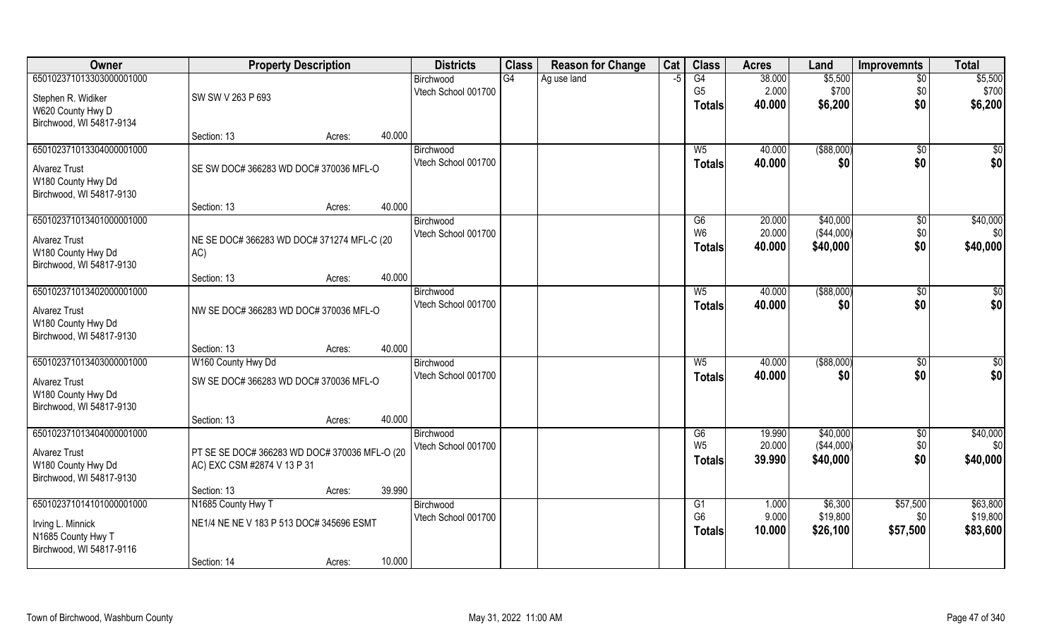| Owner | Property Description | | | Districts | Class | Reason for Change | Cat | Class | Acres | Land | Improvemnts | Total |
|---|---|---|---|---|---|---|---|---|---|---|---|---|
| 650102371013303000001000 | | | | Birchwood | G4 | Ag use land | -5 | G4 | 38.000 | $5,500 | $0 | $5,500 |
| Stephen R. Widiker | SW SW V 263 P 693 | | | Vtech School 001700 | | | | G5 | 2.000 | $700 | $0 | $700 |
| W620 County Hwy D | | | | | | | | **Totals** | **40.000** | **$6,200** | **$0** | **$6,200** |
| Birchwood, WI 54817-9134 | | | | | | | | | | | | |
| | Section: 13 | Acres: | 40.000 | | | | | | | | | |
| 650102371013304000001000 | | | | Birchwood | | | | W5 | 40.000 | ($88,000) | $0 | $0 |
| Alvarez Trust | SE SW DOC# 366283 WD DOC# 370036 MFL-O | | | Vtech School 001700 | | | | **Totals** | **40.000** | **$0** | **$0** | **$0** |
| W180 County Hwy Dd | | | | | | | | | | | | |
| Birchwood, WI 54817-9130 | | | | | | | | | | | | |
| | Section: 13 | Acres: | 40.000 | | | | | | | | | |
| 650102371013401000001000 | | | | Birchwood | | | | G6 | 20.000 | $40,000 | $0 | $40,000 |
| Alvarez Trust | NE SE DOC# 366283 WD DOC# 371274 MFL-C (20 AC) | | | Vtech School 001700 | | | | W6 | 20.000 | ($44,000) | $0 | $0 |
| W180 County Hwy Dd | | | | | | | | **Totals** | **40.000** | **$40,000** | **$0** | **$40,000** |
| Birchwood, WI 54817-9130 | | | | | | | | | | | | |
| | Section: 13 | Acres: | 40.000 | | | | | | | | | |
| 650102371013402000001000 | | | | Birchwood | | | | W5 | 40.000 | ($88,000) | $0 | $0 |
| Alvarez Trust | NW SE DOC# 366283 WD DOC# 370036 MFL-O | | | Vtech School 001700 | | | | **Totals** | **40.000** | **$0** | **$0** | **$0** |
| W180 County Hwy Dd | | | | | | | | | | | | |
| Birchwood, WI 54817-9130 | | | | | | | | | | | | |
| | Section: 13 | Acres: | 40.000 | | | | | | | | | |
| 650102371013403000001000 | W160 County Hwy Dd | | | Birchwood | | | | W5 | 40.000 | ($88,000) | $0 | $0 |
| Alvarez Trust | SW SE DOC# 366283 WD DOC# 370036 MFL-O | | | Vtech School 001700 | | | | **Totals** | **40.000** | **$0** | **$0** | **$0** |
| W180 County Hwy Dd | | | | | | | | | | | | |
| Birchwood, WI 54817-9130 | | | | | | | | | | | | |
| | Section: 13 | Acres: | 40.000 | | | | | | | | | |
| 650102371013404000001000 | | | | Birchwood | | | | G6 | 19.990 | $40,000 | $0 | $40,000 |
| Alvarez Trust | PT SE SE DOC# 366283 WD DOC# 370036 MFL-O (20 AC) EXC CSM #2874 V 13 P 31 | | | Vtech School 001700 | | | | W5 | 20.000 | ($44,000) | $0 | $0 |
| W180 County Hwy Dd | | | | | | | | **Totals** | **39.990** | **$40,000** | **$0** | **$40,000** |
| Birchwood, WI 54817-9130 | | | | | | | | | | | | |
| | Section: 13 | Acres: | 39.990 | | | | | | | | | |
| 650102371014101000001000 | N1685 County Hwy T | | | Birchwood | | | | G1 | 1.000 | $6,300 | $57,500 | $63,800 |
| Irving L. Minnick | NE1/4 NE NE V 183 P 513 DOC# 345696 ESMT | | | Vtech School 001700 | | | | G6 | 9.000 | $19,800 | $0 | $19,800 |
| N1685 County Hwy T | | | | | | | | **Totals** | **10.000** | **$26,100** | **$57,500** | **$83,600** |
| Birchwood, WI 54817-9116 | | | | | | | | | | | | |
| | Section: 14 | Acres: | 10.000 | | | | | | | | | |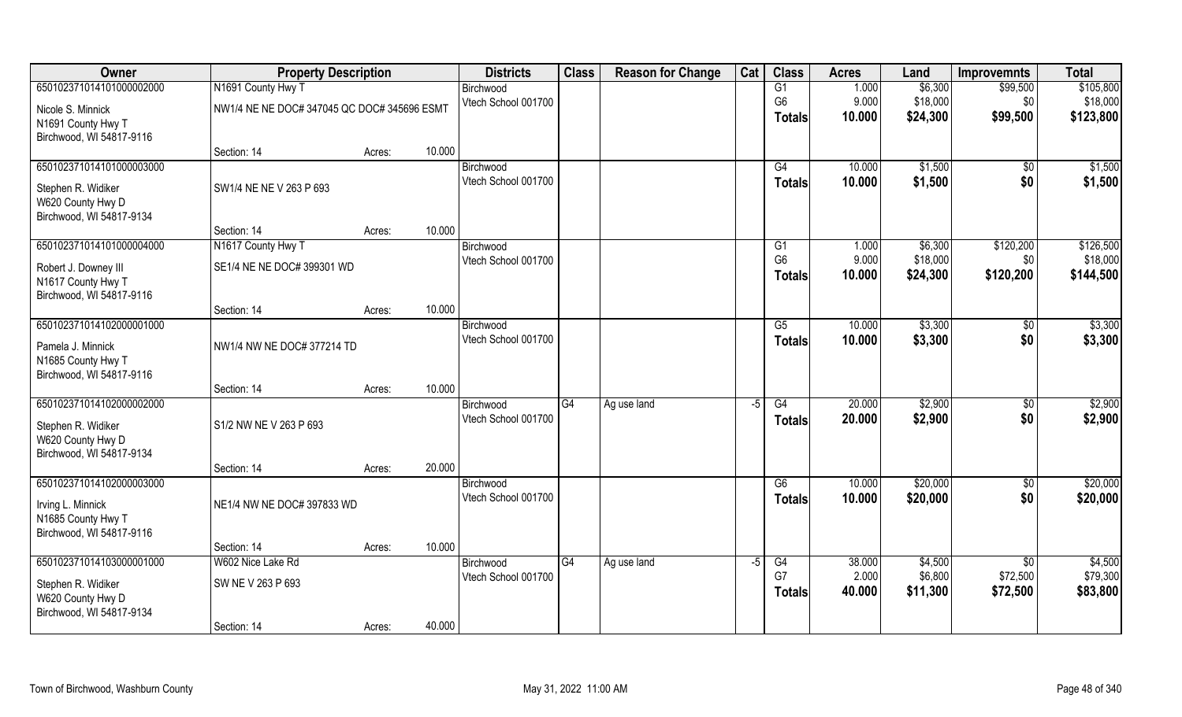| Owner | Property Description | | | Districts | Class | Reason for Change | Cat | Class | Acres | Land | Improvemnts | Total |
|---|---|---|---|---|---|---|---|---|---|---|---|---|
| 650102371014101000002000 | N1691 County Hwy T | | | Birchwood | | | | G1 | 1.000 | $6,300 | $99,500 | $105,800 |
| Nicole S. Minnick | NW1/4 NE NE DOC# 347045 QC DOC# 345696 ESMT | | | Vtech School 001700 | | | | G6 | 9.000 | $18,000 | $0 | $18,000 |
| N1691 County Hwy T | | | | | | | | Totals | 10.000 | $24,300 | $99,500 | $123,800 |
| Birchwood, WI 54817-9116 | | | | | | | | | | | | |
| | Section: 14 | Acres: | 10.000 | | | | | | | | | |
| 650102371014101000003000 | | | | Birchwood | | | | G4 | 10.000 | $1,500 | $0 | $1,500 |
| Stephen R. Widiker | SW1/4 NE NE V 263 P 693 | | | Vtech School 001700 | | | | Totals | 10.000 | $1,500 | $0 | $1,500 |
| W620 County Hwy D | | | | | | | | | | | | |
| Birchwood, WI 54817-9134 | | | | | | | | | | | | |
| | Section: 14 | Acres: | 10.000 | | | | | | | | | |
| 650102371014101000004000 | N1617 County Hwy T | | | Birchwood | | | | G1 | 1.000 | $6,300 | $120,200 | $126,500 |
| Robert J. Downey III | SE1/4 NE NE DOC# 399301 WD | | | Vtech School 001700 | | | | G6 | 9.000 | $18,000 | $0 | $18,000 |
| N1617 County Hwy T | | | | | | | | Totals | 10.000 | $24,300 | $120,200 | $144,500 |
| Birchwood, WI 54817-9116 | | | | | | | | | | | | |
| | Section: 14 | Acres: | 10.000 | | | | | | | | | |
| 650102371014102000001000 | | | | Birchwood | | | | G5 | 10.000 | $3,300 | $0 | $3,300 |
| Pamela J. Minnick | NW1/4 NW NE DOC# 377214 TD | | | Vtech School 001700 | | | | Totals | 10.000 | $3,300 | $0 | $3,300 |
| N1685 County Hwy T | | | | | | | | | | | | |
| Birchwood, WI 54817-9116 | | | | | | | | | | | | |
| | Section: 14 | Acres: | 10.000 | | | | | | | | | |
| 650102371014102000002000 | | | | Birchwood | G4 | Ag use land | -5 | G4 | 20.000 | $2,900 | $0 | $2,900 |
| Stephen R. Widiker | S1/2 NW NE V 263 P 693 | | | Vtech School 001700 | | | | Totals | 20.000 | $2,900 | $0 | $2,900 |
| W620 County Hwy D | | | | | | | | | | | | |
| Birchwood, WI 54817-9134 | | | | | | | | | | | | |
| | Section: 14 | Acres: | 20.000 | | | | | | | | | |
| 650102371014102000003000 | | | | Birchwood | | | | G6 | 10.000 | $20,000 | $0 | $20,000 |
| Irving L. Minnick | NE1/4 NW NE DOC# 397833 WD | | | Vtech School 001700 | | | | Totals | 10.000 | $20,000 | $0 | $20,000 |
| N1685 County Hwy T | | | | | | | | | | | | |
| Birchwood, WI 54817-9116 | | | | | | | | | | | | |
| | Section: 14 | Acres: | 10.000 | | | | | | | | | |
| 650102371014103000001000 | W602 Nice Lake Rd | | | Birchwood | G4 | Ag use land | -5 | G4 | 38.000 | $4,500 | $0 | $4,500 |
| Stephen R. Widiker | SW NE V 263 P 693 | | | Vtech School 001700 | | | | G7 | 2.000 | $6,800 | $72,500 | $79,300 |
| W620 County Hwy D | | | | | | | | Totals | 40.000 | $11,300 | $72,500 | $83,800 |
| Birchwood, WI 54817-9134 | | | | | | | | | | | | |
| | Section: 14 | Acres: | 40.000 | | | | | | | | | |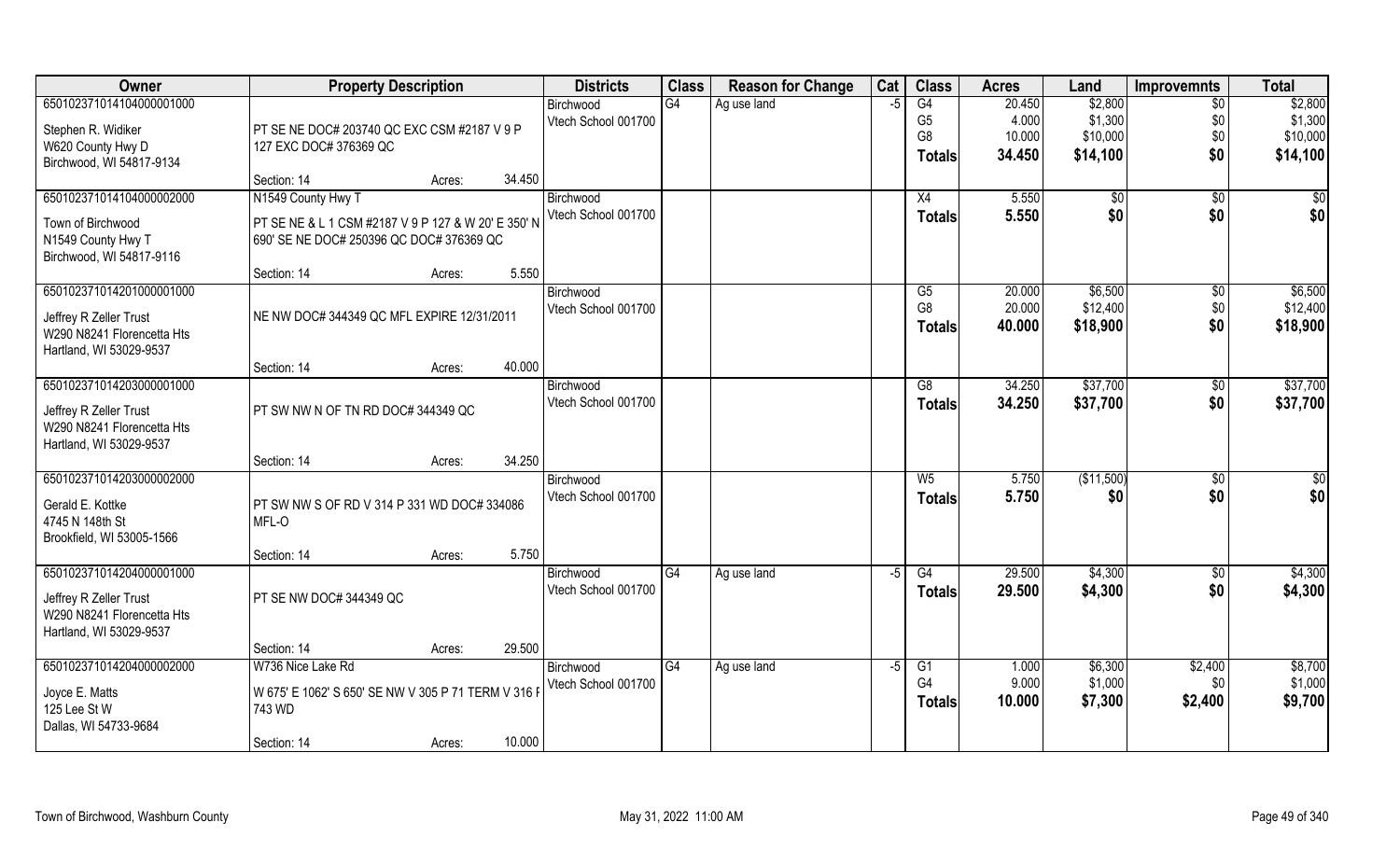| Owner | Property Description | Districts | Class | Reason for Change | Cat | Class | Acres | Land | Improvemnts | Total |
|---|---|---|---|---|---|---|---|---|---|---|
| 650102371014104000001000 | | Birchwood | G4 | Ag use land | -5 | G4 | 20.450 | $2,800 | $0 | $2,800 |
| Stephen R. Widiker | PT SE NE DOC# 203740 QC EXC CSM #2187 V 9 P | Vtech School 001700 | | | | G5 | 4.000 | $1,300 | $0 | $1,300 |
| W620 County Hwy D | 127 EXC DOC# 376369 QC | | | | | G8 | 10.000 | $10,000 | $0 | $10,000 |
| Birchwood, WI 54817-9134 | | | | | | **Totals** | **34.450** | **$14,100** | **$0** | **$14,100** |
| | Section: 14 Acres: 34.450 | | | | | | | | | |
| 650102371014104000002000 | N1549 County Hwy T | Birchwood | | | | X4 | 5.550 | $0 | $0 | $0 |
| Town of Birchwood | PT SE NE & L 1 CSM #2187 V 9 P 127 & W 20' E 350' N | Vtech School 001700 | | | | **Totals** | **5.550** | **$0** | **$0** | **$0** |
| N1549 County Hwy T | 690' SE NE DOC# 250396 QC DOC# 376369 QC | | | | | | | | | |
| Birchwood, WI 54817-9116 | | | | | | | | | | |
| | Section: 14 Acres: 5.550 | | | | | | | | | |
| 650102371014201000001000 | | Birchwood | | | | G5 | 20.000 | $6,500 | $0 | $6,500 |
| Jeffrey R Zeller Trust | NE NW DOC# 344349 QC MFL EXPIRE 12/31/2011 | Vtech School 001700 | | | | G8 | 20.000 | $12,400 | $0 | $12,400 |
| W290 N8241 Florencetta Hts | | | | | | **Totals** | **40.000** | **$18,900** | **$0** | **$18,900** |
| Hartland, WI 53029-9537 | | | | | | | | | | |
| | Section: 14 Acres: 40.000 | | | | | | | | | |
| 650102371014203000001000 | | Birchwood | | | | G8 | 34.250 | $37,700 | $0 | $37,700 |
| Jeffrey R Zeller Trust | PT SW NW N OF TN RD DOC# 344349 QC | Vtech School 001700 | | | | **Totals** | **34.250** | **$37,700** | **$0** | **$37,700** |
| W290 N8241 Florencetta Hts | | | | | | | | | | |
| Hartland, WI 53029-9537 | | | | | | | | | | |
| | Section: 14 Acres: 34.250 | | | | | | | | | |
| 650102371014203000002000 | | Birchwood | | | | W5 | 5.750 | ($11,500) | $0 | $0 |
| Gerald E. Kottke | PT SW NW S OF RD V 314 P 331 WD DOC# 334086 | Vtech School 001700 | | | | **Totals** | **5.750** | **$0** | **$0** | **$0** |
| 4745 N 148th St | MFL-O | | | | | | | | | |
| Brookfield, WI 53005-1566 | | | | | | | | | | |
| | Section: 14 Acres: 5.750 | | | | | | | | | |
| 650102371014204000001000 | | Birchwood | G4 | Ag use land | -5 | G4 | 29.500 | $4,300 | $0 | $4,300 |
| Jeffrey R Zeller Trust | PT SE NW DOC# 344349 QC | Vtech School 001700 | | | | **Totals** | **29.500** | **$4,300** | **$0** | **$4,300** |
| W290 N8241 Florencetta Hts | | | | | | | | | | |
| Hartland, WI 53029-9537 | | | | | | | | | | |
| | Section: 14 Acres: 29.500 | | | | | | | | | |
| 650102371014204000002000 | W736 Nice Lake Rd | Birchwood | G4 | Ag use land | -5 | G1 | 1.000 | $6,300 | $2,400 | $8,700 |
| Joyce E. Matts | W 675' E 1062' S 650' SE NW V 305 P 71 TERM V 316 P | Vtech School 001700 | | | | G4 | 9.000 | $1,000 | $0 | $1,000 |
| 125 Lee St W | 743 WD | | | | | **Totals** | **10.000** | **$7,300** | **$2,400** | **$9,700** |
| Dallas, WI 54733-9684 | | | | | | | | | | |
| | Section: 14 Acres: 10.000 | | | | | | | | | |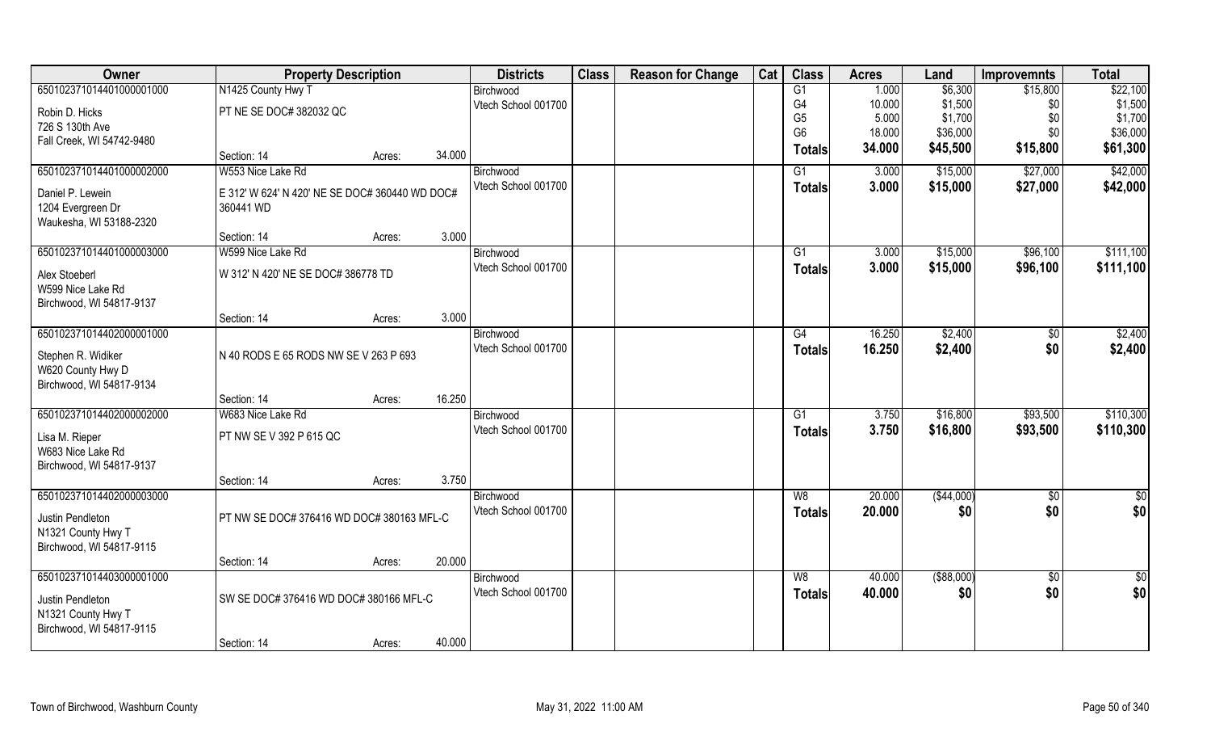| Owner | Property Description | | Districts | Class | Reason for Change | Cat | Class | Acres | Land | Improvemnts | Total |
|---|---|---|---|---|---|---|---|---|---|---|---|
| 650102371014401000001000 | N1425 County Hwy T | | Birchwood | | | | G1 | 1.000 | $6,300 | $15,800 | $22,100 |
| Robin D. Hicks | PT NE SE DOC# 382032 QC | | Vtech School 001700 | | | | G4 | 10.000 | $1,500 | $0 | $1,500 |
| 726 S 130th Ave | | | | | | | G5 | 5.000 | $1,700 | $0 | $1,700 |
| Fall Creek, WI 54742-9480 | | | | | | | G6 | 18.000 | $36,000 | $0 | $36,000 |
| | Section: 14 | Acres: 34.000 | | | | | **Totals** | **34.000** | **$45,500** | **$15,800** | **$61,300** |
| 650102371014401000002000 | W553 Nice Lake Rd | | Birchwood | | | | G1 | 3.000 | $15,000 | $27,000 | $42,000 |
| Daniel P. Lewein | E 312' W 624' N 420' NE SE DOC# 360440 WD DOC# 360441 WD | | Vtech School 001700 | | | | **Totals** | **3.000** | **$15,000** | **$27,000** | **$42,000** |
| 1204 Evergreen Dr | | | | | | | | | | | |
| Waukesha, WI 53188-2320 | | | | | | | | | | | |
| | Section: 14 | Acres: 3.000 | | | | | | | | | |
| 650102371014401000003000 | W599 Nice Lake Rd | | Birchwood | | | | G1 | 3.000 | $15,000 | $96,100 | $111,100 |
| Alex Stoeberl | W 312' N 420' NE SE DOC# 386778 TD | | Vtech School 001700 | | | | **Totals** | **3.000** | **$15,000** | **$96,100** | **$111,100** |
| W599 Nice Lake Rd | | | | | | | | | | | |
| Birchwood, WI 54817-9137 | | | | | | | | | | | |
| | Section: 14 | Acres: 3.000 | | | | | | | | | |
| 650102371014402000001000 | | | Birchwood | | | | G4 | 16.250 | $2,400 | $0 | $2,400 |
| Stephen R. Widiker | N 40 RODS E 65 RODS NW SE V 263 P 693 | | Vtech School 001700 | | | | **Totals** | **16.250** | **$2,400** | **$0** | **$2,400** |
| W620 County Hwy D | | | | | | | | | | | |
| Birchwood, WI 54817-9134 | | | | | | | | | | | |
| | Section: 14 | Acres: 16.250 | | | | | | | | | |
| 650102371014402000002000 | W683 Nice Lake Rd | | Birchwood | | | | G1 | 3.750 | $16,800 | $93,500 | $110,300 |
| Lisa M. Rieper | PT NW SE V 392 P 615 QC | | Vtech School 001700 | | | | **Totals** | **3.750** | **$16,800** | **$93,500** | **$110,300** |
| W683 Nice Lake Rd | | | | | | | | | | | |
| Birchwood, WI 54817-9137 | | | | | | | | | | | |
| | Section: 14 | Acres: 3.750 | | | | | | | | | |
| 650102371014402000003000 | | | Birchwood | | | | W8 | 20.000 | ($44,000) | $0 | $0 |
| Justin Pendleton | PT NW SE DOC# 376416 WD DOC# 380163 MFL-C | | Vtech School 001700 | | | | **Totals** | **20.000** | **$0** | **$0** | **$0** |
| N1321 County Hwy T | | | | | | | | | | | |
| Birchwood, WI 54817-9115 | | | | | | | | | | | |
| | Section: 14 | Acres: 20.000 | | | | | | | | | |
| 650102371014403000001000 | | | Birchwood | | | | W8 | 40.000 | ($88,000) | $0 | $0 |
| Justin Pendleton | SW SE DOC# 376416 WD DOC# 380166 MFL-C | | Vtech School 001700 | | | | **Totals** | **40.000** | **$0** | **$0** | **$0** |
| N1321 County Hwy T | | | | | | | | | | | |
| Birchwood, WI 54817-9115 | | | | | | | | | | | |
| | Section: 14 | Acres: 40.000 | | | | | | | | | |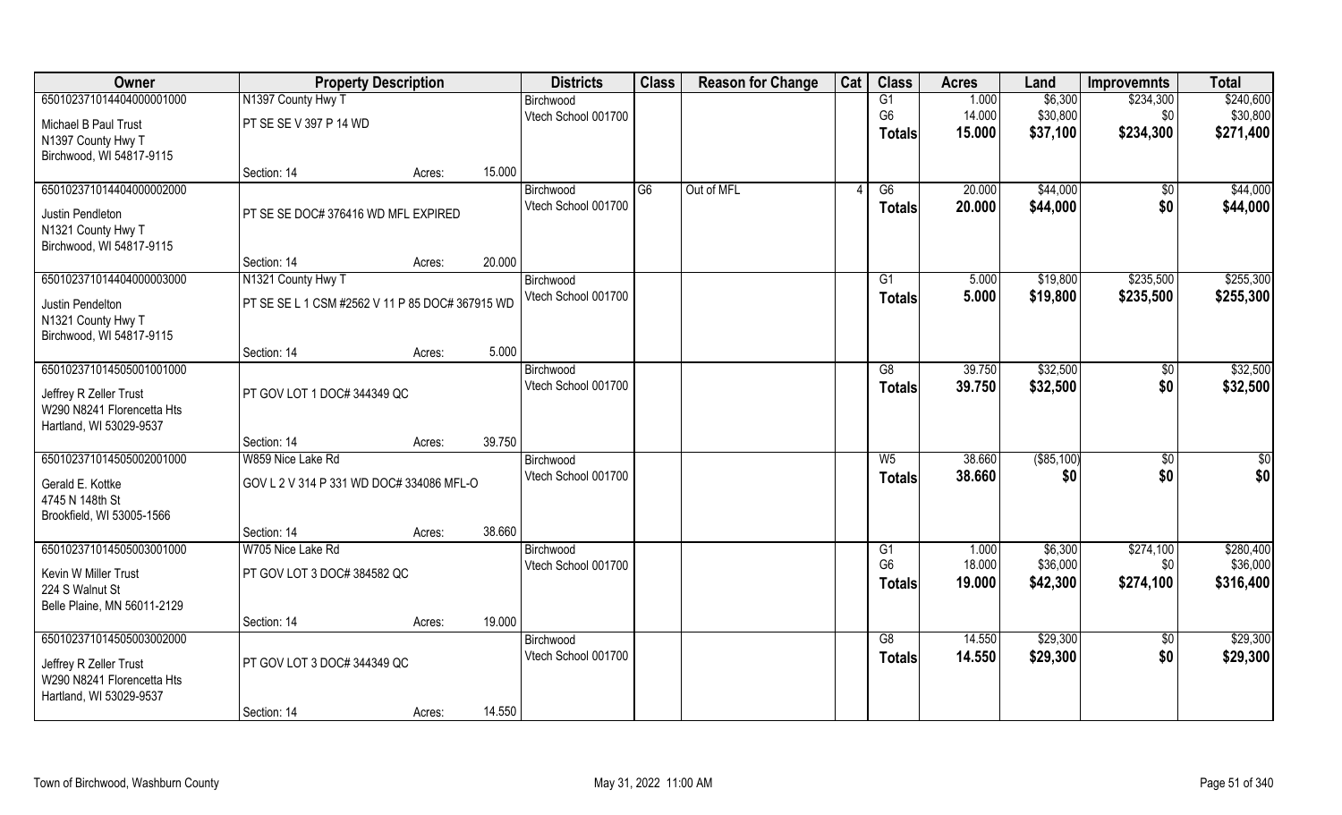| Owner | Property Description | | Districts | Class | Reason for Change | Cat | Class | Acres | Land | Improvemnts | Total |
|---|---|---|---|---|---|---|---|---|---|---|---|
| 650102371014404000001000 | N1397 County Hwy T | | Birchwood | | | | G1 | 1.000 | $6,300 | $234,300 | $240,600 |
| Michael B Paul Trust | PT SE SE V 397 P 14 WD | | Vtech School 001700 | | | | G6 | 14.000 | $30,800 | $0 | $30,800 |
| N1397 County Hwy T | | | | | | | **Totals** | **15.000** | **$37,100** | **$234,300** | **$271,400** |
| Birchwood, WI 54817-9115 | | | | | | | | | | | |
| | Section: 14 | Acres: 15.000 | | | | | | | | | |
| 650102371014404000002000 | | | Birchwood | G6 | Out of MFL | 4 | G6 | 20.000 | $44,000 | $0 | $44,000 |
| Justin Pendleton | PT SE SE DOC# 376416 WD MFL EXPIRED | | Vtech School 001700 | | | | **Totals** | **20.000** | **$44,000** | **$0** | **$44,000** |
| N1321 County Hwy T | | | | | | | | | | | |
| Birchwood, WI 54817-9115 | | | | | | | | | | | |
| | Section: 14 | Acres: 20.000 | | | | | | | | | |
| 650102371014404000003000 | N1321 County Hwy T | | Birchwood | | | | G1 | 5.000 | $19,800 | $235,500 | $255,300 |
| Justin Pendelton | PT SE SE L 1 CSM #2562 V 11 P 85 DOC# 367915 WD | | Vtech School 001700 | | | | **Totals** | **5.000** | **$19,800** | **$235,500** | **$255,300** |
| N1321 County Hwy T | | | | | | | | | | | |
| Birchwood, WI 54817-9115 | | | | | | | | | | | |
| | Section: 14 | Acres: 5.000 | | | | | | | | | |
| 650102371014505001001000 | | | Birchwood | | | | G8 | 39.750 | $32,500 | $0 | $32,500 |
| Jeffrey R Zeller Trust | PT GOV LOT 1 DOC# 344349 QC | | Vtech School 001700 | | | | **Totals** | **39.750** | **$32,500** | **$0** | **$32,500** |
| W290 N8241 Florencetta Hts | | | | | | | | | | | |
| Hartland, WI 53029-9537 | | | | | | | | | | | |
| | Section: 14 | Acres: 39.750 | | | | | | | | | |
| 650102371014505002001000 | W859 Nice Lake Rd | | Birchwood | | | | W5 | 38.660 | ($85,100) | $0 | $0 |
| Gerald E. Kottke | GOV L 2 V 314 P 331 WD DOC# 334086 MFL-O | | Vtech School 001700 | | | | **Totals** | **38.660** | **$0** | **$0** | **$0** |
| 4745 N 148th St | | | | | | | | | | | |
| Brookfield, WI 53005-1566 | | | | | | | | | | | |
| | Section: 14 | Acres: 38.660 | | | | | | | | | |
| 650102371014505003001000 | W705 Nice Lake Rd | | Birchwood | | | | G1 | 1.000 | $6,300 | $274,100 | $280,400 |
| Kevin W Miller Trust | PT GOV LOT 3 DOC# 384582 QC | | Vtech School 001700 | | | | G6 | 18.000 | $36,000 | $0 | $36,000 |
| 224 S Walnut St | | | | | | | **Totals** | **19.000** | **$42,300** | **$274,100** | **$316,400** |
| Belle Plaine, MN 56011-2129 | | | | | | | | | | | |
| | Section: 14 | Acres: 19.000 | | | | | | | | | |
| 650102371014505003002000 | | | Birchwood | | | | G8 | 14.550 | $29,300 | $0 | $29,300 |
| Jeffrey R Zeller Trust | PT GOV LOT 3 DOC# 344349 QC | | Vtech School 001700 | | | | **Totals** | **14.550** | **$29,300** | **$0** | **$29,300** |
| W290 N8241 Florencetta Hts | | | | | | | | | | | |
| Hartland, WI 53029-9537 | | | | | | | | | | | |
| | Section: 14 | Acres: 14.550 | | | | | | | | | |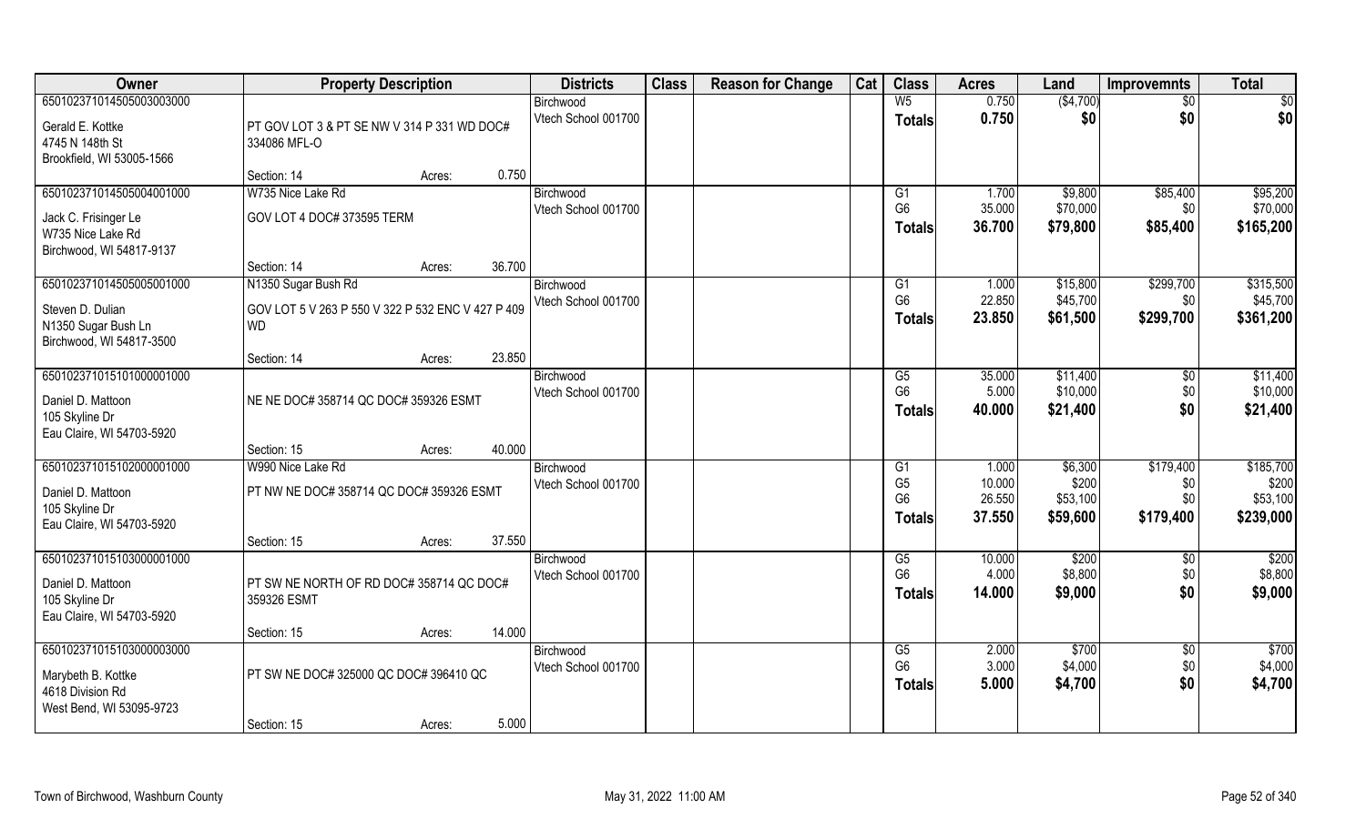| Owner | Property Description | Districts | Class | Reason for Change | Cat | Class | Acres | Land | Improvemnts | Total |
|---|---|---|---|---|---|---|---|---|---|---|
| 65010237101450503003000<br>Gerald E. Kottke<br>4745 N 148th St<br>Brookfield, WI 53005-1566 | PT GOV LOT 3 & PT SE NW V 314 P 331 WD DOC# 334086 MFL-O<br>Section: 14 Acres: 0.750 | Birchwood<br>Vtech School 001700 | | | | W5<br>**Totals** | 0.750<br>**0.750** | ($4,700)<br>**$0** | $0<br>**$0** | $0<br>**$0** |
| 65010237101450504001000<br>Jack C. Frisinger Le<br>W735 Nice Lake Rd<br>Birchwood, WI 54817-9137 | W735 Nice Lake Rd<br>GOV LOT 4 DOC# 373595 TERM<br>Section: 14 Acres: 36.700 | Birchwood<br>Vtech School 001700 | | | | G1<br>G6<br>**Totals** | 1.700<br>35.000<br>**36.700** | $9,800<br>$70,000<br>**$79,800** | $85,400<br>$0<br>**$85,400** | $95,200<br>$70,000<br>**$165,200** |
| 65010237101450505001000<br>Steven D. Dulian<br>N1350 Sugar Bush Ln<br>Birchwood, WI 54817-3500 | N1350 Sugar Bush Rd<br>GOV LOT 5 V 263 P 550 V 322 P 532 ENC V 427 P 409 WD<br>Section: 14 Acres: 23.850 | Birchwood<br>Vtech School 001700 | | | | G1<br>G6<br>**Totals** | 1.000<br>22.850<br>**23.850** | $15,800<br>$45,700<br>**$61,500** | $299,700<br>$0<br>**$299,700** | $315,500<br>$45,700<br>**$361,200** |
| 65010237101510100001000<br>Daniel D. Mattoon<br>105 Skyline Dr<br>Eau Claire, WI 54703-5920 | NE NE DOC# 358714 QC DOC# 359326 ESMT<br>Section: 15 Acres: 40.000 | Birchwood<br>Vtech School 001700 | | | | G5<br>G6<br>**Totals** | 35.000<br>5.000<br>**40.000** | $11,400<br>$10,000<br>**$21,400** | $0<br>$0<br>**$0** | $11,400<br>$10,000<br>**$21,400** |
| 65010237101510200001000<br>Daniel D. Mattoon<br>105 Skyline Dr<br>Eau Claire, WI 54703-5920 | W990 Nice Lake Rd<br>PT NW NE DOC# 358714 QC DOC# 359326 ESMT<br>Section: 15 Acres: 37.550 | Birchwood<br>Vtech School 001700 | | | | G1<br>G5<br>G6<br>**Totals** | 1.000<br>10.000<br>26.550<br>**37.550** | $6,300<br>$200<br>$53,100<br>**$59,600** | $179,400<br>$0<br>$0<br>**$179,400** | $185,700<br>$200<br>$53,100<br>**$239,000** |
| 65010237101510300001000<br>Daniel D. Mattoon<br>105 Skyline Dr<br>Eau Claire, WI 54703-5920 | PT SW NE NORTH OF RD DOC# 358714 QC DOC# 359326 ESMT<br>Section: 15 Acres: 14.000 | Birchwood<br>Vtech School 001700 | | | | G5<br>G6<br>**Totals** | 10.000<br>4.000<br>**14.000** | $200<br>$8,800<br>**$9,000** | $0<br>$0<br>**$0** | $200<br>$8,800<br>**$9,000** |
| 65010237101510300003000<br>Marybeth B. Kottke<br>4618 Division Rd<br>West Bend, WI 53095-9723 | PT SW NE DOC# 325000 QC DOC# 396410 QC<br>Section: 15 Acres: 5.000 | Birchwood<br>Vtech School 001700 | | | | G5<br>G6<br>**Totals** | 2.000<br>3.000<br>**5.000** | $700<br>$4,000<br>**$4,700** | $0<br>$0<br>**$0** | $700<br>$4,000<br>**$4,700** |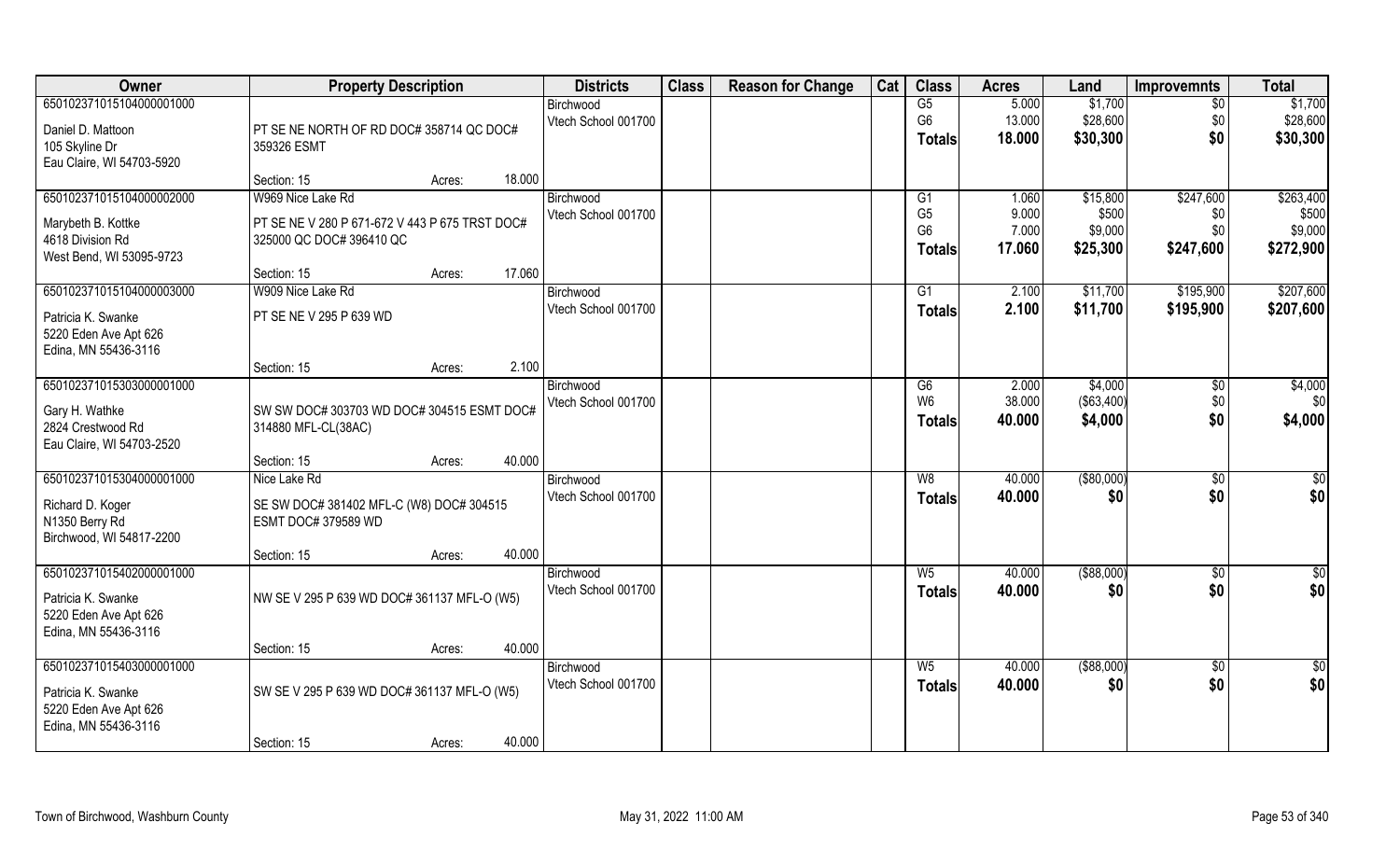| Owner | Property Description | | | Districts | Class | Reason for Change | Cat | Class | Acres | Land | Improvemnts | Total |
|---|---|---|---|---|---|---|---|---|---|---|---|---|
| 650102371015104000001000 | | | | Birchwood | | | | G5 | 5.000 | $1,700 | $0 | $1,700 |
| Daniel D. Mattoon | PT SE NE NORTH OF RD DOC# 358714 QC DOC# | | | Vtech School 001700 | | | | G6 | 13.000 | $28,600 | $0 | $28,600 |
| 105 Skyline Dr | 359326 ESMT | | | | | | | **Totals** | **18.000** | **$30,300** | **$0** | **$30,300** |
| Eau Claire, WI 54703-5920 | | | | | | | | | | | | |
| | Section: 15 | Acres: | 18.000 | | | | | | | | | |
| 650102371015104000002000 | W969 Nice Lake Rd | | | Birchwood | | | | G1 | 1.060 | $15,800 | $247,600 | $263,400 |
| Marybeth B. Kottke | PT SE NE V 280 P 671-672 V 443 P 675 TRST DOC# | | | Vtech School 001700 | | | | G5 | 9.000 | $500 | $0 | $500 |
| 4618 Division Rd | 325000 QC DOC# 396410 QC | | | | | | | G6 | 7.000 | $9,000 | $0 | $9,000 |
| West Bend, WI 53095-9723 | | | | | | | | **Totals** | **17.060** | **$25,300** | **$247,600** | **$272,900** |
| | Section: 15 | Acres: | 17.060 | | | | | | | | | |
| 650102371015104000003000 | W909 Nice Lake Rd | | | Birchwood | | | | G1 | 2.100 | $11,700 | $195,900 | $207,600 |
| Patricia K. Swanke | PT SE NE V 295 P 639 WD | | | Vtech School 001700 | | | | **Totals** | **2.100** | **$11,700** | **$195,900** | **$207,600** |
| 5220 Eden Ave Apt 626 | | | | | | | | | | | | |
| Edina, MN 55436-3116 | | | | | | | | | | | | |
| | Section: 15 | Acres: | 2.100 | | | | | | | | | |
| 650102371015303000001000 | | | | Birchwood | | | | G6 | 2.000 | $4,000 | $0 | $4,000 |
| Gary H. Wathke | SW SW DOC# 303703 WD DOC# 304515 ESMT DOC# | | | Vtech School 001700 | | | | W6 | 38.000 | ($63,400) | $0 | $0 |
| 2824 Crestwood Rd | 314880 MFL-CL(38AC) | | | | | | | **Totals** | **40.000** | **$4,000** | **$0** | **$4,000** |
| Eau Claire, WI 54703-2520 | | | | | | | | | | | | |
| | Section: 15 | Acres: | 40.000 | | | | | | | | | |
| 650102371015304000001000 | Nice Lake Rd | | | Birchwood | | | | W8 | 40.000 | ($80,000) | $0 | $0 |
| Richard D. Koger | SE SW DOC# 381402 MFL-C (W8) DOC# 304515 | | | Vtech School 001700 | | | | **Totals** | **40.000** | **$0** | **$0** | **$0** |
| N1350 Berry Rd | ESMT DOC# 379589 WD | | | | | | | | | | | |
| Birchwood, WI 54817-2200 | | | | | | | | | | | | |
| | Section: 15 | Acres: | 40.000 | | | | | | | | | |
| 650102371015402000001000 | | | | Birchwood | | | | W5 | 40.000 | ($88,000) | $0 | $0 |
| Patricia K. Swanke | NW SE V 295 P 639 WD DOC# 361137 MFL-O (W5) | | | Vtech School 001700 | | | | **Totals** | **40.000** | **$0** | **$0** | **$0** |
| 5220 Eden Ave Apt 626 | | | | | | | | | | | | |
| Edina, MN 55436-3116 | | | | | | | | | | | | |
| | Section: 15 | Acres: | 40.000 | | | | | | | | | |
| 650102371015403000001000 | | | | Birchwood | | | | W5 | 40.000 | ($88,000) | $0 | $0 |
| Patricia K. Swanke | SW SE V 295 P 639 WD DOC# 361137 MFL-O (W5) | | | Vtech School 001700 | | | | **Totals** | **40.000** | **$0** | **$0** | **$0** |
| 5220 Eden Ave Apt 626 | | | | | | | | | | | | |
| Edina, MN 55436-3116 | | | | | | | | | | | | |
| | Section: 15 | Acres: | 40.000 | | | | | | | | | |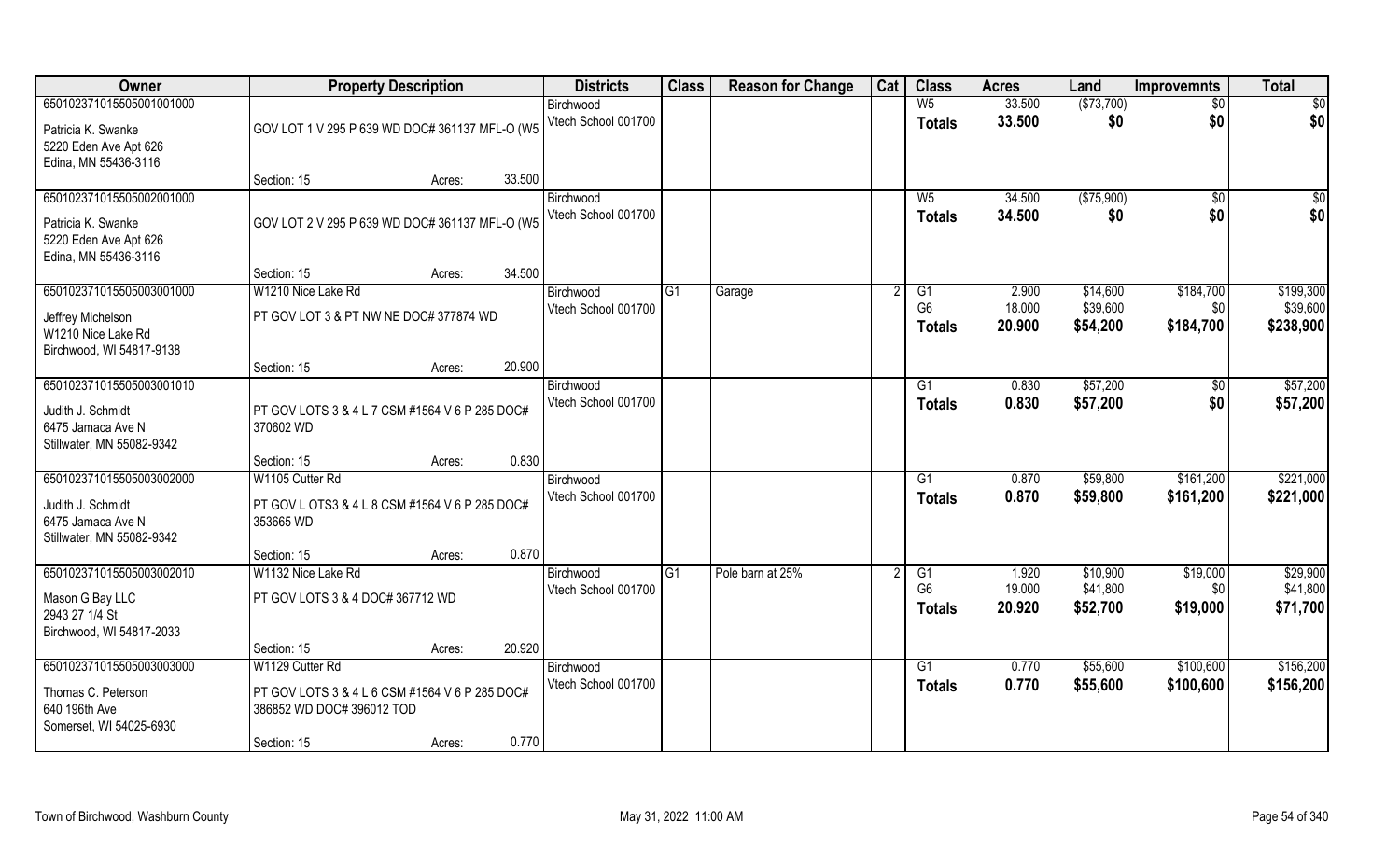| Owner | Property Description | Districts | Class | Reason for Change | Cat | Class | Acres | Land | Improvemnts | Total |
|---|---|---|---|---|---|---|---|---|---|---|
| 65010237101550500100100​0<br>Patricia K. Swanke<br>5220 Eden Ave Apt 626<br>Edina, MN 55436-3116 | GOV LOT 1 V 295 P 639 WD DOC# 361137 MFL-O (W5<br>Section: 15 Acres: 33.500 | Birchwood<br>Vtech School 001700 | | | | W5<br>**Totals** | 33.500<br>**33.500** | ($73,700)<br>**$0** | $0<br>**$0** | $0<br>**$0** |
| 650102371015505002001000<br>Patricia K. Swanke<br>5220 Eden Ave Apt 626<br>Edina, MN 55436-3116 | GOV LOT 2 V 295 P 639 WD DOC# 361137 MFL-O (W5<br>Section: 15 Acres: 34.500 | Birchwood<br>Vtech School 001700 | | | | W5<br>**Totals** | 34.500<br>**34.500** | ($75,900)<br>**$0** | $0<br>**$0** | $0<br>**$0** |
| 650102371015505003001000<br>Jeffrey Michelson<br>W1210 Nice Lake Rd<br>Birchwood, WI 54817-9138 | W1210 Nice Lake Rd<br>PT GOV LOT 3 & PT NW NE DOC# 377874 WD<br>Section: 15 Acres: 20.900 | Birchwood<br>Vtech School 001700 | G1 | Garage | 2 | G1<br>G6<br>**Totals** | 2.900<br>18.000<br>**20.900** | $14,600<br>$39,600<br>**$54,200** | $184,700<br>$0<br>**$184,700** | $199,300<br>$39,600<br>**$238,900** |
| 650102371015505003001010<br>Judith J. Schmidt<br>6475 Jamaca Ave N<br>Stillwater, MN 55082-9342 | PT GOV LOTS 3 & 4 L 7 CSM #1564 V 6 P 285 DOC# 370602 WD<br>Section: 15 Acres: 0.830 | Birchwood<br>Vtech School 001700 | | | | G1<br>**Totals** | 0.830<br>**0.830** | $57,200<br>**$57,200** | $0<br>**$0** | $57,200<br>**$57,200** |
| 650102371015505003002000<br>Judith J. Schmidt<br>6475 Jamaca Ave N<br>Stillwater, MN 55082-9342 | W1105 Cutter Rd<br>PT GOV L OTS3 & 4 L 8 CSM #1564 V 6 P 285 DOC# 353665 WD<br>Section: 15 Acres: 0.870 | Birchwood<br>Vtech School 001700 | | | | G1<br>**Totals** | 0.870<br>**0.870** | $59,800<br>**$59,800** | $161,200<br>**$161,200** | $221,000<br>**$221,000** |
| 650102371015505003002010<br>Mason G Bay LLC<br>2943 27 1/4 St<br>Birchwood, WI 54817-2033 | W1132 Nice Lake Rd<br>PT GOV LOTS 3 & 4 DOC# 367712 WD<br>Section: 15 Acres: 20.920 | Birchwood<br>Vtech School 001700 | G1 | Pole barn at 25% | 2 | G1<br>G6<br>**Totals** | 1.920<br>19.000<br>**20.920** | $10,900<br>$41,800<br>**$52,700** | $19,000<br>$0<br>**$19,000** | $29,900<br>$41,800<br>**$71,700** |
| 650102371015505003003000<br>Thomas C. Peterson<br>640 196th Ave<br>Somerset, WI 54025-6930 | W1129 Cutter Rd<br>PT GOV LOTS 3 & 4 L 6 CSM #1564 V 6 P 285 DOC# 386852 WD DOC# 396012 TOD<br>Section: 15 Acres: 0.770 | Birchwood<br>Vtech School 001700 | | | | G1<br>**Totals** | 0.770<br>**0.770** | $55,600<br>**$55,600** | $100,600<br>**$100,600** | $156,200<br>**$156,200** |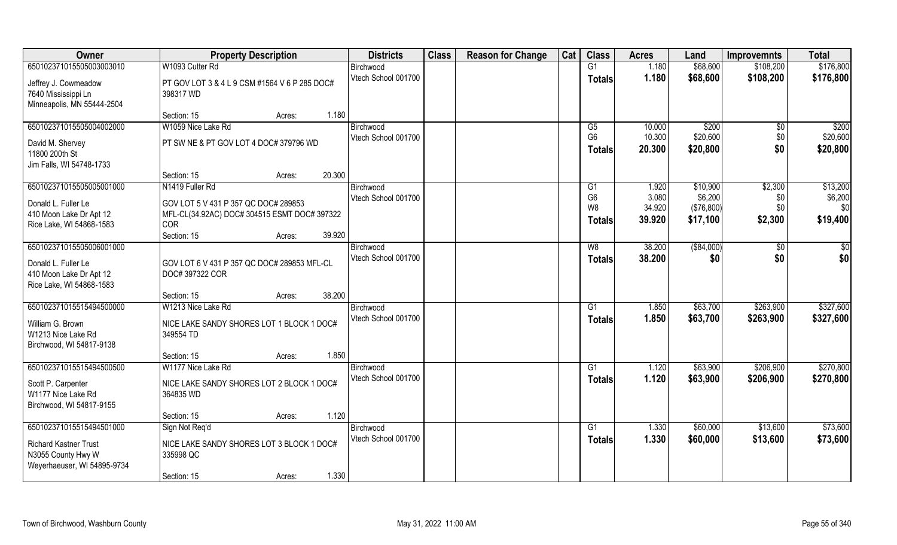| Owner | Property Description | | Districts | Class | Reason for Change | Cat | Class | Acres | Land | Improvemnts | Total |
|---|---|---|---|---|---|---|---|---|---|---|---|
| 650102371015505003003010 | W1093 Cutter Rd | | Birchwood | | | | G1 | 1.180 | $68,600 | $108,200 | $176,800 |
| Jeffrey J. Cowmeadow<br>7640 Mississippi Ln<br>Minneapolis, MN 55444-2504 | PT GOV LOT 3 & 4 L 9 CSM #1564 V 6 P 285 DOC# 398317 WD | | Vtech School 001700 | | | | **Totals** | **1.180** | **$68,600** | **$108,200** | **$176,800** |
| | Section: 15 | Acres: 1.180 | | | | | | | | | |
| 650102371015505004002000 | W1059 Nice Lake Rd | | Birchwood | | | | G5 | 10.000 | $200 | $0 | $200 |
| David M. Shervey<br>11800 200th St<br>Jim Falls, WI 54748-1733 | PT SW NE & PT GOV LOT 4 DOC# 379796 WD | | Vtech School 001700 | | | | G6 | 10.300 | $20,600 | $0 | $20,600 |
| | | | | | | | **Totals** | **20.300** | **$20,800** | **$0** | **$20,800** |
| | Section: 15 | Acres: 20.300 | | | | | | | | | |
| 650102371015505005001000 | N1419 Fuller Rd | | Birchwood | | | | G1 | 1.920 | $10,900 | $2,300 | $13,200 |
| Donald L. Fuller Le<br>410 Moon Lake Dr Apt 12<br>Rice Lake, WI 54868-1583 | GOV LOT 5 V 431 P 357 QC DOC# 289853 MFL-CL(34.92AC) DOC# 304515 ESMT DOC# 397322 COR | | Vtech School 001700 | | | | G6 | 3.080 | $6,200 | $0 | $6,200 |
| | | | | | | | W8 | 34.920 | ($76,800) | $0 | $0 |
| | | | | | | | **Totals** | **39.920** | **$17,100** | **$2,300** | **$19,400** |
| | Section: 15 | Acres: 39.920 | | | | | | | | | |
| 650102371015505006001000 | | | Birchwood | | | | W8 | 38.200 | ($84,000) | $0 | $0 |
| Donald L. Fuller Le<br>410 Moon Lake Dr Apt 12<br>Rice Lake, WI 54868-1583 | GOV LOT 6 V 431 P 357 QC DOC# 289853 MFL-CL DOC# 397322 COR | | Vtech School 001700 | | | | **Totals** | **38.200** | **$0** | **$0** | **$0** |
| | Section: 15 | Acres: 38.200 | | | | | | | | | |
| 650102371015515494500000 | W1213 Nice Lake Rd | | Birchwood | | | | G1 | 1.850 | $63,700 | $263,900 | $327,600 |
| William G. Brown<br>W1213 Nice Lake Rd<br>Birchwood, WI 54817-9138 | NICE LAKE SANDY SHORES LOT 1 BLOCK 1 DOC# 349554 TD | | Vtech School 001700 | | | | **Totals** | **1.850** | **$63,700** | **$263,900** | **$327,600** |
| | Section: 15 | Acres: 1.850 | | | | | | | | | |
| 650102371015515494500500 | W1177 Nice Lake Rd | | Birchwood | | | | G1 | 1.120 | $63,900 | $206,900 | $270,800 |
| Scott P. Carpenter<br>W1177 Nice Lake Rd<br>Birchwood, WI 54817-9155 | NICE LAKE SANDY SHORES LOT 2 BLOCK 1 DOC# 364835 WD | | Vtech School 001700 | | | | **Totals** | **1.120** | **$63,900** | **$206,900** | **$270,800** |
| | Section: 15 | Acres: 1.120 | | | | | | | | | |
| 650102371015515494501000 | Sign Not Req'd | | Birchwood | | | | G1 | 1.330 | $60,000 | $13,600 | $73,600 |
| Richard Kastner Trust<br>N3055 County Hwy W<br>Weyerhaeuser, WI 54895-9734 | NICE LAKE SANDY SHORES LOT 3 BLOCK 1 DOC# 335998 QC | | Vtech School 001700 | | | | **Totals** | **1.330** | **$60,000** | **$13,600** | **$73,600** |
| | Section: 15 | Acres: 1.330 | | | | | | | | | |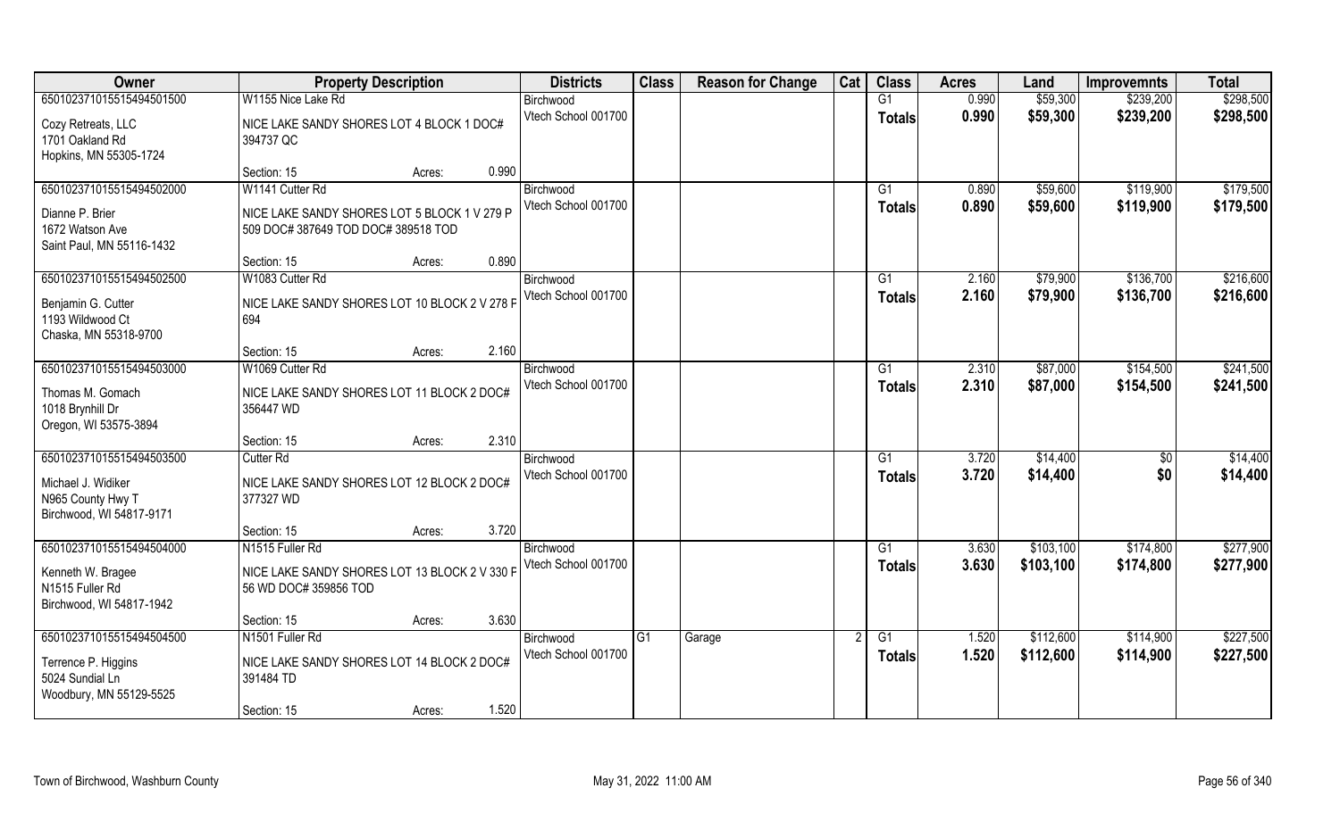| Owner | Property Description | | | Districts | Class | Reason for Change | Cat | Class | Acres | Land | Improvemnts | Total |
|---|---|---|---|---|---|---|---|---|---|---|---|---|
| 65010237101551549450150​0 | W1155 Nice Lake Rd | | | Birchwood | | | | G1 | 0.990 | $59,300 | $239,200 | $298,500 |
| Cozy Retreats, LLC<br>1701 Oakland Rd<br>Hopkins, MN 55305-1724 | NICE LAKE SANDY SHORES LOT 4 BLOCK 1 DOC# 394737 QC | | | Vtech School 001700 | | | | Totals | 0.990 | $59,300 | $239,200 | $298,500 |
| | Section: 15 | Acres: | 0.990 | | | | | | | | | |
| 650102371015515494502000 | W1141 Cutter Rd | | | Birchwood | | | | G1 | 0.890 | $59,600 | $119,900 | $179,500 |
| Dianne P. Brier<br>1672 Watson Ave<br>Saint Paul, MN 55116-1432 | NICE LAKE SANDY SHORES LOT 5 BLOCK 1 V 279 P 509 DOC# 387649 TOD DOC# 389518 TOD | | | Vtech School 001700 | | | | Totals | 0.890 | $59,600 | $119,900 | $179,500 |
| | Section: 15 | Acres: | 0.890 | | | | | | | | | |
| 650102371015515494502500 | W1083 Cutter Rd | | | Birchwood | | | | G1 | 2.160 | $79,900 | $136,700 | $216,600 |
| Benjamin G. Cutter<br>1193 Wildwood Ct<br>Chaska, MN 55318-9700 | NICE LAKE SANDY SHORES LOT 10 BLOCK 2 V 278 F 694 | | | Vtech School 001700 | | | | Totals | 2.160 | $79,900 | $136,700 | $216,600 |
| | Section: 15 | Acres: | 2.160 | | | | | | | | | |
| 650102371015515494503000 | W1069 Cutter Rd | | | Birchwood | | | | G1 | 2.310 | $87,000 | $154,500 | $241,500 |
| Thomas M. Gomach<br>1018 Brynhill Dr<br>Oregon, WI 53575-3894 | NICE LAKE SANDY SHORES LOT 11 BLOCK 2 DOC# 356447 WD | | | Vtech School 001700 | | | | Totals | 2.310 | $87,000 | $154,500 | $241,500 |
| | Section: 15 | Acres: | 2.310 | | | | | | | | | |
| 650102371015515494503500 | Cutter Rd | | | Birchwood | | | | G1 | 3.720 | $14,400 | $0 | $14,400 |
| Michael J. Widiker<br>N965 County Hwy T<br>Birchwood, WI 54817-9171 | NICE LAKE SANDY SHORES LOT 12 BLOCK 2 DOC# 377327 WD | | | Vtech School 001700 | | | | Totals | 3.720 | $14,400 | $0 | $14,400 |
| | Section: 15 | Acres: | 3.720 | | | | | | | | | |
| 650102371015515494504000 | N1515 Fuller Rd | | | Birchwood | | | | G1 | 3.630 | $103,100 | $174,800 | $277,900 |
| Kenneth W. Bragee<br>N1515 Fuller Rd<br>Birchwood, WI 54817-1942 | NICE LAKE SANDY SHORES LOT 13 BLOCK 2 V 330 F 56 WD DOC# 359856 TOD | | | Vtech School 001700 | | | | Totals | 3.630 | $103,100 | $174,800 | $277,900 |
| | Section: 15 | Acres: | 3.630 | | | | | | | | | |
| 650102371015515494504500 | N1501 Fuller Rd | | | Birchwood | G1 | Garage | 2 | G1 | 1.520 | $112,600 | $114,900 | $227,500 |
| Terrence P. Higgins<br>5024 Sundial Ln<br>Woodbury, MN 55129-5525 | NICE LAKE SANDY SHORES LOT 14 BLOCK 2 DOC# 391484 TD | | | Vtech School 001700 | | | | Totals | 1.520 | $112,600 | $114,900 | $227,500 |
| | Section: 15 | Acres: | 1.520 | | | | | | | | | |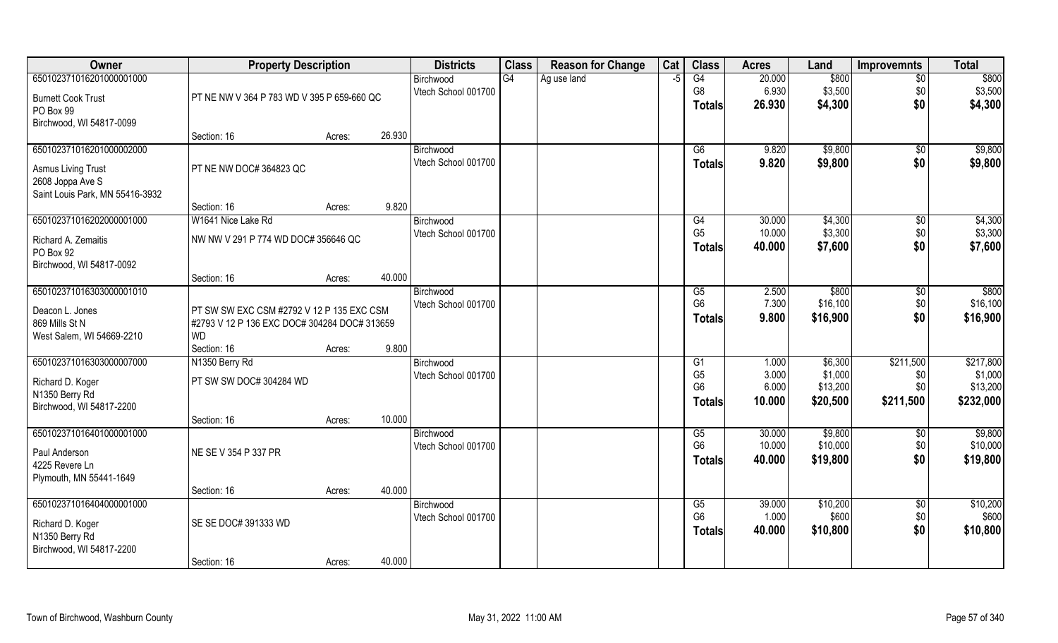| Owner | Property Description | | | Districts | Class | Reason for Change | Cat | Class | Acres | Land | Improvemnts | Total |
|---|---|---|---|---|---|---|---|---|---|---|---|---|
| 650102371016201000001000 | | | | Birchwood | G4 | Ag use land | -5 | G4 | 20.000 | $800 | $0 | $800 |
| Burnett Cook Trust | PT NE NW V 364 P 783 WD V 395 P 659-660 QC | | | Vtech School 001700 | | | | G8 | 6.930 | $3,500 | $0 | $3,500 |
| PO Box 99 | | | | | | | | Totals | 26.930 | $4,300 | $0 | $4,300 |
| Birchwood, WI 54817-0099 | | | | | | | | | | | | |
| | Section: 16 | Acres: | 26.930 | | | | | | | | | |
| 650102371016201000002000 | | | | Birchwood | | | | G6 | 9.820 | $9,800 | $0 | $9,800 |
| Asmus Living Trust | PT NE NW DOC# 364823 QC | | | Vtech School 001700 | | | | Totals | 9.820 | $9,800 | $0 | $9,800 |
| 2608 Joppa Ave S | | | | | | | | | | | | |
| Saint Louis Park, MN 55416-3932 | | | | | | | | | | | | |
| | Section: 16 | Acres: | 9.820 | | | | | | | | | |
| 650102371016202000001000 | W1641 Nice Lake Rd | | | Birchwood | | | | G4 | 30.000 | $4,300 | $0 | $4,300 |
| Richard A. Zemaitis | NW NW V 291 P 774 WD DOC# 356646 QC | | | Vtech School 001700 | | | | G5 | 10.000 | $3,300 | $0 | $3,300 |
| PO Box 92 | | | | | | | | Totals | 40.000 | $7,600 | $0 | $7,600 |
| Birchwood, WI 54817-0092 | | | | | | | | | | | | |
| | Section: 16 | Acres: | 40.000 | | | | | | | | | |
| 650102371016303000001010 | | | | Birchwood | | | | G5 | 2.500 | $800 | $0 | $800 |
| Deacon L. Jones | PT SW SW EXC CSM #2792 V 12 P 135 EXC CSM #2793 V 12 P 136 EXC DOC# 304284 DOC# 313659 WD | | | Vtech School 001700 | | | | G6 | 7.300 | $16,100 | $0 | $16,100 |
| 869 Mills St N | | | | | | | | Totals | 9.800 | $16,900 | $0 | $16,900 |
| West Salem, WI 54669-2210 | | | | | | | | | | | | |
| | Section: 16 | Acres: | 9.800 | | | | | | | | | |
| 650102371016303000007000 | N1350 Berry Rd | | | Birchwood | | | | G1 | 1.000 | $6,300 | $211,500 | $217,800 |
| Richard D. Koger | PT SW SW DOC# 304284 WD | | | Vtech School 001700 | | | | G5 | 3.000 | $1,000 | $0 | $1,000 |
| N1350 Berry Rd | | | | | | | | G6 | 6.000 | $13,200 | $0 | $13,200 |
| Birchwood, WI 54817-2200 | | | | | | | | Totals | 10.000 | $20,500 | $211,500 | $232,000 |
| | Section: 16 | Acres: | 10.000 | | | | | | | | | |
| 650102371016401000001000 | | | | Birchwood | | | | G5 | 30.000 | $9,800 | $0 | $9,800 |
| Paul Anderson | NE SE V 354 P 337 PR | | | Vtech School 001700 | | | | G6 | 10.000 | $10,000 | $0 | $10,000 |
| 4225 Revere Ln | | | | | | | | Totals | 40.000 | $19,800 | $0 | $19,800 |
| Plymouth, MN 55441-1649 | | | | | | | | | | | | |
| | Section: 16 | Acres: | 40.000 | | | | | | | | | |
| 650102371016404000001000 | | | | Birchwood | | | | G5 | 39.000 | $10,200 | $0 | $10,200 |
| Richard D. Koger | SE SE DOC# 391333 WD | | | Vtech School 001700 | | | | G6 | 1.000 | $600 | $0 | $600 |
| N1350 Berry Rd | | | | | | | | Totals | 40.000 | $10,800 | $0 | $10,800 |
| Birchwood, WI 54817-2200 | | | | | | | | | | | | |
| | Section: 16 | Acres: | 40.000 | | | | | | | | | |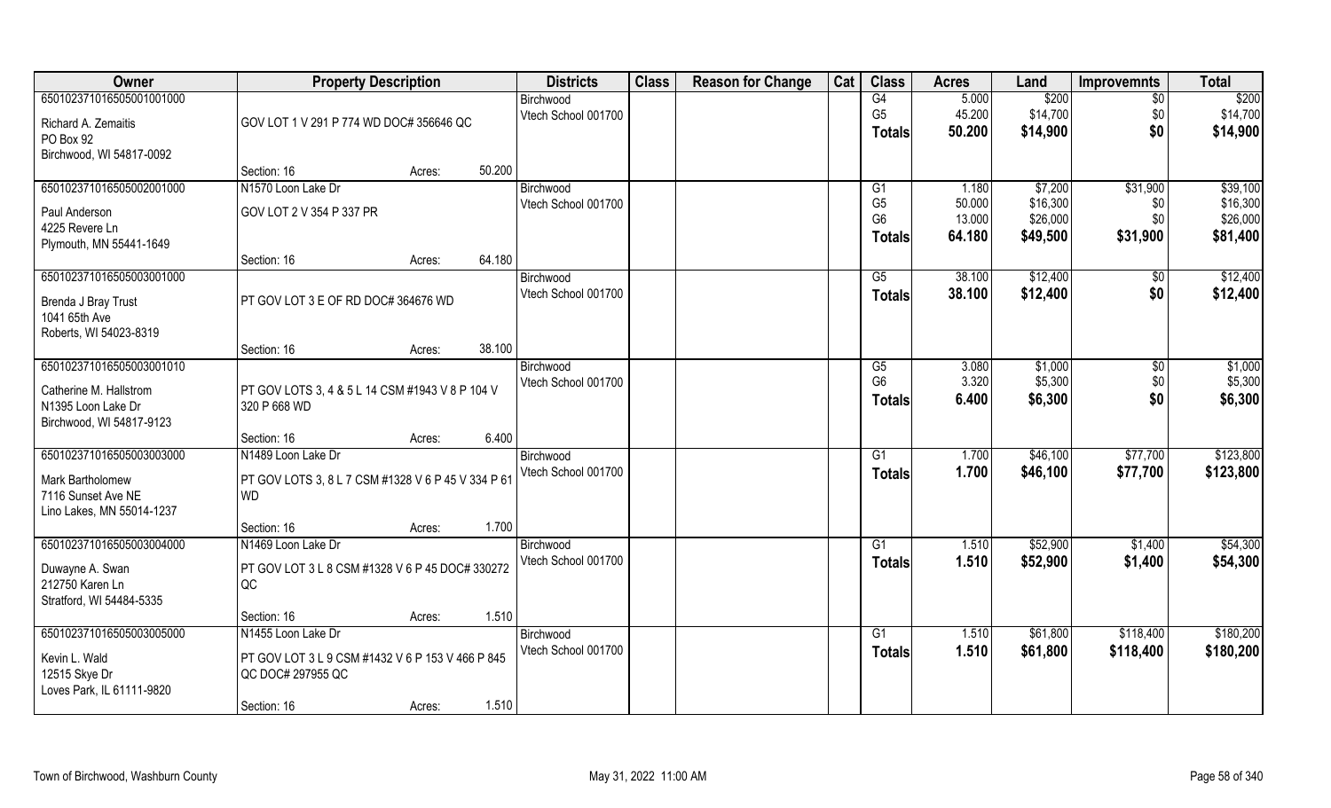| Owner | Property Description | | | Districts | Class | Reason for Change | Cat | Class | Acres | Land | Improvemnts | Total |
|---|---|---|---|---|---|---|---|---|---|---|---|---|
| 65010237101650500100100 0 | | | | Birchwood | | | | G4 | 5.000 | $200 | $0 | $200 |
| Richard A. Zemaitis | GOV LOT 1 V 291 P 774 WD DOC# 356646 QC | | | Vtech School 001700 | | | | G5 | 45.200 | $14,700 | $0 | $14,700 |
| PO Box 92 | | | | | | | | Totals | 50.200 | $14,900 | $0 | $14,900 |
| Birchwood, WI 54817-0092 | | | | | | | | | | | | |
| | Section: 16 | Acres: | 50.200 | | | | | | | | | |
| 650102371016505002001000 | N1570 Loon Lake Dr | | | Birchwood | | | | G1 | 1.180 | $7,200 | $31,900 | $39,100 |
| Paul Anderson | GOV LOT 2 V 354 P 337 PR | | | Vtech School 001700 | | | | G5 | 50.000 | $16,300 | $0 | $16,300 |
| 4225 Revere Ln | | | | | | | | G6 | 13.000 | $26,000 | $0 | $26,000 |
| Plymouth, MN 55441-1649 | | | | | | | | Totals | 64.180 | $49,500 | $31,900 | $81,400 |
| | Section: 16 | Acres: | 64.180 | | | | | | | | | |
| 650102371016505003001000 | | | | Birchwood | | | | G5 | 38.100 | $12,400 | $0 | $12,400 |
| Brenda J Bray Trust | PT GOV LOT 3 E OF RD DOC# 364676 WD | | | Vtech School 001700 | | | | Totals | 38.100 | $12,400 | $0 | $12,400 |
| 1041 65th Ave | | | | | | | | | | | | |
| Roberts, WI 54023-8319 | | | | | | | | | | | | |
| | Section: 16 | Acres: | 38.100 | | | | | | | | | |
| 650102371016505003001010 | | | | Birchwood | | | | G5 | 3.080 | $1,000 | $0 | $1,000 |
| Catherine M. Hallstrom | PT GOV LOTS 3, 4 & 5 L 14 CSM #1943 V 8 P 104 V 320 P 668 WD | | | Vtech School 001700 | | | | G6 | 3.320 | $5,300 | $0 | $5,300 |
| N1395 Loon Lake Dr | | | | | | | | Totals | 6.400 | $6,300 | $0 | $6,300 |
| Birchwood, WI 54817-9123 | | | | | | | | | | | | |
| | Section: 16 | Acres: | 6.400 | | | | | | | | | |
| 650102371016505003003000 | N1489 Loon Lake Dr | | | Birchwood | | | | G1 | 1.700 | $46,100 | $77,700 | $123,800 |
| Mark Bartholomew | PT GOV LOT 3, 8 L 7 CSM #1328 V 6 P 45 V 334 P 61 WD | | | Vtech School 001700 | | | | Totals | 1.700 | $46,100 | $77,700 | $123,800 |
| 7116 Sunset Ave NE | | | | | | | | | | | | |
| Lino Lakes, MN 55014-1237 | | | | | | | | | | | | |
| | Section: 16 | Acres: | 1.700 | | | | | | | | | |
| 650102371016505003004000 | N1469 Loon Lake Dr | | | Birchwood | | | | G1 | 1.510 | $52,900 | $1,400 | $54,300 |
| Duwayne A. Swan | PT GOV LOT 3 L 8 CSM #1328 V 6 P 45 DOC# 330272 QC | | | Vtech School 001700 | | | | Totals | 1.510 | $52,900 | $1,400 | $54,300 |
| 212750 Karen Ln | | | | | | | | | | | | |
| Stratford, WI 54484-5335 | | | | | | | | | | | | |
| | Section: 16 | Acres: | 1.510 | | | | | | | | | |
| 650102371016505003005000 | N1455 Loon Lake Dr | | | Birchwood | | | | G1 | 1.510 | $61,800 | $118,400 | $180,200 |
| Kevin L. Wald | PT GOV LOT 3 L 9 CSM #1432 V 6 P 153 V 466 P 845 QC DOC# 297955 QC | | | Vtech School 001700 | | | | Totals | 1.510 | $61,800 | $118,400 | $180,200 |
| 12515 Skye Dr | | | | | | | | | | | | |
| Loves Park, IL 61111-9820 | | | | | | | | | | | | |
| | Section: 16 | Acres: | 1.510 | | | | | | | | | |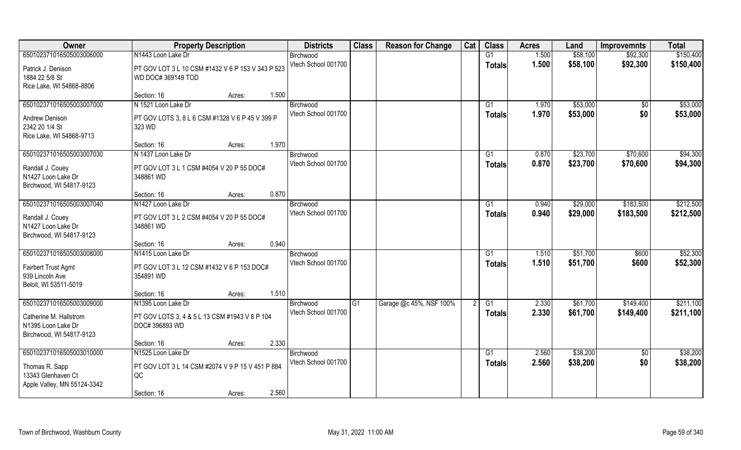| Owner | Property Description | | | Districts | Class | Reason for Change | Cat | Class | Acres | Land | Improvemnts | Total |
|---|---|---|---|---|---|---|---|---|---|---|---|---|
| 650102371016505003006000 | N1443 Loon Lake Dr | | | Birchwood | | | | G1 | 1.500 | $58,100 | $92,300 | $150,400 |
| Patrick J. Denison<br>1884 22 5/8 St<br>Rice Lake, WI 54868-8806 | PT GOV LOT 3 L 10 CSM #1432 V 6 P 153 V 343 P 523 WD DOC# 369149 TOD | | | Vtech School 001700 | | | | Totals | 1.500 | $58,100 | $92,300 | $150,400 |
| | Section: 16 | Acres: | 1.500 | | | | | | | | | |
| 650102371016505003007000 | N 1521 Loon Lake Dr | | | Birchwood | | | | G1 | 1.970 | $53,000 | $0 | $53,000 |
| Andrew Denison<br>2342 20 1/4 St<br>Rice Lake, WI 54868-9713 | PT GOV LOTS 3, 8 L 6 CSM #1328 V 6 P 45 V 399 P 323 WD | | | Vtech School 001700 | | | | Totals | 1.970 | $53,000 | $0 | $53,000 |
| | Section: 16 | Acres: | 1.970 | | | | | | | | | |
| 650102371016505003007030 | N 1437 Loon Lake Dr | | | Birchwood | | | | G1 | 0.870 | $23,700 | $70,600 | $94,300 |
| Randall J. Couey<br>N1427 Loon Lake Dr<br>Birchwood, WI 54817-9123 | PT GOV LOT 3 L 1 CSM #4054 V 20 P 55 DOC# 348861 WD | | | Vtech School 001700 | | | | Totals | 0.870 | $23,700 | $70,600 | $94,300 |
| | Section: 16 | Acres: | 0.870 | | | | | | | | | |
| 650102371016505003007040 | N1427 Loon Lake Dr | | | Birchwood | | | | G1 | 0.940 | $29,000 | $183,500 | $212,500 |
| Randall J. Couey<br>N1427 Loon Lake Dr<br>Birchwood, WI 54817-9123 | PT GOV LOT 3 L 2 CSM #4054 V 20 P 55 DOC# 348861 WD | | | Vtech School 001700 | | | | Totals | 0.940 | $29,000 | $183,500 | $212,500 |
| | Section: 16 | Acres: | 0.940 | | | | | | | | | |
| 650102371016505003008000 | N1415 Loon Lake Dr | | | Birchwood | | | | G1 | 1.510 | $51,700 | $600 | $52,300 |
| Fairbert Trust Agmt<br>939 Lincoln Ave<br>Beloit, WI 53511-5019 | PT GOV LOT 3 L 12 CSM #1432 V 6 P 153 DOC# 354891 WD | | | Vtech School 001700 | | | | Totals | 1.510 | $51,700 | $600 | $52,300 |
| | Section: 16 | Acres: | 1.510 | | | | | | | | | |
| 650102371016505003009000 | N1395 Loon Lake Dr | | | Birchwood | G1 | Garage @c 45%, NSF 100% | 2 | G1 | 2.330 | $61,700 | $149,400 | $211,100 |
| Catherine M. Hallstrom<br>N1395 Loon Lake Dr<br>Birchwood, WI 54817-9123 | PT GOV LOTS 3, 4 & 5 L 13 CSM #1943 V 8 P 104 DOC# 396893 WD | | | Vtech School 001700 | | | | Totals | 2.330 | $61,700 | $149,400 | $211,100 |
| | Section: 16 | Acres: | 2.330 | | | | | | | | | |
| 650102371016505003010000 | N1525 Loon Lake Dr | | | Birchwood | | | | G1 | 2.560 | $38,200 | $0 | $38,200 |
| Thomas R. Sapp<br>13343 Glenhaven Ct<br>Apple Valley, MN 55124-3342 | PT GOV LOT 3 L 14 CSM #2074 V 9 P 15 V 451 P 884 QC | | | Vtech School 001700 | | | | Totals | 2.560 | $38,200 | $0 | $38,200 |
| | Section: 16 | Acres: | 2.560 | | | | | | | | | |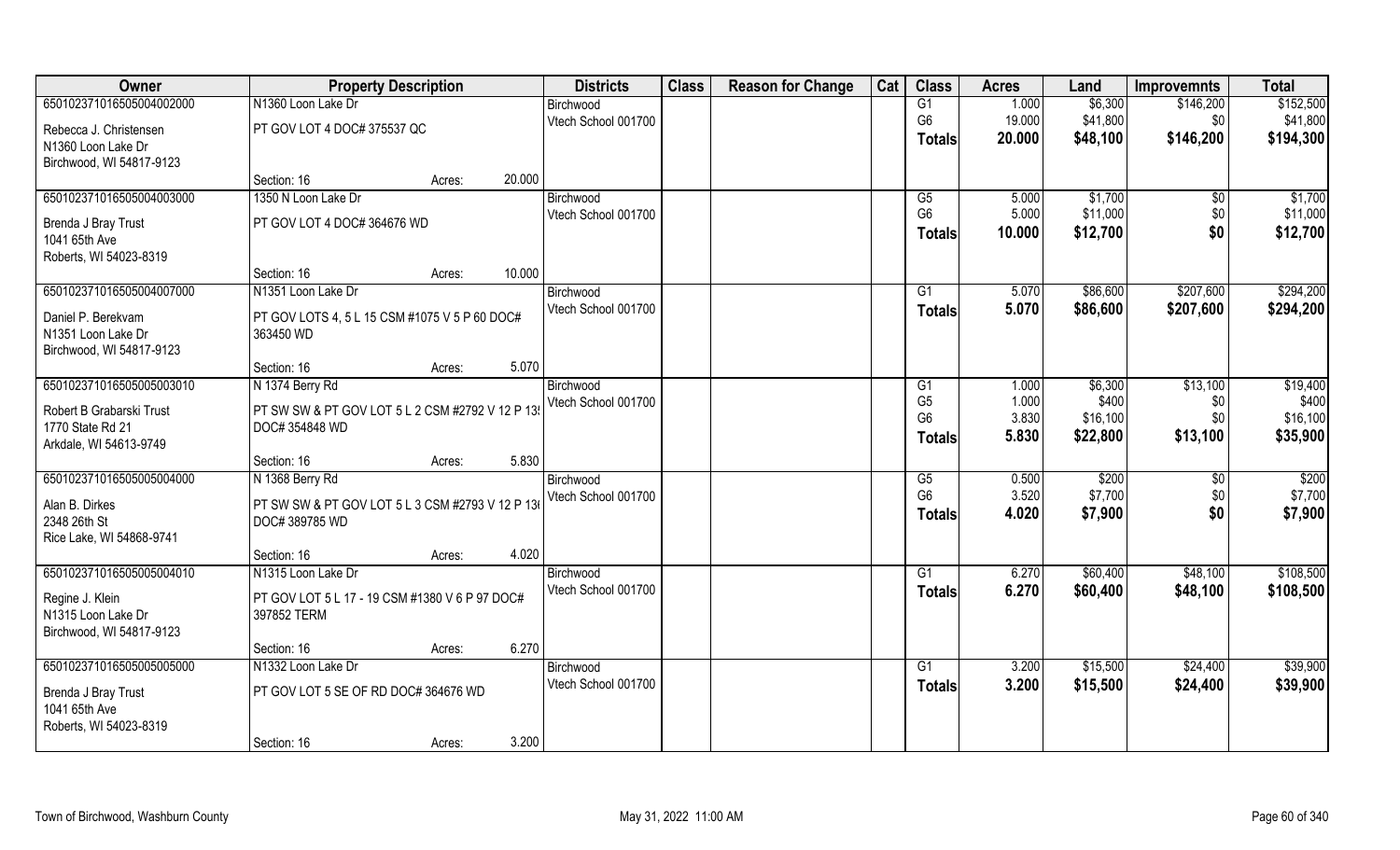| Owner | Property Description | | Districts | Class | Reason for Change | Cat | Class | Acres | Land | Improvemnts | Total |
|---|---|---|---|---|---|---|---|---|---|---|---|
| 650102371016505004002000 | N1360 Loon Lake Dr | | Birchwood | | | | G1 | 1.000 | $6,300 | $146,200 | $152,500 |
| Rebecca J. Christensen | PT GOV LOT 4 DOC# 375537 QC | | Vtech School 001700 | | | | G6 | 19.000 | $41,800 | $0 | $41,800 |
| N1360 Loon Lake Dr | | | | | | | Totals | 20.000 | $48,100 | $146,200 | $194,300 |
| Birchwood, WI 54817-9123 | | | | | | | | | | | |
| | Section: 16 | Acres: 20.000 | | | | | | | | | |
| 650102371016505004003000 | 1350 N Loon Lake Dr | | Birchwood | | | | G5 | 5.000 | $1,700 | $0 | $1,700 |
| Brenda J Bray Trust | PT GOV LOT 4 DOC# 364676 WD | | Vtech School 001700 | | | | G6 | 5.000 | $11,000 | $0 | $11,000 |
| 1041 65th Ave | | | | | | | Totals | 10.000 | $12,700 | $0 | $12,700 |
| Roberts, WI 54023-8319 | | | | | | | | | | | |
| | Section: 16 | Acres: 10.000 | | | | | | | | | |
| 650102371016505004007000 | N1351 Loon Lake Dr | | Birchwood | | | | G1 | 5.070 | $86,600 | $207,600 | $294,200 |
| Daniel P. Berekvam | PT GOV LOTS 4, 5 L 15 CSM #1075 V 5 P 60 DOC# 363450 WD | | Vtech School 001700 | | | | Totals | 5.070 | $86,600 | $207,600 | $294,200 |
| N1351 Loon Lake Dr | | | | | | | | | | | |
| Birchwood, WI 54817-9123 | | | | | | | | | | | |
| | Section: 16 | Acres: 5.070 | | | | | | | | | |
| 650102371016505005003010 | N 1374 Berry Rd | | Birchwood | | | | G1 | 1.000 | $6,300 | $13,100 | $19,400 |
| Robert B Grabarski Trust | PT SW SW & PT GOV LOT 5 L 2 CSM #2792 V 12 P 13 DOC# 354848 WD | | Vtech School 001700 | | | | G5 | 1.000 | $400 | $0 | $400 |
| 1770 State Rd 21 | | | | | | | G6 | 3.830 | $16,100 | $0 | $16,100 |
| Arkdale, WI 54613-9749 | | | | | | | Totals | 5.830 | $22,800 | $13,100 | $35,900 |
| | Section: 16 | Acres: 5.830 | | | | | | | | | |
| 650102371016505005004000 | N 1368 Berry Rd | | Birchwood | | | | G5 | 0.500 | $200 | $0 | $200 |
| Alan B. Dirkes | PT SW SW & PT GOV LOT 5 L 3 CSM #2793 V 12 P 13 DOC# 389785 WD | | Vtech School 001700 | | | | G6 | 3.520 | $7,700 | $0 | $7,700 |
| 2348 26th St | | | | | | | Totals | 4.020 | $7,900 | $0 | $7,900 |
| Rice Lake, WI 54868-9741 | | | | | | | | | | | |
| | Section: 16 | Acres: 4.020 | | | | | | | | | |
| 650102371016505005004010 | N1315 Loon Lake Dr | | Birchwood | | | | G1 | 6.270 | $60,400 | $48,100 | $108,500 |
| Regine J. Klein | PT GOV LOT 5 L 17 - 19 CSM #1380 V 6 P 97 DOC# 397852 TERM | | Vtech School 001700 | | | | Totals | 6.270 | $60,400 | $48,100 | $108,500 |
| N1315 Loon Lake Dr | | | | | | | | | | | |
| Birchwood, WI 54817-9123 | | | | | | | | | | | |
| | Section: 16 | Acres: 6.270 | | | | | | | | | |
| 650102371016505005005000 | N1332 Loon Lake Dr | | Birchwood | | | | G1 | 3.200 | $15,500 | $24,400 | $39,900 |
| Brenda J Bray Trust | PT GOV LOT 5 SE OF RD DOC# 364676 WD | | Vtech School 001700 | | | | Totals | 3.200 | $15,500 | $24,400 | $39,900 |
| 1041 65th Ave | | | | | | | | | | | |
| Roberts, WI 54023-8319 | | | | | | | | | | | |
| | Section: 16 | Acres: 3.200 | | | | | | | | | |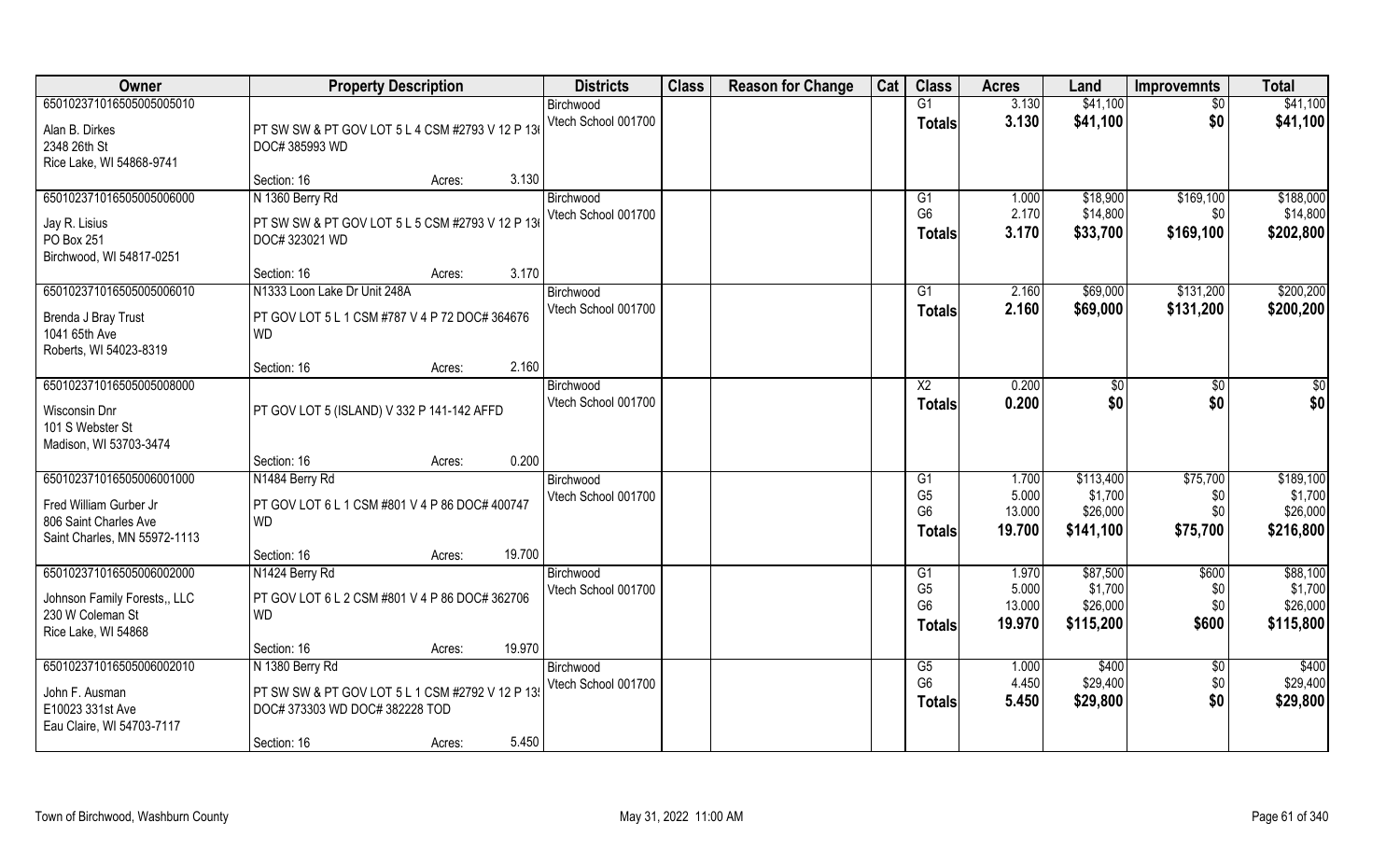| Owner | Property Description | | | Districts | Class | Reason for Change | Cat | Class | Acres | Land | Improvemnts | Total |
|---|---|---|---|---|---|---|---|---|---|---|---|---|
| 650102371016505005005010 | | | | Birchwood | | | | G1 | 3.130 | $41,100 | $0 | $41,100 |
| Alan B. Dirkes<br>2348 26th St<br>Rice Lake, WI 54868-9741 | PT SW SW & PT GOV LOT 5 L 4 CSM #2793 V 12 P 13(<br>DOC# 385993 WD | | | Vtech School 001700 | | | | **Totals** | **3.130** | **$41,100** | **$0** | **$41,100** |
| | Section: 16 | Acres: | 3.130 | | | | | | | | | |
| 650102371016505005006000 | N 1360 Berry Rd | | | Birchwood | | | | G1 | 1.000 | $18,900 | $169,100 | $188,000 |
| Jay R. Lisius<br>PO Box 251<br>Birchwood, WI 54817-0251 | PT SW SW & PT GOV LOT 5 L 5 CSM #2793 V 12 P 13(<br>DOC# 323021 WD | | | Vtech School 001700 | | | | G6 | 2.170 | $14,800 | $0 | $14,800 |
| | | | | | | | | **Totals** | **3.170** | **$33,700** | **$169,100** | **$202,800** |
| | Section: 16 | Acres: | 3.170 | | | | | | | | | |
| 650102371016505005006010 | N1333 Loon Lake Dr Unit 248A | | | Birchwood | | | | G1 | 2.160 | $69,000 | $131,200 | $200,200 |
| Brenda J Bray Trust<br>1041 65th Ave<br>Roberts, WI 54023-8319 | PT GOV LOT 5 L 1 CSM #787 V 4 P 72 DOC# 364676<br>WD | | | Vtech School 001700 | | | | **Totals** | **2.160** | **$69,000** | **$131,200** | **$200,200** |
| | Section: 16 | Acres: | 2.160 | | | | | | | | | |
| 650102371016505005008000 | | | | Birchwood | | | | X2 | 0.200 | $0 | $0 | $0 |
| Wisconsin Dnr<br>101 S Webster St<br>Madison, WI 53703-3474 | PT GOV LOT 5 (ISLAND) V 332 P 141-142 AFFD | | | Vtech School 001700 | | | | **Totals** | **0.200** | **$0** | **$0** | **$0** |
| | Section: 16 | Acres: | 0.200 | | | | | | | | | |
| 650102371016505006001000 | N1484 Berry Rd | | | Birchwood | | | | G1 | 1.700 | $113,400 | $75,700 | $189,100 |
| Fred William Gurber Jr<br>806 Saint Charles Ave<br>Saint Charles, MN 55972-1113 | PT GOV LOT 6 L 1 CSM #801 V 4 P 86 DOC# 400747<br>WD | | | Vtech School 001700 | | | | G5 | 5.000 | $1,700 | $0 | $1,700 |
| | | | | | | | | G6 | 13.000 | $26,000 | $0 | $26,000 |
| | | | | | | | | **Totals** | **19.700** | **$141,100** | **$75,700** | **$216,800** |
| | Section: 16 | Acres: | 19.700 | | | | | | | | | |
| 650102371016505006002000 | N1424 Berry Rd | | | Birchwood | | | | G1 | 1.970 | $87,500 | $600 | $88,100 |
| Johnson Family Forests,, LLC<br>230 W Coleman St<br>Rice Lake, WI 54868 | PT GOV LOT 6 L 2 CSM #801 V 4 P 86 DOC# 362706<br>WD | | | Vtech School 001700 | | | | G5 | 5.000 | $1,700 | $0 | $1,700 |
| | | | | | | | | G6 | 13.000 | $26,000 | $0 | $26,000 |
| | | | | | | | | **Totals** | **19.970** | **$115,200** | **$600** | **$115,800** |
| | Section: 16 | Acres: | 19.970 | | | | | | | | | |
| 650102371016505006002010 | N 1380 Berry Rd | | | Birchwood | | | | G5 | 1.000 | $400 | $0 | $400 |
| John F. Ausman<br>E10023 331st Ave<br>Eau Claire, WI 54703-7117 | PT SW SW & PT GOV LOT 5 L 1 CSM #2792 V 12 P 13!<br>DOC# 373303 WD DOC# 382228 TOD | | | Vtech School 001700 | | | | G6 | 4.450 | $29,400 | $0 | $29,400 |
| | | | | | | | | **Totals** | **5.450** | **$29,800** | **$0** | **$29,800** |
| | Section: 16 | Acres: | 5.450 | | | | | | | | | |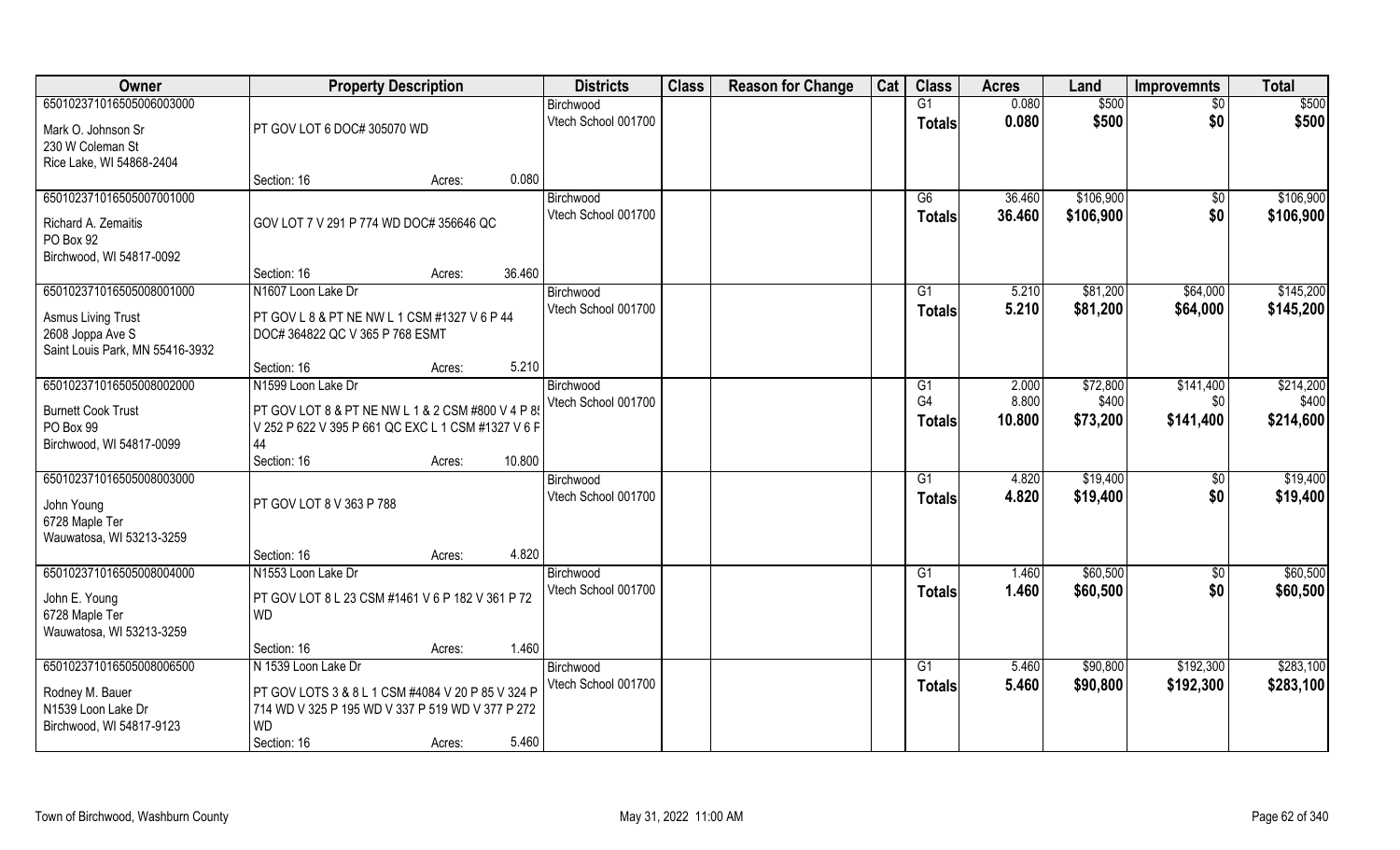| Owner | Property Description | | | Districts | Class | Reason for Change | Cat | Class | Acres | Land | Improvemnts | Total |
|---|---|---|---|---|---|---|---|---|---|---|---|---|
| 650102371016505006003000 | | | | Birchwood | | | | G1 | 0.080 | $500 | $0 | $500 |
| Mark O. Johnson Sr<br>230 W Coleman St<br>Rice Lake, WI 54868-2404 | PT GOV LOT 6 DOC# 305070 WD | | | Vtech School 001700 | | | | Totals | 0.080 | $500 | $0 | $500 |
| | Section: 16 | Acres: | 0.080 | | | | | | | | | |
| 650102371016505007001000 | | | | Birchwood | | | | G6 | 36.460 | $106,900 | $0 | $106,900 |
| Richard A. Zemaitis<br>PO Box 92<br>Birchwood, WI 54817-0092 | GOV LOT 7 V 291 P 774 WD DOC# 356646 QC | | | Vtech School 001700 | | | | Totals | 36.460 | $106,900 | $0 | $106,900 |
| | Section: 16 | Acres: | 36.460 | | | | | | | | | |
| 650102371016505008001000 | N1607 Loon Lake Dr | | | Birchwood | | | | G1 | 5.210 | $81,200 | $64,000 | $145,200 |
| Asmus Living Trust<br>2608 Joppa Ave S<br>Saint Louis Park, MN 55416-3932 | PT GOV L 8 & PT NE NW L 1 CSM #1327 V 6 P 44 DOC# 364822 QC V 365 P 768 ESMT | | | Vtech School 001700 | | | | Totals | 5.210 | $81,200 | $64,000 | $145,200 |
| | Section: 16 | Acres: | 5.210 | | | | | | | | | |
| 650102371016505008002000 | N1599 Loon Lake Dr | | | Birchwood | | | | G1 | 2.000 | $72,800 | $141,400 | $214,200 |
| Burnett Cook Trust<br>PO Box 99<br>Birchwood, WI 54817-0099 | PT GOV LOT 8 & PT NE NW L 1 & 2 CSM #800 V 4 P 8! V 252 P 622 V 395 P 661 QC EXC L 1 CSM #1327 V 6 F 44 | | | Vtech School 001700 | | | | G4 | 8.800 | $400 | $0 | $400 |
| | | | | | | | | Totals | 10.800 | $73,200 | $141,400 | $214,600 |
| | Section: 16 | Acres: | 10.800 | | | | | | | | | |
| 650102371016505008003000 | | | | Birchwood | | | | G1 | 4.820 | $19,400 | $0 | $19,400 |
| John Young<br>6728 Maple Ter<br>Wauwatosa, WI 53213-3259 | PT GOV LOT 8 V 363 P 788 | | | Vtech School 001700 | | | | Totals | 4.820 | $19,400 | $0 | $19,400 |
| | Section: 16 | Acres: | 4.820 | | | | | | | | | |
| 650102371016505008004000 | N1553 Loon Lake Dr | | | Birchwood | | | | G1 | 1.460 | $60,500 | $0 | $60,500 |
| John E. Young<br>6728 Maple Ter<br>Wauwatosa, WI 53213-3259 | PT GOV LOT 8 L 23 CSM #1461 V 6 P 182 V 361 P 72 WD | | | Vtech School 001700 | | | | Totals | 1.460 | $60,500 | $0 | $60,500 |
| | Section: 16 | Acres: | 1.460 | | | | | | | | | |
| 650102371016505008006500 | N 1539 Loon Lake Dr | | | Birchwood | | | | G1 | 5.460 | $90,800 | $192,300 | $283,100 |
| Rodney M. Bauer<br>N1539 Loon Lake Dr<br>Birchwood, WI 54817-9123 | PT GOV LOTS 3 & 8 L 1 CSM #4084 V 20 P 85 V 324 P 714 WD V 325 P 195 WD V 337 P 519 WD V 377 P 272 WD | | | Vtech School 001700 | | | | Totals | 5.460 | $90,800 | $192,300 | $283,100 |
| | Section: 16 | Acres: | 5.460 | | | | | | | | | |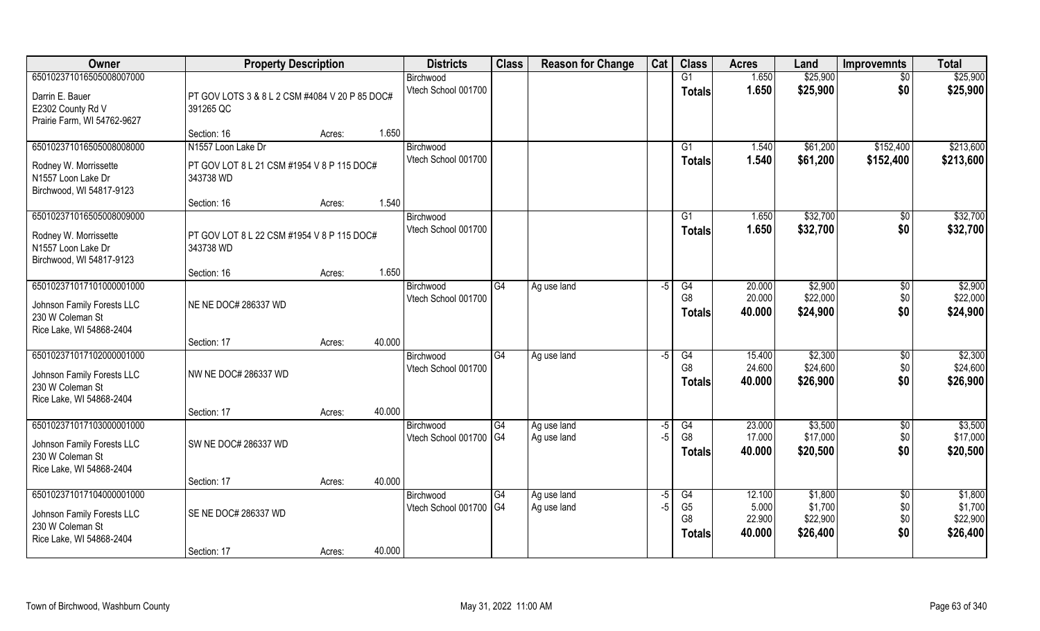| Owner | Property Description | | | Districts | Class | Reason for Change | Cat | Class | Acres | Land | Improvemnts | Total |
|---|---|---|---|---|---|---|---|---|---|---|---|---|
| 650102371016505008007000 | | | | Birchwood | | | | G1 | 1.650 | $25,900 | $0 | $25,900 |
| Darrin E. Bauer<br>E2302 County Rd V<br>Prairie Farm, WI 54762-9627 | PT GOV LOTS 3 & 8 L 2 CSM #4084 V 20 P 85 DOC# 391265 QC | | | Vtech School 001700 | | | | Totals | 1.650 | $25,900 | $0 | $25,900 |
| | Section: 16 | Acres: | 1.650 | | | | | | | | | |
| 650102371016505008008000 | N1557 Loon Lake Dr | | | Birchwood | | | | G1 | 1.540 | $61,200 | $152,400 | $213,600 |
| Rodney W. Morrissette<br>N1557 Loon Lake Dr<br>Birchwood, WI 54817-9123 | PT GOV LOT 8 L 21 CSM #1954 V 8 P 115 DOC# 343738 WD | | | Vtech School 001700 | | | | Totals | 1.540 | $61,200 | $152,400 | $213,600 |
| | Section: 16 | Acres: | 1.540 | | | | | | | | | |
| 650102371016505008009000 | | | | Birchwood | | | | G1 | 1.650 | $32,700 | $0 | $32,700 |
| Rodney W. Morrissette<br>N1557 Loon Lake Dr<br>Birchwood, WI 54817-9123 | PT GOV LOT 8 L 22 CSM #1954 V 8 P 115 DOC# 343738 WD | | | Vtech School 001700 | | | | Totals | 1.650 | $32,700 | $0 | $32,700 |
| | Section: 16 | Acres: | 1.650 | | | | | | | | | |
| 650102371017101000001000 | | | | Birchwood | G4 | Ag use land | -5 | G4 | 20.000 | $2,900 | $0 | $2,900 |
| Johnson Family Forests LLC<br>230 W Coleman St<br>Rice Lake, WI 54868-2404 | NE NE DOC# 286337 WD | | | Vtech School 001700 | | | | G8 | 20.000 | $22,000 | $0 | $22,000 |
| | | | | | | | | Totals | 40.000 | $24,900 | $0 | $24,900 |
| | Section: 17 | Acres: | 40.000 | | | | | | | | | |
| 650102371017102000001000 | | | | Birchwood | G4 | Ag use land | -5 | G4 | 15.400 | $2,300 | $0 | $2,300 |
| Johnson Family Forests LLC<br>230 W Coleman St<br>Rice Lake, WI 54868-2404 | NW NE DOC# 286337 WD | | | Vtech School 001700 | | | | G8 | 24.600 | $24,600 | $0 | $24,600 |
| | | | | | | | | Totals | 40.000 | $26,900 | $0 | $26,900 |
| | Section: 17 | Acres: | 40.000 | | | | | | | | | |
| 650102371017103000001000 | | | | Birchwood | G4 | Ag use land | -5 | G4 | 23.000 | $3,500 | $0 | $3,500 |
| Johnson Family Forests LLC<br>230 W Coleman St<br>Rice Lake, WI 54868-2404 | SW NE DOC# 286337 WD | | | Vtech School 001700 | G4 | Ag use land | -5 | G8 | 17.000 | $17,000 | $0 | $17,000 |
| | | | | | | | | Totals | 40.000 | $20,500 | $0 | $20,500 |
| | Section: 17 | Acres: | 40.000 | | | | | | | | | |
| 650102371017104000001000 | | | | Birchwood | G4 | Ag use land | -5 | G4 | 12.100 | $1,800 | $0 | $1,800 |
| Johnson Family Forests LLC<br>230 W Coleman St<br>Rice Lake, WI 54868-2404 | SE NE DOC# 286337 WD | | | Vtech School 001700 | G4 | Ag use land | -5 | G5 | 5.000 | $1,700 | $0 | $1,700 |
| | | | | | | | | G8 | 22.900 | $22,900 | $0 | $22,900 |
| | | | | | | | | Totals | 40.000 | $26,400 | $0 | $26,400 |
| | Section: 17 | Acres: | 40.000 | | | | | | | | | |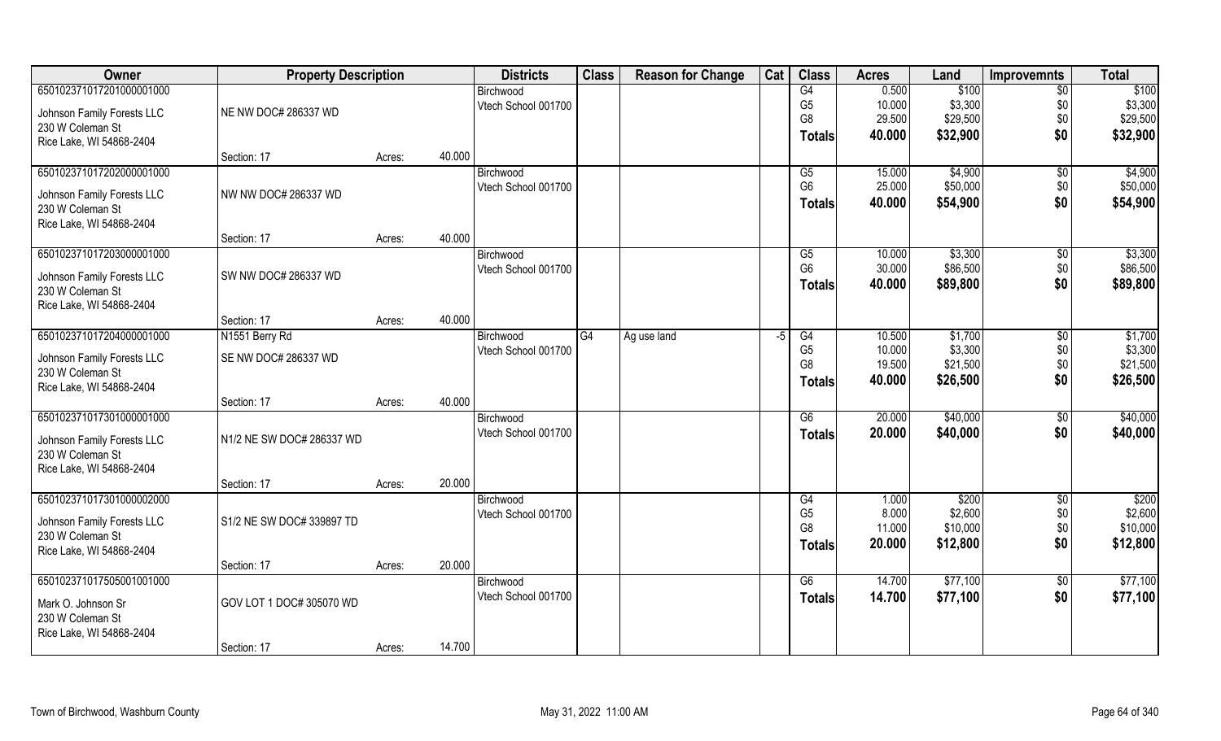| Owner | Property Description | | | Districts | Class | Reason for Change | Cat | Class | Acres | Land | Improvemnts | Total |
|---|---|---|---|---|---|---|---|---|---|---|---|---|
| 65010237101720100001000 | | | | Birchwood | | | | G4 | 0.500 | $100 | $0 | $100 |
| Johnson Family Forests LLC | NE NW DOC# 286337 WD | | | Vtech School 001700 | | | | G5 | 10.000 | $3,300 | $0 | $3,300 |
| 230 W Coleman St | | | | | | | | G8 | 29.500 | $29,500 | $0 | $29,500 |
| Rice Lake, WI 54868-2404 | | | | | | | | Totals | 40.000 | $32,900 | $0 | $32,900 |
| | Section: 17 | Acres: | 40.000 | | | | | | | | | |
| 65010237101720200001000 | | | | Birchwood | | | | G5 | 15.000 | $4,900 | $0 | $4,900 |
| Johnson Family Forests LLC | NW NW DOC# 286337 WD | | | Vtech School 001700 | | | | G6 | 25.000 | $50,000 | $0 | $50,000 |
| 230 W Coleman St | | | | | | | | Totals | 40.000 | $54,900 | $0 | $54,900 |
| Rice Lake, WI 54868-2404 | | | | | | | | | | | | |
| | Section: 17 | Acres: | 40.000 | | | | | | | | | |
| 65010237101720300001000 | | | | Birchwood | | | | G5 | 10.000 | $3,300 | $0 | $3,300 |
| Johnson Family Forests LLC | SW NW DOC# 286337 WD | | | Vtech School 001700 | | | | G6 | 30.000 | $86,500 | $0 | $86,500 |
| 230 W Coleman St | | | | | | | | Totals | 40.000 | $89,800 | $0 | $89,800 |
| Rice Lake, WI 54868-2404 | | | | | | | | | | | | |
| | Section: 17 | Acres: | 40.000 | | | | | | | | | |
| 65010237101720400001000 | N1551 Berry Rd | | | Birchwood | G4 | Ag use land | -5 | G4 | 10.500 | $1,700 | $0 | $1,700 |
| Johnson Family Forests LLC | SE NW DOC# 286337 WD | | | Vtech School 001700 | | | | G5 | 10.000 | $3,300 | $0 | $3,300 |
| 230 W Coleman St | | | | | | | | G8 | 19.500 | $21,500 | $0 | $21,500 |
| Rice Lake, WI 54868-2404 | | | | | | | | Totals | 40.000 | $26,500 | $0 | $26,500 |
| | Section: 17 | Acres: | 40.000 | | | | | | | | | |
| 65010237101730100001000 | | | | Birchwood | | | | G6 | 20.000 | $40,000 | $0 | $40,000 |
| Johnson Family Forests LLC | N1/2 NE SW DOC# 286337 WD | | | Vtech School 001700 | | | | Totals | 20.000 | $40,000 | $0 | $40,000 |
| 230 W Coleman St | | | | | | | | | | | | |
| Rice Lake, WI 54868-2404 | | | | | | | | | | | | |
| | Section: 17 | Acres: | 20.000 | | | | | | | | | |
| 65010237101730100002000 | | | | Birchwood | | | | G4 | 1.000 | $200 | $0 | $200 |
| Johnson Family Forests LLC | S1/2 NE SW DOC# 339897 TD | | | Vtech School 001700 | | | | G5 | 8.000 | $2,600 | $0 | $2,600 |
| 230 W Coleman St | | | | | | | | G8 | 11.000 | $10,000 | $0 | $10,000 |
| Rice Lake, WI 54868-2404 | | | | | | | | Totals | 20.000 | $12,800 | $0 | $12,800 |
| | Section: 17 | Acres: | 20.000 | | | | | | | | | |
| 65010237101750500101000 | | | | Birchwood | | | | G6 | 14.700 | $77,100 | $0 | $77,100 |
| Mark O. Johnson Sr | GOV LOT 1 DOC# 305070 WD | | | Vtech School 001700 | | | | Totals | 14.700 | $77,100 | $0 | $77,100 |
| 230 W Coleman St | | | | | | | | | | | | |
| Rice Lake, WI 54868-2404 | | | | | | | | | | | | |
| | Section: 17 | Acres: | 14.700 | | | | | | | | | |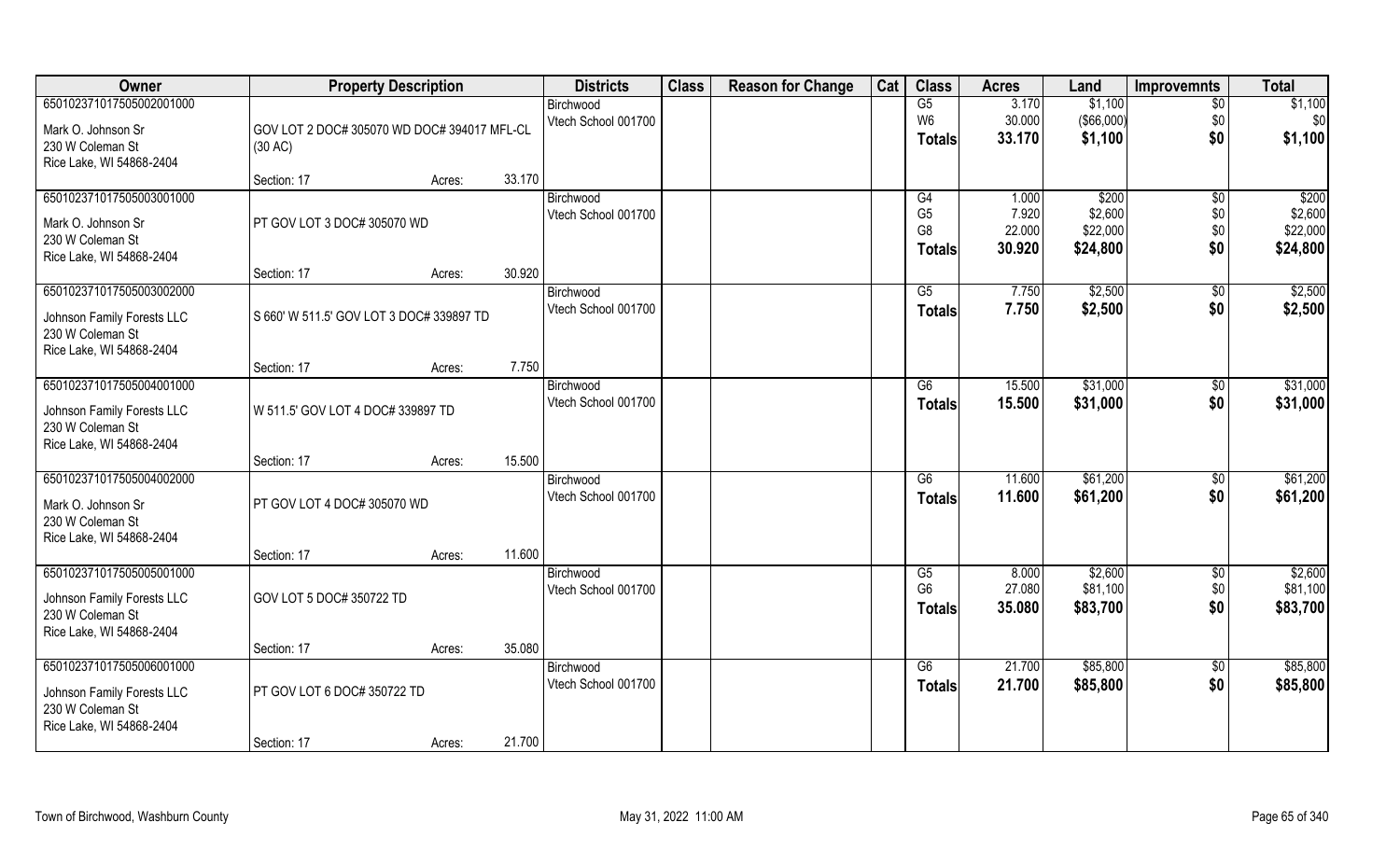| Owner | Property Description | | | Districts | Class | Reason for Change | Cat | Class | Acres | Land | Improvemnts | Total |
|---|---|---|---|---|---|---|---|---|---|---|---|---|
| 650102371017505002001000 | | | | Birchwood | | | | G5 | 3.170 | $1,100 | $0 | $1,100 |
| Mark O. Johnson Sr | GOV LOT 2 DOC# 305070 WD DOC# 394017 MFL-CL | | | Vtech School 001700 | | | | W6 | 30.000 | ($66,000) | $0 | $0 |
| 230 W Coleman St | (30 AC) | | | | | | | **Totals** | **33.170** | **$1,100** | **$0** | **$1,100** |
| Rice Lake, WI 54868-2404 | | | | | | | | | | | | |
| | Section: 17 | Acres: | 33.170 | | | | | | | | | |
| 650102371017505003001000 | | | | Birchwood | | | | G4 | 1.000 | $200 | $0 | $200 |
| Mark O. Johnson Sr | PT GOV LOT 3 DOC# 305070 WD | | | Vtech School 001700 | | | | G5 | 7.920 | $2,600 | $0 | $2,600 |
| 230 W Coleman St | | | | | | | | G8 | 22.000 | $22,000 | $0 | $22,000 |
| Rice Lake, WI 54868-2404 | | | | | | | | **Totals** | **30.920** | **$24,800** | **$0** | **$24,800** |
| | Section: 17 | Acres: | 30.920 | | | | | | | | | |
| 650102371017505003002000 | | | | Birchwood | | | | G5 | 7.750 | $2,500 | $0 | $2,500 |
| Johnson Family Forests LLC | S 660' W 511.5' GOV LOT 3 DOC# 339897 TD | | | Vtech School 001700 | | | | **Totals** | **7.750** | **$2,500** | **$0** | **$2,500** |
| 230 W Coleman St | | | | | | | | | | | | |
| Rice Lake, WI 54868-2404 | | | | | | | | | | | | |
| | Section: 17 | Acres: | 7.750 | | | | | | | | | |
| 650102371017505004001000 | | | | Birchwood | | | | G6 | 15.500 | $31,000 | $0 | $31,000 |
| Johnson Family Forests LLC | W 511.5' GOV LOT 4 DOC# 339897 TD | | | Vtech School 001700 | | | | **Totals** | **15.500** | **$31,000** | **$0** | **$31,000** |
| 230 W Coleman St | | | | | | | | | | | | |
| Rice Lake, WI 54868-2404 | | | | | | | | | | | | |
| | Section: 17 | Acres: | 15.500 | | | | | | | | | |
| 650102371017505004002000 | | | | Birchwood | | | | G6 | 11.600 | $61,200 | $0 | $61,200 |
| Mark O. Johnson Sr | PT GOV LOT 4 DOC# 305070 WD | | | Vtech School 001700 | | | | **Totals** | **11.600** | **$61,200** | **$0** | **$61,200** |
| 230 W Coleman St | | | | | | | | | | | | |
| Rice Lake, WI 54868-2404 | | | | | | | | | | | | |
| | Section: 17 | Acres: | 11.600 | | | | | | | | | |
| 650102371017505005001000 | | | | Birchwood | | | | G5 | 8.000 | $2,600 | $0 | $2,600 |
| Johnson Family Forests LLC | GOV LOT 5 DOC# 350722 TD | | | Vtech School 001700 | | | | G6 | 27.080 | $81,100 | $0 | $81,100 |
| 230 W Coleman St | | | | | | | | **Totals** | **35.080** | **$83,700** | **$0** | **$83,700** |
| Rice Lake, WI 54868-2404 | | | | | | | | | | | | |
| | Section: 17 | Acres: | 35.080 | | | | | | | | | |
| 650102371017505006001000 | | | | Birchwood | | | | G6 | 21.700 | $85,800 | $0 | $85,800 |
| Johnson Family Forests LLC | PT GOV LOT 6 DOC# 350722 TD | | | Vtech School 001700 | | | | **Totals** | **21.700** | **$85,800** | **$0** | **$85,800** |
| 230 W Coleman St | | | | | | | | | | | | |
| Rice Lake, WI 54868-2404 | | | | | | | | | | | | |
| | Section: 17 | Acres: | 21.700 | | | | | | | | | |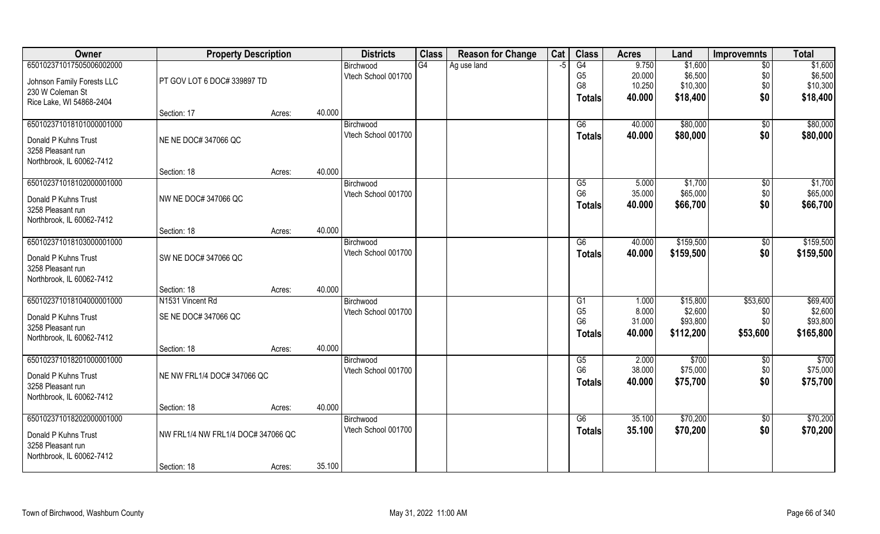| Owner | Property Description | | | Districts | Class | Reason for Change | Cat | Class | Acres | Land | Improvemnts | Total |
|---|---|---|---|---|---|---|---|---|---|---|---|---|
| 650102371017505006002000 | | | | Birchwood | G4 | Ag use land | -5 | G4 | 9.750 | $1,600 | $0 | $1,600 |
| Johnson Family Forests LLC | PT GOV LOT 6 DOC# 339897 TD | | | Vtech School 001700 | | | | G5 | 20.000 | $6,500 | $0 | $6,500 |
| 230 W Coleman St | | | | | | | | G8 | 10.250 | $10,300 | $0 | $10,300 |
| Rice Lake, WI 54868-2404 | | | | | | | | **Totals** | **40.000** | **$18,400** | **$0** | **$18,400** |
| | Section: 17 | Acres: | 40.000 | | | | | | | | | |
| 650102371018101000001000 | | | | Birchwood | | | | G6 | 40.000 | $80,000 | $0 | $80,000 |
| Donald P Kuhns Trust | NE NE DOC# 347066 QC | | | Vtech School 001700 | | | | **Totals** | **40.000** | **$80,000** | **$0** | **$80,000** |
| 3258 Pleasant run | | | | | | | | | | | | |
| Northbrook, IL 60062-7412 | | | | | | | | | | | | |
| | Section: 18 | Acres: | 40.000 | | | | | | | | | |
| 650102371018102000001000 | | | | Birchwood | | | | G5 | 5.000 | $1,700 | $0 | $1,700 |
| Donald P Kuhns Trust | NW NE DOC# 347066 QC | | | Vtech School 001700 | | | | G6 | 35.000 | $65,000 | $0 | $65,000 |
| 3258 Pleasant run | | | | | | | | **Totals** | **40.000** | **$66,700** | **$0** | **$66,700** |
| Northbrook, IL 60062-7412 | | | | | | | | | | | | |
| | Section: 18 | Acres: | 40.000 | | | | | | | | | |
| 650102371018103000001000 | | | | Birchwood | | | | G6 | 40.000 | $159,500 | $0 | $159,500 |
| Donald P Kuhns Trust | SW NE DOC# 347066 QC | | | Vtech School 001700 | | | | **Totals** | **40.000** | **$159,500** | **$0** | **$159,500** |
| 3258 Pleasant run | | | | | | | | | | | | |
| Northbrook, IL 60062-7412 | | | | | | | | | | | | |
| | Section: 18 | Acres: | 40.000 | | | | | | | | | |
| 650102371018104000001000 | N1531 Vincent Rd | | | Birchwood | | | | G1 | 1.000 | $15,800 | $53,600 | $69,400 |
| Donald P Kuhns Trust | SE NE DOC# 347066 QC | | | Vtech School 001700 | | | | G5 | 8.000 | $2,600 | $0 | $2,600 |
| 3258 Pleasant run | | | | | | | | G6 | 31.000 | $93,800 | $0 | $93,800 |
| Northbrook, IL 60062-7412 | | | | | | | | **Totals** | **40.000** | **$112,200** | **$53,600** | **$165,800** |
| | Section: 18 | Acres: | 40.000 | | | | | | | | | |
| 650102371018201000001000 | | | | Birchwood | | | | G5 | 2.000 | $700 | $0 | $700 |
| Donald P Kuhns Trust | NE NW FRL1/4 DOC# 347066 QC | | | Vtech School 001700 | | | | G6 | 38.000 | $75,000 | $0 | $75,000 |
| 3258 Pleasant run | | | | | | | | **Totals** | **40.000** | **$75,700** | **$0** | **$75,700** |
| Northbrook, IL 60062-7412 | | | | | | | | | | | | |
| | Section: 18 | Acres: | 40.000 | | | | | | | | | |
| 650102371018202000001000 | | | | Birchwood | | | | G6 | 35.100 | $70,200 | $0 | $70,200 |
| Donald P Kuhns Trust | NW FRL1/4 NW FRL1/4 DOC# 347066 QC | | | Vtech School 001700 | | | | **Totals** | **35.100** | **$70,200** | **$0** | **$70,200** |
| 3258 Pleasant run | | | | | | | | | | | | |
| Northbrook, IL 60062-7412 | | | | | | | | | | | | |
| | Section: 18 | Acres: | 35.100 | | | | | | | | | |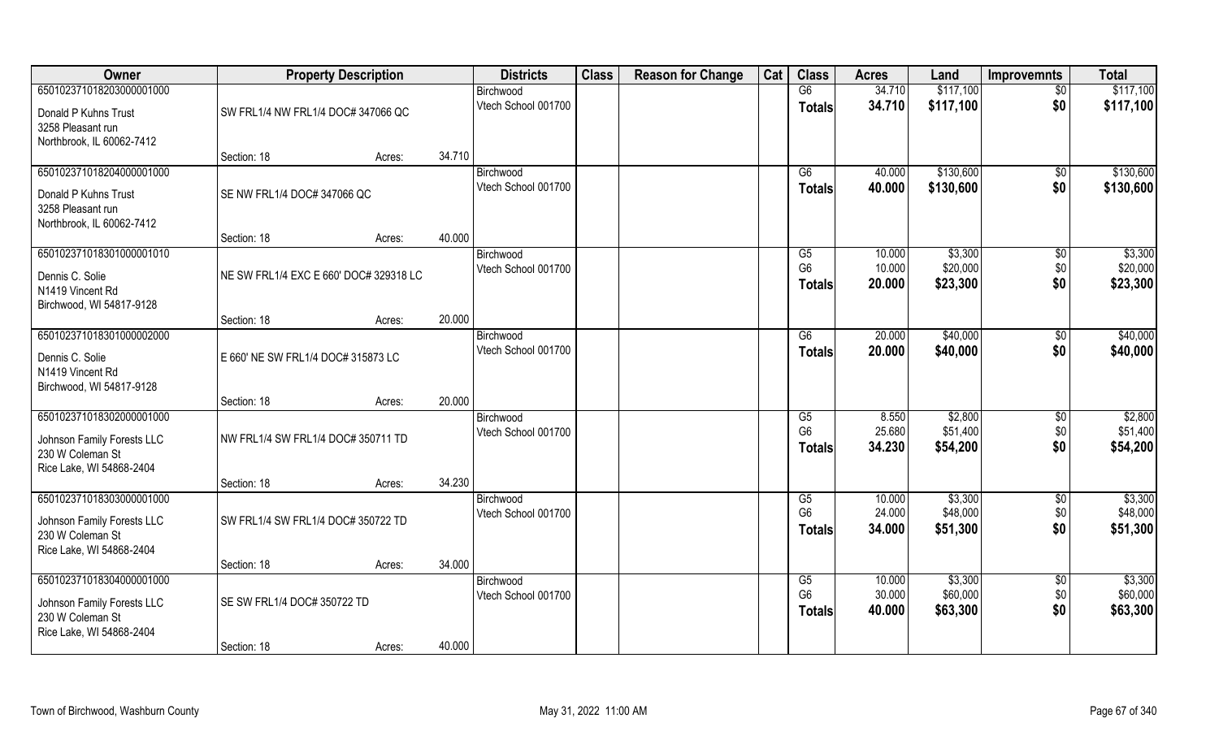| Owner | Property Description | | | Districts | Class | Reason for Change | Cat | Class | Acres | Land | Improvemnts | Total |
|---|---|---|---|---|---|---|---|---|---|---|---|---|
| 650102371018203000001000 | | | | Birchwood | | | | G6 | 34.710 | $117,100 | $0 | $117,100 |
| Donald P Kuhns Trust<br>3258 Pleasant run<br>Northbrook, IL 60062-7412 | SW FRL1/4 NW FRL1/4 DOC# 347066 QC | | | Vtech School 001700 | | | | **Totals** | **34.710** | **$117,100** | **$0** | **$117,100** |
| | Section: 18 | Acres: | 34.710 | | | | | | | | | |
| 650102371018204000001000 | | | | Birchwood | | | | G6 | 40.000 | $130,600 | $0 | $130,600 |
| Donald P Kuhns Trust<br>3258 Pleasant run<br>Northbrook, IL 60062-7412 | SE NW FRL1/4 DOC# 347066 QC | | | Vtech School 001700 | | | | **Totals** | **40.000** | **$130,600** | **$0** | **$130,600** |
| | Section: 18 | Acres: | 40.000 | | | | | | | | | |
| 650102371018301000001010 | | | | Birchwood | | | | G5 | 10.000 | $3,300 | $0 | $3,300 |
| Dennis C. Solie<br>N1419 Vincent Rd<br>Birchwood, WI 54817-9128 | NE SW FRL1/4 EXC E 660' DOC# 329318 LC | | | Vtech School 001700 | | | | G6 | 10.000 | $20,000 | $0 | $20,000 |
| | | | | | | | | **Totals** | **20.000** | **$23,300** | **$0** | **$23,300** |
| | Section: 18 | Acres: | 20.000 | | | | | | | | | |
| 650102371018301000002000 | | | | Birchwood | | | | G6 | 20.000 | $40,000 | $0 | $40,000 |
| Dennis C. Solie<br>N1419 Vincent Rd<br>Birchwood, WI 54817-9128 | E 660' NE SW FRL1/4 DOC# 315873 LC | | | Vtech School 001700 | | | | **Totals** | **20.000** | **$40,000** | **$0** | **$40,000** |
| | Section: 18 | Acres: | 20.000 | | | | | | | | | |
| 650102371018302000001000 | | | | Birchwood | | | | G5 | 8.550 | $2,800 | $0 | $2,800 |
| Johnson Family Forests LLC<br>230 W Coleman St<br>Rice Lake, WI 54868-2404 | NW FRL1/4 SW FRL1/4 DOC# 350711 TD | | | Vtech School 001700 | | | | G6 | 25.680 | $51,400 | $0 | $51,400 |
| | | | | | | | | **Totals** | **34.230** | **$54,200** | **$0** | **$54,200** |
| | Section: 18 | Acres: | 34.230 | | | | | | | | | |
| 650102371018303000001000 | | | | Birchwood | | | | G5 | 10.000 | $3,300 | $0 | $3,300 |
| Johnson Family Forests LLC<br>230 W Coleman St<br>Rice Lake, WI 54868-2404 | SW FRL1/4 SW FRL1/4 DOC# 350722 TD | | | Vtech School 001700 | | | | G6 | 24.000 | $48,000 | $0 | $48,000 |
| | | | | | | | | **Totals** | **34.000** | **$51,300** | **$0** | **$51,300** |
| | Section: 18 | Acres: | 34.000 | | | | | | | | | |
| 650102371018304000001000 | | | | Birchwood | | | | G5 | 10.000 | $3,300 | $0 | $3,300 |
| Johnson Family Forests LLC<br>230 W Coleman St<br>Rice Lake, WI 54868-2404 | SE SW FRL1/4 DOC# 350722 TD | | | Vtech School 001700 | | | | G6 | 30.000 | $60,000 | $0 | $60,000 |
| | | | | | | | | **Totals** | **40.000** | **$63,300** | **$0** | **$63,300** |
| | Section: 18 | Acres: | 40.000 | | | | | | | | | |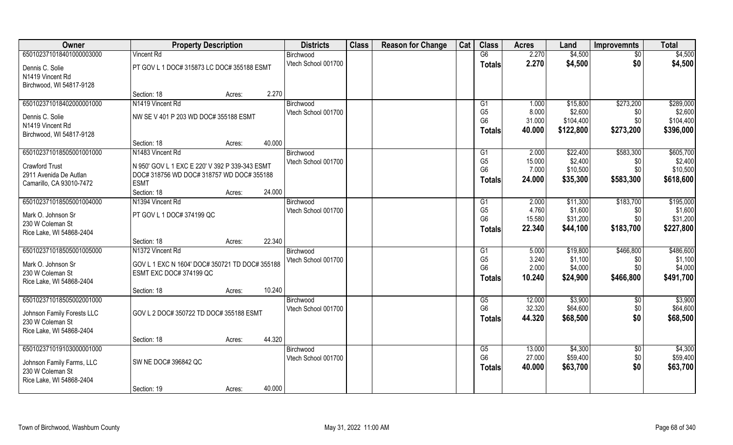| Owner | Property Description | | | Districts | Class | Reason for Change | Cat | Class | Acres | Land | Improvemnts | Total |
|---|---|---|---|---|---|---|---|---|---|---|---|---|
| 650102371018401000003000 | Vincent Rd | | | Birchwood | | | | G6 | 2.270 | $4,500 | $0 | $4,500 |
| Dennis C. Solie | PT GOV L 1 DOC# 315873 LC DOC# 355188 ESMT | | | Vtech School 001700 | | | | **Totals** | **2.270** | **$4,500** | **$0** | **$4,500** |
| N1419 Vincent Rd | | | | | | | | | | | | |
| Birchwood, WI 54817-9128 | | | | | | | | | | | | |
| | Section: 18 | Acres: | 2.270 | | | | | | | | | |
| 650102371018402000001000 | N1419 Vincent Rd | | | Birchwood | | | | G1 | 1.000 | $15,800 | $273,200 | $289,000 |
| Dennis C. Solie | NW SE V 401 P 203 WD DOC# 355188 ESMT | | | Vtech School 001700 | | | | G5 | 8.000 | $2,600 | $0 | $2,600 |
| N1419 Vincent Rd | | | | | | | | G6 | 31.000 | $104,400 | $0 | $104,400 |
| Birchwood, WI 54817-9128 | | | | | | | | **Totals** | **40.000** | **$122,800** | **$273,200** | **$396,000** |
| | Section: 18 | Acres: | 40.000 | | | | | | | | | |
| 650102371018505001001000 | N1483 Vincent Rd | | | Birchwood | | | | G1 | 2.000 | $22,400 | $583,300 | $605,700 |
| Crawford Trust | N 950' GOV L 1 EXC E 220' V 392 P 339-343 ESMT | | | Vtech School 001700 | | | | G5 | 15.000 | $2,400 | $0 | $2,400 |
| 2911 Avenida De Autlan | DOC# 318756 WD DOC# 318757 WD DOC# 355188 | | | | | | | G6 | 7.000 | $10,500 | $0 | $10,500 |
| Camarillo, CA 93010-7472 | ESMT | | | | | | | **Totals** | **24.000** | **$35,300** | **$583,300** | **$618,600** |
| | Section: 18 | Acres: | 24.000 | | | | | | | | | |
| 650102371018505001004000 | N1394 Vincent Rd | | | Birchwood | | | | G1 | 2.000 | $11,300 | $183,700 | $195,000 |
| Mark O. Johnson Sr | PT GOV L 1 DOC# 374199 QC | | | Vtech School 001700 | | | | G5 | 4.760 | $1,600 | $0 | $1,600 |
| 230 W Coleman St | | | | | | | | G6 | 15.580 | $31,200 | $0 | $31,200 |
| Rice Lake, WI 54868-2404 | | | | | | | | **Totals** | **22.340** | **$44,100** | **$183,700** | **$227,800** |
| | Section: 18 | Acres: | 22.340 | | | | | | | | | |
| 650102371018505001005000 | N1372 Vincent Rd | | | Birchwood | | | | G1 | 5.000 | $19,800 | $466,800 | $486,600 |
| Mark O. Johnson Sr | GOV L 1 EXC N 1604' DOC# 350721 TD DOC# 355188 | | | Vtech School 001700 | | | | G5 | 3.240 | $1,100 | $0 | $1,100 |
| 230 W Coleman St | ESMT EXC DOC# 374199 QC | | | | | | | G6 | 2.000 | $4,000 | $0 | $4,000 |
| Rice Lake, WI 54868-2404 | | | | | | | | **Totals** | **10.240** | **$24,900** | **$466,800** | **$491,700** |
| | Section: 18 | Acres: | 10.240 | | | | | | | | | |
| 650102371018505002001000 | | | | Birchwood | | | | G5 | 12.000 | $3,900 | $0 | $3,900 |
| Johnson Family Forests LLC | GOV L 2 DOC# 350722 TD DOC# 355188 ESMT | | | Vtech School 001700 | | | | G6 | 32.320 | $64,600 | $0 | $64,600 |
| 230 W Coleman St | | | | | | | | **Totals** | **44.320** | **$68,500** | **$0** | **$68,500** |
| Rice Lake, WI 54868-2404 | | | | | | | | | | | | |
| | Section: 18 | Acres: | 44.320 | | | | | | | | | |
| 650102371019103000001000 | | | | Birchwood | | | | G5 | 13.000 | $4,300 | $0 | $4,300 |
| Johnson Family Farms, LLC | SW NE DOC# 396842 QC | | | Vtech School 001700 | | | | G6 | 27.000 | $59,400 | $0 | $59,400 |
| 230 W Coleman St | | | | | | | | **Totals** | **40.000** | **$63,700** | **$0** | **$63,700** |
| Rice Lake, WI 54868-2404 | | | | | | | | | | | | |
| | Section: 19 | Acres: | 40.000 | | | | | | | | | |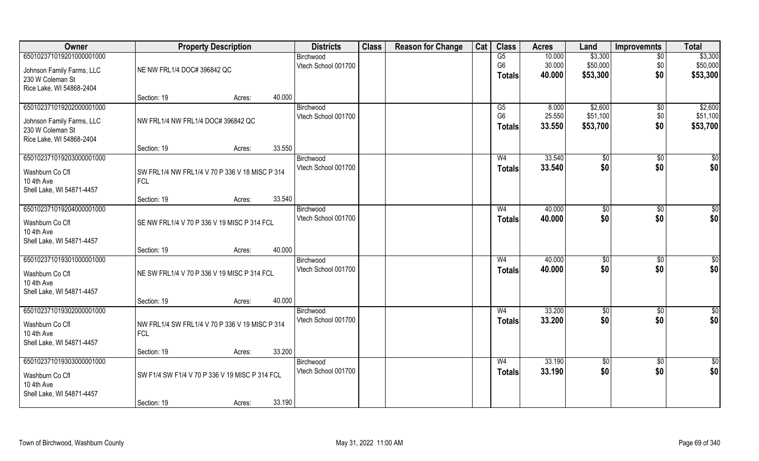| Owner | Property Description | | | Districts | Class | Reason for Change | Cat | Class | Acres | Land | Improvemnts | Total |
|---|---|---|---|---|---|---|---|---|---|---|---|---|
| 65010237101920100001000 | | | | Birchwood | | | | G5 | 10.000 | $3,300 | $0 | $3,300 |
| Johnson Family Farms, LLC | NE NW FRL1/4 DOC# 396842 QC | | | Vtech School 001700 | | | | G6 | 30.000 | $50,000 | $0 | $50,000 |
| 230 W Coleman St | | | | | | | | **Totals** | **40.000** | **$53,300** | **$0** | **$53,300** |
| Rice Lake, WI 54868-2404 | | | | | | | | | | | | |
| | Section: 19 | Acres: | 40.000 | | | | | | | | | |
| 65010237101920200001000 | | | | Birchwood | | | | G5 | 8.000 | $2,600 | $0 | $2,600 |
| Johnson Family Farms, LLC | NW FRL1/4 NW FRL1/4 DOC# 396842 QC | | | Vtech School 001700 | | | | G6 | 25.550 | $51,100 | $0 | $51,100 |
| 230 W Coleman St | | | | | | | | **Totals** | **33.550** | **$53,700** | **$0** | **$53,700** |
| Rice Lake, WI 54868-2404 | | | | | | | | | | | | |
| | Section: 19 | Acres: | 33.550 | | | | | | | | | |
| 65010237101920300001000 | | | | Birchwood | | | | W4 | 33.540 | $0 | $0 | $0 |
| Washburn Co Cfl | SW FRL1/4 NW FRL1/4 V 70 P 336 V 18 MISC P 314 FCL | | | Vtech School 001700 | | | | **Totals** | **33.540** | **$0** | **$0** | **$0** |
| 10 4th Ave | | | | | | | | | | | | |
| Shell Lake, WI 54871-4457 | | | | | | | | | | | | |
| | Section: 19 | Acres: | 33.540 | | | | | | | | | |
| 65010237101920400001000 | | | | Birchwood | | | | W4 | 40.000 | $0 | $0 | $0 |
| Washburn Co Cfl | SE NW FRL1/4 V 70 P 336 V 19 MISC P 314 FCL | | | Vtech School 001700 | | | | **Totals** | **40.000** | **$0** | **$0** | **$0** |
| 10 4th Ave | | | | | | | | | | | | |
| Shell Lake, WI 54871-4457 | | | | | | | | | | | | |
| | Section: 19 | Acres: | 40.000 | | | | | | | | | |
| 65010237101930100001000 | | | | Birchwood | | | | W4 | 40.000 | $0 | $0 | $0 |
| Washburn Co Cfl | NE SW FRL1/4 V 70 P 336 V 19 MISC P 314 FCL | | | Vtech School 001700 | | | | **Totals** | **40.000** | **$0** | **$0** | **$0** |
| 10 4th Ave | | | | | | | | | | | | |
| Shell Lake, WI 54871-4457 | | | | | | | | | | | | |
| | Section: 19 | Acres: | 40.000 | | | | | | | | | |
| 65010237101930200001000 | | | | Birchwood | | | | W4 | 33.200 | $0 | $0 | $0 |
| Washburn Co Cfl | NW FRL1/4 SW FRL1/4 V 70 P 336 V 19 MISC P 314 FCL | | | Vtech School 001700 | | | | **Totals** | **33.200** | **$0** | **$0** | **$0** |
| 10 4th Ave | | | | | | | | | | | | |
| Shell Lake, WI 54871-4457 | | | | | | | | | | | | |
| | Section: 19 | Acres: | 33.200 | | | | | | | | | |
| 65010237101930300001000 | | | | Birchwood | | | | W4 | 33.190 | $0 | $0 | $0 |
| Washburn Co Cfl | SW F1/4 SW F1/4 V 70 P 336 V 19 MISC P 314 FCL | | | Vtech School 001700 | | | | **Totals** | **33.190** | **$0** | **$0** | **$0** |
| 10 4th Ave | | | | | | | | | | | | |
| Shell Lake, WI 54871-4457 | | | | | | | | | | | | |
| | Section: 19 | Acres: | 33.190 | | | | | | | | | |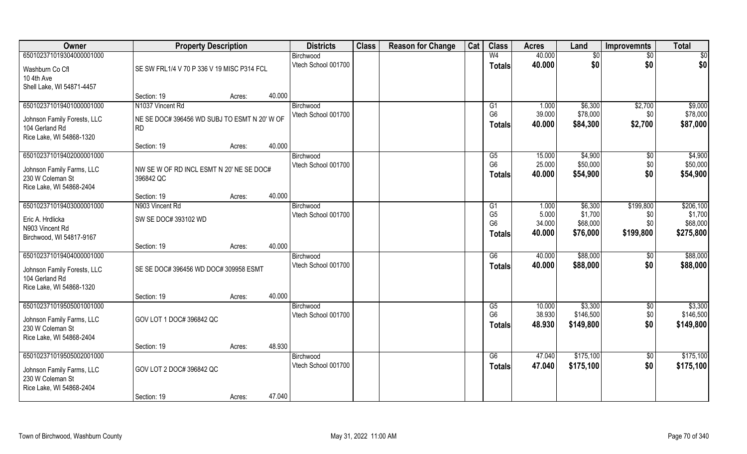| Owner | Property Description | | | Districts | Class | Reason for Change | Cat | Class | Acres | Land | Improvemnts | Total |
|---|---|---|---|---|---|---|---|---|---|---|---|---|
| 650102371019304000001000 | | | | Birchwood | | | | W4 | 40.000 | $0 | $0 | $0 |
| Washburn Co Cfl<br>10 4th Ave<br>Shell Lake, WI 54871-4457 | SE SW FRL1/4 V 70 P 336 V 19 MISC P314 FCL | | | Vtech School 001700 | | | | Totals | 40.000 | $0 | $0 | $0 |
| | Section: 19 | Acres: | 40.000 | | | | | | | | | |
| 650102371019401000001000 | N1037 Vincent Rd | | | Birchwood | | | | G1 | 1.000 | $6,300 | $2,700 | $9,000 |
| Johnson Family Forests, LLC<br>104 Gerland Rd<br>Rice Lake, WI 54868-1320 | NE SE DOC# 396456 WD SUBJ TO ESMT N 20' W OF RD | | | Vtech School 001700 | | | | G6 | 39.000 | $78,000 | $0 | $78,000 |
| | | | | | | | | Totals | 40.000 | $84,300 | $2,700 | $87,000 |
| | Section: 19 | Acres: | 40.000 | | | | | | | | | |
| 650102371019402000001000 | | | | Birchwood | | | | G5 | 15.000 | $4,900 | $0 | $4,900 |
| Johnson Family Farms, LLC<br>230 W Coleman St<br>Rice Lake, WI 54868-2404 | NW SE W OF RD INCL ESMT N 20' NE SE DOC# 396842 QC | | | Vtech School 001700 | | | | G6 | 25.000 | $50,000 | $0 | $50,000 |
| | | | | | | | | Totals | 40.000 | $54,900 | $0 | $54,900 |
| | Section: 19 | Acres: | 40.000 | | | | | | | | | |
| 650102371019403000001000 | N903 Vincent Rd | | | Birchwood | | | | G1 | 1.000 | $6,300 | $199,800 | $206,100 |
| Eric A. Hrdlicka<br>N903 Vincent Rd<br>Birchwood, WI 54817-9167 | SW SE DOC# 393102 WD | | | Vtech School 001700 | | | | G5 | 5.000 | $1,700 | $0 | $1,700 |
| | | | | | | | | G6 | 34.000 | $68,000 | $0 | $68,000 |
| | | | | | | | | Totals | 40.000 | $76,000 | $199,800 | $275,800 |
| | Section: 19 | Acres: | 40.000 | | | | | | | | | |
| 650102371019404000001000 | | | | Birchwood | | | | G6 | 40.000 | $88,000 | $0 | $88,000 |
| Johnson Family Forests, LLC<br>104 Gerland Rd<br>Rice Lake, WI 54868-1320 | SE SE DOC# 396456 WD DOC# 309958 ESMT | | | Vtech School 001700 | | | | Totals | 40.000 | $88,000 | $0 | $88,000 |
| | Section: 19 | Acres: | 40.000 | | | | | | | | | |
| 650102371019505001001000 | | | | Birchwood | | | | G5 | 10.000 | $3,300 | $0 | $3,300 |
| Johnson Family Farms, LLC<br>230 W Coleman St<br>Rice Lake, WI 54868-2404 | GOV LOT 1 DOC# 396842 QC | | | Vtech School 001700 | | | | G6 | 38.930 | $146,500 | $0 | $146,500 |
| | | | | | | | | Totals | 48.930 | $149,800 | $0 | $149,800 |
| | Section: 19 | Acres: | 48.930 | | | | | | | | | |
| 650102371019505002001000 | | | | Birchwood | | | | G6 | 47.040 | $175,100 | $0 | $175,100 |
| Johnson Family Farms, LLC<br>230 W Coleman St<br>Rice Lake, WI 54868-2404 | GOV LOT 2 DOC# 396842 QC | | | Vtech School 001700 | | | | Totals | 47.040 | $175,100 | $0 | $175,100 |
| | Section: 19 | Acres: | 47.040 | | | | | | | | | |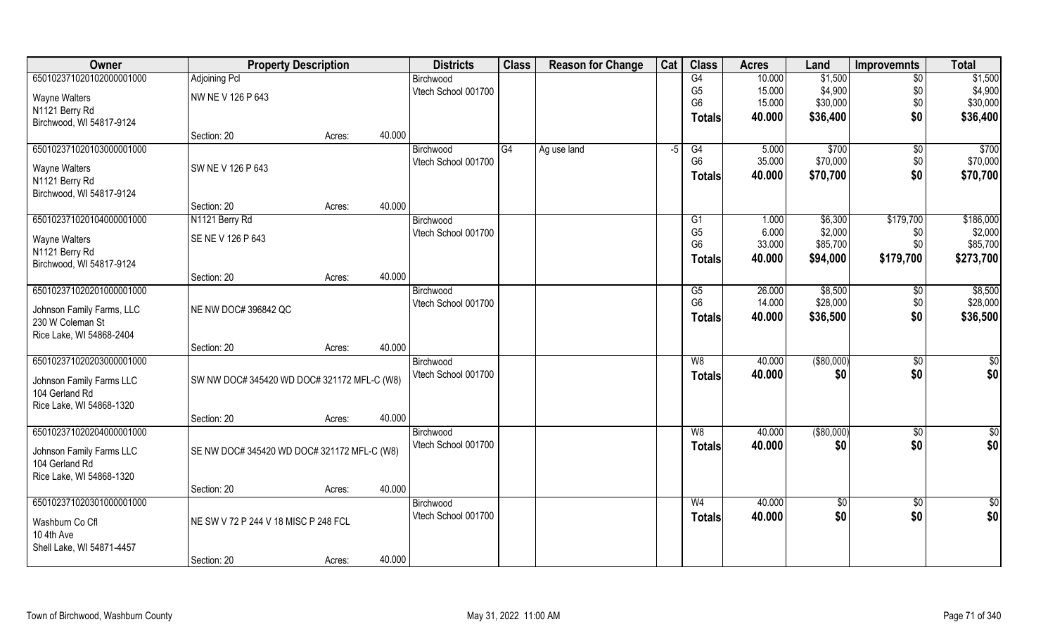| Owner | Property Description | | | Districts | Class | Reason for Change | Cat | Class | Acres | Land | Improvemnts | Total |
|---|---|---|---|---|---|---|---|---|---|---|---|---|
| 650102371020102000001000 | Adjoining Pcl | | | Birchwood | | | | G4 | 10.000 | $1,500 | $0 | $1,500 |
| Wayne Walters | NW NE V 126 P 643 | | | Vtech School 001700 | | | | G5 | 15.000 | $4,900 | $0 | $4,900 |
| N1121 Berry Rd | | | | | | | | G6 | 15.000 | $30,000 | $0 | $30,000 |
| Birchwood, WI 54817-9124 | | | | | | | | **Totals** | **40.000** | **$36,400** | **$0** | **$36,400** |
| | Section: 20 | Acres: | 40.000 | | | | | | | | | |
| 650102371020103000001000 | | | | Birchwood | G4 | Ag use land | -5 | G4 | 5.000 | $700 | $0 | $700 |
| Wayne Walters | SW NE V 126 P 643 | | | Vtech School 001700 | | | | G6 | 35.000 | $70,000 | $0 | $70,000 |
| N1121 Berry Rd | | | | | | | | **Totals** | **40.000** | **$70,700** | **$0** | **$70,700** |
| Birchwood, WI 54817-9124 | | | | | | | | | | | | |
| | Section: 20 | Acres: | 40.000 | | | | | | | | | |
| 650102371020104000001000 | N1121 Berry Rd | | | Birchwood | | | | G1 | 1.000 | $6,300 | $179,700 | $186,000 |
| Wayne Walters | SE NE V 126 P 643 | | | Vtech School 001700 | | | | G5 | 6.000 | $2,000 | $0 | $2,000 |
| N1121 Berry Rd | | | | | | | | G6 | 33.000 | $85,700 | $0 | $85,700 |
| Birchwood, WI 54817-9124 | | | | | | | | **Totals** | **40.000** | **$94,000** | **$179,700** | **$273,700** |
| | Section: 20 | Acres: | 40.000 | | | | | | | | | |
| 650102371020201000001000 | | | | Birchwood | | | | G5 | 26.000 | $8,500 | $0 | $8,500 |
| Johnson Family Farms, LLC | NE NW DOC# 396842 QC | | | Vtech School 001700 | | | | G6 | 14.000 | $28,000 | $0 | $28,000 |
| 230 W Coleman St | | | | | | | | **Totals** | **40.000** | **$36,500** | **$0** | **$36,500** |
| Rice Lake, WI 54868-2404 | | | | | | | | | | | | |
| | Section: 20 | Acres: | 40.000 | | | | | | | | | |
| 650102371020203000001000 | | | | Birchwood | | | | W8 | 40.000 | ($80,000) | $0 | $0 |
| Johnson Family Farms LLC | SW NW DOC# 345420 WD DOC# 321172 MFL-C (W8) | | | Vtech School 001700 | | | | **Totals** | **40.000** | **$0** | **$0** | **$0** |
| 104 Gerland Rd | | | | | | | | | | | | |
| Rice Lake, WI 54868-1320 | | | | | | | | | | | | |
| | Section: 20 | Acres: | 40.000 | | | | | | | | | |
| 650102371020204000001000 | | | | Birchwood | | | | W8 | 40.000 | ($80,000) | $0 | $0 |
| Johnson Family Farms LLC | SE NW DOC# 345420 WD DOC# 321172 MFL-C (W8) | | | Vtech School 001700 | | | | **Totals** | **40.000** | **$0** | **$0** | **$0** |
| 104 Gerland Rd | | | | | | | | | | | | |
| Rice Lake, WI 54868-1320 | | | | | | | | | | | | |
| | Section: 20 | Acres: | 40.000 | | | | | | | | | |
| 650102371020301000001000 | | | | Birchwood | | | | W4 | 40.000 | $0 | $0 | $0 |
| Washburn Co Cfl | NE SW V 72 P 244 V 18 MISC P 248 FCL | | | Vtech School 001700 | | | | **Totals** | **40.000** | **$0** | **$0** | **$0** |
| 10 4th Ave | | | | | | | | | | | | |
| Shell Lake, WI 54871-4457 | | | | | | | | | | | | |
| | Section: 20 | Acres: | 40.000 | | | | | | | | | |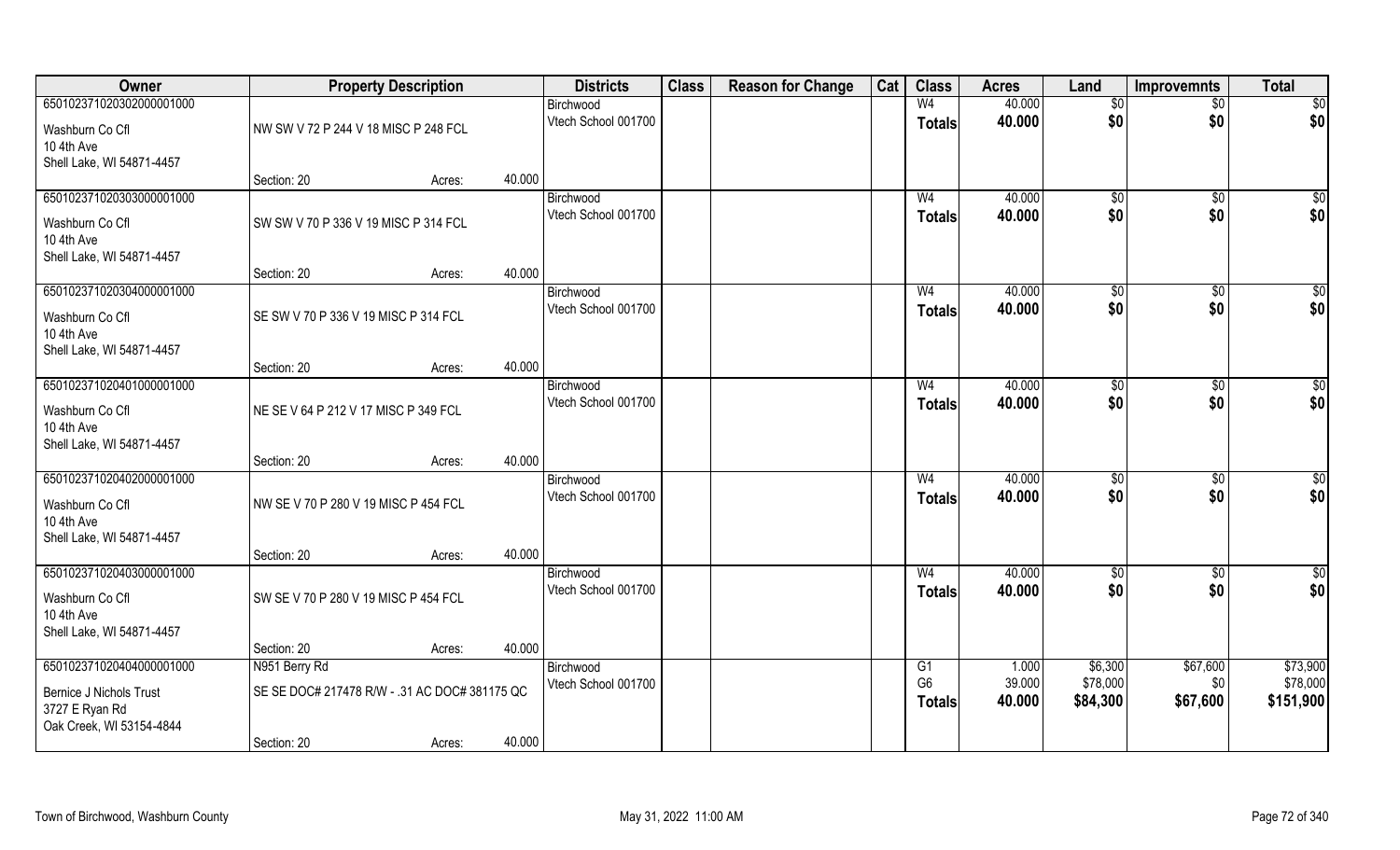| Owner | Property Description | | | Districts | Class | Reason for Change | Cat | Class | Acres | Land | Improvemnts | Total |
|---|---|---|---|---|---|---|---|---|---|---|---|---|
| 65010237102030200001000 | | | | Birchwood | | | | W4 | 40.000 | $0 | $0 | $0 |
| Washburn Co Cfl<br>10 4th Ave<br>Shell Lake, WI 54871-4457 | NW SW V 72 P 244 V 18 MISC P 248 FCL | | | Vtech School 001700 | | | | Totals | 40.000 | $0 | $0 | $0 |
| | Section: 20 | Acres: | 40.000 | | | | | | | | | |
| 65010237102030300001000 | | | | Birchwood | | | | W4 | 40.000 | $0 | $0 | $0 |
| Washburn Co Cfl<br>10 4th Ave<br>Shell Lake, WI 54871-4457 | SW SW V 70 P 336 V 19 MISC P 314 FCL | | | Vtech School 001700 | | | | Totals | 40.000 | $0 | $0 | $0 |
| | Section: 20 | Acres: | 40.000 | | | | | | | | | |
| 65010237102030400001000 | | | | Birchwood | | | | W4 | 40.000 | $0 | $0 | $0 |
| Washburn Co Cfl<br>10 4th Ave<br>Shell Lake, WI 54871-4457 | SE SW V 70 P 336 V 19 MISC P 314 FCL | | | Vtech School 001700 | | | | Totals | 40.000 | $0 | $0 | $0 |
| | Section: 20 | Acres: | 40.000 | | | | | | | | | |
| 65010237102040100001000 | | | | Birchwood | | | | W4 | 40.000 | $0 | $0 | $0 |
| Washburn Co Cfl<br>10 4th Ave<br>Shell Lake, WI 54871-4457 | NE SE V 64 P 212 V 17 MISC P 349 FCL | | | Vtech School 001700 | | | | Totals | 40.000 | $0 | $0 | $0 |
| | Section: 20 | Acres: | 40.000 | | | | | | | | | |
| 65010237102040200001000 | | | | Birchwood | | | | W4 | 40.000 | $0 | $0 | $0 |
| Washburn Co Cfl<br>10 4th Ave<br>Shell Lake, WI 54871-4457 | NW SE V 70 P 280 V 19 MISC P 454 FCL | | | Vtech School 001700 | | | | Totals | 40.000 | $0 | $0 | $0 |
| | Section: 20 | Acres: | 40.000 | | | | | | | | | |
| 65010237102040300001000 | | | | Birchwood | | | | W4 | 40.000 | $0 | $0 | $0 |
| Washburn Co Cfl<br>10 4th Ave<br>Shell Lake, WI 54871-4457 | SW SE V 70 P 280 V 19 MISC P 454 FCL | | | Vtech School 001700 | | | | Totals | 40.000 | $0 | $0 | $0 |
| | Section: 20 | Acres: | 40.000 | | | | | | | | | |
| 65010237102040400001000 | N951 Berry Rd | | | Birchwood | | | | G1 | 1.000 | $6,300 | $67,600 | $73,900 |
| Bernice J Nichols Trust<br>3727 E Ryan Rd<br>Oak Creek, WI 53154-4844 | SE SE DOC# 217478 R/W - .31 AC DOC# 381175 QC | | | Vtech School 001700 | | | | G6 | 39.000 | $78,000 | $0 | $78,000 |
| | | | | | | | | Totals | 40.000 | $84,300 | $67,600 | $151,900 |
| | Section: 20 | Acres: | 40.000 | | | | | | | | | |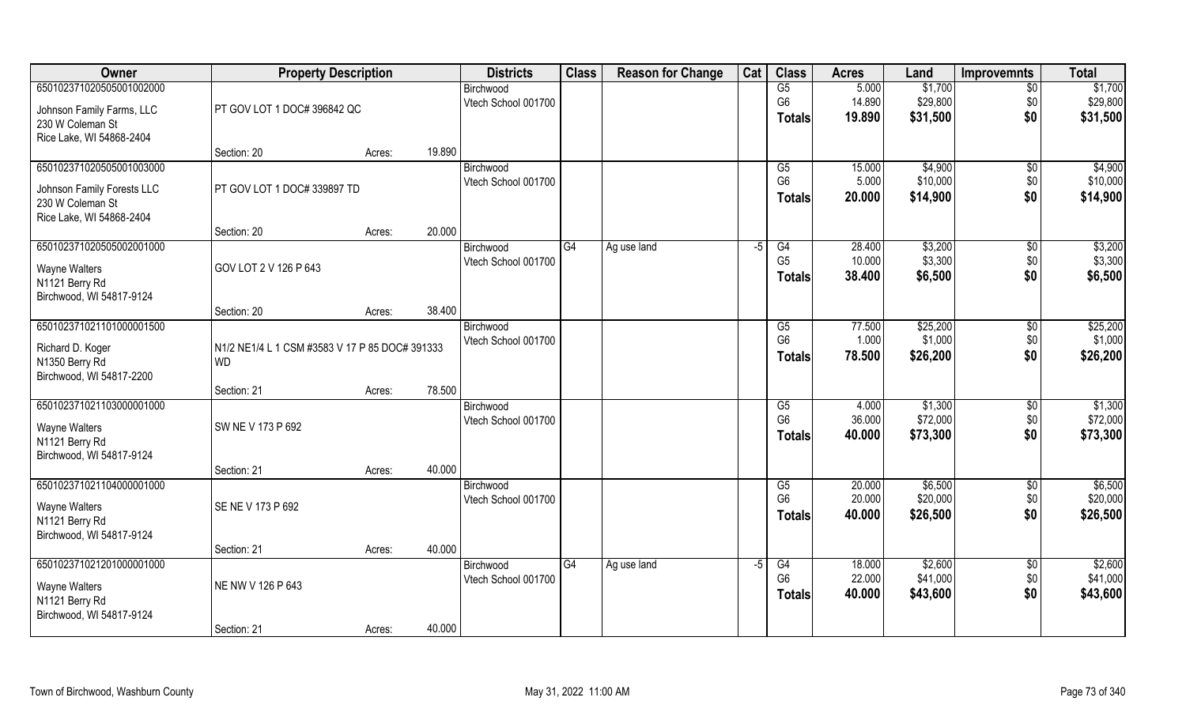| Owner | Property Description | | | Districts | Class | Reason for Change | Cat | Class | Acres | Land | Improvemnts | Total |
|---|---|---|---|---|---|---|---|---|---|---|---|---|
| 65010237102050500100200​0 | | | | Birchwood | | | | G5 | 5.000 | $1,700 | $0 | $1,700 |
| Johnson Family Farms, LLC | PT GOV LOT 1 DOC# 396842 QC | | | Vtech School 001700 | | | | G6 | 14.890 | $29,800 | $0 | $29,800 |
| 230 W Coleman St | | | | | | | | Totals | 19.890 | $31,500 | $0 | $31,500 |
| Rice Lake, WI 54868-2404 | | | | | | | | | | | | |
| | Section: 20 | Acres: | 19.890 | | | | | | | | | |
| 650102371020505001003000 | | | | Birchwood | | | | G5 | 15.000 | $4,900 | $0 | $4,900 |
| Johnson Family Forests LLC | PT GOV LOT 1 DOC# 339897 TD | | | Vtech School 001700 | | | | G6 | 5.000 | $10,000 | $0 | $10,000 |
| 230 W Coleman St | | | | | | | | Totals | 20.000 | $14,900 | $0 | $14,900 |
| Rice Lake, WI 54868-2404 | | | | | | | | | | | | |
| | Section: 20 | Acres: | 20.000 | | | | | | | | | |
| 650102371020505002001000 | | | | Birchwood | G4 | Ag use land | -5 | G4 | 28.400 | $3,200 | $0 | $3,200 |
| Wayne Walters | GOV LOT 2 V 126 P 643 | | | Vtech School 001700 | | | | G5 | 10.000 | $3,300 | $0 | $3,300 |
| N1121 Berry Rd | | | | | | | | Totals | 38.400 | $6,500 | $0 | $6,500 |
| Birchwood, WI 54817-9124 | | | | | | | | | | | | |
| | Section: 20 | Acres: | 38.400 | | | | | | | | | |
| 650102371021101000001500 | | | | Birchwood | | | | G5 | 77.500 | $25,200 | $0 | $25,200 |
| Richard D. Koger | N1/2 NE1/4 L 1 CSM #3583 V 17 P 85 DOC# 391333 WD | | | Vtech School 001700 | | | | G6 | 1.000 | $1,000 | $0 | $1,000 |
| N1350 Berry Rd | | | | | | | | Totals | 78.500 | $26,200 | $0 | $26,200 |
| Birchwood, WI 54817-2200 | | | | | | | | | | | | |
| | Section: 21 | Acres: | 78.500 | | | | | | | | | |
| 650102371021103000001000 | | | | Birchwood | | | | G5 | 4.000 | $1,300 | $0 | $1,300 |
| Wayne Walters | SW NE V 173 P 692 | | | Vtech School 001700 | | | | G6 | 36.000 | $72,000 | $0 | $72,000 |
| N1121 Berry Rd | | | | | | | | Totals | 40.000 | $73,300 | $0 | $73,300 |
| Birchwood, WI 54817-9124 | | | | | | | | | | | | |
| | Section: 21 | Acres: | 40.000 | | | | | | | | | |
| 650102371021104000001000 | | | | Birchwood | | | | G5 | 20.000 | $6,500 | $0 | $6,500 |
| Wayne Walters | SE NE V 173 P 692 | | | Vtech School 001700 | | | | G6 | 20.000 | $20,000 | $0 | $20,000 |
| N1121 Berry Rd | | | | | | | | Totals | 40.000 | $26,500 | $0 | $26,500 |
| Birchwood, WI 54817-9124 | | | | | | | | | | | | |
| | Section: 21 | Acres: | 40.000 | | | | | | | | | |
| 650102371021201000001000 | | | | Birchwood | G4 | Ag use land | -5 | G4 | 18.000 | $2,600 | $0 | $2,600 |
| Wayne Walters | NE NW V 126 P 643 | | | Vtech School 001700 | | | | G6 | 22.000 | $41,000 | $0 | $41,000 |
| N1121 Berry Rd | | | | | | | | Totals | 40.000 | $43,600 | $0 | $43,600 |
| Birchwood, WI 54817-9124 | | | | | | | | | | | | |
| | Section: 21 | Acres: | 40.000 | | | | | | | | | |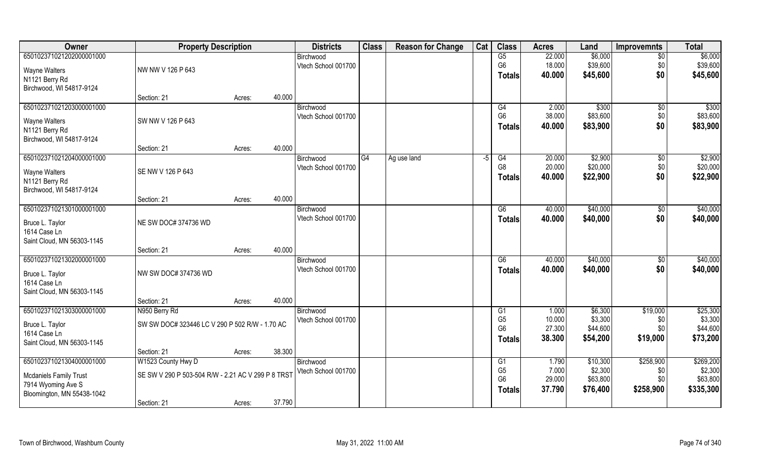| Owner | Property Description | | Districts | Class | Reason for Change | Cat | Class | Acres | Land | Improvemnts | Total |
|---|---|---|---|---|---|---|---|---|---|---|---|
| 65010237102120200000100​0 | | | Birchwood | | | | G5 | 22.000 | $6,000 | $0 | $6,000 |
| Wayne Walters | NW NW V 126 P 643 | | Vtech School 001700 | | | | G6 | 18.000 | $39,600 | $0 | $39,600 |
| N1121 Berry Rd | | | | | | | Totals | 40.000 | $45,600 | $0 | $45,600 |
| Birchwood, WI 54817-9124 | | | | | | | | | | | |
| | Section: 21 | Acres: 40.000 | | | | | | | | | |
| 650102371021203000001000 | | | Birchwood | | | | G4 | 2.000 | $300 | $0 | $300 |
| Wayne Walters | SW NW V 126 P 643 | | Vtech School 001700 | | | | G6 | 38.000 | $83,600 | $0 | $83,600 |
| N1121 Berry Rd | | | | | | | Totals | 40.000 | $83,900 | $0 | $83,900 |
| Birchwood, WI 54817-9124 | | | | | | | | | | | |
| | Section: 21 | Acres: 40.000 | | | | | | | | | |
| 650102371021204000001000 | | | Birchwood | G4 | Ag use land | -5 | G4 | 20.000 | $2,900 | $0 | $2,900 |
| Wayne Walters | SE NW V 126 P 643 | | Vtech School 001700 | | | | G8 | 20.000 | $20,000 | $0 | $20,000 |
| N1121 Berry Rd | | | | | | | Totals | 40.000 | $22,900 | $0 | $22,900 |
| Birchwood, WI 54817-9124 | | | | | | | | | | | |
| | Section: 21 | Acres: 40.000 | | | | | | | | | |
| 650102371021301000001000 | | | Birchwood | | | | G6 | 40.000 | $40,000 | $0 | $40,000 |
| Bruce L. Taylor | NE SW DOC# 374736 WD | | Vtech School 001700 | | | | Totals | 40.000 | $40,000 | $0 | $40,000 |
| 1614 Case Ln | | | | | | | | | | | |
| Saint Cloud, MN 56303-1145 | | | | | | | | | | | |
| | Section: 21 | Acres: 40.000 | | | | | | | | | |
| 650102371021302000001000 | | | Birchwood | | | | G6 | 40.000 | $40,000 | $0 | $40,000 |
| Bruce L. Taylor | NW SW DOC# 374736 WD | | Vtech School 001700 | | | | Totals | 40.000 | $40,000 | $0 | $40,000 |
| 1614 Case Ln | | | | | | | | | | | |
| Saint Cloud, MN 56303-1145 | | | | | | | | | | | |
| | Section: 21 | Acres: 40.000 | | | | | | | | | |
| 650102371021303000001000 | N950 Berry Rd | | Birchwood | | | | G1 | 1.000 | $6,300 | $19,000 | $25,300 |
| Bruce L. Taylor | SW SW DOC# 323446 LC V 290 P 502 R/W - 1.70 AC | | Vtech School 001700 | | | | G5 | 10.000 | $3,300 | $0 | $3,300 |
| 1614 Case Ln | | | | | | | G6 | 27.300 | $44,600 | $0 | $44,600 |
| Saint Cloud, MN 56303-1145 | | | | | | | Totals | 38.300 | $54,200 | $19,000 | $73,200 |
| | Section: 21 | Acres: 38.300 | | | | | | | | | |
| 650102371021304000001000 | W1523 County Hwy D | | Birchwood | | | | G1 | 1.790 | $10,300 | $258,900 | $269,200 |
| Mcdaniels Family Trust | SE SW V 290 P 503-504 R/W - 2.21 AC V 299 P 8 TRST | | Vtech School 001700 | | | | G5 | 7.000 | $2,300 | $0 | $2,300 |
| 7914 Wyoming Ave S | | | | | | | G6 | 29.000 | $63,800 | $0 | $63,800 |
| Bloomington, MN 55438-1042 | | | | | | | Totals | 37.790 | $76,400 | $258,900 | $335,300 |
| | Section: 21 | Acres: 37.790 | | | | | | | | | |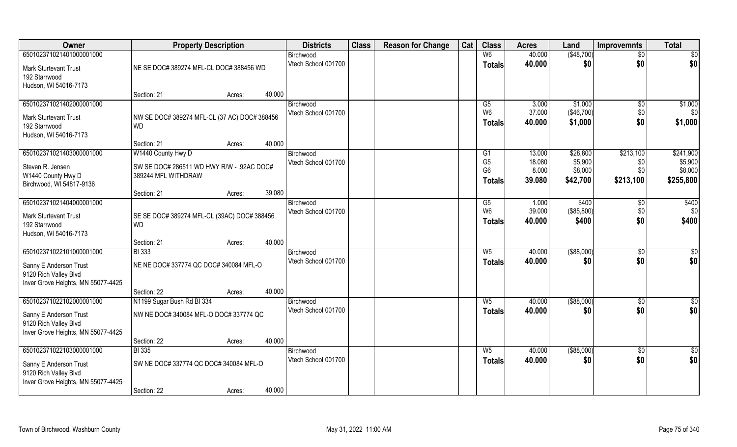| Owner | Property Description | | | Districts | Class | Reason for Change | Cat | Class | Acres | Land | Improvemnts | Total |
|---|---|---|---|---|---|---|---|---|---|---|---|---|
| 65010237102140100001000 | | | | Birchwood | | | | W6 | 40.000 | ($48,700) | $0 | $0 |
| Mark Sturtevant Trust<br>192 Starrwood<br>Hudson, WI 54016-7173 | NE SE DOC# 389274 MFL-CL DOC# 388456 WD | | | Vtech School 001700 | | | | Totals | 40.000 | $0 | $0 | $0 |
| | Section: 21 | Acres: | 40.000 | | | | | | | | | |
| 65010237102140200001000 | | | | Birchwood | | | | G5 | 3.000 | $1,000 | $0 | $1,000 |
| Mark Sturtevant Trust<br>192 Starrwood<br>Hudson, WI 54016-7173 | NW SE DOC# 389274 MFL-CL (37 AC) DOC# 388456 WD | | | Vtech School 001700 | | | | W6 | 37.000 | ($46,700) | $0 | $0 |
| | | | | | | | | Totals | 40.000 | $1,000 | $0 | $1,000 |
| | Section: 21 | Acres: | 40.000 | | | | | | | | | |
| 65010237102140300001000 | W1440 County Hwy D | | | Birchwood | | | | G1 | 13.000 | $28,800 | $213,100 | $241,900 |
| Steven R. Jensen<br>W1440 County Hwy D<br>Birchwood, WI 54817-9136 | SW SE DOC# 286511 WD HWY R/W - .92AC DOC# 389244 MFL WITHDRAW | | | Vtech School 001700 | | | | G5 | 18.080 | $5,900 | $0 | $5,900 |
| | | | | | | | | G6 | 8.000 | $8,000 | $0 | $8,000 |
| | | | | | | | | Totals | 39.080 | $42,700 | $213,100 | $255,800 |
| | Section: 21 | Acres: | 39.080 | | | | | | | | | |
| 65010237102140400001000 | | | | Birchwood | | | | G5 | 1.000 | $400 | $0 | $400 |
| Mark Sturtevant Trust<br>192 Starrwood<br>Hudson, WI 54016-7173 | SE SE DOC# 389274 MFL-CL (39AC) DOC# 388456 WD | | | Vtech School 001700 | | | | W6 | 39.000 | ($85,800) | $0 | $0 |
| | | | | | | | | Totals | 40.000 | $400 | $0 | $400 |
| | Section: 21 | Acres: | 40.000 | | | | | | | | | |
| 65010237102210100001000 | BI 333 | | | Birchwood | | | | W5 | 40.000 | ($88,000) | $0 | $0 |
| Sanny E Anderson Trust<br>9120 Rich Valley Blvd<br>Inver Grove Heights, MN 55077-4425 | NE NE DOC# 337774 QC DOC# 340084 MFL-O | | | Vtech School 001700 | | | | Totals | 40.000 | $0 | $0 | $0 |
| | Section: 22 | Acres: | 40.000 | | | | | | | | | |
| 65010237102210200001000 | N1199 Sugar Bush Rd BI 334 | | | Birchwood | | | | W5 | 40.000 | ($88,000) | $0 | $0 |
| Sanny E Anderson Trust<br>9120 Rich Valley Blvd<br>Inver Grove Heights, MN 55077-4425 | NW NE DOC# 340084 MFL-O DOC# 337774 QC | | | Vtech School 001700 | | | | Totals | 40.000 | $0 | $0 | $0 |
| | Section: 22 | Acres: | 40.000 | | | | | | | | | |
| 65010237102210300001000 | BI 335 | | | Birchwood | | | | W5 | 40.000 | ($88,000) | $0 | $0 |
| Sanny E Anderson Trust<br>9120 Rich Valley Blvd<br>Inver Grove Heights, MN 55077-4425 | SW NE DOC# 337774 QC DOC# 340084 MFL-O | | | Vtech School 001700 | | | | Totals | 40.000 | $0 | $0 | $0 |
| | Section: 22 | Acres: | 40.000 | | | | | | | | | |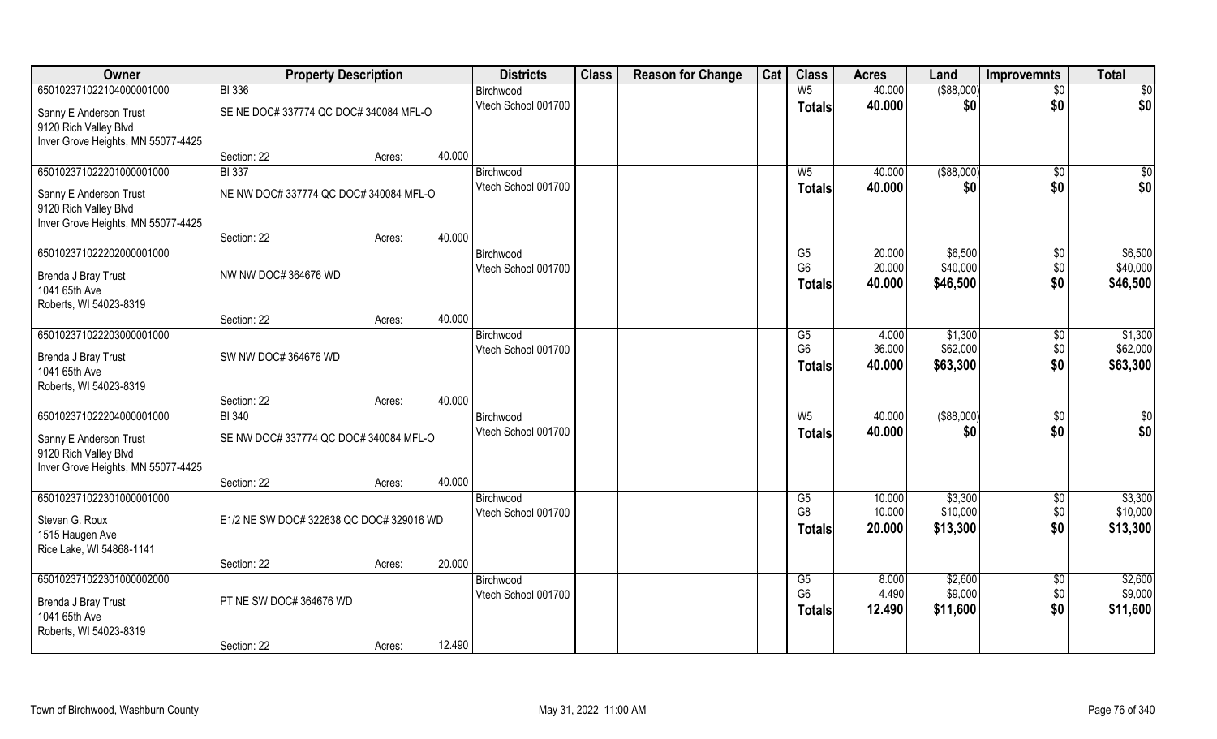| Owner | Property Description | | | Districts | Class | Reason for Change | Cat | Class | Acres | Land | Improvemnts | Total |
|---|---|---|---|---|---|---|---|---|---|---|---|---|
| 650102371022104000001000 | BI 336 | | | Birchwood | | | | W5 | 40.000 | ($88,000) | $0 | $0 |
| Sanny E Anderson Trust<br>9120 Rich Valley Blvd<br>Inver Grove Heights, MN 55077-4425 | SE NE DOC# 337774 QC DOC# 340084 MFL-O | | | Vtech School 001700 | | | | **Totals** | **40.000** | **$0** | **$0** | **$0** |
| | Section: 22 | Acres: | 40.000 | | | | | | | | | |
| 650102371022201000001000 | BI 337 | | | Birchwood | | | | W5 | 40.000 | ($88,000) | $0 | $0 |
| Sanny E Anderson Trust<br>9120 Rich Valley Blvd<br>Inver Grove Heights, MN 55077-4425 | NE NW DOC# 337774 QC DOC# 340084 MFL-O | | | Vtech School 001700 | | | | **Totals** | **40.000** | **$0** | **$0** | **$0** |
| | Section: 22 | Acres: | 40.000 | | | | | | | | | |
| 650102371022202000001000 | | | | Birchwood | | | | G5 | 20.000 | $6,500 | $0 | $6,500 |
| Brenda J Bray Trust<br>1041 65th Ave<br>Roberts, WI 54023-8319 | NW NW DOC# 364676 WD | | | Vtech School 001700 | | | | G6 | 20.000 | $40,000 | $0 | $40,000 |
| | | | | | | | | **Totals** | **40.000** | **$46,500** | **$0** | **$46,500** |
| | Section: 22 | Acres: | 40.000 | | | | | | | | | |
| 650102371022203000001000 | | | | Birchwood | | | | G5 | 4.000 | $1,300 | $0 | $1,300 |
| Brenda J Bray Trust<br>1041 65th Ave<br>Roberts, WI 54023-8319 | SW NW DOC# 364676 WD | | | Vtech School 001700 | | | | G6 | 36.000 | $62,000 | $0 | $62,000 |
| | | | | | | | | **Totals** | **40.000** | **$63,300** | **$0** | **$63,300** |
| | Section: 22 | Acres: | 40.000 | | | | | | | | | |
| 650102371022204000001000 | BI 340 | | | Birchwood | | | | W5 | 40.000 | ($88,000) | $0 | $0 |
| Sanny E Anderson Trust<br>9120 Rich Valley Blvd<br>Inver Grove Heights, MN 55077-4425 | SE NW DOC# 337774 QC DOC# 340084 MFL-O | | | Vtech School 001700 | | | | **Totals** | **40.000** | **$0** | **$0** | **$0** |
| | Section: 22 | Acres: | 40.000 | | | | | | | | | |
| 650102371022301000001000 | | | | Birchwood | | | | G5 | 10.000 | $3,300 | $0 | $3,300 |
| Steven G. Roux<br>1515 Haugen Ave<br>Rice Lake, WI 54868-1141 | E1/2 NE SW DOC# 322638 QC DOC# 329016 WD | | | Vtech School 001700 | | | | G8 | 10.000 | $10,000 | $0 | $10,000 |
| | | | | | | | | **Totals** | **20.000** | **$13,300** | **$0** | **$13,300** |
| | Section: 22 | Acres: | 20.000 | | | | | | | | | |
| 650102371022301000002000 | | | | Birchwood | | | | G5 | 8.000 | $2,600 | $0 | $2,600 |
| Brenda J Bray Trust<br>1041 65th Ave<br>Roberts, WI 54023-8319 | PT NE SW DOC# 364676 WD | | | Vtech School 001700 | | | | G6 | 4.490 | $9,000 | $0 | $9,000 |
| | | | | | | | | **Totals** | **12.490** | **$11,600** | **$0** | **$11,600** |
| | Section: 22 | Acres: | 12.490 | | | | | | | | | |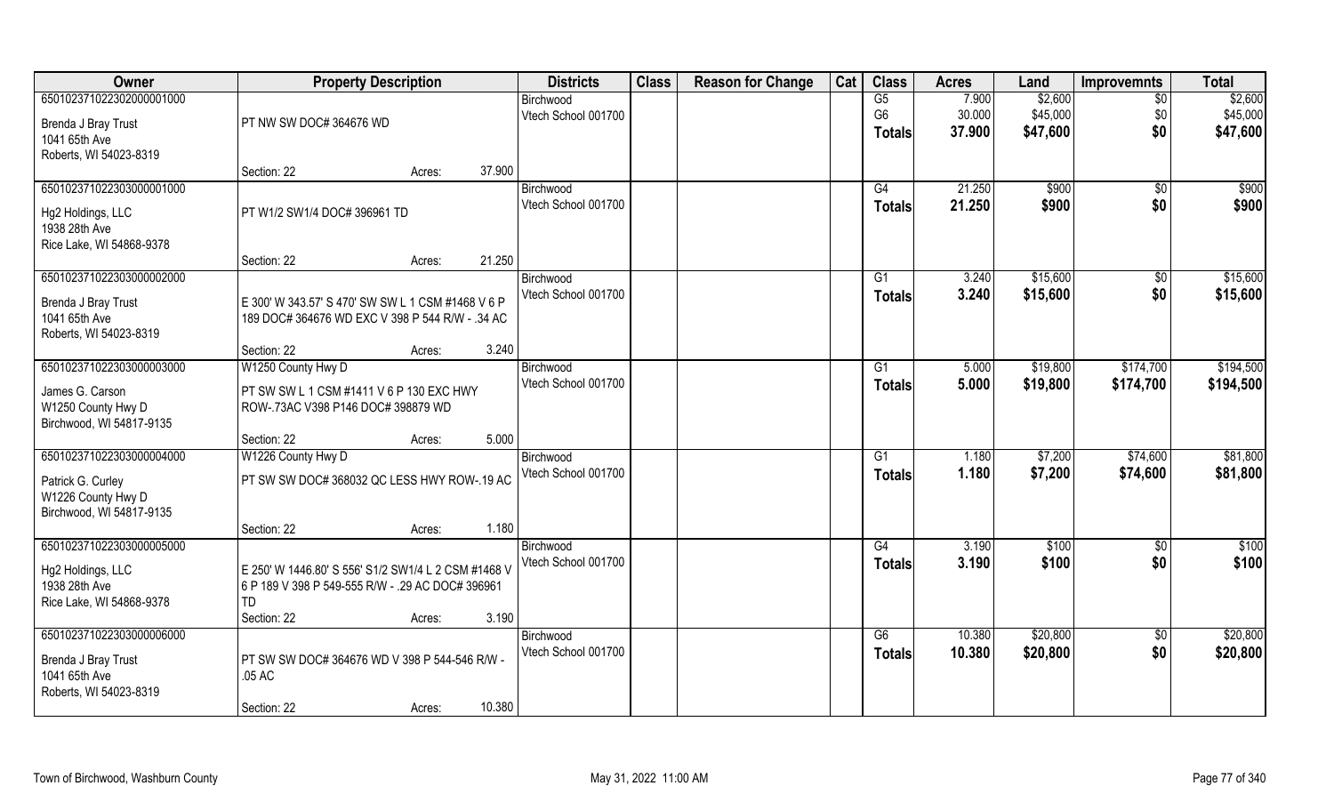| Owner | Property Description | Districts | Class | Reason for Change | Cat | Class | Acres | Land | Improvemnts | Total |
|---|---|---|---|---|---|---|---|---|---|---|
| 650102371022302000001000<br>Brenda J Bray Trust<br>1041 65th Ave<br>Roberts, WI 54023-8319 | PT NW SW DOC# 364676 WD<br>Section: 22 Acres: 37.900 | Birchwood<br>Vtech School 001700 | | | | G5<br>G6<br>**Totals** | 7.900<br>30.000<br>**37.900** | $2,600<br>$45,000<br>**$47,600** | $0<br>$0<br>**$0** | $2,600<br>$45,000<br>**$47,600** |
| 650102371022303000001000<br>Hg2 Holdings, LLC<br>1938 28th Ave<br>Rice Lake, WI 54868-9378 | PT W1/2 SW1/4 DOC# 396961 TD<br>Section: 22 Acres: 21.250 | Birchwood<br>Vtech School 001700 | | | | G4<br>**Totals** | 21.250<br>**21.250** | $900<br>**$900** | $0<br>**$0** | $900<br>**$900** |
| 650102371022303000002000<br>Brenda J Bray Trust<br>1041 65th Ave<br>Roberts, WI 54023-8319 | E 300' W 343.57' S 470' SW SW L 1 CSM #1468 V 6 P 189 DOC# 364676 WD EXC V 398 P 544 R/W - .34 AC<br>Section: 22 Acres: 3.240 | Birchwood<br>Vtech School 001700 | | | | G1<br>**Totals** | 3.240<br>**3.240** | $15,600<br>**$15,600** | $0<br>**$0** | $15,600<br>**$15,600** |
| 650102371022303000003000<br>James G. Carson<br>W1250 County Hwy D<br>Birchwood, WI 54817-9135 | W1250 County Hwy D<br>PT SW SW L 1 CSM #1411 V 6 P 130 EXC HWY ROW-.73AC V398 P146 DOC# 398879 WD<br>Section: 22 Acres: 5.000 | Birchwood<br>Vtech School 001700 | | | | G1<br>**Totals** | 5.000<br>**5.000** | $19,800<br>**$19,800** | $174,700<br>**$174,700** | $194,500<br>**$194,500** |
| 650102371022303000004000<br>Patrick G. Curley<br>W1226 County Hwy D<br>Birchwood, WI 54817-9135 | W1226 County Hwy D<br>PT SW SW DOC# 368032 QC LESS HWY ROW-.19 AC<br>Section: 22 Acres: 1.180 | Birchwood<br>Vtech School 001700 | | | | G1<br>**Totals** | 1.180<br>**1.180** | $7,200<br>**$7,200** | $74,600<br>**$74,600** | $81,800<br>**$81,800** |
| 650102371022303000005000<br>Hg2 Holdings, LLC<br>1938 28th Ave<br>Rice Lake, WI 54868-9378 | E 250' W 1446.80' S 556' S1/2 SW1/4 L 2 CSM #1468 V 6 P 189 V 398 P 549-555 R/W - .29 AC DOC# 396961 TD<br>Section: 22 Acres: 3.190 | Birchwood<br>Vtech School 001700 | | | | G4<br>**Totals** | 3.190<br>**3.190** | $100<br>**$100** | $0<br>**$0** | $100<br>**$100** |
| 650102371022303000006000<br>Brenda J Bray Trust<br>1041 65th Ave<br>Roberts, WI 54023-8319 | PT SW SW DOC# 364676 WD V 398 P 544-546 R/W - .05 AC<br>Section: 22 Acres: 10.380 | Birchwood<br>Vtech School 001700 | | | | G6<br>**Totals** | 10.380<br>**10.380** | $20,800<br>**$20,800** | $0<br>**$0** | $20,800<br>**$20,800** |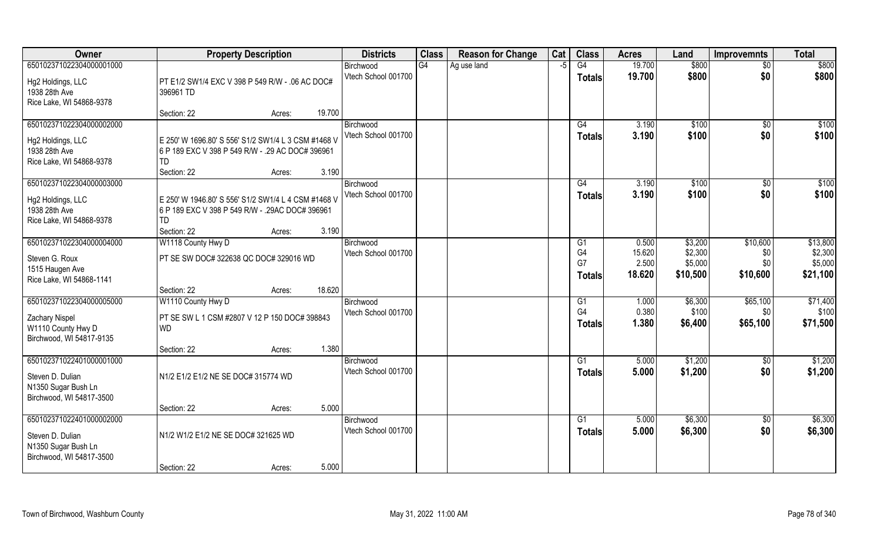| Owner | Property Description | Districts | Class | Reason for Change | Cat | Class | Acres | Land | Improvemnts | Total |
|---|---|---|---|---|---|---|---|---|---|---|
| 650102371022304000001000<br>Hg2 Holdings, LLC<br>1938 28th Ave<br>Rice Lake, WI 54868-9378 | PT E1/2 SW1/4 EXC V 398 P 549 R/W - .06 AC DOC# 396961 TD<br>Section: 22 Acres: 19.700 | Birchwood<br>Vtech School 001700 | G4 | Ag use land | -5 | G4<br>**Totals** | 19.700<br>**19.700** | $800<br>**$800** | $0<br>**$0** | $800<br>**$800** |
| 650102371022304000002000<br>Hg2 Holdings, LLC<br>1938 28th Ave<br>Rice Lake, WI 54868-9378 | E 250' W 1696.80' S 556' S1/2 SW1/4 L 3 CSM #1468 V 6 P 189 EXC V 398 P 549 R/W - .29 AC DOC# 396961 TD<br>Section: 22 Acres: 3.190 | Birchwood<br>Vtech School 001700 | | | | G4<br>**Totals** | 3.190<br>**3.190** | $100<br>**$100** | $0<br>**$0** | $100<br>**$100** |
| 650102371022304000003000<br>Hg2 Holdings, LLC<br>1938 28th Ave<br>Rice Lake, WI 54868-9378 | E 250' W 1946.80' S 556' S1/2 SW1/4 L 4 CSM #1468 V 6 P 189 EXC V 398 P 549 R/W - .29AC DOC# 396961 TD<br>Section: 22 Acres: 3.190 | Birchwood<br>Vtech School 001700 | | | | G4<br>**Totals** | 3.190<br>**3.190** | $100<br>**$100** | $0<br>**$0** | $100<br>**$100** |
| 650102371022304000004000<br>Steven G. Roux<br>1515 Haugen Ave<br>Rice Lake, WI 54868-1141 | W1118 County Hwy D<br>PT SE SW DOC# 322638 QC DOC# 329016 WD<br>Section: 22 Acres: 18.620 | Birchwood<br>Vtech School 001700 | | | | G1<br>G4<br>G7<br>**Totals** | 0.500<br>15.620<br>2.500<br>**18.620** | $3,200<br>$2,300<br>$5,000<br>**$10,500** | $10,600<br>$0<br>$0<br>**$10,600** | $13,800<br>$2,300<br>$5,000<br>**$21,100** |
| 650102371022304000005000<br>Zachary Nispel<br>W1110 County Hwy D<br>Birchwood, WI 54817-9135 | W1110 County Hwy D<br>PT SE SW L 1 CSM #2807 V 12 P 150 DOC# 398843 WD<br>Section: 22 Acres: 1.380 | Birchwood<br>Vtech School 001700 | | | | G1<br>G4<br>**Totals** | 1.000<br>0.380<br>**1.380** | $6,300<br>$100<br>**$6,400** | $65,100<br>$0<br>**$65,100** | $71,400<br>$100<br>**$71,500** |
| 650102371022401000001000<br>Steven D. Dulian<br>N1350 Sugar Bush Ln<br>Birchwood, WI 54817-3500 | N1/2 E1/2 E1/2 NE SE DOC# 315774 WD<br>Section: 22 Acres: 5.000 | Birchwood<br>Vtech School 001700 | | | | G1<br>**Totals** | 5.000<br>**5.000** | $1,200<br>**$1,200** | $0<br>**$0** | $1,200<br>**$1,200** |
| 650102371022401000002000<br>Steven D. Dulian<br>N1350 Sugar Bush Ln<br>Birchwood, WI 54817-3500 | N1/2 W1/2 E1/2 NE SE DOC# 321625 WD<br>Section: 22 Acres: 5.000 | Birchwood<br>Vtech School 001700 | | | | G1<br>**Totals** | 5.000<br>**5.000** | $6,300<br>**$6,300** | $0<br>**$0** | $6,300<br>**$6,300** |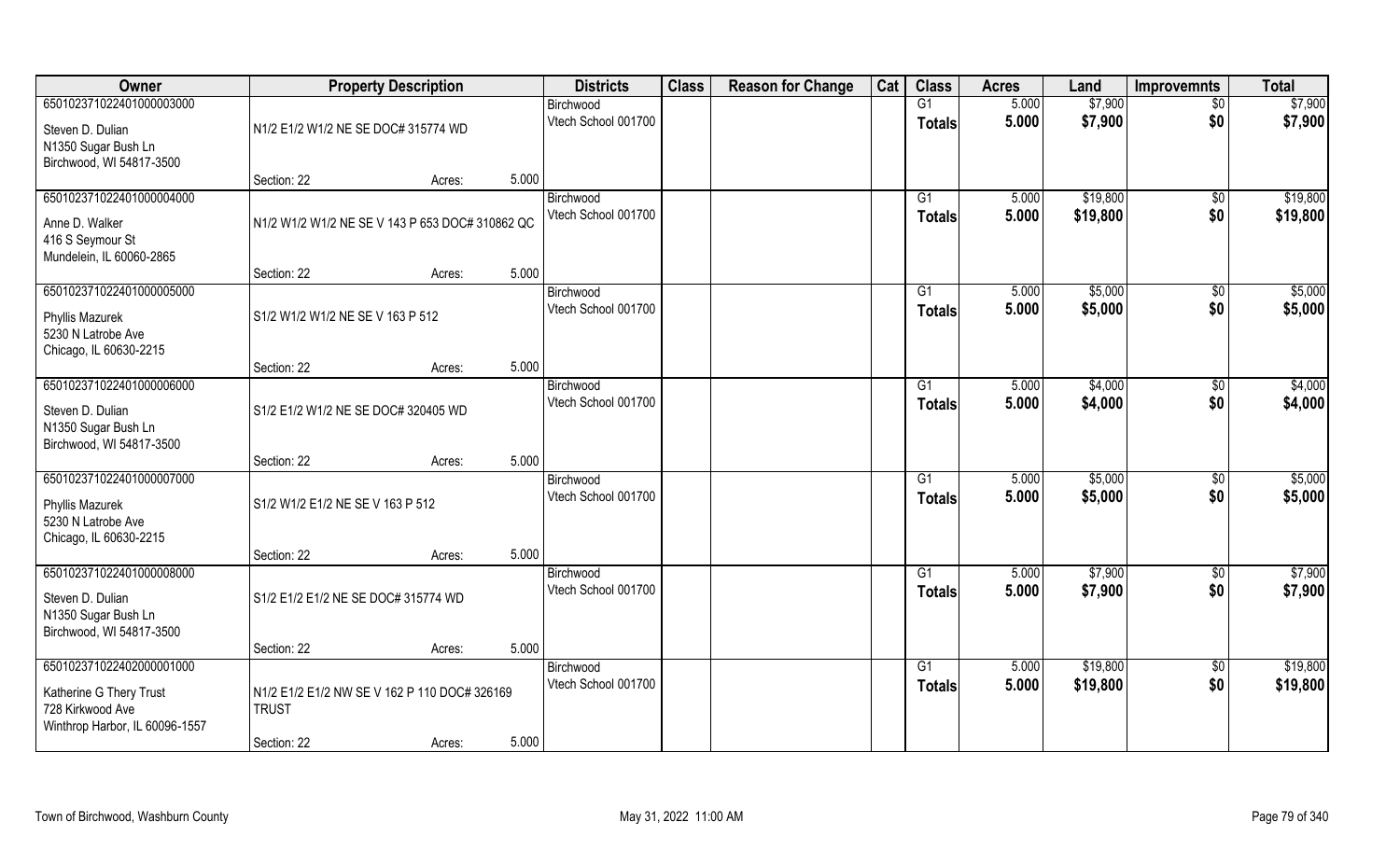| Owner | Property Description | | | Districts | Class | Reason for Change | Cat | Class | Acres | Land | Improvemnts | Total |
|---|---|---|---|---|---|---|---|---|---|---|---|---|
| 650102371022401000003000 | | | | Birchwood | | | | G1 | 5.000 | $7,900 | $0 | $7,900 |
| Steven D. Dulian<br>N1350 Sugar Bush Ln<br>Birchwood, WI 54817-3500 | N1/2 E1/2 W1/2 NE SE DOC# 315774 WD | | | Vtech School 001700 | | | | Totals | 5.000 | $7,900 | $0 | $7,900 |
| | Section: 22 | Acres: | 5.000 | | | | | | | | | |
| 650102371022401000004000 | | | | Birchwood | | | | G1 | 5.000 | $19,800 | $0 | $19,800 |
| Anne D. Walker<br>416 S Seymour St<br>Mundelein, IL 60060-2865 | N1/2 W1/2 W1/2 NE SE V 143 P 653 DOC# 310862 QC | | | Vtech School 001700 | | | | Totals | 5.000 | $19,800 | $0 | $19,800 |
| | Section: 22 | Acres: | 5.000 | | | | | | | | | |
| 650102371022401000005000 | | | | Birchwood | | | | G1 | 5.000 | $5,000 | $0 | $5,000 |
| Phyllis Mazurek<br>5230 N Latrobe Ave<br>Chicago, IL 60630-2215 | S1/2 W1/2 W1/2 NE SE V 163 P 512 | | | Vtech School 001700 | | | | Totals | 5.000 | $5,000 | $0 | $5,000 |
| | Section: 22 | Acres: | 5.000 | | | | | | | | | |
| 650102371022401000006000 | | | | Birchwood | | | | G1 | 5.000 | $4,000 | $0 | $4,000 |
| Steven D. Dulian<br>N1350 Sugar Bush Ln<br>Birchwood, WI 54817-3500 | S1/2 E1/2 W1/2 NE SE DOC# 320405 WD | | | Vtech School 001700 | | | | Totals | 5.000 | $4,000 | $0 | $4,000 |
| | Section: 22 | Acres: | 5.000 | | | | | | | | | |
| 650102371022401000007000 | | | | Birchwood | | | | G1 | 5.000 | $5,000 | $0 | $5,000 |
| Phyllis Mazurek<br>5230 N Latrobe Ave<br>Chicago, IL 60630-2215 | S1/2 W1/2 E1/2 NE SE V 163 P 512 | | | Vtech School 001700 | | | | Totals | 5.000 | $5,000 | $0 | $5,000 |
| | Section: 22 | Acres: | 5.000 | | | | | | | | | |
| 650102371022401000008000 | | | | Birchwood | | | | G1 | 5.000 | $7,900 | $0 | $7,900 |
| Steven D. Dulian<br>N1350 Sugar Bush Ln<br>Birchwood, WI 54817-3500 | S1/2 E1/2 E1/2 NE SE DOC# 315774 WD | | | Vtech School 001700 | | | | Totals | 5.000 | $7,900 | $0 | $7,900 |
| | Section: 22 | Acres: | 5.000 | | | | | | | | | |
| 650102371022402000001000 | | | | Birchwood | | | | G1 | 5.000 | $19,800 | $0 | $19,800 |
| Katherine G Thery Trust<br>728 Kirkwood Ave<br>Winthrop Harbor, IL 60096-1557 | N1/2 E1/2 E1/2 NW SE V 162 P 110 DOC# 326169 TRUST | | | Vtech School 001700 | | | | Totals | 5.000 | $19,800 | $0 | $19,800 |
| | Section: 22 | Acres: | 5.000 | | | | | | | | | |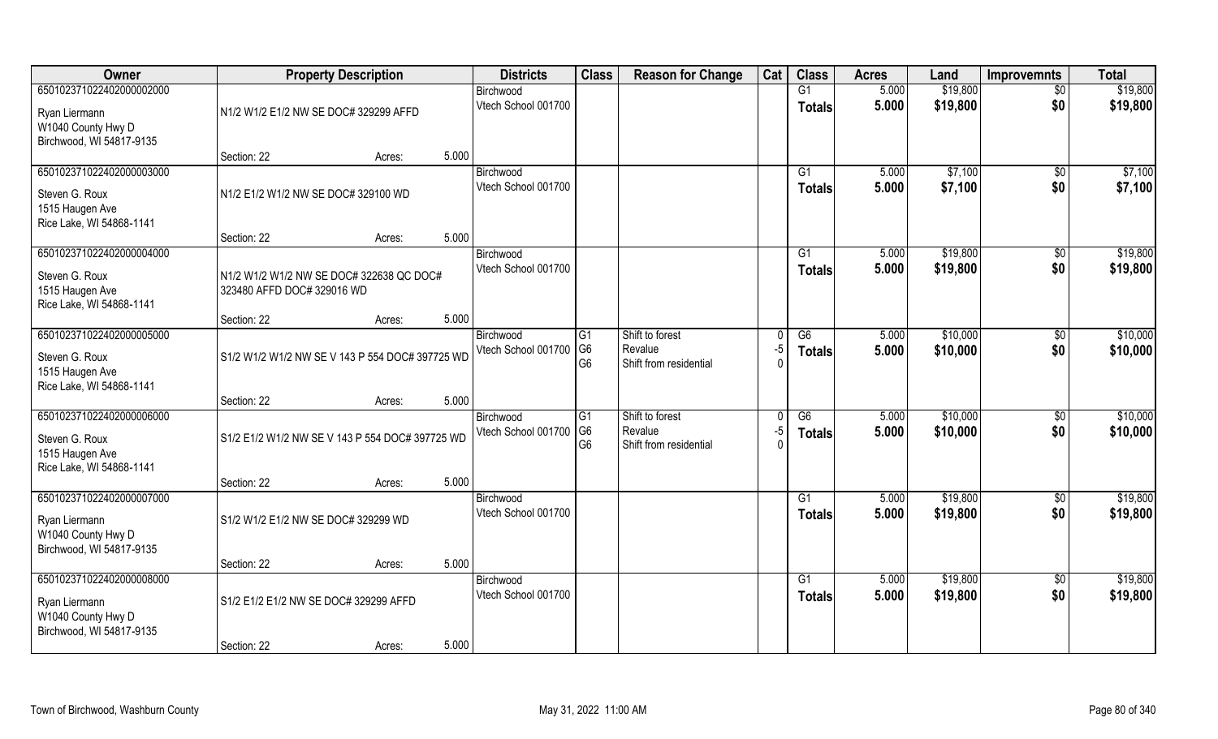| Owner | Property Description | | | Districts | Class | Reason for Change | Cat | Class | Acres | Land | Improvemnts | Total |
|---|---|---|---|---|---|---|---|---|---|---|---|---|
| 650102371022402000002000 | | | | Birchwood | | | | G1 | 5.000 | $19,800 | $0 | $19,800 |
| Ryan Liermann<br>W1040 County Hwy D<br>Birchwood, WI 54817-9135 | N1/2 W1/2 E1/2 NW SE DOC# 329299 AFFD | | | Vtech School 001700 | | | | Totals | 5.000 | $19,800 | $0 | $19,800 |
| | Section: 22 | Acres: | 5.000 | | | | | | | | | |
| 650102371022402000003000 | | | | Birchwood | | | | G1 | 5.000 | $7,100 | $0 | $7,100 |
| Steven G. Roux<br>1515 Haugen Ave<br>Rice Lake, WI 54868-1141 | N1/2 E1/2 W1/2 NW SE DOC# 329100 WD | | | Vtech School 001700 | | | | Totals | 5.000 | $7,100 | $0 | $7,100 |
| | Section: 22 | Acres: | 5.000 | | | | | | | | | |
| 650102371022402000004000 | | | | Birchwood | | | | G1 | 5.000 | $19,800 | $0 | $19,800 |
| Steven G. Roux<br>1515 Haugen Ave<br>Rice Lake, WI 54868-1141 | N1/2 W1/2 W1/2 NW SE DOC# 322638 QC DOC# 323480 AFFD DOC# 329016 WD | | | Vtech School 001700 | | | | Totals | 5.000 | $19,800 | $0 | $19,800 |
| | Section: 22 | Acres: | 5.000 | | | | | | | | | |
| 650102371022402000005000 | | | | Birchwood | G1 | Shift to forest | 0 | G6 | 5.000 | $10,000 | $0 | $10,000 |
| Steven G. Roux<br>1515 Haugen Ave<br>Rice Lake, WI 54868-1141 | S1/2 W1/2 W1/2 NW SE V 143 P 554 DOC# 397725 WD | | | Vtech School 001700 | G6<br>G6 | Revalue<br>Shift from residential | -5<br>0 | Totals | 5.000 | $10,000 | $0 | $10,000 |
| | Section: 22 | Acres: | 5.000 | | | | | | | | | |
| 650102371022402000006000 | | | | Birchwood | G1 | Shift to forest | 0 | G6 | 5.000 | $10,000 | $0 | $10,000 |
| Steven G. Roux<br>1515 Haugen Ave<br>Rice Lake, WI 54868-1141 | S1/2 E1/2 W1/2 NW SE V 143 P 554 DOC# 397725 WD | | | Vtech School 001700 | G6<br>G6 | Revalue<br>Shift from residential | -5<br>0 | Totals | 5.000 | $10,000 | $0 | $10,000 |
| | Section: 22 | Acres: | 5.000 | | | | | | | | | |
| 650102371022402000007000 | | | | Birchwood | | | | G1 | 5.000 | $19,800 | $0 | $19,800 |
| Ryan Liermann<br>W1040 County Hwy D<br>Birchwood, WI 54817-9135 | S1/2 W1/2 E1/2 NW SE DOC# 329299 WD | | | Vtech School 001700 | | | | Totals | 5.000 | $19,800 | $0 | $19,800 |
| | Section: 22 | Acres: | 5.000 | | | | | | | | | |
| 650102371022402000008000 | | | | Birchwood | | | | G1 | 5.000 | $19,800 | $0 | $19,800 |
| Ryan Liermann<br>W1040 County Hwy D<br>Birchwood, WI 54817-9135 | S1/2 E1/2 E1/2 NW SE DOC# 329299 AFFD | | | Vtech School 001700 | | | | Totals | 5.000 | $19,800 | $0 | $19,800 |
| | Section: 22 | Acres: | 5.000 | | | | | | | | | |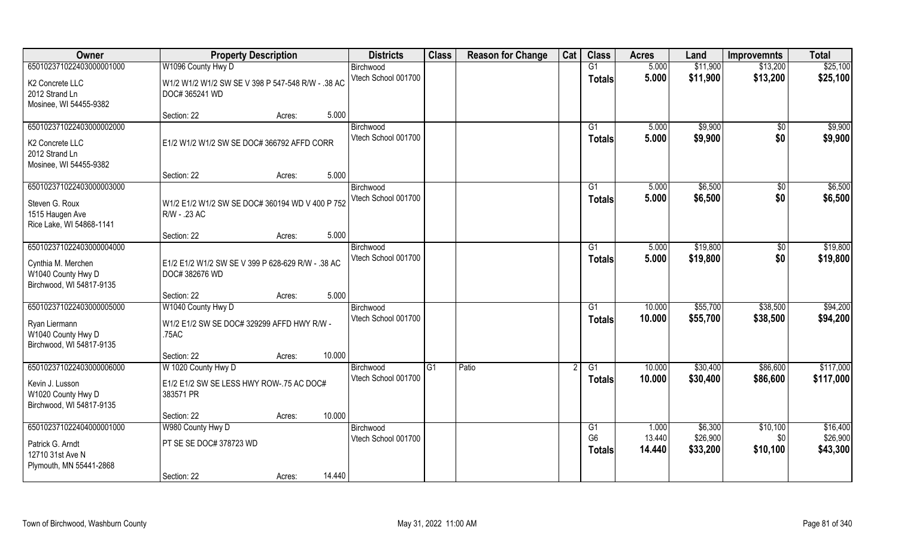| Owner | Property Description | | | Districts | Class | Reason for Change | Cat | Class | Acres | Land | Improvemnts | Total |
|---|---|---|---|---|---|---|---|---|---|---|---|---|
| 650102371022403000001000 | W1096 County Hwy D | | | Birchwood | | | | G1 | 5.000 | $11,900 | $13,200 | $25,100 |
| K2 Concrete LLC<br>2012 Strand Ln<br>Mosinee, WI 54455-9382 | W1/2 W1/2 W1/2 SW SE V 398 P 547-548 R/W - .38 AC DOC# 365241 WD | | | Vtech School 001700 | | | | Totals | 5.000 | $11,900 | $13,200 | $25,100 |
| | Section: 22 | Acres: | 5.000 | | | | | | | | | |
| 650102371022403000002000 | | | | Birchwood | | | | G1 | 5.000 | $9,900 | $0 | $9,900 |
| K2 Concrete LLC<br>2012 Strand Ln<br>Mosinee, WI 54455-9382 | E1/2 W1/2 W1/2 SW SE DOC# 366792 AFFD CORR | | | Vtech School 001700 | | | | Totals | 5.000 | $9,900 | $0 | $9,900 |
| | Section: 22 | Acres: | 5.000 | | | | | | | | | |
| 650102371022403000003000 | | | | Birchwood | | | | G1 | 5.000 | $6,500 | $0 | $6,500 |
| Steven G. Roux<br>1515 Haugen Ave<br>Rice Lake, WI 54868-1141 | W1/2 E1/2 W1/2 SW SE DOC# 360194 WD V 400 P 752 R/W - .23 AC | | | Vtech School 001700 | | | | Totals | 5.000 | $6,500 | $0 | $6,500 |
| | Section: 22 | Acres: | 5.000 | | | | | | | | | |
| 650102371022403000004000 | | | | Birchwood | | | | G1 | 5.000 | $19,800 | $0 | $19,800 |
| Cynthia M. Merchen<br>W1040 County Hwy D<br>Birchwood, WI 54817-9135 | E1/2 E1/2 W1/2 SW SE V 399 P 628-629 R/W - .38 AC DOC# 382676 WD | | | Vtech School 001700 | | | | Totals | 5.000 | $19,800 | $0 | $19,800 |
| | Section: 22 | Acres: | 5.000 | | | | | | | | | |
| 650102371022403000005000 | W1040 County Hwy D | | | Birchwood | | | | G1 | 10.000 | $55,700 | $38,500 | $94,200 |
| Ryan Liermann<br>W1040 County Hwy D<br>Birchwood, WI 54817-9135 | W1/2 E1/2 SW SE DOC# 329299 AFFD HWY R/W - .75AC | | | Vtech School 001700 | | | | Totals | 10.000 | $55,700 | $38,500 | $94,200 |
| | Section: 22 | Acres: | 10.000 | | | | | | | | | |
| 650102371022403000006000 | W 1020 County Hwy D | | | Birchwood | G1 | Patio | 2 | G1 | 10.000 | $30,400 | $86,600 | $117,000 |
| Kevin J. Lusson<br>W1020 County Hwy D<br>Birchwood, WI 54817-9135 | E1/2 E1/2 SW SE LESS HWY ROW-.75 AC DOC# 383571 PR | | | Vtech School 001700 | | | | Totals | 10.000 | $30,400 | $86,600 | $117,000 |
| | Section: 22 | Acres: | 10.000 | | | | | | | | | |
| 650102371022404000001000 | W980 County Hwy D | | | Birchwood | | | | G1 | 1.000 | $6,300 | $10,100 | $16,400 |
| Patrick G. Arndt<br>12710 31st Ave N<br>Plymouth, MN 55441-2868 | PT SE SE DOC# 378723 WD | | | Vtech School 001700 | | | | G6 | 13.440 | $26,900 | $0 | $26,900 |
| | | | | | | | | Totals | 14.440 | $33,200 | $10,100 | $43,300 |
| | Section: 22 | Acres: | 14.440 | | | | | | | | | |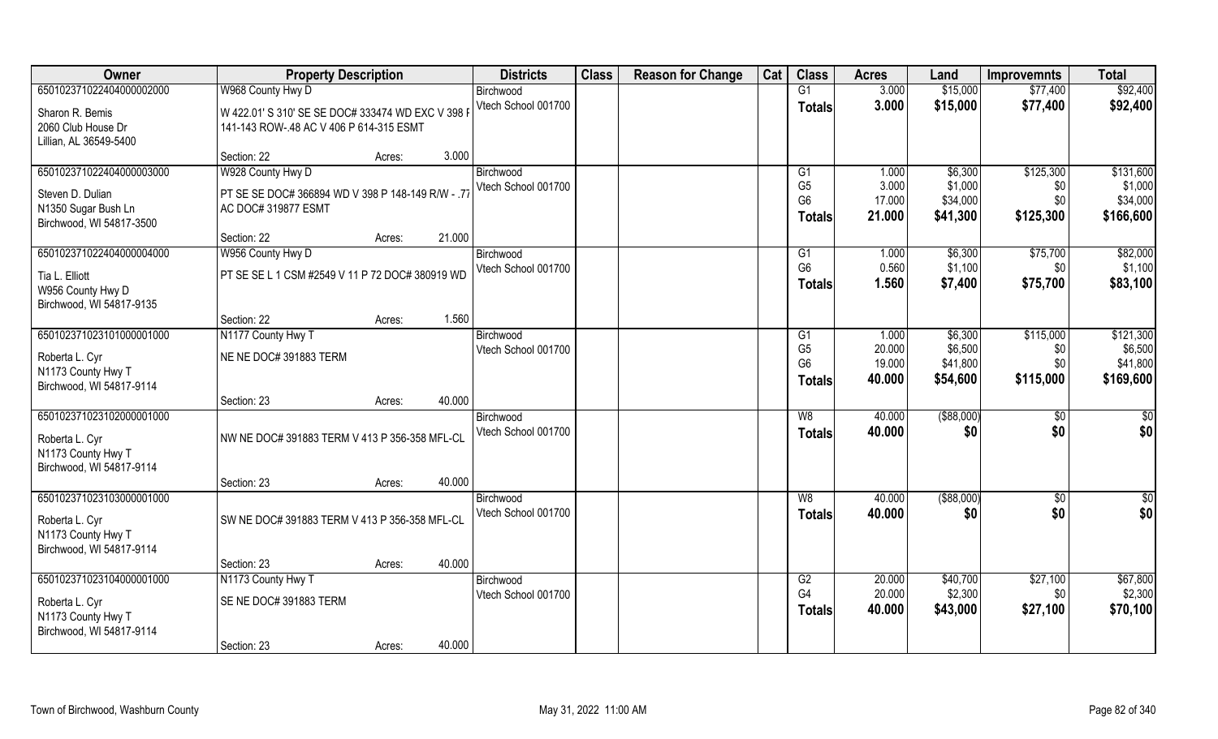| Owner | Property Description | | | Districts | Class | Reason for Change | Cat | Class | Acres | Land | Improvemnts | Total |
|---|---|---|---|---|---|---|---|---|---|---|---|---|
| 650102371022404000002000 | W968 County Hwy D | | | Birchwood | | | | G1 | 3.000 | $15,000 | $77,400 | $92,400 |
| Sharon R. Bemis | W 422.01' S 310' SE SE DOC# 333474 WD EXC V 398 F | | | Vtech School 001700 | | | | **Totals** | **3.000** | **$15,000** | **$77,400** | **$92,400** |
| 2060 Club House Dr | 141-143 ROW-.48 AC V 406 P 614-315 ESMT | | | | | | | | | | | |
| Lillian, AL 36549-5400 | | | | | | | | | | | | |
| | Section: 22 | Acres: | 3.000 | | | | | | | | | |
| 650102371022404000003000 | W928 County Hwy D | | | Birchwood | | | | G1 | 1.000 | $6,300 | $125,300 | $131,600 |
| Steven D. Dulian | PT SE SE DOC# 366894 WD V 398 P 148-149 R/W - .77 | | | Vtech School 001700 | | | | G5 | 3.000 | $1,000 | $0 | $1,000 |
| N1350 Sugar Bush Ln | AC DOC# 319877 ESMT | | | | | | | G6 | 17.000 | $34,000 | $0 | $34,000 |
| Birchwood, WI 54817-3500 | | | | | | | | **Totals** | **21.000** | **$41,300** | **$125,300** | **$166,600** |
| | Section: 22 | Acres: | 21.000 | | | | | | | | | |
| 650102371022404000004000 | W956 County Hwy D | | | Birchwood | | | | G1 | 1.000 | $6,300 | $75,700 | $82,000 |
| Tia L. Elliott | PT SE SE L 1 CSM #2549 V 11 P 72 DOC# 380919 WD | | | Vtech School 001700 | | | | G6 | 0.560 | $1,100 | $0 | $1,100 |
| W956 County Hwy D | | | | | | | | **Totals** | **1.560** | **$7,400** | **$75,700** | **$83,100** |
| Birchwood, WI 54817-9135 | | | | | | | | | | | | |
| | Section: 22 | Acres: | 1.560 | | | | | | | | | |
| 650102371023101000001000 | N1177 County Hwy T | | | Birchwood | | | | G1 | 1.000 | $6,300 | $115,000 | $121,300 |
| Roberta L. Cyr | NE NE DOC# 391883 TERM | | | Vtech School 001700 | | | | G5 | 20.000 | $6,500 | $0 | $6,500 |
| N1173 County Hwy T | | | | | | | | G6 | 19.000 | $41,800 | $0 | $41,800 |
| Birchwood, WI 54817-9114 | | | | | | | | **Totals** | **40.000** | **$54,600** | **$115,000** | **$169,600** |
| | Section: 23 | Acres: | 40.000 | | | | | | | | | |
| 650102371023102000001000 | | | | Birchwood | | | | W8 | 40.000 | ($88,000) | $0 | $0 |
| Roberta L. Cyr | NW NE DOC# 391883 TERM V 413 P 356-358 MFL-CL | | | Vtech School 001700 | | | | **Totals** | **40.000** | **$0** | **$0** | **$0** |
| N1173 County Hwy T | | | | | | | | | | | | |
| Birchwood, WI 54817-9114 | | | | | | | | | | | | |
| | Section: 23 | Acres: | 40.000 | | | | | | | | | |
| 650102371023103000001000 | | | | Birchwood | | | | W8 | 40.000 | ($88,000) | $0 | $0 |
| Roberta L. Cyr | SW NE DOC# 391883 TERM V 413 P 356-358 MFL-CL | | | Vtech School 001700 | | | | **Totals** | **40.000** | **$0** | **$0** | **$0** |
| N1173 County Hwy T | | | | | | | | | | | | |
| Birchwood, WI 54817-9114 | | | | | | | | | | | | |
| | Section: 23 | Acres: | 40.000 | | | | | | | | | |
| 650102371023104000001000 | N1173 County Hwy T | | | Birchwood | | | | G2 | 20.000 | $40,700 | $27,100 | $67,800 |
| Roberta L. Cyr | SE NE DOC# 391883 TERM | | | Vtech School 001700 | | | | G4 | 20.000 | $2,300 | $0 | $2,300 |
| N1173 County Hwy T | | | | | | | | **Totals** | **40.000** | **$43,000** | **$27,100** | **$70,100** |
| Birchwood, WI 54817-9114 | | | | | | | | | | | | |
| | Section: 23 | Acres: | 40.000 | | | | | | | | | |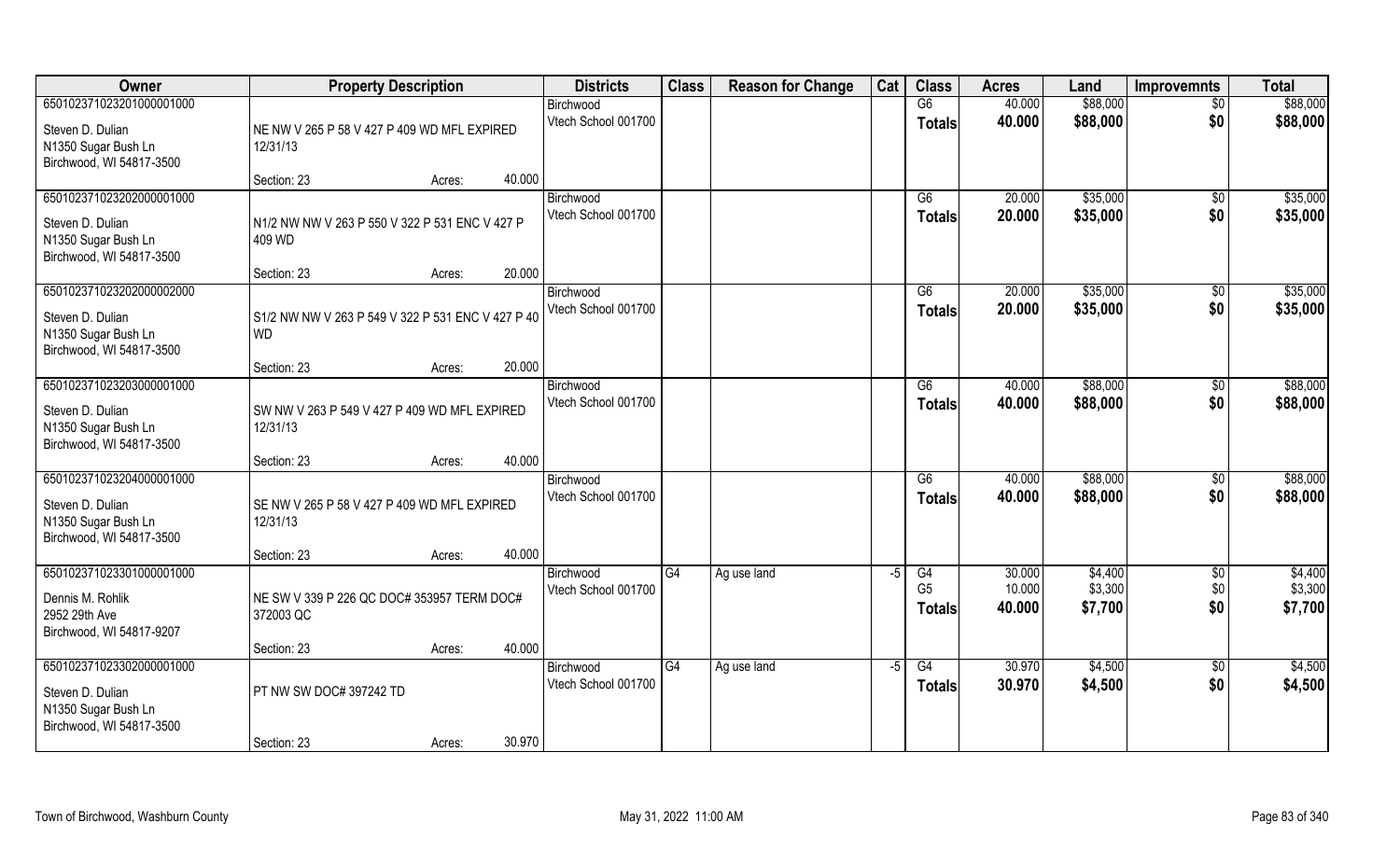| Owner | Property Description | | | Districts | Class | Reason for Change | Cat | Class | Acres | Land | Improvemnts | Total |
|---|---|---|---|---|---|---|---|---|---|---|---|---|
| 65010237102320100001000 | | | | Birchwood | | | | G6 | 40.000 | $88,000 | $0 | $88,000 |
| Steven D. Dulian<br>N1350 Sugar Bush Ln<br>Birchwood, WI 54817-3500 | NE NW V 265 P 58 V 427 P 409 WD MFL EXPIRED 12/31/13 | | | Vtech School 001700 | | | | Totals | 40.000 | $88,000 | $0 | $88,000 |
| | Section: 23 | Acres: | 40.000 | | | | | | | | | |
| 65010237102320200001000 | | | | Birchwood | | | | G6 | 20.000 | $35,000 | $0 | $35,000 |
| Steven D. Dulian<br>N1350 Sugar Bush Ln<br>Birchwood, WI 54817-3500 | N1/2 NW NW V 263 P 550 V 322 P 531 ENC V 427 P 409 WD | | | Vtech School 001700 | | | | Totals | 20.000 | $35,000 | $0 | $35,000 |
| | Section: 23 | Acres: | 20.000 | | | | | | | | | |
| 65010237102320200002000 | | | | Birchwood | | | | G6 | 20.000 | $35,000 | $0 | $35,000 |
| Steven D. Dulian<br>N1350 Sugar Bush Ln<br>Birchwood, WI 54817-3500 | S1/2 NW NW V 263 P 549 V 322 P 531 ENC V 427 P 40 WD | | | Vtech School 001700 | | | | Totals | 20.000 | $35,000 | $0 | $35,000 |
| | Section: 23 | Acres: | 20.000 | | | | | | | | | |
| 65010237102320300001000 | | | | Birchwood | | | | G6 | 40.000 | $88,000 | $0 | $88,000 |
| Steven D. Dulian<br>N1350 Sugar Bush Ln<br>Birchwood, WI 54817-3500 | SW NW V 263 P 549 V 427 P 409 WD MFL EXPIRED 12/31/13 | | | Vtech School 001700 | | | | Totals | 40.000 | $88,000 | $0 | $88,000 |
| | Section: 23 | Acres: | 40.000 | | | | | | | | | |
| 65010237102320400001000 | | | | Birchwood | | | | G6 | 40.000 | $88,000 | $0 | $88,000 |
| Steven D. Dulian<br>N1350 Sugar Bush Ln<br>Birchwood, WI 54817-3500 | SE NW V 265 P 58 V 427 P 409 WD MFL EXPIRED 12/31/13 | | | Vtech School 001700 | | | | Totals | 40.000 | $88,000 | $0 | $88,000 |
| | Section: 23 | Acres: | 40.000 | | | | | | | | | |
| 65010237102330100001000 | | | | Birchwood | G4 | Ag use land | -5 | G4 | 30.000 | $4,400 | $0 | $4,400 |
| Dennis M. Rohlik<br>2952 29th Ave<br>Birchwood, WI 54817-9207 | NE SW V 339 P 226 QC DOC# 353957 TERM DOC# 372003 QC | | | Vtech School 001700 | | | | G5 | 10.000 | $3,300 | $0 | $3,300 |
| | | | | | | | | Totals | 40.000 | $7,700 | $0 | $7,700 |
| | Section: 23 | Acres: | 40.000 | | | | | | | | | |
| 65010237102330200001000 | | | | Birchwood | G4 | Ag use land | -5 | G4 | 30.970 | $4,500 | $0 | $4,500 |
| Steven D. Dulian<br>N1350 Sugar Bush Ln<br>Birchwood, WI 54817-3500 | PT NW SW DOC# 397242 TD | | | Vtech School 001700 | | | | Totals | 30.970 | $4,500 | $0 | $4,500 |
| | Section: 23 | Acres: | 30.970 | | | | | | | | | |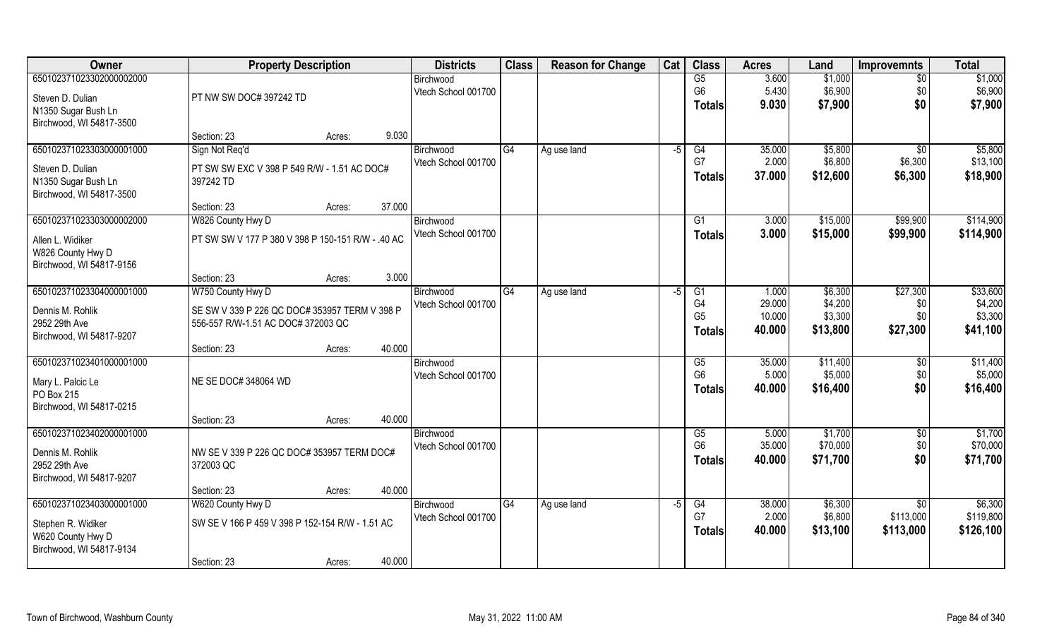| Owner | Property Description | Districts | Class | Reason for Change | Cat | Class | Acres | Land | Improvemnts | Total |
|---|---|---|---|---|---|---|---|---|---|---|
| 65010237102330200000200 0 | | Birchwood | | | | G5 | 3.600 | $1,000 | $0 | $1,000 |
| Steven D. Dulian | PT NW SW DOC# 397242 TD | Vtech School 001700 | | | | G6 | 5.430 | $6,900 | $0 | $6,900 |
| N1350 Sugar Bush Ln | | | | | | Totals | 9.030 | $7,900 | $0 | $7,900 |
| Birchwood, WI 54817-3500 | | | | | | | | | | |
| | Section: 23 Acres: 9.030 | | | | | | | | | |
| 650102371023303000001000 | Sign Not Req'd | Birchwood | G4 | Ag use land | -5 | G4 | 35.000 | $5,800 | $0 | $5,800 |
| Steven D. Dulian | PT SW SW EXC V 398 P 549 R/W - 1.51 AC DOC# 397242 TD | Vtech School 001700 | | | | G7 | 2.000 | $6,800 | $6,300 | $13,100 |
| N1350 Sugar Bush Ln | | | | | | Totals | 37.000 | $12,600 | $6,300 | $18,900 |
| Birchwood, WI 54817-3500 | | | | | | | | | | |
| | Section: 23 Acres: 37.000 | | | | | | | | | |
| 650102371023303000002000 | W826 County Hwy D | Birchwood | | | | G1 | 3.000 | $15,000 | $99,900 | $114,900 |
| Allen L. Widiker | PT SW SW V 177 P 380 V 398 P 150-151 R/W - .40 AC | Vtech School 001700 | | | | Totals | 3.000 | $15,000 | $99,900 | $114,900 |
| W826 County Hwy D | | | | | | | | | | |
| Birchwood, WI 54817-9156 | | | | | | | | | | |
| | Section: 23 Acres: 3.000 | | | | | | | | | |
| 650102371023304000001000 | W750 County Hwy D | Birchwood | G4 | Ag use land | -5 | G1 | 1.000 | $6,300 | $27,300 | $33,600 |
| Dennis M. Rohlik | SE SW V 339 P 226 QC DOC# 353957 TERM V 398 P 556-557 R/W-1.51 AC DOC# 372003 QC | Vtech School 001700 | | | | G4 | 29.000 | $4,200 | $0 | $4,200 |
| 2952 29th Ave | | | | | | G5 | 10.000 | $3,300 | $0 | $3,300 |
| Birchwood, WI 54817-9207 | | | | | | Totals | 40.000 | $13,800 | $27,300 | $41,100 |
| | Section: 23 Acres: 40.000 | | | | | | | | | |
| 650102371023401000001000 | | Birchwood | | | | G5 | 35.000 | $11,400 | $0 | $11,400 |
| Mary L. Palcic Le | NE SE DOC# 348064 WD | Vtech School 001700 | | | | G6 | 5.000 | $5,000 | $0 | $5,000 |
| PO Box 215 | | | | | | Totals | 40.000 | $16,400 | $0 | $16,400 |
| Birchwood, WI 54817-0215 | | | | | | | | | | |
| | Section: 23 Acres: 40.000 | | | | | | | | | |
| 650102371023402000001000 | | Birchwood | | | | G5 | 5.000 | $1,700 | $0 | $1,700 |
| Dennis M. Rohlik | NW SE V 339 P 226 QC DOC# 353957 TERM DOC# 372003 QC | Vtech School 001700 | | | | G6 | 35.000 | $70,000 | $0 | $70,000 |
| 2952 29th Ave | | | | | | Totals | 40.000 | $71,700 | $0 | $71,700 |
| Birchwood, WI 54817-9207 | | | | | | | | | | |
| | Section: 23 Acres: 40.000 | | | | | | | | | |
| 650102371023403000001000 | W620 County Hwy D | Birchwood | G4 | Ag use land | -5 | G4 | 38.000 | $6,300 | $0 | $6,300 |
| Stephen R. Widiker | SW SE V 166 P 459 V 398 P 152-154 R/W - 1.51 AC | Vtech School 001700 | | | | G7 | 2.000 | $6,800 | $113,000 | $119,800 |
| W620 County Hwy D | | | | | | Totals | 40.000 | $13,100 | $113,000 | $126,100 |
| Birchwood, WI 54817-9134 | | | | | | | | | | |
| | Section: 23 Acres: 40.000 | | | | | | | | | |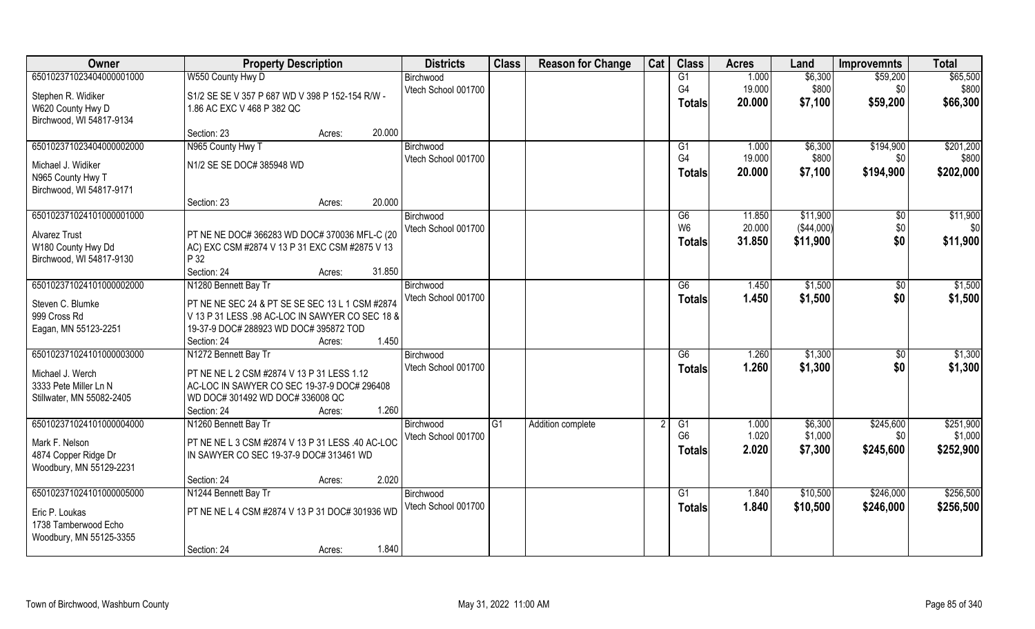| Owner | Property Description | | Districts | Class | Reason for Change | Cat | Class | Acres | Land | Improvemnts | Total |
|---|---|---|---|---|---|---|---|---|---|---|---|
| 65010237102340400001000 | W550 County Hwy D | | Birchwood | | | | G1 | 1.000 | $6,300 | $59,200 | $65,500 |
| Stephen R. Widiker | S1/2 SE SE V 357 P 687 WD V 398 P 152-154 R/W - | | Vtech School 001700 | | | | G4 | 19.000 | $800 | $0 | $800 |
| W620 County Hwy D | 1.86 AC EXC V 468 P 382 QC | | | | | | **Totals** | **20.000** | **$7,100** | **$59,200** | **$66,300** |
| Birchwood, WI 54817-9134 | | | | | | | | | | | |
| | Section: 23 | Acres: 20.000 | | | | | | | | | |
| 65010237102340400002000 | N965 County Hwy T | | Birchwood | | | | G1 | 1.000 | $6,300 | $194,900 | $201,200 |
| Michael J. Widiker | N1/2 SE SE DOC# 385948 WD | | Vtech School 001700 | | | | G4 | 19.000 | $800 | $0 | $800 |
| N965 County Hwy T | | | | | | | **Totals** | **20.000** | **$7,100** | **$194,900** | **$202,000** |
| Birchwood, WI 54817-9171 | | | | | | | | | | | |
| | Section: 23 | Acres: 20.000 | | | | | | | | | |
| 65010237102410100001000 | | | Birchwood | | | | G6 | 11.850 | $11,900 | $0 | $11,900 |
| Alvarez Trust | PT NE NE DOC# 366283 WD DOC# 370036 MFL-C (20 | | Vtech School 001700 | | | | W6 | 20.000 | ($44,000) | $0 | $0 |
| W180 County Hwy Dd | AC) EXC CSM #2874 V 13 P 31 EXC CSM #2875 V 13 | | | | | | **Totals** | **31.850** | **$11,900** | **$0** | **$11,900** |
| Birchwood, WI 54817-9130 | P 32 | | | | | | | | | | |
| | Section: 24 | Acres: 31.850 | | | | | | | | | |
| 65010237102410100002000 | N1280 Bennett Bay Tr | | Birchwood | | | | G6 | 1.450 | $1,500 | $0 | $1,500 |
| Steven C. Blumke | PT NE NE SEC 24 & PT SE SE SEC 13 L 1 CSM #2874 | | Vtech School 001700 | | | | **Totals** | **1.450** | **$1,500** | **$0** | **$1,500** |
| 999 Cross Rd | V 13 P 31 LESS .98 AC-LOC IN SAWYER CO SEC 18 & | | | | | | | | | | |
| Eagan, MN 55123-2251 | 19-37-9 DOC# 288923 WD DOC# 395872 TOD | | | | | | | | | | |
| | Section: 24 | Acres: 1.450 | | | | | | | | | |
| 65010237102410100003000 | N1272 Bennett Bay Tr | | Birchwood | | | | G6 | 1.260 | $1,300 | $0 | $1,300 |
| Michael J. Werch | PT NE NE L 2 CSM #2874 V 13 P 31 LESS 1.12 | | Vtech School 001700 | | | | **Totals** | **1.260** | **$1,300** | **$0** | **$1,300** |
| 3333 Pete Miller Ln N | AC-LOC IN SAWYER CO SEC 19-37-9 DOC# 296408 | | | | | | | | | | |
| Stillwater, MN 55082-2405 | WD DOC# 301492 WD DOC# 336008 QC | | | | | | | | | | |
| | Section: 24 | Acres: 1.260 | | | | | | | | | |
| 65010237102410100004000 | N1260 Bennett Bay Tr | | Birchwood | G1 | Addition complete | 2 | G1 | 1.000 | $6,300 | $245,600 | $251,900 |
| Mark F. Nelson | PT NE NE L 3 CSM #2874 V 13 P 31 LESS .40 AC-LOC | | Vtech School 001700 | | | | G6 | 1.020 | $1,000 | $0 | $1,000 |
| 4874 Copper Ridge Dr | IN SAWYER CO SEC 19-37-9 DOC# 313461 WD | | | | | | **Totals** | **2.020** | **$7,300** | **$245,600** | **$252,900** |
| Woodbury, MN 55129-2231 | | | | | | | | | | | |
| | Section: 24 | Acres: 2.020 | | | | | | | | | |
| 65010237102410100005000 | N1244 Bennett Bay Tr | | Birchwood | | | | G1 | 1.840 | $10,500 | $246,000 | $256,500 |
| Eric P. Loukas | PT NE NE L 4 CSM #2874 V 13 P 31 DOC# 301936 WD | | Vtech School 001700 | | | | **Totals** | **1.840** | **$10,500** | **$246,000** | **$256,500** |
| 1738 Tamberwood Echo | | | | | | | | | | | |
| Woodbury, MN 55125-3355 | | | | | | | | | | | |
| | Section: 24 | Acres: 1.840 | | | | | | | | | |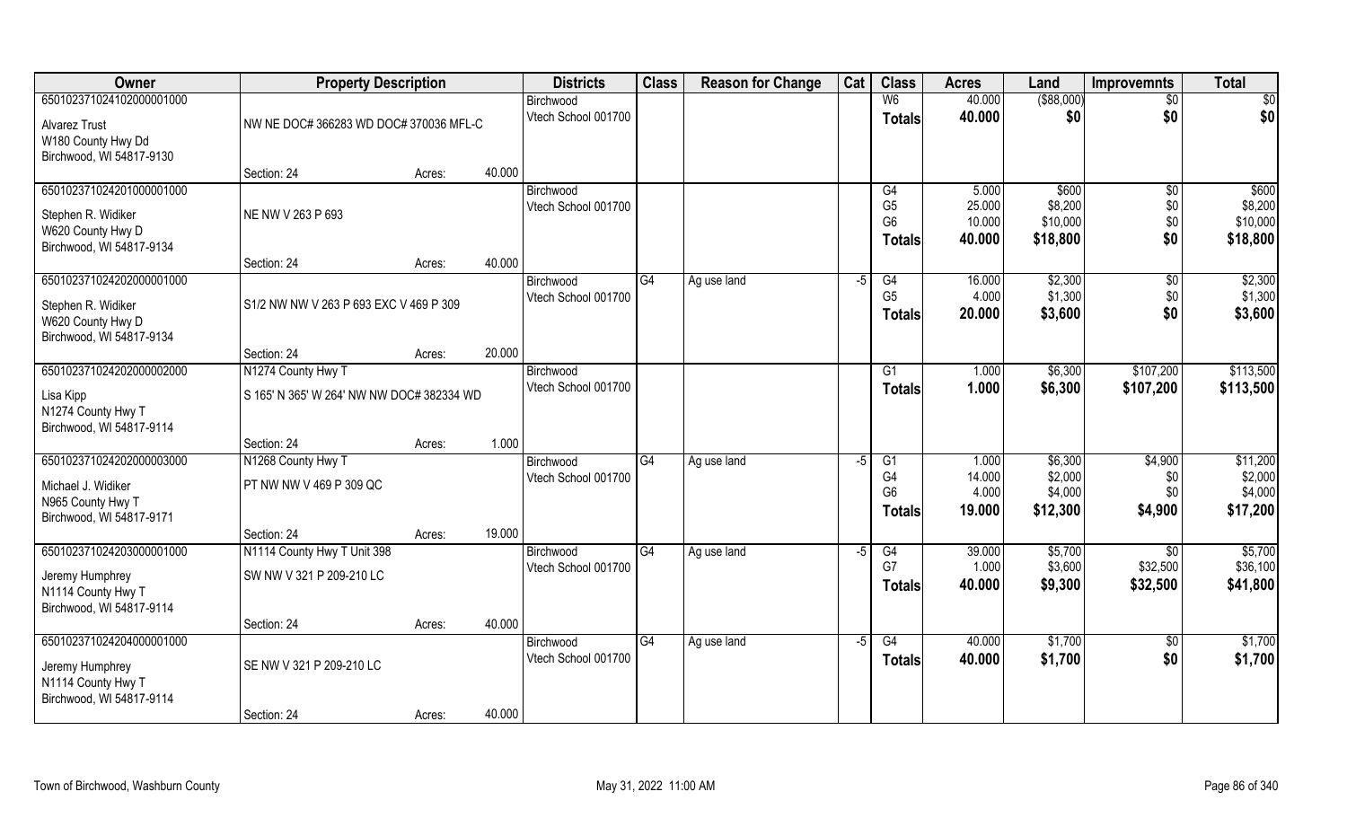| Owner | Property Description | | | Districts | Class | Reason for Change | Cat | Class | Acres | Land | Improvemnts | Total |
|---|---|---|---|---|---|---|---|---|---|---|---|---|
| 65010237102410200001000 | | | | Birchwood | | | | W6 | 40.000 | ($88,000) | $0 | $0 |
| Alvarez Trust | NW NE DOC# 366283 WD DOC# 370036 MFL-C | | | Vtech School 001700 | | | | Totals | 40.000 | $0 | $0 | $0 |
| W180 County Hwy Dd | | | | | | | | | | | | |
| Birchwood, WI 54817-9130 | | | | | | | | | | | | |
| | Section: 24 | Acres: | 40.000 | | | | | | | | | |
| 65010237102420100001000 | | | | Birchwood | | | | G4 | 5.000 | $600 | $0 | $600 |
| Stephen R. Widiker | NE NW V 263 P 693 | | | Vtech School 001700 | | | | G5 | 25.000 | $8,200 | $0 | $8,200 |
| W620 County Hwy D | | | | | | | | G6 | 10.000 | $10,000 | $0 | $10,000 |
| Birchwood, WI 54817-9134 | | | | | | | | Totals | 40.000 | $18,800 | $0 | $18,800 |
| | Section: 24 | Acres: | 40.000 | | | | | | | | | |
| 65010237102420200001000 | | | | Birchwood | G4 | Ag use land | -5 | G4 | 16.000 | $2,300 | $0 | $2,300 |
| Stephen R. Widiker | S1/2 NW NW V 263 P 693 EXC V 469 P 309 | | | Vtech School 001700 | | | | G5 | 4.000 | $1,300 | $0 | $1,300 |
| W620 County Hwy D | | | | | | | | Totals | 20.000 | $3,600 | $0 | $3,600 |
| Birchwood, WI 54817-9134 | | | | | | | | | | | | |
| | Section: 24 | Acres: | 20.000 | | | | | | | | | |
| 65010237102420200002000 | N1274 County Hwy T | | | Birchwood | | | | G1 | 1.000 | $6,300 | $107,200 | $113,500 |
| Lisa Kipp | S 165' N 365' W 264' NW NW DOC# 382334 WD | | | Vtech School 001700 | | | | Totals | 1.000 | $6,300 | $107,200 | $113,500 |
| N1274 County Hwy T | | | | | | | | | | | | |
| Birchwood, WI 54817-9114 | | | | | | | | | | | | |
| | Section: 24 | Acres: | 1.000 | | | | | | | | | |
| 65010237102420200003000 | N1268 County Hwy T | | | Birchwood | G4 | Ag use land | -5 | G1 | 1.000 | $6,300 | $4,900 | $11,200 |
| Michael J. Widiker | PT NW NW V 469 P 309 QC | | | Vtech School 001700 | | | | G4 | 14.000 | $2,000 | $0 | $2,000 |
| N965 County Hwy T | | | | | | | | G6 | 4.000 | $4,000 | $0 | $4,000 |
| Birchwood, WI 54817-9171 | | | | | | | | Totals | 19.000 | $12,300 | $4,900 | $17,200 |
| | Section: 24 | Acres: | 19.000 | | | | | | | | | |
| 65010237102420300001000 | N1114 County Hwy T Unit 398 | | | Birchwood | G4 | Ag use land | -5 | G4 | 39.000 | $5,700 | $0 | $5,700 |
| Jeremy Humphrey | SW NW V 321 P 209-210 LC | | | Vtech School 001700 | | | | G7 | 1.000 | $3,600 | $32,500 | $36,100 |
| N1114 County Hwy T | | | | | | | | Totals | 40.000 | $9,300 | $32,500 | $41,800 |
| Birchwood, WI 54817-9114 | | | | | | | | | | | | |
| | Section: 24 | Acres: | 40.000 | | | | | | | | | |
| 65010237102420400001000 | | | | Birchwood | G4 | Ag use land | -5 | G4 | 40.000 | $1,700 | $0 | $1,700 |
| Jeremy Humphrey | SE NW V 321 P 209-210 LC | | | Vtech School 001700 | | | | Totals | 40.000 | $1,700 | $0 | $1,700 |
| N1114 County Hwy T | | | | | | | | | | | | |
| Birchwood, WI 54817-9114 | | | | | | | | | | | | |
| | Section: 24 | Acres: | 40.000 | | | | | | | | | |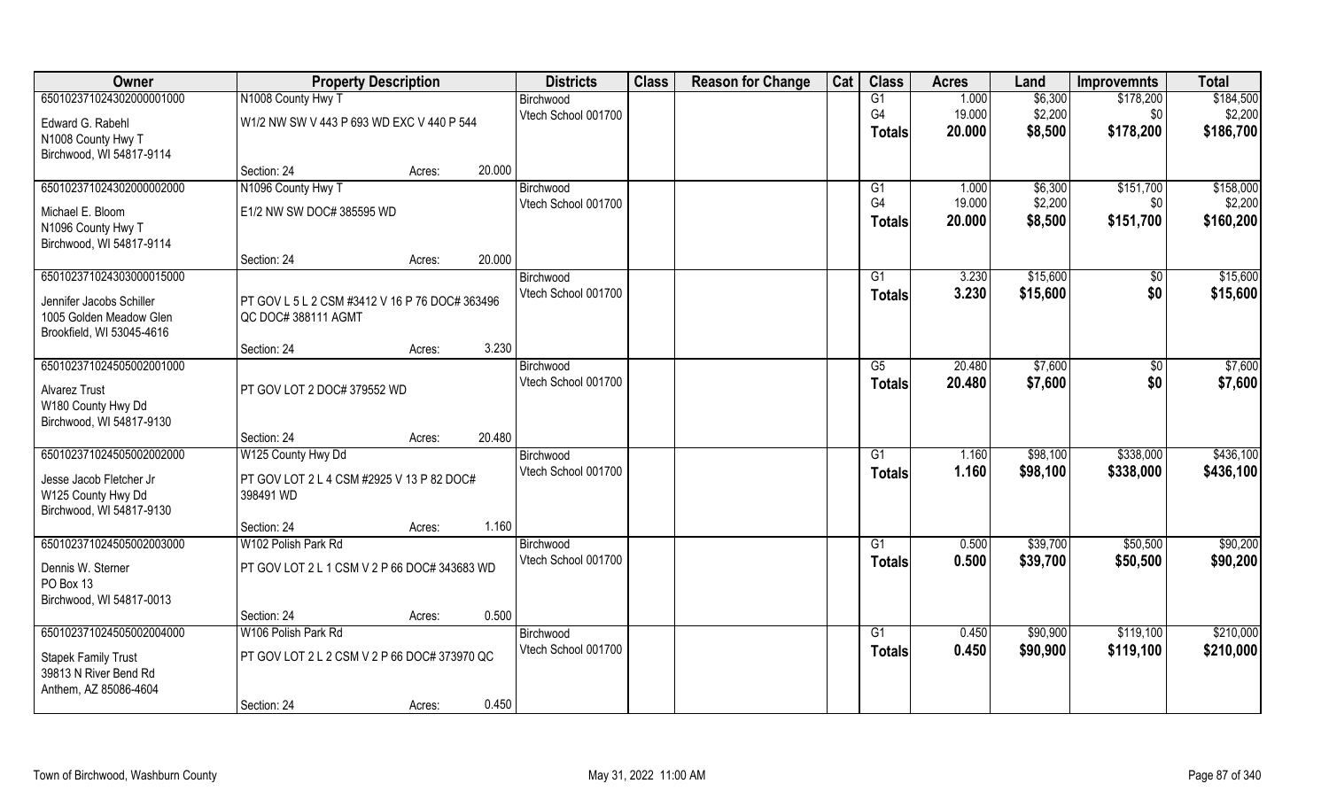| Owner | Property Description | | | Districts | Class | Reason for Change | Cat | Class | Acres | Land | Improvemnts | Total |
|---|---|---|---|---|---|---|---|---|---|---|---|---|
| 650102371024302000001000 | N1008 County Hwy T | | | Birchwood | | | | G1 | 1.000 | $6,300 | $178,200 | $184,500 |
| Edward G. Rabehl<br>N1008 County Hwy T<br>Birchwood, WI 54817-9114 | W1/2 NW SW V 443 P 693 WD EXC V 440 P 544 | | | Vtech School 001700 | | | | G4 | 19.000 | $2,200 | $0 | $2,200 |
| | | | | | | | | **Totals** | **20.000** | **$8,500** | **$178,200** | **$186,700** |
| | Section: 24 | Acres: | 20.000 | | | | | | | | | |
| 650102371024302000002000 | N1096 County Hwy T | | | Birchwood | | | | G1 | 1.000 | $6,300 | $151,700 | $158,000 |
| Michael E. Bloom<br>N1096 County Hwy T<br>Birchwood, WI 54817-9114 | E1/2 NW SW DOC# 385595 WD | | | Vtech School 001700 | | | | G4 | 19.000 | $2,200 | $0 | $2,200 |
| | | | | | | | | **Totals** | **20.000** | **$8,500** | **$151,700** | **$160,200** |
| | Section: 24 | Acres: | 20.000 | | | | | | | | | |
| 650102371024303000015000 | | | | Birchwood | | | | G1 | 3.230 | $15,600 | $0 | $15,600 |
| Jennifer Jacobs Schiller<br>1005 Golden Meadow Glen<br>Brookfield, WI 53045-4616 | PT GOV L 5 L 2 CSM #3412 V 16 P 76 DOC# 363496 QC DOC# 388111 AGMT | | | Vtech School 001700 | | | | **Totals** | **3.230** | **$15,600** | **$0** | **$15,600** |
| | Section: 24 | Acres: | 3.230 | | | | | | | | | |
| 650102371024505002001000 | | | | Birchwood | | | | G5 | 20.480 | $7,600 | $0 | $7,600 |
| Alvarez Trust<br>W180 County Hwy Dd<br>Birchwood, WI 54817-9130 | PT GOV LOT 2 DOC# 379552 WD | | | Vtech School 001700 | | | | **Totals** | **20.480** | **$7,600** | **$0** | **$7,600** |
| | Section: 24 | Acres: | 20.480 | | | | | | | | | |
| 650102371024505002002000 | W125 County Hwy Dd | | | Birchwood | | | | G1 | 1.160 | $98,100 | $338,000 | $436,100 |
| Jesse Jacob Fletcher Jr<br>W125 County Hwy Dd<br>Birchwood, WI 54817-9130 | PT GOV LOT 2 L 4 CSM #2925 V 13 P 82 DOC# 398491 WD | | | Vtech School 001700 | | | | **Totals** | **1.160** | **$98,100** | **$338,000** | **$436,100** |
| | Section: 24 | Acres: | 1.160 | | | | | | | | | |
| 650102371024505002003000 | W102 Polish Park Rd | | | Birchwood | | | | G1 | 0.500 | $39,700 | $50,500 | $90,200 |
| Dennis W. Sterner<br>PO Box 13<br>Birchwood, WI 54817-0013 | PT GOV LOT 2 L 1 CSM V 2 P 66 DOC# 343683 WD | | | Vtech School 001700 | | | | **Totals** | **0.500** | **$39,700** | **$50,500** | **$90,200** |
| | Section: 24 | Acres: | 0.500 | | | | | | | | | |
| 650102371024505002004000 | W106 Polish Park Rd | | | Birchwood | | | | G1 | 0.450 | $90,900 | $119,100 | $210,000 |
| Stapek Family Trust<br>39813 N River Bend Rd<br>Anthem, AZ 85086-4604 | PT GOV LOT 2 L 2 CSM V 2 P 66 DOC# 373970 QC | | | Vtech School 001700 | | | | **Totals** | **0.450** | **$90,900** | **$119,100** | **$210,000** |
| | Section: 24 | Acres: | 0.450 | | | | | | | | | |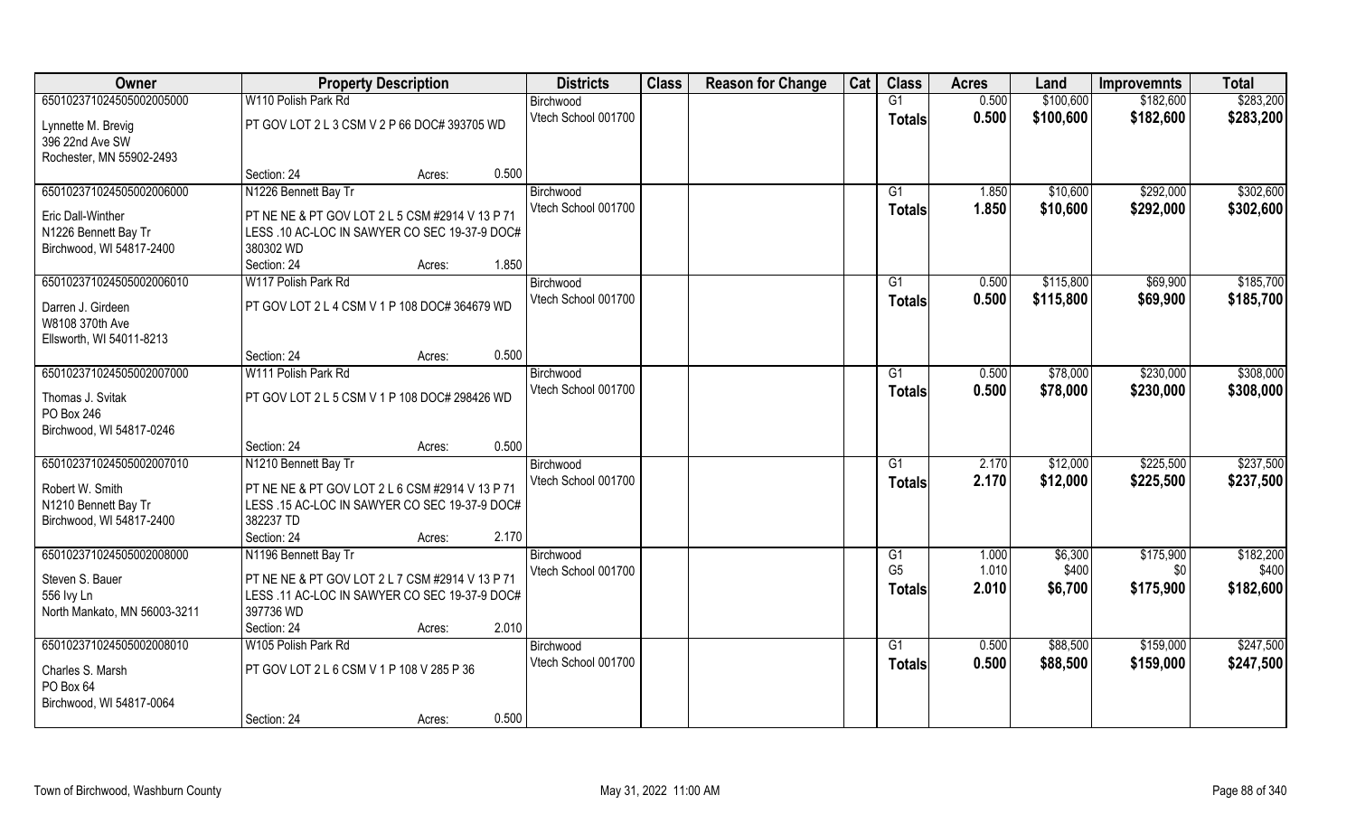| Owner | Property Description | Districts | Class | Reason for Change | Cat | Class | Acres | Land | Improvemnts | Total |
|---|---|---|---|---|---|---|---|---|---|---|
| 650102371024505002005000 | W110 Polish Park Rd | Birchwood | | | | G1 | 0.500 | $100,600 | $182,600 | $283,200 |
| Lynnette M. Brevig<br>396 22nd Ave SW<br>Rochester, MN 55902-2493 | PT GOV LOT 2 L 3 CSM V 2 P 66 DOC# 393705 WD<br>Section: 24 Acres: 0.500 | Vtech School 001700 | | | | **Totals** | **0.500** | **$100,600** | **$182,600** | **$283,200** |
| 650102371024505002006000 | N1226 Bennett Bay Tr | Birchwood | | | | G1 | 1.850 | $10,600 | $292,000 | $302,600 |
| Eric Dall-Winther<br>N1226 Bennett Bay Tr<br>Birchwood, WI 54817-2400 | PT NE NE & PT GOV LOT 2 L 5 CSM #2914 V 13 P 71 LESS .10 AC-LOC IN SAWYER CO SEC 19-37-9 DOC# 380302 WD<br>Section: 24 Acres: 1.850 | Vtech School 001700 | | | | **Totals** | **1.850** | **$10,600** | **$292,000** | **$302,600** |
| 650102371024505002006010 | W117 Polish Park Rd | Birchwood | | | | G1 | 0.500 | $115,800 | $69,900 | $185,700 |
| Darren J. Girdeen<br>W8108 370th Ave<br>Ellsworth, WI 54011-8213 | PT GOV LOT 2 L 4 CSM V 1 P 108 DOC# 364679 WD<br>Section: 24 Acres: 0.500 | Vtech School 001700 | | | | **Totals** | **0.500** | **$115,800** | **$69,900** | **$185,700** |
| 650102371024505002007000 | W111 Polish Park Rd | Birchwood | | | | G1 | 0.500 | $78,000 | $230,000 | $308,000 |
| Thomas J. Svitak<br>PO Box 246<br>Birchwood, WI 54817-0246 | PT GOV LOT 2 L 5 CSM V 1 P 108 DOC# 298426 WD<br>Section: 24 Acres: 0.500 | Vtech School 001700 | | | | **Totals** | **0.500** | **$78,000** | **$230,000** | **$308,000** |
| 650102371024505002007010 | N1210 Bennett Bay Tr | Birchwood | | | | G1 | 2.170 | $12,000 | $225,500 | $237,500 |
| Robert W. Smith<br>N1210 Bennett Bay Tr<br>Birchwood, WI 54817-2400 | PT NE NE & PT GOV LOT 2 L 6 CSM #2914 V 13 P 71 LESS .15 AC-LOC IN SAWYER CO SEC 19-37-9 DOC# 382237 TD<br>Section: 24 Acres: 2.170 | Vtech School 001700 | | | | **Totals** | **2.170** | **$12,000** | **$225,500** | **$237,500** |
| 650102371024505002008000 | N1196 Bennett Bay Tr | Birchwood | | | | G1 | 1.000 | $6,300 | $175,900 | $182,200 |
| Steven S. Bauer<br>556 Ivy Ln<br>North Mankato, MN 56003-3211 | PT NE NE & PT GOV LOT 2 L 7 CSM #2914 V 13 P 71 LESS .11 AC-LOC IN SAWYER CO SEC 19-37-9 DOC# 397736 WD<br>Section: 24 Acres: 2.010 | Vtech School 001700 | | | | G5 | 1.010 | $400 | $0 | $400 |
| | | | | | | **Totals** | **2.010** | **$6,700** | **$175,900** | **$182,600** |
| 650102371024505002008010 | W105 Polish Park Rd | Birchwood | | | | G1 | 0.500 | $88,500 | $159,000 | $247,500 |
| Charles S. Marsh<br>PO Box 64<br>Birchwood, WI 54817-0064 | PT GOV LOT 2 L 6 CSM V 1 P 108 V 285 P 36<br>Section: 24 Acres: 0.500 | Vtech School 001700 | | | | **Totals** | **0.500** | **$88,500** | **$159,000** | **$247,500** |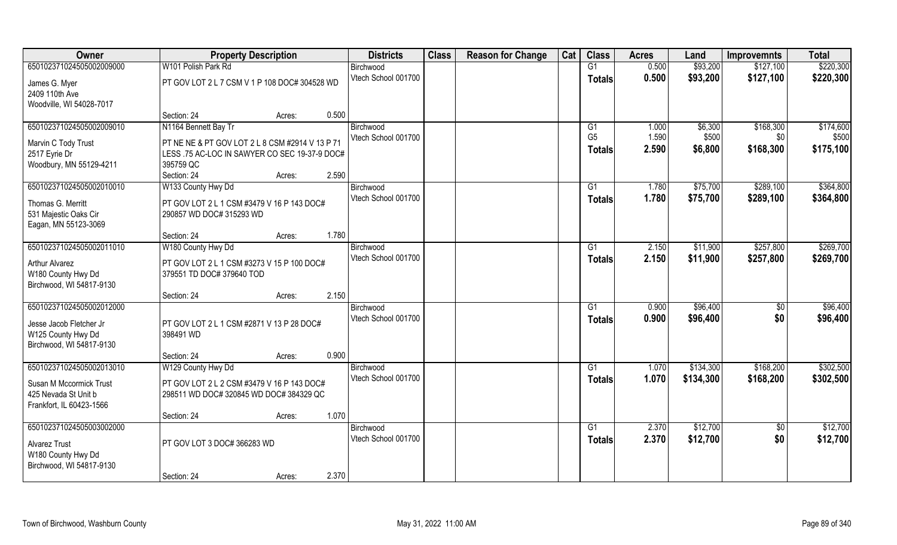| Owner | Property Description | | | Districts | Class | Reason for Change | Cat | Class | Acres | Land | Improvemnts | Total |
|---|---|---|---|---|---|---|---|---|---|---|---|---|
| 650102371024505002009000 | W101 Polish Park Rd | | | Birchwood | | | | G1 | 0.500 | $93,200 | $127,100 | $220,300 |
| James G. Myer<br>2409 110th Ave<br>Woodville, WI 54028-7017 | PT GOV LOT 2 L 7 CSM V 1 P 108 DOC# 304528 WD | | | Vtech School 001700 | | | | Totals | 0.500 | $93,200 | $127,100 | $220,300 |
| | Section: 24 | Acres: | 0.500 | | | | | | | | | |
| 650102371024505002009010 | N1164 Bennett Bay Tr | | | Birchwood | | | | G1 | 1.000 | $6,300 | $168,300 | $174,600 |
| Marvin C Tody Trust<br>2517 Eyrie Dr<br>Woodbury, MN 55129-4211 | PT NE NE & PT GOV LOT 2 L 8 CSM #2914 V 13 P 71 LESS .75 AC-LOC IN SAWYER CO SEC 19-37-9 DOC# 395759 QC | | | Vtech School 001700 | | | | G5 | 1.590 | $500 | $0 | $500 |
| | | | | | | | | Totals | 2.590 | $6,800 | $168,300 | $175,100 |
| | Section: 24 | Acres: | 2.590 | | | | | | | | | |
| 650102371024505002010010 | W133 County Hwy Dd | | | Birchwood | | | | G1 | 1.780 | $75,700 | $289,100 | $364,800 |
| Thomas G. Merritt<br>531 Majestic Oaks Cir<br>Eagan, MN 55123-3069 | PT GOV LOT 2 L 1 CSM #3479 V 16 P 143 DOC# 290857 WD DOC# 315293 WD | | | Vtech School 001700 | | | | Totals | 1.780 | $75,700 | $289,100 | $364,800 |
| | Section: 24 | Acres: | 1.780 | | | | | | | | | |
| 650102371024505002011010 | W180 County Hwy Dd | | | Birchwood | | | | G1 | 2.150 | $11,900 | $257,800 | $269,700 |
| Arthur Alvarez<br>W180 County Hwy Dd<br>Birchwood, WI 54817-9130 | PT GOV LOT 2 L 1 CSM #3273 V 15 P 100 DOC# 379551 TD DOC# 379640 TOD | | | Vtech School 001700 | | | | Totals | 2.150 | $11,900 | $257,800 | $269,700 |
| | Section: 24 | Acres: | 2.150 | | | | | | | | | |
| 650102371024505002012000 | | | | Birchwood | | | | G1 | 0.900 | $96,400 | $0 | $96,400 |
| Jesse Jacob Fletcher Jr<br>W125 County Hwy Dd<br>Birchwood, WI 54817-9130 | PT GOV LOT 2 L 1 CSM #2871 V 13 P 28 DOC# 398491 WD | | | Vtech School 001700 | | | | Totals | 0.900 | $96,400 | $0 | $96,400 |
| | Section: 24 | Acres: | 0.900 | | | | | | | | | |
| 650102371024505002013010 | W129 County Hwy Dd | | | Birchwood | | | | G1 | 1.070 | $134,300 | $168,200 | $302,500 |
| Susan M Mccormick Trust<br>425 Nevada St Unit b<br>Frankfort, IL 60423-1566 | PT GOV LOT 2 L 2 CSM #3479 V 16 P 143 DOC# 298511 WD DOC# 320845 WD DOC# 384329 QC | | | Vtech School 001700 | | | | Totals | 1.070 | $134,300 | $168,200 | $302,500 |
| | Section: 24 | Acres: | 1.070 | | | | | | | | | |
| 650102371024505003002000 | | | | Birchwood | | | | G1 | 2.370 | $12,700 | $0 | $12,700 |
| Alvarez Trust<br>W180 County Hwy Dd<br>Birchwood, WI 54817-9130 | PT GOV LOT 3 DOC# 366283 WD | | | Vtech School 001700 | | | | Totals | 2.370 | $12,700 | $0 | $12,700 |
| | Section: 24 | Acres: | 2.370 | | | | | | | | | |

Town of Birchwood, Washburn County | May 31, 2022 11:00 AM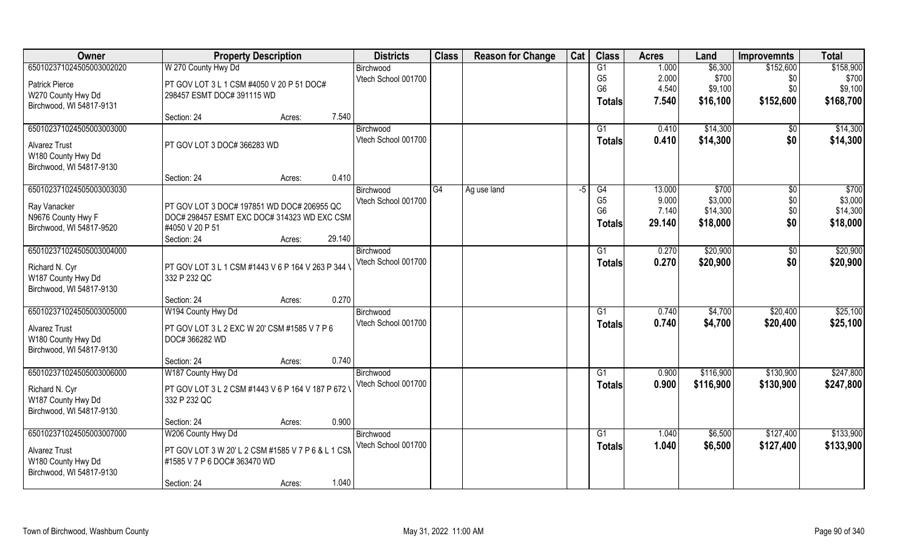| Owner | Property Description | | | Districts | Class | Reason for Change | Cat | Class | Acres | Land | Improvemnts | Total |
|---|---|---|---|---|---|---|---|---|---|---|---|---|
| 650102371024505003002020 | W 270 County Hwy Dd | | | Birchwood | | | | G1 | 1.000 | $6,300 | $152,600 | $158,900 |
| Patrick Pierce | PT GOV LOT 3 L 1 CSM #4050 V 20 P 51 DOC# | | | Vtech School 001700 | | | | G5 | 2.000 | $700 | $0 | $700 |
| W270 County Hwy Dd | 298457 ESMT DOC# 391115 WD | | | | | | | G6 | 4.540 | $9,100 | $0 | $9,100 |
| Birchwood, WI 54817-9131 | | | | | | | | **Totals** | **7.540** | **$16,100** | **$152,600** | **$168,700** |
| | Section: 24 | Acres: | 7.540 | | | | | | | | | |
| 650102371024505003003000 | | | | Birchwood | | | | G1 | 0.410 | $14,300 | $0 | $14,300 |
| Alvarez Trust | PT GOV LOT 3 DOC# 366283 WD | | | Vtech School 001700 | | | | **Totals** | **0.410** | **$14,300** | **$0** | **$14,300** |
| W180 County Hwy Dd | | | | | | | | | | | | |
| Birchwood, WI 54817-9130 | | | | | | | | | | | | |
| | Section: 24 | Acres: | 0.410 | | | | | | | | | |
| 650102371024505003003030 | | | | Birchwood | G4 | Ag use land | -5 | G4 | 13.000 | $700 | $0 | $700 |
| Ray Vanacker | PT GOV LOT 3 DOC# 197851 WD DOC# 206955 QC | | | Vtech School 001700 | | | | G5 | 9.000 | $3,000 | $0 | $3,000 |
| N9676 County Hwy F | DOC# 298457 ESMT EXC DOC# 314323 WD EXC CSM | | | | | | | G6 | 7.140 | $14,300 | $0 | $14,300 |
| Birchwood, WI 54817-9520 | #4050 V 20 P 51 | | | | | | | **Totals** | **29.140** | **$18,000** | **$0** | **$18,000** |
| | Section: 24 | Acres: | 29.140 | | | | | | | | | |
| 650102371024505003004000 | | | | Birchwood | | | | G1 | 0.270 | $20,900 | $0 | $20,900 |
| Richard N. Cyr | PT GOV LOT 3 L 1 CSM #1443 V 6 P 164 V 263 P 344 \ | | | Vtech School 001700 | | | | **Totals** | **0.270** | **$20,900** | **$0** | **$20,900** |
| W187 County Hwy Dd | 332 P 232 QC | | | | | | | | | | | |
| Birchwood, WI 54817-9130 | | | | | | | | | | | | |
| | Section: 24 | Acres: | 0.270 | | | | | | | | | |
| 650102371024505003005000 | W194 County Hwy Dd | | | Birchwood | | | | G1 | 0.740 | $4,700 | $20,400 | $25,100 |
| Alvarez Trust | PT GOV LOT 3 L 2 EXC W 20' CSM #1585 V 7 P 6 | | | Vtech School 001700 | | | | **Totals** | **0.740** | **$4,700** | **$20,400** | **$25,100** |
| W180 County Hwy Dd | DOC# 366282 WD | | | | | | | | | | | |
| Birchwood, WI 54817-9130 | | | | | | | | | | | | |
| | Section: 24 | Acres: | 0.740 | | | | | | | | | |
| 650102371024505003006000 | W187 County Hwy Dd | | | Birchwood | | | | G1 | 0.900 | $116,900 | $130,900 | $247,800 |
| Richard N. Cyr | PT GOV LOT 3 L 2 CSM #1443 V 6 P 164 V 187 P 672 \ | | | Vtech School 001700 | | | | **Totals** | **0.900** | **$116,900** | **$130,900** | **$247,800** |
| W187 County Hwy Dd | 332 P 232 QC | | | | | | | | | | | |
| Birchwood, WI 54817-9130 | | | | | | | | | | | | |
| | Section: 24 | Acres: | 0.900 | | | | | | | | | |
| 650102371024505003007000 | W206 County Hwy Dd | | | Birchwood | | | | G1 | 1.040 | $6,500 | $127,400 | $133,900 |
| Alvarez Trust | PT GOV LOT 3 W 20' L 2 CSM #1585 V 7 P 6 & L 1 CSN | | | Vtech School 001700 | | | | **Totals** | **1.040** | **$6,500** | **$127,400** | **$133,900** |
| W180 County Hwy Dd | #1585 V 7 P 6 DOC# 363470 WD | | | | | | | | | | | |
| Birchwood, WI 54817-9130 | | | | | | | | | | | | |
| | Section: 24 | Acres: | 1.040 | | | | | | | | | |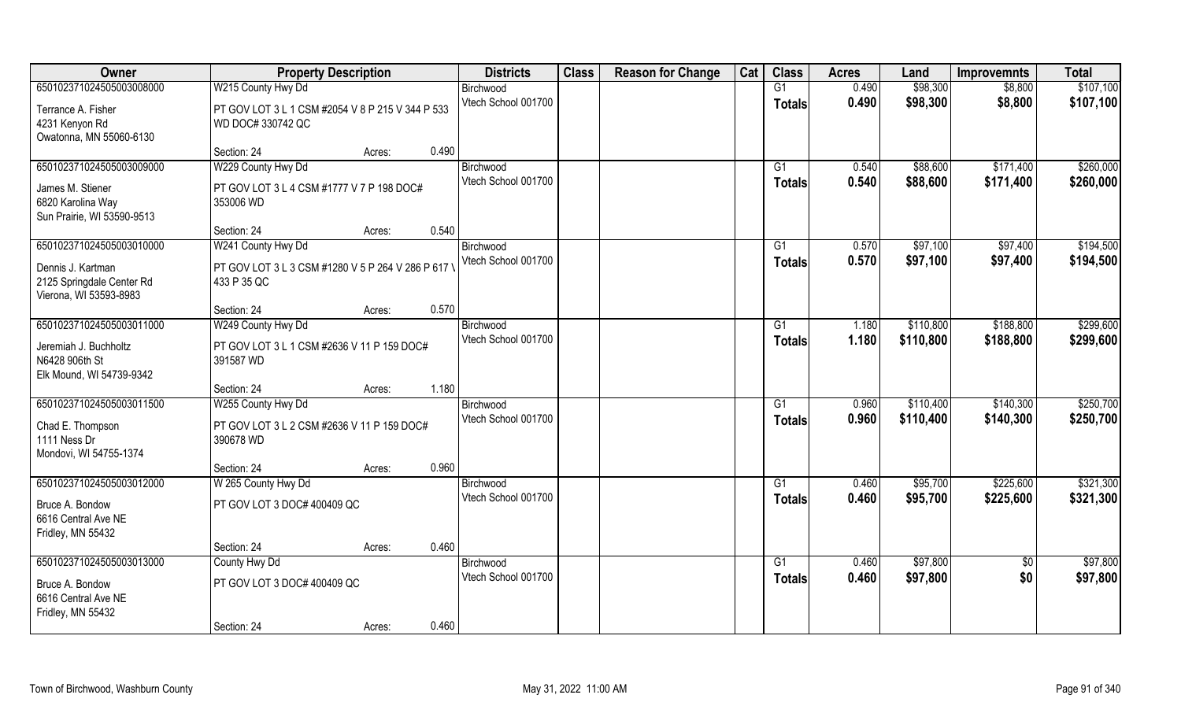| Owner | Property Description | | | Districts | Class | Reason for Change | Cat | Class | Acres | Land | Improvemnts | Total |
|---|---|---|---|---|---|---|---|---|---|---|---|---|
| 650102371024505003008000 | W215 County Hwy Dd | | | Birchwood | | | | G1 | 0.490 | $98,300 | $8,800 | $107,100 |
| Terrance A. Fisher<br>4231 Kenyon Rd<br>Owatonna, MN 55060-6130 | PT GOV LOT 3 L 1 CSM #2054 V 8 P 215 V 344 P 533 WD DOC# 330742 QC | | | Vtech School 001700 | | | | Totals | 0.490 | $98,300 | $8,800 | $107,100 |
| | Section: 24 | Acres: | 0.490 | | | | | | | | | |
| 650102371024505003009000 | W229 County Hwy Dd | | | Birchwood | | | | G1 | 0.540 | $88,600 | $171,400 | $260,000 |
| James M. Stiener<br>6820 Karolina Way<br>Sun Prairie, WI 53590-9513 | PT GOV LOT 3 L 4 CSM #1777 V 7 P 198 DOC# 353006 WD | | | Vtech School 001700 | | | | Totals | 0.540 | $88,600 | $171,400 | $260,000 |
| | Section: 24 | Acres: | 0.540 | | | | | | | | | |
| 650102371024505003010000 | W241 County Hwy Dd | | | Birchwood | | | | G1 | 0.570 | $97,100 | $97,400 | $194,500 |
| Dennis J. Kartman<br>2125 Springdale Center Rd<br>Vierona, WI 53593-8983 | PT GOV LOT 3 L 3 CSM #1280 V 5 P 264 V 286 P 617 V 433 P 35 QC | | | Vtech School 001700 | | | | Totals | 0.570 | $97,100 | $97,400 | $194,500 |
| | Section: 24 | Acres: | 0.570 | | | | | | | | | |
| 650102371024505003011000 | W249 County Hwy Dd | | | Birchwood | | | | G1 | 1.180 | $110,800 | $188,800 | $299,600 |
| Jeremiah J. Buchholtz<br>N6428 906th St<br>Elk Mound, WI 54739-9342 | PT GOV LOT 3 L 1 CSM #2636 V 11 P 159 DOC# 391587 WD | | | Vtech School 001700 | | | | Totals | 1.180 | $110,800 | $188,800 | $299,600 |
| | Section: 24 | Acres: | 1.180 | | | | | | | | | |
| 650102371024505003011500 | W255 County Hwy Dd | | | Birchwood | | | | G1 | 0.960 | $110,400 | $140,300 | $250,700 |
| Chad E. Thompson<br>1111 Ness Dr<br>Mondovi, WI 54755-1374 | PT GOV LOT 3 L 2 CSM #2636 V 11 P 159 DOC# 390678 WD | | | Vtech School 001700 | | | | Totals | 0.960 | $110,400 | $140,300 | $250,700 |
| | Section: 24 | Acres: | 0.960 | | | | | | | | | |
| 650102371024505003012000 | W 265 County Hwy Dd | | | Birchwood | | | | G1 | 0.460 | $95,700 | $225,600 | $321,300 |
| Bruce A. Bondow<br>6616 Central Ave NE<br>Fridley, MN 55432 | PT GOV LOT 3 DOC# 400409 QC | | | Vtech School 001700 | | | | Totals | 0.460 | $95,700 | $225,600 | $321,300 |
| | Section: 24 | Acres: | 0.460 | | | | | | | | | |
| 650102371024505003013000 | County Hwy Dd | | | Birchwood | | | | G1 | 0.460 | $97,800 | $0 | $97,800 |
| Bruce A. Bondow<br>6616 Central Ave NE<br>Fridley, MN 55432 | PT GOV LOT 3 DOC# 400409 QC | | | Vtech School 001700 | | | | Totals | 0.460 | $97,800 | $0 | $97,800 |
| | Section: 24 | Acres: | 0.460 | | | | | | | | | |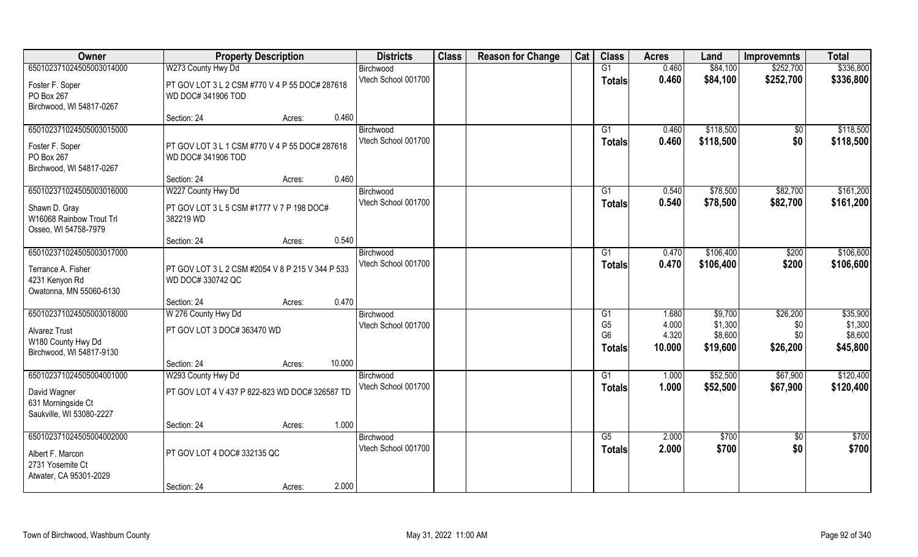| Owner | Property Description | | | Districts | Class | Reason for Change | Cat | Class | Acres | Land | Improvemnts | Total |
|---|---|---|---|---|---|---|---|---|---|---|---|---|
| 65010237102450500301400​0 | W273 County Hwy Dd | | | Birchwood | | | | G1 | 0.460 | $84,100 | $252,700 | $336,800 |
| Foster F. Soper<br>PO Box 267<br>Birchwood, WI 54817-0267 | PT GOV LOT 3 L 2 CSM #770 V 4 P 55 DOC# 287618 WD DOC# 341906 TOD | | | Vtech School 001700 | | | | Totals | 0.460 | $84,100 | $252,700 | $336,800 |
| | Section: 24 | Acres: | 0.460 | | | | | | | | | |
| 650102371024505003015000 | | | | Birchwood | | | | G1 | 0.460 | $118,500 | $0 | $118,500 |
| Foster F. Soper<br>PO Box 267<br>Birchwood, WI 54817-0267 | PT GOV LOT 3 L 1 CSM #770 V 4 P 55 DOC# 287618 WD DOC# 341906 TOD | | | Vtech School 001700 | | | | Totals | 0.460 | $118,500 | $0 | $118,500 |
| | Section: 24 | Acres: | 0.460 | | | | | | | | | |
| 650102371024505003016000 | W227 County Hwy Dd | | | Birchwood | | | | G1 | 0.540 | $78,500 | $82,700 | $161,200 |
| Shawn D. Gray<br>W16068 Rainbow Trout Trl<br>Osseo, WI 54758-7979 | PT GOV LOT 3 L 5 CSM #1777 V 7 P 198 DOC# 382219 WD | | | Vtech School 001700 | | | | Totals | 0.540 | $78,500 | $82,700 | $161,200 |
| | Section: 24 | Acres: | 0.540 | | | | | | | | | |
| 650102371024505003017000 | | | | Birchwood | | | | G1 | 0.470 | $106,400 | $200 | $106,600 |
| Terrance A. Fisher<br>4231 Kenyon Rd<br>Owatonna, MN 55060-6130 | PT GOV LOT 3 L 2 CSM #2054 V 8 P 215 V 344 P 533 WD DOC# 330742 QC | | | Vtech School 001700 | | | | Totals | 0.470 | $106,400 | $200 | $106,600 |
| | Section: 24 | Acres: | 0.470 | | | | | | | | | |
| 650102371024505003018000 | W 276 County Hwy Dd | | | Birchwood | | | | G1 | 1.680 | $9,700 | $26,200 | $35,900 |
| Alvarez Trust<br>W180 County Hwy Dd<br>Birchwood, WI 54817-9130 | PT GOV LOT 3 DOC# 363470 WD | | | Vtech School 001700 | | | | G5 | 4.000 | $1,300 | $0 | $1,300 |
| | | | | | | | | G6 | 4.320 | $8,600 | $0 | $8,600 |
| | | | | | | | | Totals | 10.000 | $19,600 | $26,200 | $45,800 |
| | Section: 24 | Acres: | 10.000 | | | | | | | | | |
| 650102371024505004001000 | W293 County Hwy Dd | | | Birchwood | | | | G1 | 1.000 | $52,500 | $67,900 | $120,400 |
| David Wagner<br>631 Morningside Ct<br>Saukville, WI 53080-2227 | PT GOV LOT 4 V 437 P 822-823 WD DOC# 326587 TD | | | Vtech School 001700 | | | | Totals | 1.000 | $52,500 | $67,900 | $120,400 |
| | Section: 24 | Acres: | 1.000 | | | | | | | | | |
| 650102371024505004002000 | | | | Birchwood | | | | G5 | 2.000 | $700 | $0 | $700 |
| Albert F. Marcon<br>2731 Yosemite Ct<br>Atwater, CA 95301-2029 | PT GOV LOT 4 DOC# 332135 QC | | | Vtech School 001700 | | | | Totals | 2.000 | $700 | $0 | $700 |
| | Section: 24 | Acres: | 2.000 | | | | | | | | | |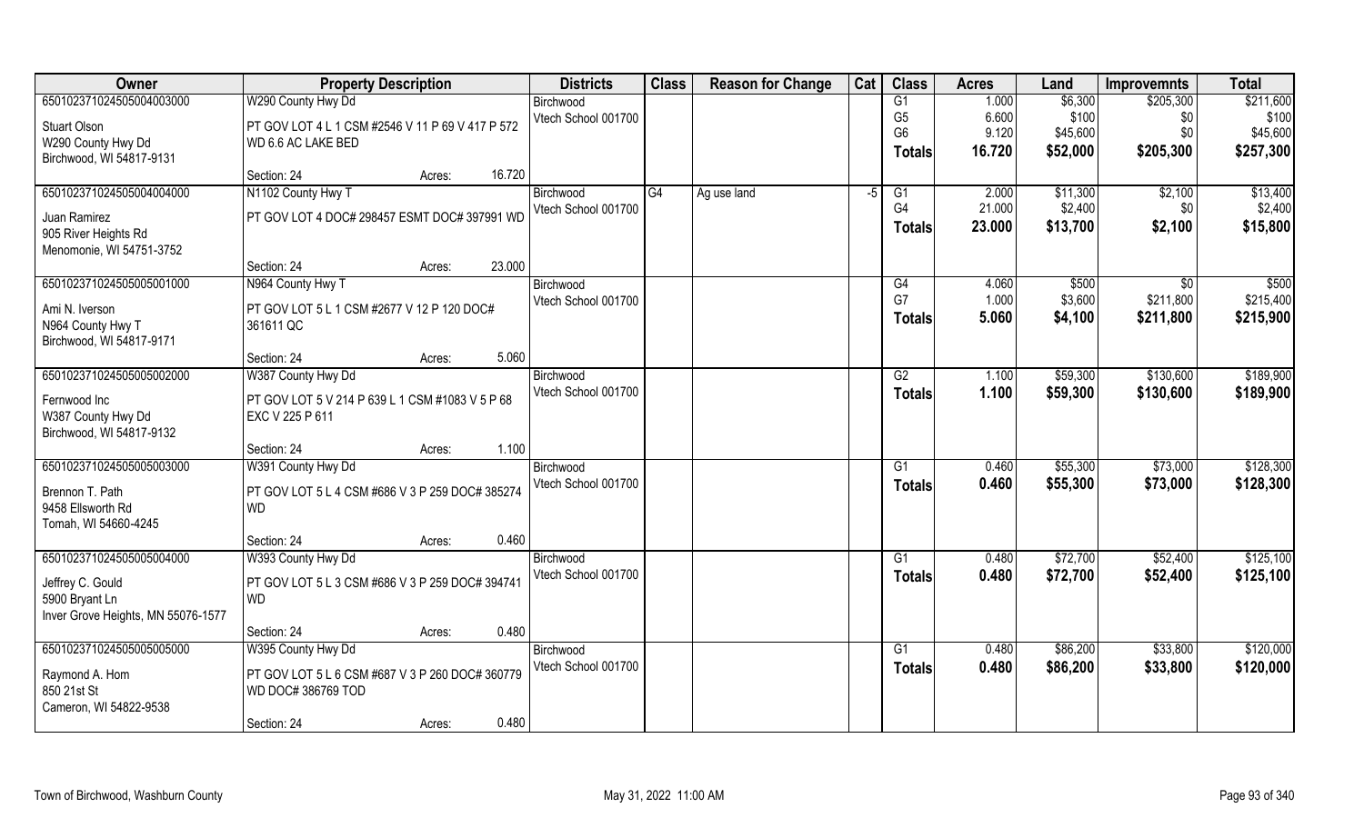| Owner | Property Description | Districts | Class | Reason for Change | Cat | Class | Acres | Land | Improvemnts | Total |
|---|---|---|---|---|---|---|---|---|---|---|
| 650102371024505004003000<br>Stuart Olson<br>W290 County Hwy Dd<br>Birchwood, WI 54817-9131 | W290 County Hwy Dd<br>PT GOV LOT 4 L 1 CSM #2546 V 11 P 69 V 417 P 572 WD 6.6 AC LAKE BED<br>Section: 24 Acres: 16.720 | Birchwood<br>Vtech School 001700 | | | | G1<br>G5<br>G6<br>**Totals** | 1.000<br>6.600<br>9.120<br>**16.720** | \$6,300<br>\$100<br>\$45,600<br>**\$52,000** | \$205,300<br>\$0<br>\$0<br>**\$205,300** | \$211,600<br>\$100<br>\$45,600<br>**\$257,300** |
| 650102371024505004004000<br>Juan Ramirez<br>905 River Heights Rd<br>Menomonie, WI 54751-3752 | N1102 County Hwy T<br>PT GOV LOT 4 DOC# 298457 ESMT DOC# 397991 WD<br>Section: 24 Acres: 23.000 | Birchwood<br>Vtech School 001700 | G4 | Ag use land | -5 | G1<br>G4<br>**Totals** | 2.000<br>21.000<br>**23.000** | \$11,300<br>\$2,400<br>**\$13,700** | \$2,100<br>\$0<br>**\$2,100** | \$13,400<br>\$2,400<br>**\$15,800** |
| 650102371024505005001000<br>Ami N. Iverson<br>N964 County Hwy T<br>Birchwood, WI 54817-9171 | N964 County Hwy T<br>PT GOV LOT 5 L 1 CSM #2677 V 12 P 120 DOC# 361611 QC<br>Section: 24 Acres: 5.060 | Birchwood<br>Vtech School 001700 | | | | G4<br>G7<br>**Totals** | 4.060<br>1.000<br>**5.060** | \$500<br>\$3,600<br>**\$4,100** | \$0<br>\$211,800<br>**\$211,800** | \$500<br>\$215,400<br>**\$215,900** |
| 650102371024505005002000<br>Fernwood Inc<br>W387 County Hwy Dd<br>Birchwood, WI 54817-9132 | W387 County Hwy Dd<br>PT GOV LOT 5 V 214 P 639 L 1 CSM #1083 V 5 P 68 EXC V 225 P 611<br>Section: 24 Acres: 1.100 | Birchwood<br>Vtech School 001700 | | | | G2<br>**Totals** | 1.100<br>**1.100** | \$59,300<br>**\$59,300** | \$130,600<br>**\$130,600** | \$189,900<br>**\$189,900** |
| 650102371024505005003000<br>Brennon T. Path<br>9458 Ellsworth Rd<br>Tomah, WI 54660-4245 | W391 County Hwy Dd<br>PT GOV LOT 5 L 4 CSM #686 V 3 P 259 DOC# 385274 WD<br>Section: 24 Acres: 0.460 | Birchwood<br>Vtech School 001700 | | | | G1<br>**Totals** | 0.460<br>**0.460** | \$55,300<br>**\$55,300** | \$73,000<br>**\$73,000** | \$128,300<br>**\$128,300** |
| 650102371024505005004000<br>Jeffrey C. Gould<br>5900 Bryant Ln<br>Inver Grove Heights, MN 55076-1577 | W393 County Hwy Dd<br>PT GOV LOT 5 L 3 CSM #686 V 3 P 259 DOC# 394741 WD<br>Section: 24 Acres: 0.480 | Birchwood<br>Vtech School 001700 | | | | G1<br>**Totals** | 0.480<br>**0.480** | \$72,700<br>**\$72,700** | \$52,400<br>**\$52,400** | \$125,100<br>**\$125,100** |
| 650102371024505005005000<br>Raymond A. Hom<br>850 21st St<br>Cameron, WI 54822-9538 | W395 County Hwy Dd<br>PT GOV LOT 5 L 6 CSM #687 V 3 P 260 DOC# 360779 WD DOC# 386769 TOD<br>Section: 24 Acres: 0.480 | Birchwood<br>Vtech School 001700 | | | | G1<br>**Totals** | 0.480<br>**0.480** | \$86,200<br>**\$86,200** | \$33,800<br>**\$33,800** | \$120,000<br>**\$120,000** |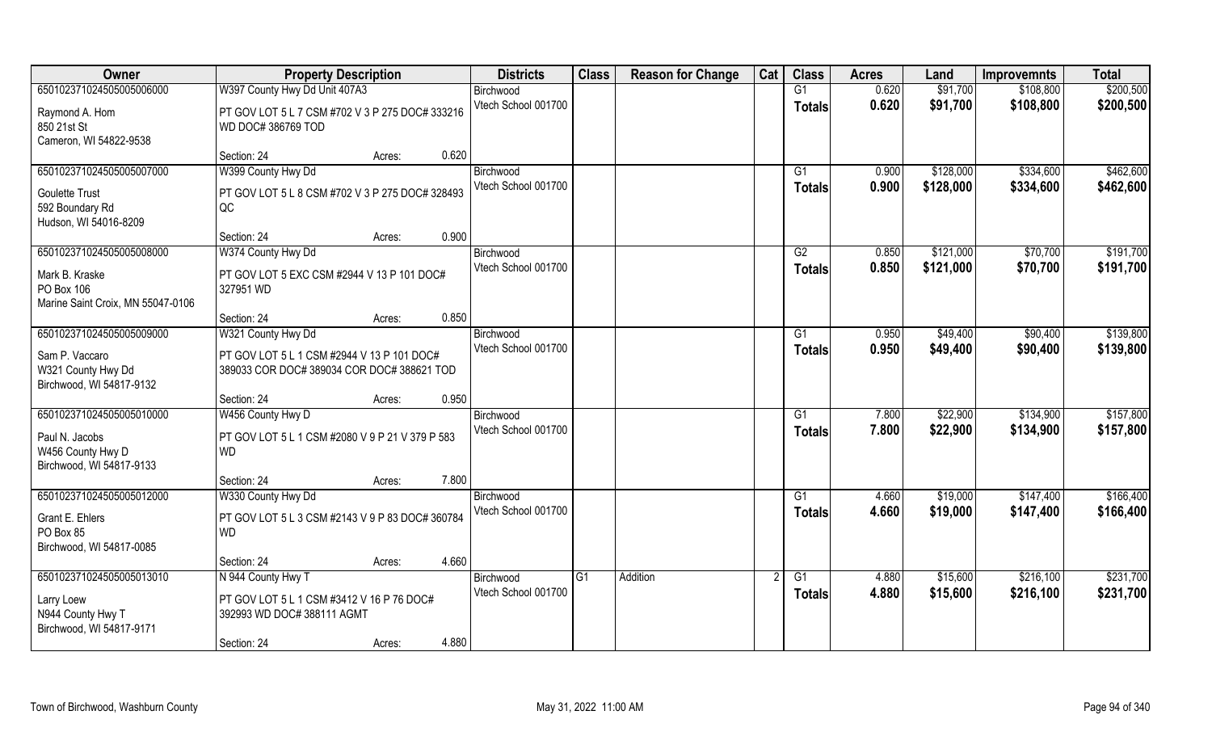| Owner | Property Description | | Districts | Class | Reason for Change | Cat | Class | Acres | Land | Improvemnts | Total |
|---|---|---|---|---|---|---|---|---|---|---|---|
| 650102371024505005006000 | W397 County Hwy Dd Unit 407A3 | | Birchwood | | | | G1 | 0.620 | $91,700 | $108,800 | $200,500 |
| Raymond A. Hom<br>850 21st St<br>Cameron, WI 54822-9538 | PT GOV LOT 5 L 7 CSM #702 V 3 P 275 DOC# 333216 WD DOC# 386769 TOD | | Vtech School 001700 | | | | Totals | 0.620 | $91,700 | $108,800 | $200,500 |
| | Section: 24 | Acres: 0.620 | | | | | | | | | |
| 650102371024505005007000 | W399 County Hwy Dd | | Birchwood | | | | G1 | 0.900 | $128,000 | $334,600 | $462,600 |
| Goulette Trust<br>592 Boundary Rd<br>Hudson, WI 54016-8209 | PT GOV LOT 5 L 8 CSM #702 V 3 P 275 DOC# 328493 QC | | Vtech School 001700 | | | | Totals | 0.900 | $128,000 | $334,600 | $462,600 |
| | Section: 24 | Acres: 0.900 | | | | | | | | | |
| 650102371024505005008000 | W374 County Hwy Dd | | Birchwood | | | | G2 | 0.850 | $121,000 | $70,700 | $191,700 |
| Mark B. Kraske<br>PO Box 106<br>Marine Saint Croix, MN 55047-0106 | PT GOV LOT 5 EXC CSM #2944 V 13 P 101 DOC# 327951 WD | | Vtech School 001700 | | | | Totals | 0.850 | $121,000 | $70,700 | $191,700 |
| | Section: 24 | Acres: 0.850 | | | | | | | | | |
| 650102371024505005009000 | W321 County Hwy Dd | | Birchwood | | | | G1 | 0.950 | $49,400 | $90,400 | $139,800 |
| Sam P. Vaccaro<br>W321 County Hwy Dd<br>Birchwood, WI 54817-9132 | PT GOV LOT 5 L 1 CSM #2944 V 13 P 101 DOC# 389033 COR DOC# 389034 COR DOC# 388621 TOD | | Vtech School 001700 | | | | Totals | 0.950 | $49,400 | $90,400 | $139,800 |
| | Section: 24 | Acres: 0.950 | | | | | | | | | |
| 650102371024505005010000 | W456 County Hwy D | | Birchwood | | | | G1 | 7.800 | $22,900 | $134,900 | $157,800 |
| Paul N. Jacobs<br>W456 County Hwy D<br>Birchwood, WI 54817-9133 | PT GOV LOT 5 L 1 CSM #2080 V 9 P 21 V 379 P 583 WD | | Vtech School 001700 | | | | Totals | 7.800 | $22,900 | $134,900 | $157,800 |
| | Section: 24 | Acres: 7.800 | | | | | | | | | |
| 650102371024505005012000 | W330 County Hwy Dd | | Birchwood | | | | G1 | 4.660 | $19,000 | $147,400 | $166,400 |
| Grant E. Ehlers<br>PO Box 85<br>Birchwood, WI 54817-0085 | PT GOV LOT 5 L 3 CSM #2143 V 9 P 83 DOC# 360784 WD | | Vtech School 001700 | | | | Totals | 4.660 | $19,000 | $147,400 | $166,400 |
| | Section: 24 | Acres: 4.660 | | | | | | | | | |
| 650102371024505005013010 | N 944 County Hwy T | | Birchwood | G1 | Addition | 2 | G1 | 4.880 | $15,600 | $216,100 | $231,700 |
| Larry Loew<br>N944 County Hwy T<br>Birchwood, WI 54817-9171 | PT GOV LOT 5 L 1 CSM #3412 V 16 P 76 DOC# 392993 WD DOC# 388111 AGMT | | Vtech School 001700 | | | | Totals | 4.880 | $15,600 | $216,100 | $231,700 |
| | Section: 24 | Acres: 4.880 | | | | | | | | | |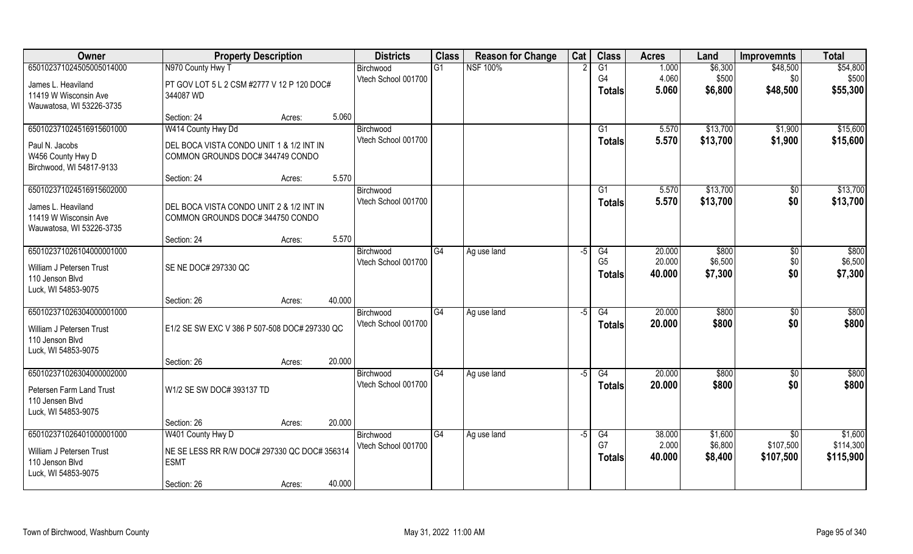| Owner | Property Description | | | Districts | Class | Reason for Change | Cat | Class | Acres | Land | Improvemnts | Total |
|---|---|---|---|---|---|---|---|---|---|---|---|---|
| 650102371024505005014000 | N970 County Hwy T | | | Birchwood | G1 | NSF 100% | 2 | G1 | 1.000 | $6,300 | $48,500 | $54,800 |
| James L. Heaviland | PT GOV LOT 5 L 2 CSM #2777 V 12 P 120 DOC# 344087 WD | | | Vtech School 001700 | | | | G4 | 4.060 | $500 | $0 | $500 |
| 11419 W Wisconsin Ave | | | | | | | | Totals | 5.060 | $6,800 | $48,500 | $55,300 |
| Wauwatosa, WI 53226-3735 | | | | | | | | | | | | |
| | Section: 24 | Acres: | 5.060 | | | | | | | | | |
| 650102371024516915601000 | W414 County Hwy Dd | | | Birchwood | | | | G1 | 5.570 | $13,700 | $1,900 | $15,600 |
| Paul N. Jacobs | DEL BOCA VISTA CONDO UNIT 1 & 1/2 INT IN COMMON GROUNDS DOC# 344749 CONDO | | | Vtech School 001700 | | | | Totals | 5.570 | $13,700 | $1,900 | $15,600 |
| W456 County Hwy D | | | | | | | | | | | | |
| Birchwood, WI 54817-9133 | | | | | | | | | | | | |
| | Section: 24 | Acres: | 5.570 | | | | | | | | | |
| 650102371024516915602000 | | | | Birchwood | | | | G1 | 5.570 | $13,700 | $0 | $13,700 |
| James L. Heaviland | DEL BOCA VISTA CONDO UNIT 2 & 1/2 INT IN COMMON GROUNDS DOC# 344750 CONDO | | | Vtech School 001700 | | | | Totals | 5.570 | $13,700 | $0 | $13,700 |
| 11419 W Wisconsin Ave | | | | | | | | | | | | |
| Wauwatosa, WI 53226-3735 | | | | | | | | | | | | |
| | Section: 24 | Acres: | 5.570 | | | | | | | | | |
| 650102371026104000001000 | | | | Birchwood | G4 | Ag use land | -5 | G4 | 20.000 | $800 | $0 | $800 |
| William J Petersen Trust | SE NE DOC# 297330 QC | | | Vtech School 001700 | | | | G5 | 20.000 | $6,500 | $0 | $6,500 |
| 110 Jenson Blvd | | | | | | | | Totals | 40.000 | $7,300 | $0 | $7,300 |
| Luck, WI 54853-9075 | | | | | | | | | | | | |
| | Section: 26 | Acres: | 40.000 | | | | | | | | | |
| 650102371026304000001000 | | | | Birchwood | G4 | Ag use land | -5 | G4 | 20.000 | $800 | $0 | $800 |
| William J Petersen Trust | E1/2 SE SW EXC V 386 P 507-508 DOC# 297330 QC | | | Vtech School 001700 | | | | Totals | 20.000 | $800 | $0 | $800 |
| 110 Jenson Blvd | | | | | | | | | | | | |
| Luck, WI 54853-9075 | | | | | | | | | | | | |
| | Section: 26 | Acres: | 20.000 | | | | | | | | | |
| 650102371026304000002000 | | | | Birchwood | G4 | Ag use land | -5 | G4 | 20.000 | $800 | $0 | $800 |
| Petersen Farm Land Trust | W1/2 SE SW DOC# 393137 TD | | | Vtech School 001700 | | | | Totals | 20.000 | $800 | $0 | $800 |
| 110 Jensen Blvd | | | | | | | | | | | | |
| Luck, WI 54853-9075 | | | | | | | | | | | | |
| | Section: 26 | Acres: | 20.000 | | | | | | | | | |
| 650102371026401000001000 | W401 County Hwy D | | | Birchwood | G4 | Ag use land | -5 | G4 | 38.000 | $1,600 | $0 | $1,600 |
| William J Petersen Trust | NE SE LESS RR R/W DOC# 297330 QC DOC# 356314 ESMT | | | Vtech School 001700 | | | | G7 | 2.000 | $6,800 | $107,500 | $114,300 |
| 110 Jenson Blvd | | | | | | | | Totals | 40.000 | $8,400 | $107,500 | $115,900 |
| Luck, WI 54853-9075 | | | | | | | | | | | | |
| | Section: 26 | Acres: | 40.000 | | | | | | | | | |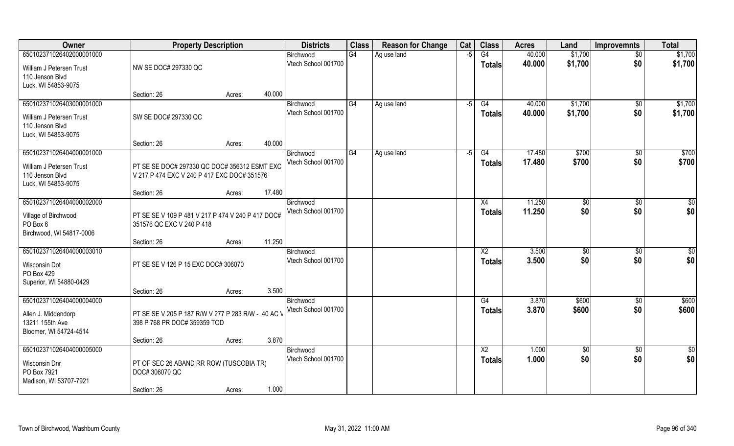| Owner | Property Description | Districts | Class | Reason for Change | Cat | Class | Acres | Land | Improvemnts | Total |
|---|---|---|---|---|---|---|---|---|---|---|
| 65010237102640200000100 0 | | Birchwood | G4 | Ag use land | -5 | G4 | 40.000 | $1,700 | $0 | $1,700 |
| William J Petersen Trust<br>110 Jenson Blvd<br>Luck, WI 54853-9075 | NW SE DOC# 297330 QC | Vtech School 001700 | | | | Totals | 40.000 | $1,700 | $0 | $1,700 |
| | Section: 26 Acres: 40.000 | | | | | | | | | |
| 650102371026403000001000 | | Birchwood | G4 | Ag use land | -5 | G4 | 40.000 | $1,700 | $0 | $1,700 |
| William J Petersen Trust<br>110 Jenson Blvd<br>Luck, WI 54853-9075 | SW SE DOC# 297330 QC | Vtech School 001700 | | | | Totals | 40.000 | $1,700 | $0 | $1,700 |
| | Section: 26 Acres: 40.000 | | | | | | | | | |
| 650102371026404000001000 | | Birchwood | G4 | Ag use land | -5 | G4 | 17.480 | $700 | $0 | $700 |
| William J Petersen Trust<br>110 Jenson Blvd<br>Luck, WI 54853-9075 | PT SE SE DOC# 297330 QC DOC# 356312 ESMT EXC V 217 P 474 EXC V 240 P 417 EXC DOC# 351576 | Vtech School 001700 | | | | Totals | 17.480 | $700 | $0 | $700 |
| | Section: 26 Acres: 17.480 | | | | | | | | | |
| 650102371026404000002000 | | Birchwood | | | | X4 | 11.250 | $0 | $0 | $0 |
| Village of Birchwood<br>PO Box 6<br>Birchwood, WI 54817-0006 | PT SE SE V 109 P 481 V 217 P 474 V 240 P 417 DOC# 351576 QC EXC V 240 P 418 | Vtech School 001700 | | | | Totals | 11.250 | $0 | $0 | $0 |
| | Section: 26 Acres: 11.250 | | | | | | | | | |
| 650102371026404000003010 | | Birchwood | | | | X2 | 3.500 | $0 | $0 | $0 |
| Wisconsin Dot<br>PO Box 429<br>Superior, WI 54880-0429 | PT SE SE V 126 P 15 EXC DOC# 306070 | Vtech School 001700 | | | | Totals | 3.500 | $0 | $0 | $0 |
| | Section: 26 Acres: 3.500 | | | | | | | | | |
| 650102371026404000004000 | | Birchwood | | | | G4 | 3.870 | $600 | $0 | $600 |
| Allen J. Middendorp<br>13211 155th Ave<br>Bloomer, WI 54724-4514 | PT SE SE V 205 P 187 R/W V 277 P 283 R/W - .40 AC V 398 P 768 PR DOC# 359359 TOD | Vtech School 001700 | | | | Totals | 3.870 | $600 | $0 | $600 |
| | Section: 26 Acres: 3.870 | | | | | | | | | |
| 650102371026404000005000 | | Birchwood | | | | X2 | 1.000 | $0 | $0 | $0 |
| Wisconsin Dnr<br>PO Box 7921<br>Madison, WI 53707-7921 | PT OF SEC 26 ABAND RR ROW (TUSCOBIA TR) DOC# 306070 QC | Vtech School 001700 | | | | Totals | 1.000 | $0 | $0 | $0 |
| | Section: 26 Acres: 1.000 | | | | | | | | | |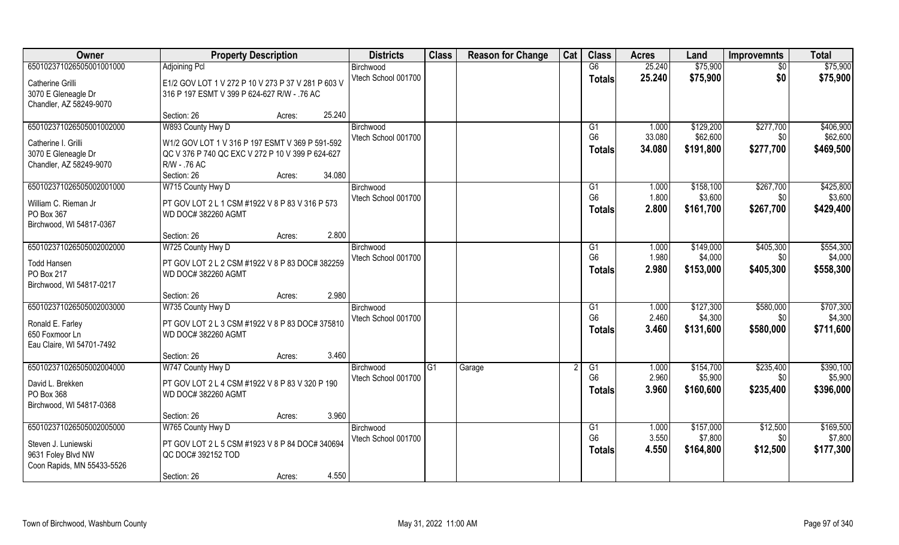| Owner | Property Description | Districts | Class | Reason for Change | Cat | Class | Acres | Land | Improvemnts | Total |
|---|---|---|---|---|---|---|---|---|---|---|
| 650102371026505001001000 | Adjoining Pcl | Birchwood | | | | G6 | 25.240 | $75,900 | $0 | $75,900 |
| Catherine Grilli | E1/2 GOV LOT 1 V 272 P 10 V 273 P 37 V 281 P 603 V | Vtech School 001700 | | | | **Totals** | **25.240** | **$75,900** | **$0** | **$75,900** |
| 3070 E Gleneagle Dr | 316 P 197 ESMT V 399 P 624-627 R/W - .76 AC | | | | | | | | | |
| Chandler, AZ 58249-9070 | | | | | | | | | | |
| | Section: 26 Acres: 25.240 | | | | | | | | | |
| 650102371026505001002000 | W893 County Hwy D | Birchwood | | | | G1 | 1.000 | $129,200 | $277,700 | $406,900 |
| Catherine I. Grilli | W1/2 GOV LOT 1 V 316 P 197 ESMT V 369 P 591-592 | Vtech School 001700 | | | | G6 | 33.080 | $62,600 | $0 | $62,600 |
| 3070 E Gleneagle Dr | QC V 376 P 740 QC EXC V 272 P 10 V 399 P 624-627 | | | | | **Totals** | **34.080** | **$191,800** | **$277,700** | **$469,500** |
| Chandler, AZ 58249-9070 | R/W - .76 AC | | | | | | | | | |
| | Section: 26 Acres: 34.080 | | | | | | | | | |
| 650102371026505002001000 | W715 County Hwy D | Birchwood | | | | G1 | 1.000 | $158,100 | $267,700 | $425,800 |
| William C. Rieman Jr | PT GOV LOT 2 L 1 CSM #1922 V 8 P 83 V 316 P 573 | Vtech School 001700 | | | | G6 | 1.800 | $3,600 | $0 | $3,600 |
| PO Box 367 | WD DOC# 382260 AGMT | | | | | **Totals** | **2.800** | **$161,700** | **$267,700** | **$429,400** |
| Birchwood, WI 54817-0367 | | | | | | | | | | |
| | Section: 26 Acres: 2.800 | | | | | | | | | |
| 650102371026505002002000 | W725 County Hwy D | Birchwood | | | | G1 | 1.000 | $149,000 | $405,300 | $554,300 |
| Todd Hansen | PT GOV LOT 2 L 2 CSM #1922 V 8 P 83 DOC# 382259 | Vtech School 001700 | | | | G6 | 1.980 | $4,000 | $0 | $4,000 |
| PO Box 217 | WD DOC# 382260 AGMT | | | | | **Totals** | **2.980** | **$153,000** | **$405,300** | **$558,300** |
| Birchwood, WI 54817-0217 | | | | | | | | | | |
| | Section: 26 Acres: 2.980 | | | | | | | | | |
| 650102371026505002003000 | W735 County Hwy D | Birchwood | | | | G1 | 1.000 | $127,300 | $580,000 | $707,300 |
| Ronald E. Farley | PT GOV LOT 2 L 3 CSM #1922 V 8 P 83 DOC# 375810 | Vtech School 001700 | | | | G6 | 2.460 | $4,300 | $0 | $4,300 |
| 650 Foxmoor Ln | WD DOC# 382260 AGMT | | | | | **Totals** | **3.460** | **$131,600** | **$580,000** | **$711,600** |
| Eau Claire, WI 54701-7492 | | | | | | | | | | |
| | Section: 26 Acres: 3.460 | | | | | | | | | |
| 650102371026505002004000 | W747 County Hwy D | Birchwood | G1 | Garage | 2 | G1 | 1.000 | $154,700 | $235,400 | $390,100 |
| David L. Brekken | PT GOV LOT 2 L 4 CSM #1922 V 8 P 83 V 320 P 190 | Vtech School 001700 | | | | G6 | 2.960 | $5,900 | $0 | $5,900 |
| PO Box 368 | WD DOC# 382260 AGMT | | | | | **Totals** | **3.960** | **$160,600** | **$235,400** | **$396,000** |
| Birchwood, WI 54817-0368 | | | | | | | | | | |
| | Section: 26 Acres: 3.960 | | | | | | | | | |
| 650102371026505002005000 | W765 County Hwy D | Birchwood | | | | G1 | 1.000 | $157,000 | $12,500 | $169,500 |
| Steven J. Luniewski | PT GOV LOT 2 L 5 CSM #1923 V 8 P 84 DOC# 340694 | Vtech School 001700 | | | | G6 | 3.550 | $7,800 | $0 | $7,800 |
| 9631 Foley Blvd NW | QC DOC# 392152 TOD | | | | | **Totals** | **4.550** | **$164,800** | **$12,500** | **$177,300** |
| Coon Rapids, MN 55433-5526 | | | | | | | | | | |
| | Section: 26 Acres: 4.550 | | | | | | | | | |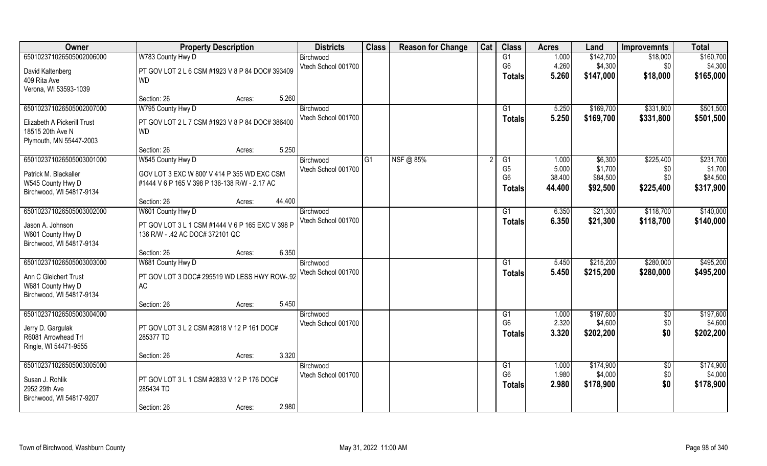| Owner | Property Description | | | Districts | Class | Reason for Change | Cat | Class | Acres | Land | Improvemnts | Total |
|---|---|---|---|---|---|---|---|---|---|---|---|---|
| 65010237102650500200600​0 | W783 County Hwy D | | | Birchwood | | | | G1 | 1.000 | $142,700 | $18,000 | $160,700 |
| David Kaltenberg<br>409 Rita Ave<br>Verona, WI 53593-1039 | PT GOV LOT 2 L 6 CSM #1923 V 8 P 84 DOC# 393409 WD | | | Vtech School 001700 | | | | G6 | 4.260 | $4,300 | $0 | $4,300 |
| | | | | | | | | Totals | 5.260 | $147,000 | $18,000 | $165,000 |
| | Section: 26 | Acres: | 5.260 | | | | | | | | | |
| 650102371026505002007000 | W795 County Hwy D | | | Birchwood | | | | G1 | 5.250 | $169,700 | $331,800 | $501,500 |
| Elizabeth A Pickerill Trust<br>18515 20th Ave N<br>Plymouth, MN 55447-2003 | PT GOV LOT 2 L 7 CSM #1923 V 8 P 84 DOC# 386400 WD | | | Vtech School 001700 | | | | Totals | 5.250 | $169,700 | $331,800 | $501,500 |
| | Section: 26 | Acres: | 5.250 | | | | | | | | | |
| 650102371026505003001000 | W545 County Hwy D | | | Birchwood | G1 | NSF @ 85% | 2 | G1 | 1.000 | $6,300 | $225,400 | $231,700 |
| Patrick M. Blackaller<br>W545 County Hwy D<br>Birchwood, WI 54817-9134 | GOV LOT 3 EXC W 800' V 414 P 355 WD EXC CSM #1444 V 6 P 165 V 398 P 136-138 R/W - 2.17 AC | | | Vtech School 001700 | | | | G5 | 5.000 | $1,700 | $0 | $1,700 |
| | | | | | | | | G6 | 38.400 | $84,500 | $0 | $84,500 |
| | | | | | | | | Totals | 44.400 | $92,500 | $225,400 | $317,900 |
| | Section: 26 | Acres: | 44.400 | | | | | | | | | |
| 650102371026505003002000 | W601 County Hwy D | | | Birchwood | | | | G1 | 6.350 | $21,300 | $118,700 | $140,000 |
| Jason A. Johnson<br>W601 County Hwy D<br>Birchwood, WI 54817-9134 | PT GOV LOT 3 L 1 CSM #1444 V 6 P 165 EXC V 398 P 136 R/W - .42 AC DOC# 372101 QC | | | Vtech School 001700 | | | | Totals | 6.350 | $21,300 | $118,700 | $140,000 |
| | Section: 26 | Acres: | 6.350 | | | | | | | | | |
| 650102371026505003003000 | W681 County Hwy D | | | Birchwood | | | | G1 | 5.450 | $215,200 | $280,000 | $495,200 |
| Ann C Gleichert Trust<br>W681 County Hwy D<br>Birchwood, WI 54817-9134 | PT GOV LOT 3 DOC# 295519 WD LESS HWY ROW-.92 AC | | | Vtech School 001700 | | | | Totals | 5.450 | $215,200 | $280,000 | $495,200 |
| | Section: 26 | Acres: | 5.450 | | | | | | | | | |
| 650102371026505003004000 | | | | Birchwood | | | | G1 | 1.000 | $197,600 | $0 | $197,600 |
| Jerry D. Gargulak<br>R6081 Arrowhead Trl<br>Ringle, WI 54471-9555 | PT GOV LOT 3 L 2 CSM #2818 V 12 P 161 DOC# 285377 TD | | | Vtech School 001700 | | | | G6 | 2.320 | $4,600 | $0 | $4,600 |
| | | | | | | | | Totals | 3.320 | $202,200 | $0 | $202,200 |
| | Section: 26 | Acres: | 3.320 | | | | | | | | | |
| 650102371026505003005000 | | | | Birchwood | | | | G1 | 1.000 | $174,900 | $0 | $174,900 |
| Susan J. Rohlik<br>2952 29th Ave<br>Birchwood, WI 54817-9207 | PT GOV LOT 3 L 1 CSM #2833 V 12 P 176 DOC# 285434 TD | | | Vtech School 001700 | | | | G6 | 1.980 | $4,000 | $0 | $4,000 |
| | | | | | | | | Totals | 2.980 | $178,900 | $0 | $178,900 |
| | Section: 26 | Acres: | 2.980 | | | | | | | | | |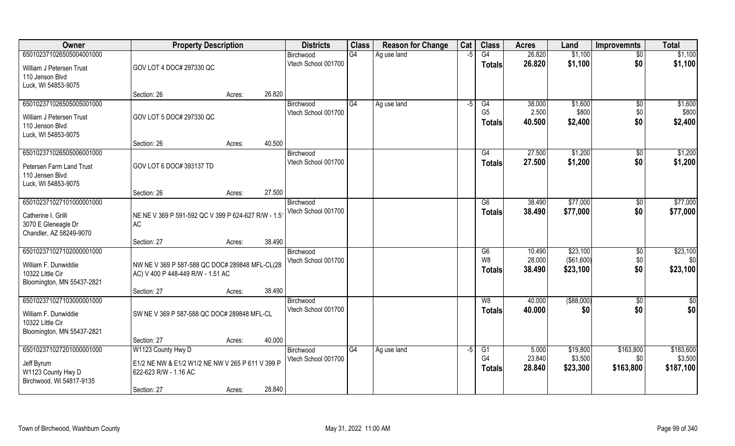| Owner | Property Description | | | Districts | Class | Reason for Change | Cat | Class | Acres | Land | Improvemnts | Total |
|---|---|---|---|---|---|---|---|---|---|---|---|---|
| 650102371026505004001000 | | | | Birchwood | G4 | Ag use land | -5 | G4 | 26.820 | $1,100 | $0 | $1,100 |
| William J Petersen Trust<br>110 Jenson Blvd<br>Luck, WI 54853-9075 | GOV LOT 4 DOC# 297330 QC | | | Vtech School 001700 | | | | Totals | 26.820 | $1,100 | $0 | $1,100 |
| | Section: 26 | Acres: | 26.820 | | | | | | | | | |
| 650102371026505005001000 | | | | Birchwood | G4 | Ag use land | -5 | G4 | 38.000 | $1,600 | $0 | $1,600 |
| William J Petersen Trust<br>110 Jenson Blvd<br>Luck, WI 54853-9075 | GOV LOT 5 DOC# 297330 QC | | | Vtech School 001700 | | | | G5 | 2.500 | $800 | $0 | $800 |
| | | | | | | | | Totals | 40.500 | $2,400 | $0 | $2,400 |
| | Section: 26 | Acres: | 40.500 | | | | | | | | | |
| 650102371026505006001000 | | | | Birchwood | | | | G4 | 27.500 | $1,200 | $0 | $1,200 |
| Petersen Farm Land Trust<br>110 Jensen Blvd<br>Luck, WI 54853-9075 | GOV LOT 6 DOC# 393137 TD | | | Vtech School 001700 | | | | Totals | 27.500 | $1,200 | $0 | $1,200 |
| | Section: 26 | Acres: | 27.500 | | | | | | | | | |
| 650102371027101000001000 | | | | Birchwood | | | | G6 | 38.490 | $77,000 | $0 | $77,000 |
| Catherine I. Grilli<br>3070 E Gleneagle Dr<br>Chandler, AZ 58249-9070 | NE NE V 369 P 591-592 QC V 399 P 624-627 R/W - 1.51 AC | | | Vtech School 001700 | | | | Totals | 38.490 | $77,000 | $0 | $77,000 |
| | Section: 27 | Acres: | 38.490 | | | | | | | | | |
| 650102371027102000001000 | | | | Birchwood | | | | G6 | 10.490 | $23,100 | $0 | $23,100 |
| William F. Dunwiddie<br>10322 Little Cir<br>Bloomington, MN 55437-2821 | NW NE V 369 P 587-588 QC DOC# 289848 MFL-CL(28 AC) V 400 P 448-449 R/W - 1.51 AC | | | Vtech School 001700 | | | | W8 | 28.000 | ($61,600) | $0 | $0 |
| | | | | | | | | Totals | 38.490 | $23,100 | $0 | $23,100 |
| | Section: 27 | Acres: | 38.490 | | | | | | | | | |
| 650102371027103000001000 | | | | Birchwood | | | | W8 | 40.000 | ($88,000) | $0 | $0 |
| William F. Dunwiddie<br>10322 Little Cir<br>Bloomington, MN 55437-2821 | SW NE V 369 P 587-588 QC DOC# 289848 MFL-CL | | | Vtech School 001700 | | | | Totals | 40.000 | $0 | $0 | $0 |
| | Section: 27 | Acres: | 40.000 | | | | | | | | | |
| 650102371027201000001000 | W1123 County Hwy D | | | Birchwood | G4 | Ag use land | -5 | G1 | 5.000 | $19,800 | $163,800 | $183,600 |
| Jeff Byrum<br>W1123 County Hwy D<br>Birchwood, WI 54817-9135 | E1/2 NE NW & E1/2 W1/2 NE NW V 265 P 611 V 399 P 622-623 R/W - 1.16 AC | | | Vtech School 001700 | | | | G4 | 23.840 | $3,500 | $0 | $3,500 |
| | | | | | | | | Totals | 28.840 | $23,300 | $163,800 | $187,100 |
| | Section: 27 | Acres: | 28.840 | | | | | | | | | |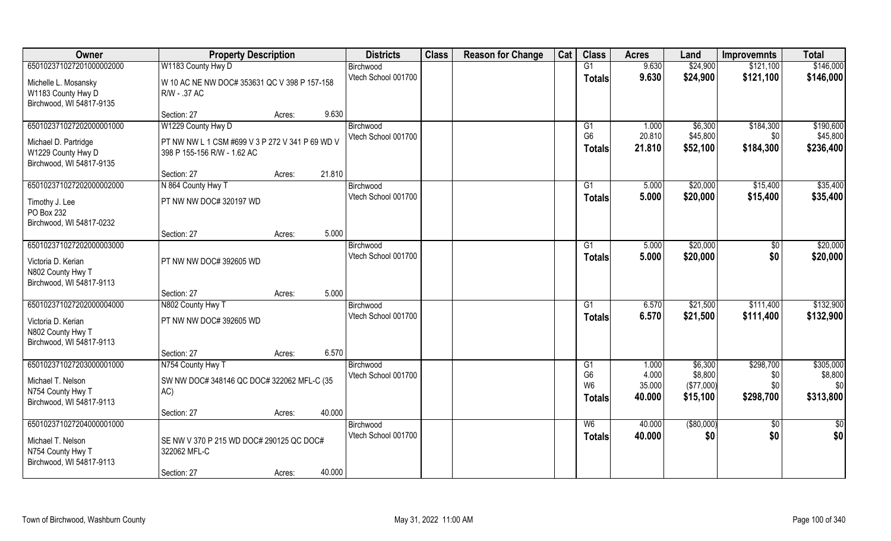| Owner | Property Description | | | Districts | Class | Reason for Change | Cat | Class | Acres | Land | Improvemnts | Total |
|---|---|---|---|---|---|---|---|---|---|---|---|---|
| 650102371027201000002000 | W1183 County Hwy D | | | Birchwood | | | | G1 | 9.630 | $24,900 | $121,100 | $146,000 |
| Michelle L. Mosansky<br>W1183 County Hwy D<br>Birchwood, WI 54817-9135 | W 10 AC NE NW DOC# 353631 QC V 398 P 157-158 R/W - .37 AC | | | Vtech School 001700 | | | | **Totals** | **9.630** | **$24,900** | **$121,100** | **$146,000** |
| | Section: 27 | Acres: | 9.630 | | | | | | | | | |
| 650102371027202000001000 | W1229 County Hwy D | | | Birchwood | | | | G1 | 1.000 | $6,300 | $184,300 | $190,600 |
| Michael D. Partridge<br>W1229 County Hwy D<br>Birchwood, WI 54817-9135 | PT NW NW L 1 CSM #699 V 3 P 272 V 341 P 69 WD V 398 P 155-156 R/W - 1.62 AC | | | Vtech School 001700 | | | | G6 | 20.810 | $45,800 | $0 | $45,800 |
| | | | | | | | | **Totals** | **21.810** | **$52,100** | **$184,300** | **$236,400** |
| | Section: 27 | Acres: | 21.810 | | | | | | | | | |
| 650102371027202000002000 | N 864 County Hwy T | | | Birchwood | | | | G1 | 5.000 | $20,000 | $15,400 | $35,400 |
| Timothy J. Lee<br>PO Box 232<br>Birchwood, WI 54817-0232 | PT NW NW DOC# 320197 WD | | | Vtech School 001700 | | | | **Totals** | **5.000** | **$20,000** | **$15,400** | **$35,400** |
| | Section: 27 | Acres: | 5.000 | | | | | | | | | |
| 650102371027202000003000 | | | | Birchwood | | | | G1 | 5.000 | $20,000 | $0 | $20,000 |
| Victoria D. Kerian<br>N802 County Hwy T<br>Birchwood, WI 54817-9113 | PT NW NW DOC# 392605 WD | | | Vtech School 001700 | | | | **Totals** | **5.000** | **$20,000** | **$0** | **$20,000** |
| | Section: 27 | Acres: | 5.000 | | | | | | | | | |
| 650102371027202000004000 | N802 County Hwy T | | | Birchwood | | | | G1 | 6.570 | $21,500 | $111,400 | $132,900 |
| Victoria D. Kerian<br>N802 County Hwy T<br>Birchwood, WI 54817-9113 | PT NW NW DOC# 392605 WD | | | Vtech School 001700 | | | | **Totals** | **6.570** | **$21,500** | **$111,400** | **$132,900** |
| | Section: 27 | Acres: | 6.570 | | | | | | | | | |
| 650102371027203000001000 | N754 County Hwy T | | | Birchwood | | | | G1 | 1.000 | $6,300 | $298,700 | $305,000 |
| Michael T. Nelson<br>N754 County Hwy T<br>Birchwood, WI 54817-9113 | SW NW DOC# 348146 QC DOC# 322062 MFL-C (35 AC) | | | Vtech School 001700 | | | | G6 | 4.000 | $8,800 | $0 | $8,800 |
| | | | | | | | | W6 | 35.000 | ($77,000) | $0 | $0 |
| | | | | | | | | **Totals** | **40.000** | **$15,100** | **$298,700** | **$313,800** |
| | Section: 27 | Acres: | 40.000 | | | | | | | | | |
| 650102371027204000001000 | | | | Birchwood | | | | W6 | 40.000 | ($80,000) | $0 | $0 |
| Michael T. Nelson<br>N754 County Hwy T<br>Birchwood, WI 54817-9113 | SE NW V 370 P 215 WD DOC# 290125 QC DOC# 322062 MFL-C | | | Vtech School 001700 | | | | **Totals** | **40.000** | **$0** | **$0** | **$0** |
| | Section: 27 | Acres: | 40.000 | | | | | | | | | |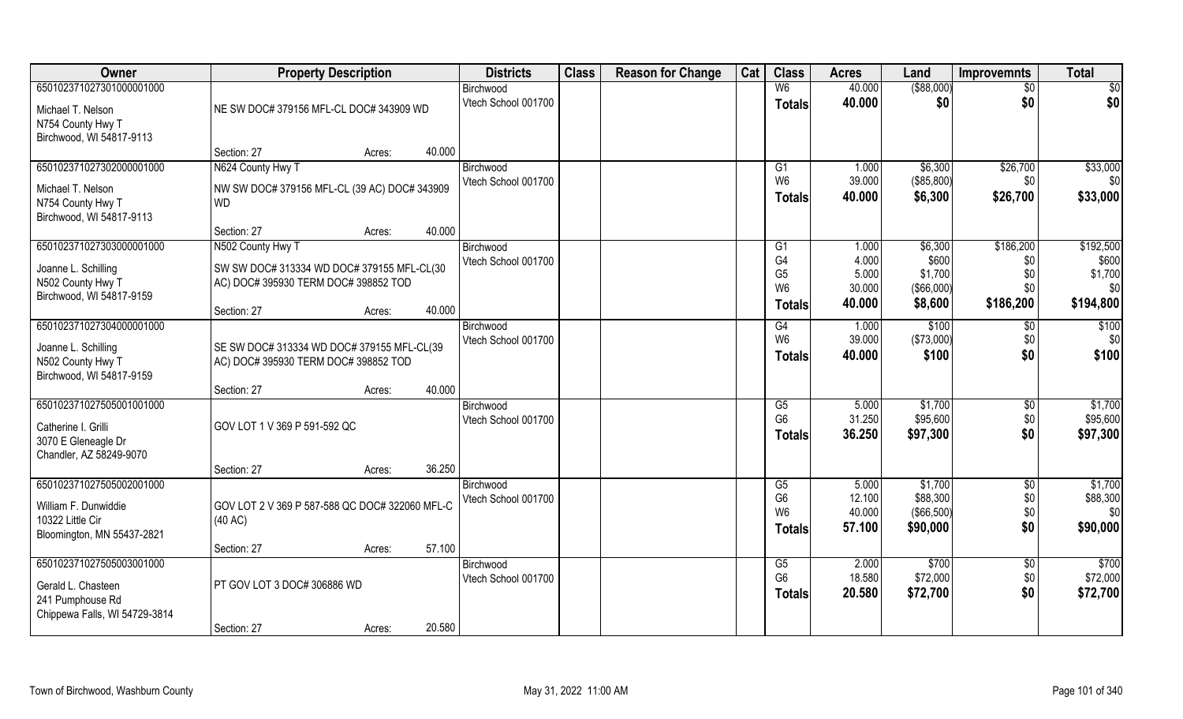| Owner | Property Description | | | Districts | Class | Reason for Change | Cat | Class | Acres | Land | Improvemnts | Total |
|---|---|---|---|---|---|---|---|---|---|---|---|---|
| 650102371027301000001000 | | | | Birchwood | | | | W6 | 40.000 | ($88,000) | $0 | $0 |
| Michael T. Nelson | NE SW DOC# 379156 MFL-CL DOC# 343909 WD | | | Vtech School 001700 | | | | Totals | 40.000 | $0 | $0 | $0 |
| N754 County Hwy T | | | | | | | | | | | | |
| Birchwood, WI 54817-9113 | | | | | | | | | | | | |
| | Section: 27 | Acres: | 40.000 | | | | | | | | | |
| 650102371027302000001000 | N624 County Hwy T | | | Birchwood | | | | G1 | 1.000 | $6,300 | $26,700 | $33,000 |
| Michael T. Nelson | NW SW DOC# 379156 MFL-CL (39 AC) DOC# 343909 WD | | | Vtech School 001700 | | | | W6 | 39.000 | ($85,800) | $0 | $0 |
| N754 County Hwy T | | | | | | | | Totals | 40.000 | $6,300 | $26,700 | $33,000 |
| Birchwood, WI 54817-9113 | | | | | | | | | | | | |
| | Section: 27 | Acres: | 40.000 | | | | | | | | | |
| 650102371027303000001000 | N502 County Hwy T | | | Birchwood | | | | G1 | 1.000 | $6,300 | $186,200 | $192,500 |
| Joanne L. Schilling | SW SW DOC# 313334 WD DOC# 379155 MFL-CL(30 AC) DOC# 395930 TERM DOC# 398852 TOD | | | Vtech School 001700 | | | | G4 | 4.000 | $600 | $0 | $600 |
| N502 County Hwy T | | | | | | | | G5 | 5.000 | $1,700 | $0 | $1,700 |
| Birchwood, WI 54817-9159 | | | | | | | | W6 | 30.000 | ($66,000) | $0 | $0 |
| | Section: 27 | Acres: | 40.000 | | | | | Totals | 40.000 | $8,600 | $186,200 | $194,800 |
| 650102371027304000001000 | | | | Birchwood | | | | G4 | 1.000 | $100 | $0 | $100 |
| Joanne L. Schilling | SE SW DOC# 313334 WD DOC# 379155 MFL-CL(39 AC) DOC# 395930 TERM DOC# 398852 TOD | | | Vtech School 001700 | | | | W6 | 39.000 | ($73,000) | $0 | $0 |
| N502 County Hwy T | | | | | | | | Totals | 40.000 | $100 | $0 | $100 |
| Birchwood, WI 54817-9159 | | | | | | | | | | | | |
| | Section: 27 | Acres: | 40.000 | | | | | | | | | |
| 650102371027505001001000 | | | | Birchwood | | | | G5 | 5.000 | $1,700 | $0 | $1,700 |
| Catherine I. Grilli | GOV LOT 1 V 369 P 591-592 QC | | | Vtech School 001700 | | | | G6 | 31.250 | $95,600 | $0 | $95,600 |
| 3070 E Gleneagle Dr | | | | | | | | Totals | 36.250 | $97,300 | $0 | $97,300 |
| Chandler, AZ 58249-9070 | | | | | | | | | | | | |
| | Section: 27 | Acres: | 36.250 | | | | | | | | | |
| 650102371027505002001000 | | | | Birchwood | | | | G5 | 5.000 | $1,700 | $0 | $1,700 |
| William F. Dunwiddie | GOV LOT 2 V 369 P 587-588 QC DOC# 322060 MFL-C (40 AC) | | | Vtech School 001700 | | | | G6 | 12.100 | $88,300 | $0 | $88,300 |
| 10322 Little Cir | | | | | | | | W6 | 40.000 | ($66,500) | $0 | $0 |
| Bloomington, MN 55437-2821 | | | | | | | | Totals | 57.100 | $90,000 | $0 | $90,000 |
| | Section: 27 | Acres: | 57.100 | | | | | | | | | |
| 650102371027505003001000 | | | | Birchwood | | | | G5 | 2.000 | $700 | $0 | $700 |
| Gerald L. Chasteen | PT GOV LOT 3 DOC# 306886 WD | | | Vtech School 001700 | | | | G6 | 18.580 | $72,000 | $0 | $72,000 |
| 241 Pumphouse Rd | | | | | | | | Totals | 20.580 | $72,700 | $0 | $72,700 |
| Chippewa Falls, WI 54729-3814 | | | | | | | | | | | | |
| | Section: 27 | Acres: | 20.580 | | | | | | | | | |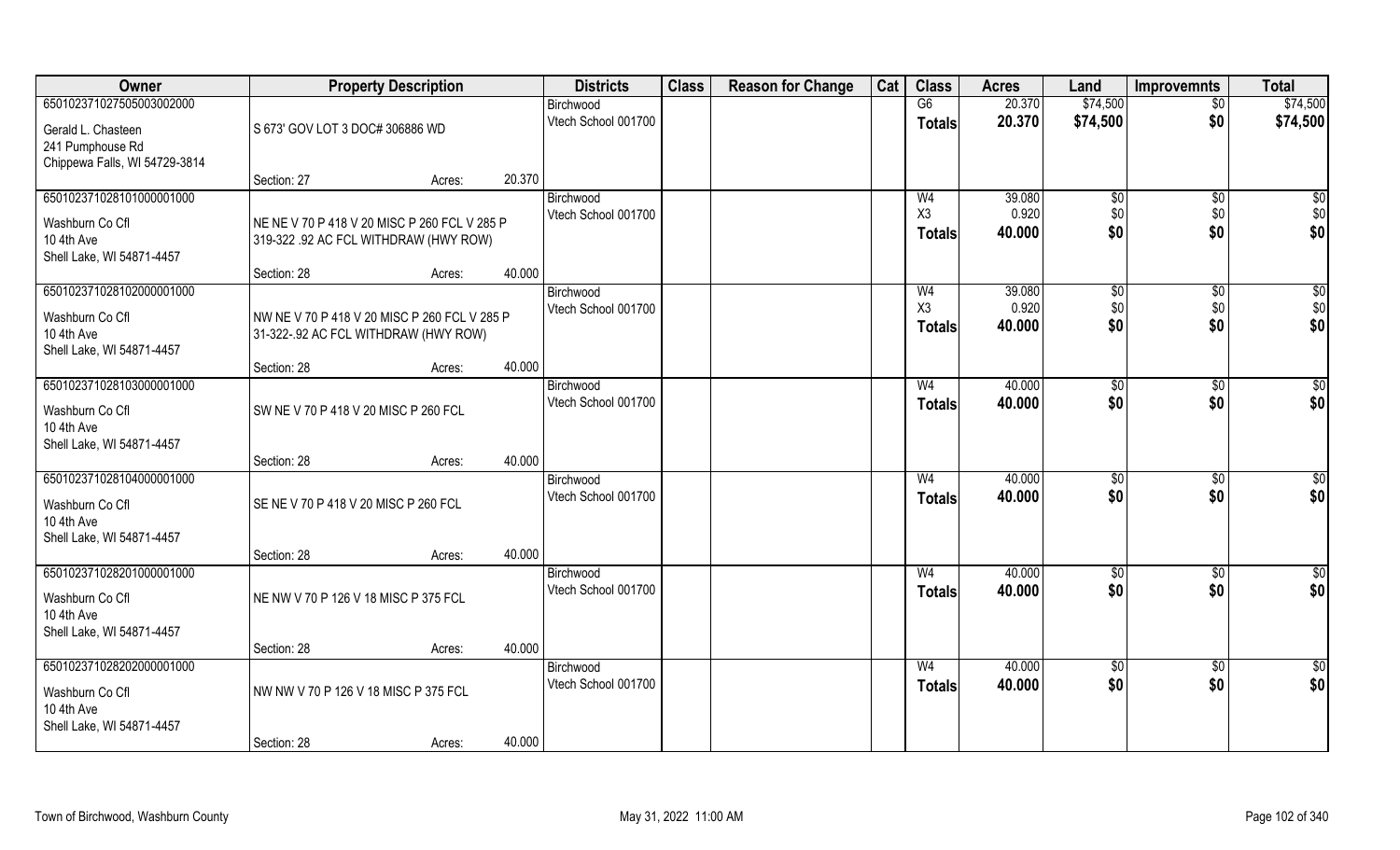| Owner | Property Description | | Districts | Class | Reason for Change | Cat | Class | Acres | Land | Improvemnts | Total |
|---|---|---|---|---|---|---|---|---|---|---|---|
| 650102371027505003002000 | | | Birchwood | | | | G6 | 20.370 | $74,500 | $0 | $74,500 |
| Gerald L. Chasteen<br>241 Pumphouse Rd<br>Chippewa Falls, WI 54729-3814 | S 673' GOV LOT 3 DOC# 306886 WD | | Vtech School 001700 | | | | **Totals** | **20.370** | **$74,500** | **$0** | **$74,500** |
| | Section: 27 | Acres: 20.370 | | | | | | | | | |
| 650102371028101000001000 | | | Birchwood | | | | W4 | 39.080 | $0 | $0 | $0 |
| Washburn Co Cfl<br>10 4th Ave<br>Shell Lake, WI 54871-4457 | NE NE V 70 P 418 V 20 MISC P 260 FCL V 285 P 319-322 .92 AC FCL WITHDRAW (HWY ROW) | | Vtech School 001700 | | | | X3 | 0.920 | $0 | $0 | $0 |
| | | | | | | | **Totals** | **40.000** | **$0** | **$0** | **$0** |
| | Section: 28 | Acres: 40.000 | | | | | | | | | |
| 650102371028102000001000 | | | Birchwood | | | | W4 | 39.080 | $0 | $0 | $0 |
| Washburn Co Cfl<br>10 4th Ave<br>Shell Lake, WI 54871-4457 | NW NE V 70 P 418 V 20 MISC P 260 FCL V 285 P 31-322-.92 AC FCL WITHDRAW (HWY ROW) | | Vtech School 001700 | | | | X3 | 0.920 | $0 | $0 | $0 |
| | | | | | | | **Totals** | **40.000** | **$0** | **$0** | **$0** |
| | Section: 28 | Acres: 40.000 | | | | | | | | | |
| 650102371028103000001000 | | | Birchwood | | | | W4 | 40.000 | $0 | $0 | $0 |
| Washburn Co Cfl<br>10 4th Ave<br>Shell Lake, WI 54871-4457 | SW NE V 70 P 418 V 20 MISC P 260 FCL | | Vtech School 001700 | | | | **Totals** | **40.000** | **$0** | **$0** | **$0** |
| | Section: 28 | Acres: 40.000 | | | | | | | | | |
| 650102371028104000001000 | | | Birchwood | | | | W4 | 40.000 | $0 | $0 | $0 |
| Washburn Co Cfl<br>10 4th Ave<br>Shell Lake, WI 54871-4457 | SE NE V 70 P 418 V 20 MISC P 260 FCL | | Vtech School 001700 | | | | **Totals** | **40.000** | **$0** | **$0** | **$0** |
| | Section: 28 | Acres: 40.000 | | | | | | | | | |
| 650102371028201000001000 | | | Birchwood | | | | W4 | 40.000 | $0 | $0 | $0 |
| Washburn Co Cfl<br>10 4th Ave<br>Shell Lake, WI 54871-4457 | NE NW V 70 P 126 V 18 MISC P 375 FCL | | Vtech School 001700 | | | | **Totals** | **40.000** | **$0** | **$0** | **$0** |
| | Section: 28 | Acres: 40.000 | | | | | | | | | |
| 650102371028202000001000 | | | Birchwood | | | | W4 | 40.000 | $0 | $0 | $0 |
| Washburn Co Cfl<br>10 4th Ave<br>Shell Lake, WI 54871-4457 | NW NW V 70 P 126 V 18 MISC P 375 FCL | | Vtech School 001700 | | | | **Totals** | **40.000** | **$0** | **$0** | **$0** |
| | Section: 28 | Acres: 40.000 | | | | | | | | | |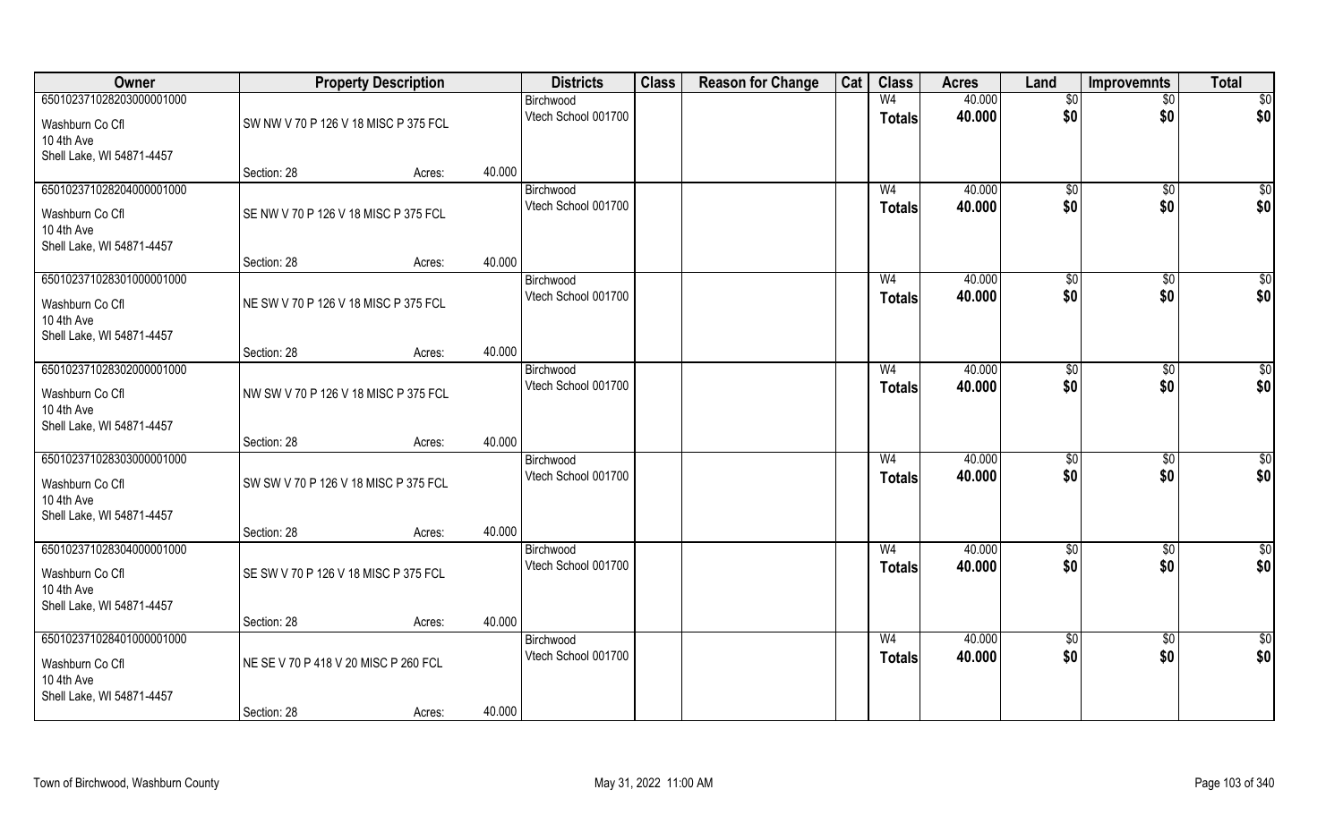| Owner | Property Description | | | Districts | Class | Reason for Change | Cat | Class | Acres | Land | Improvemnts | Total |
|---|---|---|---|---|---|---|---|---|---|---|---|---|
| 65010237102820300001000 | | | | Birchwood | | | | W4 | 40.000 | $0 | $0 | $0 |
| Washburn Co Cfl<br>10 4th Ave<br>Shell Lake, WI 54871-4457 | SW NW V 70 P 126 V 18 MISC P 375 FCL | | | Vtech School 001700 | | | | Totals | 40.000 | $0 | $0 | $0 |
| | Section: 28 | Acres: | 40.000 | | | | | | | | | |
| 65010237102820400001000 | | | | Birchwood | | | | W4 | 40.000 | $0 | $0 | $0 |
| Washburn Co Cfl<br>10 4th Ave<br>Shell Lake, WI 54871-4457 | SE NW V 70 P 126 V 18 MISC P 375 FCL | | | Vtech School 001700 | | | | Totals | 40.000 | $0 | $0 | $0 |
| | Section: 28 | Acres: | 40.000 | | | | | | | | | |
| 65010237102830100001000 | | | | Birchwood | | | | W4 | 40.000 | $0 | $0 | $0 |
| Washburn Co Cfl<br>10 4th Ave<br>Shell Lake, WI 54871-4457 | NE SW V 70 P 126 V 18 MISC P 375 FCL | | | Vtech School 001700 | | | | Totals | 40.000 | $0 | $0 | $0 |
| | Section: 28 | Acres: | 40.000 | | | | | | | | | |
| 65010237102830200001000 | | | | Birchwood | | | | W4 | 40.000 | $0 | $0 | $0 |
| Washburn Co Cfl<br>10 4th Ave<br>Shell Lake, WI 54871-4457 | NW SW V 70 P 126 V 18 MISC P 375 FCL | | | Vtech School 001700 | | | | Totals | 40.000 | $0 | $0 | $0 |
| | Section: 28 | Acres: | 40.000 | | | | | | | | | |
| 65010237102830300001000 | | | | Birchwood | | | | W4 | 40.000 | $0 | $0 | $0 |
| Washburn Co Cfl<br>10 4th Ave<br>Shell Lake, WI 54871-4457 | SW SW V 70 P 126 V 18 MISC P 375 FCL | | | Vtech School 001700 | | | | Totals | 40.000 | $0 | $0 | $0 |
| | Section: 28 | Acres: | 40.000 | | | | | | | | | |
| 65010237102830400001000 | | | | Birchwood | | | | W4 | 40.000 | $0 | $0 | $0 |
| Washburn Co Cfl<br>10 4th Ave<br>Shell Lake, WI 54871-4457 | SE SW V 70 P 126 V 18 MISC P 375 FCL | | | Vtech School 001700 | | | | Totals | 40.000 | $0 | $0 | $0 |
| | Section: 28 | Acres: | 40.000 | | | | | | | | | |
| 65010237102840100001000 | | | | Birchwood | | | | W4 | 40.000 | $0 | $0 | $0 |
| Washburn Co Cfl<br>10 4th Ave<br>Shell Lake, WI 54871-4457 | NE SE V 70 P 418 V 20 MISC P 260 FCL | | | Vtech School 001700 | | | | Totals | 40.000 | $0 | $0 | $0 |
| | Section: 28 | Acres: | 40.000 | | | | | | | | | |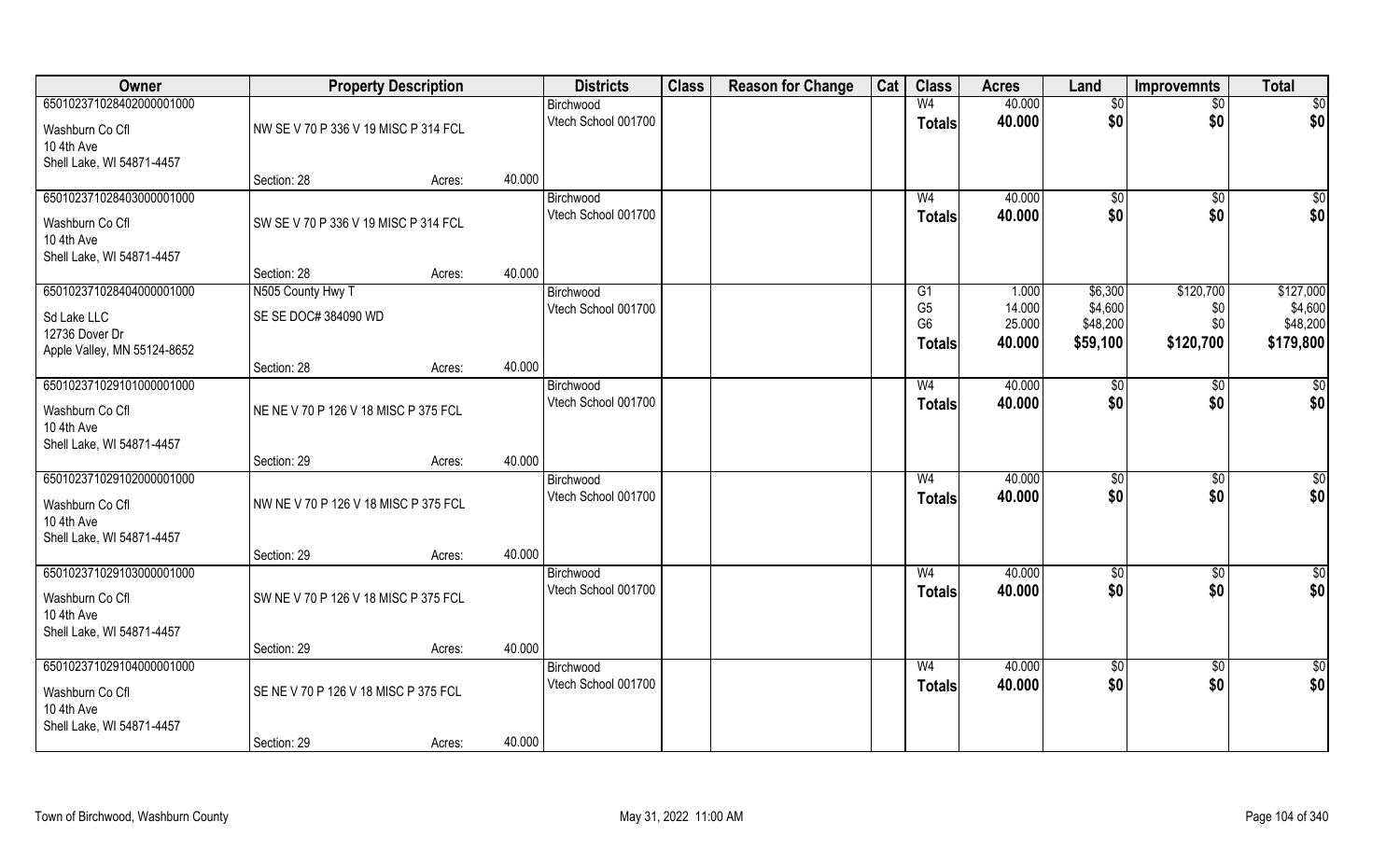| Owner | Property Description | | | Districts | Class | Reason for Change | Cat | Class | Acres | Land | Improvemnts | Total |
|---|---|---|---|---|---|---|---|---|---|---|---|---|
| 65010237102840200000100 0 | | | | Birchwood | | | | W4 | 40.000 | $0 | $0 | $0 |
| Washburn Co Cfl<br>10 4th Ave<br>Shell Lake, WI 54871-4457 | NW SE V 70 P 336 V 19 MISC P 314 FCL | | | Vtech School 001700 | | | | Totals | 40.000 | $0 | $0 | $0 |
| | Section: 28 | Acres: | 40.000 | | | | | | | | | |
| 650102371028403000001000 | | | | Birchwood | | | | W4 | 40.000 | $0 | $0 | $0 |
| Washburn Co Cfl<br>10 4th Ave<br>Shell Lake, WI 54871-4457 | SW SE V 70 P 336 V 19 MISC P 314 FCL | | | Vtech School 001700 | | | | Totals | 40.000 | $0 | $0 | $0 |
| | Section: 28 | Acres: | 40.000 | | | | | | | | | |
| 650102371028404000001000 | N505 County Hwy T | | | Birchwood | | | | G1 | 1.000 | $6,300 | $120,700 | $127,000 |
| Sd Lake LLC<br>12736 Dover Dr<br>Apple Valley, MN 55124-8652 | SE SE DOC# 384090 WD | | | Vtech School 001700 | | | | G5<br>G6 | 14.000<br>25.000 | $4,600<br>$48,200 | $0<br>$0 | $4,600<br>$48,200 |
| | | | | | | | | Totals | 40.000 | $59,100 | $120,700 | $179,800 |
| | Section: 28 | Acres: | 40.000 | | | | | | | | | |
| 650102371029101000001000 | | | | Birchwood | | | | W4 | 40.000 | $0 | $0 | $0 |
| Washburn Co Cfl<br>10 4th Ave<br>Shell Lake, WI 54871-4457 | NE NE V 70 P 126 V 18 MISC P 375 FCL | | | Vtech School 001700 | | | | Totals | 40.000 | $0 | $0 | $0 |
| | Section: 29 | Acres: | 40.000 | | | | | | | | | |
| 650102371029102000001000 | | | | Birchwood | | | | W4 | 40.000 | $0 | $0 | $0 |
| Washburn Co Cfl<br>10 4th Ave<br>Shell Lake, WI 54871-4457 | NW NE V 70 P 126 V 18 MISC P 375 FCL | | | Vtech School 001700 | | | | Totals | 40.000 | $0 | $0 | $0 |
| | Section: 29 | Acres: | 40.000 | | | | | | | | | |
| 650102371029103000001000 | | | | Birchwood | | | | W4 | 40.000 | $0 | $0 | $0 |
| Washburn Co Cfl<br>10 4th Ave<br>Shell Lake, WI 54871-4457 | SW NE V 70 P 126 V 18 MISC P 375 FCL | | | Vtech School 001700 | | | | Totals | 40.000 | $0 | $0 | $0 |
| | Section: 29 | Acres: | 40.000 | | | | | | | | | |
| 650102371029104000001000 | | | | Birchwood | | | | W4 | 40.000 | $0 | $0 | $0 |
| Washburn Co Cfl<br>10 4th Ave<br>Shell Lake, WI 54871-4457 | SE NE V 70 P 126 V 18 MISC P 375 FCL | | | Vtech School 001700 | | | | Totals | 40.000 | $0 | $0 | $0 |
| | Section: 29 | Acres: | 40.000 | | | | | | | | | |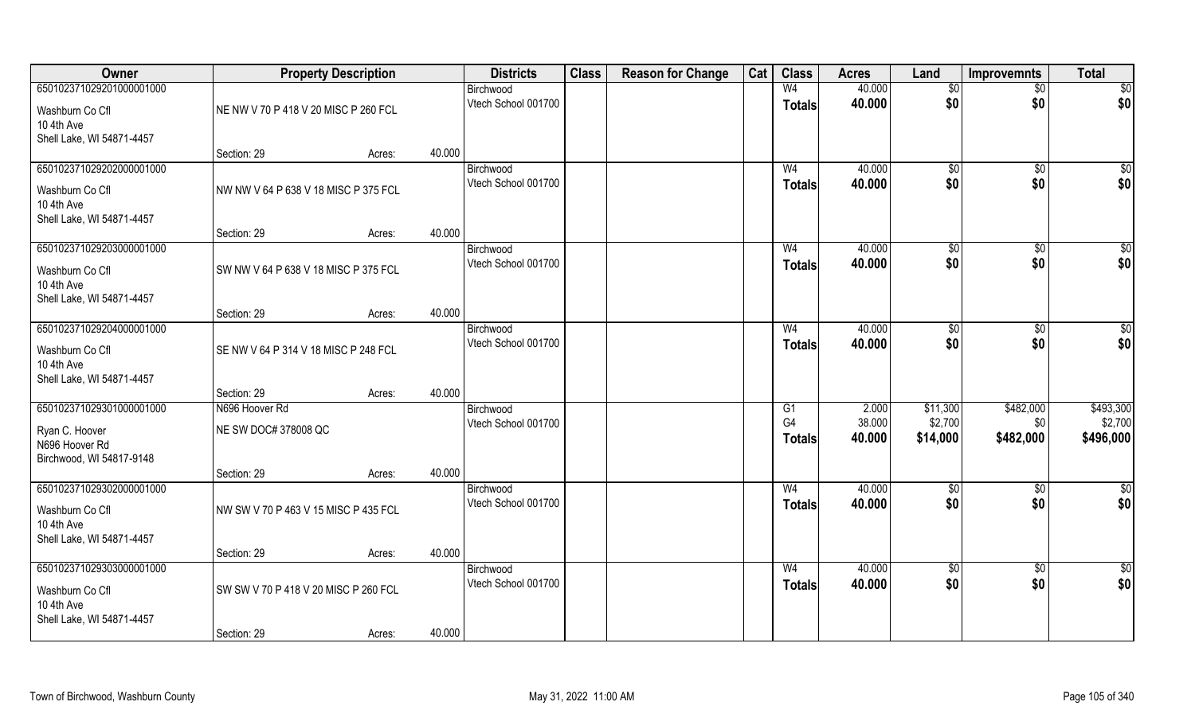| Owner | Property Description | | | Districts | Class | Reason for Change | Cat | Class | Acres | Land | Improvemnts | Total |
|---|---|---|---|---|---|---|---|---|---|---|---|---|
| 65010237102920100000 1000 | | | | Birchwood | | | | W4 | 40.000 | $0 | $0 | $0 |
| Washburn Co Cfl | NE NW V 70 P 418 V 20 MISC P 260 FCL | | | Vtech School 001700 | | | | Totals | 40.000 | $0 | $0 | $0 |
| 10 4th Ave | | | | | | | | | | | | |
| Shell Lake, WI 54871-4457 | | | | | | | | | | | | |
| | Section: 29 | Acres: | 40.000 | | | | | | | | | |
| 650102371029202000001000 | | | | Birchwood | | | | W4 | 40.000 | $0 | $0 | $0 |
| Washburn Co Cfl | NW NW V 64 P 638 V 18 MISC P 375 FCL | | | Vtech School 001700 | | | | Totals | 40.000 | $0 | $0 | $0 |
| 10 4th Ave | | | | | | | | | | | | |
| Shell Lake, WI 54871-4457 | | | | | | | | | | | | |
| | Section: 29 | Acres: | 40.000 | | | | | | | | | |
| 650102371029203000001000 | | | | Birchwood | | | | W4 | 40.000 | $0 | $0 | $0 |
| Washburn Co Cfl | SW NW V 64 P 638 V 18 MISC P 375 FCL | | | Vtech School 001700 | | | | Totals | 40.000 | $0 | $0 | $0 |
| 10 4th Ave | | | | | | | | | | | | |
| Shell Lake, WI 54871-4457 | | | | | | | | | | | | |
| | Section: 29 | Acres: | 40.000 | | | | | | | | | |
| 650102371029204000001000 | | | | Birchwood | | | | W4 | 40.000 | $0 | $0 | $0 |
| Washburn Co Cfl | SE NW V 64 P 314 V 18 MISC P 248 FCL | | | Vtech School 001700 | | | | Totals | 40.000 | $0 | $0 | $0 |
| 10 4th Ave | | | | | | | | | | | | |
| Shell Lake, WI 54871-4457 | | | | | | | | | | | | |
| | Section: 29 | Acres: | 40.000 | | | | | | | | | |
| 650102371029301000001000 | N696 Hoover Rd | | | Birchwood | | | | G1 | 2.000 | $11,300 | $482,000 | $493,300 |
| Ryan C. Hoover | NE SW DOC# 378008 QC | | | Vtech School 001700 | | | | G4 | 38.000 | $2,700 | $0 | $2,700 |
| N696 Hoover Rd | | | | | | | | Totals | 40.000 | $14,000 | $482,000 | $496,000 |
| Birchwood, WI 54817-9148 | | | | | | | | | | | | |
| | Section: 29 | Acres: | 40.000 | | | | | | | | | |
| 650102371029302000001000 | | | | Birchwood | | | | W4 | 40.000 | $0 | $0 | $0 |
| Washburn Co Cfl | NW SW V 70 P 463 V 15 MISC P 435 FCL | | | Vtech School 001700 | | | | Totals | 40.000 | $0 | $0 | $0 |
| 10 4th Ave | | | | | | | | | | | | |
| Shell Lake, WI 54871-4457 | | | | | | | | | | | | |
| | Section: 29 | Acres: | 40.000 | | | | | | | | | |
| 650102371029303000001000 | | | | Birchwood | | | | W4 | 40.000 | $0 | $0 | $0 |
| Washburn Co Cfl | SW SW V 70 P 418 V 20 MISC P 260 FCL | | | Vtech School 001700 | | | | Totals | 40.000 | $0 | $0 | $0 |
| 10 4th Ave | | | | | | | | | | | | |
| Shell Lake, WI 54871-4457 | | | | | | | | | | | | |
| | Section: 29 | Acres: | 40.000 | | | | | | | | | |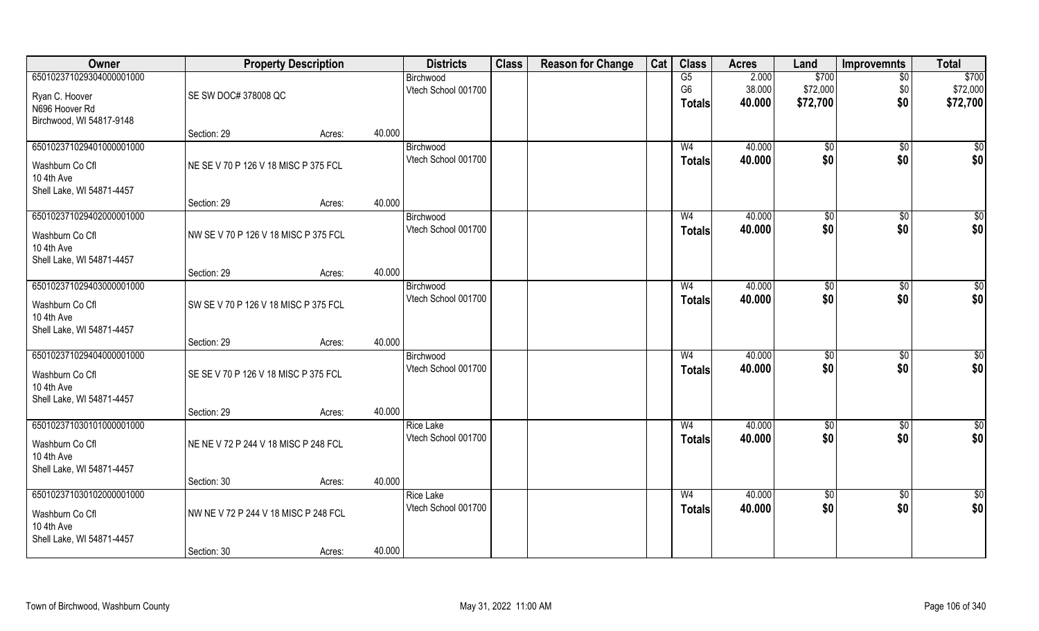| Owner | Property Description | | | Districts | Class | Reason for Change | Cat | Class | Acres | Land | Improvemnts | Total |
|---|---|---|---|---|---|---|---|---|---|---|---|---|
| 650102371029304000001000 | | | | Birchwood | | | | G5 | 2.000 | $700 | $0 | $700 |
| Ryan C. Hoover | SE SW DOC# 378008 QC | | | Vtech School 001700 | | | | G6 | 38.000 | $72,000 | $0 | $72,000 |
| N696 Hoover Rd | | | | | | | | Totals | 40.000 | $72,700 | $0 | $72,700 |
| Birchwood, WI 54817-9148 | | | | | | | | | | | | |
| | Section: 29 | Acres: | 40.000 | | | | | | | | | |
| 650102371029401000001000 | | | | Birchwood | | | | W4 | 40.000 | $0 | $0 | $0 |
| Washburn Co Cfl | NE SE V 70 P 126 V 18 MISC P 375 FCL | | | Vtech School 001700 | | | | Totals | 40.000 | $0 | $0 | $0 |
| 10 4th Ave | | | | | | | | | | | | |
| Shell Lake, WI 54871-4457 | | | | | | | | | | | | |
| | Section: 29 | Acres: | 40.000 | | | | | | | | | |
| 650102371029402000001000 | | | | Birchwood | | | | W4 | 40.000 | $0 | $0 | $0 |
| Washburn Co Cfl | NW SE V 70 P 126 V 18 MISC P 375 FCL | | | Vtech School 001700 | | | | Totals | 40.000 | $0 | $0 | $0 |
| 10 4th Ave | | | | | | | | | | | | |
| Shell Lake, WI 54871-4457 | | | | | | | | | | | | |
| | Section: 29 | Acres: | 40.000 | | | | | | | | | |
| 650102371029403000001000 | | | | Birchwood | | | | W4 | 40.000 | $0 | $0 | $0 |
| Washburn Co Cfl | SW SE V 70 P 126 V 18 MISC P 375 FCL | | | Vtech School 001700 | | | | Totals | 40.000 | $0 | $0 | $0 |
| 10 4th Ave | | | | | | | | | | | | |
| Shell Lake, WI 54871-4457 | | | | | | | | | | | | |
| | Section: 29 | Acres: | 40.000 | | | | | | | | | |
| 650102371029404000001000 | | | | Birchwood | | | | W4 | 40.000 | $0 | $0 | $0 |
| Washburn Co Cfl | SE SE V 70 P 126 V 18 MISC P 375 FCL | | | Vtech School 001700 | | | | Totals | 40.000 | $0 | $0 | $0 |
| 10 4th Ave | | | | | | | | | | | | |
| Shell Lake, WI 54871-4457 | | | | | | | | | | | | |
| | Section: 29 | Acres: | 40.000 | | | | | | | | | |
| 650102371030101000001000 | | | | Rice Lake | | | | W4 | 40.000 | $0 | $0 | $0 |
| Washburn Co Cfl | NE NE V 72 P 244 V 18 MISC P 248 FCL | | | Vtech School 001700 | | | | Totals | 40.000 | $0 | $0 | $0 |
| 10 4th Ave | | | | | | | | | | | | |
| Shell Lake, WI 54871-4457 | | | | | | | | | | | | |
| | Section: 30 | Acres: | 40.000 | | | | | | | | | |
| 650102371030102000001000 | | | | Rice Lake | | | | W4 | 40.000 | $0 | $0 | $0 |
| Washburn Co Cfl | NW NE V 72 P 244 V 18 MISC P 248 FCL | | | Vtech School 001700 | | | | Totals | 40.000 | $0 | $0 | $0 |
| 10 4th Ave | | | | | | | | | | | | |
| Shell Lake, WI 54871-4457 | | | | | | | | | | | | |
| | Section: 30 | Acres: | 40.000 | | | | | | | | | |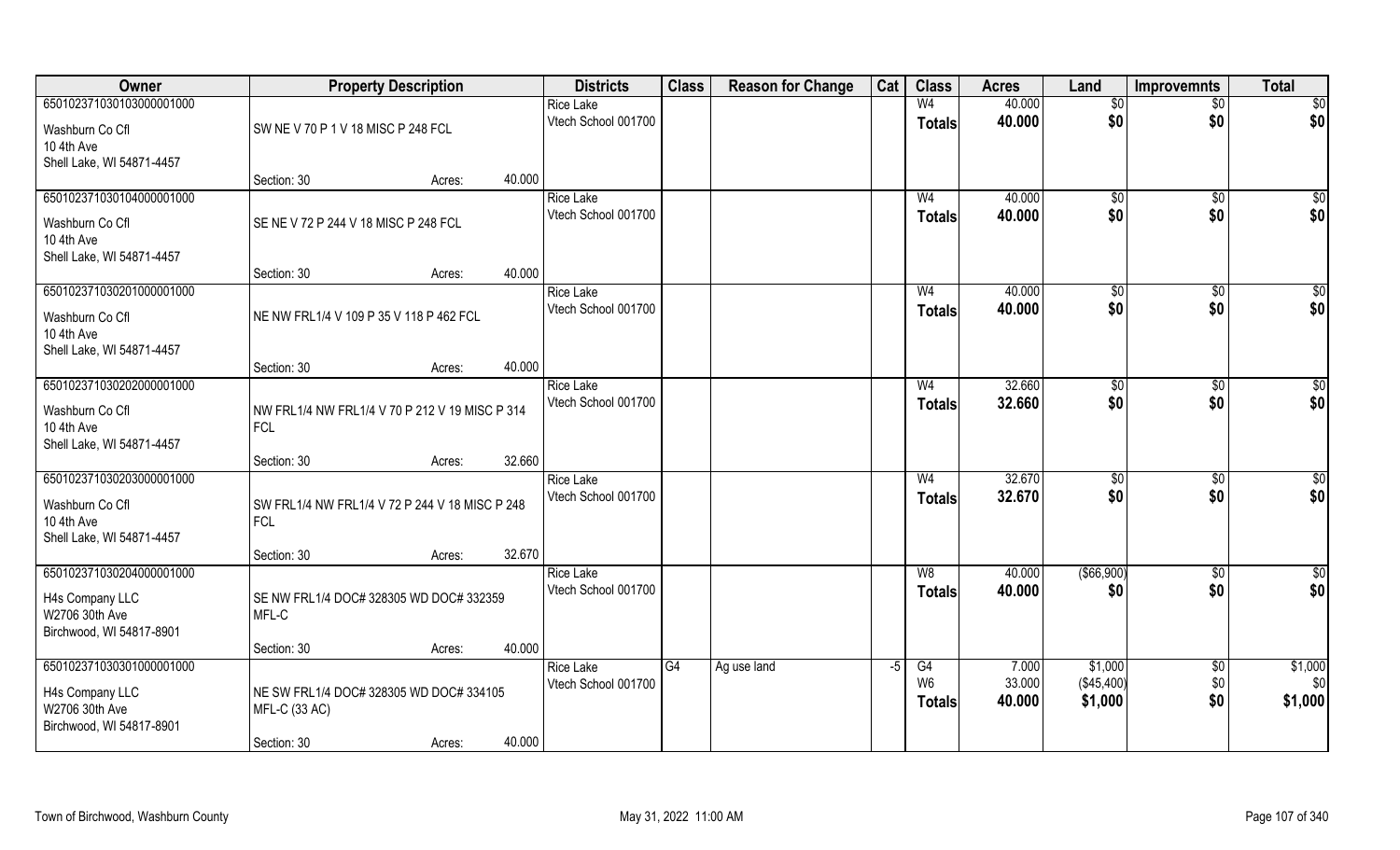| Owner | Property Description | | | Districts | Class | Reason for Change | Cat | Class | Acres | Land | Improvemnts | Total |
|---|---|---|---|---|---|---|---|---|---|---|---|---|
| 65010237103010300001000 | | | | Rice Lake | | | | W4 | 40.000 | $0 | $0 | $0 |
| Washburn Co Cfl<br>10 4th Ave<br>Shell Lake, WI 54871-4457 | SW NE V 70 P 1 V 18 MISC P 248 FCL | | | Vtech School 001700 | | | | Totals | 40.000 | $0 | $0 | $0 |
| | Section: 30 | Acres: | 40.000 | | | | | | | | | |
| 65010237103010400001000 | | | | Rice Lake | | | | W4 | 40.000 | $0 | $0 | $0 |
| Washburn Co Cfl<br>10 4th Ave<br>Shell Lake, WI 54871-4457 | SE NE V 72 P 244 V 18 MISC P 248 FCL | | | Vtech School 001700 | | | | Totals | 40.000 | $0 | $0 | $0 |
| | Section: 30 | Acres: | 40.000 | | | | | | | | | |
| 65010237103020100001000 | | | | Rice Lake | | | | W4 | 40.000 | $0 | $0 | $0 |
| Washburn Co Cfl<br>10 4th Ave<br>Shell Lake, WI 54871-4457 | NE NW FRL1/4 V 109 P 35 V 118 P 462 FCL | | | Vtech School 001700 | | | | Totals | 40.000 | $0 | $0 | $0 |
| | Section: 30 | Acres: | 40.000 | | | | | | | | | |
| 65010237103020200001000 | | | | Rice Lake | | | | W4 | 32.660 | $0 | $0 | $0 |
| Washburn Co Cfl<br>10 4th Ave<br>Shell Lake, WI 54871-4457 | NW FRL1/4 NW FRL1/4 V 70 P 212 V 19 MISC P 314 FCL | | | Vtech School 001700 | | | | Totals | 32.660 | $0 | $0 | $0 |
| | Section: 30 | Acres: | 32.660 | | | | | | | | | |
| 65010237103020300001000 | | | | Rice Lake | | | | W4 | 32.670 | $0 | $0 | $0 |
| Washburn Co Cfl<br>10 4th Ave<br>Shell Lake, WI 54871-4457 | SW FRL1/4 NW FRL1/4 V 72 P 244 V 18 MISC P 248 FCL | | | Vtech School 001700 | | | | Totals | 32.670 | $0 | $0 | $0 |
| | Section: 30 | Acres: | 32.670 | | | | | | | | | |
| 65010237103020400001000 | | | | Rice Lake | | | | W8 | 40.000 | ($66,900) | $0 | $0 |
| H4s Company LLC<br>W2706 30th Ave<br>Birchwood, WI 54817-8901 | SE NW FRL1/4 DOC# 328305 WD DOC# 332359 MFL-C | | | Vtech School 001700 | | | | Totals | 40.000 | $0 | $0 | $0 |
| | Section: 30 | Acres: | 40.000 | | | | | | | | | |
| 65010237103030100001000 | | | | Rice Lake | G4 | Ag use land | -5 | G4 | 7.000 | $1,000 | $0 | $1,000 |
| H4s Company LLC<br>W2706 30th Ave<br>Birchwood, WI 54817-8901 | NE SW FRL1/4 DOC# 328305 WD DOC# 334105 MFL-C (33 AC) | | | Vtech School 001700 | | | | W6 | 33.000 | ($45,400) | $0 | $0 |
| | | | | | | | | Totals | 40.000 | $1,000 | $0 | $1,000 |
| | Section: 30 | Acres: | 40.000 | | | | | | | | | |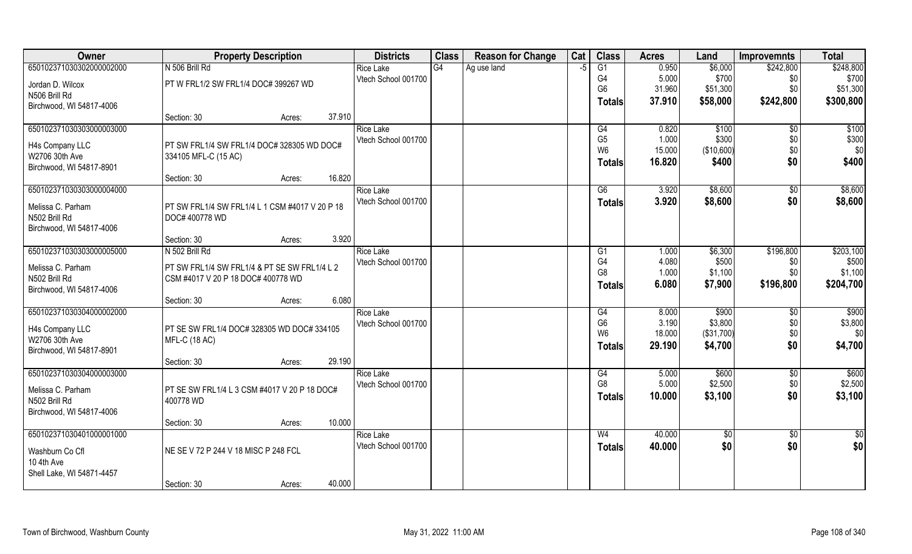| Owner | Property Description | | | Districts | Class | Reason for Change | Cat | Class | Acres | Land | Improvemnts | Total |
|---|---|---|---|---|---|---|---|---|---|---|---|---|
| 650102371030302000002000 | N 506 Brill Rd | | | Rice Lake | G4 | Ag use land | -5 | G1 | 0.950 | $6,000 | $242,800 | $248,800 |
| Jordan D. Wilcox | PT W FRL1/2 SW FRL1/4 DOC# 399267 WD | | | Vtech School 001700 | | | | G4 | 5.000 | $700 | $0 | $700 |
| N506 Brill Rd | | | | | | | | G6 | 31.960 | $51,300 | $0 | $51,300 |
| Birchwood, WI 54817-4006 | | | | | | | | **Totals** | **37.910** | **$58,000** | **$242,800** | **$300,800** |
| | Section: 30 | Acres: | 37.910 | | | | | | | | | |
| 650102371030303000003000 | | | | Rice Lake | | | | G4 | 0.820 | $100 | $0 | $100 |
| H4s Company LLC | PT SW FRL1/4 SW FRL1/4 DOC# 328305 WD DOC# 334105 MFL-C (15 AC) | | | Vtech School 001700 | | | | G5 | 1.000 | $300 | $0 | $300 |
| W2706 30th Ave | | | | | | | | W6 | 15.000 | ($10,600) | $0 | $0 |
| Birchwood, WI 54817-8901 | | | | | | | | **Totals** | **16.820** | **$400** | **$0** | **$400** |
| | Section: 30 | Acres: | 16.820 | | | | | | | | | |
| 650102371030303000004000 | | | | Rice Lake | | | | G6 | 3.920 | $8,600 | $0 | $8,600 |
| Melissa C. Parham | PT SW FRL1/4 SW FRL1/4 L 1 CSM #4017 V 20 P 18 DOC# 400778 WD | | | Vtech School 001700 | | | | **Totals** | **3.920** | **$8,600** | **$0** | **$8,600** |
| N502 Brill Rd | | | | | | | | | | | | |
| Birchwood, WI 54817-4006 | | | | | | | | | | | | |
| | Section: 30 | Acres: | 3.920 | | | | | | | | | |
| 650102371030303000005000 | N 502 Brill Rd | | | Rice Lake | | | | G1 | 1.000 | $6,300 | $196,800 | $203,100 |
| Melissa C. Parham | PT SW FRL1/4 SW FRL1/4 & PT SE SW FRL1/4 L 2 CSM #4017 V 20 P 18 DOC# 400778 WD | | | Vtech School 001700 | | | | G4 | 4.080 | $500 | $0 | $500 |
| N502 Brill Rd | | | | | | | | G8 | 1.000 | $1,100 | $0 | $1,100 |
| Birchwood, WI 54817-4006 | | | | | | | | **Totals** | **6.080** | **$7,900** | **$196,800** | **$204,700** |
| | Section: 30 | Acres: | 6.080 | | | | | | | | | |
| 650102371030304000002000 | | | | Rice Lake | | | | G4 | 8.000 | $900 | $0 | $900 |
| H4s Company LLC | PT SE SW FRL1/4 DOC# 328305 WD DOC# 334105 MFL-C (18 AC) | | | Vtech School 001700 | | | | G6 | 3.190 | $3,800 | $0 | $3,800 |
| W2706 30th Ave | | | | | | | | W6 | 18.000 | ($31,700) | $0 | $0 |
| Birchwood, WI 54817-8901 | | | | | | | | **Totals** | **29.190** | **$4,700** | **$0** | **$4,700** |
| | Section: 30 | Acres: | 29.190 | | | | | | | | | |
| 650102371030304000003000 | | | | Rice Lake | | | | G4 | 5.000 | $600 | $0 | $600 |
| Melissa C. Parham | PT SE SW FRL1/4 L 3 CSM #4017 V 20 P 18 DOC# 400778 WD | | | Vtech School 001700 | | | | G8 | 5.000 | $2,500 | $0 | $2,500 |
| N502 Brill Rd | | | | | | | | **Totals** | **10.000** | **$3,100** | **$0** | **$3,100** |
| Birchwood, WI 54817-4006 | | | | | | | | | | | | |
| | Section: 30 | Acres: | 10.000 | | | | | | | | | |
| 650102371030401000001000 | | | | Rice Lake | | | | W4 | 40.000 | $0 | $0 | $0 |
| Washburn Co Cfl | NE SE V 72 P 244 V 18 MISC P 248 FCL | | | Vtech School 001700 | | | | **Totals** | **40.000** | **$0** | **$0** | **$0** |
| 10 4th Ave | | | | | | | | | | | | |
| Shell Lake, WI 54871-4457 | | | | | | | | | | | | |
| | Section: 30 | Acres: | 40.000 | | | | | | | | | |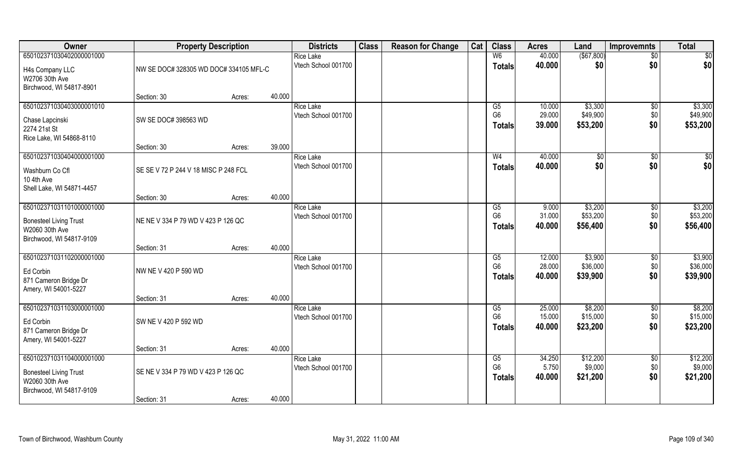| Owner | Property Description | | | Districts | Class | Reason for Change | Cat | Class | Acres | Land | Improvemnts | Total |
|---|---|---|---|---|---|---|---|---|---|---|---|---|
| 650102371030402000001000 | | | | Rice Lake | | | | W6 | 40.000 | ($67,800) | $0 | $0 |
| H4s Company LLC<br>W2706 30th Ave<br>Birchwood, WI 54817-8901 | NW SE DOC# 328305 WD DOC# 334105 MFL-C | | | Vtech School 001700 | | | | Totals | 40.000 | $0 | $0 | $0 |
| | Section: 30 | Acres: | 40.000 | | | | | | | | | |
| 650102371030403000001010 | | | | Rice Lake | | | | G5 | 10.000 | $3,300 | $0 | $3,300 |
| Chase Lapcinski<br>2274 21st St<br>Rice Lake, WI 54868-8110 | SW SE DOC# 398563 WD | | | Vtech School 001700 | | | | G6 | 29.000 | $49,900 | $0 | $49,900 |
| | | | | | | | | Totals | 39.000 | $53,200 | $0 | $53,200 |
| | Section: 30 | Acres: | 39.000 | | | | | | | | | |
| 650102371030404000001000 | | | | Rice Lake | | | | W4 | 40.000 | $0 | $0 | $0 |
| Washburn Co Cfl<br>10 4th Ave<br>Shell Lake, WI 54871-4457 | SE SE V 72 P 244 V 18 MISC P 248 FCL | | | Vtech School 001700 | | | | Totals | 40.000 | $0 | $0 | $0 |
| | Section: 30 | Acres: | 40.000 | | | | | | | | | |
| 650102371031101000001000 | | | | Rice Lake | | | | G5 | 9.000 | $3,200 | $0 | $3,200 |
| Bonesteel Living Trust<br>W2060 30th Ave<br>Birchwood, WI 54817-9109 | NE NE V 334 P 79 WD V 423 P 126 QC | | | Vtech School 001700 | | | | G6 | 31.000 | $53,200 | $0 | $53,200 |
| | | | | | | | | Totals | 40.000 | $56,400 | $0 | $56,400 |
| | Section: 31 | Acres: | 40.000 | | | | | | | | | |
| 650102371031102000001000 | | | | Rice Lake | | | | G5 | 12.000 | $3,900 | $0 | $3,900 |
| Ed Corbin<br>871 Cameron Bridge Dr<br>Amery, WI 54001-5227 | NW NE V 420 P 590 WD | | | Vtech School 001700 | | | | G6 | 28.000 | $36,000 | $0 | $36,000 |
| | | | | | | | | Totals | 40.000 | $39,900 | $0 | $39,900 |
| | Section: 31 | Acres: | 40.000 | | | | | | | | | |
| 650102371031103000001000 | | | | Rice Lake | | | | G5 | 25.000 | $8,200 | $0 | $8,200 |
| Ed Corbin<br>871 Cameron Bridge Dr<br>Amery, WI 54001-5227 | SW NE V 420 P 592 WD | | | Vtech School 001700 | | | | G6 | 15.000 | $15,000 | $0 | $15,000 |
| | | | | | | | | Totals | 40.000 | $23,200 | $0 | $23,200 |
| | Section: 31 | Acres: | 40.000 | | | | | | | | | |
| 650102371031104000001000 | | | | Rice Lake | | | | G5 | 34.250 | $12,200 | $0 | $12,200 |
| Bonesteel Living Trust<br>W2060 30th Ave<br>Birchwood, WI 54817-9109 | SE NE V 334 P 79 WD V 423 P 126 QC | | | Vtech School 001700 | | | | G6 | 5.750 | $9,000 | $0 | $9,000 |
| | | | | | | | | Totals | 40.000 | $21,200 | $0 | $21,200 |
| | Section: 31 | Acres: | 40.000 | | | | | | | | | |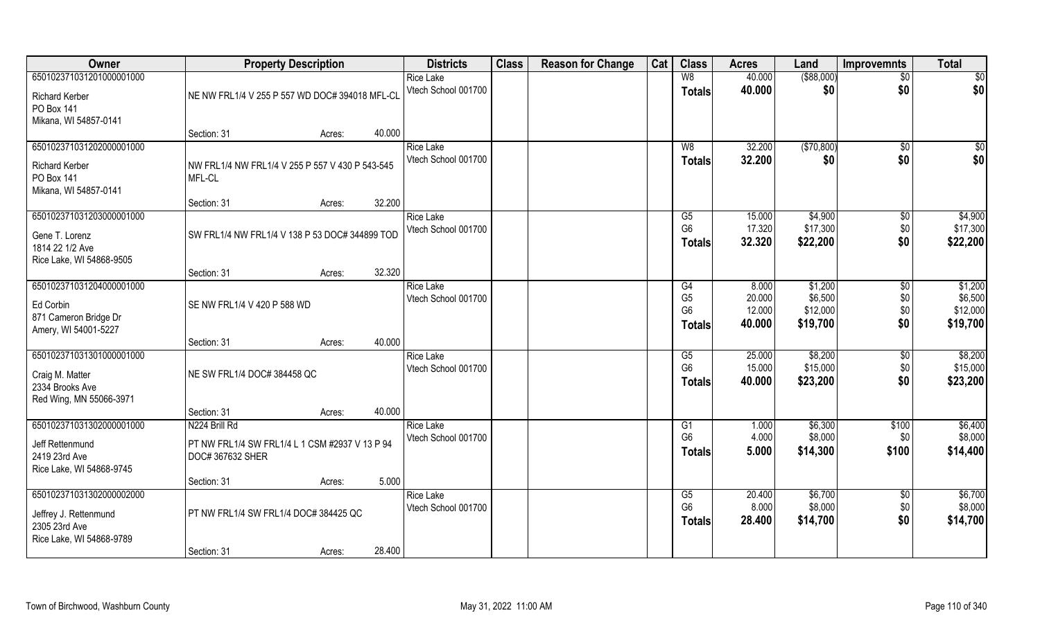| Owner | Property Description | | | Districts | Class | Reason for Change | Cat | Class | Acres | Land | Improvemnts | Total |
|---|---|---|---|---|---|---|---|---|---|---|---|---|
| 650102371031201000001000 | | | | Rice Lake | | | | W8 | 40.000 | ($88,000) | $0 | $0 |
| Richard Kerber<br>PO Box 141<br>Mikana, WI 54857-0141 | NE NW FRL1/4 V 255 P 557 WD DOC# 394018 MFL-CL | | | Vtech School 001700 | | | | **Totals** | **40.000** | **$0** | **$0** | **$0** |
| | Section: 31 | Acres: | 40.000 | | | | | | | | | |
| 650102371031202000001000 | | | | Rice Lake | | | | W8 | 32.200 | ($70,800) | $0 | $0 |
| Richard Kerber<br>PO Box 141<br>Mikana, WI 54857-0141 | NW FRL1/4 NW FRL1/4 V 255 P 557 V 430 P 543-545 MFL-CL | | | Vtech School 001700 | | | | **Totals** | **32.200** | **$0** | **$0** | **$0** |
| | Section: 31 | Acres: | 32.200 | | | | | | | | | |
| 650102371031203000001000 | | | | Rice Lake | | | | G5 | 15.000 | $4,900 | $0 | $4,900 |
| Gene T. Lorenz<br>1814 22 1/2 Ave<br>Rice Lake, WI 54868-9505 | SW FRL1/4 NW FRL1/4 V 138 P 53 DOC# 344899 TOD | | | Vtech School 001700 | | | | G6 | 17.320 | $17,300 | $0 | $17,300 |
| | | | | | | | | **Totals** | **32.320** | **$22,200** | **$0** | **$22,200** |
| | Section: 31 | Acres: | 32.320 | | | | | | | | | |
| 650102371031204000001000 | | | | Rice Lake | | | | G4 | 8.000 | $1,200 | $0 | $1,200 |
| Ed Corbin<br>871 Cameron Bridge Dr<br>Amery, WI 54001-5227 | SE NW FRL1/4 V 420 P 588 WD | | | Vtech School 001700 | | | | G5 | 20.000 | $6,500 | $0 | $6,500 |
| | | | | | | | | G6 | 12.000 | $12,000 | $0 | $12,000 |
| | | | | | | | | **Totals** | **40.000** | **$19,700** | **$0** | **$19,700** |
| | Section: 31 | Acres: | 40.000 | | | | | | | | | |
| 650102371031301000001000 | | | | Rice Lake | | | | G5 | 25.000 | $8,200 | $0 | $8,200 |
| Craig M. Matter<br>2334 Brooks Ave<br>Red Wing, MN 55066-3971 | NE SW FRL1/4 DOC# 384458 QC | | | Vtech School 001700 | | | | G6 | 15.000 | $15,000 | $0 | $15,000 |
| | | | | | | | | **Totals** | **40.000** | **$23,200** | **$0** | **$23,200** |
| | Section: 31 | Acres: | 40.000 | | | | | | | | | |
| 650102371031302000001000 | N224 Brill Rd | | | Rice Lake | | | | G1 | 1.000 | $6,300 | $100 | $6,400 |
| Jeff Rettenmund<br>2419 23rd Ave<br>Rice Lake, WI 54868-9745 | PT NW FRL1/4 SW FRL1/4 L 1 CSM #2937 V 13 P 94 DOC# 367632 SHER | | | Vtech School 001700 | | | | G6 | 4.000 | $8,000 | $0 | $8,000 |
| | | | | | | | | **Totals** | **5.000** | **$14,300** | **$100** | **$14,400** |
| | Section: 31 | Acres: | 5.000 | | | | | | | | | |
| 650102371031302000002000 | | | | Rice Lake | | | | G5 | 20.400 | $6,700 | $0 | $6,700 |
| Jeffrey J. Rettenmund<br>2305 23rd Ave<br>Rice Lake, WI 54868-9789 | PT NW FRL1/4 SW FRL1/4 DOC# 384425 QC | | | Vtech School 001700 | | | | G6 | 8.000 | $8,000 | $0 | $8,000 |
| | | | | | | | | **Totals** | **28.400** | **$14,700** | **$0** | **$14,700** |
| | Section: 31 | Acres: | 28.400 | | | | | | | | | |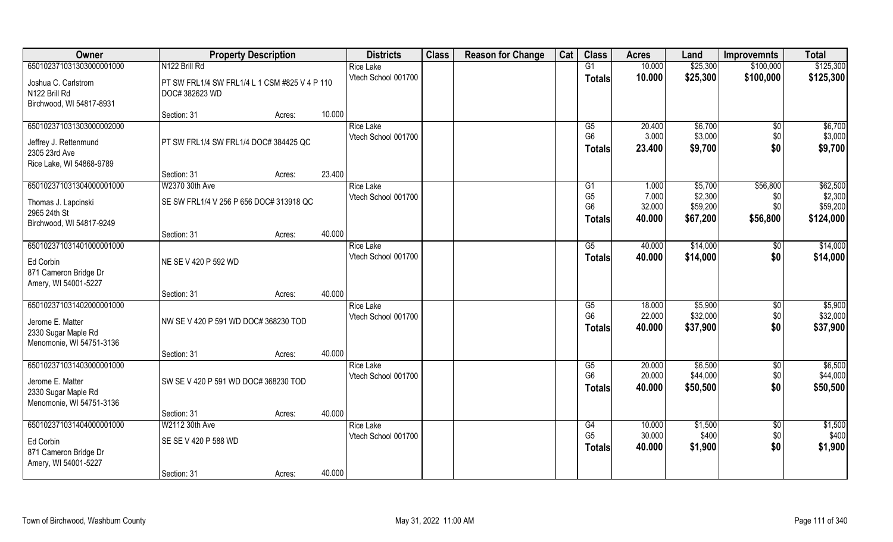| Owner | Property Description | | | Districts | Class | Reason for Change | Cat | Class | Acres | Land | Improvemnts | Total |
|---|---|---|---|---|---|---|---|---|---|---|---|---|
| 65010237103130300000 1000 | N122 Brill Rd | | | Rice Lake | | | | G1 | 10.000 | $25,300 | $100,000 | $125,300 |
| Joshua C. Carlstrom<br>N122 Brill Rd<br>Birchwood, WI 54817-8931 | PT SW FRL1/4 SW FRL1/4 L 1 CSM #825 V 4 P 110 DOC# 382623 WD | | | Vtech School 001700 | | | | Totals | 10.000 | $25,300 | $100,000 | $125,300 |
| | Section: 31 | Acres: | 10.000 | | | | | | | | | |
| 650102371031303000002000 | | | | Rice Lake | | | | G5 | 20.400 | $6,700 | $0 | $6,700 |
| Jeffrey J. Rettenmund<br>2305 23rd Ave<br>Rice Lake, WI 54868-9789 | PT SW FRL1/4 SW FRL1/4 DOC# 384425 QC | | | Vtech School 001700 | | | | G6 | 3.000 | $3,000 | $0 | $3,000 |
| | | | | | | | | Totals | 23.400 | $9,700 | $0 | $9,700 |
| | Section: 31 | Acres: | 23.400 | | | | | | | | | |
| 650102371031304000001000 | W2370 30th Ave | | | Rice Lake | | | | G1 | 1.000 | $5,700 | $56,800 | $62,500 |
| Thomas J. Lapcinski<br>2965 24th St<br>Birchwood, WI 54817-9249 | SE SW FRL1/4 V 256 P 656 DOC# 313918 QC | | | Vtech School 001700 | | | | G5 | 7.000 | $2,300 | $0 | $2,300 |
| | | | | | | | | G6 | 32.000 | $59,200 | $0 | $59,200 |
| | | | | | | | | Totals | 40.000 | $67,200 | $56,800 | $124,000 |
| | Section: 31 | Acres: | 40.000 | | | | | | | | | |
| 650102371031401000001000 | | | | Rice Lake | | | | G5 | 40.000 | $14,000 | $0 | $14,000 |
| Ed Corbin<br>871 Cameron Bridge Dr<br>Amery, WI 54001-5227 | NE SE V 420 P 592 WD | | | Vtech School 001700 | | | | Totals | 40.000 | $14,000 | $0 | $14,000 |
| | Section: 31 | Acres: | 40.000 | | | | | | | | | |
| 650102371031402000001000 | | | | Rice Lake | | | | G5 | 18.000 | $5,900 | $0 | $5,900 |
| Jerome E. Matter<br>2330 Sugar Maple Rd<br>Menomonie, WI 54751-3136 | NW SE V 420 P 591 WD DOC# 368230 TOD | | | Vtech School 001700 | | | | G6 | 22.000 | $32,000 | $0 | $32,000 |
| | | | | | | | | Totals | 40.000 | $37,900 | $0 | $37,900 |
| | Section: 31 | Acres: | 40.000 | | | | | | | | | |
| 650102371031403000001000 | | | | Rice Lake | | | | G5 | 20.000 | $6,500 | $0 | $6,500 |
| Jerome E. Matter<br>2330 Sugar Maple Rd<br>Menomonie, WI 54751-3136 | SW SE V 420 P 591 WD DOC# 368230 TOD | | | Vtech School 001700 | | | | G6 | 20.000 | $44,000 | $0 | $44,000 |
| | | | | | | | | Totals | 40.000 | $50,500 | $0 | $50,500 |
| | Section: 31 | Acres: | 40.000 | | | | | | | | | |
| 650102371031404000001000 | W2112 30th Ave | | | Rice Lake | | | | G4 | 10.000 | $1,500 | $0 | $1,500 |
| Ed Corbin<br>871 Cameron Bridge Dr<br>Amery, WI 54001-5227 | SE SE V 420 P 588 WD | | | Vtech School 001700 | | | | G5 | 30.000 | $400 | $0 | $400 |
| | | | | | | | | Totals | 40.000 | $1,900 | $0 | $1,900 |
| | Section: 31 | Acres: | 40.000 | | | | | | | | | |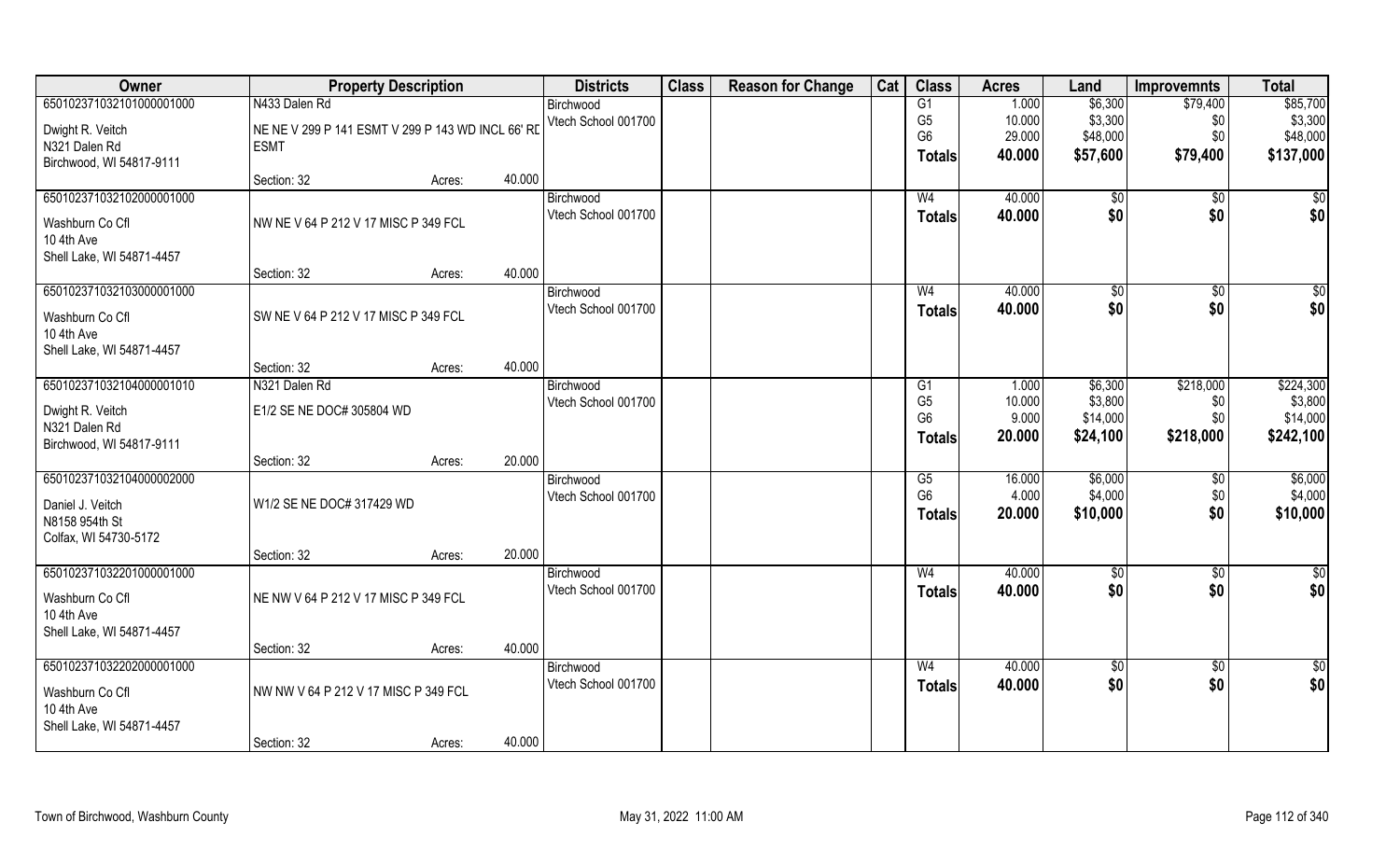| Owner | Property Description | | | Districts | Class | Reason for Change | Cat | Class | Acres | Land | Improvemnts | Total |
|---|---|---|---|---|---|---|---|---|---|---|---|---|
| 650102371032101000001000 | N433 Dalen Rd | | | Birchwood | | | | G1 | 1.000 | $6,300 | $79,400 | $85,700 |
| Dwight R. Veitch | NE NE V 299 P 141 ESMT V 299 P 143 WD INCL 66' RD ESMT | | | Vtech School 001700 | | | | G5 | 10.000 | $3,300 | $0 | $3,300 |
| N321 Dalen Rd | | | | | | | | G6 | 29.000 | $48,000 | $0 | $48,000 |
| Birchwood, WI 54817-9111 | | | | | | | | **Totals** | **40.000** | **$57,600** | **$79,400** | **$137,000** |
| | Section: 32 | Acres: | 40.000 | | | | | | | | | |
| 650102371032102000001000 | | | | Birchwood | | | | W4 | 40.000 | $0 | $0 | $0 |
| Washburn Co Cfl | NW NE V 64 P 212 V 17 MISC P 349 FCL | | | Vtech School 001700 | | | | **Totals** | **40.000** | **$0** | **$0** | **$0** |
| 10 4th Ave | | | | | | | | | | | | |
| Shell Lake, WI 54871-4457 | | | | | | | | | | | | |
| | Section: 32 | Acres: | 40.000 | | | | | | | | | |
| 650102371032103000001000 | | | | Birchwood | | | | W4 | 40.000 | $0 | $0 | $0 |
| Washburn Co Cfl | SW NE V 64 P 212 V 17 MISC P 349 FCL | | | Vtech School 001700 | | | | **Totals** | **40.000** | **$0** | **$0** | **$0** |
| 10 4th Ave | | | | | | | | | | | | |
| Shell Lake, WI 54871-4457 | | | | | | | | | | | | |
| | Section: 32 | Acres: | 40.000 | | | | | | | | | |
| 650102371032104000001010 | N321 Dalen Rd | | | Birchwood | | | | G1 | 1.000 | $6,300 | $218,000 | $224,300 |
| Dwight R. Veitch | E1/2 SE NE DOC# 305804 WD | | | Vtech School 001700 | | | | G5 | 10.000 | $3,800 | $0 | $3,800 |
| N321 Dalen Rd | | | | | | | | G6 | 9.000 | $14,000 | $0 | $14,000 |
| Birchwood, WI 54817-9111 | | | | | | | | **Totals** | **20.000** | **$24,100** | **$218,000** | **$242,100** |
| | Section: 32 | Acres: | 20.000 | | | | | | | | | |
| 650102371032104000002000 | | | | Birchwood | | | | G5 | 16.000 | $6,000 | $0 | $6,000 |
| Daniel J. Veitch | W1/2 SE NE DOC# 317429 WD | | | Vtech School 001700 | | | | G6 | 4.000 | $4,000 | $0 | $4,000 |
| N8158 954th St | | | | | | | | **Totals** | **20.000** | **$10,000** | **$0** | **$10,000** |
| Colfax, WI 54730-5172 | | | | | | | | | | | | |
| | Section: 32 | Acres: | 20.000 | | | | | | | | | |
| 650102371032201000001000 | | | | Birchwood | | | | W4 | 40.000 | $0 | $0 | $0 |
| Washburn Co Cfl | NE NW V 64 P 212 V 17 MISC P 349 FCL | | | Vtech School 001700 | | | | **Totals** | **40.000** | **$0** | **$0** | **$0** |
| 10 4th Ave | | | | | | | | | | | | |
| Shell Lake, WI 54871-4457 | | | | | | | | | | | | |
| | Section: 32 | Acres: | 40.000 | | | | | | | | | |
| 650102371032202000001000 | | | | Birchwood | | | | W4 | 40.000 | $0 | $0 | $0 |
| Washburn Co Cfl | NW NW V 64 P 212 V 17 MISC P 349 FCL | | | Vtech School 001700 | | | | **Totals** | **40.000** | **$0** | **$0** | **$0** |
| 10 4th Ave | | | | | | | | | | | | |
| Shell Lake, WI 54871-4457 | | | | | | | | | | | | |
| | Section: 32 | Acres: | 40.000 | | | | | | | | | |

Town of Birchwood, Washburn County — May 31, 2022 11:00 AM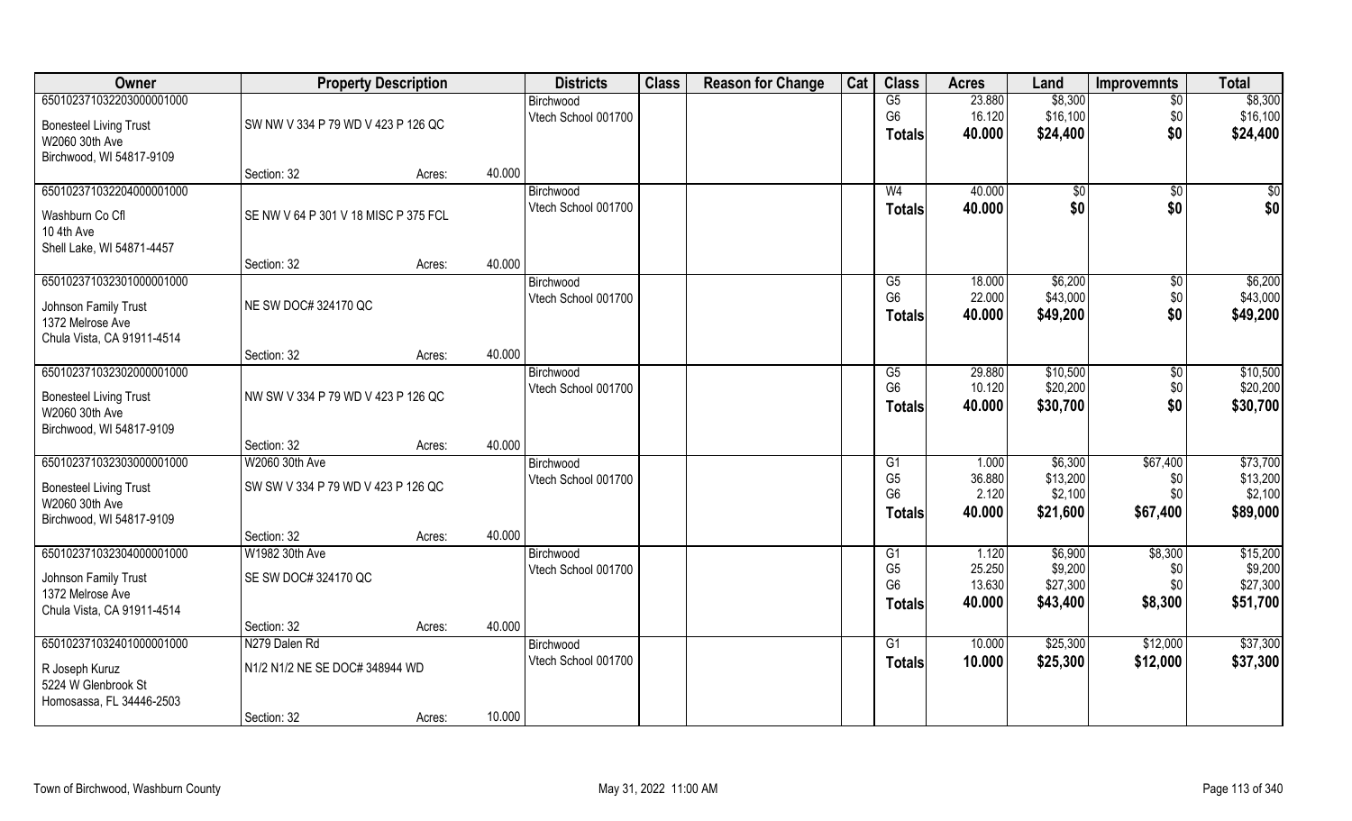| Owner | Property Description | | | Districts | Class | Reason for Change | Cat | Class | Acres | Land | Improvemnts | Total |
|---|---|---|---|---|---|---|---|---|---|---|---|---|
| 650102371032203000001000 | | | | Birchwood | | | | G5 | 23.880 | $8,300 | $0 | $8,300 |
| Bonesteel Living Trust | SW NW V 334 P 79 WD V 423 P 126 QC | | | Vtech School 001700 | | | | G6 | 16.120 | $16,100 | $0 | $16,100 |
| W2060 30th Ave | | | | | | | | Totals | 40.000 | $24,400 | $0 | $24,400 |
| Birchwood, WI 54817-9109 | | | | | | | | | | | | |
| | Section: 32 | Acres: | 40.000 | | | | | | | | | |
| 650102371032204000001000 | | | | Birchwood | | | | W4 | 40.000 | $0 | $0 | $0 |
| Washburn Co Cfl | SE NW V 64 P 301 V 18 MISC P 375 FCL | | | Vtech School 001700 | | | | Totals | 40.000 | $0 | $0 | $0 |
| 10 4th Ave | | | | | | | | | | | | |
| Shell Lake, WI 54871-4457 | | | | | | | | | | | | |
| | Section: 32 | Acres: | 40.000 | | | | | | | | | |
| 650102371032301000001000 | | | | Birchwood | | | | G5 | 18.000 | $6,200 | $0 | $6,200 |
| Johnson Family Trust | NE SW DOC# 324170 QC | | | Vtech School 001700 | | | | G6 | 22.000 | $43,000 | $0 | $43,000 |
| 1372 Melrose Ave | | | | | | | | Totals | 40.000 | $49,200 | $0 | $49,200 |
| Chula Vista, CA 91911-4514 | | | | | | | | | | | | |
| | Section: 32 | Acres: | 40.000 | | | | | | | | | |
| 650102371032302000001000 | | | | Birchwood | | | | G5 | 29.880 | $10,500 | $0 | $10,500 |
| Bonesteel Living Trust | NW SW V 334 P 79 WD V 423 P 126 QC | | | Vtech School 001700 | | | | G6 | 10.120 | $20,200 | $0 | $20,200 |
| W2060 30th Ave | | | | | | | | Totals | 40.000 | $30,700 | $0 | $30,700 |
| Birchwood, WI 54817-9109 | | | | | | | | | | | | |
| | Section: 32 | Acres: | 40.000 | | | | | | | | | |
| 650102371032303000001000 | W2060 30th Ave | | | Birchwood | | | | G1 | 1.000 | $6,300 | $67,400 | $73,700 |
| Bonesteel Living Trust | SW SW V 334 P 79 WD V 423 P 126 QC | | | Vtech School 001700 | | | | G5 | 36.880 | $13,200 | $0 | $13,200 |
| W2060 30th Ave | | | | | | | | G6 | 2.120 | $2,100 | $0 | $2,100 |
| Birchwood, WI 54817-9109 | | | | | | | | Totals | 40.000 | $21,600 | $67,400 | $89,000 |
| | Section: 32 | Acres: | 40.000 | | | | | | | | | |
| 650102371032304000001000 | W1982 30th Ave | | | Birchwood | | | | G1 | 1.120 | $6,900 | $8,300 | $15,200 |
| Johnson Family Trust | SE SW DOC# 324170 QC | | | Vtech School 001700 | | | | G5 | 25.250 | $9,200 | $0 | $9,200 |
| 1372 Melrose Ave | | | | | | | | G6 | 13.630 | $27,300 | $0 | $27,300 |
| Chula Vista, CA 91911-4514 | | | | | | | | Totals | 40.000 | $43,400 | $8,300 | $51,700 |
| | Section: 32 | Acres: | 40.000 | | | | | | | | | |
| 650102371032401000001000 | N279 Dalen Rd | | | Birchwood | | | | G1 | 10.000 | $25,300 | $12,000 | $37,300 |
| R Joseph Kuruz | N1/2 N1/2 NE SE DOC# 348944 WD | | | Vtech School 001700 | | | | Totals | 10.000 | $25,300 | $12,000 | $37,300 |
| 5224 W Glenbrook St | | | | | | | | | | | | |
| Homosassa, FL 34446-2503 | | | | | | | | | | | | |
| | Section: 32 | Acres: | 10.000 | | | | | | | | | |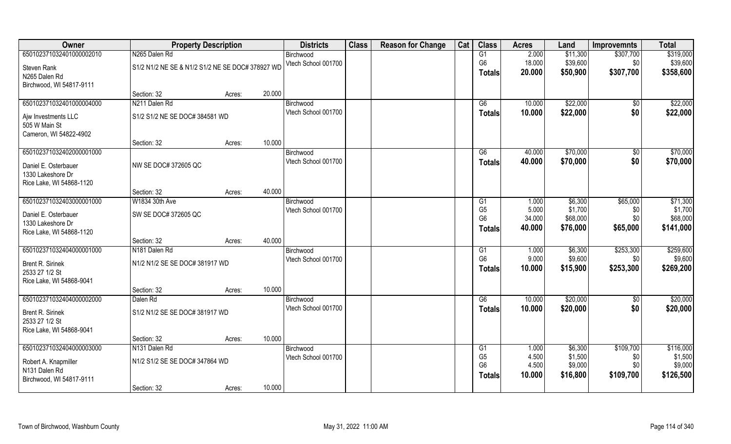| Owner | Property Description | | | Districts | Class | Reason for Change | Cat | Class | Acres | Land | Improvemnts | Total |
|---|---|---|---|---|---|---|---|---|---|---|---|---|
| 650102371032401000002010 | N265 Dalen Rd | | | Birchwood | | | | G1 | 2.000 | $11,300 | $307,700 | $319,000 |
| Steven Rank | S1/2 N1/2 NE SE & N1/2 S1/2 NE SE DOC# 378927 WD | | | Vtech School 001700 | | | | G6 | 18.000 | $39,600 | $0 | $39,600 |
| N265 Dalen Rd | | | | | | | | **Totals** | **20.000** | **$50,900** | **$307,700** | **$358,600** |
| Birchwood, WI 54817-9111 | | | | | | | | | | | | |
| | Section: 32 | Acres: | 20.000 | | | | | | | | | |
| 650102371032401000004000 | N211 Dalen Rd | | | Birchwood | | | | G6 | 10.000 | $22,000 | $0 | $22,000 |
| Ajw Investments LLC | S1/2 S1/2 NE SE DOC# 384581 WD | | | Vtech School 001700 | | | | **Totals** | **10.000** | **$22,000** | **$0** | **$22,000** |
| 505 W Main St | | | | | | | | | | | | |
| Cameron, WI 54822-4902 | | | | | | | | | | | | |
| | Section: 32 | Acres: | 10.000 | | | | | | | | | |
| 650102371032402000001000 | | | | Birchwood | | | | G6 | 40.000 | $70,000 | $0 | $70,000 |
| Daniel E. Osterbauer | NW SE DOC# 372605 QC | | | Vtech School 001700 | | | | **Totals** | **40.000** | **$70,000** | **$0** | **$70,000** |
| 1330 Lakeshore Dr | | | | | | | | | | | | |
| Rice Lake, WI 54868-1120 | | | | | | | | | | | | |
| | Section: 32 | Acres: | 40.000 | | | | | | | | | |
| 650102371032403000001000 | W1834 30th Ave | | | Birchwood | | | | G1 | 1.000 | $6,300 | $65,000 | $71,300 |
| Daniel E. Osterbauer | SW SE DOC# 372605 QC | | | Vtech School 001700 | | | | G5 | 5.000 | $1,700 | $0 | $1,700 |
| 1330 Lakeshore Dr | | | | | | | | G6 | 34.000 | $68,000 | $0 | $68,000 |
| Rice Lake, WI 54868-1120 | | | | | | | | **Totals** | **40.000** | **$76,000** | **$65,000** | **$141,000** |
| | Section: 32 | Acres: | 40.000 | | | | | | | | | |
| 650102371032404000001000 | N181 Dalen Rd | | | Birchwood | | | | G1 | 1.000 | $6,300 | $253,300 | $259,600 |
| Brent R. Sirinek | N1/2 N1/2 SE SE DOC# 381917 WD | | | Vtech School 001700 | | | | G6 | 9.000 | $9,600 | $0 | $9,600 |
| 2533 27 1/2 St | | | | | | | | **Totals** | **10.000** | **$15,900** | **$253,300** | **$269,200** |
| Rice Lake, WI 54868-9041 | | | | | | | | | | | | |
| | Section: 32 | Acres: | 10.000 | | | | | | | | | |
| 650102371032404000002000 | Dalen Rd | | | Birchwood | | | | G6 | 10.000 | $20,000 | $0 | $20,000 |
| Brent R. Sirinek | S1/2 N1/2 SE SE DOC# 381917 WD | | | Vtech School 001700 | | | | **Totals** | **10.000** | **$20,000** | **$0** | **$20,000** |
| 2533 27 1/2 St | | | | | | | | | | | | |
| Rice Lake, WI 54868-9041 | | | | | | | | | | | | |
| | Section: 32 | Acres: | 10.000 | | | | | | | | | |
| 650102371032404000003000 | N131 Dalen Rd | | | Birchwood | | | | G1 | 1.000 | $6,300 | $109,700 | $116,000 |
| Robert A. Knapmiller | N1/2 S1/2 SE SE DOC# 347864 WD | | | Vtech School 001700 | | | | G5 | 4.500 | $1,500 | $0 | $1,500 |
| N131 Dalen Rd | | | | | | | | G6 | 4.500 | $9,000 | $0 | $9,000 |
| Birchwood, WI 54817-9111 | | | | | | | | **Totals** | **10.000** | **$16,800** | **$109,700** | **$126,500** |
| | Section: 32 | Acres: | 10.000 | | | | | | | | | |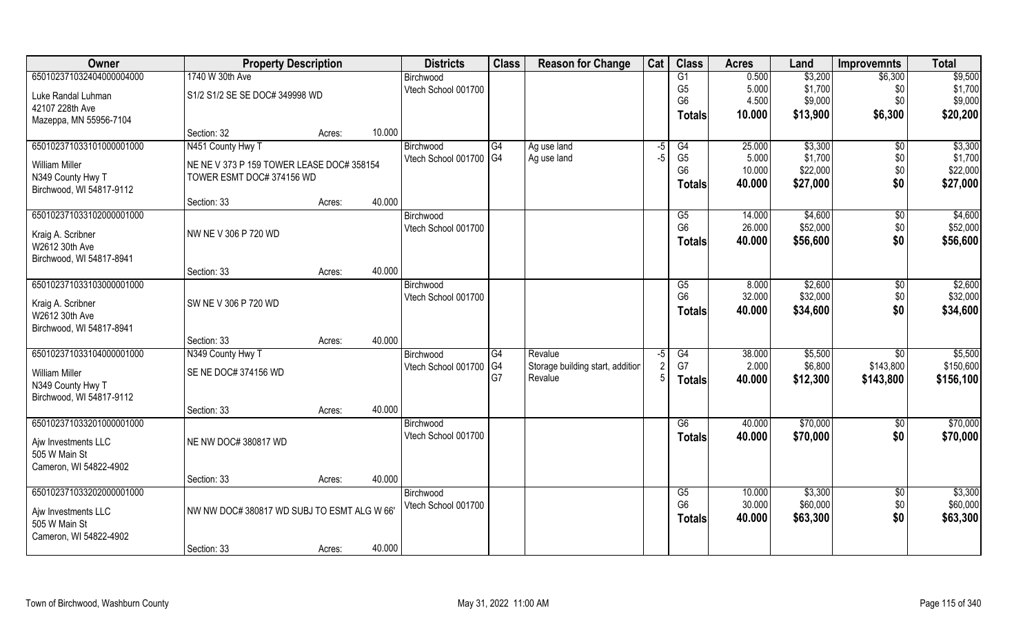| Owner | Property Description | | | Districts | Class | Reason for Change | Cat | Class | Acres | Land | Improvemnts | Total |
|---|---|---|---|---|---|---|---|---|---|---|---|---|
| 650102371032404000004000 | 1740 W 30th Ave | | | Birchwood | | | | G1 | 0.500 | $3,200 | $6,300 | $9,500 |
| Luke Randal Luhman | S1/2 S1/2 SE SE DOC# 349998 WD | | | Vtech School 001700 | | | | G5 | 5.000 | $1,700 | $0 | $1,700 |
| 42107 228th Ave | | | | | | | | G6 | 4.500 | $9,000 | $0 | $9,000 |
| Mazeppa, MN 55956-7104 | | | | | | | | **Totals** | **10.000** | **$13,900** | **$6,300** | **$20,200** |
| | Section: 32 | Acres: | 10.000 | | | | | | | | | |
| 650102371033101000001000 | N451 County Hwy T | | | Birchwood | G4 | Ag use land | -5 | G4 | 25.000 | $3,300 | $0 | $3,300 |
| William Miller | NE NE V 373 P 159 TOWER LEASE DOC# 358154 | | | Vtech School 001700 | G4 | Ag use land | -5 | G5 | 5.000 | $1,700 | $0 | $1,700 |
| N349 County Hwy T | TOWER ESMT DOC# 374156 WD | | | | | | | G6 | 10.000 | $22,000 | $0 | $22,000 |
| Birchwood, WI 54817-9112 | | | | | | | | **Totals** | **40.000** | **$27,000** | **$0** | **$27,000** |
| | Section: 33 | Acres: | 40.000 | | | | | | | | | |
| 650102371033102000001000 | | | | Birchwood | | | | G5 | 14.000 | $4,600 | $0 | $4,600 |
| Kraig A. Scribner | NW NE V 306 P 720 WD | | | Vtech School 001700 | | | | G6 | 26.000 | $52,000 | $0 | $52,000 |
| W2612 30th Ave | | | | | | | | **Totals** | **40.000** | **$56,600** | **$0** | **$56,600** |
| Birchwood, WI 54817-8941 | | | | | | | | | | | | |
| | Section: 33 | Acres: | 40.000 | | | | | | | | | |
| 650102371033103000001000 | | | | Birchwood | | | | G5 | 8.000 | $2,600 | $0 | $2,600 |
| Kraig A. Scribner | SW NE V 306 P 720 WD | | | Vtech School 001700 | | | | G6 | 32.000 | $32,000 | $0 | $32,000 |
| W2612 30th Ave | | | | | | | | **Totals** | **40.000** | **$34,600** | **$0** | **$34,600** |
| Birchwood, WI 54817-8941 | | | | | | | | | | | | |
| | Section: 33 | Acres: | 40.000 | | | | | | | | | |
| 650102371033104000001000 | N349 County Hwy T | | | Birchwood | G4 | Revalue | -5 | G4 | 38.000 | $5,500 | $0 | $5,500 |
| William Miller | SE NE DOC# 374156 WD | | | Vtech School 001700 | G4 | Storage building start, addition | 2 | G7 | 2.000 | $6,800 | $143,800 | $150,600 |
| N349 County Hwy T | | | | | G7 | Revalue | 5 | **Totals** | **40.000** | **$12,300** | **$143,800** | **$156,100** |
| Birchwood, WI 54817-9112 | | | | | | | | | | | | |
| | Section: 33 | Acres: | 40.000 | | | | | | | | | |
| 650102371033201000001000 | | | | Birchwood | | | | G6 | 40.000 | $70,000 | $0 | $70,000 |
| Ajw Investments LLC | NE NW DOC# 380817 WD | | | Vtech School 001700 | | | | **Totals** | **40.000** | **$70,000** | **$0** | **$70,000** |
| 505 W Main St | | | | | | | | | | | | |
| Cameron, WI 54822-4902 | | | | | | | | | | | | |
| | Section: 33 | Acres: | 40.000 | | | | | | | | | |
| 650102371033202000001000 | | | | Birchwood | | | | G5 | 10.000 | $3,300 | $0 | $3,300 |
| Ajw Investments LLC | NW NW DOC# 380817 WD SUBJ TO ESMT ALG W 66' | | | Vtech School 001700 | | | | G6 | 30.000 | $60,000 | $0 | $60,000 |
| 505 W Main St | | | | | | | | **Totals** | **40.000** | **$63,300** | **$0** | **$63,300** |
| Cameron, WI 54822-4902 | | | | | | | | | | | | |
| | Section: 33 | Acres: | 40.000 | | | | | | | | | |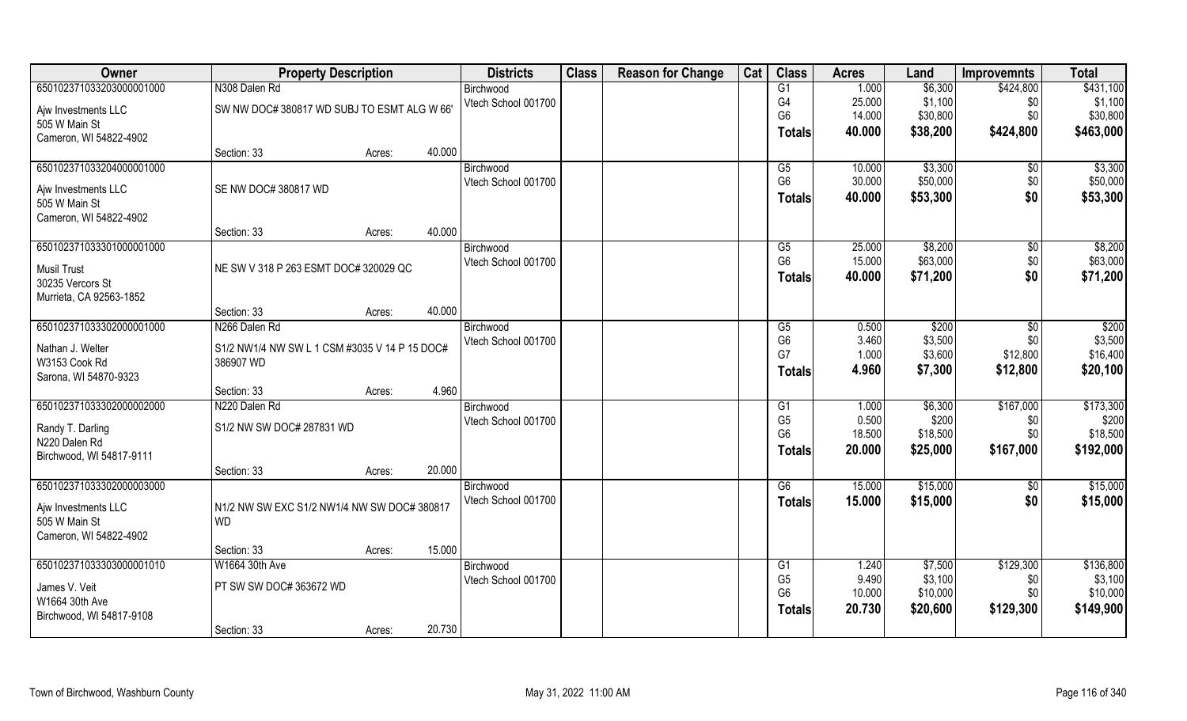| Owner | Property Description | | | Districts | Class | Reason for Change | Cat | Class | Acres | Land | Improvemnts | Total |
|---|---|---|---|---|---|---|---|---|---|---|---|---|
| 650102371033203000001000 | N308 Dalen Rd | | | Birchwood | | | | G1 | 1.000 | $6,300 | $424,800 | $431,100 |
| Ajw Investments LLC | SW NW DOC# 380817 WD SUBJ TO ESMT ALG W 66' | | | Vtech School 001700 | | | | G4 | 25.000 | $1,100 | $0 | $1,100 |
| 505 W Main St | | | | | | | | G6 | 14.000 | $30,800 | $0 | $30,800 |
| Cameron, WI 54822-4902 | | | | | | | | **Totals** | **40.000** | **$38,200** | **$424,800** | **$463,000** |
| | Section: 33 | Acres: | 40.000 | | | | | | | | | |
| 650102371033204000001000 | | | | Birchwood | | | | G5 | 10.000 | $3,300 | $0 | $3,300 |
| Ajw Investments LLC | SE NW DOC# 380817 WD | | | Vtech School 001700 | | | | G6 | 30.000 | $50,000 | $0 | $50,000 |
| 505 W Main St | | | | | | | | **Totals** | **40.000** | **$53,300** | **$0** | **$53,300** |
| Cameron, WI 54822-4902 | | | | | | | | | | | | |
| | Section: 33 | Acres: | 40.000 | | | | | | | | | |
| 650102371033301000001000 | | | | Birchwood | | | | G5 | 25.000 | $8,200 | $0 | $8,200 |
| Musil Trust | NE SW V 318 P 263 ESMT DOC# 320029 QC | | | Vtech School 001700 | | | | G6 | 15.000 | $63,000 | $0 | $63,000 |
| 30235 Vercors St | | | | | | | | **Totals** | **40.000** | **$71,200** | **$0** | **$71,200** |
| Murrieta, CA 92563-1852 | | | | | | | | | | | | |
| | Section: 33 | Acres: | 40.000 | | | | | | | | | |
| 650102371033302000001000 | N266 Dalen Rd | | | Birchwood | | | | G5 | 0.500 | $200 | $0 | $200 |
| Nathan J. Welter | S1/2 NW1/4 NW SW L 1 CSM #3035 V 14 P 15 DOC# 386907 WD | | | Vtech School 001700 | | | | G6 | 3.460 | $3,500 | $0 | $3,500 |
| W3153 Cook Rd | | | | | | | | G7 | 1.000 | $3,600 | $12,800 | $16,400 |
| Sarona, WI 54870-9323 | | | | | | | | **Totals** | **4.960** | **$7,300** | **$12,800** | **$20,100** |
| | Section: 33 | Acres: | 4.960 | | | | | | | | | |
| 650102371033302000002000 | N220 Dalen Rd | | | Birchwood | | | | G1 | 1.000 | $6,300 | $167,000 | $173,300 |
| Randy T. Darling | S1/2 NW SW DOC# 287831 WD | | | Vtech School 001700 | | | | G5 | 0.500 | $200 | $0 | $200 |
| N220 Dalen Rd | | | | | | | | G6 | 18.500 | $18,500 | $0 | $18,500 |
| Birchwood, WI 54817-9111 | | | | | | | | **Totals** | **20.000** | **$25,000** | **$167,000** | **$192,000** |
| | Section: 33 | Acres: | 20.000 | | | | | | | | | |
| 650102371033302000003000 | | | | Birchwood | | | | G6 | 15.000 | $15,000 | $0 | $15,000 |
| Ajw Investments LLC | N1/2 NW SW EXC S1/2 NW1/4 NW SW DOC# 380817 WD | | | Vtech School 001700 | | | | **Totals** | **15.000** | **$15,000** | **$0** | **$15,000** |
| 505 W Main St | | | | | | | | | | | | |
| Cameron, WI 54822-4902 | | | | | | | | | | | | |
| | Section: 33 | Acres: | 15.000 | | | | | | | | | |
| 650102371033303000001010 | W1664 30th Ave | | | Birchwood | | | | G1 | 1.240 | $7,500 | $129,300 | $136,800 |
| James V. Veit | PT SW SW DOC# 363672 WD | | | Vtech School 001700 | | | | G5 | 9.490 | $3,100 | $0 | $3,100 |
| W1664 30th Ave | | | | | | | | G6 | 10.000 | $10,000 | $0 | $10,000 |
| Birchwood, WI 54817-9108 | | | | | | | | **Totals** | **20.730** | **$20,600** | **$129,300** | **$149,900** |
| | Section: 33 | Acres: | 20.730 | | | | | | | | | |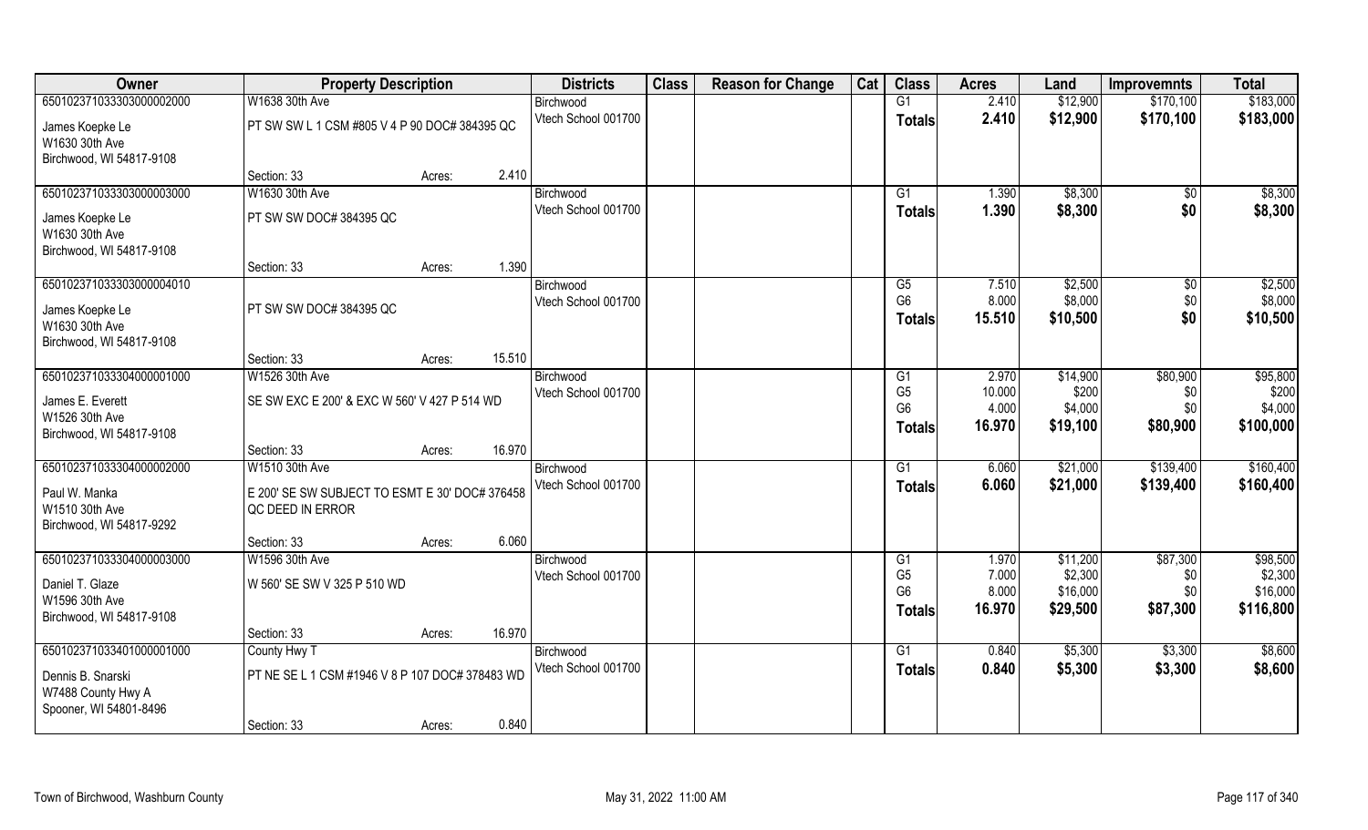| Owner | Property Description | | | Districts | Class | Reason for Change | Cat | Class | Acres | Land | Improvemnts | Total |
|---|---|---|---|---|---|---|---|---|---|---|---|---|
| 65010237103330300000200 0 | W1638 30th Ave | | | Birchwood | | | | G1 | 2.410 | $12,900 | $170,100 | $183,000 |
| James Koepke Le<br>W1630 30th Ave<br>Birchwood, WI 54817-9108 | PT SW SW L 1 CSM #805 V 4 P 90 DOC# 384395 QC | | | Vtech School 001700 | | | | Totals | 2.410 | $12,900 | $170,100 | $183,000 |
| | Section: 33 | Acres: | 2.410 | | | | | | | | | |
| 650102371033303000003000 | W1630 30th Ave | | | Birchwood | | | | G1 | 1.390 | $8,300 | $0 | $8,300 |
| James Koepke Le<br>W1630 30th Ave<br>Birchwood, WI 54817-9108 | PT SW SW DOC# 384395 QC | | | Vtech School 001700 | | | | Totals | 1.390 | $8,300 | $0 | $8,300 |
| | Section: 33 | Acres: | 1.390 | | | | | | | | | |
| 650102371033303000004010 | | | | Birchwood | | | | G5 | 7.510 | $2,500 | $0 | $2,500 |
| James Koepke Le<br>W1630 30th Ave<br>Birchwood, WI 54817-9108 | PT SW SW DOC# 384395 QC | | | Vtech School 001700 | | | | G6 | 8.000 | $8,000 | $0 | $8,000 |
| | | | | | | | | Totals | 15.510 | $10,500 | $0 | $10,500 |
| | Section: 33 | Acres: | 15.510 | | | | | | | | | |
| 650102371033304000001000 | W1526 30th Ave | | | Birchwood | | | | G1 | 2.970 | $14,900 | $80,900 | $95,800 |
| James E. Everett<br>W1526 30th Ave<br>Birchwood, WI 54817-9108 | SE SW EXC E 200' & EXC W 560' V 427 P 514 WD | | | Vtech School 001700 | | | | G5 | 10.000 | $200 | $0 | $200 |
| | | | | | | | | G6 | 4.000 | $4,000 | $0 | $4,000 |
| | | | | | | | | Totals | 16.970 | $19,100 | $80,900 | $100,000 |
| | Section: 33 | Acres: | 16.970 | | | | | | | | | |
| 650102371033304000002000 | W1510 30th Ave | | | Birchwood | | | | G1 | 6.060 | $21,000 | $139,400 | $160,400 |
| Paul W. Manka<br>W1510 30th Ave<br>Birchwood, WI 54817-9292 | E 200' SE SW SUBJECT TO ESMT E 30' DOC# 376458 QC DEED IN ERROR | | | Vtech School 001700 | | | | Totals | 6.060 | $21,000 | $139,400 | $160,400 |
| | Section: 33 | Acres: | 6.060 | | | | | | | | | |
| 650102371033304000003000 | W1596 30th Ave | | | Birchwood | | | | G1 | 1.970 | $11,200 | $87,300 | $98,500 |
| Daniel T. Glaze<br>W1596 30th Ave<br>Birchwood, WI 54817-9108 | W 560' SE SW V 325 P 510 WD | | | Vtech School 001700 | | | | G5 | 7.000 | $2,300 | $0 | $2,300 |
| | | | | | | | | G6 | 8.000 | $16,000 | $0 | $16,000 |
| | | | | | | | | Totals | 16.970 | $29,500 | $87,300 | $116,800 |
| | Section: 33 | Acres: | 16.970 | | | | | | | | | |
| 650102371033401000001000 | County Hwy T | | | Birchwood | | | | G1 | 0.840 | $5,300 | $3,300 | $8,600 |
| Dennis B. Snarski<br>W7488 County Hwy A<br>Spooner, WI 54801-8496 | PT NE SE L 1 CSM #1946 V 8 P 107 DOC# 378483 WD | | | Vtech School 001700 | | | | Totals | 0.840 | $5,300 | $3,300 | $8,600 |
| | Section: 33 | Acres: | 0.840 | | | | | | | | | |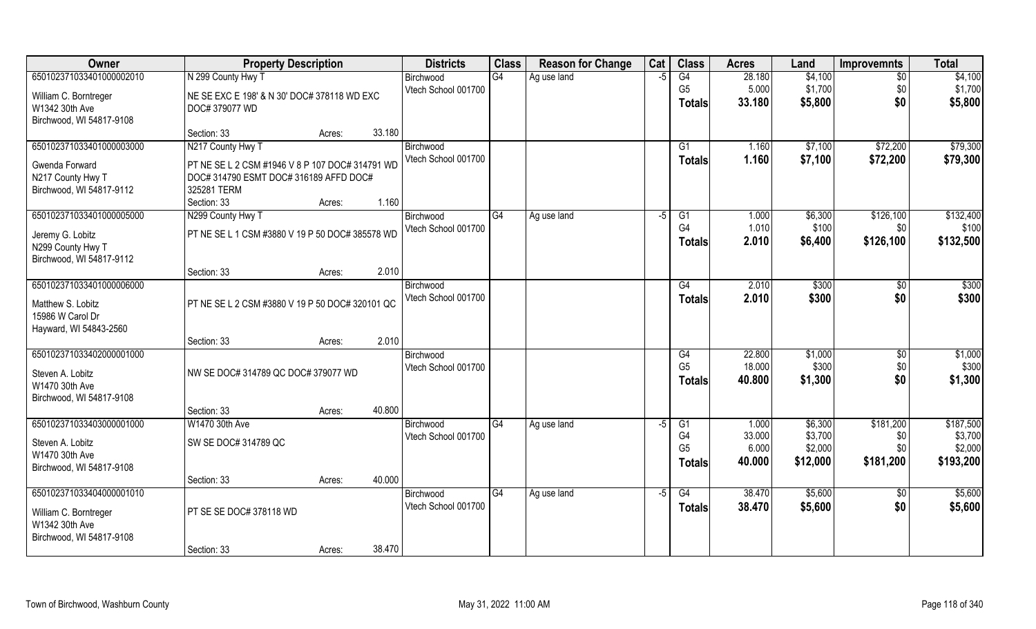| Owner | Property Description | Districts | Class | Reason for Change | Cat | Class | Acres | Land | Improvemnts | Total |
|---|---|---|---|---|---|---|---|---|---|---|
| 65010237103340100000201​0 | N 299 County Hwy T | Birchwood | G4 | Ag use land | -5 | G4 | 28.180 | $4,100 | $0 | $4,100 |
| William C. Borntreger | NE SE EXC E 198' & N 30' DOC# 378118 WD EXC | Vtech School 001700 | | | | G5 | 5.000 | $1,700 | $0 | $1,700 |
| W1342 30th Ave | DOC# 379077 WD | | | | | **Totals** | **33.180** | **$5,800** | **$0** | **$5,800** |
| Birchwood, WI 54817-9108 | | | | | | | | | | |
| | Section: 33 Acres: 33.180 | | | | | | | | | |
| 650102371033401000003000 | N217 County Hwy T | Birchwood | | | | G1 | 1.160 | $7,100 | $72,200 | $79,300 |
| Gwenda Forward | PT NE SE L 2 CSM #1946 V 8 P 107 DOC# 314791 WD | Vtech School 001700 | | | | **Totals** | **1.160** | **$7,100** | **$72,200** | **$79,300** |
| N217 County Hwy T | DOC# 314790 ESMT DOC# 316189 AFFD DOC# | | | | | | | | | |
| Birchwood, WI 54817-9112 | 325281 TERM | | | | | | | | | |
| | Section: 33 Acres: 1.160 | | | | | | | | | |
| 650102371033401000005000 | N299 County Hwy T | Birchwood | G4 | Ag use land | -5 | G1 | 1.000 | $6,300 | $126,100 | $132,400 |
| Jeremy G. Lobitz | PT NE SE L 1 CSM #3880 V 19 P 50 DOC# 385578 WD | Vtech School 001700 | | | | G4 | 1.010 | $100 | $0 | $100 |
| N299 County Hwy T | | | | | | **Totals** | **2.010** | **$6,400** | **$126,100** | **$132,500** |
| Birchwood, WI 54817-9112 | | | | | | | | | | |
| | Section: 33 Acres: 2.010 | | | | | | | | | |
| 650102371033401000006000 | | Birchwood | | | | G4 | 2.010 | $300 | $0 | $300 |
| Matthew S. Lobitz | PT NE SE L 2 CSM #3880 V 19 P 50 DOC# 320101 QC | Vtech School 001700 | | | | **Totals** | **2.010** | **$300** | **$0** | **$300** |
| 15986 W Carol Dr | | | | | | | | | | |
| Hayward, WI 54843-2560 | | | | | | | | | | |
| | Section: 33 Acres: 2.010 | | | | | | | | | |
| 650102371033402000001000 | | Birchwood | | | | G4 | 22.800 | $1,000 | $0 | $1,000 |
| Steven A. Lobitz | NW SE DOC# 314789 QC DOC# 379077 WD | Vtech School 001700 | | | | G5 | 18.000 | $300 | $0 | $300 |
| W1470 30th Ave | | | | | | **Totals** | **40.800** | **$1,300** | **$0** | **$1,300** |
| Birchwood, WI 54817-9108 | | | | | | | | | | |
| | Section: 33 Acres: 40.800 | | | | | | | | | |
| 650102371033403000001000 | W1470 30th Ave | Birchwood | G4 | Ag use land | -5 | G1 | 1.000 | $6,300 | $181,200 | $187,500 |
| Steven A. Lobitz | SW SE DOC# 314789 QC | Vtech School 001700 | | | | G4 | 33.000 | $3,700 | $0 | $3,700 |
| W1470 30th Ave | | | | | | G5 | 6.000 | $2,000 | $0 | $2,000 |
| Birchwood, WI 54817-9108 | | | | | | **Totals** | **40.000** | **$12,000** | **$181,200** | **$193,200** |
| | Section: 33 Acres: 40.000 | | | | | | | | | |
| 650102371033404000001010 | | Birchwood | G4 | Ag use land | -5 | G4 | 38.470 | $5,600 | $0 | $5,600 |
| William C. Borntreger | PT SE SE DOC# 378118 WD | Vtech School 001700 | | | | **Totals** | **38.470** | **$5,600** | **$0** | **$5,600** |
| W1342 30th Ave | | | | | | | | | | |
| Birchwood, WI 54817-9108 | | | | | | | | | | |
| | Section: 33 Acres: 38.470 | | | | | | | | | |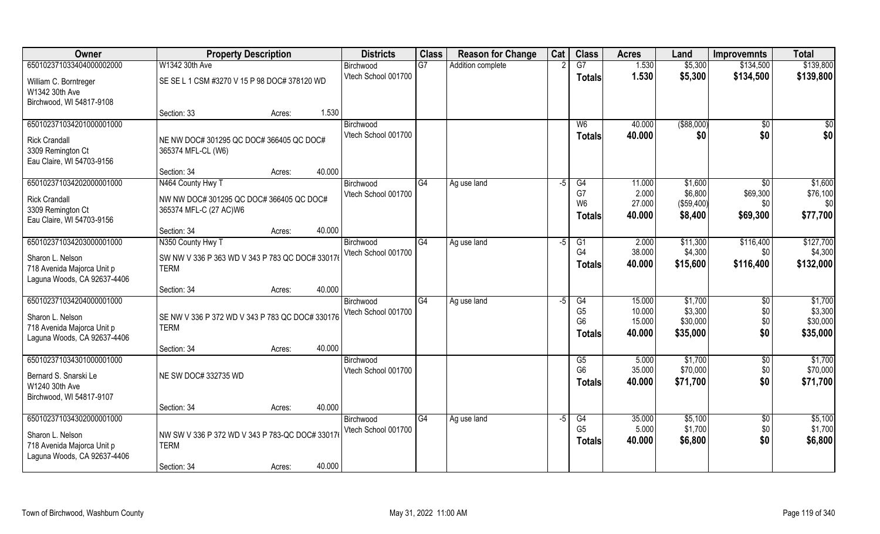| Owner | Property Description | | | Districts | Class | Reason for Change | Cat | Class | Acres | Land | Improvemnts | Total |
|---|---|---|---|---|---|---|---|---|---|---|---|---|
| 65010237103340400000200 0 | W1342 30th Ave | | | Birchwood | G7 | Addition complete | 2 | G7 | 1.530 | $5,300 | $134,500 | $139,800 |
| William C. Borntreger<br>W1342 30th Ave<br>Birchwood, WI 54817-9108 | SE SE L 1 CSM #3270 V 15 P 98 DOC# 378120 WD | | | Vtech School 001700 | | | | **Totals** | **1.530** | **$5,300** | **$134,500** | **$139,800** |
| | Section: 33 | Acres: | 1.530 | | | | | | | | | |
| 650102371034201000001000 | | | | Birchwood | | | | W6 | 40.000 | ($88,000) | $0 | $0 |
| Rick Crandall<br>3309 Remington Ct<br>Eau Claire, WI 54703-9156 | NE NW DOC# 301295 QC DOC# 366405 QC DOC# 365374 MFL-CL (W6) | | | Vtech School 001700 | | | | **Totals** | **40.000** | **$0** | **$0** | **$0** |
| | Section: 34 | Acres: | 40.000 | | | | | | | | | |
| 650102371034202000001000 | N464 County Hwy T | | | Birchwood | G4 | Ag use land | -5 | G4 | 11.000 | $1,600 | $0 | $1,600 |
| Rick Crandall<br>3309 Remington Ct<br>Eau Claire, WI 54703-9156 | NW NW DOC# 301295 QC DOC# 366405 QC DOC# 365374 MFL-C (27 AC)W6 | | | Vtech School 001700 | | | | G7 | 2.000 | $6,800 | $69,300 | $76,100 |
| | | | | | | | | W6 | 27.000 | ($59,400) | $0 | $0 |
| | | | | | | | | **Totals** | **40.000** | **$8,400** | **$69,300** | **$77,700** |
| | Section: 34 | Acres: | 40.000 | | | | | | | | | |
| 650102371034203000001000 | N350 County Hwy T | | | Birchwood | G4 | Ag use land | -5 | G1 | 2.000 | $11,300 | $116,400 | $127,700 |
| Sharon L. Nelson<br>718 Avenida Majorca Unit p<br>Laguna Woods, CA 92637-4406 | SW NW V 336 P 363 WD V 343 P 783 QC DOC# 33017( TERM | | | Vtech School 001700 | | | | G4 | 38.000 | $4,300 | $0 | $4,300 |
| | | | | | | | | **Totals** | **40.000** | **$15,600** | **$116,400** | **$132,000** |
| | Section: 34 | Acres: | 40.000 | | | | | | | | | |
| 650102371034204000001000 | | | | Birchwood | G4 | Ag use land | -5 | G4 | 15.000 | $1,700 | $0 | $1,700 |
| Sharon L. Nelson<br>718 Avenida Majorca Unit p<br>Laguna Woods, CA 92637-4406 | SE NW V 336 P 372 WD V 343 P 783 QC DOC# 330176 TERM | | | Vtech School 001700 | | | | G5 | 10.000 | $3,300 | $0 | $3,300 |
| | | | | | | | | G6 | 15.000 | $30,000 | $0 | $30,000 |
| | | | | | | | | **Totals** | **40.000** | **$35,000** | **$0** | **$35,000** |
| | Section: 34 | Acres: | 40.000 | | | | | | | | | |
| 650102371034301000001000 | | | | Birchwood | | | | G5 | 5.000 | $1,700 | $0 | $1,700 |
| Bernard S. Snarski Le<br>W1240 30th Ave<br>Birchwood, WI 54817-9107 | NE SW DOC# 332735 WD | | | Vtech School 001700 | | | | G6 | 35.000 | $70,000 | $0 | $70,000 |
| | | | | | | | | **Totals** | **40.000** | **$71,700** | **$0** | **$71,700** |
| | Section: 34 | Acres: | 40.000 | | | | | | | | | |
| 650102371034302000001000 | | | | Birchwood | G4 | Ag use land | -5 | G4 | 35.000 | $5,100 | $0 | $5,100 |
| Sharon L. Nelson<br>718 Avenida Majorca Unit p<br>Laguna Woods, CA 92637-4406 | NW SW V 336 P 372 WD V 343 P 783-QC DOC# 33017( TERM | | | Vtech School 001700 | | | | G5 | 5.000 | $1,700 | $0 | $1,700 |
| | | | | | | | | **Totals** | **40.000** | **$6,800** | **$0** | **$6,800** |
| | Section: 34 | Acres: | 40.000 | | | | | | | | | |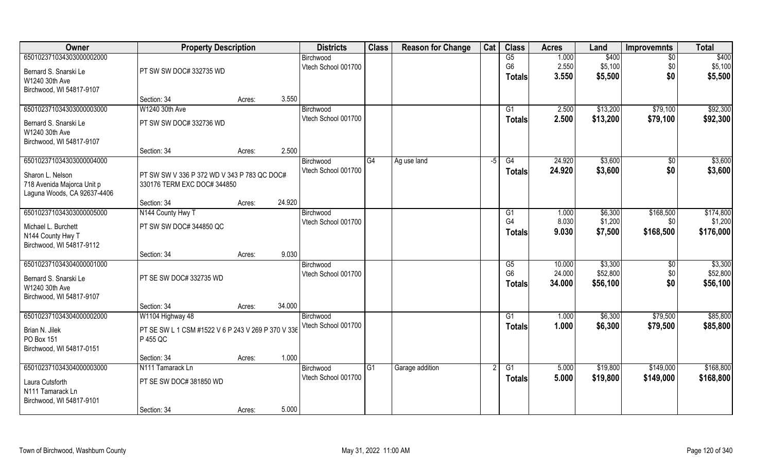| Owner | Property Description | | | Districts | Class | Reason for Change | Cat | Class | Acres | Land | Improvemnts | Total |
|---|---|---|---|---|---|---|---|---|---|---|---|---|
| 650102371034303000002000 | | | | Birchwood | | | | G5 | 1.000 | $400 | $0 | $400 |
| Bernard S. Snarski Le | PT SW SW DOC# 332735 WD | | | Vtech School 001700 | | | | G6 | 2.550 | $5,100 | $0 | $5,100 |
| W1240 30th Ave | | | | | | | | Totals | 3.550 | $5,500 | $0 | $5,500 |
| Birchwood, WI 54817-9107 | | | | | | | | | | | | |
| | Section: 34 | Acres: | 3.550 | | | | | | | | | |
| 650102371034303000003000 | W1240 30th Ave | | | Birchwood | | | | G1 | 2.500 | $13,200 | $79,100 | $92,300 |
| Bernard S. Snarski Le | PT SW SW DOC# 332736 WD | | | Vtech School 001700 | | | | Totals | 2.500 | $13,200 | $79,100 | $92,300 |
| W1240 30th Ave | | | | | | | | | | | | |
| Birchwood, WI 54817-9107 | | | | | | | | | | | | |
| | Section: 34 | Acres: | 2.500 | | | | | | | | | |
| 650102371034303000004000 | | | | Birchwood | G4 | Ag use land | -5 | G4 | 24.920 | $3,600 | $0 | $3,600 |
| Sharon L. Nelson | PT SW SW V 336 P 372 WD V 343 P 783 QC DOC# 330176 TERM EXC DOC# 344850 | | | Vtech School 001700 | | | | Totals | 24.920 | $3,600 | $0 | $3,600 |
| 718 Avenida Majorca Unit p | | | | | | | | | | | | |
| Laguna Woods, CA 92637-4406 | | | | | | | | | | | | |
| | Section: 34 | Acres: | 24.920 | | | | | | | | | |
| 650102371034303000005000 | N144 County Hwy T | | | Birchwood | | | | G1 | 1.000 | $6,300 | $168,500 | $174,800 |
| Michael L. Burchett | PT SW SW DOC# 344850 QC | | | Vtech School 001700 | | | | G4 | 8.030 | $1,200 | $0 | $1,200 |
| N144 County Hwy T | | | | | | | | Totals | 9.030 | $7,500 | $168,500 | $176,000 |
| Birchwood, WI 54817-9112 | | | | | | | | | | | | |
| | Section: 34 | Acres: | 9.030 | | | | | | | | | |
| 650102371034304000001000 | | | | Birchwood | | | | G5 | 10.000 | $3,300 | $0 | $3,300 |
| Bernard S. Snarski Le | PT SE SW DOC# 332735 WD | | | Vtech School 001700 | | | | G6 | 24.000 | $52,800 | $0 | $52,800 |
| W1240 30th Ave | | | | | | | | Totals | 34.000 | $56,100 | $0 | $56,100 |
| Birchwood, WI 54817-9107 | | | | | | | | | | | | |
| | Section: 34 | Acres: | 34.000 | | | | | | | | | |
| 650102371034304000002000 | W1104 Highway 48 | | | Birchwood | | | | G1 | 1.000 | $6,300 | $79,500 | $85,800 |
| Brian N. Jilek | PT SE SW L 1 CSM #1522 V 6 P 243 V 269 P 370 V 336 P 455 QC | | | Vtech School 001700 | | | | Totals | 1.000 | $6,300 | $79,500 | $85,800 |
| PO Box 151 | | | | | | | | | | | | |
| Birchwood, WI 54817-0151 | | | | | | | | | | | | |
| | Section: 34 | Acres: | 1.000 | | | | | | | | | |
| 650102371034304000003000 | N111 Tamarack Ln | | | Birchwood | G1 | Garage addition | 2 | G1 | 5.000 | $19,800 | $149,000 | $168,800 |
| Laura Cutsforth | PT SE SW DOC# 381850 WD | | | Vtech School 001700 | | | | Totals | 5.000 | $19,800 | $149,000 | $168,800 |
| N111 Tamarack Ln | | | | | | | | | | | | |
| Birchwood, WI 54817-9101 | | | | | | | | | | | | |
| | Section: 34 | Acres: | 5.000 | | | | | | | | | |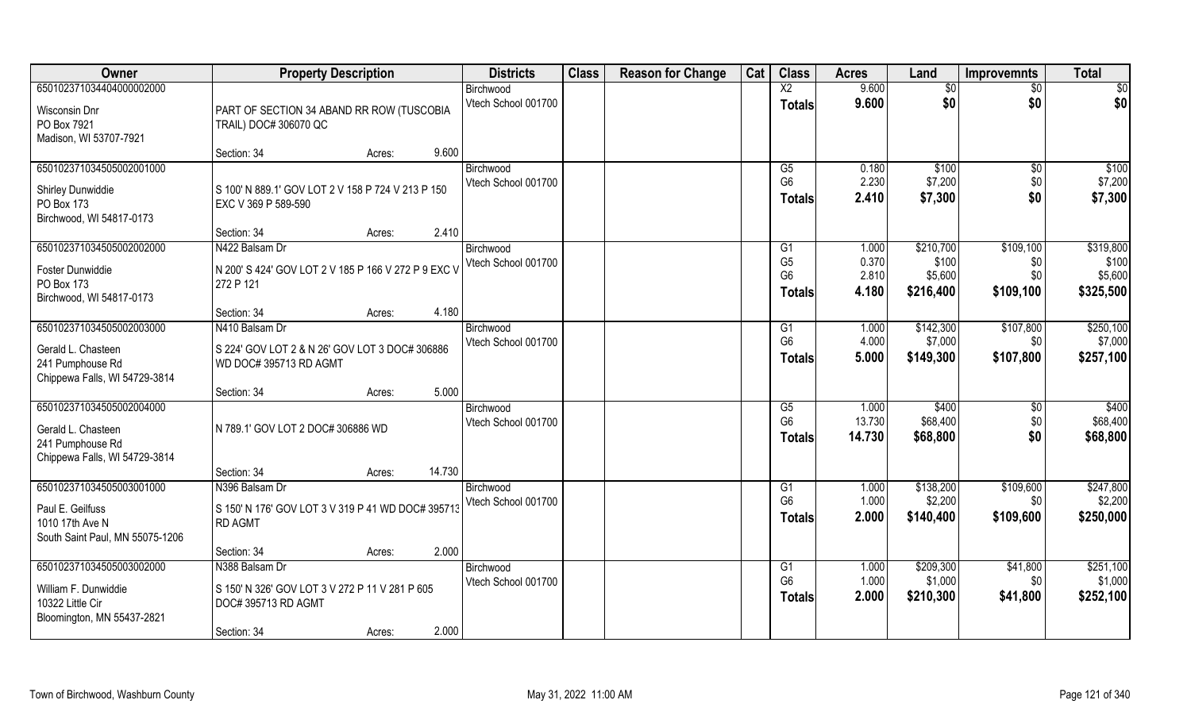| Owner | Property Description | | | Districts | Class | Reason for Change | Cat | Class | Acres | Land | Improvemnts | Total |
|---|---|---|---|---|---|---|---|---|---|---|---|---|
| 650102371034404000002000 | | | | Birchwood | | | | X2 | 9.600 | $0 | $0 | $0 |
| Wisconsin Dnr | PART OF SECTION 34 ABAND RR ROW (TUSCOBIA TRAIL) DOC# 306070 QC | | | Vtech School 001700 | | | | **Totals** | **9.600** | **$0** | **$0** | **$0** |
| PO Box 7921 | | | | | | | | | | | | |
| Madison, WI 53707-7921 | | | | | | | | | | | | |
| | Section: 34 | Acres: | 9.600 | | | | | | | | | |
| 650102371034505002001000 | | | | Birchwood | | | | G5 | 0.180 | $100 | $0 | $100 |
| Shirley Dunwiddie | S 100' N 889.1' GOV LOT 2 V 158 P 724 V 213 P 150 EXC V 369 P 589-590 | | | Vtech School 001700 | | | | G6 | 2.230 | $7,200 | $0 | $7,200 |
| PO Box 173 | | | | | | | | **Totals** | **2.410** | **$7,300** | **$0** | **$7,300** |
| Birchwood, WI 54817-0173 | | | | | | | | | | | | |
| | Section: 34 | Acres: | 2.410 | | | | | | | | | |
| 650102371034505002002000 | N422 Balsam Dr | | | Birchwood | | | | G1 | 1.000 | $210,700 | $109,100 | $319,800 |
| Foster Dunwiddie | N 200' S 424' GOV LOT 2 V 185 P 166 V 272 P 9 EXC V 272 P 121 | | | Vtech School 001700 | | | | G5 | 0.370 | $100 | $0 | $100 |
| PO Box 173 | | | | | | | | G6 | 2.810 | $5,600 | $0 | $5,600 |
| Birchwood, WI 54817-0173 | | | | | | | | **Totals** | **4.180** | **$216,400** | **$109,100** | **$325,500** |
| | Section: 34 | Acres: | 4.180 | | | | | | | | | |
| 650102371034505002003000 | N410 Balsam Dr | | | Birchwood | | | | G1 | 1.000 | $142,300 | $107,800 | $250,100 |
| Gerald L. Chasteen | S 224' GOV LOT 2 & N 26' GOV LOT 3 DOC# 306886 WD DOC# 395713 RD AGMT | | | Vtech School 001700 | | | | G6 | 4.000 | $7,000 | $0 | $7,000 |
| 241 Pumphouse Rd | | | | | | | | **Totals** | **5.000** | **$149,300** | **$107,800** | **$257,100** |
| Chippewa Falls, WI 54729-3814 | | | | | | | | | | | | |
| | Section: 34 | Acres: | 5.000 | | | | | | | | | |
| 650102371034505002004000 | | | | Birchwood | | | | G5 | 1.000 | $400 | $0 | $400 |
| Gerald L. Chasteen | N 789.1' GOV LOT 2 DOC# 306886 WD | | | Vtech School 001700 | | | | G6 | 13.730 | $68,400 | $0 | $68,400 |
| 241 Pumphouse Rd | | | | | | | | **Totals** | **14.730** | **$68,800** | **$0** | **$68,800** |
| Chippewa Falls, WI 54729-3814 | | | | | | | | | | | | |
| | Section: 34 | Acres: | 14.730 | | | | | | | | | |
| 650102371034505003001000 | N396 Balsam Dr | | | Birchwood | | | | G1 | 1.000 | $138,200 | $109,600 | $247,800 |
| Paul E. Geilfuss | S 150' N 176' GOV LOT 3 V 319 P 41 WD DOC# 395713 RD AGMT | | | Vtech School 001700 | | | | G6 | 1.000 | $2,200 | $0 | $2,200 |
| 1010 17th Ave N | | | | | | | | **Totals** | **2.000** | **$140,400** | **$109,600** | **$250,000** |
| South Saint Paul, MN 55075-1206 | | | | | | | | | | | | |
| | Section: 34 | Acres: | 2.000 | | | | | | | | | |
| 650102371034505003002000 | N388 Balsam Dr | | | Birchwood | | | | G1 | 1.000 | $209,300 | $41,800 | $251,100 |
| William F. Dunwiddie | S 150' N 326' GOV LOT 3 V 272 P 11 V 281 P 605 DOC# 395713 RD AGMT | | | Vtech School 001700 | | | | G6 | 1.000 | $1,000 | $0 | $1,000 |
| 10322 Little Cir | | | | | | | | **Totals** | **2.000** | **$210,300** | **$41,800** | **$252,100** |
| Bloomington, MN 55437-2821 | | | | | | | | | | | | |
| | Section: 34 | Acres: | 2.000 | | | | | | | | | |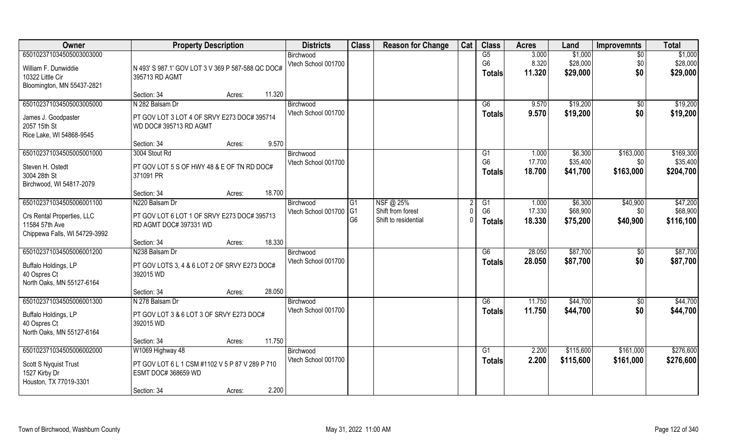| Owner | Property Description | Districts | Class | Reason for Change | Cat | Class | Acres | Land | Improvemnts | Total |
|---|---|---|---|---|---|---|---|---|---|---|
| 650102371034505003003000<br>William F. Dunwiddie<br>10322 Little Cir<br>Bloomington, MN 55437-2821 | N 493' S 987.1' GOV LOT 3 V 369 P 587-588 QC DOC# 395713 RD AGMT<br>Section: 34 Acres: 11.320 | Birchwood<br>Vtech School 001700 | | | | G5<br>G6<br>**Totals** | 3.000<br>8.320<br>**11.320** | $1,000<br>$28,000<br>**$29,000** | $0<br>$0<br>**$0** | $1,000<br>$28,000<br>**$29,000** |
| 650102371034505003005000<br>James J. Goodpaster<br>2057 15th St<br>Rice Lake, WI 54868-9545 | N 282 Balsam Dr<br>PT GOV LOT 3 LOT 4 OF SRVY E273 DOC# 395714 WD DOC# 395713 RD AGMT<br>Section: 34 Acres: 9.570 | Birchwood<br>Vtech School 001700 | | | | G6<br>**Totals** | 9.570<br>**9.570** | $19,200<br>**$19,200** | $0<br>**$0** | $19,200<br>**$19,200** |
| 650102371034505005001000<br>Steven H. Ostedt<br>3004 28th St<br>Birchwood, WI 54817-2079 | 3004 Stout Rd<br>PT GOV LOT 5 S OF HWY 48 & E OF TN RD DOC# 371091 PR<br>Section: 34 Acres: 18.700 | Birchwood<br>Vtech School 001700 | | | | G1<br>G6<br>**Totals** | 1.000<br>17.700<br>**18.700** | $6,300<br>$35,400<br>**$41,700** | $163,000<br>$0<br>**$163,000** | $169,300<br>$35,400<br>**$204,700** |
| 650102371034505006001100<br>Crs Rental Properties, LLC<br>11584 57th Ave<br>Chippewa Falls, WI 54729-3992 | N220 Balsam Dr<br>PT GOV LOT 6 LOT 1 OF SRVY E273 DOC# 395713 RD AGMT DOC# 397331 WD<br>Section: 34 Acres: 18.330 | Birchwood<br>Vtech School 001700 | G1<br>G1<br>G6 | NSF @ 25%<br>Shift from forest<br>Shift to residential | 2<br>0<br>0 | G1<br>G6<br>**Totals** | 1.000<br>17.330<br>**18.330** | $6,300<br>$68,900<br>**$75,200** | $40,900<br>$0<br>**$40,900** | $47,200<br>$68,900<br>**$116,100** |
| 650102371034505006001200<br>Buffalo Holdings, LP<br>40 Ospres Ct<br>North Oaks, MN 55127-6164 | N238 Balsam Dr<br>PT GOV LOTS 3, 4 & 6 LOT 2 OF SRVY E273 DOC# 392015 WD<br>Section: 34 Acres: 28.050 | Birchwood<br>Vtech School 001700 | | | | G6<br>**Totals** | 28.050<br>**28.050** | $87,700<br>**$87,700** | $0<br>**$0** | $87,700<br>**$87,700** |
| 650102371034505006001300<br>Buffalo Holdings, LP<br>40 Ospres Ct<br>North Oaks, MN 55127-6164 | N 278 Balsam Dr<br>PT GOV LOT 3 & 6 LOT 3 OF SRVY E273 DOC# 392015 WD<br>Section: 34 Acres: 11.750 | Birchwood<br>Vtech School 001700 | | | | G6<br>**Totals** | 11.750<br>**11.750** | $44,700<br>**$44,700** | $0<br>**$0** | $44,700<br>**$44,700** |
| 650102371034505006002000<br>Scott S Nyquist Trust<br>1527 Kirby Dr<br>Houston, TX 77019-3301 | W1069 Highway 48<br>PT GOV LOT 6 L 1 CSM #1102 V 5 P 87 V 289 P 710 ESMT DOC# 368659 WD<br>Section: 34 Acres: 2.200 | Birchwood<br>Vtech School 001700 | | | | G1<br>**Totals** | 2.200<br>**2.200** | $115,600<br>**$115,600** | $161,000<br>**$161,000** | $276,600<br>**$276,600** |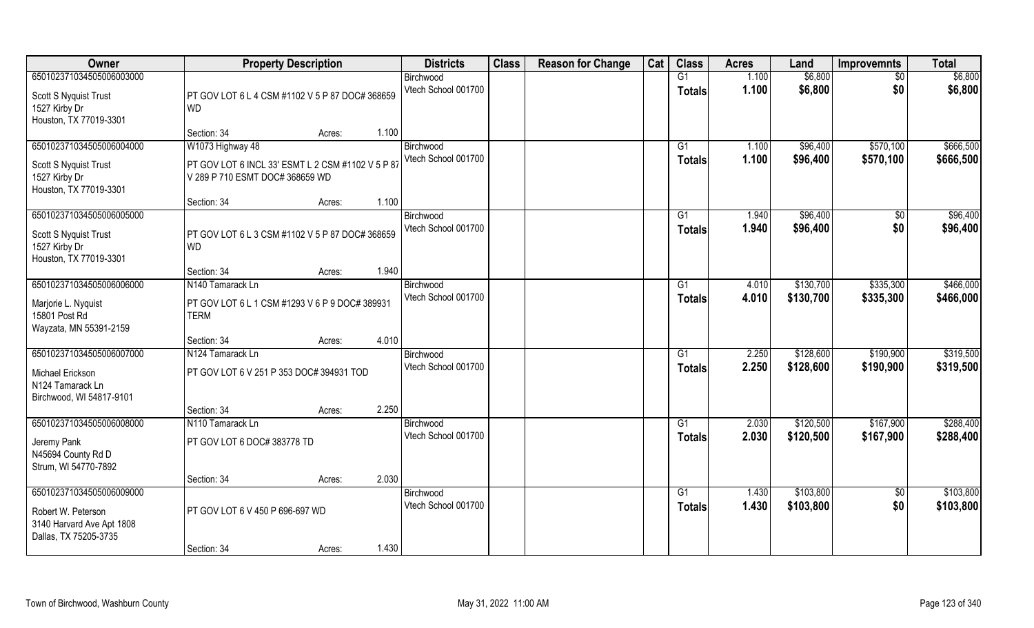| Owner | Property Description | | Districts | Class | Reason for Change | Cat | Class | Acres | Land | Improvemnts | Total |
|---|---|---|---|---|---|---|---|---|---|---|---|
| 650102371034505006003000 | | | Birchwood | | | | G1 | 1.100 | $6,800 | $0 | $6,800 |
| Scott S Nyquist Trust<br>1527 Kirby Dr<br>Houston, TX 77019-3301 | PT GOV LOT 6 L 4 CSM #1102 V 5 P 87 DOC# 368659 WD | | Vtech School 001700 | | | | Totals | 1.100 | $6,800 | $0 | $6,800 |
| | Section: 34 | Acres: 1.100 | | | | | | | | | |
| 650102371034505006004000 | W1073 Highway 48 | | Birchwood | | | | G1 | 1.100 | $96,400 | $570,100 | $666,500 |
| Scott S Nyquist Trust<br>1527 Kirby Dr<br>Houston, TX 77019-3301 | PT GOV LOT 6 INCL 33' ESMT L 2 CSM #1102 V 5 P 87 V 289 P 710 ESMT DOC# 368659 WD | | Vtech School 001700 | | | | Totals | 1.100 | $96,400 | $570,100 | $666,500 |
| | Section: 34 | Acres: 1.100 | | | | | | | | | |
| 650102371034505006005000 | | | Birchwood | | | | G1 | 1.940 | $96,400 | $0 | $96,400 |
| Scott S Nyquist Trust<br>1527 Kirby Dr<br>Houston, TX 77019-3301 | PT GOV LOT 6 L 3 CSM #1102 V 5 P 87 DOC# 368659 WD | | Vtech School 001700 | | | | Totals | 1.940 | $96,400 | $0 | $96,400 |
| | Section: 34 | Acres: 1.940 | | | | | | | | | |
| 650102371034505006006000 | N140 Tamarack Ln | | Birchwood | | | | G1 | 4.010 | $130,700 | $335,300 | $466,000 |
| Marjorie L. Nyquist<br>15801 Post Rd<br>Wayzata, MN 55391-2159 | PT GOV LOT 6 L 1 CSM #1293 V 6 P 9 DOC# 389931 TERM | | Vtech School 001700 | | | | Totals | 4.010 | $130,700 | $335,300 | $466,000 |
| | Section: 34 | Acres: 4.010 | | | | | | | | | |
| 650102371034505006007000 | N124 Tamarack Ln | | Birchwood | | | | G1 | 2.250 | $128,600 | $190,900 | $319,500 |
| Michael Erickson<br>N124 Tamarack Ln<br>Birchwood, WI 54817-9101 | PT GOV LOT 6 V 251 P 353 DOC# 394931 TOD | | Vtech School 001700 | | | | Totals | 2.250 | $128,600 | $190,900 | $319,500 |
| | Section: 34 | Acres: 2.250 | | | | | | | | | |
| 650102371034505006008000 | N110 Tamarack Ln | | Birchwood | | | | G1 | 2.030 | $120,500 | $167,900 | $288,400 |
| Jeremy Pank<br>N45694 County Rd D<br>Strum, WI 54770-7892 | PT GOV LOT 6 DOC# 383778 TD | | Vtech School 001700 | | | | Totals | 2.030 | $120,500 | $167,900 | $288,400 |
| | Section: 34 | Acres: 2.030 | | | | | | | | | |
| 650102371034505006009000 | | | Birchwood | | | | G1 | 1.430 | $103,800 | $0 | $103,800 |
| Robert W. Peterson<br>3140 Harvard Ave Apt 1808<br>Dallas, TX 75205-3735 | PT GOV LOT 6 V 450 P 696-697 WD | | Vtech School 001700 | | | | Totals | 1.430 | $103,800 | $0 | $103,800 |
| | Section: 34 | Acres: 1.430 | | | | | | | | | |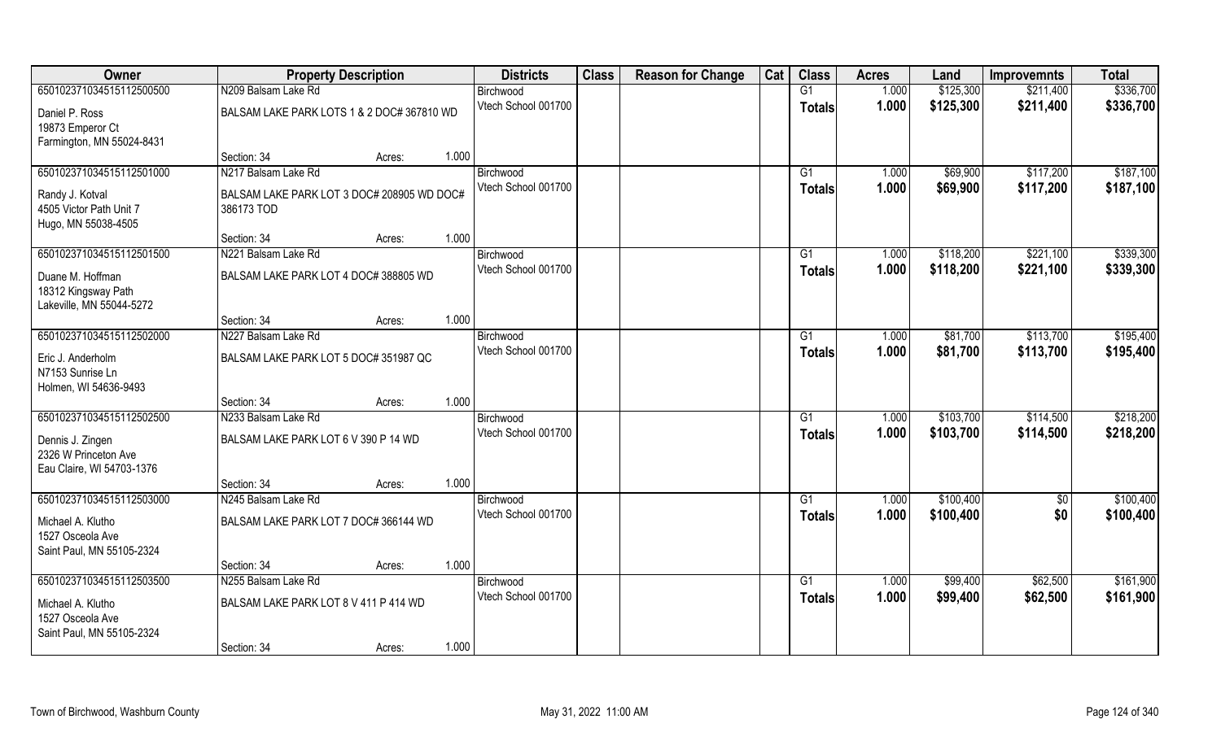| Owner | Property Description | | | Districts | Class | Reason for Change | Cat | Class | Acres | Land | Improvemnts | Total |
|---|---|---|---|---|---|---|---|---|---|---|---|---|
| 65010237103451511250050​0 | N209 Balsam Lake Rd | | | Birchwood | | | | G1 | 1.000 | $125,300 | $211,400 | $336,700 |
| Daniel P. Ross<br>19873 Emperor Ct<br>Farmington, MN 55024-8431 | BALSAM LAKE PARK LOTS 1 & 2 DOC# 367810 WD | | | Vtech School 001700 | | | | Totals | 1.000 | $125,300 | $211,400 | $336,700 |
| | Section: 34 | Acres: | 1.000 | | | | | | | | | |
| 650102371034515112501000 | N217 Balsam Lake Rd | | | Birchwood | | | | G1 | 1.000 | $69,900 | $117,200 | $187,100 |
| Randy J. Kotval<br>4505 Victor Path Unit 7<br>Hugo, MN 55038-4505 | BALSAM LAKE PARK LOT 3 DOC# 208905 WD DOC# 386173 TOD | | | Vtech School 001700 | | | | Totals | 1.000 | $69,900 | $117,200 | $187,100 |
| | Section: 34 | Acres: | 1.000 | | | | | | | | | |
| 650102371034515112501500 | N221 Balsam Lake Rd | | | Birchwood | | | | G1 | 1.000 | $118,200 | $221,100 | $339,300 |
| Duane M. Hoffman<br>18312 Kingsway Path<br>Lakeville, MN 55044-5272 | BALSAM LAKE PARK LOT 4 DOC# 388805 WD | | | Vtech School 001700 | | | | Totals | 1.000 | $118,200 | $221,100 | $339,300 |
| | Section: 34 | Acres: | 1.000 | | | | | | | | | |
| 650102371034515112502000 | N227 Balsam Lake Rd | | | Birchwood | | | | G1 | 1.000 | $81,700 | $113,700 | $195,400 |
| Eric J. Anderholm<br>N7153 Sunrise Ln<br>Holmen, WI 54636-9493 | BALSAM LAKE PARK LOT 5 DOC# 351987 QC | | | Vtech School 001700 | | | | Totals | 1.000 | $81,700 | $113,700 | $195,400 |
| | Section: 34 | Acres: | 1.000 | | | | | | | | | |
| 650102371034515112502500 | N233 Balsam Lake Rd | | | Birchwood | | | | G1 | 1.000 | $103,700 | $114,500 | $218,200 |
| Dennis J. Zingen<br>2326 W Princeton Ave<br>Eau Claire, WI 54703-1376 | BALSAM LAKE PARK LOT 6 V 390 P 14 WD | | | Vtech School 001700 | | | | Totals | 1.000 | $103,700 | $114,500 | $218,200 |
| | Section: 34 | Acres: | 1.000 | | | | | | | | | |
| 650102371034515112503000 | N245 Balsam Lake Rd | | | Birchwood | | | | G1 | 1.000 | $100,400 | $0 | $100,400 |
| Michael A. Klutho<br>1527 Osceola Ave<br>Saint Paul, MN 55105-2324 | BALSAM LAKE PARK LOT 7 DOC# 366144 WD | | | Vtech School 001700 | | | | Totals | 1.000 | $100,400 | $0 | $100,400 |
| | Section: 34 | Acres: | 1.000 | | | | | | | | | |
| 650102371034515112503500 | N255 Balsam Lake Rd | | | Birchwood | | | | G1 | 1.000 | $99,400 | $62,500 | $161,900 |
| Michael A. Klutho<br>1527 Osceola Ave<br>Saint Paul, MN 55105-2324 | BALSAM LAKE PARK LOT 8 V 411 P 414 WD | | | Vtech School 001700 | | | | Totals | 1.000 | $99,400 | $62,500 | $161,900 |
| | Section: 34 | Acres: | 1.000 | | | | | | | | | |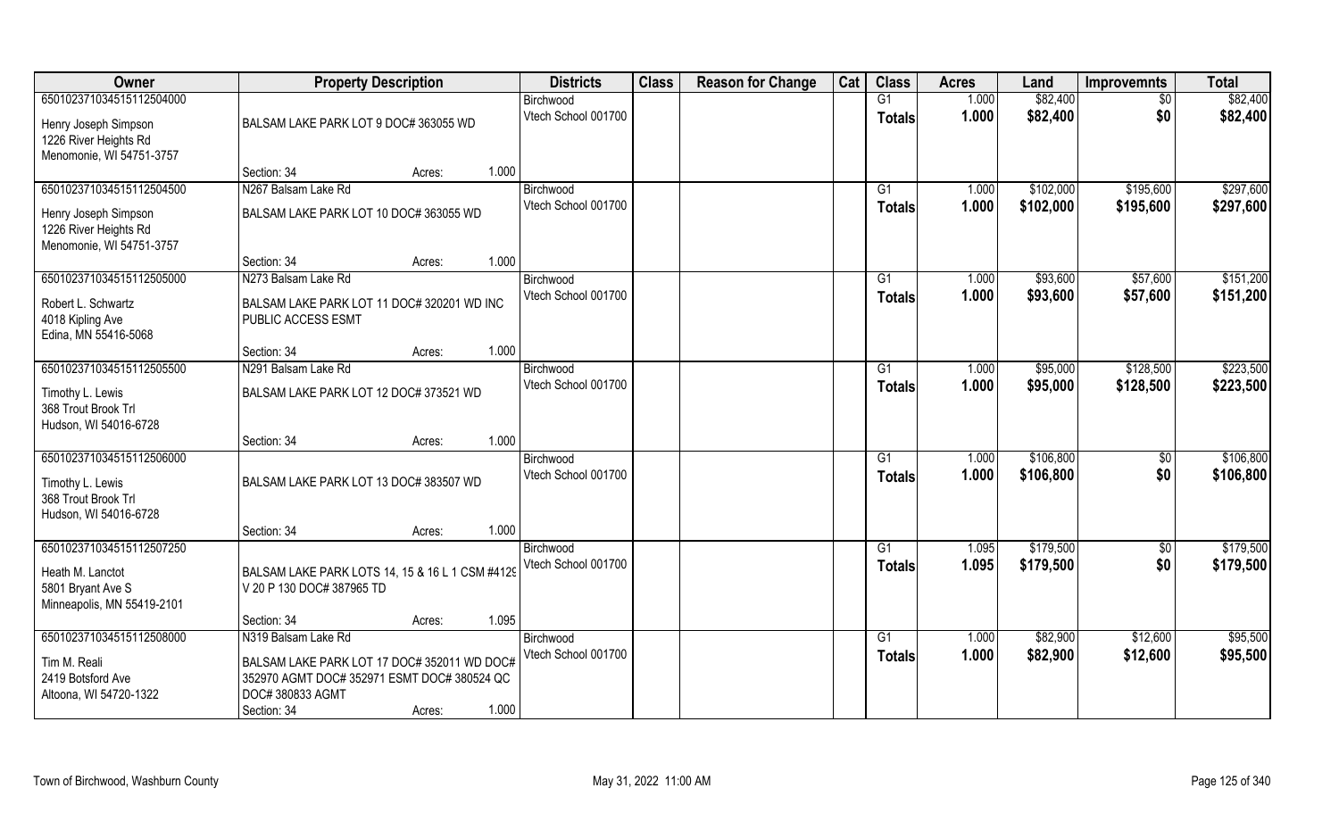| Owner | Property Description | Districts | Class | Reason for Change | Cat | Class | Acres | Land | Improvemnts | Total |
|---|---|---|---|---|---|---|---|---|---|---|
| 650102371034515112504000 | | Birchwood | | | | G1 | 1.000 | $82,400 | $0 | $82,400 |
| Henry Joseph Simpson<br>1226 River Heights Rd<br>Menomonie, WI 54751-3757 | BALSAM LAKE PARK LOT 9 DOC# 363055 WD<br>Section: 34 Acres: 1.000 | Vtech School 001700 | | | | **Totals** | **1.000** | **$82,400** | **$0** | **$82,400** |
| 650102371034515112504500 | N267 Balsam Lake Rd | Birchwood | | | | G1 | 1.000 | $102,000 | $195,600 | $297,600 |
| Henry Joseph Simpson<br>1226 River Heights Rd<br>Menomonie, WI 54751-3757 | BALSAM LAKE PARK LOT 10 DOC# 363055 WD<br>Section: 34 Acres: 1.000 | Vtech School 001700 | | | | **Totals** | **1.000** | **$102,000** | **$195,600** | **$297,600** |
| 650102371034515112505000 | N273 Balsam Lake Rd | Birchwood | | | | G1 | 1.000 | $93,600 | $57,600 | $151,200 |
| Robert L. Schwartz<br>4018 Kipling Ave<br>Edina, MN 55416-5068 | BALSAM LAKE PARK LOT 11 DOC# 320201 WD INC PUBLIC ACCESS ESMT<br>Section: 34 Acres: 1.000 | Vtech School 001700 | | | | **Totals** | **1.000** | **$93,600** | **$57,600** | **$151,200** |
| 650102371034515112505500 | N291 Balsam Lake Rd | Birchwood | | | | G1 | 1.000 | $95,000 | $128,500 | $223,500 |
| Timothy L. Lewis<br>368 Trout Brook Trl<br>Hudson, WI 54016-6728 | BALSAM LAKE PARK LOT 12 DOC# 373521 WD<br>Section: 34 Acres: 1.000 | Vtech School 001700 | | | | **Totals** | **1.000** | **$95,000** | **$128,500** | **$223,500** |
| 650102371034515112506000 | | Birchwood | | | | G1 | 1.000 | $106,800 | $0 | $106,800 |
| Timothy L. Lewis<br>368 Trout Brook Trl<br>Hudson, WI 54016-6728 | BALSAM LAKE PARK LOT 13 DOC# 383507 WD<br>Section: 34 Acres: 1.000 | Vtech School 001700 | | | | **Totals** | **1.000** | **$106,800** | **$0** | **$106,800** |
| 650102371034515112507250 | | Birchwood | | | | G1 | 1.095 | $179,500 | $0 | $179,500 |
| Heath M. Lanctot<br>5801 Bryant Ave S<br>Minneapolis, MN 55419-2101 | BALSAM LAKE PARK LOTS 14, 15 & 16 L 1 CSM #4129 V 20 P 130 DOC# 387965 TD<br>Section: 34 Acres: 1.095 | Vtech School 001700 | | | | **Totals** | **1.095** | **$179,500** | **$0** | **$179,500** |
| 650102371034515112508000 | N319 Balsam Lake Rd | Birchwood | | | | G1 | 1.000 | $82,900 | $12,600 | $95,500 |
| Tim M. Reali<br>2419 Botsford Ave<br>Altoona, WI 54720-1322 | BALSAM LAKE PARK LOT 17 DOC# 352011 WD DOC# 352970 AGMT DOC# 352971 ESMT DOC# 380524 QC DOC# 380833 AGMT<br>Section: 34 Acres: 1.000 | Vtech School 001700 | | | | **Totals** | **1.000** | **$82,900** | **$12,600** | **$95,500** |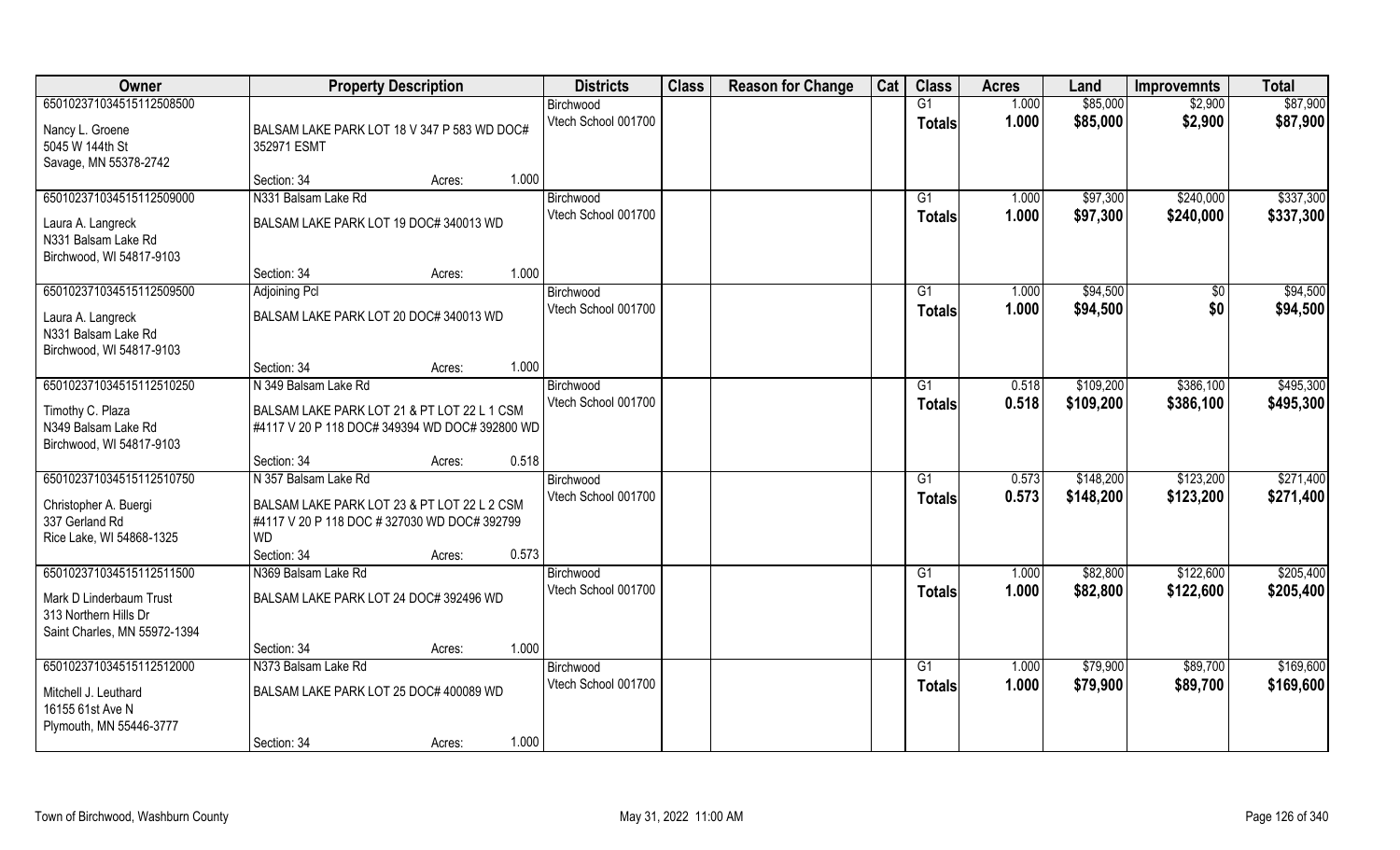| Owner | Property Description | Districts | Class | Reason for Change | Cat | Class | Acres | Land | Improvemnts | Total |
|---|---|---|---|---|---|---|---|---|---|---|
| 650102371034515112508500<br>Nancy L. Groene<br>5045 W 144th St<br>Savage, MN 55378-2742 | BALSAM LAKE PARK LOT 18 V 347 P 583 WD DOC# 352971 ESMT<br>Section: 34 Acres: 1.000 | Birchwood<br>Vtech School 001700 | | | | G1<br>**Totals** | 1.000<br>**1.000** | $85,000<br>**$85,000** | $2,900<br>**$2,900** | $87,900<br>**$87,900** |
| 650102371034515112509000<br>Laura A. Langreck<br>N331 Balsam Lake Rd<br>Birchwood, WI 54817-9103 | N331 Balsam Lake Rd<br>BALSAM LAKE PARK LOT 19 DOC# 340013 WD<br>Section: 34 Acres: 1.000 | Birchwood<br>Vtech School 001700 | | | | G1<br>**Totals** | 1.000<br>**1.000** | $97,300<br>**$97,300** | $240,000<br>**$240,000** | $337,300<br>**$337,300** |
| 650102371034515112509500<br>Laura A. Langreck<br>N331 Balsam Lake Rd<br>Birchwood, WI 54817-9103 | Adjoining Pcl<br>BALSAM LAKE PARK LOT 20 DOC# 340013 WD<br>Section: 34 Acres: 1.000 | Birchwood<br>Vtech School 001700 | | | | G1<br>**Totals** | 1.000<br>**1.000** | $94,500<br>**$94,500** | $0<br>**$0** | $94,500<br>**$94,500** |
| 650102371034515112510250<br>Timothy C. Plaza<br>N349 Balsam Lake Rd<br>Birchwood, WI 54817-9103 | N 349 Balsam Lake Rd<br>BALSAM LAKE PARK LOT 21 & PT LOT 22 L 1 CSM #4117 V 20 P 118 DOC# 349394 WD DOC# 392800 WD<br>Section: 34 Acres: 0.518 | Birchwood<br>Vtech School 001700 | | | | G1<br>**Totals** | 0.518<br>**0.518** | $109,200<br>**$109,200** | $386,100<br>**$386,100** | $495,300<br>**$495,300** |
| 650102371034515112510750<br>Christopher A. Buergi<br>337 Gerland Rd<br>Rice Lake, WI 54868-1325 | N 357 Balsam Lake Rd<br>BALSAM LAKE PARK LOT 23 & PT LOT 22 L 2 CSM #4117 V 20 P 118 DOC # 327030 WD DOC# 392799 WD<br>Section: 34 Acres: 0.573 | Birchwood<br>Vtech School 001700 | | | | G1<br>**Totals** | 0.573<br>**0.573** | $148,200<br>**$148,200** | $123,200<br>**$123,200** | $271,400<br>**$271,400** |
| 650102371034515112511500<br>Mark D Linderbaum Trust<br>313 Northern Hills Dr<br>Saint Charles, MN 55972-1394 | N369 Balsam Lake Rd<br>BALSAM LAKE PARK LOT 24 DOC# 392496 WD<br>Section: 34 Acres: 1.000 | Birchwood<br>Vtech School 001700 | | | | G1<br>**Totals** | 1.000<br>**1.000** | $82,800<br>**$82,800** | $122,600<br>**$122,600** | $205,400<br>**$205,400** |
| 650102371034515112512000<br>Mitchell J. Leuthard<br>16155 61st Ave N<br>Plymouth, MN 55446-3777 | N373 Balsam Lake Rd<br>BALSAM LAKE PARK LOT 25 DOC# 400089 WD<br>Section: 34 Acres: 1.000 | Birchwood<br>Vtech School 001700 | | | | G1<br>**Totals** | 1.000<br>**1.000** | $79,900<br>**$79,900** | $89,700<br>**$89,700** | $169,600<br>**$169,600** |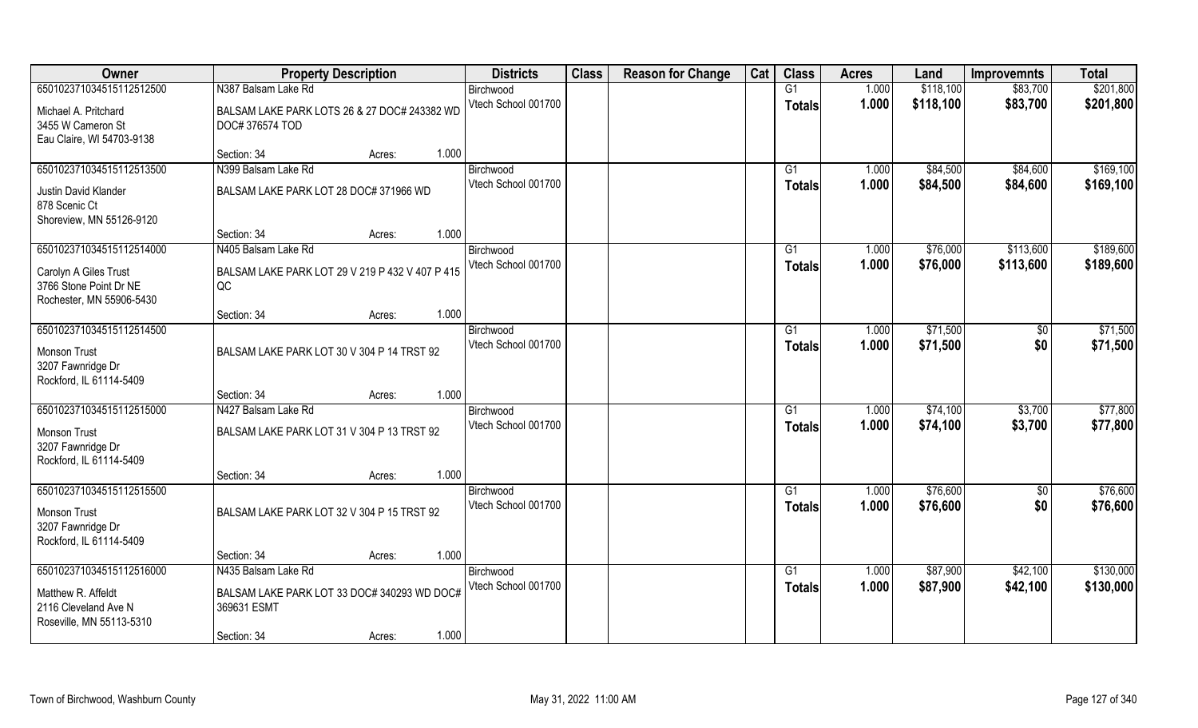| Owner | Property Description | | | Districts | Class | Reason for Change | Cat | Class | Acres | Land | Improvemnts | Total |
|---|---|---|---|---|---|---|---|---|---|---|---|---|
| 650102371034515112512500 | N387 Balsam Lake Rd | | | Birchwood | | | | G1 | 1.000 | $118,100 | $83,700 | $201,800 |
| Michael A. Pritchard<br>3455 W Cameron St<br>Eau Claire, WI 54703-9138 | BALSAM LAKE PARK LOTS 26 & 27 DOC# 243382 WD DOC# 376574 TOD | | | Vtech School 001700 | | | | **Totals** | **1.000** | **$118,100** | **$83,700** | **$201,800** |
| | Section: 34 | Acres: | 1.000 | | | | | | | | | |
| 650102371034515112513500 | N399 Balsam Lake Rd | | | Birchwood | | | | G1 | 1.000 | $84,500 | $84,600 | $169,100 |
| Justin David Klander<br>878 Scenic Ct<br>Shoreview, MN 55126-9120 | BALSAM LAKE PARK LOT 28 DOC# 371966 WD | | | Vtech School 001700 | | | | **Totals** | **1.000** | **$84,500** | **$84,600** | **$169,100** |
| | Section: 34 | Acres: | 1.000 | | | | | | | | | |
| 650102371034515112514000 | N405 Balsam Lake Rd | | | Birchwood | | | | G1 | 1.000 | $76,000 | $113,600 | $189,600 |
| Carolyn A Giles Trust<br>3766 Stone Point Dr NE<br>Rochester, MN 55906-5430 | BALSAM LAKE PARK LOT 29 V 219 P 432 V 407 P 415 QC | | | Vtech School 001700 | | | | **Totals** | **1.000** | **$76,000** | **$113,600** | **$189,600** |
| | Section: 34 | Acres: | 1.000 | | | | | | | | | |
| 650102371034515112514500 | | | | Birchwood | | | | G1 | 1.000 | $71,500 | $0 | $71,500 |
| Monson Trust<br>3207 Fawnridge Dr<br>Rockford, IL 61114-5409 | BALSAM LAKE PARK LOT 30 V 304 P 14 TRST 92 | | | Vtech School 001700 | | | | **Totals** | **1.000** | **$71,500** | **$0** | **$71,500** |
| | Section: 34 | Acres: | 1.000 | | | | | | | | | |
| 650102371034515112515000 | N427 Balsam Lake Rd | | | Birchwood | | | | G1 | 1.000 | $74,100 | $3,700 | $77,800 |
| Monson Trust<br>3207 Fawnridge Dr<br>Rockford, IL 61114-5409 | BALSAM LAKE PARK LOT 31 V 304 P 13 TRST 92 | | | Vtech School 001700 | | | | **Totals** | **1.000** | **$74,100** | **$3,700** | **$77,800** |
| | Section: 34 | Acres: | 1.000 | | | | | | | | | |
| 650102371034515112515500 | | | | Birchwood | | | | G1 | 1.000 | $76,600 | $0 | $76,600 |
| Monson Trust<br>3207 Fawnridge Dr<br>Rockford, IL 61114-5409 | BALSAM LAKE PARK LOT 32 V 304 P 15 TRST 92 | | | Vtech School 001700 | | | | **Totals** | **1.000** | **$76,600** | **$0** | **$76,600** |
| | Section: 34 | Acres: | 1.000 | | | | | | | | | |
| 650102371034515112516000 | N435 Balsam Lake Rd | | | Birchwood | | | | G1 | 1.000 | $87,900 | $42,100 | $130,000 |
| Matthew R. Affeldt<br>2116 Cleveland Ave N<br>Roseville, MN 55113-5310 | BALSAM LAKE PARK LOT 33 DOC# 340293 WD DOC# 369631 ESMT | | | Vtech School 001700 | | | | **Totals** | **1.000** | **$87,900** | **$42,100** | **$130,000** |
| | Section: 34 | Acres: | 1.000 | | | | | | | | | |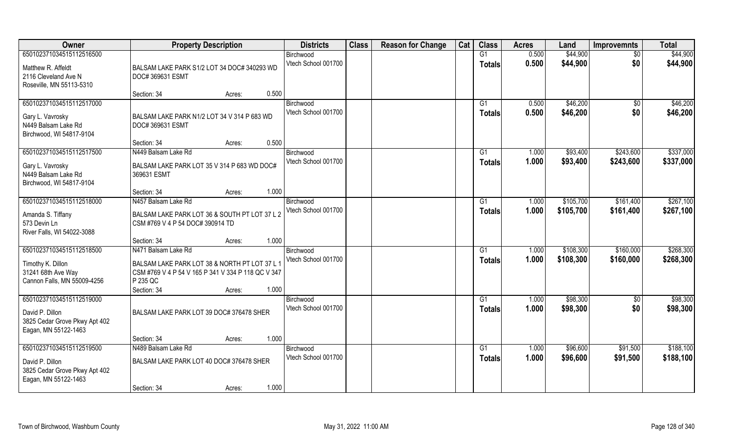| Owner | Property Description | Districts | Class | Reason for Change | Cat | Class | Acres | Land | Improvemnts | Total |
|---|---|---|---|---|---|---|---|---|---|---|
| 650102371034515112516500<br>Matthew R. Affeldt<br>2116 Cleveland Ave N<br>Roseville, MN 55113-5310 | BALSAM LAKE PARK S1/2 LOT 34 DOC# 340293 WD DOC# 369631 ESMT<br>Section: 34 Acres: 0.500 | Birchwood<br>Vtech School 001700 | | | | G1<br>**Totals** | 0.500<br>**0.500** | $44,900<br>**$44,900** | $0<br>**$0** | $44,900<br>**$44,900** |
| 650102371034515112517000<br>Gary L. Vavrosky<br>N449 Balsam Lake Rd<br>Birchwood, WI 54817-9104 | BALSAM LAKE PARK N1/2 LOT 34 V 314 P 683 WD DOC# 369631 ESMT<br>Section: 34 Acres: 0.500 | Birchwood<br>Vtech School 001700 | | | | G1<br>**Totals** | 0.500<br>**0.500** | $46,200<br>**$46,200** | $0<br>**$0** | $46,200<br>**$46,200** |
| 650102371034515112517500<br>Gary L. Vavrosky<br>N449 Balsam Lake Rd<br>Birchwood, WI 54817-9104 | N449 Balsam Lake Rd<br>BALSAM LAKE PARK LOT 35 V 314 P 683 WD DOC# 369631 ESMT<br>Section: 34 Acres: 1.000 | Birchwood<br>Vtech School 001700 | | | | G1<br>**Totals** | 1.000<br>**1.000** | $93,400<br>**$93,400** | $243,600<br>**$243,600** | $337,000<br>**$337,000** |
| 650102371034515112518000<br>Amanda S. Tiffany<br>573 Devin Ln<br>River Falls, WI 54022-3088 | N457 Balsam Lake Rd<br>BALSAM LAKE PARK LOT 36 & SOUTH PT LOT 37 L 2 CSM #769 V 4 P 54 DOC# 390914 TD<br>Section: 34 Acres: 1.000 | Birchwood<br>Vtech School 001700 | | | | G1<br>**Totals** | 1.000<br>**1.000** | $105,700<br>**$105,700** | $161,400<br>**$161,400** | $267,100<br>**$267,100** |
| 650102371034515112518500<br>Timothy K. Dillon<br>31241 68th Ave Way<br>Cannon Falls, MN 55009-4256 | N471 Balsam Lake Rd<br>BALSAM LAKE PARK LOT 38 & NORTH PT LOT 37 L 1 CSM #769 V 4 P 54 V 165 P 341 V 334 P 118 QC V 347 P 235 QC<br>Section: 34 Acres: 1.000 | Birchwood<br>Vtech School 001700 | | | | G1<br>**Totals** | 1.000<br>**1.000** | $108,300<br>**$108,300** | $160,000<br>**$160,000** | $268,300<br>**$268,300** |
| 650102371034515112519000<br>David P. Dillon<br>3825 Cedar Grove Pkwy Apt 402<br>Eagan, MN 55122-1463 | BALSAM LAKE PARK LOT 39 DOC# 376478 SHER<br>Section: 34 Acres: 1.000 | Birchwood<br>Vtech School 001700 | | | | G1<br>**Totals** | 1.000<br>**1.000** | $98,300<br>**$98,300** | $0<br>**$0** | $98,300<br>**$98,300** |
| 650102371034515112519500<br>David P. Dillon<br>3825 Cedar Grove Pkwy Apt 402<br>Eagan, MN 55122-1463 | N489 Balsam Lake Rd<br>BALSAM LAKE PARK LOT 40 DOC# 376478 SHER<br>Section: 34 Acres: 1.000 | Birchwood<br>Vtech School 001700 | | | | G1<br>**Totals** | 1.000<br>**1.000** | $96,600<br>**$96,600** | $91,500<br>**$91,500** | $188,100<br>**$188,100** |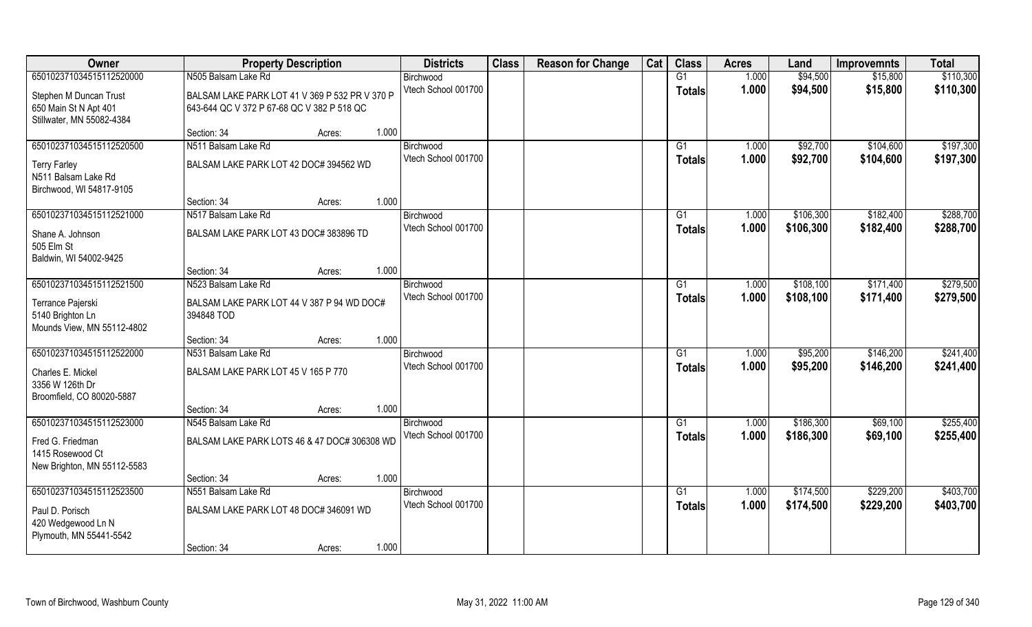| Owner | Property Description | | | Districts | Class | Reason for Change | Cat | Class | Acres | Land | Improvemnts | Total |
|---|---|---|---|---|---|---|---|---|---|---|---|---|
| 650102371034515112520000 | N505 Balsam Lake Rd | | | Birchwood | | | | G1 | 1.000 | $94,500 | $15,800 | $110,300 |
| Stephen M Duncan Trust<br>650 Main St N Apt 401<br>Stillwater, MN 55082-4384 | BALSAM LAKE PARK LOT 41 V 369 P 532 PR V 370 P 643-644 QC V 372 P 67-68 QC V 382 P 518 QC | | | Vtech School 001700 | | | | **Totals** | **1.000** | **$94,500** | **$15,800** | **$110,300** |
| | Section: 34 | Acres: | 1.000 | | | | | | | | | |
| 650102371034515112520500 | N511 Balsam Lake Rd | | | Birchwood | | | | G1 | 1.000 | $92,700 | $104,600 | $197,300 |
| Terry Farley<br>N511 Balsam Lake Rd<br>Birchwood, WI 54817-9105 | BALSAM LAKE PARK LOT 42 DOC# 394562 WD | | | Vtech School 001700 | | | | **Totals** | **1.000** | **$92,700** | **$104,600** | **$197,300** |
| | Section: 34 | Acres: | 1.000 | | | | | | | | | |
| 650102371034515112521000 | N517 Balsam Lake Rd | | | Birchwood | | | | G1 | 1.000 | $106,300 | $182,400 | $288,700 |
| Shane A. Johnson<br>505 Elm St<br>Baldwin, WI 54002-9425 | BALSAM LAKE PARK LOT 43 DOC# 383896 TD | | | Vtech School 001700 | | | | **Totals** | **1.000** | **$106,300** | **$182,400** | **$288,700** |
| | Section: 34 | Acres: | 1.000 | | | | | | | | | |
| 650102371034515112521500 | N523 Balsam Lake Rd | | | Birchwood | | | | G1 | 1.000 | $108,100 | $171,400 | $279,500 |
| Terrance Pajerski<br>5140 Brighton Ln<br>Mounds View, MN 55112-4802 | BALSAM LAKE PARK LOT 44 V 387 P 94 WD DOC# 394848 TOD | | | Vtech School 001700 | | | | **Totals** | **1.000** | **$108,100** | **$171,400** | **$279,500** |
| | Section: 34 | Acres: | 1.000 | | | | | | | | | |
| 650102371034515112522000 | N531 Balsam Lake Rd | | | Birchwood | | | | G1 | 1.000 | $95,200 | $146,200 | $241,400 |
| Charles E. Mickel<br>3356 W 126th Dr<br>Broomfield, CO 80020-5887 | BALSAM LAKE PARK LOT 45 V 165 P 770 | | | Vtech School 001700 | | | | **Totals** | **1.000** | **$95,200** | **$146,200** | **$241,400** |
| | Section: 34 | Acres: | 1.000 | | | | | | | | | |
| 650102371034515112523000 | N545 Balsam Lake Rd | | | Birchwood | | | | G1 | 1.000 | $186,300 | $69,100 | $255,400 |
| Fred G. Friedman<br>1415 Rosewood Ct<br>New Brighton, MN 55112-5583 | BALSAM LAKE PARK LOTS 46 & 47 DOC# 306308 WD | | | Vtech School 001700 | | | | **Totals** | **1.000** | **$186,300** | **$69,100** | **$255,400** |
| | Section: 34 | Acres: | 1.000 | | | | | | | | | |
| 650102371034515112523500 | N551 Balsam Lake Rd | | | Birchwood | | | | G1 | 1.000 | $174,500 | $229,200 | $403,700 |
| Paul D. Porisch<br>420 Wedgewood Ln N<br>Plymouth, MN 55441-5542 | BALSAM LAKE PARK LOT 48 DOC# 346091 WD | | | Vtech School 001700 | | | | **Totals** | **1.000** | **$174,500** | **$229,200** | **$403,700** |
| | Section: 34 | Acres: | 1.000 | | | | | | | | | |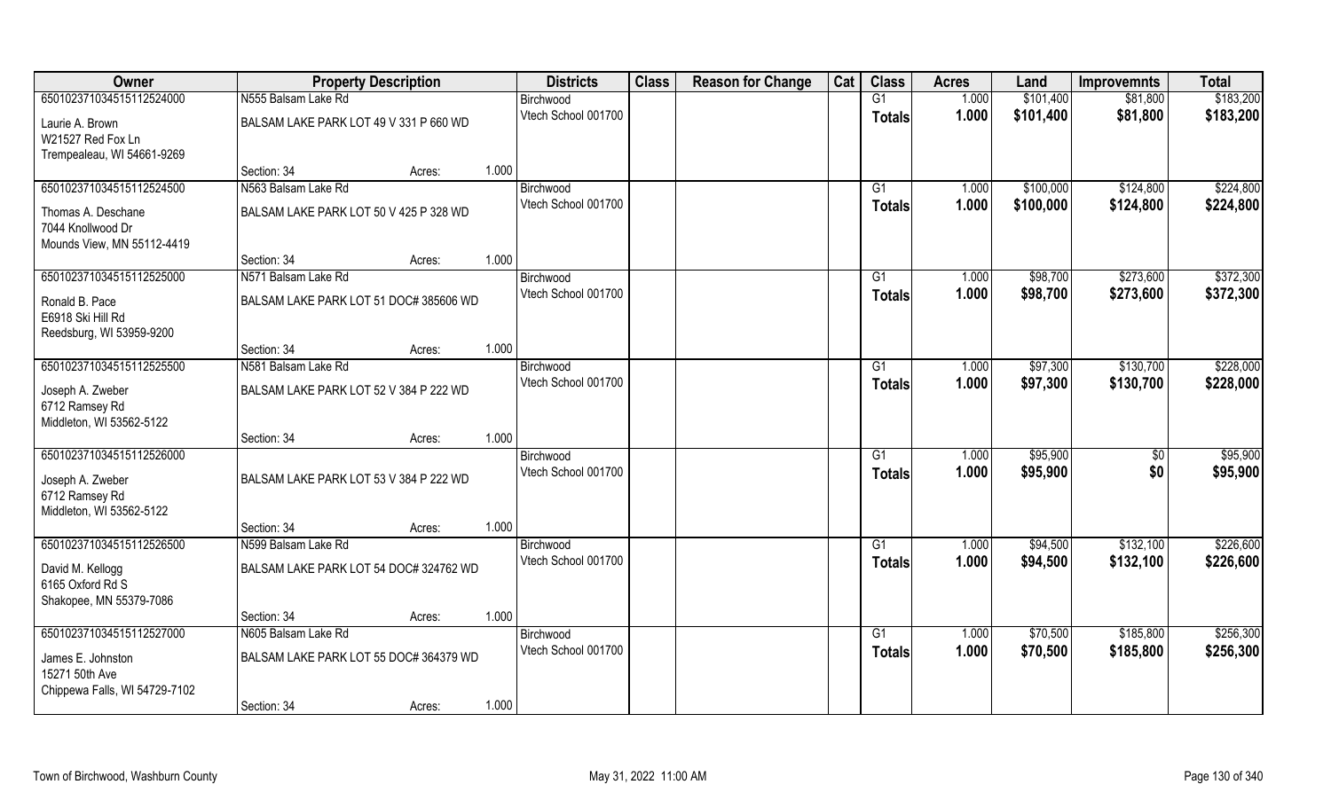| Owner | Property Description | | | Districts | Class | Reason for Change | Cat | Class | Acres | Land | Improvemnts | Total |
|---|---|---|---|---|---|---|---|---|---|---|---|---|
| 65010237103451511252400​0 | N555 Balsam Lake Rd | | | Birchwood | | | | G1 | 1.000 | $101,400 | $81,800 | $183,200 |
| Laurie A. Brown<br>W21527 Red Fox Ln<br>Trempealeau, WI 54661-9269 | BALSAM LAKE PARK LOT 49 V 331 P 660 WD | | | Vtech School 001700 | | | | Totals | 1.000 | $101,400 | $81,800 | $183,200 |
| | Section: 34 | Acres: | 1.000 | | | | | | | | | |
| 650102371034515112524500 | N563 Balsam Lake Rd | | | Birchwood | | | | G1 | 1.000 | $100,000 | $124,800 | $224,800 |
| Thomas A. Deschane<br>7044 Knollwood Dr<br>Mounds View, MN 55112-4419 | BALSAM LAKE PARK LOT 50 V 425 P 328 WD | | | Vtech School 001700 | | | | Totals | 1.000 | $100,000 | $124,800 | $224,800 |
| | Section: 34 | Acres: | 1.000 | | | | | | | | | |
| 650102371034515112525000 | N571 Balsam Lake Rd | | | Birchwood | | | | G1 | 1.000 | $98,700 | $273,600 | $372,300 |
| Ronald B. Pace<br>E6918 Ski Hill Rd<br>Reedsburg, WI 53959-9200 | BALSAM LAKE PARK LOT 51 DOC# 385606 WD | | | Vtech School 001700 | | | | Totals | 1.000 | $98,700 | $273,600 | $372,300 |
| | Section: 34 | Acres: | 1.000 | | | | | | | | | |
| 650102371034515112525500 | N581 Balsam Lake Rd | | | Birchwood | | | | G1 | 1.000 | $97,300 | $130,700 | $228,000 |
| Joseph A. Zweber<br>6712 Ramsey Rd<br>Middleton, WI 53562-5122 | BALSAM LAKE PARK LOT 52 V 384 P 222 WD | | | Vtech School 001700 | | | | Totals | 1.000 | $97,300 | $130,700 | $228,000 |
| | Section: 34 | Acres: | 1.000 | | | | | | | | | |
| 650102371034515112526000 | | | | Birchwood | | | | G1 | 1.000 | $95,900 | $0 | $95,900 |
| Joseph A. Zweber<br>6712 Ramsey Rd<br>Middleton, WI 53562-5122 | BALSAM LAKE PARK LOT 53 V 384 P 222 WD | | | Vtech School 001700 | | | | Totals | 1.000 | $95,900 | $0 | $95,900 |
| | Section: 34 | Acres: | 1.000 | | | | | | | | | |
| 650102371034515112526500 | N599 Balsam Lake Rd | | | Birchwood | | | | G1 | 1.000 | $94,500 | $132,100 | $226,600 |
| David M. Kellogg<br>6165 Oxford Rd S<br>Shakopee, MN 55379-7086 | BALSAM LAKE PARK LOT 54 DOC# 324762 WD | | | Vtech School 001700 | | | | Totals | 1.000 | $94,500 | $132,100 | $226,600 |
| | Section: 34 | Acres: | 1.000 | | | | | | | | | |
| 650102371034515112527000 | N605 Balsam Lake Rd | | | Birchwood | | | | G1 | 1.000 | $70,500 | $185,800 | $256,300 |
| James E. Johnston<br>15271 50th Ave<br>Chippewa Falls, WI 54729-7102 | BALSAM LAKE PARK LOT 55 DOC# 364379 WD | | | Vtech School 001700 | | | | Totals | 1.000 | $70,500 | $185,800 | $256,300 |
| | Section: 34 | Acres: | 1.000 | | | | | | | | | |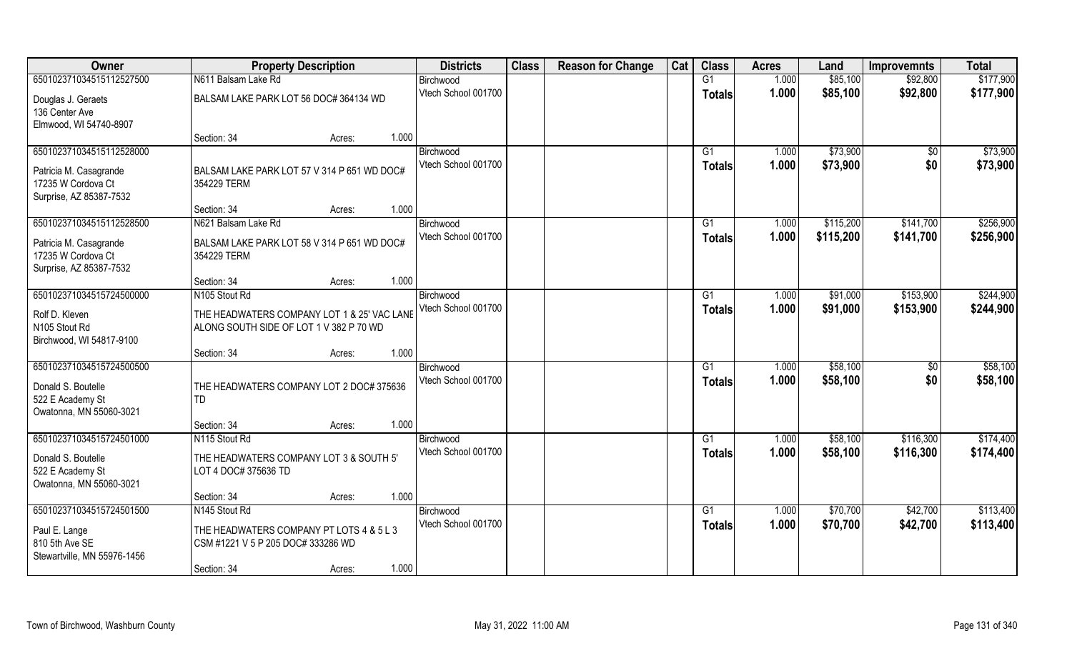| Owner | Property Description | Districts | Class | Reason for Change | Cat | Class | Acres | Land | Improvemnts | Total |
|---|---|---|---|---|---|---|---|---|---|---|
| 65010237103451511252750​0<br>Douglas J. Geraets<br>136 Center Ave<br>Elmwood, WI 54740-8907 | N611 Balsam Lake Rd<br>BALSAM LAKE PARK LOT 56 DOC# 364134 WD<br>Section: 34 Acres: 1.000 | Birchwood<br>Vtech School 001700 | | | | G1<br>**Totals** | 1.000<br>**1.000** | $85,100<br>**$85,100** | $92,800<br>**$92,800** | $177,900<br>**$177,900** |
| 65010237103451511252800​0<br>Patricia M. Casagrande<br>17235 W Cordova Ct<br>Surprise, AZ 85387-7532 | BALSAM LAKE PARK LOT 57 V 314 P 651 WD DOC# 354229 TERM<br>Section: 34 Acres: 1.000 | Birchwood<br>Vtech School 001700 | | | | G1<br>**Totals** | 1.000<br>**1.000** | $73,900<br>**$73,900** | $0<br>**$0** | $73,900<br>**$73,900** |
| 65010237103451511252850​0<br>Patricia M. Casagrande<br>17235 W Cordova Ct<br>Surprise, AZ 85387-7532 | N621 Balsam Lake Rd<br>BALSAM LAKE PARK LOT 58 V 314 P 651 WD DOC# 354229 TERM<br>Section: 34 Acres: 1.000 | Birchwood<br>Vtech School 001700 | | | | G1<br>**Totals** | 1.000<br>**1.000** | $115,200<br>**$115,200** | $141,700<br>**$141,700** | $256,900<br>**$256,900** |
| 65010237103451572450000​0<br>Rolf D. Kleven<br>N105 Stout Rd<br>Birchwood, WI 54817-9100 | N105 Stout Rd<br>THE HEADWATERS COMPANY LOT 1 & 25' VAC LANE ALONG SOUTH SIDE OF LOT 1 V 382 P 70 WD<br>Section: 34 Acres: 1.000 | Birchwood<br>Vtech School 001700 | | | | G1<br>**Totals** | 1.000<br>**1.000** | $91,000<br>**$91,000** | $153,900<br>**$153,900** | $244,900<br>**$244,900** |
| 65010237103451572450050​0<br>Donald S. Boutelle<br>522 E Academy St<br>Owatonna, MN 55060-3021 | THE HEADWATERS COMPANY LOT 2 DOC# 375636 TD<br>Section: 34 Acres: 1.000 | Birchwood<br>Vtech School 001700 | | | | G1<br>**Totals** | 1.000<br>**1.000** | $58,100<br>**$58,100** | $0<br>**$0** | $58,100<br>**$58,100** |
| 65010237103451572450100​0<br>Donald S. Boutelle<br>522 E Academy St<br>Owatonna, MN 55060-3021 | N115 Stout Rd<br>THE HEADWATERS COMPANY LOT 3 & SOUTH 5' LOT 4 DOC# 375636 TD<br>Section: 34 Acres: 1.000 | Birchwood<br>Vtech School 001700 | | | | G1<br>**Totals** | 1.000<br>**1.000** | $58,100<br>**$58,100** | $116,300<br>**$116,300** | $174,400<br>**$174,400** |
| 65010237103451572450150​0<br>Paul E. Lange<br>810 5th Ave SE<br>Stewartville, MN 55976-1456 | N145 Stout Rd<br>THE HEADWATERS COMPANY PT LOTS 4 & 5 L 3 CSM #1221 V 5 P 205 DOC# 333286 WD<br>Section: 34 Acres: 1.000 | Birchwood<br>Vtech School 001700 | | | | G1<br>**Totals** | 1.000<br>**1.000** | $70,700<br>**$70,700** | $42,700<br>**$42,700** | $113,400<br>**$113,400** |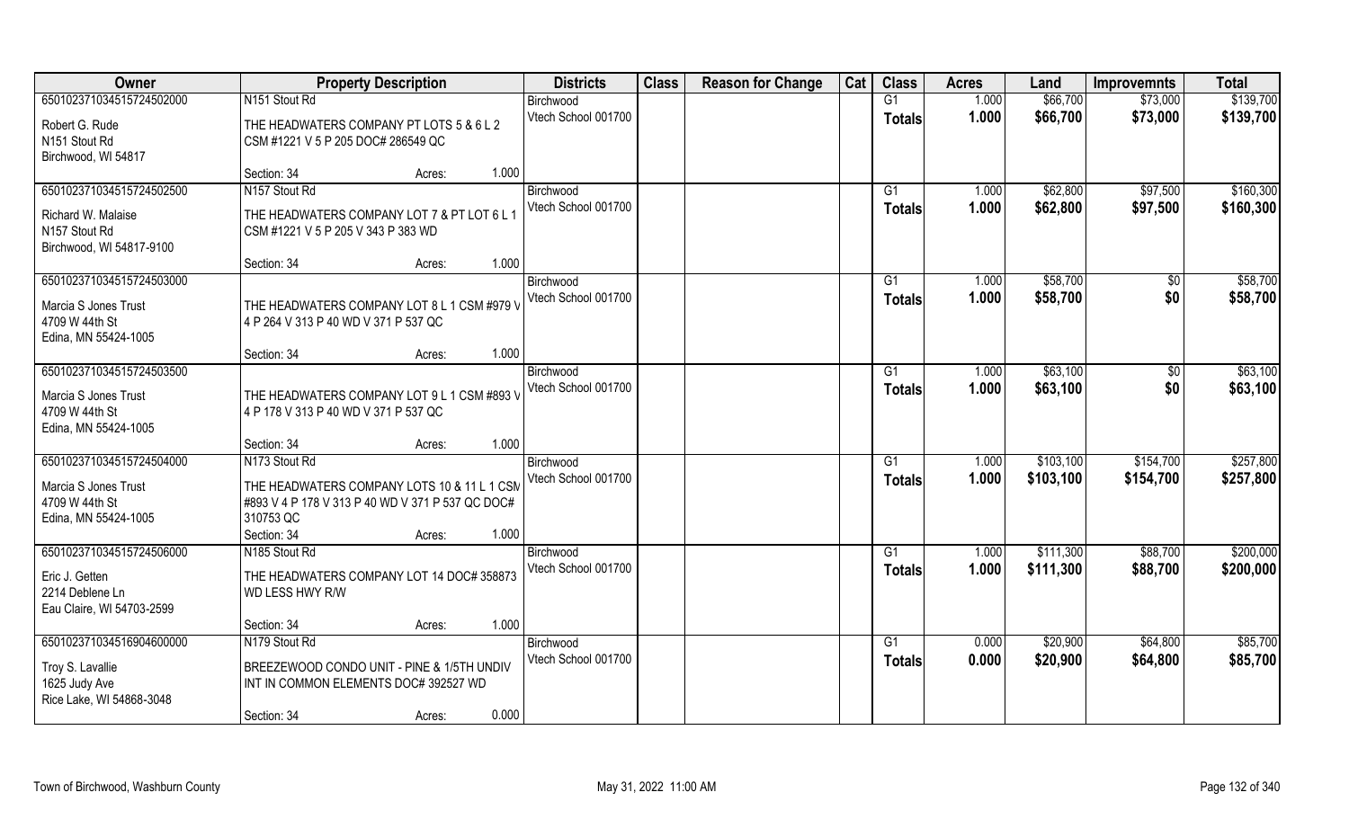| Owner | Property Description | Districts | Class | Reason for Change | Cat | Class | Acres | Land | Improvemnts | Total |
|---|---|---|---|---|---|---|---|---|---|---|
| 650102371034515724502000 | N151 Stout Rd | Birchwood | | | | G1 | 1.000 | $66,700 | $73,000 | $139,700 |
| Robert G. Rude<br>N151 Stout Rd<br>Birchwood, WI 54817 | THE HEADWATERS COMPANY PT LOTS 5 & 6 L 2 CSM #1221 V 5 P 205 DOC# 286549 QC | Vtech School 001700 | | | | Totals | 1.000 | $66,700 | $73,000 | $139,700 |
| | Section: 34 Acres: 1.000 | | | | | | | | | |
| 650102371034515724502500 | N157 Stout Rd | Birchwood | | | | G1 | 1.000 | $62,800 | $97,500 | $160,300 |
| Richard W. Malaise<br>N157 Stout Rd<br>Birchwood, WI 54817-9100 | THE HEADWATERS COMPANY LOT 7 & PT LOT 6 L 1 CSM #1221 V 5 P 205 V 343 P 383 WD | Vtech School 001700 | | | | Totals | 1.000 | $62,800 | $97,500 | $160,300 |
| | Section: 34 Acres: 1.000 | | | | | | | | | |
| 650102371034515724503000 | | Birchwood | | | | G1 | 1.000 | $58,700 | $0 | $58,700 |
| Marcia S Jones Trust<br>4709 W 44th St<br>Edina, MN 55424-1005 | THE HEADWATERS COMPANY LOT 8 L 1 CSM #979 V 4 P 264 V 313 P 40 WD V 371 P 537 QC | Vtech School 001700 | | | | Totals | 1.000 | $58,700 | $0 | $58,700 |
| | Section: 34 Acres: 1.000 | | | | | | | | | |
| 650102371034515724503500 | | Birchwood | | | | G1 | 1.000 | $63,100 | $0 | $63,100 |
| Marcia S Jones Trust<br>4709 W 44th St<br>Edina, MN 55424-1005 | THE HEADWATERS COMPANY LOT 9 L 1 CSM #893 V 4 P 178 V 313 P 40 WD V 371 P 537 QC | Vtech School 001700 | | | | Totals | 1.000 | $63,100 | $0 | $63,100 |
| | Section: 34 Acres: 1.000 | | | | | | | | | |
| 650102371034515724504000 | N173 Stout Rd | Birchwood | | | | G1 | 1.000 | $103,100 | $154,700 | $257,800 |
| Marcia S Jones Trust<br>4709 W 44th St<br>Edina, MN 55424-1005 | THE HEADWATERS COMPANY LOTS 10 & 11 L 1 CSM #893 V 4 P 178 V 313 P 40 WD V 371 P 537 QC DOC# 310753 QC | Vtech School 001700 | | | | Totals | 1.000 | $103,100 | $154,700 | $257,800 |
| | Section: 34 Acres: 1.000 | | | | | | | | | |
| 650102371034515724506000 | N185 Stout Rd | Birchwood | | | | G1 | 1.000 | $111,300 | $88,700 | $200,000 |
| Eric J. Getten<br>2214 Deblene Ln<br>Eau Claire, WI 54703-2599 | THE HEADWATERS COMPANY LOT 14 DOC# 358873 WD LESS HWY R/W | Vtech School 001700 | | | | Totals | 1.000 | $111,300 | $88,700 | $200,000 |
| | Section: 34 Acres: 1.000 | | | | | | | | | |
| 650102371034516904600000 | N179 Stout Rd | Birchwood | | | | G1 | 0.000 | $20,900 | $64,800 | $85,700 |
| Troy S. Lavallie<br>1625 Judy Ave<br>Rice Lake, WI 54868-3048 | BREEZEWOOD CONDO UNIT - PINE & 1/5TH UNDIV INT IN COMMON ELEMENTS DOC# 392527 WD | Vtech School 001700 | | | | Totals | 0.000 | $20,900 | $64,800 | $85,700 |
| | Section: 34 Acres: 0.000 | | | | | | | | | |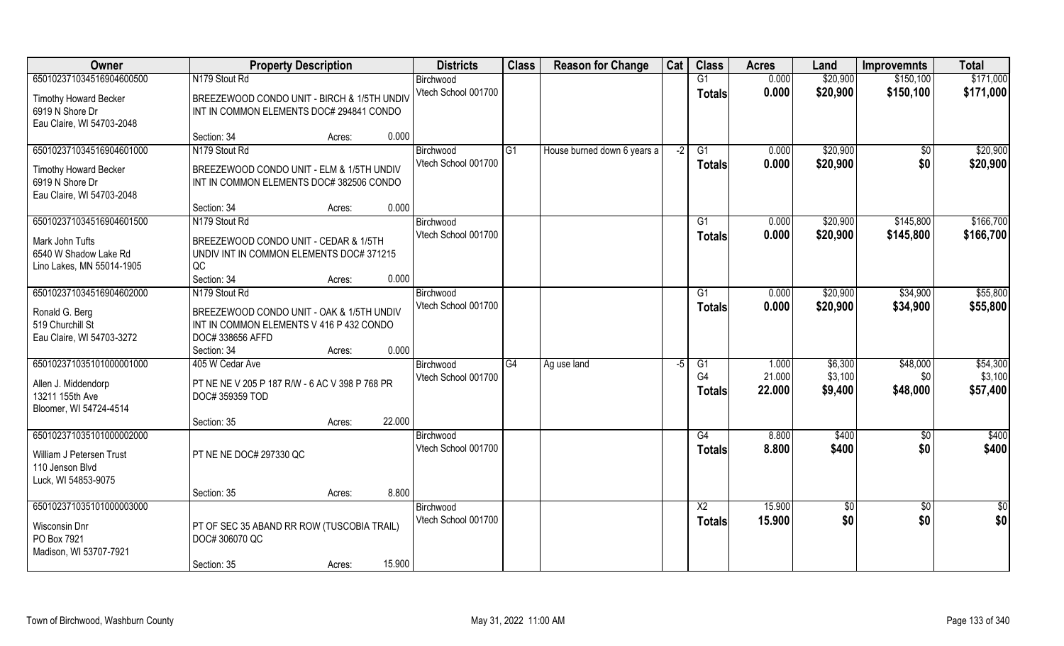| Owner | Property Description | Districts | Class | Reason for Change | Cat | Class | Acres | Land | Improvemnts | Total |
|---|---|---|---|---|---|---|---|---|---|---|
| 650102371034516904600500 | N179 Stout Rd | Birchwood | | | | G1 | 0.000 | $20,900 | $150,100 | $171,000 |
| Timothy Howard Becker<br>6919 N Shore Dr<br>Eau Claire, WI 54703-2048 | BREEZEWOOD CONDO UNIT - BIRCH & 1/5TH UNDIV INT IN COMMON ELEMENTS DOC# 294841 CONDO<br>Section: 34 Acres: 0.000 | Vtech School 001700 | | | | Totals | 0.000 | $20,900 | $150,100 | $171,000 |
| 650102371034516904601000 | N179 Stout Rd | Birchwood | G1 | House burned down 6 years a | -2 | G1 | 0.000 | $20,900 | $0 | $20,900 |
| Timothy Howard Becker<br>6919 N Shore Dr<br>Eau Claire, WI 54703-2048 | BREEZEWOOD CONDO UNIT - ELM & 1/5TH UNDIV INT IN COMMON ELEMENTS DOC# 382506 CONDO<br>Section: 34 Acres: 0.000 | Vtech School 001700 | | | | Totals | 0.000 | $20,900 | $0 | $20,900 |
| 650102371034516904601500 | N179 Stout Rd | Birchwood | | | | G1 | 0.000 | $20,900 | $145,800 | $166,700 |
| Mark John Tufts<br>6540 W Shadow Lake Rd<br>Lino Lakes, MN 55014-1905 | BREEZEWOOD CONDO UNIT - CEDAR & 1/5TH UNDIV INT IN COMMON ELEMENTS DOC# 371215 QC<br>Section: 34 Acres: 0.000 | Vtech School 001700 | | | | Totals | 0.000 | $20,900 | $145,800 | $166,700 |
| 650102371034516904602000 | N179 Stout Rd | Birchwood | | | | G1 | 0.000 | $20,900 | $34,900 | $55,800 |
| Ronald G. Berg<br>519 Churchill St<br>Eau Claire, WI 54703-3272 | BREEZEWOOD CONDO UNIT - OAK & 1/5TH UNDIV INT IN COMMON ELEMENTS V 416 P 432 CONDO DOC# 338656 AFFD<br>Section: 34 Acres: 0.000 | Vtech School 001700 | | | | Totals | 0.000 | $20,900 | $34,900 | $55,800 |
| 650102371035101000001000 | 405 W Cedar Ave | Birchwood | G4 | Ag use land | -5 | G1 | 1.000 | $6,300 | $48,000 | $54,300 |
| Allen J. Middendorp<br>13211 155th Ave<br>Bloomer, WI 54724-4514 | PT NE NE V 205 P 187 R/W - 6 AC V 398 P 768 PR DOC# 359359 TOD<br>Section: 35 Acres: 22.000 | Vtech School 001700 | | | | G4 | 21.000 | $3,100 | $0 | $3,100 |
| | | | | | | Totals | 22.000 | $9,400 | $48,000 | $57,400 |
| 650102371035101000002000 | | Birchwood | | | | G4 | 8.800 | $400 | $0 | $400 |
| William J Petersen Trust<br>110 Jenson Blvd<br>Luck, WI 54853-9075 | PT NE NE DOC# 297330 QC<br>Section: 35 Acres: 8.800 | Vtech School 001700 | | | | Totals | 8.800 | $400 | $0 | $400 |
| 650102371035101000003000 | | Birchwood | | | | X2 | 15.900 | $0 | $0 | $0 |
| Wisconsin Dnr<br>PO Box 7921<br>Madison, WI 53707-7921 | PT OF SEC 35 ABAND RR ROW (TUSCOBIA TRAIL) DOC# 306070 QC<br>Section: 35 Acres: 15.900 | Vtech School 001700 | | | | Totals | 15.900 | $0 | $0 | $0 |

Town of Birchwood, Washburn County | May 31, 2022 11:00 AM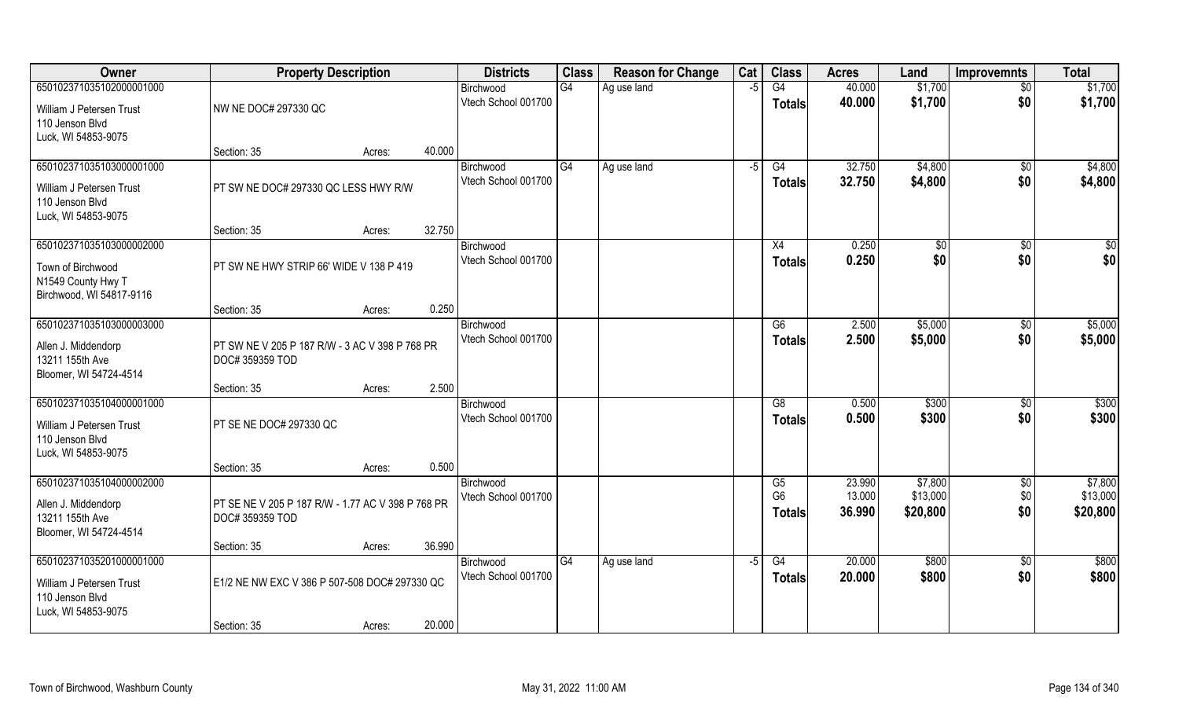| Owner | Property Description | | | Districts | Class | Reason for Change | Cat | Class | Acres | Land | Improvemnts | Total |
|---|---|---|---|---|---|---|---|---|---|---|---|---|
| 650102371035102000001000 | | | | Birchwood | G4 | Ag use land | -5 | G4 | 40.000 | $1,700 | $0 | $1,700 |
| William J Petersen Trust<br>110 Jenson Blvd<br>Luck, WI 54853-9075 | NW NE DOC# 297330 QC | | | Vtech School 001700 | | | | Totals | 40.000 | $1,700 | $0 | $1,700 |
| | Section: 35 | Acres: | 40.000 | | | | | | | | | |
| 650102371035103000001000 | | | | Birchwood | G4 | Ag use land | -5 | G4 | 32.750 | $4,800 | $0 | $4,800 |
| William J Petersen Trust<br>110 Jenson Blvd<br>Luck, WI 54853-9075 | PT SW NE DOC# 297330 QC LESS HWY R/W | | | Vtech School 001700 | | | | Totals | 32.750 | $4,800 | $0 | $4,800 |
| | Section: 35 | Acres: | 32.750 | | | | | | | | | |
| 650102371035103000002000 | | | | Birchwood | | | | X4 | 0.250 | $0 | $0 | $0 |
| Town of Birchwood<br>N1549 County Hwy T<br>Birchwood, WI 54817-9116 | PT SW NE HWY STRIP 66' WIDE V 138 P 419 | | | Vtech School 001700 | | | | Totals | 0.250 | $0 | $0 | $0 |
| | Section: 35 | Acres: | 0.250 | | | | | | | | | |
| 650102371035103000003000 | | | | Birchwood | | | | G6 | 2.500 | $5,000 | $0 | $5,000 |
| Allen J. Middendorp<br>13211 155th Ave<br>Bloomer, WI 54724-4514 | PT SW NE V 205 P 187 R/W - 3 AC V 398 P 768 PR DOC# 359359 TOD | | | Vtech School 001700 | | | | Totals | 2.500 | $5,000 | $0 | $5,000 |
| | Section: 35 | Acres: | 2.500 | | | | | | | | | |
| 650102371035104000001000 | | | | Birchwood | | | | G8 | 0.500 | $300 | $0 | $300 |
| William J Petersen Trust<br>110 Jenson Blvd<br>Luck, WI 54853-9075 | PT SE NE DOC# 297330 QC | | | Vtech School 001700 | | | | Totals | 0.500 | $300 | $0 | $300 |
| | Section: 35 | Acres: | 0.500 | | | | | | | | | |
| 650102371035104000002000 | | | | Birchwood | | | | G5 | 23.990 | $7,800 | $0 | $7,800 |
| Allen J. Middendorp<br>13211 155th Ave<br>Bloomer, WI 54724-4514 | PT SE NE V 205 P 187 R/W - 1.77 AC V 398 P 768 PR DOC# 359359 TOD | | | Vtech School 001700 | | | | G6 | 13.000 | $13,000 | $0 | $13,000 |
| | | | | | | | | Totals | 36.990 | $20,800 | $0 | $20,800 |
| | Section: 35 | Acres: | 36.990 | | | | | | | | | |
| 650102371035201000001000 | | | | Birchwood | G4 | Ag use land | -5 | G4 | 20.000 | $800 | $0 | $800 |
| William J Petersen Trust<br>110 Jenson Blvd<br>Luck, WI 54853-9075 | E1/2 NE NW EXC V 386 P 507-508 DOC# 297330 QC | | | Vtech School 001700 | | | | Totals | 20.000 | $800 | $0 | $800 |
| | Section: 35 | Acres: | 20.000 | | | | | | | | | |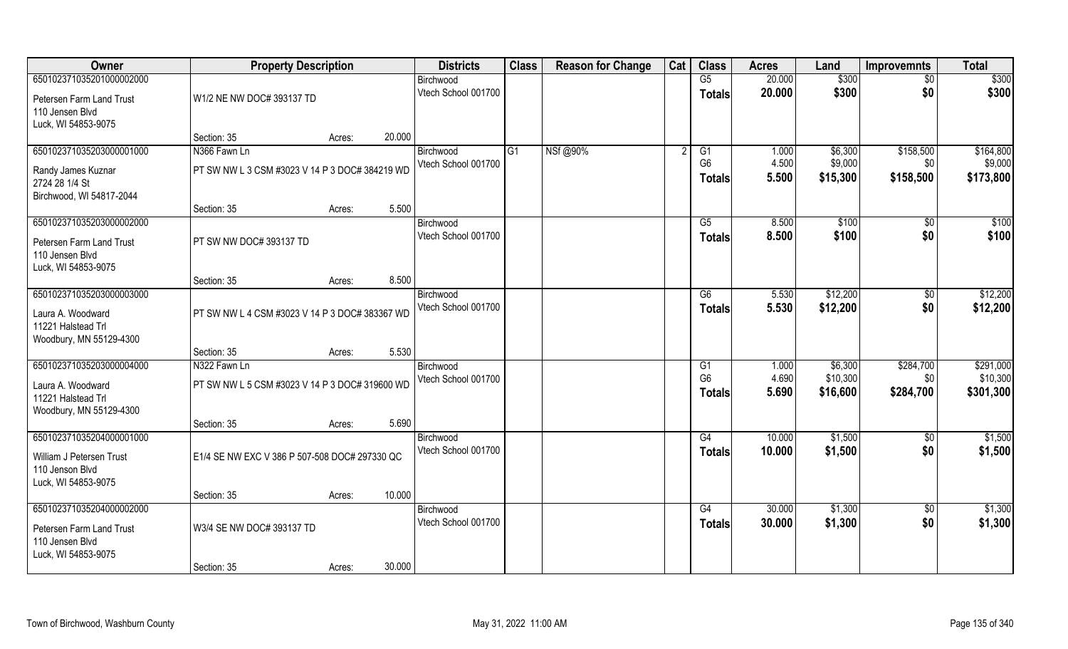| Owner | Property Description | | | Districts | Class | Reason for Change | Cat | Class | Acres | Land | Improvemnts | Total |
|---|---|---|---|---|---|---|---|---|---|---|---|---|
| 650102371035201000002000 | | | | Birchwood | | | | G5 | 20.000 | $300 | $0 | $300 |
| Petersen Farm Land Trust<br>110 Jensen Blvd<br>Luck, WI 54853-9075 | W1/2 NE NW DOC# 393137 TD | | | Vtech School 001700 | | | | Totals | 20.000 | $300 | $0 | $300 |
| | Section: 35 | Acres: | 20.000 | | | | | | | | | |
| 650102371035203000001000 | N366 Fawn Ln | | | Birchwood | G1 | NSf @90% | 2 | G1 | 1.000 | $6,300 | $158,500 | $164,800 |
| Randy James Kuznar<br>2724 28 1/4 St<br>Birchwood, WI 54817-2044 | PT SW NW L 3 CSM #3023 V 14 P 3 DOC# 384219 WD | | | Vtech School 001700 | | | | G6 | 4.500 | $9,000 | $0 | $9,000 |
| | | | | | | | | Totals | 5.500 | $15,300 | $158,500 | $173,800 |
| | Section: 35 | Acres: | 5.500 | | | | | | | | | |
| 650102371035203000002000 | | | | Birchwood | | | | G5 | 8.500 | $100 | $0 | $100 |
| Petersen Farm Land Trust<br>110 Jensen Blvd<br>Luck, WI 54853-9075 | PT SW NW DOC# 393137 TD | | | Vtech School 001700 | | | | Totals | 8.500 | $100 | $0 | $100 |
| | Section: 35 | Acres: | 8.500 | | | | | | | | | |
| 650102371035203000003000 | | | | Birchwood | | | | G6 | 5.530 | $12,200 | $0 | $12,200 |
| Laura A. Woodward<br>11221 Halstead Trl<br>Woodbury, MN 55129-4300 | PT SW NW L 4 CSM #3023 V 14 P 3 DOC# 383367 WD | | | Vtech School 001700 | | | | Totals | 5.530 | $12,200 | $0 | $12,200 |
| | Section: 35 | Acres: | 5.530 | | | | | | | | | |
| 650102371035203000004000 | N322 Fawn Ln | | | Birchwood | | | | G1 | 1.000 | $6,300 | $284,700 | $291,000 |
| Laura A. Woodward<br>11221 Halstead Trl<br>Woodbury, MN 55129-4300 | PT SW NW L 5 CSM #3023 V 14 P 3 DOC# 319600 WD | | | Vtech School 001700 | | | | G6 | 4.690 | $10,300 | $0 | $10,300 |
| | | | | | | | | Totals | 5.690 | $16,600 | $284,700 | $301,300 |
| | Section: 35 | Acres: | 5.690 | | | | | | | | | |
| 650102371035204000001000 | | | | Birchwood | | | | G4 | 10.000 | $1,500 | $0 | $1,500 |
| William J Petersen Trust<br>110 Jenson Blvd<br>Luck, WI 54853-9075 | E1/4 SE NW EXC V 386 P 507-508 DOC# 297330 QC | | | Vtech School 001700 | | | | Totals | 10.000 | $1,500 | $0 | $1,500 |
| | Section: 35 | Acres: | 10.000 | | | | | | | | | |
| 650102371035204000002000 | | | | Birchwood | | | | G4 | 30.000 | $1,300 | $0 | $1,300 |
| Petersen Farm Land Trust<br>110 Jensen Blvd<br>Luck, WI 54853-9075 | W3/4 SE NW DOC# 393137 TD | | | Vtech School 001700 | | | | Totals | 30.000 | $1,300 | $0 | $1,300 |
| | Section: 35 | Acres: | 30.000 | | | | | | | | | |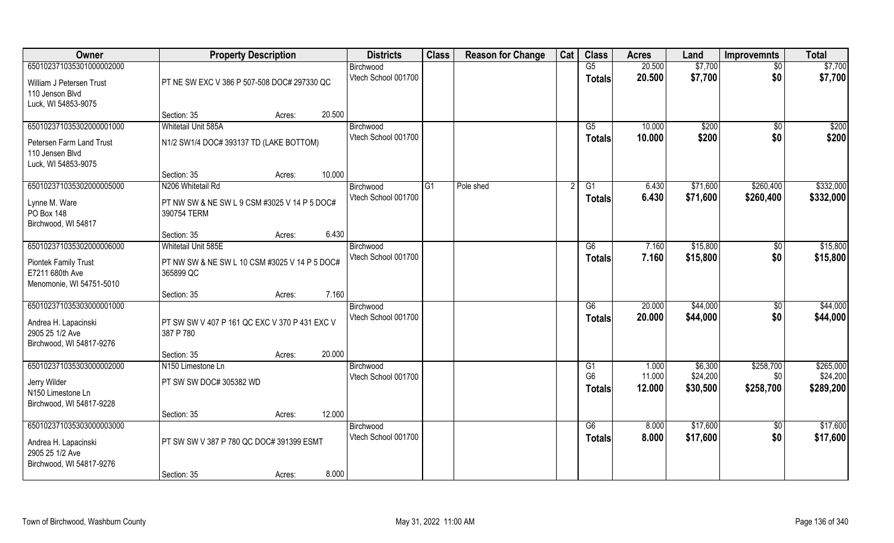| Owner | Property Description | | | Districts | Class | Reason for Change | Cat | Class | Acres | Land | Improvemnts | Total |
|---|---|---|---|---|---|---|---|---|---|---|---|---|
| 65010237103530100002000 | | | | Birchwood | | | | G5 | 20.500 | $7,700 | $0 | $7,700 |
| William J Petersen Trust<br>110 Jenson Blvd<br>Luck, WI 54853-9075 | PT NE SW EXC V 386 P 507-508 DOC# 297330 QC | | | Vtech School 001700 | | | | Totals | 20.500 | $7,700 | $0 | $7,700 |
| | Section: 35 | Acres: | 20.500 | | | | | | | | | |
| 65010237103530200001000 | Whitetail Unit 585A | | | Birchwood | | | | G5 | 10.000 | $200 | $0 | $200 |
| Petersen Farm Land Trust<br>110 Jensen Blvd<br>Luck, WI 54853-9075 | N1/2 SW1/4 DOC# 393137 TD (LAKE BOTTOM) | | | Vtech School 001700 | | | | Totals | 10.000 | $200 | $0 | $200 |
| | Section: 35 | Acres: | 10.000 | | | | | | | | | |
| 65010237103530200005000 | N206 Whitetail Rd | | | Birchwood | G1 | Pole shed | 2 | G1 | 6.430 | $71,600 | $260,400 | $332,000 |
| Lynne M. Ware<br>PO Box 148<br>Birchwood, WI 54817 | PT NW SW & NE SW L 9 CSM #3025 V 14 P 5 DOC# 390754 TERM | | | Vtech School 001700 | | | | Totals | 6.430 | $71,600 | $260,400 | $332,000 |
| | Section: 35 | Acres: | 6.430 | | | | | | | | | |
| 65010237103530200006000 | Whitetail Unit 585E | | | Birchwood | | | | G6 | 7.160 | $15,800 | $0 | $15,800 |
| Piontek Family Trust<br>E7211 680th Ave<br>Menomonie, WI 54751-5010 | PT NW SW & NE SW L 10 CSM #3025 V 14 P 5 DOC# 365899 QC | | | Vtech School 001700 | | | | Totals | 7.160 | $15,800 | $0 | $15,800 |
| | Section: 35 | Acres: | 7.160 | | | | | | | | | |
| 65010237103530300001000 | | | | Birchwood | | | | G6 | 20.000 | $44,000 | $0 | $44,000 |
| Andrea H. Lapacinski<br>2905 25 1/2 Ave<br>Birchwood, WI 54817-9276 | PT SW SW V 407 P 161 QC EXC V 370 P 431 EXC V 387 P 780 | | | Vtech School 001700 | | | | Totals | 20.000 | $44,000 | $0 | $44,000 |
| | Section: 35 | Acres: | 20.000 | | | | | | | | | |
| 65010237103530300002000 | N150 Limestone Ln | | | Birchwood | | | | G1 | 1.000 | $6,300 | $258,700 | $265,000 |
| Jerry Wilder<br>N150 Limestone Ln<br>Birchwood, WI 54817-9228 | PT SW SW DOC# 305382 WD | | | Vtech School 001700 | | | | G6 | 11.000 | $24,200 | $0 | $24,200 |
| | | | | | | | | Totals | 12.000 | $30,500 | $258,700 | $289,200 |
| | Section: 35 | Acres: | 12.000 | | | | | | | | | |
| 65010237103530300003000 | | | | Birchwood | | | | G6 | 8.000 | $17,600 | $0 | $17,600 |
| Andrea H. Lapacinski<br>2905 25 1/2 Ave<br>Birchwood, WI 54817-9276 | PT SW SW V 387 P 780 QC DOC# 391399 ESMT | | | Vtech School 001700 | | | | Totals | 8.000 | $17,600 | $0 | $17,600 |
| | Section: 35 | Acres: | 8.000 | | | | | | | | | |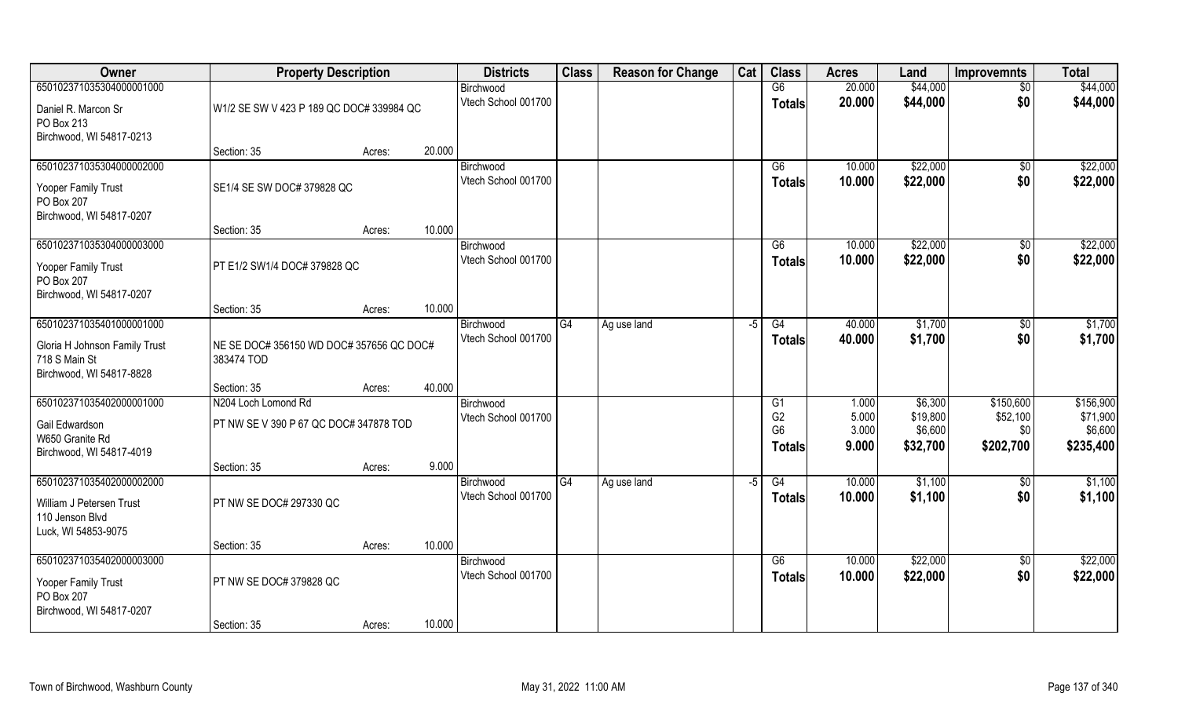| Owner | Property Description | | | Districts | Class | Reason for Change | Cat | Class | Acres | Land | Improvemnts | Total |
|---|---|---|---|---|---|---|---|---|---|---|---|---|
| 65010237103530400000l000 | | | | Birchwood | | | | G6 | 20.000 | $44,000 | $0 | $44,000 |
| Daniel R. Marcon Sr<br>PO Box 213<br>Birchwood, WI 54817-0213 | W1/2 SE SW V 423 P 189 QC DOC# 339984 QC | | | Vtech School 001700 | | | | Totals | 20.000 | $44,000 | $0 | $44,000 |
| | Section: 35 | Acres: | 20.000 | | | | | | | | | |
| 650102371035304000002000 | | | | Birchwood | | | | G6 | 10.000 | $22,000 | $0 | $22,000 |
| Yooper Family Trust<br>PO Box 207<br>Birchwood, WI 54817-0207 | SE1/4 SE SW DOC# 379828 QC | | | Vtech School 001700 | | | | Totals | 10.000 | $22,000 | $0 | $22,000 |
| | Section: 35 | Acres: | 10.000 | | | | | | | | | |
| 650102371035304000003000 | | | | Birchwood | | | | G6 | 10.000 | $22,000 | $0 | $22,000 |
| Yooper Family Trust<br>PO Box 207<br>Birchwood, WI 54817-0207 | PT E1/2 SW1/4 DOC# 379828 QC | | | Vtech School 001700 | | | | Totals | 10.000 | $22,000 | $0 | $22,000 |
| | Section: 35 | Acres: | 10.000 | | | | | | | | | |
| 650102371035401000001000 | | | | Birchwood | G4 | Ag use land | -5 | G4 | 40.000 | $1,700 | $0 | $1,700 |
| Gloria H Johnson Family Trust<br>718 S Main St<br>Birchwood, WI 54817-8828 | NE SE DOC# 356150 WD DOC# 357656 QC DOC# 383474 TOD | | | Vtech School 001700 | | | | Totals | 40.000 | $1,700 | $0 | $1,700 |
| | Section: 35 | Acres: | 40.000 | | | | | | | | | |
| 650102371035402000001000 | N204 Loch Lomond Rd | | | Birchwood | | | | G1<br>G2<br>G6 | 1.000<br>5.000<br>3.000 | $6,300<br>$19,800<br>$6,600 | $150,600<br>$52,100<br>$0 | $156,900<br>$71,900<br>$6,600 |
| Gail Edwardson<br>W650 Granite Rd<br>Birchwood, WI 54817-4019 | PT NW SE V 390 P 67 QC DOC# 347878 TOD | | | Vtech School 001700 | | | | Totals | 9.000 | $32,700 | $202,700 | $235,400 |
| | Section: 35 | Acres: | 9.000 | | | | | | | | | |
| 650102371035402000002000 | | | | Birchwood | G4 | Ag use land | -5 | G4 | 10.000 | $1,100 | $0 | $1,100 |
| William J Petersen Trust<br>110 Jenson Blvd<br>Luck, WI 54853-9075 | PT NW SE DOC# 297330 QC | | | Vtech School 001700 | | | | Totals | 10.000 | $1,100 | $0 | $1,100 |
| | Section: 35 | Acres: | 10.000 | | | | | | | | | |
| 650102371035402000003000 | | | | Birchwood | | | | G6 | 10.000 | $22,000 | $0 | $22,000 |
| Yooper Family Trust<br>PO Box 207<br>Birchwood, WI 54817-0207 | PT NW SE DOC# 379828 QC | | | Vtech School 001700 | | | | Totals | 10.000 | $22,000 | $0 | $22,000 |
| | Section: 35 | Acres: | 10.000 | | | | | | | | | |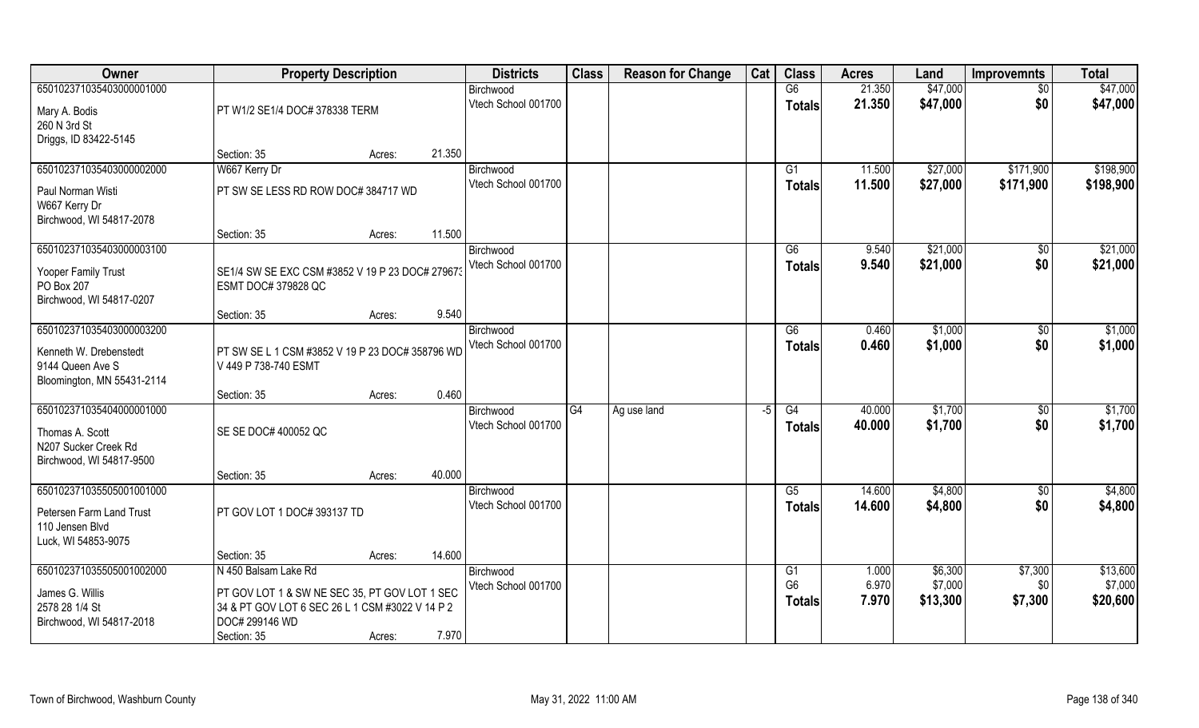| Owner | Property Description | | | Districts | Class | Reason for Change | Cat | Class | Acres | Land | Improvemnts | Total |
|---|---|---|---|---|---|---|---|---|---|---|---|---|
| 650102371035403000001000 | | | | Birchwood | | | | G6 | 21.350 | $47,000 | $0 | $47,000 |
| Mary A. Bodis<br>260 N 3rd St<br>Driggs, ID 83422-5145 | PT W1/2 SE1/4 DOC# 378338 TERM | | | Vtech School 001700 | | | | Totals | 21.350 | $47,000 | $0 | $47,000 |
| | Section: 35 | Acres: | 21.350 | | | | | | | | | |
| 650102371035403000002000 | W667 Kerry Dr | | | Birchwood | | | | G1 | 11.500 | $27,000 | $171,900 | $198,900 |
| Paul Norman Wisti<br>W667 Kerry Dr<br>Birchwood, WI 54817-2078 | PT SW SE LESS RD ROW DOC# 384717 WD | | | Vtech School 001700 | | | | Totals | 11.500 | $27,000 | $171,900 | $198,900 |
| | Section: 35 | Acres: | 11.500 | | | | | | | | | |
| 650102371035403000003100 | | | | Birchwood | | | | G6 | 9.540 | $21,000 | $0 | $21,000 |
| Yooper Family Trust<br>PO Box 207<br>Birchwood, WI 54817-0207 | SE1/4 SW SE EXC CSM #3852 V 19 P 23 DOC# 279673 ESMT DOC# 379828 QC | | | Vtech School 001700 | | | | Totals | 9.540 | $21,000 | $0 | $21,000 |
| | Section: 35 | Acres: | 9.540 | | | | | | | | | |
| 650102371035403000003200 | | | | Birchwood | | | | G6 | 0.460 | $1,000 | $0 | $1,000 |
| Kenneth W. Drebenstedt<br>9144 Queen Ave S<br>Bloomington, MN 55431-2114 | PT SW SE L 1 CSM #3852 V 19 P 23 DOC# 358796 WD V 449 P 738-740 ESMT | | | Vtech School 001700 | | | | Totals | 0.460 | $1,000 | $0 | $1,000 |
| | Section: 35 | Acres: | 0.460 | | | | | | | | | |
| 650102371035404000001000 | | | | Birchwood | G4 | Ag use land | -5 | G4 | 40.000 | $1,700 | $0 | $1,700 |
| Thomas A. Scott<br>N207 Sucker Creek Rd<br>Birchwood, WI 54817-9500 | SE SE DOC# 400052 QC | | | Vtech School 001700 | | | | Totals | 40.000 | $1,700 | $0 | $1,700 |
| | Section: 35 | Acres: | 40.000 | | | | | | | | | |
| 650102371035505001001000 | | | | Birchwood | | | | G5 | 14.600 | $4,800 | $0 | $4,800 |
| Petersen Farm Land Trust<br>110 Jensen Blvd<br>Luck, WI 54853-9075 | PT GOV LOT 1 DOC# 393137 TD | | | Vtech School 001700 | | | | Totals | 14.600 | $4,800 | $0 | $4,800 |
| | Section: 35 | Acres: | 14.600 | | | | | | | | | |
| 650102371035505001002000 | N 450 Balsam Lake Rd | | | Birchwood | | | | G1 | 1.000 | $6,300 | $7,300 | $13,600 |
| James G. Willis<br>2578 28 1/4 St<br>Birchwood, WI 54817-2018 | PT GOV LOT 1 & SW NE SEC 35, PT GOV LOT 1 SEC 34 & PT GOV LOT 6 SEC 26 L 1 CSM #3022 V 14 P 2 DOC# 299146 WD | | | Vtech School 001700 | | | | G6 | 6.970 | $7,000 | $0 | $7,000 |
| | | | | | | | | Totals | 7.970 | $13,300 | $7,300 | $20,600 |
| | Section: 35 | Acres: | 7.970 | | | | | | | | | |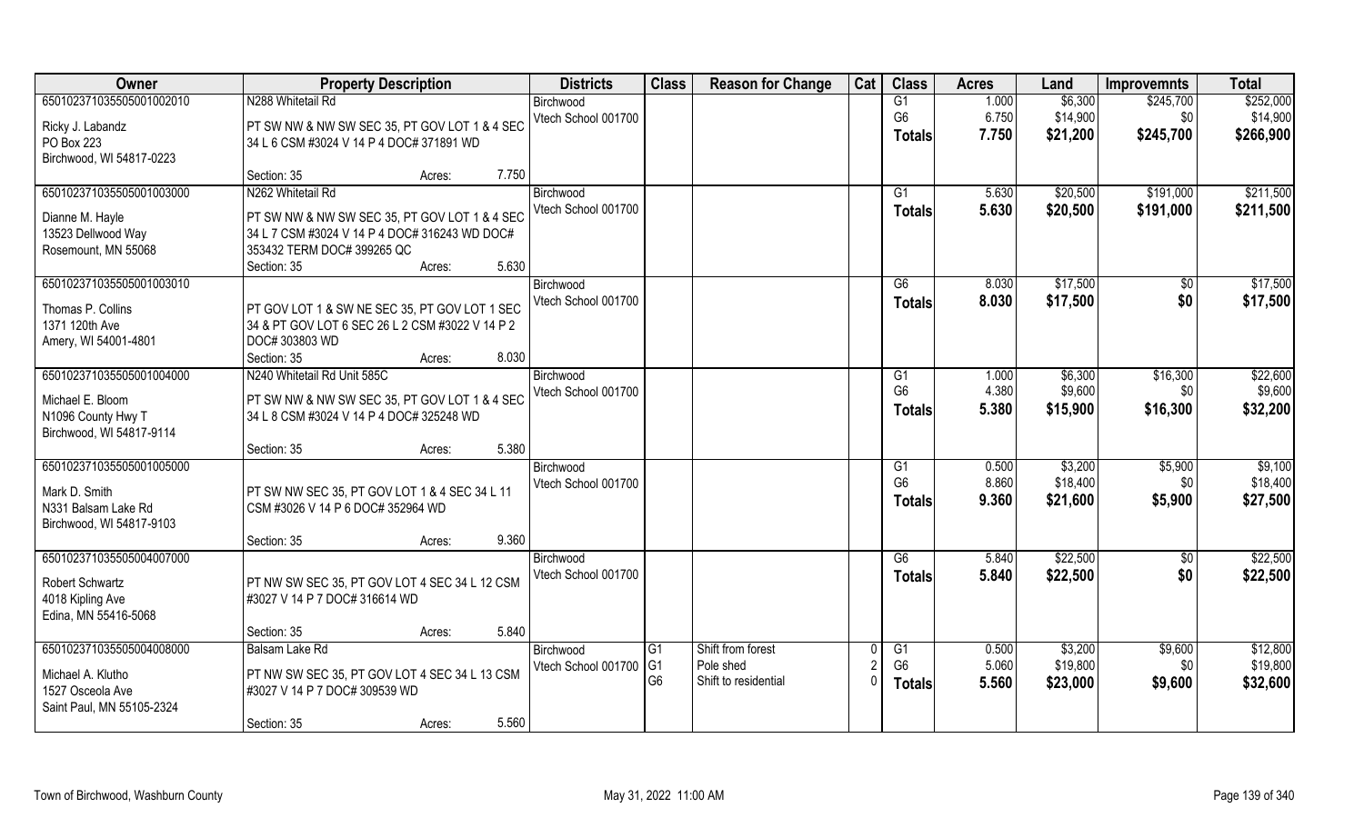| Owner | Property Description | Districts | Class | Reason for Change | Cat | Class | Acres | Land | Improvemnts | Total |
|---|---|---|---|---|---|---|---|---|---|---|
| 65010237103550500100201O | N288 Whitetail Rd | Birchwood | | | | G1 | 1.000 | $6,300 | $245,700 | $252,000 |
| Ricky J. Labandz | PT SW NW & NW SW SEC 35, PT GOV LOT 1 & 4 SEC 34 L 6 CSM #3024 V 14 P 4 DOC# 371891 WD | Vtech School 001700 | | | | G6 | 6.750 | $14,900 | $0 | $14,900 |
| PO Box 223 | | | | | | Totals | 7.750 | $21,200 | $245,700 | $266,900 |
| Birchwood, WI 54817-0223 | | | | | | | | | | |
| | Section: 35 Acres: 7.750 | | | | | | | | | |
| 650102371035505001003000 | N262 Whitetail Rd | Birchwood | | | | G1 | 5.630 | $20,500 | $191,000 | $211,500 |
| Dianne M. Hayle | PT SW NW & NW SW SEC 35, PT GOV LOT 1 & 4 SEC 34 L 7 CSM #3024 V 14 P 4 DOC# 316243 WD DOC# 353432 TERM DOC# 399265 QC | Vtech School 001700 | | | | Totals | 5.630 | $20,500 | $191,000 | $211,500 |
| 13523 Dellwood Way | | | | | | | | | | |
| Rosemount, MN 55068 | | | | | | | | | | |
| | Section: 35 Acres: 5.630 | | | | | | | | | |
| 650102371035505001003010 | | Birchwood | | | | G6 | 8.030 | $17,500 | $0 | $17,500 |
| Thomas P. Collins | PT GOV LOT 1 & SW NE SEC 35, PT GOV LOT 1 SEC 34 & PT GOV LOT 6 SEC 26 L 2 CSM #3022 V 14 P 2 DOC# 303803 WD | Vtech School 001700 | | | | Totals | 8.030 | $17,500 | $0 | $17,500 |
| 1371 120th Ave | | | | | | | | | | |
| Amery, WI 54001-4801 | | | | | | | | | | |
| | Section: 35 Acres: 8.030 | | | | | | | | | |
| 650102371035505001004000 | N240 Whitetail Rd Unit 585C | Birchwood | | | | G1 | 1.000 | $6,300 | $16,300 | $22,600 |
| Michael E. Bloom | PT SW NW & NW SW SEC 35, PT GOV LOT 1 & 4 SEC 34 L 8 CSM #3024 V 14 P 4 DOC# 325248 WD | Vtech School 001700 | | | | G6 | 4.380 | $9,600 | $0 | $9,600 |
| N1096 County Hwy T | | | | | | Totals | 5.380 | $15,900 | $16,300 | $32,200 |
| Birchwood, WI 54817-9114 | | | | | | | | | | |
| | Section: 35 Acres: 5.380 | | | | | | | | | |
| 650102371035505001005000 | | Birchwood | | | | G1 | 0.500 | $3,200 | $5,900 | $9,100 |
| Mark D. Smith | PT SW NW SEC 35, PT GOV LOT 1 & 4 SEC 34 L 11 CSM #3026 V 14 P 6 DOC# 352964 WD | Vtech School 001700 | | | | G6 | 8.860 | $18,400 | $0 | $18,400 |
| N331 Balsam Lake Rd | | | | | | Totals | 9.360 | $21,600 | $5,900 | $27,500 |
| Birchwood, WI 54817-9103 | | | | | | | | | | |
| | Section: 35 Acres: 9.360 | | | | | | | | | |
| 650102371035505004007000 | | Birchwood | | | | G6 | 5.840 | $22,500 | $0 | $22,500 |
| Robert Schwartz | PT NW SW SEC 35, PT GOV LOT 4 SEC 34 L 12 CSM #3027 V 14 P 7 DOC# 316614 WD | Vtech School 001700 | | | | Totals | 5.840 | $22,500 | $0 | $22,500 |
| 4018 Kipling Ave | | | | | | | | | | |
| Edina, MN 55416-5068 | | | | | | | | | | |
| | Section: 35 Acres: 5.840 | | | | | | | | | |
| 650102371035505004008000 | Balsam Lake Rd | Birchwood | G1 | Shift from forest | 0 | G1 | 0.500 | $3,200 | $9,600 | $12,800 |
| Michael A. Klutho | PT NW SW SEC 35, PT GOV LOT 4 SEC 34 L 13 CSM #3027 V 14 P 7 DOC# 309539 WD | Vtech School 001700 | G1 | Pole shed | 2 | G6 | 5.060 | $19,800 | $0 | $19,800 |
| 1527 Osceola Ave | | | G6 | Shift to residential | 0 | Totals | 5.560 | $23,000 | $9,600 | $32,600 |
| Saint Paul, MN 55105-2324 | | | | | | | | | | |
| | Section: 35 Acres: 5.560 | | | | | | | | | |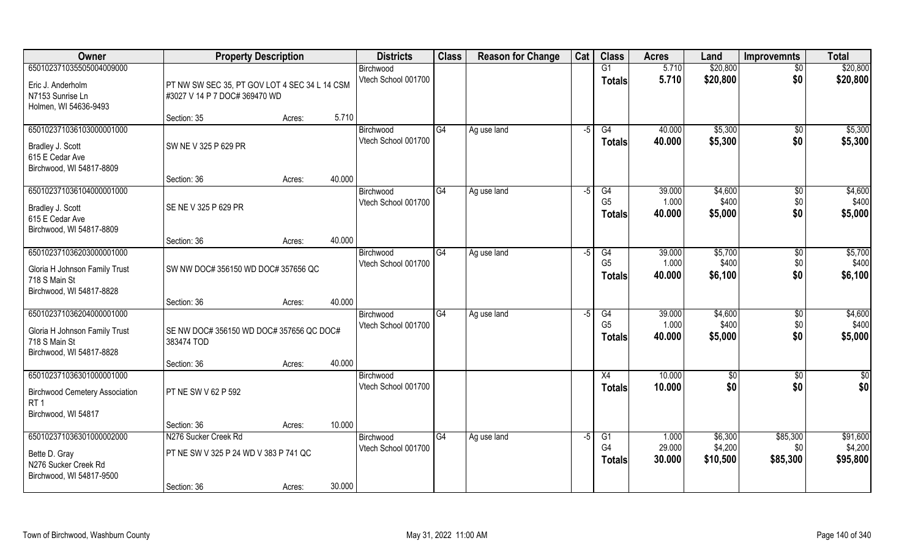| Owner | Property Description | | | Districts | Class | Reason for Change | Cat | Class | Acres | Land | Improvemnts | Total |
|---|---|---|---|---|---|---|---|---|---|---|---|---|
| 65010237103550500400900 | | | | Birchwood | | | | G1 | 5.710 | $20,800 | $0 | $20,800 |
| Eric J. Anderholm | PT NW SW SEC 35, PT GOV LOT 4 SEC 34 L 14 CSM | | | Vtech School 001700 | | | | Totals | 5.710 | $20,800 | $0 | $20,800 |
| N7153 Sunrise Ln | #3027 V 14 P 7 DOC# 369470 WD | | | | | | | | | | | |
| Holmen, WI 54636-9493 | | | | | | | | | | | | |
| | Section: 35 | Acres: | 5.710 | | | | | | | | | |
| 65010237103610300000100 | | | | Birchwood | G4 | Ag use land | -5 | G4 | 40.000 | $5,300 | $0 | $5,300 |
| Bradley J. Scott | SW NE V 325 P 629 PR | | | Vtech School 001700 | | | | Totals | 40.000 | $5,300 | $0 | $5,300 |
| 615 E Cedar Ave | | | | | | | | | | | | |
| Birchwood, WI 54817-8809 | | | | | | | | | | | | |
| | Section: 36 | Acres: | 40.000 | | | | | | | | | |
| 65010237103610400000100 | | | | Birchwood | G4 | Ag use land | -5 | G4 | 39.000 | $4,600 | $0 | $4,600 |
| Bradley J. Scott | SE NE V 325 P 629 PR | | | Vtech School 001700 | | | | G5 | 1.000 | $400 | $0 | $400 |
| 615 E Cedar Ave | | | | | | | | Totals | 40.000 | $5,000 | $0 | $5,000 |
| Birchwood, WI 54817-8809 | | | | | | | | | | | | |
| | Section: 36 | Acres: | 40.000 | | | | | | | | | |
| 65010237103620300000100 | | | | Birchwood | G4 | Ag use land | -5 | G4 | 39.000 | $5,700 | $0 | $5,700 |
| Gloria H Johnson Family Trust | SW NW DOC# 356150 WD DOC# 357656 QC | | | Vtech School 001700 | | | | G5 | 1.000 | $400 | $0 | $400 |
| 718 S Main St | | | | | | | | Totals | 40.000 | $6,100 | $0 | $6,100 |
| Birchwood, WI 54817-8828 | | | | | | | | | | | | |
| | Section: 36 | Acres: | 40.000 | | | | | | | | | |
| 65010237103620400000100 | | | | Birchwood | G4 | Ag use land | -5 | G4 | 39.000 | $4,600 | $0 | $4,600 |
| Gloria H Johnson Family Trust | SE NW DOC# 356150 WD DOC# 357656 QC DOC# | | | Vtech School 001700 | | | | G5 | 1.000 | $400 | $0 | $400 |
| 718 S Main St | 383474 TOD | | | | | | | Totals | 40.000 | $5,000 | $0 | $5,000 |
| Birchwood, WI 54817-8828 | | | | | | | | | | | | |
| | Section: 36 | Acres: | 40.000 | | | | | | | | | |
| 65010237103630100000100 | | | | Birchwood | | | | X4 | 10.000 | $0 | $0 | $0 |
| Birchwood Cemetery Association | PT NE SW V 62 P 592 | | | Vtech School 001700 | | | | Totals | 10.000 | $0 | $0 | $0 |
| RT 1 | | | | | | | | | | | | |
| Birchwood, WI 54817 | | | | | | | | | | | | |
| | Section: 36 | Acres: | 10.000 | | | | | | | | | |
| 65010237103630100000200 | N276 Sucker Creek Rd | | | Birchwood | G4 | Ag use land | -5 | G1 | 1.000 | $6,300 | $85,300 | $91,600 |
| Bette D. Gray | PT NE SW V 325 P 24 WD V 383 P 741 QC | | | Vtech School 001700 | | | | G4 | 29.000 | $4,200 | $0 | $4,200 |
| N276 Sucker Creek Rd | | | | | | | | Totals | 30.000 | $10,500 | $85,300 | $95,800 |
| Birchwood, WI 54817-9500 | | | | | | | | | | | | |
| | Section: 36 | Acres: | 30.000 | | | | | | | | | |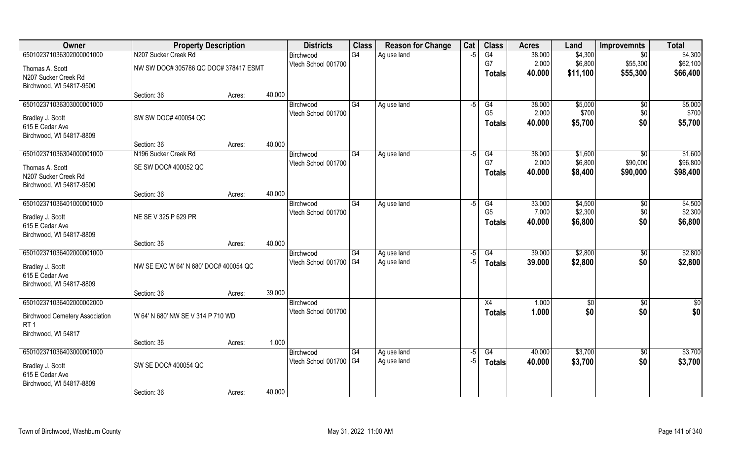| Owner | Property Description | | | Districts | Class | Reason for Change | Cat | Class | Acres | Land | Improvemnts | Total |
|---|---|---|---|---|---|---|---|---|---|---|---|---|
| 650102371036302000001000 | N207 Sucker Creek Rd | | | Birchwood | G4 | Ag use land | -5 | G4 | 38.000 | $4,300 | $0 | $4,300 |
| Thomas A. Scott | NW SW DOC# 305786 QC DOC# 378417 ESMT | | | Vtech School 001700 | | | | G7 | 2.000 | $6,800 | $55,300 | $62,100 |
| N207 Sucker Creek Rd | | | | | | | | **Totals** | **40.000** | **$11,100** | **$55,300** | **$66,400** |
| Birchwood, WI 54817-9500 | | | | | | | | | | | | |
| | Section: 36 | Acres: | 40.000 | | | | | | | | | |
| 650102371036303000001000 | | | | Birchwood | G4 | Ag use land | -5 | G4 | 38.000 | $5,000 | $0 | $5,000 |
| Bradley J. Scott | SW SW DOC# 400054 QC | | | Vtech School 001700 | | | | G5 | 2.000 | $700 | $0 | $700 |
| 615 E Cedar Ave | | | | | | | | **Totals** | **40.000** | **$5,700** | **$0** | **$5,700** |
| Birchwood, WI 54817-8809 | | | | | | | | | | | | |
| | Section: 36 | Acres: | 40.000 | | | | | | | | | |
| 650102371036304000001000 | N196 Sucker Creek Rd | | | Birchwood | G4 | Ag use land | -5 | G4 | 38.000 | $1,600 | $0 | $1,600 |
| Thomas A. Scott | SE SW DOC# 400052 QC | | | Vtech School 001700 | | | | G7 | 2.000 | $6,800 | $90,000 | $96,800 |
| N207 Sucker Creek Rd | | | | | | | | **Totals** | **40.000** | **$8,400** | **$90,000** | **$98,400** |
| Birchwood, WI 54817-9500 | | | | | | | | | | | | |
| | Section: 36 | Acres: | 40.000 | | | | | | | | | |
| 650102371036401000001000 | | | | Birchwood | G4 | Ag use land | -5 | G4 | 33.000 | $4,500 | $0 | $4,500 |
| Bradley J. Scott | NE SE V 325 P 629 PR | | | Vtech School 001700 | | | | G5 | 7.000 | $2,300 | $0 | $2,300 |
| 615 E Cedar Ave | | | | | | | | **Totals** | **40.000** | **$6,800** | **$0** | **$6,800** |
| Birchwood, WI 54817-8809 | | | | | | | | | | | | |
| | Section: 36 | Acres: | 40.000 | | | | | | | | | |
| 650102371036402000001000 | | | | Birchwood | G4 | Ag use land | -5 | G4 | 39.000 | $2,800 | $0 | $2,800 |
| Bradley J. Scott | NW SE EXC W 64' N 680' DOC# 400054 QC | | | Vtech School 001700 | G4 | Ag use land | -5 | **Totals** | **39.000** | **$2,800** | **$0** | **$2,800** |
| 615 E Cedar Ave | | | | | | | | | | | | |
| Birchwood, WI 54817-8809 | | | | | | | | | | | | |
| | Section: 36 | Acres: | 39.000 | | | | | | | | | |
| 650102371036402000002000 | | | | Birchwood | | | | X4 | 1.000 | $0 | $0 | $0 |
| Birchwood Cemetery Association | W 64' N 680' NW SE V 314 P 710 WD | | | Vtech School 001700 | | | | **Totals** | **1.000** | **$0** | **$0** | **$0** |
| RT 1 | | | | | | | | | | | | |
| Birchwood, WI 54817 | | | | | | | | | | | | |
| | Section: 36 | Acres: | 1.000 | | | | | | | | | |
| 650102371036403000001000 | | | | Birchwood | G4 | Ag use land | -5 | G4 | 40.000 | $3,700 | $0 | $3,700 |
| Bradley J. Scott | SW SE DOC# 400054 QC | | | Vtech School 001700 | G4 | Ag use land | -5 | **Totals** | **40.000** | **$3,700** | **$0** | **$3,700** |
| 615 E Cedar Ave | | | | | | | | | | | | |
| Birchwood, WI 54817-8809 | | | | | | | | | | | | |
| | Section: 36 | Acres: | 40.000 | | | | | | | | | |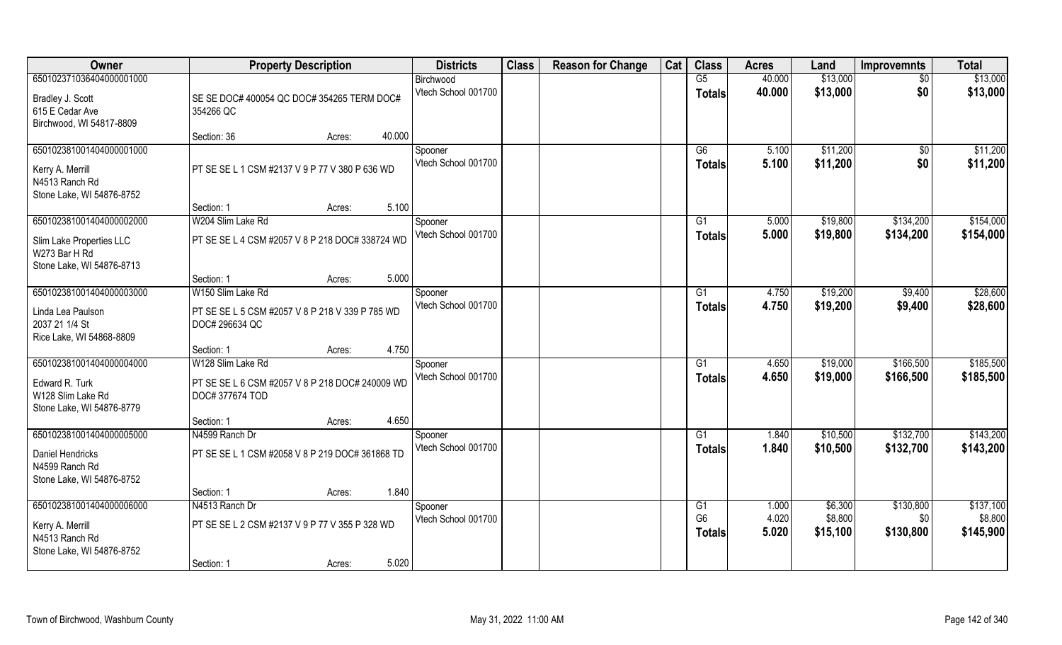| Owner | Property Description | | | Districts | Class | Reason for Change | Cat | Class | Acres | Land | Improvemnts | Total |
|---|---|---|---|---|---|---|---|---|---|---|---|---|
| 650102371036404000001000 | | | | Birchwood | | | | G5 | 40.000 | $13,000 | $0 | $13,000 |
| Bradley J. Scott<br>615 E Cedar Ave<br>Birchwood, WI 54817-8809 | SE SE DOC# 400054 QC DOC# 354265 TERM DOC# 354266 QC | | | Vtech School 001700 | | | | Totals | 40.000 | $13,000 | $0 | $13,000 |
| | Section: 36 | Acres: | 40.000 | | | | | | | | | |
| 650102381001404000001000 | | | | Spooner | | | | G6 | 5.100 | $11,200 | $0 | $11,200 |
| Kerry A. Merrill<br>N4513 Ranch Rd<br>Stone Lake, WI 54876-8752 | PT SE SE L 1 CSM #2137 V 9 P 77 V 380 P 636 WD | | | Vtech School 001700 | | | | Totals | 5.100 | $11,200 | $0 | $11,200 |
| | Section: 1 | Acres: | 5.100 | | | | | | | | | |
| 650102381001404000002000 | W204 Slim Lake Rd | | | Spooner | | | | G1 | 5.000 | $19,800 | $134,200 | $154,000 |
| Slim Lake Properties LLC<br>W273 Bar H Rd<br>Stone Lake, WI 54876-8713 | PT SE SE L 4 CSM #2057 V 8 P 218 DOC# 338724 WD | | | Vtech School 001700 | | | | Totals | 5.000 | $19,800 | $134,200 | $154,000 |
| | Section: 1 | Acres: | 5.000 | | | | | | | | | |
| 650102381001404000003000 | W150 Slim Lake Rd | | | Spooner | | | | G1 | 4.750 | $19,200 | $9,400 | $28,600 |
| Linda Lea Paulson<br>2037 21 1/4 St<br>Rice Lake, WI 54868-8809 | PT SE SE L 5 CSM #2057 V 8 P 218 V 339 P 785 WD DOC# 296634 QC | | | Vtech School 001700 | | | | Totals | 4.750 | $19,200 | $9,400 | $28,600 |
| | Section: 1 | Acres: | 4.750 | | | | | | | | | |
| 650102381001404000004000 | W128 Slim Lake Rd | | | Spooner | | | | G1 | 4.650 | $19,000 | $166,500 | $185,500 |
| Edward R. Turk<br>W128 Slim Lake Rd<br>Stone Lake, WI 54876-8779 | PT SE SE L 6 CSM #2057 V 8 P 218 DOC# 240009 WD DOC# 377674 TOD | | | Vtech School 001700 | | | | Totals | 4.650 | $19,000 | $166,500 | $185,500 |
| | Section: 1 | Acres: | 4.650 | | | | | | | | | |
| 650102381001404000005000 | N4599 Ranch Dr | | | Spooner | | | | G1 | 1.840 | $10,500 | $132,700 | $143,200 |
| Daniel Hendricks<br>N4599 Ranch Rd<br>Stone Lake, WI 54876-8752 | PT SE SE L 1 CSM #2058 V 8 P 219 DOC# 361868 TD | | | Vtech School 001700 | | | | Totals | 1.840 | $10,500 | $132,700 | $143,200 |
| | Section: 1 | Acres: | 1.840 | | | | | | | | | |
| 650102381001404000006000 | N4513 Ranch Dr | | | Spooner | | | | G1 | 1.000 | $6,300 | $130,800 | $137,100 |
| Kerry A. Merrill<br>N4513 Ranch Rd<br>Stone Lake, WI 54876-8752 | PT SE SE L 2 CSM #2137 V 9 P 77 V 355 P 328 WD | | | Vtech School 001700 | | | | G6 | 4.020 | $8,800 | $0 | $8,800 |
| | | | | | | | | Totals | 5.020 | $15,100 | $130,800 | $145,900 |
| | Section: 1 | Acres: | 5.020 | | | | | | | | | |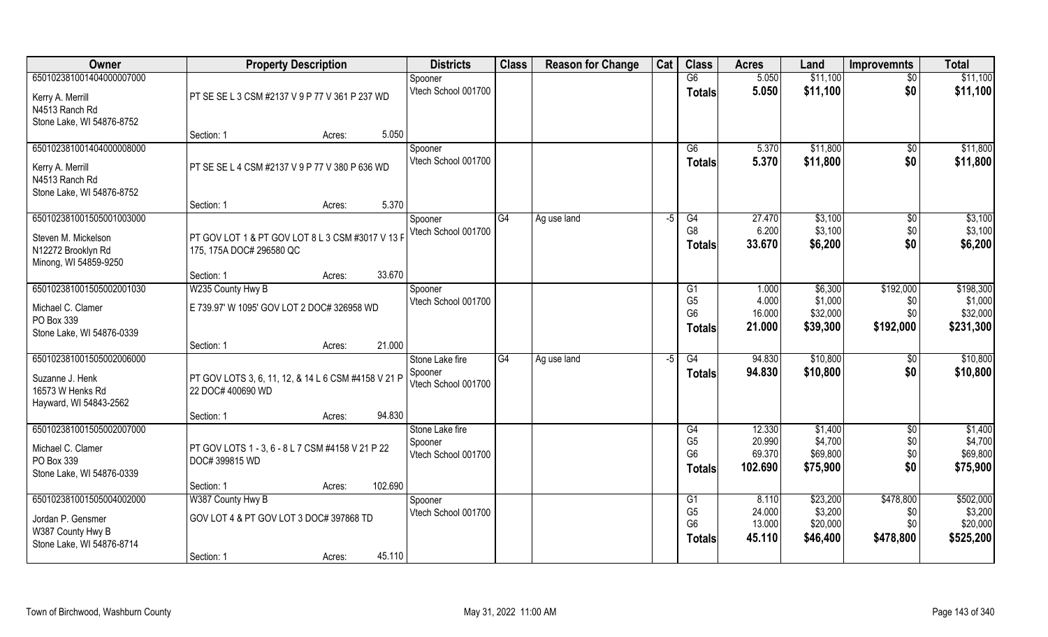| Owner | Property Description | Districts | Class | Reason for Change | Cat | Class | Acres | Land | Improvemnts | Total |
|---|---|---|---|---|---|---|---|---|---|---|
| 650102381001404000007000 | | Spooner | | | | G6 | 5.050 | $11,100 | $0 | $11,100 |
| Kerry A. Merrill | PT SE SE L 3 CSM #2137 V 9 P 77 V 361 P 237 WD | Vtech School 001700 | | | | **Totals** | **5.050** | **$11,100** | **$0** | **$11,100** |
| N4513 Ranch Rd | | | | | | | | | | |
| Stone Lake, WI 54876-8752 | | | | | | | | | | |
| | Section: 1 Acres: 5.050 | | | | | | | | | |
| 650102381001404000008000 | | Spooner | | | | G6 | 5.370 | $11,800 | $0 | $11,800 |
| Kerry A. Merrill | PT SE SE L 4 CSM #2137 V 9 P 77 V 380 P 636 WD | Vtech School 001700 | | | | **Totals** | **5.370** | **$11,800** | **$0** | **$11,800** |
| N4513 Ranch Rd | | | | | | | | | | |
| Stone Lake, WI 54876-8752 | | | | | | | | | | |
| | Section: 1 Acres: 5.370 | | | | | | | | | |
| 650102381001505001003000 | | Spooner | G4 | Ag use land | -5 | G4 | 27.470 | $3,100 | $0 | $3,100 |
| Steven M. Mickelson | PT GOV LOT 1 & PT GOV LOT 8 L 3 CSM #3017 V 13 P 175, 175A DOC# 296580 QC | Vtech School 001700 | | | | G8 | 6.200 | $3,100 | $0 | $3,100 |
| N12272 Brooklyn Rd | | | | | | **Totals** | **33.670** | **$6,200** | **$0** | **$6,200** |
| Minong, WI 54859-9250 | | | | | | | | | | |
| | Section: 1 Acres: 33.670 | | | | | | | | | |
| 650102381001505002001030 | W235 County Hwy B | Spooner | | | | G1 | 1.000 | $6,300 | $192,000 | $198,300 |
| Michael C. Clamer | E 739.97' W 1095' GOV LOT 2 DOC# 326958 WD | Vtech School 001700 | | | | G5 | 4.000 | $1,000 | $0 | $1,000 |
| PO Box 339 | | | | | | G6 | 16.000 | $32,000 | $0 | $32,000 |
| Stone Lake, WI 54876-0339 | | | | | | **Totals** | **21.000** | **$39,300** | **$192,000** | **$231,300** |
| | Section: 1 Acres: 21.000 | | | | | | | | | |
| 650102381001505002006000 | | Stone Lake fire | G4 | Ag use land | -5 | G4 | 94.830 | $10,800 | $0 | $10,800 |
| Suzanne J. Henk | PT GOV LOTS 3, 6, 11, 12, & 14 L 6 CSM #4158 V 21 P 22 DOC# 400690 WD | Spooner | | | | **Totals** | **94.830** | **$10,800** | **$0** | **$10,800** |
| 16573 W Henks Rd | | Vtech School 001700 | | | | | | | | |
| Hayward, WI 54843-2562 | | | | | | | | | | |
| | Section: 1 Acres: 94.830 | | | | | | | | | |
| 650102381001505002007000 | | Stone Lake fire | | | | G4 | 12.330 | $1,400 | $0 | $1,400 |
| Michael C. Clamer | PT GOV LOTS 1 - 3, 6 - 8 L 7 CSM #4158 V 21 P 22 DOC# 399815 WD | Spooner | | | | G5 | 20.990 | $4,700 | $0 | $4,700 |
| PO Box 339 | | Vtech School 001700 | | | | G6 | 69.370 | $69,800 | $0 | $69,800 |
| Stone Lake, WI 54876-0339 | | | | | | **Totals** | **102.690** | **$75,900** | **$0** | **$75,900** |
| | Section: 1 Acres: 102.690 | | | | | | | | | |
| 650102381001505004002000 | W387 County Hwy B | Spooner | | | | G1 | 8.110 | $23,200 | $478,800 | $502,000 |
| Jordan P. Gensmer | GOV LOT 4 & PT GOV LOT 3 DOC# 397868 TD | Vtech School 001700 | | | | G5 | 24.000 | $3,200 | $0 | $3,200 |
| W387 County Hwy B | | | | | | G6 | 13.000 | $20,000 | $0 | $20,000 |
| Stone Lake, WI 54876-8714 | | | | | | **Totals** | **45.110** | **$46,400** | **$478,800** | **$525,200** |
| | Section: 1 Acres: 45.110 | | | | | | | | | |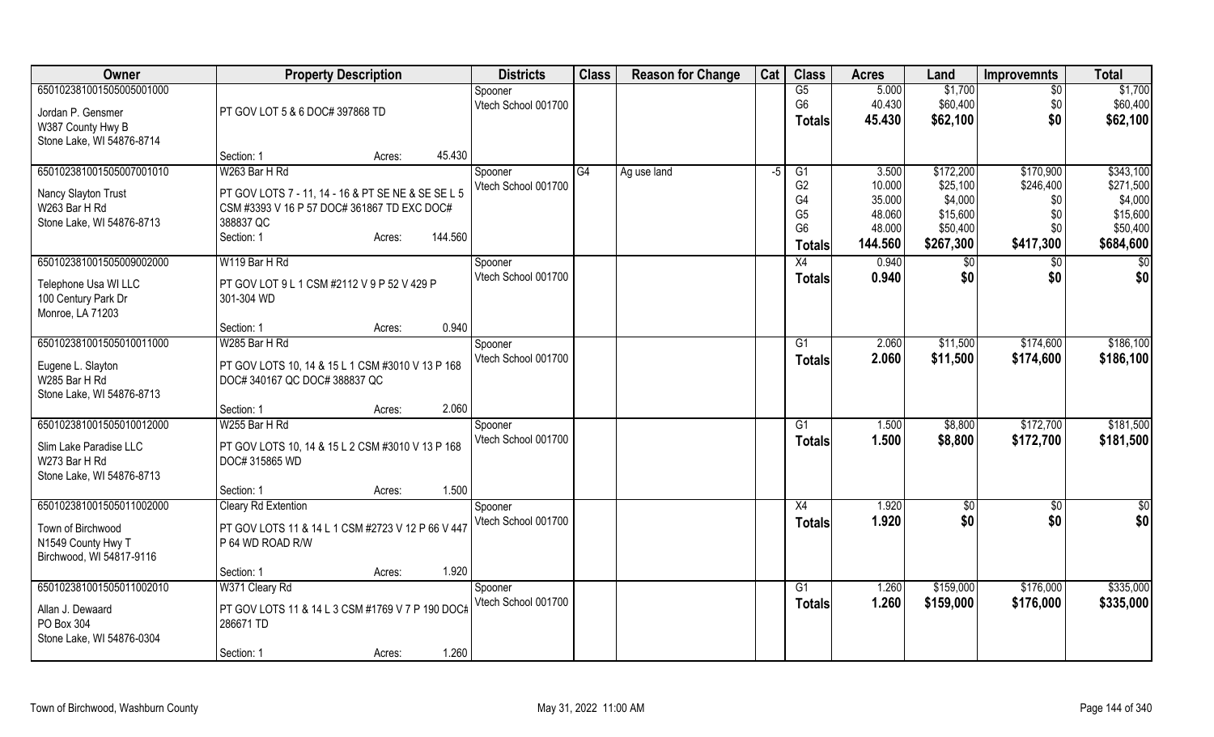| Owner | Property Description | | | Districts | Class | Reason for Change | Cat | Class | Acres | Land | Improvemnts | Total |
|---|---|---|---|---|---|---|---|---|---|---|---|---|
| 65010238100150500500 1000 | | | | Spooner | | | | G5 | 5.000 | $1,700 | $0 | $1,700 |
| Jordan P. Gensmer | PT GOV LOT 5 & 6 DOC# 397868 TD | | | Vtech School 001700 | | | | G6 | 40.430 | $60,400 | $0 | $60,400 |
| W387 County Hwy B | | | | | | | | **Totals** | **45.430** | **$62,100** | **$0** | **$62,100** |
| Stone Lake, WI 54876-8714 | | | | | | | | | | | | |
| | Section: 1 | Acres: | 45.430 | | | | | | | | | |
| 650102381001505007001010 | W263 Bar H Rd | | | Spooner | G4 | Ag use land | -5 | G1 | 3.500 | $172,200 | $170,900 | $343,100 |
| Nancy Slayton Trust | PT GOV LOTS 7 - 11, 14 - 16 & PT SE NE & SE SE L 5 | | | Vtech School 001700 | | | | G2 | 10.000 | $25,100 | $246,400 | $271,500 |
| W263 Bar H Rd | CSM #3393 V 16 P 57 DOC# 361867 TD EXC DOC# | | | | | | | G4 | 35.000 | $4,000 | $0 | $4,000 |
| Stone Lake, WI 54876-8713 | 388837 QC | | | | | | | G5 | 48.060 | $15,600 | $0 | $15,600 |
| | Section: 1 | Acres: | 144.560 | | | | | G6 | 48.000 | $50,400 | $0 | $50,400 |
| | | | | | | | | **Totals** | **144.560** | **$267,300** | **$417,300** | **$684,600** |
| 650102381001505009002000 | W119 Bar H Rd | | | Spooner | | | | X4 | 0.940 | $0 | $0 | $0 |
| Telephone Usa WI LLC | PT GOV LOT 9 L 1 CSM #2112 V 9 P 52 V 429 P | | | Vtech School 001700 | | | | **Totals** | **0.940** | **$0** | **$0** | **$0** |
| 100 Century Park Dr | 301-304 WD | | | | | | | | | | | |
| Monroe, LA 71203 | | | | | | | | | | | | |
| | Section: 1 | Acres: | 0.940 | | | | | | | | | |
| 650102381001505010011000 | W285 Bar H Rd | | | Spooner | | | | G1 | 2.060 | $11,500 | $174,600 | $186,100 |
| Eugene L. Slayton | PT GOV LOTS 10, 14 & 15 L 1 CSM #3010 V 13 P 168 | | | Vtech School 001700 | | | | **Totals** | **2.060** | **$11,500** | **$174,600** | **$186,100** |
| W285 Bar H Rd | DOC# 340167 QC DOC# 388837 QC | | | | | | | | | | | |
| Stone Lake, WI 54876-8713 | | | | | | | | | | | | |
| | Section: 1 | Acres: | 2.060 | | | | | | | | | |
| 650102381001505010012000 | W255 Bar H Rd | | | Spooner | | | | G1 | 1.500 | $8,800 | $172,700 | $181,500 |
| Slim Lake Paradise LLC | PT GOV LOTS 10, 14 & 15 L 2 CSM #3010 V 13 P 168 | | | Vtech School 001700 | | | | **Totals** | **1.500** | **$8,800** | **$172,700** | **$181,500** |
| W273 Bar H Rd | DOC# 315865 WD | | | | | | | | | | | |
| Stone Lake, WI 54876-8713 | | | | | | | | | | | | |
| | Section: 1 | Acres: | 1.500 | | | | | | | | | |
| 650102381001505011002000 | Cleary Rd Extention | | | Spooner | | | | X4 | 1.920 | $0 | $0 | $0 |
| Town of Birchwood | PT GOV LOTS 11 & 14 L 1 CSM #2723 V 12 P 66 V 447 | | | Vtech School 001700 | | | | **Totals** | **1.920** | **$0** | **$0** | **$0** |
| N1549 County Hwy T | P 64 WD ROAD R/W | | | | | | | | | | | |
| Birchwood, WI 54817-9116 | | | | | | | | | | | | |
| | Section: 1 | Acres: | 1.920 | | | | | | | | | |
| 650102381001505011002010 | W371 Cleary Rd | | | Spooner | | | | G1 | 1.260 | $159,000 | $176,000 | $335,000 |
| Allan J. Dewaard | PT GOV LOTS 11 & 14 L 3 CSM #1769 V 7 P 190 DOC# | | | Vtech School 001700 | | | | **Totals** | **1.260** | **$159,000** | **$176,000** | **$335,000** |
| PO Box 304 | 286671 TD | | | | | | | | | | | |
| Stone Lake, WI 54876-0304 | | | | | | | | | | | | |
| | Section: 1 | Acres: | 1.260 | | | | | | | | | |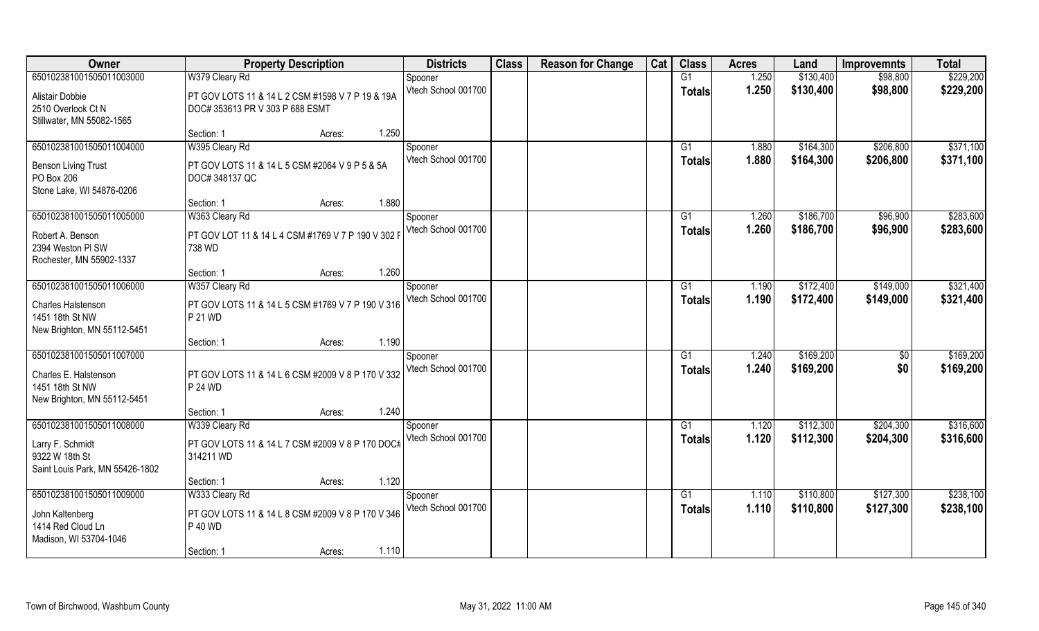| Owner | Property Description | | | Districts | Class | Reason for Change | Cat | Class | Acres | Land | Improvemnts | Total |
|---|---|---|---|---|---|---|---|---|---|---|---|---|
| 65010238100150501100300 | W379 Cleary Rd | | | Spooner | | | | G1 | 1.250 | $130,400 | $98,800 | $229,200 |
| Alistair Dobbie<br>2510 Overlook Ct N<br>Stillwater, MN 55082-1565 | PT GOV LOTS 11 & 14 L 2 CSM #1598 V 7 P 19 & 19A DOC# 353613 PR V 303 P 688 ESMT | | | Vtech School 001700 | | | | Totals | 1.250 | $130,400 | $98,800 | $229,200 |
| | Section: 1 | Acres: | 1.250 | | | | | | | | | |
| 65010238100150501100400 | W395 Cleary Rd | | | Spooner | | | | G1 | 1.880 | $164,300 | $206,800 | $371,100 |
| Benson Living Trust<br>PO Box 206<br>Stone Lake, WI 54876-0206 | PT GOV LOTS 11 & 14 L 5 CSM #2064 V 9 P 5 & 5A DOC# 348137 QC | | | Vtech School 001700 | | | | Totals | 1.880 | $164,300 | $206,800 | $371,100 |
| | Section: 1 | Acres: | 1.880 | | | | | | | | | |
| 65010238100150501100500 | W363 Cleary Rd | | | Spooner | | | | G1 | 1.260 | $186,700 | $96,900 | $283,600 |
| Robert A. Benson<br>2394 Weston Pl SW<br>Rochester, MN 55902-1337 | PT GOV LOT 11 & 14 L 4 CSM #1769 V 7 P 190 V 302 P 738 WD | | | Vtech School 001700 | | | | Totals | 1.260 | $186,700 | $96,900 | $283,600 |
| | Section: 1 | Acres: | 1.260 | | | | | | | | | |
| 65010238100150501100600 | W357 Cleary Rd | | | Spooner | | | | G1 | 1.190 | $172,400 | $149,000 | $321,400 |
| Charles Halstenson<br>1451 18th St NW<br>New Brighton, MN 55112-5451 | PT GOV LOTS 11 & 14 L 5 CSM #1769 V 7 P 190 V 316 P 21 WD | | | Vtech School 001700 | | | | Totals | 1.190 | $172,400 | $149,000 | $321,400 |
| | Section: 1 | Acres: | 1.190 | | | | | | | | | |
| 65010238100150501100700 | | | | Spooner | | | | G1 | 1.240 | $169,200 | $0 | $169,200 |
| Charles E. Halstenson<br>1451 18th St NW<br>New Brighton, MN 55112-5451 | PT GOV LOTS 11 & 14 L 6 CSM #2009 V 8 P 170 V 332 P 24 WD | | | Vtech School 001700 | | | | Totals | 1.240 | $169,200 | $0 | $169,200 |
| | Section: 1 | Acres: | 1.240 | | | | | | | | | |
| 65010238100150501100800 | W339 Cleary Rd | | | Spooner | | | | G1 | 1.120 | $112,300 | $204,300 | $316,600 |
| Larry F. Schmidt<br>9322 W 18th St<br>Saint Louis Park, MN 55426-1802 | PT GOV LOTS 11 & 14 L 7 CSM #2009 V 8 P 170 DOC# 314211 WD | | | Vtech School 001700 | | | | Totals | 1.120 | $112,300 | $204,300 | $316,600 |
| | Section: 1 | Acres: | 1.120 | | | | | | | | | |
| 65010238100150501100900 | W333 Cleary Rd | | | Spooner | | | | G1 | 1.110 | $110,800 | $127,300 | $238,100 |
| John Kaltenberg<br>1414 Red Cloud Ln<br>Madison, WI 53704-1046 | PT GOV LOTS 11 & 14 L 8 CSM #2009 V 8 P 170 V 346 P 40 WD | | | Vtech School 001700 | | | | Totals | 1.110 | $110,800 | $127,300 | $238,100 |
| | Section: 1 | Acres: | 1.110 | | | | | | | | | |

Town of Birchwood, Washburn County May 31, 2022 11:00 AM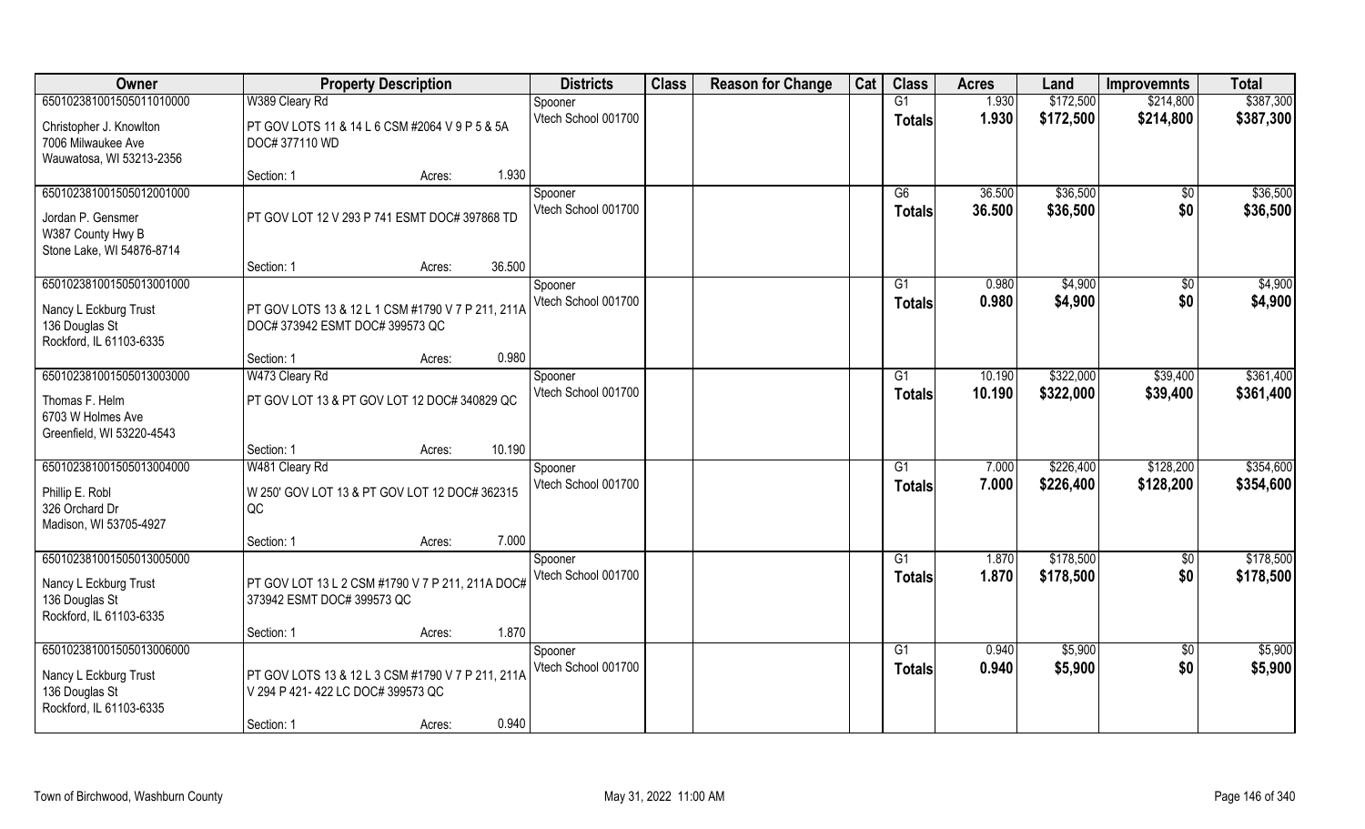| Owner | Property Description | | | Districts | Class | Reason for Change | Cat | Class | Acres | Land | Improvemnts | Total |
|---|---|---|---|---|---|---|---|---|---|---|---|---|
| 650102381001505011010000 | W389 Cleary Rd | | | Spooner | | | | G1 | 1.930 | $172,500 | $214,800 | $387,300 |
| Christopher J. Knowlton<br>7006 Milwaukee Ave<br>Wauwatosa, WI 53213-2356 | PT GOV LOTS 11 & 14 L 6 CSM #2064 V 9 P 5 & 5A DOC# 377110 WD | | | Vtech School 001700 | | | | Totals | 1.930 | $172,500 | $214,800 | $387,300 |
| | Section: 1 | Acres: | 1.930 | | | | | | | | | |
| 650102381001505012001000 | | | | Spooner | | | | G6 | 36.500 | $36,500 | $0 | $36,500 |
| Jordan P. Gensmer<br>W387 County Hwy B<br>Stone Lake, WI 54876-8714 | PT GOV LOT 12 V 293 P 741 ESMT DOC# 397868 TD | | | Vtech School 001700 | | | | Totals | 36.500 | $36,500 | $0 | $36,500 |
| | Section: 1 | Acres: | 36.500 | | | | | | | | | |
| 650102381001505013001000 | | | | Spooner | | | | G1 | 0.980 | $4,900 | $0 | $4,900 |
| Nancy L Eckburg Trust<br>136 Douglas St<br>Rockford, IL 61103-6335 | PT GOV LOTS 13 & 12 L 1 CSM #1790 V 7 P 211, 211A DOC# 373942 ESMT DOC# 399573 QC | | | Vtech School 001700 | | | | Totals | 0.980 | $4,900 | $0 | $4,900 |
| | Section: 1 | Acres: | 0.980 | | | | | | | | | |
| 650102381001505013003000 | W473 Cleary Rd | | | Spooner | | | | G1 | 10.190 | $322,000 | $39,400 | $361,400 |
| Thomas F. Helm<br>6703 W Holmes Ave<br>Greenfield, WI 53220-4543 | PT GOV LOT 13 & PT GOV LOT 12 DOC# 340829 QC | | | Vtech School 001700 | | | | Totals | 10.190 | $322,000 | $39,400 | $361,400 |
| | Section: 1 | Acres: | 10.190 | | | | | | | | | |
| 650102381001505013004000 | W481 Cleary Rd | | | Spooner | | | | G1 | 7.000 | $226,400 | $128,200 | $354,600 |
| Phillip E. Robl<br>326 Orchard Dr<br>Madison, WI 53705-4927 | W 250' GOV LOT 13 & PT GOV LOT 12 DOC# 362315 QC | | | Vtech School 001700 | | | | Totals | 7.000 | $226,400 | $128,200 | $354,600 |
| | Section: 1 | Acres: | 7.000 | | | | | | | | | |
| 650102381001505013005000 | | | | Spooner | | | | G1 | 1.870 | $178,500 | $0 | $178,500 |
| Nancy L Eckburg Trust<br>136 Douglas St<br>Rockford, IL 61103-6335 | PT GOV LOT 13 L 2 CSM #1790 V 7 P 211, 211A DOC# 373942 ESMT DOC# 399573 QC | | | Vtech School 001700 | | | | Totals | 1.870 | $178,500 | $0 | $178,500 |
| | Section: 1 | Acres: | 1.870 | | | | | | | | | |
| 650102381001505013006000 | | | | Spooner | | | | G1 | 0.940 | $5,900 | $0 | $5,900 |
| Nancy L Eckburg Trust<br>136 Douglas St<br>Rockford, IL 61103-6335 | PT GOV LOTS 13 & 12 L 3 CSM #1790 V 7 P 211, 211A V 294 P 421- 422 LC DOC# 399573 QC | | | Vtech School 001700 | | | | Totals | 0.940 | $5,900 | $0 | $5,900 |
| | Section: 1 | Acres: | 0.940 | | | | | | | | | |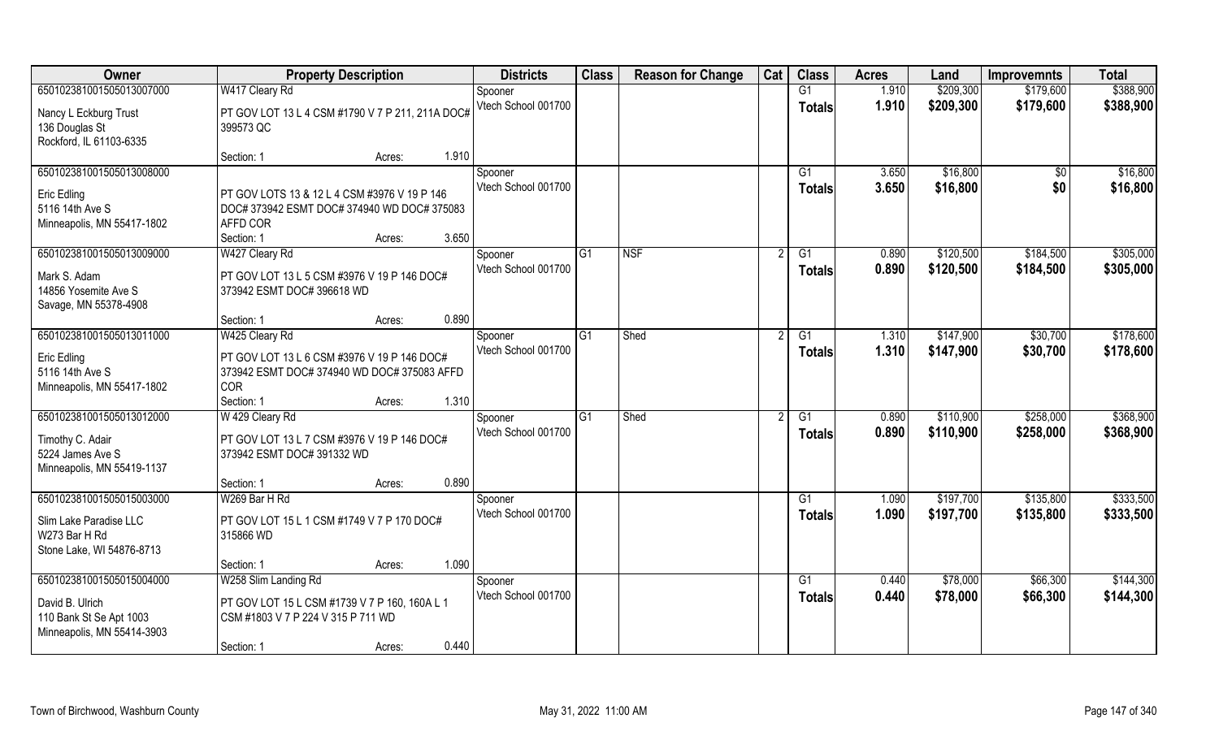| Owner | Property Description | | | Districts | Class | Reason for Change | Cat | Class | Acres | Land | Improvemnts | Total |
|---|---|---|---|---|---|---|---|---|---|---|---|---|
| 650102381001505013007000 | W417 Cleary Rd | | | Spooner | | | | G1 | 1.910 | $209,300 | $179,600 | $388,900 |
| Nancy L Eckburg Trust<br>136 Douglas St<br>Rockford, IL 61103-6335 | PT GOV LOT 13 L 4 CSM #1790 V 7 P 211, 211A DOC# 399573 QC | | | Vtech School 001700 | | | | Totals | 1.910 | $209,300 | $179,600 | $388,900 |
| | Section: 1 | Acres: | 1.910 | | | | | | | | | |
| 650102381001505013008000 | | | | Spooner | | | | G1 | 3.650 | $16,800 | $0 | $16,800 |
| Eric Edling<br>5116 14th Ave S<br>Minneapolis, MN 55417-1802 | PT GOV LOTS 13 & 12 L 4 CSM #3976 V 19 P 146 DOC# 373942 ESMT DOC# 374940 WD DOC# 375083 AFFD COR | | | Vtech School 001700 | | | | Totals | 3.650 | $16,800 | $0 | $16,800 |
| | Section: 1 | Acres: | 3.650 | | | | | | | | | |
| 650102381001505013009000 | W427 Cleary Rd | | | Spooner | G1 | NSF | 2 | G1 | 0.890 | $120,500 | $184,500 | $305,000 |
| Mark S. Adam<br>14856 Yosemite Ave S<br>Savage, MN 55378-4908 | PT GOV LOT 13 L 5 CSM #3976 V 19 P 146 DOC# 373942 ESMT DOC# 396618 WD | | | Vtech School 001700 | | | | Totals | 0.890 | $120,500 | $184,500 | $305,000 |
| | Section: 1 | Acres: | 0.890 | | | | | | | | | |
| 650102381001505013011000 | W425 Cleary Rd | | | Spooner | G1 | Shed | 2 | G1 | 1.310 | $147,900 | $30,700 | $178,600 |
| Eric Edling<br>5116 14th Ave S<br>Minneapolis, MN 55417-1802 | PT GOV LOT 13 L 6 CSM #3976 V 19 P 146 DOC# 373942 ESMT DOC# 374940 WD DOC# 375083 AFFD COR | | | Vtech School 001700 | | | | Totals | 1.310 | $147,900 | $30,700 | $178,600 |
| | Section: 1 | Acres: | 1.310 | | | | | | | | | |
| 650102381001505013012000 | W 429 Cleary Rd | | | Spooner | G1 | Shed | 2 | G1 | 0.890 | $110,900 | $258,000 | $368,900 |
| Timothy C. Adair<br>5224 James Ave S<br>Minneapolis, MN 55419-1137 | PT GOV LOT 13 L 7 CSM #3976 V 19 P 146 DOC# 373942 ESMT DOC# 391332 WD | | | Vtech School 001700 | | | | Totals | 0.890 | $110,900 | $258,000 | $368,900 |
| | Section: 1 | Acres: | 0.890 | | | | | | | | | |
| 650102381001505015003000 | W269 Bar H Rd | | | Spooner | | | | G1 | 1.090 | $197,700 | $135,800 | $333,500 |
| Slim Lake Paradise LLC<br>W273 Bar H Rd<br>Stone Lake, WI 54876-8713 | PT GOV LOT 15 L 1 CSM #1749 V 7 P 170 DOC# 315866 WD | | | Vtech School 001700 | | | | Totals | 1.090 | $197,700 | $135,800 | $333,500 |
| | Section: 1 | Acres: | 1.090 | | | | | | | | | |
| 650102381001505015004000 | W258 Slim Landing Rd | | | Spooner | | | | G1 | 0.440 | $78,000 | $66,300 | $144,300 |
| David B. Ulrich<br>110 Bank St Se Apt 1003<br>Minneapolis, MN 55414-3903 | PT GOV LOT 15 L CSM #1739 V 7 P 160, 160A L 1 CSM #1803 V 7 P 224 V 315 P 711 WD | | | Vtech School 001700 | | | | Totals | 0.440 | $78,000 | $66,300 | $144,300 |
| | Section: 1 | Acres: | 0.440 | | | | | | | | | |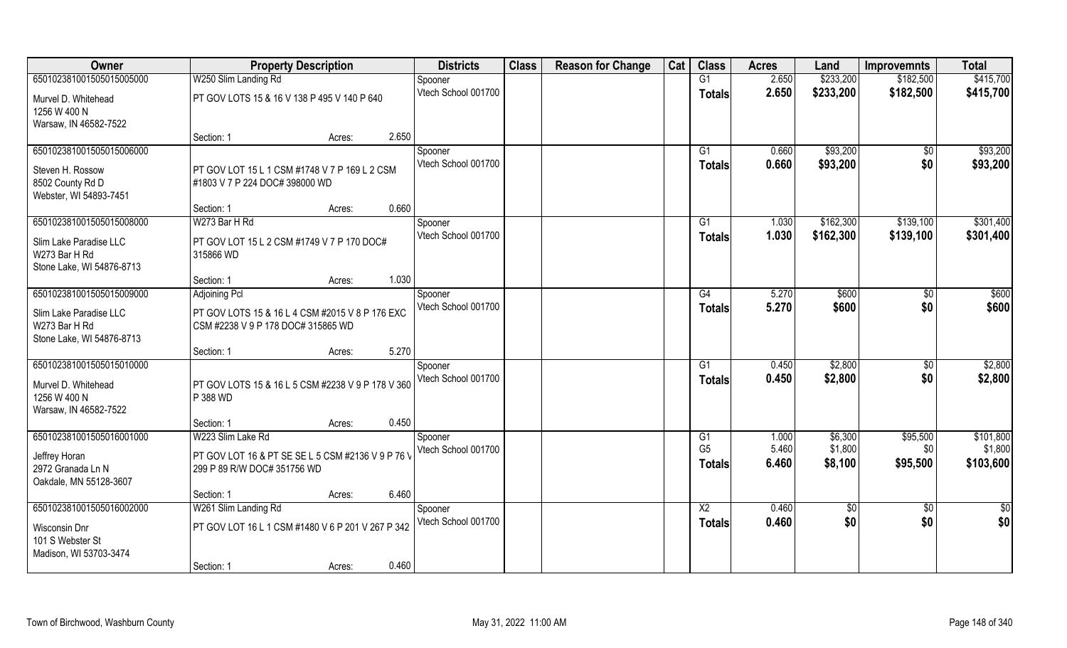| Owner | Property Description | | | Districts | Class | Reason for Change | Cat | Class | Acres | Land | Improvemnts | Total |
|---|---|---|---|---|---|---|---|---|---|---|---|---|
| 65010238100150501500500 0 | W250 Slim Landing Rd | | | Spooner | | | | G1 | 2.650 | $233,200 | $182,500 | $415,700 |
| Murvel D. Whitehead<br>1256 W 400 N<br>Warsaw, IN 46582-7522 | PT GOV LOTS 15 & 16 V 138 P 495 V 140 P 640 | | | Vtech School 001700 | | | | Totals | 2.650 | $233,200 | $182,500 | $415,700 |
| | Section: 1 | Acres: | 2.650 | | | | | | | | | |
| 650102381001505015006000 | | | | Spooner | | | | G1 | 0.660 | $93,200 | $0 | $93,200 |
| Steven H. Rossow<br>8502 County Rd D<br>Webster, WI 54893-7451 | PT GOV LOT 15 L 1 CSM #1748 V 7 P 169 L 2 CSM #1803 V 7 P 224 DOC# 398000 WD | | | Vtech School 001700 | | | | Totals | 0.660 | $93,200 | $0 | $93,200 |
| | Section: 1 | Acres: | 0.660 | | | | | | | | | |
| 650102381001505015008000 | W273 Bar H Rd | | | Spooner | | | | G1 | 1.030 | $162,300 | $139,100 | $301,400 |
| Slim Lake Paradise LLC<br>W273 Bar H Rd<br>Stone Lake, WI 54876-8713 | PT GOV LOT 15 L 2 CSM #1749 V 7 P 170 DOC# 315866 WD | | | Vtech School 001700 | | | | Totals | 1.030 | $162,300 | $139,100 | $301,400 |
| | Section: 1 | Acres: | 1.030 | | | | | | | | | |
| 650102381001505015009000 | Adjoining Pcl | | | Spooner | | | | G4 | 5.270 | $600 | $0 | $600 |
| Slim Lake Paradise LLC<br>W273 Bar H Rd<br>Stone Lake, WI 54876-8713 | PT GOV LOTS 15 & 16 L 4 CSM #2015 V 8 P 176 EXC CSM #2238 V 9 P 178 DOC# 315865 WD | | | Vtech School 001700 | | | | Totals | 5.270 | $600 | $0 | $600 |
| | Section: 1 | Acres: | 5.270 | | | | | | | | | |
| 650102381001505015010000 | | | | Spooner | | | | G1 | 0.450 | $2,800 | $0 | $2,800 |
| Murvel D. Whitehead<br>1256 W 400 N<br>Warsaw, IN 46582-7522 | PT GOV LOTS 15 & 16 L 5 CSM #2238 V 9 P 178 V 360 P 388 WD | | | Vtech School 001700 | | | | Totals | 0.450 | $2,800 | $0 | $2,800 |
| | Section: 1 | Acres: | 0.450 | | | | | | | | | |
| 650102381001505016001000 | W223 Slim Lake Rd | | | Spooner | | | | G1 | 1.000 | $6,300 | $95,500 | $101,800 |
| Jeffrey Horan<br>2972 Granada Ln N<br>Oakdale, MN 55128-3607 | PT GOV LOT 16 & PT SE SE L 5 CSM #2136 V 9 P 76 V 299 P 89 R/W DOC# 351756 WD | | | Vtech School 001700 | | | | G5 | 5.460 | $1,800 | $0 | $1,800 |
| | | | | | | | | Totals | 6.460 | $8,100 | $95,500 | $103,600 |
| | Section: 1 | Acres: | 6.460 | | | | | | | | | |
| 650102381001505016002000 | W261 Slim Landing Rd | | | Spooner | | | | X2 | 0.460 | $0 | $0 | $0 |
| Wisconsin Dnr<br>101 S Webster St<br>Madison, WI 53703-3474 | PT GOV LOT 16 L 1 CSM #1480 V 6 P 201 V 267 P 342 | | | Vtech School 001700 | | | | Totals | 0.460 | $0 | $0 | $0 |
| | Section: 1 | Acres: | 0.460 | | | | | | | | | |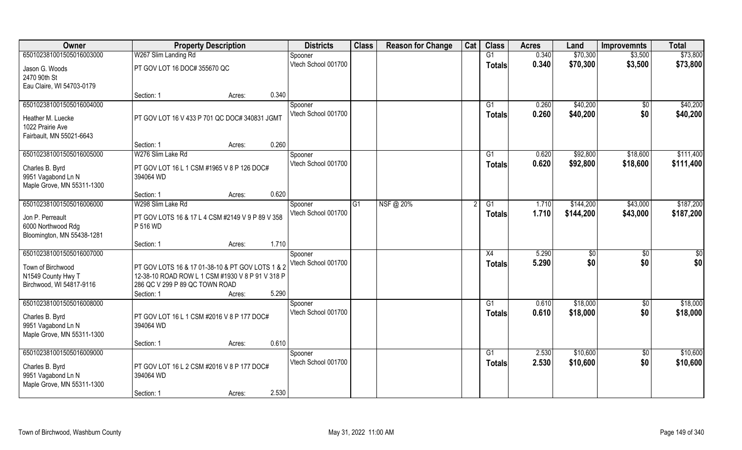| Owner | Property Description | | | Districts | Class | Reason for Change | Cat | Class | Acres | Land | Improvemnts | Total |
|---|---|---|---|---|---|---|---|---|---|---|---|---|
| 65010238100150501600300​0 | W267 Slim Landing Rd | | | Spooner | | | | G1 | 0.340 | $70,300 | $3,500 | $73,800 |
| Jason G. Woods<br>2470 90th St<br>Eau Claire, WI 54703-0179 | PT GOV LOT 16 DOC# 355670 QC | | | Vtech School 001700 | | | | Totals | 0.340 | $70,300 | $3,500 | $73,800 |
| | Section: 1 | Acres: | 0.340 | | | | | | | | | |
| 650102381001505016004000 | | | | Spooner | | | | G1 | 0.260 | $40,200 | $0 | $40,200 |
| Heather M. Luecke<br>1022 Prairie Ave<br>Fairbault, MN 55021-6643 | PT GOV LOT 16 V 433 P 701 QC DOC# 340831 JGMT | | | Vtech School 001700 | | | | Totals | 0.260 | $40,200 | $0 | $40,200 |
| | Section: 1 | Acres: | 0.260 | | | | | | | | | |
| 650102381001505016005000 | W276 Slim Lake Rd | | | Spooner | | | | G1 | 0.620 | $92,800 | $18,600 | $111,400 |
| Charles B. Byrd<br>9951 Vagabond Ln N<br>Maple Grove, MN 55311-1300 | PT GOV LOT 16 L 1 CSM #1965 V 8 P 126 DOC# 394064 WD | | | Vtech School 001700 | | | | Totals | 0.620 | $92,800 | $18,600 | $111,400 |
| | Section: 1 | Acres: | 0.620 | | | | | | | | | |
| 650102381001505016006000 | W298 Slim Lake Rd | | | Spooner | G1 | NSF @ 20% | 2 | G1 | 1.710 | $144,200 | $43,000 | $187,200 |
| Jon P. Perreault<br>6000 Northwood Rdg<br>Bloomington, MN 55438-1281 | PT GOV LOTS 16 & 17 L 4 CSM #2149 V 9 P 89 V 358 P 516 WD | | | Vtech School 001700 | | | | Totals | 1.710 | $144,200 | $43,000 | $187,200 |
| | Section: 1 | Acres: | 1.710 | | | | | | | | | |
| 650102381001505016007000 | | | | Spooner | | | | X4 | 5.290 | $0 | $0 | $0 |
| Town of Birchwood<br>N1549 County Hwy T<br>Birchwood, WI 54817-9116 | PT GOV LOTS 16 & 17 01-38-10 & PT GOV LOTS 1 & 2 12-38-10 ROAD ROW L 1 CSM #1930 V 8 P 91 V 318 P 286 QC V 299 P 89 QC TOWN ROAD | | | Vtech School 001700 | | | | Totals | 5.290 | $0 | $0 | $0 |
| | Section: 1 | Acres: | 5.290 | | | | | | | | | |
| 650102381001505016008000 | | | | Spooner | | | | G1 | 0.610 | $18,000 | $0 | $18,000 |
| Charles B. Byrd<br>9951 Vagabond Ln N<br>Maple Grove, MN 55311-1300 | PT GOV LOT 16 L 1 CSM #2016 V 8 P 177 DOC# 394064 WD | | | Vtech School 001700 | | | | Totals | 0.610 | $18,000 | $0 | $18,000 |
| | Section: 1 | Acres: | 0.610 | | | | | | | | | |
| 650102381001505016009000 | | | | Spooner | | | | G1 | 2.530 | $10,600 | $0 | $10,600 |
| Charles B. Byrd<br>9951 Vagabond Ln N<br>Maple Grove, MN 55311-1300 | PT GOV LOT 16 L 2 CSM #2016 V 8 P 177 DOC# 394064 WD | | | Vtech School 001700 | | | | Totals | 2.530 | $10,600 | $0 | $10,600 |
| | Section: 1 | Acres: | 2.530 | | | | | | | | | |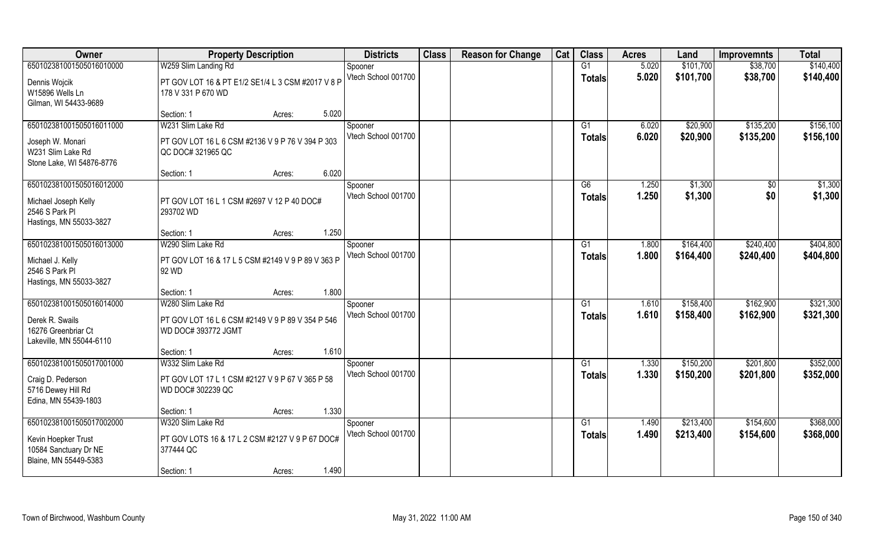| Owner | Property Description | Districts | Class | Reason for Change | Cat | Class | Acres | Land | Improvemnts | Total |
|---|---|---|---|---|---|---|---|---|---|---|
| 650102381001505016010000 | W259 Slim Landing Rd | Spooner | | | | G1 | 5.020 | $101,700 | $38,700 | $140,400 |
| Dennis Wojcik<br>W15896 Wells Ln<br>Gilman, WI 54433-9689 | PT GOV LOT 16 & PT E1/2 SE1/4 L 3 CSM #2017 V 8 P 178 V 331 P 670 WD | Vtech School 001700 | | | | **Totals** | **5.020** | **$101,700** | **$38,700** | **$140,400** |
| | Section: 1 Acres: 5.020 | | | | | | | | | |
| 650102381001505016011000 | W231 Slim Lake Rd | Spooner | | | | G1 | 6.020 | $20,900 | $135,200 | $156,100 |
| Joseph W. Monari<br>W231 Slim Lake Rd<br>Stone Lake, WI 54876-8776 | PT GOV LOT 16 L 6 CSM #2136 V 9 P 76 V 394 P 303 QC DOC# 321965 QC | Vtech School 001700 | | | | **Totals** | **6.020** | **$20,900** | **$135,200** | **$156,100** |
| | Section: 1 Acres: 6.020 | | | | | | | | | |
| 650102381001505016012000 | | Spooner | | | | G6 | 1.250 | $1,300 | $0 | $1,300 |
| Michael Joseph Kelly<br>2546 S Park Pl<br>Hastings, MN 55033-3827 | PT GOV LOT 16 L 1 CSM #2697 V 12 P 40 DOC# 293702 WD | Vtech School 001700 | | | | **Totals** | **1.250** | **$1,300** | **$0** | **$1,300** |
| | Section: 1 Acres: 1.250 | | | | | | | | | |
| 650102381001505016013000 | W290 Slim Lake Rd | Spooner | | | | G1 | 1.800 | $164,400 | $240,400 | $404,800 |
| Michael J. Kelly<br>2546 S Park Pl<br>Hastings, MN 55033-3827 | PT GOV LOT 16 & 17 L 5 CSM #2149 V 9 P 89 V 363 P 92 WD | Vtech School 001700 | | | | **Totals** | **1.800** | **$164,400** | **$240,400** | **$404,800** |
| | Section: 1 Acres: 1.800 | | | | | | | | | |
| 650102381001505016014000 | W280 Slim Lake Rd | Spooner | | | | G1 | 1.610 | $158,400 | $162,900 | $321,300 |
| Derek R. Swails<br>16276 Greenbriar Ct<br>Lakeville, MN 55044-6110 | PT GOV LOT 16 L 6 CSM #2149 V 9 P 89 V 354 P 546 WD DOC# 393772 JGMT | Vtech School 001700 | | | | **Totals** | **1.610** | **$158,400** | **$162,900** | **$321,300** |
| | Section: 1 Acres: 1.610 | | | | | | | | | |
| 650102381001505017001000 | W332 Slim Lake Rd | Spooner | | | | G1 | 1.330 | $150,200 | $201,800 | $352,000 |
| Craig D. Pederson<br>5716 Dewey Hill Rd<br>Edina, MN 55439-1803 | PT GOV LOT 17 L 1 CSM #2127 V 9 P 67 V 365 P 58 WD DOC# 302239 QC | Vtech School 001700 | | | | **Totals** | **1.330** | **$150,200** | **$201,800** | **$352,000** |
| | Section: 1 Acres: 1.330 | | | | | | | | | |
| 650102381001505017002000 | W320 Slim Lake Rd | Spooner | | | | G1 | 1.490 | $213,400 | $154,600 | $368,000 |
| Kevin Hoepker Trust<br>10584 Sanctuary Dr NE<br>Blaine, MN 55449-5383 | PT GOV LOTS 16 & 17 L 2 CSM #2127 V 9 P 67 DOC# 377444 QC | Vtech School 001700 | | | | **Totals** | **1.490** | **$213,400** | **$154,600** | **$368,000** |
| | Section: 1 Acres: 1.490 | | | | | | | | | |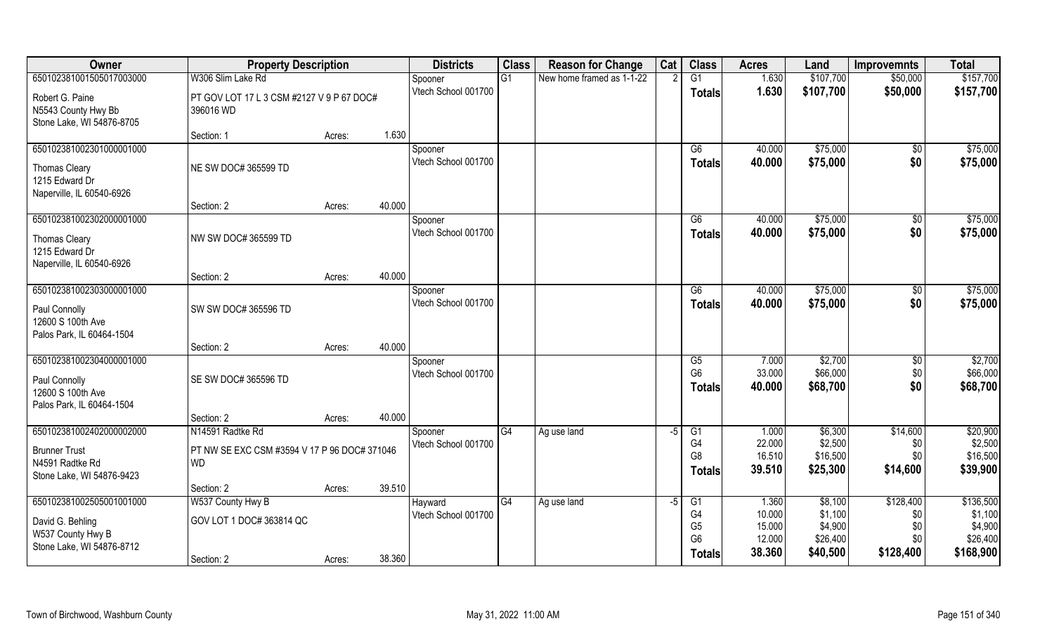| Owner | Property Description | | | Districts | Class | Reason for Change | Cat | Class | Acres | Land | Improvemnts | Total |
|---|---|---|---|---|---|---|---|---|---|---|---|---|
| 650102381001505017003000 | W306 Slim Lake Rd | | | Spooner | G1 | New home framed as 1-1-22 | 2 | G1 | 1.630 | $107,700 | $50,000 | $157,700 |
| Robert G. Paine | PT GOV LOT 17 L 3 CSM #2127 V 9 P 67 DOC# 396016 WD | | | Vtech School 001700 | | | | **Totals** | **1.630** | **$107,700** | **$50,000** | **$157,700** |
| N5543 County Hwy Bb | | | | | | | | | | | | |
| Stone Lake, WI 54876-8705 | | | | | | | | | | | | |
| | Section: 1 | Acres: | 1.630 | | | | | | | | | |
| 650102381002301000001000 | | | | Spooner | | | | G6 | 40.000 | $75,000 | $0 | $75,000 |
| Thomas Cleary | NE SW DOC# 365599 TD | | | Vtech School 001700 | | | | **Totals** | **40.000** | **$75,000** | **$0** | **$75,000** |
| 1215 Edward Dr | | | | | | | | | | | | |
| Naperville, IL 60540-6926 | | | | | | | | | | | | |
| | Section: 2 | Acres: | 40.000 | | | | | | | | | |
| 650102381002302000001000 | | | | Spooner | | | | G6 | 40.000 | $75,000 | $0 | $75,000 |
| Thomas Cleary | NW SW DOC# 365599 TD | | | Vtech School 001700 | | | | **Totals** | **40.000** | **$75,000** | **$0** | **$75,000** |
| 1215 Edward Dr | | | | | | | | | | | | |
| Naperville, IL 60540-6926 | | | | | | | | | | | | |
| | Section: 2 | Acres: | 40.000 | | | | | | | | | |
| 650102381002303000001000 | | | | Spooner | | | | G6 | 40.000 | $75,000 | $0 | $75,000 |
| Paul Connolly | SW SW DOC# 365596 TD | | | Vtech School 001700 | | | | **Totals** | **40.000** | **$75,000** | **$0** | **$75,000** |
| 12600 S 100th Ave | | | | | | | | | | | | |
| Palos Park, IL 60464-1504 | | | | | | | | | | | | |
| | Section: 2 | Acres: | 40.000 | | | | | | | | | |
| 650102381002304000001000 | | | | Spooner | | | | G5 | 7.000 | $2,700 | $0 | $2,700 |
| Paul Connolly | SE SW DOC# 365596 TD | | | Vtech School 001700 | | | | G6 | 33.000 | $66,000 | $0 | $66,000 |
| 12600 S 100th Ave | | | | | | | | **Totals** | **40.000** | **$68,700** | **$0** | **$68,700** |
| Palos Park, IL 60464-1504 | | | | | | | | | | | | |
| | Section: 2 | Acres: | 40.000 | | | | | | | | | |
| 650102381002402000002000 | N14591 Radtke Rd | | | Spooner | G4 | Ag use land | -5 | G1 | 1.000 | $6,300 | $14,600 | $20,900 |
| Brunner Trust | PT NW SE EXC CSM #3594 V 17 P 96 DOC# 371046 WD | | | Vtech School 001700 | | | | G4 | 22.000 | $2,500 | $0 | $2,500 |
| N4591 Radtke Rd | | | | | | | | G8 | 16.510 | $16,500 | $0 | $16,500 |
| Stone Lake, WI 54876-9423 | | | | | | | | **Totals** | **39.510** | **$25,300** | **$14,600** | **$39,900** |
| | Section: 2 | Acres: | 39.510 | | | | | | | | | |
| 650102381002505001001000 | W537 County Hwy B | | | Hayward | G4 | Ag use land | -5 | G1 | 1.360 | $8,100 | $128,400 | $136,500 |
| David G. Behling | GOV LOT 1 DOC# 363814 QC | | | Vtech School 001700 | | | | G4 | 10.000 | $1,100 | $0 | $1,100 |
| W537 County Hwy B | | | | | | | | G5 | 15.000 | $4,900 | $0 | $4,900 |
| Stone Lake, WI 54876-8712 | | | | | | | | G6 | 12.000 | $26,400 | $0 | $26,400 |
| | Section: 2 | Acres: | 38.360 | | | | | **Totals** | **38.360** | **$40,500** | **$128,400** | **$168,900** |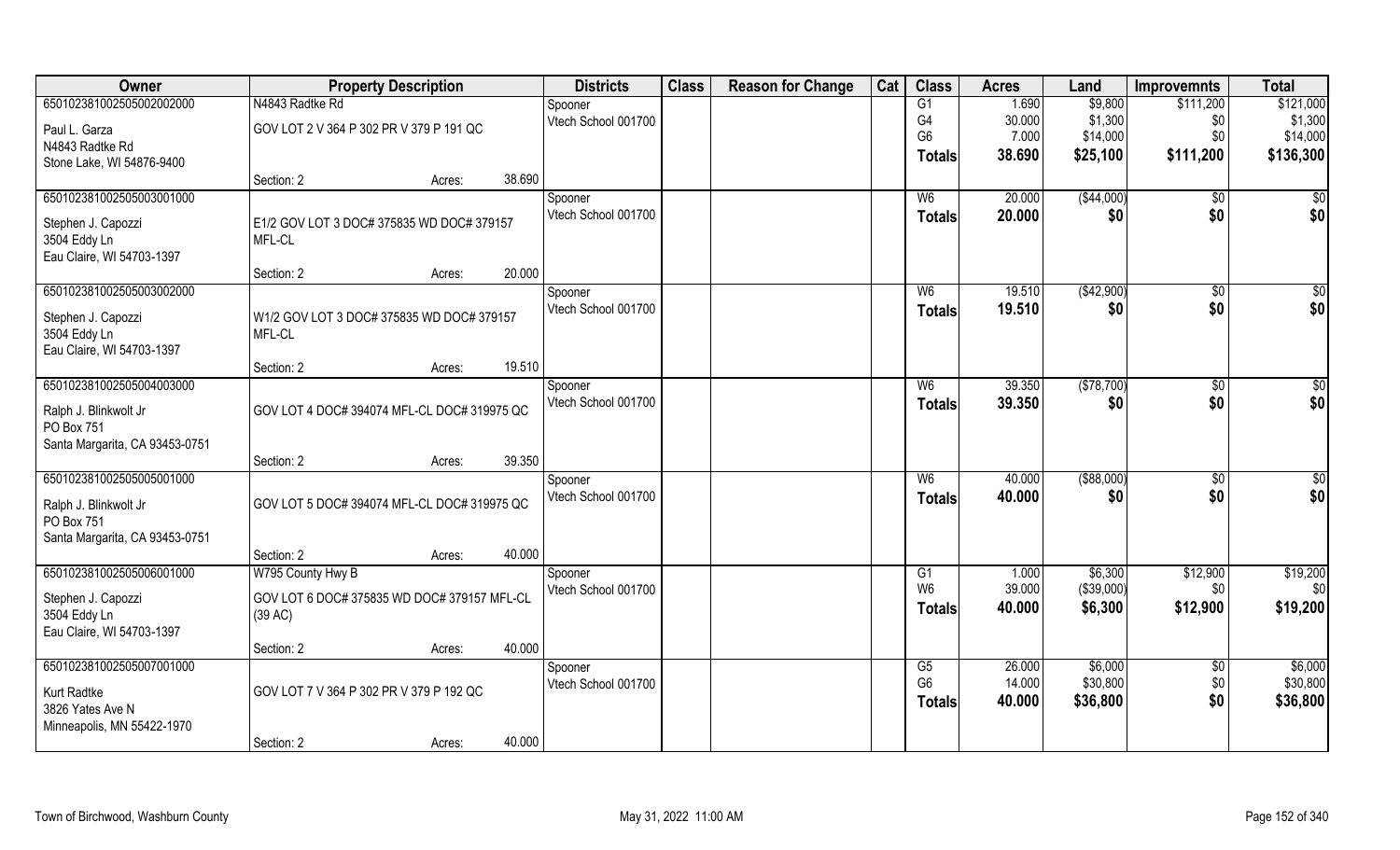| Owner | Property Description | | | Districts | Class | Reason for Change | Cat | Class | Acres | Land | Improvemnts | Total |
|---|---|---|---|---|---|---|---|---|---|---|---|---|
| 65010238100250500200200​0 | N4843 Radtke Rd | | | Spooner | | | | G1 | 1.690 | $9,800 | $111,200 | $121,000 |
| Paul L. Garza | GOV LOT 2 V 364 P 302 PR V 379 P 191 QC | | | Vtech School 001700 | | | | G4 | 30.000 | $1,300 | $0 | $1,300 |
| N4843 Radtke Rd | | | | | | | | G6 | 7.000 | $14,000 | $0 | $14,000 |
| Stone Lake, WI 54876-9400 | | | | | | | | **Totals** | **38.690** | **$25,100** | **$111,200** | **$136,300** |
| | Section: 2 | Acres: | 38.690 | | | | | | | | | |
| 650102381002505003001000 | | | | Spooner | | | | W6 | 20.000 | ($44,000) | $0 | $0 |
| Stephen J. Capozzi | E1/2 GOV LOT 3 DOC# 375835 WD DOC# 379157 | | | Vtech School 001700 | | | | **Totals** | **20.000** | **$0** | **$0** | **$0** |
| 3504 Eddy Ln | MFL-CL | | | | | | | | | | | |
| Eau Claire, WI 54703-1397 | | | | | | | | | | | | |
| | Section: 2 | Acres: | 20.000 | | | | | | | | | |
| 650102381002505003002000 | | | | Spooner | | | | W6 | 19.510 | ($42,900) | $0 | $0 |
| Stephen J. Capozzi | W1/2 GOV LOT 3 DOC# 375835 WD DOC# 379157 | | | Vtech School 001700 | | | | **Totals** | **19.510** | **$0** | **$0** | **$0** |
| 3504 Eddy Ln | MFL-CL | | | | | | | | | | | |
| Eau Claire, WI 54703-1397 | | | | | | | | | | | | |
| | Section: 2 | Acres: | 19.510 | | | | | | | | | |
| 650102381002505004003000 | | | | Spooner | | | | W6 | 39.350 | ($78,700) | $0 | $0 |
| Ralph J. Blinkwolt Jr | GOV LOT 4 DOC# 394074 MFL-CL DOC# 319975 QC | | | Vtech School 001700 | | | | **Totals** | **39.350** | **$0** | **$0** | **$0** |
| PO Box 751 | | | | | | | | | | | | |
| Santa Margarita, CA 93453-0751 | | | | | | | | | | | | |
| | Section: 2 | Acres: | 39.350 | | | | | | | | | |
| 650102381002505005001000 | | | | Spooner | | | | W6 | 40.000 | ($88,000) | $0 | $0 |
| Ralph J. Blinkwolt Jr | GOV LOT 5 DOC# 394074 MFL-CL DOC# 319975 QC | | | Vtech School 001700 | | | | **Totals** | **40.000** | **$0** | **$0** | **$0** |
| PO Box 751 | | | | | | | | | | | | |
| Santa Margarita, CA 93453-0751 | | | | | | | | | | | | |
| | Section: 2 | Acres: | 40.000 | | | | | | | | | |
| 650102381002505006001000 | W795 County Hwy B | | | Spooner | | | | G1 | 1.000 | $6,300 | $12,900 | $19,200 |
| Stephen J. Capozzi | GOV LOT 6 DOC# 375835 WD DOC# 379157 MFL-CL | | | Vtech School 001700 | | | | W6 | 39.000 | ($39,000) | $0 | $0 |
| 3504 Eddy Ln | (39 AC) | | | | | | | **Totals** | **40.000** | **$6,300** | **$12,900** | **$19,200** |
| Eau Claire, WI 54703-1397 | | | | | | | | | | | | |
| | Section: 2 | Acres: | 40.000 | | | | | | | | | |
| 650102381002505007001000 | | | | Spooner | | | | G5 | 26.000 | $6,000 | $0 | $6,000 |
| Kurt Radtke | GOV LOT 7 V 364 P 302 PR V 379 P 192 QC | | | Vtech School 001700 | | | | G6 | 14.000 | $30,800 | $0 | $30,800 |
| 3826 Yates Ave N | | | | | | | | **Totals** | **40.000** | **$36,800** | **$0** | **$36,800** |
| Minneapolis, MN 55422-1970 | | | | | | | | | | | | |
| | Section: 2 | Acres: | 40.000 | | | | | | | | | |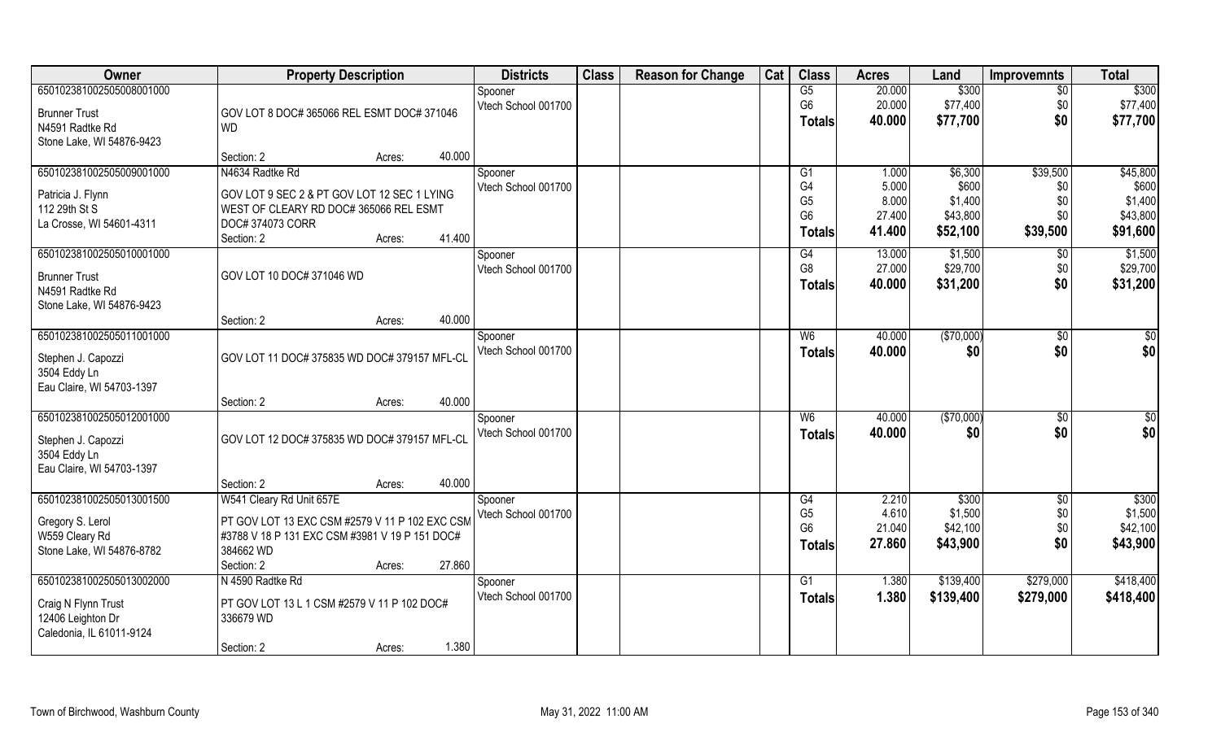| Owner | Property Description | | Districts | Class | Reason for Change | Cat | Class | Acres | Land | Improvemnts | Total |
|---|---|---|---|---|---|---|---|---|---|---|---|
| 65010238100250500800100​0 | | | Spooner | | | | G5 | 20.000 | $300 | $0 | $300 |
| Brunner Trust | GOV LOT 8 DOC# 365066 REL ESMT DOC# 371046 WD | | Vtech School 001700 | | | | G6 | 20.000 | $77,400 | $0 | $77,400 |
| N4591 Radtke Rd | | | | | | | Totals | 40.000 | $77,700 | $0 | $77,700 |
| Stone Lake, WI 54876-9423 | | | | | | | | | | | |
| | Section: 2 | Acres: 40.000 | | | | | | | | | |
| 650102381002505009001000 | N4634 Radtke Rd | | Spooner | | | | G1 | 1.000 | $6,300 | $39,500 | $45,800 |
| Patricia J. Flynn | GOV LOT 9 SEC 2 & PT GOV LOT 12 SEC 1 LYING WEST OF CLEARY RD DOC# 365066 REL ESMT DOC# 374073 CORR | | Vtech School 001700 | | | | G4 | 5.000 | $600 | $0 | $600 |
| 112 29th St S | | | | | | | G5 | 8.000 | $1,400 | $0 | $1,400 |
| La Crosse, WI 54601-4311 | | | | | | | G6 | 27.400 | $43,800 | $0 | $43,800 |
| | Section: 2 | Acres: 41.400 | | | | | Totals | 41.400 | $52,100 | $39,500 | $91,600 |
| 650102381002505010001000 | | | Spooner | | | | G4 | 13.000 | $1,500 | $0 | $1,500 |
| Brunner Trust | GOV LOT 10 DOC# 371046 WD | | Vtech School 001700 | | | | G8 | 27.000 | $29,700 | $0 | $29,700 |
| N4591 Radtke Rd | | | | | | | Totals | 40.000 | $31,200 | $0 | $31,200 |
| Stone Lake, WI 54876-9423 | | | | | | | | | | | |
| | Section: 2 | Acres: 40.000 | | | | | | | | | |
| 650102381002505011001000 | | | Spooner | | | | W6 | 40.000 | ($70,000) | $0 | $0 |
| Stephen J. Capozzi | GOV LOT 11 DOC# 375835 WD DOC# 379157 MFL-CL | | Vtech School 001700 | | | | Totals | 40.000 | $0 | $0 | $0 |
| 3504 Eddy Ln | | | | | | | | | | | |
| Eau Claire, WI 54703-1397 | | | | | | | | | | | |
| | Section: 2 | Acres: 40.000 | | | | | | | | | |
| 650102381002505012001000 | | | Spooner | | | | W6 | 40.000 | ($70,000) | $0 | $0 |
| Stephen J. Capozzi | GOV LOT 12 DOC# 375835 WD DOC# 379157 MFL-CL | | Vtech School 001700 | | | | Totals | 40.000 | $0 | $0 | $0 |
| 3504 Eddy Ln | | | | | | | | | | | |
| Eau Claire, WI 54703-1397 | | | | | | | | | | | |
| | Section: 2 | Acres: 40.000 | | | | | | | | | |
| 650102381002505013001500 | W541 Cleary Rd Unit 657E | | Spooner | | | | G4 | 2.210 | $300 | $0 | $300 |
| Gregory S. Lerol | PT GOV LOT 13 EXC CSM #2579 V 11 P 102 EXC CSM #3788 V 18 P 131 EXC CSM #3981 V 19 P 151 DOC# 384662 WD | | Vtech School 001700 | | | | G5 | 4.610 | $1,500 | $0 | $1,500 |
| W559 Cleary Rd | | | | | | | G6 | 21.040 | $42,100 | $0 | $42,100 |
| Stone Lake, WI 54876-8782 | | | | | | | Totals | 27.860 | $43,900 | $0 | $43,900 |
| | Section: 2 | Acres: 27.860 | | | | | | | | | |
| 650102381002505013002000 | N 4590 Radtke Rd | | Spooner | | | | G1 | 1.380 | $139,400 | $279,000 | $418,400 |
| Craig N Flynn Trust | PT GOV LOT 13 L 1 CSM #2579 V 11 P 102 DOC# 336679 WD | | Vtech School 001700 | | | | Totals | 1.380 | $139,400 | $279,000 | $418,400 |
| 12406 Leighton Dr | | | | | | | | | | | |
| Caledonia, IL 61011-9124 | | | | | | | | | | | |
| | Section: 2 | Acres: 1.380 | | | | | | | | | |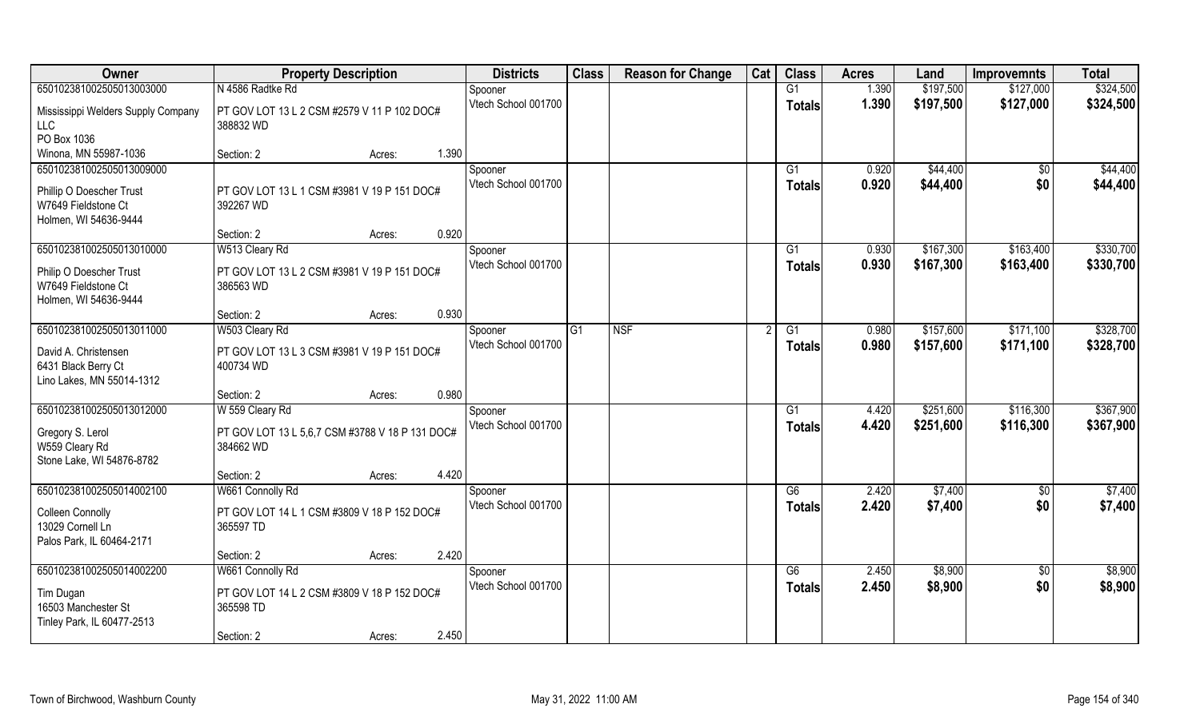| Owner | Property Description | | | Districts | Class | Reason for Change | Cat | Class | Acres | Land | Improvemnts | Total |
|---|---|---|---|---|---|---|---|---|---|---|---|---|
| 65010238100250501300300O | N 4586 Radtke Rd | | | Spooner | | | | G1 | 1.390 | $197,500 | $127,000 | $324,500 |
| Mississippi Welders Supply Company LLC<br>PO Box 1036<br>Winona, MN 55987-1036 | PT GOV LOT 13 L 2 CSM #2579 V 11 P 102 DOC# 388832 WD | | | Vtech School 001700 | | | | Totals | 1.390 | $197,500 | $127,000 | $324,500 |
| | Section: 2 | Acres: | 1.390 | | | | | | | | | |
| 650102381002505013009000 | | | | Spooner | | | | G1 | 0.920 | $44,400 | $0 | $44,400 |
| Phillip O Doescher Trust<br>W7649 Fieldstone Ct<br>Holmen, WI 54636-9444 | PT GOV LOT 13 L 1 CSM #3981 V 19 P 151 DOC# 392267 WD | | | Vtech School 001700 | | | | Totals | 0.920 | $44,400 | $0 | $44,400 |
| | Section: 2 | Acres: | 0.920 | | | | | | | | | |
| 650102381002505013010000 | W513 Cleary Rd | | | Spooner | | | | G1 | 0.930 | $167,300 | $163,400 | $330,700 |
| Philip O Doescher Trust<br>W7649 Fieldstone Ct<br>Holmen, WI 54636-9444 | PT GOV LOT 13 L 2 CSM #3981 V 19 P 151 DOC# 386563 WD | | | Vtech School 001700 | | | | Totals | 0.930 | $167,300 | $163,400 | $330,700 |
| | Section: 2 | Acres: | 0.930 | | | | | | | | | |
| 650102381002505013011000 | W503 Cleary Rd | | | Spooner | G1 | NSF | 2 | G1 | 0.980 | $157,600 | $171,100 | $328,700 |
| David A. Christensen<br>6431 Black Berry Ct<br>Lino Lakes, MN 55014-1312 | PT GOV LOT 13 L 3 CSM #3981 V 19 P 151 DOC# 400734 WD | | | Vtech School 001700 | | | | Totals | 0.980 | $157,600 | $171,100 | $328,700 |
| | Section: 2 | Acres: | 0.980 | | | | | | | | | |
| 650102381002505013012000 | W 559 Cleary Rd | | | Spooner | | | | G1 | 4.420 | $251,600 | $116,300 | $367,900 |
| Gregory S. Lerol<br>W559 Cleary Rd<br>Stone Lake, WI 54876-8782 | PT GOV LOT 13 L 5,6,7 CSM #3788 V 18 P 131 DOC# 384662 WD | | | Vtech School 001700 | | | | Totals | 4.420 | $251,600 | $116,300 | $367,900 |
| | Section: 2 | Acres: | 4.420 | | | | | | | | | |
| 650102381002505014002100 | W661 Connolly Rd | | | Spooner | | | | G6 | 2.420 | $7,400 | $0 | $7,400 |
| Colleen Connolly<br>13029 Cornell Ln<br>Palos Park, IL 60464-2171 | PT GOV LOT 14 L 1 CSM #3809 V 18 P 152 DOC# 365597 TD | | | Vtech School 001700 | | | | Totals | 2.420 | $7,400 | $0 | $7,400 |
| | Section: 2 | Acres: | 2.420 | | | | | | | | | |
| 650102381002505014002200 | W661 Connolly Rd | | | Spooner | | | | G6 | 2.450 | $8,900 | $0 | $8,900 |
| Tim Dugan<br>16503 Manchester St<br>Tinley Park, IL 60477-2513 | PT GOV LOT 14 L 2 CSM #3809 V 18 P 152 DOC# 365598 TD | | | Vtech School 001700 | | | | Totals | 2.450 | $8,900 | $0 | $8,900 |
| | Section: 2 | Acres: | 2.450 | | | | | | | | | |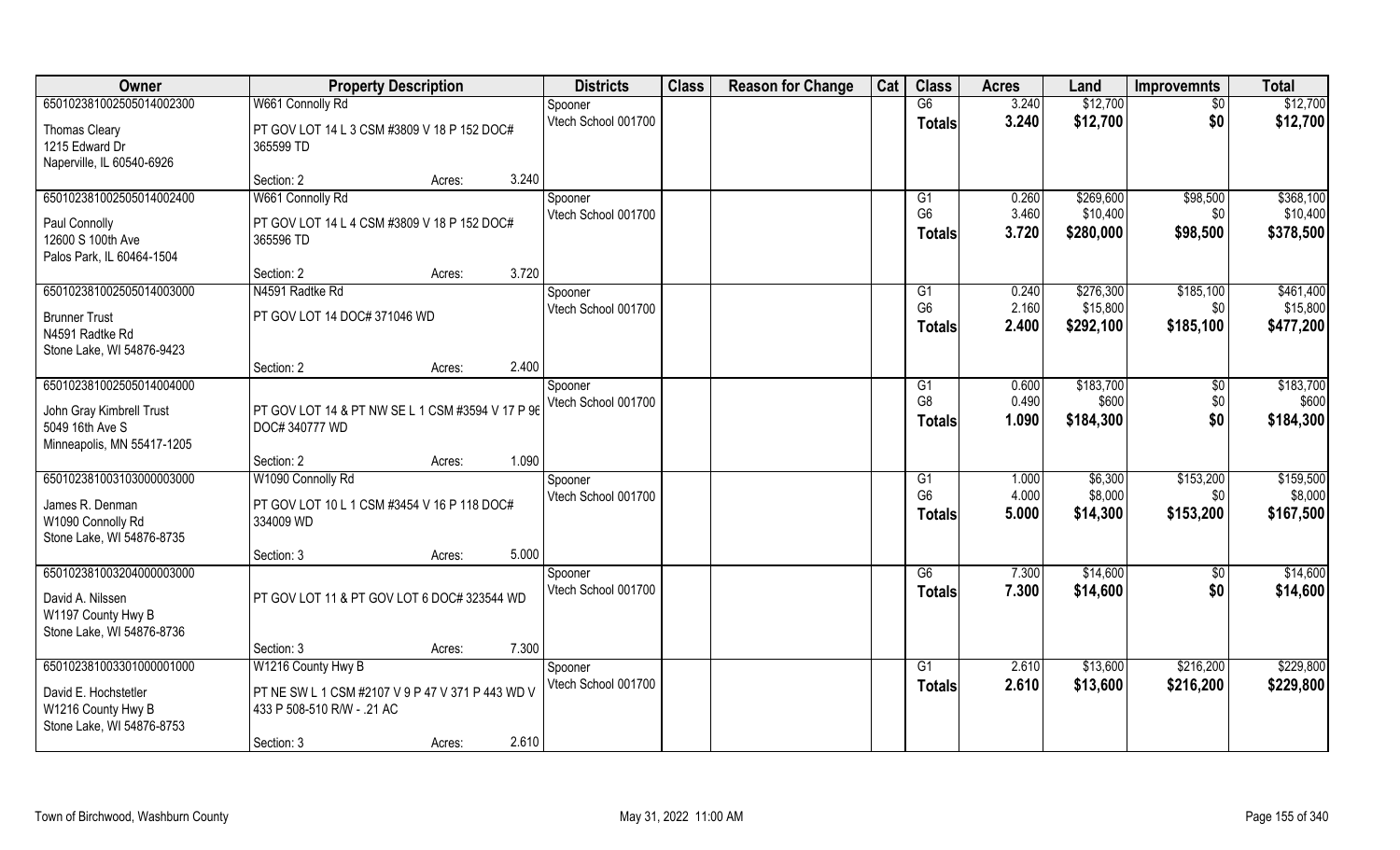| Owner | Property Description | | | Districts | Class | Reason for Change | Cat | Class | Acres | Land | Improvemnts | Total |
|---|---|---|---|---|---|---|---|---|---|---|---|---|
| 65010238100250501400230 0 | W661 Connolly Rd | | | Spooner | | | | G6 | 3.240 | $12,700 | $0 | $12,700 |
| Thomas Cleary<br>1215 Edward Dr<br>Naperville, IL 60540-6926 | PT GOV LOT 14 L 3 CSM #3809 V 18 P 152 DOC# 365599 TD | | | Vtech School 001700 | | | | Totals | 3.240 | $12,700 | $0 | $12,700 |
| | Section: 2 | Acres: | 3.240 | | | | | | | | | |
| 650102381002505014002400 | W661 Connolly Rd | | | Spooner | | | | G1 | 0.260 | $269,600 | $98,500 | $368,100 |
| Paul Connolly<br>12600 S 100th Ave<br>Palos Park, IL 60464-1504 | PT GOV LOT 14 L 4 CSM #3809 V 18 P 152 DOC# 365596 TD | | | Vtech School 001700 | | | | G6 | 3.460 | $10,400 | $0 | $10,400 |
| | | | | | | | | Totals | 3.720 | $280,000 | $98,500 | $378,500 |
| | Section: 2 | Acres: | 3.720 | | | | | | | | | |
| 650102381002505014003000 | N4591 Radtke Rd | | | Spooner | | | | G1 | 0.240 | $276,300 | $185,100 | $461,400 |
| Brunner Trust<br>N4591 Radtke Rd<br>Stone Lake, WI 54876-9423 | PT GOV LOT 14 DOC# 371046 WD | | | Vtech School 001700 | | | | G6 | 2.160 | $15,800 | $0 | $15,800 |
| | | | | | | | | Totals | 2.400 | $292,100 | $185,100 | $477,200 |
| | Section: 2 | Acres: | 2.400 | | | | | | | | | |
| 650102381002505014004000 | | | | Spooner | | | | G1 | 0.600 | $183,700 | $0 | $183,700 |
| John Gray Kimbrell Trust<br>5049 16th Ave S<br>Minneapolis, MN 55417-1205 | PT GOV LOT 14 & PT NW SE L 1 CSM #3594 V 17 P 96 DOC# 340777 WD | | | Vtech School 001700 | | | | G8 | 0.490 | $600 | $0 | $600 |
| | | | | | | | | Totals | 1.090 | $184,300 | $0 | $184,300 |
| | Section: 2 | Acres: | 1.090 | | | | | | | | | |
| 650102381003103000003000 | W1090 Connolly Rd | | | Spooner | | | | G1 | 1.000 | $6,300 | $153,200 | $159,500 |
| James R. Denman<br>W1090 Connolly Rd<br>Stone Lake, WI 54876-8735 | PT GOV LOT 10 L 1 CSM #3454 V 16 P 118 DOC# 334009 WD | | | Vtech School 001700 | | | | G6 | 4.000 | $8,000 | $0 | $8,000 |
| | | | | | | | | Totals | 5.000 | $14,300 | $153,200 | $167,500 |
| | Section: 3 | Acres: | 5.000 | | | | | | | | | |
| 650102381003204000003000 | | | | Spooner | | | | G6 | 7.300 | $14,600 | $0 | $14,600 |
| David A. Nilssen<br>W1197 County Hwy B<br>Stone Lake, WI 54876-8736 | PT GOV LOT 11 & PT GOV LOT 6 DOC# 323544 WD | | | Vtech School 001700 | | | | Totals | 7.300 | $14,600 | $0 | $14,600 |
| | Section: 3 | Acres: | 7.300 | | | | | | | | | |
| 650102381003301000001000 | W1216 County Hwy B | | | Spooner | | | | G1 | 2.610 | $13,600 | $216,200 | $229,800 |
| David E. Hochstetler<br>W1216 County Hwy B<br>Stone Lake, WI 54876-8753 | PT NE SW L 1 CSM #2107 V 9 P 47 V 371 P 443 WD V 433 P 508-510 R/W - .21 AC | | | Vtech School 001700 | | | | Totals | 2.610 | $13,600 | $216,200 | $229,800 |
| | Section: 3 | Acres: | 2.610 | | | | | | | | | |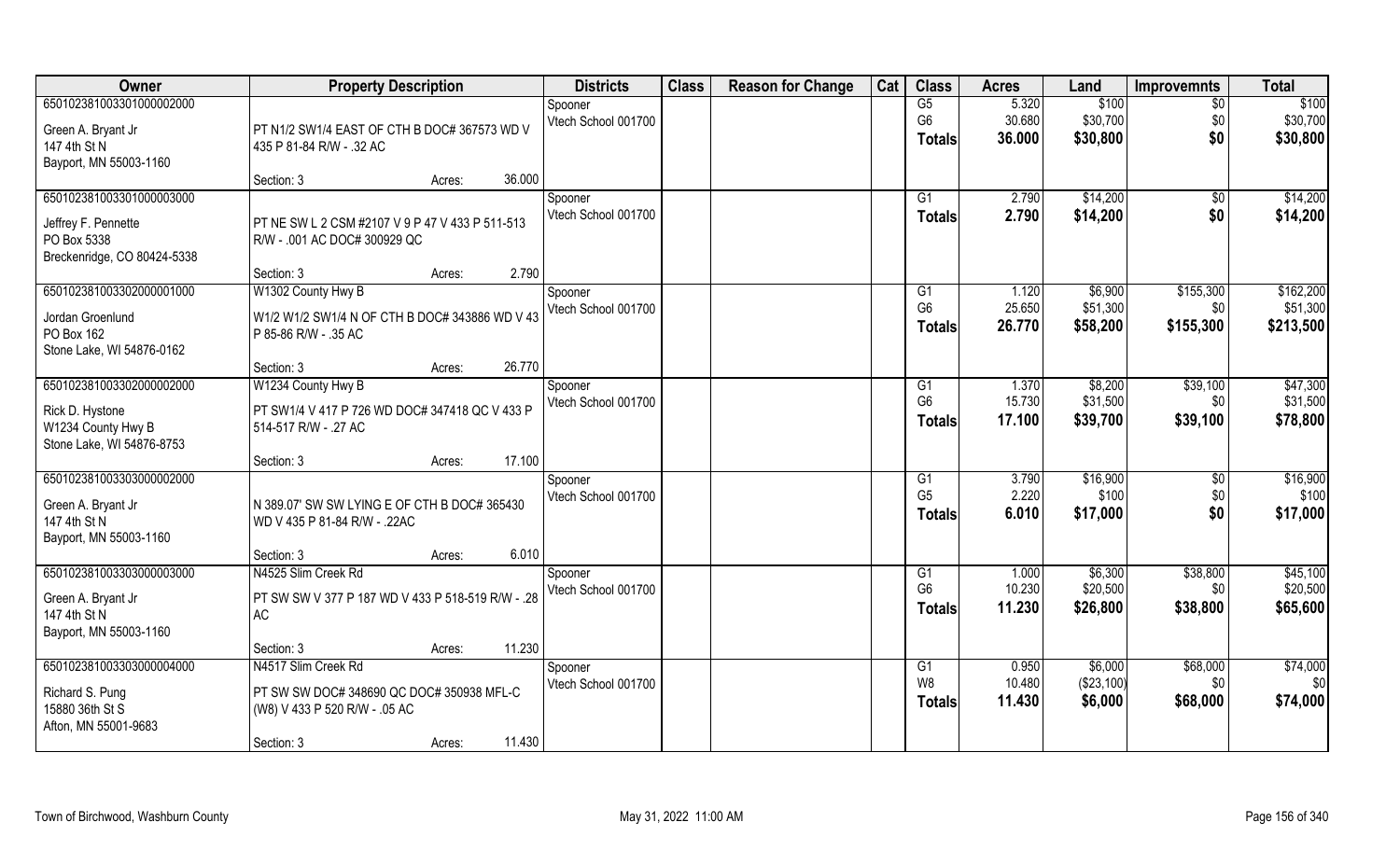| Owner | Property Description | | Districts | Class | Reason for Change | Cat | Class | Acres | Land | Improvemnts | Total |
|---|---|---|---|---|---|---|---|---|---|---|---|
| 65010238100330100000200​0<br>Green A. Bryant Jr<br>147 4th St N<br>Bayport, MN 55003-1160 | PT N1/2 SW1/4 EAST OF CTH B DOC# 367573 WD V 435 P 81-84 R/W - .32 AC<br>Section: 3 Acres: | 36.000 | Spooner<br>Vtech School 001700 | | | | G5<br>G6<br>**Totals** | 5.320<br>30.680<br>**36.000** | $100<br>$30,700<br>**$30,800** | $0<br>$0<br>**$0** | $100<br>$30,700<br>**$30,800** |
| 650102381003301000003000<br>Jeffrey F. Pennette<br>PO Box 5338<br>Breckenridge, CO 80424-5338 | PT NE SW L 2 CSM #2107 V 9 P 47 V 433 P 511-513 R/W - .001 AC DOC# 300929 QC<br>Section: 3 Acres: | 2.790 | Spooner<br>Vtech School 001700 | | | | G1<br>**Totals** | 2.790<br>**2.790** | $14,200<br>**$14,200** | $0<br>**$0** | $14,200<br>**$14,200** |
| 650102381003302000001000<br>Jordan Groenlund<br>PO Box 162<br>Stone Lake, WI 54876-0162 | W1302 County Hwy B<br>W1/2 W1/2 SW1/4 N OF CTH B DOC# 343886 WD V 43 P 85-86 R/W - .35 AC<br>Section: 3 Acres: | 26.770 | Spooner<br>Vtech School 001700 | | | | G1<br>G6<br>**Totals** | 1.120<br>25.650<br>**26.770** | $6,900<br>$51,300<br>**$58,200** | $155,300<br>$0<br>**$155,300** | $162,200<br>$51,300<br>**$213,500** |
| 650102381003302000002000<br>Rick D. Hystone<br>W1234 County Hwy B<br>Stone Lake, WI 54876-8753 | W1234 County Hwy B<br>PT SW1/4 V 417 P 726 WD DOC# 347418 QC V 433 P 514-517 R/W - .27 AC<br>Section: 3 Acres: | 17.100 | Spooner<br>Vtech School 001700 | | | | G1<br>G6<br>**Totals** | 1.370<br>15.730<br>**17.100** | $8,200<br>$31,500<br>**$39,700** | $39,100<br>$0<br>**$39,100** | $47,300<br>$31,500<br>**$78,800** |
| 650102381003303000002000<br>Green A. Bryant Jr<br>147 4th St N<br>Bayport, MN 55003-1160 | N 389.07' SW SW LYING E OF CTH B DOC# 365430 WD V 435 P 81-84 R/W - .22AC<br>Section: 3 Acres: | 6.010 | Spooner<br>Vtech School 001700 | | | | G1<br>G5<br>**Totals** | 3.790<br>2.220<br>**6.010** | $16,900<br>$100<br>**$17,000** | $0<br>$0<br>**$0** | $16,900<br>$100<br>**$17,000** |
| 650102381003303000003000<br>Green A. Bryant Jr<br>147 4th St N<br>Bayport, MN 55003-1160 | N4525 Slim Creek Rd<br>PT SW SW V 377 P 187 WD V 433 P 518-519 R/W - .28 AC<br>Section: 3 Acres: | 11.230 | Spooner<br>Vtech School 001700 | | | | G1<br>G6<br>**Totals** | 1.000<br>10.230<br>**11.230** | $6,300<br>$20,500<br>**$26,800** | $38,800<br>$0<br>**$38,800** | $45,100<br>$20,500<br>**$65,600** |
| 650102381003303000004000<br>Richard S. Pung<br>15880 36th St S<br>Afton, MN 55001-9683 | N4517 Slim Creek Rd<br>PT SW SW DOC# 348690 QC DOC# 350938 MFL-C (W8) V 433 P 520 R/W - .05 AC<br>Section: 3 Acres: | 11.430 | Spooner<br>Vtech School 001700 | | | | G1<br>W8<br>**Totals** | 0.950<br>10.480<br>**11.430** | $6,000<br>($23,100)<br>**$6,000** | $68,000<br>$0<br>**$68,000** | $74,000<br>$0<br>**$74,000** |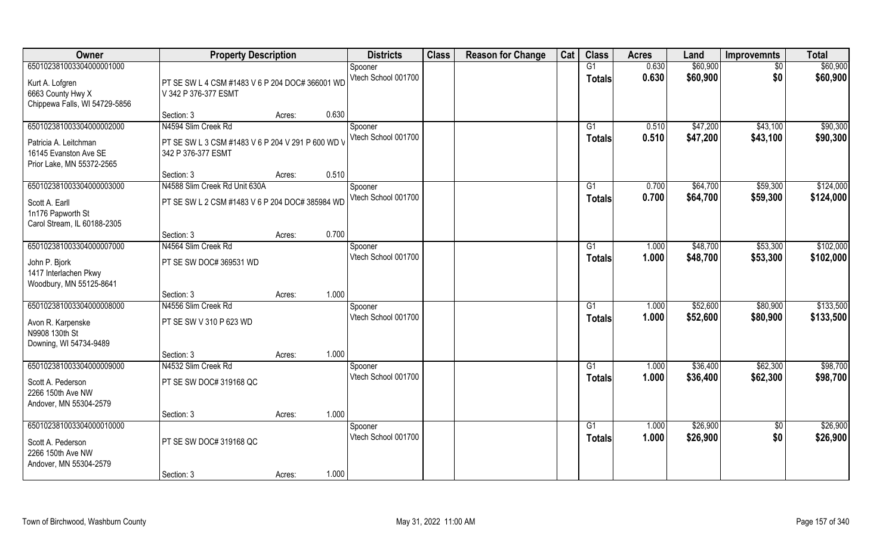| Owner | Property Description | | | Districts | Class | Reason for Change | Cat | Class | Acres | Land | Improvemnts | Total |
|---|---|---|---|---|---|---|---|---|---|---|---|---|
| 650102381003304000001000 | | | | Spooner | | | | G1 | 0.630 | $60,900 | $0 | $60,900 |
| Kurt A. Lofgren<br>6663 County Hwy X<br>Chippewa Falls, WI 54729-5856 | PT SE SW L 4 CSM #1483 V 6 P 204 DOC# 366001 WD V 342 P 376-377 ESMT | | | Vtech School 001700 | | | | Totals | 0.630 | $60,900 | $0 | $60,900 |
| | Section: 3 | Acres: | 0.630 | | | | | | | | | |
| 650102381003304000002000 | N4594 Slim Creek Rd | | | Spooner | | | | G1 | 0.510 | $47,200 | $43,100 | $90,300 |
| Patricia A. Leitchman<br>16145 Evanston Ave SE<br>Prior Lake, MN 55372-2565 | PT SE SW L 3 CSM #1483 V 6 P 204 V 291 P 600 WD V 342 P 376-377 ESMT | | | Vtech School 001700 | | | | Totals | 0.510 | $47,200 | $43,100 | $90,300 |
| | Section: 3 | Acres: | 0.510 | | | | | | | | | |
| 650102381003304000003000 | N4588 Slim Creek Rd Unit 630A | | | Spooner | | | | G1 | 0.700 | $64,700 | $59,300 | $124,000 |
| Scott A. Earll<br>1n176 Papworth St<br>Carol Stream, IL 60188-2305 | PT SE SW L 2 CSM #1483 V 6 P 204 DOC# 385984 WD | | | Vtech School 001700 | | | | Totals | 0.700 | $64,700 | $59,300 | $124,000 |
| | Section: 3 | Acres: | 0.700 | | | | | | | | | |
| 650102381003304000007000 | N4564 Slim Creek Rd | | | Spooner | | | | G1 | 1.000 | $48,700 | $53,300 | $102,000 |
| John P. Bjork<br>1417 Interlachen Pkwy<br>Woodbury, MN 55125-8641 | PT SE SW DOC# 369531 WD | | | Vtech School 001700 | | | | Totals | 1.000 | $48,700 | $53,300 | $102,000 |
| | Section: 3 | Acres: | 1.000 | | | | | | | | | |
| 650102381003304000008000 | N4556 Slim Creek Rd | | | Spooner | | | | G1 | 1.000 | $52,600 | $80,900 | $133,500 |
| Avon R. Karpenske<br>N9908 130th St<br>Downing, WI 54734-9489 | PT SE SW V 310 P 623 WD | | | Vtech School 001700 | | | | Totals | 1.000 | $52,600 | $80,900 | $133,500 |
| | Section: 3 | Acres: | 1.000 | | | | | | | | | |
| 650102381003304000009000 | N4532 Slim Creek Rd | | | Spooner | | | | G1 | 1.000 | $36,400 | $62,300 | $98,700 |
| Scott A. Pederson<br>2266 150th Ave NW<br>Andover, MN 55304-2579 | PT SE SW DOC# 319168 QC | | | Vtech School 001700 | | | | Totals | 1.000 | $36,400 | $62,300 | $98,700 |
| | Section: 3 | Acres: | 1.000 | | | | | | | | | |
| 650102381003304000010000 | | | | Spooner | | | | G1 | 1.000 | $26,900 | $0 | $26,900 |
| Scott A. Pederson<br>2266 150th Ave NW<br>Andover, MN 55304-2579 | PT SE SW DOC# 319168 QC | | | Vtech School 001700 | | | | Totals | 1.000 | $26,900 | $0 | $26,900 |
| | Section: 3 | Acres: | 1.000 | | | | | | | | | |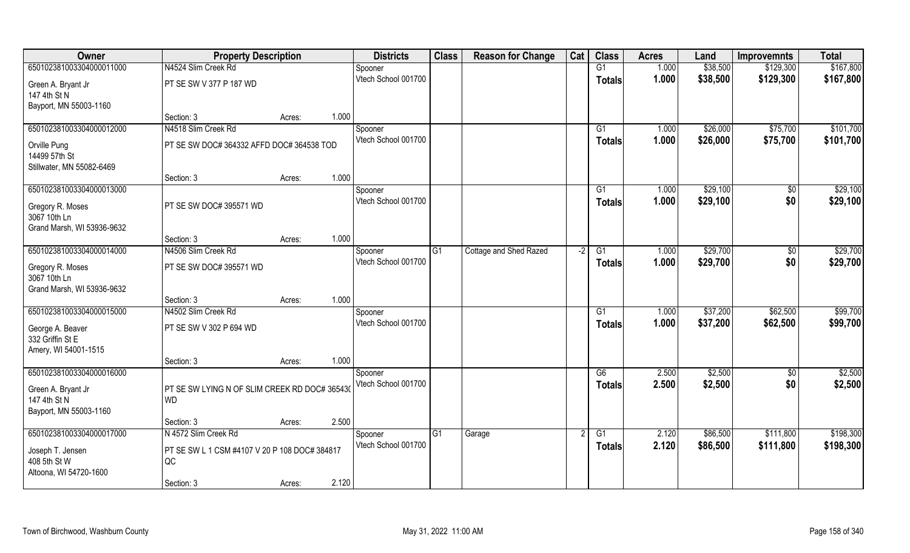| Owner | Property Description | | | Districts | Class | Reason for Change | Cat | Class | Acres | Land | Improvemnts | Total |
|---|---|---|---|---|---|---|---|---|---|---|---|---|
| 650102381033304000011000 | N4524 Slim Creek Rd | | | Spooner | | | | G1 | 1.000 | $38,500 | $129,300 | $167,800 |
| Green A. Bryant Jr<br>147 4th St N<br>Bayport, MN 55003-1160 | PT SE SW V 377 P 187 WD | | | Vtech School 001700 | | | | Totals | 1.000 | $38,500 | $129,300 | $167,800 |
| | Section: 3 | Acres: | 1.000 | | | | | | | | | |
| 650102381033304000012000 | N4518 Slim Creek Rd | | | Spooner | | | | G1 | 1.000 | $26,000 | $75,700 | $101,700 |
| Orville Pung<br>14499 57th St<br>Stillwater, MN 55082-6469 | PT SE SW DOC# 364332 AFFD DOC# 364538 TOD | | | Vtech School 001700 | | | | Totals | 1.000 | $26,000 | $75,700 | $101,700 |
| | Section: 3 | Acres: | 1.000 | | | | | | | | | |
| 650102381033304000013000 | | | | Spooner | | | | G1 | 1.000 | $29,100 | $0 | $29,100 |
| Gregory R. Moses<br>3067 10th Ln<br>Grand Marsh, WI 53936-9632 | PT SE SW DOC# 395571 WD | | | Vtech School 001700 | | | | Totals | 1.000 | $29,100 | $0 | $29,100 |
| | Section: 3 | Acres: | 1.000 | | | | | | | | | |
| 650102381033304000014000 | N4506 Slim Creek Rd | | | Spooner | G1 | Cottage and Shed Razed | -2 | G1 | 1.000 | $29,700 | $0 | $29,700 |
| Gregory R. Moses<br>3067 10th Ln<br>Grand Marsh, WI 53936-9632 | PT SE SW DOC# 395571 WD | | | Vtech School 001700 | | | | Totals | 1.000 | $29,700 | $0 | $29,700 |
| | Section: 3 | Acres: | 1.000 | | | | | | | | | |
| 650102381033304000015000 | N4502 Slim Creek Rd | | | Spooner | | | | G1 | 1.000 | $37,200 | $62,500 | $99,700 |
| George A. Beaver<br>332 Griffin St E<br>Amery, WI 54001-1515 | PT SE SW V 302 P 694 WD | | | Vtech School 001700 | | | | Totals | 1.000 | $37,200 | $62,500 | $99,700 |
| | Section: 3 | Acres: | 1.000 | | | | | | | | | |
| 650102381033304000016000 | | | | Spooner | | | | G6 | 2.500 | $2,500 | $0 | $2,500 |
| Green A. Bryant Jr<br>147 4th St N<br>Bayport, MN 55003-1160 | PT SE SW LYING N OF SLIM CREEK RD DOC# 36543( WD | | | Vtech School 001700 | | | | Totals | 2.500 | $2,500 | $0 | $2,500 |
| | Section: 3 | Acres: | 2.500 | | | | | | | | | |
| 650102381033304000017000 | N 4572 Slim Creek Rd | | | Spooner | G1 | Garage | 2 | G1 | 2.120 | $86,500 | $111,800 | $198,300 |
| Joseph T. Jensen<br>408 5th St W<br>Altoona, WI 54720-1600 | PT SE SW L 1 CSM #4107 V 20 P 108 DOC# 384817 QC | | | Vtech School 001700 | | | | Totals | 2.120 | $86,500 | $111,800 | $198,300 |
| | Section: 3 | Acres: | 2.120 | | | | | | | | | |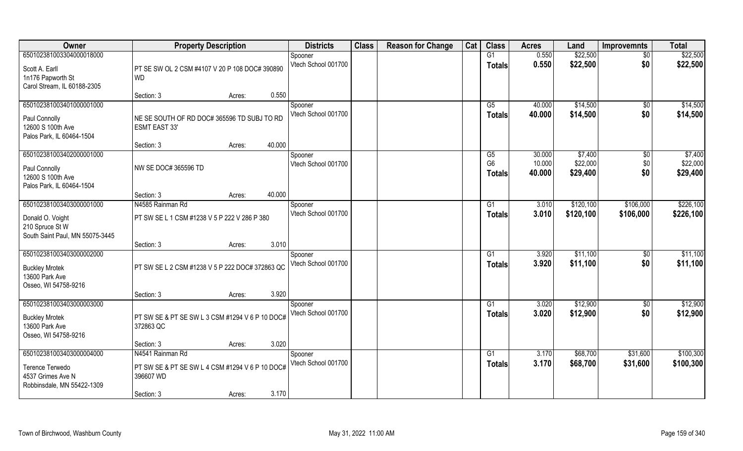| Owner | Property Description | | | Districts | Class | Reason for Change | Cat | Class | Acres | Land | Improvemnts | Total |
|---|---|---|---|---|---|---|---|---|---|---|---|---|
| 650102381003304000018000 | | | | Spooner | | | | G1 | 0.550 | $22,500 | $0 | $22,500 |
| Scott A. Earll<br>1n176 Papworth St<br>Carol Stream, IL 60188-2305 | PT SE SW OL 2 CSM #4107 V 20 P 108 DOC# 390890 WD | | | Vtech School 001700 | | | | Totals | 0.550 | $22,500 | $0 | $22,500 |
| | Section: 3 | Acres: | 0.550 | | | | | | | | | |
| 650102381003401000001000 | | | | Spooner | | | | G5 | 40.000 | $14,500 | $0 | $14,500 |
| Paul Connolly<br>12600 S 100th Ave<br>Palos Park, IL 60464-1504 | NE SE SOUTH OF RD DOC# 365596 TD SUBJ TO RD ESMT EAST 33' | | | Vtech School 001700 | | | | Totals | 40.000 | $14,500 | $0 | $14,500 |
| | Section: 3 | Acres: | 40.000 | | | | | | | | | |
| 650102381003402000001000 | | | | Spooner | | | | G5 | 30.000 | $7,400 | $0 | $7,400 |
| Paul Connolly<br>12600 S 100th Ave<br>Palos Park, IL 60464-1504 | NW SE DOC# 365596 TD | | | Vtech School 001700 | | | | G6 | 10.000 | $22,000 | $0 | $22,000 |
| | | | | | | | | Totals | 40.000 | $29,400 | $0 | $29,400 |
| | Section: 3 | Acres: | 40.000 | | | | | | | | | |
| 650102381003403000001000 | N4585 Rainman Rd | | | Spooner | | | | G1 | 3.010 | $120,100 | $106,000 | $226,100 |
| Donald O. Voight<br>210 Spruce St W<br>South Saint Paul, MN 55075-3445 | PT SW SE L 1 CSM #1238 V 5 P 222 V 286 P 380 | | | Vtech School 001700 | | | | Totals | 3.010 | $120,100 | $106,000 | $226,100 |
| | Section: 3 | Acres: | 3.010 | | | | | | | | | |
| 650102381003403000002000 | | | | Spooner | | | | G1 | 3.920 | $11,100 | $0 | $11,100 |
| Buckley Mrotek<br>13600 Park Ave<br>Osseo, WI 54758-9216 | PT SW SE L 2 CSM #1238 V 5 P 222 DOC# 372863 QC | | | Vtech School 001700 | | | | Totals | 3.920 | $11,100 | $0 | $11,100 |
| | Section: 3 | Acres: | 3.920 | | | | | | | | | |
| 650102381003403000003000 | | | | Spooner | | | | G1 | 3.020 | $12,900 | $0 | $12,900 |
| Buckley Mrotek<br>13600 Park Ave<br>Osseo, WI 54758-9216 | PT SW SE & PT SE SW L 3 CSM #1294 V 6 P 10 DOC# 372863 QC | | | Vtech School 001700 | | | | Totals | 3.020 | $12,900 | $0 | $12,900 |
| | Section: 3 | Acres: | 3.020 | | | | | | | | | |
| 650102381003403000004000 | N4541 Rainman Rd | | | Spooner | | | | G1 | 3.170 | $68,700 | $31,600 | $100,300 |
| Terence Terwedo<br>4537 Grimes Ave N<br>Robbinsdale, MN 55422-1309 | PT SW SE & PT SE SW L 4 CSM #1294 V 6 P 10 DOC# 396607 WD | | | Vtech School 001700 | | | | Totals | 3.170 | $68,700 | $31,600 | $100,300 |
| | Section: 3 | Acres: | 3.170 | | | | | | | | | |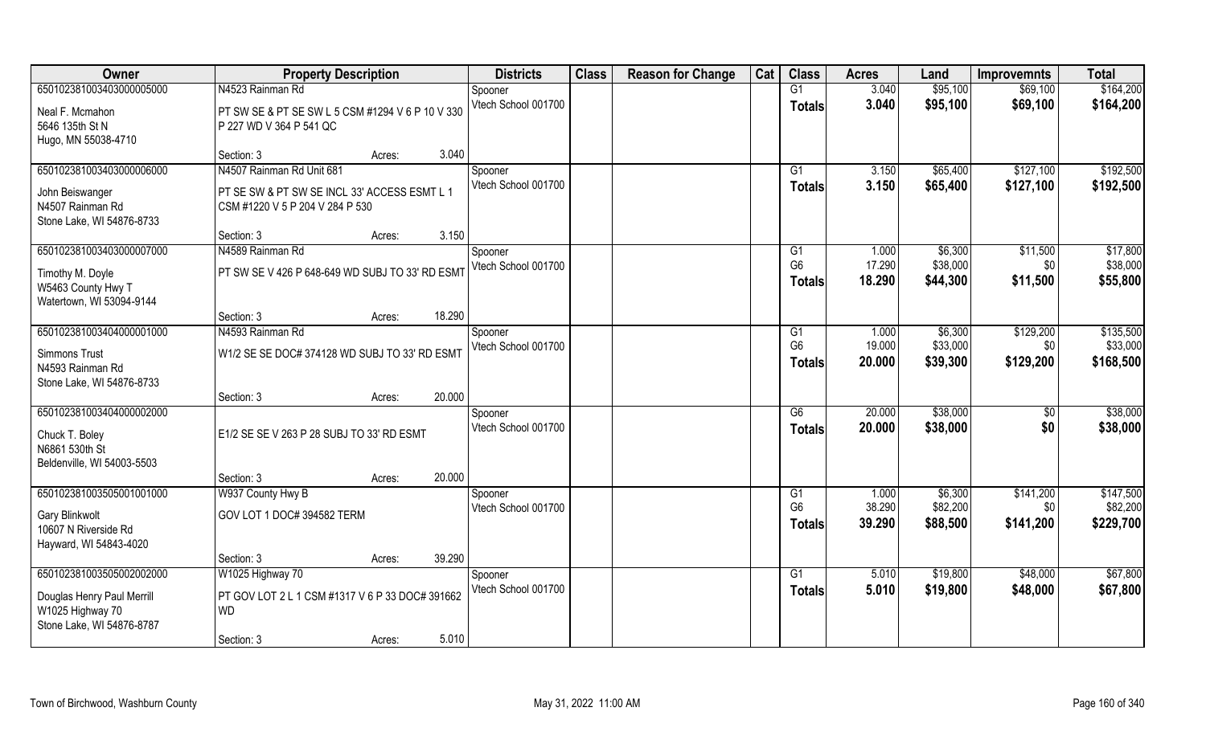| Owner | Property Description | Districts | Class | Reason for Change | Cat | Class | Acres | Land | Improvemnts | Total |
|---|---|---|---|---|---|---|---|---|---|---|
| 65010238100340300000500​0<br>Neal F. Mcmahon<br>5646 135th St N<br>Hugo, MN 55038-4710 | N4523 Rainman Rd<br>PT SW SE & PT SE SW L 5 CSM #1294 V 6 P 10 V 330 P 227 WD V 364 P 541 QC<br>Section: 3 Acres: 3.040 | Spooner<br>Vtech School 001700 | | | | G1<br>**Totals** | 3.040<br>**3.040** | $95,100<br>**$95,100** | $69,100<br>**$69,100** | $164,200<br>**$164,200** |
| 650102381003403000006000<br>John Beiswanger<br>N4507 Rainman Rd<br>Stone Lake, WI 54876-8733 | N4507 Rainman Rd Unit 681<br>PT SE SW & PT SW SE INCL 33' ACCESS ESMT L 1 CSM #1220 V 5 P 204 V 284 P 530<br>Section: 3 Acres: 3.150 | Spooner<br>Vtech School 001700 | | | | G1<br>**Totals** | 3.150<br>**3.150** | $65,400<br>**$65,400** | $127,100<br>**$127,100** | $192,500<br>**$192,500** |
| 650102381003403000007000<br>Timothy M. Doyle<br>W5463 County Hwy T<br>Watertown, WI 53094-9144 | N4589 Rainman Rd<br>PT SW SE V 426 P 648-649 WD SUBJ TO 33' RD ESMT<br>Section: 3 Acres: 18.290 | Spooner<br>Vtech School 001700 | | | | G1<br>G6<br>**Totals** | 1.000<br>17.290<br>**18.290** | $6,300<br>$38,000<br>**$44,300** | $11,500<br>$0<br>**$11,500** | $17,800<br>$38,000<br>**$55,800** |
| 650102381003404000001000<br>Simmons Trust<br>N4593 Rainman Rd<br>Stone Lake, WI 54876-8733 | N4593 Rainman Rd<br>W1/2 SE SE DOC# 374128 WD SUBJ TO 33' RD ESMT<br>Section: 3 Acres: 20.000 | Spooner<br>Vtech School 001700 | | | | G1<br>G6<br>**Totals** | 1.000<br>19.000<br>**20.000** | $6,300<br>$33,000<br>**$39,300** | $129,200<br>$0<br>**$129,200** | $135,500<br>$33,000<br>**$168,500** |
| 650102381003404000002000<br>Chuck T. Boley<br>N6861 530th St<br>Beldenville, WI 54003-5503 | E1/2 SE SE V 263 P 28 SUBJ TO 33' RD ESMT<br>Section: 3 Acres: 20.000 | Spooner<br>Vtech School 001700 | | | | G6<br>**Totals** | 20.000<br>**20.000** | $38,000<br>**$38,000** | $0<br>**$0** | $38,000<br>**$38,000** |
| 650102381003505001001000<br>Gary Blinkwolt<br>10607 N Riverside Rd<br>Hayward, WI 54843-4020 | W937 County Hwy B<br>GOV LOT 1 DOC# 394582 TERM<br>Section: 3 Acres: 39.290 | Spooner<br>Vtech School 001700 | | | | G1<br>G6<br>**Totals** | 1.000<br>38.290<br>**39.290** | $6,300<br>$82,200<br>**$88,500** | $141,200<br>$0<br>**$141,200** | $147,500<br>$82,200<br>**$229,700** |
| 650102381003505002002000<br>Douglas Henry Paul Merrill<br>W1025 Highway 70<br>Stone Lake, WI 54876-8787 | W1025 Highway 70<br>PT GOV LOT 2 L 1 CSM #1317 V 6 P 33 DOC# 391662 WD<br>Section: 3 Acres: 5.010 | Spooner<br>Vtech School 001700 | | | | G1<br>**Totals** | 5.010<br>**5.010** | $19,800<br>**$19,800** | $48,000<br>**$48,000** | $67,800<br>**$67,800** |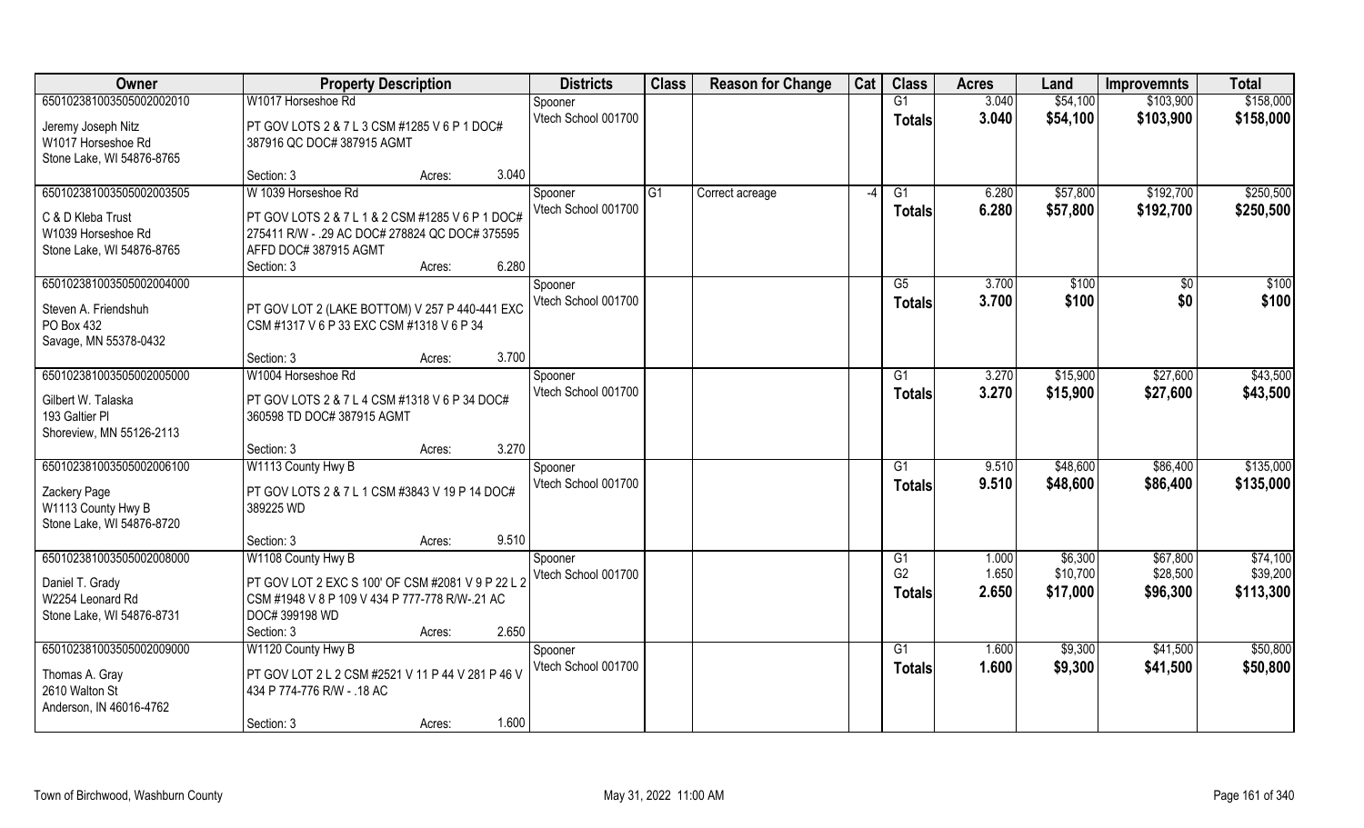| Owner | Property Description | | Districts | Class | Reason for Change | Cat | Class | Acres | Land | Improvemnts | Total |
|---|---|---|---|---|---|---|---|---|---|---|---|
| 65010238103505002002010 | W1017 Horseshoe Rd | | Spooner | | | | G1 | 3.040 | $54,100 | $103,900 | $158,000 |
| Jeremy Joseph Nitz<br>W1017 Horseshoe Rd<br>Stone Lake, WI 54876-8765 | PT GOV LOTS 2 & 7 L 3 CSM #1285 V 6 P 1 DOC# 387916 QC DOC# 387915 AGMT | | Vtech School 001700 | | | | Totals | 3.040 | $54,100 | $103,900 | $158,000 |
| | Section: 3 | Acres: 3.040 | | | | | | | | | |
| 65010238103505002003505 | W 1039 Horseshoe Rd | | Spooner | G1 | Correct acreage | -4 | G1 | 6.280 | $57,800 | $192,700 | $250,500 |
| C & D Kleba Trust<br>W1039 Horseshoe Rd<br>Stone Lake, WI 54876-8765 | PT GOV LOTS 2 & 7 L 1 & 2 CSM #1285 V 6 P 1 DOC# 275411 R/W - .29 AC DOC# 278824 QC DOC# 375595 AFFD DOC# 387915 AGMT | | Vtech School 001700 | | | | Totals | 6.280 | $57,800 | $192,700 | $250,500 |
| | Section: 3 | Acres: 6.280 | | | | | | | | | |
| 65010238103505002004000 | | | Spooner | | | | G5 | 3.700 | $100 | $0 | $100 |
| Steven A. Friendshuh<br>PO Box 432<br>Savage, MN 55378-0432 | PT GOV LOT 2 (LAKE BOTTOM) V 257 P 440-441 EXC CSM #1317 V 6 P 33 EXC CSM #1318 V 6 P 34 | | Vtech School 001700 | | | | Totals | 3.700 | $100 | $0 | $100 |
| | Section: 3 | Acres: 3.700 | | | | | | | | | |
| 65010238103505002005000 | W1004 Horseshoe Rd | | Spooner | | | | G1 | 3.270 | $15,900 | $27,600 | $43,500 |
| Gilbert W. Talaska<br>193 Galtier Pl<br>Shoreview, MN 55126-2113 | PT GOV LOTS 2 & 7 L 4 CSM #1318 V 6 P 34 DOC# 360598 TD DOC# 387915 AGMT | | Vtech School 001700 | | | | Totals | 3.270 | $15,900 | $27,600 | $43,500 |
| | Section: 3 | Acres: 3.270 | | | | | | | | | |
| 65010238103505002006100 | W1113 County Hwy B | | Spooner | | | | G1 | 9.510 | $48,600 | $86,400 | $135,000 |
| Zackery Page<br>W1113 County Hwy B<br>Stone Lake, WI 54876-8720 | PT GOV LOTS 2 & 7 L 1 CSM #3843 V 19 P 14 DOC# 389225 WD | | Vtech School 001700 | | | | Totals | 9.510 | $48,600 | $86,400 | $135,000 |
| | Section: 3 | Acres: 9.510 | | | | | | | | | |
| 65010238103505002008000 | W1108 County Hwy B | | Spooner | | | | G1 | 1.000 | $6,300 | $67,800 | $74,100 |
| Daniel T. Grady<br>W2254 Leonard Rd<br>Stone Lake, WI 54876-8731 | PT GOV LOT 2 EXC S 100' OF CSM #2081 V 9 P 22 L 2 CSM #1948 V 8 P 109 V 434 P 777-778 R/W-.21 AC DOC# 399198 WD | | Vtech School 001700 | | | | G2 | 1.650 | $10,700 | $28,500 | $39,200 |
| | | | | | | | Totals | 2.650 | $17,000 | $96,300 | $113,300 |
| | Section: 3 | Acres: 2.650 | | | | | | | | | |
| 65010238103505002009000 | W1120 County Hwy B | | Spooner | | | | G1 | 1.600 | $9,300 | $41,500 | $50,800 |
| Thomas A. Gray<br>2610 Walton St<br>Anderson, IN 46016-4762 | PT GOV LOT 2 L 2 CSM #2521 V 11 P 44 V 281 P 46 V 434 P 774-776 R/W - .18 AC | | Vtech School 001700 | | | | Totals | 1.600 | $9,300 | $41,500 | $50,800 |
| | Section: 3 | Acres: 1.600 | | | | | | | | | |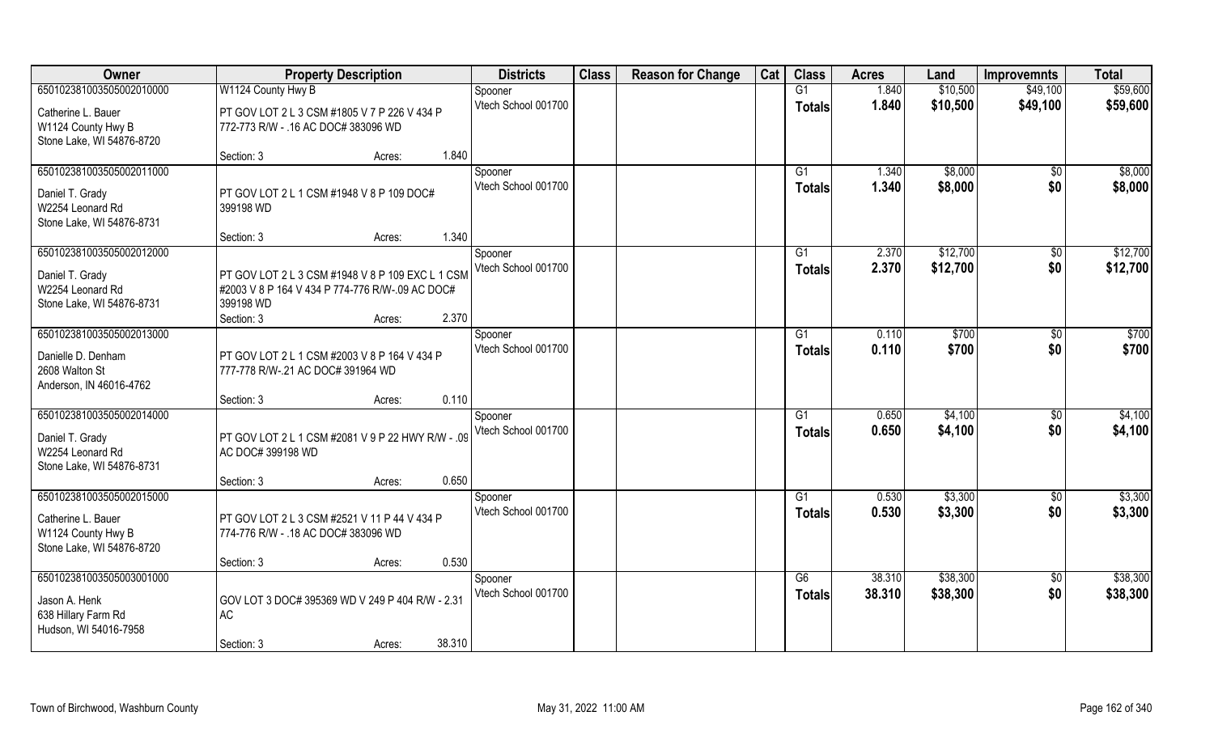| Owner | Property Description | | | Districts | Class | Reason for Change | Cat | Class | Acres | Land | Improvemnts | Total |
|---|---|---|---|---|---|---|---|---|---|---|---|---|
| 650102381003505002010000 | W1124 County Hwy B | | | Spooner | | | | G1 | 1.840 | $10,500 | $49,100 | $59,600 |
| Catherine L. Bauer<br>W1124 County Hwy B<br>Stone Lake, WI 54876-8720 | PT GOV LOT 2 L 3 CSM #1805 V 7 P 226 V 434 P 772-773 R/W - .16 AC DOC# 383096 WD | | | Vtech School 001700 | | | | Totals | 1.840 | $10,500 | $49,100 | $59,600 |
| | Section: 3 | Acres: | 1.840 | | | | | | | | | |
| 650102381003505002011000 | | | | Spooner | | | | G1 | 1.340 | $8,000 | $0 | $8,000 |
| Daniel T. Grady<br>W2254 Leonard Rd<br>Stone Lake, WI 54876-8731 | PT GOV LOT 2 L 1 CSM #1948 V 8 P 109 DOC# 399198 WD | | | Vtech School 001700 | | | | Totals | 1.340 | $8,000 | $0 | $8,000 |
| | Section: 3 | Acres: | 1.340 | | | | | | | | | |
| 650102381003505002012000 | | | | Spooner | | | | G1 | 2.370 | $12,700 | $0 | $12,700 |
| Daniel T. Grady<br>W2254 Leonard Rd<br>Stone Lake, WI 54876-8731 | PT GOV LOT 2 L 3 CSM #1948 V 8 P 109 EXC L 1 CSM #2003 V 8 P 164 V 434 P 774-776 R/W-.09 AC DOC# 399198 WD | | | Vtech School 001700 | | | | Totals | 2.370 | $12,700 | $0 | $12,700 |
| | Section: 3 | Acres: | 2.370 | | | | | | | | | |
| 650102381003505002013000 | | | | Spooner | | | | G1 | 0.110 | $700 | $0 | $700 |
| Danielle D. Denham<br>2608 Walton St<br>Anderson, IN 46016-4762 | PT GOV LOT 2 L 1 CSM #2003 V 8 P 164 V 434 P 777-778 R/W-.21 AC DOC# 391964 WD | | | Vtech School 001700 | | | | Totals | 0.110 | $700 | $0 | $700 |
| | Section: 3 | Acres: | 0.110 | | | | | | | | | |
| 650102381003505002014000 | | | | Spooner | | | | G1 | 0.650 | $4,100 | $0 | $4,100 |
| Daniel T. Grady<br>W2254 Leonard Rd<br>Stone Lake, WI 54876-8731 | PT GOV LOT 2 L 1 CSM #2081 V 9 P 22 HWY R/W - .09 AC DOC# 399198 WD | | | Vtech School 001700 | | | | Totals | 0.650 | $4,100 | $0 | $4,100 |
| | Section: 3 | Acres: | 0.650 | | | | | | | | | |
| 650102381003505002015000 | | | | Spooner | | | | G1 | 0.530 | $3,300 | $0 | $3,300 |
| Catherine L. Bauer<br>W1124 County Hwy B<br>Stone Lake, WI 54876-8720 | PT GOV LOT 2 L 3 CSM #2521 V 11 P 44 V 434 P 774-776 R/W - .18 AC DOC# 383096 WD | | | Vtech School 001700 | | | | Totals | 0.530 | $3,300 | $0 | $3,300 |
| | Section: 3 | Acres: | 0.530 | | | | | | | | | |
| 650102381003505003001000 | | | | Spooner | | | | G6 | 38.310 | $38,300 | $0 | $38,300 |
| Jason A. Henk<br>638 Hillary Farm Rd<br>Hudson, WI 54016-7958 | GOV LOT 3 DOC# 395369 WD V 249 P 404 R/W - 2.31 AC | | | Vtech School 001700 | | | | Totals | 38.310 | $38,300 | $0 | $38,300 |
| | Section: 3 | Acres: | 38.310 | | | | | | | | | |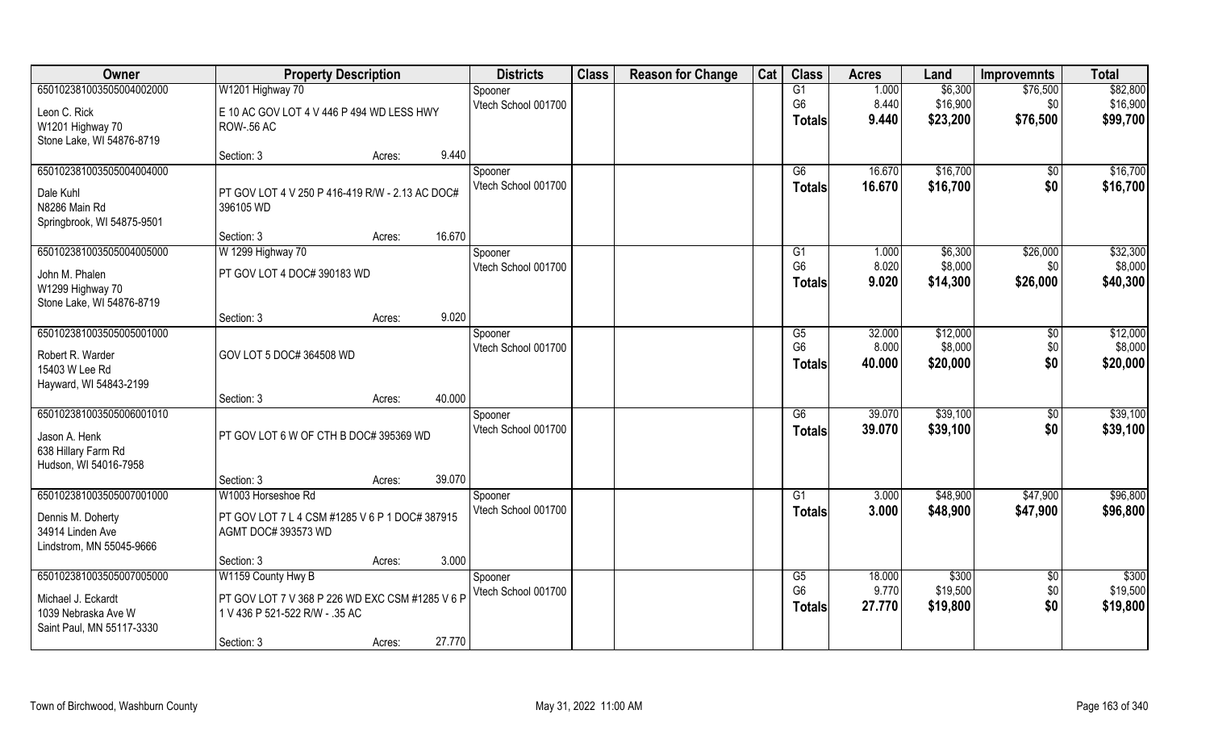| Owner | Property Description | | | Districts | Class | Reason for Change | Cat | Class | Acres | Land | Improvemnts | Total |
|---|---|---|---|---|---|---|---|---|---|---|---|---|
| 65010238103505004002000 | W1201 Highway 70 | | | Spooner | | | | G1 | 1.000 | $6,300 | $76,500 | $82,800 |
| Leon C. Rick | E 10 AC GOV LOT 4 V 446 P 494 WD LESS HWY ROW-.56 AC | | | Vtech School 001700 | | | | G6 | 8.440 | $16,900 | $0 | $16,900 |
| W1201 Highway 70 | | | | | | | | Totals | 9.440 | $23,200 | $76,500 | $99,700 |
| Stone Lake, WI 54876-8719 | | | | | | | | | | | | |
| | Section: 3 | Acres: | 9.440 | | | | | | | | | |
| 65010238103505004004000 | | | | Spooner | | | | G6 | 16.670 | $16,700 | $0 | $16,700 |
| Dale Kuhl | PT GOV LOT 4 V 250 P 416-419 R/W - 2.13 AC DOC# 396105 WD | | | Vtech School 001700 | | | | Totals | 16.670 | $16,700 | $0 | $16,700 |
| N8286 Main Rd | | | | | | | | | | | | |
| Springbrook, WI 54875-9501 | | | | | | | | | | | | |
| | Section: 3 | Acres: | 16.670 | | | | | | | | | |
| 65010238103505004005000 | W 1299 Highway 70 | | | Spooner | | | | G1 | 1.000 | $6,300 | $26,000 | $32,300 |
| John M. Phalen | PT GOV LOT 4 DOC# 390183 WD | | | Vtech School 001700 | | | | G6 | 8.020 | $8,000 | $0 | $8,000 |
| W1299 Highway 70 | | | | | | | | Totals | 9.020 | $14,300 | $26,000 | $40,300 |
| Stone Lake, WI 54876-8719 | | | | | | | | | | | | |
| | Section: 3 | Acres: | 9.020 | | | | | | | | | |
| 65010238103505005001000 | | | | Spooner | | | | G5 | 32.000 | $12,000 | $0 | $12,000 |
| Robert R. Warder | GOV LOT 5 DOC# 364508 WD | | | Vtech School 001700 | | | | G6 | 8.000 | $8,000 | $0 | $8,000 |
| 15403 W Lee Rd | | | | | | | | Totals | 40.000 | $20,000 | $0 | $20,000 |
| Hayward, WI 54843-2199 | | | | | | | | | | | | |
| | Section: 3 | Acres: | 40.000 | | | | | | | | | |
| 65010238103505006001010 | | | | Spooner | | | | G6 | 39.070 | $39,100 | $0 | $39,100 |
| Jason A. Henk | PT GOV LOT 6 W OF CTH B DOC# 395369 WD | | | Vtech School 001700 | | | | Totals | 39.070 | $39,100 | $0 | $39,100 |
| 638 Hillary Farm Rd | | | | | | | | | | | | |
| Hudson, WI 54016-7958 | | | | | | | | | | | | |
| | Section: 3 | Acres: | 39.070 | | | | | | | | | |
| 65010238103505007001000 | W1003 Horseshoe Rd | | | Spooner | | | | G1 | 3.000 | $48,900 | $47,900 | $96,800 |
| Dennis M. Doherty | PT GOV LOT 7 L 4 CSM #1285 V 6 P 1 DOC# 387915 AGMT DOC# 393573 WD | | | Vtech School 001700 | | | | Totals | 3.000 | $48,900 | $47,900 | $96,800 |
| 34914 Linden Ave | | | | | | | | | | | | |
| Lindstrom, MN 55045-9666 | | | | | | | | | | | | |
| | Section: 3 | Acres: | 3.000 | | | | | | | | | |
| 65010238103505007005000 | W1159 County Hwy B | | | Spooner | | | | G5 | 18.000 | $300 | $0 | $300 |
| Michael J. Eckardt | PT GOV LOT 7 V 368 P 226 WD EXC CSM #1285 V 6 P 1 V 436 P 521-522 R/W - .35 AC | | | Vtech School 001700 | | | | G6 | 9.770 | $19,500 | $0 | $19,500 |
| 1039 Nebraska Ave W | | | | | | | | Totals | 27.770 | $19,800 | $0 | $19,800 |
| Saint Paul, MN 55117-3330 | | | | | | | | | | | | |
| | Section: 3 | Acres: | 27.770 | | | | | | | | | |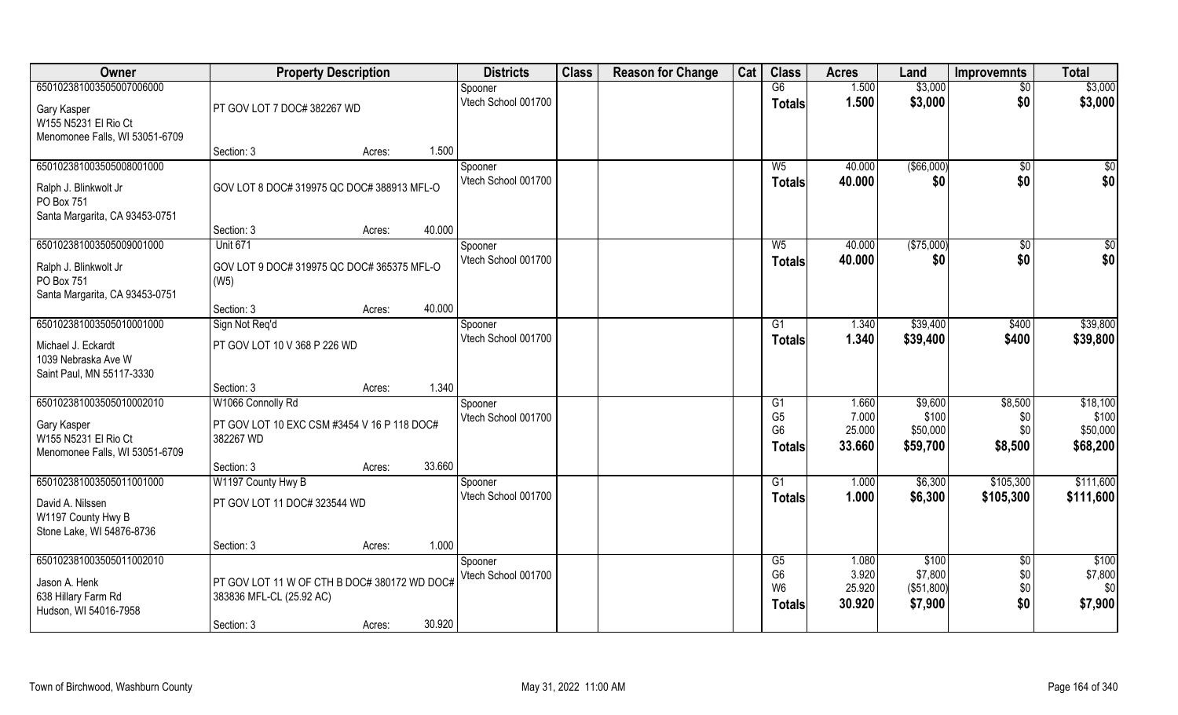| Owner | Property Description | | Districts | Class | Reason for Change | Cat | Class | Acres | Land | Improvemnts | Total |
|---|---|---|---|---|---|---|---|---|---|---|---|
| 65010238103505007006000 | | | Spooner | | | | G6 | 1.500 | $3,000 | $0 | $3,000 |
| Gary Kasper<br>W155 N5231 El Rio Ct<br>Menomonee Falls, WI 53051-6709 | PT GOV LOT 7 DOC# 382267 WD | | Vtech School 001700 | | | | **Totals** | **1.500** | **$3,000** | **$0** | **$3,000** |
| | Section: 3 | Acres: 1.500 | | | | | | | | | |
| 65010238103505008001000 | | | Spooner | | | | W5 | 40.000 | ($66,000) | $0 | $0 |
| Ralph J. Blinkwolt Jr<br>PO Box 751<br>Santa Margarita, CA 93453-0751 | GOV LOT 8 DOC# 319975 QC DOC# 388913 MFL-O | | Vtech School 001700 | | | | **Totals** | **40.000** | **$0** | **$0** | **$0** |
| | Section: 3 | Acres: 40.000 | | | | | | | | | |
| 65010238103505009001000 | Unit 671 | | Spooner | | | | W5 | 40.000 | ($75,000) | $0 | $0 |
| Ralph J. Blinkwolt Jr<br>PO Box 751<br>Santa Margarita, CA 93453-0751 | GOV LOT 9 DOC# 319975 QC DOC# 365375 MFL-O (W5) | | Vtech School 001700 | | | | **Totals** | **40.000** | **$0** | **$0** | **$0** |
| | Section: 3 | Acres: 40.000 | | | | | | | | | |
| 65010238103505010001000 | Sign Not Req'd | | Spooner | | | | G1 | 1.340 | $39,400 | $400 | $39,800 |
| Michael J. Eckardt<br>1039 Nebraska Ave W<br>Saint Paul, MN 55117-3330 | PT GOV LOT 10 V 368 P 226 WD | | Vtech School 001700 | | | | **Totals** | **1.340** | **$39,400** | **$400** | **$39,800** |
| | Section: 3 | Acres: 1.340 | | | | | | | | | |
| 65010238103505010002010 | W1066 Connolly Rd | | Spooner | | | | G1 | 1.660 | $9,600 | $8,500 | $18,100 |
| Gary Kasper<br>W155 N5231 El Rio Ct<br>Menomonee Falls, WI 53051-6709 | PT GOV LOT 10 EXC CSM #3454 V 16 P 118 DOC# 382267 WD | | Vtech School 001700 | | | | G5 | 7.000 | $100 | $0 | $100 |
| | | | | | | | G6 | 25.000 | $50,000 | $0 | $50,000 |
| | | | | | | | **Totals** | **33.660** | **$59,700** | **$8,500** | **$68,200** |
| | Section: 3 | Acres: 33.660 | | | | | | | | | |
| 65010238103505011001000 | W1197 County Hwy B | | Spooner | | | | G1 | 1.000 | $6,300 | $105,300 | $111,600 |
| David A. Nilssen<br>W1197 County Hwy B<br>Stone Lake, WI 54876-8736 | PT GOV LOT 11 DOC# 323544 WD | | Vtech School 001700 | | | | **Totals** | **1.000** | **$6,300** | **$105,300** | **$111,600** |
| | Section: 3 | Acres: 1.000 | | | | | | | | | |
| 65010238103505011002010 | | | Spooner | | | | G5 | 1.080 | $100 | $0 | $100 |
| Jason A. Henk<br>638 Hillary Farm Rd<br>Hudson, WI 54016-7958 | PT GOV LOT 11 W OF CTH B DOC# 380172 WD DOC# 383836 MFL-CL (25.92 AC) | | Vtech School 001700 | | | | G6 | 3.920 | $7,800 | $0 | $7,800 |
| | | | | | | | W6 | 25.920 | ($51,800) | $0 | $0 |
| | | | | | | | **Totals** | **30.920** | **$7,900** | **$0** | **$7,900** |
| | Section: 3 | Acres: 30.920 | | | | | | | | | |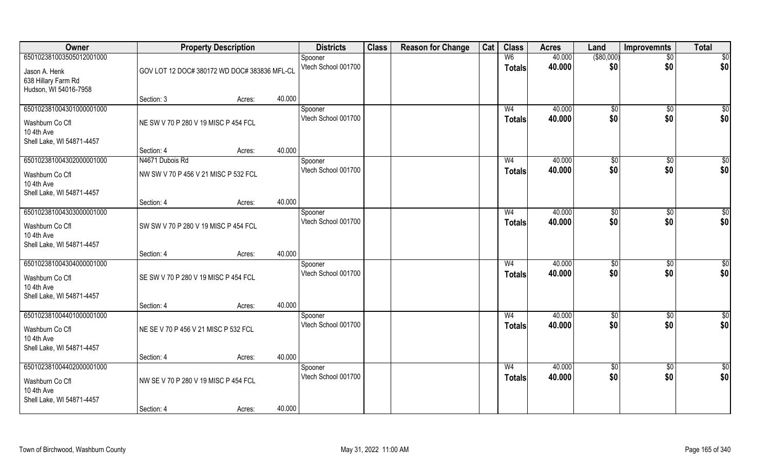| Owner | Property Description | | | Districts | Class | Reason for Change | Cat | Class | Acres | Land | Improvemnts | Total |
|---|---|---|---|---|---|---|---|---|---|---|---|---|
| 65010238100350501200100<br>Jason A. Henk<br>638 Hillary Farm Rd<br>Hudson, WI 54016-7958 | GOV LOT 12 DOC# 380172 WD DOC# 383836 MFL-CL | | | Spooner<br>Vtech School 001700 | | | | W6<br>**Totals** | 40.000<br>**40.000** | ($80,000)<br>**$0** | $0<br>**$0** | $0<br>**$0** |
| | Section: 3 | Acres: | 40.000 | | | | | | | | | |
| 65010238100430100000100<br>Washburn Co Cfl<br>10 4th Ave<br>Shell Lake, WI 54871-4457 | NE SW V 70 P 280 V 19 MISC P 454 FCL | | | Spooner<br>Vtech School 001700 | | | | W4<br>**Totals** | 40.000<br>**40.000** | $0<br>**$0** | $0<br>**$0** | $0<br>**$0** |
| | Section: 4 | Acres: | 40.000 | | | | | | | | | |
| 65010238100430200000100<br>Washburn Co Cfl<br>10 4th Ave<br>Shell Lake, WI 54871-4457 | N4671 Dubois Rd<br>NW SW V 70 P 456 V 21 MISC P 532 FCL | | | Spooner<br>Vtech School 001700 | | | | W4<br>**Totals** | 40.000<br>**40.000** | $0<br>**$0** | $0<br>**$0** | $0<br>**$0** |
| | Section: 4 | Acres: | 40.000 | | | | | | | | | |
| 65010238100430300000100<br>Washburn Co Cfl<br>10 4th Ave<br>Shell Lake, WI 54871-4457 | SW SW V 70 P 280 V 19 MISC P 454 FCL | | | Spooner<br>Vtech School 001700 | | | | W4<br>**Totals** | 40.000<br>**40.000** | $0<br>**$0** | $0<br>**$0** | $0<br>**$0** |
| | Section: 4 | Acres: | 40.000 | | | | | | | | | |
| 65010238100430400000100<br>Washburn Co Cfl<br>10 4th Ave<br>Shell Lake, WI 54871-4457 | SE SW V 70 P 280 V 19 MISC P 454 FCL | | | Spooner<br>Vtech School 001700 | | | | W4<br>**Totals** | 40.000<br>**40.000** | $0<br>**$0** | $0<br>**$0** | $0<br>**$0** |
| | Section: 4 | Acres: | 40.000 | | | | | | | | | |
| 65010238100440100000100<br>Washburn Co Cfl<br>10 4th Ave<br>Shell Lake, WI 54871-4457 | NE SE V 70 P 456 V 21 MISC P 532 FCL | | | Spooner<br>Vtech School 001700 | | | | W4<br>**Totals** | 40.000<br>**40.000** | $0<br>**$0** | $0<br>**$0** | $0<br>**$0** |
| | Section: 4 | Acres: | 40.000 | | | | | | | | | |
| 65010238100440200000100<br>Washburn Co Cfl<br>10 4th Ave<br>Shell Lake, WI 54871-4457 | NW SE V 70 P 280 V 19 MISC P 454 FCL | | | Spooner<br>Vtech School 001700 | | | | W4<br>**Totals** | 40.000<br>**40.000** | $0<br>**$0** | $0<br>**$0** | $0<br>**$0** |
| | Section: 4 | Acres: | 40.000 | | | | | | | | | |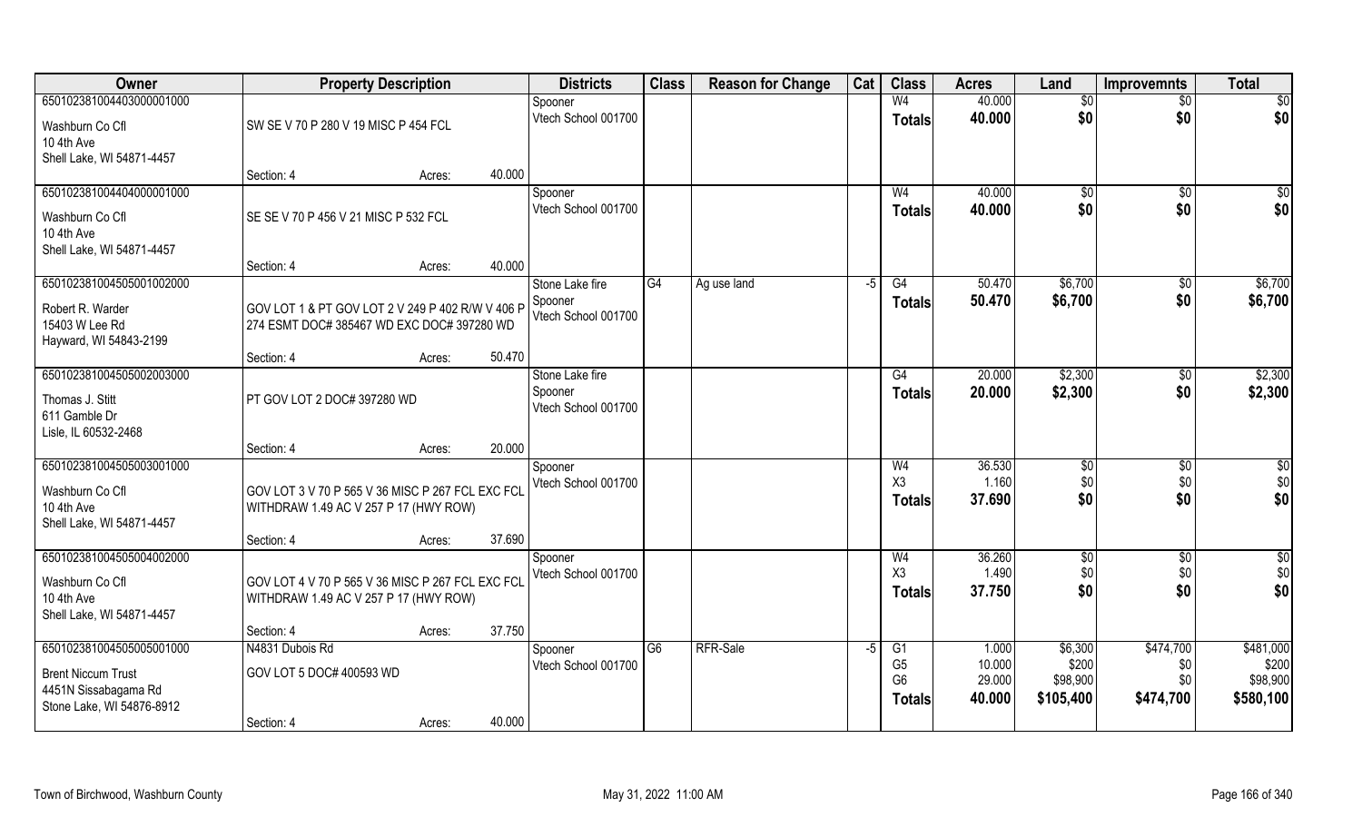| Owner | Property Description | | Districts | Class | Reason for Change | Cat | Class | Acres | Land | Improvemnts | Total |
|---|---|---|---|---|---|---|---|---|---|---|---|
| 650102381004403000001000 | | | Spooner | | | | W4 | 40.000 | $0 | $0 | $0 |
| Washburn Co Cfl | SW SE V 70 P 280 V 19 MISC P 454 FCL | | Vtech School 001700 | | | | **Totals** | **40.000** | **$0** | **$0** | **$0** |
| 10 4th Ave | | | | | | | | | | | |
| Shell Lake, WI 54871-4457 | | | | | | | | | | | |
| | Section: 4 | Acres: 40.000 | | | | | | | | | |
| 650102381004404000001000 | | | Spooner | | | | W4 | 40.000 | $0 | $0 | $0 |
| Washburn Co Cfl | SE SE V 70 P 456 V 21 MISC P 532 FCL | | Vtech School 001700 | | | | **Totals** | **40.000** | **$0** | **$0** | **$0** |
| 10 4th Ave | | | | | | | | | | | |
| Shell Lake, WI 54871-4457 | | | | | | | | | | | |
| | Section: 4 | Acres: 40.000 | | | | | | | | | |
| 650102381004505001002000 | | | Stone Lake fire | G4 | Ag use land | -5 | G4 | 50.470 | $6,700 | $0 | $6,700 |
| Robert R. Warder | GOV LOT 1 & PT GOV LOT 2 V 249 P 402 R/W V 406 P 274 ESMT DOC# 385467 WD EXC DOC# 397280 WD | | Spooner | | | | **Totals** | **50.470** | **$6,700** | **$0** | **$6,700** |
| 15403 W Lee Rd | | | Vtech School 001700 | | | | | | | | |
| Hayward, WI 54843-2199 | | | | | | | | | | | |
| | Section: 4 | Acres: 50.470 | | | | | | | | | |
| 650102381004505002003000 | | | Stone Lake fire | | | | G4 | 20.000 | $2,300 | $0 | $2,300 |
| Thomas J. Stitt | PT GOV LOT 2 DOC# 397280 WD | | Spooner | | | | **Totals** | **20.000** | **$2,300** | **$0** | **$2,300** |
| 611 Gamble Dr | | | Vtech School 001700 | | | | | | | | |
| Lisle, IL 60532-2468 | | | | | | | | | | | |
| | Section: 4 | Acres: 20.000 | | | | | | | | | |
| 650102381004505003001000 | | | Spooner | | | | W4 | 36.530 | $0 | $0 | $0 |
| Washburn Co Cfl | GOV LOT 3 V 70 P 565 V 36 MISC P 267 FCL EXC FCL WITHDRAW 1.49 AC V 257 P 17 (HWY ROW) | | Vtech School 001700 | | | | X3 | 1.160 | $0 | $0 | $0 |
| 10 4th Ave | | | | | | | **Totals** | **37.690** | **$0** | **$0** | **$0** |
| Shell Lake, WI 54871-4457 | | | | | | | | | | | |
| | Section: 4 | Acres: 37.690 | | | | | | | | | |
| 650102381004505004002000 | | | Spooner | | | | W4 | 36.260 | $0 | $0 | $0 |
| Washburn Co Cfl | GOV LOT 4 V 70 P 565 V 36 MISC P 267 FCL EXC FCL WITHDRAW 1.49 AC V 257 P 17 (HWY ROW) | | Vtech School 001700 | | | | X3 | 1.490 | $0 | $0 | $0 |
| 10 4th Ave | | | | | | | **Totals** | **37.750** | **$0** | **$0** | **$0** |
| Shell Lake, WI 54871-4457 | | | | | | | | | | | |
| | Section: 4 | Acres: 37.750 | | | | | | | | | |
| 650102381004505005001000 | N4831 Dubois Rd | | Spooner | G6 | RFR-Sale | -5 | G1 | 1.000 | $6,300 | $474,700 | $481,000 |
| Brent Niccum Trust | GOV LOT 5 DOC# 400593 WD | | Vtech School 001700 | | | | G5 | 10.000 | $200 | $0 | $200 |
| 4451N Sissabagama Rd | | | | | | | G6 | 29.000 | $98,900 | $0 | $98,900 |
| Stone Lake, WI 54876-8912 | | | | | | | **Totals** | **40.000** | **$105,400** | **$474,700** | **$580,100** |
| | Section: 4 | Acres: 40.000 | | | | | | | | | |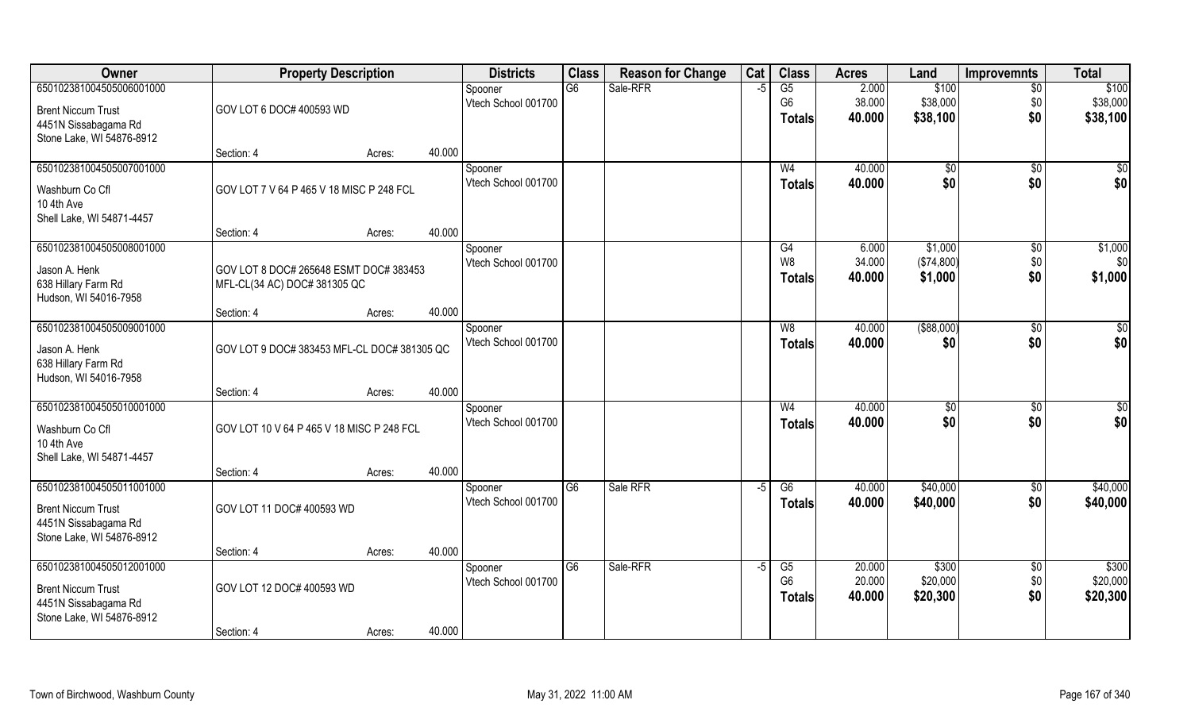| Owner | Property Description | | | Districts | Class | Reason for Change | Cat | Class | Acres | Land | Improvemnts | Total |
|---|---|---|---|---|---|---|---|---|---|---|---|---|
| 650102381004505006001000 | | | | Spooner | G6 | Sale-RFR | -5 | G5 | 2.000 | $100 | $0 | $100 |
| Brent Niccum Trust | GOV LOT 6 DOC# 400593 WD | | | Vtech School 001700 | | | | G6 | 38.000 | $38,000 | $0 | $38,000 |
| 4451N Sissabagama Rd | | | | | | | | Totals | 40.000 | $38,100 | $0 | $38,100 |
| Stone Lake, WI 54876-8912 | | | | | | | | | | | | |
| | Section: 4 | Acres: | 40.000 | | | | | | | | | |
| 650102381004505007001000 | | | | Spooner | | | | W4 | 40.000 | $0 | $0 | $0 |
| Washburn Co Cfl | GOV LOT 7 V 64 P 465 V 18 MISC P 248 FCL | | | Vtech School 001700 | | | | Totals | 40.000 | $0 | $0 | $0 |
| 10 4th Ave | | | | | | | | | | | | |
| Shell Lake, WI 54871-4457 | | | | | | | | | | | | |
| | Section: 4 | Acres: | 40.000 | | | | | | | | | |
| 650102381004505008001000 | | | | Spooner | | | | G4 | 6.000 | $1,000 | $0 | $1,000 |
| Jason A. Henk | GOV LOT 8 DOC# 265648 ESMT DOC# 383453 | | | Vtech School 001700 | | | | W8 | 34.000 | ($74,800) | $0 | $0 |
| 638 Hillary Farm Rd | MFL-CL(34 AC) DOC# 381305 QC | | | | | | | Totals | 40.000 | $1,000 | $0 | $1,000 |
| Hudson, WI 54016-7958 | | | | | | | | | | | | |
| | Section: 4 | Acres: | 40.000 | | | | | | | | | |
| 650102381004505009001000 | | | | Spooner | | | | W8 | 40.000 | ($88,000) | $0 | $0 |
| Jason A. Henk | GOV LOT 9 DOC# 383453 MFL-CL DOC# 381305 QC | | | Vtech School 001700 | | | | Totals | 40.000 | $0 | $0 | $0 |
| 638 Hillary Farm Rd | | | | | | | | | | | | |
| Hudson, WI 54016-7958 | | | | | | | | | | | | |
| | Section: 4 | Acres: | 40.000 | | | | | | | | | |
| 650102381004505010001000 | | | | Spooner | | | | W4 | 40.000 | $0 | $0 | $0 |
| Washburn Co Cfl | GOV LOT 10 V 64 P 465 V 18 MISC P 248 FCL | | | Vtech School 001700 | | | | Totals | 40.000 | $0 | $0 | $0 |
| 10 4th Ave | | | | | | | | | | | | |
| Shell Lake, WI 54871-4457 | | | | | | | | | | | | |
| | Section: 4 | Acres: | 40.000 | | | | | | | | | |
| 650102381004505011001000 | | | | Spooner | G6 | Sale RFR | -5 | G6 | 40.000 | $40,000 | $0 | $40,000 |
| Brent Niccum Trust | GOV LOT 11 DOC# 400593 WD | | | Vtech School 001700 | | | | Totals | 40.000 | $40,000 | $0 | $40,000 |
| 4451N Sissabagama Rd | | | | | | | | | | | | |
| Stone Lake, WI 54876-8912 | | | | | | | | | | | | |
| | Section: 4 | Acres: | 40.000 | | | | | | | | | |
| 650102381004505012001000 | | | | Spooner | G6 | Sale-RFR | -5 | G5 | 20.000 | $300 | $0 | $300 |
| Brent Niccum Trust | GOV LOT 12 DOC# 400593 WD | | | Vtech School 001700 | | | | G6 | 20.000 | $20,000 | $0 | $20,000 |
| 4451N Sissabagama Rd | | | | | | | | Totals | 40.000 | $20,300 | $0 | $20,300 |
| Stone Lake, WI 54876-8912 | | | | | | | | | | | | |
| | Section: 4 | Acres: | 40.000 | | | | | | | | | |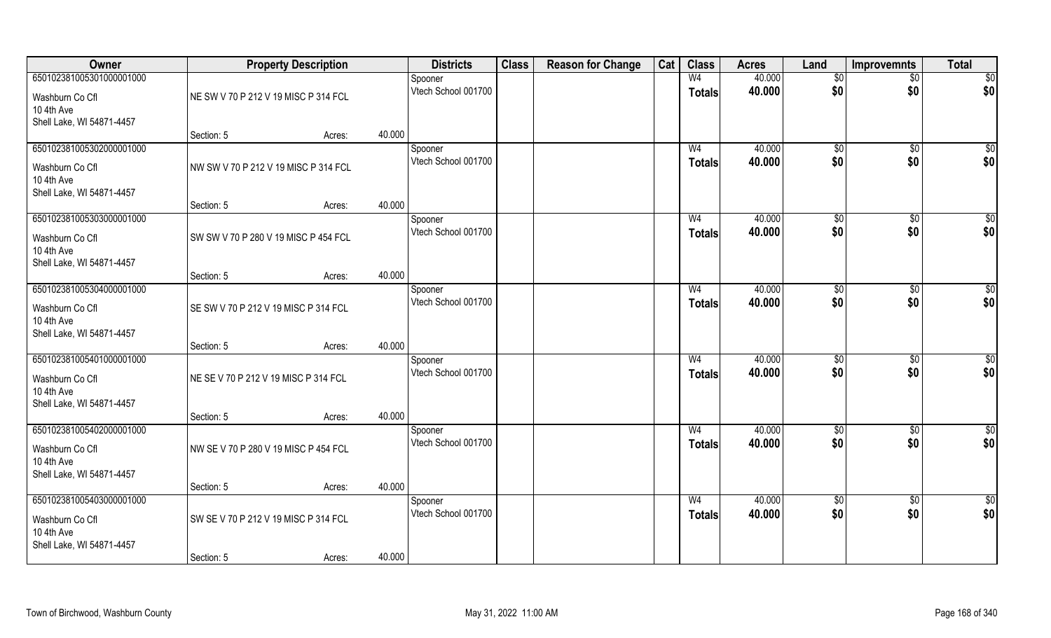| Owner | Property Description | | | Districts | Class | Reason for Change | Cat | Class | Acres | Land | Improvemnts | Total |
|---|---|---|---|---|---|---|---|---|---|---|---|---|
| 650102381005301000001000 | | | | Spooner | | | | W4 | 40.000 | $0 | $0 | $0 |
| Washburn Co Cfl<br>10 4th Ave<br>Shell Lake, WI 54871-4457 | NE SW V 70 P 212 V 19 MISC P 314 FCL | | | Vtech School 001700 | | | | Totals | 40.000 | $0 | $0 | $0 |
| | Section: 5 | Acres: | 40.000 | | | | | | | | | |
| 650102381005302000001000 | | | | Spooner | | | | W4 | 40.000 | $0 | $0 | $0 |
| Washburn Co Cfl<br>10 4th Ave<br>Shell Lake, WI 54871-4457 | NW SW V 70 P 212 V 19 MISC P 314 FCL | | | Vtech School 001700 | | | | Totals | 40.000 | $0 | $0 | $0 |
| | Section: 5 | Acres: | 40.000 | | | | | | | | | |
| 650102381005303000001000 | | | | Spooner | | | | W4 | 40.000 | $0 | $0 | $0 |
| Washburn Co Cfl<br>10 4th Ave<br>Shell Lake, WI 54871-4457 | SW SW V 70 P 280 V 19 MISC P 454 FCL | | | Vtech School 001700 | | | | Totals | 40.000 | $0 | $0 | $0 |
| | Section: 5 | Acres: | 40.000 | | | | | | | | | |
| 650102381005304000001000 | | | | Spooner | | | | W4 | 40.000 | $0 | $0 | $0 |
| Washburn Co Cfl<br>10 4th Ave<br>Shell Lake, WI 54871-4457 | SE SW V 70 P 212 V 19 MISC P 314 FCL | | | Vtech School 001700 | | | | Totals | 40.000 | $0 | $0 | $0 |
| | Section: 5 | Acres: | 40.000 | | | | | | | | | |
| 650102381005401000001000 | | | | Spooner | | | | W4 | 40.000 | $0 | $0 | $0 |
| Washburn Co Cfl<br>10 4th Ave<br>Shell Lake, WI 54871-4457 | NE SE V 70 P 212 V 19 MISC P 314 FCL | | | Vtech School 001700 | | | | Totals | 40.000 | $0 | $0 | $0 |
| | Section: 5 | Acres: | 40.000 | | | | | | | | | |
| 650102381005402000001000 | | | | Spooner | | | | W4 | 40.000 | $0 | $0 | $0 |
| Washburn Co Cfl<br>10 4th Ave<br>Shell Lake, WI 54871-4457 | NW SE V 70 P 280 V 19 MISC P 454 FCL | | | Vtech School 001700 | | | | Totals | 40.000 | $0 | $0 | $0 |
| | Section: 5 | Acres: | 40.000 | | | | | | | | | |
| 650102381005403000001000 | | | | Spooner | | | | W4 | 40.000 | $0 | $0 | $0 |
| Washburn Co Cfl<br>10 4th Ave<br>Shell Lake, WI 54871-4457 | SW SE V 70 P 212 V 19 MISC P 314 FCL | | | Vtech School 001700 | | | | Totals | 40.000 | $0 | $0 | $0 |
| | Section: 5 | Acres: | 40.000 | | | | | | | | | |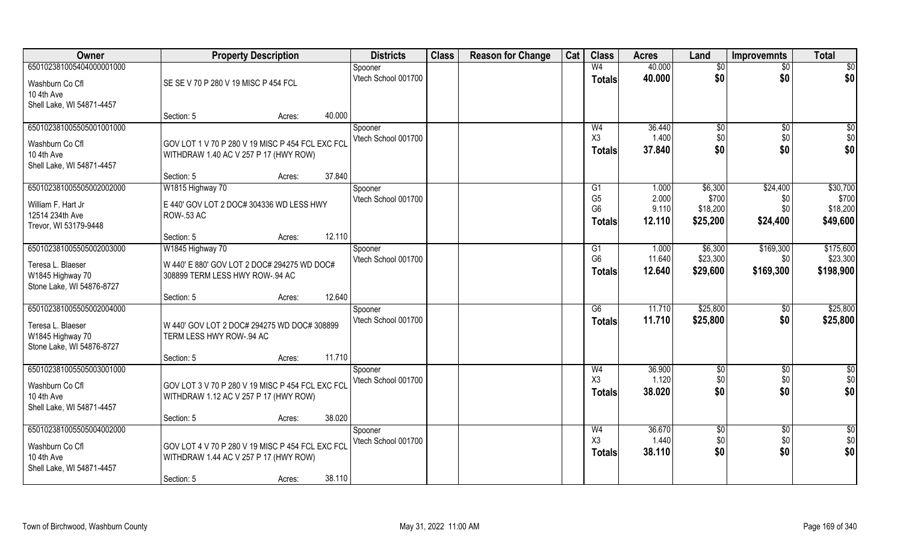| Owner | Property Description | Districts | Class | Reason for Change | Cat | Class | Acres | Land | Improvemnts | Total |
|---|---|---|---|---|---|---|---|---|---|---|
| 650102381055404000001000<br>Washburn Co Cfl<br>10 4th Ave<br>Shell Lake, WI 54871-4457 | SE SE V 70 P 280 V 19 MISC P 454 FCL<br>Section: 5 Acres: 40.000 | Spooner<br>Vtech School 001700 | | | | W4<br>**Totals** | 40.000<br>**40.000** | $0<br>**$0** | $0<br>**$0** | $0<br>**$0** |
| 650102381055505001001000<br>Washburn Co Cfl<br>10 4th Ave<br>Shell Lake, WI 54871-4457 | GOV LOT 1 V 70 P 280 V 19 MISC P 454 FCL EXC FCL WITHDRAW 1.40 AC V 257 P 17 (HWY ROW)<br>Section: 5 Acres: 37.840 | Spooner<br>Vtech School 001700 | | | | W4<br>X3<br>**Totals** | 36.440<br>1.400<br>**37.840** | $0<br>$0<br>**$0** | $0<br>$0<br>**$0** | $0<br>$0<br>**$0** |
| 650102381055505002002000<br>William F. Hart Jr<br>12514 234th Ave<br>Trevor, WI 53179-9448 | W1815 Highway 70<br>E 440' GOV LOT 2 DOC# 304336 WD LESS HWY ROW-.53 AC<br>Section: 5 Acres: 12.110 | Spooner<br>Vtech School 001700 | | | | G1<br>G5<br>G6<br>**Totals** | 1.000<br>2.000<br>9.110<br>**12.110** | $6,300<br>$700<br>$18,200<br>**$25,200** | $24,400<br>$0<br>$0<br>**$24,400** | $30,700<br>$700<br>$18,200<br>**$49,600** |
| 650102381055505002003000<br>Teresa L. Blaeser<br>W1845 Highway 70<br>Stone Lake, WI 54876-8727 | W1845 Highway 70<br>W 440' E 880' GOV LOT 2 DOC# 294275 WD DOC# 308899 TERM LESS HWY ROW-.94 AC<br>Section: 5 Acres: 12.640 | Spooner<br>Vtech School 001700 | | | | G1<br>G6<br>**Totals** | 1.000<br>11.640<br>**12.640** | $6,300<br>$23,300<br>**$29,600** | $169,300<br>$0<br>**$169,300** | $175,600<br>$23,300<br>**$198,900** |
| 650102381055505002004000<br>Teresa L. Blaeser<br>W1845 Highway 70<br>Stone Lake, WI 54876-8727 | W 440' GOV LOT 2 DOC# 294275 WD DOC# 308899 TERM LESS HWY ROW-.94 AC<br>Section: 5 Acres: 11.710 | Spooner<br>Vtech School 001700 | | | | G6<br>**Totals** | 11.710<br>**11.710** | $25,800<br>**$25,800** | $0<br>**$0** | $25,800<br>**$25,800** |
| 650102381055505003001000<br>Washburn Co Cfl<br>10 4th Ave<br>Shell Lake, WI 54871-4457 | GOV LOT 3 V 70 P 280 V 19 MISC P 454 FCL EXC FCL WITHDRAW 1.12 AC V 257 P 17 (HWY ROW)<br>Section: 5 Acres: 38.020 | Spooner<br>Vtech School 001700 | | | | W4<br>X3<br>**Totals** | 36.900<br>1.120<br>**38.020** | $0<br>$0<br>**$0** | $0<br>$0<br>**$0** | $0<br>$0<br>**$0** |
| 650102381055505004002000<br>Washburn Co Cfl<br>10 4th Ave<br>Shell Lake, WI 54871-4457 | GOV LOT 4 V 70 P 280 V 19 MISC P 454 FCL EXC FCL WITHDRAW 1.44 AC V 257 P 17 (HWY ROW)<br>Section: 5 Acres: 38.110 | Spooner<br>Vtech School 001700 | | | | W4<br>X3<br>**Totals** | 36.670<br>1.440<br>**38.110** | $0<br>$0<br>**$0** | $0<br>$0<br>**$0** | $0<br>$0<br>**$0** |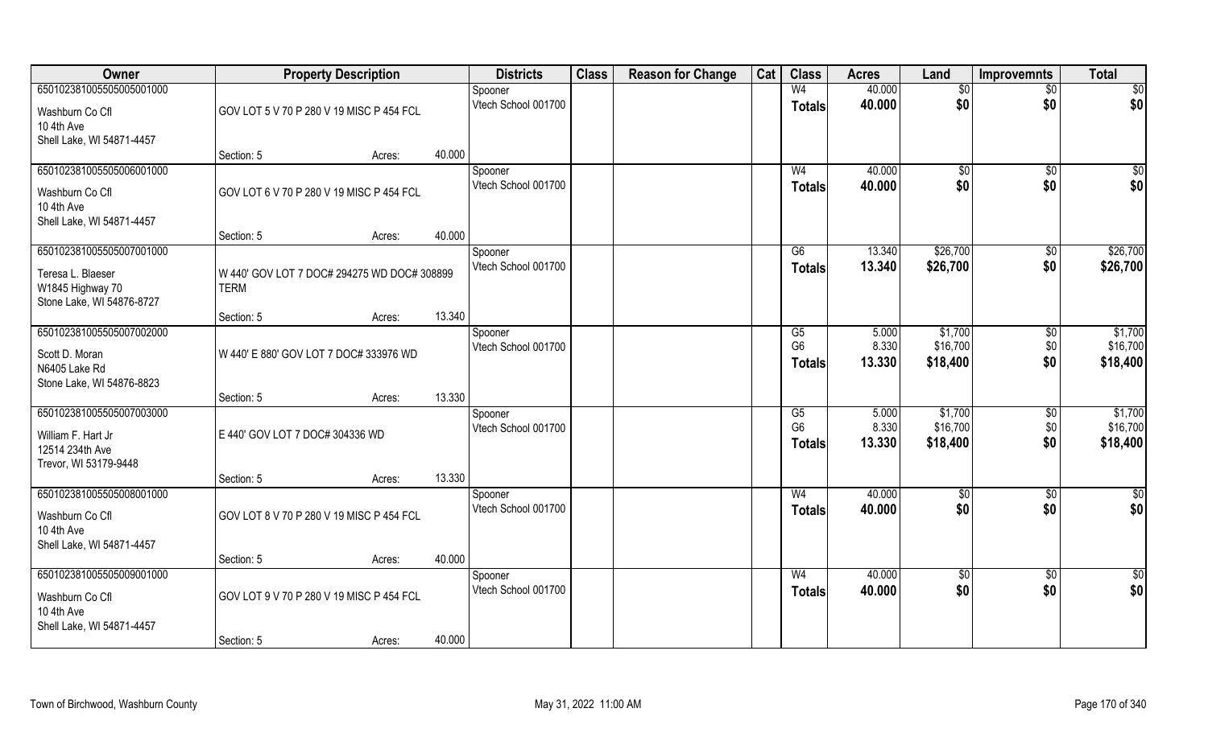| Owner | Property Description | | | Districts | Class | Reason for Change | Cat | Class | Acres | Land | Improvemnts | Total |
|---|---|---|---|---|---|---|---|---|---|---|---|---|
| 650102381055505005001000 | | | | Spooner | | | | W4 | 40.000 | $0 | $0 | $0 |
| Washburn Co Cfl | GOV LOT 5 V 70 P 280 V 19 MISC P 454 FCL | | | Vtech School 001700 | | | | **Totals** | **40.000** | **$0** | **$0** | **$0** |
| 10 4th Ave | | | | | | | | | | | | |
| Shell Lake, WI 54871-4457 | | | | | | | | | | | | |
| | Section: 5 | Acres: | 40.000 | | | | | | | | | |
| 650102381055505006001000 | | | | Spooner | | | | W4 | 40.000 | $0 | $0 | $0 |
| Washburn Co Cfl | GOV LOT 6 V 70 P 280 V 19 MISC P 454 FCL | | | Vtech School 001700 | | | | **Totals** | **40.000** | **$0** | **$0** | **$0** |
| 10 4th Ave | | | | | | | | | | | | |
| Shell Lake, WI 54871-4457 | | | | | | | | | | | | |
| | Section: 5 | Acres: | 40.000 | | | | | | | | | |
| 650102381055505007001000 | | | | Spooner | | | | G6 | 13.340 | $26,700 | $0 | $26,700 |
| Teresa L. Blaeser | W 440' GOV LOT 7 DOC# 294275 WD DOC# 308899 TERM | | | Vtech School 001700 | | | | **Totals** | **13.340** | **$26,700** | **$0** | **$26,700** |
| W1845 Highway 70 | | | | | | | | | | | | |
| Stone Lake, WI 54876-8727 | | | | | | | | | | | | |
| | Section: 5 | Acres: | 13.340 | | | | | | | | | |
| 650102381055505007002000 | | | | Spooner | | | | G5 | 5.000 | $1,700 | $0 | $1,700 |
| Scott D. Moran | W 440' E 880' GOV LOT 7 DOC# 333976 WD | | | Vtech School 001700 | | | | G6 | 8.330 | $16,700 | $0 | $16,700 |
| N6405 Lake Rd | | | | | | | | **Totals** | **13.330** | **$18,400** | **$0** | **$18,400** |
| Stone Lake, WI 54876-8823 | | | | | | | | | | | | |
| | Section: 5 | Acres: | 13.330 | | | | | | | | | |
| 650102381055505007003000 | | | | Spooner | | | | G5 | 5.000 | $1,700 | $0 | $1,700 |
| William F. Hart Jr | E 440' GOV LOT 7 DOC# 304336 WD | | | Vtech School 001700 | | | | G6 | 8.330 | $16,700 | $0 | $16,700 |
| 12514 234th Ave | | | | | | | | **Totals** | **13.330** | **$18,400** | **$0** | **$18,400** |
| Trevor, WI 53179-9448 | | | | | | | | | | | | |
| | Section: 5 | Acres: | 13.330 | | | | | | | | | |
| 650102381055505008001000 | | | | Spooner | | | | W4 | 40.000 | $0 | $0 | $0 |
| Washburn Co Cfl | GOV LOT 8 V 70 P 280 V 19 MISC P 454 FCL | | | Vtech School 001700 | | | | **Totals** | **40.000** | **$0** | **$0** | **$0** |
| 10 4th Ave | | | | | | | | | | | | |
| Shell Lake, WI 54871-4457 | | | | | | | | | | | | |
| | Section: 5 | Acres: | 40.000 | | | | | | | | | |
| 650102381055505009001000 | | | | Spooner | | | | W4 | 40.000 | $0 | $0 | $0 |
| Washburn Co Cfl | GOV LOT 9 V 70 P 280 V 19 MISC P 454 FCL | | | Vtech School 001700 | | | | **Totals** | **40.000** | **$0** | **$0** | **$0** |
| 10 4th Ave | | | | | | | | | | | | |
| Shell Lake, WI 54871-4457 | | | | | | | | | | | | |
| | Section: 5 | Acres: | 40.000 | | | | | | | | | |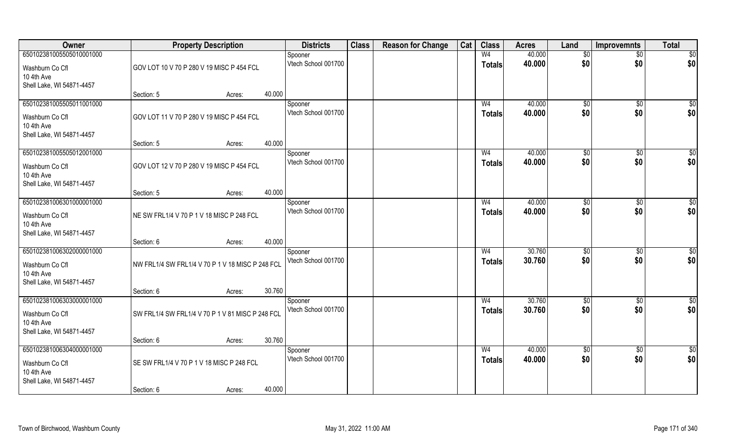| Owner | Property Description | | | Districts | Class | Reason for Change | Cat | Class | Acres | Land | Improvemnts | Total |
|---|---|---|---|---|---|---|---|---|---|---|---|---|
| 650102381055505010001000 | | | | Spooner | | | | W4 | 40.000 | $0 | $0 | $0 |
| Washburn Co Cfl<br>10 4th Ave<br>Shell Lake, WI 54871-4457 | GOV LOT 10 V 70 P 280 V 19 MISC P 454 FCL | | | Vtech School 001700 | | | | Totals | 40.000 | $0 | $0 | $0 |
| | Section: 5 | Acres: | 40.000 | | | | | | | | | |
| 650102381055505011001000 | | | | Spooner | | | | W4 | 40.000 | $0 | $0 | $0 |
| Washburn Co Cfl<br>10 4th Ave<br>Shell Lake, WI 54871-4457 | GOV LOT 11 V 70 P 280 V 19 MISC P 454 FCL | | | Vtech School 001700 | | | | Totals | 40.000 | $0 | $0 | $0 |
| | Section: 5 | Acres: | 40.000 | | | | | | | | | |
| 650102381055505012001000 | | | | Spooner | | | | W4 | 40.000 | $0 | $0 | $0 |
| Washburn Co Cfl<br>10 4th Ave<br>Shell Lake, WI 54871-4457 | GOV LOT 12 V 70 P 280 V 19 MISC P 454 FCL | | | Vtech School 001700 | | | | Totals | 40.000 | $0 | $0 | $0 |
| | Section: 5 | Acres: | 40.000 | | | | | | | | | |
| 650102381063010000001000 | | | | Spooner | | | | W4 | 40.000 | $0 | $0 | $0 |
| Washburn Co Cfl<br>10 4th Ave<br>Shell Lake, WI 54871-4457 | NE SW FRL1/4 V 70 P 1 V 18 MISC P 248 FCL | | | Vtech School 001700 | | | | Totals | 40.000 | $0 | $0 | $0 |
| | Section: 6 | Acres: | 40.000 | | | | | | | | | |
| 650102381063020000001000 | | | | Spooner | | | | W4 | 30.760 | $0 | $0 | $0 |
| Washburn Co Cfl<br>10 4th Ave<br>Shell Lake, WI 54871-4457 | NW FRL1/4 SW FRL1/4 V 70 P 1 V 18 MISC P 248 FCL | | | Vtech School 001700 | | | | Totals | 30.760 | $0 | $0 | $0 |
| | Section: 6 | Acres: | 30.760 | | | | | | | | | |
| 650102381063030000001000 | | | | Spooner | | | | W4 | 30.760 | $0 | $0 | $0 |
| Washburn Co Cfl<br>10 4th Ave<br>Shell Lake, WI 54871-4457 | SW FRL1/4 SW FRL1/4 V 70 P 1 V 81 MISC P 248 FCL | | | Vtech School 001700 | | | | Totals | 30.760 | $0 | $0 | $0 |
| | Section: 6 | Acres: | 30.760 | | | | | | | | | |
| 650102381063040000001000 | | | | Spooner | | | | W4 | 40.000 | $0 | $0 | $0 |
| Washburn Co Cfl<br>10 4th Ave<br>Shell Lake, WI 54871-4457 | SE SW FRL1/4 V 70 P 1 V 18 MISC P 248 FCL | | | Vtech School 001700 | | | | Totals | 40.000 | $0 | $0 | $0 |
| | Section: 6 | Acres: | 40.000 | | | | | | | | | |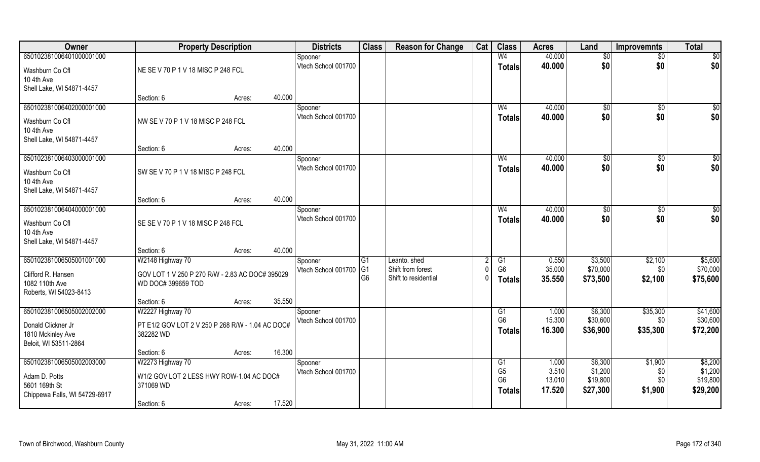| Owner | Property Description | | | Districts | Class | Reason for Change | Cat | Class | Acres | Land | Improvemnts | Total |
|---|---|---|---|---|---|---|---|---|---|---|---|---|
| 65010238106401000001000 | | | | Spooner | | | | W4 | 40.000 | $0 | $0 | $0 |
| Washburn Co Cfl<br>10 4th Ave<br>Shell Lake, WI 54871-4457 | NE SE V 70 P 1 V 18 MISC P 248 FCL | | | Vtech School 001700 | | | | **Totals** | **40.000** | **$0** | **$0** | **$0** |
| | Section: 6 | Acres: | 40.000 | | | | | | | | | |
| 65010238106402000001000 | | | | Spooner | | | | W4 | 40.000 | $0 | $0 | $0 |
| Washburn Co Cfl<br>10 4th Ave<br>Shell Lake, WI 54871-4457 | NW SE V 70 P 1 V 18 MISC P 248 FCL | | | Vtech School 001700 | | | | **Totals** | **40.000** | **$0** | **$0** | **$0** |
| | Section: 6 | Acres: | 40.000 | | | | | | | | | |
| 65010238106403000001000 | | | | Spooner | | | | W4 | 40.000 | $0 | $0 | $0 |
| Washburn Co Cfl<br>10 4th Ave<br>Shell Lake, WI 54871-4457 | SW SE V 70 P 1 V 18 MISC P 248 FCL | | | Vtech School 001700 | | | | **Totals** | **40.000** | **$0** | **$0** | **$0** |
| | Section: 6 | Acres: | 40.000 | | | | | | | | | |
| 65010238106404000001000 | | | | Spooner | | | | W4 | 40.000 | $0 | $0 | $0 |
| Washburn Co Cfl<br>10 4th Ave<br>Shell Lake, WI 54871-4457 | SE SE V 70 P 1 V 18 MISC P 248 FCL | | | Vtech School 001700 | | | | **Totals** | **40.000** | **$0** | **$0** | **$0** |
| | Section: 6 | Acres: | 40.000 | | | | | | | | | |
| 65010238106505001001000 | W2148 Highway 70 | | | Spooner | G1 | Leanto. shed | 2 | G1 | 0.550 | $3,500 | $2,100 | $5,600 |
| Clifford R. Hansen<br>1082 110th Ave<br>Roberts, WI 54023-8413 | GOV LOT 1 V 250 P 270 R/W - 2.83 AC DOC# 395029 WD DOC# 399659 TOD | | | Vtech School 001700 | G1<br>G6 | Shift from forest<br>Shift to residential | 0<br>0 | G6 | 35.000 | $70,000 | $0 | $70,000 |
| | | | | | | | | **Totals** | **35.550** | **$73,500** | **$2,100** | **$75,600** |
| | Section: 6 | Acres: | 35.550 | | | | | | | | | |
| 65010238106505002002000 | W2227 Highway 70 | | | Spooner | | | | G1 | 1.000 | $6,300 | $35,300 | $41,600 |
| Donald Clickner Jr<br>1810 Mckinley Ave<br>Beloit, WI 53511-2864 | PT E1/2 GOV LOT 2 V 250 P 268 R/W - 1.04 AC DOC# 382282 WD | | | Vtech School 001700 | | | | G6 | 15.300 | $30,600 | $0 | $30,600 |
| | | | | | | | | **Totals** | **16.300** | **$36,900** | **$35,300** | **$72,200** |
| | Section: 6 | Acres: | 16.300 | | | | | | | | | |
| 65010238106505002003000 | W2273 Highway 70 | | | Spooner | | | | G1 | 1.000 | $6,300 | $1,900 | $8,200 |
| Adam D. Potts<br>5601 169th St<br>Chippewa Falls, WI 54729-6917 | W1/2 GOV LOT 2 LESS HWY ROW-1.04 AC DOC# 371069 WD | | | Vtech School 001700 | | | | G5 | 3.510 | $1,200 | $0 | $1,200 |
| | | | | | | | | G6 | 13.010 | $19,800 | $0 | $19,800 |
| | | | | | | | | **Totals** | **17.520** | **$27,300** | **$1,900** | **$29,200** |
| | Section: 6 | Acres: | 17.520 | | | | | | | | | |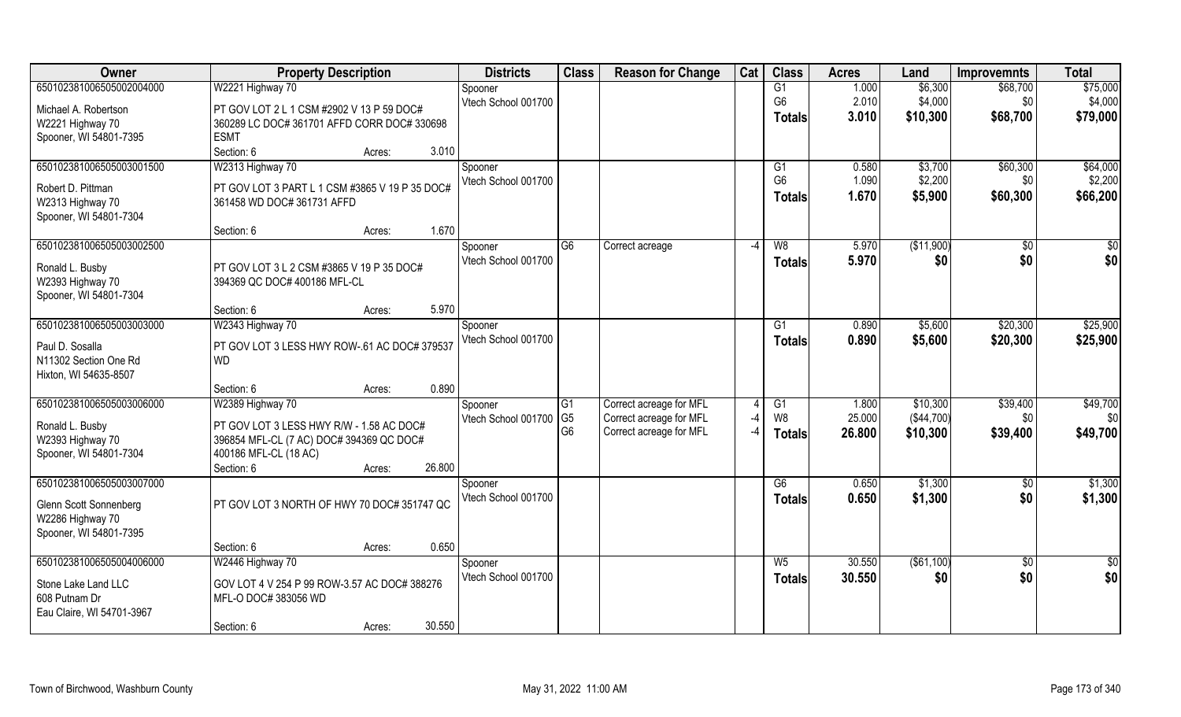| Owner | Property Description | Districts | Class | Reason for Change | Cat | Class | Acres | Land | Improvemnts | Total |
|---|---|---|---|---|---|---|---|---|---|---|
| 650102381065050020040000 | W2221 Highway 70 | Spooner | | | | G1 | 1.000 | $6,300 | $68,700 | $75,000 |
| Michael A. Robertson | PT GOV LOT 2 L 1 CSM #2902 V 13 P 59 DOC# | Vtech School 001700 | | | | G6 | 2.010 | $4,000 | $0 | $4,000 |
| W2221 Highway 70 | 360289 LC DOC# 361701 AFFD CORR DOC# 330698 | | | | | **Totals** | **3.010** | **$10,300** | **$68,700** | **$79,000** |
| Spooner, WI 54801-7395 | ESMT | | | | | | | | | |
| | Section: 6 Acres: 3.010 | | | | | | | | | |
| 650102381065050030015000 | W2313 Highway 70 | Spooner | | | | G1 | 0.580 | $3,700 | $60,300 | $64,000 |
| Robert D. Pittman | PT GOV LOT 3 PART L 1 CSM #3865 V 19 P 35 DOC# | Vtech School 001700 | | | | G6 | 1.090 | $2,200 | $0 | $2,200 |
| W2313 Highway 70 | 361458 WD DOC# 361731 AFFD | | | | | **Totals** | **1.670** | **$5,900** | **$60,300** | **$66,200** |
| Spooner, WI 54801-7304 | | | | | | | | | | |
| | Section: 6 Acres: 1.670 | | | | | | | | | |
| 650102381065050030025000 | | Spooner | G6 | Correct acreage | -4 | W8 | 5.970 | ($11,900) | $0 | $0 |
| Ronald L. Busby | PT GOV LOT 3 L 2 CSM #3865 V 19 P 35 DOC# | Vtech School 001700 | | | | **Totals** | **5.970** | **$0** | **$0** | **$0** |
| W2393 Highway 70 | 394369 QC DOC# 400186 MFL-CL | | | | | | | | | |
| Spooner, WI 54801-7304 | | | | | | | | | | |
| | Section: 6 Acres: 5.970 | | | | | | | | | |
| 650102381065050030030000 | W2343 Highway 70 | Spooner | | | | G1 | 0.890 | $5,600 | $20,300 | $25,900 |
| Paul D. Sosalla | PT GOV LOT 3 LESS HWY ROW-.61 AC DOC# 379537 | Vtech School 001700 | | | | **Totals** | **0.890** | **$5,600** | **$20,300** | **$25,900** |
| N11302 Section One Rd | WD | | | | | | | | | |
| Hixton, WI 54635-8507 | | | | | | | | | | |
| | Section: 6 Acres: 0.890 | | | | | | | | | |
| 650102381065050030060000 | W2389 Highway 70 | Spooner | G1 | Correct acreage for MFL | 4 | G1 | 1.800 | $10,300 | $39,400 | $49,700 |
| Ronald L. Busby | PT GOV LOT 3 LESS HWY R/W - 1.58 AC DOC# | Vtech School 001700 | G5 | Correct acreage for MFL | -4 | W8 | 25.000 | ($44,700) | $0 | $0 |
| W2393 Highway 70 | 396854 MFL-CL (7 AC) DOC# 394369 QC DOC# | | G6 | Correct acreage for MFL | -4 | **Totals** | **26.800** | **$10,300** | **$39,400** | **$49,700** |
| Spooner, WI 54801-7304 | 400186 MFL-CL (18 AC) | | | | | | | | | |
| | Section: 6 Acres: 26.800 | | | | | | | | | |
| 650102381065050030070000 | | Spooner | | | | G6 | 0.650 | $1,300 | $0 | $1,300 |
| Glenn Scott Sonnenberg | PT GOV LOT 3 NORTH OF HWY 70 DOC# 351747 QC | Vtech School 001700 | | | | **Totals** | **0.650** | **$1,300** | **$0** | **$1,300** |
| W2286 Highway 70 | | | | | | | | | | |
| Spooner, WI 54801-7395 | | | | | | | | | | |
| | Section: 6 Acres: 0.650 | | | | | | | | | |
| 650102381065050040060000 | W2446 Highway 70 | Spooner | | | | W5 | 30.550 | ($61,100) | $0 | $0 |
| Stone Lake Land LLC | GOV LOT 4 V 254 P 99 ROW-3.57 AC DOC# 388276 | Vtech School 001700 | | | | **Totals** | **30.550** | **$0** | **$0** | **$0** |
| 608 Putnam Dr | MFL-O DOC# 383056 WD | | | | | | | | | |
| Eau Claire, WI 54701-3967 | | | | | | | | | | |
| | Section: 6 Acres: 30.550 | | | | | | | | | |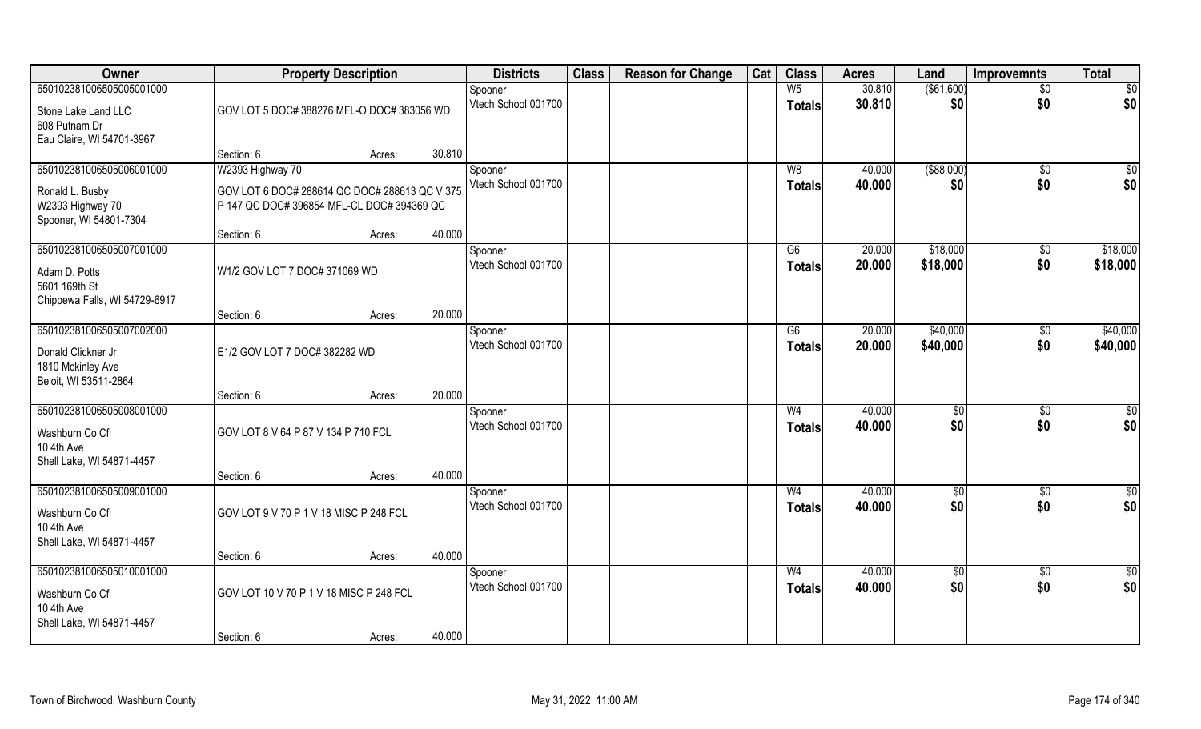| Owner | Property Description | | | Districts | Class | Reason for Change | Cat | Class | Acres | Land | Improvemnts | Total |
|---|---|---|---|---|---|---|---|---|---|---|---|---|
| 65010238106505005001000 | | | | Spooner | | | | W5 | 30.810 | ($61,600) | $0 | $0 |
| Stone Lake Land LLC<br>608 Putnam Dr<br>Eau Claire, WI 54701-3967 | GOV LOT 5 DOC# 388276 MFL-O DOC# 383056 WD | | | Vtech School 001700 | | | | Totals | 30.810 | $0 | $0 | $0 |
| | Section: 6 | Acres: | 30.810 | | | | | | | | | |
| 65010238106505006001000 | W2393 Highway 70 | | | Spooner | | | | W8 | 40.000 | ($88,000) | $0 | $0 |
| Ronald L. Busby<br>W2393 Highway 70<br>Spooner, WI 54801-7304 | GOV LOT 6 DOC# 288614 QC DOC# 288613 QC V 375 P 147 QC DOC# 396854 MFL-CL DOC# 394369 QC | | | Vtech School 001700 | | | | Totals | 40.000 | $0 | $0 | $0 |
| | Section: 6 | Acres: | 40.000 | | | | | | | | | |
| 65010238106505007001000 | | | | Spooner | | | | G6 | 20.000 | $18,000 | $0 | $18,000 |
| Adam D. Potts<br>5601 169th St<br>Chippewa Falls, WI 54729-6917 | W1/2 GOV LOT 7 DOC# 371069 WD | | | Vtech School 001700 | | | | Totals | 20.000 | $18,000 | $0 | $18,000 |
| | Section: 6 | Acres: | 20.000 | | | | | | | | | |
| 65010238106505007002000 | | | | Spooner | | | | G6 | 20.000 | $40,000 | $0 | $40,000 |
| Donald Clickner Jr<br>1810 Mckinley Ave<br>Beloit, WI 53511-2864 | E1/2 GOV LOT 7 DOC# 382282 WD | | | Vtech School 001700 | | | | Totals | 20.000 | $40,000 | $0 | $40,000 |
| | Section: 6 | Acres: | 20.000 | | | | | | | | | |
| 65010238106505008001000 | | | | Spooner | | | | W4 | 40.000 | $0 | $0 | $0 |
| Washburn Co Cfl<br>10 4th Ave<br>Shell Lake, WI 54871-4457 | GOV LOT 8 V 64 P 87 V 134 P 710 FCL | | | Vtech School 001700 | | | | Totals | 40.000 | $0 | $0 | $0 |
| | Section: 6 | Acres: | 40.000 | | | | | | | | | |
| 65010238106505009001000 | | | | Spooner | | | | W4 | 40.000 | $0 | $0 | $0 |
| Washburn Co Cfl<br>10 4th Ave<br>Shell Lake, WI 54871-4457 | GOV LOT 9 V 70 P 1 V 18 MISC P 248 FCL | | | Vtech School 001700 | | | | Totals | 40.000 | $0 | $0 | $0 |
| | Section: 6 | Acres: | 40.000 | | | | | | | | | |
| 65010238106505010001000 | | | | Spooner | | | | W4 | 40.000 | $0 | $0 | $0 |
| Washburn Co Cfl<br>10 4th Ave<br>Shell Lake, WI 54871-4457 | GOV LOT 10 V 70 P 1 V 18 MISC P 248 FCL | | | Vtech School 001700 | | | | Totals | 40.000 | $0 | $0 | $0 |
| | Section: 6 | Acres: | 40.000 | | | | | | | | | |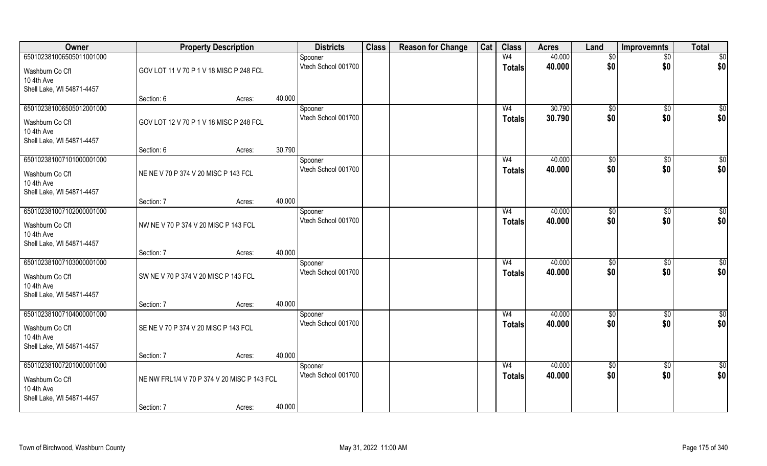| Owner | Property Description | | | Districts | Class | Reason for Change | Cat | Class | Acres | Land | Improvemnts | Total |
|---|---|---|---|---|---|---|---|---|---|---|---|---|
| 65010238100650501100 1000 | | | | Spooner | | | | W4 | 40.000 | $0 | $0 | $0 |
| Washburn Co Cfl | GOV LOT 11 V 70 P 1 V 18 MISC P 248 FCL | | | Vtech School 001700 | | | | Totals | 40.000 | $0 | $0 | $0 |
| 10 4th Ave | | | | | | | | | | | | |
| Shell Lake, WI 54871-4457 | | | | | | | | | | | | |
| | Section: 6 | Acres: | 40.000 | | | | | | | | | |
| 650102381006505012001000 | | | | Spooner | | | | W4 | 30.790 | $0 | $0 | $0 |
| Washburn Co Cfl | GOV LOT 12 V 70 P 1 V 18 MISC P 248 FCL | | | Vtech School 001700 | | | | Totals | 30.790 | $0 | $0 | $0 |
| 10 4th Ave | | | | | | | | | | | | |
| Shell Lake, WI 54871-4457 | | | | | | | | | | | | |
| | Section: 6 | Acres: | 30.790 | | | | | | | | | |
| 650102381007101000001000 | | | | Spooner | | | | W4 | 40.000 | $0 | $0 | $0 |
| Washburn Co Cfl | NE NE V 70 P 374 V 20 MISC P 143 FCL | | | Vtech School 001700 | | | | Totals | 40.000 | $0 | $0 | $0 |
| 10 4th Ave | | | | | | | | | | | | |
| Shell Lake, WI 54871-4457 | | | | | | | | | | | | |
| | Section: 7 | Acres: | 40.000 | | | | | | | | | |
| 650102381007102000001000 | | | | Spooner | | | | W4 | 40.000 | $0 | $0 | $0 |
| Washburn Co Cfl | NW NE V 70 P 374 V 20 MISC P 143 FCL | | | Vtech School 001700 | | | | Totals | 40.000 | $0 | $0 | $0 |
| 10 4th Ave | | | | | | | | | | | | |
| Shell Lake, WI 54871-4457 | | | | | | | | | | | | |
| | Section: 7 | Acres: | 40.000 | | | | | | | | | |
| 650102381007103000001000 | | | | Spooner | | | | W4 | 40.000 | $0 | $0 | $0 |
| Washburn Co Cfl | SW NE V 70 P 374 V 20 MISC P 143 FCL | | | Vtech School 001700 | | | | Totals | 40.000 | $0 | $0 | $0 |
| 10 4th Ave | | | | | | | | | | | | |
| Shell Lake, WI 54871-4457 | | | | | | | | | | | | |
| | Section: 7 | Acres: | 40.000 | | | | | | | | | |
| 650102381007104000001000 | | | | Spooner | | | | W4 | 40.000 | $0 | $0 | $0 |
| Washburn Co Cfl | SE NE V 70 P 374 V 20 MISC P 143 FCL | | | Vtech School 001700 | | | | Totals | 40.000 | $0 | $0 | $0 |
| 10 4th Ave | | | | | | | | | | | | |
| Shell Lake, WI 54871-4457 | | | | | | | | | | | | |
| | Section: 7 | Acres: | 40.000 | | | | | | | | | |
| 650102381007201000001000 | | | | Spooner | | | | W4 | 40.000 | $0 | $0 | $0 |
| Washburn Co Cfl | NE NW FRL1/4 V 70 P 374 V 20 MISC P 143 FCL | | | Vtech School 001700 | | | | Totals | 40.000 | $0 | $0 | $0 |
| 10 4th Ave | | | | | | | | | | | | |
| Shell Lake, WI 54871-4457 | | | | | | | | | | | | |
| | Section: 7 | Acres: | 40.000 | | | | | | | | | |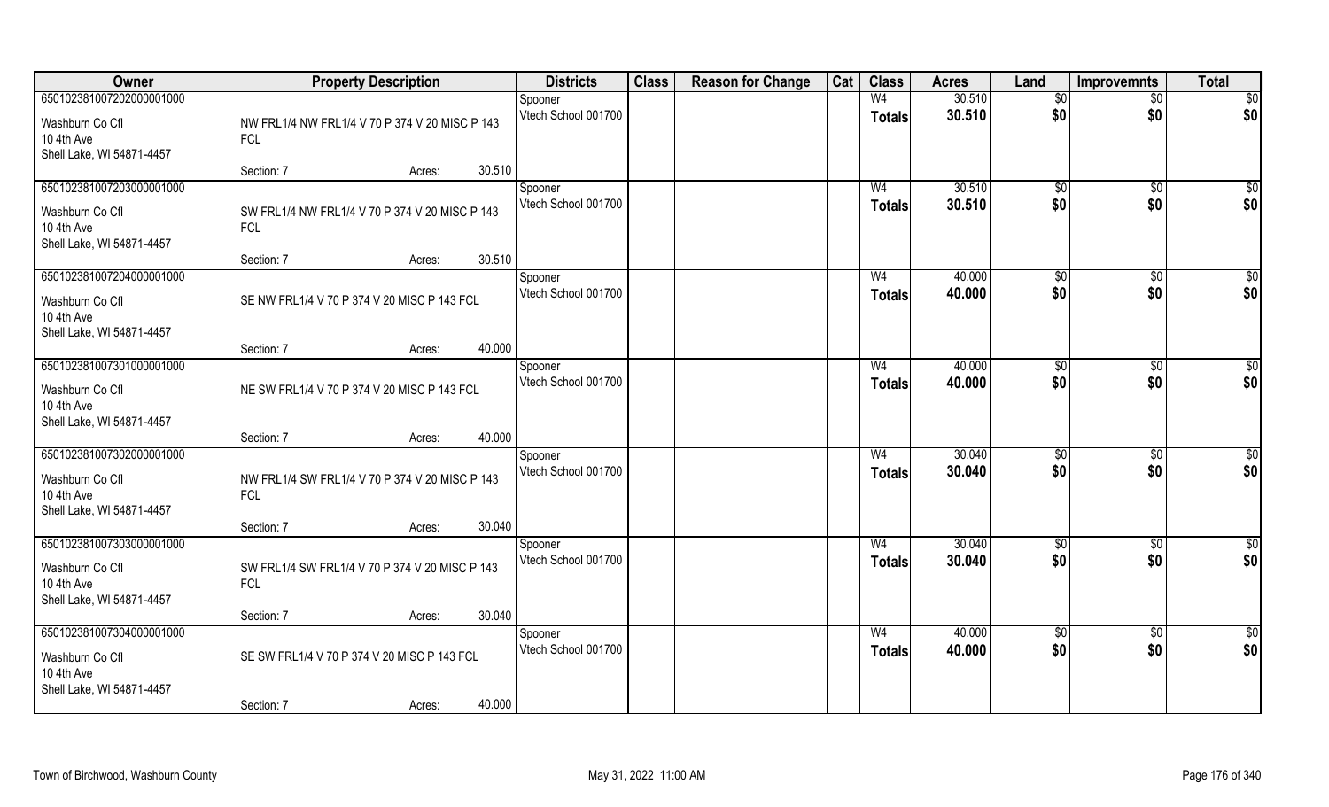| Owner | Property Description | Districts | Class | Reason for Change | Cat | Class | Acres | Land | Improvemnts | Total |
|---|---|---|---|---|---|---|---|---|---|---|
| 650102381007202000001000 | | Spooner | | | | W4 | 30.510 | $0 | $0 | $0 |
| Washburn Co Cfl<br>10 4th Ave<br>Shell Lake, WI 54871-4457 | NW FRL1/4 NW FRL1/4 V 70 P 374 V 20 MISC P 143 FCL<br>Section: 7 Acres: 30.510 | Vtech School 001700 | | | | Totals | 30.510 | $0 | $0 | $0 |
| 650102381007203000001000 | | Spooner | | | | W4 | 30.510 | $0 | $0 | $0 |
| Washburn Co Cfl<br>10 4th Ave<br>Shell Lake, WI 54871-4457 | SW FRL1/4 NW FRL1/4 V 70 P 374 V 20 MISC P 143 FCL<br>Section: 7 Acres: 30.510 | Vtech School 001700 | | | | Totals | 30.510 | $0 | $0 | $0 |
| 650102381007204000001000 | | Spooner | | | | W4 | 40.000 | $0 | $0 | $0 |
| Washburn Co Cfl<br>10 4th Ave<br>Shell Lake, WI 54871-4457 | SE NW FRL1/4 V 70 P 374 V 20 MISC P 143 FCL<br>Section: 7 Acres: 40.000 | Vtech School 001700 | | | | Totals | 40.000 | $0 | $0 | $0 |
| 650102381007301000001000 | | Spooner | | | | W4 | 40.000 | $0 | $0 | $0 |
| Washburn Co Cfl<br>10 4th Ave<br>Shell Lake, WI 54871-4457 | NE SW FRL1/4 V 70 P 374 V 20 MISC P 143 FCL<br>Section: 7 Acres: 40.000 | Vtech School 001700 | | | | Totals | 40.000 | $0 | $0 | $0 |
| 650102381007302000001000 | | Spooner | | | | W4 | 30.040 | $0 | $0 | $0 |
| Washburn Co Cfl<br>10 4th Ave<br>Shell Lake, WI 54871-4457 | NW FRL1/4 SW FRL1/4 V 70 P 374 V 20 MISC P 143 FCL<br>Section: 7 Acres: 30.040 | Vtech School 001700 | | | | Totals | 30.040 | $0 | $0 | $0 |
| 650102381007303000001000 | | Spooner | | | | W4 | 30.040 | $0 | $0 | $0 |
| Washburn Co Cfl<br>10 4th Ave<br>Shell Lake, WI 54871-4457 | SW FRL1/4 SW FRL1/4 V 70 P 374 V 20 MISC P 143 FCL<br>Section: 7 Acres: 30.040 | Vtech School 001700 | | | | Totals | 30.040 | $0 | $0 | $0 |
| 650102381007304000001000 | | Spooner | | | | W4 | 40.000 | $0 | $0 | $0 |
| Washburn Co Cfl<br>10 4th Ave<br>Shell Lake, WI 54871-4457 | SE SW FRL1/4 V 70 P 374 V 20 MISC P 143 FCL<br>Section: 7 Acres: 40.000 | Vtech School 001700 | | | | Totals | 40.000 | $0 | $0 | $0 |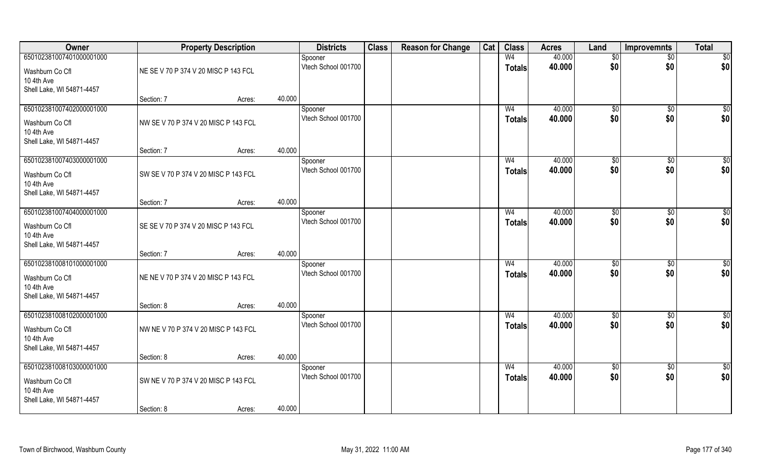| Owner | Property Description | | | Districts | Class | Reason for Change | Cat | Class | Acres | Land | Improvemnts | Total |
|---|---|---|---|---|---|---|---|---|---|---|---|---|
| 650102381007401000001000 | | | | Spooner | | | | W4 | 40.000 | $0 | $0 | $0 |
| Washburn Co Cfl | NE SE V 70 P 374 V 20 MISC P 143 FCL | | | Vtech School 001700 | | | | Totals | 40.000 | $0 | $0 | $0 |
| 10 4th Ave | | | | | | | | | | | | |
| Shell Lake, WI 54871-4457 | | | | | | | | | | | | |
| | Section: 7 | Acres: | 40.000 | | | | | | | | | |
| 650102381007402000001000 | | | | Spooner | | | | W4 | 40.000 | $0 | $0 | $0 |
| Washburn Co Cfl | NW SE V 70 P 374 V 20 MISC P 143 FCL | | | Vtech School 001700 | | | | Totals | 40.000 | $0 | $0 | $0 |
| 10 4th Ave | | | | | | | | | | | | |
| Shell Lake, WI 54871-4457 | | | | | | | | | | | | |
| | Section: 7 | Acres: | 40.000 | | | | | | | | | |
| 650102381007403000001000 | | | | Spooner | | | | W4 | 40.000 | $0 | $0 | $0 |
| Washburn Co Cfl | SW SE V 70 P 374 V 20 MISC P 143 FCL | | | Vtech School 001700 | | | | Totals | 40.000 | $0 | $0 | $0 |
| 10 4th Ave | | | | | | | | | | | | |
| Shell Lake, WI 54871-4457 | | | | | | | | | | | | |
| | Section: 7 | Acres: | 40.000 | | | | | | | | | |
| 650102381007404000001000 | | | | Spooner | | | | W4 | 40.000 | $0 | $0 | $0 |
| Washburn Co Cfl | SE SE V 70 P 374 V 20 MISC P 143 FCL | | | Vtech School 001700 | | | | Totals | 40.000 | $0 | $0 | $0 |
| 10 4th Ave | | | | | | | | | | | | |
| Shell Lake, WI 54871-4457 | | | | | | | | | | | | |
| | Section: 7 | Acres: | 40.000 | | | | | | | | | |
| 650102381008101000001000 | | | | Spooner | | | | W4 | 40.000 | $0 | $0 | $0 |
| Washburn Co Cfl | NE NE V 70 P 374 V 20 MISC P 143 FCL | | | Vtech School 001700 | | | | Totals | 40.000 | $0 | $0 | $0 |
| 10 4th Ave | | | | | | | | | | | | |
| Shell Lake, WI 54871-4457 | | | | | | | | | | | | |
| | Section: 8 | Acres: | 40.000 | | | | | | | | | |
| 650102381008102000001000 | | | | Spooner | | | | W4 | 40.000 | $0 | $0 | $0 |
| Washburn Co Cfl | NW NE V 70 P 374 V 20 MISC P 143 FCL | | | Vtech School 001700 | | | | Totals | 40.000 | $0 | $0 | $0 |
| 10 4th Ave | | | | | | | | | | | | |
| Shell Lake, WI 54871-4457 | | | | | | | | | | | | |
| | Section: 8 | Acres: | 40.000 | | | | | | | | | |
| 650102381008103000001000 | | | | Spooner | | | | W4 | 40.000 | $0 | $0 | $0 |
| Washburn Co Cfl | SW NE V 70 P 374 V 20 MISC P 143 FCL | | | Vtech School 001700 | | | | Totals | 40.000 | $0 | $0 | $0 |
| 10 4th Ave | | | | | | | | | | | | |
| Shell Lake, WI 54871-4457 | | | | | | | | | | | | |
| | Section: 8 | Acres: | 40.000 | | | | | | | | | |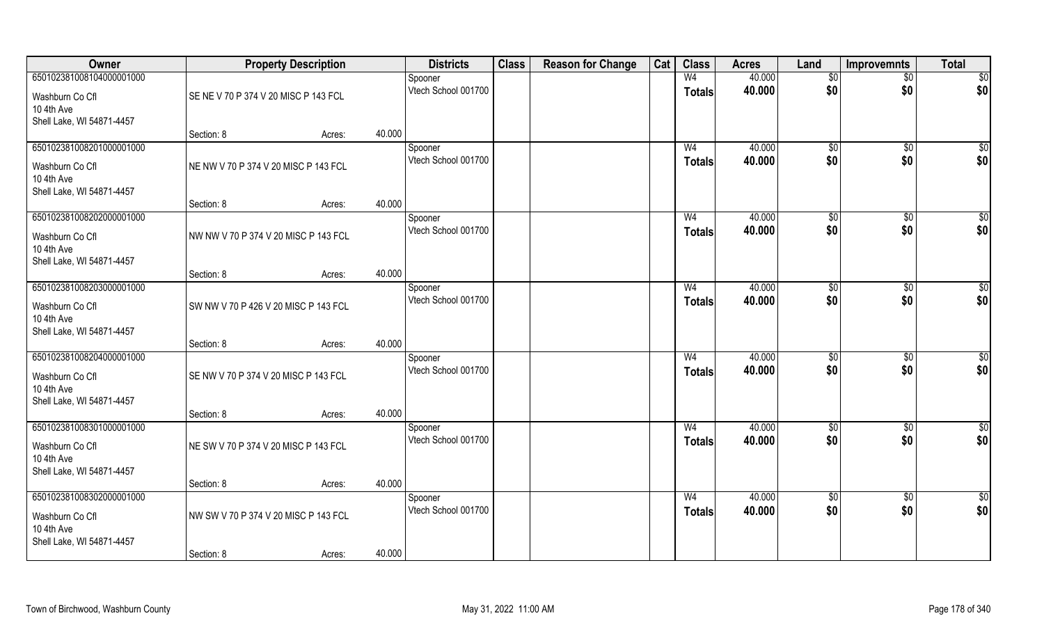| Owner | Property Description | | | Districts | Class | Reason for Change | Cat | Class | Acres | Land | Improvemnts | Total |
|---|---|---|---|---|---|---|---|---|---|---|---|---|
| 650102381008104000001000 | | | | Spooner | | | | W4 | 40.000 | $0 | $0 | $0 |
| Washburn Co Cfl<br>10 4th Ave<br>Shell Lake, WI 54871-4457 | SE NE V 70 P 374 V 20 MISC P 143 FCL | | | Vtech School 001700 | | | | Totals | 40.000 | $0 | $0 | $0 |
| | Section: 8 | Acres: | 40.000 | | | | | | | | | |
| 650102381008201000001000 | | | | Spooner | | | | W4 | 40.000 | $0 | $0 | $0 |
| Washburn Co Cfl<br>10 4th Ave<br>Shell Lake, WI 54871-4457 | NE NW V 70 P 374 V 20 MISC P 143 FCL | | | Vtech School 001700 | | | | Totals | 40.000 | $0 | $0 | $0 |
| | Section: 8 | Acres: | 40.000 | | | | | | | | | |
| 650102381008202000001000 | | | | Spooner | | | | W4 | 40.000 | $0 | $0 | $0 |
| Washburn Co Cfl<br>10 4th Ave<br>Shell Lake, WI 54871-4457 | NW NW V 70 P 374 V 20 MISC P 143 FCL | | | Vtech School 001700 | | | | Totals | 40.000 | $0 | $0 | $0 |
| | Section: 8 | Acres: | 40.000 | | | | | | | | | |
| 650102381008203000001000 | | | | Spooner | | | | W4 | 40.000 | $0 | $0 | $0 |
| Washburn Co Cfl<br>10 4th Ave<br>Shell Lake, WI 54871-4457 | SW NW V 70 P 426 V 20 MISC P 143 FCL | | | Vtech School 001700 | | | | Totals | 40.000 | $0 | $0 | $0 |
| | Section: 8 | Acres: | 40.000 | | | | | | | | | |
| 650102381008204000001000 | | | | Spooner | | | | W4 | 40.000 | $0 | $0 | $0 |
| Washburn Co Cfl<br>10 4th Ave<br>Shell Lake, WI 54871-4457 | SE NW V 70 P 374 V 20 MISC P 143 FCL | | | Vtech School 001700 | | | | Totals | 40.000 | $0 | $0 | $0 |
| | Section: 8 | Acres: | 40.000 | | | | | | | | | |
| 650102381008301000001000 | | | | Spooner | | | | W4 | 40.000 | $0 | $0 | $0 |
| Washburn Co Cfl<br>10 4th Ave<br>Shell Lake, WI 54871-4457 | NE SW V 70 P 374 V 20 MISC P 143 FCL | | | Vtech School 001700 | | | | Totals | 40.000 | $0 | $0 | $0 |
| | Section: 8 | Acres: | 40.000 | | | | | | | | | |
| 650102381008302000001000 | | | | Spooner | | | | W4 | 40.000 | $0 | $0 | $0 |
| Washburn Co Cfl<br>10 4th Ave<br>Shell Lake, WI 54871-4457 | NW SW V 70 P 374 V 20 MISC P 143 FCL | | | Vtech School 001700 | | | | Totals | 40.000 | $0 | $0 | $0 |
| | Section: 8 | Acres: | 40.000 | | | | | | | | | |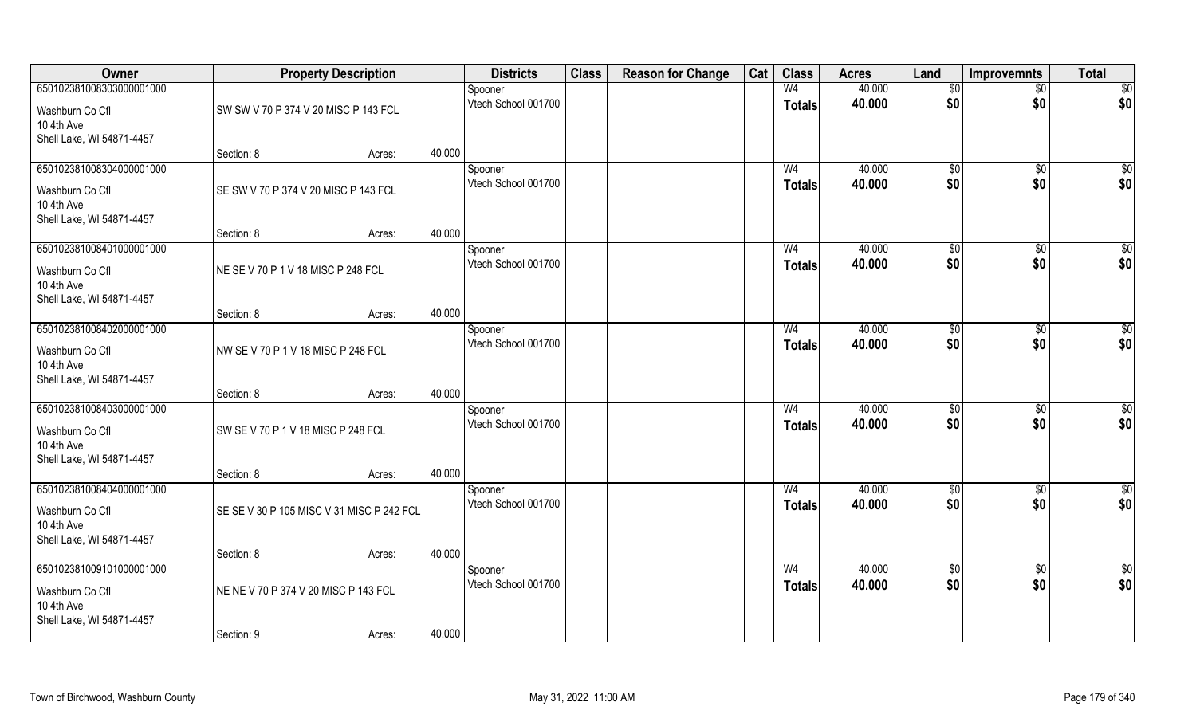| Owner | Property Description | | | Districts | Class | Reason for Change | Cat | Class | Acres | Land | Improvemnts | Total |
|---|---|---|---|---|---|---|---|---|---|---|---|---|
| 65010238100830300001000 | | | | Spooner | | | | W4 | 40.000 | $0 | $0 | $0 |
| Washburn Co Cfl<br>10 4th Ave<br>Shell Lake, WI 54871-4457 | SW SW V 70 P 374 V 20 MISC P 143 FCL | | | Vtech School 001700 | | | | Totals | 40.000 | $0 | $0 | $0 |
| | Section: 8 | Acres: | 40.000 | | | | | | | | | |
| 65010238100830400001000 | | | | Spooner | | | | W4 | 40.000 | $0 | $0 | $0 |
| Washburn Co Cfl<br>10 4th Ave<br>Shell Lake, WI 54871-4457 | SE SW V 70 P 374 V 20 MISC P 143 FCL | | | Vtech School 001700 | | | | Totals | 40.000 | $0 | $0 | $0 |
| | Section: 8 | Acres: | 40.000 | | | | | | | | | |
| 65010238100840100001000 | | | | Spooner | | | | W4 | 40.000 | $0 | $0 | $0 |
| Washburn Co Cfl<br>10 4th Ave<br>Shell Lake, WI 54871-4457 | NE SE V 70 P 1 V 18 MISC P 248 FCL | | | Vtech School 001700 | | | | Totals | 40.000 | $0 | $0 | $0 |
| | Section: 8 | Acres: | 40.000 | | | | | | | | | |
| 65010238100840200001000 | | | | Spooner | | | | W4 | 40.000 | $0 | $0 | $0 |
| Washburn Co Cfl<br>10 4th Ave<br>Shell Lake, WI 54871-4457 | NW SE V 70 P 1 V 18 MISC P 248 FCL | | | Vtech School 001700 | | | | Totals | 40.000 | $0 | $0 | $0 |
| | Section: 8 | Acres: | 40.000 | | | | | | | | | |
| 65010238100840300001000 | | | | Spooner | | | | W4 | 40.000 | $0 | $0 | $0 |
| Washburn Co Cfl<br>10 4th Ave<br>Shell Lake, WI 54871-4457 | SW SE V 70 P 1 V 18 MISC P 248 FCL | | | Vtech School 001700 | | | | Totals | 40.000 | $0 | $0 | $0 |
| | Section: 8 | Acres: | 40.000 | | | | | | | | | |
| 65010238100840400001000 | | | | Spooner | | | | W4 | 40.000 | $0 | $0 | $0 |
| Washburn Co Cfl<br>10 4th Ave<br>Shell Lake, WI 54871-4457 | SE SE V 30 P 105 MISC V 31 MISC P 242 FCL | | | Vtech School 001700 | | | | Totals | 40.000 | $0 | $0 | $0 |
| | Section: 8 | Acres: | 40.000 | | | | | | | | | |
| 65010238100910100001000 | | | | Spooner | | | | W4 | 40.000 | $0 | $0 | $0 |
| Washburn Co Cfl<br>10 4th Ave<br>Shell Lake, WI 54871-4457 | NE NE V 70 P 374 V 20 MISC P 143 FCL | | | Vtech School 001700 | | | | Totals | 40.000 | $0 | $0 | $0 |
| | Section: 9 | Acres: | 40.000 | | | | | | | | | |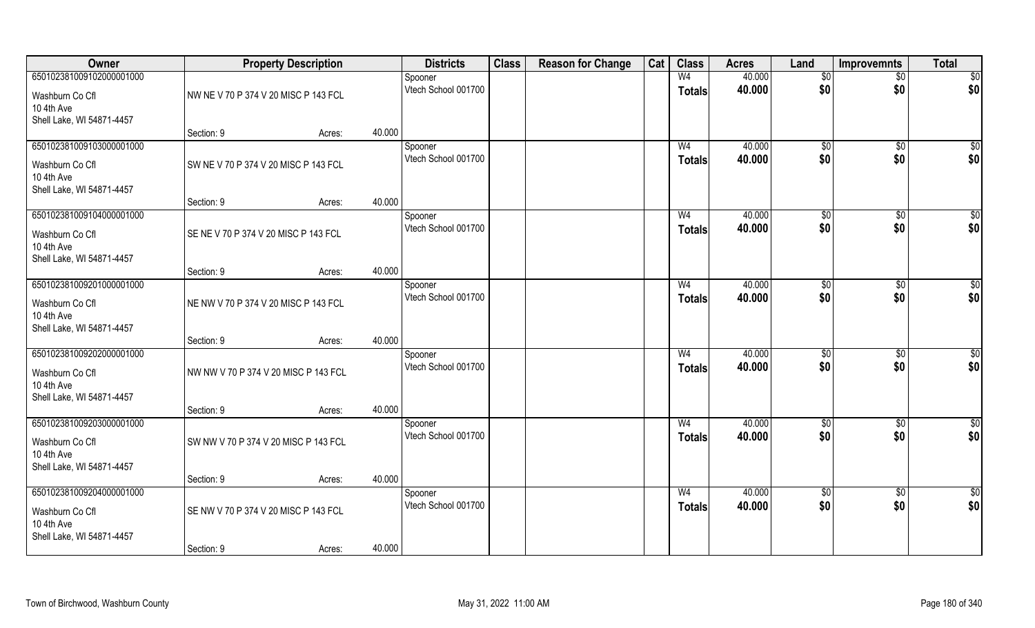| Owner | Property Description | | | Districts | Class | Reason for Change | Cat | Class | Acres | Land | Improvemnts | Total |
|---|---|---|---|---|---|---|---|---|---|---|---|---|
| 65010238100910200000100­0 | | | | Spooner | | | | W4 | 40.000 | $0 | $0 | $0 |
| Washburn Co Cfl<br>10 4th Ave<br>Shell Lake, WI 54871-4457 | NW NE V 70 P 374 V 20 MISC P 143 FCL | | | Vtech School 001700 | | | | Totals | 40.000 | $0 | $0 | $0 |
| | Section: 9 | Acres: | 40.000 | | | | | | | | | |
| 650102381009103000001000 | | | | Spooner | | | | W4 | 40.000 | $0 | $0 | $0 |
| Washburn Co Cfl<br>10 4th Ave<br>Shell Lake, WI 54871-4457 | SW NE V 70 P 374 V 20 MISC P 143 FCL | | | Vtech School 001700 | | | | Totals | 40.000 | $0 | $0 | $0 |
| | Section: 9 | Acres: | 40.000 | | | | | | | | | |
| 650102381009104000001000 | | | | Spooner | | | | W4 | 40.000 | $0 | $0 | $0 |
| Washburn Co Cfl<br>10 4th Ave<br>Shell Lake, WI 54871-4457 | SE NE V 70 P 374 V 20 MISC P 143 FCL | | | Vtech School 001700 | | | | Totals | 40.000 | $0 | $0 | $0 |
| | Section: 9 | Acres: | 40.000 | | | | | | | | | |
| 650102381009201000001000 | | | | Spooner | | | | W4 | 40.000 | $0 | $0 | $0 |
| Washburn Co Cfl<br>10 4th Ave<br>Shell Lake, WI 54871-4457 | NE NW V 70 P 374 V 20 MISC P 143 FCL | | | Vtech School 001700 | | | | Totals | 40.000 | $0 | $0 | $0 |
| | Section: 9 | Acres: | 40.000 | | | | | | | | | |
| 650102381009202000001000 | | | | Spooner | | | | W4 | 40.000 | $0 | $0 | $0 |
| Washburn Co Cfl<br>10 4th Ave<br>Shell Lake, WI 54871-4457 | NW NW V 70 P 374 V 20 MISC P 143 FCL | | | Vtech School 001700 | | | | Totals | 40.000 | $0 | $0 | $0 |
| | Section: 9 | Acres: | 40.000 | | | | | | | | | |
| 650102381009203000001000 | | | | Spooner | | | | W4 | 40.000 | $0 | $0 | $0 |
| Washburn Co Cfl<br>10 4th Ave<br>Shell Lake, WI 54871-4457 | SW NW V 70 P 374 V 20 MISC P 143 FCL | | | Vtech School 001700 | | | | Totals | 40.000 | $0 | $0 | $0 |
| | Section: 9 | Acres: | 40.000 | | | | | | | | | |
| 650102381009204000001000 | | | | Spooner | | | | W4 | 40.000 | $0 | $0 | $0 |
| Washburn Co Cfl<br>10 4th Ave<br>Shell Lake, WI 54871-4457 | SE NW V 70 P 374 V 20 MISC P 143 FCL | | | Vtech School 001700 | | | | Totals | 40.000 | $0 | $0 | $0 |
| | Section: 9 | Acres: | 40.000 | | | | | | | | | |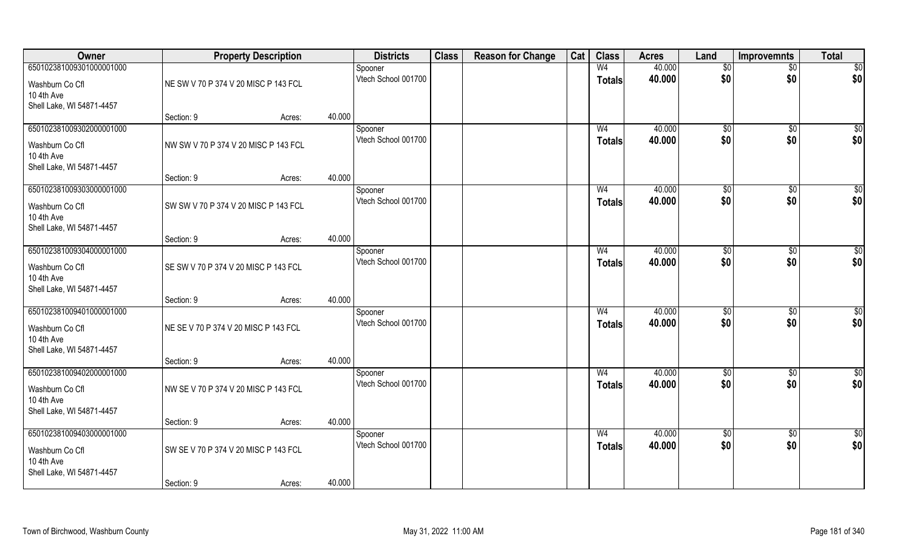| Owner | Property Description | | | Districts | Class | Reason for Change | Cat | Class | Acres | Land | Improvemnts | Total |
|---|---|---|---|---|---|---|---|---|---|---|---|---|
| 650102381009301000001000 | | | | Spooner | | | | W4 | 40.000 | $0 | $0 | $0 |
| Washburn Co Cfl<br>10 4th Ave<br>Shell Lake, WI 54871-4457 | NE SW V 70 P 374 V 20 MISC P 143 FCL | | | Vtech School 001700 | | | | Totals | 40.000 | $0 | $0 | $0 |
| | Section: 9 | Acres: | 40.000 | | | | | | | | | |
| 650102381009302000001000 | | | | Spooner | | | | W4 | 40.000 | $0 | $0 | $0 |
| Washburn Co Cfl<br>10 4th Ave<br>Shell Lake, WI 54871-4457 | NW SW V 70 P 374 V 20 MISC P 143 FCL | | | Vtech School 001700 | | | | Totals | 40.000 | $0 | $0 | $0 |
| | Section: 9 | Acres: | 40.000 | | | | | | | | | |
| 650102381009303000001000 | | | | Spooner | | | | W4 | 40.000 | $0 | $0 | $0 |
| Washburn Co Cfl<br>10 4th Ave<br>Shell Lake, WI 54871-4457 | SW SW V 70 P 374 V 20 MISC P 143 FCL | | | Vtech School 001700 | | | | Totals | 40.000 | $0 | $0 | $0 |
| | Section: 9 | Acres: | 40.000 | | | | | | | | | |
| 650102381009304000001000 | | | | Spooner | | | | W4 | 40.000 | $0 | $0 | $0 |
| Washburn Co Cfl<br>10 4th Ave<br>Shell Lake, WI 54871-4457 | SE SW V 70 P 374 V 20 MISC P 143 FCL | | | Vtech School 001700 | | | | Totals | 40.000 | $0 | $0 | $0 |
| | Section: 9 | Acres: | 40.000 | | | | | | | | | |
| 650102381009401000001000 | | | | Spooner | | | | W4 | 40.000 | $0 | $0 | $0 |
| Washburn Co Cfl<br>10 4th Ave<br>Shell Lake, WI 54871-4457 | NE SE V 70 P 374 V 20 MISC P 143 FCL | | | Vtech School 001700 | | | | Totals | 40.000 | $0 | $0 | $0 |
| | Section: 9 | Acres: | 40.000 | | | | | | | | | |
| 650102381009402000001000 | | | | Spooner | | | | W4 | 40.000 | $0 | $0 | $0 |
| Washburn Co Cfl<br>10 4th Ave<br>Shell Lake, WI 54871-4457 | NW SE V 70 P 374 V 20 MISC P 143 FCL | | | Vtech School 001700 | | | | Totals | 40.000 | $0 | $0 | $0 |
| | Section: 9 | Acres: | 40.000 | | | | | | | | | |
| 650102381009403000001000 | | | | Spooner | | | | W4 | 40.000 | $0 | $0 | $0 |
| Washburn Co Cfl<br>10 4th Ave<br>Shell Lake, WI 54871-4457 | SW SE V 70 P 374 V 20 MISC P 143 FCL | | | Vtech School 001700 | | | | Totals | 40.000 | $0 | $0 | $0 |
| | Section: 9 | Acres: | 40.000 | | | | | | | | | |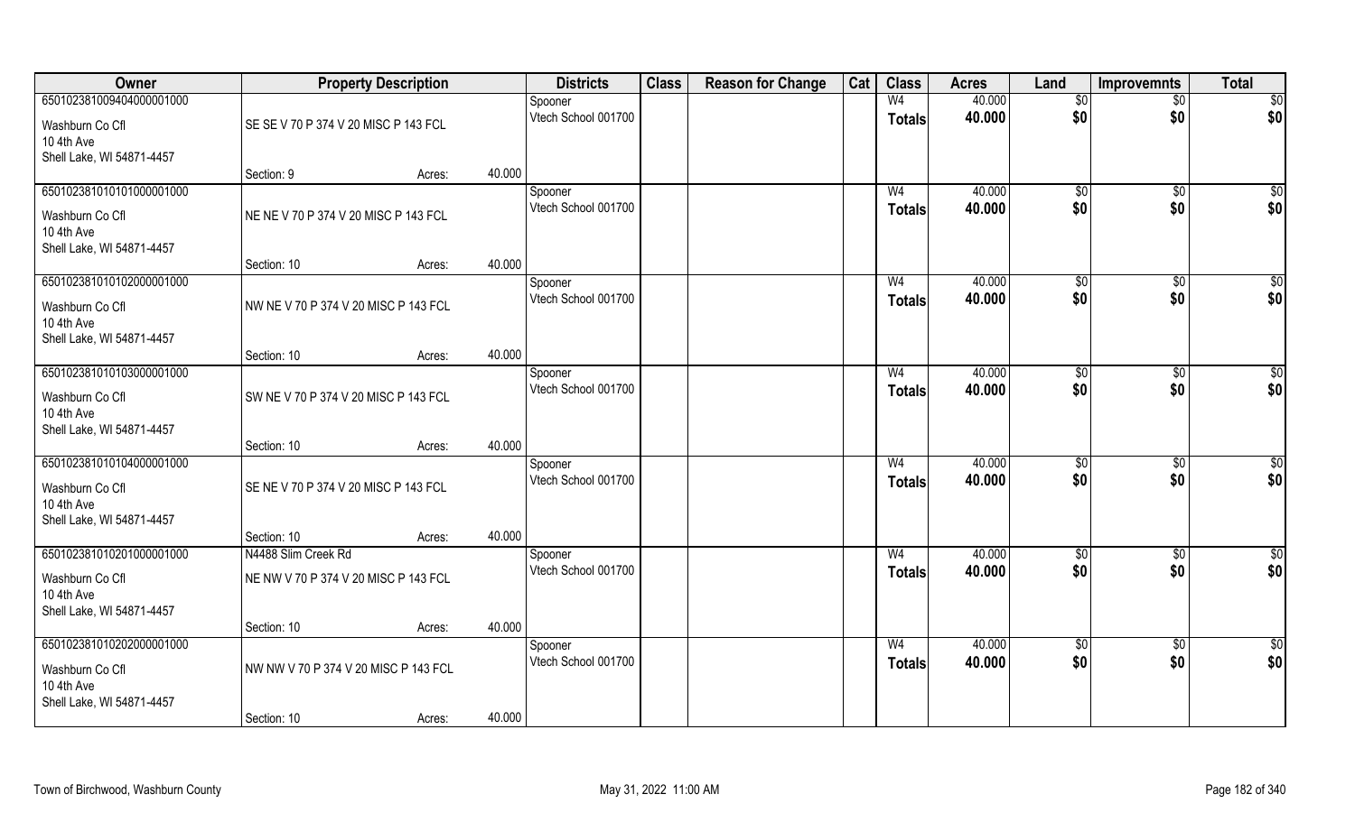| Owner | Property Description | | Districts | Class | Reason for Change | Cat | Class | Acres | Land | Improvemnts | Total |
|---|---|---|---|---|---|---|---|---|---|---|---|
| 65010238100940400001000 | | | Spooner | | | | W4 | 40.000 | $0 | $0 | $0 |
| Washburn Co Cfl<br>10 4th Ave<br>Shell Lake, WI 54871-4457 | SE SE V 70 P 374 V 20 MISC P 143 FCL | | Vtech School 001700 | | | | Totals | 40.000 | $0 | $0 | $0 |
| | Section: 9 | Acres: 40.000 | | | | | | | | | |
| 65010238101010100001000 | | | Spooner | | | | W4 | 40.000 | $0 | $0 | $0 |
| Washburn Co Cfl<br>10 4th Ave<br>Shell Lake, WI 54871-4457 | NE NE V 70 P 374 V 20 MISC P 143 FCL | | Vtech School 001700 | | | | Totals | 40.000 | $0 | $0 | $0 |
| | Section: 10 | Acres: 40.000 | | | | | | | | | |
| 65010238101010200001000 | | | Spooner | | | | W4 | 40.000 | $0 | $0 | $0 |
| Washburn Co Cfl<br>10 4th Ave<br>Shell Lake, WI 54871-4457 | NW NE V 70 P 374 V 20 MISC P 143 FCL | | Vtech School 001700 | | | | Totals | 40.000 | $0 | $0 | $0 |
| | Section: 10 | Acres: 40.000 | | | | | | | | | |
| 65010238101010300001000 | | | Spooner | | | | W4 | 40.000 | $0 | $0 | $0 |
| Washburn Co Cfl<br>10 4th Ave<br>Shell Lake, WI 54871-4457 | SW NE V 70 P 374 V 20 MISC P 143 FCL | | Vtech School 001700 | | | | Totals | 40.000 | $0 | $0 | $0 |
| | Section: 10 | Acres: 40.000 | | | | | | | | | |
| 65010238101010400001000 | | | Spooner | | | | W4 | 40.000 | $0 | $0 | $0 |
| Washburn Co Cfl<br>10 4th Ave<br>Shell Lake, WI 54871-4457 | SE NE V 70 P 374 V 20 MISC P 143 FCL | | Vtech School 001700 | | | | Totals | 40.000 | $0 | $0 | $0 |
| | Section: 10 | Acres: 40.000 | | | | | | | | | |
| 65010238101020100001000 | N4488 Slim Creek Rd | | Spooner | | | | W4 | 40.000 | $0 | $0 | $0 |
| Washburn Co Cfl<br>10 4th Ave<br>Shell Lake, WI 54871-4457 | NE NW V 70 P 374 V 20 MISC P 143 FCL | | Vtech School 001700 | | | | Totals | 40.000 | $0 | $0 | $0 |
| | Section: 10 | Acres: 40.000 | | | | | | | | | |
| 65010238101020200001000 | | | Spooner | | | | W4 | 40.000 | $0 | $0 | $0 |
| Washburn Co Cfl<br>10 4th Ave<br>Shell Lake, WI 54871-4457 | NW NW V 70 P 374 V 20 MISC P 143 FCL | | Vtech School 001700 | | | | Totals | 40.000 | $0 | $0 | $0 |
| | Section: 10 | Acres: 40.000 | | | | | | | | | |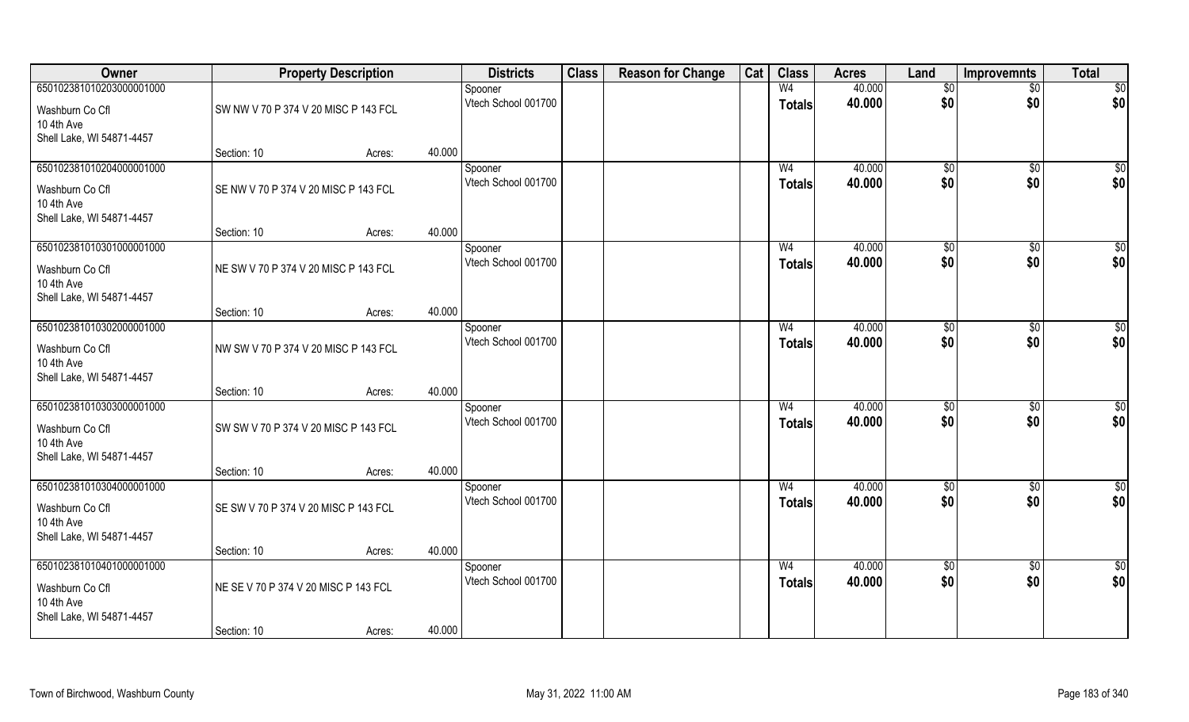| Owner | Property Description | | | Districts | Class | Reason for Change | Cat | Class | Acres | Land | Improvemnts | Total |
|---|---|---|---|---|---|---|---|---|---|---|---|---|
| 650102381010203000001000 | | | | Spooner | | | | W4 | 40.000 | $0 | $0 | $0 |
| Washburn Co Cfl<br>10 4th Ave<br>Shell Lake, WI 54871-4457 | SW NW V 70 P 374 V 20 MISC P 143 FCL | | | Vtech School 001700 | | | | Totals | 40.000 | $0 | $0 | $0 |
| | Section: 10 | Acres: | 40.000 | | | | | | | | | |
| 650102381010204000001000 | | | | Spooner | | | | W4 | 40.000 | $0 | $0 | $0 |
| Washburn Co Cfl<br>10 4th Ave<br>Shell Lake, WI 54871-4457 | SE NW V 70 P 374 V 20 MISC P 143 FCL | | | Vtech School 001700 | | | | Totals | 40.000 | $0 | $0 | $0 |
| | Section: 10 | Acres: | 40.000 | | | | | | | | | |
| 650102381010301000001000 | | | | Spooner | | | | W4 | 40.000 | $0 | $0 | $0 |
| Washburn Co Cfl<br>10 4th Ave<br>Shell Lake, WI 54871-4457 | NE SW V 70 P 374 V 20 MISC P 143 FCL | | | Vtech School 001700 | | | | Totals | 40.000 | $0 | $0 | $0 |
| | Section: 10 | Acres: | 40.000 | | | | | | | | | |
| 650102381010302000001000 | | | | Spooner | | | | W4 | 40.000 | $0 | $0 | $0 |
| Washburn Co Cfl<br>10 4th Ave<br>Shell Lake, WI 54871-4457 | NW SW V 70 P 374 V 20 MISC P 143 FCL | | | Vtech School 001700 | | | | Totals | 40.000 | $0 | $0 | $0 |
| | Section: 10 | Acres: | 40.000 | | | | | | | | | |
| 650102381010303000001000 | | | | Spooner | | | | W4 | 40.000 | $0 | $0 | $0 |
| Washburn Co Cfl<br>10 4th Ave<br>Shell Lake, WI 54871-4457 | SW SW V 70 P 374 V 20 MISC P 143 FCL | | | Vtech School 001700 | | | | Totals | 40.000 | $0 | $0 | $0 |
| | Section: 10 | Acres: | 40.000 | | | | | | | | | |
| 650102381010304000001000 | | | | Spooner | | | | W4 | 40.000 | $0 | $0 | $0 |
| Washburn Co Cfl<br>10 4th Ave<br>Shell Lake, WI 54871-4457 | SE SW V 70 P 374 V 20 MISC P 143 FCL | | | Vtech School 001700 | | | | Totals | 40.000 | $0 | $0 | $0 |
| | Section: 10 | Acres: | 40.000 | | | | | | | | | |
| 650102381010401000001000 | | | | Spooner | | | | W4 | 40.000 | $0 | $0 | $0 |
| Washburn Co Cfl<br>10 4th Ave<br>Shell Lake, WI 54871-4457 | NE SE V 70 P 374 V 20 MISC P 143 FCL | | | Vtech School 001700 | | | | Totals | 40.000 | $0 | $0 | $0 |
| | Section: 10 | Acres: | 40.000 | | | | | | | | | |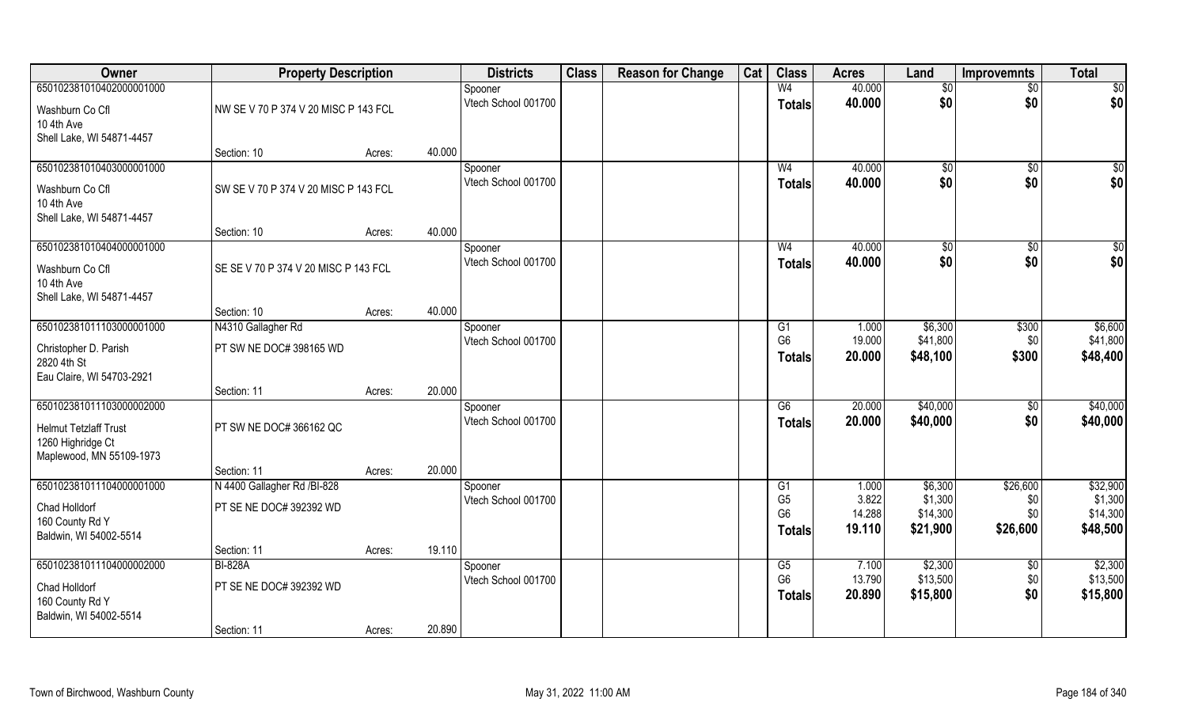| Owner | Property Description | | | Districts | Class | Reason for Change | Cat | Class | Acres | Land | Improvemnts | Total |
|---|---|---|---|---|---|---|---|---|---|---|---|---|
| 650102381010402000001000 | | | | Spooner | | | | W4 | 40.000 | $0 | $0 | $0 |
| Washburn Co Cfl | NW SE V 70 P 374 V 20 MISC P 143 FCL | | | Vtech School 001700 | | | | Totals | 40.000 | $0 | $0 | $0 |
| 10 4th Ave | | | | | | | | | | | | |
| Shell Lake, WI 54871-4457 | | | | | | | | | | | | |
| | Section: 10 | Acres: | 40.000 | | | | | | | | | |
| 650102381010403000001000 | | | | Spooner | | | | W4 | 40.000 | $0 | $0 | $0 |
| Washburn Co Cfl | SW SE V 70 P 374 V 20 MISC P 143 FCL | | | Vtech School 001700 | | | | Totals | 40.000 | $0 | $0 | $0 |
| 10 4th Ave | | | | | | | | | | | | |
| Shell Lake, WI 54871-4457 | | | | | | | | | | | | |
| | Section: 10 | Acres: | 40.000 | | | | | | | | | |
| 650102381010404000001000 | | | | Spooner | | | | W4 | 40.000 | $0 | $0 | $0 |
| Washburn Co Cfl | SE SE V 70 P 374 V 20 MISC P 143 FCL | | | Vtech School 001700 | | | | Totals | 40.000 | $0 | $0 | $0 |
| 10 4th Ave | | | | | | | | | | | | |
| Shell Lake, WI 54871-4457 | | | | | | | | | | | | |
| | Section: 10 | Acres: | 40.000 | | | | | | | | | |
| 650102381011103000001000 | N4310 Gallagher Rd | | | Spooner | | | | G1 | 1.000 | $6,300 | $300 | $6,600 |
| Christopher D. Parish | PT SW NE DOC# 398165 WD | | | Vtech School 001700 | | | | G6 | 19.000 | $41,800 | $0 | $41,800 |
| 2820 4th St | | | | | | | | Totals | 20.000 | $48,100 | $300 | $48,400 |
| Eau Claire, WI 54703-2921 | | | | | | | | | | | | |
| | Section: 11 | Acres: | 20.000 | | | | | | | | | |
| 650102381011103000002000 | | | | Spooner | | | | G6 | 20.000 | $40,000 | $0 | $40,000 |
| Helmut Tetzlaff Trust | PT SW NE DOC# 366162 QC | | | Vtech School 001700 | | | | Totals | 20.000 | $40,000 | $0 | $40,000 |
| 1260 Highridge Ct | | | | | | | | | | | | |
| Maplewood, MN 55109-1973 | | | | | | | | | | | | |
| | Section: 11 | Acres: | 20.000 | | | | | | | | | |
| 650102381011104000001000 | N 4400 Gallagher Rd /BI-828 | | | Spooner | | | | G1 | 1.000 | $6,300 | $26,600 | $32,900 |
| Chad Holldorf | PT SE NE DOC# 392392 WD | | | Vtech School 001700 | | | | G5 | 3.822 | $1,300 | $0 | $1,300 |
| 160 County Rd Y | | | | | | | | G6 | 14.288 | $14,300 | $0 | $14,300 |
| Baldwin, WI 54002-5514 | | | | | | | | Totals | 19.110 | $21,900 | $26,600 | $48,500 |
| | Section: 11 | Acres: | 19.110 | | | | | | | | | |
| 650102381011104000002000 | BI-828A | | | Spooner | | | | G5 | 7.100 | $2,300 | $0 | $2,300 |
| Chad Holldorf | PT SE NE DOC# 392392 WD | | | Vtech School 001700 | | | | G6 | 13.790 | $13,500 | $0 | $13,500 |
| 160 County Rd Y | | | | | | | | Totals | 20.890 | $15,800 | $0 | $15,800 |
| Baldwin, WI 54002-5514 | | | | | | | | | | | | |
| | Section: 11 | Acres: | 20.890 | | | | | | | | | |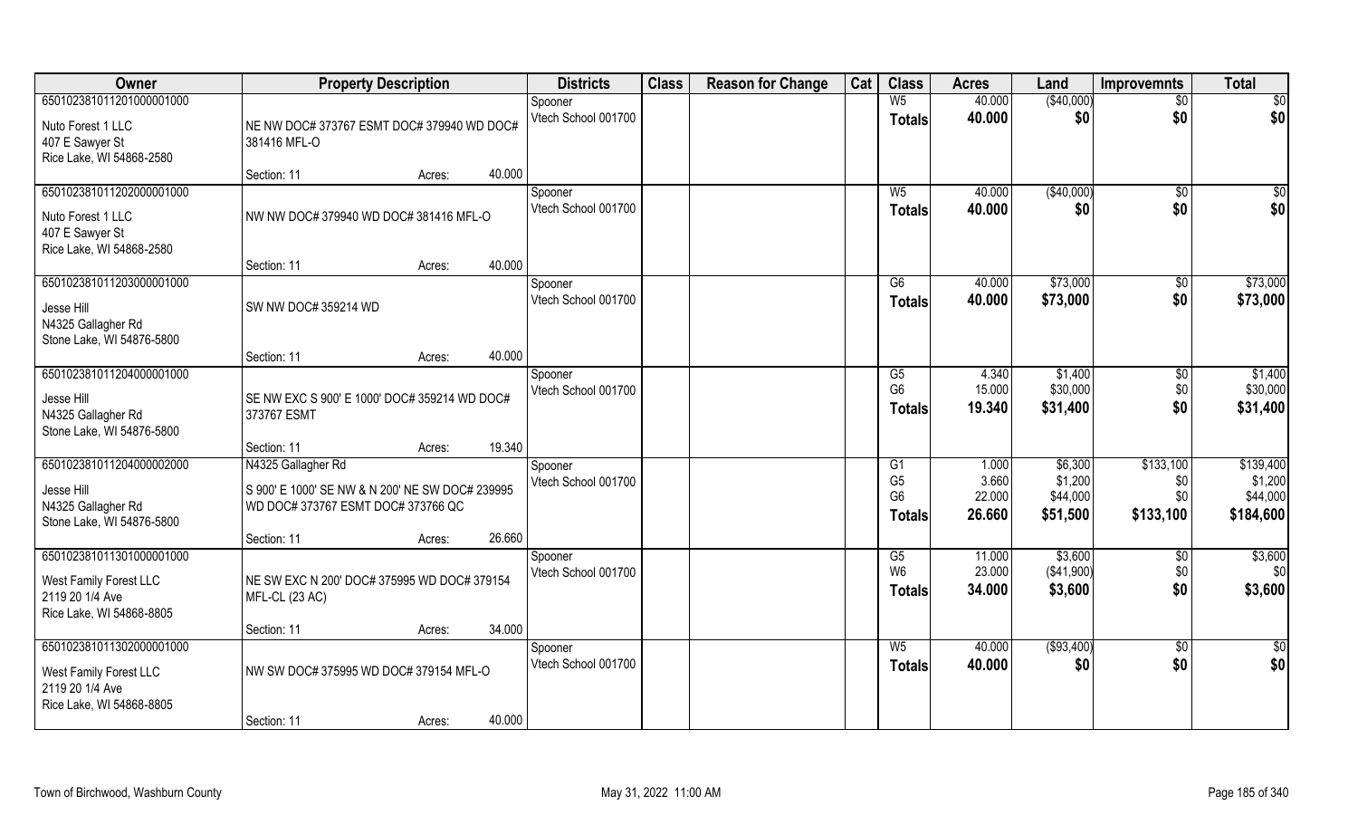| Owner | Property Description | Districts | Class | Reason for Change | Cat | Class | Acres | Land | Improvemnts | Total |
|---|---|---|---|---|---|---|---|---|---|---|
| 65010238101120100000100​0 | | Spooner | | | | W5 | 40.000 | ($40,000) | $0 | $0 |
| Nuto Forest 1 LLC | NE NW DOC# 373767 ESMT DOC# 379940 WD DOC# 381416 MFL-O | Vtech School 001700 | | | | **Totals** | **40.000** | **$0** | **$0** | **$0** |
| 407 E Sawyer St | | | | | | | | | | |
| Rice Lake, WI 54868-2580 | | | | | | | | | | |
| | Section: 11 Acres: 40.000 | | | | | | | | | |
| 650102381011202000001000 | | Spooner | | | | W5 | 40.000 | ($40,000) | $0 | $0 |
| Nuto Forest 1 LLC | NW NW DOC# 379940 WD DOC# 381416 MFL-O | Vtech School 001700 | | | | **Totals** | **40.000** | **$0** | **$0** | **$0** |
| 407 E Sawyer St | | | | | | | | | | |
| Rice Lake, WI 54868-2580 | | | | | | | | | | |
| | Section: 11 Acres: 40.000 | | | | | | | | | |
| 650102381011203000001000 | | Spooner | | | | G6 | 40.000 | $73,000 | $0 | $73,000 |
| Jesse Hill | SW NW DOC# 359214 WD | Vtech School 001700 | | | | **Totals** | **40.000** | **$73,000** | **$0** | **$73,000** |
| N4325 Gallagher Rd | | | | | | | | | | |
| Stone Lake, WI 54876-5800 | | | | | | | | | | |
| | Section: 11 Acres: 40.000 | | | | | | | | | |
| 650102381011204000001000 | | Spooner | | | | G5 | 4.340 | $1,400 | $0 | $1,400 |
| Jesse Hill | SE NW EXC S 900' E 1000' DOC# 359214 WD DOC# 373767 ESMT | Vtech School 001700 | | | | G6 | 15.000 | $30,000 | $0 | $30,000 |
| N4325 Gallagher Rd | | | | | | **Totals** | **19.340** | **$31,400** | **$0** | **$31,400** |
| Stone Lake, WI 54876-5800 | | | | | | | | | | |
| | Section: 11 Acres: 19.340 | | | | | | | | | |
| 650102381011204000002000 | N4325 Gallagher Rd | Spooner | | | | G1 | 1.000 | $6,300 | $133,100 | $139,400 |
| Jesse Hill | S 900' E 1000' SE NW & N 200' NE SW DOC# 239995 WD DOC# 373767 ESMT DOC# 373766 QC | Vtech School 001700 | | | | G5 | 3.660 | $1,200 | $0 | $1,200 |
| N4325 Gallagher Rd | | | | | | G6 | 22.000 | $44,000 | $0 | $44,000 |
| Stone Lake, WI 54876-5800 | | | | | | **Totals** | **26.660** | **$51,500** | **$133,100** | **$184,600** |
| | Section: 11 Acres: 26.660 | | | | | | | | | |
| 650102381011301000001000 | | Spooner | | | | G5 | 11.000 | $3,600 | $0 | $3,600 |
| West Family Forest LLC | NE SW EXC N 200' DOC# 375995 WD DOC# 379154 MFL-CL (23 AC) | Vtech School 001700 | | | | W6 | 23.000 | ($41,900) | $0 | $0 |
| 2119 20 1/4 Ave | | | | | | **Totals** | **34.000** | **$3,600** | **$0** | **$3,600** |
| Rice Lake, WI 54868-8805 | | | | | | | | | | |
| | Section: 11 Acres: 34.000 | | | | | | | | | |
| 650102381011302000001000 | | Spooner | | | | W5 | 40.000 | ($93,400) | $0 | $0 |
| West Family Forest LLC | NW SW DOC# 375995 WD DOC# 379154 MFL-O | Vtech School 001700 | | | | **Totals** | **40.000** | **$0** | **$0** | **$0** |
| 2119 20 1/4 Ave | | | | | | | | | | |
| Rice Lake, WI 54868-8805 | | | | | | | | | | |
| | Section: 11 Acres: 40.000 | | | | | | | | | |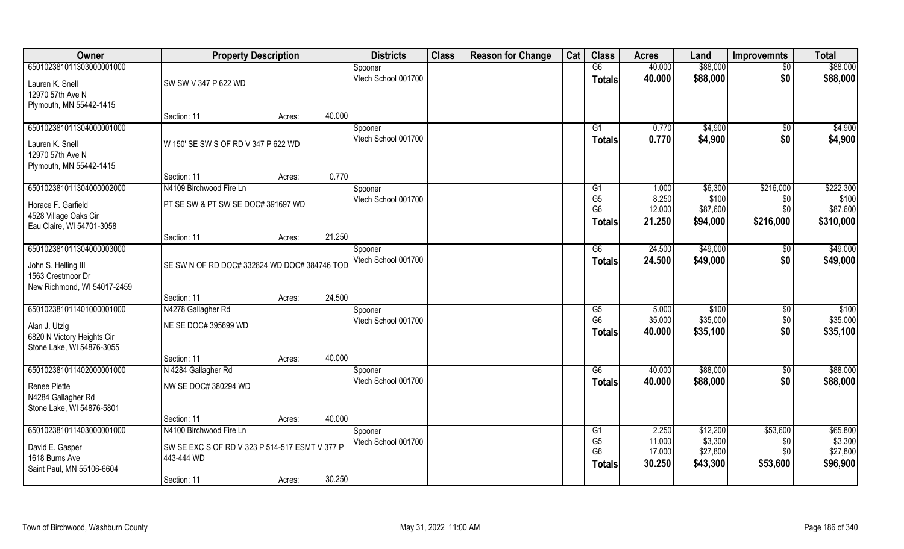| Owner | Property Description | | | Districts | Class | Reason for Change | Cat | Class | Acres | Land | Improvemnts | Total |
|---|---|---|---|---|---|---|---|---|---|---|---|---|
| 65010238101130300001000 | | | | Spooner | | | | G6 | 40.000 | $88,000 | $0 | $88,000 |
| Lauren K. Snell<br>12970 57th Ave N<br>Plymouth, MN 55442-1415 | SW SW V 347 P 622 WD | | | Vtech School 001700 | | | | Totals | 40.000 | $88,000 | $0 | $88,000 |
| | Section: 11 | Acres: | 40.000 | | | | | | | | | |
| 65010238101130400001000 | | | | Spooner | | | | G1 | 0.770 | $4,900 | $0 | $4,900 |
| Lauren K. Snell<br>12970 57th Ave N<br>Plymouth, MN 55442-1415 | W 150' SE SW S OF RD V 347 P 622 WD | | | Vtech School 001700 | | | | Totals | 0.770 | $4,900 | $0 | $4,900 |
| | Section: 11 | Acres: | 0.770 | | | | | | | | | |
| 65010238101130400002000 | N4109 Birchwood Fire Ln | | | Spooner | | | | G1 | 1.000 | $6,300 | $216,000 | $222,300 |
| Horace F. Garfield<br>4528 Village Oaks Cir<br>Eau Claire, WI 54701-3058 | PT SE SW & PT SW SE DOC# 391697 WD | | | Vtech School 001700 | | | | G5 | 8.250 | $100 | $0 | $100 |
| | | | | | | | | G6 | 12.000 | $87,600 | $0 | $87,600 |
| | | | | | | | | Totals | 21.250 | $94,000 | $216,000 | $310,000 |
| | Section: 11 | Acres: | 21.250 | | | | | | | | | |
| 65010238101130400003000 | | | | Spooner | | | | G6 | 24.500 | $49,000 | $0 | $49,000 |
| John S. Helling III<br>1563 Crestmoor Dr<br>New Richmond, WI 54017-2459 | SE SW N OF RD DOC# 332824 WD DOC# 384746 TOD | | | Vtech School 001700 | | | | Totals | 24.500 | $49,000 | $0 | $49,000 |
| | Section: 11 | Acres: | 24.500 | | | | | | | | | |
| 65010238101140100001000 | N4278 Gallagher Rd | | | Spooner | | | | G5 | 5.000 | $100 | $0 | $100 |
| Alan J. Utzig<br>6820 N Victory Heights Cir<br>Stone Lake, WI 54876-3055 | NE SE DOC# 395699 WD | | | Vtech School 001700 | | | | G6 | 35.000 | $35,000 | $0 | $35,000 |
| | | | | | | | | Totals | 40.000 | $35,100 | $0 | $35,100 |
| | Section: 11 | Acres: | 40.000 | | | | | | | | | |
| 65010238101140200001000 | N 4284 Gallagher Rd | | | Spooner | | | | G6 | 40.000 | $88,000 | $0 | $88,000 |
| Renee Piette<br>N4284 Gallagher Rd<br>Stone Lake, WI 54876-5801 | NW SE DOC# 380294 WD | | | Vtech School 001700 | | | | Totals | 40.000 | $88,000 | $0 | $88,000 |
| | Section: 11 | Acres: | 40.000 | | | | | | | | | |
| 65010238101140300001000 | N4100 Birchwood Fire Ln | | | Spooner | | | | G1 | 2.250 | $12,200 | $53,600 | $65,800 |
| David E. Gasper<br>1618 Burns Ave<br>Saint Paul, MN 55106-6604 | SW SE EXC S OF RD V 323 P 514-517 ESMT V 377 P 443-444 WD | | | Vtech School 001700 | | | | G5 | 11.000 | $3,300 | $0 | $3,300 |
| | | | | | | | | G6 | 17.000 | $27,800 | $0 | $27,800 |
| | | | | | | | | Totals | 30.250 | $43,300 | $53,600 | $96,900 |
| | Section: 11 | Acres: | 30.250 | | | | | | | | | |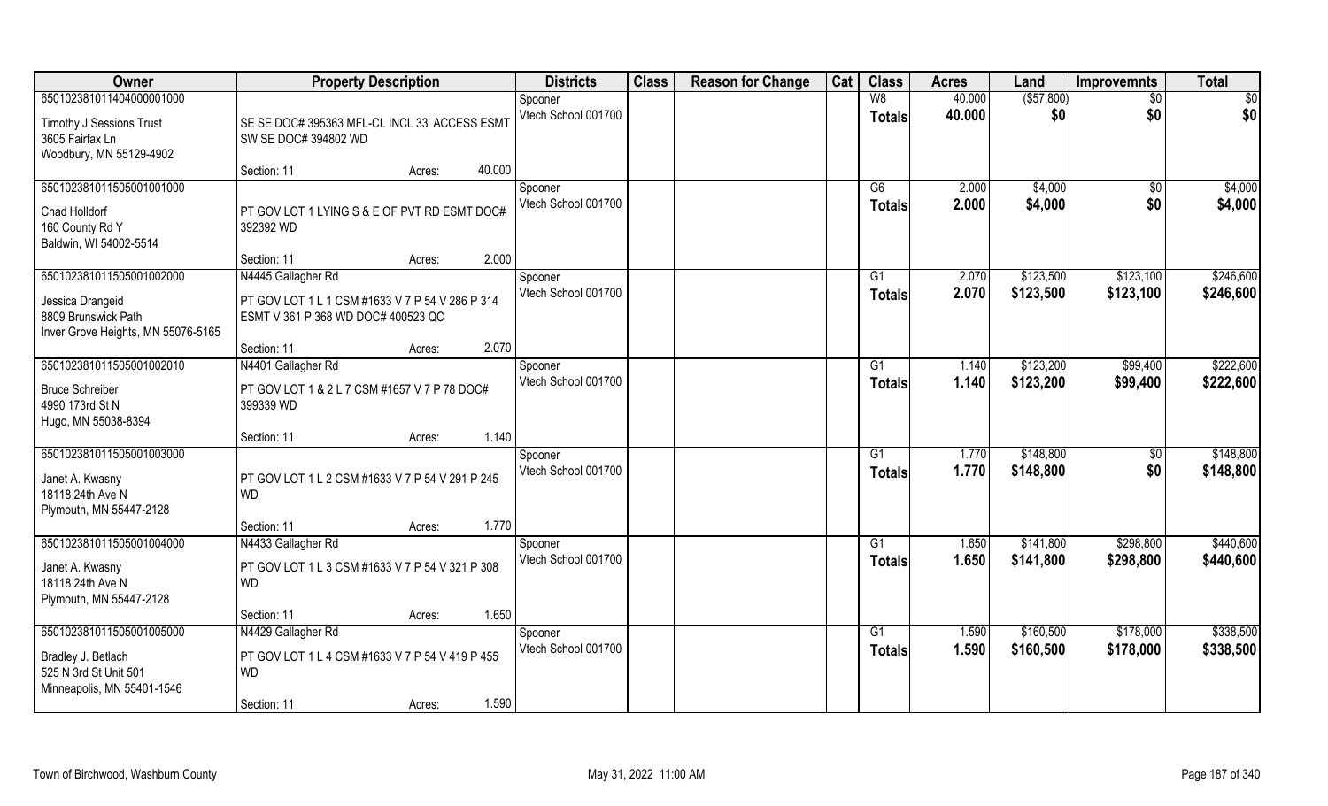| Owner | Property Description | | Districts | Class | Reason for Change | Cat | Class | Acres | Land | Improvemnts | Total |
|---|---|---|---|---|---|---|---|---|---|---|---|
| 650102381011404000001000 | | | Spooner | | | | W8 | 40.000 | ($57,800) | $0 | $0 |
| Timothy J Sessions Trust<br>3605 Fairfax Ln<br>Woodbury, MN 55129-4902 | SE SE DOC# 395363 MFL-CL INCL 33' ACCESS ESMT SW SE DOC# 394802 WD | | Vtech School 001700 | | | | Totals | 40.000 | $0 | $0 | $0 |
| | Section: 11 | Acres: 40.000 | | | | | | | | | |
| 650102381011505001001000 | | | Spooner | | | | G6 | 2.000 | $4,000 | $0 | $4,000 |
| Chad Holldorf<br>160 County Rd Y<br>Baldwin, WI 54002-5514 | PT GOV LOT 1 LYING S & E OF PVT RD ESMT DOC# 392392 WD | | Vtech School 001700 | | | | Totals | 2.000 | $4,000 | $0 | $4,000 |
| | Section: 11 | Acres: 2.000 | | | | | | | | | |
| 650102381011505001002000 | N4445 Gallagher Rd | | Spooner | | | | G1 | 2.070 | $123,500 | $123,100 | $246,600 |
| Jessica Drangeid<br>8809 Brunswick Path<br>Inver Grove Heights, MN 55076-5165 | PT GOV LOT 1 L 1 CSM #1633 V 7 P 54 V 286 P 314 ESMT V 361 P 368 WD DOC# 400523 QC | | Vtech School 001700 | | | | Totals | 2.070 | $123,500 | $123,100 | $246,600 |
| | Section: 11 | Acres: 2.070 | | | | | | | | | |
| 650102381011505001002010 | N4401 Gallagher Rd | | Spooner | | | | G1 | 1.140 | $123,200 | $99,400 | $222,600 |
| Bruce Schreiber<br>4990 173rd St N<br>Hugo, MN 55038-8394 | PT GOV LOT 1 & 2 L 7 CSM #1657 V 7 P 78 DOC# 399339 WD | | Vtech School 001700 | | | | Totals | 1.140 | $123,200 | $99,400 | $222,600 |
| | Section: 11 | Acres: 1.140 | | | | | | | | | |
| 650102381011505001003000 | | | Spooner | | | | G1 | 1.770 | $148,800 | $0 | $148,800 |
| Janet A. Kwasny<br>18118 24th Ave N<br>Plymouth, MN 55447-2128 | PT GOV LOT 1 L 2 CSM #1633 V 7 P 54 V 291 P 245 WD | | Vtech School 001700 | | | | Totals | 1.770 | $148,800 | $0 | $148,800 |
| | Section: 11 | Acres: 1.770 | | | | | | | | | |
| 650102381011505001004000 | N4433 Gallagher Rd | | Spooner | | | | G1 | 1.650 | $141,800 | $298,800 | $440,600 |
| Janet A. Kwasny<br>18118 24th Ave N<br>Plymouth, MN 55447-2128 | PT GOV LOT 1 L 3 CSM #1633 V 7 P 54 V 321 P 308 WD | | Vtech School 001700 | | | | Totals | 1.650 | $141,800 | $298,800 | $440,600 |
| | Section: 11 | Acres: 1.650 | | | | | | | | | |
| 650102381011505001005000 | N4429 Gallagher Rd | | Spooner | | | | G1 | 1.590 | $160,500 | $178,000 | $338,500 |
| Bradley J. Betlach<br>525 N 3rd St Unit 501<br>Minneapolis, MN 55401-1546 | PT GOV LOT 1 L 4 CSM #1633 V 7 P 54 V 419 P 455 WD | | Vtech School 001700 | | | | Totals | 1.590 | $160,500 | $178,000 | $338,500 |
| | Section: 11 | Acres: 1.590 | | | | | | | | | |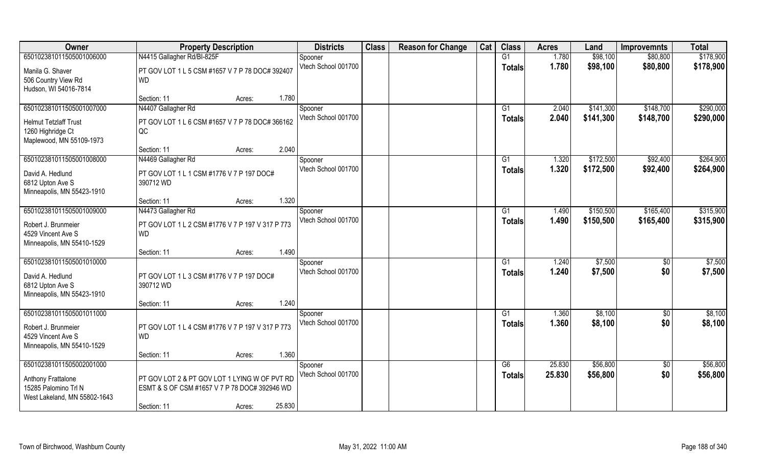| Owner | Property Description | Districts | Class | Reason for Change | Cat | Class | Acres | Land | Improvemnts | Total |
|---|---|---|---|---|---|---|---|---|---|---|
| 650102381011505001006000 | N4415 Gallagher Rd/Bl-825F | Spooner | | | | G1 | 1.780 | $98,100 | $80,800 | $178,900 |
| Manila G. Shaver<br>506 Country View Rd<br>Hudson, WI 54016-7814 | PT GOV LOT 1 L 5 CSM #1657 V 7 P 78 DOC# 392407 WD | Vtech School 001700 | | | | **Totals** | **1.780** | **$98,100** | **$80,800** | **$178,900** |
| | Section: 11 Acres: 1.780 | | | | | | | | | |
| 650102381011505001007000 | N4407 Gallagher Rd | Spooner | | | | G1 | 2.040 | $141,300 | $148,700 | $290,000 |
| Helmut Tetzlaff Trust<br>1260 Highridge Ct<br>Maplewood, MN 55109-1973 | PT GOV LOT 1 L 6 CSM #1657 V 7 P 78 DOC# 366162 QC | Vtech School 001700 | | | | **Totals** | **2.040** | **$141,300** | **$148,700** | **$290,000** |
| | Section: 11 Acres: 2.040 | | | | | | | | | |
| 650102381011505001008000 | N4469 Gallagher Rd | Spooner | | | | G1 | 1.320 | $172,500 | $92,400 | $264,900 |
| David A. Hedlund<br>6812 Upton Ave S<br>Minneapolis, MN 55423-1910 | PT GOV LOT 1 L 1 CSM #1776 V 7 P 197 DOC# 390712 WD | Vtech School 001700 | | | | **Totals** | **1.320** | **$172,500** | **$92,400** | **$264,900** |
| | Section: 11 Acres: 1.320 | | | | | | | | | |
| 650102381011505001009000 | N4473 Gallagher Rd | Spooner | | | | G1 | 1.490 | $150,500 | $165,400 | $315,900 |
| Robert J. Brunmeier<br>4529 Vincent Ave S<br>Minneapolis, MN 55410-1529 | PT GOV LOT 1 L 2 CSM #1776 V 7 P 197 V 317 P 773 WD | Vtech School 001700 | | | | **Totals** | **1.490** | **$150,500** | **$165,400** | **$315,900** |
| | Section: 11 Acres: 1.490 | | | | | | | | | |
| 650102381011505001010000 | | Spooner | | | | G1 | 1.240 | $7,500 | $0 | $7,500 |
| David A. Hedlund<br>6812 Upton Ave S<br>Minneapolis, MN 55423-1910 | PT GOV LOT 1 L 3 CSM #1776 V 7 P 197 DOC# 390712 WD | Vtech School 001700 | | | | **Totals** | **1.240** | **$7,500** | **$0** | **$7,500** |
| | Section: 11 Acres: 1.240 | | | | | | | | | |
| 650102381011505001011000 | | Spooner | | | | G1 | 1.360 | $8,100 | $0 | $8,100 |
| Robert J. Brunmeier<br>4529 Vincent Ave S<br>Minneapolis, MN 55410-1529 | PT GOV LOT 1 L 4 CSM #1776 V 7 P 197 V 317 P 773 WD | Vtech School 001700 | | | | **Totals** | **1.360** | **$8,100** | **$0** | **$8,100** |
| | Section: 11 Acres: 1.360 | | | | | | | | | |
| 650102381011505002001000 | | Spooner | | | | G6 | 25.830 | $56,800 | $0 | $56,800 |
| Anthony Frattalone<br>15285 Palomino Trl N<br>West Lakeland, MN 55802-1643 | PT GOV LOT 2 & PT GOV LOT 1 LYING W OF PVT RD ESMT & S OF CSM #1657 V 7 P 78 DOC# 392946 WD | Vtech School 001700 | | | | **Totals** | **25.830** | **$56,800** | **$0** | **$56,800** |
| | Section: 11 Acres: 25.830 | | | | | | | | | |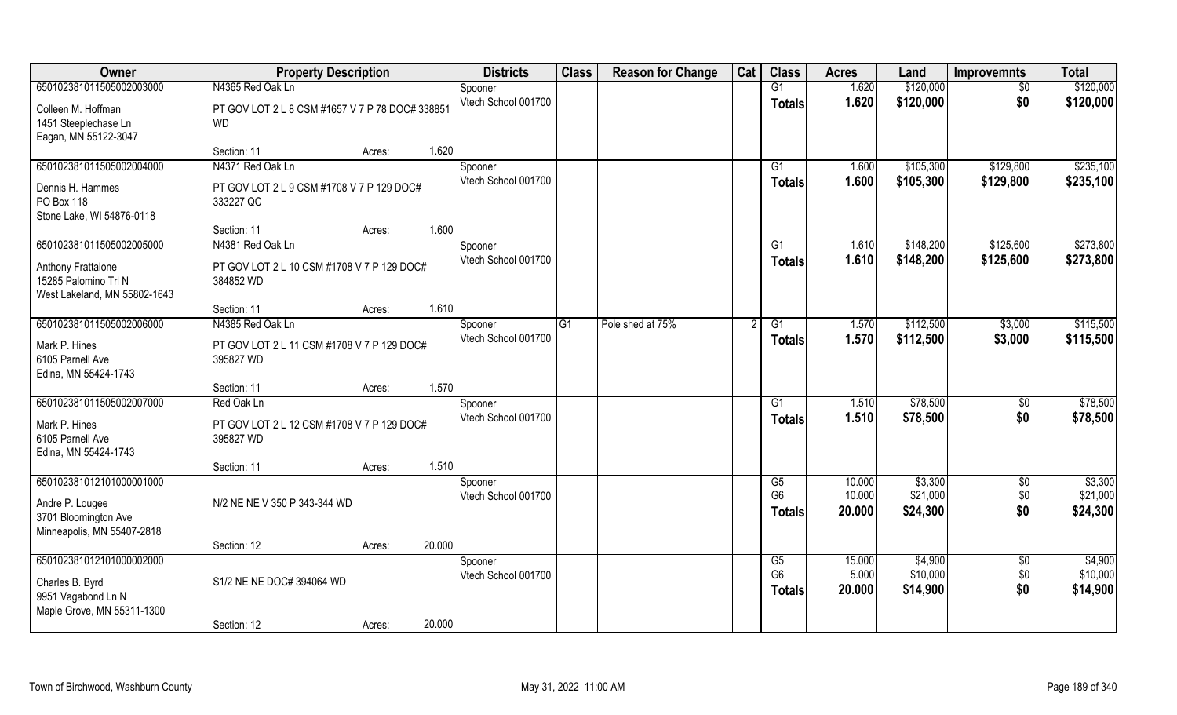| Owner | Property Description | | | Districts | Class | Reason for Change | Cat | Class | Acres | Land | Improvemnts | Total |
|---|---|---|---|---|---|---|---|---|---|---|---|---|
| 65010238101150500200300 0 | N4365 Red Oak Ln | | | Spooner | | | | G1 | 1.620 | $120,000 | $0 | $120,000 |
| Colleen M. Hoffman<br>1451 Steeplechase Ln<br>Eagan, MN 55122-3047 | PT GOV LOT 2 L 8 CSM #1657 V 7 P 78 DOC# 338851 WD | | | Vtech School 001700 | | | | Totals | 1.620 | $120,000 | $0 | $120,000 |
| | Section: 11 | Acres: | 1.620 | | | | | | | | | |
| 650102381011505002004000 | N4371 Red Oak Ln | | | Spooner | | | | G1 | 1.600 | $105,300 | $129,800 | $235,100 |
| Dennis H. Hammes<br>PO Box 118<br>Stone Lake, WI 54876-0118 | PT GOV LOT 2 L 9 CSM #1708 V 7 P 129 DOC# 333227 QC | | | Vtech School 001700 | | | | Totals | 1.600 | $105,300 | $129,800 | $235,100 |
| | Section: 11 | Acres: | 1.600 | | | | | | | | | |
| 650102381011505002005000 | N4381 Red Oak Ln | | | Spooner | | | | G1 | 1.610 | $148,200 | $125,600 | $273,800 |
| Anthony Frattalone<br>15285 Palomino Trl N<br>West Lakeland, MN 55802-1643 | PT GOV LOT 2 L 10 CSM #1708 V 7 P 129 DOC# 384852 WD | | | Vtech School 001700 | | | | Totals | 1.610 | $148,200 | $125,600 | $273,800 |
| | Section: 11 | Acres: | 1.610 | | | | | | | | | |
| 650102381011505002006000 | N4385 Red Oak Ln | | | Spooner | G1 | Pole shed at 75% | 2 | G1 | 1.570 | $112,500 | $3,000 | $115,500 |
| Mark P. Hines<br>6105 Parnell Ave<br>Edina, MN 55424-1743 | PT GOV LOT 2 L 11 CSM #1708 V 7 P 129 DOC# 395827 WD | | | Vtech School 001700 | | | | Totals | 1.570 | $112,500 | $3,000 | $115,500 |
| | Section: 11 | Acres: | 1.570 | | | | | | | | | |
| 650102381011505002007000 | Red Oak Ln | | | Spooner | | | | G1 | 1.510 | $78,500 | $0 | $78,500 |
| Mark P. Hines<br>6105 Parnell Ave<br>Edina, MN 55424-1743 | PT GOV LOT 2 L 12 CSM #1708 V 7 P 129 DOC# 395827 WD | | | Vtech School 001700 | | | | Totals | 1.510 | $78,500 | $0 | $78,500 |
| | Section: 11 | Acres: | 1.510 | | | | | | | | | |
| 650102381012101000001000 | | | | Spooner | | | | G5 | 10.000 | $3,300 | $0 | $3,300 |
| Andre P. Lougee<br>3701 Bloomington Ave<br>Minneapolis, MN 55407-2818 | N/2 NE NE V 350 P 343-344 WD | | | Vtech School 001700 | | | | G6 | 10.000 | $21,000 | $0 | $21,000 |
| | | | | | | | | Totals | 20.000 | $24,300 | $0 | $24,300 |
| | Section: 12 | Acres: | 20.000 | | | | | | | | | |
| 650102381012101000002000 | | | | Spooner | | | | G5 | 15.000 | $4,900 | $0 | $4,900 |
| Charles B. Byrd<br>9951 Vagabond Ln N<br>Maple Grove, MN 55311-1300 | S1/2 NE NE DOC# 394064 WD | | | Vtech School 001700 | | | | G6 | 5.000 | $10,000 | $0 | $10,000 |
| | | | | | | | | Totals | 20.000 | $14,900 | $0 | $14,900 |
| | Section: 12 | Acres: | 20.000 | | | | | | | | | |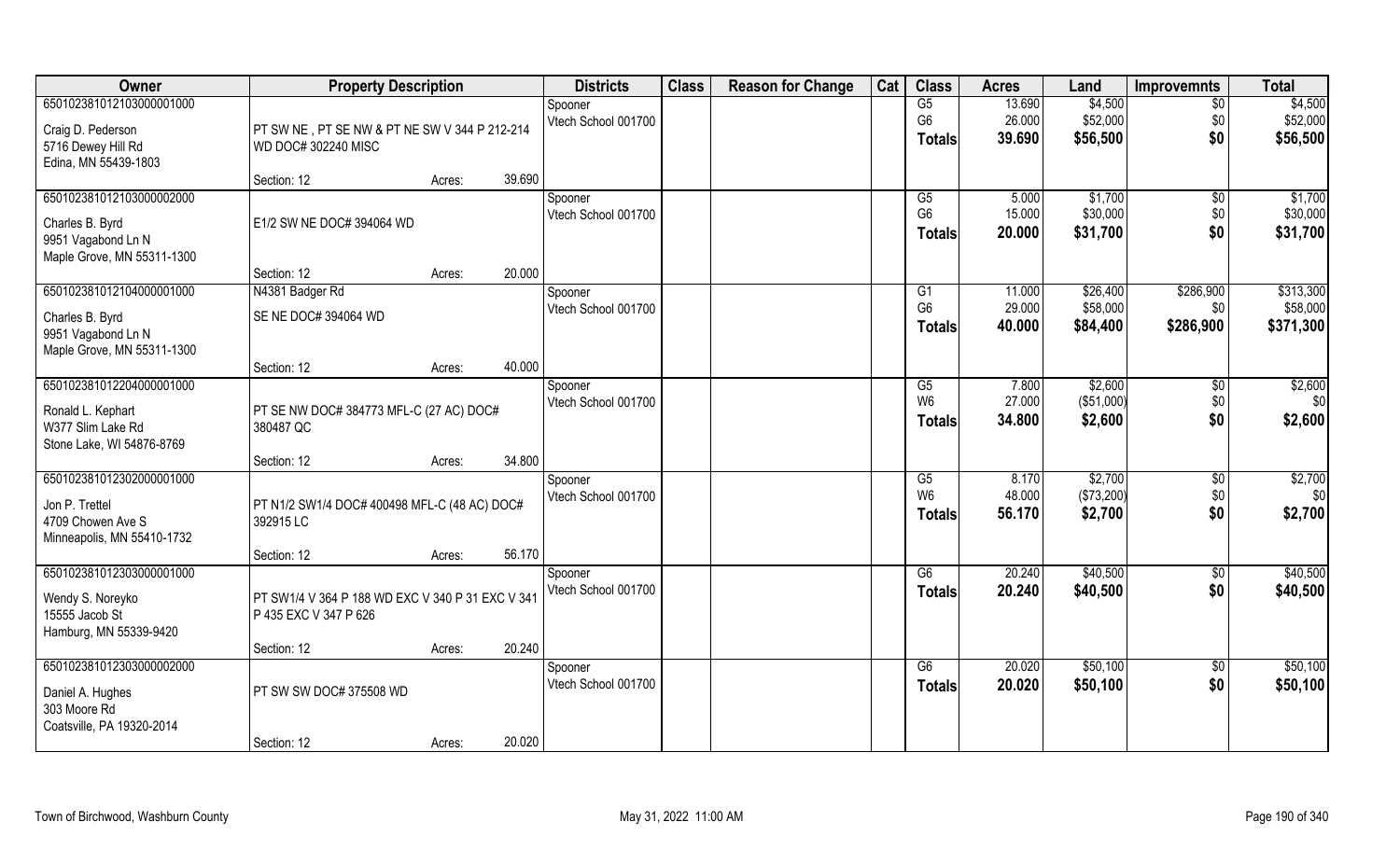| Owner | Property Description | | | Districts | Class | Reason for Change | Cat | Class | Acres | Land | Improvemnts | Total |
|---|---|---|---|---|---|---|---|---|---|---|---|---|
| 650102381012103000001000<br>Craig D. Pederson<br>5716 Dewey Hill Rd<br>Edina, MN 55439-1803 | PT SW NE , PT SE NW & PT NE SW V 344 P 212-214 WD DOC# 302240 MISC | | | Spooner<br>Vtech School 001700 | | | | G5<br>G6<br>Totals | 13.690<br>26.000<br>39.690 | \$4,500<br>\$52,000<br>\$56,500 | \$0<br>\$0<br>\$0 | \$4,500<br>\$52,000<br>\$56,500 |
| | Section: 12 | Acres: | 39.690 | | | | | | | | | |
| 650102381012103000002000<br>Charles B. Byrd<br>9951 Vagabond Ln N<br>Maple Grove, MN 55311-1300 | E1/2 SW NE DOC# 394064 WD | | | Spooner<br>Vtech School 001700 | | | | G5<br>G6<br>Totals | 5.000<br>15.000<br>20.000 | \$1,700<br>\$30,000<br>\$31,700 | \$0<br>\$0<br>\$0 | \$1,700<br>\$30,000<br>\$31,700 |
| | Section: 12 | Acres: | 20.000 | | | | | | | | | |
| 650102381012104000001000<br>Charles B. Byrd<br>9951 Vagabond Ln N<br>Maple Grove, MN 55311-1300 | N4381 Badger Rd<br>SE NE DOC# 394064 WD | | | Spooner<br>Vtech School 001700 | | | | G1<br>G6<br>Totals | 11.000<br>29.000<br>40.000 | \$26,400<br>\$58,000<br>\$84,400 | \$286,900<br>\$0<br>\$286,900 | \$313,300<br>\$58,000<br>\$371,300 |
| | Section: 12 | Acres: | 40.000 | | | | | | | | | |
| 650102381012204000001000<br>Ronald L. Kephart<br>W377 Slim Lake Rd<br>Stone Lake, WI 54876-8769 | PT SE NW DOC# 384773 MFL-C (27 AC) DOC# 380487 QC | | | Spooner<br>Vtech School 001700 | | | | G5<br>W6<br>Totals | 7.800<br>27.000<br>34.800 | \$2,600<br>(\$51,000)<br>\$2,600 | \$0<br>\$0<br>\$0 | \$2,600<br>\$0<br>\$2,600 |
| | Section: 12 | Acres: | 34.800 | | | | | | | | | |
| 650102381012302000001000<br>Jon P. Trettel<br>4709 Chowen Ave S<br>Minneapolis, MN 55410-1732 | PT N1/2 SW1/4 DOC# 400498 MFL-C (48 AC) DOC# 392915 LC | | | Spooner<br>Vtech School 001700 | | | | G5<br>W6<br>Totals | 8.170<br>48.000<br>56.170 | \$2,700<br>(\$73,200)<br>\$2,700 | \$0<br>\$0<br>\$0 | \$2,700<br>\$0<br>\$2,700 |
| | Section: 12 | Acres: | 56.170 | | | | | | | | | |
| 650102381012303000001000<br>Wendy S. Noreyko<br>15555 Jacob St<br>Hamburg, MN 55339-9420 | PT SW1/4 V 364 P 188 WD EXC V 340 P 31 EXC V 341 P 435 EXC V 347 P 626 | | | Spooner<br>Vtech School 001700 | | | | G6<br>Totals | 20.240<br>20.240 | \$40,500<br>\$40,500 | \$0<br>\$0 | \$40,500<br>\$40,500 |
| | Section: 12 | Acres: | 20.240 | | | | | | | | | |
| 650102381012303000002000<br>Daniel A. Hughes<br>303 Moore Rd<br>Coatsville, PA 19320-2014 | PT SW SW DOC# 375508 WD | | | Spooner<br>Vtech School 001700 | | | | G6<br>Totals | 20.020<br>20.020 | \$50,100<br>\$50,100 | \$0<br>\$0 | \$50,100<br>\$50,100 |
| | Section: 12 | Acres: | 20.020 | | | | | | | | | |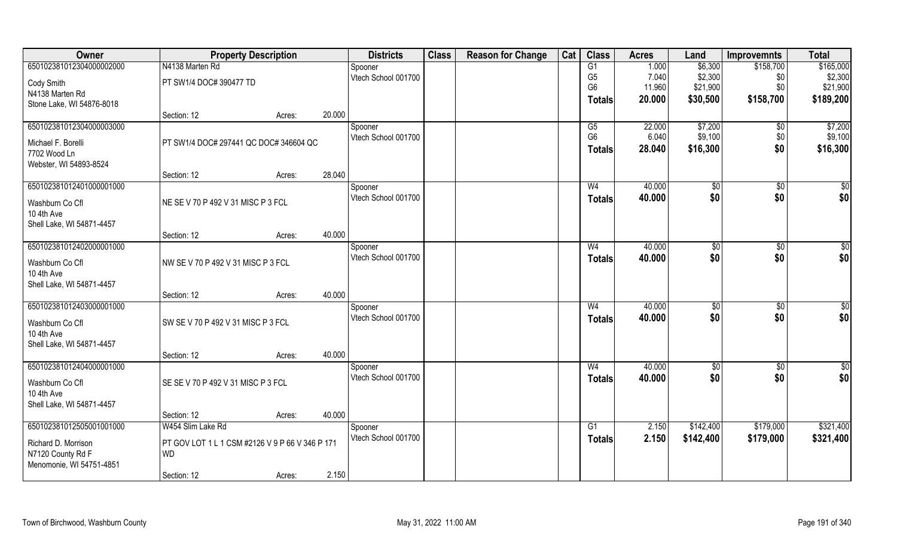| Owner | Property Description | | | Districts | Class | Reason for Change | Cat | Class | Acres | Land | Improvemnts | Total |
|---|---|---|---|---|---|---|---|---|---|---|---|---|
| 650102381012304000002000 | N4138 Marten Rd | | | Spooner | | | | G1 | 1.000 | $6,300 | $158,700 | $165,000 |
| Cody Smith | PT SW1/4 DOC# 390477 TD | | | Vtech School 001700 | | | | G5 | 7.040 | $2,300 | $0 | $2,300 |
| N4138 Marten Rd | | | | | | | | G6 | 11.960 | $21,900 | $0 | $21,900 |
| Stone Lake, WI 54876-8018 | | | | | | | | **Totals** | **20.000** | **$30,500** | **$158,700** | **$189,200** |
| | Section: 12 | Acres: | 20.000 | | | | | | | | | |
| 650102381012304000003000 | | | | Spooner | | | | G5 | 22.000 | $7,200 | $0 | $7,200 |
| Michael F. Borelli | PT SW1/4 DOC# 297441 QC DOC# 346604 QC | | | Vtech School 001700 | | | | G6 | 6.040 | $9,100 | $0 | $9,100 |
| 7702 Wood Ln | | | | | | | | **Totals** | **28.040** | **$16,300** | **$0** | **$16,300** |
| Webster, WI 54893-8524 | | | | | | | | | | | | |
| | Section: 12 | Acres: | 28.040 | | | | | | | | | |
| 650102381012401000001000 | | | | Spooner | | | | W4 | 40.000 | $0 | $0 | $0 |
| Washburn Co Cfl | NE SE V 70 P 492 V 31 MISC P 3 FCL | | | Vtech School 001700 | | | | **Totals** | **40.000** | **$0** | **$0** | **$0** |
| 10 4th Ave | | | | | | | | | | | | |
| Shell Lake, WI 54871-4457 | | | | | | | | | | | | |
| | Section: 12 | Acres: | 40.000 | | | | | | | | | |
| 650102381012402000001000 | | | | Spooner | | | | W4 | 40.000 | $0 | $0 | $0 |
| Washburn Co Cfl | NW SE V 70 P 492 V 31 MISC P 3 FCL | | | Vtech School 001700 | | | | **Totals** | **40.000** | **$0** | **$0** | **$0** |
| 10 4th Ave | | | | | | | | | | | | |
| Shell Lake, WI 54871-4457 | | | | | | | | | | | | |
| | Section: 12 | Acres: | 40.000 | | | | | | | | | |
| 650102381012403000001000 | | | | Spooner | | | | W4 | 40.000 | $0 | $0 | $0 |
| Washburn Co Cfl | SW SE V 70 P 492 V 31 MISC P 3 FCL | | | Vtech School 001700 | | | | **Totals** | **40.000** | **$0** | **$0** | **$0** |
| 10 4th Ave | | | | | | | | | | | | |
| Shell Lake, WI 54871-4457 | | | | | | | | | | | | |
| | Section: 12 | Acres: | 40.000 | | | | | | | | | |
| 650102381012404000001000 | | | | Spooner | | | | W4 | 40.000 | $0 | $0 | $0 |
| Washburn Co Cfl | SE SE V 70 P 492 V 31 MISC P 3 FCL | | | Vtech School 001700 | | | | **Totals** | **40.000** | **$0** | **$0** | **$0** |
| 10 4th Ave | | | | | | | | | | | | |
| Shell Lake, WI 54871-4457 | | | | | | | | | | | | |
| | Section: 12 | Acres: | 40.000 | | | | | | | | | |
| 650102381012505001001000 | W454 Slim Lake Rd | | | Spooner | | | | G1 | 2.150 | $142,400 | $179,000 | $321,400 |
| Richard D. Morrison | PT GOV LOT 1 L 1 CSM #2126 V 9 P 66 V 346 P 171 WD | | | Vtech School 001700 | | | | **Totals** | **2.150** | **$142,400** | **$179,000** | **$321,400** |
| N7120 County Rd F | | | | | | | | | | | | |
| Menomonie, WI 54751-4851 | | | | | | | | | | | | |
| | Section: 12 | Acres: | 2.150 | | | | | | | | | |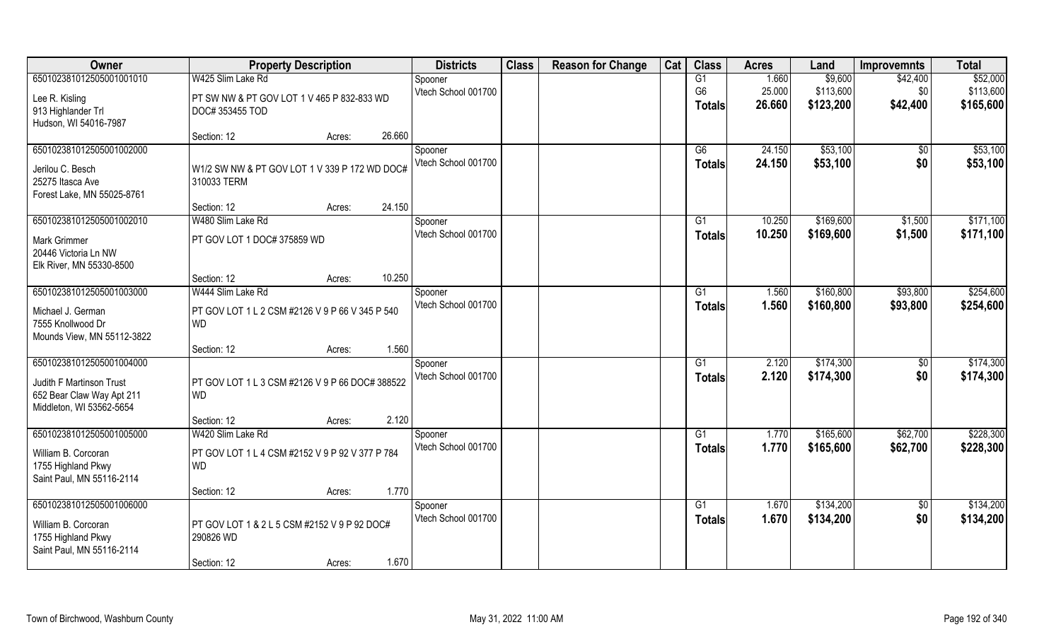| Owner | Property Description | | | Districts | Class | Reason for Change | Cat | Class | Acres | Land | Improvemnts | Total |
|---|---|---|---|---|---|---|---|---|---|---|---|---|
| 650102381012505001001010 | W425 Slim Lake Rd | | | Spooner | | | | G1 | 1.660 | $9,600 | $42,400 | $52,000 |
| Lee R. Kisling<br>913 Highlander Trl<br>Hudson, WI 54016-7987 | PT SW NW & PT GOV LOT 1 V 465 P 832-833 WD DOC# 353455 TOD | | | Vtech School 001700 | | | | G6 | 25.000 | $113,600 | $0 | $113,600 |
| | | | | | | | | **Totals** | **26.660** | **$123,200** | **$42,400** | **$165,600** |
| | Section: 12 | Acres: | 26.660 | | | | | | | | | |
| 650102381012505001002000 | | | | Spooner | | | | G6 | 24.150 | $53,100 | $0 | $53,100 |
| Jerilou C. Besch<br>25275 Itasca Ave<br>Forest Lake, MN 55025-8761 | W1/2 SW NW & PT GOV LOT 1 V 339 P 172 WD DOC# 310033 TERM | | | Vtech School 001700 | | | | **Totals** | **24.150** | **$53,100** | **$0** | **$53,100** |
| | Section: 12 | Acres: | 24.150 | | | | | | | | | |
| 650102381012505001002010 | W480 Slim Lake Rd | | | Spooner | | | | G1 | 10.250 | $169,600 | $1,500 | $171,100 |
| Mark Grimmer<br>20446 Victoria Ln NW<br>Elk River, MN 55330-8500 | PT GOV LOT 1 DOC# 375859 WD | | | Vtech School 001700 | | | | **Totals** | **10.250** | **$169,600** | **$1,500** | **$171,100** |
| | Section: 12 | Acres: | 10.250 | | | | | | | | | |
| 650102381012505001003000 | W444 Slim Lake Rd | | | Spooner | | | | G1 | 1.560 | $160,800 | $93,800 | $254,600 |
| Michael J. German<br>7555 Knollwood Dr<br>Mounds View, MN 55112-3822 | PT GOV LOT 1 L 2 CSM #2126 V 9 P 66 V 345 P 540 WD | | | Vtech School 001700 | | | | **Totals** | **1.560** | **$160,800** | **$93,800** | **$254,600** |
| | Section: 12 | Acres: | 1.560 | | | | | | | | | |
| 650102381012505001004000 | | | | Spooner | | | | G1 | 2.120 | $174,300 | $0 | $174,300 |
| Judith F Martinson Trust<br>652 Bear Claw Way Apt 211<br>Middleton, WI 53562-5654 | PT GOV LOT 1 L 3 CSM #2126 V 9 P 66 DOC# 388522 WD | | | Vtech School 001700 | | | | **Totals** | **2.120** | **$174,300** | **$0** | **$174,300** |
| | Section: 12 | Acres: | 2.120 | | | | | | | | | |
| 650102381012505001005000 | W420 Slim Lake Rd | | | Spooner | | | | G1 | 1.770 | $165,600 | $62,700 | $228,300 |
| William B. Corcoran<br>1755 Highland Pkwy<br>Saint Paul, MN 55116-2114 | PT GOV LOT 1 L 4 CSM #2152 V 9 P 92 V 377 P 784 WD | | | Vtech School 001700 | | | | **Totals** | **1.770** | **$165,600** | **$62,700** | **$228,300** |
| | Section: 12 | Acres: | 1.770 | | | | | | | | | |
| 650102381012505001006000 | | | | Spooner | | | | G1 | 1.670 | $134,200 | $0 | $134,200 |
| William B. Corcoran<br>1755 Highland Pkwy<br>Saint Paul, MN 55116-2114 | PT GOV LOT 1 & 2 L 5 CSM #2152 V 9 P 92 DOC# 290826 WD | | | Vtech School 001700 | | | | **Totals** | **1.670** | **$134,200** | **$0** | **$134,200** |
| | Section: 12 | Acres: | 1.670 | | | | | | | | | |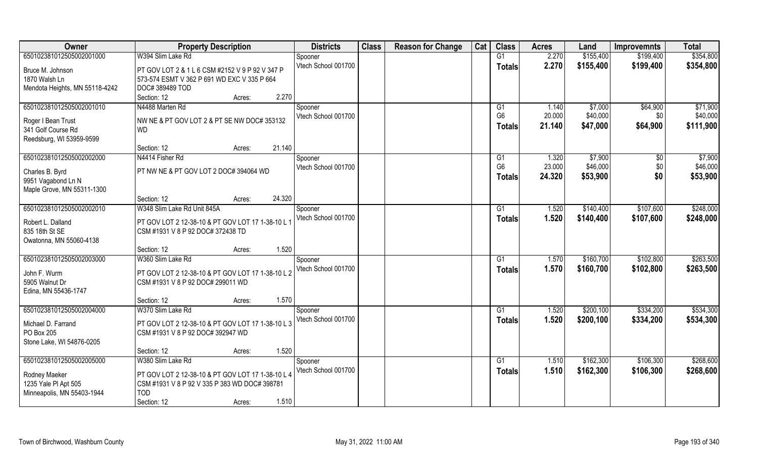| Owner | Property Description | Districts | Class | Reason for Change | Cat | Class | Acres | Land | Improvemnts | Total |
|---|---|---|---|---|---|---|---|---|---|---|
| 65010238101250500200100​0 | W394 Slim Lake Rd | Spooner | | | | G1 | 2.270 | $155,400 | $199,400 | $354,800 |
| Bruce M. Johnson<br>1870 Walsh Ln<br>Mendota Heights, MN 55118-4242 | PT GOV LOT 2 & 1 L 6 CSM #2152 V 9 P 92 V 347 P 573-574 ESMT V 362 P 691 WD EXC V 335 P 664 DOC# 389489 TOD<br>Section: 12 Acres: 2.270 | Vtech School 001700 | | | | Totals | 2.270 | $155,400 | $199,400 | $354,800 |
| 650102381012505002001010 | N4488 Marten Rd | Spooner | | | | G1 | 1.140 | $7,000 | $64,900 | $71,900 |
| Roger I Bean Trust<br>341 Golf Course Rd<br>Reedsburg, WI 53959-9599 | NW NE & PT GOV LOT 2 & PT SE NW DOC# 353132 WD<br>Section: 12 Acres: 21.140 | Vtech School 001700 | | | | G6 | 20.000 | $40,000 | $0 | $40,000 |
| | | | | | | Totals | 21.140 | $47,000 | $64,900 | $111,900 |
| 650102381012505002002000 | N4414 Fisher Rd | Spooner | | | | G1 | 1.320 | $7,900 | $0 | $7,900 |
| Charles B. Byrd<br>9951 Vagabond Ln N<br>Maple Grove, MN 55311-1300 | PT NW NE & PT GOV LOT 2 DOC# 394064 WD<br>Section: 12 Acres: 24.320 | Vtech School 001700 | | | | G6 | 23.000 | $46,000 | $0 | $46,000 |
| | | | | | | Totals | 24.320 | $53,900 | $0 | $53,900 |
| 650102381012505002002010 | W348 Slim Lake Rd Unit 845A | Spooner | | | | G1 | 1.520 | $140,400 | $107,600 | $248,000 |
| Robert L. Dalland<br>835 18th St SE<br>Owatonna, MN 55060-4138 | PT GOV LOT 2 12-38-10 & PT GOV LOT 17 1-38-10 L 1 CSM #1931 V 8 P 92 DOC# 372438 TD<br>Section: 12 Acres: 1.520 | Vtech School 001700 | | | | Totals | 1.520 | $140,400 | $107,600 | $248,000 |
| 650102381012505002003000 | W360 Slim Lake Rd | Spooner | | | | G1 | 1.570 | $160,700 | $102,800 | $263,500 |
| John F. Wurm<br>5905 Walnut Dr<br>Edina, MN 55436-1747 | PT GOV LOT 2 12-38-10 & PT GOV LOT 17 1-38-10 L 2 CSM #1931 V 8 P 92 DOC# 299011 WD<br>Section: 12 Acres: 1.570 | Vtech School 001700 | | | | Totals | 1.570 | $160,700 | $102,800 | $263,500 |
| 650102381012505002004000 | W370 Slim Lake Rd | Spooner | | | | G1 | 1.520 | $200,100 | $334,200 | $534,300 |
| Michael D. Farrand<br>PO Box 205<br>Stone Lake, WI 54876-0205 | PT GOV LOT 2 12-38-10 & PT GOV LOT 17 1-38-10 L 3 CSM #1931 V 8 P 92 DOC# 392947 WD<br>Section: 12 Acres: 1.520 | Vtech School 001700 | | | | Totals | 1.520 | $200,100 | $334,200 | $534,300 |
| 650102381012505002005000 | W380 Slim Lake Rd | Spooner | | | | G1 | 1.510 | $162,300 | $106,300 | $268,600 |
| Rodney Maeker<br>1235 Yale Pl Apt 505<br>Minneapolis, MN 55403-1944 | PT GOV LOT 2 12-38-10 & PT GOV LOT 17 1-38-10 L 4 CSM #1931 V 8 P 92 V 335 P 383 WD DOC# 398781 TOD<br>Section: 12 Acres: 1.510 | Vtech School 001700 | | | | Totals | 1.510 | $162,300 | $106,300 | $268,600 |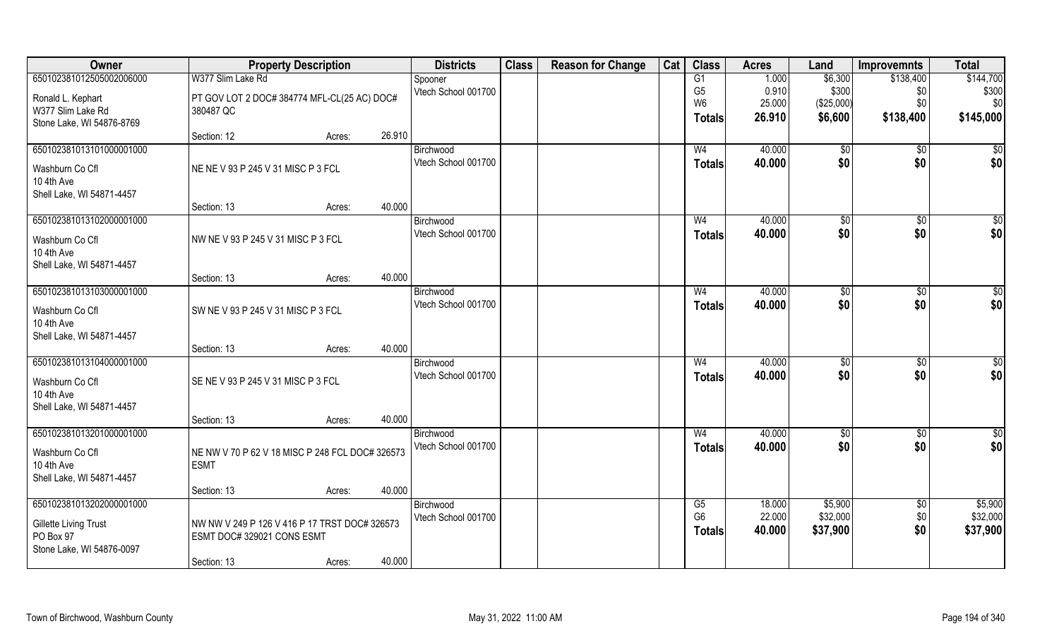| Owner | Property Description | | | Districts | Class | Reason for Change | Cat | Class | Acres | Land | Improvemnts | Total |
|---|---|---|---|---|---|---|---|---|---|---|---|---|
| 65010238101250500200600​0 | W377 Slim Lake Rd | | | Spooner | | | | G1 | 1.000 | $6,300 | $138,400 | $144,700 |
| Ronald L. Kephart | PT GOV LOT 2 DOC# 384774 MFL-CL(25 AC) DOC# 380487 QC | | | Vtech School 001700 | | | | G5 | 0.910 | $300 | $0 | $300 |
| W377 Slim Lake Rd | | | | | | | | W6 | 25.000 | ($25,000) | $0 | $0 |
| Stone Lake, WI 54876-8769 | | | | | | | | Totals | 26.910 | $6,600 | $138,400 | $145,000 |
| | Section: 12 | Acres: | 26.910 | | | | | | | | | |
| 65010238101310100000100​0 | | | | Birchwood | | | | W4 | 40.000 | $0 | $0 | $0 |
| Washburn Co Cfl | NE NE V 93 P 245 V 31 MISC P 3 FCL | | | Vtech School 001700 | | | | Totals | 40.000 | $0 | $0 | $0 |
| 10 4th Ave | | | | | | | | | | | | |
| Shell Lake, WI 54871-4457 | | | | | | | | | | | | |
| | Section: 13 | Acres: | 40.000 | | | | | | | | | |
| 65010238101310200000100​0 | | | | Birchwood | | | | W4 | 40.000 | $0 | $0 | $0 |
| Washburn Co Cfl | NW NE V 93 P 245 V 31 MISC P 3 FCL | | | Vtech School 001700 | | | | Totals | 40.000 | $0 | $0 | $0 |
| 10 4th Ave | | | | | | | | | | | | |
| Shell Lake, WI 54871-4457 | | | | | | | | | | | | |
| | Section: 13 | Acres: | 40.000 | | | | | | | | | |
| 65010238101310300000100​0 | | | | Birchwood | | | | W4 | 40.000 | $0 | $0 | $0 |
| Washburn Co Cfl | SW NE V 93 P 245 V 31 MISC P 3 FCL | | | Vtech School 001700 | | | | Totals | 40.000 | $0 | $0 | $0 |
| 10 4th Ave | | | | | | | | | | | | |
| Shell Lake, WI 54871-4457 | | | | | | | | | | | | |
| | Section: 13 | Acres: | 40.000 | | | | | | | | | |
| 65010238101310400000100​0 | | | | Birchwood | | | | W4 | 40.000 | $0 | $0 | $0 |
| Washburn Co Cfl | SE NE V 93 P 245 V 31 MISC P 3 FCL | | | Vtech School 001700 | | | | Totals | 40.000 | $0 | $0 | $0 |
| 10 4th Ave | | | | | | | | | | | | |
| Shell Lake, WI 54871-4457 | | | | | | | | | | | | |
| | Section: 13 | Acres: | 40.000 | | | | | | | | | |
| 65010238101320100000100​0 | | | | Birchwood | | | | W4 | 40.000 | $0 | $0 | $0 |
| Washburn Co Cfl | NE NW V 70 P 62 V 18 MISC P 248 FCL DOC# 326573 ESMT | | | Vtech School 001700 | | | | Totals | 40.000 | $0 | $0 | $0 |
| 10 4th Ave | | | | | | | | | | | | |
| Shell Lake, WI 54871-4457 | | | | | | | | | | | | |
| | Section: 13 | Acres: | 40.000 | | | | | | | | | |
| 65010238101320200000100​0 | | | | Birchwood | | | | G5 | 18.000 | $5,900 | $0 | $5,900 |
| Gillette Living Trust | NW NW V 249 P 126 V 416 P 17 TRST DOC# 326573 ESMT DOC# 329021 CONS ESMT | | | Vtech School 001700 | | | | G6 | 22.000 | $32,000 | $0 | $32,000 |
| PO Box 97 | | | | | | | | Totals | 40.000 | $37,900 | $0 | $37,900 |
| Stone Lake, WI 54876-0097 | | | | | | | | | | | | |
| | Section: 13 | Acres: | 40.000 | | | | | | | | | |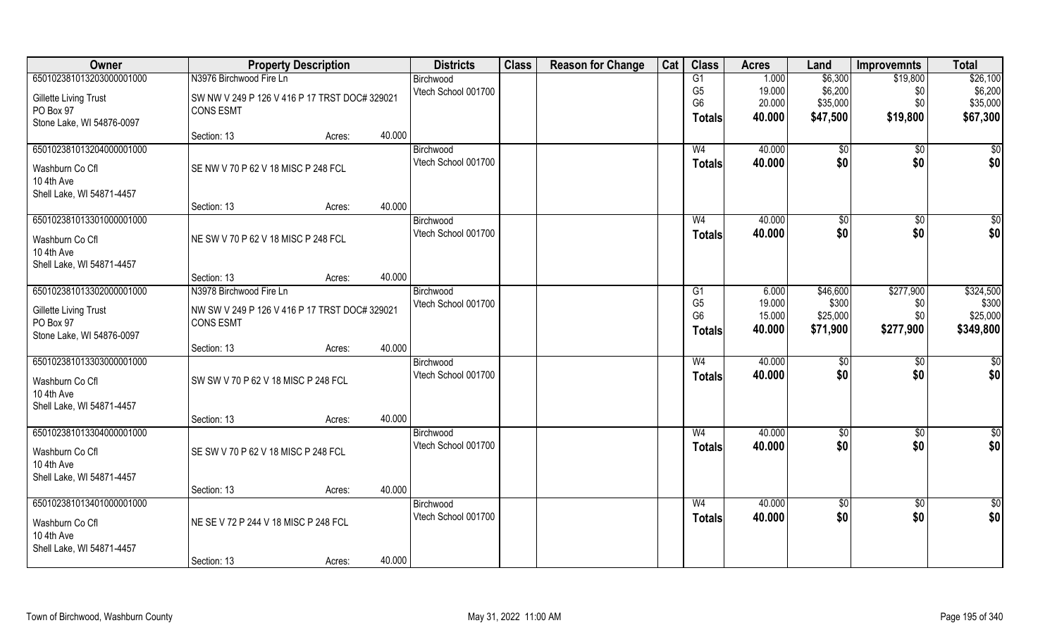| Owner | Property Description | | | Districts | Class | Reason for Change | Cat | Class | Acres | Land | Improvemnts | Total |
|---|---|---|---|---|---|---|---|---|---|---|---|---|
| 650102381013203000001000 | N3976 Birchwood Fire Ln | | | Birchwood | | | | G1 | 1.000 | $6,300 | $19,800 | $26,100 |
| Gillette Living Trust | SW NW V 249 P 126 V 416 P 17 TRST DOC# 329021 | | | Vtech School 001700 | | | | G5 | 19.000 | $6,200 | $0 | $6,200 |
| PO Box 97 | CONS ESMT | | | | | | | G6 | 20.000 | $35,000 | $0 | $35,000 |
| Stone Lake, WI 54876-0097 | | | | | | | | **Totals** | **40.000** | **$47,500** | **$19,800** | **$67,300** |
| | Section: 13 | Acres: | 40.000 | | | | | | | | | |
| 650102381013204000001000 | | | | Birchwood | | | | W4 | 40.000 | $0 | $0 | $0 |
| Washburn Co Cfl | SE NW V 70 P 62 V 18 MISC P 248 FCL | | | Vtech School 001700 | | | | **Totals** | **40.000** | **$0** | **$0** | **$0** |
| 10 4th Ave | | | | | | | | | | | | |
| Shell Lake, WI 54871-4457 | | | | | | | | | | | | |
| | Section: 13 | Acres: | 40.000 | | | | | | | | | |
| 650102381013301000001000 | | | | Birchwood | | | | W4 | 40.000 | $0 | $0 | $0 |
| Washburn Co Cfl | NE SW V 70 P 62 V 18 MISC P 248 FCL | | | Vtech School 001700 | | | | **Totals** | **40.000** | **$0** | **$0** | **$0** |
| 10 4th Ave | | | | | | | | | | | | |
| Shell Lake, WI 54871-4457 | | | | | | | | | | | | |
| | Section: 13 | Acres: | 40.000 | | | | | | | | | |
| 650102381013302000001000 | N3978 Birchwood Fire Ln | | | Birchwood | | | | G1 | 6.000 | $46,600 | $277,900 | $324,500 |
| Gillette Living Trust | NW SW V 249 P 126 V 416 P 17 TRST DOC# 329021 | | | Vtech School 001700 | | | | G5 | 19.000 | $300 | $0 | $300 |
| PO Box 97 | CONS ESMT | | | | | | | G6 | 15.000 | $25,000 | $0 | $25,000 |
| Stone Lake, WI 54876-0097 | | | | | | | | **Totals** | **40.000** | **$71,900** | **$277,900** | **$349,800** |
| | Section: 13 | Acres: | 40.000 | | | | | | | | | |
| 650102381013303000001000 | | | | Birchwood | | | | W4 | 40.000 | $0 | $0 | $0 |
| Washburn Co Cfl | SW SW V 70 P 62 V 18 MISC P 248 FCL | | | Vtech School 001700 | | | | **Totals** | **40.000** | **$0** | **$0** | **$0** |
| 10 4th Ave | | | | | | | | | | | | |
| Shell Lake, WI 54871-4457 | | | | | | | | | | | | |
| | Section: 13 | Acres: | 40.000 | | | | | | | | | |
| 650102381013304000001000 | | | | Birchwood | | | | W4 | 40.000 | $0 | $0 | $0 |
| Washburn Co Cfl | SE SW V 70 P 62 V 18 MISC P 248 FCL | | | Vtech School 001700 | | | | **Totals** | **40.000** | **$0** | **$0** | **$0** |
| 10 4th Ave | | | | | | | | | | | | |
| Shell Lake, WI 54871-4457 | | | | | | | | | | | | |
| | Section: 13 | Acres: | 40.000 | | | | | | | | | |
| 650102381013401000001000 | | | | Birchwood | | | | W4 | 40.000 | $0 | $0 | $0 |
| Washburn Co Cfl | NE SE V 72 P 244 V 18 MISC P 248 FCL | | | Vtech School 001700 | | | | **Totals** | **40.000** | **$0** | **$0** | **$0** |
| 10 4th Ave | | | | | | | | | | | | |
| Shell Lake, WI 54871-4457 | | | | | | | | | | | | |
| | Section: 13 | Acres: | 40.000 | | | | | | | | | |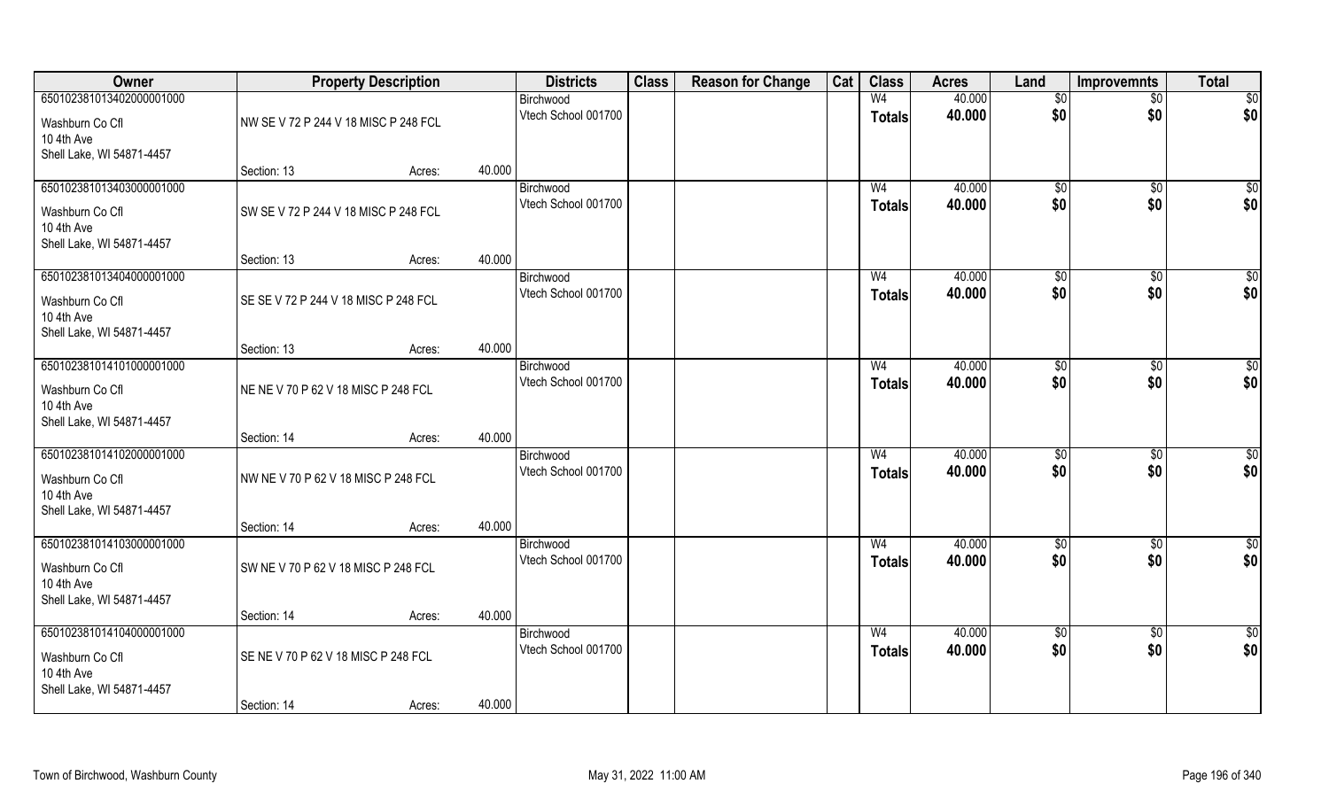| Owner | Property Description | | | Districts | Class | Reason for Change | Cat | Class | Acres | Land | Improvemnts | Total |
|---|---|---|---|---|---|---|---|---|---|---|---|---|
| 65010238101340200000100 0 | | | | Birchwood | | | | W4 | 40.000 | $0 | $0 | $0 |
| Washburn Co Cfl<br>10 4th Ave<br>Shell Lake, WI 54871-4457 | NW SE V 72 P 244 V 18 MISC P 248 FCL | | | Vtech School 001700 | | | | Totals | 40.000 | $0 | $0 | $0 |
| | Section: 13 | Acres: | 40.000 | | | | | | | | | |
| 650102381013403000001000 | | | | Birchwood | | | | W4 | 40.000 | $0 | $0 | $0 |
| Washburn Co Cfl<br>10 4th Ave<br>Shell Lake, WI 54871-4457 | SW SE V 72 P 244 V 18 MISC P 248 FCL | | | Vtech School 001700 | | | | Totals | 40.000 | $0 | $0 | $0 |
| | Section: 13 | Acres: | 40.000 | | | | | | | | | |
| 650102381013404000001000 | | | | Birchwood | | | | W4 | 40.000 | $0 | $0 | $0 |
| Washburn Co Cfl<br>10 4th Ave<br>Shell Lake, WI 54871-4457 | SE SE V 72 P 244 V 18 MISC P 248 FCL | | | Vtech School 001700 | | | | Totals | 40.000 | $0 | $0 | $0 |
| | Section: 13 | Acres: | 40.000 | | | | | | | | | |
| 650102381014101000001000 | | | | Birchwood | | | | W4 | 40.000 | $0 | $0 | $0 |
| Washburn Co Cfl<br>10 4th Ave<br>Shell Lake, WI 54871-4457 | NE NE V 70 P 62 V 18 MISC P 248 FCL | | | Vtech School 001700 | | | | Totals | 40.000 | $0 | $0 | $0 |
| | Section: 14 | Acres: | 40.000 | | | | | | | | | |
| 650102381014102000001000 | | | | Birchwood | | | | W4 | 40.000 | $0 | $0 | $0 |
| Washburn Co Cfl<br>10 4th Ave<br>Shell Lake, WI 54871-4457 | NW NE V 70 P 62 V 18 MISC P 248 FCL | | | Vtech School 001700 | | | | Totals | 40.000 | $0 | $0 | $0 |
| | Section: 14 | Acres: | 40.000 | | | | | | | | | |
| 650102381014103000001000 | | | | Birchwood | | | | W4 | 40.000 | $0 | $0 | $0 |
| Washburn Co Cfl<br>10 4th Ave<br>Shell Lake, WI 54871-4457 | SW NE V 70 P 62 V 18 MISC P 248 FCL | | | Vtech School 001700 | | | | Totals | 40.000 | $0 | $0 | $0 |
| | Section: 14 | Acres: | 40.000 | | | | | | | | | |
| 650102381014104000001000 | | | | Birchwood | | | | W4 | 40.000 | $0 | $0 | $0 |
| Washburn Co Cfl<br>10 4th Ave<br>Shell Lake, WI 54871-4457 | SE NE V 70 P 62 V 18 MISC P 248 FCL | | | Vtech School 001700 | | | | Totals | 40.000 | $0 | $0 | $0 |
| | Section: 14 | Acres: | 40.000 | | | | | | | | | |

Town of Birchwood, Washburn County — May 31, 2022 11:00 AM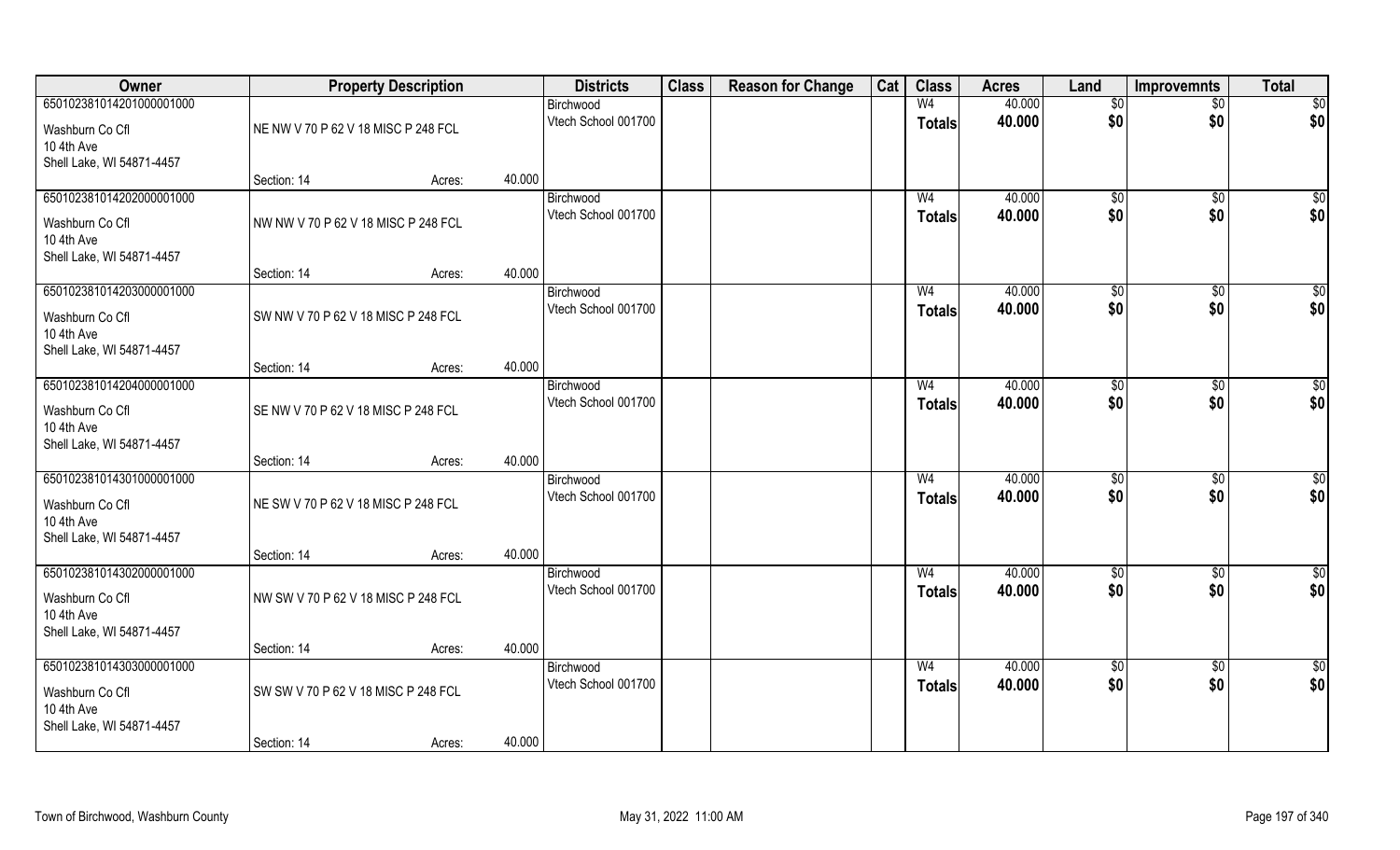| Owner | Property Description | | | Districts | Class | Reason for Change | Cat | Class | Acres | Land | Improvemnts | Total |
|---|---|---|---|---|---|---|---|---|---|---|---|---|
| 65010238101420100000 1000 | | | | Birchwood | | | | W4 | 40.000 | $0 | $0 | $0 |
| Washburn Co Cfl<br>10 4th Ave<br>Shell Lake, WI 54871-4457 | NE NW V 70 P 62 V 18 MISC P 248 FCL | | | Vtech School 001700 | | | | Totals | 40.000 | $0 | $0 | $0 |
| | Section: 14 | Acres: | 40.000 | | | | | | | | | |
| 650102381014202000001000 | | | | Birchwood | | | | W4 | 40.000 | $0 | $0 | $0 |
| Washburn Co Cfl<br>10 4th Ave<br>Shell Lake, WI 54871-4457 | NW NW V 70 P 62 V 18 MISC P 248 FCL | | | Vtech School 001700 | | | | Totals | 40.000 | $0 | $0 | $0 |
| | Section: 14 | Acres: | 40.000 | | | | | | | | | |
| 650102381014203000001000 | | | | Birchwood | | | | W4 | 40.000 | $0 | $0 | $0 |
| Washburn Co Cfl<br>10 4th Ave<br>Shell Lake, WI 54871-4457 | SW NW V 70 P 62 V 18 MISC P 248 FCL | | | Vtech School 001700 | | | | Totals | 40.000 | $0 | $0 | $0 |
| | Section: 14 | Acres: | 40.000 | | | | | | | | | |
| 650102381014204000001000 | | | | Birchwood | | | | W4 | 40.000 | $0 | $0 | $0 |
| Washburn Co Cfl<br>10 4th Ave<br>Shell Lake, WI 54871-4457 | SE NW V 70 P 62 V 18 MISC P 248 FCL | | | Vtech School 001700 | | | | Totals | 40.000 | $0 | $0 | $0 |
| | Section: 14 | Acres: | 40.000 | | | | | | | | | |
| 650102381014301000001000 | | | | Birchwood | | | | W4 | 40.000 | $0 | $0 | $0 |
| Washburn Co Cfl<br>10 4th Ave<br>Shell Lake, WI 54871-4457 | NE SW V 70 P 62 V 18 MISC P 248 FCL | | | Vtech School 001700 | | | | Totals | 40.000 | $0 | $0 | $0 |
| | Section: 14 | Acres: | 40.000 | | | | | | | | | |
| 650102381014302000001000 | | | | Birchwood | | | | W4 | 40.000 | $0 | $0 | $0 |
| Washburn Co Cfl<br>10 4th Ave<br>Shell Lake, WI 54871-4457 | NW SW V 70 P 62 V 18 MISC P 248 FCL | | | Vtech School 001700 | | | | Totals | 40.000 | $0 | $0 | $0 |
| | Section: 14 | Acres: | 40.000 | | | | | | | | | |
| 650102381014303000001000 | | | | Birchwood | | | | W4 | 40.000 | $0 | $0 | $0 |
| Washburn Co Cfl<br>10 4th Ave<br>Shell Lake, WI 54871-4457 | SW SW V 70 P 62 V 18 MISC P 248 FCL | | | Vtech School 001700 | | | | Totals | 40.000 | $0 | $0 | $0 |
| | Section: 14 | Acres: | 40.000 | | | | | | | | | |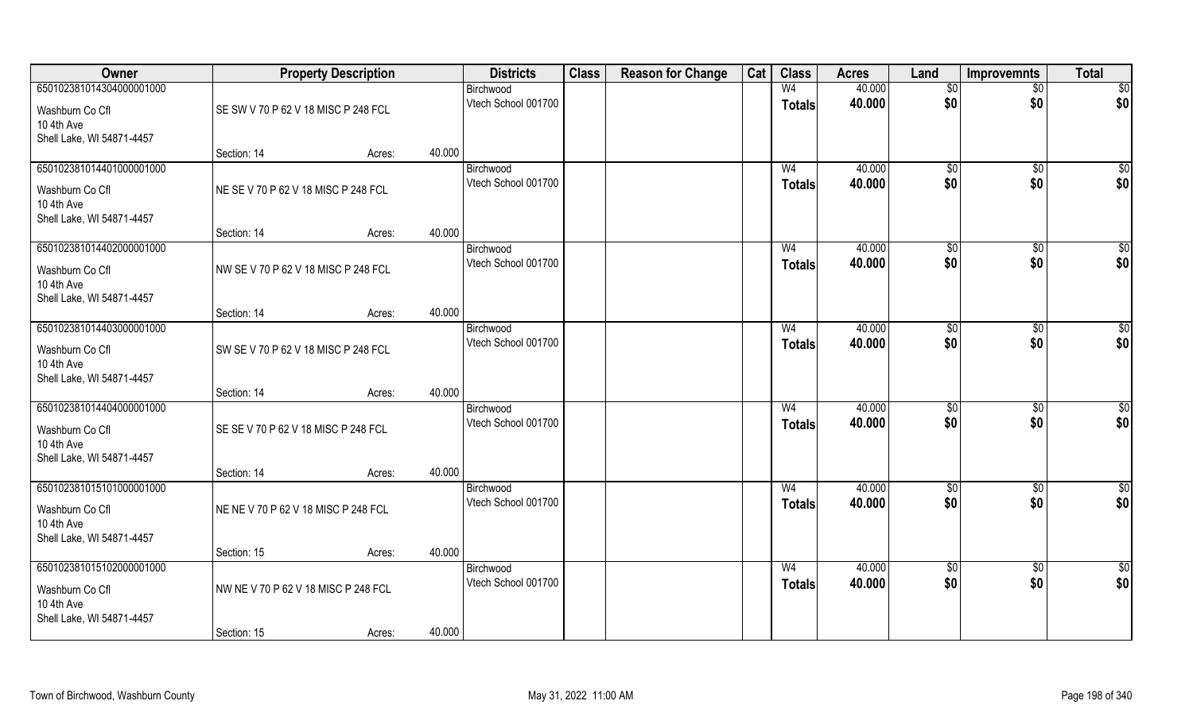| Owner | Property Description | | | Districts | Class | Reason for Change | Cat | Class | Acres | Land | Improvemnts | Total |
|---|---|---|---|---|---|---|---|---|---|---|---|---|
| 65010238101430400001000 | | | | Birchwood | | | | W4 | 40.000 | $0 | $0 | $0 |
| Washburn Co Cfl<br>10 4th Ave<br>Shell Lake, WI 54871-4457 | SE SW V 70 P 62 V 18 MISC P 248 FCL | | | Vtech School 001700 | | | | Totals | 40.000 | $0 | $0 | $0 |
| | Section: 14 | Acres: | 40.000 | | | | | | | | | |
| 65010238101440100001000 | | | | Birchwood | | | | W4 | 40.000 | $0 | $0 | $0 |
| Washburn Co Cfl<br>10 4th Ave<br>Shell Lake, WI 54871-4457 | NE SE V 70 P 62 V 18 MISC P 248 FCL | | | Vtech School 001700 | | | | Totals | 40.000 | $0 | $0 | $0 |
| | Section: 14 | Acres: | 40.000 | | | | | | | | | |
| 65010238101440200001000 | | | | Birchwood | | | | W4 | 40.000 | $0 | $0 | $0 |
| Washburn Co Cfl<br>10 4th Ave<br>Shell Lake, WI 54871-4457 | NW SE V 70 P 62 V 18 MISC P 248 FCL | | | Vtech School 001700 | | | | Totals | 40.000 | $0 | $0 | $0 |
| | Section: 14 | Acres: | 40.000 | | | | | | | | | |
| 65010238101440300001000 | | | | Birchwood | | | | W4 | 40.000 | $0 | $0 | $0 |
| Washburn Co Cfl<br>10 4th Ave<br>Shell Lake, WI 54871-4457 | SW SE V 70 P 62 V 18 MISC P 248 FCL | | | Vtech School 001700 | | | | Totals | 40.000 | $0 | $0 | $0 |
| | Section: 14 | Acres: | 40.000 | | | | | | | | | |
| 65010238101440400001000 | | | | Birchwood | | | | W4 | 40.000 | $0 | $0 | $0 |
| Washburn Co Cfl<br>10 4th Ave<br>Shell Lake, WI 54871-4457 | SE SE V 70 P 62 V 18 MISC P 248 FCL | | | Vtech School 001700 | | | | Totals | 40.000 | $0 | $0 | $0 |
| | Section: 14 | Acres: | 40.000 | | | | | | | | | |
| 65010238101510100001000 | | | | Birchwood | | | | W4 | 40.000 | $0 | $0 | $0 |
| Washburn Co Cfl<br>10 4th Ave<br>Shell Lake, WI 54871-4457 | NE NE V 70 P 62 V 18 MISC P 248 FCL | | | Vtech School 001700 | | | | Totals | 40.000 | $0 | $0 | $0 |
| | Section: 15 | Acres: | 40.000 | | | | | | | | | |
| 65010238101510200001000 | | | | Birchwood | | | | W4 | 40.000 | $0 | $0 | $0 |
| Washburn Co Cfl<br>10 4th Ave<br>Shell Lake, WI 54871-4457 | NW NE V 70 P 62 V 18 MISC P 248 FCL | | | Vtech School 001700 | | | | Totals | 40.000 | $0 | $0 | $0 |
| | Section: 15 | Acres: | 40.000 | | | | | | | | | |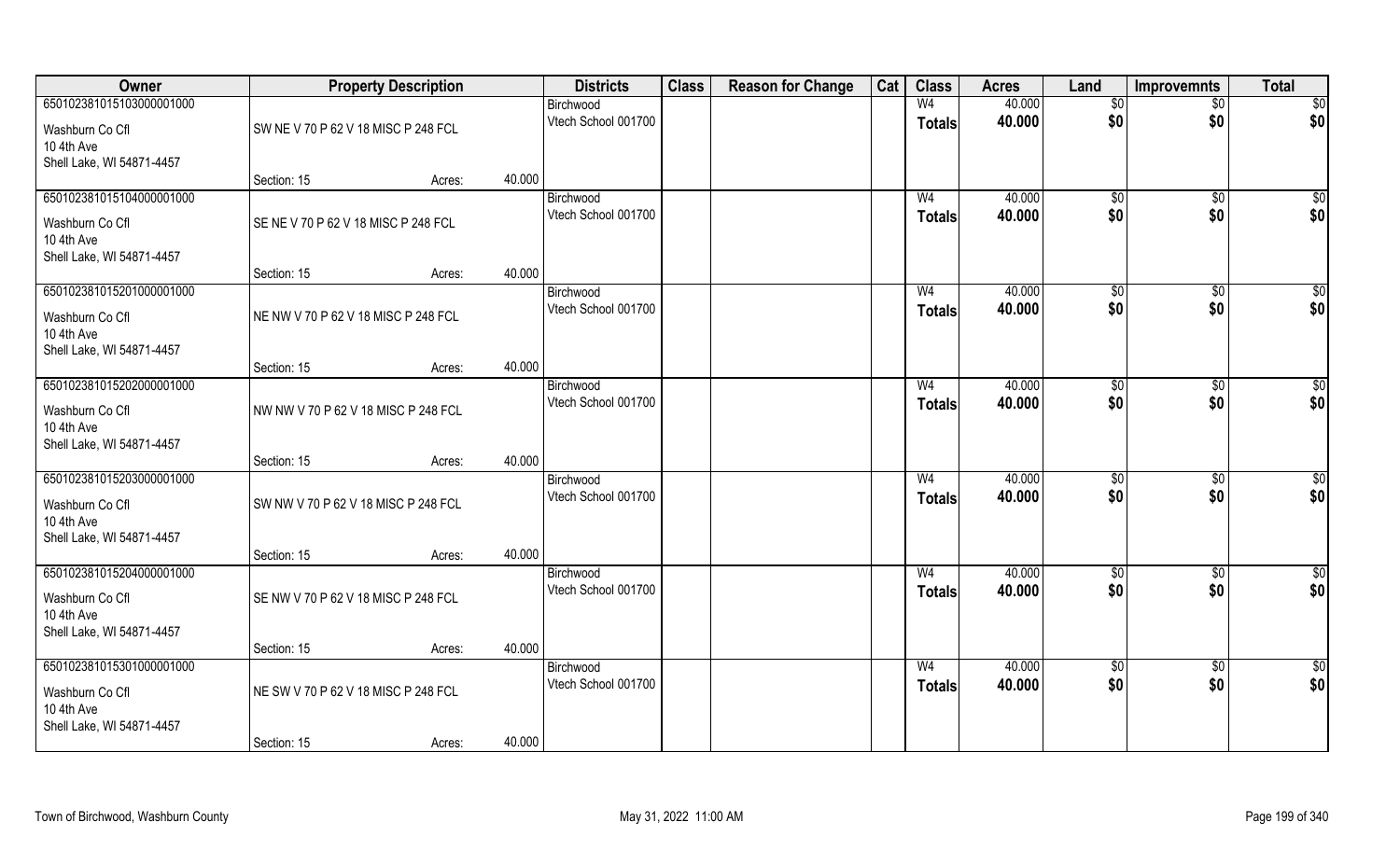| Owner | Property Description | | | Districts | Class | Reason for Change | Cat | Class | Acres | Land | Improvemnts | Total |
|---|---|---|---|---|---|---|---|---|---|---|---|---|
| 650102381015103000001000 | | | | Birchwood | | | | W4 | 40.000 | $0 | $0 | $0 |
| Washburn Co Cfl<br>10 4th Ave<br>Shell Lake, WI 54871-4457 | SW NE V 70 P 62 V 18 MISC P 248 FCL | | | Vtech School 001700 | | | | Totals | 40.000 | $0 | $0 | $0 |
| | Section: 15 | Acres: | 40.000 | | | | | | | | | |
| 650102381015104000001000 | | | | Birchwood | | | | W4 | 40.000 | $0 | $0 | $0 |
| Washburn Co Cfl<br>10 4th Ave<br>Shell Lake, WI 54871-4457 | SE NE V 70 P 62 V 18 MISC P 248 FCL | | | Vtech School 001700 | | | | Totals | 40.000 | $0 | $0 | $0 |
| | Section: 15 | Acres: | 40.000 | | | | | | | | | |
| 650102381015201000001000 | | | | Birchwood | | | | W4 | 40.000 | $0 | $0 | $0 |
| Washburn Co Cfl<br>10 4th Ave<br>Shell Lake, WI 54871-4457 | NE NW V 70 P 62 V 18 MISC P 248 FCL | | | Vtech School 001700 | | | | Totals | 40.000 | $0 | $0 | $0 |
| | Section: 15 | Acres: | 40.000 | | | | | | | | | |
| 650102381015202000001000 | | | | Birchwood | | | | W4 | 40.000 | $0 | $0 | $0 |
| Washburn Co Cfl<br>10 4th Ave<br>Shell Lake, WI 54871-4457 | NW NW V 70 P 62 V 18 MISC P 248 FCL | | | Vtech School 001700 | | | | Totals | 40.000 | $0 | $0 | $0 |
| | Section: 15 | Acres: | 40.000 | | | | | | | | | |
| 650102381015203000001000 | | | | Birchwood | | | | W4 | 40.000 | $0 | $0 | $0 |
| Washburn Co Cfl<br>10 4th Ave<br>Shell Lake, WI 54871-4457 | SW NW V 70 P 62 V 18 MISC P 248 FCL | | | Vtech School 001700 | | | | Totals | 40.000 | $0 | $0 | $0 |
| | Section: 15 | Acres: | 40.000 | | | | | | | | | |
| 650102381015204000001000 | | | | Birchwood | | | | W4 | 40.000 | $0 | $0 | $0 |
| Washburn Co Cfl<br>10 4th Ave<br>Shell Lake, WI 54871-4457 | SE NW V 70 P 62 V 18 MISC P 248 FCL | | | Vtech School 001700 | | | | Totals | 40.000 | $0 | $0 | $0 |
| | Section: 15 | Acres: | 40.000 | | | | | | | | | |
| 650102381015301000001000 | | | | Birchwood | | | | W4 | 40.000 | $0 | $0 | $0 |
| Washburn Co Cfl<br>10 4th Ave<br>Shell Lake, WI 54871-4457 | NE SW V 70 P 62 V 18 MISC P 248 FCL | | | Vtech School 001700 | | | | Totals | 40.000 | $0 | $0 | $0 |
| | Section: 15 | Acres: | 40.000 | | | | | | | | | |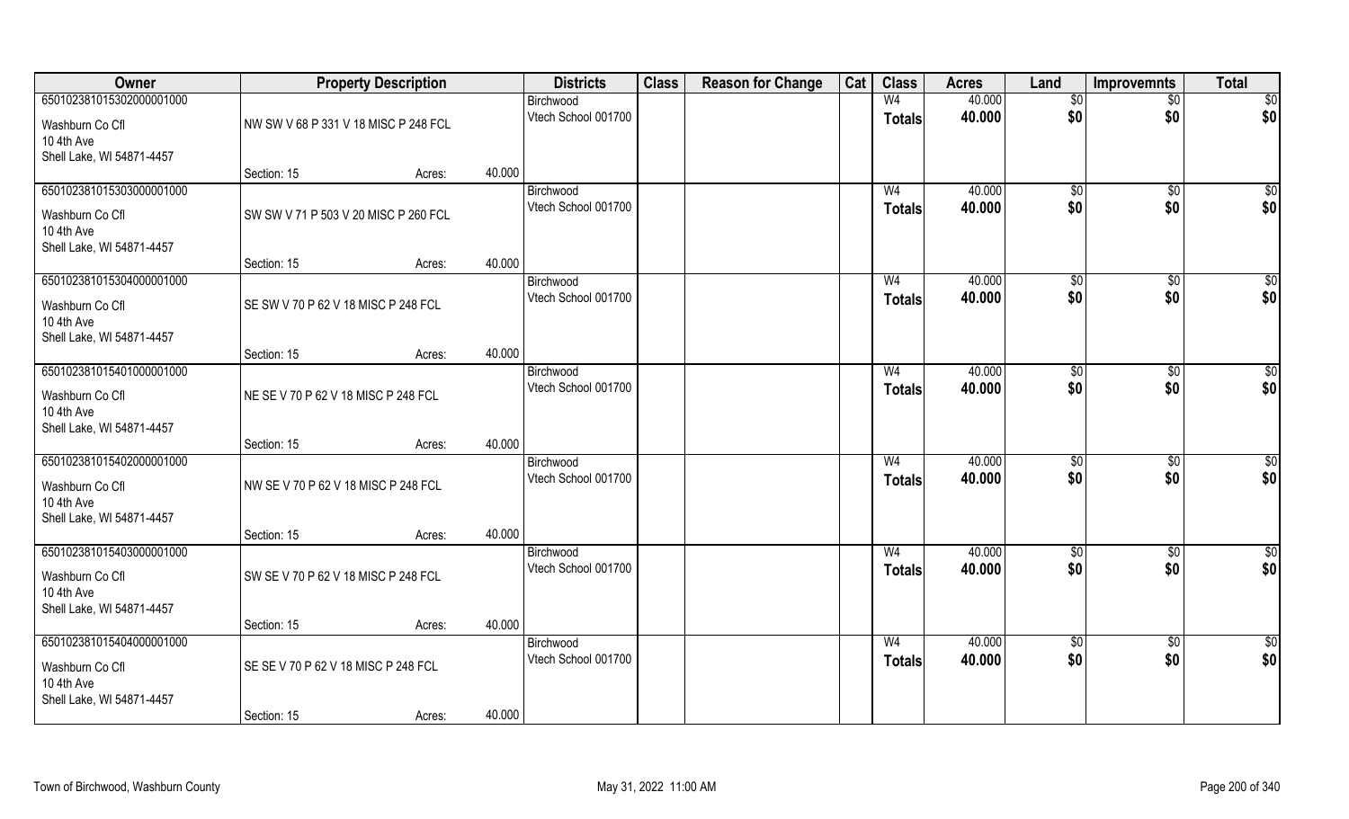| Owner | Property Description | | | Districts | Class | Reason for Change | Cat | Class | Acres | Land | Improvemnts | Total |
|---|---|---|---|---|---|---|---|---|---|---|---|---|
| 65010238101530200000​1000 | | | | Birchwood | | | | W4 | 40.000 | $0 | $0 | $0 |
| Washburn Co Cfl<br>10 4th Ave<br>Shell Lake, WI 54871-4457 | NW SW V 68 P 331 V 18 MISC P 248 FCL | | | Vtech School 001700 | | | | Totals | 40.000 | $0 | $0 | $0 |
| | Section: 15 | Acres: | 40.000 | | | | | | | | | |
| 650102381015303000001000 | | | | Birchwood | | | | W4 | 40.000 | $0 | $0 | $0 |
| Washburn Co Cfl<br>10 4th Ave<br>Shell Lake, WI 54871-4457 | SW SW V 71 P 503 V 20 MISC P 260 FCL | | | Vtech School 001700 | | | | Totals | 40.000 | $0 | $0 | $0 |
| | Section: 15 | Acres: | 40.000 | | | | | | | | | |
| 650102381015304000001000 | | | | Birchwood | | | | W4 | 40.000 | $0 | $0 | $0 |
| Washburn Co Cfl<br>10 4th Ave<br>Shell Lake, WI 54871-4457 | SE SW V 70 P 62 V 18 MISC P 248 FCL | | | Vtech School 001700 | | | | Totals | 40.000 | $0 | $0 | $0 |
| | Section: 15 | Acres: | 40.000 | | | | | | | | | |
| 650102381015401000001000 | | | | Birchwood | | | | W4 | 40.000 | $0 | $0 | $0 |
| Washburn Co Cfl<br>10 4th Ave<br>Shell Lake, WI 54871-4457 | NE SE V 70 P 62 V 18 MISC P 248 FCL | | | Vtech School 001700 | | | | Totals | 40.000 | $0 | $0 | $0 |
| | Section: 15 | Acres: | 40.000 | | | | | | | | | |
| 650102381015402000001000 | | | | Birchwood | | | | W4 | 40.000 | $0 | $0 | $0 |
| Washburn Co Cfl<br>10 4th Ave<br>Shell Lake, WI 54871-4457 | NW SE V 70 P 62 V 18 MISC P 248 FCL | | | Vtech School 001700 | | | | Totals | 40.000 | $0 | $0 | $0 |
| | Section: 15 | Acres: | 40.000 | | | | | | | | | |
| 650102381015403000001000 | | | | Birchwood | | | | W4 | 40.000 | $0 | $0 | $0 |
| Washburn Co Cfl<br>10 4th Ave<br>Shell Lake, WI 54871-4457 | SW SE V 70 P 62 V 18 MISC P 248 FCL | | | Vtech School 001700 | | | | Totals | 40.000 | $0 | $0 | $0 |
| | Section: 15 | Acres: | 40.000 | | | | | | | | | |
| 650102381015404000001000 | | | | Birchwood | | | | W4 | 40.000 | $0 | $0 | $0 |
| Washburn Co Cfl<br>10 4th Ave<br>Shell Lake, WI 54871-4457 | SE SE V 70 P 62 V 18 MISC P 248 FCL | | | Vtech School 001700 | | | | Totals | 40.000 | $0 | $0 | $0 |
| | Section: 15 | Acres: | 40.000 | | | | | | | | | |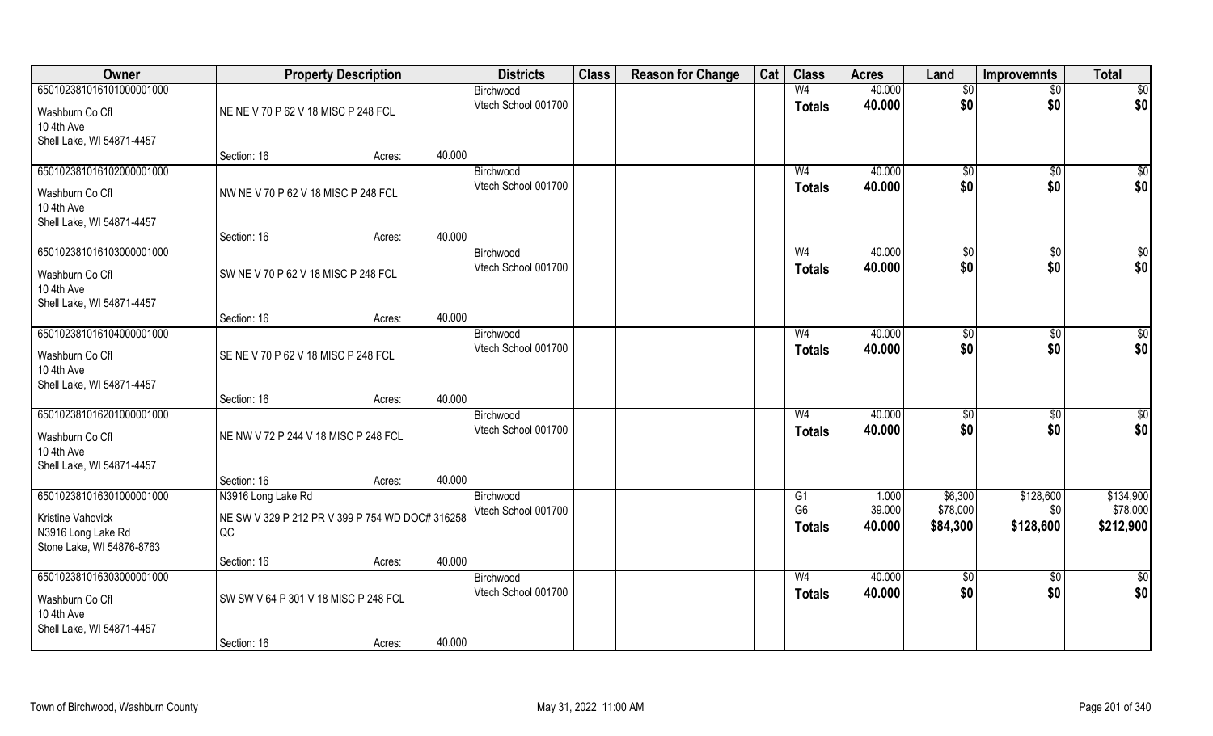| Owner | Property Description | | | Districts | Class | Reason for Change | Cat | Class | Acres | Land | Improvemnts | Total |
|---|---|---|---|---|---|---|---|---|---|---|---|---|
| 65010238101610100000100O | | | | Birchwood | | | | W4 | 40.000 | $0 | $0 | $0 |
| Washburn Co Cfl<br>10 4th Ave<br>Shell Lake, WI 54871-4457 | NE NE V 70 P 62 V 18 MISC P 248 FCL | | | Vtech School 001700 | | | | Totals | 40.000 | $0 | $0 | $0 |
| | Section: 16 | Acres: | 40.000 | | | | | | | | | |
| 650102381016102000001000 | | | | Birchwood | | | | W4 | 40.000 | $0 | $0 | $0 |
| Washburn Co Cfl<br>10 4th Ave<br>Shell Lake, WI 54871-4457 | NW NE V 70 P 62 V 18 MISC P 248 FCL | | | Vtech School 001700 | | | | Totals | 40.000 | $0 | $0 | $0 |
| | Section: 16 | Acres: | 40.000 | | | | | | | | | |
| 650102381016103000001000 | | | | Birchwood | | | | W4 | 40.000 | $0 | $0 | $0 |
| Washburn Co Cfl<br>10 4th Ave<br>Shell Lake, WI 54871-4457 | SW NE V 70 P 62 V 18 MISC P 248 FCL | | | Vtech School 001700 | | | | Totals | 40.000 | $0 | $0 | $0 |
| | Section: 16 | Acres: | 40.000 | | | | | | | | | |
| 650102381016104000001000 | | | | Birchwood | | | | W4 | 40.000 | $0 | $0 | $0 |
| Washburn Co Cfl<br>10 4th Ave<br>Shell Lake, WI 54871-4457 | SE NE V 70 P 62 V 18 MISC P 248 FCL | | | Vtech School 001700 | | | | Totals | 40.000 | $0 | $0 | $0 |
| | Section: 16 | Acres: | 40.000 | | | | | | | | | |
| 650102381016201000001000 | | | | Birchwood | | | | W4 | 40.000 | $0 | $0 | $0 |
| Washburn Co Cfl<br>10 4th Ave<br>Shell Lake, WI 54871-4457 | NE NW V 72 P 244 V 18 MISC P 248 FCL | | | Vtech School 001700 | | | | Totals | 40.000 | $0 | $0 | $0 |
| | Section: 16 | Acres: | 40.000 | | | | | | | | | |
| 650102381016301000001000 | N3916 Long Lake Rd | | | Birchwood | | | | G1 | 1.000 | $6,300 | $128,600 | $134,900 |
| Kristine Vahovick<br>N3916 Long Lake Rd<br>Stone Lake, WI 54876-8763 | NE SW V 329 P 212 PR V 399 P 754 WD DOC# 316258 QC | | | Vtech School 001700 | | | | G6 | 39.000 | $78,000 | $0 | $78,000 |
| | | | | | | | | Totals | 40.000 | $84,300 | $128,600 | $212,900 |
| | Section: 16 | Acres: | 40.000 | | | | | | | | | |
| 650102381016303000001000 | | | | Birchwood | | | | W4 | 40.000 | $0 | $0 | $0 |
| Washburn Co Cfl<br>10 4th Ave<br>Shell Lake, WI 54871-4457 | SW SW V 64 P 301 V 18 MISC P 248 FCL | | | Vtech School 001700 | | | | Totals | 40.000 | $0 | $0 | $0 |
| | Section: 16 | Acres: | 40.000 | | | | | | | | | |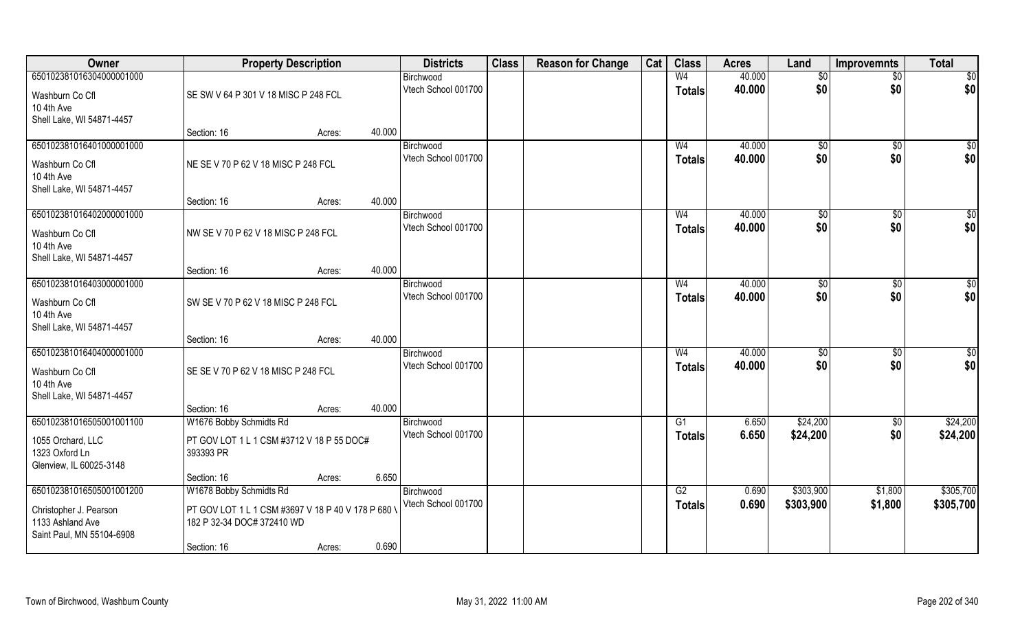| Owner | Property Description | | | Districts | Class | Reason for Change | Cat | Class | Acres | Land | Improvemnts | Total |
|---|---|---|---|---|---|---|---|---|---|---|---|---|
| 650102381016304000001000 | | | | Birchwood | | | | W4 | 40.000 | $0 | $0 | $0 |
| Washburn Co Cfl<br>10 4th Ave<br>Shell Lake, WI 54871-4457 | SE SW V 64 P 301 V 18 MISC P 248 FCL | | | Vtech School 001700 | | | | Totals | 40.000 | $0 | $0 | $0 |
| | Section: 16 | Acres: | 40.000 | | | | | | | | | |
| 650102381016401000001000 | | | | Birchwood | | | | W4 | 40.000 | $0 | $0 | $0 |
| Washburn Co Cfl<br>10 4th Ave<br>Shell Lake, WI 54871-4457 | NE SE V 70 P 62 V 18 MISC P 248 FCL | | | Vtech School 001700 | | | | Totals | 40.000 | $0 | $0 | $0 |
| | Section: 16 | Acres: | 40.000 | | | | | | | | | |
| 650102381016402000001000 | | | | Birchwood | | | | W4 | 40.000 | $0 | $0 | $0 |
| Washburn Co Cfl<br>10 4th Ave<br>Shell Lake, WI 54871-4457 | NW SE V 70 P 62 V 18 MISC P 248 FCL | | | Vtech School 001700 | | | | Totals | 40.000 | $0 | $0 | $0 |
| | Section: 16 | Acres: | 40.000 | | | | | | | | | |
| 650102381016403000001000 | | | | Birchwood | | | | W4 | 40.000 | $0 | $0 | $0 |
| Washburn Co Cfl<br>10 4th Ave<br>Shell Lake, WI 54871-4457 | SW SE V 70 P 62 V 18 MISC P 248 FCL | | | Vtech School 001700 | | | | Totals | 40.000 | $0 | $0 | $0 |
| | Section: 16 | Acres: | 40.000 | | | | | | | | | |
| 650102381016404000001000 | | | | Birchwood | | | | W4 | 40.000 | $0 | $0 | $0 |
| Washburn Co Cfl<br>10 4th Ave<br>Shell Lake, WI 54871-4457 | SE SE V 70 P 62 V 18 MISC P 248 FCL | | | Vtech School 001700 | | | | Totals | 40.000 | $0 | $0 | $0 |
| | Section: 16 | Acres: | 40.000 | | | | | | | | | |
| 650102381016505001001100 | W1676 Bobby Schmidts Rd | | | Birchwood | | | | G1 | 6.650 | $24,200 | $0 | $24,200 |
| 1055 Orchard, LLC<br>1323 Oxford Ln<br>Glenview, IL 60025-3148 | PT GOV LOT 1 L 1 CSM #3712 V 18 P 55 DOC# 393393 PR | | | Vtech School 001700 | | | | Totals | 6.650 | $24,200 | $0 | $24,200 |
| | Section: 16 | Acres: | 6.650 | | | | | | | | | |
| 650102381016505001001200 | W1678 Bobby Schmidts Rd | | | Birchwood | | | | G2 | 0.690 | $303,900 | $1,800 | $305,700 |
| Christopher J. Pearson<br>1133 Ashland Ave<br>Saint Paul, MN 55104-6908 | PT GOV LOT 1 L 1 CSM #3697 V 18 P 40 V 178 P 680 \ 182 P 32-34 DOC# 372410 WD | | | Vtech School 001700 | | | | Totals | 0.690 | $303,900 | $1,800 | $305,700 |
| | Section: 16 | Acres: | 0.690 | | | | | | | | | |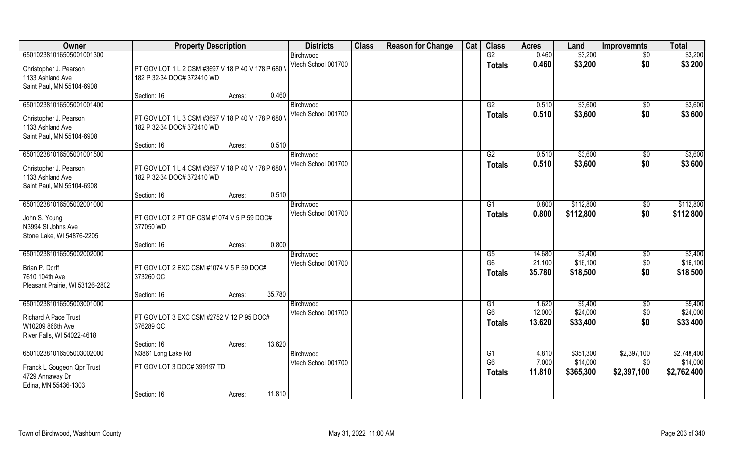| Owner | Property Description | | | Districts | Class | Reason for Change | Cat | Class | Acres | Land | Improvemnts | Total |
|---|---|---|---|---|---|---|---|---|---|---|---|---|
| 650102381016505001001300 | | | | Birchwood | | | | G2 | 0.460 | $3,200 | $0 | $3,200 |
| Christopher J. Pearson<br>1133 Ashland Ave<br>Saint Paul, MN 55104-6908 | PT GOV LOT 1 L 2 CSM #3697 V 18 P 40 V 178 P 680 \ 182 P 32-34 DOC# 372410 WD | | | Vtech School 001700 | | | | Totals | 0.460 | $3,200 | $0 | $3,200 |
| | Section: 16 | Acres: | 0.460 | | | | | | | | | |
| 650102381016505001001400 | | | | Birchwood | | | | G2 | 0.510 | $3,600 | $0 | $3,600 |
| Christopher J. Pearson<br>1133 Ashland Ave<br>Saint Paul, MN 55104-6908 | PT GOV LOT 1 L 3 CSM #3697 V 18 P 40 V 178 P 680 \ 182 P 32-34 DOC# 372410 WD | | | Vtech School 001700 | | | | Totals | 0.510 | $3,600 | $0 | $3,600 |
| | Section: 16 | Acres: | 0.510 | | | | | | | | | |
| 650102381016505001001500 | | | | Birchwood | | | | G2 | 0.510 | $3,600 | $0 | $3,600 |
| Christopher J. Pearson<br>1133 Ashland Ave<br>Saint Paul, MN 55104-6908 | PT GOV LOT 1 L 4 CSM #3697 V 18 P 40 V 178 P 680 \ 182 P 32-34 DOC# 372410 WD | | | Vtech School 001700 | | | | Totals | 0.510 | $3,600 | $0 | $3,600 |
| | Section: 16 | Acres: | 0.510 | | | | | | | | | |
| 650102381016505002001000 | | | | Birchwood | | | | G1 | 0.800 | $112,800 | $0 | $112,800 |
| John S. Young<br>N3994 St Johns Ave<br>Stone Lake, WI 54876-2205 | PT GOV LOT 2 PT OF CSM #1074 V 5 P 59 DOC# 377050 WD | | | Vtech School 001700 | | | | Totals | 0.800 | $112,800 | $0 | $112,800 |
| | Section: 16 | Acres: | 0.800 | | | | | | | | | |
| 650102381016505002002000 | | | | Birchwood | | | | G5 | 14.680 | $2,400 | $0 | $2,400 |
| Brian P. Dorff<br>7610 104th Ave<br>Pleasant Prairie, WI 53126-2802 | PT GOV LOT 2 EXC CSM #1074 V 5 P 59 DOC# 373260 QC | | | Vtech School 001700 | | | | G6 | 21.100 | $16,100 | $0 | $16,100 |
| | | | | | | | | Totals | 35.780 | $18,500 | $0 | $18,500 |
| | Section: 16 | Acres: | 35.780 | | | | | | | | | |
| 650102381016505003001000 | | | | Birchwood | | | | G1 | 1.620 | $9,400 | $0 | $9,400 |
| Richard A Pace Trust<br>W10209 866th Ave<br>River Falls, WI 54022-4618 | PT GOV LOT 3 EXC CSM #2752 V 12 P 95 DOC# 376289 QC | | | Vtech School 001700 | | | | G6 | 12.000 | $24,000 | $0 | $24,000 |
| | | | | | | | | Totals | 13.620 | $33,400 | $0 | $33,400 |
| | Section: 16 | Acres: | 13.620 | | | | | | | | | |
| 650102381016505003002000 | N3861 Long Lake Rd | | | Birchwood | | | | G1 | 4.810 | $351,300 | $2,397,100 | $2,748,400 |
| Franck L Gougeon Qpr Trust<br>4729 Annaway Dr<br>Edina, MN 55436-1303 | PT GOV LOT 3 DOC# 399197 TD | | | Vtech School 001700 | | | | G6 | 7.000 | $14,000 | $0 | $14,000 |
| | | | | | | | | Totals | 11.810 | $365,300 | $2,397,100 | $2,762,400 |
| | Section: 16 | Acres: | 11.810 | | | | | | | | | |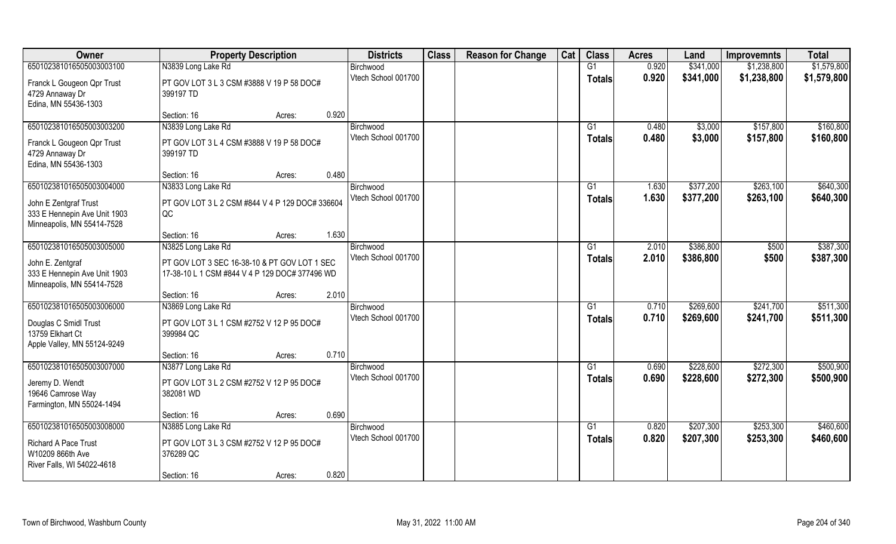| Owner | Property Description | | | Districts | Class | Reason for Change | Cat | Class | Acres | Land | Improvemnts | Total |
|---|---|---|---|---|---|---|---|---|---|---|---|---|
| 65010238101650500300310​0 | N3839 Long Lake Rd | | | Birchwood | | | | G1 | 0.920 | $341,000 | $1,238,800 | $1,579,800 |
| Franck L Gougeon Qpr Trust<br>4729 Annaway Dr<br>Edina, MN 55436-1303 | PT GOV LOT 3 L 3 CSM #3888 V 19 P 58 DOC# 399197 TD | | | Vtech School 001700 | | | | Totals | 0.920 | $341,000 | $1,238,800 | $1,579,800 |
| | Section: 16 | Acres: | 0.920 | | | | | | | | | |
| 650102381016505003003200 | N3839 Long Lake Rd | | | Birchwood | | | | G1 | 0.480 | $3,000 | $157,800 | $160,800 |
| Franck L Gougeon Qpr Trust<br>4729 Annaway Dr<br>Edina, MN 55436-1303 | PT GOV LOT 3 L 4 CSM #3888 V 19 P 58 DOC# 399197 TD | | | Vtech School 001700 | | | | Totals | 0.480 | $3,000 | $157,800 | $160,800 |
| | Section: 16 | Acres: | 0.480 | | | | | | | | | |
| 650102381016505003004000 | N3833 Long Lake Rd | | | Birchwood | | | | G1 | 1.630 | $377,200 | $263,100 | $640,300 |
| John E Zentgraf Trust<br>333 E Hennepin Ave Unit 1903<br>Minneapolis, MN 55414-7528 | PT GOV LOT 3 L 2 CSM #844 V 4 P 129 DOC# 336604 QC | | | Vtech School 001700 | | | | Totals | 1.630 | $377,200 | $263,100 | $640,300 |
| | Section: 16 | Acres: | 1.630 | | | | | | | | | |
| 650102381016505003005000 | N3825 Long Lake Rd | | | Birchwood | | | | G1 | 2.010 | $386,800 | $500 | $387,300 |
| John E. Zentgraf<br>333 E Hennepin Ave Unit 1903<br>Minneapolis, MN 55414-7528 | PT GOV LOT 3 SEC 16-38-10 & PT GOV LOT 1 SEC 17-38-10 L 1 CSM #844 V 4 P 129 DOC# 377496 WD | | | Vtech School 001700 | | | | Totals | 2.010 | $386,800 | $500 | $387,300 |
| | Section: 16 | Acres: | 2.010 | | | | | | | | | |
| 650102381016505003006000 | N3869 Long Lake Rd | | | Birchwood | | | | G1 | 0.710 | $269,600 | $241,700 | $511,300 |
| Douglas C Smidl Trust<br>13759 Elkhart Ct<br>Apple Valley, MN 55124-9249 | PT GOV LOT 3 L 1 CSM #2752 V 12 P 95 DOC# 399984 QC | | | Vtech School 001700 | | | | Totals | 0.710 | $269,600 | $241,700 | $511,300 |
| | Section: 16 | Acres: | 0.710 | | | | | | | | | |
| 650102381016505003007000 | N3877 Long Lake Rd | | | Birchwood | | | | G1 | 0.690 | $228,600 | $272,300 | $500,900 |
| Jeremy D. Wendt<br>19646 Camrose Way<br>Farmington, MN 55024-1494 | PT GOV LOT 3 L 2 CSM #2752 V 12 P 95 DOC# 382081 WD | | | Vtech School 001700 | | | | Totals | 0.690 | $228,600 | $272,300 | $500,900 |
| | Section: 16 | Acres: | 0.690 | | | | | | | | | |
| 650102381016505003008000 | N3885 Long Lake Rd | | | Birchwood | | | | G1 | 0.820 | $207,300 | $253,300 | $460,600 |
| Richard A Pace Trust<br>W10209 866th Ave<br>River Falls, WI 54022-4618 | PT GOV LOT 3 L 3 CSM #2752 V 12 P 95 DOC# 376289 QC | | | Vtech School 001700 | | | | Totals | 0.820 | $207,300 | $253,300 | $460,600 |
| | Section: 16 | Acres: | 0.820 | | | | | | | | | |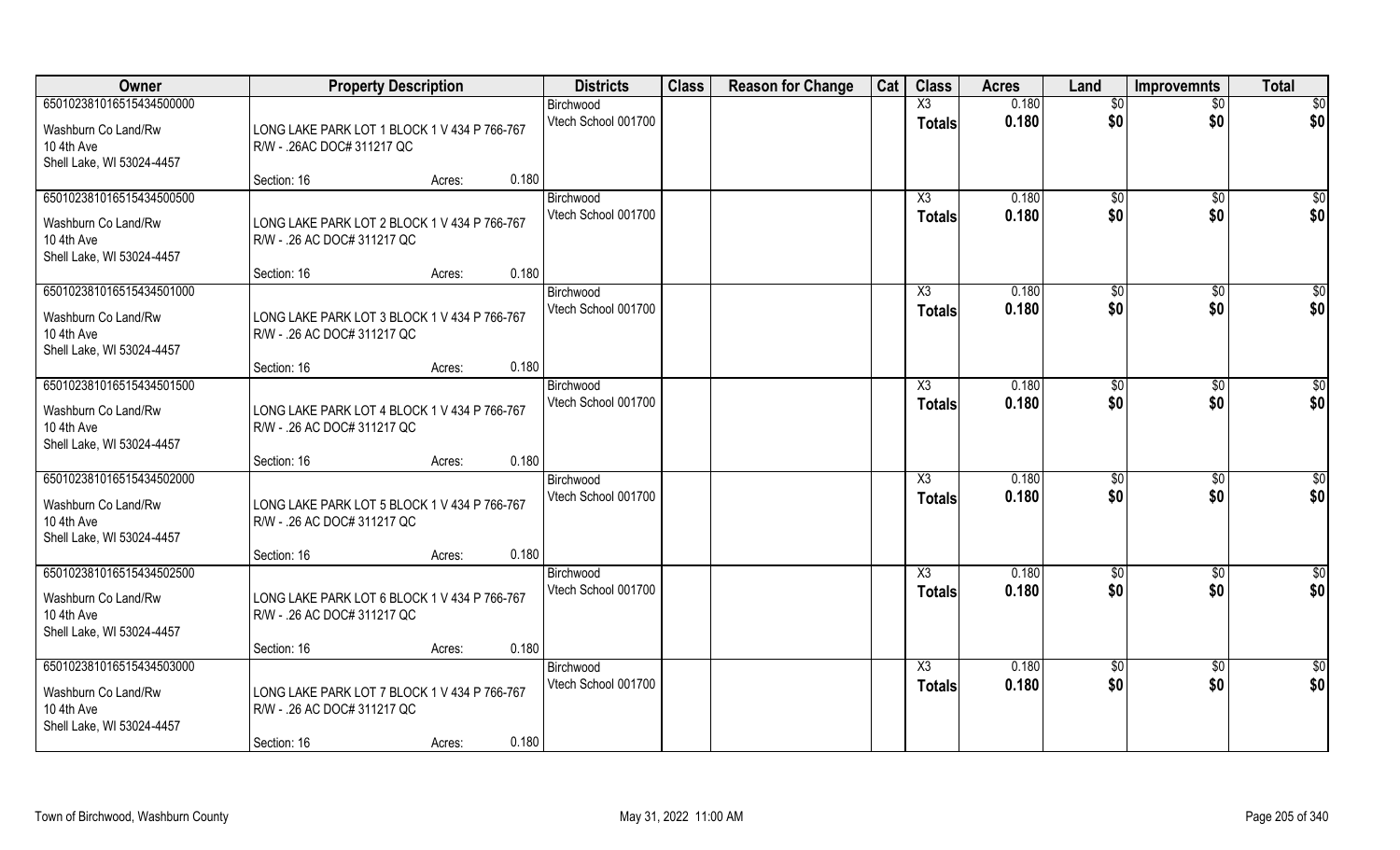| Owner | Property Description | | | Districts | Class | Reason for Change | Cat | Class | Acres | Land | Improvemnts | Total |
|---|---|---|---|---|---|---|---|---|---|---|---|---|
| 65010238101651543450000 | | | | Birchwood | | | | X3 | 0.180 | $0 | $0 | $0 |
| Washburn Co Land/Rw<br>10 4th Ave<br>Shell Lake, WI 53024-4457 | LONG LAKE PARK LOT 1 BLOCK 1 V 434 P 766-767 R/W - .26AC DOC# 311217 QC | | | Vtech School 001700 | | | | Totals | 0.180 | $0 | $0 | $0 |
| | Section: 16 | Acres: | 0.180 | | | | | | | | | |
| 65010238101651543450050 | | | | Birchwood | | | | X3 | 0.180 | $0 | $0 | $0 |
| Washburn Co Land/Rw<br>10 4th Ave<br>Shell Lake, WI 53024-4457 | LONG LAKE PARK LOT 2 BLOCK 1 V 434 P 766-767 R/W - .26 AC DOC# 311217 QC | | | Vtech School 001700 | | | | Totals | 0.180 | $0 | $0 | $0 |
| | Section: 16 | Acres: | 0.180 | | | | | | | | | |
| 65010238101651543450100 | | | | Birchwood | | | | X3 | 0.180 | $0 | $0 | $0 |
| Washburn Co Land/Rw<br>10 4th Ave<br>Shell Lake, WI 53024-4457 | LONG LAKE PARK LOT 3 BLOCK 1 V 434 P 766-767 R/W - .26 AC DOC# 311217 QC | | | Vtech School 001700 | | | | Totals | 0.180 | $0 | $0 | $0 |
| | Section: 16 | Acres: | 0.180 | | | | | | | | | |
| 65010238101651543450150 | | | | Birchwood | | | | X3 | 0.180 | $0 | $0 | $0 |
| Washburn Co Land/Rw<br>10 4th Ave<br>Shell Lake, WI 53024-4457 | LONG LAKE PARK LOT 4 BLOCK 1 V 434 P 766-767 R/W - .26 AC DOC# 311217 QC | | | Vtech School 001700 | | | | Totals | 0.180 | $0 | $0 | $0 |
| | Section: 16 | Acres: | 0.180 | | | | | | | | | |
| 65010238101651543450200 | | | | Birchwood | | | | X3 | 0.180 | $0 | $0 | $0 |
| Washburn Co Land/Rw<br>10 4th Ave<br>Shell Lake, WI 53024-4457 | LONG LAKE PARK LOT 5 BLOCK 1 V 434 P 766-767 R/W - .26 AC DOC# 311217 QC | | | Vtech School 001700 | | | | Totals | 0.180 | $0 | $0 | $0 |
| | Section: 16 | Acres: | 0.180 | | | | | | | | | |
| 65010238101651543450250 | | | | Birchwood | | | | X3 | 0.180 | $0 | $0 | $0 |
| Washburn Co Land/Rw<br>10 4th Ave<br>Shell Lake, WI 53024-4457 | LONG LAKE PARK LOT 6 BLOCK 1 V 434 P 766-767 R/W - .26 AC DOC# 311217 QC | | | Vtech School 001700 | | | | Totals | 0.180 | $0 | $0 | $0 |
| | Section: 16 | Acres: | 0.180 | | | | | | | | | |
| 65010238101651543450300 | | | | Birchwood | | | | X3 | 0.180 | $0 | $0 | $0 |
| Washburn Co Land/Rw<br>10 4th Ave<br>Shell Lake, WI 53024-4457 | LONG LAKE PARK LOT 7 BLOCK 1 V 434 P 766-767 R/W - .26 AC DOC# 311217 QC | | | Vtech School 001700 | | | | Totals | 0.180 | $0 | $0 | $0 |
| | Section: 16 | Acres: | 0.180 | | | | | | | | | |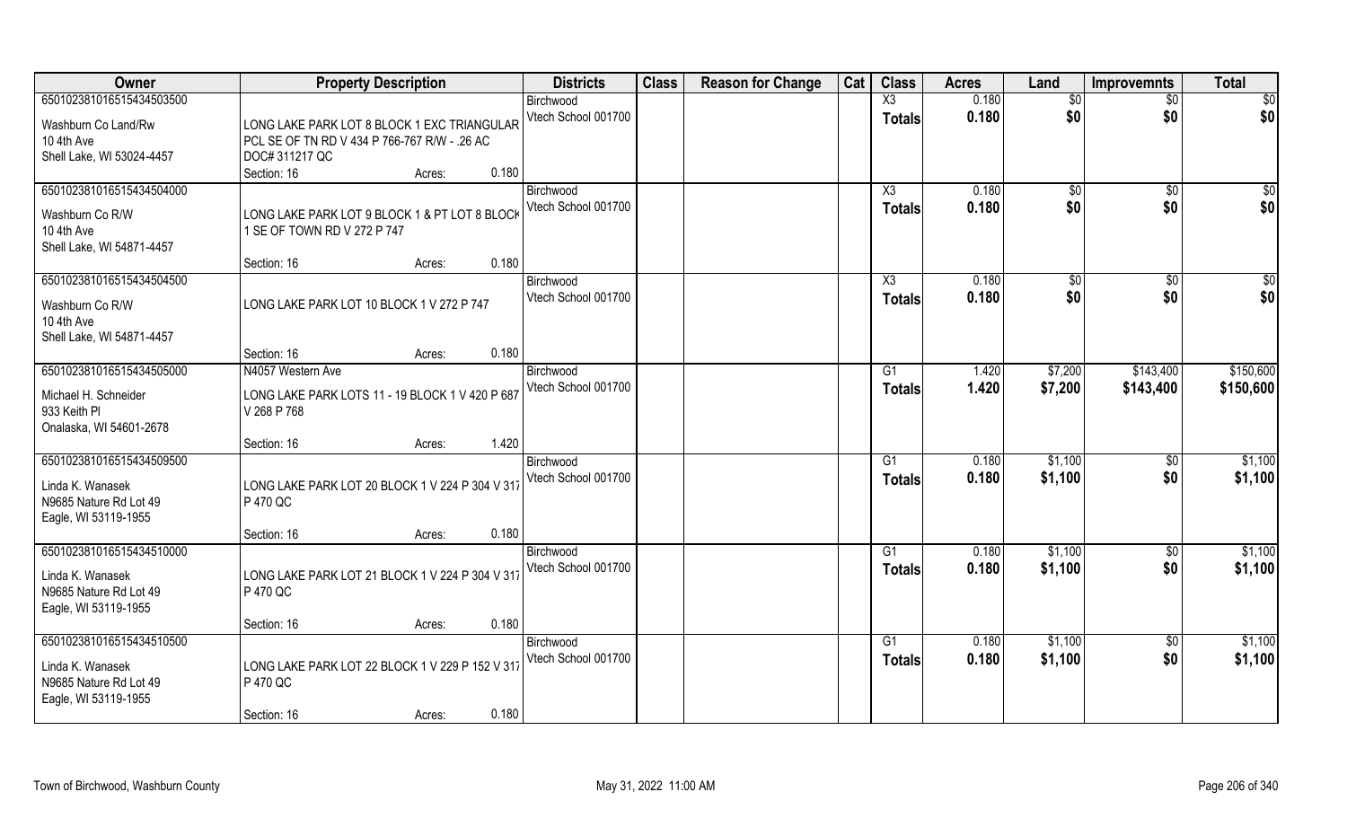| Owner | Property Description | Districts | Class | Reason for Change | Cat | Class | Acres | Land | Improvemnts | Total |
|---|---|---|---|---|---|---|---|---|---|---|
| 650102381016515434503500 | | Birchwood | | | | X3 | 0.180 | $0 | $0 | $0 |
| Washburn Co Land/Rw<br>10 4th Ave<br>Shell Lake, WI 53024-4457 | LONG LAKE PARK LOT 8 BLOCK 1 EXC TRIANGULAR PCL SE OF TN RD V 434 P 766-767 R/W - .26 AC DOC# 311217 QC<br>Section: 16 Acres: 0.180 | Vtech School 001700 | | | | Totals | 0.180 | $0 | $0 | $0 |
| 650102381016515434504000 | | Birchwood | | | | X3 | 0.180 | $0 | $0 | $0 |
| Washburn Co R/W<br>10 4th Ave<br>Shell Lake, WI 54871-4457 | LONG LAKE PARK LOT 9 BLOCK 1 & PT LOT 8 BLOCK 1 SE OF TOWN RD V 272 P 747<br>Section: 16 Acres: 0.180 | Vtech School 001700 | | | | Totals | 0.180 | $0 | $0 | $0 |
| 650102381016515434504500 | | Birchwood | | | | X3 | 0.180 | $0 | $0 | $0 |
| Washburn Co R/W<br>10 4th Ave<br>Shell Lake, WI 54871-4457 | LONG LAKE PARK LOT 10 BLOCK 1 V 272 P 747<br>Section: 16 Acres: 0.180 | Vtech School 001700 | | | | Totals | 0.180 | $0 | $0 | $0 |
| 650102381016515434505000 | N4057 Western Ave | Birchwood | | | | G1 | 1.420 | $7,200 | $143,400 | $150,600 |
| Michael H. Schneider<br>933 Keith Pl<br>Onalaska, WI 54601-2678 | LONG LAKE PARK LOTS 11 - 19 BLOCK 1 V 420 P 687 V 268 P 768<br>Section: 16 Acres: 1.420 | Vtech School 001700 | | | | Totals | 1.420 | $7,200 | $143,400 | $150,600 |
| 650102381016515434509500 | | Birchwood | | | | G1 | 0.180 | $1,100 | $0 | $1,100 |
| Linda K. Wanasek<br>N9685 Nature Rd Lot 49<br>Eagle, WI 53119-1955 | LONG LAKE PARK LOT 20 BLOCK 1 V 224 P 304 V 317 P 470 QC<br>Section: 16 Acres: 0.180 | Vtech School 001700 | | | | Totals | 0.180 | $1,100 | $0 | $1,100 |
| 650102381016515434510000 | | Birchwood | | | | G1 | 0.180 | $1,100 | $0 | $1,100 |
| Linda K. Wanasek<br>N9685 Nature Rd Lot 49<br>Eagle, WI 53119-1955 | LONG LAKE PARK LOT 21 BLOCK 1 V 224 P 304 V 317 P 470 QC<br>Section: 16 Acres: 0.180 | Vtech School 001700 | | | | Totals | 0.180 | $1,100 | $0 | $1,100 |
| 650102381016515434510500 | | Birchwood | | | | G1 | 0.180 | $1,100 | $0 | $1,100 |
| Linda K. Wanasek<br>N9685 Nature Rd Lot 49<br>Eagle, WI 53119-1955 | LONG LAKE PARK LOT 22 BLOCK 1 V 229 P 152 V 317 P 470 QC<br>Section: 16 Acres: 0.180 | Vtech School 001700 | | | | Totals | 0.180 | $1,100 | $0 | $1,100 |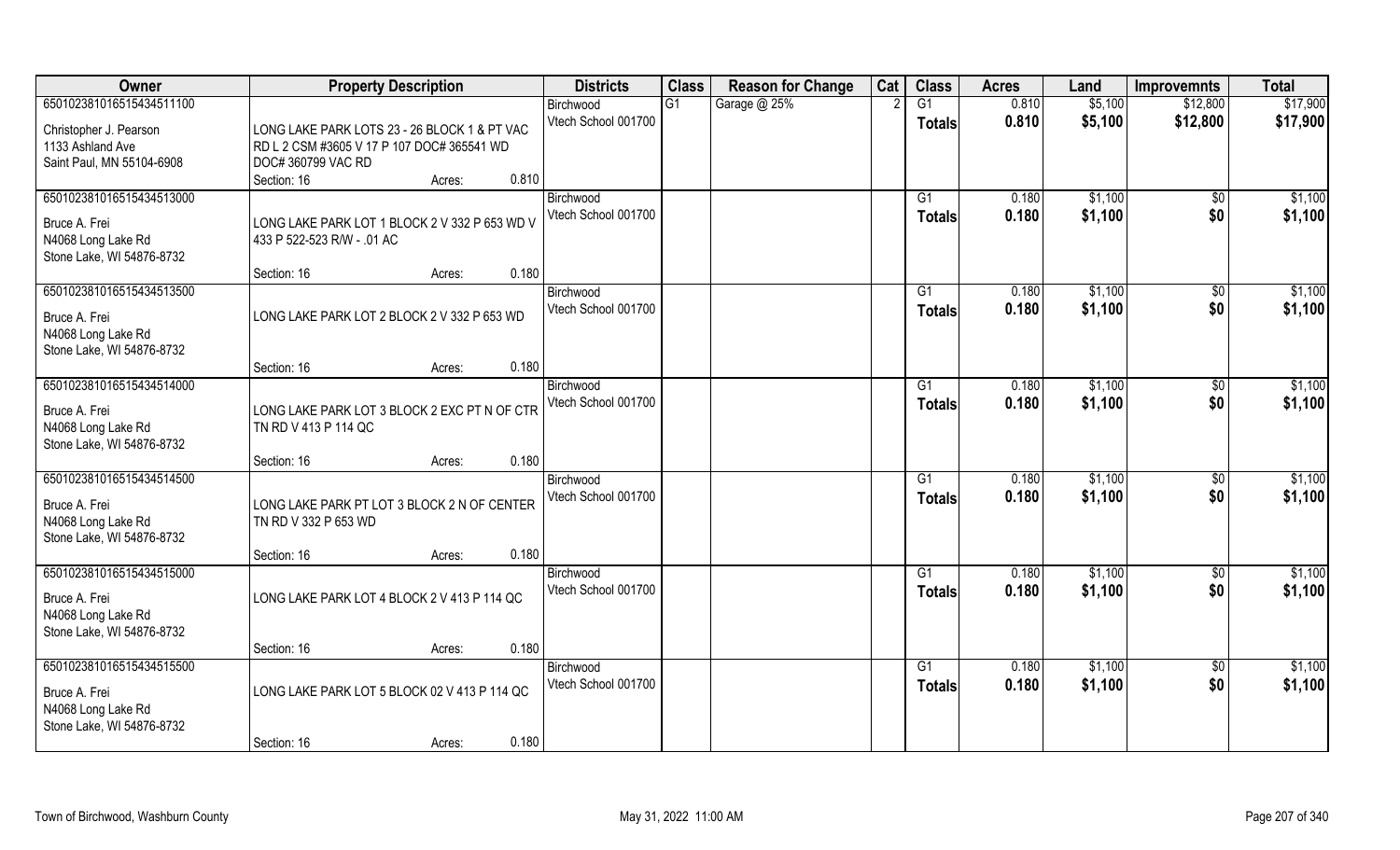| Owner | Property Description | | | Districts | Class | Reason for Change | Cat | Class | Acres | Land | Improvemnts | Total |
|---|---|---|---|---|---|---|---|---|---|---|---|---|
| 65010238101651543451110​0<br>Christopher J. Pearson<br>1133 Ashland Ave<br>Saint Paul, MN 55104-6908 | LONG LAKE PARK LOTS 23 - 26 BLOCK 1 & PT VAC RD L 2 CSM #3605 V 17 P 107 DOC# 365541 WD DOC# 360799 VAC RD<br>Section: 16 | Acres: | 0.810 | Birchwood<br>Vtech School 001700 | G1 | Garage @ 25% | 2 | G1<br>**Totals** | 0.810<br>**0.810** | $5,100<br>**$5,100** | $12,800<br>**$12,800** | $17,900<br>**$17,900** |
| 650102381016515434513000<br>Bruce A. Frei<br>N4068 Long Lake Rd<br>Stone Lake, WI 54876-8732 | LONG LAKE PARK LOT 1 BLOCK 2 V 332 P 653 WD V 433 P 522-523 R/W - .01 AC<br>Section: 16 | Acres: | 0.180 | Birchwood<br>Vtech School 001700 | | | | G1<br>**Totals** | 0.180<br>**0.180** | $1,100<br>**$1,100** | $0<br>**$0** | $1,100<br>**$1,100** |
| 650102381016515434513500<br>Bruce A. Frei<br>N4068 Long Lake Rd<br>Stone Lake, WI 54876-8732 | LONG LAKE PARK LOT 2 BLOCK 2 V 332 P 653 WD<br>Section: 16 | Acres: | 0.180 | Birchwood<br>Vtech School 001700 | | | | G1<br>**Totals** | 0.180<br>**0.180** | $1,100<br>**$1,100** | $0<br>**$0** | $1,100<br>**$1,100** |
| 650102381016515434514000<br>Bruce A. Frei<br>N4068 Long Lake Rd<br>Stone Lake, WI 54876-8732 | LONG LAKE PARK LOT 3 BLOCK 2 EXC PT N OF CTR TN RD V 413 P 114 QC<br>Section: 16 | Acres: | 0.180 | Birchwood<br>Vtech School 001700 | | | | G1<br>**Totals** | 0.180<br>**0.180** | $1,100<br>**$1,100** | $0<br>**$0** | $1,100<br>**$1,100** |
| 650102381016515434514500<br>Bruce A. Frei<br>N4068 Long Lake Rd<br>Stone Lake, WI 54876-8732 | LONG LAKE PARK PT LOT 3 BLOCK 2 N OF CENTER TN RD V 332 P 653 WD<br>Section: 16 | Acres: | 0.180 | Birchwood<br>Vtech School 001700 | | | | G1<br>**Totals** | 0.180<br>**0.180** | $1,100<br>**$1,100** | $0<br>**$0** | $1,100<br>**$1,100** |
| 650102381016515434515000<br>Bruce A. Frei<br>N4068 Long Lake Rd<br>Stone Lake, WI 54876-8732 | LONG LAKE PARK LOT 4 BLOCK 2 V 413 P 114 QC<br>Section: 16 | Acres: | 0.180 | Birchwood<br>Vtech School 001700 | | | | G1<br>**Totals** | 0.180<br>**0.180** | $1,100<br>**$1,100** | $0<br>**$0** | $1,100<br>**$1,100** |
| 650102381016515434515500<br>Bruce A. Frei<br>N4068 Long Lake Rd<br>Stone Lake, WI 54876-8732 | LONG LAKE PARK LOT 5 BLOCK 02 V 413 P 114 QC<br>Section: 16 | Acres: | 0.180 | Birchwood<br>Vtech School 001700 | | | | G1<br>**Totals** | 0.180<br>**0.180** | $1,100<br>**$1,100** | $0<br>**$0** | $1,100<br>**$1,100** |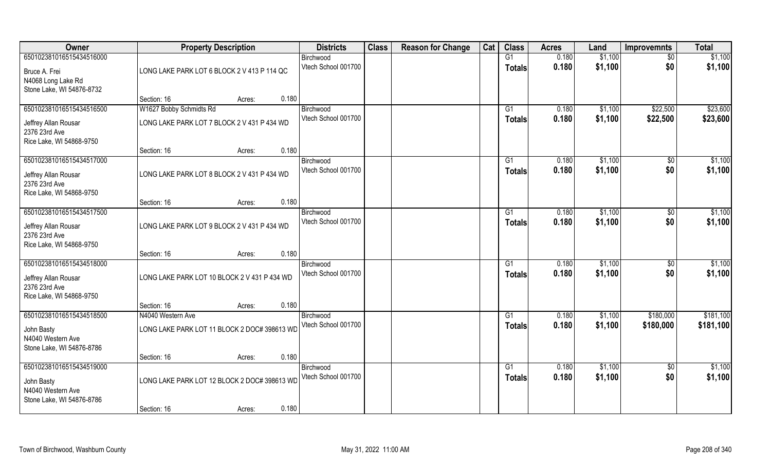| Owner | Property Description | | | Districts | Class | Reason for Change | Cat | Class | Acres | Land | Improvemnts | Total |
|---|---|---|---|---|---|---|---|---|---|---|---|---|
| 650102381016515434516000 | | | | Birchwood | | | | G1 | 0.180 | $1,100 | $0 | $1,100 |
| Bruce A. Frei<br>N4068 Long Lake Rd<br>Stone Lake, WI 54876-8732 | LONG LAKE PARK LOT 6 BLOCK 2 V 413 P 114 QC | | | Vtech School 001700 | | | | Totals | 0.180 | $1,100 | $0 | $1,100 |
| | Section: 16 | Acres: | 0.180 | | | | | | | | | |
| 650102381016515434516500 | W1627 Bobby Schmidts Rd | | | Birchwood | | | | G1 | 0.180 | $1,100 | $22,500 | $23,600 |
| Jeffrey Allan Rousar<br>2376 23rd Ave<br>Rice Lake, WI 54868-9750 | LONG LAKE PARK LOT 7 BLOCK 2 V 431 P 434 WD | | | Vtech School 001700 | | | | Totals | 0.180 | $1,100 | $22,500 | $23,600 |
| | Section: 16 | Acres: | 0.180 | | | | | | | | | |
| 650102381016515434517000 | | | | Birchwood | | | | G1 | 0.180 | $1,100 | $0 | $1,100 |
| Jeffrey Allan Rousar<br>2376 23rd Ave<br>Rice Lake, WI 54868-9750 | LONG LAKE PARK LOT 8 BLOCK 2 V 431 P 434 WD | | | Vtech School 001700 | | | | Totals | 0.180 | $1,100 | $0 | $1,100 |
| | Section: 16 | Acres: | 0.180 | | | | | | | | | |
| 650102381016515434517500 | | | | Birchwood | | | | G1 | 0.180 | $1,100 | $0 | $1,100 |
| Jeffrey Allan Rousar<br>2376 23rd Ave<br>Rice Lake, WI 54868-9750 | LONG LAKE PARK LOT 9 BLOCK 2 V 431 P 434 WD | | | Vtech School 001700 | | | | Totals | 0.180 | $1,100 | $0 | $1,100 |
| | Section: 16 | Acres: | 0.180 | | | | | | | | | |
| 650102381016515434518000 | | | | Birchwood | | | | G1 | 0.180 | $1,100 | $0 | $1,100 |
| Jeffrey Allan Rousar<br>2376 23rd Ave<br>Rice Lake, WI 54868-9750 | LONG LAKE PARK LOT 10 BLOCK 2 V 431 P 434 WD | | | Vtech School 001700 | | | | Totals | 0.180 | $1,100 | $0 | $1,100 |
| | Section: 16 | Acres: | 0.180 | | | | | | | | | |
| 650102381016515434518500 | N4040 Western Ave | | | Birchwood | | | | G1 | 0.180 | $1,100 | $180,000 | $181,100 |
| John Basty<br>N4040 Western Ave<br>Stone Lake, WI 54876-8786 | LONG LAKE PARK LOT 11 BLOCK 2 DOC# 398613 WD | | | Vtech School 001700 | | | | Totals | 0.180 | $1,100 | $180,000 | $181,100 |
| | Section: 16 | Acres: | 0.180 | | | | | | | | | |
| 650102381016515434519000 | | | | Birchwood | | | | G1 | 0.180 | $1,100 | $0 | $1,100 |
| John Basty<br>N4040 Western Ave<br>Stone Lake, WI 54876-8786 | LONG LAKE PARK LOT 12 BLOCK 2 DOC# 398613 WD | | | Vtech School 001700 | | | | Totals | 0.180 | $1,100 | $0 | $1,100 |
| | Section: 16 | Acres: | 0.180 | | | | | | | | | |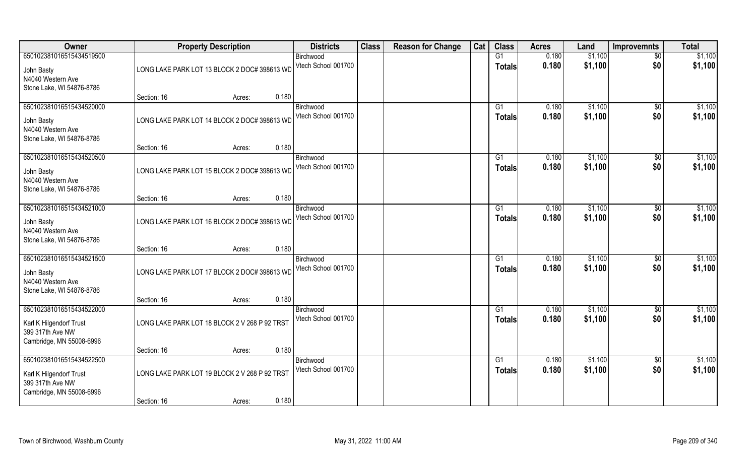| Owner | Property Description | | | Districts | Class | Reason for Change | Cat | Class | Acres | Land | Improvemnts | Total |
|---|---|---|---|---|---|---|---|---|---|---|---|---|
| 65010238101651543451950​0 | | | | Birchwood | | | | G1 | 0.180 | $1,100 | $0 | $1,100 |
| John Basty<br>N4040 Western Ave<br>Stone Lake, WI 54876-8786 | LONG LAKE PARK LOT 13 BLOCK 2 DOC# 398613 WD | | | Vtech School 001700 | | | | Totals | 0.180 | $1,100 | $0 | $1,100 |
| | Section: 16 | Acres: | 0.180 | | | | | | | | | |
| 650102381016515434520000 | | | | Birchwood | | | | G1 | 0.180 | $1,100 | $0 | $1,100 |
| John Basty<br>N4040 Western Ave<br>Stone Lake, WI 54876-8786 | LONG LAKE PARK LOT 14 BLOCK 2 DOC# 398613 WD | | | Vtech School 001700 | | | | Totals | 0.180 | $1,100 | $0 | $1,100 |
| | Section: 16 | Acres: | 0.180 | | | | | | | | | |
| 650102381016515434520500 | | | | Birchwood | | | | G1 | 0.180 | $1,100 | $0 | $1,100 |
| John Basty<br>N4040 Western Ave<br>Stone Lake, WI 54876-8786 | LONG LAKE PARK LOT 15 BLOCK 2 DOC# 398613 WD | | | Vtech School 001700 | | | | Totals | 0.180 | $1,100 | $0 | $1,100 |
| | Section: 16 | Acres: | 0.180 | | | | | | | | | |
| 650102381016515434521000 | | | | Birchwood | | | | G1 | 0.180 | $1,100 | $0 | $1,100 |
| John Basty<br>N4040 Western Ave<br>Stone Lake, WI 54876-8786 | LONG LAKE PARK LOT 16 BLOCK 2 DOC# 398613 WD | | | Vtech School 001700 | | | | Totals | 0.180 | $1,100 | $0 | $1,100 |
| | Section: 16 | Acres: | 0.180 | | | | | | | | | |
| 650102381016515434521500 | | | | Birchwood | | | | G1 | 0.180 | $1,100 | $0 | $1,100 |
| John Basty<br>N4040 Western Ave<br>Stone Lake, WI 54876-8786 | LONG LAKE PARK LOT 17 BLOCK 2 DOC# 398613 WD | | | Vtech School 001700 | | | | Totals | 0.180 | $1,100 | $0 | $1,100 |
| | Section: 16 | Acres: | 0.180 | | | | | | | | | |
| 650102381016515434522000 | | | | Birchwood | | | | G1 | 0.180 | $1,100 | $0 | $1,100 |
| Karl K Hilgendorf Trust<br>399 317th Ave NW<br>Cambridge, MN 55008-6996 | LONG LAKE PARK LOT 18 BLOCK 2 V 268 P 92 TRST | | | Vtech School 001700 | | | | Totals | 0.180 | $1,100 | $0 | $1,100 |
| | Section: 16 | Acres: | 0.180 | | | | | | | | | |
| 650102381016515434522500 | | | | Birchwood | | | | G1 | 0.180 | $1,100 | $0 | $1,100 |
| Karl K Hilgendorf Trust<br>399 317th Ave NW<br>Cambridge, MN 55008-6996 | LONG LAKE PARK LOT 19 BLOCK 2 V 268 P 92 TRST | | | Vtech School 001700 | | | | Totals | 0.180 | $1,100 | $0 | $1,100 |
| | Section: 16 | Acres: | 0.180 | | | | | | | | | |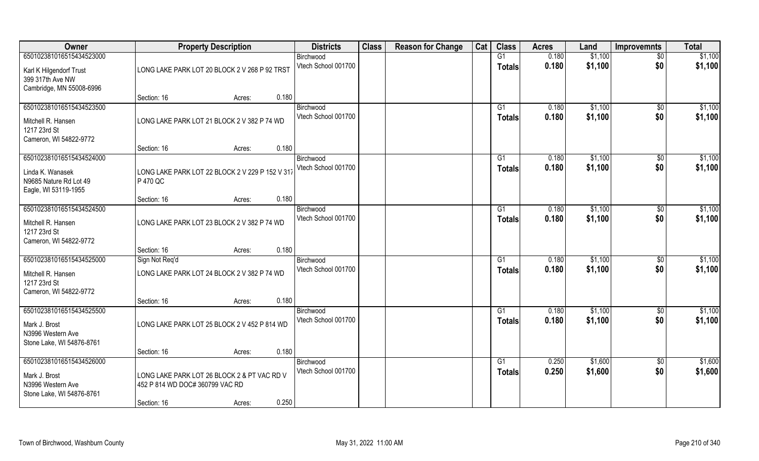| Owner | Property Description | | | Districts | Class | Reason for Change | Cat | Class | Acres | Land | Improvemnts | Total |
|---|---|---|---|---|---|---|---|---|---|---|---|---|
| 650102381016515434523000 | | | | Birchwood | | | | G1 | 0.180 | $1,100 | $0 | $1,100 |
| Karl K Hilgendorf Trust<br>399 317th Ave NW<br>Cambridge, MN 55008-6996 | LONG LAKE PARK LOT 20 BLOCK 2 V 268 P 92 TRST | | | Vtech School 001700 | | | | **Totals** | **0.180** | **$1,100** | **$0** | **$1,100** |
| | Section: 16 | Acres: | 0.180 | | | | | | | | | |
| 650102381016515434523500 | | | | Birchwood | | | | G1 | 0.180 | $1,100 | $0 | $1,100 |
| Mitchell R. Hansen<br>1217 23rd St<br>Cameron, WI 54822-9772 | LONG LAKE PARK LOT 21 BLOCK 2 V 382 P 74 WD | | | Vtech School 001700 | | | | **Totals** | **0.180** | **$1,100** | **$0** | **$1,100** |
| | Section: 16 | Acres: | 0.180 | | | | | | | | | |
| 650102381016515434524000 | | | | Birchwood | | | | G1 | 0.180 | $1,100 | $0 | $1,100 |
| Linda K. Wanasek<br>N9685 Nature Rd Lot 49<br>Eagle, WI 53119-1955 | LONG LAKE PARK LOT 22 BLOCK 2 V 229 P 152 V 317 P 470 QC | | | Vtech School 001700 | | | | **Totals** | **0.180** | **$1,100** | **$0** | **$1,100** |
| | Section: 16 | Acres: | 0.180 | | | | | | | | | |
| 650102381016515434524500 | | | | Birchwood | | | | G1 | 0.180 | $1,100 | $0 | $1,100 |
| Mitchell R. Hansen<br>1217 23rd St<br>Cameron, WI 54822-9772 | LONG LAKE PARK LOT 23 BLOCK 2 V 382 P 74 WD | | | Vtech School 001700 | | | | **Totals** | **0.180** | **$1,100** | **$0** | **$1,100** |
| | Section: 16 | Acres: | 0.180 | | | | | | | | | |
| 650102381016515434525000 | Sign Not Req'd | | | Birchwood | | | | G1 | 0.180 | $1,100 | $0 | $1,100 |
| Mitchell R. Hansen<br>1217 23rd St<br>Cameron, WI 54822-9772 | LONG LAKE PARK LOT 24 BLOCK 2 V 382 P 74 WD | | | Vtech School 001700 | | | | **Totals** | **0.180** | **$1,100** | **$0** | **$1,100** |
| | Section: 16 | Acres: | 0.180 | | | | | | | | | |
| 650102381016515434525500 | | | | Birchwood | | | | G1 | 0.180 | $1,100 | $0 | $1,100 |
| Mark J. Brost<br>N3996 Western Ave<br>Stone Lake, WI 54876-8761 | LONG LAKE PARK LOT 25 BLOCK 2 V 452 P 814 WD | | | Vtech School 001700 | | | | **Totals** | **0.180** | **$1,100** | **$0** | **$1,100** |
| | Section: 16 | Acres: | 0.180 | | | | | | | | | |
| 650102381016515434526000 | | | | Birchwood | | | | G1 | 0.250 | $1,600 | $0 | $1,600 |
| Mark J. Brost<br>N3996 Western Ave<br>Stone Lake, WI 54876-8761 | LONG LAKE PARK LOT 26 BLOCK 2 & PT VAC RD V 452 P 814 WD DOC# 360799 VAC RD | | | Vtech School 001700 | | | | **Totals** | **0.250** | **$1,600** | **$0** | **$1,600** |
| | Section: 16 | Acres: | 0.250 | | | | | | | | | |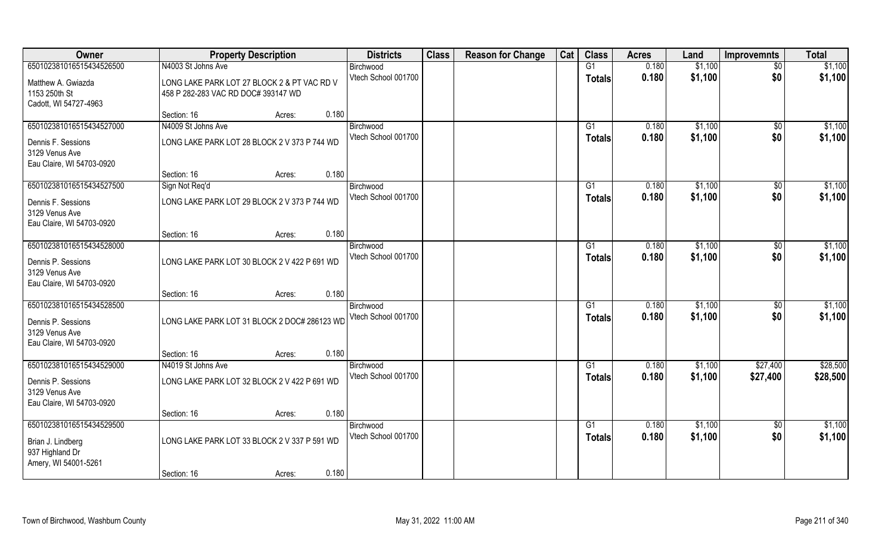| Owner | Property Description | Districts | Class | Reason for Change | Cat | Class | Acres | Land | Improvemnts | Total |
|---|---|---|---|---|---|---|---|---|---|---|
| 650102381016515434526500 | N4003 St Johns Ave | Birchwood | | | | G1 | 0.180 | $1,100 | $0 | $1,100 |
| Matthew A. Gwiazda<br>1153 250th St<br>Cadott, WI 54727-4963 | LONG LAKE PARK LOT 27 BLOCK 2 & PT VAC RD V 458 P 282-283 VAC RD DOC# 393147 WD<br>Section: 16 Acres: 0.180 | Vtech School 001700 | | | | Totals | 0.180 | $1,100 | $0 | $1,100 |
| 650102381016515434527000 | N4009 St Johns Ave | Birchwood | | | | G1 | 0.180 | $1,100 | $0 | $1,100 |
| Dennis F. Sessions<br>3129 Venus Ave<br>Eau Claire, WI 54703-0920 | LONG LAKE PARK LOT 28 BLOCK 2 V 373 P 744 WD<br>Section: 16 Acres: 0.180 | Vtech School 001700 | | | | Totals | 0.180 | $1,100 | $0 | $1,100 |
| 650102381016515434527500 | Sign Not Req'd | Birchwood | | | | G1 | 0.180 | $1,100 | $0 | $1,100 |
| Dennis F. Sessions<br>3129 Venus Ave<br>Eau Claire, WI 54703-0920 | LONG LAKE PARK LOT 29 BLOCK 2 V 373 P 744 WD<br>Section: 16 Acres: 0.180 | Vtech School 001700 | | | | Totals | 0.180 | $1,100 | $0 | $1,100 |
| 650102381016515434528000 | | Birchwood | | | | G1 | 0.180 | $1,100 | $0 | $1,100 |
| Dennis P. Sessions<br>3129 Venus Ave<br>Eau Claire, WI 54703-0920 | LONG LAKE PARK LOT 30 BLOCK 2 V 422 P 691 WD<br>Section: 16 Acres: 0.180 | Vtech School 001700 | | | | Totals | 0.180 | $1,100 | $0 | $1,100 |
| 650102381016515434528500 | | Birchwood | | | | G1 | 0.180 | $1,100 | $0 | $1,100 |
| Dennis P. Sessions<br>3129 Venus Ave<br>Eau Claire, WI 54703-0920 | LONG LAKE PARK LOT 31 BLOCK 2 DOC# 286123 WD<br>Section: 16 Acres: 0.180 | Vtech School 001700 | | | | Totals | 0.180 | $1,100 | $0 | $1,100 |
| 650102381016515434529000 | N4019 St Johns Ave | Birchwood | | | | G1 | 0.180 | $1,100 | $27,400 | $28,500 |
| Dennis P. Sessions<br>3129 Venus Ave<br>Eau Claire, WI 54703-0920 | LONG LAKE PARK LOT 32 BLOCK 2 V 422 P 691 WD<br>Section: 16 Acres: 0.180 | Vtech School 001700 | | | | Totals | 0.180 | $1,100 | $27,400 | $28,500 |
| 650102381016515434529500 | | Birchwood | | | | G1 | 0.180 | $1,100 | $0 | $1,100 |
| Brian J. Lindberg<br>937 Highland Dr<br>Amery, WI 54001-5261 | LONG LAKE PARK LOT 33 BLOCK 2 V 337 P 591 WD<br>Section: 16 Acres: 0.180 | Vtech School 001700 | | | | Totals | 0.180 | $1,100 | $0 | $1,100 |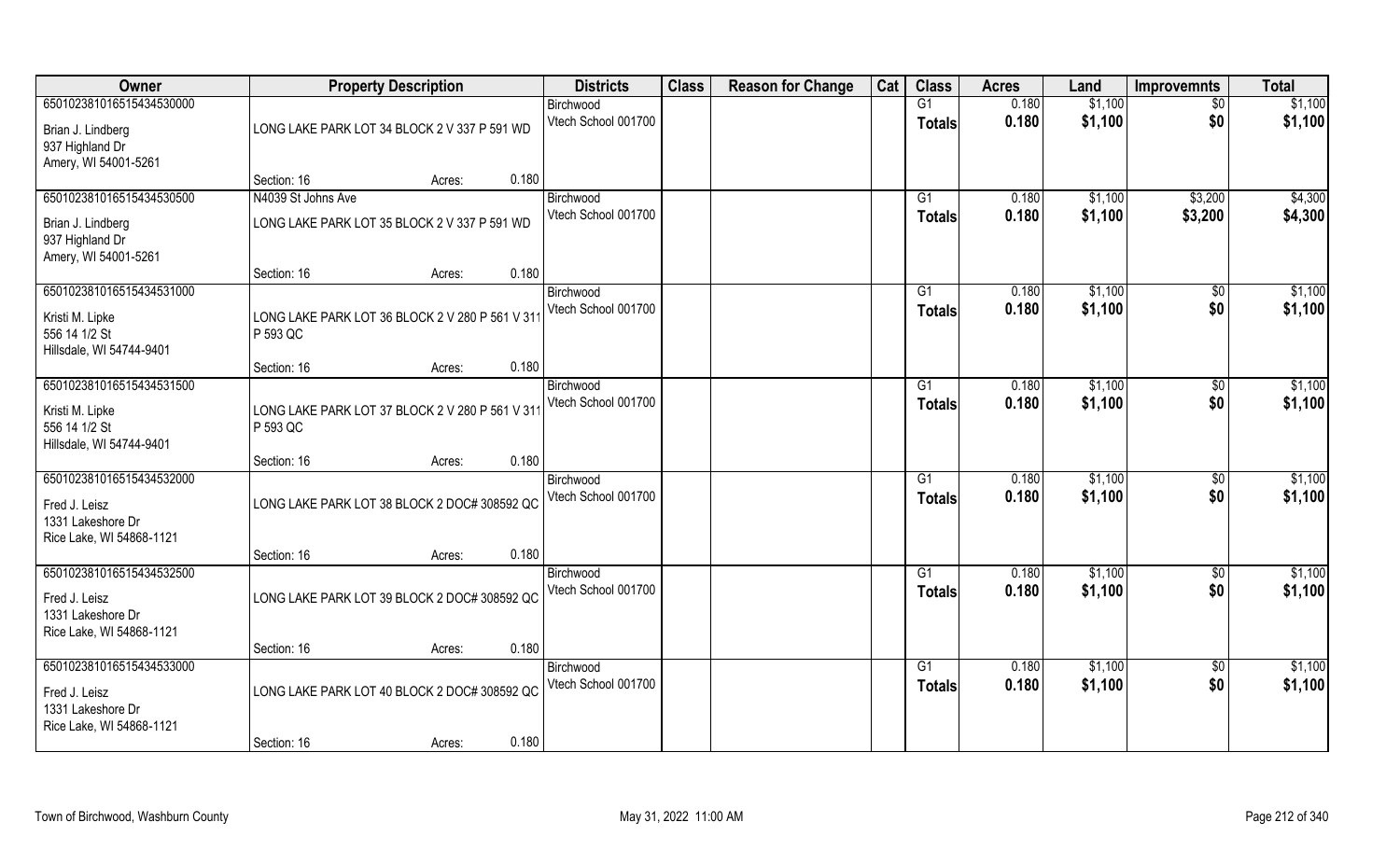| Owner | Property Description | | | Districts | Class | Reason for Change | Cat | Class | Acres | Land | Improvemnts | Total |
|---|---|---|---|---|---|---|---|---|---|---|---|---|
| 650102381016515434530000 | | | | Birchwood | | | | G1 | 0.180 | $1,100 | $0 | $1,100 |
| Brian J. Lindberg<br>937 Highland Dr<br>Amery, WI 54001-5261 | LONG LAKE PARK LOT 34 BLOCK 2 V 337 P 591 WD | | | Vtech School 001700 | | | | Totals | 0.180 | $1,100 | $0 | $1,100 |
| | Section: 16 | Acres: | 0.180 | | | | | | | | | |
| 650102381016515434530500 | N4039 St Johns Ave | | | Birchwood | | | | G1 | 0.180 | $1,100 | $3,200 | $4,300 |
| Brian J. Lindberg<br>937 Highland Dr<br>Amery, WI 54001-5261 | LONG LAKE PARK LOT 35 BLOCK 2 V 337 P 591 WD | | | Vtech School 001700 | | | | Totals | 0.180 | $1,100 | $3,200 | $4,300 |
| | Section: 16 | Acres: | 0.180 | | | | | | | | | |
| 650102381016515434531000 | | | | Birchwood | | | | G1 | 0.180 | $1,100 | $0 | $1,100 |
| Kristi M. Lipke<br>556 14 1/2 St<br>Hillsdale, WI 54744-9401 | LONG LAKE PARK LOT 36 BLOCK 2 V 280 P 561 V 311 P 593 QC | | | Vtech School 001700 | | | | Totals | 0.180 | $1,100 | $0 | $1,100 |
| | Section: 16 | Acres: | 0.180 | | | | | | | | | |
| 650102381016515434531500 | | | | Birchwood | | | | G1 | 0.180 | $1,100 | $0 | $1,100 |
| Kristi M. Lipke<br>556 14 1/2 St<br>Hillsdale, WI 54744-9401 | LONG LAKE PARK LOT 37 BLOCK 2 V 280 P 561 V 311 P 593 QC | | | Vtech School 001700 | | | | Totals | 0.180 | $1,100 | $0 | $1,100 |
| | Section: 16 | Acres: | 0.180 | | | | | | | | | |
| 650102381016515434532000 | | | | Birchwood | | | | G1 | 0.180 | $1,100 | $0 | $1,100 |
| Fred J. Leisz<br>1331 Lakeshore Dr<br>Rice Lake, WI 54868-1121 | LONG LAKE PARK LOT 38 BLOCK 2 DOC# 308592 QC | | | Vtech School 001700 | | | | Totals | 0.180 | $1,100 | $0 | $1,100 |
| | Section: 16 | Acres: | 0.180 | | | | | | | | | |
| 650102381016515434532500 | | | | Birchwood | | | | G1 | 0.180 | $1,100 | $0 | $1,100 |
| Fred J. Leisz<br>1331 Lakeshore Dr<br>Rice Lake, WI 54868-1121 | LONG LAKE PARK LOT 39 BLOCK 2 DOC# 308592 QC | | | Vtech School 001700 | | | | Totals | 0.180 | $1,100 | $0 | $1,100 |
| | Section: 16 | Acres: | 0.180 | | | | | | | | | |
| 650102381016515434533000 | | | | Birchwood | | | | G1 | 0.180 | $1,100 | $0 | $1,100 |
| Fred J. Leisz<br>1331 Lakeshore Dr<br>Rice Lake, WI 54868-1121 | LONG LAKE PARK LOT 40 BLOCK 2 DOC# 308592 QC | | | Vtech School 001700 | | | | Totals | 0.180 | $1,100 | $0 | $1,100 |
| | Section: 16 | Acres: | 0.180 | | | | | | | | | |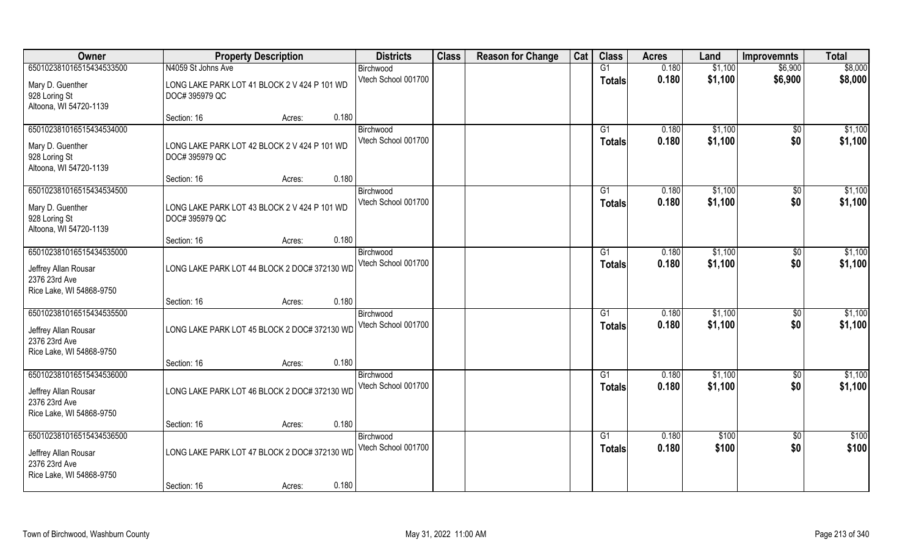| Owner | Property Description | | | Districts | Class | Reason for Change | Cat | Class | Acres | Land | Improvemnts | Total |
|---|---|---|---|---|---|---|---|---|---|---|---|---|
| 650102381016515434533500 | N4059 St Johns Ave | | | Birchwood | | | | G1 | 0.180 | $1,100 | $6,900 | $8,000 |
| Mary D. Guenther<br>928 Loring St<br>Altoona, WI 54720-1139 | LONG LAKE PARK LOT 41 BLOCK 2 V 424 P 101 WD DOC# 395979 QC | | | Vtech School 001700 | | | | **Totals** | **0.180** | **$1,100** | **$6,900** | **$8,000** |
| | Section: 16 | Acres: | 0.180 | | | | | | | | | |
| 650102381016515434534000 | | | | Birchwood | | | | G1 | 0.180 | $1,100 | $0 | $1,100 |
| Mary D. Guenther<br>928 Loring St<br>Altoona, WI 54720-1139 | LONG LAKE PARK LOT 42 BLOCK 2 V 424 P 101 WD DOC# 395979 QC | | | Vtech School 001700 | | | | **Totals** | **0.180** | **$1,100** | **$0** | **$1,100** |
| | Section: 16 | Acres: | 0.180 | | | | | | | | | |
| 650102381016515434534500 | | | | Birchwood | | | | G1 | 0.180 | $1,100 | $0 | $1,100 |
| Mary D. Guenther<br>928 Loring St<br>Altoona, WI 54720-1139 | LONG LAKE PARK LOT 43 BLOCK 2 V 424 P 101 WD DOC# 395979 QC | | | Vtech School 001700 | | | | **Totals** | **0.180** | **$1,100** | **$0** | **$1,100** |
| | Section: 16 | Acres: | 0.180 | | | | | | | | | |
| 650102381016515434535000 | | | | Birchwood | | | | G1 | 0.180 | $1,100 | $0 | $1,100 |
| Jeffrey Allan Rousar<br>2376 23rd Ave<br>Rice Lake, WI 54868-9750 | LONG LAKE PARK LOT 44 BLOCK 2 DOC# 372130 WD | | | Vtech School 001700 | | | | **Totals** | **0.180** | **$1,100** | **$0** | **$1,100** |
| | Section: 16 | Acres: | 0.180 | | | | | | | | | |
| 650102381016515434535500 | | | | Birchwood | | | | G1 | 0.180 | $1,100 | $0 | $1,100 |
| Jeffrey Allan Rousar<br>2376 23rd Ave<br>Rice Lake, WI 54868-9750 | LONG LAKE PARK LOT 45 BLOCK 2 DOC# 372130 WD | | | Vtech School 001700 | | | | **Totals** | **0.180** | **$1,100** | **$0** | **$1,100** |
| | Section: 16 | Acres: | 0.180 | | | | | | | | | |
| 650102381016515434536000 | | | | Birchwood | | | | G1 | 0.180 | $1,100 | $0 | $1,100 |
| Jeffrey Allan Rousar<br>2376 23rd Ave<br>Rice Lake, WI 54868-9750 | LONG LAKE PARK LOT 46 BLOCK 2 DOC# 372130 WD | | | Vtech School 001700 | | | | **Totals** | **0.180** | **$1,100** | **$0** | **$1,100** |
| | Section: 16 | Acres: | 0.180 | | | | | | | | | |
| 650102381016515434536500 | | | | Birchwood | | | | G1 | 0.180 | $100 | $0 | $100 |
| Jeffrey Allan Rousar<br>2376 23rd Ave<br>Rice Lake, WI 54868-9750 | LONG LAKE PARK LOT 47 BLOCK 2 DOC# 372130 WD | | | Vtech School 001700 | | | | **Totals** | **0.180** | **$100** | **$0** | **$100** |
| | Section: 16 | Acres: | 0.180 | | | | | | | | | |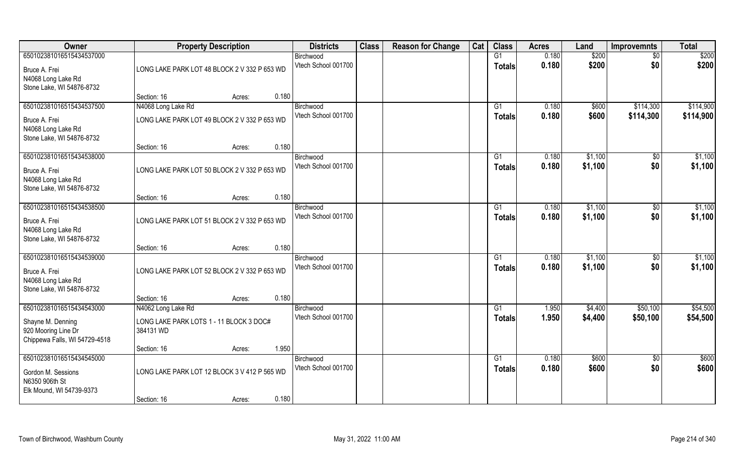| Owner | Property Description | | | Districts | Class | Reason for Change | Cat | Class | Acres | Land | Improvemnts | Total |
|---|---|---|---|---|---|---|---|---|---|---|---|---|
| 65010238101651543453700​0 | | | | Birchwood | | | | G1 | 0.180 | $200 | $0 | $200 |
| Bruce A. Frei<br>N4068 Long Lake Rd<br>Stone Lake, WI 54876-8732 | LONG LAKE PARK LOT 48 BLOCK 2 V 332 P 653 WD | | | Vtech School 001700 | | | | **Totals** | **0.180** | **$200** | **$0** | **$200** |
| | Section: 16 | Acres: | 0.180 | | | | | | | | | |
| 650102381016515434537500 | N4068 Long Lake Rd | | | Birchwood | | | | G1 | 0.180 | $600 | $114,300 | $114,900 |
| Bruce A. Frei<br>N4068 Long Lake Rd<br>Stone Lake, WI 54876-8732 | LONG LAKE PARK LOT 49 BLOCK 2 V 332 P 653 WD | | | Vtech School 001700 | | | | **Totals** | **0.180** | **$600** | **$114,300** | **$114,900** |
| | Section: 16 | Acres: | 0.180 | | | | | | | | | |
| 650102381016515434538000 | | | | Birchwood | | | | G1 | 0.180 | $1,100 | $0 | $1,100 |
| Bruce A. Frei<br>N4068 Long Lake Rd<br>Stone Lake, WI 54876-8732 | LONG LAKE PARK LOT 50 BLOCK 2 V 332 P 653 WD | | | Vtech School 001700 | | | | **Totals** | **0.180** | **$1,100** | **$0** | **$1,100** |
| | Section: 16 | Acres: | 0.180 | | | | | | | | | |
| 650102381016515434538500 | | | | Birchwood | | | | G1 | 0.180 | $1,100 | $0 | $1,100 |
| Bruce A. Frei<br>N4068 Long Lake Rd<br>Stone Lake, WI 54876-8732 | LONG LAKE PARK LOT 51 BLOCK 2 V 332 P 653 WD | | | Vtech School 001700 | | | | **Totals** | **0.180** | **$1,100** | **$0** | **$1,100** |
| | Section: 16 | Acres: | 0.180 | | | | | | | | | |
| 650102381016515434539000 | | | | Birchwood | | | | G1 | 0.180 | $1,100 | $0 | $1,100 |
| Bruce A. Frei<br>N4068 Long Lake Rd<br>Stone Lake, WI 54876-8732 | LONG LAKE PARK LOT 52 BLOCK 2 V 332 P 653 WD | | | Vtech School 001700 | | | | **Totals** | **0.180** | **$1,100** | **$0** | **$1,100** |
| | Section: 16 | Acres: | 0.180 | | | | | | | | | |
| 650102381016515434543000 | N4062 Long Lake Rd | | | Birchwood | | | | G1 | 1.950 | $4,400 | $50,100 | $54,500 |
| Shayne M. Denning<br>920 Mooring Line Dr<br>Chippewa Falls, WI 54729-4518 | LONG LAKE PARK LOTS 1 - 11 BLOCK 3 DOC# 384131 WD | | | Vtech School 001700 | | | | **Totals** | **1.950** | **$4,400** | **$50,100** | **$54,500** |
| | Section: 16 | Acres: | 1.950 | | | | | | | | | |
| 650102381016515434545000 | | | | Birchwood | | | | G1 | 0.180 | $600 | $0 | $600 |
| Gordon M. Sessions<br>N6350 906th St<br>Elk Mound, WI 54739-9373 | LONG LAKE PARK LOT 12 BLOCK 3 V 412 P 565 WD | | | Vtech School 001700 | | | | **Totals** | **0.180** | **$600** | **$0** | **$600** |
| | Section: 16 | Acres: | 0.180 | | | | | | | | | |

Town of Birchwood, Washburn County — May 31, 2022 11:00 AM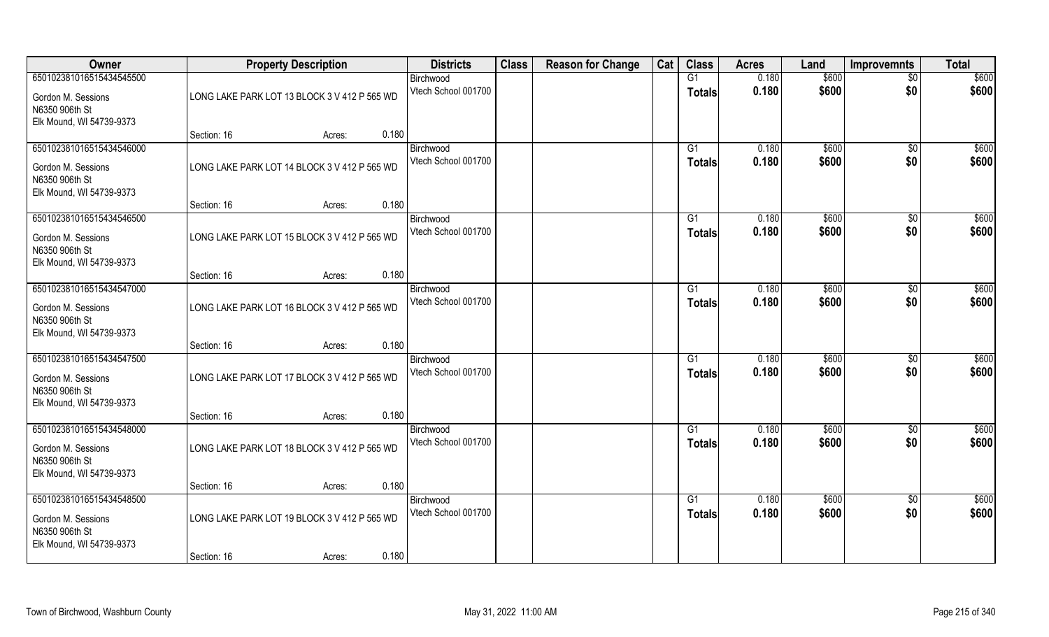| Owner | Property Description | | | Districts | Class | Reason for Change | Cat | Class | Acres | Land | Improvemnts | Total |
|---|---|---|---|---|---|---|---|---|---|---|---|---|
| 650102381016515434545500 | | | | Birchwood | | | | G1 | 0.180 | $600 | $0 | $600 |
| Gordon M. Sessions<br>N6350 906th St<br>Elk Mound, WI 54739-9373 | LONG LAKE PARK LOT 13 BLOCK 3 V 412 P 565 WD | | | Vtech School 001700 | | | | **Totals** | **0.180** | **$600** | **$0** | **$600** |
| | Section: 16 | Acres: | 0.180 | | | | | | | | | |
| 650102381016515434546000 | | | | Birchwood | | | | G1 | 0.180 | $600 | $0 | $600 |
| Gordon M. Sessions<br>N6350 906th St<br>Elk Mound, WI 54739-9373 | LONG LAKE PARK LOT 14 BLOCK 3 V 412 P 565 WD | | | Vtech School 001700 | | | | **Totals** | **0.180** | **$600** | **$0** | **$600** |
| | Section: 16 | Acres: | 0.180 | | | | | | | | | |
| 650102381016515434546500 | | | | Birchwood | | | | G1 | 0.180 | $600 | $0 | $600 |
| Gordon M. Sessions<br>N6350 906th St<br>Elk Mound, WI 54739-9373 | LONG LAKE PARK LOT 15 BLOCK 3 V 412 P 565 WD | | | Vtech School 001700 | | | | **Totals** | **0.180** | **$600** | **$0** | **$600** |
| | Section: 16 | Acres: | 0.180 | | | | | | | | | |
| 650102381016515434547000 | | | | Birchwood | | | | G1 | 0.180 | $600 | $0 | $600 |
| Gordon M. Sessions<br>N6350 906th St<br>Elk Mound, WI 54739-9373 | LONG LAKE PARK LOT 16 BLOCK 3 V 412 P 565 WD | | | Vtech School 001700 | | | | **Totals** | **0.180** | **$600** | **$0** | **$600** |
| | Section: 16 | Acres: | 0.180 | | | | | | | | | |
| 650102381016515434547500 | | | | Birchwood | | | | G1 | 0.180 | $600 | $0 | $600 |
| Gordon M. Sessions<br>N6350 906th St<br>Elk Mound, WI 54739-9373 | LONG LAKE PARK LOT 17 BLOCK 3 V 412 P 565 WD | | | Vtech School 001700 | | | | **Totals** | **0.180** | **$600** | **$0** | **$600** |
| | Section: 16 | Acres: | 0.180 | | | | | | | | | |
| 650102381016515434548000 | | | | Birchwood | | | | G1 | 0.180 | $600 | $0 | $600 |
| Gordon M. Sessions<br>N6350 906th St<br>Elk Mound, WI 54739-9373 | LONG LAKE PARK LOT 18 BLOCK 3 V 412 P 565 WD | | | Vtech School 001700 | | | | **Totals** | **0.180** | **$600** | **$0** | **$600** |
| | Section: 16 | Acres: | 0.180 | | | | | | | | | |
| 650102381016515434548500 | | | | Birchwood | | | | G1 | 0.180 | $600 | $0 | $600 |
| Gordon M. Sessions<br>N6350 906th St<br>Elk Mound, WI 54739-9373 | LONG LAKE PARK LOT 19 BLOCK 3 V 412 P 565 WD | | | Vtech School 001700 | | | | **Totals** | **0.180** | **$600** | **$0** | **$600** |
| | Section: 16 | Acres: | 0.180 | | | | | | | | | |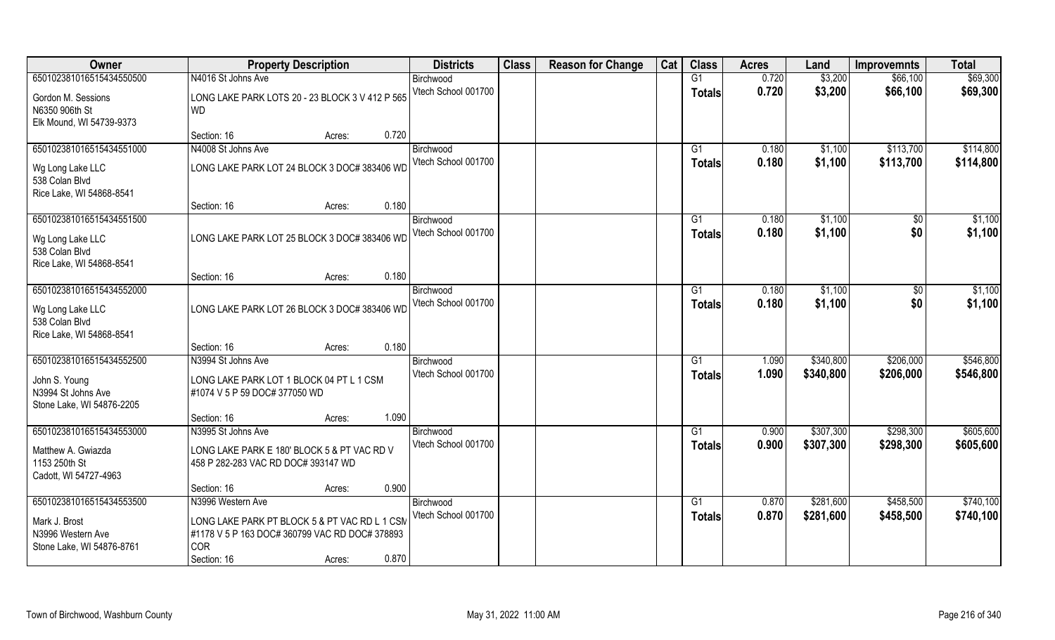| Owner | Property Description | | | Districts | Class | Reason for Change | Cat | Class | Acres | Land | Improvemnts | Total |
|---|---|---|---|---|---|---|---|---|---|---|---|---|
| 65010238101651543455050 0 | N4016 St Johns Ave | | | Birchwood | | | | G1 | 0.720 | $3,200 | $66,100 | $69,300 |
| Gordon M. Sessions N6350 906th St Elk Mound, WI 54739-9373 | LONG LAKE PARK LOTS 20 - 23 BLOCK 3 V 412 P 565 WD | | | Vtech School 001700 | | | | Totals | 0.720 | $3,200 | $66,100 | $69,300 |
| | Section: 16 | Acres: | 0.720 | | | | | | | | | |
| 650102381016515434551000 | N4008 St Johns Ave | | | Birchwood | | | | G1 | 0.180 | $1,100 | $113,700 | $114,800 |
| Wg Long Lake LLC 538 Colan Blvd Rice Lake, WI 54868-8541 | LONG LAKE PARK LOT 24 BLOCK 3 DOC# 383406 WD | | | Vtech School 001700 | | | | Totals | 0.180 | $1,100 | $113,700 | $114,800 |
| | Section: 16 | Acres: | 0.180 | | | | | | | | | |
| 650102381016515434551500 | | | | Birchwood | | | | G1 | 0.180 | $1,100 | $0 | $1,100 |
| Wg Long Lake LLC 538 Colan Blvd Rice Lake, WI 54868-8541 | LONG LAKE PARK LOT 25 BLOCK 3 DOC# 383406 WD | | | Vtech School 001700 | | | | Totals | 0.180 | $1,100 | $0 | $1,100 |
| | Section: 16 | Acres: | 0.180 | | | | | | | | | |
| 650102381016515434552000 | | | | Birchwood | | | | G1 | 0.180 | $1,100 | $0 | $1,100 |
| Wg Long Lake LLC 538 Colan Blvd Rice Lake, WI 54868-8541 | LONG LAKE PARK LOT 26 BLOCK 3 DOC# 383406 WD | | | Vtech School 001700 | | | | Totals | 0.180 | $1,100 | $0 | $1,100 |
| | Section: 16 | Acres: | 0.180 | | | | | | | | | |
| 650102381016515434552500 | N3994 St Johns Ave | | | Birchwood | | | | G1 | 1.090 | $340,800 | $206,000 | $546,800 |
| John S. Young N3994 St Johns Ave Stone Lake, WI 54876-2205 | LONG LAKE PARK LOT 1 BLOCK 04 PT L 1 CSM #1074 V 5 P 59 DOC# 377050 WD | | | Vtech School 001700 | | | | Totals | 1.090 | $340,800 | $206,000 | $546,800 |
| | Section: 16 | Acres: | 1.090 | | | | | | | | | |
| 650102381016515434553000 | N3995 St Johns Ave | | | Birchwood | | | | G1 | 0.900 | $307,300 | $298,300 | $605,600 |
| Matthew A. Gwiazda 1153 250th St Cadott, WI 54727-4963 | LONG LAKE PARK E 180' BLOCK 5 & PT VAC RD V 458 P 282-283 VAC RD DOC# 393147 WD | | | Vtech School 001700 | | | | Totals | 0.900 | $307,300 | $298,300 | $605,600 |
| | Section: 16 | Acres: | 0.900 | | | | | | | | | |
| 650102381016515434553500 | N3996 Western Ave | | | Birchwood | | | | G1 | 0.870 | $281,600 | $458,500 | $740,100 |
| Mark J. Brost N3996 Western Ave Stone Lake, WI 54876-8761 | LONG LAKE PARK PT BLOCK 5 & PT VAC RD L 1 CSM #1178 V 5 P 163 DOC# 360799 VAC RD DOC# 378893 COR | | | Vtech School 001700 | | | | Totals | 0.870 | $281,600 | $458,500 | $740,100 |
| | Section: 16 | Acres: | 0.870 | | | | | | | | | |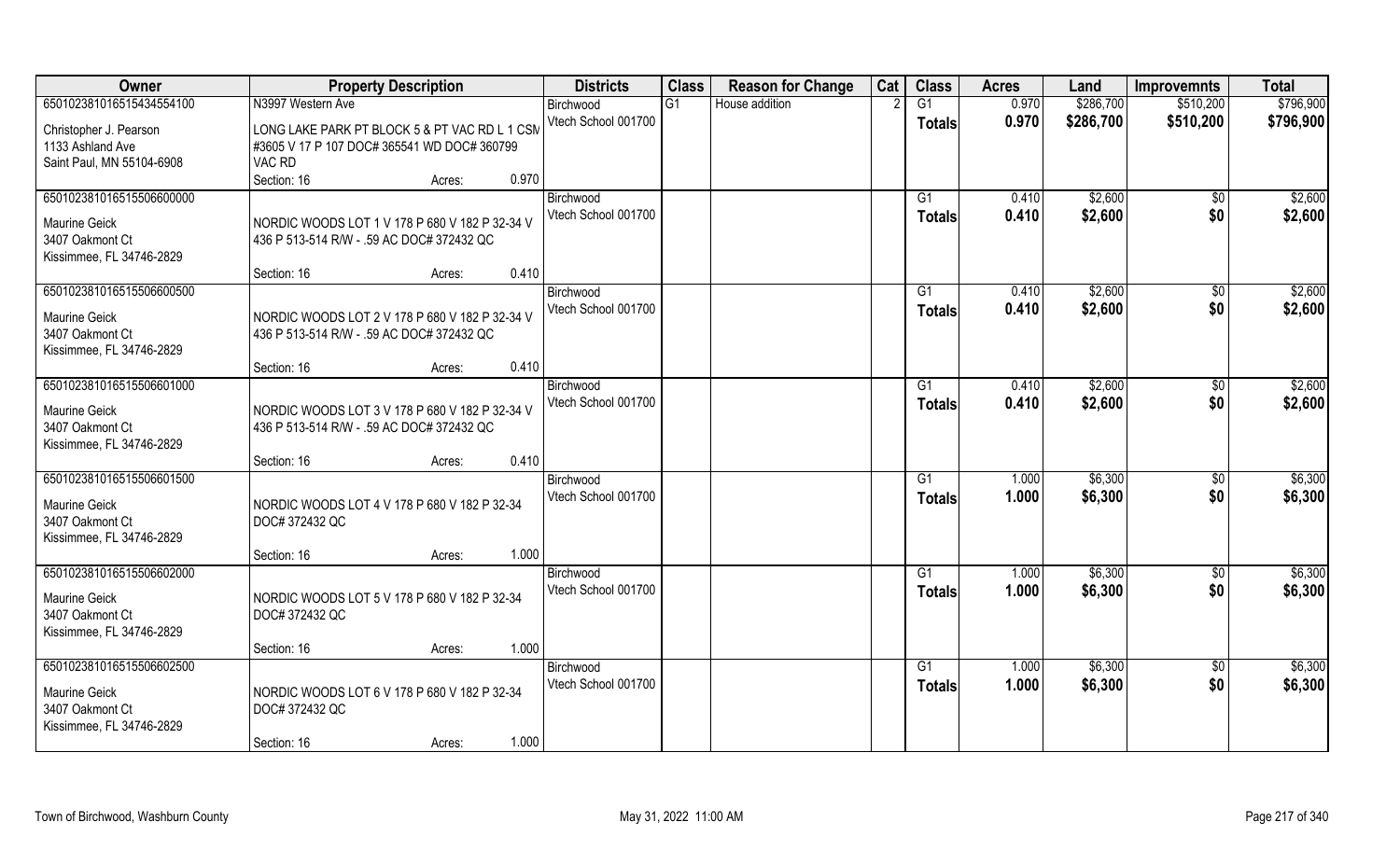| Owner | Property Description | | | Districts | Class | Reason for Change | Cat | Class | Acres | Land | Improvemnts | Total |
|---|---|---|---|---|---|---|---|---|---|---|---|---|
| 65010238101651543455410 0 | N3997 Western Ave | | | Birchwood | G1 | House addition | 2 | G1 | 0.970 | $286,700 | $510,200 | $796,900 |
| Christopher J. Pearson<br>1133 Ashland Ave<br>Saint Paul, MN 55104-6908 | LONG LAKE PARK PT BLOCK 5 & PT VAC RD L 1 CSM #3605 V 17 P 107 DOC# 365541 WD DOC# 360799 VAC RD | | | Vtech School 001700 | | | | Totals | 0.970 | $286,700 | $510,200 | $796,900 |
| | Section: 16 | Acres: | 0.970 | | | | | | | | | |
| 650102381016515506600000 | | | | Birchwood | | | | G1 | 0.410 | $2,600 | $0 | $2,600 |
| Maurine Geick<br>3407 Oakmont Ct<br>Kissimmee, FL 34746-2829 | NORDIC WOODS LOT 1 V 178 P 680 V 182 P 32-34 V 436 P 513-514 R/W - .59 AC DOC# 372432 QC | | | Vtech School 001700 | | | | Totals | 0.410 | $2,600 | $0 | $2,600 |
| | Section: 16 | Acres: | 0.410 | | | | | | | | | |
| 650102381016515506600500 | | | | Birchwood | | | | G1 | 0.410 | $2,600 | $0 | $2,600 |
| Maurine Geick<br>3407 Oakmont Ct<br>Kissimmee, FL 34746-2829 | NORDIC WOODS LOT 2 V 178 P 680 V 182 P 32-34 V 436 P 513-514 R/W - .59 AC DOC# 372432 QC | | | Vtech School 001700 | | | | Totals | 0.410 | $2,600 | $0 | $2,600 |
| | Section: 16 | Acres: | 0.410 | | | | | | | | | |
| 650102381016515506601000 | | | | Birchwood | | | | G1 | 0.410 | $2,600 | $0 | $2,600 |
| Maurine Geick<br>3407 Oakmont Ct<br>Kissimmee, FL 34746-2829 | NORDIC WOODS LOT 3 V 178 P 680 V 182 P 32-34 V 436 P 513-514 R/W - .59 AC DOC# 372432 QC | | | Vtech School 001700 | | | | Totals | 0.410 | $2,600 | $0 | $2,600 |
| | Section: 16 | Acres: | 0.410 | | | | | | | | | |
| 650102381016515506601500 | | | | Birchwood | | | | G1 | 1.000 | $6,300 | $0 | $6,300 |
| Maurine Geick<br>3407 Oakmont Ct<br>Kissimmee, FL 34746-2829 | NORDIC WOODS LOT 4 V 178 P 680 V 182 P 32-34 DOC# 372432 QC | | | Vtech School 001700 | | | | Totals | 1.000 | $6,300 | $0 | $6,300 |
| | Section: 16 | Acres: | 1.000 | | | | | | | | | |
| 650102381016515506602000 | | | | Birchwood | | | | G1 | 1.000 | $6,300 | $0 | $6,300 |
| Maurine Geick<br>3407 Oakmont Ct<br>Kissimmee, FL 34746-2829 | NORDIC WOODS LOT 5 V 178 P 680 V 182 P 32-34 DOC# 372432 QC | | | Vtech School 001700 | | | | Totals | 1.000 | $6,300 | $0 | $6,300 |
| | Section: 16 | Acres: | 1.000 | | | | | | | | | |
| 650102381016515506602500 | | | | Birchwood | | | | G1 | 1.000 | $6,300 | $0 | $6,300 |
| Maurine Geick<br>3407 Oakmont Ct<br>Kissimmee, FL 34746-2829 | NORDIC WOODS LOT 6 V 178 P 680 V 182 P 32-34 DOC# 372432 QC | | | Vtech School 001700 | | | | Totals | 1.000 | $6,300 | $0 | $6,300 |
| | Section: 16 | Acres: | 1.000 | | | | | | | | | |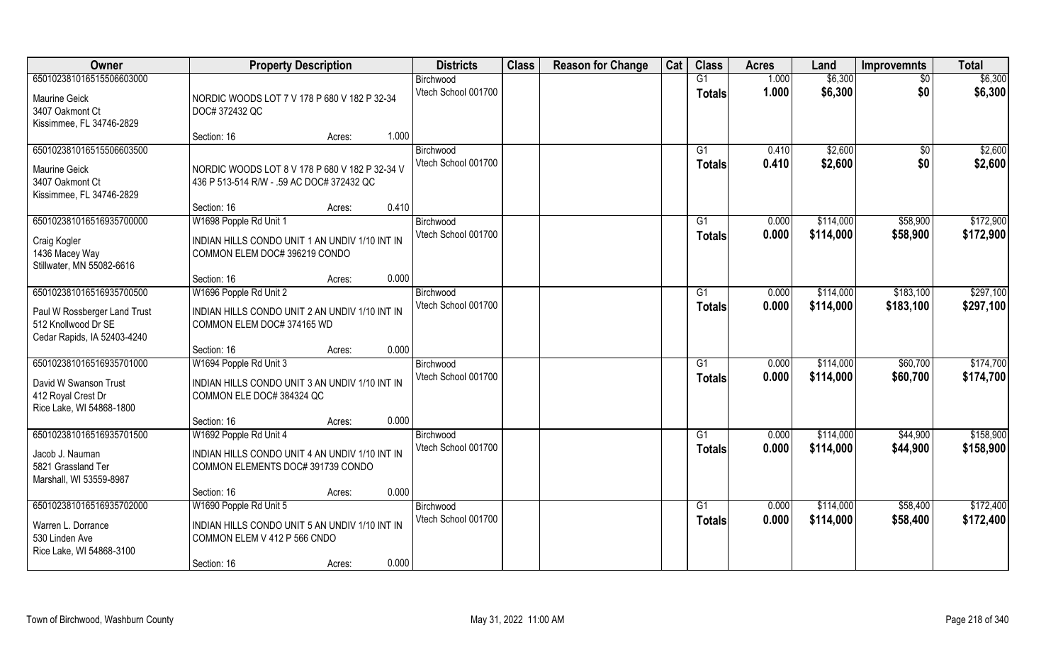| Owner | Property Description | Districts | Class | Reason for Change | Cat | Class | Acres | Land | Improvemnts | Total |
|---|---|---|---|---|---|---|---|---|---|---|
| 65010238101651550660300<br>Maurine Geick<br>3407 Oakmont Ct<br>Kissimmee, FL 34746-2829 | NORDIC WOODS LOT 7 V 178 P 680 V 182 P 32-34 DOC# 372432 QC<br>Section: 16 Acres: 1.000 | Birchwood<br>Vtech School 001700 | | | | G1<br>Totals | 1.000<br>1.000 | $6,300<br>$6,300 | $0<br>$0 | $6,300<br>$6,300 |
| 65010238101651550660350<br>Maurine Geick<br>3407 Oakmont Ct<br>Kissimmee, FL 34746-2829 | NORDIC WOODS LOT 8 V 178 P 680 V 182 P 32-34 V 436 P 513-514 R/W - .59 AC DOC# 372432 QC<br>Section: 16 Acres: 0.410 | Birchwood<br>Vtech School 001700 | | | | G1<br>Totals | 0.410<br>0.410 | $2,600<br>$2,600 | $0<br>$0 | $2,600<br>$2,600 |
| 65010238101651693570000<br>Craig Kogler<br>1436 Macey Way<br>Stillwater, MN 55082-6616 | W1698 Popple Rd Unit 1<br>INDIAN HILLS CONDO UNIT 1 AN UNDIV 1/10 INT IN COMMON ELEM DOC# 396219 CONDO<br>Section: 16 Acres: 0.000 | Birchwood<br>Vtech School 001700 | | | | G1<br>Totals | 0.000<br>0.000 | $114,000<br>$114,000 | $58,900<br>$58,900 | $172,900<br>$172,900 |
| 65010238101651693570050<br>Paul W Rossberger Land Trust<br>512 Knollwood Dr SE<br>Cedar Rapids, IA 52403-4240 | W1696 Popple Rd Unit 2<br>INDIAN HILLS CONDO UNIT 2 AN UNDIV 1/10 INT IN COMMON ELEM DOC# 374165 WD<br>Section: 16 Acres: 0.000 | Birchwood<br>Vtech School 001700 | | | | G1<br>Totals | 0.000<br>0.000 | $114,000<br>$114,000 | $183,100<br>$183,100 | $297,100<br>$297,100 |
| 65010238101651693570100<br>David W Swanson Trust<br>412 Royal Crest Dr<br>Rice Lake, WI 54868-1800 | W1694 Popple Rd Unit 3<br>INDIAN HILLS CONDO UNIT 3 AN UNDIV 1/10 INT IN COMMON ELE DOC# 384324 QC<br>Section: 16 Acres: 0.000 | Birchwood<br>Vtech School 001700 | | | | G1<br>Totals | 0.000<br>0.000 | $114,000<br>$114,000 | $60,700<br>$60,700 | $174,700<br>$174,700 |
| 65010238101651693570150<br>Jacob J. Nauman<br>5821 Grassland Ter<br>Marshall, WI 53559-8987 | W1692 Popple Rd Unit 4<br>INDIAN HILLS CONDO UNIT 4 AN UNDIV 1/10 INT IN COMMON ELEMENTS DOC# 391739 CONDO<br>Section: 16 Acres: 0.000 | Birchwood<br>Vtech School 001700 | | | | G1<br>Totals | 0.000<br>0.000 | $114,000<br>$114,000 | $44,900<br>$44,900 | $158,900<br>$158,900 |
| 65010238101651693570200<br>Warren L. Dorrance<br>530 Linden Ave<br>Rice Lake, WI 54868-3100 | W1690 Popple Rd Unit 5<br>INDIAN HILLS CONDO UNIT 5 AN UNDIV 1/10 INT IN COMMON ELEM V 412 P 566 CNDO<br>Section: 16 Acres: 0.000 | Birchwood<br>Vtech School 001700 | | | | G1<br>Totals | 0.000<br>0.000 | $114,000<br>$114,000 | $58,400<br>$58,400 | $172,400<br>$172,400 |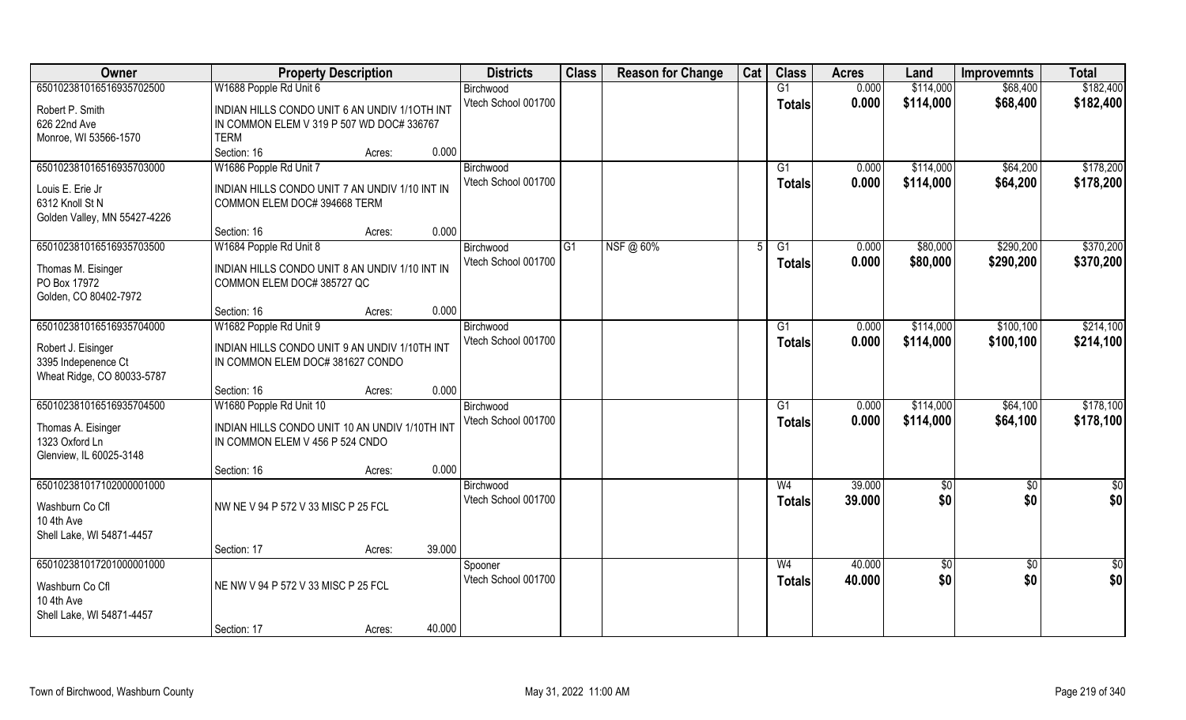| Owner | Property Description | | | Districts | Class | Reason for Change | Cat | Class | Acres | Land | Improvemnts | Total |
|---|---|---|---|---|---|---|---|---|---|---|---|---|
| 65010238101651693570250 0 | W1688 Popple Rd Unit 6 | | | Birchwood | | | | G1 | 0.000 | $114,000 | $68,400 | $182,400 |
| Robert P. Smith<br>626 22nd Ave<br>Monroe, WI 53566-1570 | INDIAN HILLS CONDO UNIT 6 AN UNDIV 1/1OTH INT IN COMMON ELEM V 319 P 507 WD DOC# 336767 TERM | | | Vtech School 001700 | | | | Totals | 0.000 | $114,000 | $68,400 | $182,400 |
| | Section: 16 | Acres: | 0.000 | | | | | | | | | |
| 650102381016516935703000 | W1686 Popple Rd Unit 7 | | | Birchwood | | | | G1 | 0.000 | $114,000 | $64,200 | $178,200 |
| Louis E. Erie Jr<br>6312 Knoll St N<br>Golden Valley, MN 55427-4226 | INDIAN HILLS CONDO UNIT 7 AN UNDIV 1/10 INT IN COMMON ELEM DOC# 394668 TERM | | | Vtech School 001700 | | | | Totals | 0.000 | $114,000 | $64,200 | $178,200 |
| | Section: 16 | Acres: | 0.000 | | | | | | | | | |
| 650102381016516935703500 | W1684 Popple Rd Unit 8 | | | Birchwood | G1 | NSF @ 60% | 5 | G1 | 0.000 | $80,000 | $290,200 | $370,200 |
| Thomas M. Eisinger<br>PO Box 17972<br>Golden, CO 80402-7972 | INDIAN HILLS CONDO UNIT 8 AN UNDIV 1/10 INT IN COMMON ELEM DOC# 385727 QC | | | Vtech School 001700 | | | | Totals | 0.000 | $80,000 | $290,200 | $370,200 |
| | Section: 16 | Acres: | 0.000 | | | | | | | | | |
| 650102381016516935704000 | W1682 Popple Rd Unit 9 | | | Birchwood | | | | G1 | 0.000 | $114,000 | $100,100 | $214,100 |
| Robert J. Eisinger<br>3395 Indepenence Ct<br>Wheat Ridge, CO 80033-5787 | INDIAN HILLS CONDO UNIT 9 AN UNDIV 1/10TH INT IN COMMON ELEM DOC# 381627 CONDO | | | Vtech School 001700 | | | | Totals | 0.000 | $114,000 | $100,100 | $214,100 |
| | Section: 16 | Acres: | 0.000 | | | | | | | | | |
| 650102381016516935704500 | W1680 Popple Rd Unit 10 | | | Birchwood | | | | G1 | 0.000 | $114,000 | $64,100 | $178,100 |
| Thomas A. Eisinger<br>1323 Oxford Ln<br>Glenview, IL 60025-3148 | INDIAN HILLS CONDO UNIT 10 AN UNDIV 1/10TH INT IN COMMON ELEM V 456 P 524 CNDO | | | Vtech School 001700 | | | | Totals | 0.000 | $114,000 | $64,100 | $178,100 |
| | Section: 16 | Acres: | 0.000 | | | | | | | | | |
| 650102381017102000001000 | | | | Birchwood | | | | W4 | 39.000 | $0 | $0 | $0 |
| Washburn Co Cfl<br>10 4th Ave<br>Shell Lake, WI 54871-4457 | NW NE V 94 P 572 V 33 MISC P 25 FCL | | | Vtech School 001700 | | | | Totals | 39.000 | $0 | $0 | $0 |
| | Section: 17 | Acres: | 39.000 | | | | | | | | | |
| 650102381017201000001000 | | | | Spooner | | | | W4 | 40.000 | $0 | $0 | $0 |
| Washburn Co Cfl<br>10 4th Ave<br>Shell Lake, WI 54871-4457 | NE NW V 94 P 572 V 33 MISC P 25 FCL | | | Vtech School 001700 | | | | Totals | 40.000 | $0 | $0 | $0 |
| | Section: 17 | Acres: | 40.000 | | | | | | | | | |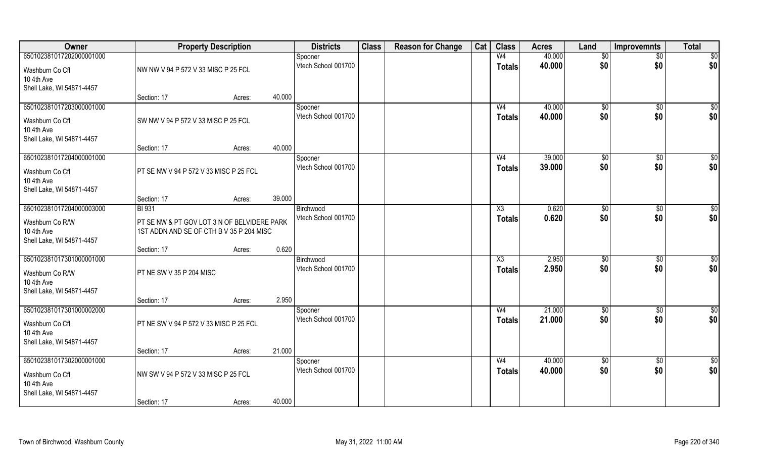| Owner | Property Description | | | Districts | Class | Reason for Change | Cat | Class | Acres | Land | Improvemnts | Total |
|---|---|---|---|---|---|---|---|---|---|---|---|---|
| 65010238101720200000100​0 | | | | Spooner | | | | W4 | 40.000 | $0 | $0 | $0 |
| Washburn Co Cfl<br>10 4th Ave<br>Shell Lake, WI 54871-4457 | NW NW V 94 P 572 V 33 MISC P 25 FCL | | | Vtech School 001700 | | | | Totals | 40.000 | $0 | $0 | $0 |
| | Section: 17 | Acres: | 40.000 | | | | | | | | | |
| 650102381017203000001000 | | | | Spooner | | | | W4 | 40.000 | $0 | $0 | $0 |
| Washburn Co Cfl<br>10 4th Ave<br>Shell Lake, WI 54871-4457 | SW NW V 94 P 572 V 33 MISC P 25 FCL | | | Vtech School 001700 | | | | Totals | 40.000 | $0 | $0 | $0 |
| | Section: 17 | Acres: | 40.000 | | | | | | | | | |
| 650102381017204000001000 | | | | Spooner | | | | W4 | 39.000 | $0 | $0 | $0 |
| Washburn Co Cfl<br>10 4th Ave<br>Shell Lake, WI 54871-4457 | PT SE NW V 94 P 572 V 33 MISC P 25 FCL | | | Vtech School 001700 | | | | Totals | 39.000 | $0 | $0 | $0 |
| | Section: 17 | Acres: | 39.000 | | | | | | | | | |
| 650102381017204000003000 | BI 931 | | | Birchwood | | | | X3 | 0.620 | $0 | $0 | $0 |
| Washburn Co R/W<br>10 4th Ave<br>Shell Lake, WI 54871-4457 | PT SE NW & PT GOV LOT 3 N OF BELVIDERE PARK 1ST ADDN AND SE OF CTH B V 35 P 204 MISC | | | Vtech School 001700 | | | | Totals | 0.620 | $0 | $0 | $0 |
| | Section: 17 | Acres: | 0.620 | | | | | | | | | |
| 650102381017301000001000 | | | | Birchwood | | | | X3 | 2.950 | $0 | $0 | $0 |
| Washburn Co R/W<br>10 4th Ave<br>Shell Lake, WI 54871-4457 | PT NE SW V 35 P 204 MISC | | | Vtech School 001700 | | | | Totals | 2.950 | $0 | $0 | $0 |
| | Section: 17 | Acres: | 2.950 | | | | | | | | | |
| 650102381017301000002000 | | | | Spooner | | | | W4 | 21.000 | $0 | $0 | $0 |
| Washburn Co Cfl<br>10 4th Ave<br>Shell Lake, WI 54871-4457 | PT NE SW V 94 P 572 V 33 MISC P 25 FCL | | | Vtech School 001700 | | | | Totals | 21.000 | $0 | $0 | $0 |
| | Section: 17 | Acres: | 21.000 | | | | | | | | | |
| 650102381017302000001000 | | | | Spooner | | | | W4 | 40.000 | $0 | $0 | $0 |
| Washburn Co Cfl<br>10 4th Ave<br>Shell Lake, WI 54871-4457 | NW SW V 94 P 572 V 33 MISC P 25 FCL | | | Vtech School 001700 | | | | Totals | 40.000 | $0 | $0 | $0 |
| | Section: 17 | Acres: | 40.000 | | | | | | | | | |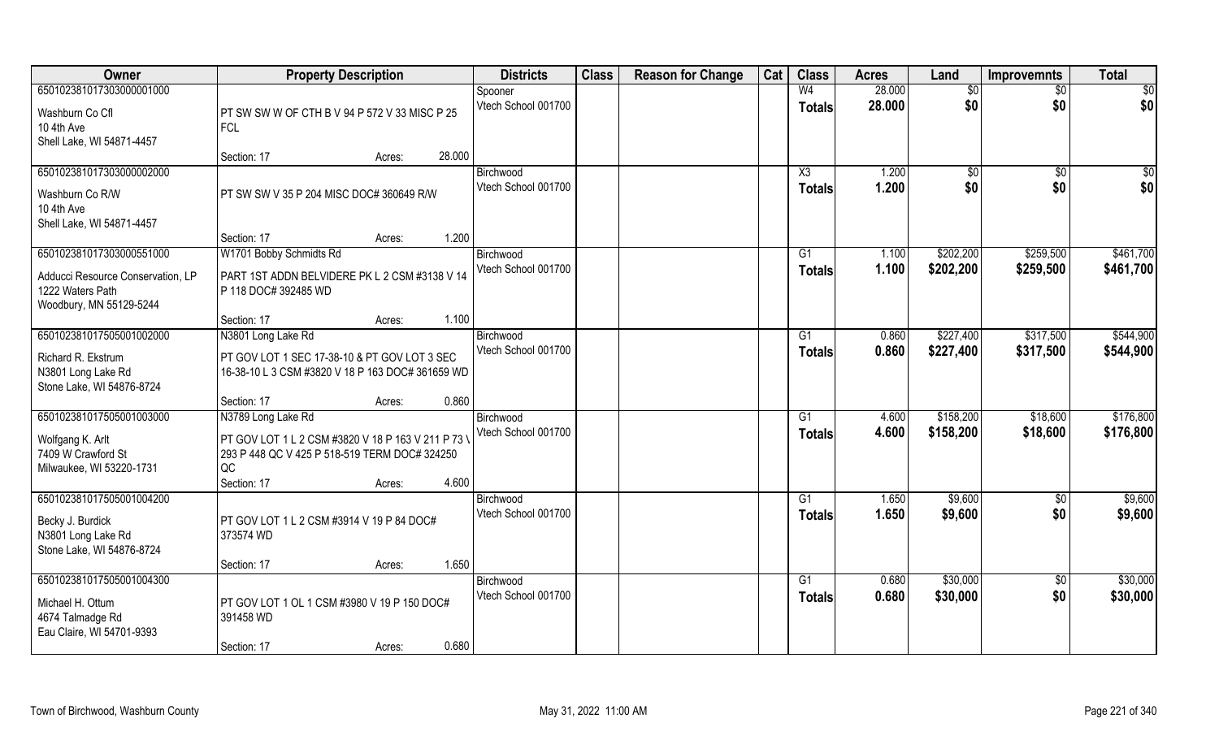| Owner | Property Description | Districts | Class | Reason for Change | Cat | Class | Acres | Land | Improvemnts | Total |
|---|---|---|---|---|---|---|---|---|---|---|
| 650102381017303000001000 | | Spooner | | | | W4 | 28.000 | $0 | $0 | $0 |
| Washburn Co Cfl<br>10 4th Ave<br>Shell Lake, WI 54871-4457 | PT SW SW W OF CTH B V 94 P 572 V 33 MISC P 25 FCL | Vtech School 001700 | | | | Totals | 28.000 | $0 | $0 | $0 |
| | Section: 17 Acres: 28.000 | | | | | | | | | |
| 650102381017303000002000 | | Birchwood | | | | X3 | 1.200 | $0 | $0 | $0 |
| Washburn Co R/W<br>10 4th Ave<br>Shell Lake, WI 54871-4457 | PT SW SW V 35 P 204 MISC DOC# 360649 R/W | Vtech School 001700 | | | | Totals | 1.200 | $0 | $0 | $0 |
| | Section: 17 Acres: 1.200 | | | | | | | | | |
| 650102381017303000551000 | W1701 Bobby Schmidts Rd | Birchwood | | | | G1 | 1.100 | $202,200 | $259,500 | $461,700 |
| Adducci Resource Conservation, LP<br>1222 Waters Path<br>Woodbury, MN 55129-5244 | PART 1ST ADDN BELVIDERE PK L 2 CSM #3138 V 14 P 118 DOC# 392485 WD | Vtech School 001700 | | | | Totals | 1.100 | $202,200 | $259,500 | $461,700 |
| | Section: 17 Acres: 1.100 | | | | | | | | | |
| 650102381017505001002000 | N3801 Long Lake Rd | Birchwood | | | | G1 | 0.860 | $227,400 | $317,500 | $544,900 |
| Richard R. Ekstrum<br>N3801 Long Lake Rd<br>Stone Lake, WI 54876-8724 | PT GOV LOT 1 SEC 17-38-10 & PT GOV LOT 3 SEC 16-38-10 L 3 CSM #3820 V 18 P 163 DOC# 361659 WD | Vtech School 001700 | | | | Totals | 0.860 | $227,400 | $317,500 | $544,900 |
| | Section: 17 Acres: 0.860 | | | | | | | | | |
| 650102381017505001003000 | N3789 Long Lake Rd | Birchwood | | | | G1 | 4.600 | $158,200 | $18,600 | $176,800 |
| Wolfgang K. Arlt<br>7409 W Crawford St<br>Milwaukee, WI 53220-1731 | PT GOV LOT 1 L 2 CSM #3820 V 18 P 163 V 211 P 73 \ 293 P 448 QC V 425 P 518-519 TERM DOC# 324250 QC | Vtech School 001700 | | | | Totals | 4.600 | $158,200 | $18,600 | $176,800 |
| | Section: 17 Acres: 4.600 | | | | | | | | | |
| 650102381017505001004200 | | Birchwood | | | | G1 | 1.650 | $9,600 | $0 | $9,600 |
| Becky J. Burdick<br>N3801 Long Lake Rd<br>Stone Lake, WI 54876-8724 | PT GOV LOT 1 L 2 CSM #3914 V 19 P 84 DOC# 373574 WD | Vtech School 001700 | | | | Totals | 1.650 | $9,600 | $0 | $9,600 |
| | Section: 17 Acres: 1.650 | | | | | | | | | |
| 650102381017505001004300 | | Birchwood | | | | G1 | 0.680 | $30,000 | $0 | $30,000 |
| Michael H. Ottum<br>4674 Talmadge Rd<br>Eau Claire, WI 54701-9393 | PT GOV LOT 1 OL 1 CSM #3980 V 19 P 150 DOC# 391458 WD | Vtech School 001700 | | | | Totals | 0.680 | $30,000 | $0 | $30,000 |
| | Section: 17 Acres: 0.680 | | | | | | | | | |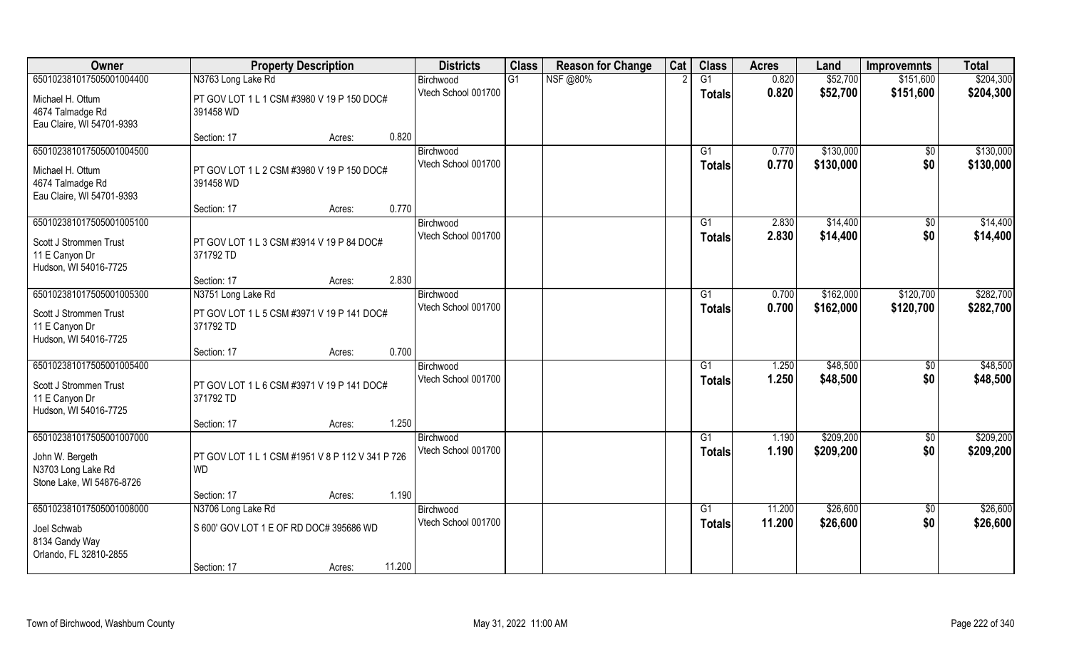| Owner | Property Description | | | Districts | Class | Reason for Change | Cat | Class | Acres | Land | Improvemnts | Total |
|---|---|---|---|---|---|---|---|---|---|---|---|---|
| 650102381017505001004400 | N3763 Long Lake Rd | | | Birchwood | G1 | NSF @80% | 2 | G1 | 0.820 | $52,700 | $151,600 | $204,300 |
| Michael H. Ottum<br>4674 Talmadge Rd<br>Eau Claire, WI 54701-9393 | PT GOV LOT 1 L 1 CSM #3980 V 19 P 150 DOC# 391458 WD | | | Vtech School 001700 | | | | Totals | 0.820 | $52,700 | $151,600 | $204,300 |
| | Section: 17 | Acres: | 0.820 | | | | | | | | | |
| 650102381017505001004500 | | | | Birchwood | | | | G1 | 0.770 | $130,000 | $0 | $130,000 |
| Michael H. Ottum<br>4674 Talmadge Rd<br>Eau Claire, WI 54701-9393 | PT GOV LOT 1 L 2 CSM #3980 V 19 P 150 DOC# 391458 WD | | | Vtech School 001700 | | | | Totals | 0.770 | $130,000 | $0 | $130,000 |
| | Section: 17 | Acres: | 0.770 | | | | | | | | | |
| 650102381017505001005100 | | | | Birchwood | | | | G1 | 2.830 | $14,400 | $0 | $14,400 |
| Scott J Strommen Trust<br>11 E Canyon Dr<br>Hudson, WI 54016-7725 | PT GOV LOT 1 L 3 CSM #3914 V 19 P 84 DOC# 371792 TD | | | Vtech School 001700 | | | | Totals | 2.830 | $14,400 | $0 | $14,400 |
| | Section: 17 | Acres: | 2.830 | | | | | | | | | |
| 650102381017505001005300 | N3751 Long Lake Rd | | | Birchwood | | | | G1 | 0.700 | $162,000 | $120,700 | $282,700 |
| Scott J Strommen Trust<br>11 E Canyon Dr<br>Hudson, WI 54016-7725 | PT GOV LOT 1 L 5 CSM #3971 V 19 P 141 DOC# 371792 TD | | | Vtech School 001700 | | | | Totals | 0.700 | $162,000 | $120,700 | $282,700 |
| | Section: 17 | Acres: | 0.700 | | | | | | | | | |
| 650102381017505001005400 | | | | Birchwood | | | | G1 | 1.250 | $48,500 | $0 | $48,500 |
| Scott J Strommen Trust<br>11 E Canyon Dr<br>Hudson, WI 54016-7725 | PT GOV LOT 1 L 6 CSM #3971 V 19 P 141 DOC# 371792 TD | | | Vtech School 001700 | | | | Totals | 1.250 | $48,500 | $0 | $48,500 |
| | Section: 17 | Acres: | 1.250 | | | | | | | | | |
| 650102381017505001007000 | | | | Birchwood | | | | G1 | 1.190 | $209,200 | $0 | $209,200 |
| John W. Bergeth<br>N3703 Long Lake Rd<br>Stone Lake, WI 54876-8726 | PT GOV LOT 1 L 1 CSM #1951 V 8 P 112 V 341 P 726 WD | | | Vtech School 001700 | | | | Totals | 1.190 | $209,200 | $0 | $209,200 |
| | Section: 17 | Acres: | 1.190 | | | | | | | | | |
| 650102381017505001008000 | N3706 Long Lake Rd | | | Birchwood | | | | G1 | 11.200 | $26,600 | $0 | $26,600 |
| Joel Schwab<br>8134 Gandy Way<br>Orlando, FL 32810-2855 | S 600' GOV LOT 1 E OF RD DOC# 395686 WD | | | Vtech School 001700 | | | | Totals | 11.200 | $26,600 | $0 | $26,600 |
| | Section: 17 | Acres: | 11.200 | | | | | | | | | |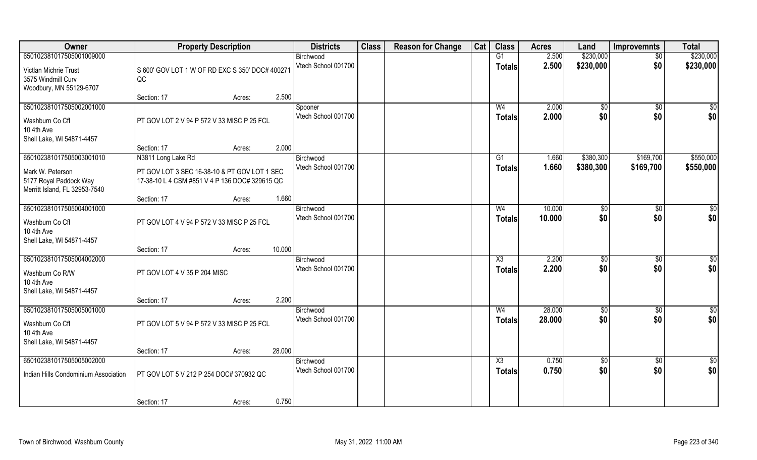| Owner | Property Description | | | Districts | Class | Reason for Change | Cat | Class | Acres | Land | Improvemnts | Total |
|---|---|---|---|---|---|---|---|---|---|---|---|---|
| 65010238101750501009000 | | | | Birchwood | | | | G1 | 2.500 | $230,000 | $0 | $230,000 |
| Victlan Michrie Trust<br>3575 Windmill Curv<br>Woodbury, MN 55129-6707 | S 600' GOV LOT 1 W OF RD EXC S 350' DOC# 400271 QC | | | Vtech School 001700 | | | | Totals | 2.500 | $230,000 | $0 | $230,000 |
| | Section: 17 | Acres: | 2.500 | | | | | | | | | |
| 65010238101750502001000 | | | | Spooner | | | | W4 | 2.000 | $0 | $0 | $0 |
| Washburn Co Cfl<br>10 4th Ave<br>Shell Lake, WI 54871-4457 | PT GOV LOT 2 V 94 P 572 V 33 MISC P 25 FCL | | | Vtech School 001700 | | | | Totals | 2.000 | $0 | $0 | $0 |
| | Section: 17 | Acres: | 2.000 | | | | | | | | | |
| 65010238101750503001010 | N3811 Long Lake Rd | | | Birchwood | | | | G1 | 1.660 | $380,300 | $169,700 | $550,000 |
| Mark W. Peterson<br>5177 Royal Paddock Way<br>Merritt Island, FL 32953-7540 | PT GOV LOT 3 SEC 16-38-10 & PT GOV LOT 1 SEC 17-38-10 L 4 CSM #851 V 4 P 136 DOC# 329615 QC | | | Vtech School 001700 | | | | Totals | 1.660 | $380,300 | $169,700 | $550,000 |
| | Section: 17 | Acres: | 1.660 | | | | | | | | | |
| 65010238101750504001000 | | | | Birchwood | | | | W4 | 10.000 | $0 | $0 | $0 |
| Washburn Co Cfl<br>10 4th Ave<br>Shell Lake, WI 54871-4457 | PT GOV LOT 4 V 94 P 572 V 33 MISC P 25 FCL | | | Vtech School 001700 | | | | Totals | 10.000 | $0 | $0 | $0 |
| | Section: 17 | Acres: | 10.000 | | | | | | | | | |
| 65010238101750504002000 | | | | Birchwood | | | | X3 | 2.200 | $0 | $0 | $0 |
| Washburn Co R/W<br>10 4th Ave<br>Shell Lake, WI 54871-4457 | PT GOV LOT 4 V 35 P 204 MISC | | | Vtech School 001700 | | | | Totals | 2.200 | $0 | $0 | $0 |
| | Section: 17 | Acres: | 2.200 | | | | | | | | | |
| 65010238101750505001000 | | | | Birchwood | | | | W4 | 28.000 | $0 | $0 | $0 |
| Washburn Co Cfl<br>10 4th Ave<br>Shell Lake, WI 54871-4457 | PT GOV LOT 5 V 94 P 572 V 33 MISC P 25 FCL | | | Vtech School 001700 | | | | Totals | 28.000 | $0 | $0 | $0 |
| | Section: 17 | Acres: | 28.000 | | | | | | | | | |
| 65010238101750505002000 | | | | Birchwood | | | | X3 | 0.750 | $0 | $0 | $0 |
| Indian Hills Condominium Association | PT GOV LOT 5 V 212 P 254 DOC# 370932 QC | | | Vtech School 001700 | | | | Totals | 0.750 | $0 | $0 | $0 |
| | Section: 17 | Acres: | 0.750 | | | | | | | | | |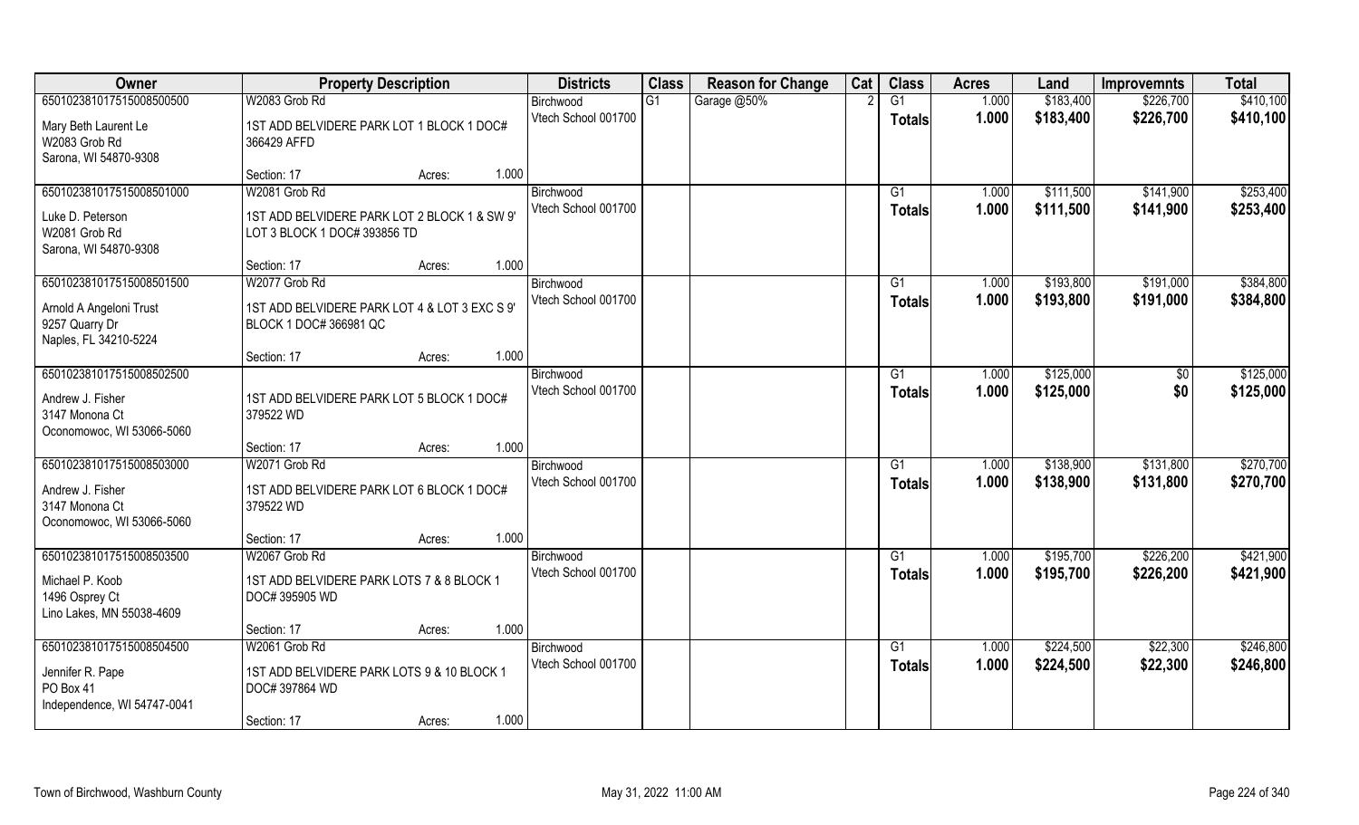| Owner | Property Description | | | Districts | Class | Reason for Change | Cat | Class | Acres | Land | Improvemnts | Total |
|---|---|---|---|---|---|---|---|---|---|---|---|---|
| 650102381017515008500500 | W2083 Grob Rd | | | Birchwood | G1 | Garage @50% | 2 | G1 | 1.000 | $183,400 | $226,700 | $410,100 |
| Mary Beth Laurent Le<br>W2083 Grob Rd<br>Sarona, WI 54870-9308 | 1ST ADD BELVIDERE PARK LOT 1 BLOCK 1 DOC# 366429 AFFD | | | Vtech School 001700 | | | | Totals | 1.000 | $183,400 | $226,700 | $410,100 |
| | Section: 17 | Acres: | 1.000 | | | | | | | | | |
| 650102381017515008501000 | W2081 Grob Rd | | | Birchwood | | | | G1 | 1.000 | $111,500 | $141,900 | $253,400 |
| Luke D. Peterson<br>W2081 Grob Rd<br>Sarona, WI 54870-9308 | 1ST ADD BELVIDERE PARK LOT 2 BLOCK 1 & SW 9' LOT 3 BLOCK 1 DOC# 393856 TD | | | Vtech School 001700 | | | | Totals | 1.000 | $111,500 | $141,900 | $253,400 |
| | Section: 17 | Acres: | 1.000 | | | | | | | | | |
| 650102381017515008501500 | W2077 Grob Rd | | | Birchwood | | | | G1 | 1.000 | $193,800 | $191,000 | $384,800 |
| Arnold A Angeloni Trust<br>9257 Quarry Dr<br>Naples, FL 34210-5224 | 1ST ADD BELVIDERE PARK LOT 4 & LOT 3 EXC S 9' BLOCK 1 DOC# 366981 QC | | | Vtech School 001700 | | | | Totals | 1.000 | $193,800 | $191,000 | $384,800 |
| | Section: 17 | Acres: | 1.000 | | | | | | | | | |
| 650102381017515008502500 | | | | Birchwood | | | | G1 | 1.000 | $125,000 | $0 | $125,000 |
| Andrew J. Fisher<br>3147 Monona Ct<br>Oconomowoc, WI 53066-5060 | 1ST ADD BELVIDERE PARK LOT 5 BLOCK 1 DOC# 379522 WD | | | Vtech School 001700 | | | | Totals | 1.000 | $125,000 | $0 | $125,000 |
| | Section: 17 | Acres: | 1.000 | | | | | | | | | |
| 650102381017515008503000 | W2071 Grob Rd | | | Birchwood | | | | G1 | 1.000 | $138,900 | $131,800 | $270,700 |
| Andrew J. Fisher<br>3147 Monona Ct<br>Oconomowoc, WI 53066-5060 | 1ST ADD BELVIDERE PARK LOT 6 BLOCK 1 DOC# 379522 WD | | | Vtech School 001700 | | | | Totals | 1.000 | $138,900 | $131,800 | $270,700 |
| | Section: 17 | Acres: | 1.000 | | | | | | | | | |
| 650102381017515008503500 | W2067 Grob Rd | | | Birchwood | | | | G1 | 1.000 | $195,700 | $226,200 | $421,900 |
| Michael P. Koob<br>1496 Osprey Ct<br>Lino Lakes, MN 55038-4609 | 1ST ADD BELVIDERE PARK LOTS 7 & 8 BLOCK 1 DOC# 395905 WD | | | Vtech School 001700 | | | | Totals | 1.000 | $195,700 | $226,200 | $421,900 |
| | Section: 17 | Acres: | 1.000 | | | | | | | | | |
| 650102381017515008504500 | W2061 Grob Rd | | | Birchwood | | | | G1 | 1.000 | $224,500 | $22,300 | $246,800 |
| Jennifer R. Pape<br>PO Box 41<br>Independence, WI 54747-0041 | 1ST ADD BELVIDERE PARK LOTS 9 & 10 BLOCK 1 DOC# 397864 WD | | | Vtech School 001700 | | | | Totals | 1.000 | $224,500 | $22,300 | $246,800 |
| | Section: 17 | Acres: | 1.000 | | | | | | | | | |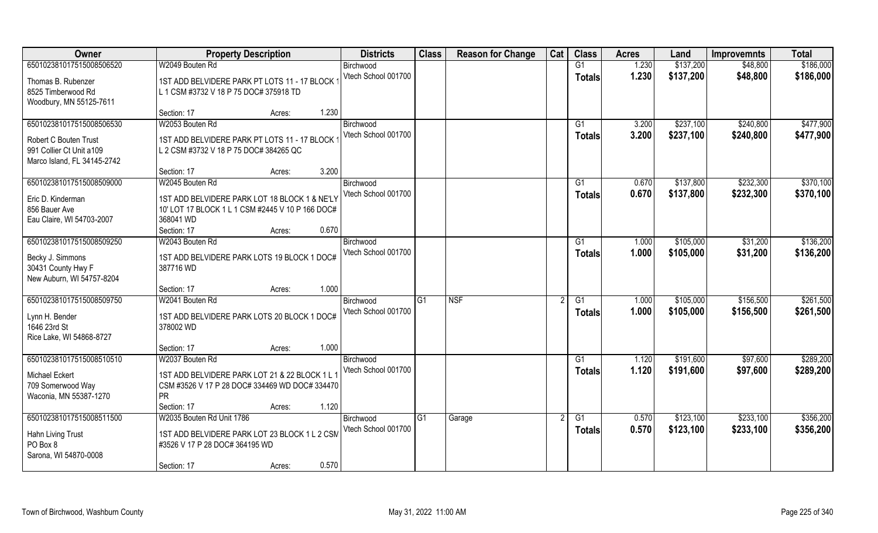| Owner | Property Description | | Districts | Class | Reason for Change | Cat | Class | Acres | Land | Improvemnts | Total |
|---|---|---|---|---|---|---|---|---|---|---|---|
| 650102381017515008506520 | W2049 Bouten Rd | | Birchwood | | | | G1 | 1.230 | $137,200 | $48,800 | $186,000 |
| Thomas B. Rubenzer<br>8525 Timberwood Rd<br>Woodbury, MN 55125-7611 | 1ST ADD BELVIDERE PARK PT LOTS 11 - 17 BLOCK 1 L 1 CSM #3732 V 18 P 75 DOC# 375918 TD | | Vtech School 001700 | | | | Totals | 1.230 | $137,200 | $48,800 | $186,000 |
| | Section: 17 | Acres: 1.230 | | | | | | | | | |
| 650102381017515008506530 | W2053 Bouten Rd | | Birchwood | | | | G1 | 3.200 | $237,100 | $240,800 | $477,900 |
| Robert C Bouten Trust<br>991 Collier Ct Unit a109<br>Marco Island, FL 34145-2742 | 1ST ADD BELVIDERE PARK PT LOTS 11 - 17 BLOCK 1 L 2 CSM #3732 V 18 P 75 DOC# 384265 QC | | Vtech School 001700 | | | | Totals | 3.200 | $237,100 | $240,800 | $477,900 |
| | Section: 17 | Acres: 3.200 | | | | | | | | | |
| 650102381017515008509000 | W2045 Bouten Rd | | Birchwood | | | | G1 | 0.670 | $137,800 | $232,300 | $370,100 |
| Eric D. Kinderman<br>856 Bauer Ave<br>Eau Claire, WI 54703-2007 | 1ST ADD BELVIDERE PARK LOT 18 BLOCK 1 & NE'LY 10' LOT 17 BLOCK 1 L 1 CSM #2445 V 10 P 166 DOC# 368041 WD | | Vtech School 001700 | | | | Totals | 0.670 | $137,800 | $232,300 | $370,100 |
| | Section: 17 | Acres: 0.670 | | | | | | | | | |
| 650102381017515008509250 | W2043 Bouten Rd | | Birchwood | | | | G1 | 1.000 | $105,000 | $31,200 | $136,200 |
| Becky J. Simmons<br>30431 County Hwy F<br>New Auburn, WI 54757-8204 | 1ST ADD BELVIDERE PARK LOTS 19 BLOCK 1 DOC# 387716 WD | | Vtech School 001700 | | | | Totals | 1.000 | $105,000 | $31,200 | $136,200 |
| | Section: 17 | Acres: 1.000 | | | | | | | | | |
| 650102381017515008509750 | W2041 Bouten Rd | | Birchwood | G1 | NSF | 2 | G1 | 1.000 | $105,000 | $156,500 | $261,500 |
| Lynn H. Bender<br>1646 23rd St<br>Rice Lake, WI 54868-8727 | 1ST ADD BELVIDERE PARK LOTS 20 BLOCK 1 DOC# 378002 WD | | Vtech School 001700 | | | | Totals | 1.000 | $105,000 | $156,500 | $261,500 |
| | Section: 17 | Acres: 1.000 | | | | | | | | | |
| 650102381017515008510510 | W2037 Bouten Rd | | Birchwood | | | | G1 | 1.120 | $191,600 | $97,600 | $289,200 |
| Michael Eckert<br>709 Somerwood Way<br>Waconia, MN 55387-1270 | 1ST ADD BELVIDERE PARK LOT 21 & 22 BLOCK 1 L 1 CSM #3526 V 17 P 28 DOC# 334469 WD DOC# 334470 PR | | Vtech School 001700 | | | | Totals | 1.120 | $191,600 | $97,600 | $289,200 |
| | Section: 17 | Acres: 1.120 | | | | | | | | | |
| 650102381017515008511500 | W2035 Bouten Rd Unit 1786 | | Birchwood | G1 | Garage | 2 | G1 | 0.570 | $123,100 | $233,100 | $356,200 |
| Hahn Living Trust<br>PO Box 8<br>Sarona, WI 54870-0008 | 1ST ADD BELVIDERE PARK LOT 23 BLOCK 1 L 2 CSM #3526 V 17 P 28 DOC# 364195 WD | | Vtech School 001700 | | | | Totals | 0.570 | $123,100 | $233,100 | $356,200 |
| | Section: 17 | Acres: 0.570 | | | | | | | | | |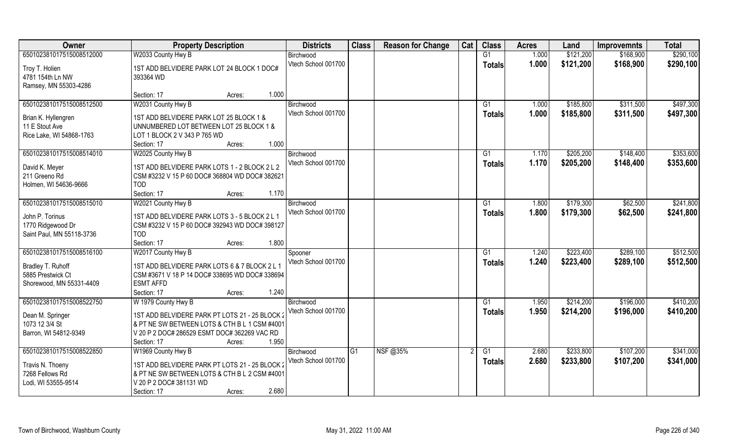| Owner | Property Description | Districts | Class | Reason for Change | Cat | Class | Acres | Land | Improvemnts | Total |
|---|---|---|---|---|---|---|---|---|---|---|
| 65010238101751500851200​0 | W2033 County Hwy B | Birchwood | | | | G1 | 1.000 | $121,200 | $168,900 | $290,100 |
| Troy T. Holien<br>4781 154th Ln NW<br>Ramsey, MN 55303-4286 | 1ST ADD BELVIDERE PARK LOT 24 BLOCK 1 DOC# 393364 WD<br>Section: 17 Acres: 1.000 | Vtech School 001700 | | | | Totals | 1.000 | $121,200 | $168,900 | $290,100 |
| 650102381017515008512500 | W2031 County Hwy B | Birchwood | | | | G1 | 1.000 | $185,800 | $311,500 | $497,300 |
| Brian K. Hyllengren<br>11 E Stout Ave<br>Rice Lake, WI 54868-1763 | 1ST ADD BELVIDERE PARK LOT 25 BLOCK 1 & UNNUMBERED LOT BETWEEN LOT 25 BLOCK 1 & LOT 1 BLOCK 2 V 343 P 765 WD<br>Section: 17 Acres: 1.000 | Vtech School 001700 | | | | Totals | 1.000 | $185,800 | $311,500 | $497,300 |
| 650102381017515008514010 | W2025 County Hwy B | Birchwood | | | | G1 | 1.170 | $205,200 | $148,400 | $353,600 |
| David K. Meyer<br>211 Greeno Rd<br>Holmen, WI 54636-9666 | 1ST ADD BELVIDERE PARK LOTS 1 - 2 BLOCK 2 L 2 CSM #3232 V 15 P 60 DOC# 368804 WD DOC# 382621 TOD<br>Section: 17 Acres: 1.170 | Vtech School 001700 | | | | Totals | 1.170 | $205,200 | $148,400 | $353,600 |
| 650102381017515008515010 | W2021 County Hwy B | Birchwood | | | | G1 | 1.800 | $179,300 | $62,500 | $241,800 |
| John P. Torinus<br>1770 Ridgewood Dr<br>Saint Paul, MN 55118-3736 | 1ST ADD BELVIDERE PARK LOTS 3 - 5 BLOCK 2 L 1 CSM #3232 V 15 P 60 DOC# 392943 WD DOC# 398127 TOD<br>Section: 17 Acres: 1.800 | Vtech School 001700 | | | | Totals | 1.800 | $179,300 | $62,500 | $241,800 |
| 650102381017515008516100 | W2017 County Hwy B | Spooner | | | | G1 | 1.240 | $223,400 | $289,100 | $512,500 |
| Bradley T. Ruhoff<br>5885 Prestwick Ct<br>Shorewood, MN 55331-4409 | 1ST ADD BELVIDERE PARK LOTS 6 & 7 BLOCK 2 L 1 CSM #3671 V 18 P 14 DOC# 338695 WD DOC# 338694 ESMT AFFD<br>Section: 17 Acres: 1.240 | Vtech School 001700 | | | | Totals | 1.240 | $223,400 | $289,100 | $512,500 |
| 650102381017515008522750 | W 1979 County Hwy B | Birchwood | | | | G1 | 1.950 | $214,200 | $196,000 | $410,200 |
| Dean M. Springer<br>1073 12 3/4 St<br>Barron, WI 54812-9349 | 1ST ADD BELVIDERE PARK PT LOTS 21 - 25 BLOCK 2 & PT NE SW BETWEEN LOTS & CTH B L 1 CSM #4001 V 20 P 2 DOC# 286529 ESMT DOC# 362269 VAC RD<br>Section: 17 Acres: 1.950 | Vtech School 001700 | | | | Totals | 1.950 | $214,200 | $196,000 | $410,200 |
| 650102381017515008522850 | W1969 County Hwy B | Birchwood | G1 | NSF @35% | 2 | G1 | 2.680 | $233,800 | $107,200 | $341,000 |
| Travis N. Thoeny<br>7268 Fellows Rd<br>Lodi, WI 53555-9514 | 1ST ADD BELVIDERE PARK PT LOTS 21 - 25 BLOCK 2 & PT NE SW BETWEEN LOTS & CTH B L 2 CSM #4001 V 20 P 2 DOC# 381131 WD<br>Section: 17 Acres: 2.680 | Vtech School 001700 | | | | Totals | 2.680 | $233,800 | $107,200 | $341,000 |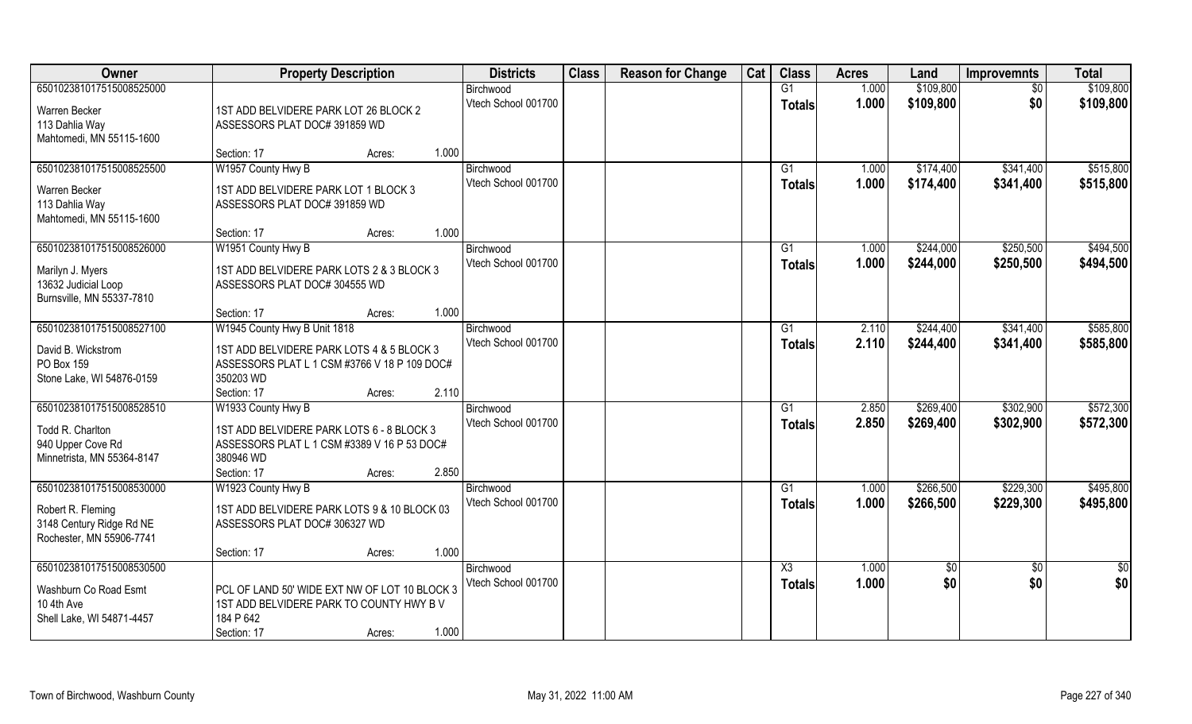| Owner | Property Description | Districts | Class | Reason for Change | Cat | Class | Acres | Land | Improvemnts | Total |
|---|---|---|---|---|---|---|---|---|---|---|
| 650102381017515008525000 | | Birchwood | | | | G1 | 1.000 | $109,800 | $0 | $109,800 |
| Warren Becker<br>113 Dahlia Way<br>Mahtomedi, MN 55115-1600 | 1ST ADD BELVIDERE PARK LOT 26 BLOCK 2 ASSESSORS PLAT DOC# 391859 WD<br>Section: 17 Acres: 1.000 | Vtech School 001700 | | | | Totals | 1.000 | $109,800 | $0 | $109,800 |
| 650102381017515008525500 | W1957 County Hwy B | Birchwood | | | | G1 | 1.000 | $174,400 | $341,400 | $515,800 |
| Warren Becker<br>113 Dahlia Way<br>Mahtomedi, MN 55115-1600 | 1ST ADD BELVIDERE PARK LOT 1 BLOCK 3 ASSESSORS PLAT DOC# 391859 WD<br>Section: 17 Acres: 1.000 | Vtech School 001700 | | | | Totals | 1.000 | $174,400 | $341,400 | $515,800 |
| 650102381017515008526000 | W1951 County Hwy B | Birchwood | | | | G1 | 1.000 | $244,000 | $250,500 | $494,500 |
| Marilyn J. Myers<br>13632 Judicial Loop<br>Burnsville, MN 55337-7810 | 1ST ADD BELVIDERE PARK LOTS 2 & 3 BLOCK 3 ASSESSORS PLAT DOC# 304555 WD<br>Section: 17 Acres: 1.000 | Vtech School 001700 | | | | Totals | 1.000 | $244,000 | $250,500 | $494,500 |
| 650102381017515008527100 | W1945 County Hwy B Unit 1818 | Birchwood | | | | G1 | 2.110 | $244,400 | $341,400 | $585,800 |
| David B. Wickstrom<br>PO Box 159<br>Stone Lake, WI 54876-0159 | 1ST ADD BELVIDERE PARK LOTS 4 & 5 BLOCK 3 ASSESSORS PLAT L 1 CSM #3766 V 18 P 109 DOC# 350203 WD<br>Section: 17 Acres: 2.110 | Vtech School 001700 | | | | Totals | 2.110 | $244,400 | $341,400 | $585,800 |
| 650102381017515008528510 | W1933 County Hwy B | Birchwood | | | | G1 | 2.850 | $269,400 | $302,900 | $572,300 |
| Todd R. Charlton<br>940 Upper Cove Rd<br>Minnetrista, MN 55364-8147 | 1ST ADD BELVIDERE PARK LOTS 6 - 8 BLOCK 3 ASSESSORS PLAT L 1 CSM #3389 V 16 P 53 DOC# 380946 WD<br>Section: 17 Acres: 2.850 | Vtech School 001700 | | | | Totals | 2.850 | $269,400 | $302,900 | $572,300 |
| 650102381017515008530000 | W1923 County Hwy B | Birchwood | | | | G1 | 1.000 | $266,500 | $229,300 | $495,800 |
| Robert R. Fleming<br>3148 Century Ridge Rd NE<br>Rochester, MN 55906-7741 | 1ST ADD BELVIDERE PARK LOTS 9 & 10 BLOCK 03 ASSESSORS PLAT DOC# 306327 WD<br>Section: 17 Acres: 1.000 | Vtech School 001700 | | | | Totals | 1.000 | $266,500 | $229,300 | $495,800 |
| 650102381017515008530500 | | Birchwood | | | | X3 | 1.000 | $0 | $0 | $0 |
| Washburn Co Road Esmt<br>10 4th Ave<br>Shell Lake, WI 54871-4457 | PCL OF LAND 50' WIDE EXT NW OF LOT 10 BLOCK 3 1ST ADD BELVIDERE PARK TO COUNTY HWY B V 184 P 642<br>Section: 17 Acres: 1.000 | Vtech School 001700 | | | | Totals | 1.000 | $0 | $0 | $0 |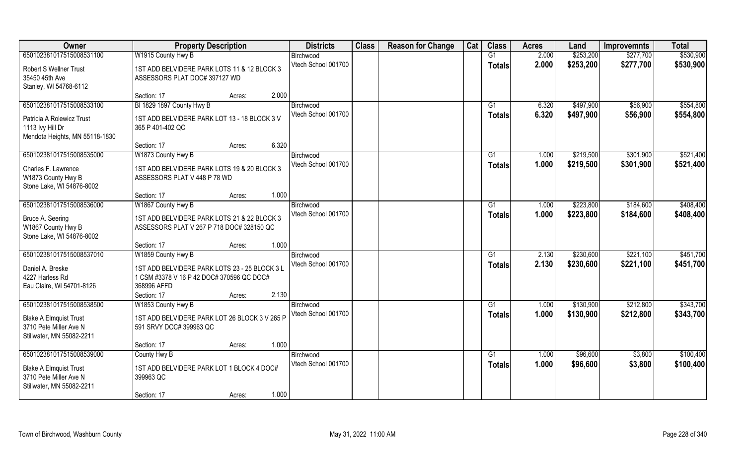| Owner | Property Description | | | Districts | Class | Reason for Change | Cat | Class | Acres | Land | Improvemnts | Total |
|---|---|---|---|---|---|---|---|---|---|---|---|---|
| 65010238101751500853110​0 | W1915 County Hwy B | | | Birchwood | | | | G1 | 2.000 | $253,200 | $277,700 | $530,900 |
| Robert S Wellner Trust<br>35450 45th Ave<br>Stanley, WI 54768-6112 | 1ST ADD BELVIDERE PARK LOTS 11 & 12 BLOCK 3 ASSESSORS PLAT DOC# 397127 WD | | | Vtech School 001700 | | | | Totals | 2.000 | $253,200 | $277,700 | $530,900 |
| | Section: 17 | Acres: | 2.000 | | | | | | | | | |
| 650102381017515008533100 | Bl 1829 1897 County Hwy B | | | Birchwood | | | | G1 | 6.320 | $497,900 | $56,900 | $554,800 |
| Patricia A Rolewicz Trust<br>1113 Ivy Hill Dr<br>Mendota Heights, MN 55118-1830 | 1ST ADD BELVIDERE PARK LOT 13 - 18 BLOCK 3 V 365 P 401-402 QC | | | Vtech School 001700 | | | | Totals | 6.320 | $497,900 | $56,900 | $554,800 |
| | Section: 17 | Acres: | 6.320 | | | | | | | | | |
| 650102381017515008535000 | W1873 County Hwy B | | | Birchwood | | | | G1 | 1.000 | $219,500 | $301,900 | $521,400 |
| Charles F. Lawrence<br>W1873 County Hwy B<br>Stone Lake, WI 54876-8002 | 1ST ADD BELVIDERE PARK LOTS 19 & 20 BLOCK 3 ASSESSORS PLAT V 448 P 78 WD | | | Vtech School 001700 | | | | Totals | 1.000 | $219,500 | $301,900 | $521,400 |
| | Section: 17 | Acres: | 1.000 | | | | | | | | | |
| 650102381017515008536000 | W1867 County Hwy B | | | Birchwood | | | | G1 | 1.000 | $223,800 | $184,600 | $408,400 |
| Bruce A. Seering<br>W1867 County Hwy B<br>Stone Lake, WI 54876-8002 | 1ST ADD BELVIDERE PARK LOTS 21 & 22 BLOCK 3 ASSESSORS PLAT V 267 P 718 DOC# 328150 QC | | | Vtech School 001700 | | | | Totals | 1.000 | $223,800 | $184,600 | $408,400 |
| | Section: 17 | Acres: | 1.000 | | | | | | | | | |
| 650102381017515008537010 | W1859 County Hwy B | | | Birchwood | | | | G1 | 2.130 | $230,600 | $221,100 | $451,700 |
| Daniel A. Breske<br>4227 Harless Rd<br>Eau Claire, WI 54701-8126 | 1ST ADD BELVIDERE PARK LOTS 23 - 25 BLOCK 3 L 1 CSM #3378 V 16 P 42 DOC# 370596 QC DOC# 368996 AFFD | | | Vtech School 001700 | | | | Totals | 2.130 | $230,600 | $221,100 | $451,700 |
| | Section: 17 | Acres: | 2.130 | | | | | | | | | |
| 650102381017515008538500 | W1853 County Hwy B | | | Birchwood | | | | G1 | 1.000 | $130,900 | $212,800 | $343,700 |
| Blake A Elmquist Trust<br>3710 Pete Miller Ave N<br>Stillwater, MN 55082-2211 | 1ST ADD BELVIDERE PARK LOT 26 BLOCK 3 V 265 P 591 SRVY DOC# 399963 QC | | | Vtech School 001700 | | | | Totals | 1.000 | $130,900 | $212,800 | $343,700 |
| | Section: 17 | Acres: | 1.000 | | | | | | | | | |
| 650102381017515008539000 | County Hwy B | | | Birchwood | | | | G1 | 1.000 | $96,600 | $3,800 | $100,400 |
| Blake A Elmquist Trust<br>3710 Pete Miller Ave N<br>Stillwater, MN 55082-2211 | 1ST ADD BELVIDERE PARK LOT 1 BLOCK 4 DOC# 399963 QC | | | Vtech School 001700 | | | | Totals | 1.000 | $96,600 | $3,800 | $100,400 |
| | Section: 17 | Acres: | 1.000 | | | | | | | | | |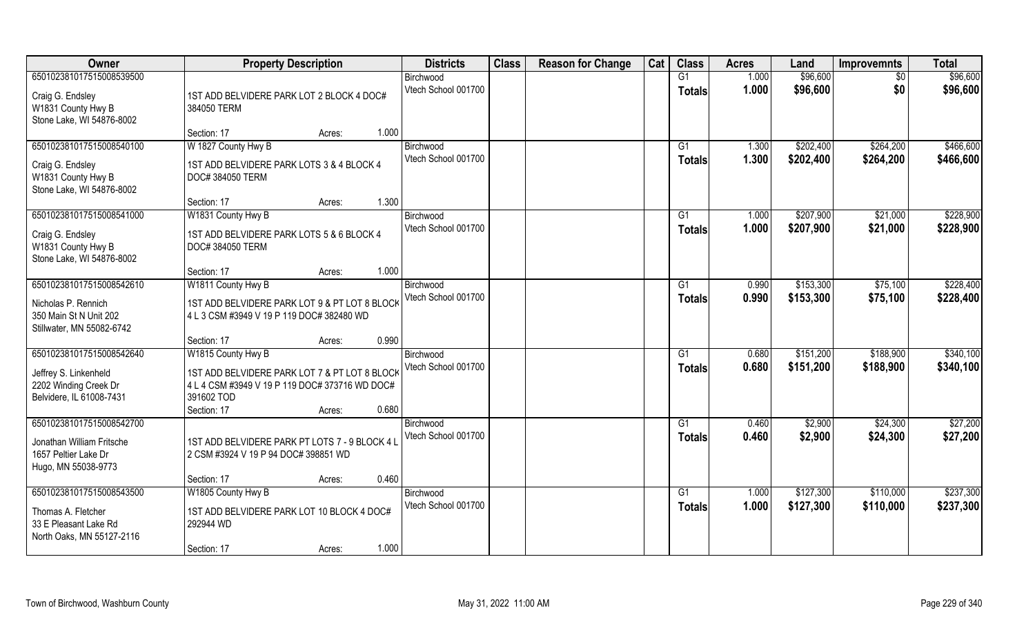| Owner | Property Description | Districts | Class | Reason for Change | Cat | Class | Acres | Land | Improvemnts | Total |
|---|---|---|---|---|---|---|---|---|---|---|
| 650102381017515008539500 | | Birchwood | | | | G1 | 1.000 | $96,600 | $0 | $96,600 |
| Craig G. Endsley<br>W1831 County Hwy B<br>Stone Lake, WI 54876-8002 | 1ST ADD BELVIDERE PARK LOT 2 BLOCK 4 DOC# 384050 TERM | Vtech School 001700 | | | | **Totals** | **1.000** | **$96,600** | **$0** | **$96,600** |
| | Section: 17 Acres: 1.000 | | | | | | | | | |
| 650102381017515008540100 | W 1827 County Hwy B | Birchwood | | | | G1 | 1.300 | $202,400 | $264,200 | $466,600 |
| Craig G. Endsley<br>W1831 County Hwy B<br>Stone Lake, WI 54876-8002 | 1ST ADD BELVIDERE PARK LOTS 3 & 4 BLOCK 4 DOC# 384050 TERM | Vtech School 001700 | | | | **Totals** | **1.300** | **$202,400** | **$264,200** | **$466,600** |
| | Section: 17 Acres: 1.300 | | | | | | | | | |
| 650102381017515008541000 | W1831 County Hwy B | Birchwood | | | | G1 | 1.000 | $207,900 | $21,000 | $228,900 |
| Craig G. Endsley<br>W1831 County Hwy B<br>Stone Lake, WI 54876-8002 | 1ST ADD BELVIDERE PARK LOTS 5 & 6 BLOCK 4 DOC# 384050 TERM | Vtech School 001700 | | | | **Totals** | **1.000** | **$207,900** | **$21,000** | **$228,900** |
| | Section: 17 Acres: 1.000 | | | | | | | | | |
| 650102381017515008542610 | W1811 County Hwy B | Birchwood | | | | G1 | 0.990 | $153,300 | $75,100 | $228,400 |
| Nicholas P. Rennich<br>350 Main St N Unit 202<br>Stillwater, MN 55082-6742 | 1ST ADD BELVIDERE PARK LOT 9 & PT LOT 8 BLOCK 4 L 3 CSM #3949 V 19 P 119 DOC# 382480 WD | Vtech School 001700 | | | | **Totals** | **0.990** | **$153,300** | **$75,100** | **$228,400** |
| | Section: 17 Acres: 0.990 | | | | | | | | | |
| 650102381017515008542640 | W1815 County Hwy B | Birchwood | | | | G1 | 0.680 | $151,200 | $188,900 | $340,100 |
| Jeffrey S. Linkenheld<br>2202 Winding Creek Dr<br>Belvidere, IL 61008-7431 | 1ST ADD BELVIDERE PARK LOT 7 & PT LOT 8 BLOCK 4 L 4 CSM #3949 V 19 P 119 DOC# 373716 WD DOC# 391602 TOD | Vtech School 001700 | | | | **Totals** | **0.680** | **$151,200** | **$188,900** | **$340,100** |
| | Section: 17 Acres: 0.680 | | | | | | | | | |
| 650102381017515008542700 | | Birchwood | | | | G1 | 0.460 | $2,900 | $24,300 | $27,200 |
| Jonathan William Fritsche<br>1657 Peltier Lake Dr<br>Hugo, MN 55038-9773 | 1ST ADD BELVIDERE PARK PT LOTS 7 - 9 BLOCK 4 L 2 CSM #3924 V 19 P 94 DOC# 398851 WD | Vtech School 001700 | | | | **Totals** | **0.460** | **$2,900** | **$24,300** | **$27,200** |
| | Section: 17 Acres: 0.460 | | | | | | | | | |
| 650102381017515008543500 | W1805 County Hwy B | Birchwood | | | | G1 | 1.000 | $127,300 | $110,000 | $237,300 |
| Thomas A. Fletcher<br>33 E Pleasant Lake Rd<br>North Oaks, MN 55127-2116 | 1ST ADD BELVIDERE PARK LOT 10 BLOCK 4 DOC# 292944 WD | Vtech School 001700 | | | | **Totals** | **1.000** | **$127,300** | **$110,000** | **$237,300** |
| | Section: 17 Acres: 1.000 | | | | | | | | | |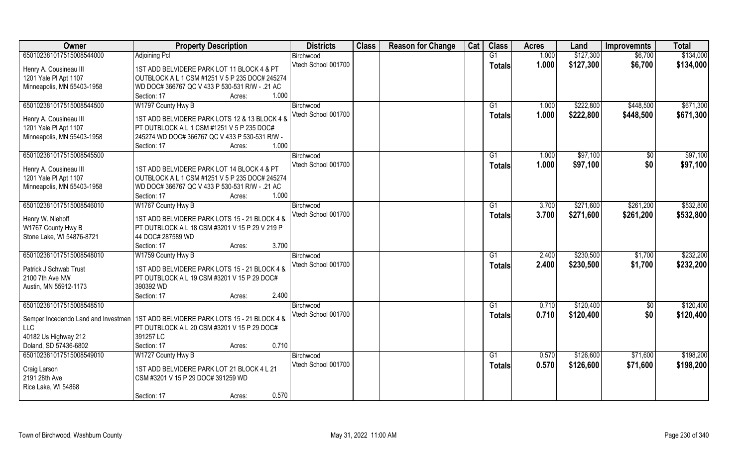| Owner | Property Description | Districts | Class | Reason for Change | Cat | Class | Acres | Land | Improvemnts | Total |
|---|---|---|---|---|---|---|---|---|---|---|
| 65010238101751500854400<br>Henry A. Cousineau III<br>1201 Yale Pl Apt 1107<br>Minneapolis, MN 55403-1958 | Adjoining Pcl<br>1ST ADD BELVIDERE PARK LOT 11 BLOCK 4 & PT OUTBLOCK A L 1 CSM #1251 V 5 P 235 DOC# 245274 WD DOC# 366767 QC V 433 P 530-531 R/W - .21 AC<br>Section: 17 Acres: 1.000 | Birchwood<br>Vtech School 001700 | | | | G1<br>**Totals** | 1.000<br>**1.000** | $127,300<br>**$127,300** | $6,700<br>**$6,700** | $134,000<br>**$134,000** |
| 65010238101751500854450<br>Henry A. Cousineau III<br>1201 Yale Pl Apt 1107<br>Minneapolis, MN 55403-1958 | W1797 County Hwy B<br>1ST ADD BELVIDERE PARK LOTS 12 & 13 BLOCK 4 & PT OUTBLOCK A L 1 CSM #1251 V 5 P 235 DOC# 245274 WD DOC# 366767 QC V 433 P 530-531 R/W -<br>Section: 17 Acres: 1.000 | Birchwood<br>Vtech School 001700 | | | | G1<br>**Totals** | 1.000<br>**1.000** | $222,800<br>**$222,800** | $448,500<br>**$448,500** | $671,300<br>**$671,300** |
| 65010238101751500854550<br>Henry A. Cousineau III<br>1201 Yale Pl Apt 1107<br>Minneapolis, MN 55403-1958 | 1ST ADD BELVIDERE PARK LOT 14 BLOCK 4 & PT OUTBLOCK A L 1 CSM #1251 V 5 P 235 DOC# 245274 WD DOC# 366767 QC V 433 P 530-531 R/W - .21 AC<br>Section: 17 Acres: 1.000 | Birchwood<br>Vtech School 001700 | | | | G1<br>**Totals** | 1.000<br>**1.000** | $97,100<br>**$97,100** | $0<br>**$0** | $97,100<br>**$97,100** |
| 65010238101751500854601<br>Henry W. Niehoff<br>W1767 County Hwy B<br>Stone Lake, WI 54876-8721 | W1767 County Hwy B<br>1ST ADD BELVIDERE PARK LOTS 15 - 21 BLOCK 4 & PT OUTBLOCK A L 18 CSM #3201 V 15 P 29 V 219 P 44 DOC# 287589 WD<br>Section: 17 Acres: 3.700 | Birchwood<br>Vtech School 001700 | | | | G1<br>**Totals** | 3.700<br>**3.700** | $271,600<br>**$271,600** | $261,200<br>**$261,200** | $532,800<br>**$532,800** |
| 65010238101751500854801<br>Patrick J Schwab Trust<br>2100 7th Ave NW<br>Austin, MN 55912-1173 | W1759 County Hwy B<br>1ST ADD BELVIDERE PARK LOTS 15 - 21 BLOCK 4 & PT OUTBLOCK A L 19 CSM #3201 V 15 P 29 DOC# 390392 WD<br>Section: 17 Acres: 2.400 | Birchwood<br>Vtech School 001700 | | | | G1<br>**Totals** | 2.400<br>**2.400** | $230,500<br>**$230,500** | $1,700<br>**$1,700** | $232,200<br>**$232,200** |
| 65010238101751500854851<br>Semper Incedendo Land and Investmen LLC<br>40182 Us Highway 212<br>Doland, SD 57436-6802 | 1ST ADD BELVIDERE PARK LOTS 15 - 21 BLOCK 4 & PT OUTBLOCK A L 20 CSM #3201 V 15 P 29 DOC# 391257 LC<br>Section: 17 Acres: 0.710 | Birchwood<br>Vtech School 001700 | | | | G1<br>**Totals** | 0.710<br>**0.710** | $120,400<br>**$120,400** | $0<br>**$0** | $120,400<br>**$120,400** |
| 65010238101751500854901<br>Craig Larson<br>2191 28th Ave<br>Rice Lake, WI 54868 | W1727 County Hwy B<br>1ST ADD BELVIDERE PARK LOT 21 BLOCK 4 L 21 CSM #3201 V 15 P 29 DOC# 391259 WD<br>Section: 17 Acres: 0.570 | Birchwood<br>Vtech School 001700 | | | | G1<br>**Totals** | 0.570<br>**0.570** | $126,600<br>**$126,600** | $71,600<br>**$71,600** | $198,200<br>**$198,200** |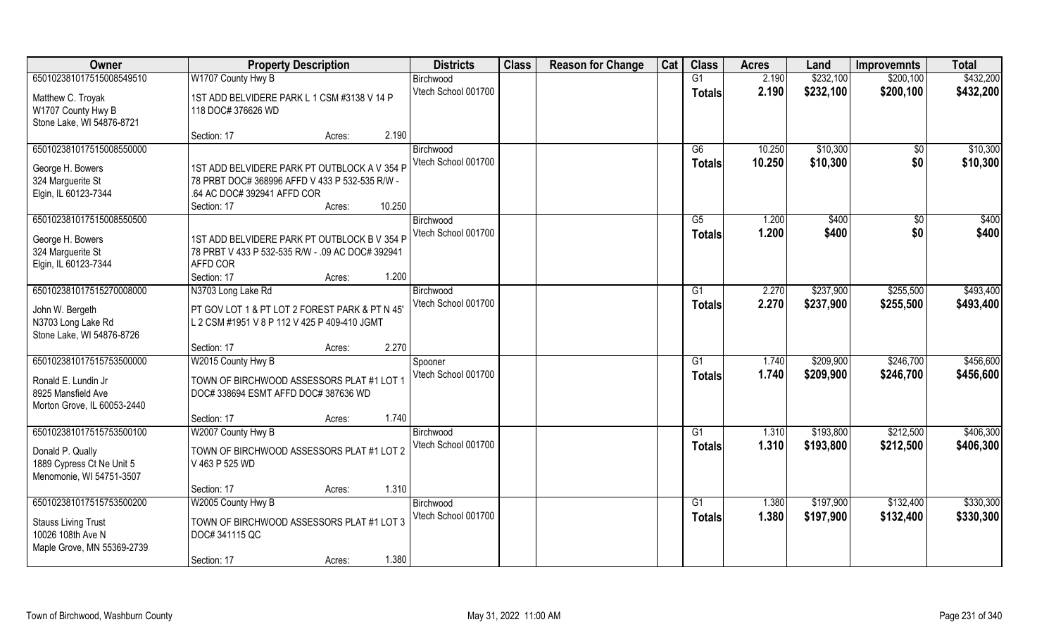| Owner | Property Description | | Districts | Class | Reason for Change | Cat | Class | Acres | Land | Improvemnts | Total |
|---|---|---|---|---|---|---|---|---|---|---|---|
| 650102381017515008549510 | W1707 County Hwy B | | Birchwood | | | | G1 | 2.190 | $232,100 | $200,100 | $432,200 |
| Matthew C. Troyak<br>W1707 County Hwy B<br>Stone Lake, WI 54876-8721 | 1ST ADD BELVIDERE PARK L 1 CSM #3138 V 14 P 118 DOC# 376626 WD | | Vtech School 001700 | | | | Totals | 2.190 | $232,100 | $200,100 | $432,200 |
| | Section: 17 | Acres: 2.190 | | | | | | | | | |
| 650102381017515008550000 | | | Birchwood | | | | G6 | 10.250 | $10,300 | $0 | $10,300 |
| George H. Bowers<br>324 Marguerite St<br>Elgin, IL 60123-7344 | 1ST ADD BELVIDERE PARK PT OUTBLOCK A V 354 P 78 PRBT DOC# 368996 AFFD V 433 P 532-535 R/W - .64 AC DOC# 392941 AFFD COR | | Vtech School 001700 | | | | Totals | 10.250 | $10,300 | $0 | $10,300 |
| | Section: 17 | Acres: 10.250 | | | | | | | | | |
| 650102381017515008550500 | | | Birchwood | | | | G5 | 1.200 | $400 | $0 | $400 |
| George H. Bowers<br>324 Marguerite St<br>Elgin, IL 60123-7344 | 1ST ADD BELVIDERE PARK PT OUTBLOCK B V 354 P 78 PRBT V 433 P 532-535 R/W - .09 AC DOC# 392941 AFFD COR | | Vtech School 001700 | | | | Totals | 1.200 | $400 | $0 | $400 |
| | Section: 17 | Acres: 1.200 | | | | | | | | | |
| 650102381017515270008000 | N3703 Long Lake Rd | | Birchwood | | | | G1 | 2.270 | $237,900 | $255,500 | $493,400 |
| John W. Bergeth<br>N3703 Long Lake Rd<br>Stone Lake, WI 54876-8726 | PT GOV LOT 1 & PT LOT 2 FOREST PARK & PT N 45' L 2 CSM #1951 V 8 P 112 V 425 P 409-410 JGMT | | Vtech School 001700 | | | | Totals | 2.270 | $237,900 | $255,500 | $493,400 |
| | Section: 17 | Acres: 2.270 | | | | | | | | | |
| 650102381017515753500000 | W2015 County Hwy B | | Spooner | | | | G1 | 1.740 | $209,900 | $246,700 | $456,600 |
| Ronald E. Lundin Jr<br>8925 Mansfield Ave<br>Morton Grove, IL 60053-2440 | TOWN OF BIRCHWOOD ASSESSORS PLAT #1 LOT 1 DOC# 338694 ESMT AFFD DOC# 387636 WD | | Vtech School 001700 | | | | Totals | 1.740 | $209,900 | $246,700 | $456,600 |
| | Section: 17 | Acres: 1.740 | | | | | | | | | |
| 650102381017515753500100 | W2007 County Hwy B | | Birchwood | | | | G1 | 1.310 | $193,800 | $212,500 | $406,300 |
| Donald P. Qually<br>1889 Cypress Ct Ne Unit 5<br>Menomonie, WI 54751-3507 | TOWN OF BIRCHWOOD ASSESSORS PLAT #1 LOT 2 V 463 P 525 WD | | Vtech School 001700 | | | | Totals | 1.310 | $193,800 | $212,500 | $406,300 |
| | Section: 17 | Acres: 1.310 | | | | | | | | | |
| 650102381017515753500200 | W2005 County Hwy B | | Birchwood | | | | G1 | 1.380 | $197,900 | $132,400 | $330,300 |
| Stauss Living Trust<br>10026 108th Ave N<br>Maple Grove, MN 55369-2739 | TOWN OF BIRCHWOOD ASSESSORS PLAT #1 LOT 3 DOC# 341115 QC | | Vtech School 001700 | | | | Totals | 1.380 | $197,900 | $132,400 | $330,300 |
| | Section: 17 | Acres: 1.380 | | | | | | | | | |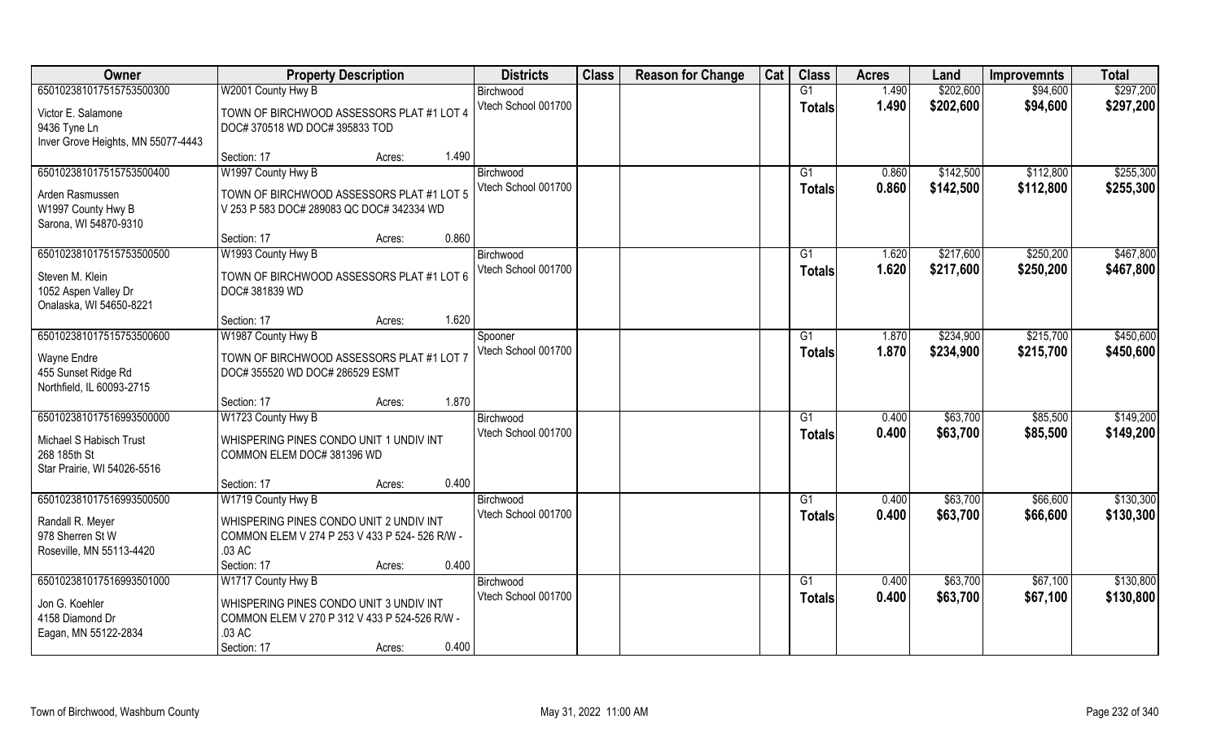| Owner | Property Description | Districts | Class | Reason for Change | Cat | Class | Acres | Land | Improvemnts | Total |
|---|---|---|---|---|---|---|---|---|---|---|
| 65010238101751575350030​0<br>Victor E. Salamone<br>9436 Tyne Ln<br>Inver Grove Heights, MN 55077-4443 | W2001 County Hwy B<br>TOWN OF BIRCHWOOD ASSESSORS PLAT #1 LOT 4 DOC# 370518 WD DOC# 395833 TOD<br>Section: 17 Acres: 1.490 | Birchwood<br>Vtech School 001700 | | | | G1<br>**Totals** | 1.490<br>**1.490** | $202,600<br>**$202,600** | $94,600<br>**$94,600** | $297,200<br>**$297,200** |
| 650102381017515753500400<br>Arden Rasmussen<br>W1997 County Hwy B<br>Sarona, WI 54870-9310 | W1997 County Hwy B<br>TOWN OF BIRCHWOOD ASSESSORS PLAT #1 LOT 5 V 253 P 583 DOC# 289083 QC DOC# 342334 WD<br>Section: 17 Acres: 0.860 | Birchwood<br>Vtech School 001700 | | | | G1<br>**Totals** | 0.860<br>**0.860** | $142,500<br>**$142,500** | $112,800<br>**$112,800** | $255,300<br>**$255,300** |
| 650102381017515753500500<br>Steven M. Klein<br>1052 Aspen Valley Dr<br>Onalaska, WI 54650-8221 | W1993 County Hwy B<br>TOWN OF BIRCHWOOD ASSESSORS PLAT #1 LOT 6 DOC# 381839 WD<br>Section: 17 Acres: 1.620 | Birchwood<br>Vtech School 001700 | | | | G1<br>**Totals** | 1.620<br>**1.620** | $217,600<br>**$217,600** | $250,200<br>**$250,200** | $467,800<br>**$467,800** |
| 650102381017515753500600<br>Wayne Endre<br>455 Sunset Ridge Rd<br>Northfield, IL 60093-2715 | W1987 County Hwy B<br>TOWN OF BIRCHWOOD ASSESSORS PLAT #1 LOT 7 DOC# 355520 WD DOC# 286529 ESMT<br>Section: 17 Acres: 1.870 | Spooner<br>Vtech School 001700 | | | | G1<br>**Totals** | 1.870<br>**1.870** | $234,900<br>**$234,900** | $215,700<br>**$215,700** | $450,600<br>**$450,600** |
| 650102381017516993500000<br>Michael S Habisch Trust<br>268 185th St<br>Star Prairie, WI 54026-5516 | W1723 County Hwy B<br>WHISPERING PINES CONDO UNIT 1 UNDIV INT COMMON ELEM DOC# 381396 WD<br>Section: 17 Acres: 0.400 | Birchwood<br>Vtech School 001700 | | | | G1<br>**Totals** | 0.400<br>**0.400** | $63,700<br>**$63,700** | $85,500<br>**$85,500** | $149,200<br>**$149,200** |
| 650102381017516993500500<br>Randall R. Meyer<br>978 Sherren St W<br>Roseville, MN 55113-4420 | W1719 County Hwy B<br>WHISPERING PINES CONDO UNIT 2 UNDIV INT COMMON ELEM V 274 P 253 V 433 P 524- 526 R/W - .03 AC<br>Section: 17 Acres: 0.400 | Birchwood<br>Vtech School 001700 | | | | G1<br>**Totals** | 0.400<br>**0.400** | $63,700<br>**$63,700** | $66,600<br>**$66,600** | $130,300<br>**$130,300** |
| 650102381017516993501000<br>Jon G. Koehler<br>4158 Diamond Dr<br>Eagan, MN 55122-2834 | W1717 County Hwy B<br>WHISPERING PINES CONDO UNIT 3 UNDIV INT COMMON ELEM V 270 P 312 V 433 P 524-526 R/W - .03 AC<br>Section: 17 Acres: 0.400 | Birchwood<br>Vtech School 001700 | | | | G1<br>**Totals** | 0.400<br>**0.400** | $63,700<br>**$63,700** | $67,100<br>**$67,100** | $130,800<br>**$130,800** |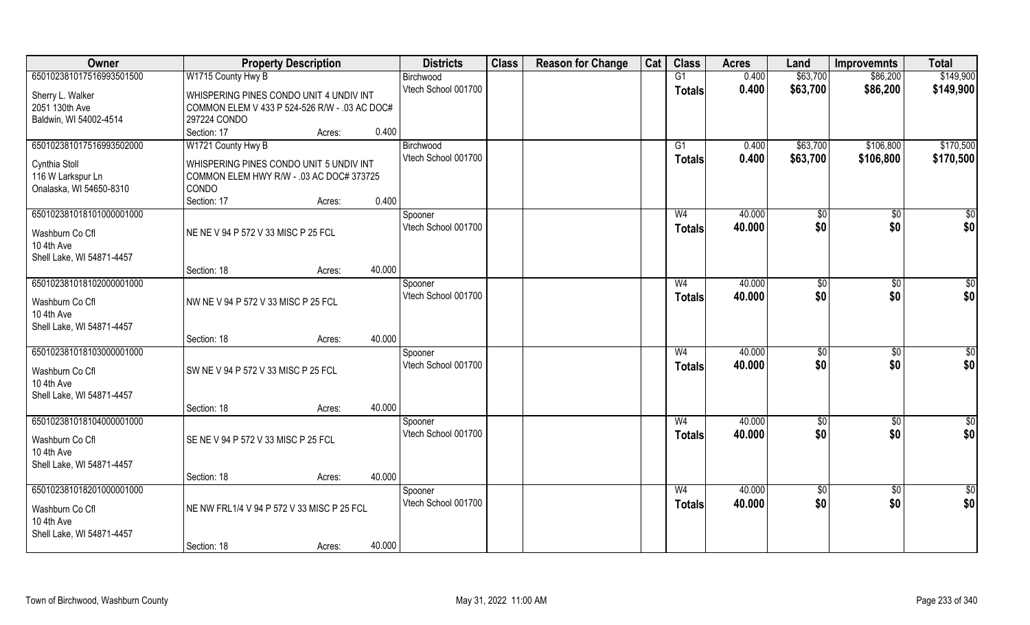| Owner | Property Description | | | Districts | Class | Reason for Change | Cat | Class | Acres | Land | Improvemnts | Total |
|---|---|---|---|---|---|---|---|---|---|---|---|---|
| 650102381017516993501500 | W1715 County Hwy B | | | Birchwood | | | | G1 | 0.400 | $63,700 | $86,200 | $149,900 |
| Sherry L. Walker<br>2051 130th Ave<br>Baldwin, WI 54002-4514 | WHISPERING PINES CONDO UNIT 4 UNDIV INT COMMON ELEM V 433 P 524-526 R/W - .03 AC DOC# 297224 CONDO | | | Vtech School 001700 | | | | Totals | 0.400 | $63,700 | $86,200 | $149,900 |
| | Section: 17 | Acres: | 0.400 | | | | | | | | | |
| 650102381017516993502000 | W1721 County Hwy B | | | Birchwood | | | | G1 | 0.400 | $63,700 | $106,800 | $170,500 |
| Cynthia Stoll<br>116 W Larkspur Ln<br>Onalaska, WI 54650-8310 | WHISPERING PINES CONDO UNIT 5 UNDIV INT COMMON ELEM HWY R/W - .03 AC DOC# 373725 CONDO | | | Vtech School 001700 | | | | Totals | 0.400 | $63,700 | $106,800 | $170,500 |
| | Section: 17 | Acres: | 0.400 | | | | | | | | | |
| 650102381018101000001000 | | | | Spooner | | | | W4 | 40.000 | $0 | $0 | $0 |
| Washburn Co Cfl<br>10 4th Ave<br>Shell Lake, WI 54871-4457 | NE NE V 94 P 572 V 33 MISC P 25 FCL | | | Vtech School 001700 | | | | Totals | 40.000 | $0 | $0 | $0 |
| | Section: 18 | Acres: | 40.000 | | | | | | | | | |
| 650102381018102000001000 | | | | Spooner | | | | W4 | 40.000 | $0 | $0 | $0 |
| Washburn Co Cfl<br>10 4th Ave<br>Shell Lake, WI 54871-4457 | NW NE V 94 P 572 V 33 MISC P 25 FCL | | | Vtech School 001700 | | | | Totals | 40.000 | $0 | $0 | $0 |
| | Section: 18 | Acres: | 40.000 | | | | | | | | | |
| 650102381018103000001000 | | | | Spooner | | | | W4 | 40.000 | $0 | $0 | $0 |
| Washburn Co Cfl<br>10 4th Ave<br>Shell Lake, WI 54871-4457 | SW NE V 94 P 572 V 33 MISC P 25 FCL | | | Vtech School 001700 | | | | Totals | 40.000 | $0 | $0 | $0 |
| | Section: 18 | Acres: | 40.000 | | | | | | | | | |
| 650102381018104000001000 | | | | Spooner | | | | W4 | 40.000 | $0 | $0 | $0 |
| Washburn Co Cfl<br>10 4th Ave<br>Shell Lake, WI 54871-4457 | SE NE V 94 P 572 V 33 MISC P 25 FCL | | | Vtech School 001700 | | | | Totals | 40.000 | $0 | $0 | $0 |
| | Section: 18 | Acres: | 40.000 | | | | | | | | | |
| 650102381018201000001000 | | | | Spooner | | | | W4 | 40.000 | $0 | $0 | $0 |
| Washburn Co Cfl<br>10 4th Ave<br>Shell Lake, WI 54871-4457 | NE NW FRL1/4 V 94 P 572 V 33 MISC P 25 FCL | | | Vtech School 001700 | | | | Totals | 40.000 | $0 | $0 | $0 |
| | Section: 18 | Acres: | 40.000 | | | | | | | | | |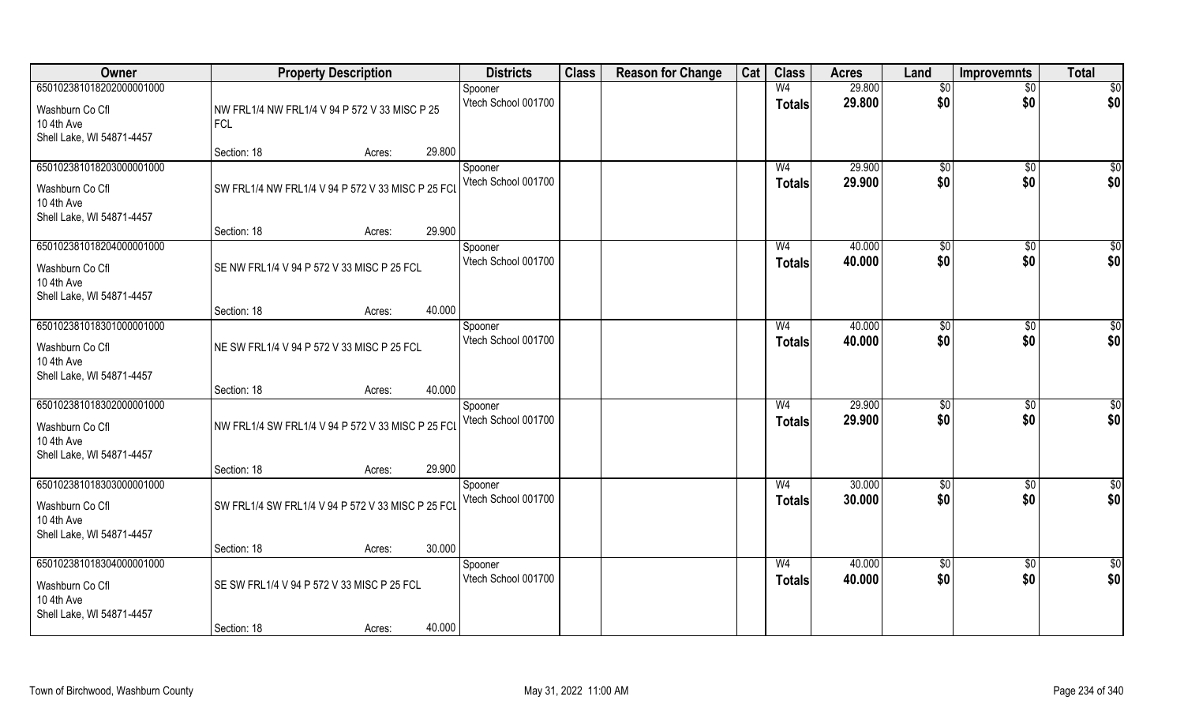| Owner | Property Description | | | Districts | Class | Reason for Change | Cat | Class | Acres | Land | Improvemnts | Total |
|---|---|---|---|---|---|---|---|---|---|---|---|---|
| 650102381018202000001000 | | | | Spooner | | | | W4 | 29.800 | $0 | $0 | $0 |
| Washburn Co Cfl<br>10 4th Ave<br>Shell Lake, WI 54871-4457 | NW FRL1/4 NW FRL1/4 V 94 P 572 V 33 MISC P 25 FCL | | | Vtech School 001700 | | | | Totals | 29.800 | $0 | $0 | $0 |
| | Section: 18 | Acres: | 29.800 | | | | | | | | | |
| 650102381018203000001000 | | | | Spooner | | | | W4 | 29.900 | $0 | $0 | $0 |
| Washburn Co Cfl<br>10 4th Ave<br>Shell Lake, WI 54871-4457 | SW FRL1/4 NW FRL1/4 V 94 P 572 V 33 MISC P 25 FCL | | | Vtech School 001700 | | | | Totals | 29.900 | $0 | $0 | $0 |
| | Section: 18 | Acres: | 29.900 | | | | | | | | | |
| 650102381018204000001000 | | | | Spooner | | | | W4 | 40.000 | $0 | $0 | $0 |
| Washburn Co Cfl<br>10 4th Ave<br>Shell Lake, WI 54871-4457 | SE NW FRL1/4 V 94 P 572 V 33 MISC P 25 FCL | | | Vtech School 001700 | | | | Totals | 40.000 | $0 | $0 | $0 |
| | Section: 18 | Acres: | 40.000 | | | | | | | | | |
| 650102381018301000001000 | | | | Spooner | | | | W4 | 40.000 | $0 | $0 | $0 |
| Washburn Co Cfl<br>10 4th Ave<br>Shell Lake, WI 54871-4457 | NE SW FRL1/4 V 94 P 572 V 33 MISC P 25 FCL | | | Vtech School 001700 | | | | Totals | 40.000 | $0 | $0 | $0 |
| | Section: 18 | Acres: | 40.000 | | | | | | | | | |
| 650102381018302000001000 | | | | Spooner | | | | W4 | 29.900 | $0 | $0 | $0 |
| Washburn Co Cfl<br>10 4th Ave<br>Shell Lake, WI 54871-4457 | NW FRL1/4 SW FRL1/4 V 94 P 572 V 33 MISC P 25 FCL | | | Vtech School 001700 | | | | Totals | 29.900 | $0 | $0 | $0 |
| | Section: 18 | Acres: | 29.900 | | | | | | | | | |
| 650102381018303000001000 | | | | Spooner | | | | W4 | 30.000 | $0 | $0 | $0 |
| Washburn Co Cfl<br>10 4th Ave<br>Shell Lake, WI 54871-4457 | SW FRL1/4 SW FRL1/4 V 94 P 572 V 33 MISC P 25 FCL | | | Vtech School 001700 | | | | Totals | 30.000 | $0 | $0 | $0 |
| | Section: 18 | Acres: | 30.000 | | | | | | | | | |
| 650102381018304000001000 | | | | Spooner | | | | W4 | 40.000 | $0 | $0 | $0 |
| Washburn Co Cfl<br>10 4th Ave<br>Shell Lake, WI 54871-4457 | SE SW FRL1/4 V 94 P 572 V 33 MISC P 25 FCL | | | Vtech School 001700 | | | | Totals | 40.000 | $0 | $0 | $0 |
| | Section: 18 | Acres: | 40.000 | | | | | | | | | |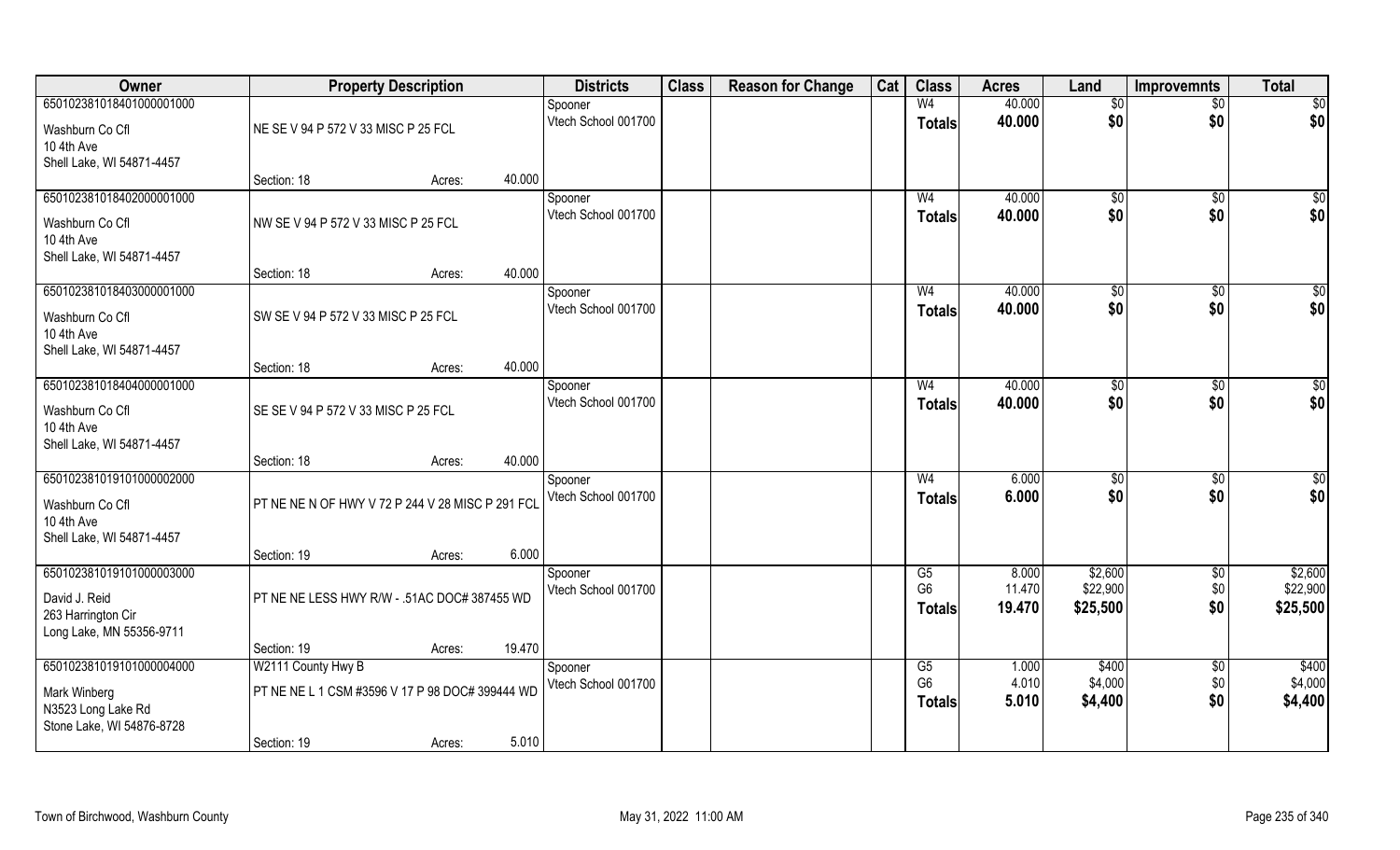| Owner | Property Description | | | Districts | Class | Reason for Change | Cat | Class | Acres | Land | Improvemnts | Total |
|---|---|---|---|---|---|---|---|---|---|---|---|---|
| 650102381018401000001000 | | | | Spooner | | | | W4 | 40.000 | $0 | $0 | $0 |
| Washburn Co Cfl | NE SE V 94 P 572 V 33 MISC P 25 FCL | | | Vtech School 001700 | | | | **Totals** | **40.000** | **$0** | **$0** | **$0** |
| 10 4th Ave | | | | | | | | | | | | |
| Shell Lake, WI 54871-4457 | | | | | | | | | | | | |
| | Section: 18 | Acres: | 40.000 | | | | | | | | | |
| 650102381018402000001000 | | | | Spooner | | | | W4 | 40.000 | $0 | $0 | $0 |
| Washburn Co Cfl | NW SE V 94 P 572 V 33 MISC P 25 FCL | | | Vtech School 001700 | | | | **Totals** | **40.000** | **$0** | **$0** | **$0** |
| 10 4th Ave | | | | | | | | | | | | |
| Shell Lake, WI 54871-4457 | | | | | | | | | | | | |
| | Section: 18 | Acres: | 40.000 | | | | | | | | | |
| 650102381018403000001000 | | | | Spooner | | | | W4 | 40.000 | $0 | $0 | $0 |
| Washburn Co Cfl | SW SE V 94 P 572 V 33 MISC P 25 FCL | | | Vtech School 001700 | | | | **Totals** | **40.000** | **$0** | **$0** | **$0** |
| 10 4th Ave | | | | | | | | | | | | |
| Shell Lake, WI 54871-4457 | | | | | | | | | | | | |
| | Section: 18 | Acres: | 40.000 | | | | | | | | | |
| 650102381018404000001000 | | | | Spooner | | | | W4 | 40.000 | $0 | $0 | $0 |
| Washburn Co Cfl | SE SE V 94 P 572 V 33 MISC P 25 FCL | | | Vtech School 001700 | | | | **Totals** | **40.000** | **$0** | **$0** | **$0** |
| 10 4th Ave | | | | | | | | | | | | |
| Shell Lake, WI 54871-4457 | | | | | | | | | | | | |
| | Section: 18 | Acres: | 40.000 | | | | | | | | | |
| 650102381019101000002000 | | | | Spooner | | | | W4 | 6.000 | $0 | $0 | $0 |
| Washburn Co Cfl | PT NE NE N OF HWY V 72 P 244 V 28 MISC P 291 FCL | | | Vtech School 001700 | | | | **Totals** | **6.000** | **$0** | **$0** | **$0** |
| 10 4th Ave | | | | | | | | | | | | |
| Shell Lake, WI 54871-4457 | | | | | | | | | | | | |
| | Section: 19 | Acres: | 6.000 | | | | | | | | | |
| 650102381019101000003000 | | | | Spooner | | | | G5 | 8.000 | $2,600 | $0 | $2,600 |
| David J. Reid | PT NE NE LESS HWY R/W - .51AC DOC# 387455 WD | | | Vtech School 001700 | | | | G6 | 11.470 | $22,900 | $0 | $22,900 |
| 263 Harrington Cir | | | | | | | | **Totals** | **19.470** | **$25,500** | **$0** | **$25,500** |
| Long Lake, MN 55356-9711 | | | | | | | | | | | | |
| | Section: 19 | Acres: | 19.470 | | | | | | | | | |
| 650102381019101000004000 | W2111 County Hwy B | | | Spooner | | | | G5 | 1.000 | $400 | $0 | $400 |
| Mark Winberg | PT NE NE L 1 CSM #3596 V 17 P 98 DOC# 399444 WD | | | Vtech School 001700 | | | | G6 | 4.010 | $4,000 | $0 | $4,000 |
| N3523 Long Lake Rd | | | | | | | | **Totals** | **5.010** | **$4,400** | **$0** | **$4,400** |
| Stone Lake, WI 54876-8728 | | | | | | | | | | | | |
| | Section: 19 | Acres: | 5.010 | | | | | | | | | |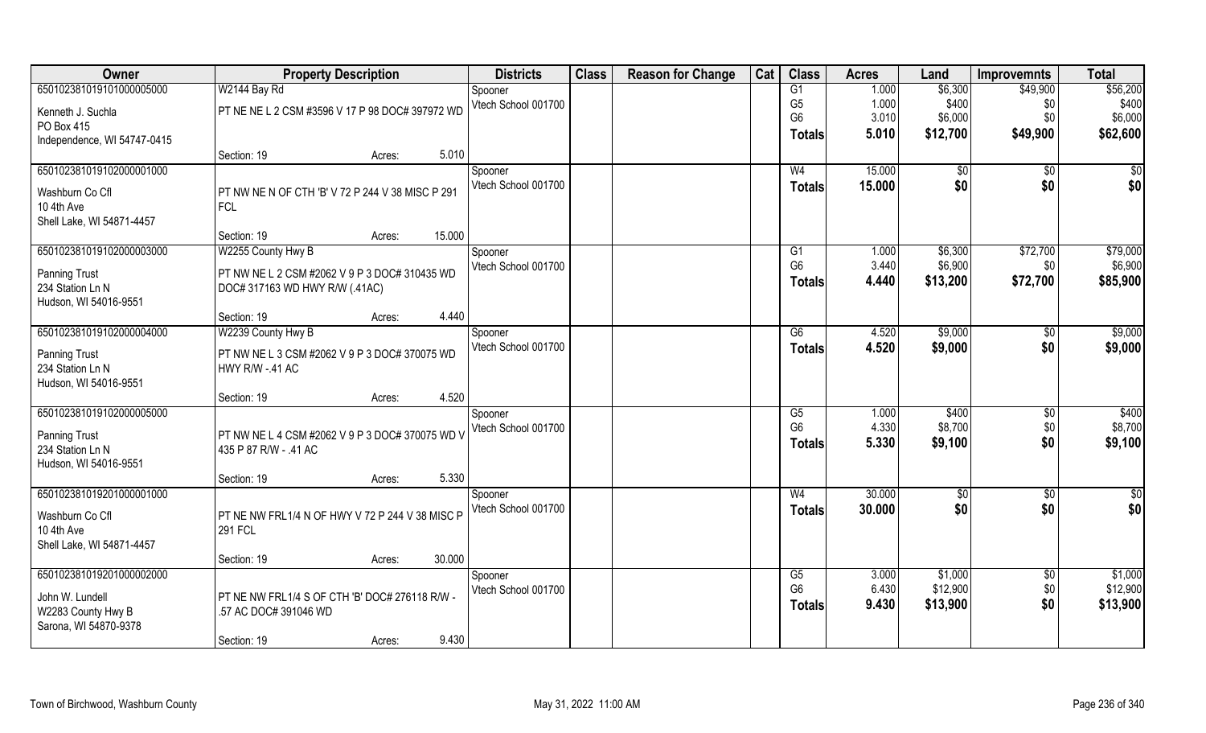| Owner | Property Description | | Districts | Class | Reason for Change | Cat | Class | Acres | Land | Improvemnts | Total |
|---|---|---|---|---|---|---|---|---|---|---|---|
| 650102381019101000005000 | W2144 Bay Rd | | Spooner | | | | G1 | 1.000 | $6,300 | $49,900 | $56,200 |
| Kenneth J. Suchla | PT NE NE L 2 CSM #3596 V 17 P 98 DOC# 397972 WD | | Vtech School 001700 | | | | G5 | 1.000 | $400 | $0 | $400 |
| PO Box 415 | | | | | | | G6 | 3.010 | $6,000 | $0 | $6,000 |
| Independence, WI 54747-0415 | | | | | | | **Totals** | **5.010** | **$12,700** | **$49,900** | **$62,600** |
| | Section: 19 | Acres: 5.010 | | | | | | | | | |
| 650102381019102000001000 | | | Spooner | | | | W4 | 15.000 | $0 | $0 | $0 |
| Washburn Co Cfl | PT NW NE N OF CTH 'B' V 72 P 244 V 38 MISC P 291 FCL | | Vtech School 001700 | | | | **Totals** | **15.000** | **$0** | **$0** | **$0** |
| 10 4th Ave | | | | | | | | | | | |
| Shell Lake, WI 54871-4457 | | | | | | | | | | | |
| | Section: 19 | Acres: 15.000 | | | | | | | | | |
| 650102381019102000003000 | W2255 County Hwy B | | Spooner | | | | G1 | 1.000 | $6,300 | $72,700 | $79,000 |
| Panning Trust | PT NW NE L 2 CSM #2062 V 9 P 3 DOC# 310435 WD DOC# 317163 WD HWY R/W (.41AC) | | Vtech School 001700 | | | | G6 | 3.440 | $6,900 | $0 | $6,900 |
| 234 Station Ln N | | | | | | | **Totals** | **4.440** | **$13,200** | **$72,700** | **$85,900** |
| Hudson, WI 54016-9551 | | | | | | | | | | | |
| | Section: 19 | Acres: 4.440 | | | | | | | | | |
| 650102381019102000004000 | W2239 County Hwy B | | Spooner | | | | G6 | 4.520 | $9,000 | $0 | $9,000 |
| Panning Trust | PT NW NE L 3 CSM #2062 V 9 P 3 DOC# 370075 WD HWY R/W -.41 AC | | Vtech School 001700 | | | | **Totals** | **4.520** | **$9,000** | **$0** | **$9,000** |
| 234 Station Ln N | | | | | | | | | | | |
| Hudson, WI 54016-9551 | | | | | | | | | | | |
| | Section: 19 | Acres: 4.520 | | | | | | | | | |
| 650102381019102000005000 | | | Spooner | | | | G5 | 1.000 | $400 | $0 | $400 |
| Panning Trust | PT NW NE L 4 CSM #2062 V 9 P 3 DOC# 370075 WD V 435 P 87 R/W - .41 AC | | Vtech School 001700 | | | | G6 | 4.330 | $8,700 | $0 | $8,700 |
| 234 Station Ln N | | | | | | | **Totals** | **5.330** | **$9,100** | **$0** | **$9,100** |
| Hudson, WI 54016-9551 | | | | | | | | | | | |
| | Section: 19 | Acres: 5.330 | | | | | | | | | |
| 650102381019201000001000 | | | Spooner | | | | W4 | 30.000 | $0 | $0 | $0 |
| Washburn Co Cfl | PT NE NW FRL1/4 N OF HWY V 72 P 244 V 38 MISC P 291 FCL | | Vtech School 001700 | | | | **Totals** | **30.000** | **$0** | **$0** | **$0** |
| 10 4th Ave | | | | | | | | | | | |
| Shell Lake, WI 54871-4457 | | | | | | | | | | | |
| | Section: 19 | Acres: 30.000 | | | | | | | | | |
| 650102381019201000002000 | | | Spooner | | | | G5 | 3.000 | $1,000 | $0 | $1,000 |
| John W. Lundell | PT NE NW FRL1/4 S OF CTH 'B' DOC# 276118 R/W - .57 AC DOC# 391046 WD | | Vtech School 001700 | | | | G6 | 6.430 | $12,900 | $0 | $12,900 |
| W2283 County Hwy B | | | | | | | **Totals** | **9.430** | **$13,900** | **$0** | **$13,900** |
| Sarona, WI 54870-9378 | | | | | | | | | | | |
| | Section: 19 | Acres: 9.430 | | | | | | | | | |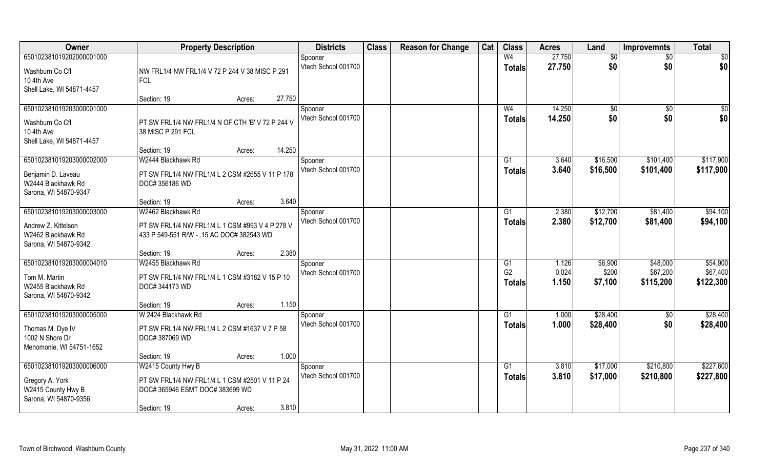| Owner | Property Description | Districts | Class | Reason for Change | Cat | Class | Acres | Land | Improvemnts | Total |
|---|---|---|---|---|---|---|---|---|---|---|
| 650102381019202000001000 | | Spooner | | | | W4 | 27.750 | $0 | $0 | $0 |
| Washburn Co Cfl<br>10 4th Ave<br>Shell Lake, WI 54871-4457 | NW FRL1/4 NW FRL1/4 V 72 P 244 V 38 MISC P 291 FCL | Vtech School 001700 | | | | Totals | 27.750 | $0 | $0 | $0 |
| | Section: 19 Acres: 27.750 | | | | | | | | | |
| 650102381019203000001000 | | Spooner | | | | W4 | 14.250 | $0 | $0 | $0 |
| Washburn Co Cfl<br>10 4th Ave<br>Shell Lake, WI 54871-4457 | PT SW FRL1/4 NW FRL1/4 N OF CTH 'B' V 72 P 244 V 38 MISC P 291 FCL | Vtech School 001700 | | | | Totals | 14.250 | $0 | $0 | $0 |
| | Section: 19 Acres: 14.250 | | | | | | | | | |
| 650102381019203000002000 | W2444 Blackhawk Rd | Spooner | | | | G1 | 3.640 | $16,500 | $101,400 | $117,900 |
| Benjamin D. Laveau<br>W2444 Blackhawk Rd<br>Sarona, WI 54870-9347 | PT SW FRL1/4 NW FRL1/4 L 2 CSM #2655 V 11 P 178 DOC# 356186 WD | Vtech School 001700 | | | | Totals | 3.640 | $16,500 | $101,400 | $117,900 |
| | Section: 19 Acres: 3.640 | | | | | | | | | |
| 650102381019203000003000 | W2462 Blackhawk Rd | Spooner | | | | G1 | 2.380 | $12,700 | $81,400 | $94,100 |
| Andrew Z. Kittelson<br>W2462 Blackhawk Rd<br>Sarona, WI 54870-9342 | PT SW FRL1/4 NW FRL1/4 L 1 CSM #993 V 4 P 278 V 433 P 549-551 R/W - .15 AC DOC# 382543 WD | Vtech School 001700 | | | | Totals | 2.380 | $12,700 | $81,400 | $94,100 |
| | Section: 19 Acres: 2.380 | | | | | | | | | |
| 650102381019203000004010 | W2455 Blackhawk Rd | Spooner | | | | G1 | 1.126 | $6,900 | $48,000 | $54,900 |
| Tom M. Martin<br>W2455 Blackhawk Rd<br>Sarona, WI 54870-9342 | PT SW FRL1/4 NW FRL1/4 L 1 CSM #3182 V 15 P 10 DOC# 344173 WD | Vtech School 001700 | | | | G2 | 0.024 | $200 | $67,200 | $67,400 |
| | | | | | | Totals | 1.150 | $7,100 | $115,200 | $122,300 |
| | Section: 19 Acres: 1.150 | | | | | | | | | |
| 650102381019203000005000 | W 2424 Blackhawk Rd | Spooner | | | | G1 | 1.000 | $28,400 | $0 | $28,400 |
| Thomas M. Dye IV<br>1002 N Shore Dr<br>Menomonie, WI 54751-1652 | PT SW FRL1/4 NW FRL1/4 L 2 CSM #1637 V 7 P 58 DOC# 387069 WD | Vtech School 001700 | | | | Totals | 1.000 | $28,400 | $0 | $28,400 |
| | Section: 19 Acres: 1.000 | | | | | | | | | |
| 650102381019203000006000 | W2415 County Hwy B | Spooner | | | | G1 | 3.810 | $17,000 | $210,800 | $227,800 |
| Gregory A. York<br>W2415 County Hwy B<br>Sarona, WI 54870-9356 | PT SW FRL1/4 NW FRL1/4 L 1 CSM #2501 V 11 P 24 DOC# 365946 ESMT DOC# 383699 WD | Vtech School 001700 | | | | Totals | 3.810 | $17,000 | $210,800 | $227,800 |
| | Section: 19 Acres: 3.810 | | | | | | | | | |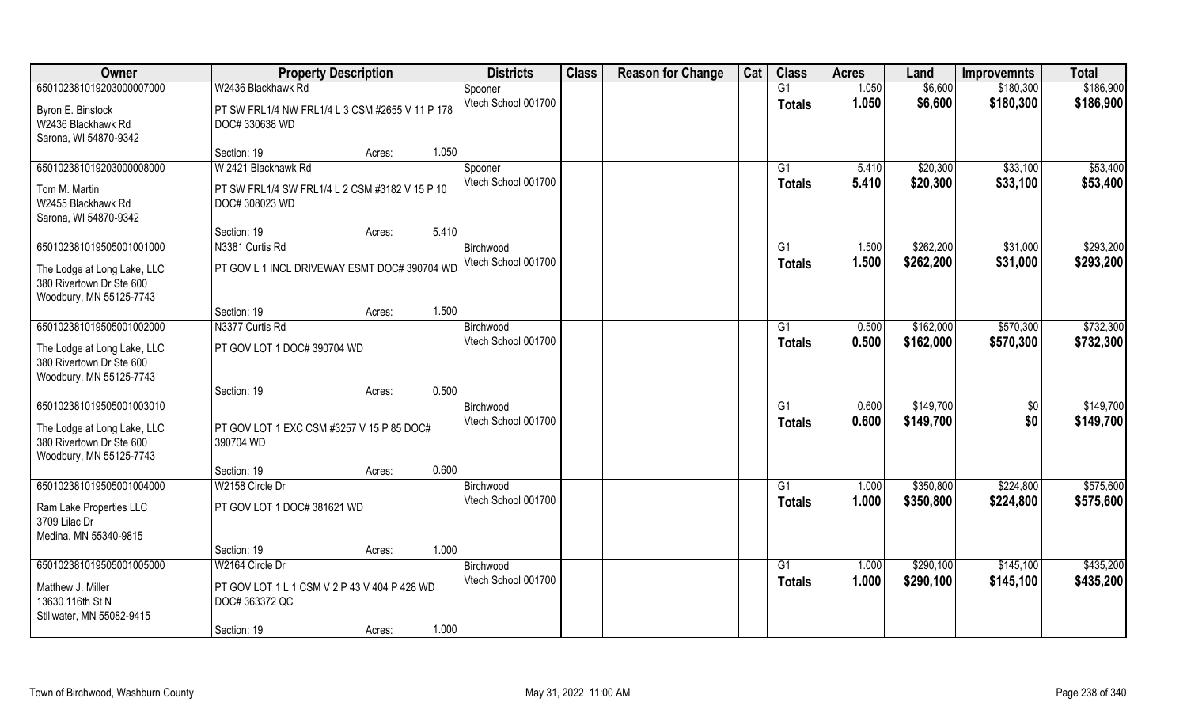| Owner | Property Description | | | Districts | Class | Reason for Change | Cat | Class | Acres | Land | Improvemnts | Total |
|---|---|---|---|---|---|---|---|---|---|---|---|---|
| 65010238101920300000 7000 | W2436 Blackhawk Rd | | | Spooner | | | | G1 | 1.050 | $6,600 | $180,300 | $186,900 |
| Byron E. Binstock<br>W2436 Blackhawk Rd<br>Sarona, WI 54870-9342 | PT SW FRL1/4 NW FRL1/4 L 3 CSM #2655 V 11 P 178 DOC# 330638 WD | | | Vtech School 001700 | | | | Totals | 1.050 | $6,600 | $180,300 | $186,900 |
| | Section: 19 | Acres: | 1.050 | | | | | | | | | |
| 650102381019203000008000 | W 2421 Blackhawk Rd | | | Spooner | | | | G1 | 5.410 | $20,300 | $33,100 | $53,400 |
| Tom M. Martin<br>W2455 Blackhawk Rd<br>Sarona, WI 54870-9342 | PT SW FRL1/4 SW FRL1/4 L 2 CSM #3182 V 15 P 10 DOC# 308023 WD | | | Vtech School 001700 | | | | Totals | 5.410 | $20,300 | $33,100 | $53,400 |
| | Section: 19 | Acres: | 5.410 | | | | | | | | | |
| 650102381019505001001000 | N3381 Curtis Rd | | | Birchwood | | | | G1 | 1.500 | $262,200 | $31,000 | $293,200 |
| The Lodge at Long Lake, LLC<br>380 Rivertown Dr Ste 600<br>Woodbury, MN 55125-7743 | PT GOV L 1 INCL DRIVEWAY ESMT DOC# 390704 WD | | | Vtech School 001700 | | | | Totals | 1.500 | $262,200 | $31,000 | $293,200 |
| | Section: 19 | Acres: | 1.500 | | | | | | | | | |
| 650102381019505001002000 | N3377 Curtis Rd | | | Birchwood | | | | G1 | 0.500 | $162,000 | $570,300 | $732,300 |
| The Lodge at Long Lake, LLC<br>380 Rivertown Dr Ste 600<br>Woodbury, MN 55125-7743 | PT GOV LOT 1 DOC# 390704 WD | | | Vtech School 001700 | | | | Totals | 0.500 | $162,000 | $570,300 | $732,300 |
| | Section: 19 | Acres: | 0.500 | | | | | | | | | |
| 650102381019505001003010 | | | | Birchwood | | | | G1 | 0.600 | $149,700 | $0 | $149,700 |
| The Lodge at Long Lake, LLC<br>380 Rivertown Dr Ste 600<br>Woodbury, MN 55125-7743 | PT GOV LOT 1 EXC CSM #3257 V 15 P 85 DOC# 390704 WD | | | Vtech School 001700 | | | | Totals | 0.600 | $149,700 | $0 | $149,700 |
| | Section: 19 | Acres: | 0.600 | | | | | | | | | |
| 650102381019505001004000 | W2158 Circle Dr | | | Birchwood | | | | G1 | 1.000 | $350,800 | $224,800 | $575,600 |
| Ram Lake Properties LLC<br>3709 Lilac Dr<br>Medina, MN 55340-9815 | PT GOV LOT 1 DOC# 381621 WD | | | Vtech School 001700 | | | | Totals | 1.000 | $350,800 | $224,800 | $575,600 |
| | Section: 19 | Acres: | 1.000 | | | | | | | | | |
| 650102381019505001005000 | W2164 Circle Dr | | | Birchwood | | | | G1 | 1.000 | $290,100 | $145,100 | $435,200 |
| Matthew J. Miller<br>13630 116th St N<br>Stillwater, MN 55082-9415 | PT GOV LOT 1 L 1 CSM V 2 P 43 V 404 P 428 WD DOC# 363372 QC | | | Vtech School 001700 | | | | Totals | 1.000 | $290,100 | $145,100 | $435,200 |
| | Section: 19 | Acres: | 1.000 | | | | | | | | | |

Town of Birchwood, Washburn County

May 31, 2022 11:00 AM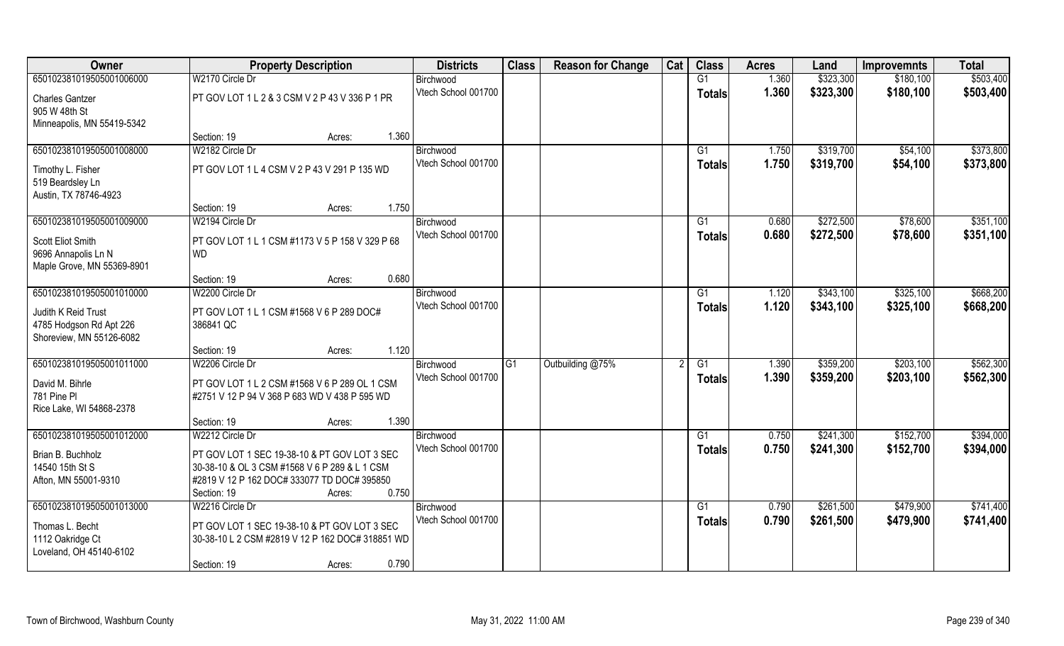| Owner | Property Description | | Districts | Class | Reason for Change | Cat | Class | Acres | Land | Improvemnts | Total |
|---|---|---|---|---|---|---|---|---|---|---|---|
| 650102381019505001006000 | W2170 Circle Dr | | Birchwood | | | | G1 | 1.360 | $323,300 | $180,100 | $503,400 |
| Charles Gantzer<br>905 W 48th St<br>Minneapolis, MN 55419-5342 | PT GOV LOT 1 L 2 & 3 CSM V 2 P 43 V 336 P 1 PR | | Vtech School 001700 | | | | Totals | 1.360 | $323,300 | $180,100 | $503,400 |
| | Section: 19 | Acres: 1.360 | | | | | | | | | |
| 650102381019505001008000 | W2182 Circle Dr | | Birchwood | | | | G1 | 1.750 | $319,700 | $54,100 | $373,800 |
| Timothy L. Fisher<br>519 Beardsley Ln<br>Austin, TX 78746-4923 | PT GOV LOT 1 L 4 CSM V 2 P 43 V 291 P 135 WD | | Vtech School 001700 | | | | Totals | 1.750 | $319,700 | $54,100 | $373,800 |
| | Section: 19 | Acres: 1.750 | | | | | | | | | |
| 650102381019505001009000 | W2194 Circle Dr | | Birchwood | | | | G1 | 0.680 | $272,500 | $78,600 | $351,100 |
| Scott Eliot Smith<br>9696 Annapolis Ln N<br>Maple Grove, MN 55369-8901 | PT GOV LOT 1 L 1 CSM #1173 V 5 P 158 V 329 P 68 WD | | Vtech School 001700 | | | | Totals | 0.680 | $272,500 | $78,600 | $351,100 |
| | Section: 19 | Acres: 0.680 | | | | | | | | | |
| 650102381019505001010000 | W2200 Circle Dr | | Birchwood | | | | G1 | 1.120 | $343,100 | $325,100 | $668,200 |
| Judith K Reid Trust<br>4785 Hodgson Rd Apt 226<br>Shoreview, MN 55126-6082 | PT GOV LOT 1 L 1 CSM #1568 V 6 P 289 DOC# 386841 QC | | Vtech School 001700 | | | | Totals | 1.120 | $343,100 | $325,100 | $668,200 |
| | Section: 19 | Acres: 1.120 | | | | | | | | | |
| 650102381019505001011000 | W2206 Circle Dr | | Birchwood | G1 | Outbuilding @75% | 2 | G1 | 1.390 | $359,200 | $203,100 | $562,300 |
| David M. Bihrle<br>781 Pine Pl<br>Rice Lake, WI 54868-2378 | PT GOV LOT 1 L 2 CSM #1568 V 6 P 289 OL 1 CSM #2751 V 12 P 94 V 368 P 683 WD V 438 P 595 WD | | Vtech School 001700 | | | | Totals | 1.390 | $359,200 | $203,100 | $562,300 |
| | Section: 19 | Acres: 1.390 | | | | | | | | | |
| 650102381019505001012000 | W2212 Circle Dr | | Birchwood | | | | G1 | 0.750 | $241,300 | $152,700 | $394,000 |
| Brian B. Buchholz<br>14540 15th St S<br>Afton, MN 55001-9310 | PT GOV LOT 1 SEC 19-38-10 & PT GOV LOT 3 SEC 30-38-10 & OL 3 CSM #1568 V 6 P 289 & L 1 CSM #2819 V 12 P 162 DOC# 333077 TD DOC# 395850 | | Vtech School 001700 | | | | Totals | 0.750 | $241,300 | $152,700 | $394,000 |
| | Section: 19 | Acres: 0.750 | | | | | | | | | |
| 650102381019505001013000 | W2216 Circle Dr | | Birchwood | | | | G1 | 0.790 | $261,500 | $479,900 | $741,400 |
| Thomas L. Becht<br>1112 Oakridge Ct<br>Loveland, OH 45140-6102 | PT GOV LOT 1 SEC 19-38-10 & PT GOV LOT 3 SEC 30-38-10 L 2 CSM #2819 V 12 P 162 DOC# 318851 WD | | Vtech School 001700 | | | | Totals | 0.790 | $261,500 | $479,900 | $741,400 |
| | Section: 19 | Acres: 0.790 | | | | | | | | | |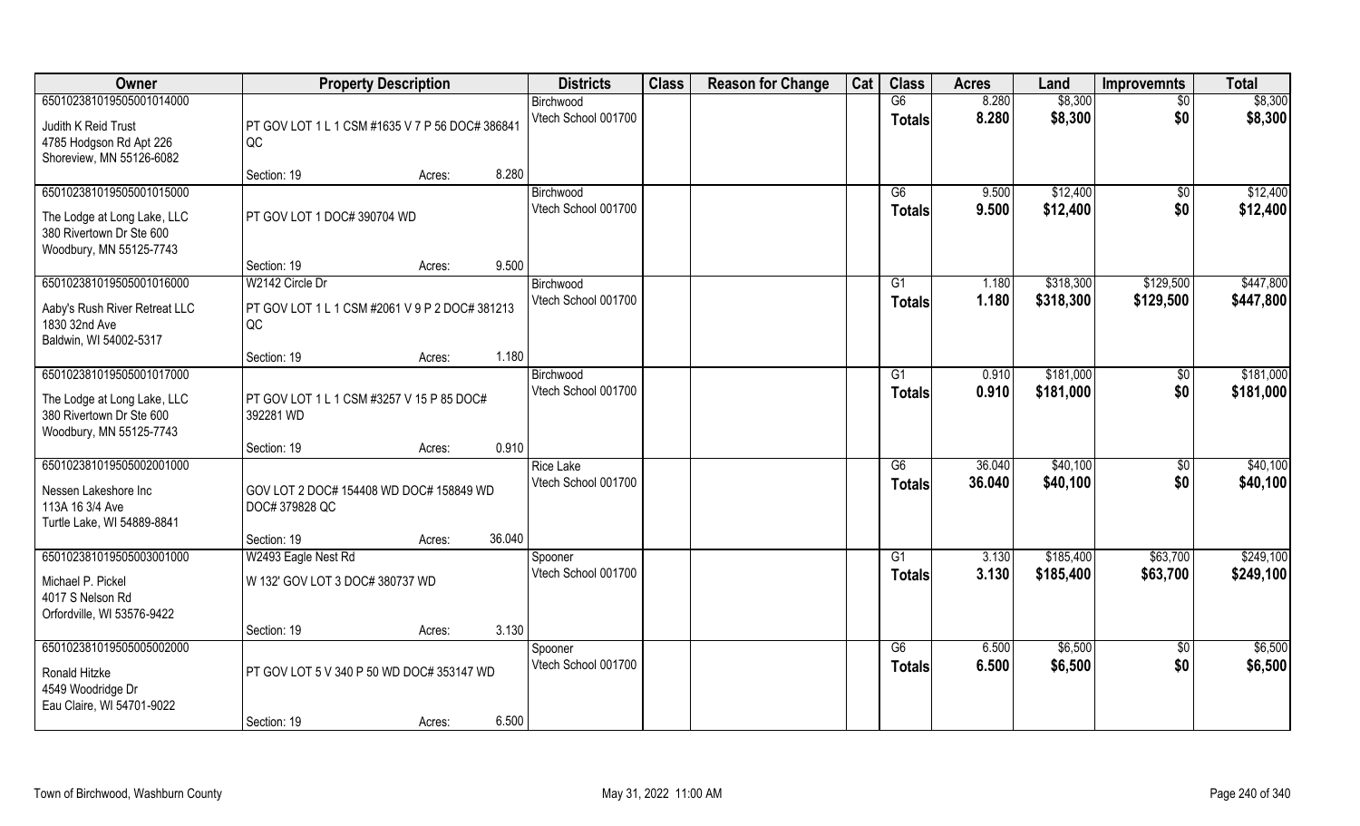| Owner | Property Description | | | Districts | Class | Reason for Change | Cat | Class | Acres | Land | Improvemnts | Total |
|---|---|---|---|---|---|---|---|---|---|---|---|---|
| 650102381019505001014000 | | | | Birchwood | | | | G6 | 8.280 | $8,300 | $0 | $8,300 |
| Judith K Reid Trust<br>4785 Hodgson Rd Apt 226<br>Shoreview, MN 55126-6082 | PT GOV LOT 1 L 1 CSM #1635 V 7 P 56 DOC# 386841 QC | | | Vtech School 001700 | | | | Totals | 8.280 | $8,300 | $0 | $8,300 |
| | Section: 19 | Acres: | 8.280 | | | | | | | | | |
| 650102381019505001015000 | | | | Birchwood | | | | G6 | 9.500 | $12,400 | $0 | $12,400 |
| The Lodge at Long Lake, LLC<br>380 Rivertown Dr Ste 600<br>Woodbury, MN 55125-7743 | PT GOV LOT 1 DOC# 390704 WD | | | Vtech School 001700 | | | | Totals | 9.500 | $12,400 | $0 | $12,400 |
| | Section: 19 | Acres: | 9.500 | | | | | | | | | |
| 650102381019505001016000 | W2142 Circle Dr | | | Birchwood | | | | G1 | 1.180 | $318,300 | $129,500 | $447,800 |
| Aaby's Rush River Retreat LLC<br>1830 32nd Ave<br>Baldwin, WI 54002-5317 | PT GOV LOT 1 L 1 CSM #2061 V 9 P 2 DOC# 381213 QC | | | Vtech School 001700 | | | | Totals | 1.180 | $318,300 | $129,500 | $447,800 |
| | Section: 19 | Acres: | 1.180 | | | | | | | | | |
| 650102381019505001017000 | | | | Birchwood | | | | G1 | 0.910 | $181,000 | $0 | $181,000 |
| The Lodge at Long Lake, LLC<br>380 Rivertown Dr Ste 600<br>Woodbury, MN 55125-7743 | PT GOV LOT 1 L 1 CSM #3257 V 15 P 85 DOC# 392281 WD | | | Vtech School 001700 | | | | Totals | 0.910 | $181,000 | $0 | $181,000 |
| | Section: 19 | Acres: | 0.910 | | | | | | | | | |
| 650102381019505002001000 | | | | Rice Lake | | | | G6 | 36.040 | $40,100 | $0 | $40,100 |
| Nessen Lakeshore Inc<br>113A 16 3/4 Ave<br>Turtle Lake, WI 54889-8841 | GOV LOT 2 DOC# 154408 WD DOC# 158849 WD DOC# 379828 QC | | | Vtech School 001700 | | | | Totals | 36.040 | $40,100 | $0 | $40,100 |
| | Section: 19 | Acres: | 36.040 | | | | | | | | | |
| 650102381019505003001000 | W2493 Eagle Nest Rd | | | Spooner | | | | G1 | 3.130 | $185,400 | $63,700 | $249,100 |
| Michael P. Pickel<br>4017 S Nelson Rd<br>Orfordville, WI 53576-9422 | W 132' GOV LOT 3 DOC# 380737 WD | | | Vtech School 001700 | | | | Totals | 3.130 | $185,400 | $63,700 | $249,100 |
| | Section: 19 | Acres: | 3.130 | | | | | | | | | |
| 650102381019505005002000 | | | | Spooner | | | | G6 | 6.500 | $6,500 | $0 | $6,500 |
| Ronald Hitzke<br>4549 Woodridge Dr<br>Eau Claire, WI 54701-9022 | PT GOV LOT 5 V 340 P 50 WD DOC# 353147 WD | | | Vtech School 001700 | | | | Totals | 6.500 | $6,500 | $0 | $6,500 |
| | Section: 19 | Acres: | 6.500 | | | | | | | | | |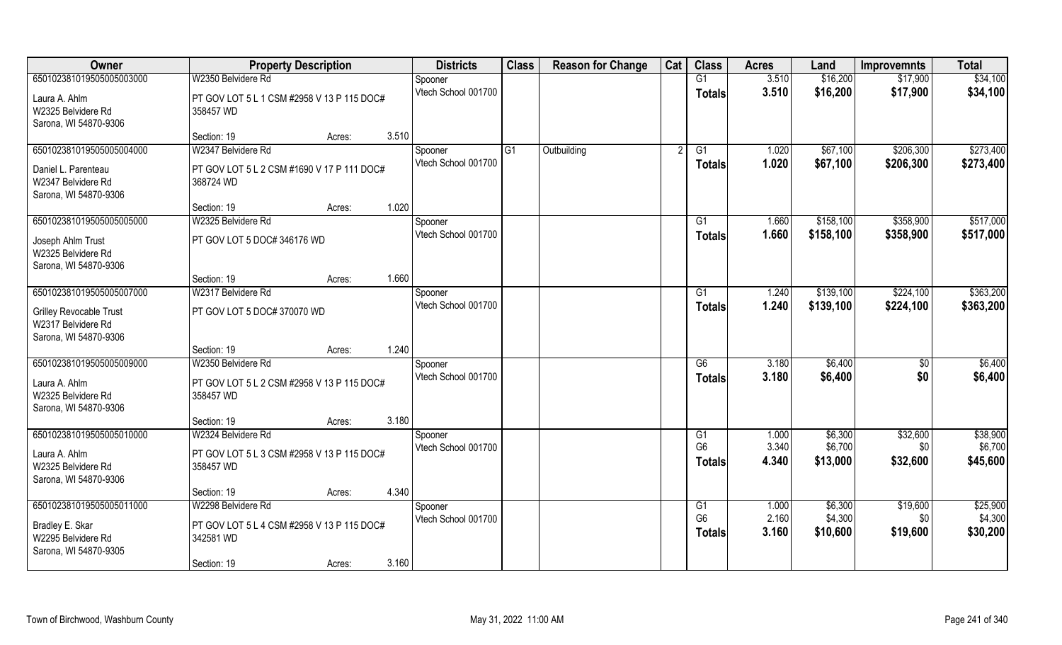| Owner | Property Description | | | Districts | Class | Reason for Change | Cat | Class | Acres | Land | Improvemnts | Total |
|---|---|---|---|---|---|---|---|---|---|---|---|---|
| 650102381019505005003000 | W2350 Belvidere Rd | | | Spooner | | | | G1 | 3.510 | $16,200 | $17,900 | $34,100 |
| Laura A. Ahlm<br>W2325 Belvidere Rd<br>Sarona, WI 54870-9306 | PT GOV LOT 5 L 1 CSM #2958 V 13 P 115 DOC# 358457 WD | | | Vtech School 001700 | | | | **Totals** | **3.510** | **$16,200** | **$17,900** | **$34,100** |
| | Section: 19 | Acres: | 3.510 | | | | | | | | | |
| 650102381019505005004000 | W2347 Belvidere Rd | | | Spooner | G1 | Outbuilding | 2 | G1 | 1.020 | $67,100 | $206,300 | $273,400 |
| Daniel L. Parenteau<br>W2347 Belvidere Rd<br>Sarona, WI 54870-9306 | PT GOV LOT 5 L 2 CSM #1690 V 17 P 111 DOC# 368724 WD | | | Vtech School 001700 | | | | **Totals** | **1.020** | **$67,100** | **$206,300** | **$273,400** |
| | Section: 19 | Acres: | 1.020 | | | | | | | | | |
| 650102381019505005005000 | W2325 Belvidere Rd | | | Spooner | | | | G1 | 1.660 | $158,100 | $358,900 | $517,000 |
| Joseph Ahlm Trust<br>W2325 Belvidere Rd<br>Sarona, WI 54870-9306 | PT GOV LOT 5 DOC# 346176 WD | | | Vtech School 001700 | | | | **Totals** | **1.660** | **$158,100** | **$358,900** | **$517,000** |
| | Section: 19 | Acres: | 1.660 | | | | | | | | | |
| 650102381019505005007000 | W2317 Belvidere Rd | | | Spooner | | | | G1 | 1.240 | $139,100 | $224,100 | $363,200 |
| Grilley Revocable Trust<br>W2317 Belvidere Rd<br>Sarona, WI 54870-9306 | PT GOV LOT 5 DOC# 370070 WD | | | Vtech School 001700 | | | | **Totals** | **1.240** | **$139,100** | **$224,100** | **$363,200** |
| | Section: 19 | Acres: | 1.240 | | | | | | | | | |
| 650102381019505005009000 | W2350 Belvidere Rd | | | Spooner | | | | G6 | 3.180 | $6,400 | $0 | $6,400 |
| Laura A. Ahlm<br>W2325 Belvidere Rd<br>Sarona, WI 54870-9306 | PT GOV LOT 5 L 2 CSM #2958 V 13 P 115 DOC# 358457 WD | | | Vtech School 001700 | | | | **Totals** | **3.180** | **$6,400** | **$0** | **$6,400** |
| | Section: 19 | Acres: | 3.180 | | | | | | | | | |
| 650102381019505005010000 | W2324 Belvidere Rd | | | Spooner | | | | G1 | 1.000 | $6,300 | $32,600 | $38,900 |
| Laura A. Ahlm<br>W2325 Belvidere Rd<br>Sarona, WI 54870-9306 | PT GOV LOT 5 L 3 CSM #2958 V 13 P 115 DOC# 358457 WD | | | Vtech School 001700 | | | | G6 | 3.340 | $6,700 | $0 | $6,700 |
| | | | | | | | | **Totals** | **4.340** | **$13,000** | **$32,600** | **$45,600** |
| | Section: 19 | Acres: | 4.340 | | | | | | | | | |
| 650102381019505005011000 | W2298 Belvidere Rd | | | Spooner | | | | G1 | 1.000 | $6,300 | $19,600 | $25,900 |
| Bradley E. Skar<br>W2295 Belvidere Rd<br>Sarona, WI 54870-9305 | PT GOV LOT 5 L 4 CSM #2958 V 13 P 115 DOC# 342581 WD | | | Vtech School 001700 | | | | G6 | 2.160 | $4,300 | $0 | $4,300 |
| | | | | | | | | **Totals** | **3.160** | **$10,600** | **$19,600** | **$30,200** |
| | Section: 19 | Acres: | 3.160 | | | | | | | | | |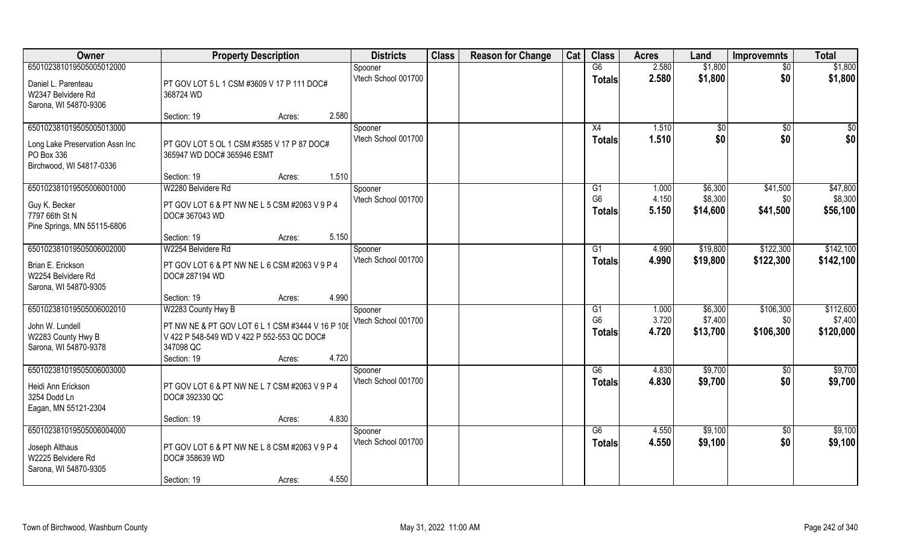| Owner | Property Description | | Districts | Class | Reason for Change | Cat | Class | Acres | Land | Improvemnts | Total |
|---|---|---|---|---|---|---|---|---|---|---|---|
| 650102381019505005012000 | | | Spooner | | | | G6 | 2.580 | $1,800 | $0 | $1,800 |
| Daniel L. Parenteau | PT GOV LOT 5 L 1 CSM #3609 V 17 P 111 DOC# 368724 WD | | Vtech School 001700 | | | | Totals | 2.580 | $1,800 | $0 | $1,800 |
| W2347 Belvidere Rd | | | | | | | | | | | |
| Sarona, WI 54870-9306 | | | | | | | | | | | |
| | Section: 19 | Acres: 2.580 | | | | | | | | | |
| 650102381019505005013000 | | | Spooner | | | | X4 | 1.510 | $0 | $0 | $0 |
| Long Lake Preservation Assn Inc | PT GOV LOT 5 OL 1 CSM #3585 V 17 P 87 DOC# 365947 WD DOC# 365946 ESMT | | Vtech School 001700 | | | | Totals | 1.510 | $0 | $0 | $0 |
| PO Box 336 | | | | | | | | | | | |
| Birchwood, WI 54817-0336 | | | | | | | | | | | |
| | Section: 19 | Acres: 1.510 | | | | | | | | | |
| 650102381019505006001000 | W2280 Belvidere Rd | | Spooner | | | | G1 | 1.000 | $6,300 | $41,500 | $47,800 |
| Guy K. Becker | PT GOV LOT 6 & PT NW NE L 5 CSM #2063 V 9 P 4 DOC# 367043 WD | | Vtech School 001700 | | | | G6 | 4.150 | $8,300 | $0 | $8,300 |
| 7797 66th St N | | | | | | | Totals | 5.150 | $14,600 | $41,500 | $56,100 |
| Pine Springs, MN 55115-6806 | | | | | | | | | | | |
| | Section: 19 | Acres: 5.150 | | | | | | | | | |
| 650102381019505006002000 | W2254 Belvidere Rd | | Spooner | | | | G1 | 4.990 | $19,800 | $122,300 | $142,100 |
| Brian E. Erickson | PT GOV LOT 6 & PT NW NE L 6 CSM #2063 V 9 P 4 DOC# 287194 WD | | Vtech School 001700 | | | | Totals | 4.990 | $19,800 | $122,300 | $142,100 |
| W2254 Belvidere Rd | | | | | | | | | | | |
| Sarona, WI 54870-9305 | | | | | | | | | | | |
| | Section: 19 | Acres: 4.990 | | | | | | | | | |
| 650102381019505006002010 | W2283 County Hwy B | | Spooner | | | | G1 | 1.000 | $6,300 | $106,300 | $112,600 |
| John W. Lundell | PT NW NE & PT GOV LOT 6 L 1 CSM #3444 V 16 P 108 V 422 P 548-549 WD V 422 P 552-553 QC DOC# 347098 QC | | Vtech School 001700 | | | | G6 | 3.720 | $7,400 | $0 | $7,400 |
| W2283 County Hwy B | | | | | | | Totals | 4.720 | $13,700 | $106,300 | $120,000 |
| Sarona, WI 54870-9378 | | | | | | | | | | | |
| | Section: 19 | Acres: 4.720 | | | | | | | | | |
| 650102381019505006003000 | | | Spooner | | | | G6 | 4.830 | $9,700 | $0 | $9,700 |
| Heidi Ann Erickson | PT GOV LOT 6 & PT NW NE L 7 CSM #2063 V 9 P 4 DOC# 392330 QC | | Vtech School 001700 | | | | Totals | 4.830 | $9,700 | $0 | $9,700 |
| 3254 Dodd Ln | | | | | | | | | | | |
| Eagan, MN 55121-2304 | | | | | | | | | | | |
| | Section: 19 | Acres: 4.830 | | | | | | | | | |
| 650102381019505006004000 | | | Spooner | | | | G6 | 4.550 | $9,100 | $0 | $9,100 |
| Joseph Althaus | PT GOV LOT 6 & PT NW NE L 8 CSM #2063 V 9 P 4 DOC# 358639 WD | | Vtech School 001700 | | | | Totals | 4.550 | $9,100 | $0 | $9,100 |
| W2225 Belvidere Rd | | | | | | | | | | | |
| Sarona, WI 54870-9305 | | | | | | | | | | | |
| | Section: 19 | Acres: 4.550 | | | | | | | | | |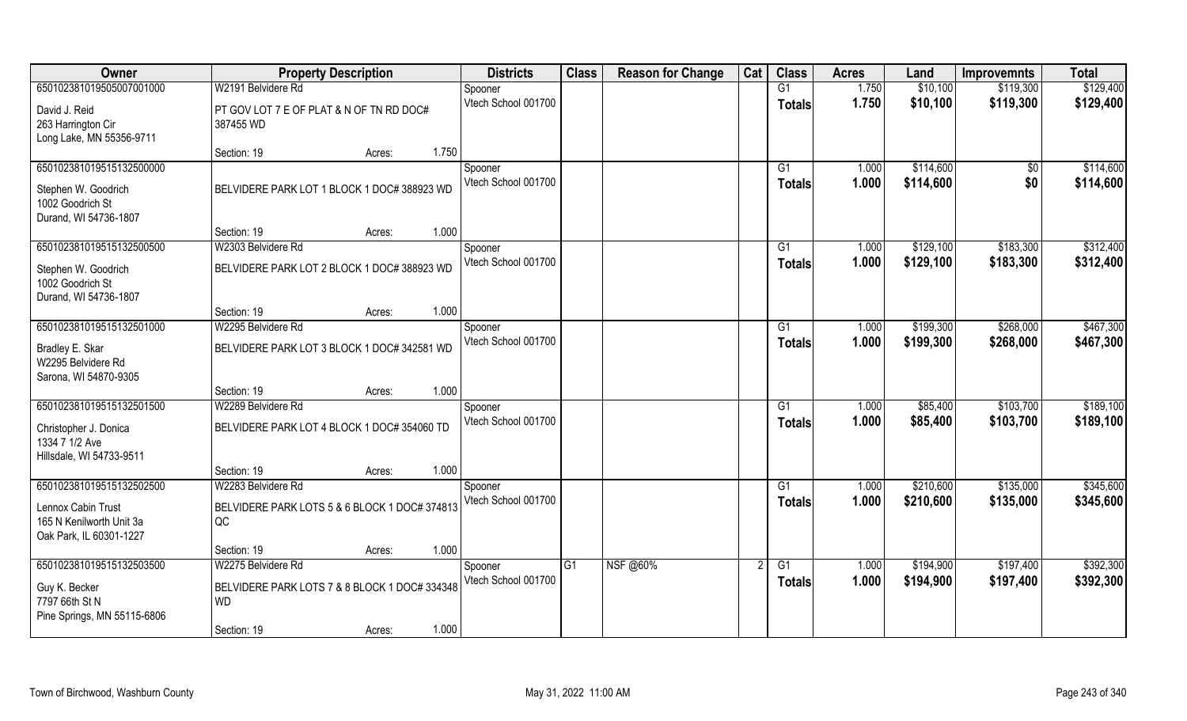| Owner | Property Description | Districts | Class | Reason for Change | Cat | Class | Acres | Land | Improvemnts | Total |
|---|---|---|---|---|---|---|---|---|---|---|
| 65010238101950507001000 | W2191 Belvidere Rd | Spooner | | | | G1 | 1.750 | $10,100 | $119,300 | $129,400 |
| David J. Reid<br>263 Harrington Cir<br>Long Lake, MN 55356-9711 | PT GOV LOT 7 E OF PLAT & N OF TN RD DOC# 387455 WD | Vtech School 001700 | | | | Totals | 1.750 | $10,100 | $119,300 | $129,400 |
| | Section: 19 Acres: 1.750 | | | | | | | | | |
| 65010238101951513250000 | | Spooner | | | | G1 | 1.000 | $114,600 | $0 | $114,600 |
| Stephen W. Goodrich<br>1002 Goodrich St<br>Durand, WI 54736-1807 | BELVIDERE PARK LOT 1 BLOCK 1 DOC# 388923 WD | Vtech School 001700 | | | | Totals | 1.000 | $114,600 | $0 | $114,600 |
| | Section: 19 Acres: 1.000 | | | | | | | | | |
| 65010238101951513250050 | W2303 Belvidere Rd | Spooner | | | | G1 | 1.000 | $129,100 | $183,300 | $312,400 |
| Stephen W. Goodrich<br>1002 Goodrich St<br>Durand, WI 54736-1807 | BELVIDERE PARK LOT 2 BLOCK 1 DOC# 388923 WD | Vtech School 001700 | | | | Totals | 1.000 | $129,100 | $183,300 | $312,400 |
| | Section: 19 Acres: 1.000 | | | | | | | | | |
| 65010238101951513250100 | W2295 Belvidere Rd | Spooner | | | | G1 | 1.000 | $199,300 | $268,000 | $467,300 |
| Bradley E. Skar<br>W2295 Belvidere Rd<br>Sarona, WI 54870-9305 | BELVIDERE PARK LOT 3 BLOCK 1 DOC# 342581 WD | Vtech School 001700 | | | | Totals | 1.000 | $199,300 | $268,000 | $467,300 |
| | Section: 19 Acres: 1.000 | | | | | | | | | |
| 65010238101951513250150 | W2289 Belvidere Rd | Spooner | | | | G1 | 1.000 | $85,400 | $103,700 | $189,100 |
| Christopher J. Donica<br>1334 7 1/2 Ave<br>Hillsdale, WI 54733-9511 | BELVIDERE PARK LOT 4 BLOCK 1 DOC# 354060 TD | Vtech School 001700 | | | | Totals | 1.000 | $85,400 | $103,700 | $189,100 |
| | Section: 19 Acres: 1.000 | | | | | | | | | |
| 65010238101951513250250 | W2283 Belvidere Rd | Spooner | | | | G1 | 1.000 | $210,600 | $135,000 | $345,600 |
| Lennox Cabin Trust<br>165 N Kenilworth Unit 3a<br>Oak Park, IL 60301-1227 | BELVIDERE PARK LOTS 5 & 6 BLOCK 1 DOC# 374813 QC | Vtech School 001700 | | | | Totals | 1.000 | $210,600 | $135,000 | $345,600 |
| | Section: 19 Acres: 1.000 | | | | | | | | | |
| 65010238101951513250350 | W2275 Belvidere Rd | Spooner | G1 | NSF @60% | 2 | G1 | 1.000 | $194,900 | $197,400 | $392,300 |
| Guy K. Becker<br>7797 66th St N<br>Pine Springs, MN 55115-6806 | BELVIDERE PARK LOTS 7 & 8 BLOCK 1 DOC# 334348 WD | Vtech School 001700 | | | | Totals | 1.000 | $194,900 | $197,400 | $392,300 |
| | Section: 19 Acres: 1.000 | | | | | | | | | |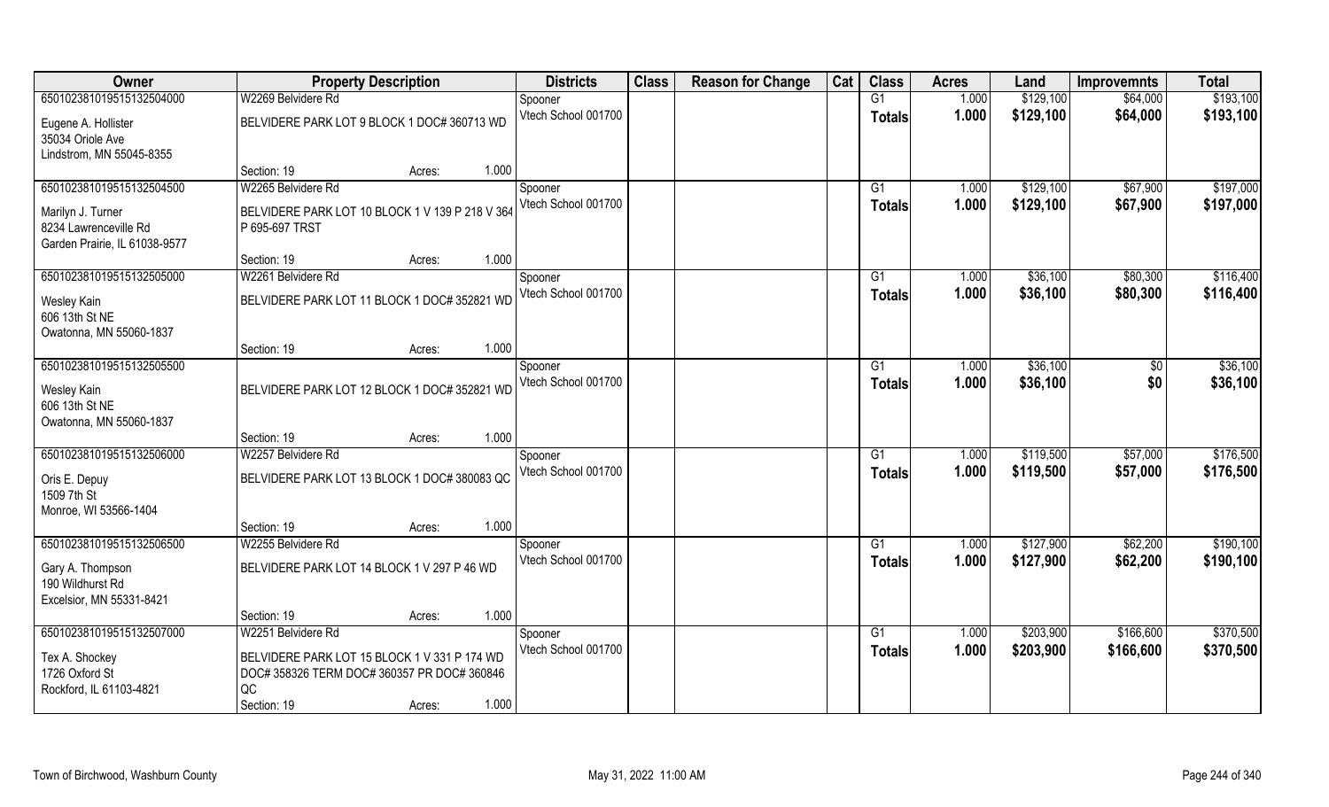| Owner | Property Description | Districts | Class | Reason for Change | Cat | Class | Acres | Land | Improvemnts | Total |
|---|---|---|---|---|---|---|---|---|---|---|
| 65010238101951513250400 | W2269 Belvidere Rd | Spooner | | | | G1 | 1.000 | $129,100 | $64,000 | $193,100 |
| Eugene A. Hollister<br>35034 Oriole Ave<br>Lindstrom, MN 55045-8355 | BELVIDERE PARK LOT 9 BLOCK 1 DOC# 360713 WD | Vtech School 001700 | | | | Totals | 1.000 | $129,100 | $64,000 | $193,100 |
| | Section: 19 Acres: 1.000 | | | | | | | | | |
| 65010238101951513250450 | W2265 Belvidere Rd | Spooner | | | | G1 | 1.000 | $129,100 | $67,900 | $197,000 |
| Marilyn J. Turner<br>8234 Lawrenceville Rd<br>Garden Prairie, IL 61038-9577 | BELVIDERE PARK LOT 10 BLOCK 1 V 139 P 218 V 364 P 695-697 TRST | Vtech School 001700 | | | | Totals | 1.000 | $129,100 | $67,900 | $197,000 |
| | Section: 19 Acres: 1.000 | | | | | | | | | |
| 65010238101951513250500 | W2261 Belvidere Rd | Spooner | | | | G1 | 1.000 | $36,100 | $80,300 | $116,400 |
| Wesley Kain<br>606 13th St NE<br>Owatonna, MN 55060-1837 | BELVIDERE PARK LOT 11 BLOCK 1 DOC# 352821 WD | Vtech School 001700 | | | | Totals | 1.000 | $36,100 | $80,300 | $116,400 |
| | Section: 19 Acres: 1.000 | | | | | | | | | |
| 65010238101951513250550 | | Spooner | | | | G1 | 1.000 | $36,100 | $0 | $36,100 |
| Wesley Kain<br>606 13th St NE<br>Owatonna, MN 55060-1837 | BELVIDERE PARK LOT 12 BLOCK 1 DOC# 352821 WD | Vtech School 001700 | | | | Totals | 1.000 | $36,100 | $0 | $36,100 |
| | Section: 19 Acres: 1.000 | | | | | | | | | |
| 65010238101951513250600 | W2257 Belvidere Rd | Spooner | | | | G1 | 1.000 | $119,500 | $57,000 | $176,500 |
| Oris E. Depuy<br>1509 7th St<br>Monroe, WI 53566-1404 | BELVIDERE PARK LOT 13 BLOCK 1 DOC# 380083 QC | Vtech School 001700 | | | | Totals | 1.000 | $119,500 | $57,000 | $176,500 |
| | Section: 19 Acres: 1.000 | | | | | | | | | |
| 65010238101951513250650 | W2255 Belvidere Rd | Spooner | | | | G1 | 1.000 | $127,900 | $62,200 | $190,100 |
| Gary A. Thompson<br>190 Wildhurst Rd<br>Excelsior, MN 55331-8421 | BELVIDERE PARK LOT 14 BLOCK 1 V 297 P 46 WD | Vtech School 001700 | | | | Totals | 1.000 | $127,900 | $62,200 | $190,100 |
| | Section: 19 Acres: 1.000 | | | | | | | | | |
| 65010238101951513250700 | W2251 Belvidere Rd | Spooner | | | | G1 | 1.000 | $203,900 | $166,600 | $370,500 |
| Tex A. Shockey<br>1726 Oxford St<br>Rockford, IL 61103-4821 | BELVIDERE PARK LOT 15 BLOCK 1 V 331 P 174 WD DOC# 358326 TERM DOC# 360357 PR DOC# 360846 QC | Vtech School 001700 | | | | Totals | 1.000 | $203,900 | $166,600 | $370,500 |
| | Section: 19 Acres: 1.000 | | | | | | | | | |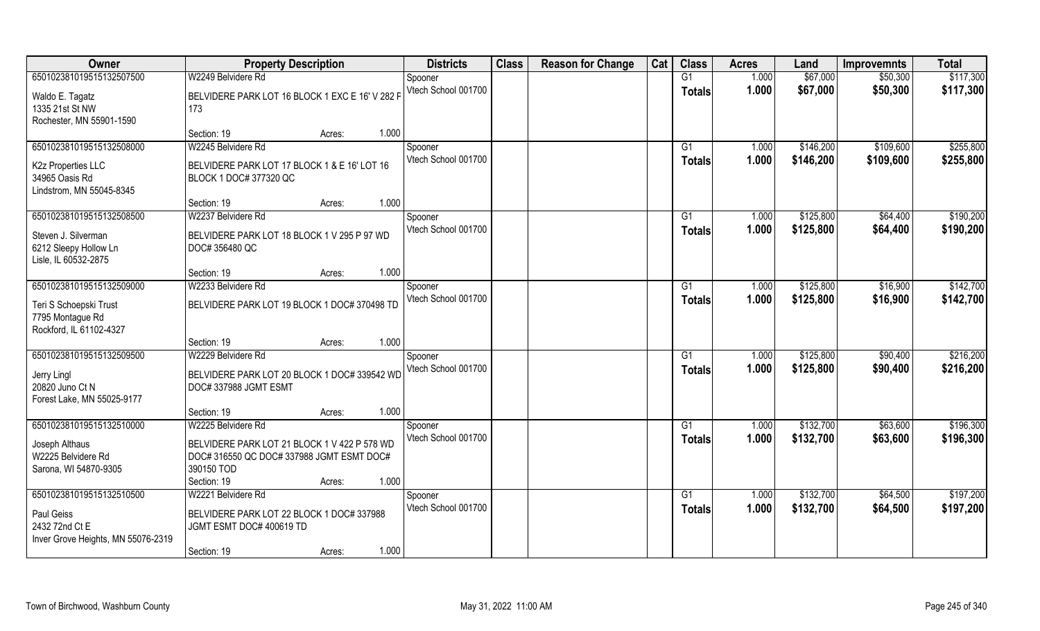| Owner | Property Description | | Districts | Class | Reason for Change | Cat | Class | Acres | Land | Improvemnts | Total |
|---|---|---|---|---|---|---|---|---|---|---|---|
| 65010238101951513250750​0 | W2249 Belvidere Rd | | Spooner | | | | G1 | 1.000 | $67,000 | $50,300 | $117,300 |
| Waldo E. Tagatz<br>1335 21st St NW<br>Rochester, MN 55901-1590 | BELVIDERE PARK LOT 16 BLOCK 1 EXC E 16' V 282 F 173 | | Vtech School 001700 | | | | Totals | 1.000 | $67,000 | $50,300 | $117,300 |
| | Section: 19 | Acres: 1.000 | | | | | | | | | |
| 650102381019515132508000 | W2245 Belvidere Rd | | Spooner | | | | G1 | 1.000 | $146,200 | $109,600 | $255,800 |
| K2z Properties LLC<br>34965 Oasis Rd<br>Lindstrom, MN 55045-8345 | BELVIDERE PARK LOT 17 BLOCK 1 & E 16' LOT 16 BLOCK 1 DOC# 377320 QC | | Vtech School 001700 | | | | Totals | 1.000 | $146,200 | $109,600 | $255,800 |
| | Section: 19 | Acres: 1.000 | | | | | | | | | |
| 650102381019515132508500 | W2237 Belvidere Rd | | Spooner | | | | G1 | 1.000 | $125,800 | $64,400 | $190,200 |
| Steven J. Silverman<br>6212 Sleepy Hollow Ln<br>Lisle, IL 60532-2875 | BELVIDERE PARK LOT 18 BLOCK 1 V 295 P 97 WD DOC# 356480 QC | | Vtech School 001700 | | | | Totals | 1.000 | $125,800 | $64,400 | $190,200 |
| | Section: 19 | Acres: 1.000 | | | | | | | | | |
| 650102381019515132509000 | W2233 Belvidere Rd | | Spooner | | | | G1 | 1.000 | $125,800 | $16,900 | $142,700 |
| Teri S Schoepski Trust<br>7795 Montague Rd<br>Rockford, IL 61102-4327 | BELVIDERE PARK LOT 19 BLOCK 1 DOC# 370498 TD | | Vtech School 001700 | | | | Totals | 1.000 | $125,800 | $16,900 | $142,700 |
| | Section: 19 | Acres: 1.000 | | | | | | | | | |
| 650102381019515132509500 | W2229 Belvidere Rd | | Spooner | | | | G1 | 1.000 | $125,800 | $90,400 | $216,200 |
| Jerry Lingl<br>20820 Juno Ct N<br>Forest Lake, MN 55025-9177 | BELVIDERE PARK LOT 20 BLOCK 1 DOC# 339542 WD DOC# 337988 JGMT ESMT | | Vtech School 001700 | | | | Totals | 1.000 | $125,800 | $90,400 | $216,200 |
| | Section: 19 | Acres: 1.000 | | | | | | | | | |
| 650102381019515132510000 | W2225 Belvidere Rd | | Spooner | | | | G1 | 1.000 | $132,700 | $63,600 | $196,300 |
| Joseph Althaus<br>W2225 Belvidere Rd<br>Sarona, WI 54870-9305 | BELVIDERE PARK LOT 21 BLOCK 1 V 422 P 578 WD DOC# 316550 QC DOC# 337988 JGMT ESMT DOC# 390150 TOD | | Vtech School 001700 | | | | Totals | 1.000 | $132,700 | $63,600 | $196,300 |
| | Section: 19 | Acres: 1.000 | | | | | | | | | |
| 650102381019515132510500 | W2221 Belvidere Rd | | Spooner | | | | G1 | 1.000 | $132,700 | $64,500 | $197,200 |
| Paul Geiss<br>2432 72nd Ct E<br>Inver Grove Heights, MN 55076-2319 | BELVIDERE PARK LOT 22 BLOCK 1 DOC# 337988 JGMT ESMT DOC# 400619 TD | | Vtech School 001700 | | | | Totals | 1.000 | $132,700 | $64,500 | $197,200 |
| | Section: 19 | Acres: 1.000 | | | | | | | | | |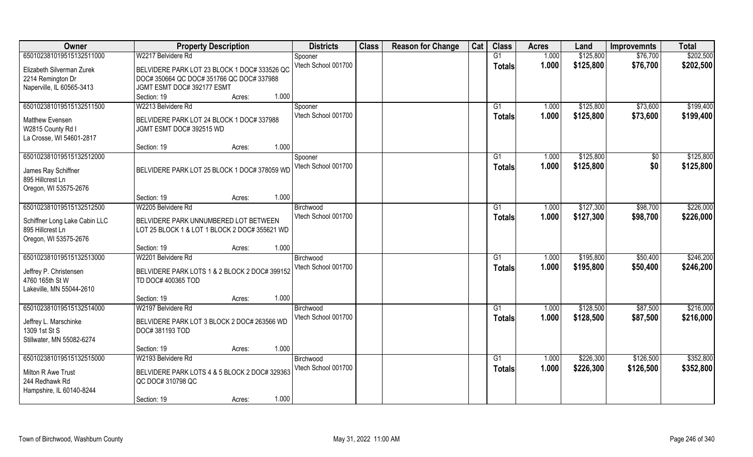| Owner | Property Description | Districts | Class | Reason for Change | Cat | Class | Acres | Land | Improvemnts | Total |
|---|---|---|---|---|---|---|---|---|---|---|
| 650102381019515132511000 | W2217 Belvidere Rd | Spooner | | | | G1 | 1.000 | $125,800 | $76,700 | $202,500 |
| Elizabeth Silverman Zurek<br>2214 Remington Dr<br>Naperville, IL 60565-3413 | BELVIDERE PARK LOT 23 BLOCK 1 DOC# 333526 QC DOC# 350664 QC DOC# 351766 QC DOC# 337988 JGMT ESMT DOC# 392177 ESMT<br>Section: 19 Acres: 1.000 | Vtech School 001700 | | | | **Totals** | **1.000** | **$125,800** | **$76,700** | **$202,500** |
| 650102381019515132511500 | W2213 Belvidere Rd | Spooner | | | | G1 | 1.000 | $125,800 | $73,600 | $199,400 |
| Matthew Evensen<br>W2815 County Rd I<br>La Crosse, WI 54601-2817 | BELVIDERE PARK LOT 24 BLOCK 1 DOC# 337988 JGMT ESMT DOC# 392515 WD<br>Section: 19 Acres: 1.000 | Vtech School 001700 | | | | **Totals** | **1.000** | **$125,800** | **$73,600** | **$199,400** |
| 650102381019515132512000 | | Spooner | | | | G1 | 1.000 | $125,800 | $0 | $125,800 |
| James Ray Schiffner<br>895 Hillcrest Ln<br>Oregon, WI 53575-2676 | BELVIDERE PARK LOT 25 BLOCK 1 DOC# 378059 WD<br>Section: 19 Acres: 1.000 | Vtech School 001700 | | | | **Totals** | **1.000** | **$125,800** | **$0** | **$125,800** |
| 650102381019515132512500 | W2205 Belvidere Rd | Birchwood | | | | G1 | 1.000 | $127,300 | $98,700 | $226,000 |
| Schiffner Long Lake Cabin LLC<br>895 Hillcrest Ln<br>Oregon, WI 53575-2676 | BELVIDERE PARK UNNUMBERED LOT BETWEEN LOT 25 BLOCK 1 & LOT 1 BLOCK 2 DOC# 355621 WD<br>Section: 19 Acres: 1.000 | Vtech School 001700 | | | | **Totals** | **1.000** | **$127,300** | **$98,700** | **$226,000** |
| 650102381019515132513000 | W2201 Belvidere Rd | Birchwood | | | | G1 | 1.000 | $195,800 | $50,400 | $246,200 |
| Jeffrey P. Christensen<br>4760 165th St W<br>Lakeville, MN 55044-2610 | BELVIDERE PARK LOTS 1 & 2 BLOCK 2 DOC# 399152 TD DOC# 400365 TOD<br>Section: 19 Acres: 1.000 | Vtech School 001700 | | | | **Totals** | **1.000** | **$195,800** | **$50,400** | **$246,200** |
| 650102381019515132514000 | W2197 Belvidere Rd | Birchwood | | | | G1 | 1.000 | $128,500 | $87,500 | $216,000 |
| Jeffrey L. Marschinke<br>1309 1st St S<br>Stillwater, MN 55082-6274 | BELVIDERE PARK LOT 3 BLOCK 2 DOC# 263566 WD DOC# 381193 TOD<br>Section: 19 Acres: 1.000 | Vtech School 001700 | | | | **Totals** | **1.000** | **$128,500** | **$87,500** | **$216,000** |
| 650102381019515132515000 | W2193 Belvidere Rd | Birchwood | | | | G1 | 1.000 | $226,300 | $126,500 | $352,800 |
| Milton R Awe Trust<br>244 Redhawk Rd<br>Hampshire, IL 60140-8244 | BELVIDERE PARK LOTS 4 & 5 BLOCK 2 DOC# 329363 QC DOC# 310798 QC<br>Section: 19 Acres: 1.000 | Vtech School 001700 | | | | **Totals** | **1.000** | **$226,300** | **$126,500** | **$352,800** |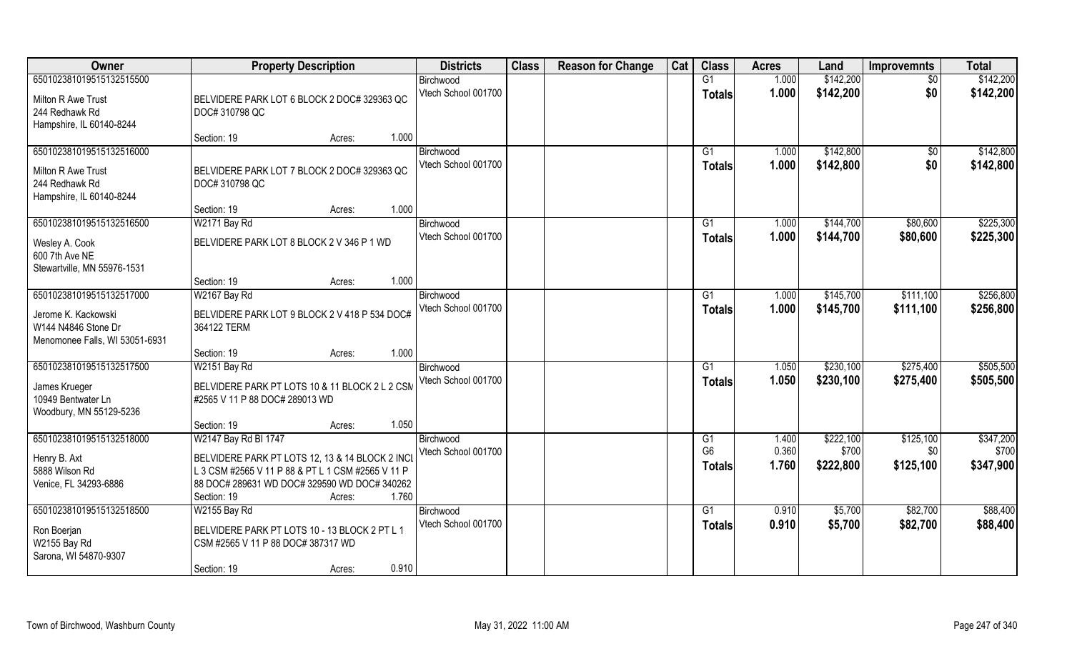| Owner | Property Description | Districts | Class | Reason for Change | Cat | Class | Acres | Land | Improvemnts | Total |
|---|---|---|---|---|---|---|---|---|---|---|
| 65010238101951513251550O<br>Milton R Awe Trust<br>244 Redhawk Rd<br>Hampshire, IL 60140-8244 | BELVIDERE PARK LOT 6 BLOCK 2 DOC# 329363 QC DOC# 310798 QC<br>Section: 19 Acres: 1.000 | Birchwood<br>Vtech School 001700 | | | | G1<br>**Totals** | 1.000<br>**1.000** | $142,200<br>**$142,200** | $0<br>**$0** | $142,200<br>**$142,200** |
| 65010238101951513251600O<br>Milton R Awe Trust<br>244 Redhawk Rd<br>Hampshire, IL 60140-8244 | BELVIDERE PARK LOT 7 BLOCK 2 DOC# 329363 QC DOC# 310798 QC<br>Section: 19 Acres: 1.000 | Birchwood<br>Vtech School 001700 | | | | G1<br>**Totals** | 1.000<br>**1.000** | $142,800<br>**$142,800** | $0<br>**$0** | $142,800<br>**$142,800** |
| 65010238101951513251650O<br>Wesley A. Cook<br>600 7th Ave NE<br>Stewartville, MN 55976-1531 | W2171 Bay Rd<br>BELVIDERE PARK LOT 8 BLOCK 2 V 346 P 1 WD<br>Section: 19 Acres: 1.000 | Birchwood<br>Vtech School 001700 | | | | G1<br>**Totals** | 1.000<br>**1.000** | $144,700<br>**$144,700** | $80,600<br>**$80,600** | $225,300<br>**$225,300** |
| 65010238101951513251700O<br>Jerome K. Kackowski<br>W144 N4846 Stone Dr<br>Menomonee Falls, WI 53051-6931 | W2167 Bay Rd<br>BELVIDERE PARK LOT 9 BLOCK 2 V 418 P 534 DOC# 364122 TERM<br>Section: 19 Acres: 1.000 | Birchwood<br>Vtech School 001700 | | | | G1<br>**Totals** | 1.000<br>**1.000** | $145,700<br>**$145,700** | $111,100<br>**$111,100** | $256,800<br>**$256,800** |
| 65010238101951513251750O<br>James Krueger<br>10949 Bentwater Ln<br>Woodbury, MN 55129-5236 | W2151 Bay Rd<br>BELVIDERE PARK PT LOTS 10 & 11 BLOCK 2 L 2 CSM #2565 V 11 P 88 DOC# 289013 WD<br>Section: 19 Acres: 1.050 | Birchwood<br>Vtech School 001700 | | | | G1<br>**Totals** | 1.050<br>**1.050** | $230,100<br>**$230,100** | $275,400<br>**$275,400** | $505,500<br>**$505,500** |
| 65010238101951513251800O<br>Henry B. Axt<br>5888 Wilson Rd<br>Venice, FL 34293-6886 | W2147 Bay Rd Bl 1747<br>BELVIDERE PARK PT LOTS 12, 13 & 14 BLOCK 2 INCL L 3 CSM #2565 V 11 P 88 & PT L 1 CSM #2565 V 11 P 88 DOC# 289631 WD DOC# 329590 WD DOC# 340262<br>Section: 19 Acres: 1.760 | Birchwood<br>Vtech School 001700 | | | | G1<br>G6<br>**Totals** | 1.400<br>0.360<br>**1.760** | $222,100<br>$700<br>**$222,800** | $125,100<br>$0<br>**$125,100** | $347,200<br>$700<br>**$347,900** |
| 65010238101951513251850O<br>Ron Boerjan<br>W2155 Bay Rd<br>Sarona, WI 54870-9307 | W2155 Bay Rd<br>BELVIDERE PARK PT LOTS 10 - 13 BLOCK 2 PT L 1 CSM #2565 V 11 P 88 DOC# 387317 WD<br>Section: 19 Acres: 0.910 | Birchwood<br>Vtech School 001700 | | | | G1<br>**Totals** | 0.910<br>**0.910** | $5,700<br>**$5,700** | $82,700<br>**$82,700** | $88,400<br>**$88,400** |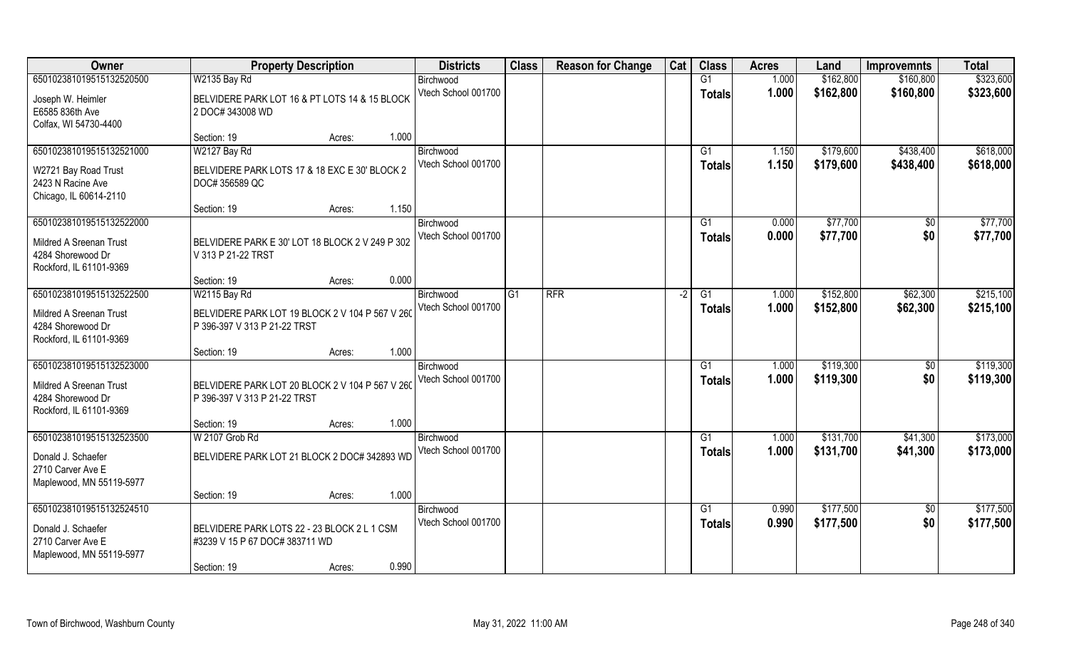| Owner | Property Description | | | Districts | Class | Reason for Change | Cat | Class | Acres | Land | Improvemnts | Total |
|---|---|---|---|---|---|---|---|---|---|---|---|---|
| 65010238101951513252050​0 | W2135 Bay Rd | | | Birchwood | | | | G1 | 1.000 | $162,800 | $160,800 | $323,600 |
| Joseph W. Heimler<br>E6585 836th Ave<br>Colfax, WI 54730-4400 | BELVIDERE PARK LOT 16 & PT LOTS 14 & 15 BLOCK 2 DOC# 343008 WD | | | Vtech School 001700 | | | | Totals | 1.000 | $162,800 | $160,800 | $323,600 |
| | Section: 19 | Acres: | 1.000 | | | | | | | | | |
| 650102381019515132521000 | W2127 Bay Rd | | | Birchwood | | | | G1 | 1.150 | $179,600 | $438,400 | $618,000 |
| W2721 Bay Road Trust<br>2423 N Racine Ave<br>Chicago, IL 60614-2110 | BELVIDERE PARK LOTS 17 & 18 EXC E 30' BLOCK 2 DOC# 356589 QC | | | Vtech School 001700 | | | | Totals | 1.150 | $179,600 | $438,400 | $618,000 |
| | Section: 19 | Acres: | 1.150 | | | | | | | | | |
| 650102381019515132522000 | | | | Birchwood | | | | G1 | 0.000 | $77,700 | $0 | $77,700 |
| Mildred A Sreenan Trust<br>4284 Shorewood Dr<br>Rockford, IL 61101-9369 | BELVIDERE PARK E 30' LOT 18 BLOCK 2 V 249 P 302 V 313 P 21-22 TRST | | | Vtech School 001700 | | | | Totals | 0.000 | $77,700 | $0 | $77,700 |
| | Section: 19 | Acres: | 0.000 | | | | | | | | | |
| 650102381019515132522500 | W2115 Bay Rd | | | Birchwood | G1 | RFR | -2 | G1 | 1.000 | $152,800 | $62,300 | $215,100 |
| Mildred A Sreenan Trust<br>4284 Shorewood Dr<br>Rockford, IL 61101-9369 | BELVIDERE PARK LOT 19 BLOCK 2 V 104 P 567 V 260 P 396-397 V 313 P 21-22 TRST | | | Vtech School 001700 | | | | Totals | 1.000 | $152,800 | $62,300 | $215,100 |
| | Section: 19 | Acres: | 1.000 | | | | | | | | | |
| 650102381019515132523000 | | | | Birchwood | | | | G1 | 1.000 | $119,300 | $0 | $119,300 |
| Mildred A Sreenan Trust<br>4284 Shorewood Dr<br>Rockford, IL 61101-9369 | BELVIDERE PARK LOT 20 BLOCK 2 V 104 P 567 V 260 P 396-397 V 313 P 21-22 TRST | | | Vtech School 001700 | | | | Totals | 1.000 | $119,300 | $0 | $119,300 |
| | Section: 19 | Acres: | 1.000 | | | | | | | | | |
| 650102381019515132523500 | W 2107 Grob Rd | | | Birchwood | | | | G1 | 1.000 | $131,700 | $41,300 | $173,000 |
| Donald J. Schaefer<br>2710 Carver Ave E<br>Maplewood, MN 55119-5977 | BELVIDERE PARK LOT 21 BLOCK 2 DOC# 342893 WD | | | Vtech School 001700 | | | | Totals | 1.000 | $131,700 | $41,300 | $173,000 |
| | Section: 19 | Acres: | 1.000 | | | | | | | | | |
| 650102381019515132524510 | | | | Birchwood | | | | G1 | 0.990 | $177,500 | $0 | $177,500 |
| Donald J. Schaefer<br>2710 Carver Ave E<br>Maplewood, MN 55119-5977 | BELVIDERE PARK LOTS 22 - 23 BLOCK 2 L 1 CSM #3239 V 15 P 67 DOC# 383711 WD | | | Vtech School 001700 | | | | Totals | 0.990 | $177,500 | $0 | $177,500 |
| | Section: 19 | Acres: | 0.990 | | | | | | | | | |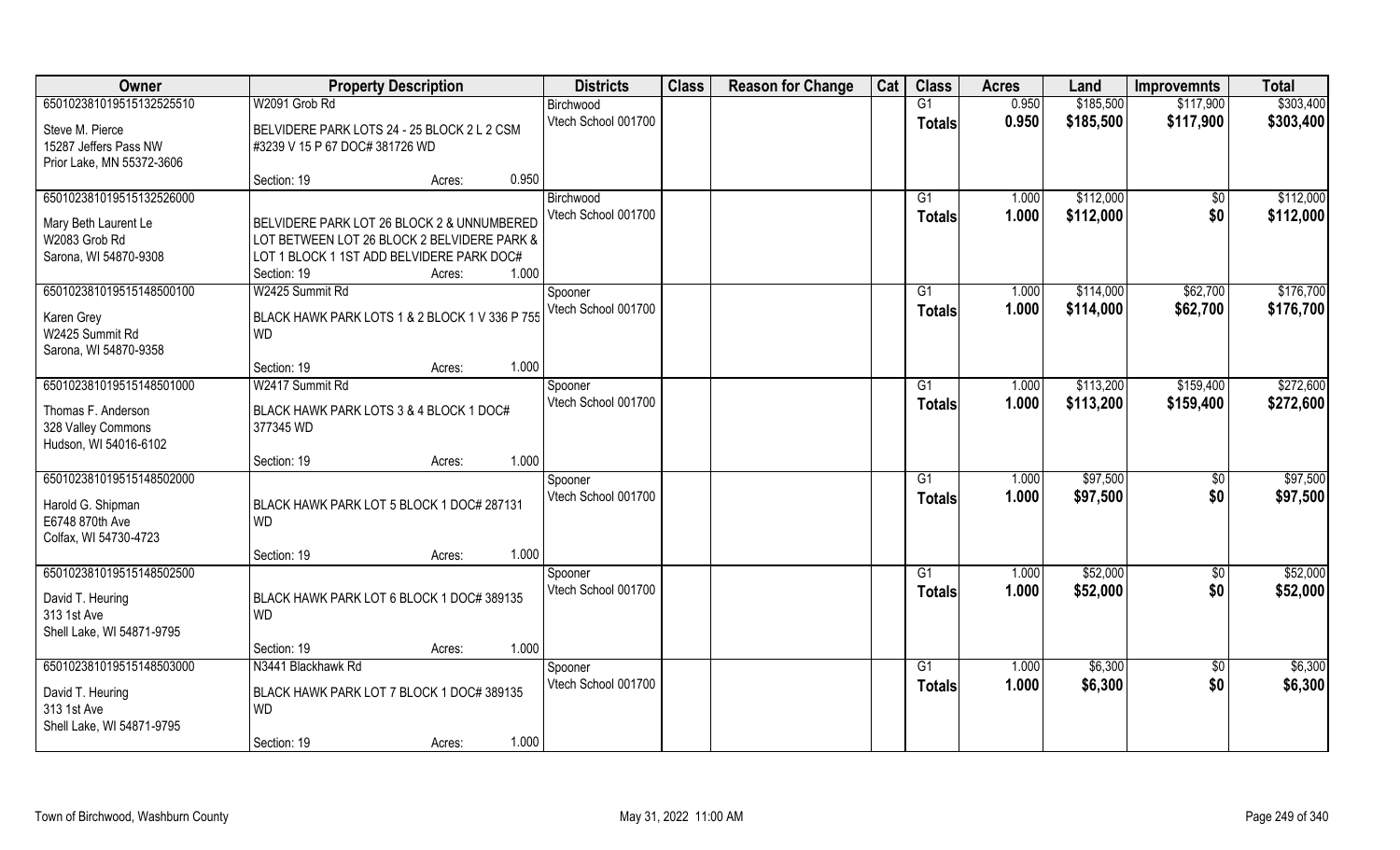| Owner | Property Description | Districts | Class | Reason for Change | Cat | Class | Acres | Land | Improvemnts | Total |
|---|---|---|---|---|---|---|---|---|---|---|
| 650102381019515132525510 | W2091 Grob Rd | Birchwood | | | | G1 | 0.950 | $185,500 | $117,900 | $303,400 |
| Steve M. Pierce<br>15287 Jeffers Pass NW<br>Prior Lake, MN 55372-3606 | BELVIDERE PARK LOTS 24 - 25 BLOCK 2 L 2 CSM #3239 V 15 P 67 DOC# 381726 WD<br>Section: 19 Acres: 0.950 | Vtech School 001700 | | | | Totals | 0.950 | $185,500 | $117,900 | $303,400 |
| 650102381019515132526000 | | Birchwood | | | | G1 | 1.000 | $112,000 | $0 | $112,000 |
| Mary Beth Laurent Le<br>W2083 Grob Rd<br>Sarona, WI 54870-9308 | BELVIDERE PARK LOT 26 BLOCK 2 & UNNUMBERED LOT BETWEEN LOT 26 BLOCK 2 BELVIDERE PARK & LOT 1 BLOCK 1 1ST ADD BELVIDERE PARK DOC#<br>Section: 19 Acres: 1.000 | Vtech School 001700 | | | | Totals | 1.000 | $112,000 | $0 | $112,000 |
| 650102381019515148500100 | W2425 Summit Rd | Spooner | | | | G1 | 1.000 | $114,000 | $62,700 | $176,700 |
| Karen Grey<br>W2425 Summit Rd<br>Sarona, WI 54870-9358 | BLACK HAWK PARK LOTS 1 & 2 BLOCK 1 V 336 P 755 WD<br>Section: 19 Acres: 1.000 | Vtech School 001700 | | | | Totals | 1.000 | $114,000 | $62,700 | $176,700 |
| 650102381019515148501000 | W2417 Summit Rd | Spooner | | | | G1 | 1.000 | $113,200 | $159,400 | $272,600 |
| Thomas F. Anderson<br>328 Valley Commons<br>Hudson, WI 54016-6102 | BLACK HAWK PARK LOTS 3 & 4 BLOCK 1 DOC# 377345 WD<br>Section: 19 Acres: 1.000 | Vtech School 001700 | | | | Totals | 1.000 | $113,200 | $159,400 | $272,600 |
| 650102381019515148502000 | | Spooner | | | | G1 | 1.000 | $97,500 | $0 | $97,500 |
| Harold G. Shipman<br>E6748 870th Ave<br>Colfax, WI 54730-4723 | BLACK HAWK PARK LOT 5 BLOCK 1 DOC# 287131 WD<br>Section: 19 Acres: 1.000 | Vtech School 001700 | | | | Totals | 1.000 | $97,500 | $0 | $97,500 |
| 650102381019515148502500 | | Spooner | | | | G1 | 1.000 | $52,000 | $0 | $52,000 |
| David T. Heuring<br>313 1st Ave<br>Shell Lake, WI 54871-9795 | BLACK HAWK PARK LOT 6 BLOCK 1 DOC# 389135 WD<br>Section: 19 Acres: 1.000 | Vtech School 001700 | | | | Totals | 1.000 | $52,000 | $0 | $52,000 |
| 650102381019515148503000 | N3441 Blackhawk Rd | Spooner | | | | G1 | 1.000 | $6,300 | $0 | $6,300 |
| David T. Heuring<br>313 1st Ave<br>Shell Lake, WI 54871-9795 | BLACK HAWK PARK LOT 7 BLOCK 1 DOC# 389135 WD<br>Section: 19 Acres: 1.000 | Vtech School 001700 | | | | Totals | 1.000 | $6,300 | $0 | $6,300 |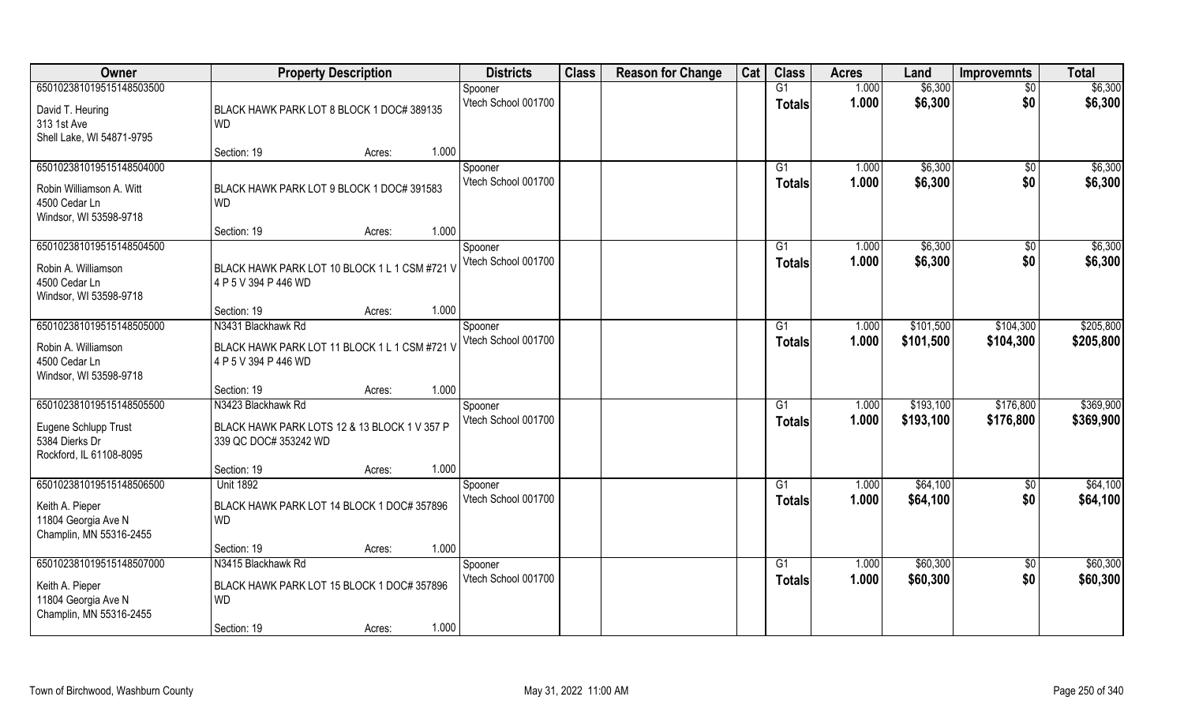| Owner | Property Description | Districts | Class | Reason for Change | Cat | Class | Acres | Land | Improvemnts | Total |
|---|---|---|---|---|---|---|---|---|---|---|
| 650102381019515148503500 | | Spooner | | | | G1 | 1.000 | $6,300 | $0 | $6,300 |
| David T. Heuring<br>313 1st Ave<br>Shell Lake, WI 54871-9795 | BLACK HAWK PARK LOT 8 BLOCK 1 DOC# 389135 WD | Vtech School 001700 | | | | Totals | 1.000 | $6,300 | $0 | $6,300 |
| | Section: 19 Acres: 1.000 | | | | | | | | | |
| 650102381019515148504000 | | Spooner | | | | G1 | 1.000 | $6,300 | $0 | $6,300 |
| Robin Williamson A. Witt<br>4500 Cedar Ln<br>Windsor, WI 53598-9718 | BLACK HAWK PARK LOT 9 BLOCK 1 DOC# 391583 WD | Vtech School 001700 | | | | Totals | 1.000 | $6,300 | $0 | $6,300 |
| | Section: 19 Acres: 1.000 | | | | | | | | | |
| 650102381019515148504500 | | Spooner | | | | G1 | 1.000 | $6,300 | $0 | $6,300 |
| Robin A. Williamson<br>4500 Cedar Ln<br>Windsor, WI 53598-9718 | BLACK HAWK PARK LOT 10 BLOCK 1 L 1 CSM #721 V 4 P 5 V 394 P 446 WD | Vtech School 001700 | | | | Totals | 1.000 | $6,300 | $0 | $6,300 |
| | Section: 19 Acres: 1.000 | | | | | | | | | |
| 650102381019515148505000 | N3431 Blackhawk Rd | Spooner | | | | G1 | 1.000 | $101,500 | $104,300 | $205,800 |
| Robin A. Williamson<br>4500 Cedar Ln<br>Windsor, WI 53598-9718 | BLACK HAWK PARK LOT 11 BLOCK 1 L 1 CSM #721 V 4 P 5 V 394 P 446 WD | Vtech School 001700 | | | | Totals | 1.000 | $101,500 | $104,300 | $205,800 |
| | Section: 19 Acres: 1.000 | | | | | | | | | |
| 650102381019515148505500 | N3423 Blackhawk Rd | Spooner | | | | G1 | 1.000 | $193,100 | $176,800 | $369,900 |
| Eugene Schlupp Trust<br>5384 Dierks Dr<br>Rockford, IL 61108-8095 | BLACK HAWK PARK LOTS 12 & 13 BLOCK 1 V 357 P 339 QC DOC# 353242 WD | Vtech School 001700 | | | | Totals | 1.000 | $193,100 | $176,800 | $369,900 |
| | Section: 19 Acres: 1.000 | | | | | | | | | |
| 650102381019515148506500 | Unit 1892 | Spooner | | | | G1 | 1.000 | $64,100 | $0 | $64,100 |
| Keith A. Pieper<br>11804 Georgia Ave N<br>Champlin, MN 55316-2455 | BLACK HAWK PARK LOT 14 BLOCK 1 DOC# 357896 WD | Vtech School 001700 | | | | Totals | 1.000 | $64,100 | $0 | $64,100 |
| | Section: 19 Acres: 1.000 | | | | | | | | | |
| 650102381019515148507000 | N3415 Blackhawk Rd | Spooner | | | | G1 | 1.000 | $60,300 | $0 | $60,300 |
| Keith A. Pieper<br>11804 Georgia Ave N<br>Champlin, MN 55316-2455 | BLACK HAWK PARK LOT 15 BLOCK 1 DOC# 357896 WD | Vtech School 001700 | | | | Totals | 1.000 | $60,300 | $0 | $60,300 |
| | Section: 19 Acres: 1.000 | | | | | | | | | |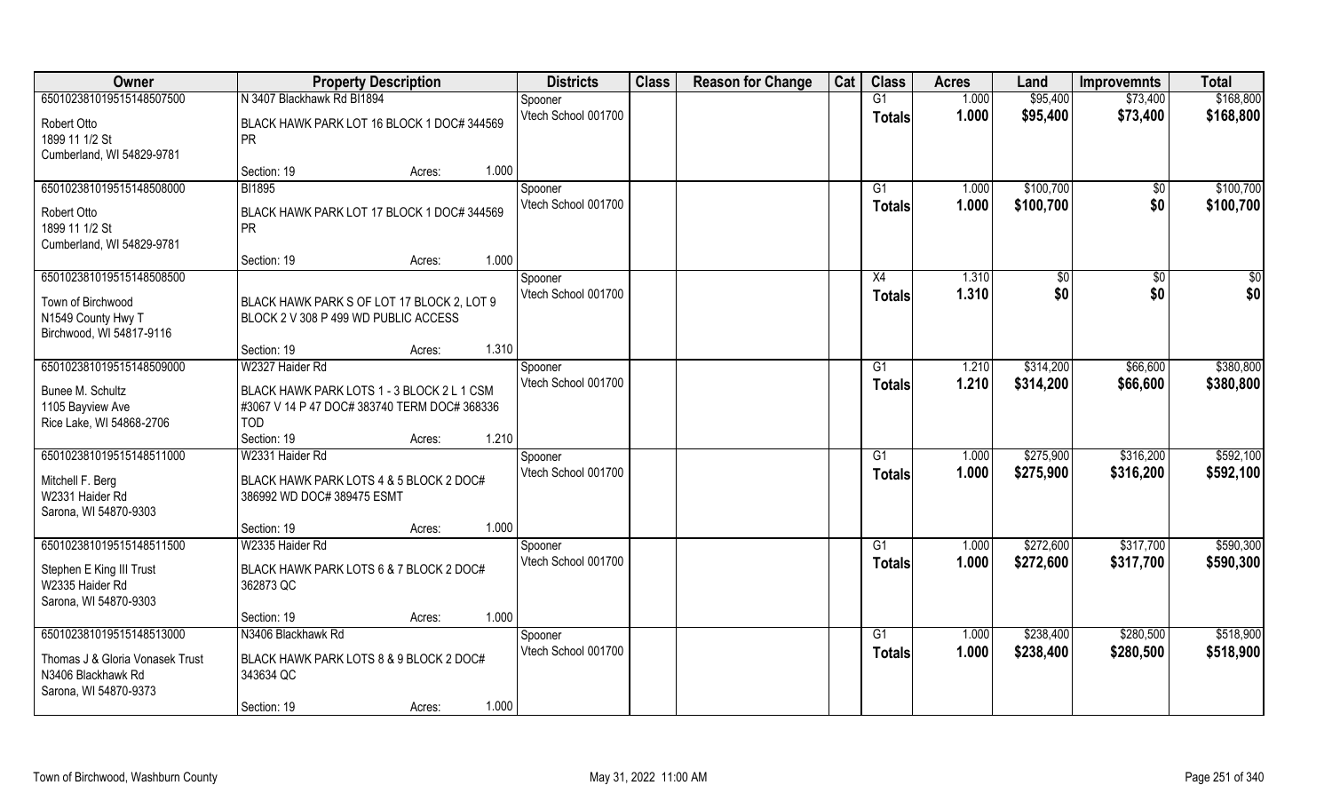| Owner | Property Description | | Districts | Class | Reason for Change | Cat | Class | Acres | Land | Improvemnts | Total |
|---|---|---|---|---|---|---|---|---|---|---|---|
| 650102381019515148507500 | N 3407 Blackhawk Rd Bl1894 | | Spooner | | | | G1 | 1.000 | $95,400 | $73,400 | $168,800 |
| Robert Otto<br>1899 11 1/2 St<br>Cumberland, WI 54829-9781 | BLACK HAWK PARK LOT 16 BLOCK 1 DOC# 344569 PR | | Vtech School 001700 | | | | Totals | 1.000 | $95,400 | $73,400 | $168,800 |
| | Section: 19 | Acres: 1.000 | | | | | | | | | |
| 650102381019515148508000 | Bl1895 | | Spooner | | | | G1 | 1.000 | $100,700 | $0 | $100,700 |
| Robert Otto<br>1899 11 1/2 St<br>Cumberland, WI 54829-9781 | BLACK HAWK PARK LOT 17 BLOCK 1 DOC# 344569 PR | | Vtech School 001700 | | | | Totals | 1.000 | $100,700 | $0 | $100,700 |
| | Section: 19 | Acres: 1.000 | | | | | | | | | |
| 650102381019515148508500 | | | Spooner | | | | X4 | 1.310 | $0 | $0 | $0 |
| Town of Birchwood<br>N1549 County Hwy T<br>Birchwood, WI 54817-9116 | BLACK HAWK PARK S OF LOT 17 BLOCK 2, LOT 9 BLOCK 2 V 308 P 499 WD PUBLIC ACCESS | | Vtech School 001700 | | | | Totals | 1.310 | $0 | $0 | $0 |
| | Section: 19 | Acres: 1.310 | | | | | | | | | |
| 650102381019515148509000 | W2327 Haider Rd | | Spooner | | | | G1 | 1.210 | $314,200 | $66,600 | $380,800 |
| Bunee M. Schultz<br>1105 Bayview Ave<br>Rice Lake, WI 54868-2706 | BLACK HAWK PARK LOTS 1 - 3 BLOCK 2 L 1 CSM #3067 V 14 P 47 DOC# 383740 TERM DOC# 368336 TOD | | Vtech School 001700 | | | | Totals | 1.210 | $314,200 | $66,600 | $380,800 |
| | Section: 19 | Acres: 1.210 | | | | | | | | | |
| 650102381019515148511000 | W2331 Haider Rd | | Spooner | | | | G1 | 1.000 | $275,900 | $316,200 | $592,100 |
| Mitchell F. Berg<br>W2331 Haider Rd<br>Sarona, WI 54870-9303 | BLACK HAWK PARK LOTS 4 & 5 BLOCK 2 DOC# 386992 WD DOC# 389475 ESMT | | Vtech School 001700 | | | | Totals | 1.000 | $275,900 | $316,200 | $592,100 |
| | Section: 19 | Acres: 1.000 | | | | | | | | | |
| 650102381019515148511500 | W2335 Haider Rd | | Spooner | | | | G1 | 1.000 | $272,600 | $317,700 | $590,300 |
| Stephen E King III Trust<br>W2335 Haider Rd<br>Sarona, WI 54870-9303 | BLACK HAWK PARK LOTS 6 & 7 BLOCK 2 DOC# 362873 QC | | Vtech School 001700 | | | | Totals | 1.000 | $272,600 | $317,700 | $590,300 |
| | Section: 19 | Acres: 1.000 | | | | | | | | | |
| 650102381019515148513000 | N3406 Blackhawk Rd | | Spooner | | | | G1 | 1.000 | $238,400 | $280,500 | $518,900 |
| Thomas J & Gloria Vonasek Trust<br>N3406 Blackhawk Rd<br>Sarona, WI 54870-9373 | BLACK HAWK PARK LOTS 8 & 9 BLOCK 2 DOC# 343634 QC | | Vtech School 001700 | | | | Totals | 1.000 | $238,400 | $280,500 | $518,900 |
| | Section: 19 | Acres: 1.000 | | | | | | | | | |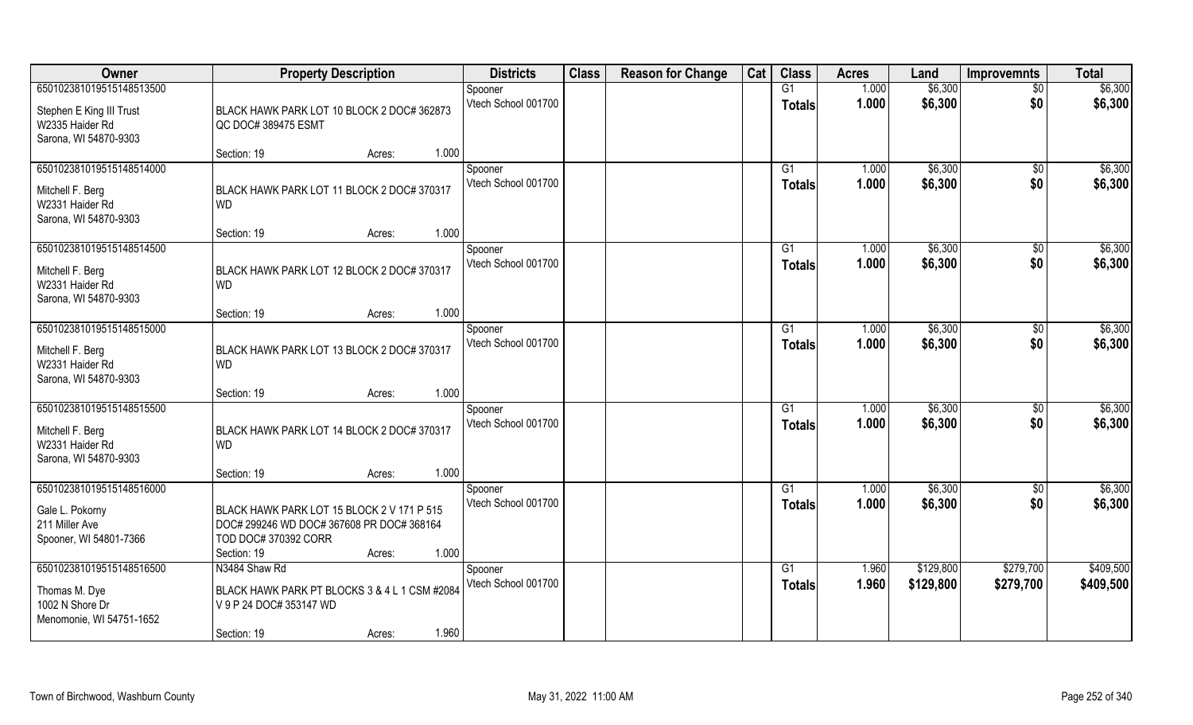| Owner | Property Description | | | Districts | Class | Reason for Change | Cat | Class | Acres | Land | Improvemnts | Total |
|---|---|---|---|---|---|---|---|---|---|---|---|---|
| 65010238101951514851350O | | | | Spooner | | | | G1 | 1.000 | $6,300 | $0 | $6,300 |
| Stephen E King III Trust<br>W2335 Haider Rd<br>Sarona, WI 54870-9303 | BLACK HAWK PARK LOT 10 BLOCK 2 DOC# 362873 QC DOC# 389475 ESMT | | | Vtech School 001700 | | | | Totals | 1.000 | $6,300 | $0 | $6,300 |
| | Section: 19 | Acres: | 1.000 | | | | | | | | | |
| 650102381019515148514000 | | | | Spooner | | | | G1 | 1.000 | $6,300 | $0 | $6,300 |
| Mitchell F. Berg<br>W2331 Haider Rd<br>Sarona, WI 54870-9303 | BLACK HAWK PARK LOT 11 BLOCK 2 DOC# 370317 WD | | | Vtech School 001700 | | | | Totals | 1.000 | $6,300 | $0 | $6,300 |
| | Section: 19 | Acres: | 1.000 | | | | | | | | | |
| 650102381019515148514500 | | | | Spooner | | | | G1 | 1.000 | $6,300 | $0 | $6,300 |
| Mitchell F. Berg<br>W2331 Haider Rd<br>Sarona, WI 54870-9303 | BLACK HAWK PARK LOT 12 BLOCK 2 DOC# 370317 WD | | | Vtech School 001700 | | | | Totals | 1.000 | $6,300 | $0 | $6,300 |
| | Section: 19 | Acres: | 1.000 | | | | | | | | | |
| 650102381019515148515000 | | | | Spooner | | | | G1 | 1.000 | $6,300 | $0 | $6,300 |
| Mitchell F. Berg<br>W2331 Haider Rd<br>Sarona, WI 54870-9303 | BLACK HAWK PARK LOT 13 BLOCK 2 DOC# 370317 WD | | | Vtech School 001700 | | | | Totals | 1.000 | $6,300 | $0 | $6,300 |
| | Section: 19 | Acres: | 1.000 | | | | | | | | | |
| 650102381019515148515500 | | | | Spooner | | | | G1 | 1.000 | $6,300 | $0 | $6,300 |
| Mitchell F. Berg<br>W2331 Haider Rd<br>Sarona, WI 54870-9303 | BLACK HAWK PARK LOT 14 BLOCK 2 DOC# 370317 WD | | | Vtech School 001700 | | | | Totals | 1.000 | $6,300 | $0 | $6,300 |
| | Section: 19 | Acres: | 1.000 | | | | | | | | | |
| 650102381019515148516000 | | | | Spooner | | | | G1 | 1.000 | $6,300 | $0 | $6,300 |
| Gale L. Pokorny<br>211 Miller Ave<br>Spooner, WI 54801-7366 | BLACK HAWK PARK LOT 15 BLOCK 2 V 171 P 515 DOC# 299246 WD DOC# 367608 PR DOC# 368164 TOD DOC# 370392 CORR | | | Vtech School 001700 | | | | Totals | 1.000 | $6,300 | $0 | $6,300 |
| | Section: 19 | Acres: | 1.000 | | | | | | | | | |
| 650102381019515148516500 | N3484 Shaw Rd | | | Spooner | | | | G1 | 1.960 | $129,800 | $279,700 | $409,500 |
| Thomas M. Dye<br>1002 N Shore Dr<br>Menomonie, WI 54751-1652 | BLACK HAWK PARK PT BLOCKS 3 & 4 L 1 CSM #2084 V 9 P 24 DOC# 353147 WD | | | Vtech School 001700 | | | | Totals | 1.960 | $129,800 | $279,700 | $409,500 |
| | Section: 19 | Acres: | 1.960 | | | | | | | | | |

Town of Birchwood, Washburn County | May 31, 2022 11:00 AM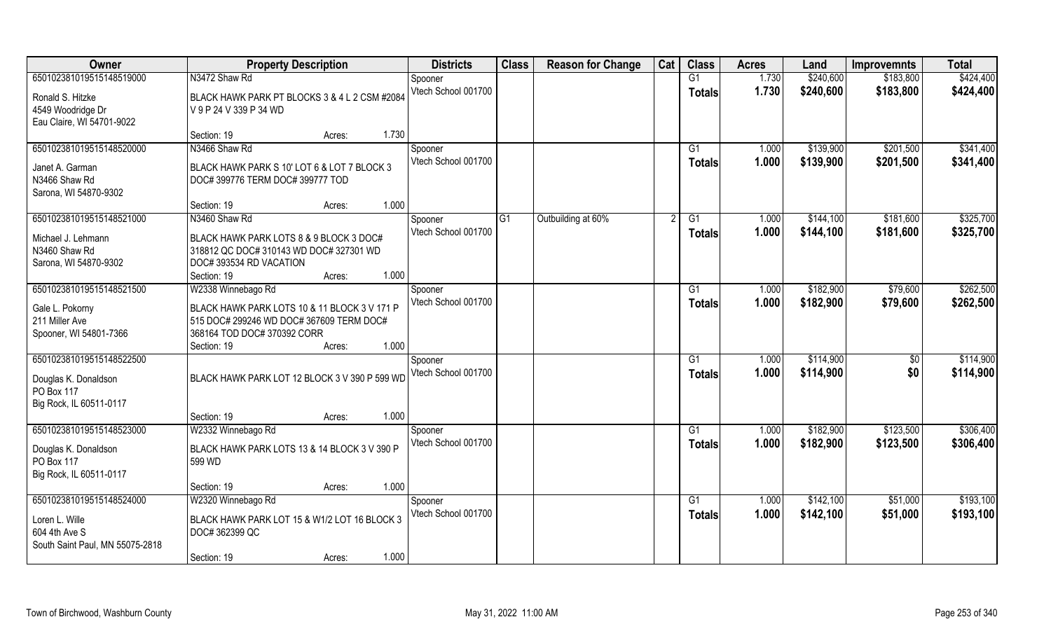| Owner | Property Description | Districts | Class | Reason for Change | Cat | Class | Acres | Land | Improvemnts | Total |
|---|---|---|---|---|---|---|---|---|---|---|
| 650102381019515148519000 | N3472 Shaw Rd | Spooner | | | | G1 | 1.730 | $240,600 | $183,800 | $424,400 |
| Ronald S. Hitzke<br>4549 Woodridge Dr<br>Eau Claire, WI 54701-9022 | BLACK HAWK PARK PT BLOCKS 3 & 4 L 2 CSM #2084 V 9 P 24 V 339 P 34 WD<br>Section: 19 Acres: 1.730 | Vtech School 001700 | | | | Totals | 1.730 | $240,600 | $183,800 | $424,400 |
| 650102381019515148520000 | N3466 Shaw Rd | Spooner | | | | G1 | 1.000 | $139,900 | $201,500 | $341,400 |
| Janet A. Garman<br>N3466 Shaw Rd<br>Sarona, WI 54870-9302 | BLACK HAWK PARK S 10' LOT 6 & LOT 7 BLOCK 3 DOC# 399776 TERM DOC# 399777 TOD<br>Section: 19 Acres: 1.000 | Vtech School 001700 | | | | Totals | 1.000 | $139,900 | $201,500 | $341,400 |
| 650102381019515148521000 | N3460 Shaw Rd | Spooner | G1 | Outbuilding at 60% | 2 | G1 | 1.000 | $144,100 | $181,600 | $325,700 |
| Michael J. Lehmann<br>N3460 Shaw Rd<br>Sarona, WI 54870-9302 | BLACK HAWK PARK LOTS 8 & 9 BLOCK 3 DOC# 318812 QC DOC# 310143 WD DOC# 327301 WD DOC# 393534 RD VACATION<br>Section: 19 Acres: 1.000 | Vtech School 001700 | | | | Totals | 1.000 | $144,100 | $181,600 | $325,700 |
| 650102381019515148521500 | W2338 Winnebago Rd | Spooner | | | | G1 | 1.000 | $182,900 | $79,600 | $262,500 |
| Gale L. Pokorny<br>211 Miller Ave<br>Spooner, WI 54801-7366 | BLACK HAWK PARK LOTS 10 & 11 BLOCK 3 V 171 P 515 DOC# 299246 WD DOC# 367609 TERM DOC# 368164 TOD DOC# 370392 CORR<br>Section: 19 Acres: 1.000 | Vtech School 001700 | | | | Totals | 1.000 | $182,900 | $79,600 | $262,500 |
| 650102381019515148522500 | | Spooner | | | | G1 | 1.000 | $114,900 | $0 | $114,900 |
| Douglas K. Donaldson<br>PO Box 117<br>Big Rock, IL 60511-0117 | BLACK HAWK PARK LOT 12 BLOCK 3 V 390 P 599 WD<br>Section: 19 Acres: 1.000 | Vtech School 001700 | | | | Totals | 1.000 | $114,900 | $0 | $114,900 |
| 650102381019515148523000 | W2332 Winnebago Rd | Spooner | | | | G1 | 1.000 | $182,900 | $123,500 | $306,400 |
| Douglas K. Donaldson<br>PO Box 117<br>Big Rock, IL 60511-0117 | BLACK HAWK PARK LOTS 13 & 14 BLOCK 3 V 390 P 599 WD<br>Section: 19 Acres: 1.000 | Vtech School 001700 | | | | Totals | 1.000 | $182,900 | $123,500 | $306,400 |
| 650102381019515148524000 | W2320 Winnebago Rd | Spooner | | | | G1 | 1.000 | $142,100 | $51,000 | $193,100 |
| Loren L. Wille<br>604 4th Ave S<br>South Saint Paul, MN 55075-2818 | BLACK HAWK PARK LOT 15 & W1/2 LOT 16 BLOCK 3 DOC# 362399 QC<br>Section: 19 Acres: 1.000 | Vtech School 001700 | | | | Totals | 1.000 | $142,100 | $51,000 | $193,100 |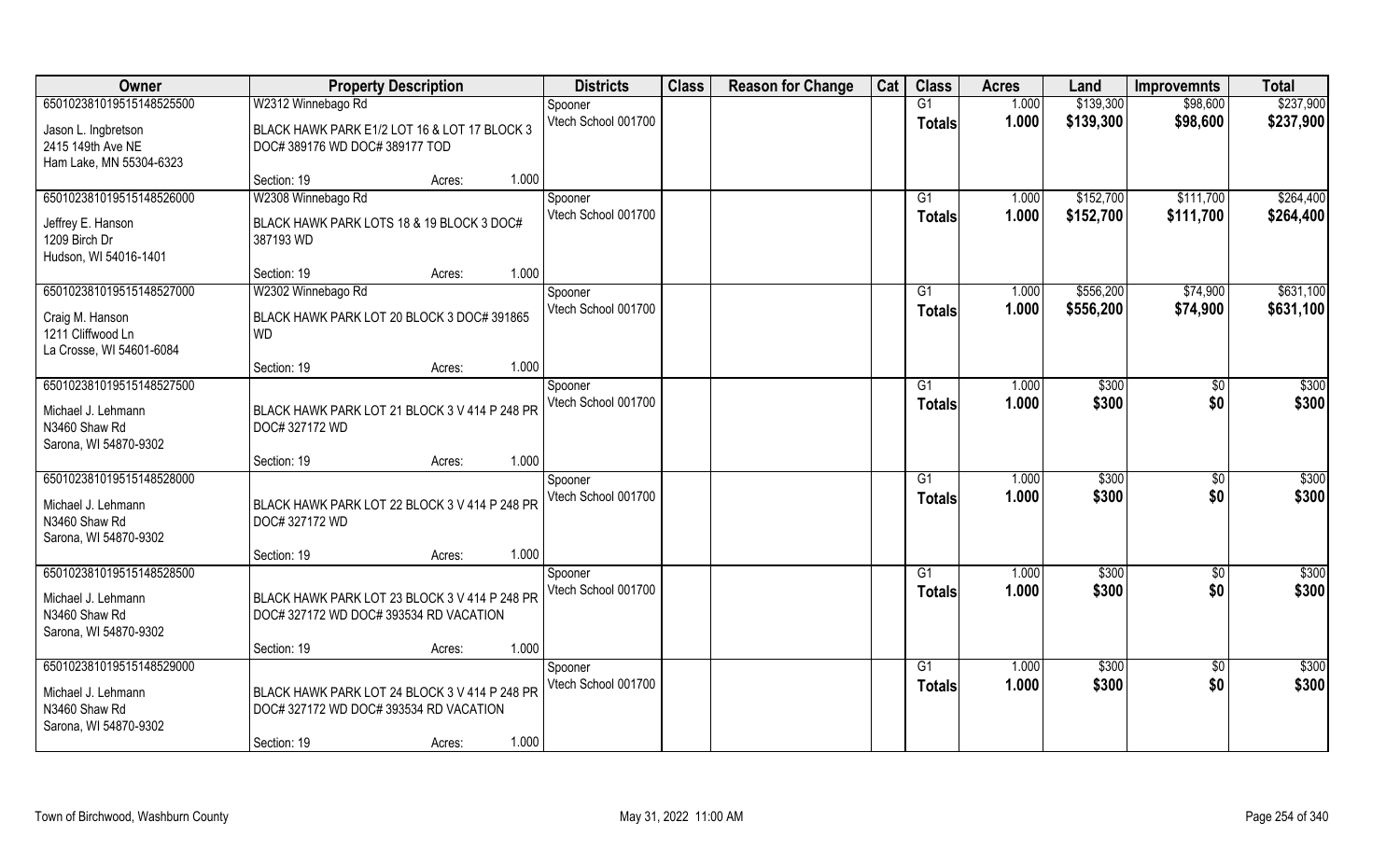| Owner | Property Description | | | Districts | Class | Reason for Change | Cat | Class | Acres | Land | Improvemnts | Total |
|---|---|---|---|---|---|---|---|---|---|---|---|---|
| 650102381019515148525500 | W2312 Winnebago Rd | | | Spooner | | | | G1 | 1.000 | $139,300 | $98,600 | $237,900 |
| Jason L. Ingbretson<br>2415 149th Ave NE<br>Ham Lake, MN 55304-6323 | BLACK HAWK PARK E1/2 LOT 16 & LOT 17 BLOCK 3 DOC# 389176 WD DOC# 389177 TOD | | | Vtech School 001700 | | | | **Totals** | **1.000** | **$139,300** | **$98,600** | **$237,900** |
| | Section: 19 | Acres: | 1.000 | | | | | | | | | |
| 650102381019515148526000 | W2308 Winnebago Rd | | | Spooner | | | | G1 | 1.000 | $152,700 | $111,700 | $264,400 |
| Jeffrey E. Hanson<br>1209 Birch Dr<br>Hudson, WI 54016-1401 | BLACK HAWK PARK LOTS 18 & 19 BLOCK 3 DOC# 387193 WD | | | Vtech School 001700 | | | | **Totals** | **1.000** | **$152,700** | **$111,700** | **$264,400** |
| | Section: 19 | Acres: | 1.000 | | | | | | | | | |
| 650102381019515148527000 | W2302 Winnebago Rd | | | Spooner | | | | G1 | 1.000 | $556,200 | $74,900 | $631,100 |
| Craig M. Hanson<br>1211 Cliffwood Ln<br>La Crosse, WI 54601-6084 | BLACK HAWK PARK LOT 20 BLOCK 3 DOC# 391865 WD | | | Vtech School 001700 | | | | **Totals** | **1.000** | **$556,200** | **$74,900** | **$631,100** |
| | Section: 19 | Acres: | 1.000 | | | | | | | | | |
| 650102381019515148527500 | | | | Spooner | | | | G1 | 1.000 | $300 | $0 | $300 |
| Michael J. Lehmann<br>N3460 Shaw Rd<br>Sarona, WI 54870-9302 | BLACK HAWK PARK LOT 21 BLOCK 3 V 414 P 248 PR DOC# 327172 WD | | | Vtech School 001700 | | | | **Totals** | **1.000** | **$300** | **$0** | **$300** |
| | Section: 19 | Acres: | 1.000 | | | | | | | | | |
| 650102381019515148528000 | | | | Spooner | | | | G1 | 1.000 | $300 | $0 | $300 |
| Michael J. Lehmann<br>N3460 Shaw Rd<br>Sarona, WI 54870-9302 | BLACK HAWK PARK LOT 22 BLOCK 3 V 414 P 248 PR DOC# 327172 WD | | | Vtech School 001700 | | | | **Totals** | **1.000** | **$300** | **$0** | **$300** |
| | Section: 19 | Acres: | 1.000 | | | | | | | | | |
| 650102381019515148528500 | | | | Spooner | | | | G1 | 1.000 | $300 | $0 | $300 |
| Michael J. Lehmann<br>N3460 Shaw Rd<br>Sarona, WI 54870-9302 | BLACK HAWK PARK LOT 23 BLOCK 3 V 414 P 248 PR DOC# 327172 WD DOC# 393534 RD VACATION | | | Vtech School 001700 | | | | **Totals** | **1.000** | **$300** | **$0** | **$300** |
| | Section: 19 | Acres: | 1.000 | | | | | | | | | |
| 650102381019515148529000 | | | | Spooner | | | | G1 | 1.000 | $300 | $0 | $300 |
| Michael J. Lehmann<br>N3460 Shaw Rd<br>Sarona, WI 54870-9302 | BLACK HAWK PARK LOT 24 BLOCK 3 V 414 P 248 PR DOC# 327172 WD DOC# 393534 RD VACATION | | | Vtech School 001700 | | | | **Totals** | **1.000** | **$300** | **$0** | **$300** |
| | Section: 19 | Acres: | 1.000 | | | | | | | | | |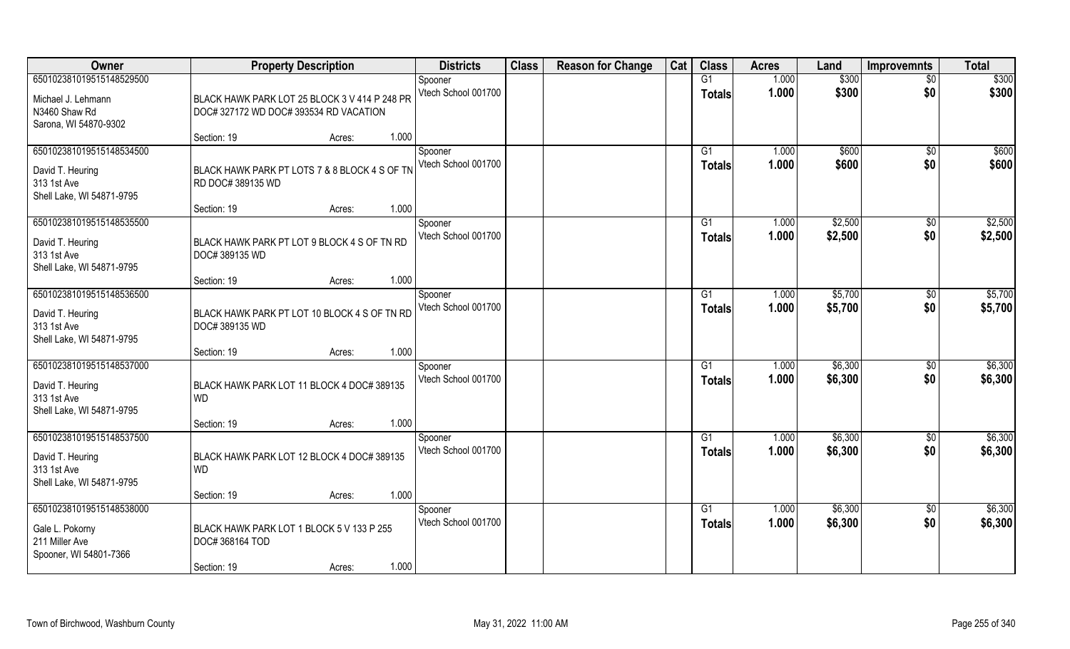| Owner | Property Description | Districts | Class | Reason for Change | Cat | Class | Acres | Land | Improvemnts | Total |
|---|---|---|---|---|---|---|---|---|---|---|
| 650102381019515148529500 | | Spooner | | | | G1 | 1.000 | $300 | $0 | $300 |
| Michael J. Lehmann<br>N3460 Shaw Rd<br>Sarona, WI 54870-9302 | BLACK HAWK PARK LOT 25 BLOCK 3 V 414 P 248 PR DOC# 327172 WD DOC# 393534 RD VACATION | Vtech School 001700 | | | | Totals | 1.000 | $300 | $0 | $300 |
| | Section: 19 Acres: 1.000 | | | | | | | | | |
| 650102381019515148534500 | | Spooner | | | | G1 | 1.000 | $600 | $0 | $600 |
| David T. Heuring<br>313 1st Ave<br>Shell Lake, WI 54871-9795 | BLACK HAWK PARK PT LOTS 7 & 8 BLOCK 4 S OF TN RD DOC# 389135 WD | Vtech School 001700 | | | | Totals | 1.000 | $600 | $0 | $600 |
| | Section: 19 Acres: 1.000 | | | | | | | | | |
| 650102381019515148535500 | | Spooner | | | | G1 | 1.000 | $2,500 | $0 | $2,500 |
| David T. Heuring<br>313 1st Ave<br>Shell Lake, WI 54871-9795 | BLACK HAWK PARK PT LOT 9 BLOCK 4 S OF TN RD DOC# 389135 WD | Vtech School 001700 | | | | Totals | 1.000 | $2,500 | $0 | $2,500 |
| | Section: 19 Acres: 1.000 | | | | | | | | | |
| 650102381019515148536500 | | Spooner | | | | G1 | 1.000 | $5,700 | $0 | $5,700 |
| David T. Heuring<br>313 1st Ave<br>Shell Lake, WI 54871-9795 | BLACK HAWK PARK PT LOT 10 BLOCK 4 S OF TN RD DOC# 389135 WD | Vtech School 001700 | | | | Totals | 1.000 | $5,700 | $0 | $5,700 |
| | Section: 19 Acres: 1.000 | | | | | | | | | |
| 650102381019515148537000 | | Spooner | | | | G1 | 1.000 | $6,300 | $0 | $6,300 |
| David T. Heuring<br>313 1st Ave<br>Shell Lake, WI 54871-9795 | BLACK HAWK PARK LOT 11 BLOCK 4 DOC# 389135 WD | Vtech School 001700 | | | | Totals | 1.000 | $6,300 | $0 | $6,300 |
| | Section: 19 Acres: 1.000 | | | | | | | | | |
| 650102381019515148537500 | | Spooner | | | | G1 | 1.000 | $6,300 | $0 | $6,300 |
| David T. Heuring<br>313 1st Ave<br>Shell Lake, WI 54871-9795 | BLACK HAWK PARK LOT 12 BLOCK 4 DOC# 389135 WD | Vtech School 001700 | | | | Totals | 1.000 | $6,300 | $0 | $6,300 |
| | Section: 19 Acres: 1.000 | | | | | | | | | |
| 650102381019515148538000 | | Spooner | | | | G1 | 1.000 | $6,300 | $0 | $6,300 |
| Gale L. Pokorny<br>211 Miller Ave<br>Spooner, WI 54801-7366 | BLACK HAWK PARK LOT 1 BLOCK 5 V 133 P 255 DOC# 368164 TOD | Vtech School 001700 | | | | Totals | 1.000 | $6,300 | $0 | $6,300 |
| | Section: 19 Acres: 1.000 | | | | | | | | | |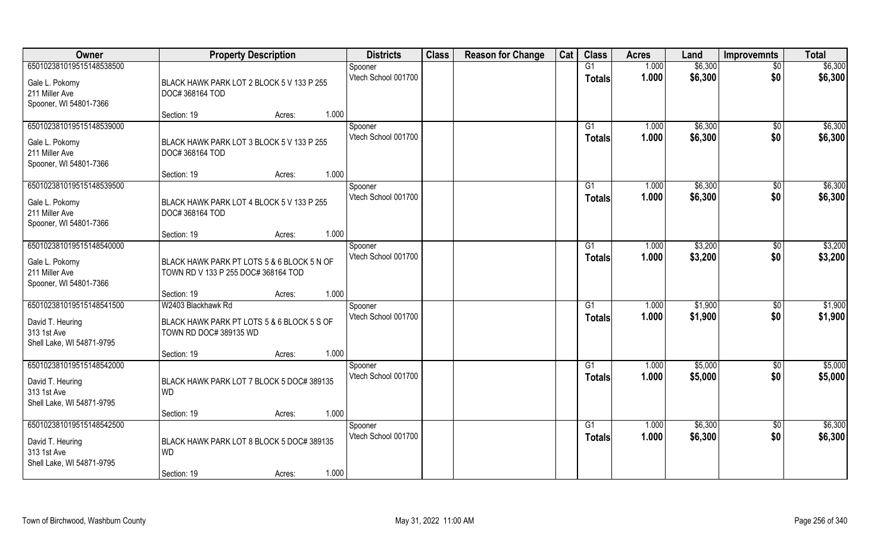| Owner | Property Description | Districts | Class | Reason for Change | Cat | Class | Acres | Land | Improvemnts | Total |
|---|---|---|---|---|---|---|---|---|---|---|
| 650102381019515148538500<br>Gale L. Pokorny<br>211 Miller Ave<br>Spooner, WI 54801-7366 | BLACK HAWK PARK LOT 2 BLOCK 5 V 133 P 255 DOC# 368164 TOD<br>Section: 19 Acres: 1.000 | Spooner<br>Vtech School 001700 | | | | G1<br>**Totals** | 1.000<br>**1.000** | $6,300<br>**$6,300** | $0<br>**$0** | $6,300<br>**$6,300** |
| 650102381019515148539000<br>Gale L. Pokorny<br>211 Miller Ave<br>Spooner, WI 54801-7366 | BLACK HAWK PARK LOT 3 BLOCK 5 V 133 P 255 DOC# 368164 TOD<br>Section: 19 Acres: 1.000 | Spooner<br>Vtech School 001700 | | | | G1<br>**Totals** | 1.000<br>**1.000** | $6,300<br>**$6,300** | $0<br>**$0** | $6,300<br>**$6,300** |
| 650102381019515148539500<br>Gale L. Pokorny<br>211 Miller Ave<br>Spooner, WI 54801-7366 | BLACK HAWK PARK LOT 4 BLOCK 5 V 133 P 255 DOC# 368164 TOD<br>Section: 19 Acres: 1.000 | Spooner<br>Vtech School 001700 | | | | G1<br>**Totals** | 1.000<br>**1.000** | $6,300<br>**$6,300** | $0<br>**$0** | $6,300<br>**$6,300** |
| 650102381019515148540000<br>Gale L. Pokorny<br>211 Miller Ave<br>Spooner, WI 54801-7366 | BLACK HAWK PARK PT LOTS 5 & 6 BLOCK 5 N OF TOWN RD V 133 P 255 DOC# 368164 TOD<br>Section: 19 Acres: 1.000 | Spooner<br>Vtech School 001700 | | | | G1<br>**Totals** | 1.000<br>**1.000** | $3,200<br>**$3,200** | $0<br>**$0** | $3,200<br>**$3,200** |
| 650102381019515148541500<br>David T. Heuring<br>313 1st Ave<br>Shell Lake, WI 54871-9795 | W2403 Blackhawk Rd<br>BLACK HAWK PARK PT LOTS 5 & 6 BLOCK 5 S OF TOWN RD DOC# 389135 WD<br>Section: 19 Acres: 1.000 | Spooner<br>Vtech School 001700 | | | | G1<br>**Totals** | 1.000<br>**1.000** | $1,900<br>**$1,900** | $0<br>**$0** | $1,900<br>**$1,900** |
| 650102381019515148542000<br>David T. Heuring<br>313 1st Ave<br>Shell Lake, WI 54871-9795 | BLACK HAWK PARK LOT 7 BLOCK 5 DOC# 389135 WD<br>Section: 19 Acres: 1.000 | Spooner<br>Vtech School 001700 | | | | G1<br>**Totals** | 1.000<br>**1.000** | $5,000<br>**$5,000** | $0<br>**$0** | $5,000<br>**$5,000** |
| 650102381019515148542500<br>David T. Heuring<br>313 1st Ave<br>Shell Lake, WI 54871-9795 | BLACK HAWK PARK LOT 8 BLOCK 5 DOC# 389135 WD<br>Section: 19 Acres: 1.000 | Spooner<br>Vtech School 001700 | | | | G1<br>**Totals** | 1.000<br>**1.000** | $6,300<br>**$6,300** | $0<br>**$0** | $6,300<br>**$6,300** |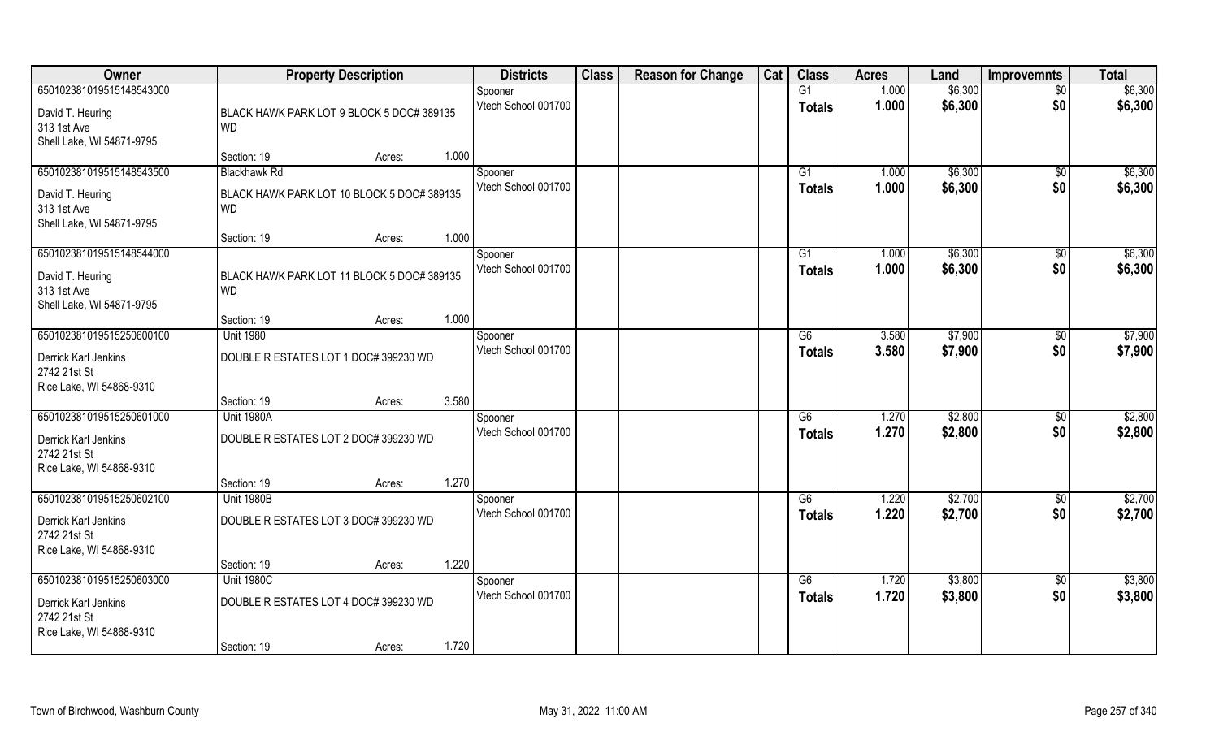| Owner | Property Description | Districts | Class | Reason for Change | Cat | Class | Acres | Land | Improvemnts | Total |
|---|---|---|---|---|---|---|---|---|---|---|
| 650102381019515148543000 | | Spooner | | | | G1 | 1.000 | $6,300 | $0 | $6,300 |
| David T. Heuring<br>313 1st Ave<br>Shell Lake, WI 54871-9795 | BLACK HAWK PARK LOT 9 BLOCK 5 DOC# 389135 WD | Vtech School 001700 | | | | Totals | 1.000 | $6,300 | $0 | $6,300 |
| | Section: 19 Acres: 1.000 | | | | | | | | | |
| 650102381019515148543500 | Blackhawk Rd | Spooner | | | | G1 | 1.000 | $6,300 | $0 | $6,300 |
| David T. Heuring<br>313 1st Ave<br>Shell Lake, WI 54871-9795 | BLACK HAWK PARK LOT 10 BLOCK 5 DOC# 389135 WD | Vtech School 001700 | | | | Totals | 1.000 | $6,300 | $0 | $6,300 |
| | Section: 19 Acres: 1.000 | | | | | | | | | |
| 650102381019515148544000 | | Spooner | | | | G1 | 1.000 | $6,300 | $0 | $6,300 |
| David T. Heuring<br>313 1st Ave<br>Shell Lake, WI 54871-9795 | BLACK HAWK PARK LOT 11 BLOCK 5 DOC# 389135 WD | Vtech School 001700 | | | | Totals | 1.000 | $6,300 | $0 | $6,300 |
| | Section: 19 Acres: 1.000 | | | | | | | | | |
| 650102381019515250600100 | Unit 1980 | Spooner | | | | G6 | 3.580 | $7,900 | $0 | $7,900 |
| Derrick Karl Jenkins<br>2742 21st St<br>Rice Lake, WI 54868-9310 | DOUBLE R ESTATES LOT 1 DOC# 399230 WD | Vtech School 001700 | | | | Totals | 3.580 | $7,900 | $0 | $7,900 |
| | Section: 19 Acres: 3.580 | | | | | | | | | |
| 650102381019515250601000 | Unit 1980A | Spooner | | | | G6 | 1.270 | $2,800 | $0 | $2,800 |
| Derrick Karl Jenkins<br>2742 21st St<br>Rice Lake, WI 54868-9310 | DOUBLE R ESTATES LOT 2 DOC# 399230 WD | Vtech School 001700 | | | | Totals | 1.270 | $2,800 | $0 | $2,800 |
| | Section: 19 Acres: 1.270 | | | | | | | | | |
| 650102381019515250602100 | Unit 1980B | Spooner | | | | G6 | 1.220 | $2,700 | $0 | $2,700 |
| Derrick Karl Jenkins<br>2742 21st St<br>Rice Lake, WI 54868-9310 | DOUBLE R ESTATES LOT 3 DOC# 399230 WD | Vtech School 001700 | | | | Totals | 1.220 | $2,700 | $0 | $2,700 |
| | Section: 19 Acres: 1.220 | | | | | | | | | |
| 650102381019515250603000 | Unit 1980C | Spooner | | | | G6 | 1.720 | $3,800 | $0 | $3,800 |
| Derrick Karl Jenkins<br>2742 21st St<br>Rice Lake, WI 54868-9310 | DOUBLE R ESTATES LOT 4 DOC# 399230 WD | Vtech School 001700 | | | | Totals | 1.720 | $3,800 | $0 | $3,800 |
| | Section: 19 Acres: 1.720 | | | | | | | | | |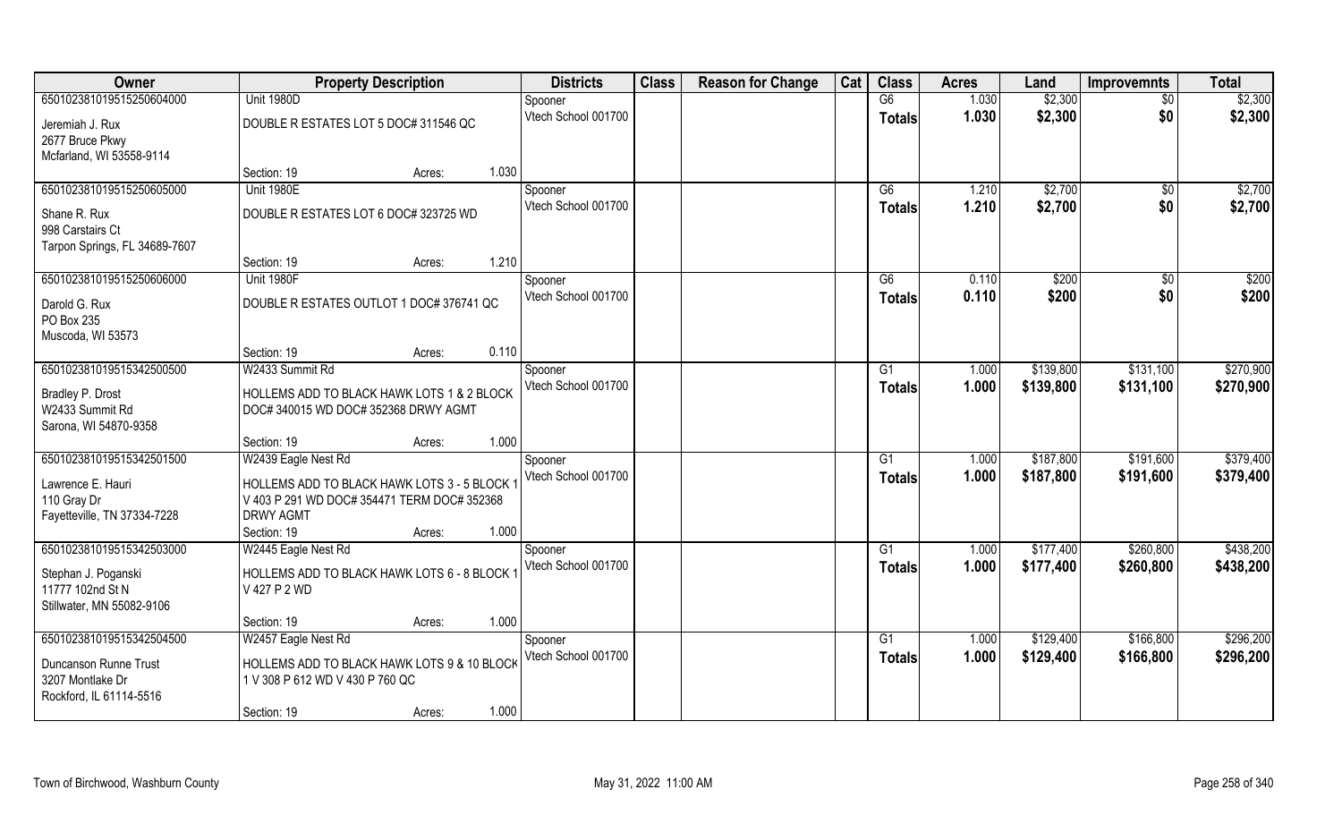| Owner | Property Description | | | Districts | Class | Reason for Change | Cat | Class | Acres | Land | Improvemnts | Total |
|---|---|---|---|---|---|---|---|---|---|---|---|---|
| 650102381019515250604000 | Unit 1980D | | | Spooner | | | | G6 | 1.030 | $2,300 | $0 | $2,300 |
| Jeremiah J. Rux<br>2677 Bruce Pkwy<br>Mcfarland, WI 53558-9114 | DOUBLE R ESTATES LOT 5 DOC# 311546 QC | | | Vtech School 001700 | | | | Totals | 1.030 | $2,300 | $0 | $2,300 |
| | Section: 19 | Acres: | 1.030 | | | | | | | | | |
| 650102381019515250605000 | Unit 1980E | | | Spooner | | | | G6 | 1.210 | $2,700 | $0 | $2,700 |
| Shane R. Rux<br>998 Carstairs Ct<br>Tarpon Springs, FL 34689-7607 | DOUBLE R ESTATES LOT 6 DOC# 323725 WD | | | Vtech School 001700 | | | | Totals | 1.210 | $2,700 | $0 | $2,700 |
| | Section: 19 | Acres: | 1.210 | | | | | | | | | |
| 650102381019515250606000 | Unit 1980F | | | Spooner | | | | G6 | 0.110 | $200 | $0 | $200 |
| Darold G. Rux<br>PO Box 235<br>Muscoda, WI 53573 | DOUBLE R ESTATES OUTLOT 1 DOC# 376741 QC | | | Vtech School 001700 | | | | Totals | 0.110 | $200 | $0 | $200 |
| | Section: 19 | Acres: | 0.110 | | | | | | | | | |
| 650102381019515342500500 | W2433 Summit Rd | | | Spooner | | | | G1 | 1.000 | $139,800 | $131,100 | $270,900 |
| Bradley P. Drost<br>W2433 Summit Rd<br>Sarona, WI 54870-9358 | HOLLEMS ADD TO BLACK HAWK LOTS 1 & 2 BLOCK DOC# 340015 WD DOC# 352368 DRWY AGMT | | | Vtech School 001700 | | | | Totals | 1.000 | $139,800 | $131,100 | $270,900 |
| | Section: 19 | Acres: | 1.000 | | | | | | | | | |
| 650102381019515342501500 | W2439 Eagle Nest Rd | | | Spooner | | | | G1 | 1.000 | $187,800 | $191,600 | $379,400 |
| Lawrence E. Hauri<br>110 Gray Dr<br>Fayetteville, TN 37334-7228 | HOLLEMS ADD TO BLACK HAWK LOTS 3 - 5 BLOCK 1 V 403 P 291 WD DOC# 354471 TERM DOC# 352368 DRWY AGMT | | | Vtech School 001700 | | | | Totals | 1.000 | $187,800 | $191,600 | $379,400 |
| | Section: 19 | Acres: | 1.000 | | | | | | | | | |
| 650102381019515342503000 | W2445 Eagle Nest Rd | | | Spooner | | | | G1 | 1.000 | $177,400 | $260,800 | $438,200 |
| Stephan J. Poganski<br>11777 102nd St N<br>Stillwater, MN 55082-9106 | HOLLEMS ADD TO BLACK HAWK LOTS 6 - 8 BLOCK 1 V 427 P 2 WD | | | Vtech School 001700 | | | | Totals | 1.000 | $177,400 | $260,800 | $438,200 |
| | Section: 19 | Acres: | 1.000 | | | | | | | | | |
| 650102381019515342504500 | W2457 Eagle Nest Rd | | | Spooner | | | | G1 | 1.000 | $129,400 | $166,800 | $296,200 |
| Duncanson Runne Trust<br>3207 Montlake Dr<br>Rockford, IL 61114-5516 | HOLLEMS ADD TO BLACK HAWK LOTS 9 & 10 BLOCK 1 V 308 P 612 WD V 430 P 760 QC | | | Vtech School 001700 | | | | Totals | 1.000 | $129,400 | $166,800 | $296,200 |
| | Section: 19 | Acres: | 1.000 | | | | | | | | | |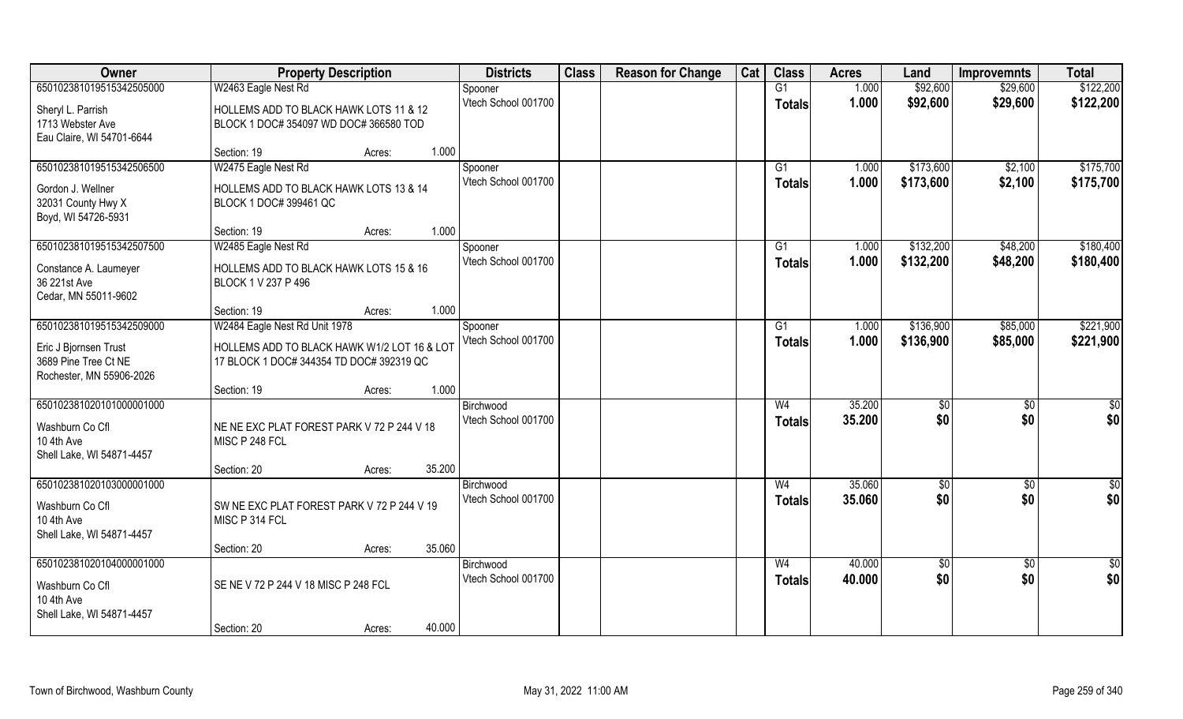| Owner | Property Description | | | Districts | Class | Reason for Change | Cat | Class | Acres | Land | Improvemnts | Total |
|---|---|---|---|---|---|---|---|---|---|---|---|---|
| 65010238101951534250500​0 | W2463 Eagle Nest Rd | | | Spooner | | | | G1 | 1.000 | $92,600 | $29,600 | $122,200 |
| Sheryl L. Parrish<br>1713 Webster Ave<br>Eau Claire, WI 54701-6644 | HOLLEMS ADD TO BLACK HAWK LOTS 11 & 12 BLOCK 1 DOC# 354097 WD DOC# 366580 TOD | | | Vtech School 001700 | | | | Totals | 1.000 | $92,600 | $29,600 | $122,200 |
| | Section: 19 | Acres: | 1.000 | | | | | | | | | |
| 650102381019515342506500 | W2475 Eagle Nest Rd | | | Spooner | | | | G1 | 1.000 | $173,600 | $2,100 | $175,700 |
| Gordon J. Wellner<br>32031 County Hwy X<br>Boyd, WI 54726-5931 | HOLLEMS ADD TO BLACK HAWK LOTS 13 & 14 BLOCK 1 DOC# 399461 QC | | | Vtech School 001700 | | | | Totals | 1.000 | $173,600 | $2,100 | $175,700 |
| | Section: 19 | Acres: | 1.000 | | | | | | | | | |
| 650102381019515342507500 | W2485 Eagle Nest Rd | | | Spooner | | | | G1 | 1.000 | $132,200 | $48,200 | $180,400 |
| Constance A. Laumeyer<br>36 221st Ave<br>Cedar, MN 55011-9602 | HOLLEMS ADD TO BLACK HAWK LOTS 15 & 16 BLOCK 1 V 237 P 496 | | | Vtech School 001700 | | | | Totals | 1.000 | $132,200 | $48,200 | $180,400 |
| | Section: 19 | Acres: | 1.000 | | | | | | | | | |
| 650102381019515342509000 | W2484 Eagle Nest Rd Unit 1978 | | | Spooner | | | | G1 | 1.000 | $136,900 | $85,000 | $221,900 |
| Eric J Bjornsen Trust<br>3689 Pine Tree Ct NE<br>Rochester, MN 55906-2026 | HOLLEMS ADD TO BLACK HAWK W1/2 LOT 16 & LOT 17 BLOCK 1 DOC# 344354 TD DOC# 392319 QC | | | Vtech School 001700 | | | | Totals | 1.000 | $136,900 | $85,000 | $221,900 |
| | Section: 19 | Acres: | 1.000 | | | | | | | | | |
| 650102381020101000001000 | | | | Birchwood | | | | W4 | 35.200 | $0 | $0 | $0 |
| Washburn Co Cfl<br>10 4th Ave<br>Shell Lake, WI 54871-4457 | NE NE EXC PLAT FOREST PARK V 72 P 244 V 18 MISC P 248 FCL | | | Vtech School 001700 | | | | Totals | 35.200 | $0 | $0 | $0 |
| | Section: 20 | Acres: | 35.200 | | | | | | | | | |
| 650102381020103000001000 | | | | Birchwood | | | | W4 | 35.060 | $0 | $0 | $0 |
| Washburn Co Cfl<br>10 4th Ave<br>Shell Lake, WI 54871-4457 | SW NE EXC PLAT FOREST PARK V 72 P 244 V 19 MISC P 314 FCL | | | Vtech School 001700 | | | | Totals | 35.060 | $0 | $0 | $0 |
| | Section: 20 | Acres: | 35.060 | | | | | | | | | |
| 650102381020104000001000 | | | | Birchwood | | | | W4 | 40.000 | $0 | $0 | $0 |
| Washburn Co Cfl<br>10 4th Ave<br>Shell Lake, WI 54871-4457 | SE NE V 72 P 244 V 18 MISC P 248 FCL | | | Vtech School 001700 | | | | Totals | 40.000 | $0 | $0 | $0 |
| | Section: 20 | Acres: | 40.000 | | | | | | | | | |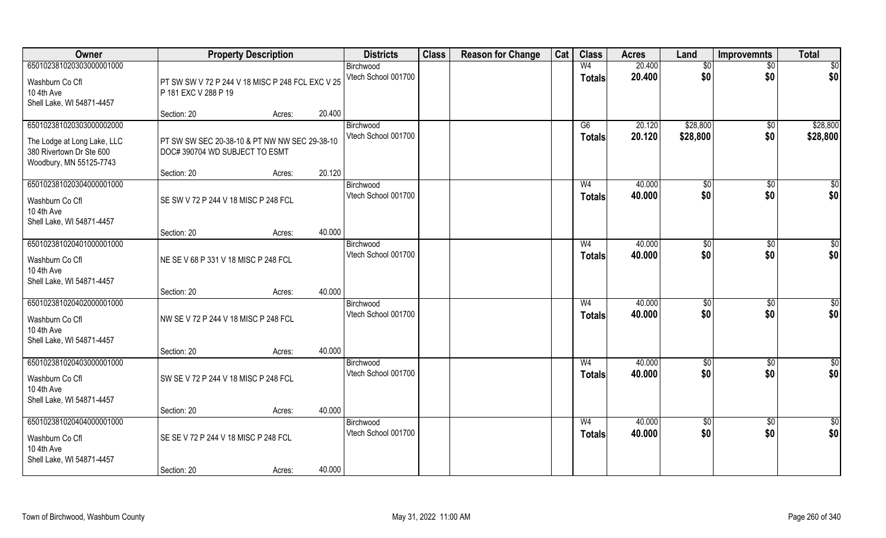| Owner | Property Description | | | Districts | Class | Reason for Change | Cat | Class | Acres | Land | Improvemnts | Total |
|---|---|---|---|---|---|---|---|---|---|---|---|---|
| 650102381020303000001000 | | | | Birchwood | | | | W4 | 20.400 | $0 | $0 | $0 |
| Washburn Co Cfl<br>10 4th Ave<br>Shell Lake, WI 54871-4457 | PT SW SW V 72 P 244 V 18 MISC P 248 FCL EXC V 25 P 181 EXC V 288 P 19 | | | Vtech School 001700 | | | | Totals | 20.400 | $0 | $0 | $0 |
| | Section: 20 | Acres: | 20.400 | | | | | | | | | |
| 650102381020303000002000 | | | | Birchwood | | | | G6 | 20.120 | $28,800 | $0 | $28,800 |
| The Lodge at Long Lake, LLC<br>380 Rivertown Dr Ste 600<br>Woodbury, MN 55125-7743 | PT SW SW SEC 20-38-10 & PT NW NW SEC 29-38-10 DOC# 390704 WD SUBJECT TO ESMT | | | Vtech School 001700 | | | | Totals | 20.120 | $28,800 | $0 | $28,800 |
| | Section: 20 | Acres: | 20.120 | | | | | | | | | |
| 650102381020304000001000 | | | | Birchwood | | | | W4 | 40.000 | $0 | $0 | $0 |
| Washburn Co Cfl<br>10 4th Ave<br>Shell Lake, WI 54871-4457 | SE SW V 72 P 244 V 18 MISC P 248 FCL | | | Vtech School 001700 | | | | Totals | 40.000 | $0 | $0 | $0 |
| | Section: 20 | Acres: | 40.000 | | | | | | | | | |
| 650102381020401000001000 | | | | Birchwood | | | | W4 | 40.000 | $0 | $0 | $0 |
| Washburn Co Cfl<br>10 4th Ave<br>Shell Lake, WI 54871-4457 | NE SE V 68 P 331 V 18 MISC P 248 FCL | | | Vtech School 001700 | | | | Totals | 40.000 | $0 | $0 | $0 |
| | Section: 20 | Acres: | 40.000 | | | | | | | | | |
| 650102381020402000001000 | | | | Birchwood | | | | W4 | 40.000 | $0 | $0 | $0 |
| Washburn Co Cfl<br>10 4th Ave<br>Shell Lake, WI 54871-4457 | NW SE V 72 P 244 V 18 MISC P 248 FCL | | | Vtech School 001700 | | | | Totals | 40.000 | $0 | $0 | $0 |
| | Section: 20 | Acres: | 40.000 | | | | | | | | | |
| 650102381020403000001000 | | | | Birchwood | | | | W4 | 40.000 | $0 | $0 | $0 |
| Washburn Co Cfl<br>10 4th Ave<br>Shell Lake, WI 54871-4457 | SW SE V 72 P 244 V 18 MISC P 248 FCL | | | Vtech School 001700 | | | | Totals | 40.000 | $0 | $0 | $0 |
| | Section: 20 | Acres: | 40.000 | | | | | | | | | |
| 650102381020404000001000 | | | | Birchwood | | | | W4 | 40.000 | $0 | $0 | $0 |
| Washburn Co Cfl<br>10 4th Ave<br>Shell Lake, WI 54871-4457 | SE SE V 72 P 244 V 18 MISC P 248 FCL | | | Vtech School 001700 | | | | Totals | 40.000 | $0 | $0 | $0 |
| | Section: 20 | Acres: | 40.000 | | | | | | | | | |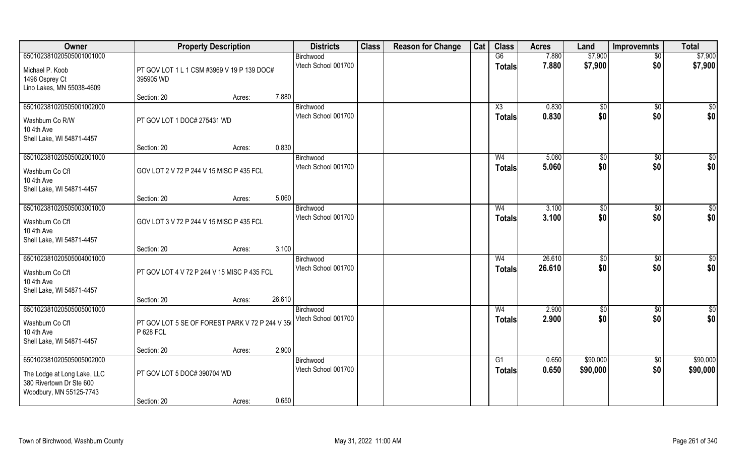| Owner | Property Description | | | Districts | Class | Reason for Change | Cat | Class | Acres | Land | Improvemnts | Total |
|---|---|---|---|---|---|---|---|---|---|---|---|---|
| 650102381020505001001000 | | | | Birchwood | | | | G6 | 7.880 | $7,900 | $0 | $7,900 |
| Michael P. Koob<br>1496 Osprey Ct<br>Lino Lakes, MN 55038-4609 | PT GOV LOT 1 L 1 CSM #3969 V 19 P 139 DOC# 395905 WD | | | Vtech School 001700 | | | | **Totals** | **7.880** | **$7,900** | **$0** | **$7,900** |
| | Section: 20 | Acres: | 7.880 | | | | | | | | | |
| 650102381020505001002000 | | | | Birchwood | | | | X3 | 0.830 | $0 | $0 | $0 |
| Washburn Co R/W<br>10 4th Ave<br>Shell Lake, WI 54871-4457 | PT GOV LOT 1 DOC# 275431 WD | | | Vtech School 001700 | | | | **Totals** | **0.830** | **$0** | **$0** | **$0** |
| | Section: 20 | Acres: | 0.830 | | | | | | | | | |
| 650102381020505002001000 | | | | Birchwood | | | | W4 | 5.060 | $0 | $0 | $0 |
| Washburn Co Cfl<br>10 4th Ave<br>Shell Lake, WI 54871-4457 | GOV LOT 2 V 72 P 244 V 15 MISC P 435 FCL | | | Vtech School 001700 | | | | **Totals** | **5.060** | **$0** | **$0** | **$0** |
| | Section: 20 | Acres: | 5.060 | | | | | | | | | |
| 650102381020505003001000 | | | | Birchwood | | | | W4 | 3.100 | $0 | $0 | $0 |
| Washburn Co Cfl<br>10 4th Ave<br>Shell Lake, WI 54871-4457 | GOV LOT 3 V 72 P 244 V 15 MISC P 435 FCL | | | Vtech School 001700 | | | | **Totals** | **3.100** | **$0** | **$0** | **$0** |
| | Section: 20 | Acres: | 3.100 | | | | | | | | | |
| 650102381020505004001000 | | | | Birchwood | | | | W4 | 26.610 | $0 | $0 | $0 |
| Washburn Co Cfl<br>10 4th Ave<br>Shell Lake, WI 54871-4457 | PT GOV LOT 4 V 72 P 244 V 15 MISC P 435 FCL | | | Vtech School 001700 | | | | **Totals** | **26.610** | **$0** | **$0** | **$0** |
| | Section: 20 | Acres: | 26.610 | | | | | | | | | |
| 650102381020505005001000 | | | | Birchwood | | | | W4 | 2.900 | $0 | $0 | $0 |
| Washburn Co Cfl<br>10 4th Ave<br>Shell Lake, WI 54871-4457 | PT GOV LOT 5 SE OF FOREST PARK V 72 P 244 V 35( P 628 FCL | | | Vtech School 001700 | | | | **Totals** | **2.900** | **$0** | **$0** | **$0** |
| | Section: 20 | Acres: | 2.900 | | | | | | | | | |
| 650102381020505005002000 | | | | Birchwood | | | | G1 | 0.650 | $90,000 | $0 | $90,000 |
| The Lodge at Long Lake, LLC<br>380 Rivertown Dr Ste 600<br>Woodbury, MN 55125-7743 | PT GOV LOT 5 DOC# 390704 WD | | | Vtech School 001700 | | | | **Totals** | **0.650** | **$90,000** | **$0** | **$90,000** |
| | Section: 20 | Acres: | 0.650 | | | | | | | | | |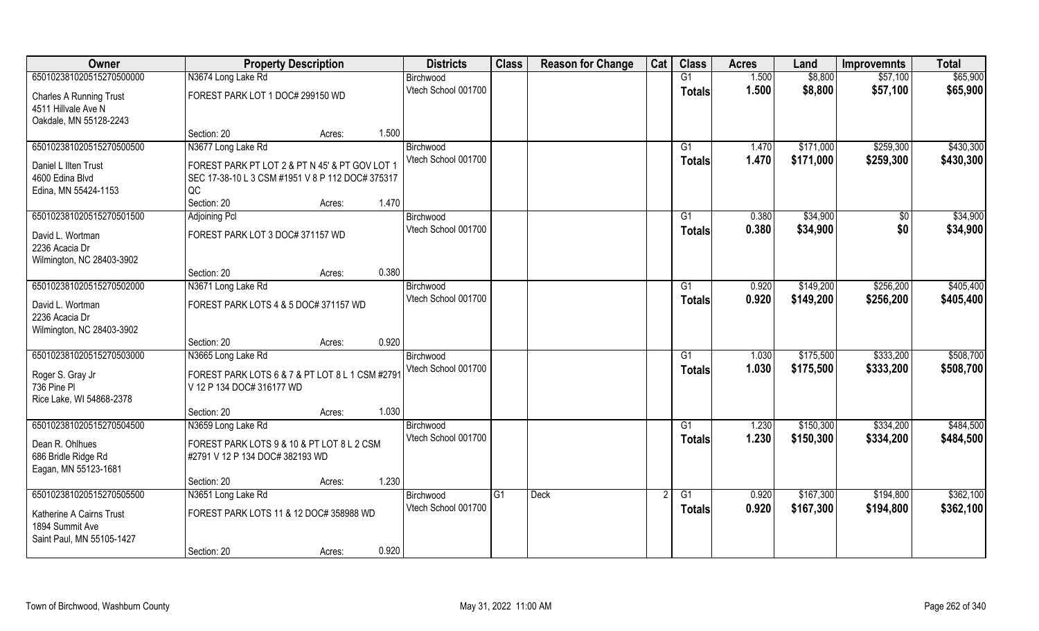| Owner | Property Description | | | Districts | Class | Reason for Change | Cat | Class | Acres | Land | Improvemnts | Total |
|---|---|---|---|---|---|---|---|---|---|---|---|---|
| 65010238102051527050000​0 | N3674 Long Lake Rd | | | Birchwood | | | | G1 | 1.500 | $8,800 | $57,100 | $65,900 |
| Charles A Running Trust<br>4511 Hillvale Ave N<br>Oakdale, MN 55128-2243 | FOREST PARK LOT 1 DOC# 299150 WD | | | Vtech School 001700 | | | | Totals | 1.500 | $8,800 | $57,100 | $65,900 |
| | Section: 20 | Acres: | 1.500 | | | | | | | | | |
| 650102381020515270500500 | N3677 Long Lake Rd | | | Birchwood | | | | G1 | 1.470 | $171,000 | $259,300 | $430,300 |
| Daniel L Ilten Trust<br>4600 Edina Blvd<br>Edina, MN 55424-1153 | FOREST PARK PT LOT 2 & PT N 45' & PT GOV LOT 1 SEC 17-38-10 L 3 CSM #1951 V 8 P 112 DOC# 375317 QC | | | Vtech School 001700 | | | | Totals | 1.470 | $171,000 | $259,300 | $430,300 |
| | Section: 20 | Acres: | 1.470 | | | | | | | | | |
| 650102381020515270501500 | Adjoining Pcl | | | Birchwood | | | | G1 | 0.380 | $34,900 | $0 | $34,900 |
| David L. Wortman<br>2236 Acacia Dr<br>Wilmington, NC 28403-3902 | FOREST PARK LOT 3 DOC# 371157 WD | | | Vtech School 001700 | | | | Totals | 0.380 | $34,900 | $0 | $34,900 |
| | Section: 20 | Acres: | 0.380 | | | | | | | | | |
| 650102381020515270502000 | N3671 Long Lake Rd | | | Birchwood | | | | G1 | 0.920 | $149,200 | $256,200 | $405,400 |
| David L. Wortman<br>2236 Acacia Dr<br>Wilmington, NC 28403-3902 | FOREST PARK LOTS 4 & 5 DOC# 371157 WD | | | Vtech School 001700 | | | | Totals | 0.920 | $149,200 | $256,200 | $405,400 |
| | Section: 20 | Acres: | 0.920 | | | | | | | | | |
| 650102381020515270503000 | N3665 Long Lake Rd | | | Birchwood | | | | G1 | 1.030 | $175,500 | $333,200 | $508,700 |
| Roger S. Gray Jr<br>736 Pine Pl<br>Rice Lake, WI 54868-2378 | FOREST PARK LOTS 6 & 7 & PT LOT 8 L 1 CSM #2791 V 12 P 134 DOC# 316177 WD | | | Vtech School 001700 | | | | Totals | 1.030 | $175,500 | $333,200 | $508,700 |
| | Section: 20 | Acres: | 1.030 | | | | | | | | | |
| 650102381020515270504500 | N3659 Long Lake Rd | | | Birchwood | | | | G1 | 1.230 | $150,300 | $334,200 | $484,500 |
| Dean R. Ohlhues<br>686 Bridle Ridge Rd<br>Eagan, MN 55123-1681 | FOREST PARK LOTS 9 & 10 & PT LOT 8 L 2 CSM #2791 V 12 P 134 DOC# 382193 WD | | | Vtech School 001700 | | | | Totals | 1.230 | $150,300 | $334,200 | $484,500 |
| | Section: 20 | Acres: | 1.230 | | | | | | | | | |
| 650102381020515270505500 | N3651 Long Lake Rd | | | Birchwood | G1 | Deck | 2 | G1 | 0.920 | $167,300 | $194,800 | $362,100 |
| Katherine A Cairns Trust<br>1894 Summit Ave<br>Saint Paul, MN 55105-1427 | FOREST PARK LOTS 11 & 12 DOC# 358988 WD | | | Vtech School 001700 | | | | Totals | 0.920 | $167,300 | $194,800 | $362,100 |
| | Section: 20 | Acres: | 0.920 | | | | | | | | | |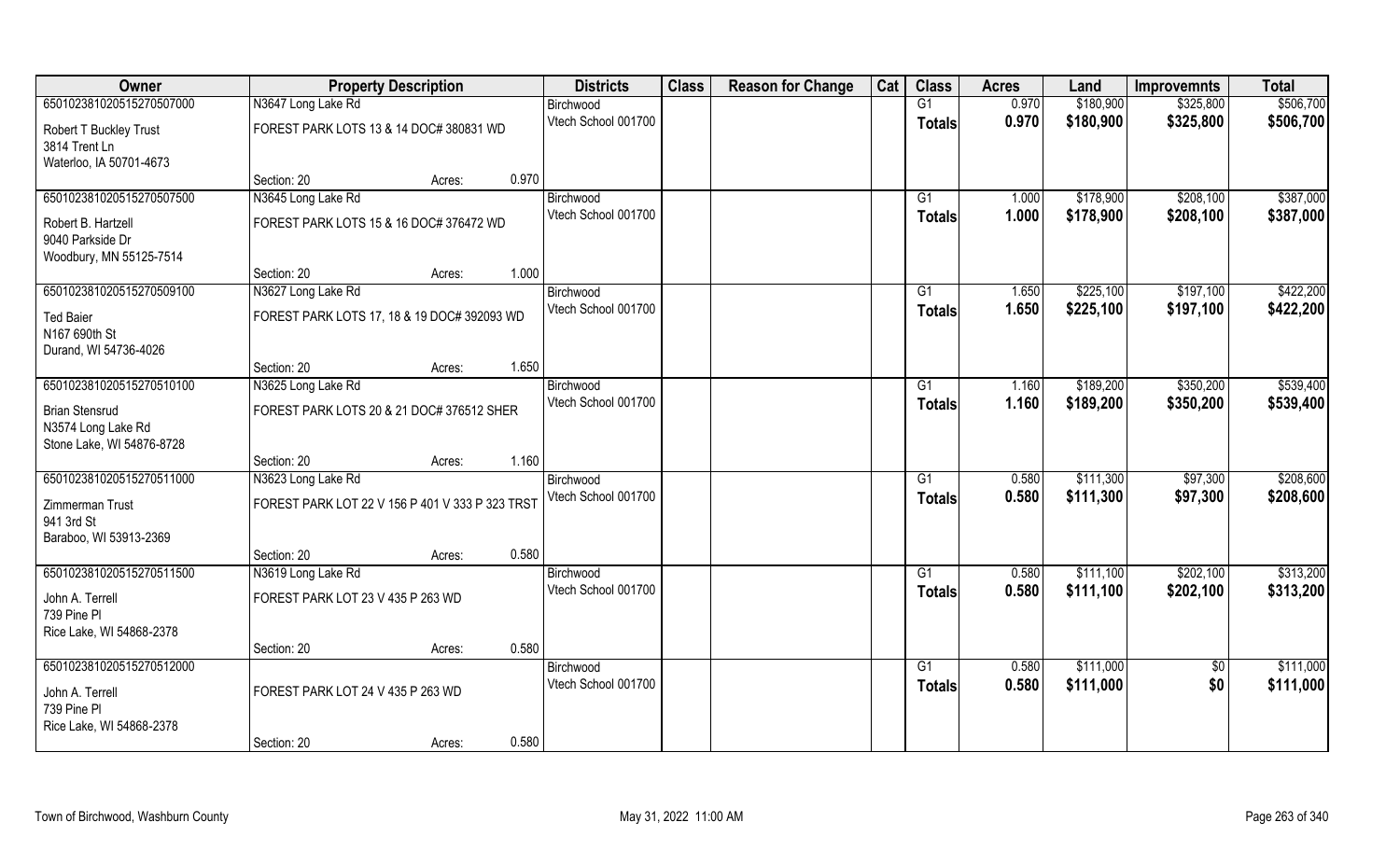| Owner | Property Description | | | Districts | Class | Reason for Change | Cat | Class | Acres | Land | Improvemnts | Total |
|---|---|---|---|---|---|---|---|---|---|---|---|---|
| 650102381020515270507000 | N3647 Long Lake Rd | | | Birchwood | | | | G1 | 0.970 | $180,900 | $325,800 | $506,700 |
| Robert T Buckley Trust<br>3814 Trent Ln<br>Waterloo, IA 50701-4673 | FOREST PARK LOTS 13 & 14 DOC# 380831 WD | | | Vtech School 001700 | | | | Totals | 0.970 | $180,900 | $325,800 | $506,700 |
| | Section: 20 | Acres: | 0.970 | | | | | | | | | |
| 650102381020515270507500 | N3645 Long Lake Rd | | | Birchwood | | | | G1 | 1.000 | $178,900 | $208,100 | $387,000 |
| Robert B. Hartzell<br>9040 Parkside Dr<br>Woodbury, MN 55125-7514 | FOREST PARK LOTS 15 & 16 DOC# 376472 WD | | | Vtech School 001700 | | | | Totals | 1.000 | $178,900 | $208,100 | $387,000 |
| | Section: 20 | Acres: | 1.000 | | | | | | | | | |
| 650102381020515270509100 | N3627 Long Lake Rd | | | Birchwood | | | | G1 | 1.650 | $225,100 | $197,100 | $422,200 |
| Ted Baier<br>N167 690th St<br>Durand, WI 54736-4026 | FOREST PARK LOTS 17, 18 & 19 DOC# 392093 WD | | | Vtech School 001700 | | | | Totals | 1.650 | $225,100 | $197,100 | $422,200 |
| | Section: 20 | Acres: | 1.650 | | | | | | | | | |
| 650102381020515270510100 | N3625 Long Lake Rd | | | Birchwood | | | | G1 | 1.160 | $189,200 | $350,200 | $539,400 |
| Brian Stensrud<br>N3574 Long Lake Rd<br>Stone Lake, WI 54876-8728 | FOREST PARK LOTS 20 & 21 DOC# 376512 SHER | | | Vtech School 001700 | | | | Totals | 1.160 | $189,200 | $350,200 | $539,400 |
| | Section: 20 | Acres: | 1.160 | | | | | | | | | |
| 650102381020515270511000 | N3623 Long Lake Rd | | | Birchwood | | | | G1 | 0.580 | $111,300 | $97,300 | $208,600 |
| Zimmerman Trust<br>941 3rd St<br>Baraboo, WI 53913-2369 | FOREST PARK LOT 22 V 156 P 401 V 333 P 323 TRST | | | Vtech School 001700 | | | | Totals | 0.580 | $111,300 | $97,300 | $208,600 |
| | Section: 20 | Acres: | 0.580 | | | | | | | | | |
| 650102381020515270511500 | N3619 Long Lake Rd | | | Birchwood | | | | G1 | 0.580 | $111,100 | $202,100 | $313,200 |
| John A. Terrell<br>739 Pine Pl<br>Rice Lake, WI 54868-2378 | FOREST PARK LOT 23 V 435 P 263 WD | | | Vtech School 001700 | | | | Totals | 0.580 | $111,100 | $202,100 | $313,200 |
| | Section: 20 | Acres: | 0.580 | | | | | | | | | |
| 650102381020515270512000 | | | | Birchwood | | | | G1 | 0.580 | $111,000 | $0 | $111,000 |
| John A. Terrell<br>739 Pine Pl<br>Rice Lake, WI 54868-2378 | FOREST PARK LOT 24 V 435 P 263 WD | | | Vtech School 001700 | | | | Totals | 0.580 | $111,000 | $0 | $111,000 |
| | Section: 20 | Acres: | 0.580 | | | | | | | | | |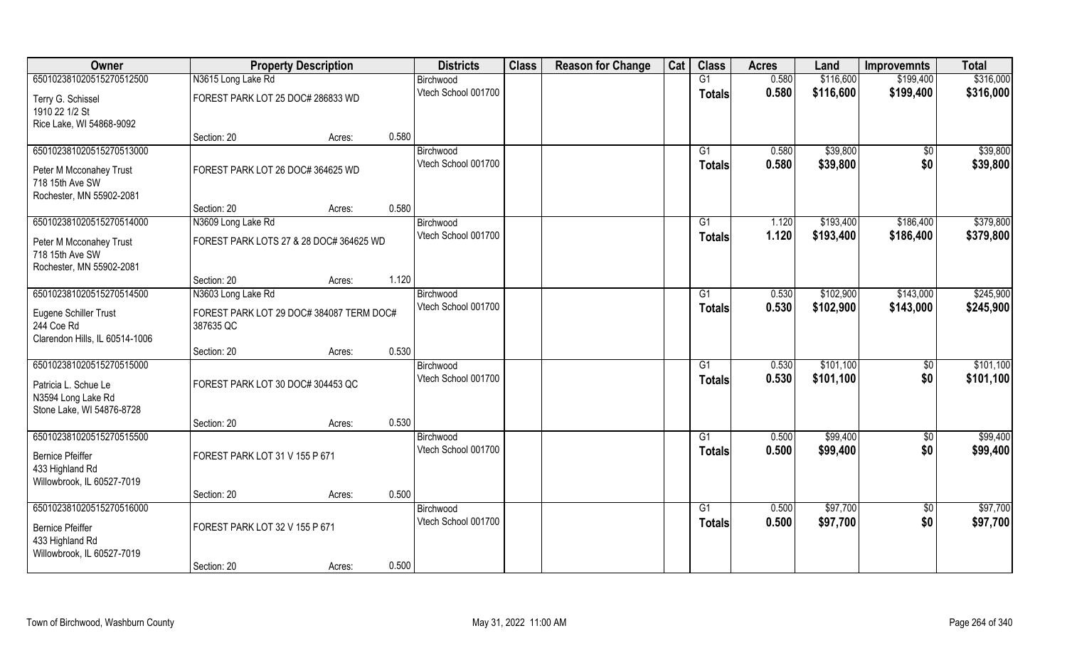| Owner | Property Description | | | Districts | Class | Reason for Change | Cat | Class | Acres | Land | Improvemnts | Total |
|---|---|---|---|---|---|---|---|---|---|---|---|---|
| 650102381020515270512500 | N3615 Long Lake Rd | | | Birchwood | | | | G1 | 0.580 | $116,600 | $199,400 | $316,000 |
| Terry G. Schissel<br>1910 22 1/2 St<br>Rice Lake, WI 54868-9092 | FOREST PARK LOT 25 DOC# 286833 WD | | | Vtech School 001700 | | | | Totals | 0.580 | $116,600 | $199,400 | $316,000 |
| | Section: 20 | Acres: | 0.580 | | | | | | | | | |
| 650102381020515270513000 | | | | Birchwood | | | | G1 | 0.580 | $39,800 | $0 | $39,800 |
| Peter M Mcconahey Trust<br>718 15th Ave SW<br>Rochester, MN 55902-2081 | FOREST PARK LOT 26 DOC# 364625 WD | | | Vtech School 001700 | | | | Totals | 0.580 | $39,800 | $0 | $39,800 |
| | Section: 20 | Acres: | 0.580 | | | | | | | | | |
| 650102381020515270514000 | N3609 Long Lake Rd | | | Birchwood | | | | G1 | 1.120 | $193,400 | $186,400 | $379,800 |
| Peter M Mcconahey Trust<br>718 15th Ave SW<br>Rochester, MN 55902-2081 | FOREST PARK LOTS 27 & 28 DOC# 364625 WD | | | Vtech School 001700 | | | | Totals | 1.120 | $193,400 | $186,400 | $379,800 |
| | Section: 20 | Acres: | 1.120 | | | | | | | | | |
| 650102381020515270514500 | N3603 Long Lake Rd | | | Birchwood | | | | G1 | 0.530 | $102,900 | $143,000 | $245,900 |
| Eugene Schiller Trust<br>244 Coe Rd<br>Clarendon Hills, IL 60514-1006 | FOREST PARK LOT 29 DOC# 384087 TERM DOC# 387635 QC | | | Vtech School 001700 | | | | Totals | 0.530 | $102,900 | $143,000 | $245,900 |
| | Section: 20 | Acres: | 0.530 | | | | | | | | | |
| 650102381020515270515000 | | | | Birchwood | | | | G1 | 0.530 | $101,100 | $0 | $101,100 |
| Patricia L. Schue Le<br>N3594 Long Lake Rd<br>Stone Lake, WI 54876-8728 | FOREST PARK LOT 30 DOC# 304453 QC | | | Vtech School 001700 | | | | Totals | 0.530 | $101,100 | $0 | $101,100 |
| | Section: 20 | Acres: | 0.530 | | | | | | | | | |
| 650102381020515270515500 | | | | Birchwood | | | | G1 | 0.500 | $99,400 | $0 | $99,400 |
| Bernice Pfeiffer<br>433 Highland Rd<br>Willowbrook, IL 60527-7019 | FOREST PARK LOT 31 V 155 P 671 | | | Vtech School 001700 | | | | Totals | 0.500 | $99,400 | $0 | $99,400 |
| | Section: 20 | Acres: | 0.500 | | | | | | | | | |
| 650102381020515270516000 | | | | Birchwood | | | | G1 | 0.500 | $97,700 | $0 | $97,700 |
| Bernice Pfeiffer<br>433 Highland Rd<br>Willowbrook, IL 60527-7019 | FOREST PARK LOT 32 V 155 P 671 | | | Vtech School 001700 | | | | Totals | 0.500 | $97,700 | $0 | $97,700 |
| | Section: 20 | Acres: | 0.500 | | | | | | | | | |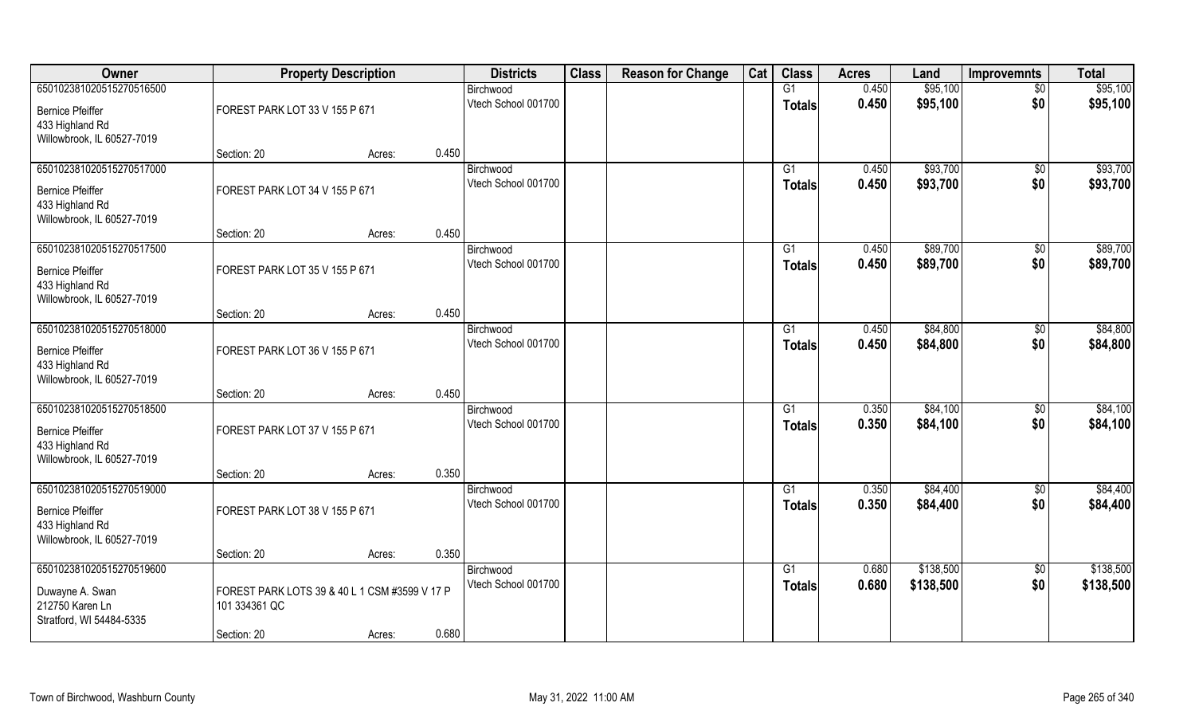| Owner | Property Description | | | Districts | Class | Reason for Change | Cat | Class | Acres | Land | Improvemnts | Total |
|---|---|---|---|---|---|---|---|---|---|---|---|---|
| 650102381020515270516500 | | | | Birchwood | | | | G1 | 0.450 | $95,100 | $0 | $95,100 |
| Bernice Pfeiffer<br>433 Highland Rd<br>Willowbrook, IL 60527-7019 | FOREST PARK LOT 33 V 155 P 671 | | | Vtech School 001700 | | | | **Totals** | **0.450** | **$95,100** | **$0** | **$95,100** |
| | Section: 20 | Acres: | 0.450 | | | | | | | | | |
| 650102381020515270517000 | | | | Birchwood | | | | G1 | 0.450 | $93,700 | $0 | $93,700 |
| Bernice Pfeiffer<br>433 Highland Rd<br>Willowbrook, IL 60527-7019 | FOREST PARK LOT 34 V 155 P 671 | | | Vtech School 001700 | | | | **Totals** | **0.450** | **$93,700** | **$0** | **$93,700** |
| | Section: 20 | Acres: | 0.450 | | | | | | | | | |
| 650102381020515270517500 | | | | Birchwood | | | | G1 | 0.450 | $89,700 | $0 | $89,700 |
| Bernice Pfeiffer<br>433 Highland Rd<br>Willowbrook, IL 60527-7019 | FOREST PARK LOT 35 V 155 P 671 | | | Vtech School 001700 | | | | **Totals** | **0.450** | **$89,700** | **$0** | **$89,700** |
| | Section: 20 | Acres: | 0.450 | | | | | | | | | |
| 650102381020515270518000 | | | | Birchwood | | | | G1 | 0.450 | $84,800 | $0 | $84,800 |
| Bernice Pfeiffer<br>433 Highland Rd<br>Willowbrook, IL 60527-7019 | FOREST PARK LOT 36 V 155 P 671 | | | Vtech School 001700 | | | | **Totals** | **0.450** | **$84,800** | **$0** | **$84,800** |
| | Section: 20 | Acres: | 0.450 | | | | | | | | | |
| 650102381020515270518500 | | | | Birchwood | | | | G1 | 0.350 | $84,100 | $0 | $84,100 |
| Bernice Pfeiffer<br>433 Highland Rd<br>Willowbrook, IL 60527-7019 | FOREST PARK LOT 37 V 155 P 671 | | | Vtech School 001700 | | | | **Totals** | **0.350** | **$84,100** | **$0** | **$84,100** |
| | Section: 20 | Acres: | 0.350 | | | | | | | | | |
| 650102381020515270519000 | | | | Birchwood | | | | G1 | 0.350 | $84,400 | $0 | $84,400 |
| Bernice Pfeiffer<br>433 Highland Rd<br>Willowbrook, IL 60527-7019 | FOREST PARK LOT 38 V 155 P 671 | | | Vtech School 001700 | | | | **Totals** | **0.350** | **$84,400** | **$0** | **$84,400** |
| | Section: 20 | Acres: | 0.350 | | | | | | | | | |
| 650102381020515270519600 | | | | Birchwood | | | | G1 | 0.680 | $138,500 | $0 | $138,500 |
| Duwayne A. Swan<br>212750 Karen Ln<br>Stratford, WI 54484-5335 | FOREST PARK LOTS 39 & 40 L 1 CSM #3599 V 17 P 101 334361 QC | | | Vtech School 001700 | | | | **Totals** | **0.680** | **$138,500** | **$0** | **$138,500** |
| | Section: 20 | Acres: | 0.680 | | | | | | | | | |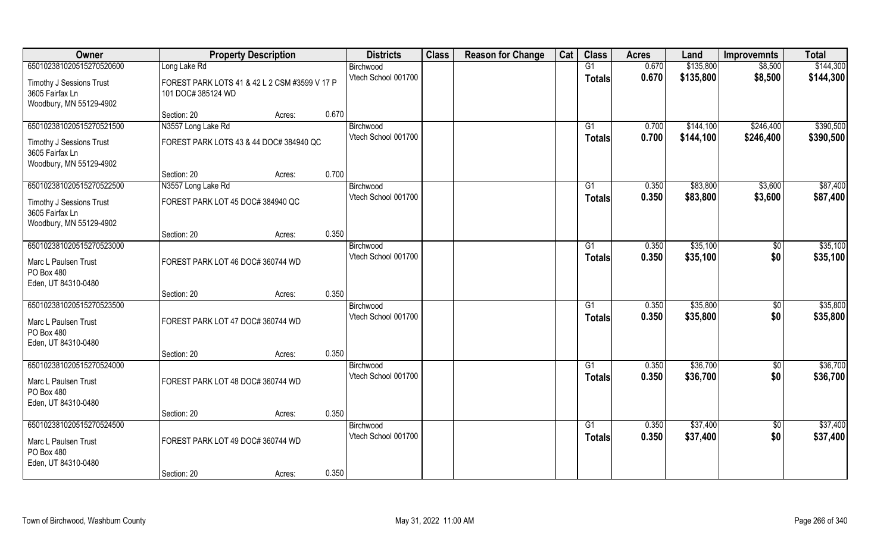| Owner | Property Description | | | Districts | Class | Reason for Change | Cat | Class | Acres | Land | Improvemnts | Total |
|---|---|---|---|---|---|---|---|---|---|---|---|---|
| 65010238102051527052060 | Long Lake Rd | | | Birchwood | | | | G1 | 0.670 | $135,800 | $8,500 | $144,300 |
| Timothy J Sessions Trust<br>3605 Fairfax Ln<br>Woodbury, MN 55129-4902 | FOREST PARK LOTS 41 & 42 L 2 CSM #3599 V 17 P 101 DOC# 385124 WD | | | Vtech School 001700 | | | | **Totals** | **0.670** | **$135,800** | **$8,500** | **$144,300** |
| | Section: 20 | Acres: | 0.670 | | | | | | | | | |
| 65010238102051527052150 | N3557 Long Lake Rd | | | Birchwood | | | | G1 | 0.700 | $144,100 | $246,400 | $390,500 |
| Timothy J Sessions Trust<br>3605 Fairfax Ln<br>Woodbury, MN 55129-4902 | FOREST PARK LOTS 43 & 44 DOC# 384940 QC | | | Vtech School 001700 | | | | **Totals** | **0.700** | **$144,100** | **$246,400** | **$390,500** |
| | Section: 20 | Acres: | 0.700 | | | | | | | | | |
| 65010238102051527052250 | N3557 Long Lake Rd | | | Birchwood | | | | G1 | 0.350 | $83,800 | $3,600 | $87,400 |
| Timothy J Sessions Trust<br>3605 Fairfax Ln<br>Woodbury, MN 55129-4902 | FOREST PARK LOT 45 DOC# 384940 QC | | | Vtech School 001700 | | | | **Totals** | **0.350** | **$83,800** | **$3,600** | **$87,400** |
| | Section: 20 | Acres: | 0.350 | | | | | | | | | |
| 65010238102051527052300 | | | | Birchwood | | | | G1 | 0.350 | $35,100 | $0 | $35,100 |
| Marc L Paulsen Trust<br>PO Box 480<br>Eden, UT 84310-0480 | FOREST PARK LOT 46 DOC# 360744 WD | | | Vtech School 001700 | | | | **Totals** | **0.350** | **$35,100** | **$0** | **$35,100** |
| | Section: 20 | Acres: | 0.350 | | | | | | | | | |
| 65010238102051527052350 | | | | Birchwood | | | | G1 | 0.350 | $35,800 | $0 | $35,800 |
| Marc L Paulsen Trust<br>PO Box 480<br>Eden, UT 84310-0480 | FOREST PARK LOT 47 DOC# 360744 WD | | | Vtech School 001700 | | | | **Totals** | **0.350** | **$35,800** | **$0** | **$35,800** |
| | Section: 20 | Acres: | 0.350 | | | | | | | | | |
| 65010238102051527052400 | | | | Birchwood | | | | G1 | 0.350 | $36,700 | $0 | $36,700 |
| Marc L Paulsen Trust<br>PO Box 480<br>Eden, UT 84310-0480 | FOREST PARK LOT 48 DOC# 360744 WD | | | Vtech School 001700 | | | | **Totals** | **0.350** | **$36,700** | **$0** | **$36,700** |
| | Section: 20 | Acres: | 0.350 | | | | | | | | | |
| 65010238102051527052450 | | | | Birchwood | | | | G1 | 0.350 | $37,400 | $0 | $37,400 |
| Marc L Paulsen Trust<br>PO Box 480<br>Eden, UT 84310-0480 | FOREST PARK LOT 49 DOC# 360744 WD | | | Vtech School 001700 | | | | **Totals** | **0.350** | **$37,400** | **$0** | **$37,400** |
| | Section: 20 | Acres: | 0.350 | | | | | | | | | |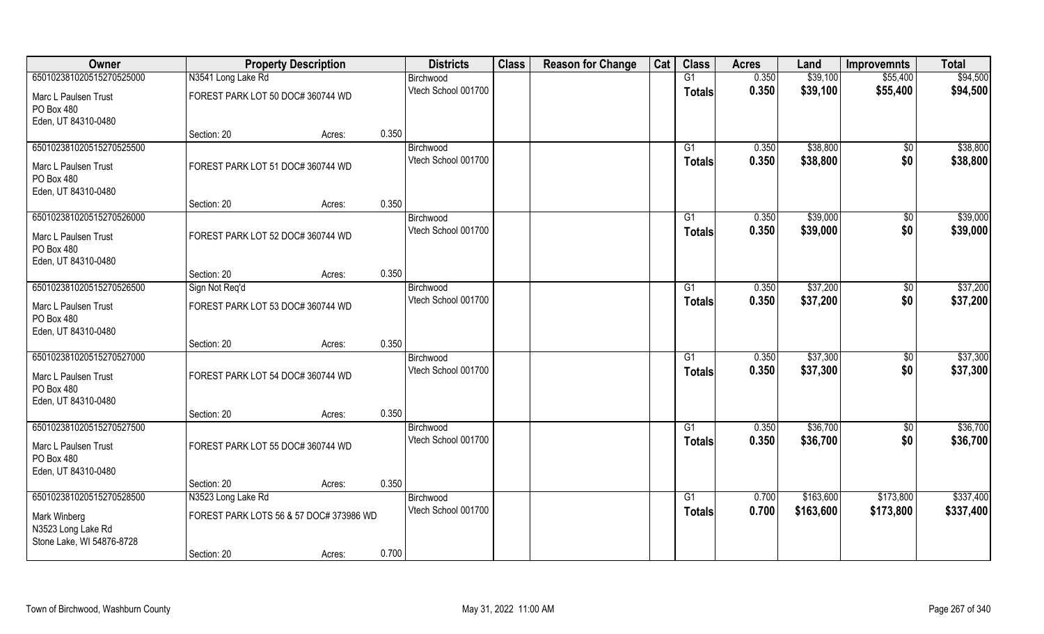| Owner | Property Description | | | Districts | Class | Reason for Change | Cat | Class | Acres | Land | Improvemnts | Total |
|---|---|---|---|---|---|---|---|---|---|---|---|---|
| 65010238102051527052500 | N3541 Long Lake Rd | | | Birchwood | | | | G1 | 0.350 | $39,100 | $55,400 | $94,500 |
| Marc L Paulsen Trust<br>PO Box 480<br>Eden, UT 84310-0480 | FOREST PARK LOT 50 DOC# 360744 WD | | | Vtech School 001700 | | | | **Totals** | **0.350** | **$39,100** | **$55,400** | **$94,500** |
| | Section: 20 | Acres: | 0.350 | | | | | | | | | |
| 65010238102051527052550 | | | | Birchwood | | | | G1 | 0.350 | $38,800 | $0 | $38,800 |
| Marc L Paulsen Trust<br>PO Box 480<br>Eden, UT 84310-0480 | FOREST PARK LOT 51 DOC# 360744 WD | | | Vtech School 001700 | | | | **Totals** | **0.350** | **$38,800** | **$0** | **$38,800** |
| | Section: 20 | Acres: | 0.350 | | | | | | | | | |
| 65010238102051527052600 | | | | Birchwood | | | | G1 | 0.350 | $39,000 | $0 | $39,000 |
| Marc L Paulsen Trust<br>PO Box 480<br>Eden, UT 84310-0480 | FOREST PARK LOT 52 DOC# 360744 WD | | | Vtech School 001700 | | | | **Totals** | **0.350** | **$39,000** | **$0** | **$39,000** |
| | Section: 20 | Acres: | 0.350 | | | | | | | | | |
| 65010238102051527052650 | Sign Not Req'd | | | Birchwood | | | | G1 | 0.350 | $37,200 | $0 | $37,200 |
| Marc L Paulsen Trust<br>PO Box 480<br>Eden, UT 84310-0480 | FOREST PARK LOT 53 DOC# 360744 WD | | | Vtech School 001700 | | | | **Totals** | **0.350** | **$37,200** | **$0** | **$37,200** |
| | Section: 20 | Acres: | 0.350 | | | | | | | | | |
| 65010238102051527052700 | | | | Birchwood | | | | G1 | 0.350 | $37,300 | $0 | $37,300 |
| Marc L Paulsen Trust<br>PO Box 480<br>Eden, UT 84310-0480 | FOREST PARK LOT 54 DOC# 360744 WD | | | Vtech School 001700 | | | | **Totals** | **0.350** | **$37,300** | **$0** | **$37,300** |
| | Section: 20 | Acres: | 0.350 | | | | | | | | | |
| 65010238102051527052750 | | | | Birchwood | | | | G1 | 0.350 | $36,700 | $0 | $36,700 |
| Marc L Paulsen Trust<br>PO Box 480<br>Eden, UT 84310-0480 | FOREST PARK LOT 55 DOC# 360744 WD | | | Vtech School 001700 | | | | **Totals** | **0.350** | **$36,700** | **$0** | **$36,700** |
| | Section: 20 | Acres: | 0.350 | | | | | | | | | |
| 65010238102051527052850 | N3523 Long Lake Rd | | | Birchwood | | | | G1 | 0.700 | $163,600 | $173,800 | $337,400 |
| Mark Winberg<br>N3523 Long Lake Rd<br>Stone Lake, WI 54876-8728 | FOREST PARK LOTS 56 & 57 DOC# 373986 WD | | | Vtech School 001700 | | | | **Totals** | **0.700** | **$163,600** | **$173,800** | **$337,400** |
| | Section: 20 | Acres: | 0.700 | | | | | | | | | |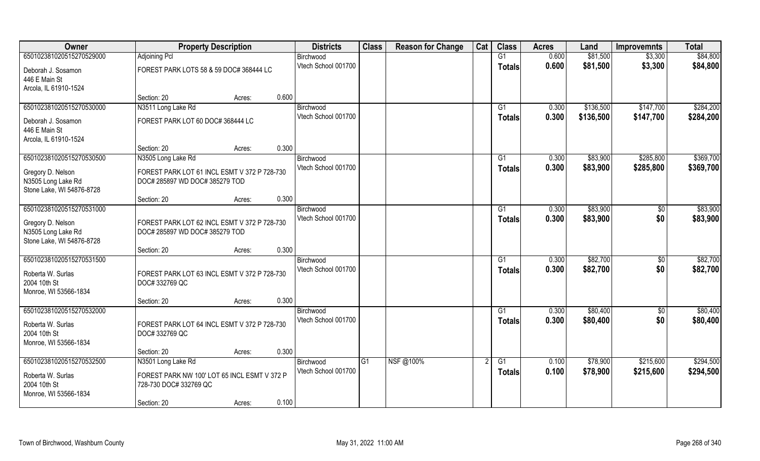| Owner | Property Description | | | Districts | Class | Reason for Change | Cat | Class | Acres | Land | Improvemnts | Total |
|---|---|---|---|---|---|---|---|---|---|---|---|---|
| 650102381020515270529000 | Adjoining Pcl | | | Birchwood | | | | G1 | 0.600 | $81,500 | $3,300 | $84,800 |
| Deborah J. Sosamon<br>446 E Main St<br>Arcola, IL 61910-1524 | FOREST PARK LOTS 58 & 59 DOC# 368444 LC | | | Vtech School 001700 | | | | **Totals** | **0.600** | **$81,500** | **$3,300** | **$84,800** |
| | Section: 20 | Acres: | 0.600 | | | | | | | | | |
| 650102381020515270530000 | N3511 Long Lake Rd | | | Birchwood | | | | G1 | 0.300 | $136,500 | $147,700 | $284,200 |
| Deborah J. Sosamon<br>446 E Main St<br>Arcola, IL 61910-1524 | FOREST PARK LOT 60 DOC# 368444 LC | | | Vtech School 001700 | | | | **Totals** | **0.300** | **$136,500** | **$147,700** | **$284,200** |
| | Section: 20 | Acres: | 0.300 | | | | | | | | | |
| 650102381020515270530500 | N3505 Long Lake Rd | | | Birchwood | | | | G1 | 0.300 | $83,900 | $285,800 | $369,700 |
| Gregory D. Nelson<br>N3505 Long Lake Rd<br>Stone Lake, WI 54876-8728 | FOREST PARK LOT 61 INCL ESMT V 372 P 728-730 DOC# 285897 WD DOC# 385279 TOD | | | Vtech School 001700 | | | | **Totals** | **0.300** | **$83,900** | **$285,800** | **$369,700** |
| | Section: 20 | Acres: | 0.300 | | | | | | | | | |
| 650102381020515270531000 | | | | Birchwood | | | | G1 | 0.300 | $83,900 | $0 | $83,900 |
| Gregory D. Nelson<br>N3505 Long Lake Rd<br>Stone Lake, WI 54876-8728 | FOREST PARK LOT 62 INCL ESMT V 372 P 728-730 DOC# 285897 WD DOC# 385279 TOD | | | Vtech School 001700 | | | | **Totals** | **0.300** | **$83,900** | **$0** | **$83,900** |
| | Section: 20 | Acres: | 0.300 | | | | | | | | | |
| 650102381020515270531500 | | | | Birchwood | | | | G1 | 0.300 | $82,700 | $0 | $82,700 |
| Roberta W. Surlas<br>2004 10th St<br>Monroe, WI 53566-1834 | FOREST PARK LOT 63 INCL ESMT V 372 P 728-730 DOC# 332769 QC | | | Vtech School 001700 | | | | **Totals** | **0.300** | **$82,700** | **$0** | **$82,700** |
| | Section: 20 | Acres: | 0.300 | | | | | | | | | |
| 650102381020515270532000 | | | | Birchwood | | | | G1 | 0.300 | $80,400 | $0 | $80,400 |
| Roberta W. Surlas<br>2004 10th St<br>Monroe, WI 53566-1834 | FOREST PARK LOT 64 INCL ESMT V 372 P 728-730 DOC# 332769 QC | | | Vtech School 001700 | | | | **Totals** | **0.300** | **$80,400** | **$0** | **$80,400** |
| | Section: 20 | Acres: | 0.300 | | | | | | | | | |
| 650102381020515270532500 | N3501 Long Lake Rd | | | Birchwood | G1 | NSF @100% | 2 | G1 | 0.100 | $78,900 | $215,600 | $294,500 |
| Roberta W. Surlas<br>2004 10th St<br>Monroe, WI 53566-1834 | FOREST PARK NW 100' LOT 65 INCL ESMT V 372 P 728-730 DOC# 332769 QC | | | Vtech School 001700 | | | | **Totals** | **0.100** | **$78,900** | **$215,600** | **$294,500** |
| | Section: 20 | Acres: | 0.100 | | | | | | | | | |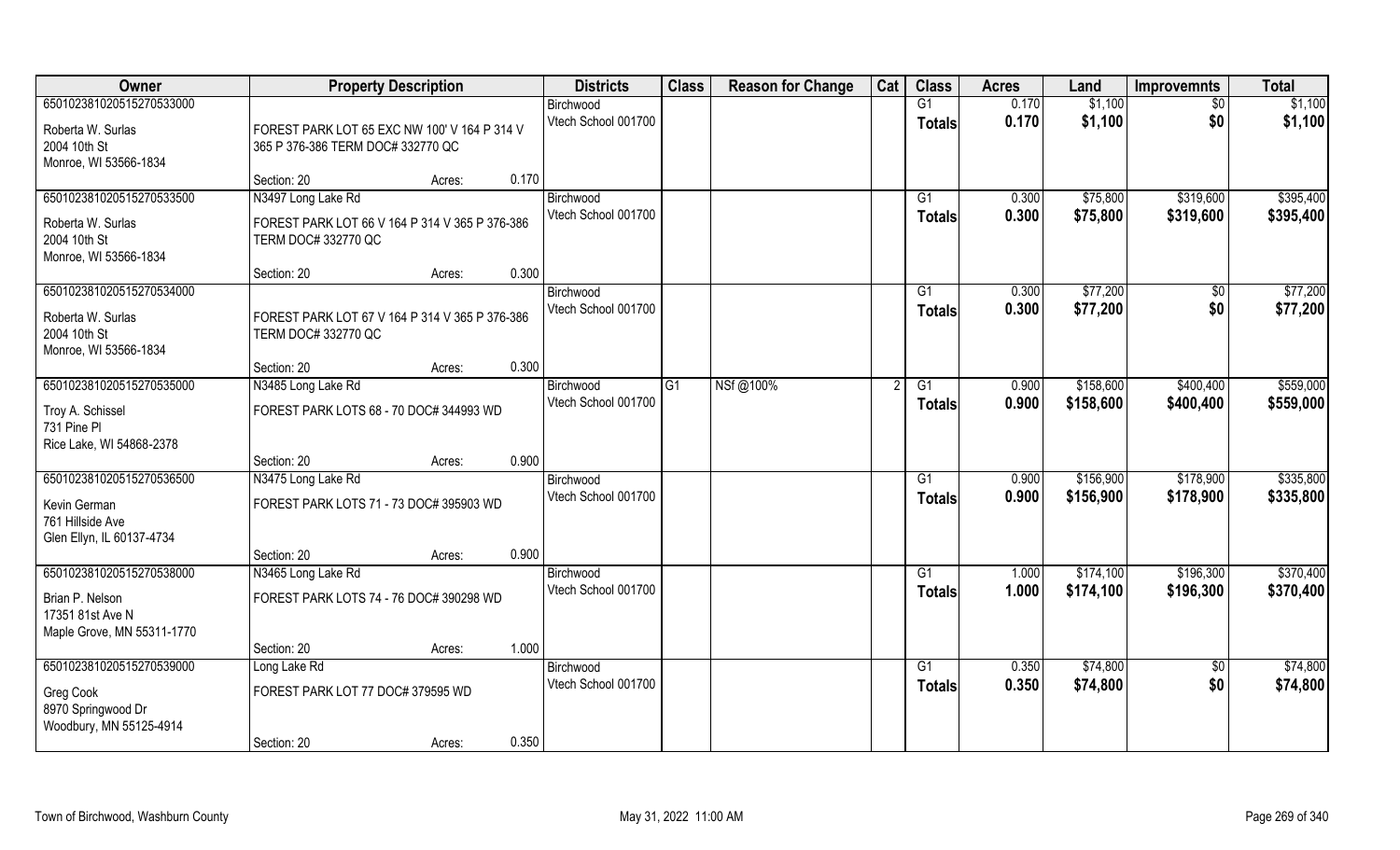| Owner | Property Description | | | Districts | Class | Reason for Change | Cat | Class | Acres | Land | Improvemnts | Total |
|---|---|---|---|---|---|---|---|---|---|---|---|---|
| 650102381020515270533000 | | | | Birchwood | | | | G1 | 0.170 | $1,100 | $0 | $1,100 |
| Roberta W. Surlas<br>2004 10th St<br>Monroe, WI 53566-1834 | FOREST PARK LOT 65 EXC NW 100' V 164 P 314 V 365 P 376-386 TERM DOC# 332770 QC | | | Vtech School 001700 | | | | Totals | 0.170 | $1,100 | $0 | $1,100 |
| | Section: 20 | Acres: | 0.170 | | | | | | | | | |
| 650102381020515270533500 | N3497 Long Lake Rd | | | Birchwood | | | | G1 | 0.300 | $75,800 | $319,600 | $395,400 |
| Roberta W. Surlas<br>2004 10th St<br>Monroe, WI 53566-1834 | FOREST PARK LOT 66 V 164 P 314 V 365 P 376-386 TERM DOC# 332770 QC | | | Vtech School 001700 | | | | Totals | 0.300 | $75,800 | $319,600 | $395,400 |
| | Section: 20 | Acres: | 0.300 | | | | | | | | | |
| 650102381020515270534000 | | | | Birchwood | | | | G1 | 0.300 | $77,200 | $0 | $77,200 |
| Roberta W. Surlas<br>2004 10th St<br>Monroe, WI 53566-1834 | FOREST PARK LOT 67 V 164 P 314 V 365 P 376-386 TERM DOC# 332770 QC | | | Vtech School 001700 | | | | Totals | 0.300 | $77,200 | $0 | $77,200 |
| | Section: 20 | Acres: | 0.300 | | | | | | | | | |
| 650102381020515270535000 | N3485 Long Lake Rd | | | Birchwood | G1 | NSf @100% | 2 | G1 | 0.900 | $158,600 | $400,400 | $559,000 |
| Troy A. Schissel<br>731 Pine Pl<br>Rice Lake, WI 54868-2378 | FOREST PARK LOTS 68 - 70 DOC# 344993 WD | | | Vtech School 001700 | | | | Totals | 0.900 | $158,600 | $400,400 | $559,000 |
| | Section: 20 | Acres: | 0.900 | | | | | | | | | |
| 650102381020515270536500 | N3475 Long Lake Rd | | | Birchwood | | | | G1 | 0.900 | $156,900 | $178,900 | $335,800 |
| Kevin German<br>761 Hillside Ave<br>Glen Ellyn, IL 60137-4734 | FOREST PARK LOTS 71 - 73 DOC# 395903 WD | | | Vtech School 001700 | | | | Totals | 0.900 | $156,900 | $178,900 | $335,800 |
| | Section: 20 | Acres: | 0.900 | | | | | | | | | |
| 650102381020515270538000 | N3465 Long Lake Rd | | | Birchwood | | | | G1 | 1.000 | $174,100 | $196,300 | $370,400 |
| Brian P. Nelson<br>17351 81st Ave N<br>Maple Grove, MN 55311-1770 | FOREST PARK LOTS 74 - 76 DOC# 390298 WD | | | Vtech School 001700 | | | | Totals | 1.000 | $174,100 | $196,300 | $370,400 |
| | Section: 20 | Acres: | 1.000 | | | | | | | | | |
| 650102381020515270539000 | Long Lake Rd | | | Birchwood | | | | G1 | 0.350 | $74,800 | $0 | $74,800 |
| Greg Cook<br>8970 Springwood Dr<br>Woodbury, MN 55125-4914 | FOREST PARK LOT 77 DOC# 379595 WD | | | Vtech School 001700 | | | | Totals | 0.350 | $74,800 | $0 | $74,800 |
| | Section: 20 | Acres: | 0.350 | | | | | | | | | |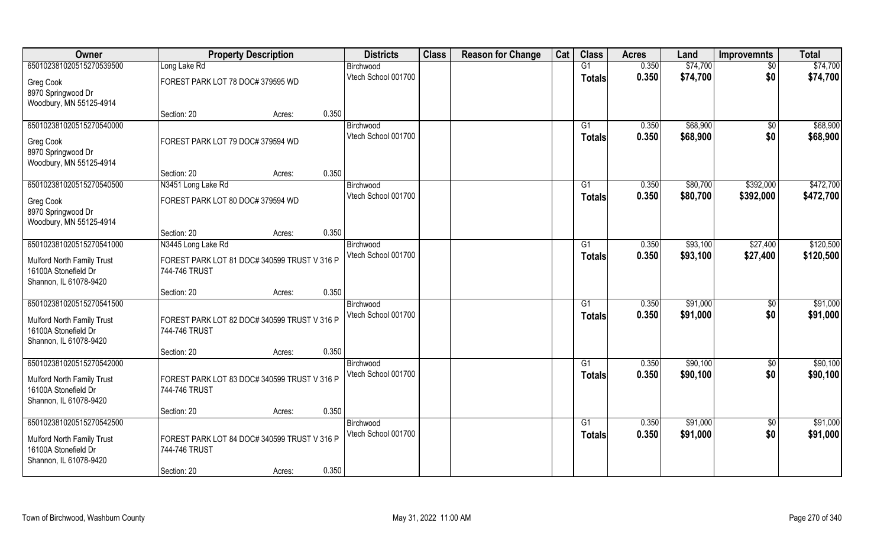| Owner | Property Description | | | Districts | Class | Reason for Change | Cat | Class | Acres | Land | Improvemnts | Total |
|---|---|---|---|---|---|---|---|---|---|---|---|---|
| 650102381020515270539500 | Long Lake Rd | | | Birchwood | | | | G1 | 0.350 | $74,700 | $0 | $74,700 |
| Greg Cook<br>8970 Springwood Dr<br>Woodbury, MN 55125-4914 | FOREST PARK LOT 78 DOC# 379595 WD | | | Vtech School 001700 | | | | Totals | 0.350 | $74,700 | $0 | $74,700 |
| | Section: 20 | Acres: | 0.350 | | | | | | | | | |
| 650102381020515270540000 | | | | Birchwood | | | | G1 | 0.350 | $68,900 | $0 | $68,900 |
| Greg Cook<br>8970 Springwood Dr<br>Woodbury, MN 55125-4914 | FOREST PARK LOT 79 DOC# 379594 WD | | | Vtech School 001700 | | | | Totals | 0.350 | $68,900 | $0 | $68,900 |
| | Section: 20 | Acres: | 0.350 | | | | | | | | | |
| 650102381020515270540500 | N3451 Long Lake Rd | | | Birchwood | | | | G1 | 0.350 | $80,700 | $392,000 | $472,700 |
| Greg Cook<br>8970 Springwood Dr<br>Woodbury, MN 55125-4914 | FOREST PARK LOT 80 DOC# 379594 WD | | | Vtech School 001700 | | | | Totals | 0.350 | $80,700 | $392,000 | $472,700 |
| | Section: 20 | Acres: | 0.350 | | | | | | | | | |
| 650102381020515270541000 | N3445 Long Lake Rd | | | Birchwood | | | | G1 | 0.350 | $93,100 | $27,400 | $120,500 |
| Mulford North Family Trust<br>16100A Stonefield Dr<br>Shannon, IL 61078-9420 | FOREST PARK LOT 81 DOC# 340599 TRUST V 316 P 744-746 TRUST | | | Vtech School 001700 | | | | Totals | 0.350 | $93,100 | $27,400 | $120,500 |
| | Section: 20 | Acres: | 0.350 | | | | | | | | | |
| 650102381020515270541500 | | | | Birchwood | | | | G1 | 0.350 | $91,000 | $0 | $91,000 |
| Mulford North Family Trust<br>16100A Stonefield Dr<br>Shannon, IL 61078-9420 | FOREST PARK LOT 82 DOC# 340599 TRUST V 316 P 744-746 TRUST | | | Vtech School 001700 | | | | Totals | 0.350 | $91,000 | $0 | $91,000 |
| | Section: 20 | Acres: | 0.350 | | | | | | | | | |
| 650102381020515270542000 | | | | Birchwood | | | | G1 | 0.350 | $90,100 | $0 | $90,100 |
| Mulford North Family Trust<br>16100A Stonefield Dr<br>Shannon, IL 61078-9420 | FOREST PARK LOT 83 DOC# 340599 TRUST V 316 P 744-746 TRUST | | | Vtech School 001700 | | | | Totals | 0.350 | $90,100 | $0 | $90,100 |
| | Section: 20 | Acres: | 0.350 | | | | | | | | | |
| 650102381020515270542500 | | | | Birchwood | | | | G1 | 0.350 | $91,000 | $0 | $91,000 |
| Mulford North Family Trust<br>16100A Stonefield Dr<br>Shannon, IL 61078-9420 | FOREST PARK LOT 84 DOC# 340599 TRUST V 316 P 744-746 TRUST | | | Vtech School 001700 | | | | Totals | 0.350 | $91,000 | $0 | $91,000 |
| | Section: 20 | Acres: | 0.350 | | | | | | | | | |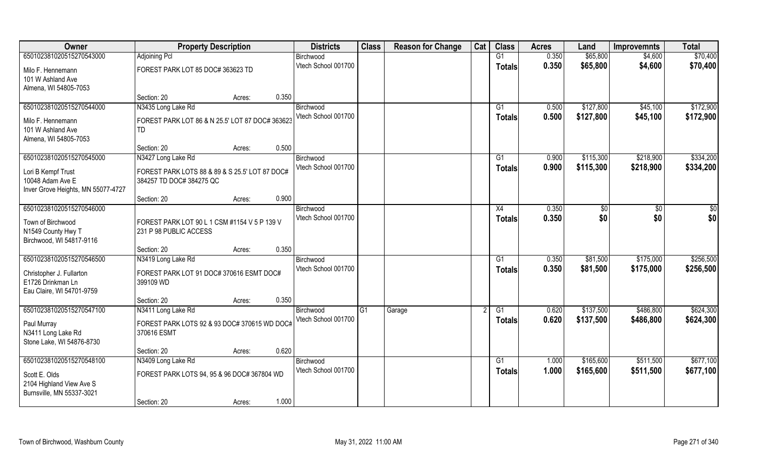| Owner | Property Description | | | Districts | Class | Reason for Change | Cat | Class | Acres | Land | Improvemnts | Total |
|---|---|---|---|---|---|---|---|---|---|---|---|---|
| 650102381020515270543000 | Adjoining Pcl | | | Birchwood | | | | G1 | 0.350 | $65,800 | $4,600 | $70,400 |
| Milo F. Hennemann<br>101 W Ashland Ave<br>Almena, WI 54805-7053 | FOREST PARK LOT 85 DOC# 363623 TD | | | Vtech School 001700 | | | | Totals | 0.350 | $65,800 | $4,600 | $70,400 |
| | Section: 20 | Acres: | 0.350 | | | | | | | | | |
| 650102381020515270544000 | N3435 Long Lake Rd | | | Birchwood | | | | G1 | 0.500 | $127,800 | $45,100 | $172,900 |
| Milo F. Hennemann<br>101 W Ashland Ave<br>Almena, WI 54805-7053 | FOREST PARK LOT 86 & N 25.5' LOT 87 DOC# 363623 TD | | | Vtech School 001700 | | | | Totals | 0.500 | $127,800 | $45,100 | $172,900 |
| | Section: 20 | Acres: | 0.500 | | | | | | | | | |
| 650102381020515270545000 | N3427 Long Lake Rd | | | Birchwood | | | | G1 | 0.900 | $115,300 | $218,900 | $334,200 |
| Lori B Kempf Trust<br>10048 Adam Ave E<br>Inver Grove Heights, MN 55077-4727 | FOREST PARK LOTS 88 & 89 & S 25.5' LOT 87 DOC# 384257 TD DOC# 384275 QC | | | Vtech School 001700 | | | | Totals | 0.900 | $115,300 | $218,900 | $334,200 |
| | Section: 20 | Acres: | 0.900 | | | | | | | | | |
| 650102381020515270546000 | | | | Birchwood | | | | X4 | 0.350 | $0 | $0 | $0 |
| Town of Birchwood<br>N1549 County Hwy T<br>Birchwood, WI 54817-9116 | FOREST PARK LOT 90 L 1 CSM #1154 V 5 P 139 V 231 P 98 PUBLIC ACCESS | | | Vtech School 001700 | | | | Totals | 0.350 | $0 | $0 | $0 |
| | Section: 20 | Acres: | 0.350 | | | | | | | | | |
| 650102381020515270546500 | N3419 Long Lake Rd | | | Birchwood | | | | G1 | 0.350 | $81,500 | $175,000 | $256,500 |
| Christopher J. Fullarton<br>E1726 Drinkman Ln<br>Eau Claire, WI 54701-9759 | FOREST PARK LOT 91 DOC# 370616 ESMT DOC# 399109 WD | | | Vtech School 001700 | | | | Totals | 0.350 | $81,500 | $175,000 | $256,500 |
| | Section: 20 | Acres: | 0.350 | | | | | | | | | |
| 650102381020515270547100 | N3411 Long Lake Rd | | | Birchwood | G1 | Garage | 2 | G1 | 0.620 | $137,500 | $486,800 | $624,300 |
| Paul Murray<br>N3411 Long Lake Rd<br>Stone Lake, WI 54876-8730 | FOREST PARK LOTS 92 & 93 DOC# 370615 WD DOC# 370616 ESMT | | | Vtech School 001700 | | | | Totals | 0.620 | $137,500 | $486,800 | $624,300 |
| | Section: 20 | Acres: | 0.620 | | | | | | | | | |
| 650102381020515270548100 | N3409 Long Lake Rd | | | Birchwood | | | | G1 | 1.000 | $165,600 | $511,500 | $677,100 |
| Scott E. Olds<br>2104 Highland View Ave S<br>Burnsville, MN 55337-3021 | FOREST PARK LOTS 94, 95 & 96 DOC# 367804 WD | | | Vtech School 001700 | | | | Totals | 1.000 | $165,600 | $511,500 | $677,100 |
| | Section: 20 | Acres: | 1.000 | | | | | | | | | |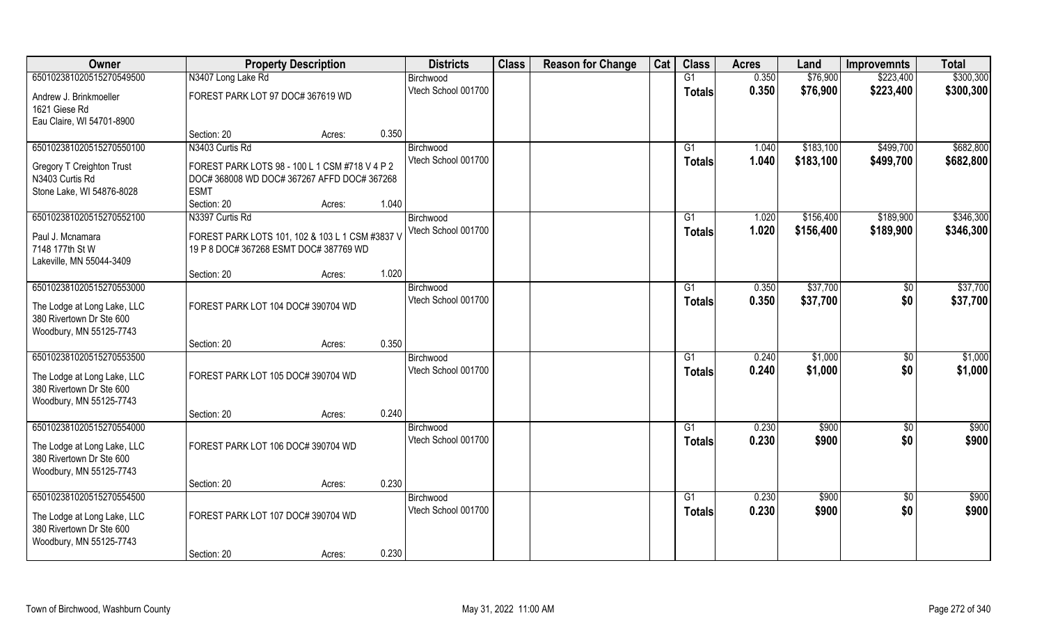| Owner | Property Description | | | Districts | Class | Reason for Change | Cat | Class | Acres | Land | Improvemnts | Total |
|---|---|---|---|---|---|---|---|---|---|---|---|---|
| 650102381020515270549500 | N3407 Long Lake Rd | | | Birchwood | | | | G1 | 0.350 | $76,900 | $223,400 | $300,300 |
| Andrew J. Brinkmoeller<br>1621 Giese Rd<br>Eau Claire, WI 54701-8900 | FOREST PARK LOT 97 DOC# 367619 WD | | | Vtech School 001700 | | | | Totals | 0.350 | $76,900 | $223,400 | $300,300 |
| | Section: 20 | Acres: | 0.350 | | | | | | | | | |
| 650102381020515270550100 | N3403 Curtis Rd | | | Birchwood | | | | G1 | 1.040 | $183,100 | $499,700 | $682,800 |
| Gregory T Creighton Trust<br>N3403 Curtis Rd<br>Stone Lake, WI 54876-8028 | FOREST PARK LOTS 98 - 100 L 1 CSM #718 V 4 P 2 DOC# 368008 WD DOC# 367267 AFFD DOC# 367268 ESMT | | | Vtech School 001700 | | | | Totals | 1.040 | $183,100 | $499,700 | $682,800 |
| | Section: 20 | Acres: | 1.040 | | | | | | | | | |
| 650102381020515270552100 | N3397 Curtis Rd | | | Birchwood | | | | G1 | 1.020 | $156,400 | $189,900 | $346,300 |
| Paul J. Mcnamara<br>7148 177th St W<br>Lakeville, MN 55044-3409 | FOREST PARK LOTS 101, 102 & 103 L 1 CSM #3837 V 19 P 8 DOC# 367268 ESMT DOC# 387769 WD | | | Vtech School 001700 | | | | Totals | 1.020 | $156,400 | $189,900 | $346,300 |
| | Section: 20 | Acres: | 1.020 | | | | | | | | | |
| 650102381020515270553000 | | | | Birchwood | | | | G1 | 0.350 | $37,700 | $0 | $37,700 |
| The Lodge at Long Lake, LLC<br>380 Rivertown Dr Ste 600<br>Woodbury, MN 55125-7743 | FOREST PARK LOT 104 DOC# 390704 WD | | | Vtech School 001700 | | | | Totals | 0.350 | $37,700 | $0 | $37,700 |
| | Section: 20 | Acres: | 0.350 | | | | | | | | | |
| 650102381020515270553500 | | | | Birchwood | | | | G1 | 0.240 | $1,000 | $0 | $1,000 |
| The Lodge at Long Lake, LLC<br>380 Rivertown Dr Ste 600<br>Woodbury, MN 55125-7743 | FOREST PARK LOT 105 DOC# 390704 WD | | | Vtech School 001700 | | | | Totals | 0.240 | $1,000 | $0 | $1,000 |
| | Section: 20 | Acres: | 0.240 | | | | | | | | | |
| 650102381020515270554000 | | | | Birchwood | | | | G1 | 0.230 | $900 | $0 | $900 |
| The Lodge at Long Lake, LLC<br>380 Rivertown Dr Ste 600<br>Woodbury, MN 55125-7743 | FOREST PARK LOT 106 DOC# 390704 WD | | | Vtech School 001700 | | | | Totals | 0.230 | $900 | $0 | $900 |
| | Section: 20 | Acres: | 0.230 | | | | | | | | | |
| 650102381020515270554500 | | | | Birchwood | | | | G1 | 0.230 | $900 | $0 | $900 |
| The Lodge at Long Lake, LLC<br>380 Rivertown Dr Ste 600<br>Woodbury, MN 55125-7743 | FOREST PARK LOT 107 DOC# 390704 WD | | | Vtech School 001700 | | | | Totals | 0.230 | $900 | $0 | $900 |
| | Section: 20 | Acres: | 0.230 | | | | | | | | | |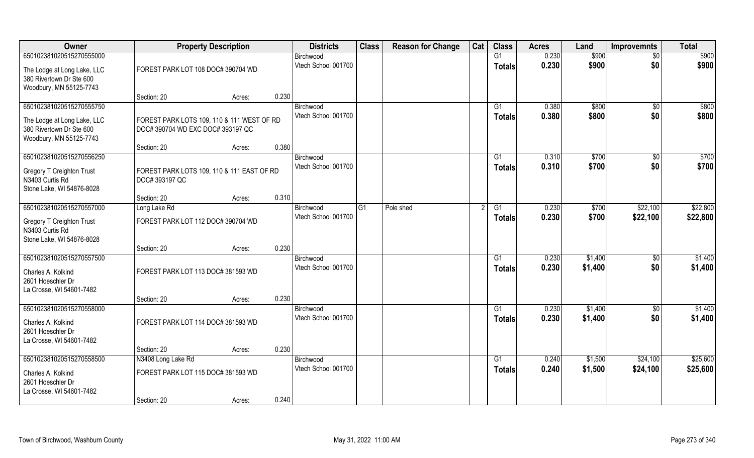| Owner | Property Description | | Districts | Class | Reason for Change | Cat | Class | Acres | Land | Improvemnts | Total |
|---|---|---|---|---|---|---|---|---|---|---|---|
| 650102381020515270555000 | | | Birchwood | | | | G1 | 0.230 | $900 | $0 | $900 |
| The Lodge at Long Lake, LLC<br>380 Rivertown Dr Ste 600<br>Woodbury, MN 55125-7743 | FOREST PARK LOT 108 DOC# 390704 WD | | Vtech School 001700 | | | | Totals | 0.230 | $900 | $0 | $900 |
| | Section: 20 | Acres: 0.230 | | | | | | | | | |
| 650102381020515270555750 | | | Birchwood | | | | G1 | 0.380 | $800 | $0 | $800 |
| The Lodge at Long Lake, LLC<br>380 Rivertown Dr Ste 600<br>Woodbury, MN 55125-7743 | FOREST PARK LOTS 109, 110 & 111 WEST OF RD DOC# 390704 WD EXC DOC# 393197 QC | | Vtech School 001700 | | | | Totals | 0.380 | $800 | $0 | $800 |
| | Section: 20 | Acres: 0.380 | | | | | | | | | |
| 650102381020515270556250 | | | Birchwood | | | | G1 | 0.310 | $700 | $0 | $700 |
| Gregory T Creighton Trust<br>N3403 Curtis Rd<br>Stone Lake, WI 54876-8028 | FOREST PARK LOTS 109, 110 & 111 EAST OF RD DOC# 393197 QC | | Vtech School 001700 | | | | Totals | 0.310 | $700 | $0 | $700 |
| | Section: 20 | Acres: 0.310 | | | | | | | | | |
| 650102381020515270557000 | Long Lake Rd | | Birchwood | G1 | Pole shed | 2 | G1 | 0.230 | $700 | $22,100 | $22,800 |
| Gregory T Creighton Trust<br>N3403 Curtis Rd<br>Stone Lake, WI 54876-8028 | FOREST PARK LOT 112 DOC# 390704 WD | | Vtech School 001700 | | | | Totals | 0.230 | $700 | $22,100 | $22,800 |
| | Section: 20 | Acres: 0.230 | | | | | | | | | |
| 650102381020515270557500 | | | Birchwood | | | | G1 | 0.230 | $1,400 | $0 | $1,400 |
| Charles A. Kolkind<br>2601 Hoeschler Dr<br>La Crosse, WI 54601-7482 | FOREST PARK LOT 113 DOC# 381593 WD | | Vtech School 001700 | | | | Totals | 0.230 | $1,400 | $0 | $1,400 |
| | Section: 20 | Acres: 0.230 | | | | | | | | | |
| 650102381020515270558000 | | | Birchwood | | | | G1 | 0.230 | $1,400 | $0 | $1,400 |
| Charles A. Kolkind<br>2601 Hoeschler Dr<br>La Crosse, WI 54601-7482 | FOREST PARK LOT 114 DOC# 381593 WD | | Vtech School 001700 | | | | Totals | 0.230 | $1,400 | $0 | $1,400 |
| | Section: 20 | Acres: 0.230 | | | | | | | | | |
| 650102381020515270558500 | N3408 Long Lake Rd | | Birchwood | | | | G1 | 0.240 | $1,500 | $24,100 | $25,600 |
| Charles A. Kolkind<br>2601 Hoeschler Dr<br>La Crosse, WI 54601-7482 | FOREST PARK LOT 115 DOC# 381593 WD | | Vtech School 001700 | | | | Totals | 0.240 | $1,500 | $24,100 | $25,600 |
| | Section: 20 | Acres: 0.240 | | | | | | | | | |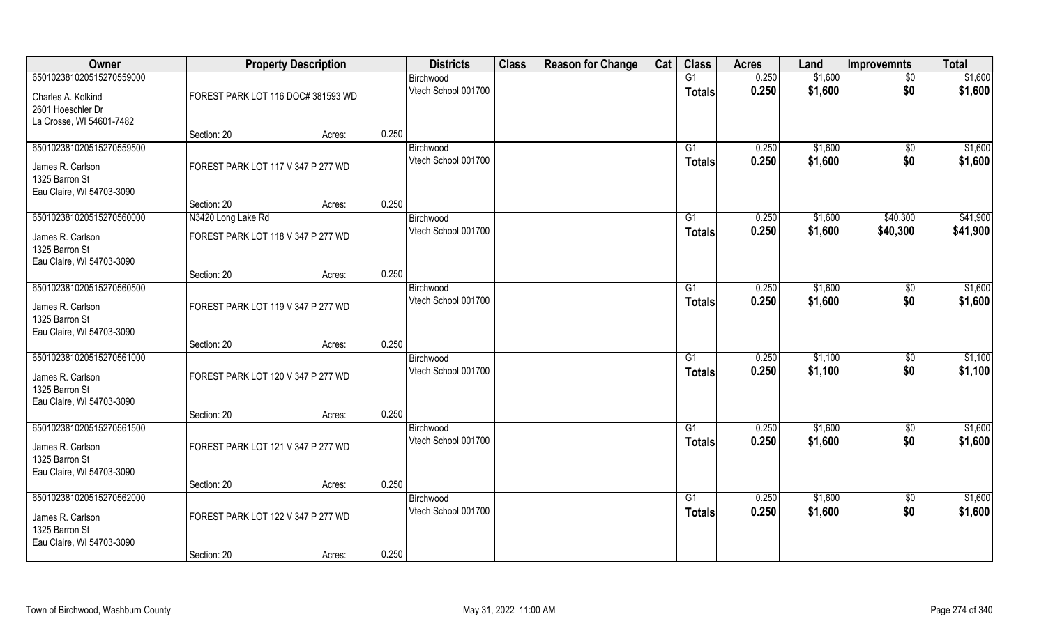| Owner | Property Description | | | Districts | Class | Reason for Change | Cat | Class | Acres | Land | Improvemnts | Total |
|---|---|---|---|---|---|---|---|---|---|---|---|---|
| 650102381020515270559000 | | | | Birchwood | | | | G1 | 0.250 | $1,600 | $0 | $1,600 |
| Charles A. Kolkind<br>2601 Hoeschler Dr<br>La Crosse, WI 54601-7482 | FOREST PARK LOT 116 DOC# 381593 WD | | | Vtech School 001700 | | | | Totals | 0.250 | $1,600 | $0 | $1,600 |
| | Section: 20 | Acres: | 0.250 | | | | | | | | | |
| 650102381020515270559500 | | | | Birchwood | | | | G1 | 0.250 | $1,600 | $0 | $1,600 |
| James R. Carlson<br>1325 Barron St<br>Eau Claire, WI 54703-3090 | FOREST PARK LOT 117 V 347 P 277 WD | | | Vtech School 001700 | | | | Totals | 0.250 | $1,600 | $0 | $1,600 |
| | Section: 20 | Acres: | 0.250 | | | | | | | | | |
| 650102381020515270560000 | N3420 Long Lake Rd | | | Birchwood | | | | G1 | 0.250 | $1,600 | $40,300 | $41,900 |
| James R. Carlson<br>1325 Barron St<br>Eau Claire, WI 54703-3090 | FOREST PARK LOT 118 V 347 P 277 WD | | | Vtech School 001700 | | | | Totals | 0.250 | $1,600 | $40,300 | $41,900 |
| | Section: 20 | Acres: | 0.250 | | | | | | | | | |
| 650102381020515270560500 | | | | Birchwood | | | | G1 | 0.250 | $1,600 | $0 | $1,600 |
| James R. Carlson<br>1325 Barron St<br>Eau Claire, WI 54703-3090 | FOREST PARK LOT 119 V 347 P 277 WD | | | Vtech School 001700 | | | | Totals | 0.250 | $1,600 | $0 | $1,600 |
| | Section: 20 | Acres: | 0.250 | | | | | | | | | |
| 650102381020515270561000 | | | | Birchwood | | | | G1 | 0.250 | $1,100 | $0 | $1,100 |
| James R. Carlson<br>1325 Barron St<br>Eau Claire, WI 54703-3090 | FOREST PARK LOT 120 V 347 P 277 WD | | | Vtech School 001700 | | | | Totals | 0.250 | $1,100 | $0 | $1,100 |
| | Section: 20 | Acres: | 0.250 | | | | | | | | | |
| 650102381020515270561500 | | | | Birchwood | | | | G1 | 0.250 | $1,600 | $0 | $1,600 |
| James R. Carlson<br>1325 Barron St<br>Eau Claire, WI 54703-3090 | FOREST PARK LOT 121 V 347 P 277 WD | | | Vtech School 001700 | | | | Totals | 0.250 | $1,600 | $0 | $1,600 |
| | Section: 20 | Acres: | 0.250 | | | | | | | | | |
| 650102381020515270562000 | | | | Birchwood | | | | G1 | 0.250 | $1,600 | $0 | $1,600 |
| James R. Carlson<br>1325 Barron St<br>Eau Claire, WI 54703-3090 | FOREST PARK LOT 122 V 347 P 277 WD | | | Vtech School 001700 | | | | Totals | 0.250 | $1,600 | $0 | $1,600 |
| | Section: 20 | Acres: | 0.250 | | | | | | | | | |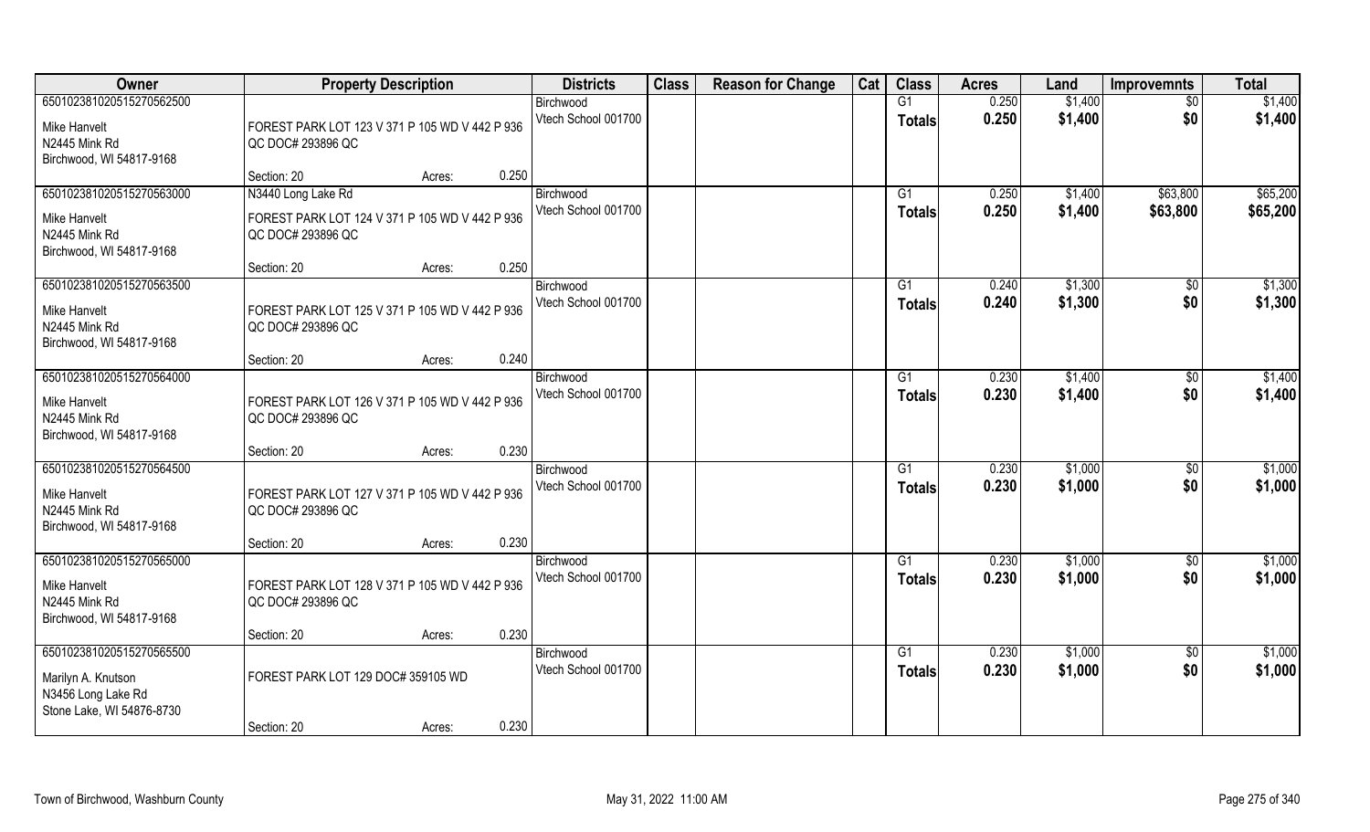| Owner | Property Description | | | Districts | Class | Reason for Change | Cat | Class | Acres | Land | Improvemnts | Total |
|---|---|---|---|---|---|---|---|---|---|---|---|---|
| 650102381020515270562500 | | | | Birchwood | | | | G1 | 0.250 | $1,400 | $0 | $1,400 |
| Mike Hanvelt<br>N2445 Mink Rd<br>Birchwood, WI 54817-9168 | FOREST PARK LOT 123 V 371 P 105 WD V 442 P 936 QC DOC# 293896 QC | | | Vtech School 001700 | | | | Totals | 0.250 | $1,400 | $0 | $1,400 |
| | Section: 20 | Acres: | 0.250 | | | | | | | | | |
| 650102381020515270563000 | N3440 Long Lake Rd | | | Birchwood | | | | G1 | 0.250 | $1,400 | $63,800 | $65,200 |
| Mike Hanvelt<br>N2445 Mink Rd<br>Birchwood, WI 54817-9168 | FOREST PARK LOT 124 V 371 P 105 WD V 442 P 936 QC DOC# 293896 QC | | | Vtech School 001700 | | | | Totals | 0.250 | $1,400 | $63,800 | $65,200 |
| | Section: 20 | Acres: | 0.250 | | | | | | | | | |
| 650102381020515270563500 | | | | Birchwood | | | | G1 | 0.240 | $1,300 | $0 | $1,300 |
| Mike Hanvelt<br>N2445 Mink Rd<br>Birchwood, WI 54817-9168 | FOREST PARK LOT 125 V 371 P 105 WD V 442 P 936 QC DOC# 293896 QC | | | Vtech School 001700 | | | | Totals | 0.240 | $1,300 | $0 | $1,300 |
| | Section: 20 | Acres: | 0.240 | | | | | | | | | |
| 650102381020515270564000 | | | | Birchwood | | | | G1 | 0.230 | $1,400 | $0 | $1,400 |
| Mike Hanvelt<br>N2445 Mink Rd<br>Birchwood, WI 54817-9168 | FOREST PARK LOT 126 V 371 P 105 WD V 442 P 936 QC DOC# 293896 QC | | | Vtech School 001700 | | | | Totals | 0.230 | $1,400 | $0 | $1,400 |
| | Section: 20 | Acres: | 0.230 | | | | | | | | | |
| 650102381020515270564500 | | | | Birchwood | | | | G1 | 0.230 | $1,000 | $0 | $1,000 |
| Mike Hanvelt<br>N2445 Mink Rd<br>Birchwood, WI 54817-9168 | FOREST PARK LOT 127 V 371 P 105 WD V 442 P 936 QC DOC# 293896 QC | | | Vtech School 001700 | | | | Totals | 0.230 | $1,000 | $0 | $1,000 |
| | Section: 20 | Acres: | 0.230 | | | | | | | | | |
| 650102381020515270565000 | | | | Birchwood | | | | G1 | 0.230 | $1,000 | $0 | $1,000 |
| Mike Hanvelt<br>N2445 Mink Rd<br>Birchwood, WI 54817-9168 | FOREST PARK LOT 128 V 371 P 105 WD V 442 P 936 QC DOC# 293896 QC | | | Vtech School 001700 | | | | Totals | 0.230 | $1,000 | $0 | $1,000 |
| | Section: 20 | Acres: | 0.230 | | | | | | | | | |
| 650102381020515270565500 | | | | Birchwood | | | | G1 | 0.230 | $1,000 | $0 | $1,000 |
| Marilyn A. Knutson<br>N3456 Long Lake Rd<br>Stone Lake, WI 54876-8730 | FOREST PARK LOT 129 DOC# 359105 WD | | | Vtech School 001700 | | | | Totals | 0.230 | $1,000 | $0 | $1,000 |
| | Section: 20 | Acres: | 0.230 | | | | | | | | | |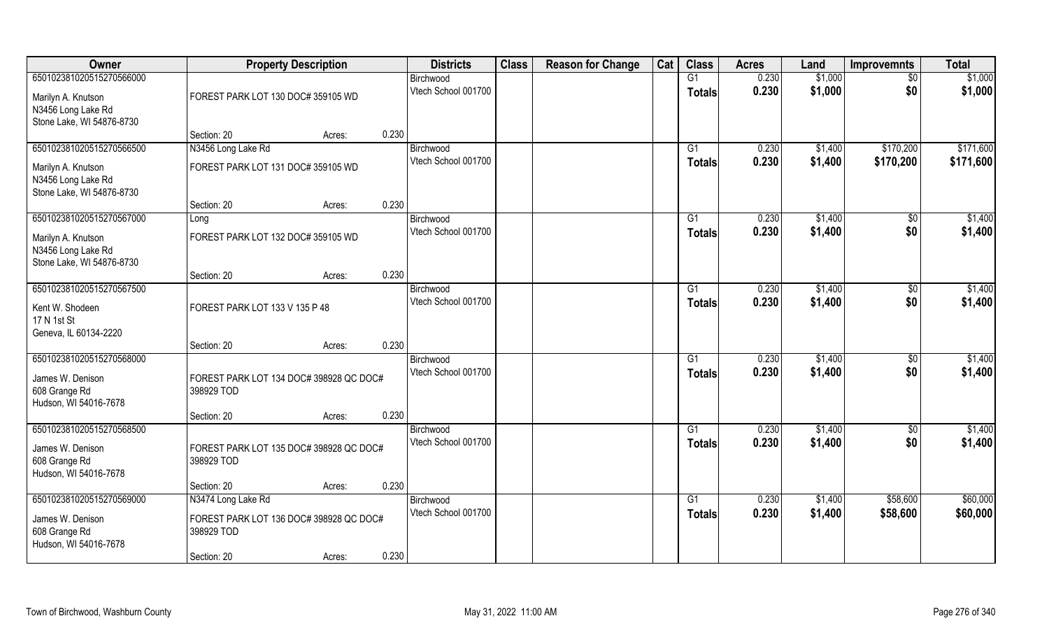| Owner | Property Description | Districts | Class | Reason for Change | Cat | Class | Acres | Land | Improvemnts | Total |
|---|---|---|---|---|---|---|---|---|---|---|
| 650102381020515270566000 | | Birchwood | | | | G1 | 0.230 | $1,000 | $0 | $1,000 |
| Marilyn A. Knutson<br>N3456 Long Lake Rd<br>Stone Lake, WI 54876-8730 | FOREST PARK LOT 130 DOC# 359105 WD | Vtech School 001700 | | | | Totals | 0.230 | $1,000 | $0 | $1,000 |
| | Section: 20 Acres: 0.230 | | | | | | | | | |
| 650102381020515270566500 | N3456 Long Lake Rd | Birchwood | | | | G1 | 0.230 | $1,400 | $170,200 | $171,600 |
| Marilyn A. Knutson<br>N3456 Long Lake Rd<br>Stone Lake, WI 54876-8730 | FOREST PARK LOT 131 DOC# 359105 WD | Vtech School 001700 | | | | Totals | 0.230 | $1,400 | $170,200 | $171,600 |
| | Section: 20 Acres: 0.230 | | | | | | | | | |
| 650102381020515270567000 | Long | Birchwood | | | | G1 | 0.230 | $1,400 | $0 | $1,400 |
| Marilyn A. Knutson<br>N3456 Long Lake Rd<br>Stone Lake, WI 54876-8730 | FOREST PARK LOT 132 DOC# 359105 WD | Vtech School 001700 | | | | Totals | 0.230 | $1,400 | $0 | $1,400 |
| | Section: 20 Acres: 0.230 | | | | | | | | | |
| 650102381020515270567500 | | Birchwood | | | | G1 | 0.230 | $1,400 | $0 | $1,400 |
| Kent W. Shodeen<br>17 N 1st St<br>Geneva, IL 60134-2220 | FOREST PARK LOT 133 V 135 P 48 | Vtech School 001700 | | | | Totals | 0.230 | $1,400 | $0 | $1,400 |
| | Section: 20 Acres: 0.230 | | | | | | | | | |
| 650102381020515270568000 | | Birchwood | | | | G1 | 0.230 | $1,400 | $0 | $1,400 |
| James W. Denison<br>608 Grange Rd<br>Hudson, WI 54016-7678 | FOREST PARK LOT 134 DOC# 398928 QC DOC# 398929 TOD | Vtech School 001700 | | | | Totals | 0.230 | $1,400 | $0 | $1,400 |
| | Section: 20 Acres: 0.230 | | | | | | | | | |
| 650102381020515270568500 | | Birchwood | | | | G1 | 0.230 | $1,400 | $0 | $1,400 |
| James W. Denison<br>608 Grange Rd<br>Hudson, WI 54016-7678 | FOREST PARK LOT 135 DOC# 398928 QC DOC# 398929 TOD | Vtech School 001700 | | | | Totals | 0.230 | $1,400 | $0 | $1,400 |
| | Section: 20 Acres: 0.230 | | | | | | | | | |
| 650102381020515270569000 | N3474 Long Lake Rd | Birchwood | | | | G1 | 0.230 | $1,400 | $58,600 | $60,000 |
| James W. Denison<br>608 Grange Rd<br>Hudson, WI 54016-7678 | FOREST PARK LOT 136 DOC# 398928 QC DOC# 398929 TOD | Vtech School 001700 | | | | Totals | 0.230 | $1,400 | $58,600 | $60,000 |
| | Section: 20 Acres: 0.230 | | | | | | | | | |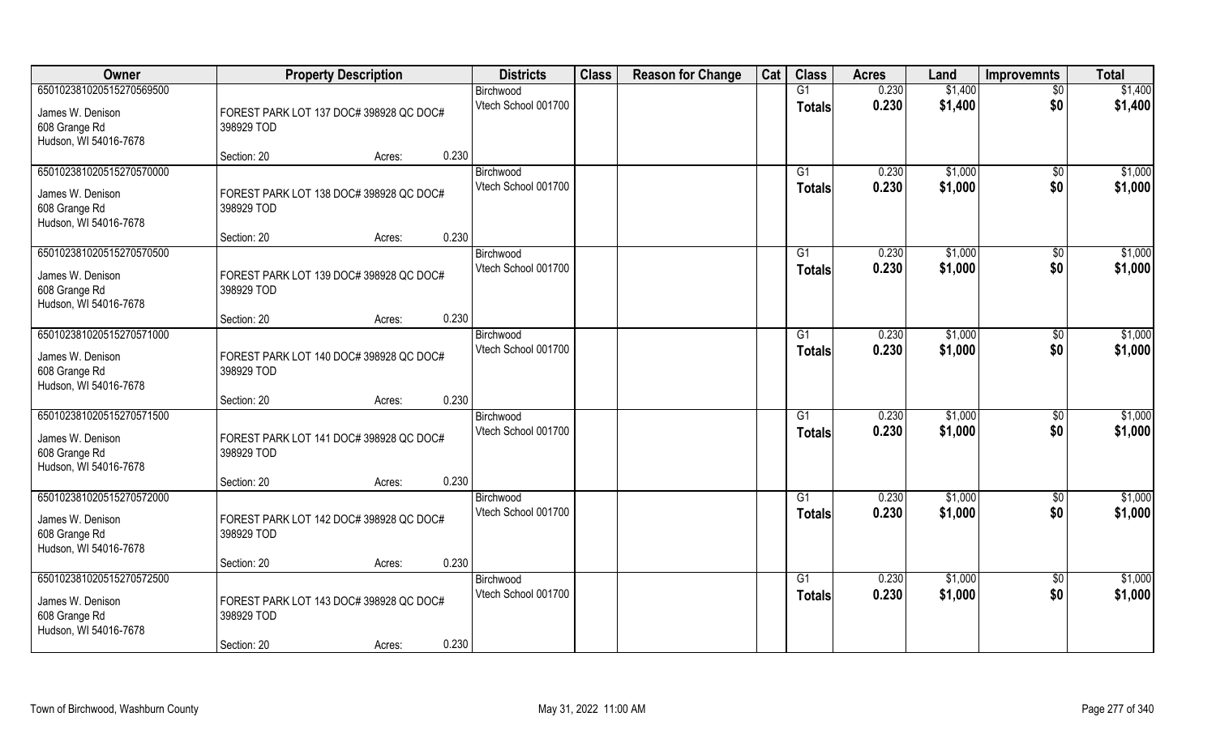| Owner | Property Description | | | Districts | Class | Reason for Change | Cat | Class | Acres | Land | Improvemnts | Total |
|---|---|---|---|---|---|---|---|---|---|---|---|---|
| 65010238102051527056950O | | | | Birchwood | | | | G1 | 0.230 | $1,400 | $0 | $1,400 |
| James W. Denison<br>608 Grange Rd<br>Hudson, WI 54016-7678 | FOREST PARK LOT 137 DOC# 398928 QC DOC# 398929 TOD | | | Vtech School 001700 | | | | Totals | 0.230 | $1,400 | $0 | $1,400 |
| | Section: 20 | Acres: | 0.230 | | | | | | | | | |
| 650102381020515270570000 | | | | Birchwood | | | | G1 | 0.230 | $1,000 | $0 | $1,000 |
| James W. Denison<br>608 Grange Rd<br>Hudson, WI 54016-7678 | FOREST PARK LOT 138 DOC# 398928 QC DOC# 398929 TOD | | | Vtech School 001700 | | | | Totals | 0.230 | $1,000 | $0 | $1,000 |
| | Section: 20 | Acres: | 0.230 | | | | | | | | | |
| 650102381020515270570500 | | | | Birchwood | | | | G1 | 0.230 | $1,000 | $0 | $1,000 |
| James W. Denison<br>608 Grange Rd<br>Hudson, WI 54016-7678 | FOREST PARK LOT 139 DOC# 398928 QC DOC# 398929 TOD | | | Vtech School 001700 | | | | Totals | 0.230 | $1,000 | $0 | $1,000 |
| | Section: 20 | Acres: | 0.230 | | | | | | | | | |
| 650102381020515270571000 | | | | Birchwood | | | | G1 | 0.230 | $1,000 | $0 | $1,000 |
| James W. Denison<br>608 Grange Rd<br>Hudson, WI 54016-7678 | FOREST PARK LOT 140 DOC# 398928 QC DOC# 398929 TOD | | | Vtech School 001700 | | | | Totals | 0.230 | $1,000 | $0 | $1,000 |
| | Section: 20 | Acres: | 0.230 | | | | | | | | | |
| 650102381020515270571500 | | | | Birchwood | | | | G1 | 0.230 | $1,000 | $0 | $1,000 |
| James W. Denison<br>608 Grange Rd<br>Hudson, WI 54016-7678 | FOREST PARK LOT 141 DOC# 398928 QC DOC# 398929 TOD | | | Vtech School 001700 | | | | Totals | 0.230 | $1,000 | $0 | $1,000 |
| | Section: 20 | Acres: | 0.230 | | | | | | | | | |
| 650102381020515270572000 | | | | Birchwood | | | | G1 | 0.230 | $1,000 | $0 | $1,000 |
| James W. Denison<br>608 Grange Rd<br>Hudson, WI 54016-7678 | FOREST PARK LOT 142 DOC# 398928 QC DOC# 398929 TOD | | | Vtech School 001700 | | | | Totals | 0.230 | $1,000 | $0 | $1,000 |
| | Section: 20 | Acres: | 0.230 | | | | | | | | | |
| 650102381020515270572500 | | | | Birchwood | | | | G1 | 0.230 | $1,000 | $0 | $1,000 |
| James W. Denison<br>608 Grange Rd<br>Hudson, WI 54016-7678 | FOREST PARK LOT 143 DOC# 398928 QC DOC# 398929 TOD | | | Vtech School 001700 | | | | Totals | 0.230 | $1,000 | $0 | $1,000 |
| | Section: 20 | Acres: | 0.230 | | | | | | | | | |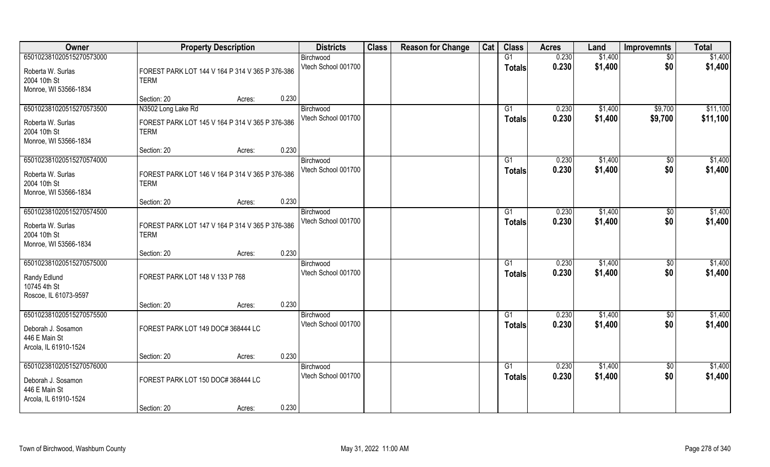| Owner | Property Description | | | Districts | Class | Reason for Change | Cat | Class | Acres | Land | Improvemnts | Total |
|---|---|---|---|---|---|---|---|---|---|---|---|---|
| 650102381020515270573000 | | | | Birchwood | | | | G1 | 0.230 | $1,400 | $0 | $1,400 |
| Roberta W. Surlas<br>2004 10th St<br>Monroe, WI 53566-1834 | FOREST PARK LOT 144 V 164 P 314 V 365 P 376-386 TERM | | | Vtech School 001700 | | | | Totals | 0.230 | $1,400 | $0 | $1,400 |
| | Section: 20 | Acres: | 0.230 | | | | | | | | | |
| 650102381020515270573500 | N3502 Long Lake Rd | | | Birchwood | | | | G1 | 0.230 | $1,400 | $9,700 | $11,100 |
| Roberta W. Surlas<br>2004 10th St<br>Monroe, WI 53566-1834 | FOREST PARK LOT 145 V 164 P 314 V 365 P 376-386 TERM | | | Vtech School 001700 | | | | Totals | 0.230 | $1,400 | $9,700 | $11,100 |
| | Section: 20 | Acres: | 0.230 | | | | | | | | | |
| 650102381020515270574000 | | | | Birchwood | | | | G1 | 0.230 | $1,400 | $0 | $1,400 |
| Roberta W. Surlas<br>2004 10th St<br>Monroe, WI 53566-1834 | FOREST PARK LOT 146 V 164 P 314 V 365 P 376-386 TERM | | | Vtech School 001700 | | | | Totals | 0.230 | $1,400 | $0 | $1,400 |
| | Section: 20 | Acres: | 0.230 | | | | | | | | | |
| 650102381020515270574500 | | | | Birchwood | | | | G1 | 0.230 | $1,400 | $0 | $1,400 |
| Roberta W. Surlas<br>2004 10th St<br>Monroe, WI 53566-1834 | FOREST PARK LOT 147 V 164 P 314 V 365 P 376-386 TERM | | | Vtech School 001700 | | | | Totals | 0.230 | $1,400 | $0 | $1,400 |
| | Section: 20 | Acres: | 0.230 | | | | | | | | | |
| 650102381020515270575000 | | | | Birchwood | | | | G1 | 0.230 | $1,400 | $0 | $1,400 |
| Randy Edlund<br>10745 4th St<br>Roscoe, IL 61073-9597 | FOREST PARK LOT 148 V 133 P 768 | | | Vtech School 001700 | | | | Totals | 0.230 | $1,400 | $0 | $1,400 |
| | Section: 20 | Acres: | 0.230 | | | | | | | | | |
| 650102381020515270575500 | | | | Birchwood | | | | G1 | 0.230 | $1,400 | $0 | $1,400 |
| Deborah J. Sosamon<br>446 E Main St<br>Arcola, IL 61910-1524 | FOREST PARK LOT 149 DOC# 368444 LC | | | Vtech School 001700 | | | | Totals | 0.230 | $1,400 | $0 | $1,400 |
| | Section: 20 | Acres: | 0.230 | | | | | | | | | |
| 650102381020515270576000 | | | | Birchwood | | | | G1 | 0.230 | $1,400 | $0 | $1,400 |
| Deborah J. Sosamon<br>446 E Main St<br>Arcola, IL 61910-1524 | FOREST PARK LOT 150 DOC# 368444 LC | | | Vtech School 001700 | | | | Totals | 0.230 | $1,400 | $0 | $1,400 |
| | Section: 20 | Acres: | 0.230 | | | | | | | | | |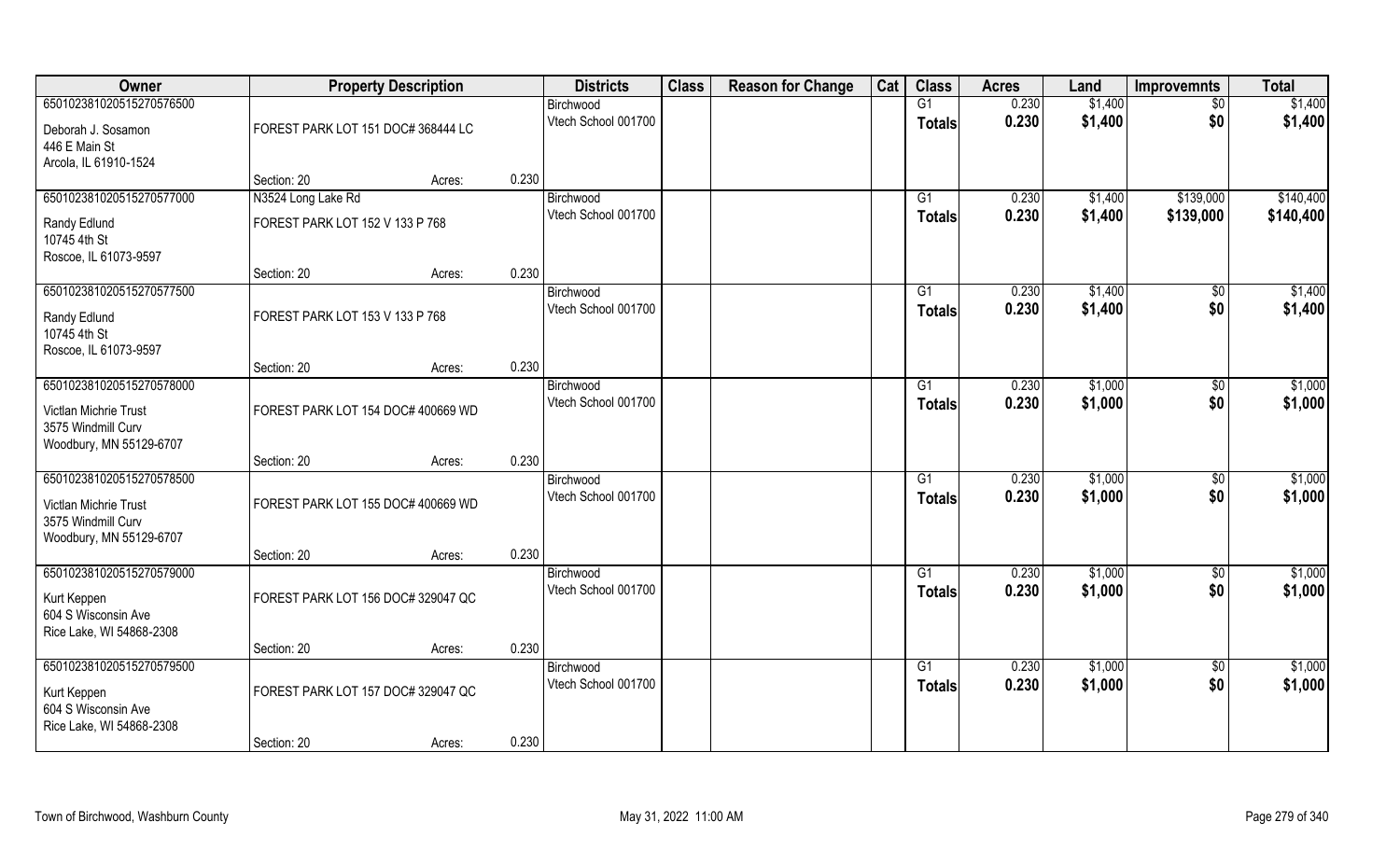| Owner | Property Description | | | Districts | Class | Reason for Change | Cat | Class | Acres | Land | Improvemnts | Total |
|---|---|---|---|---|---|---|---|---|---|---|---|---|
| 650102381020515270576500 | | | | Birchwood | | | | G1 | 0.230 | $1,400 | $0 | $1,400 |
| Deborah J. Sosamon<br>446 E Main St<br>Arcola, IL 61910-1524 | FOREST PARK LOT 151 DOC# 368444 LC | | | Vtech School 001700 | | | | Totals | 0.230 | $1,400 | $0 | $1,400 |
| | Section: 20 | Acres: | 0.230 | | | | | | | | | |
| 650102381020515270577000 | N3524 Long Lake Rd | | | Birchwood | | | | G1 | 0.230 | $1,400 | $139,000 | $140,400 |
| Randy Edlund<br>10745 4th St<br>Roscoe, IL 61073-9597 | FOREST PARK LOT 152 V 133 P 768 | | | Vtech School 001700 | | | | Totals | 0.230 | $1,400 | $139,000 | $140,400 |
| | Section: 20 | Acres: | 0.230 | | | | | | | | | |
| 650102381020515270577500 | | | | Birchwood | | | | G1 | 0.230 | $1,400 | $0 | $1,400 |
| Randy Edlund<br>10745 4th St<br>Roscoe, IL 61073-9597 | FOREST PARK LOT 153 V 133 P 768 | | | Vtech School 001700 | | | | Totals | 0.230 | $1,400 | $0 | $1,400 |
| | Section: 20 | Acres: | 0.230 | | | | | | | | | |
| 650102381020515270578000 | | | | Birchwood | | | | G1 | 0.230 | $1,000 | $0 | $1,000 |
| Victlan Michrie Trust<br>3575 Windmill Curv<br>Woodbury, MN 55129-6707 | FOREST PARK LOT 154 DOC# 400669 WD | | | Vtech School 001700 | | | | Totals | 0.230 | $1,000 | $0 | $1,000 |
| | Section: 20 | Acres: | 0.230 | | | | | | | | | |
| 650102381020515270578500 | | | | Birchwood | | | | G1 | 0.230 | $1,000 | $0 | $1,000 |
| Victlan Michrie Trust<br>3575 Windmill Curv<br>Woodbury, MN 55129-6707 | FOREST PARK LOT 155 DOC# 400669 WD | | | Vtech School 001700 | | | | Totals | 0.230 | $1,000 | $0 | $1,000 |
| | Section: 20 | Acres: | 0.230 | | | | | | | | | |
| 650102381020515270579000 | | | | Birchwood | | | | G1 | 0.230 | $1,000 | $0 | $1,000 |
| Kurt Keppen<br>604 S Wisconsin Ave<br>Rice Lake, WI 54868-2308 | FOREST PARK LOT 156 DOC# 329047 QC | | | Vtech School 001700 | | | | Totals | 0.230 | $1,000 | $0 | $1,000 |
| | Section: 20 | Acres: | 0.230 | | | | | | | | | |
| 650102381020515270579500 | | | | Birchwood | | | | G1 | 0.230 | $1,000 | $0 | $1,000 |
| Kurt Keppen<br>604 S Wisconsin Ave<br>Rice Lake, WI 54868-2308 | FOREST PARK LOT 157 DOC# 329047 QC | | | Vtech School 001700 | | | | Totals | 0.230 | $1,000 | $0 | $1,000 |
| | Section: 20 | Acres: | 0.230 | | | | | | | | | |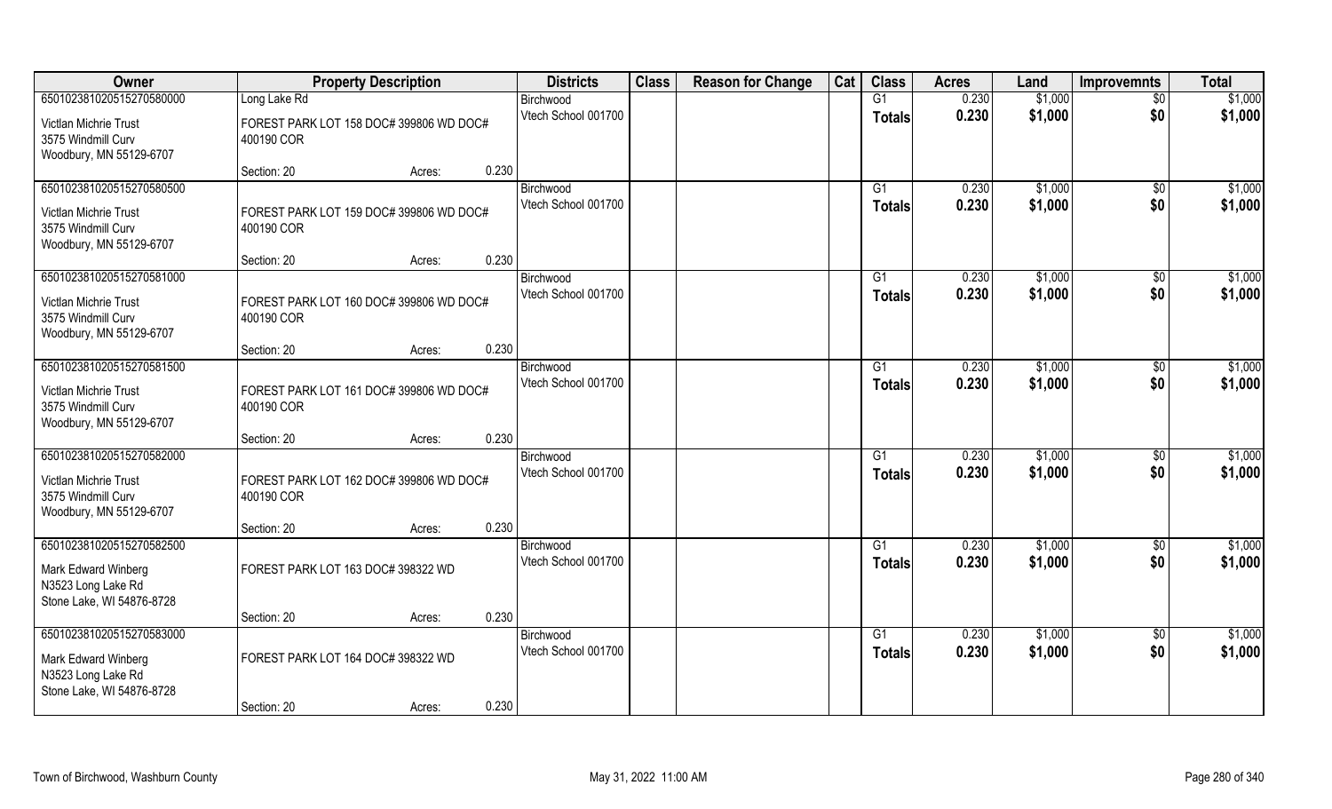| Owner | Property Description | | | Districts | Class | Reason for Change | Cat | Class | Acres | Land | Improvemnts | Total |
|---|---|---|---|---|---|---|---|---|---|---|---|---|
| 65010238102051527058000<br>Victlan Michrie Trust<br>3575 Windmill Curv<br>Woodbury, MN 55129-6707 | Long Lake Rd<br>FOREST PARK LOT 158 DOC# 399806 WD DOC# 400190 COR | | | Birchwood<br>Vtech School 001700 | | | | G1<br>Totals | 0.230<br>0.230 | $1,000<br>$1,000 | $0<br>$0 | $1,000<br>$1,000 |
| | Section: 20 | Acres: | 0.230 | | | | | | | | | |
| 65010238102051527058050<br>Victlan Michrie Trust<br>3575 Windmill Curv<br>Woodbury, MN 55129-6707 | FOREST PARK LOT 159 DOC# 399806 WD DOC# 400190 COR | | | Birchwood<br>Vtech School 001700 | | | | G1<br>Totals | 0.230<br>0.230 | $1,000<br>$1,000 | $0<br>$0 | $1,000<br>$1,000 |
| | Section: 20 | Acres: | 0.230 | | | | | | | | | |
| 65010238102051527058100<br>Victlan Michrie Trust<br>3575 Windmill Curv<br>Woodbury, MN 55129-6707 | FOREST PARK LOT 160 DOC# 399806 WD DOC# 400190 COR | | | Birchwood<br>Vtech School 001700 | | | | G1<br>Totals | 0.230<br>0.230 | $1,000<br>$1,000 | $0<br>$0 | $1,000<br>$1,000 |
| | Section: 20 | Acres: | 0.230 | | | | | | | | | |
| 65010238102051527058150<br>Victlan Michrie Trust<br>3575 Windmill Curv<br>Woodbury, MN 55129-6707 | FOREST PARK LOT 161 DOC# 399806 WD DOC# 400190 COR | | | Birchwood<br>Vtech School 001700 | | | | G1<br>Totals | 0.230<br>0.230 | $1,000<br>$1,000 | $0<br>$0 | $1,000<br>$1,000 |
| | Section: 20 | Acres: | 0.230 | | | | | | | | | |
| 65010238102051527058200<br>Victlan Michrie Trust<br>3575 Windmill Curv<br>Woodbury, MN 55129-6707 | FOREST PARK LOT 162 DOC# 399806 WD DOC# 400190 COR | | | Birchwood<br>Vtech School 001700 | | | | G1<br>Totals | 0.230<br>0.230 | $1,000<br>$1,000 | $0<br>$0 | $1,000<br>$1,000 |
| | Section: 20 | Acres: | 0.230 | | | | | | | | | |
| 65010238102051527058250<br>Mark Edward Winberg<br>N3523 Long Lake Rd<br>Stone Lake, WI 54876-8728 | FOREST PARK LOT 163 DOC# 398322 WD | | | Birchwood<br>Vtech School 001700 | | | | G1<br>Totals | 0.230<br>0.230 | $1,000<br>$1,000 | $0<br>$0 | $1,000<br>$1,000 |
| | Section: 20 | Acres: | 0.230 | | | | | | | | | |
| 65010238102051527058300<br>Mark Edward Winberg<br>N3523 Long Lake Rd<br>Stone Lake, WI 54876-8728 | FOREST PARK LOT 164 DOC# 398322 WD | | | Birchwood<br>Vtech School 001700 | | | | G1<br>Totals | 0.230<br>0.230 | $1,000<br>$1,000 | $0<br>$0 | $1,000<br>$1,000 |
| | Section: 20 | Acres: | 0.230 | | | | | | | | | |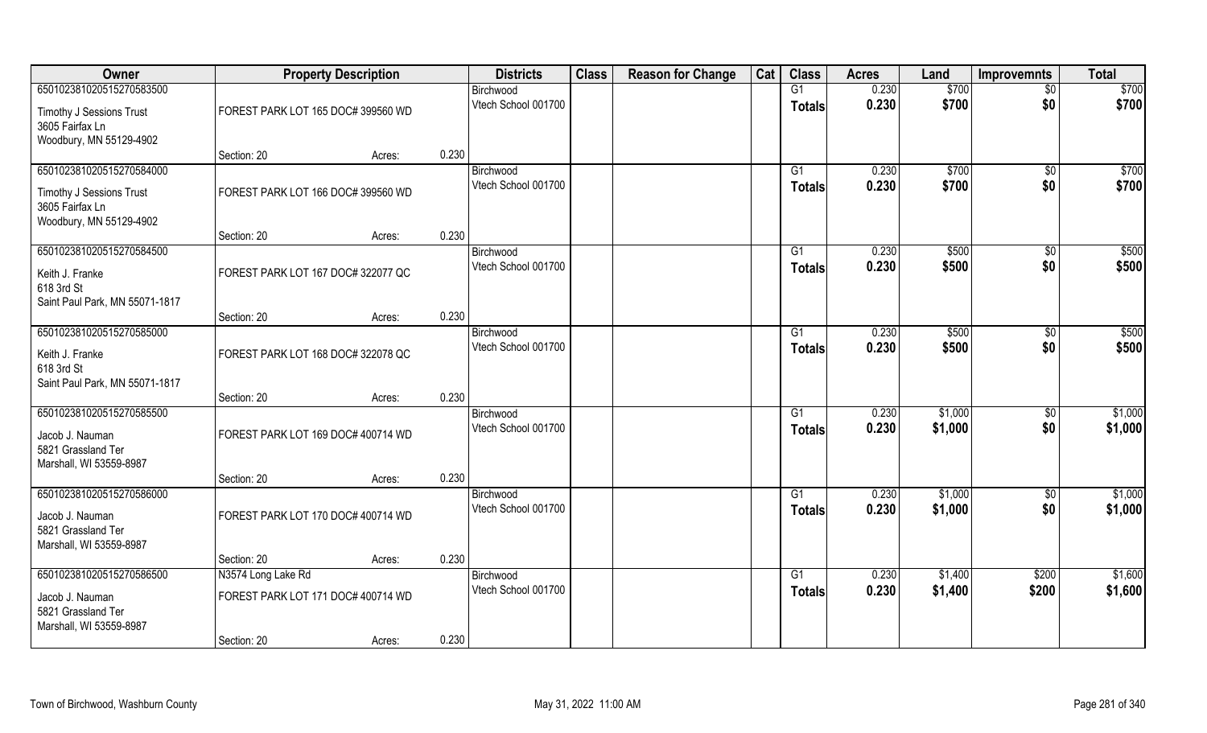| Owner | Property Description | | | Districts | Class | Reason for Change | Cat | Class | Acres | Land | Improvemnts | Total |
|---|---|---|---|---|---|---|---|---|---|---|---|---|
| 650102381020515270583500 | | | | Birchwood | | | | G1 | 0.230 | $700 | $0 | $700 |
| Timothy J Sessions Trust<br>3605 Fairfax Ln<br>Woodbury, MN 55129-4902 | FOREST PARK LOT 165 DOC# 399560 WD | | | Vtech School 001700 | | | | Totals | 0.230 | $700 | $0 | $700 |
| | Section: 20 | Acres: | 0.230 | | | | | | | | | |
| 650102381020515270584000 | | | | Birchwood | | | | G1 | 0.230 | $700 | $0 | $700 |
| Timothy J Sessions Trust<br>3605 Fairfax Ln<br>Woodbury, MN 55129-4902 | FOREST PARK LOT 166 DOC# 399560 WD | | | Vtech School 001700 | | | | Totals | 0.230 | $700 | $0 | $700 |
| | Section: 20 | Acres: | 0.230 | | | | | | | | | |
| 650102381020515270584500 | | | | Birchwood | | | | G1 | 0.230 | $500 | $0 | $500 |
| Keith J. Franke<br>618 3rd St<br>Saint Paul Park, MN 55071-1817 | FOREST PARK LOT 167 DOC# 322077 QC | | | Vtech School 001700 | | | | Totals | 0.230 | $500 | $0 | $500 |
| | Section: 20 | Acres: | 0.230 | | | | | | | | | |
| 650102381020515270585000 | | | | Birchwood | | | | G1 | 0.230 | $500 | $0 | $500 |
| Keith J. Franke<br>618 3rd St<br>Saint Paul Park, MN 55071-1817 | FOREST PARK LOT 168 DOC# 322078 QC | | | Vtech School 001700 | | | | Totals | 0.230 | $500 | $0 | $500 |
| | Section: 20 | Acres: | 0.230 | | | | | | | | | |
| 650102381020515270585500 | | | | Birchwood | | | | G1 | 0.230 | $1,000 | $0 | $1,000 |
| Jacob J. Nauman<br>5821 Grassland Ter<br>Marshall, WI 53559-8987 | FOREST PARK LOT 169 DOC# 400714 WD | | | Vtech School 001700 | | | | Totals | 0.230 | $1,000 | $0 | $1,000 |
| | Section: 20 | Acres: | 0.230 | | | | | | | | | |
| 650102381020515270586000 | | | | Birchwood | | | | G1 | 0.230 | $1,000 | $0 | $1,000 |
| Jacob J. Nauman<br>5821 Grassland Ter<br>Marshall, WI 53559-8987 | FOREST PARK LOT 170 DOC# 400714 WD | | | Vtech School 001700 | | | | Totals | 0.230 | $1,000 | $0 | $1,000 |
| | Section: 20 | Acres: | 0.230 | | | | | | | | | |
| 650102381020515270586500 | N3574 Long Lake Rd | | | Birchwood | | | | G1 | 0.230 | $1,400 | $200 | $1,600 |
| Jacob J. Nauman<br>5821 Grassland Ter<br>Marshall, WI 53559-8987 | FOREST PARK LOT 171 DOC# 400714 WD | | | Vtech School 001700 | | | | Totals | 0.230 | $1,400 | $200 | $1,600 |
| | Section: 20 | Acres: | 0.230 | | | | | | | | | |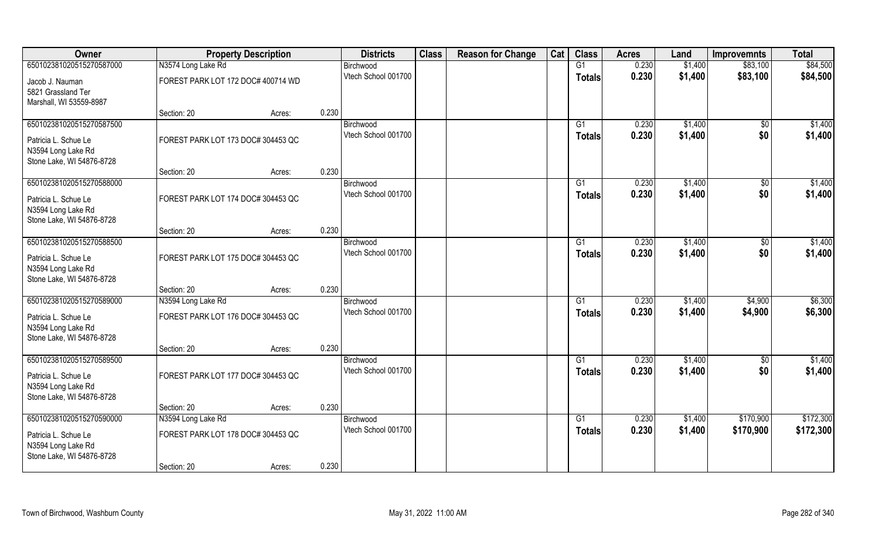| Owner | Property Description | | | Districts | Class | Reason for Change | Cat | Class | Acres | Land | Improvemnts | Total |
|---|---|---|---|---|---|---|---|---|---|---|---|---|
| 650102381020515270587000 | N3574 Long Lake Rd | | | Birchwood | | | | G1 | 0.230 | $1,400 | $83,100 | $84,500 |
| Jacob J. Nauman<br>5821 Grassland Ter<br>Marshall, WI 53559-8987 | FOREST PARK LOT 172 DOC# 400714 WD | | | Vtech School 001700 | | | | Totals | 0.230 | $1,400 | $83,100 | $84,500 |
| | Section: 20 | Acres: | 0.230 | | | | | | | | | |
| 650102381020515270587500 | | | | Birchwood | | | | G1 | 0.230 | $1,400 | $0 | $1,400 |
| Patricia L. Schue Le<br>N3594 Long Lake Rd<br>Stone Lake, WI 54876-8728 | FOREST PARK LOT 173 DOC# 304453 QC | | | Vtech School 001700 | | | | Totals | 0.230 | $1,400 | $0 | $1,400 |
| | Section: 20 | Acres: | 0.230 | | | | | | | | | |
| 650102381020515270588000 | | | | Birchwood | | | | G1 | 0.230 | $1,400 | $0 | $1,400 |
| Patricia L. Schue Le<br>N3594 Long Lake Rd<br>Stone Lake, WI 54876-8728 | FOREST PARK LOT 174 DOC# 304453 QC | | | Vtech School 001700 | | | | Totals | 0.230 | $1,400 | $0 | $1,400 |
| | Section: 20 | Acres: | 0.230 | | | | | | | | | |
| 650102381020515270588500 | | | | Birchwood | | | | G1 | 0.230 | $1,400 | $0 | $1,400 |
| Patricia L. Schue Le<br>N3594 Long Lake Rd<br>Stone Lake, WI 54876-8728 | FOREST PARK LOT 175 DOC# 304453 QC | | | Vtech School 001700 | | | | Totals | 0.230 | $1,400 | $0 | $1,400 |
| | Section: 20 | Acres: | 0.230 | | | | | | | | | |
| 650102381020515270589000 | N3594 Long Lake Rd | | | Birchwood | | | | G1 | 0.230 | $1,400 | $4,900 | $6,300 |
| Patricia L. Schue Le<br>N3594 Long Lake Rd<br>Stone Lake, WI 54876-8728 | FOREST PARK LOT 176 DOC# 304453 QC | | | Vtech School 001700 | | | | Totals | 0.230 | $1,400 | $4,900 | $6,300 |
| | Section: 20 | Acres: | 0.230 | | | | | | | | | |
| 650102381020515270589500 | | | | Birchwood | | | | G1 | 0.230 | $1,400 | $0 | $1,400 |
| Patricia L. Schue Le<br>N3594 Long Lake Rd<br>Stone Lake, WI 54876-8728 | FOREST PARK LOT 177 DOC# 304453 QC | | | Vtech School 001700 | | | | Totals | 0.230 | $1,400 | $0 | $1,400 |
| | Section: 20 | Acres: | 0.230 | | | | | | | | | |
| 650102381020515270590000 | N3594 Long Lake Rd | | | Birchwood | | | | G1 | 0.230 | $1,400 | $170,900 | $172,300 |
| Patricia L. Schue Le<br>N3594 Long Lake Rd<br>Stone Lake, WI 54876-8728 | FOREST PARK LOT 178 DOC# 304453 QC | | | Vtech School 001700 | | | | Totals | 0.230 | $1,400 | $170,900 | $172,300 |
| | Section: 20 | Acres: | 0.230 | | | | | | | | | |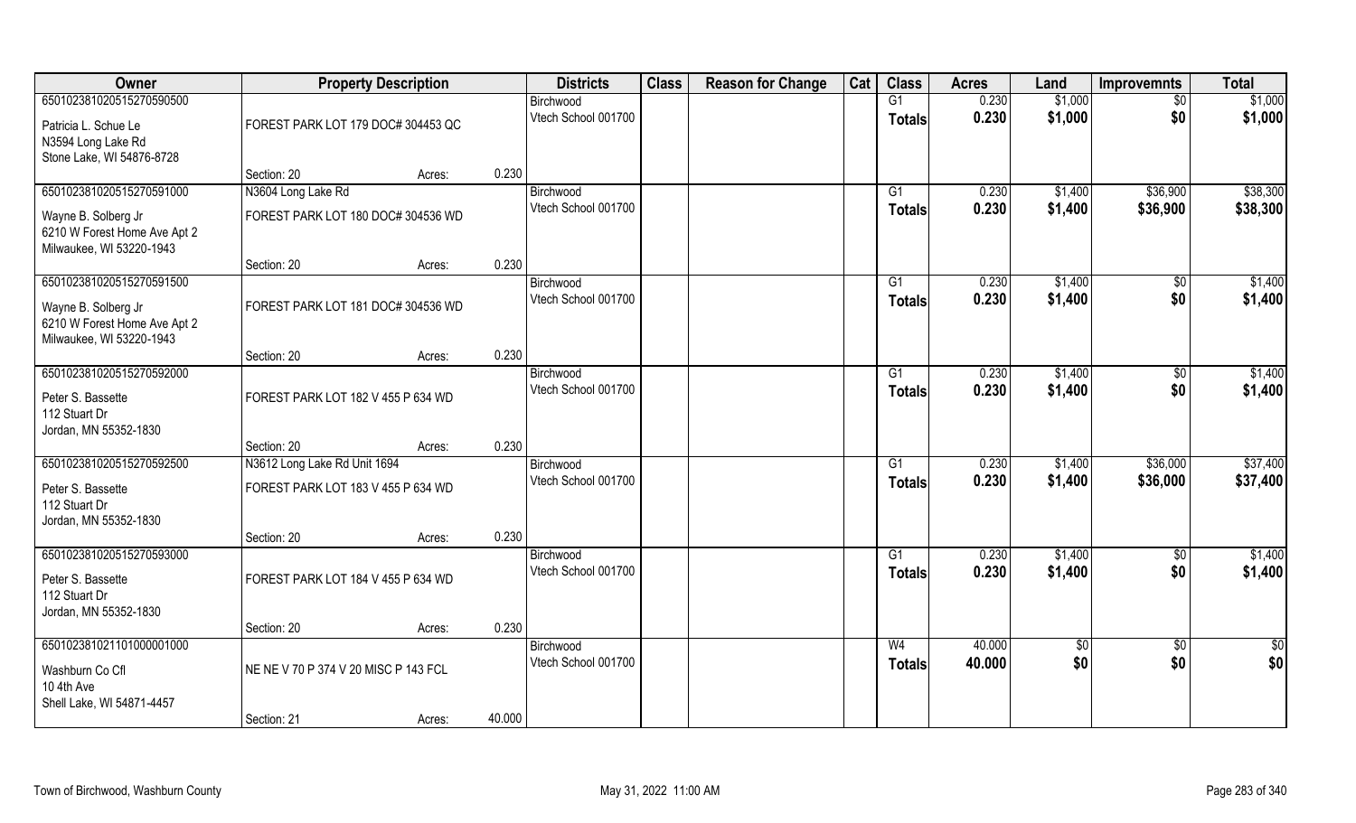| Owner | Property Description | | | Districts | Class | Reason for Change | Cat | Class | Acres | Land | Improvemnts | Total |
|---|---|---|---|---|---|---|---|---|---|---|---|---|
| 65010238102051527059050<br>Patricia L. Schue Le<br>N3594 Long Lake Rd<br>Stone Lake, WI 54876-8728 | FOREST PARK LOT 179 DOC# 304453 QC | | | Birchwood<br>Vtech School 001700 | | | | G1<br>Totals | 0.230<br>**0.230** | $1,000<br>**$1,000** | $0<br>**$0** | $1,000<br>**$1,000** |
| | Section: 20 | Acres: | 0.230 | | | | | | | | | |
| 65010238102051527059100 | N3604 Long Lake Rd | | | Birchwood<br>Vtech School 001700 | | | | G1<br>Totals | 0.230<br>**0.230** | $1,400<br>**$1,400** | $36,900<br>**$36,900** | $38,300<br>**$38,300** |
| Wayne B. Solberg Jr<br>6210 W Forest Home Ave Apt 2<br>Milwaukee, WI 53220-1943 | FOREST PARK LOT 180 DOC# 304536 WD | | | | | | | | | | | |
| | Section: 20 | Acres: | 0.230 | | | | | | | | | |
| 65010238102051527059150<br>Wayne B. Solberg Jr<br>6210 W Forest Home Ave Apt 2<br>Milwaukee, WI 53220-1943 | FOREST PARK LOT 181 DOC# 304536 WD | | | Birchwood<br>Vtech School 001700 | | | | G1<br>Totals | 0.230<br>**0.230** | $1,400<br>**$1,400** | $0<br>**$0** | $1,400<br>**$1,400** |
| | Section: 20 | Acres: | 0.230 | | | | | | | | | |
| 65010238102051527059200<br>Peter S. Bassette<br>112 Stuart Dr<br>Jordan, MN 55352-1830 | FOREST PARK LOT 182 V 455 P 634 WD | | | Birchwood<br>Vtech School 001700 | | | | G1<br>Totals | 0.230<br>**0.230** | $1,400<br>**$1,400** | $0<br>**$0** | $1,400<br>**$1,400** |
| | Section: 20 | Acres: | 0.230 | | | | | | | | | |
| 65010238102051527059250 | N3612 Long Lake Rd Unit 1694 | | | Birchwood<br>Vtech School 001700 | | | | G1<br>Totals | 0.230<br>**0.230** | $1,400<br>**$1,400** | $36,000<br>**$36,000** | $37,400<br>**$37,400** |
| Peter S. Bassette<br>112 Stuart Dr<br>Jordan, MN 55352-1830 | FOREST PARK LOT 183 V 455 P 634 WD | | | | | | | | | | | |
| | Section: 20 | Acres: | 0.230 | | | | | | | | | |
| 65010238102051527059300<br>Peter S. Bassette<br>112 Stuart Dr<br>Jordan, MN 55352-1830 | FOREST PARK LOT 184 V 455 P 634 WD | | | Birchwood<br>Vtech School 001700 | | | | G1<br>Totals | 0.230<br>**0.230** | $1,400<br>**$1,400** | $0<br>**$0** | $1,400<br>**$1,400** |
| | Section: 20 | Acres: | 0.230 | | | | | | | | | |
| 65010238102110100000100<br>Washburn Co Cfl<br>10 4th Ave<br>Shell Lake, WI 54871-4457 | NE NE V 70 P 374 V 20 MISC P 143 FCL | | | Birchwood<br>Vtech School 001700 | | | | W4<br>Totals | 40.000<br>**40.000** | $0<br>**$0** | $0<br>**$0** | $0<br>**$0** |
| | Section: 21 | Acres: | 40.000 | | | | | | | | | |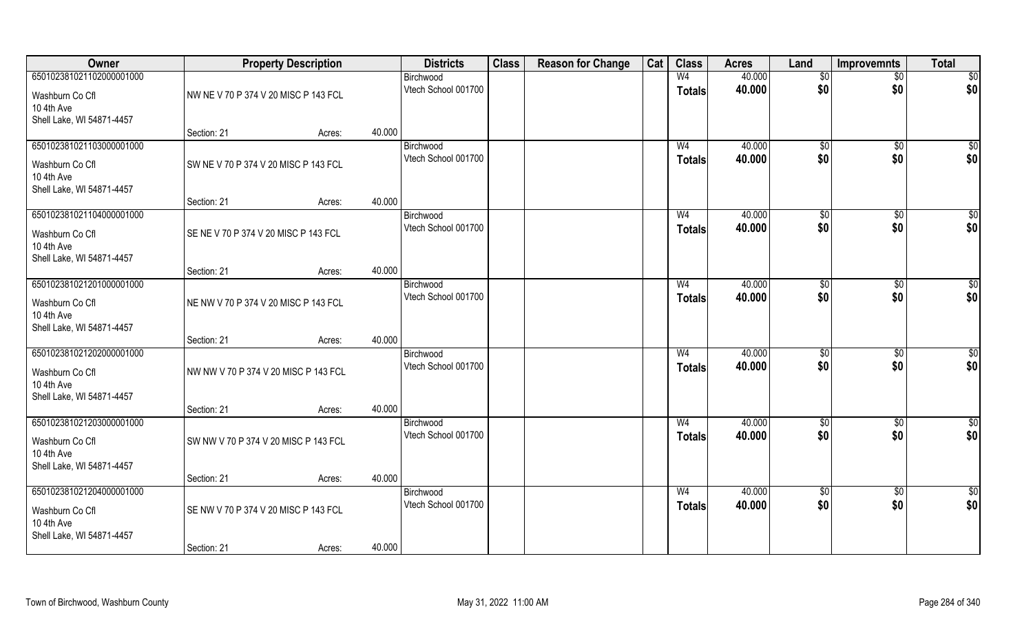| Owner | Property Description | | | Districts | Class | Reason for Change | Cat | Class | Acres | Land | Improvemnts | Total |
|---|---|---|---|---|---|---|---|---|---|---|---|---|
| 65010238102110200000 1000 | | | | Birchwood | | | | W4 | 40.000 | $0 | $0 | $0 |
| Washburn Co Cfl<br>10 4th Ave<br>Shell Lake, WI 54871-4457 | NW NE V 70 P 374 V 20 MISC P 143 FCL | | | Vtech School 001700 | | | | Totals | 40.000 | $0 | $0 | $0 |
| | Section: 21 | Acres: | 40.000 | | | | | | | | | |
| 650102381021103000001000 | | | | Birchwood | | | | W4 | 40.000 | $0 | $0 | $0 |
| Washburn Co Cfl<br>10 4th Ave<br>Shell Lake, WI 54871-4457 | SW NE V 70 P 374 V 20 MISC P 143 FCL | | | Vtech School 001700 | | | | Totals | 40.000 | $0 | $0 | $0 |
| | Section: 21 | Acres: | 40.000 | | | | | | | | | |
| 650102381021104000001000 | | | | Birchwood | | | | W4 | 40.000 | $0 | $0 | $0 |
| Washburn Co Cfl<br>10 4th Ave<br>Shell Lake, WI 54871-4457 | SE NE V 70 P 374 V 20 MISC P 143 FCL | | | Vtech School 001700 | | | | Totals | 40.000 | $0 | $0 | $0 |
| | Section: 21 | Acres: | 40.000 | | | | | | | | | |
| 650102381021201000001000 | | | | Birchwood | | | | W4 | 40.000 | $0 | $0 | $0 |
| Washburn Co Cfl<br>10 4th Ave<br>Shell Lake, WI 54871-4457 | NE NW V 70 P 374 V 20 MISC P 143 FCL | | | Vtech School 001700 | | | | Totals | 40.000 | $0 | $0 | $0 |
| | Section: 21 | Acres: | 40.000 | | | | | | | | | |
| 650102381021202000001000 | | | | Birchwood | | | | W4 | 40.000 | $0 | $0 | $0 |
| Washburn Co Cfl<br>10 4th Ave<br>Shell Lake, WI 54871-4457 | NW NW V 70 P 374 V 20 MISC P 143 FCL | | | Vtech School 001700 | | | | Totals | 40.000 | $0 | $0 | $0 |
| | Section: 21 | Acres: | 40.000 | | | | | | | | | |
| 650102381021203000001000 | | | | Birchwood | | | | W4 | 40.000 | $0 | $0 | $0 |
| Washburn Co Cfl<br>10 4th Ave<br>Shell Lake, WI 54871-4457 | SW NW V 70 P 374 V 20 MISC P 143 FCL | | | Vtech School 001700 | | | | Totals | 40.000 | $0 | $0 | $0 |
| | Section: 21 | Acres: | 40.000 | | | | | | | | | |
| 650102381021204000001000 | | | | Birchwood | | | | W4 | 40.000 | $0 | $0 | $0 |
| Washburn Co Cfl<br>10 4th Ave<br>Shell Lake, WI 54871-4457 | SE NW V 70 P 374 V 20 MISC P 143 FCL | | | Vtech School 001700 | | | | Totals | 40.000 | $0 | $0 | $0 |
| | Section: 21 | Acres: | 40.000 | | | | | | | | | |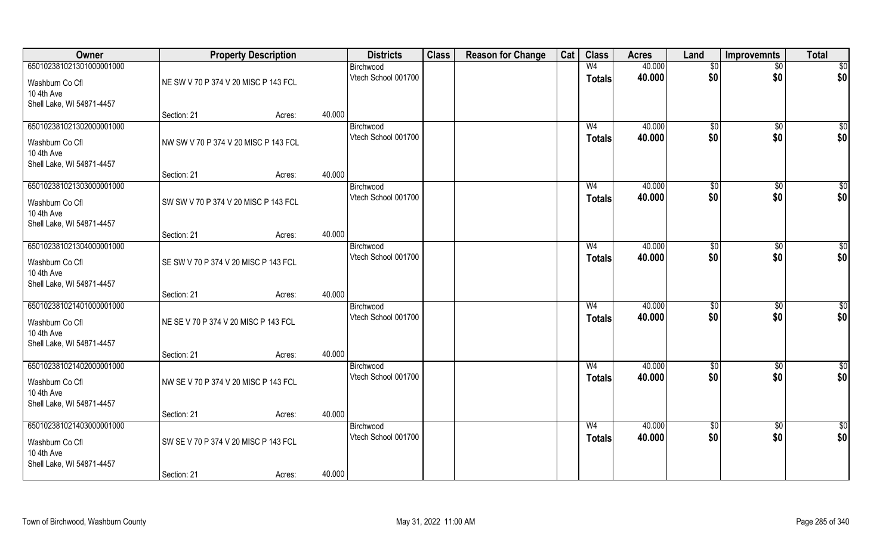| Owner | Property Description | | | Districts | Class | Reason for Change | Cat | Class | Acres | Land | Improvemnts | Total |
|---|---|---|---|---|---|---|---|---|---|---|---|---|
| 650102381021301000001000 | | | | Birchwood | | | | W4 | 40.000 | $0 | $0 | $0 |
| Washburn Co Cfl<br>10 4th Ave<br>Shell Lake, WI 54871-4457 | NE SW V 70 P 374 V 20 MISC P 143 FCL | | | Vtech School 001700 | | | | Totals | 40.000 | $0 | $0 | $0 |
| | Section: 21 | Acres: | 40.000 | | | | | | | | | |
| 650102381021302000001000 | | | | Birchwood | | | | W4 | 40.000 | $0 | $0 | $0 |
| Washburn Co Cfl<br>10 4th Ave<br>Shell Lake, WI 54871-4457 | NW SW V 70 P 374 V 20 MISC P 143 FCL | | | Vtech School 001700 | | | | Totals | 40.000 | $0 | $0 | $0 |
| | Section: 21 | Acres: | 40.000 | | | | | | | | | |
| 650102381021303000001000 | | | | Birchwood | | | | W4 | 40.000 | $0 | $0 | $0 |
| Washburn Co Cfl<br>10 4th Ave<br>Shell Lake, WI 54871-4457 | SW SW V 70 P 374 V 20 MISC P 143 FCL | | | Vtech School 001700 | | | | Totals | 40.000 | $0 | $0 | $0 |
| | Section: 21 | Acres: | 40.000 | | | | | | | | | |
| 650102381021304000001000 | | | | Birchwood | | | | W4 | 40.000 | $0 | $0 | $0 |
| Washburn Co Cfl<br>10 4th Ave<br>Shell Lake, WI 54871-4457 | SE SW V 70 P 374 V 20 MISC P 143 FCL | | | Vtech School 001700 | | | | Totals | 40.000 | $0 | $0 | $0 |
| | Section: 21 | Acres: | 40.000 | | | | | | | | | |
| 650102381021401000001000 | | | | Birchwood | | | | W4 | 40.000 | $0 | $0 | $0 |
| Washburn Co Cfl<br>10 4th Ave<br>Shell Lake, WI 54871-4457 | NE SE V 70 P 374 V 20 MISC P 143 FCL | | | Vtech School 001700 | | | | Totals | 40.000 | $0 | $0 | $0 |
| | Section: 21 | Acres: | 40.000 | | | | | | | | | |
| 650102381021402000001000 | | | | Birchwood | | | | W4 | 40.000 | $0 | $0 | $0 |
| Washburn Co Cfl<br>10 4th Ave<br>Shell Lake, WI 54871-4457 | NW SE V 70 P 374 V 20 MISC P 143 FCL | | | Vtech School 001700 | | | | Totals | 40.000 | $0 | $0 | $0 |
| | Section: 21 | Acres: | 40.000 | | | | | | | | | |
| 650102381021403000001000 | | | | Birchwood | | | | W4 | 40.000 | $0 | $0 | $0 |
| Washburn Co Cfl<br>10 4th Ave<br>Shell Lake, WI 54871-4457 | SW SE V 70 P 374 V 20 MISC P 143 FCL | | | Vtech School 001700 | | | | Totals | 40.000 | $0 | $0 | $0 |
| | Section: 21 | Acres: | 40.000 | | | | | | | | | |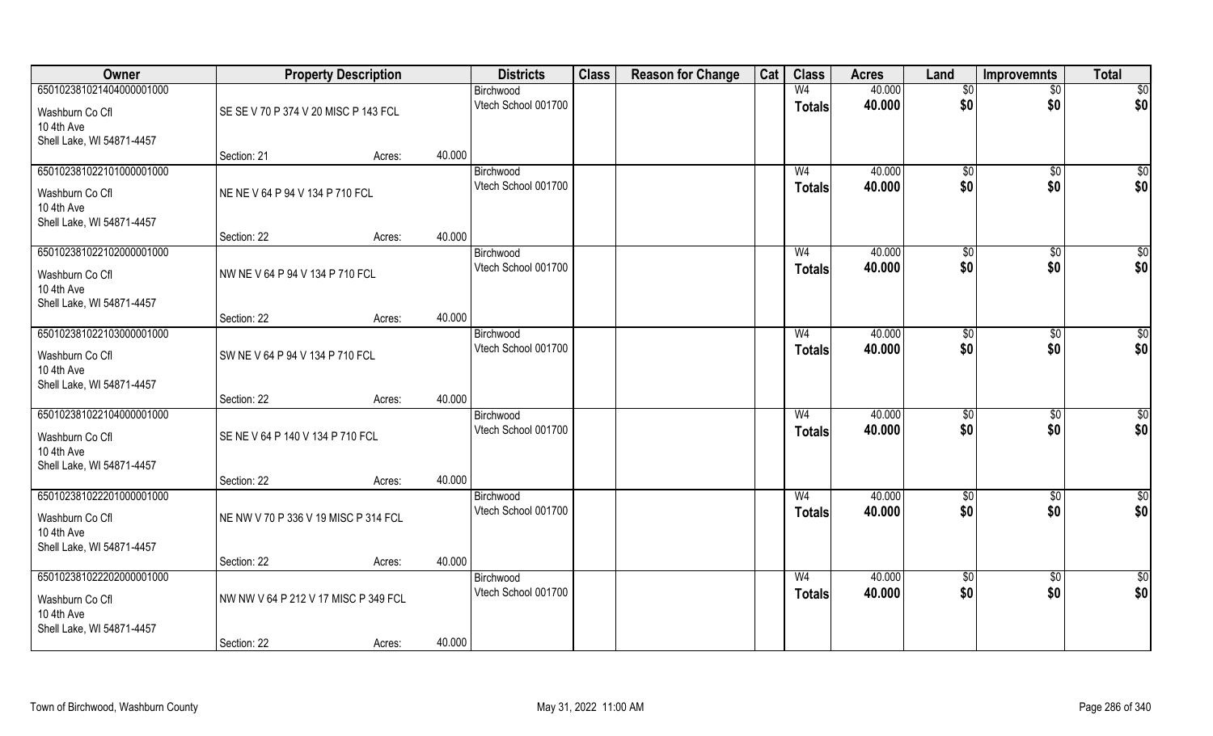| Owner | Property Description | | | Districts | Class | Reason for Change | Cat | Class | Acres | Land | Improvemnts | Total |
|---|---|---|---|---|---|---|---|---|---|---|---|---|
| 65010238102140400000100 0 | | | | Birchwood | | | | W4 | 40.000 | $0 | $0 | $0 |
| Washburn Co Cfl<br>10 4th Ave<br>Shell Lake, WI 54871-4457 | SE SE V 70 P 374 V 20 MISC P 143 FCL | | | Vtech School 001700 | | | | Totals | 40.000 | $0 | $0 | $0 |
| | Section: 21 | Acres: | 40.000 | | | | | | | | | |
| 650102381022101000001000 | | | | Birchwood | | | | W4 | 40.000 | $0 | $0 | $0 |
| Washburn Co Cfl<br>10 4th Ave<br>Shell Lake, WI 54871-4457 | NE NE V 64 P 94 V 134 P 710 FCL | | | Vtech School 001700 | | | | Totals | 40.000 | $0 | $0 | $0 |
| | Section: 22 | Acres: | 40.000 | | | | | | | | | |
| 650102381022102000001000 | | | | Birchwood | | | | W4 | 40.000 | $0 | $0 | $0 |
| Washburn Co Cfl<br>10 4th Ave<br>Shell Lake, WI 54871-4457 | NW NE V 64 P 94 V 134 P 710 FCL | | | Vtech School 001700 | | | | Totals | 40.000 | $0 | $0 | $0 |
| | Section: 22 | Acres: | 40.000 | | | | | | | | | |
| 650102381022103000001000 | | | | Birchwood | | | | W4 | 40.000 | $0 | $0 | $0 |
| Washburn Co Cfl<br>10 4th Ave<br>Shell Lake, WI 54871-4457 | SW NE V 64 P 94 V 134 P 710 FCL | | | Vtech School 001700 | | | | Totals | 40.000 | $0 | $0 | $0 |
| | Section: 22 | Acres: | 40.000 | | | | | | | | | |
| 650102381022104000001000 | | | | Birchwood | | | | W4 | 40.000 | $0 | $0 | $0 |
| Washburn Co Cfl<br>10 4th Ave<br>Shell Lake, WI 54871-4457 | SE NE V 64 P 140 V 134 P 710 FCL | | | Vtech School 001700 | | | | Totals | 40.000 | $0 | $0 | $0 |
| | Section: 22 | Acres: | 40.000 | | | | | | | | | |
| 650102381022201000001000 | | | | Birchwood | | | | W4 | 40.000 | $0 | $0 | $0 |
| Washburn Co Cfl<br>10 4th Ave<br>Shell Lake, WI 54871-4457 | NE NW V 70 P 336 V 19 MISC P 314 FCL | | | Vtech School 001700 | | | | Totals | 40.000 | $0 | $0 | $0 |
| | Section: 22 | Acres: | 40.000 | | | | | | | | | |
| 650102381022202000001000 | | | | Birchwood | | | | W4 | 40.000 | $0 | $0 | $0 |
| Washburn Co Cfl<br>10 4th Ave<br>Shell Lake, WI 54871-4457 | NW NW V 64 P 212 V 17 MISC P 349 FCL | | | Vtech School 001700 | | | | Totals | 40.000 | $0 | $0 | $0 |
| | Section: 22 | Acres: | 40.000 | | | | | | | | | |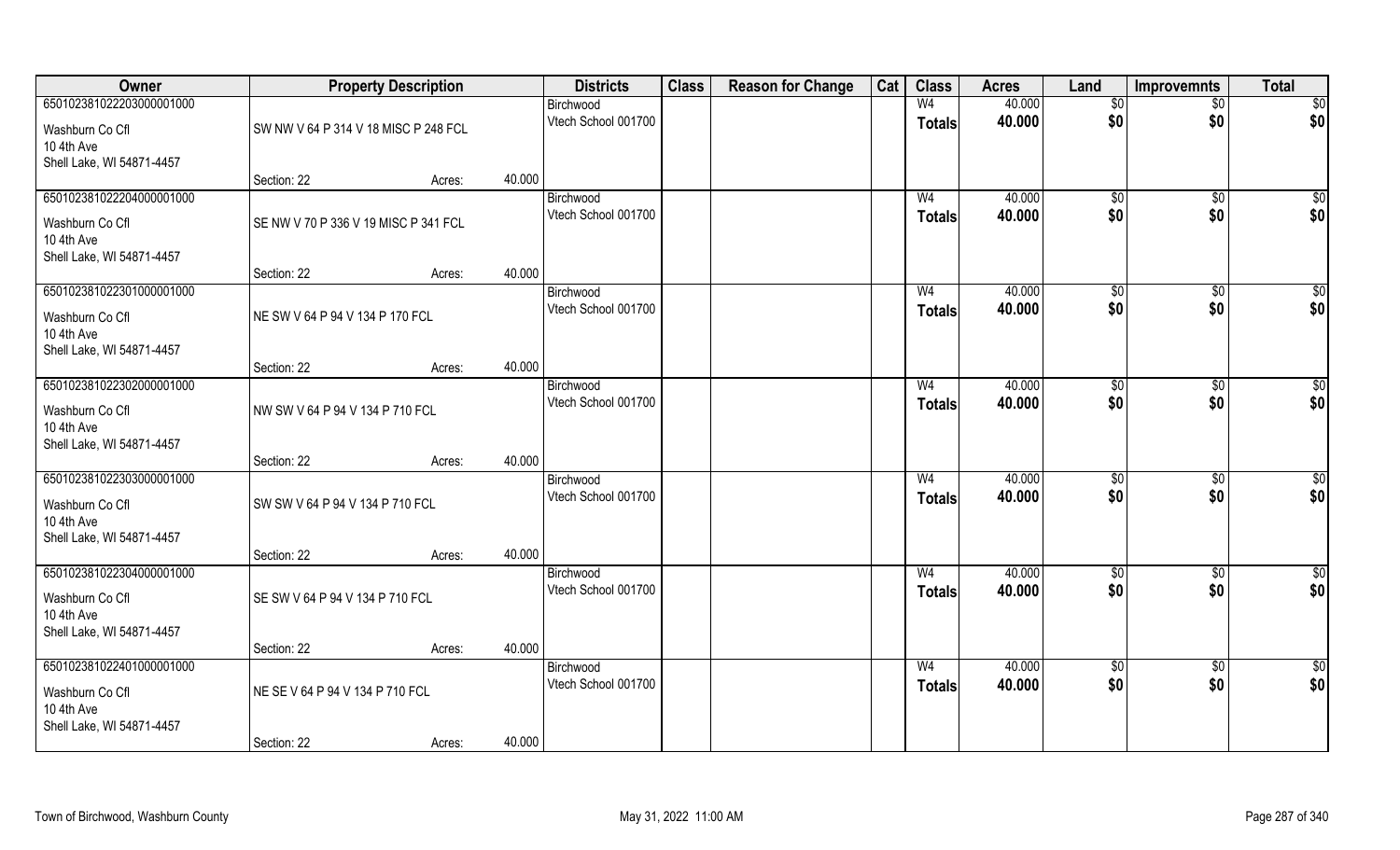| Owner | Property Description | | | Districts | Class | Reason for Change | Cat | Class | Acres | Land | Improvemnts | Total |
|---|---|---|---|---|---|---|---|---|---|---|---|---|
| 65010238102220300001000 | | | | Birchwood | | | | W4 | 40.000 | $0 | $0 | $0 |
| Washburn Co Cfl<br>10 4th Ave<br>Shell Lake, WI 54871-4457 | SW NW V 64 P 314 V 18 MISC P 248 FCL | | | Vtech School 001700 | | | | Totals | 40.000 | $0 | $0 | $0 |
| | Section: 22 | Acres: | 40.000 | | | | | | | | | |
| 65010238102220400001000 | | | | Birchwood | | | | W4 | 40.000 | $0 | $0 | $0 |
| Washburn Co Cfl<br>10 4th Ave<br>Shell Lake, WI 54871-4457 | SE NW V 70 P 336 V 19 MISC P 341 FCL | | | Vtech School 001700 | | | | Totals | 40.000 | $0 | $0 | $0 |
| | Section: 22 | Acres: | 40.000 | | | | | | | | | |
| 65010238102230100001000 | | | | Birchwood | | | | W4 | 40.000 | $0 | $0 | $0 |
| Washburn Co Cfl<br>10 4th Ave<br>Shell Lake, WI 54871-4457 | NE SW V 64 P 94 V 134 P 170 FCL | | | Vtech School 001700 | | | | Totals | 40.000 | $0 | $0 | $0 |
| | Section: 22 | Acres: | 40.000 | | | | | | | | | |
| 65010238102230200001000 | | | | Birchwood | | | | W4 | 40.000 | $0 | $0 | $0 |
| Washburn Co Cfl<br>10 4th Ave<br>Shell Lake, WI 54871-4457 | NW SW V 64 P 94 V 134 P 710 FCL | | | Vtech School 001700 | | | | Totals | 40.000 | $0 | $0 | $0 |
| | Section: 22 | Acres: | 40.000 | | | | | | | | | |
| 65010238102230300001000 | | | | Birchwood | | | | W4 | 40.000 | $0 | $0 | $0 |
| Washburn Co Cfl<br>10 4th Ave<br>Shell Lake, WI 54871-4457 | SW SW V 64 P 94 V 134 P 710 FCL | | | Vtech School 001700 | | | | Totals | 40.000 | $0 | $0 | $0 |
| | Section: 22 | Acres: | 40.000 | | | | | | | | | |
| 65010238102230400001000 | | | | Birchwood | | | | W4 | 40.000 | $0 | $0 | $0 |
| Washburn Co Cfl<br>10 4th Ave<br>Shell Lake, WI 54871-4457 | SE SW V 64 P 94 V 134 P 710 FCL | | | Vtech School 001700 | | | | Totals | 40.000 | $0 | $0 | $0 |
| | Section: 22 | Acres: | 40.000 | | | | | | | | | |
| 65010238102240100001000 | | | | Birchwood | | | | W4 | 40.000 | $0 | $0 | $0 |
| Washburn Co Cfl<br>10 4th Ave<br>Shell Lake, WI 54871-4457 | NE SE V 64 P 94 V 134 P 710 FCL | | | Vtech School 001700 | | | | Totals | 40.000 | $0 | $0 | $0 |
| | Section: 22 | Acres: | 40.000 | | | | | | | | | |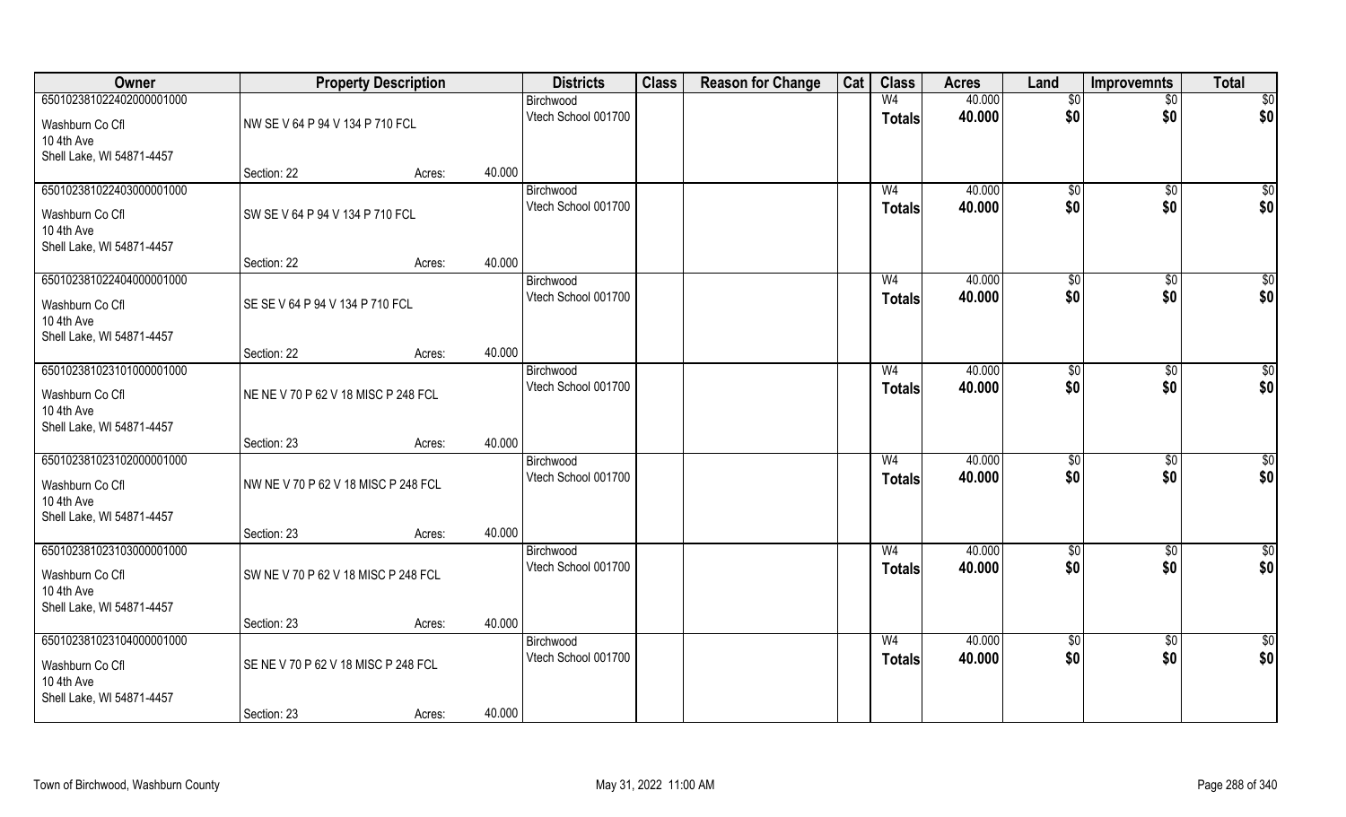| Owner | Property Description | | | Districts | Class | Reason for Change | Cat | Class | Acres | Land | Improvemnts | Total |
|---|---|---|---|---|---|---|---|---|---|---|---|---|
| 65010238102240200001000 | | | | Birchwood | | | | W4 | 40.000 | $0 | $0 | $0 |
| Washburn Co Cfl<br>10 4th Ave<br>Shell Lake, WI 54871-4457 | NW SE V 64 P 94 V 134 P 710 FCL | | | Vtech School 001700 | | | | Totals | 40.000 | $0 | $0 | $0 |
| | Section: 22 | Acres: | 40.000 | | | | | | | | | |
| 65010238102240300001000 | | | | Birchwood | | | | W4 | 40.000 | $0 | $0 | $0 |
| Washburn Co Cfl<br>10 4th Ave<br>Shell Lake, WI 54871-4457 | SW SE V 64 P 94 V 134 P 710 FCL | | | Vtech School 001700 | | | | Totals | 40.000 | $0 | $0 | $0 |
| | Section: 22 | Acres: | 40.000 | | | | | | | | | |
| 65010238102240400001000 | | | | Birchwood | | | | W4 | 40.000 | $0 | $0 | $0 |
| Washburn Co Cfl<br>10 4th Ave<br>Shell Lake, WI 54871-4457 | SE SE V 64 P 94 V 134 P 710 FCL | | | Vtech School 001700 | | | | Totals | 40.000 | $0 | $0 | $0 |
| | Section: 22 | Acres: | 40.000 | | | | | | | | | |
| 65010238102310100001000 | | | | Birchwood | | | | W4 | 40.000 | $0 | $0 | $0 |
| Washburn Co Cfl<br>10 4th Ave<br>Shell Lake, WI 54871-4457 | NE NE V 70 P 62 V 18 MISC P 248 FCL | | | Vtech School 001700 | | | | Totals | 40.000 | $0 | $0 | $0 |
| | Section: 23 | Acres: | 40.000 | | | | | | | | | |
| 65010238102310200001000 | | | | Birchwood | | | | W4 | 40.000 | $0 | $0 | $0 |
| Washburn Co Cfl<br>10 4th Ave<br>Shell Lake, WI 54871-4457 | NW NE V 70 P 62 V 18 MISC P 248 FCL | | | Vtech School 001700 | | | | Totals | 40.000 | $0 | $0 | $0 |
| | Section: 23 | Acres: | 40.000 | | | | | | | | | |
| 65010238102310300001000 | | | | Birchwood | | | | W4 | 40.000 | $0 | $0 | $0 |
| Washburn Co Cfl<br>10 4th Ave<br>Shell Lake, WI 54871-4457 | SW NE V 70 P 62 V 18 MISC P 248 FCL | | | Vtech School 001700 | | | | Totals | 40.000 | $0 | $0 | $0 |
| | Section: 23 | Acres: | 40.000 | | | | | | | | | |
| 65010238102310400001000 | | | | Birchwood | | | | W4 | 40.000 | $0 | $0 | $0 |
| Washburn Co Cfl<br>10 4th Ave<br>Shell Lake, WI 54871-4457 | SE NE V 70 P 62 V 18 MISC P 248 FCL | | | Vtech School 001700 | | | | Totals | 40.000 | $0 | $0 | $0 |
| | Section: 23 | Acres: | 40.000 | | | | | | | | | |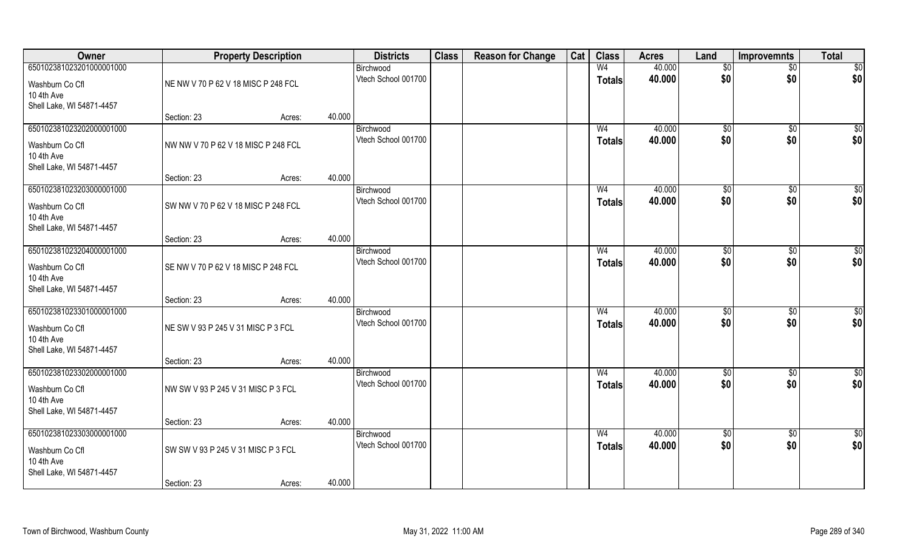| Owner | Property Description | | | Districts | Class | Reason for Change | Cat | Class | Acres | Land | Improvemnts | Total |
|---|---|---|---|---|---|---|---|---|---|---|---|---|
| 650102381023201000001000 | | | | Birchwood | | | | W4 | 40.000 | $0 | $0 | $0 |
| Washburn Co Cfl<br>10 4th Ave<br>Shell Lake, WI 54871-4457 | NE NW V 70 P 62 V 18 MISC P 248 FCL | | | Vtech School 001700 | | | | Totals | 40.000 | $0 | $0 | $0 |
| | Section: 23 | Acres: | 40.000 | | | | | | | | | |
| 650102381023202000001000 | | | | Birchwood | | | | W4 | 40.000 | $0 | $0 | $0 |
| Washburn Co Cfl<br>10 4th Ave<br>Shell Lake, WI 54871-4457 | NW NW V 70 P 62 V 18 MISC P 248 FCL | | | Vtech School 001700 | | | | Totals | 40.000 | $0 | $0 | $0 |
| | Section: 23 | Acres: | 40.000 | | | | | | | | | |
| 650102381023203000001000 | | | | Birchwood | | | | W4 | 40.000 | $0 | $0 | $0 |
| Washburn Co Cfl<br>10 4th Ave<br>Shell Lake, WI 54871-4457 | SW NW V 70 P 62 V 18 MISC P 248 FCL | | | Vtech School 001700 | | | | Totals | 40.000 | $0 | $0 | $0 |
| | Section: 23 | Acres: | 40.000 | | | | | | | | | |
| 650102381023204000001000 | | | | Birchwood | | | | W4 | 40.000 | $0 | $0 | $0 |
| Washburn Co Cfl<br>10 4th Ave<br>Shell Lake, WI 54871-4457 | SE NW V 70 P 62 V 18 MISC P 248 FCL | | | Vtech School 001700 | | | | Totals | 40.000 | $0 | $0 | $0 |
| | Section: 23 | Acres: | 40.000 | | | | | | | | | |
| 650102381023301000001000 | | | | Birchwood | | | | W4 | 40.000 | $0 | $0 | $0 |
| Washburn Co Cfl<br>10 4th Ave<br>Shell Lake, WI 54871-4457 | NE SW V 93 P 245 V 31 MISC P 3 FCL | | | Vtech School 001700 | | | | Totals | 40.000 | $0 | $0 | $0 |
| | Section: 23 | Acres: | 40.000 | | | | | | | | | |
| 650102381023302000001000 | | | | Birchwood | | | | W4 | 40.000 | $0 | $0 | $0 |
| Washburn Co Cfl<br>10 4th Ave<br>Shell Lake, WI 54871-4457 | NW SW V 93 P 245 V 31 MISC P 3 FCL | | | Vtech School 001700 | | | | Totals | 40.000 | $0 | $0 | $0 |
| | Section: 23 | Acres: | 40.000 | | | | | | | | | |
| 650102381023303000001000 | | | | Birchwood | | | | W4 | 40.000 | $0 | $0 | $0 |
| Washburn Co Cfl<br>10 4th Ave<br>Shell Lake, WI 54871-4457 | SW SW V 93 P 245 V 31 MISC P 3 FCL | | | Vtech School 001700 | | | | Totals | 40.000 | $0 | $0 | $0 |
| | Section: 23 | Acres: | 40.000 | | | | | | | | | |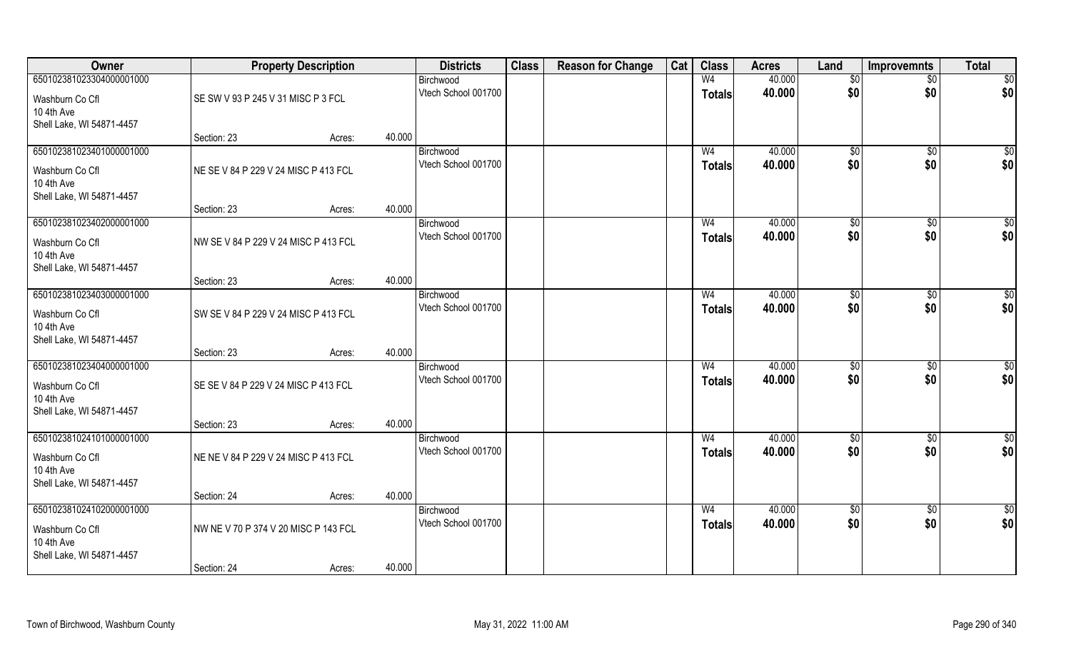| Owner | Property Description | | | Districts | Class | Reason for Change | Cat | Class | Acres | Land | Improvemnts | Total |
|---|---|---|---|---|---|---|---|---|---|---|---|---|
| 650102381023304000001000 | | | | Birchwood | | | | W4 | 40.000 | $0 | $0 | $0 |
| Washburn Co Cfl<br>10 4th Ave<br>Shell Lake, WI 54871-4457 | SE SW V 93 P 245 V 31 MISC P 3 FCL | | | Vtech School 001700 | | | | **Totals** | **40.000** | **$0** | **$0** | **$0** |
| | Section: 23 | Acres: | 40.000 | | | | | | | | | |
| 650102381023401000001000 | | | | Birchwood | | | | W4 | 40.000 | $0 | $0 | $0 |
| Washburn Co Cfl<br>10 4th Ave<br>Shell Lake, WI 54871-4457 | NE SE V 84 P 229 V 24 MISC P 413 FCL | | | Vtech School 001700 | | | | **Totals** | **40.000** | **$0** | **$0** | **$0** |
| | Section: 23 | Acres: | 40.000 | | | | | | | | | |
| 650102381023402000001000 | | | | Birchwood | | | | W4 | 40.000 | $0 | $0 | $0 |
| Washburn Co Cfl<br>10 4th Ave<br>Shell Lake, WI 54871-4457 | NW SE V 84 P 229 V 24 MISC P 413 FCL | | | Vtech School 001700 | | | | **Totals** | **40.000** | **$0** | **$0** | **$0** |
| | Section: 23 | Acres: | 40.000 | | | | | | | | | |
| 650102381023403000001000 | | | | Birchwood | | | | W4 | 40.000 | $0 | $0 | $0 |
| Washburn Co Cfl<br>10 4th Ave<br>Shell Lake, WI 54871-4457 | SW SE V 84 P 229 V 24 MISC P 413 FCL | | | Vtech School 001700 | | | | **Totals** | **40.000** | **$0** | **$0** | **$0** |
| | Section: 23 | Acres: | 40.000 | | | | | | | | | |
| 650102381023404000001000 | | | | Birchwood | | | | W4 | 40.000 | $0 | $0 | $0 |
| Washburn Co Cfl<br>10 4th Ave<br>Shell Lake, WI 54871-4457 | SE SE V 84 P 229 V 24 MISC P 413 FCL | | | Vtech School 001700 | | | | **Totals** | **40.000** | **$0** | **$0** | **$0** |
| | Section: 23 | Acres: | 40.000 | | | | | | | | | |
| 650102381024101000001000 | | | | Birchwood | | | | W4 | 40.000 | $0 | $0 | $0 |
| Washburn Co Cfl<br>10 4th Ave<br>Shell Lake, WI 54871-4457 | NE NE V 84 P 229 V 24 MISC P 413 FCL | | | Vtech School 001700 | | | | **Totals** | **40.000** | **$0** | **$0** | **$0** |
| | Section: 24 | Acres: | 40.000 | | | | | | | | | |
| 650102381024102000001000 | | | | Birchwood | | | | W4 | 40.000 | $0 | $0 | $0 |
| Washburn Co Cfl<br>10 4th Ave<br>Shell Lake, WI 54871-4457 | NW NE V 70 P 374 V 20 MISC P 143 FCL | | | Vtech School 001700 | | | | **Totals** | **40.000** | **$0** | **$0** | **$0** |
| | Section: 24 | Acres: | 40.000 | | | | | | | | | |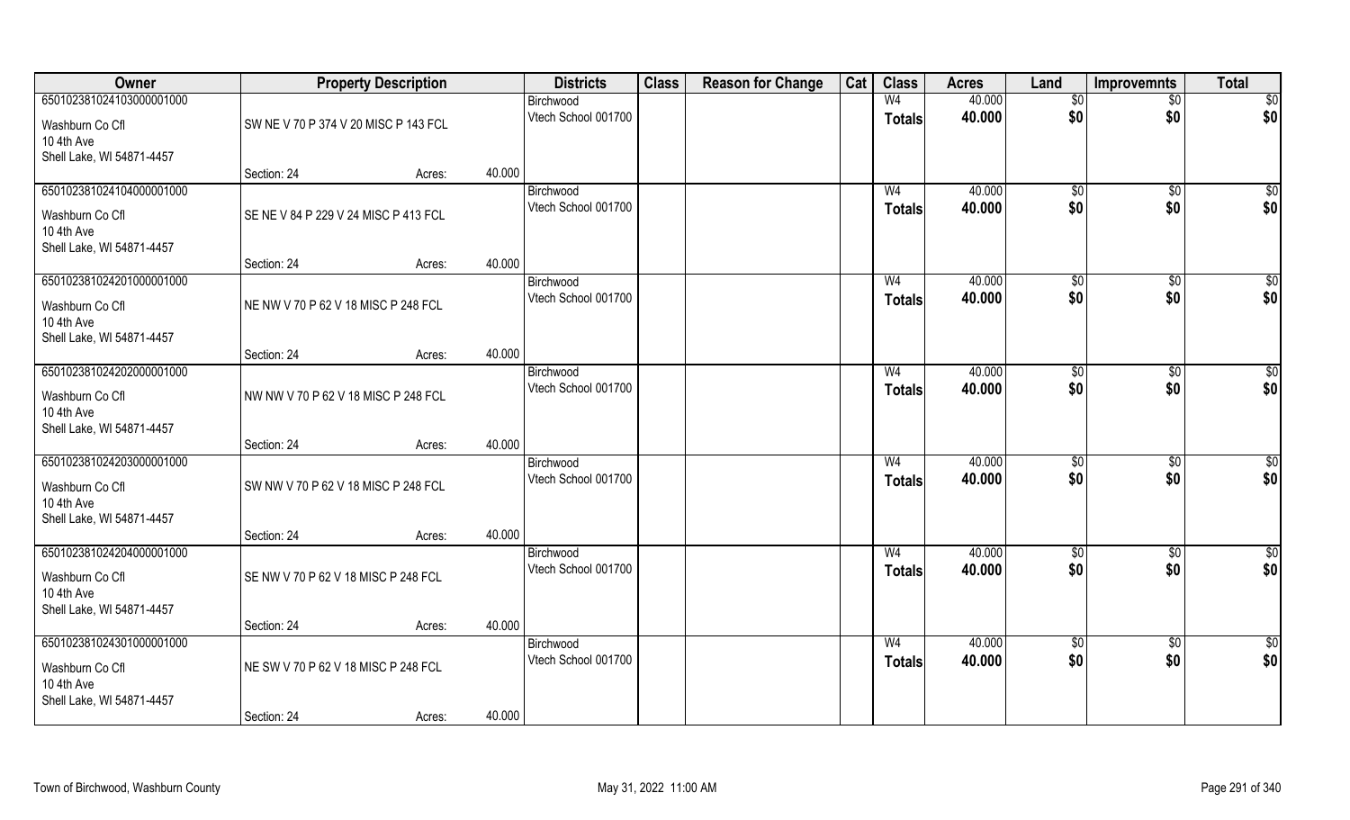| Owner | Property Description | | | Districts | Class | Reason for Change | Cat | Class | Acres | Land | Improvemnts | Total |
|---|---|---|---|---|---|---|---|---|---|---|---|---|
| 650102381024103000001000 | | | | Birchwood | | | | W4 | 40.000 | $0 | $0 | $0 |
| Washburn Co Cfl | SW NE V 70 P 374 V 20 MISC P 143 FCL | | | Vtech School 001700 | | | | Totals | 40.000 | $0 | $0 | $0 |
| 10 4th Ave | | | | | | | | | | | | |
| Shell Lake, WI 54871-4457 | | | | | | | | | | | | |
| | Section: 24 | Acres: | 40.000 | | | | | | | | | |
| 650102381024104000001000 | | | | Birchwood | | | | W4 | 40.000 | $0 | $0 | $0 |
| Washburn Co Cfl | SE NE V 84 P 229 V 24 MISC P 413 FCL | | | Vtech School 001700 | | | | Totals | 40.000 | $0 | $0 | $0 |
| 10 4th Ave | | | | | | | | | | | | |
| Shell Lake, WI 54871-4457 | | | | | | | | | | | | |
| | Section: 24 | Acres: | 40.000 | | | | | | | | | |
| 650102381024201000001000 | | | | Birchwood | | | | W4 | 40.000 | $0 | $0 | $0 |
| Washburn Co Cfl | NE NW V 70 P 62 V 18 MISC P 248 FCL | | | Vtech School 001700 | | | | Totals | 40.000 | $0 | $0 | $0 |
| 10 4th Ave | | | | | | | | | | | | |
| Shell Lake, WI 54871-4457 | | | | | | | | | | | | |
| | Section: 24 | Acres: | 40.000 | | | | | | | | | |
| 650102381024202000001000 | | | | Birchwood | | | | W4 | 40.000 | $0 | $0 | $0 |
| Washburn Co Cfl | NW NW V 70 P 62 V 18 MISC P 248 FCL | | | Vtech School 001700 | | | | Totals | 40.000 | $0 | $0 | $0 |
| 10 4th Ave | | | | | | | | | | | | |
| Shell Lake, WI 54871-4457 | | | | | | | | | | | | |
| | Section: 24 | Acres: | 40.000 | | | | | | | | | |
| 650102381024203000001000 | | | | Birchwood | | | | W4 | 40.000 | $0 | $0 | $0 |
| Washburn Co Cfl | SW NW V 70 P 62 V 18 MISC P 248 FCL | | | Vtech School 001700 | | | | Totals | 40.000 | $0 | $0 | $0 |
| 10 4th Ave | | | | | | | | | | | | |
| Shell Lake, WI 54871-4457 | | | | | | | | | | | | |
| | Section: 24 | Acres: | 40.000 | | | | | | | | | |
| 650102381024204000001000 | | | | Birchwood | | | | W4 | 40.000 | $0 | $0 | $0 |
| Washburn Co Cfl | SE NW V 70 P 62 V 18 MISC P 248 FCL | | | Vtech School 001700 | | | | Totals | 40.000 | $0 | $0 | $0 |
| 10 4th Ave | | | | | | | | | | | | |
| Shell Lake, WI 54871-4457 | | | | | | | | | | | | |
| | Section: 24 | Acres: | 40.000 | | | | | | | | | |
| 650102381024301000001000 | | | | Birchwood | | | | W4 | 40.000 | $0 | $0 | $0 |
| Washburn Co Cfl | NE SW V 70 P 62 V 18 MISC P 248 FCL | | | Vtech School 001700 | | | | Totals | 40.000 | $0 | $0 | $0 |
| 10 4th Ave | | | | | | | | | | | | |
| Shell Lake, WI 54871-4457 | | | | | | | | | | | | |
| | Section: 24 | Acres: | 40.000 | | | | | | | | | |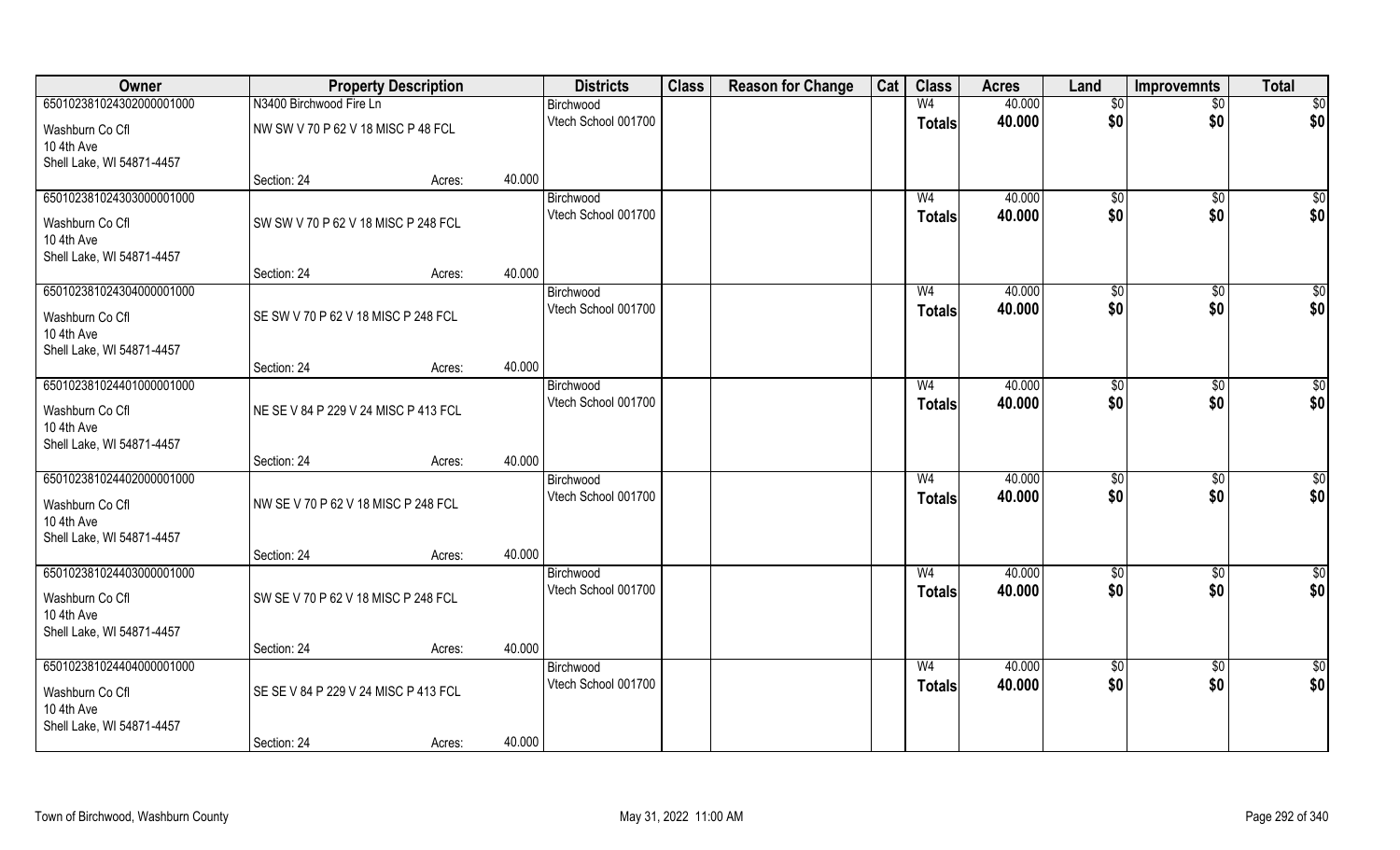| Owner | Property Description | | | Districts | Class | Reason for Change | Cat | Class | Acres | Land | Improvemnts | Total |
|---|---|---|---|---|---|---|---|---|---|---|---|---|
| 650102381024302000001000 | N3400 Birchwood Fire Ln | | | Birchwood | | | | W4 | 40.000 | $0 | $0 | $0 |
| Washburn Co Cfl<br>10 4th Ave<br>Shell Lake, WI 54871-4457 | NW SW V 70 P 62 V 18 MISC P 48 FCL | | | Vtech School 001700 | | | | Totals | 40.000 | $0 | $0 | $0 |
| | Section: 24 | Acres: | 40.000 | | | | | | | | | |
| 650102381024303000001000 | | | | Birchwood | | | | W4 | 40.000 | $0 | $0 | $0 |
| Washburn Co Cfl<br>10 4th Ave<br>Shell Lake, WI 54871-4457 | SW SW V 70 P 62 V 18 MISC P 248 FCL | | | Vtech School 001700 | | | | Totals | 40.000 | $0 | $0 | $0 |
| | Section: 24 | Acres: | 40.000 | | | | | | | | | |
| 650102381024304000001000 | | | | Birchwood | | | | W4 | 40.000 | $0 | $0 | $0 |
| Washburn Co Cfl<br>10 4th Ave<br>Shell Lake, WI 54871-4457 | SE SW V 70 P 62 V 18 MISC P 248 FCL | | | Vtech School 001700 | | | | Totals | 40.000 | $0 | $0 | $0 |
| | Section: 24 | Acres: | 40.000 | | | | | | | | | |
| 650102381024401000001000 | | | | Birchwood | | | | W4 | 40.000 | $0 | $0 | $0 |
| Washburn Co Cfl<br>10 4th Ave<br>Shell Lake, WI 54871-4457 | NE SE V 84 P 229 V 24 MISC P 413 FCL | | | Vtech School 001700 | | | | Totals | 40.000 | $0 | $0 | $0 |
| | Section: 24 | Acres: | 40.000 | | | | | | | | | |
| 650102381024402000001000 | | | | Birchwood | | | | W4 | 40.000 | $0 | $0 | $0 |
| Washburn Co Cfl<br>10 4th Ave<br>Shell Lake, WI 54871-4457 | NW SE V 70 P 62 V 18 MISC P 248 FCL | | | Vtech School 001700 | | | | Totals | 40.000 | $0 | $0 | $0 |
| | Section: 24 | Acres: | 40.000 | | | | | | | | | |
| 650102381024403000001000 | | | | Birchwood | | | | W4 | 40.000 | $0 | $0 | $0 |
| Washburn Co Cfl<br>10 4th Ave<br>Shell Lake, WI 54871-4457 | SW SE V 70 P 62 V 18 MISC P 248 FCL | | | Vtech School 001700 | | | | Totals | 40.000 | $0 | $0 | $0 |
| | Section: 24 | Acres: | 40.000 | | | | | | | | | |
| 650102381024404000001000 | | | | Birchwood | | | | W4 | 40.000 | $0 | $0 | $0 |
| Washburn Co Cfl<br>10 4th Ave<br>Shell Lake, WI 54871-4457 | SE SE V 84 P 229 V 24 MISC P 413 FCL | | | Vtech School 001700 | | | | Totals | 40.000 | $0 | $0 | $0 |
| | Section: 24 | Acres: | 40.000 | | | | | | | | | |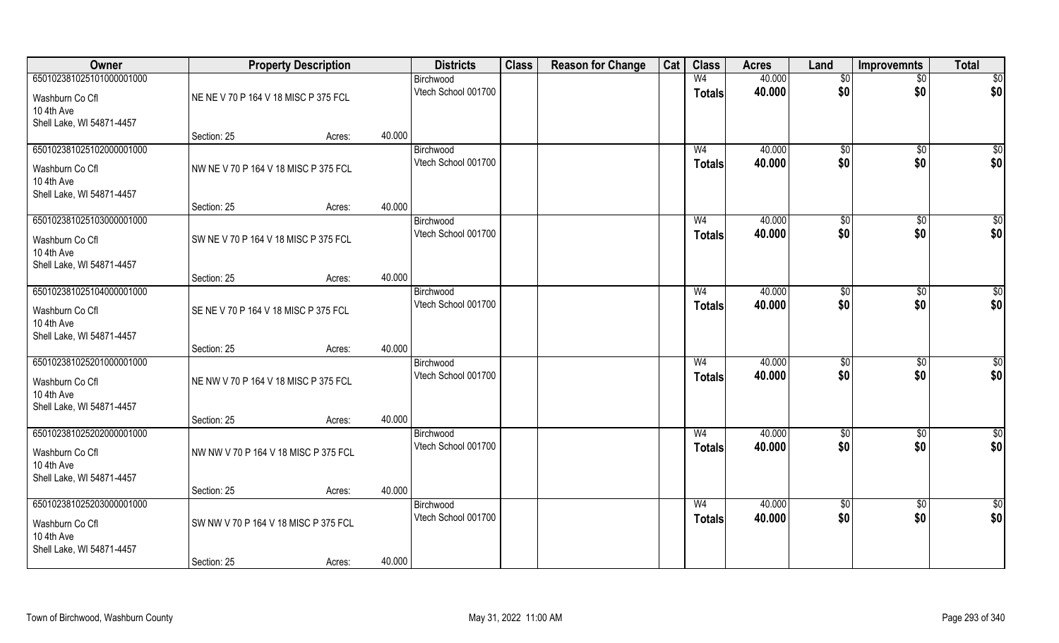| Owner | Property Description | | | Districts | Class | Reason for Change | Cat | Class | Acres | Land | Improvemnts | Total |
|---|---|---|---|---|---|---|---|---|---|---|---|---|
| 650102381025101000001000 | | | | Birchwood | | | | W4 | 40.000 | $0 | $0 | $0 |
| Washburn Co Cfl | NE NE V 70 P 164 V 18 MISC P 375 FCL | | | Vtech School 001700 | | | | Totals | 40.000 | $0 | $0 | $0 |
| 10 4th Ave | | | | | | | | | | | | |
| Shell Lake, WI 54871-4457 | | | | | | | | | | | | |
| | Section: 25 | Acres: | 40.000 | | | | | | | | | |
| 650102381025102000001000 | | | | Birchwood | | | | W4 | 40.000 | $0 | $0 | $0 |
| Washburn Co Cfl | NW NE V 70 P 164 V 18 MISC P 375 FCL | | | Vtech School 001700 | | | | Totals | 40.000 | $0 | $0 | $0 |
| 10 4th Ave | | | | | | | | | | | | |
| Shell Lake, WI 54871-4457 | | | | | | | | | | | | |
| | Section: 25 | Acres: | 40.000 | | | | | | | | | |
| 650102381025103000001000 | | | | Birchwood | | | | W4 | 40.000 | $0 | $0 | $0 |
| Washburn Co Cfl | SW NE V 70 P 164 V 18 MISC P 375 FCL | | | Vtech School 001700 | | | | Totals | 40.000 | $0 | $0 | $0 |
| 10 4th Ave | | | | | | | | | | | | |
| Shell Lake, WI 54871-4457 | | | | | | | | | | | | |
| | Section: 25 | Acres: | 40.000 | | | | | | | | | |
| 650102381025104000001000 | | | | Birchwood | | | | W4 | 40.000 | $0 | $0 | $0 |
| Washburn Co Cfl | SE NE V 70 P 164 V 18 MISC P 375 FCL | | | Vtech School 001700 | | | | Totals | 40.000 | $0 | $0 | $0 |
| 10 4th Ave | | | | | | | | | | | | |
| Shell Lake, WI 54871-4457 | | | | | | | | | | | | |
| | Section: 25 | Acres: | 40.000 | | | | | | | | | |
| 650102381025201000001000 | | | | Birchwood | | | | W4 | 40.000 | $0 | $0 | $0 |
| Washburn Co Cfl | NE NW V 70 P 164 V 18 MISC P 375 FCL | | | Vtech School 001700 | | | | Totals | 40.000 | $0 | $0 | $0 |
| 10 4th Ave | | | | | | | | | | | | |
| Shell Lake, WI 54871-4457 | | | | | | | | | | | | |
| | Section: 25 | Acres: | 40.000 | | | | | | | | | |
| 650102381025202000001000 | | | | Birchwood | | | | W4 | 40.000 | $0 | $0 | $0 |
| Washburn Co Cfl | NW NW V 70 P 164 V 18 MISC P 375 FCL | | | Vtech School 001700 | | | | Totals | 40.000 | $0 | $0 | $0 |
| 10 4th Ave | | | | | | | | | | | | |
| Shell Lake, WI 54871-4457 | | | | | | | | | | | | |
| | Section: 25 | Acres: | 40.000 | | | | | | | | | |
| 650102381025203000001000 | | | | Birchwood | | | | W4 | 40.000 | $0 | $0 | $0 |
| Washburn Co Cfl | SW NW V 70 P 164 V 18 MISC P 375 FCL | | | Vtech School 001700 | | | | Totals | 40.000 | $0 | $0 | $0 |
| 10 4th Ave | | | | | | | | | | | | |
| Shell Lake, WI 54871-4457 | | | | | | | | | | | | |
| | Section: 25 | Acres: | 40.000 | | | | | | | | | |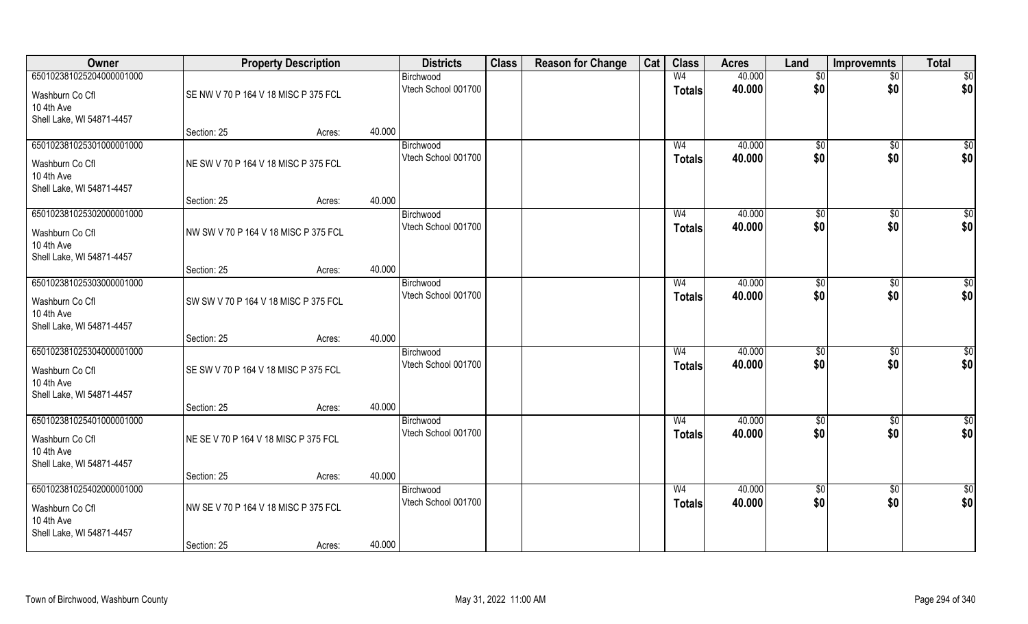| Owner | Property Description | | | Districts | Class | Reason for Change | Cat | Class | Acres | Land | Improvemnts | Total |
|---|---|---|---|---|---|---|---|---|---|---|---|---|
| 650102381025204000001000 | | | | Birchwood | | | | W4 | 40.000 | $0 | $0 | $0 |
| Washburn Co Cfl | SE NW V 70 P 164 V 18 MISC P 375 FCL | | | Vtech School 001700 | | | | Totals | 40.000 | $0 | $0 | $0 |
| 10 4th Ave | | | | | | | | | | | | |
| Shell Lake, WI 54871-4457 | | | | | | | | | | | | |
| | Section: 25 | Acres: | 40.000 | | | | | | | | | |
| 650102381025301000001000 | | | | Birchwood | | | | W4 | 40.000 | $0 | $0 | $0 |
| Washburn Co Cfl | NE SW V 70 P 164 V 18 MISC P 375 FCL | | | Vtech School 001700 | | | | Totals | 40.000 | $0 | $0 | $0 |
| 10 4th Ave | | | | | | | | | | | | |
| Shell Lake, WI 54871-4457 | | | | | | | | | | | | |
| | Section: 25 | Acres: | 40.000 | | | | | | | | | |
| 650102381025302000001000 | | | | Birchwood | | | | W4 | 40.000 | $0 | $0 | $0 |
| Washburn Co Cfl | NW SW V 70 P 164 V 18 MISC P 375 FCL | | | Vtech School 001700 | | | | Totals | 40.000 | $0 | $0 | $0 |
| 10 4th Ave | | | | | | | | | | | | |
| Shell Lake, WI 54871-4457 | | | | | | | | | | | | |
| | Section: 25 | Acres: | 40.000 | | | | | | | | | |
| 650102381025303000001000 | | | | Birchwood | | | | W4 | 40.000 | $0 | $0 | $0 |
| Washburn Co Cfl | SW SW V 70 P 164 V 18 MISC P 375 FCL | | | Vtech School 001700 | | | | Totals | 40.000 | $0 | $0 | $0 |
| 10 4th Ave | | | | | | | | | | | | |
| Shell Lake, WI 54871-4457 | | | | | | | | | | | | |
| | Section: 25 | Acres: | 40.000 | | | | | | | | | |
| 650102381025304000001000 | | | | Birchwood | | | | W4 | 40.000 | $0 | $0 | $0 |
| Washburn Co Cfl | SE SW V 70 P 164 V 18 MISC P 375 FCL | | | Vtech School 001700 | | | | Totals | 40.000 | $0 | $0 | $0 |
| 10 4th Ave | | | | | | | | | | | | |
| Shell Lake, WI 54871-4457 | | | | | | | | | | | | |
| | Section: 25 | Acres: | 40.000 | | | | | | | | | |
| 650102381025401000001000 | | | | Birchwood | | | | W4 | 40.000 | $0 | $0 | $0 |
| Washburn Co Cfl | NE SE V 70 P 164 V 18 MISC P 375 FCL | | | Vtech School 001700 | | | | Totals | 40.000 | $0 | $0 | $0 |
| 10 4th Ave | | | | | | | | | | | | |
| Shell Lake, WI 54871-4457 | | | | | | | | | | | | |
| | Section: 25 | Acres: | 40.000 | | | | | | | | | |
| 650102381025402000001000 | | | | Birchwood | | | | W4 | 40.000 | $0 | $0 | $0 |
| Washburn Co Cfl | NW SE V 70 P 164 V 18 MISC P 375 FCL | | | Vtech School 001700 | | | | Totals | 40.000 | $0 | $0 | $0 |
| 10 4th Ave | | | | | | | | | | | | |
| Shell Lake, WI 54871-4457 | | | | | | | | | | | | |
| | Section: 25 | Acres: | 40.000 | | | | | | | | | |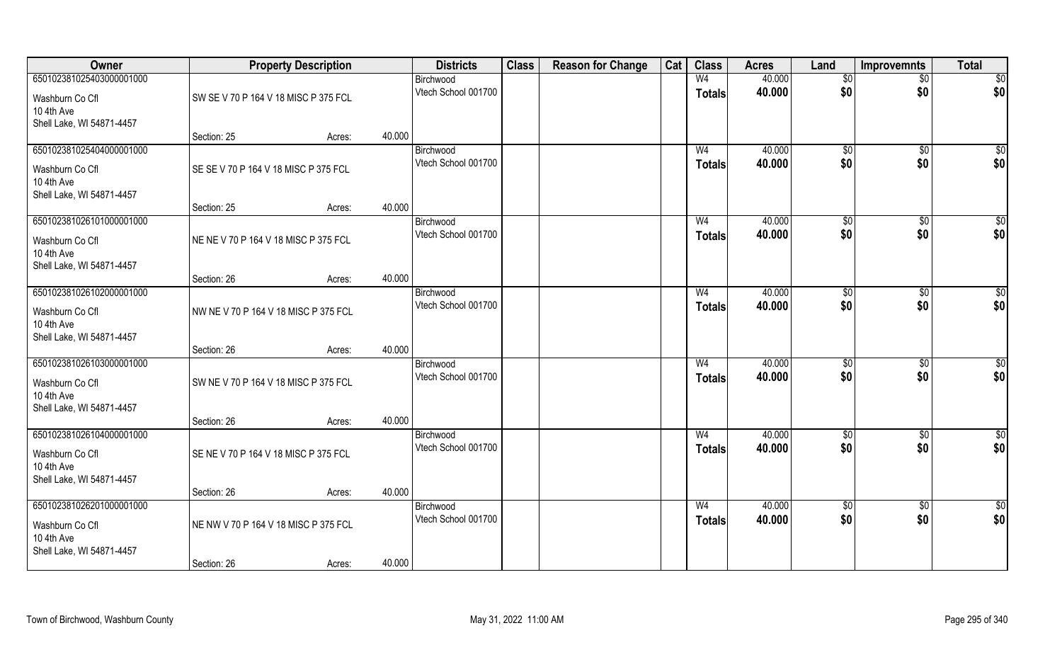| Owner | Property Description | | | Districts | Class | Reason for Change | Cat | Class | Acres | Land | Improvemnts | Total |
|---|---|---|---|---|---|---|---|---|---|---|---|---|
| 65010238102540300000 01000 | | | | Birchwood | | | | W4 | 40.000 | $0 | $0 | $0 |
| Washburn Co Cfl | SW SE V 70 P 164 V 18 MISC P 375 FCL | | | Vtech School 001700 | | | | Totals | 40.000 | $0 | $0 | $0 |
| 10 4th Ave | | | | | | | | | | | | |
| Shell Lake, WI 54871-4457 | | | | | | | | | | | | |
| | Section: 25 | Acres: | 40.000 | | | | | | | | | |
| 650102381025404000001000 | | | | Birchwood | | | | W4 | 40.000 | $0 | $0 | $0 |
| Washburn Co Cfl | SE SE V 70 P 164 V 18 MISC P 375 FCL | | | Vtech School 001700 | | | | Totals | 40.000 | $0 | $0 | $0 |
| 10 4th Ave | | | | | | | | | | | | |
| Shell Lake, WI 54871-4457 | | | | | | | | | | | | |
| | Section: 25 | Acres: | 40.000 | | | | | | | | | |
| 650102381026101000001000 | | | | Birchwood | | | | W4 | 40.000 | $0 | $0 | $0 |
| Washburn Co Cfl | NE NE V 70 P 164 V 18 MISC P 375 FCL | | | Vtech School 001700 | | | | Totals | 40.000 | $0 | $0 | $0 |
| 10 4th Ave | | | | | | | | | | | | |
| Shell Lake, WI 54871-4457 | | | | | | | | | | | | |
| | Section: 26 | Acres: | 40.000 | | | | | | | | | |
| 650102381026102000001000 | | | | Birchwood | | | | W4 | 40.000 | $0 | $0 | $0 |
| Washburn Co Cfl | NW NE V 70 P 164 V 18 MISC P 375 FCL | | | Vtech School 001700 | | | | Totals | 40.000 | $0 | $0 | $0 |
| 10 4th Ave | | | | | | | | | | | | |
| Shell Lake, WI 54871-4457 | | | | | | | | | | | | |
| | Section: 26 | Acres: | 40.000 | | | | | | | | | |
| 650102381026103000001000 | | | | Birchwood | | | | W4 | 40.000 | $0 | $0 | $0 |
| Washburn Co Cfl | SW NE V 70 P 164 V 18 MISC P 375 FCL | | | Vtech School 001700 | | | | Totals | 40.000 | $0 | $0 | $0 |
| 10 4th Ave | | | | | | | | | | | | |
| Shell Lake, WI 54871-4457 | | | | | | | | | | | | |
| | Section: 26 | Acres: | 40.000 | | | | | | | | | |
| 650102381026104000001000 | | | | Birchwood | | | | W4 | 40.000 | $0 | $0 | $0 |
| Washburn Co Cfl | SE NE V 70 P 164 V 18 MISC P 375 FCL | | | Vtech School 001700 | | | | Totals | 40.000 | $0 | $0 | $0 |
| 10 4th Ave | | | | | | | | | | | | |
| Shell Lake, WI 54871-4457 | | | | | | | | | | | | |
| | Section: 26 | Acres: | 40.000 | | | | | | | | | |
| 650102381026201000001000 | | | | Birchwood | | | | W4 | 40.000 | $0 | $0 | $0 |
| Washburn Co Cfl | NE NW V 70 P 164 V 18 MISC P 375 FCL | | | Vtech School 001700 | | | | Totals | 40.000 | $0 | $0 | $0 |
| 10 4th Ave | | | | | | | | | | | | |
| Shell Lake, WI 54871-4457 | | | | | | | | | | | | |
| | Section: 26 | Acres: | 40.000 | | | | | | | | | |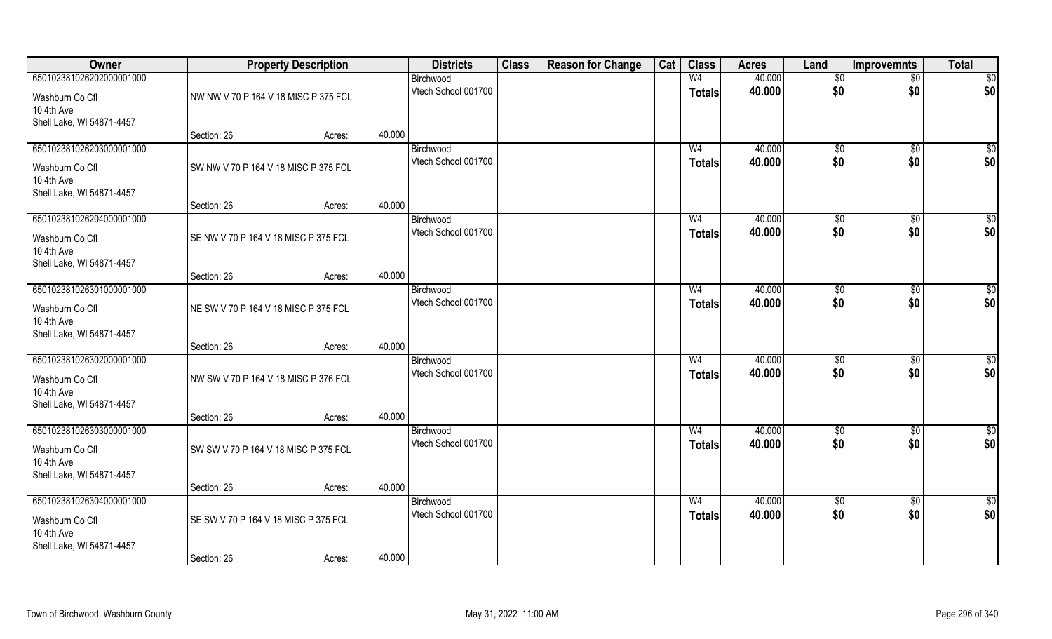| Owner | Property Description | | | Districts | Class | Reason for Change | Cat | Class | Acres | Land | Improvemnts | Total |
|---|---|---|---|---|---|---|---|---|---|---|---|---|
| 65010238102620200001000 | | | | Birchwood | | | | W4 | 40.000 | $0 | $0 | $0 |
| Washburn Co Cfl | NW NW V 70 P 164 V 18 MISC P 375 FCL | | | Vtech School 001700 | | | | Totals | 40.000 | $0 | $0 | $0 |
| 10 4th Ave | | | | | | | | | | | | |
| Shell Lake, WI 54871-4457 | | | | | | | | | | | | |
| | Section: 26 | Acres: | 40.000 | | | | | | | | | |
| 65010238102620300001000 | | | | Birchwood | | | | W4 | 40.000 | $0 | $0 | $0 |
| Washburn Co Cfl | SW NW V 70 P 164 V 18 MISC P 375 FCL | | | Vtech School 001700 | | | | Totals | 40.000 | $0 | $0 | $0 |
| 10 4th Ave | | | | | | | | | | | | |
| Shell Lake, WI 54871-4457 | | | | | | | | | | | | |
| | Section: 26 | Acres: | 40.000 | | | | | | | | | |
| 65010238102620400001000 | | | | Birchwood | | | | W4 | 40.000 | $0 | $0 | $0 |
| Washburn Co Cfl | SE NW V 70 P 164 V 18 MISC P 375 FCL | | | Vtech School 001700 | | | | Totals | 40.000 | $0 | $0 | $0 |
| 10 4th Ave | | | | | | | | | | | | |
| Shell Lake, WI 54871-4457 | | | | | | | | | | | | |
| | Section: 26 | Acres: | 40.000 | | | | | | | | | |
| 65010238102630100001000 | | | | Birchwood | | | | W4 | 40.000 | $0 | $0 | $0 |
| Washburn Co Cfl | NE SW V 70 P 164 V 18 MISC P 375 FCL | | | Vtech School 001700 | | | | Totals | 40.000 | $0 | $0 | $0 |
| 10 4th Ave | | | | | | | | | | | | |
| Shell Lake, WI 54871-4457 | | | | | | | | | | | | |
| | Section: 26 | Acres: | 40.000 | | | | | | | | | |
| 65010238102630200001000 | | | | Birchwood | | | | W4 | 40.000 | $0 | $0 | $0 |
| Washburn Co Cfl | NW SW V 70 P 164 V 18 MISC P 376 FCL | | | Vtech School 001700 | | | | Totals | 40.000 | $0 | $0 | $0 |
| 10 4th Ave | | | | | | | | | | | | |
| Shell Lake, WI 54871-4457 | | | | | | | | | | | | |
| | Section: 26 | Acres: | 40.000 | | | | | | | | | |
| 65010238102630300001000 | | | | Birchwood | | | | W4 | 40.000 | $0 | $0 | $0 |
| Washburn Co Cfl | SW SW V 70 P 164 V 18 MISC P 375 FCL | | | Vtech School 001700 | | | | Totals | 40.000 | $0 | $0 | $0 |
| 10 4th Ave | | | | | | | | | | | | |
| Shell Lake, WI 54871-4457 | | | | | | | | | | | | |
| | Section: 26 | Acres: | 40.000 | | | | | | | | | |
| 65010238102630400001000 | | | | Birchwood | | | | W4 | 40.000 | $0 | $0 | $0 |
| Washburn Co Cfl | SE SW V 70 P 164 V 18 MISC P 375 FCL | | | Vtech School 001700 | | | | Totals | 40.000 | $0 | $0 | $0 |
| 10 4th Ave | | | | | | | | | | | | |
| Shell Lake, WI 54871-4457 | | | | | | | | | | | | |
| | Section: 26 | Acres: | 40.000 | | | | | | | | | |

Town of Birchwood, Washburn County May 31, 2022 11:00 AM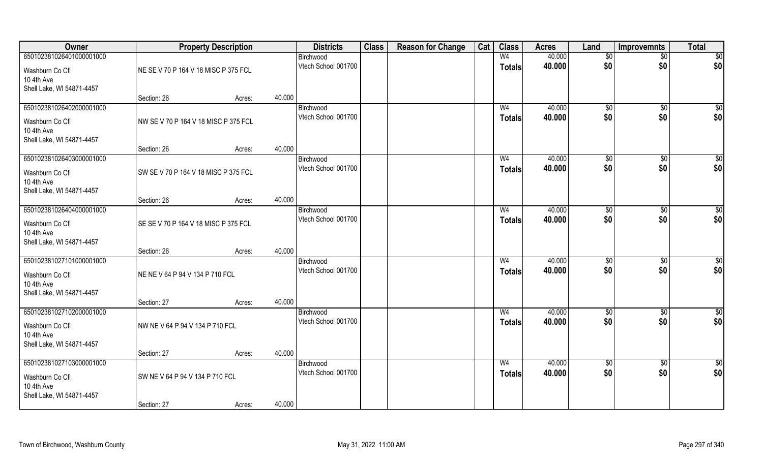| Owner | Property Description | | | Districts | Class | Reason for Change | Cat | Class | Acres | Land | Improvemnts | Total |
|---|---|---|---|---|---|---|---|---|---|---|---|---|
| 650102381026401000001000 | | | | Birchwood | | | | W4 | 40.000 | $0 | $0 | $0 |
| Washburn Co Cfl<br>10 4th Ave<br>Shell Lake, WI 54871-4457 | NE SE V 70 P 164 V 18 MISC P 375 FCL | | | Vtech School 001700 | | | | Totals | 40.000 | $0 | $0 | $0 |
| | Section: 26 | Acres: | 40.000 | | | | | | | | | |
| 650102381026402000001000 | | | | Birchwood | | | | W4 | 40.000 | $0 | $0 | $0 |
| Washburn Co Cfl<br>10 4th Ave<br>Shell Lake, WI 54871-4457 | NW SE V 70 P 164 V 18 MISC P 375 FCL | | | Vtech School 001700 | | | | Totals | 40.000 | $0 | $0 | $0 |
| | Section: 26 | Acres: | 40.000 | | | | | | | | | |
| 650102381026403000001000 | | | | Birchwood | | | | W4 | 40.000 | $0 | $0 | $0 |
| Washburn Co Cfl<br>10 4th Ave<br>Shell Lake, WI 54871-4457 | SW SE V 70 P 164 V 18 MISC P 375 FCL | | | Vtech School 001700 | | | | Totals | 40.000 | $0 | $0 | $0 |
| | Section: 26 | Acres: | 40.000 | | | | | | | | | |
| 650102381026404000001000 | | | | Birchwood | | | | W4 | 40.000 | $0 | $0 | $0 |
| Washburn Co Cfl<br>10 4th Ave<br>Shell Lake, WI 54871-4457 | SE SE V 70 P 164 V 18 MISC P 375 FCL | | | Vtech School 001700 | | | | Totals | 40.000 | $0 | $0 | $0 |
| | Section: 26 | Acres: | 40.000 | | | | | | | | | |
| 650102381027101000001000 | | | | Birchwood | | | | W4 | 40.000 | $0 | $0 | $0 |
| Washburn Co Cfl<br>10 4th Ave<br>Shell Lake, WI 54871-4457 | NE NE V 64 P 94 V 134 P 710 FCL | | | Vtech School 001700 | | | | Totals | 40.000 | $0 | $0 | $0 |
| | Section: 27 | Acres: | 40.000 | | | | | | | | | |
| 650102381027102000001000 | | | | Birchwood | | | | W4 | 40.000 | $0 | $0 | $0 |
| Washburn Co Cfl<br>10 4th Ave<br>Shell Lake, WI 54871-4457 | NW NE V 64 P 94 V 134 P 710 FCL | | | Vtech School 001700 | | | | Totals | 40.000 | $0 | $0 | $0 |
| | Section: 27 | Acres: | 40.000 | | | | | | | | | |
| 650102381027103000001000 | | | | Birchwood | | | | W4 | 40.000 | $0 | $0 | $0 |
| Washburn Co Cfl<br>10 4th Ave<br>Shell Lake, WI 54871-4457 | SW NE V 64 P 94 V 134 P 710 FCL | | | Vtech School 001700 | | | | Totals | 40.000 | $0 | $0 | $0 |
| | Section: 27 | Acres: | 40.000 | | | | | | | | | |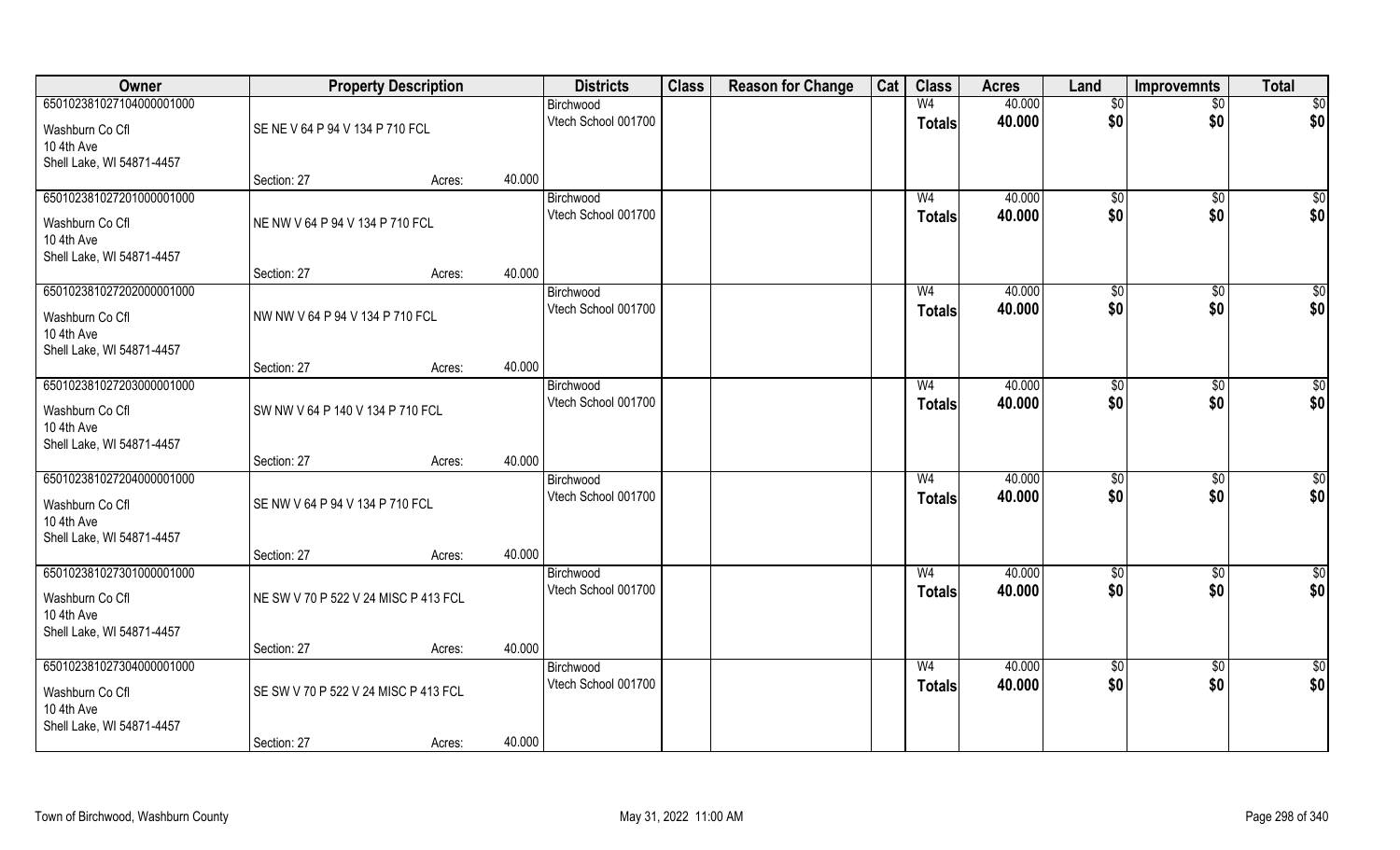| Owner | Property Description | | | Districts | Class | Reason for Change | Cat | Class | Acres | Land | Improvemnts | Total |
|---|---|---|---|---|---|---|---|---|---|---|---|---|
| 650102381027104000001000 | | | | Birchwood | | | | W4 | 40.000 | $0 | $0 | $0 |
| Washburn Co Cfl<br>10 4th Ave<br>Shell Lake, WI 54871-4457 | SE NE V 64 P 94 V 134 P 710 FCL | | | Vtech School 001700 | | | | Totals | 40.000 | $0 | $0 | $0 |
| | Section: 27 | Acres: | 40.000 | | | | | | | | | |
| 650102381027201000001000 | | | | Birchwood | | | | W4 | 40.000 | $0 | $0 | $0 |
| Washburn Co Cfl<br>10 4th Ave<br>Shell Lake, WI 54871-4457 | NE NW V 64 P 94 V 134 P 710 FCL | | | Vtech School 001700 | | | | Totals | 40.000 | $0 | $0 | $0 |
| | Section: 27 | Acres: | 40.000 | | | | | | | | | |
| 650102381027202000001000 | | | | Birchwood | | | | W4 | 40.000 | $0 | $0 | $0 |
| Washburn Co Cfl<br>10 4th Ave<br>Shell Lake, WI 54871-4457 | NW NW V 64 P 94 V 134 P 710 FCL | | | Vtech School 001700 | | | | Totals | 40.000 | $0 | $0 | $0 |
| | Section: 27 | Acres: | 40.000 | | | | | | | | | |
| 650102381027203000001000 | | | | Birchwood | | | | W4 | 40.000 | $0 | $0 | $0 |
| Washburn Co Cfl<br>10 4th Ave<br>Shell Lake, WI 54871-4457 | SW NW V 64 P 140 V 134 P 710 FCL | | | Vtech School 001700 | | | | Totals | 40.000 | $0 | $0 | $0 |
| | Section: 27 | Acres: | 40.000 | | | | | | | | | |
| 650102381027204000001000 | | | | Birchwood | | | | W4 | 40.000 | $0 | $0 | $0 |
| Washburn Co Cfl<br>10 4th Ave<br>Shell Lake, WI 54871-4457 | SE NW V 64 P 94 V 134 P 710 FCL | | | Vtech School 001700 | | | | Totals | 40.000 | $0 | $0 | $0 |
| | Section: 27 | Acres: | 40.000 | | | | | | | | | |
| 650102381027301000001000 | | | | Birchwood | | | | W4 | 40.000 | $0 | $0 | $0 |
| Washburn Co Cfl<br>10 4th Ave<br>Shell Lake, WI 54871-4457 | NE SW V 70 P 522 V 24 MISC P 413 FCL | | | Vtech School 001700 | | | | Totals | 40.000 | $0 | $0 | $0 |
| | Section: 27 | Acres: | 40.000 | | | | | | | | | |
| 650102381027304000001000 | | | | Birchwood | | | | W4 | 40.000 | $0 | $0 | $0 |
| Washburn Co Cfl<br>10 4th Ave<br>Shell Lake, WI 54871-4457 | SE SW V 70 P 522 V 24 MISC P 413 FCL | | | Vtech School 001700 | | | | Totals | 40.000 | $0 | $0 | $0 |
| | Section: 27 | Acres: | 40.000 | | | | | | | | | |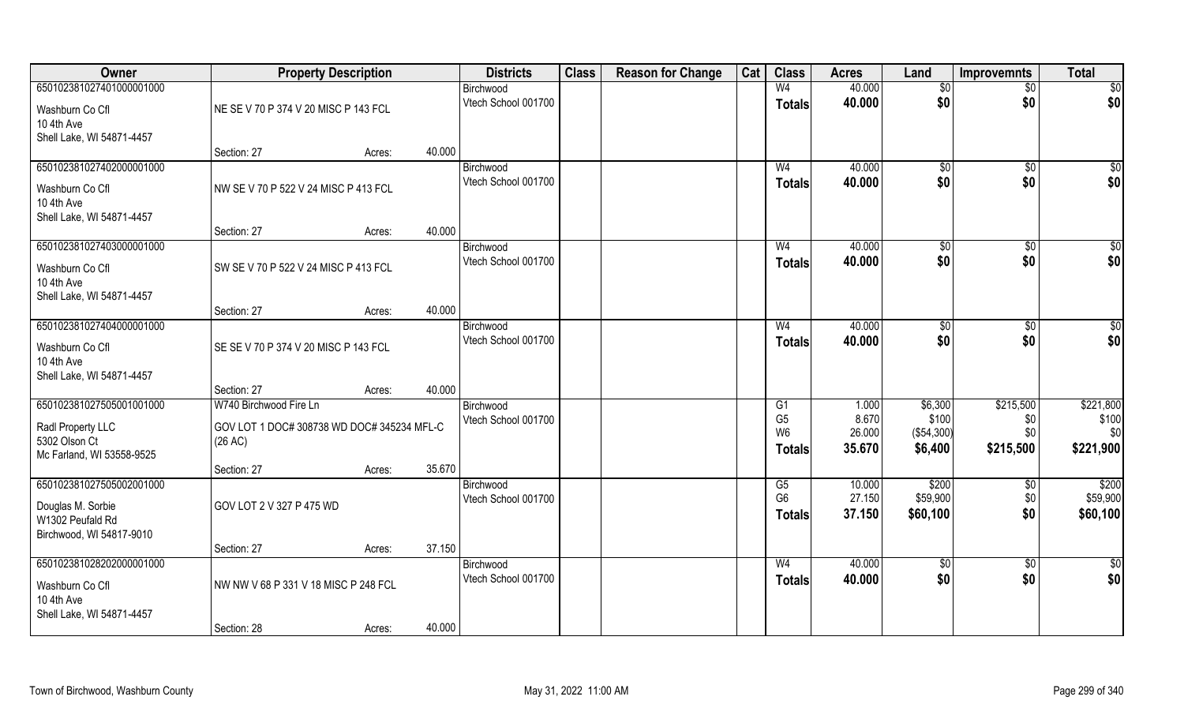| Owner | Property Description | | | Districts | Class | Reason for Change | Cat | Class | Acres | Land | Improvemnts | Total |
|---|---|---|---|---|---|---|---|---|---|---|---|---|
| 650102381027401000001000 | | | | Birchwood | | | | W4 | 40.000 | $0 | $0 | $0 |
| Washburn Co Cfl<br>10 4th Ave<br>Shell Lake, WI 54871-4457 | NE SE V 70 P 374 V 20 MISC P 143 FCL | | | Vtech School 001700 | | | | Totals | 40.000 | $0 | $0 | $0 |
| | Section: 27 | Acres: | 40.000 | | | | | | | | | |
| 650102381027402000001000 | | | | Birchwood | | | | W4 | 40.000 | $0 | $0 | $0 |
| Washburn Co Cfl<br>10 4th Ave<br>Shell Lake, WI 54871-4457 | NW SE V 70 P 522 V 24 MISC P 413 FCL | | | Vtech School 001700 | | | | Totals | 40.000 | $0 | $0 | $0 |
| | Section: 27 | Acres: | 40.000 | | | | | | | | | |
| 650102381027403000001000 | | | | Birchwood | | | | W4 | 40.000 | $0 | $0 | $0 |
| Washburn Co Cfl<br>10 4th Ave<br>Shell Lake, WI 54871-4457 | SW SE V 70 P 522 V 24 MISC P 413 FCL | | | Vtech School 001700 | | | | Totals | 40.000 | $0 | $0 | $0 |
| | Section: 27 | Acres: | 40.000 | | | | | | | | | |
| 650102381027404000001000 | | | | Birchwood | | | | W4 | 40.000 | $0 | $0 | $0 |
| Washburn Co Cfl<br>10 4th Ave<br>Shell Lake, WI 54871-4457 | SE SE V 70 P 374 V 20 MISC P 143 FCL | | | Vtech School 001700 | | | | Totals | 40.000 | $0 | $0 | $0 |
| | Section: 27 | Acres: | 40.000 | | | | | | | | | |
| 650102381027505001001000 | W740 Birchwood Fire Ln | | | Birchwood | | | | G1 | 1.000 | $6,300 | $215,500 | $221,800 |
| Radl Property LLC<br>5302 Olson Ct<br>Mc Farland, WI 53558-9525 | GOV LOT 1 DOC# 308738 WD DOC# 345234 MFL-C (26 AC) | | | Vtech School 001700 | | | | G5<br>W6<br>Totals | 8.670<br>26.000<br>35.670 | $100<br>($54,300)<br>$6,400 | $0<br>$0<br>$215,500 | $100<br>$0<br>$221,900 |
| | Section: 27 | Acres: | 35.670 | | | | | | | | | |
| 650102381027505002001000 | | | | Birchwood | | | | G5 | 10.000 | $200 | $0 | $200 |
| Douglas M. Sorbie<br>W1302 Peufald Rd<br>Birchwood, WI 54817-9010 | GOV LOT 2 V 327 P 475 WD | | | Vtech School 001700 | | | | G6<br>Totals | 27.150<br>37.150 | $59,900<br>$60,100 | $0<br>$0 | $59,900<br>$60,100 |
| | Section: 27 | Acres: | 37.150 | | | | | | | | | |
| 650102381028202000001000 | | | | Birchwood | | | | W4 | 40.000 | $0 | $0 | $0 |
| Washburn Co Cfl<br>10 4th Ave<br>Shell Lake, WI 54871-4457 | NW NW V 68 P 331 V 18 MISC P 248 FCL | | | Vtech School 001700 | | | | Totals | 40.000 | $0 | $0 | $0 |
| | Section: 28 | Acres: | 40.000 | | | | | | | | | |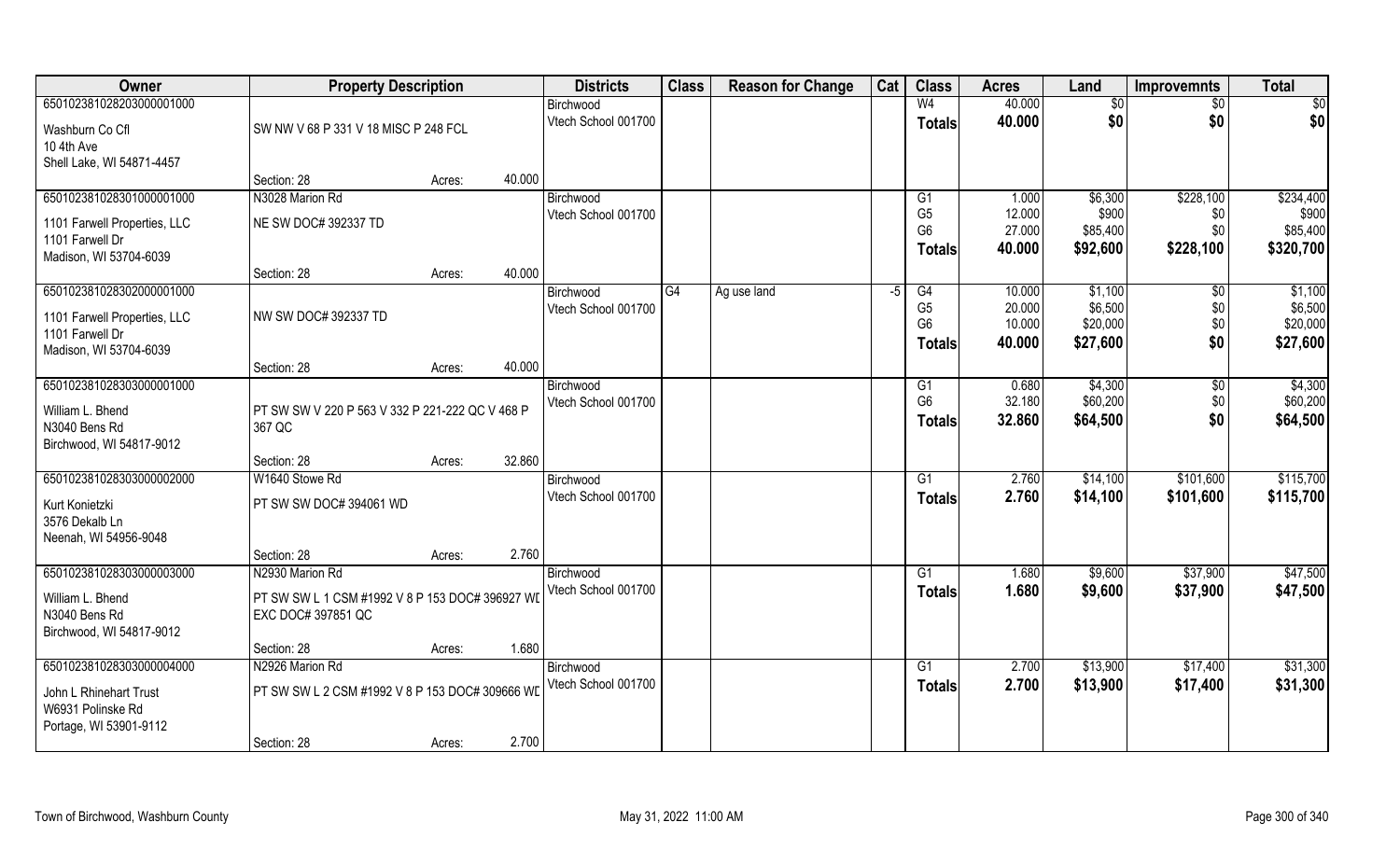| Owner | Property Description | | | Districts | Class | Reason for Change | Cat | Class | Acres | Land | Improvemnts | Total |
|---|---|---|---|---|---|---|---|---|---|---|---|---|
| 65010238102820300000 1000 | | | | Birchwood | | | | W4 | 40.000 | $0 | $0 | $0 |
| Washburn Co Cfl | SW NW V 68 P 331 V 18 MISC P 248 FCL | | | Vtech School 001700 | | | | Totals | 40.000 | $0 | $0 | $0 |
| 10 4th Ave | | | | | | | | | | | | |
| Shell Lake, WI 54871-4457 | | | | | | | | | | | | |
| | Section: 28 | Acres: | 40.000 | | | | | | | | | |
| 65010238102830100000 1000 | N3028 Marion Rd | | | Birchwood | | | | G1 | 1.000 | $6,300 | $228,100 | $234,400 |
| 1101 Farwell Properties, LLC | NE SW DOC# 392337 TD | | | Vtech School 001700 | | | | G5 | 12.000 | $900 | $0 | $900 |
| 1101 Farwell Dr | | | | | | | | G6 | 27.000 | $85,400 | $0 | $85,400 |
| Madison, WI 53704-6039 | | | | | | | | Totals | 40.000 | $92,600 | $228,100 | $320,700 |
| | Section: 28 | Acres: | 40.000 | | | | | | | | | |
| 65010238102830200000 1000 | | | | Birchwood | G4 | Ag use land | -5 | G4 | 10.000 | $1,100 | $0 | $1,100 |
| 1101 Farwell Properties, LLC | NW SW DOC# 392337 TD | | | Vtech School 001700 | | | | G5 | 20.000 | $6,500 | $0 | $6,500 |
| 1101 Farwell Dr | | | | | | | | G6 | 10.000 | $20,000 | $0 | $20,000 |
| Madison, WI 53704-6039 | | | | | | | | Totals | 40.000 | $27,600 | $0 | $27,600 |
| | Section: 28 | Acres: | 40.000 | | | | | | | | | |
| 65010238102830300000 1000 | | | | Birchwood | | | | G1 | 0.680 | $4,300 | $0 | $4,300 |
| William L. Bhend | PT SW SW V 220 P 563 V 332 P 221-222 QC V 468 P 367 QC | | | Vtech School 001700 | | | | G6 | 32.180 | $60,200 | $0 | $60,200 |
| N3040 Bens Rd | | | | | | | | Totals | 32.860 | $64,500 | $0 | $64,500 |
| Birchwood, WI 54817-9012 | | | | | | | | | | | | |
| | Section: 28 | Acres: | 32.860 | | | | | | | | | |
| 65010238102830300000 2000 | W1640 Stowe Rd | | | Birchwood | | | | G1 | 2.760 | $14,100 | $101,600 | $115,700 |
| Kurt Konietzki | PT SW SW DOC# 394061 WD | | | Vtech School 001700 | | | | Totals | 2.760 | $14,100 | $101,600 | $115,700 |
| 3576 Dekalb Ln | | | | | | | | | | | | |
| Neenah, WI 54956-9048 | | | | | | | | | | | | |
| | Section: 28 | Acres: | 2.760 | | | | | | | | | |
| 65010238102830300000 3000 | N2930 Marion Rd | | | Birchwood | | | | G1 | 1.680 | $9,600 | $37,900 | $47,500 |
| William L. Bhend | PT SW SW L 1 CSM #1992 V 8 P 153 DOC# 396927 WD EXC DOC# 397851 QC | | | Vtech School 001700 | | | | Totals | 1.680 | $9,600 | $37,900 | $47,500 |
| N3040 Bens Rd | | | | | | | | | | | | |
| Birchwood, WI 54817-9012 | | | | | | | | | | | | |
| | Section: 28 | Acres: | 1.680 | | | | | | | | | |
| 65010238102830300000 4000 | N2926 Marion Rd | | | Birchwood | | | | G1 | 2.700 | $13,900 | $17,400 | $31,300 |
| John L Rhinehart Trust | PT SW SW L 2 CSM #1992 V 8 P 153 DOC# 309666 WD | | | Vtech School 001700 | | | | Totals | 2.700 | $13,900 | $17,400 | $31,300 |
| W6931 Polinske Rd | | | | | | | | | | | | |
| Portage, WI 53901-9112 | | | | | | | | | | | | |
| | Section: 28 | Acres: | 2.700 | | | | | | | | | |

Town of Birchwood, Washburn County | May 31, 2022 11:00 AM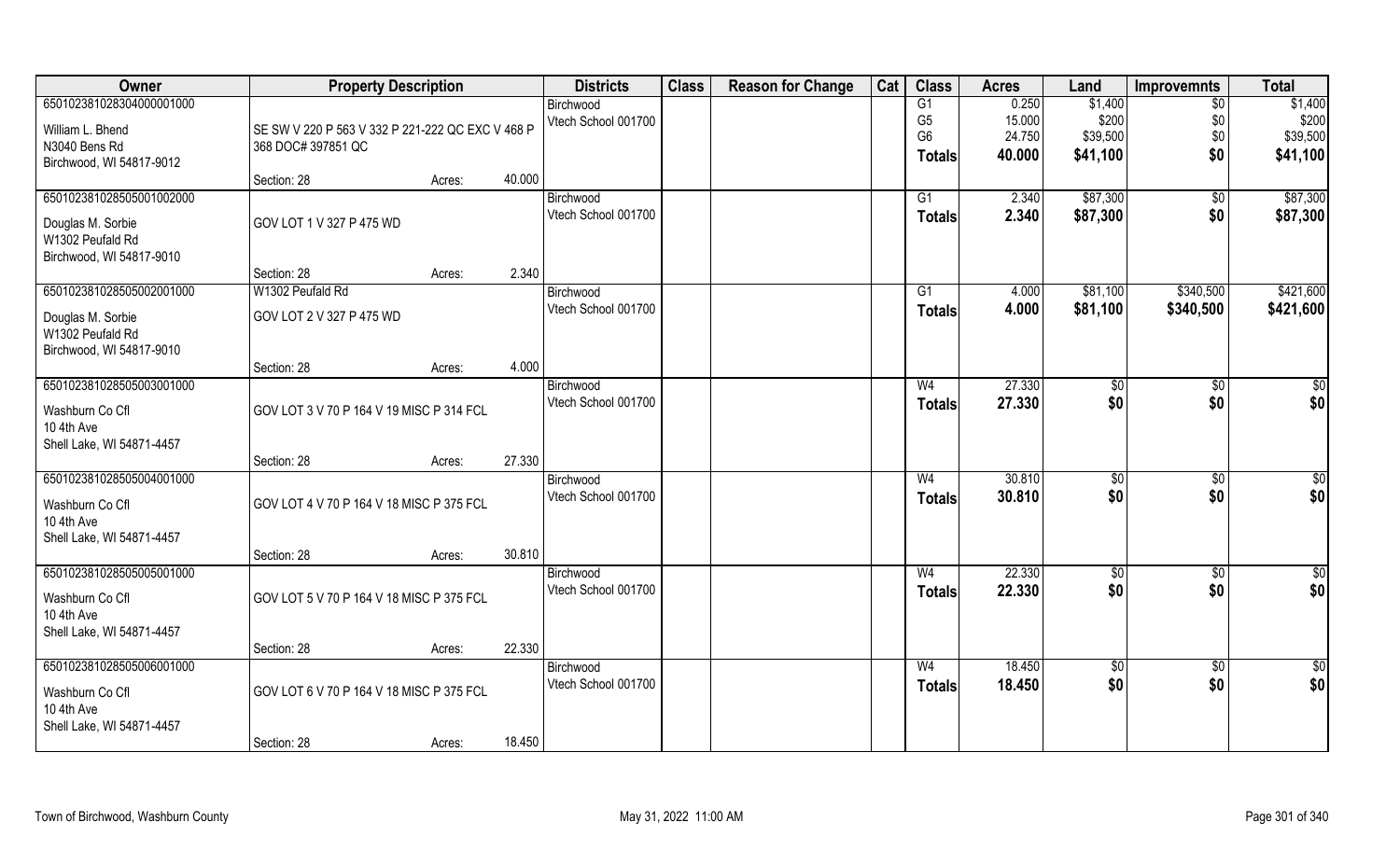| Owner | Property Description | | | Districts | Class | Reason for Change | Cat | Class | Acres | Land | Improvemnts | Total |
|---|---|---|---|---|---|---|---|---|---|---|---|---|
| 650102381028304000001000<br>William L. Bhend<br>N3040 Bens Rd<br>Birchwood, WI 54817-9012 | SE SW V 220 P 563 V 332 P 221-222 QC EXC V 468 P 368 DOC# 397851 QC | | | Birchwood<br>Vtech School 001700 | | | | G1<br>G5<br>G6<br>**Totals** | 0.250<br>15.000<br>24.750<br>**40.000** | $1,400<br>$200<br>$39,500<br>**$41,100** | $0<br>$0<br>$0<br>**$0** | $1,400<br>$200<br>$39,500<br>**$41,100** |
| | Section: 28 | Acres: | 40.000 | | | | | | | | | |
| 650102381028505001002000<br>Douglas M. Sorbie<br>W1302 Peufald Rd<br>Birchwood, WI 54817-9010 | GOV LOT 1 V 327 P 475 WD | | | Birchwood<br>Vtech School 001700 | | | | G1<br>**Totals** | 2.340<br>**2.340** | $87,300<br>**$87,300** | $0<br>**$0** | $87,300<br>**$87,300** |
| | Section: 28 | Acres: | 2.340 | | | | | | | | | |
| 650102381028505002001000<br>Douglas M. Sorbie<br>W1302 Peufald Rd<br>Birchwood, WI 54817-9010 | W1302 Peufald Rd<br>GOV LOT 2 V 327 P 475 WD | | | Birchwood<br>Vtech School 001700 | | | | G1<br>**Totals** | 4.000<br>**4.000** | $81,100<br>**$81,100** | $340,500<br>**$340,500** | $421,600<br>**$421,600** |
| | Section: 28 | Acres: | 4.000 | | | | | | | | | |
| 650102381028505003001000<br>Washburn Co Cfl<br>10 4th Ave<br>Shell Lake, WI 54871-4457 | GOV LOT 3 V 70 P 164 V 19 MISC P 314 FCL | | | Birchwood<br>Vtech School 001700 | | | | W4<br>**Totals** | 27.330<br>**27.330** | $0<br>**$0** | $0<br>**$0** | $0<br>**$0** |
| | Section: 28 | Acres: | 27.330 | | | | | | | | | |
| 650102381028505004001000<br>Washburn Co Cfl<br>10 4th Ave<br>Shell Lake, WI 54871-4457 | GOV LOT 4 V 70 P 164 V 18 MISC P 375 FCL | | | Birchwood<br>Vtech School 001700 | | | | W4<br>**Totals** | 30.810<br>**30.810** | $0<br>**$0** | $0<br>**$0** | $0<br>**$0** |
| | Section: 28 | Acres: | 30.810 | | | | | | | | | |
| 650102381028505005001000<br>Washburn Co Cfl<br>10 4th Ave<br>Shell Lake, WI 54871-4457 | GOV LOT 5 V 70 P 164 V 18 MISC P 375 FCL | | | Birchwood<br>Vtech School 001700 | | | | W4<br>**Totals** | 22.330<br>**22.330** | $0<br>**$0** | $0<br>**$0** | $0<br>**$0** |
| | Section: 28 | Acres: | 22.330 | | | | | | | | | |
| 650102381028505006001000<br>Washburn Co Cfl<br>10 4th Ave<br>Shell Lake, WI 54871-4457 | GOV LOT 6 V 70 P 164 V 18 MISC P 375 FCL | | | Birchwood<br>Vtech School 001700 | | | | W4<br>**Totals** | 18.450<br>**18.450** | $0<br>**$0** | $0<br>**$0** | $0<br>**$0** |
| | Section: 28 | Acres: | 18.450 | | | | | | | | | |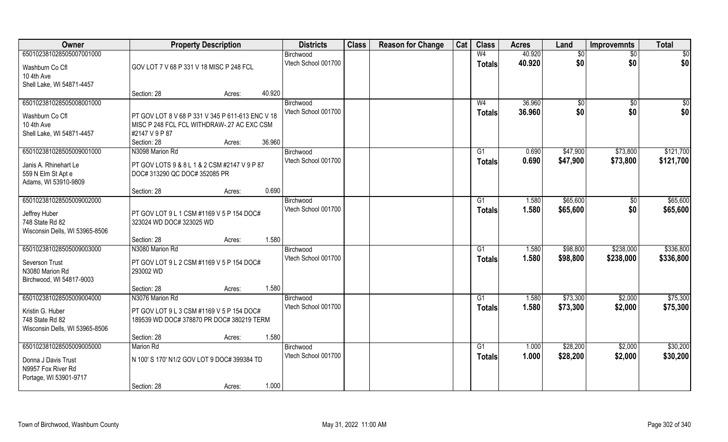| Owner | Property Description | | Districts | Class | Reason for Change | Cat | Class | Acres | Land | Improvemnts | Total |
|---|---|---|---|---|---|---|---|---|---|---|---|
| 650102381028505007001000 | | | Birchwood | | | | W4 | 40.920 | $0 | $0 | $0 |
| Washburn Co Cfl<br>10 4th Ave<br>Shell Lake, WI 54871-4457 | GOV LOT 7 V 68 P 331 V 18 MISC P 248 FCL | | Vtech School 001700 | | | | **Totals** | **40.920** | **$0** | **$0** | **$0** |
| | Section: 28 | Acres: 40.920 | | | | | | | | | |
| 650102381028505008001000 | | | Birchwood | | | | W4 | 36.960 | $0 | $0 | $0 |
| Washburn Co Cfl<br>10 4th Ave<br>Shell Lake, WI 54871-4457 | PT GOV LOT 8 V 68 P 331 V 345 P 611-613 ENC V 18 MISC P 248 FCL WITHDRAW-.27 AC EXC CSM #2147 V 9 P 87 | | Vtech School 001700 | | | | **Totals** | **36.960** | **$0** | **$0** | **$0** |
| | Section: 28 | Acres: 36.960 | | | | | | | | | |
| 650102381028505009001000 | N3098 Marion Rd | | Birchwood | | | | G1 | 0.690 | $47,900 | $73,800 | $121,700 |
| Janis A. Rhinehart Le<br>559 N Elm St Apt e<br>Adams, WI 53910-9809 | PT GOV LOTS 9 & 8 L 1 & 2 CSM #2147 V 9 P 87 DOC# 313290 QC DOC# 352085 PR | | Vtech School 001700 | | | | **Totals** | **0.690** | **$47,900** | **$73,800** | **$121,700** |
| | Section: 28 | Acres: 0.690 | | | | | | | | | |
| 650102381028505009002000 | | | Birchwood | | | | G1 | 1.580 | $65,600 | $0 | $65,600 |
| Jeffrey Huber<br>748 State Rd 82<br>Wisconsin Dells, WI 53965-8506 | PT GOV LOT 9 L 1 CSM #1169 V 5 P 154 DOC# 323024 WD DOC# 323025 WD | | Vtech School 001700 | | | | **Totals** | **1.580** | **$65,600** | **$0** | **$65,600** |
| | Section: 28 | Acres: 1.580 | | | | | | | | | |
| 650102381028505009003000 | N3080 Marion Rd | | Birchwood | | | | G1 | 1.580 | $98,800 | $238,000 | $336,800 |
| Severson Trust<br>N3080 Marion Rd<br>Birchwood, WI 54817-9003 | PT GOV LOT 9 L 2 CSM #1169 V 5 P 154 DOC# 293002 WD | | Vtech School 001700 | | | | **Totals** | **1.580** | **$98,800** | **$238,000** | **$336,800** |
| | Section: 28 | Acres: 1.580 | | | | | | | | | |
| 650102381028505009004000 | N3076 Marion Rd | | Birchwood | | | | G1 | 1.580 | $73,300 | $2,000 | $75,300 |
| Kristin G. Huber<br>748 State Rd 82<br>Wisconsin Dells, WI 53965-8506 | PT GOV LOT 9 L 3 CSM #1169 V 5 P 154 DOC# 189539 WD DOC# 378870 PR DOC# 380219 TERM | | Vtech School 001700 | | | | **Totals** | **1.580** | **$73,300** | **$2,000** | **$75,300** |
| | Section: 28 | Acres: 1.580 | | | | | | | | | |
| 650102381028505009005000 | Marion Rd | | Birchwood | | | | G1 | 1.000 | $28,200 | $2,000 | $30,200 |
| Donna J Davis Trust<br>N9957 Fox River Rd<br>Portage, WI 53901-9717 | N 100' S 170' N1/2 GOV LOT 9 DOC# 399384 TD | | Vtech School 001700 | | | | **Totals** | **1.000** | **$28,200** | **$2,000** | **$30,200** |
| | Section: 28 | Acres: 1.000 | | | | | | | | | |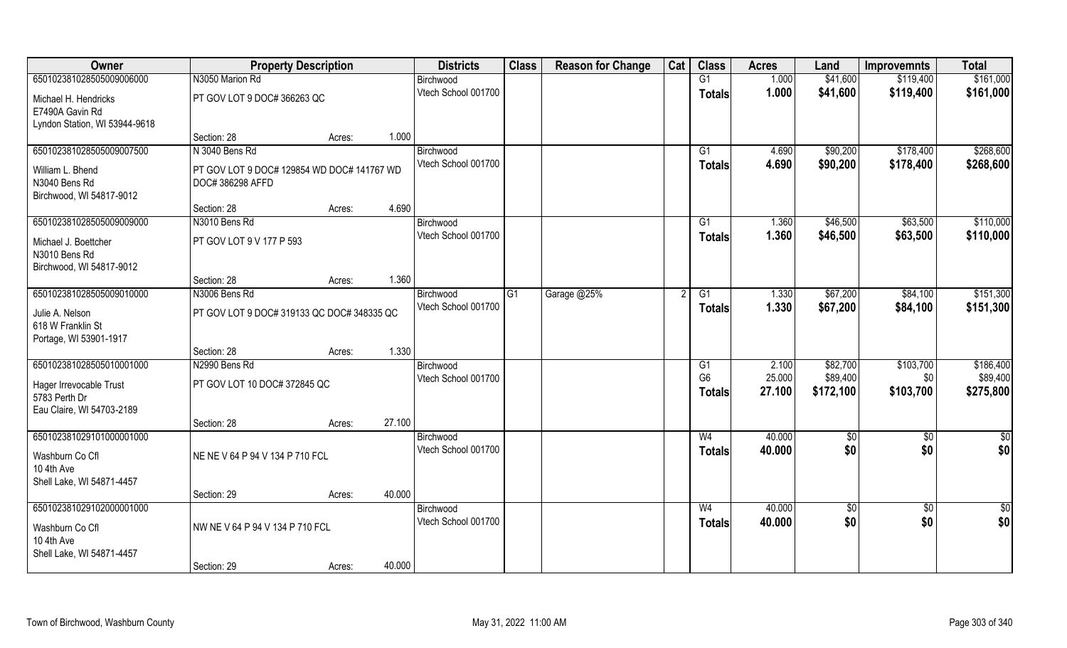| Owner | Property Description | | | Districts | Class | Reason for Change | Cat | Class | Acres | Land | Improvemnts | Total |
|---|---|---|---|---|---|---|---|---|---|---|---|---|
| 650102381028505009006000 | N3050 Marion Rd | | | Birchwood | | | | G1 | 1.000 | $41,600 | $119,400 | $161,000 |
| Michael H. Hendricks<br>E7490A Gavin Rd<br>Lyndon Station, WI 53944-9618 | PT GOV LOT 9 DOC# 366263 QC | | | Vtech School 001700 | | | | Totals | 1.000 | $41,600 | $119,400 | $161,000 |
| | Section: 28 | Acres: | 1.000 | | | | | | | | | |
| 650102381028505009007500 | N 3040 Bens Rd | | | Birchwood | | | | G1 | 4.690 | $90,200 | $178,400 | $268,600 |
| William L. Bhend<br>N3040 Bens Rd<br>Birchwood, WI 54817-9012 | PT GOV LOT 9 DOC# 129854 WD DOC# 141767 WD DOC# 386298 AFFD | | | Vtech School 001700 | | | | Totals | 4.690 | $90,200 | $178,400 | $268,600 |
| | Section: 28 | Acres: | 4.690 | | | | | | | | | |
| 650102381028505009009000 | N3010 Bens Rd | | | Birchwood | | | | G1 | 1.360 | $46,500 | $63,500 | $110,000 |
| Michael J. Boettcher<br>N3010 Bens Rd<br>Birchwood, WI 54817-9012 | PT GOV LOT 9 V 177 P 593 | | | Vtech School 001700 | | | | Totals | 1.360 | $46,500 | $63,500 | $110,000 |
| | Section: 28 | Acres: | 1.360 | | | | | | | | | |
| 650102381028505009010000 | N3006 Bens Rd | | | Birchwood | G1 | Garage @25% | 2 | G1 | 1.330 | $67,200 | $84,100 | $151,300 |
| Julie A. Nelson<br>618 W Franklin St<br>Portage, WI 53901-1917 | PT GOV LOT 9 DOC# 319133 QC DOC# 348335 QC | | | Vtech School 001700 | | | | Totals | 1.330 | $67,200 | $84,100 | $151,300 |
| | Section: 28 | Acres: | 1.330 | | | | | | | | | |
| 650102381028505010001000 | N2990 Bens Rd | | | Birchwood | | | | G1<br>G6 | 2.100<br>25.000 | $82,700<br>$89,400 | $103,700<br>$0 | $186,400<br>$89,400 |
| Hager Irrevocable Trust<br>5783 Perth Dr<br>Eau Claire, WI 54703-2189 | PT GOV LOT 10 DOC# 372845 QC | | | Vtech School 001700 | | | | Totals | 27.100 | $172,100 | $103,700 | $275,800 |
| | Section: 28 | Acres: | 27.100 | | | | | | | | | |
| 650102381029101000001000 | | | | Birchwood | | | | W4 | 40.000 | $0 | $0 | $0 |
| Washburn Co Cfl<br>10 4th Ave<br>Shell Lake, WI 54871-4457 | NE NE V 64 P 94 V 134 P 710 FCL | | | Vtech School 001700 | | | | Totals | 40.000 | $0 | $0 | $0 |
| | Section: 29 | Acres: | 40.000 | | | | | | | | | |
| 650102381029102000001000 | | | | Birchwood | | | | W4 | 40.000 | $0 | $0 | $0 |
| Washburn Co Cfl<br>10 4th Ave<br>Shell Lake, WI 54871-4457 | NW NE V 64 P 94 V 134 P 710 FCL | | | Vtech School 001700 | | | | Totals | 40.000 | $0 | $0 | $0 |
| | Section: 29 | Acres: | 40.000 | | | | | | | | | |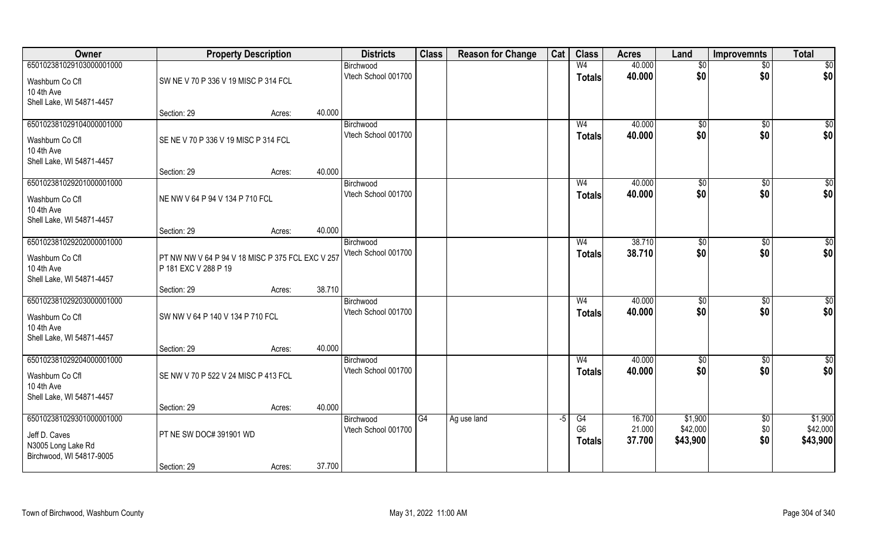| Owner | Property Description | | | Districts | Class | Reason for Change | Cat | Class | Acres | Land | Improvemnts | Total |
|---|---|---|---|---|---|---|---|---|---|---|---|---|
| 650102381029103000001000 | | | | Birchwood | | | | W4 | 40.000 | $0 | $0 | $0 |
| Washburn Co Cfl | SW NE V 70 P 336 V 19 MISC P 314 FCL | | | Vtech School 001700 | | | | **Totals** | **40.000** | **$0** | **$0** | **$0** |
| 10 4th Ave | | | | | | | | | | | | |
| Shell Lake, WI 54871-4457 | | | | | | | | | | | | |
| | Section: 29 | Acres: | 40.000 | | | | | | | | | |
| 650102381029104000001000 | | | | Birchwood | | | | W4 | 40.000 | $0 | $0 | $0 |
| Washburn Co Cfl | SE NE V 70 P 336 V 19 MISC P 314 FCL | | | Vtech School 001700 | | | | **Totals** | **40.000** | **$0** | **$0** | **$0** |
| 10 4th Ave | | | | | | | | | | | | |
| Shell Lake, WI 54871-4457 | | | | | | | | | | | | |
| | Section: 29 | Acres: | 40.000 | | | | | | | | | |
| 650102381029201000001000 | | | | Birchwood | | | | W4 | 40.000 | $0 | $0 | $0 |
| Washburn Co Cfl | NE NW V 64 P 94 V 134 P 710 FCL | | | Vtech School 001700 | | | | **Totals** | **40.000** | **$0** | **$0** | **$0** |
| 10 4th Ave | | | | | | | | | | | | |
| Shell Lake, WI 54871-4457 | | | | | | | | | | | | |
| | Section: 29 | Acres: | 40.000 | | | | | | | | | |
| 650102381029202000001000 | | | | Birchwood | | | | W4 | 38.710 | $0 | $0 | $0 |
| Washburn Co Cfl | PT NW NW V 64 P 94 V 18 MISC P 375 FCL EXC V 257 P 181 EXC V 288 P 19 | | | Vtech School 001700 | | | | **Totals** | **38.710** | **$0** | **$0** | **$0** |
| 10 4th Ave | | | | | | | | | | | | |
| Shell Lake, WI 54871-4457 | | | | | | | | | | | | |
| | Section: 29 | Acres: | 38.710 | | | | | | | | | |
| 650102381029203000001000 | | | | Birchwood | | | | W4 | 40.000 | $0 | $0 | $0 |
| Washburn Co Cfl | SW NW V 64 P 140 V 134 P 710 FCL | | | Vtech School 001700 | | | | **Totals** | **40.000** | **$0** | **$0** | **$0** |
| 10 4th Ave | | | | | | | | | | | | |
| Shell Lake, WI 54871-4457 | | | | | | | | | | | | |
| | Section: 29 | Acres: | 40.000 | | | | | | | | | |
| 650102381029204000001000 | | | | Birchwood | | | | W4 | 40.000 | $0 | $0 | $0 |
| Washburn Co Cfl | SE NW V 70 P 522 V 24 MISC P 413 FCL | | | Vtech School 001700 | | | | **Totals** | **40.000** | **$0** | **$0** | **$0** |
| 10 4th Ave | | | | | | | | | | | | |
| Shell Lake, WI 54871-4457 | | | | | | | | | | | | |
| | Section: 29 | Acres: | 40.000 | | | | | | | | | |
| 650102381029301000001000 | | | | Birchwood | G4 | Ag use land | -5 | G4 | 16.700 | $1,900 | $0 | $1,900 |
| Jeff D. Caves | PT NE SW DOC# 391901 WD | | | Vtech School 001700 | | | | G6 | 21.000 | $42,000 | $0 | $42,000 |
| N3005 Long Lake Rd | | | | | | | | **Totals** | **37.700** | **$43,900** | **$0** | **$43,900** |
| Birchwood, WI 54817-9005 | | | | | | | | | | | | |
| | Section: 29 | Acres: | 37.700 | | | | | | | | | |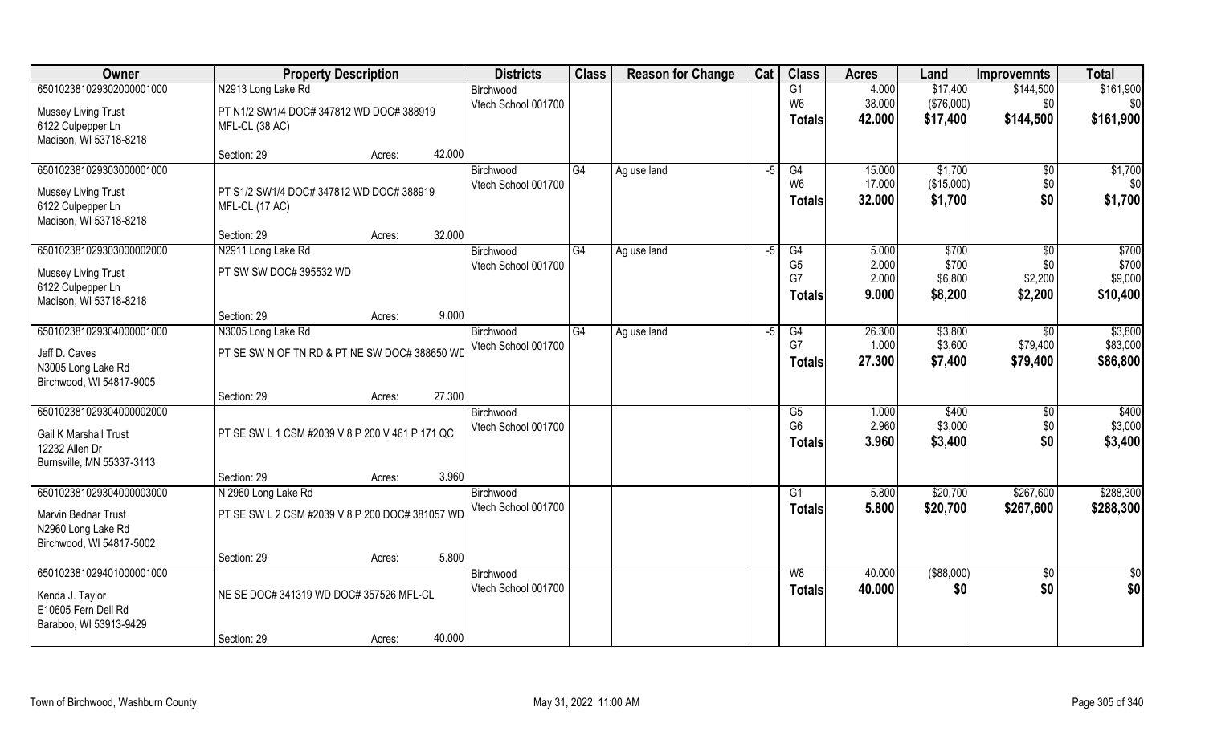| Owner | Property Description | | Districts | Class | Reason for Change | Cat | Class | Acres | Land | Improvemnts | Total |
|---|---|---|---|---|---|---|---|---|---|---|---|
| 650102381029302000001000 | N2913 Long Lake Rd | | Birchwood | | | | G1 | 4.000 | $17,400 | $144,500 | $161,900 |
| Mussey Living Trust | PT N1/2 SW1/4 DOC# 347812 WD DOC# 388919 | | Vtech School 001700 | | | | W6 | 38.000 | ($76,000) | $0 | $0 |
| 6122 Culpepper Ln | MFL-CL (38 AC) | | | | | | **Totals** | **42.000** | **$17,400** | **$144,500** | **$161,900** |
| Madison, WI 53718-8218 | | | | | | | | | | | |
| | Section: 29 | Acres: 42.000 | | | | | | | | | |
| 650102381029303000001000 | | | Birchwood | G4 | Ag use land | -5 | G4 | 15.000 | $1,700 | $0 | $1,700 |
| Mussey Living Trust | PT S1/2 SW1/4 DOC# 347812 WD DOC# 388919 | | Vtech School 001700 | | | | W6 | 17.000 | ($15,000) | $0 | $0 |
| 6122 Culpepper Ln | MFL-CL (17 AC) | | | | | | **Totals** | **32.000** | **$1,700** | **$0** | **$1,700** |
| Madison, WI 53718-8218 | | | | | | | | | | | |
| | Section: 29 | Acres: 32.000 | | | | | | | | | |
| 650102381029303000002000 | N2911 Long Lake Rd | | Birchwood | G4 | Ag use land | -5 | G4 | 5.000 | $700 | $0 | $700 |
| Mussey Living Trust | PT SW SW DOC# 395532 WD | | Vtech School 001700 | | | | G5 | 2.000 | $700 | $0 | $700 |
| 6122 Culpepper Ln | | | | | | | G7 | 2.000 | $6,800 | $2,200 | $9,000 |
| Madison, WI 53718-8218 | | | | | | | **Totals** | **9.000** | **$8,200** | **$2,200** | **$10,400** |
| | Section: 29 | Acres: 9.000 | | | | | | | | | |
| 650102381029304000001000 | N3005 Long Lake Rd | | Birchwood | G4 | Ag use land | -5 | G4 | 26.300 | $3,800 | $0 | $3,800 |
| Jeff D. Caves | PT SE SW N OF TN RD & PT NE SW DOC# 388650 WD | | Vtech School 001700 | | | | G7 | 1.000 | $3,600 | $79,400 | $83,000 |
| N3005 Long Lake Rd | | | | | | | **Totals** | **27.300** | **$7,400** | **$79,400** | **$86,800** |
| Birchwood, WI 54817-9005 | | | | | | | | | | | |
| | Section: 29 | Acres: 27.300 | | | | | | | | | |
| 650102381029304000002000 | | | Birchwood | | | | G5 | 1.000 | $400 | $0 | $400 |
| Gail K Marshall Trust | PT SE SW L 1 CSM #2039 V 8 P 200 V 461 P 171 QC | | Vtech School 001700 | | | | G6 | 2.960 | $3,000 | $0 | $3,000 |
| 12232 Allen Dr | | | | | | | **Totals** | **3.960** | **$3,400** | **$0** | **$3,400** |
| Burnsville, MN 55337-3113 | | | | | | | | | | | |
| | Section: 29 | Acres: 3.960 | | | | | | | | | |
| 650102381029304000003000 | N 2960 Long Lake Rd | | Birchwood | | | | G1 | 5.800 | $20,700 | $267,600 | $288,300 |
| Marvin Bednar Trust | PT SE SW L 2 CSM #2039 V 8 P 200 DOC# 381057 WD | | Vtech School 001700 | | | | **Totals** | **5.800** | **$20,700** | **$267,600** | **$288,300** |
| N2960 Long Lake Rd | | | | | | | | | | | |
| Birchwood, WI 54817-5002 | | | | | | | | | | | |
| | Section: 29 | Acres: 5.800 | | | | | | | | | |
| 650102381029401000001000 | | | Birchwood | | | | W8 | 40.000 | ($88,000) | $0 | $0 |
| Kenda J. Taylor | NE SE DOC# 341319 WD DOC# 357526 MFL-CL | | Vtech School 001700 | | | | **Totals** | **40.000** | **$0** | **$0** | **$0** |
| E10605 Fern Dell Rd | | | | | | | | | | | |
| Baraboo, WI 53913-9429 | | | | | | | | | | | |
| | Section: 29 | Acres: 40.000 | | | | | | | | | |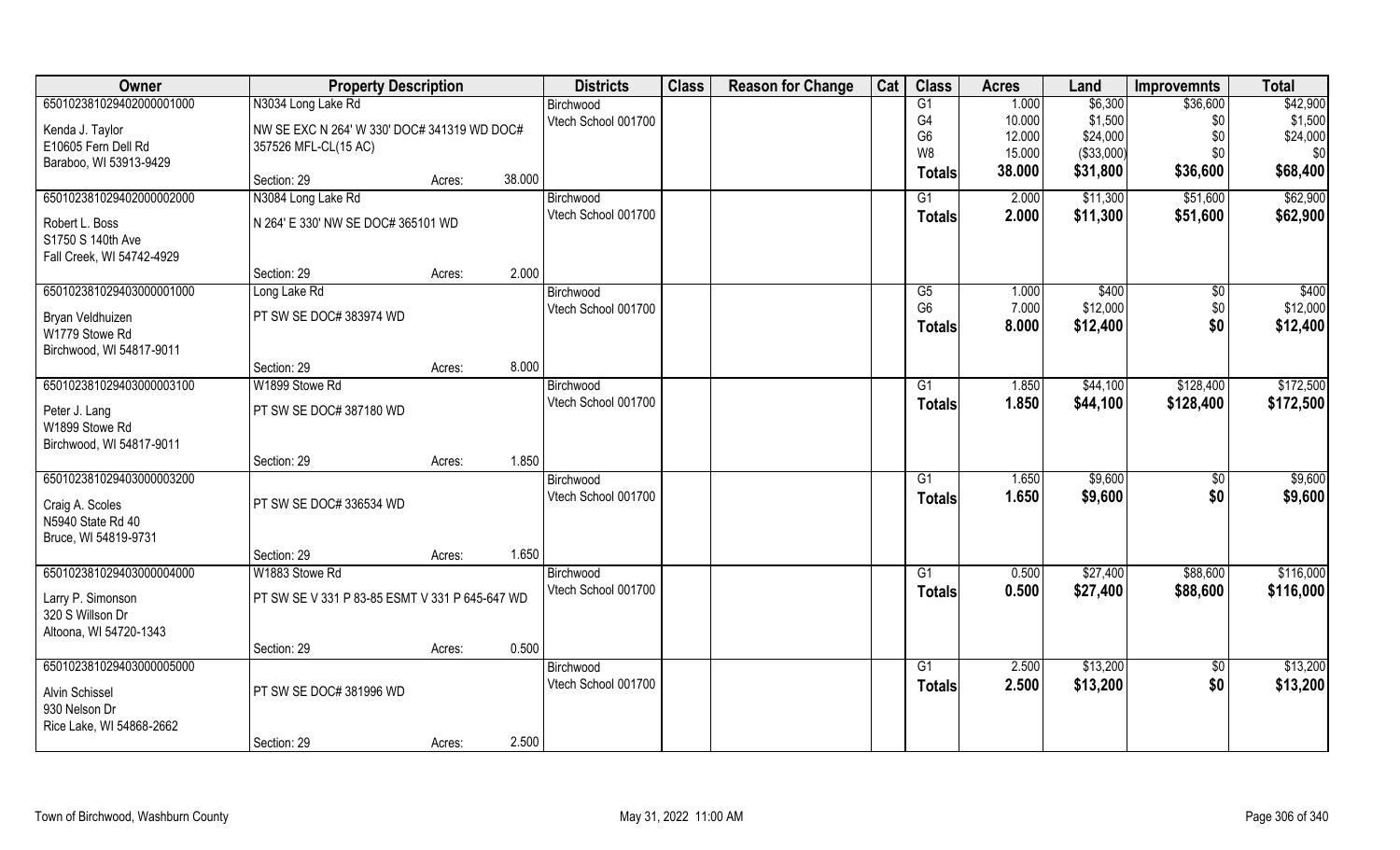| Owner | Property Description | | | Districts | Class | Reason for Change | Cat | Class | Acres | Land | Improvemnts | Total |
|---|---|---|---|---|---|---|---|---|---|---|---|---|
| 650102381029402000001000 | N3034 Long Lake Rd | | | Birchwood | | | | G1 | 1.000 | $6,300 | $36,600 | $42,900 |
| Kenda J. Taylor | NW SE EXC N 264' W 330' DOC# 341319 WD DOC# | | | Vtech School 001700 | | | | G4 | 10.000 | $1,500 | $0 | $1,500 |
| E10605 Fern Dell Rd | 357526 MFL-CL(15 AC) | | | | | | | G6 | 12.000 | $24,000 | $0 | $24,000 |
| Baraboo, WI 53913-9429 | | | | | | | | W8 | 15.000 | ($33,000) | $0 | $0 |
| | Section: 29 | Acres: | 38.000 | | | | | **Totals** | **38.000** | **$31,800** | **$36,600** | **$68,400** |
| 650102381029402000002000 | N3084 Long Lake Rd | | | Birchwood | | | | G1 | 2.000 | $11,300 | $51,600 | $62,900 |
| Robert L. Boss | N 264' E 330' NW SE DOC# 365101 WD | | | Vtech School 001700 | | | | **Totals** | **2.000** | **$11,300** | **$51,600** | **$62,900** |
| S1750 S 140th Ave | | | | | | | | | | | | |
| Fall Creek, WI 54742-4929 | | | | | | | | | | | | |
| | Section: 29 | Acres: | 2.000 | | | | | | | | | |
| 650102381029403000001000 | Long Lake Rd | | | Birchwood | | | | G5 | 1.000 | $400 | $0 | $400 |
| Bryan Veldhuizen | PT SW SE DOC# 383974 WD | | | Vtech School 001700 | | | | G6 | 7.000 | $12,000 | $0 | $12,000 |
| W1779 Stowe Rd | | | | | | | | **Totals** | **8.000** | **$12,400** | **$0** | **$12,400** |
| Birchwood, WI 54817-9011 | | | | | | | | | | | | |
| | Section: 29 | Acres: | 8.000 | | | | | | | | | |
| 650102381029403000003100 | W1899 Stowe Rd | | | Birchwood | | | | G1 | 1.850 | $44,100 | $128,400 | $172,500 |
| Peter J. Lang | PT SW SE DOC# 387180 WD | | | Vtech School 001700 | | | | **Totals** | **1.850** | **$44,100** | **$128,400** | **$172,500** |
| W1899 Stowe Rd | | | | | | | | | | | | |
| Birchwood, WI 54817-9011 | | | | | | | | | | | | |
| | Section: 29 | Acres: | 1.850 | | | | | | | | | |
| 650102381029403000003200 | | | | Birchwood | | | | G1 | 1.650 | $9,600 | $0 | $9,600 |
| Craig A. Scoles | PT SW SE DOC# 336534 WD | | | Vtech School 001700 | | | | **Totals** | **1.650** | **$9,600** | **$0** | **$9,600** |
| N5940 State Rd 40 | | | | | | | | | | | | |
| Bruce, WI 54819-9731 | | | | | | | | | | | | |
| | Section: 29 | Acres: | 1.650 | | | | | | | | | |
| 650102381029403000004000 | W1883 Stowe Rd | | | Birchwood | | | | G1 | 0.500 | $27,400 | $88,600 | $116,000 |
| Larry P. Simonson | PT SW SE V 331 P 83-85 ESMT V 331 P 645-647 WD | | | Vtech School 001700 | | | | **Totals** | **0.500** | **$27,400** | **$88,600** | **$116,000** |
| 320 S Willson Dr | | | | | | | | | | | | |
| Altoona, WI 54720-1343 | | | | | | | | | | | | |
| | Section: 29 | Acres: | 0.500 | | | | | | | | | |
| 650102381029403000005000 | | | | Birchwood | | | | G1 | 2.500 | $13,200 | $0 | $13,200 |
| Alvin Schissel | PT SW SE DOC# 381996 WD | | | Vtech School 001700 | | | | **Totals** | **2.500** | **$13,200** | **$0** | **$13,200** |
| 930 Nelson Dr | | | | | | | | | | | | |
| Rice Lake, WI 54868-2662 | | | | | | | | | | | | |
| | Section: 29 | Acres: | 2.500 | | | | | | | | | |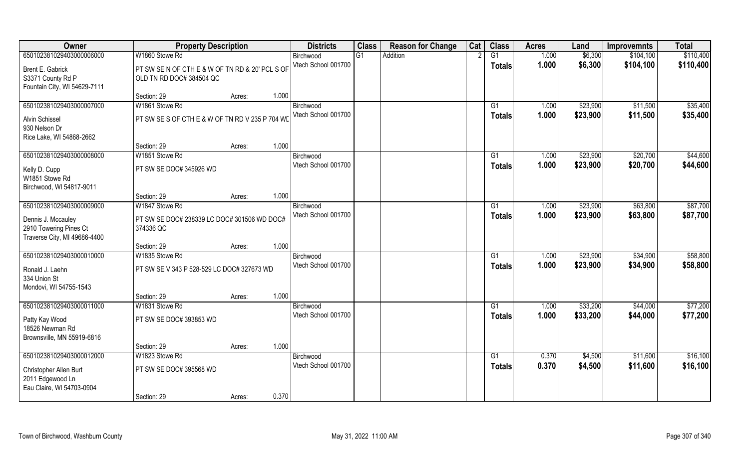| Owner | Property Description | | | Districts | Class | Reason for Change | Cat | Class | Acres | Land | Improvemnts | Total |
|---|---|---|---|---|---|---|---|---|---|---|---|---|
| 650102381029403000006000 | W1860 Stowe Rd | | | Birchwood | G1 | Addition | 2 | G1 | 1.000 | $6,300 | $104,100 | $110,400 |
| Brent E. Gabrick<br>S3371 County Rd P<br>Fountain City, WI 54629-7111 | PT SW SE N OF CTH E & W OF TN RD & 20' PCL S OF OLD TN RD DOC# 384504 QC | | | Vtech School 001700 | | | | **Totals** | **1.000** | **$6,300** | **$104,100** | **$110,400** |
| | Section: 29 | Acres: | 1.000 | | | | | | | | | |
| 650102381029403000007000 | W1861 Stowe Rd | | | Birchwood | | | | G1 | 1.000 | $23,900 | $11,500 | $35,400 |
| Alvin Schissel<br>930 Nelson Dr<br>Rice Lake, WI 54868-2662 | PT SW SE S OF CTH E & W OF TN RD V 235 P 704 WD | | | Vtech School 001700 | | | | **Totals** | **1.000** | **$23,900** | **$11,500** | **$35,400** |
| | Section: 29 | Acres: | 1.000 | | | | | | | | | |
| 650102381029403000008000 | W1851 Stowe Rd | | | Birchwood | | | | G1 | 1.000 | $23,900 | $20,700 | $44,600 |
| Kelly D. Cupp<br>W1851 Stowe Rd<br>Birchwood, WI 54817-9011 | PT SW SE DOC# 345926 WD | | | Vtech School 001700 | | | | **Totals** | **1.000** | **$23,900** | **$20,700** | **$44,600** |
| | Section: 29 | Acres: | 1.000 | | | | | | | | | |
| 650102381029403000009000 | W1847 Stowe Rd | | | Birchwood | | | | G1 | 1.000 | $23,900 | $63,800 | $87,700 |
| Dennis J. Mccauley<br>2910 Towering Pines Ct<br>Traverse City, MI 49686-4400 | PT SW SE DOC# 238339 LC DOC# 301506 WD DOC# 374336 QC | | | Vtech School 001700 | | | | **Totals** | **1.000** | **$23,900** | **$63,800** | **$87,700** |
| | Section: 29 | Acres: | 1.000 | | | | | | | | | |
| 650102381029403000010000 | W1835 Stowe Rd | | | Birchwood | | | | G1 | 1.000 | $23,900 | $34,900 | $58,800 |
| Ronald J. Laehn<br>334 Union St<br>Mondovi, WI 54755-1543 | PT SW SE V 343 P 528-529 LC DOC# 327673 WD | | | Vtech School 001700 | | | | **Totals** | **1.000** | **$23,900** | **$34,900** | **$58,800** |
| | Section: 29 | Acres: | 1.000 | | | | | | | | | |
| 650102381029403000011000 | W1831 Stowe Rd | | | Birchwood | | | | G1 | 1.000 | $33,200 | $44,000 | $77,200 |
| Patty Kay Wood<br>18526 Newman Rd<br>Brownsville, MN 55919-6816 | PT SW SE DOC# 393853 WD | | | Vtech School 001700 | | | | **Totals** | **1.000** | **$33,200** | **$44,000** | **$77,200** |
| | Section: 29 | Acres: | 1.000 | | | | | | | | | |
| 650102381029403000012000 | W1823 Stowe Rd | | | Birchwood | | | | G1 | 0.370 | $4,500 | $11,600 | $16,100 |
| Christopher Allen Burt<br>2011 Edgewood Ln<br>Eau Claire, WI 54703-0904 | PT SW SE DOC# 395568 WD | | | Vtech School 001700 | | | | **Totals** | **0.370** | **$4,500** | **$11,600** | **$16,100** |
| | Section: 29 | Acres: | 0.370 | | | | | | | | | |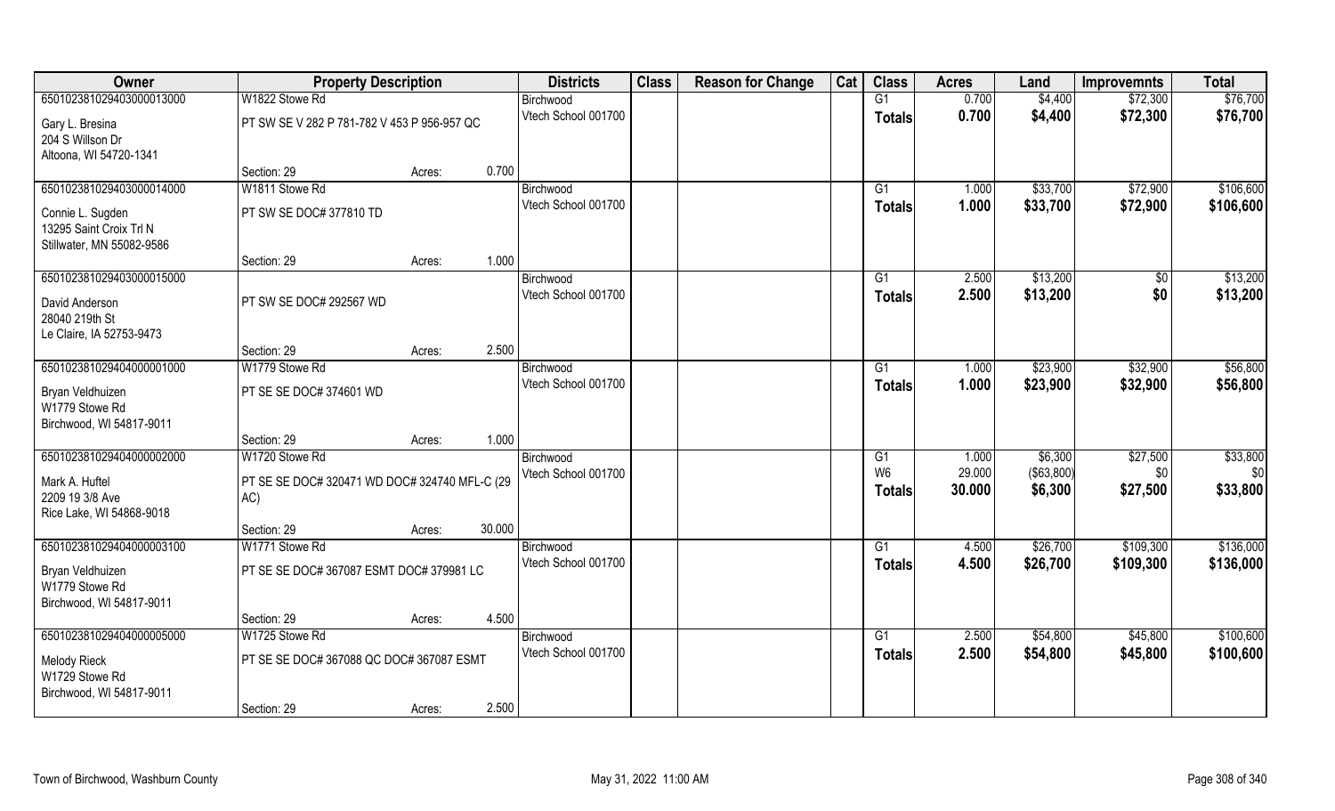| Owner | Property Description | | | Districts | Class | Reason for Change | Cat | Class | Acres | Land | Improvemnts | Total |
|---|---|---|---|---|---|---|---|---|---|---|---|---|
| 65010238102940300001300 0 | W1822 Stowe Rd | | | Birchwood | | | | G1 | 0.700 | $4,400 | $72,300 | $76,700 |
| Gary L. Bresina<br>204 S Willson Dr<br>Altoona, WI 54720-1341 | PT SW SE V 282 P 781-782 V 453 P 956-957 QC | | | Vtech School 001700 | | | | **Totals** | **0.700** | **$4,400** | **$72,300** | **$76,700** |
| | Section: 29 | Acres: | 0.700 | | | | | | | | | |
| 65010238102940300001400 0 | W1811 Stowe Rd | | | Birchwood | | | | G1 | 1.000 | $33,700 | $72,900 | $106,600 |
| Connie L. Sugden<br>13295 Saint Croix Trl N<br>Stillwater, MN 55082-9586 | PT SW SE DOC# 377810 TD | | | Vtech School 001700 | | | | **Totals** | **1.000** | **$33,700** | **$72,900** | **$106,600** |
| | Section: 29 | Acres: | 1.000 | | | | | | | | | |
| 65010238102940300001500 0 | | | | Birchwood | | | | G1 | 2.500 | $13,200 | $0 | $13,200 |
| David Anderson<br>28040 219th St<br>Le Claire, IA 52753-9473 | PT SW SE DOC# 292567 WD | | | Vtech School 001700 | | | | **Totals** | **2.500** | **$13,200** | **$0** | **$13,200** |
| | Section: 29 | Acres: | 2.500 | | | | | | | | | |
| 65010238102940400000100 0 | W1779 Stowe Rd | | | Birchwood | | | | G1 | 1.000 | $23,900 | $32,900 | $56,800 |
| Bryan Veldhuizen<br>W1779 Stowe Rd<br>Birchwood, WI 54817-9011 | PT SE SE DOC# 374601 WD | | | Vtech School 001700 | | | | **Totals** | **1.000** | **$23,900** | **$32,900** | **$56,800** |
| | Section: 29 | Acres: | 1.000 | | | | | | | | | |
| 65010238102940400000200 0 | W1720 Stowe Rd | | | Birchwood | | | | G1 | 1.000 | $6,300 | $27,500 | $33,800 |
| Mark A. Huftel<br>2209 19 3/8 Ave<br>Rice Lake, WI 54868-9018 | PT SE SE DOC# 320471 WD DOC# 324740 MFL-C (29 AC) | | | Vtech School 001700 | | | | W6 | 29.000 | ($63,800) | $0 | $0 |
| | | | | | | | | **Totals** | **30.000** | **$6,300** | **$27,500** | **$33,800** |
| | Section: 29 | Acres: | 30.000 | | | | | | | | | |
| 65010238102940400000310 0 | W1771 Stowe Rd | | | Birchwood | | | | G1 | 4.500 | $26,700 | $109,300 | $136,000 |
| Bryan Veldhuizen<br>W1779 Stowe Rd<br>Birchwood, WI 54817-9011 | PT SE SE DOC# 367087 ESMT DOC# 379981 LC | | | Vtech School 001700 | | | | **Totals** | **4.500** | **$26,700** | **$109,300** | **$136,000** |
| | Section: 29 | Acres: | 4.500 | | | | | | | | | |
| 65010238102940400000500 0 | W1725 Stowe Rd | | | Birchwood | | | | G1 | 2.500 | $54,800 | $45,800 | $100,600 |
| Melody Rieck<br>W1729 Stowe Rd<br>Birchwood, WI 54817-9011 | PT SE SE DOC# 367088 QC DOC# 367087 ESMT | | | Vtech School 001700 | | | | **Totals** | **2.500** | **$54,800** | **$45,800** | **$100,600** |
| | Section: 29 | Acres: | 2.500 | | | | | | | | | |

Town of Birchwood, Washburn County    May 31, 2022 11:00 AM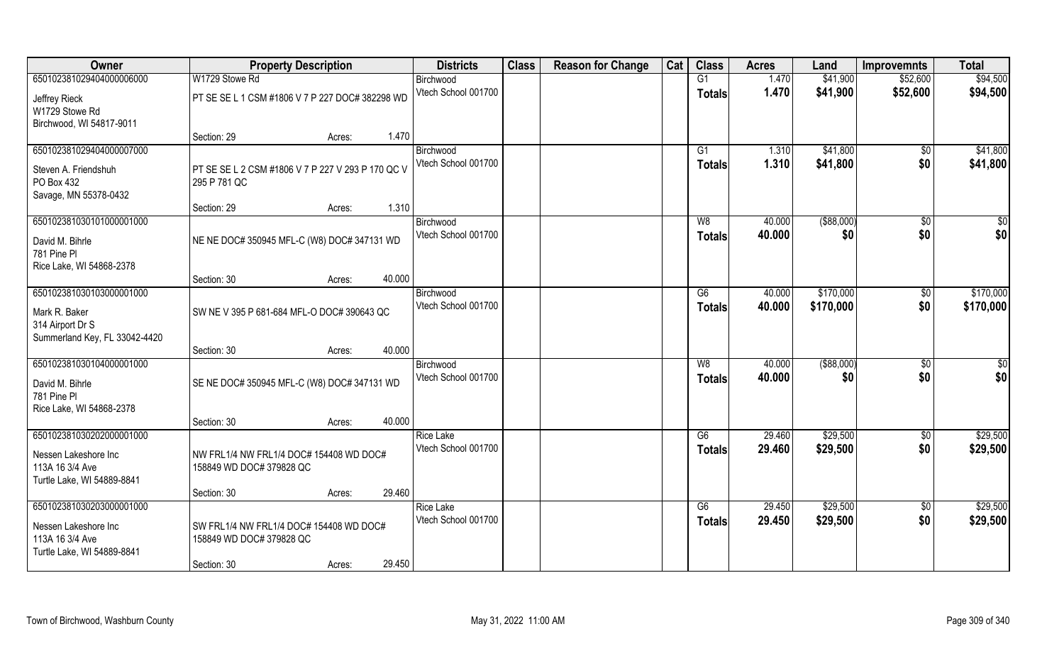| Owner | Property Description | | | Districts | Class | Reason for Change | Cat | Class | Acres | Land | Improvemnts | Total |
|---|---|---|---|---|---|---|---|---|---|---|---|---|
| 650102381029404000006000 | W1729 Stowe Rd | | | Birchwood | | | | G1 | 1.470 | $41,900 | $52,600 | $94,500 |
| Jeffrey Rieck<br>W1729 Stowe Rd<br>Birchwood, WI 54817-9011 | PT SE SE L 1 CSM #1806 V 7 P 227 DOC# 382298 WD | | | Vtech School 001700 | | | | Totals | 1.470 | $41,900 | $52,600 | $94,500 |
| | Section: 29 | Acres: | 1.470 | | | | | | | | | |
| 650102381029404000007000 | | | | Birchwood | | | | G1 | 1.310 | $41,800 | $0 | $41,800 |
| Steven A. Friendshuh<br>PO Box 432<br>Savage, MN 55378-0432 | PT SE SE L 2 CSM #1806 V 7 P 227 V 293 P 170 QC V 295 P 781 QC | | | Vtech School 001700 | | | | Totals | 1.310 | $41,800 | $0 | $41,800 |
| | Section: 29 | Acres: | 1.310 | | | | | | | | | |
| 650102381030101000001000 | | | | Birchwood | | | | W8 | 40.000 | ($88,000) | $0 | $0 |
| David M. Bihrle<br>781 Pine Pl<br>Rice Lake, WI 54868-2378 | NE NE DOC# 350945 MFL-C (W8) DOC# 347131 WD | | | Vtech School 001700 | | | | Totals | 40.000 | $0 | $0 | $0 |
| | Section: 30 | Acres: | 40.000 | | | | | | | | | |
| 650102381030103000001000 | | | | Birchwood | | | | G6 | 40.000 | $170,000 | $0 | $170,000 |
| Mark R. Baker<br>314 Airport Dr S<br>Summerland Key, FL 33042-4420 | SW NE V 395 P 681-684 MFL-O DOC# 390643 QC | | | Vtech School 001700 | | | | Totals | 40.000 | $170,000 | $0 | $170,000 |
| | Section: 30 | Acres: | 40.000 | | | | | | | | | |
| 650102381030104000001000 | | | | Birchwood | | | | W8 | 40.000 | ($88,000) | $0 | $0 |
| David M. Bihrle<br>781 Pine Pl<br>Rice Lake, WI 54868-2378 | SE NE DOC# 350945 MFL-C (W8) DOC# 347131 WD | | | Vtech School 001700 | | | | Totals | 40.000 | $0 | $0 | $0 |
| | Section: 30 | Acres: | 40.000 | | | | | | | | | |
| 650102381030202000001000 | | | | Rice Lake | | | | G6 | 29.460 | $29,500 | $0 | $29,500 |
| Nessen Lakeshore Inc<br>113A 16 3/4 Ave<br>Turtle Lake, WI 54889-8841 | NW FRL1/4 NW FRL1/4 DOC# 154408 WD DOC# 158849 WD DOC# 379828 QC | | | Vtech School 001700 | | | | Totals | 29.460 | $29,500 | $0 | $29,500 |
| | Section: 30 | Acres: | 29.460 | | | | | | | | | |
| 650102381030203000001000 | | | | Rice Lake | | | | G6 | 29.450 | $29,500 | $0 | $29,500 |
| Nessen Lakeshore Inc<br>113A 16 3/4 Ave<br>Turtle Lake, WI 54889-8841 | SW FRL1/4 NW FRL1/4 DOC# 154408 WD DOC# 158849 WD DOC# 379828 QC | | | Vtech School 001700 | | | | Totals | 29.450 | $29,500 | $0 | $29,500 |
| | Section: 30 | Acres: | 29.450 | | | | | | | | | |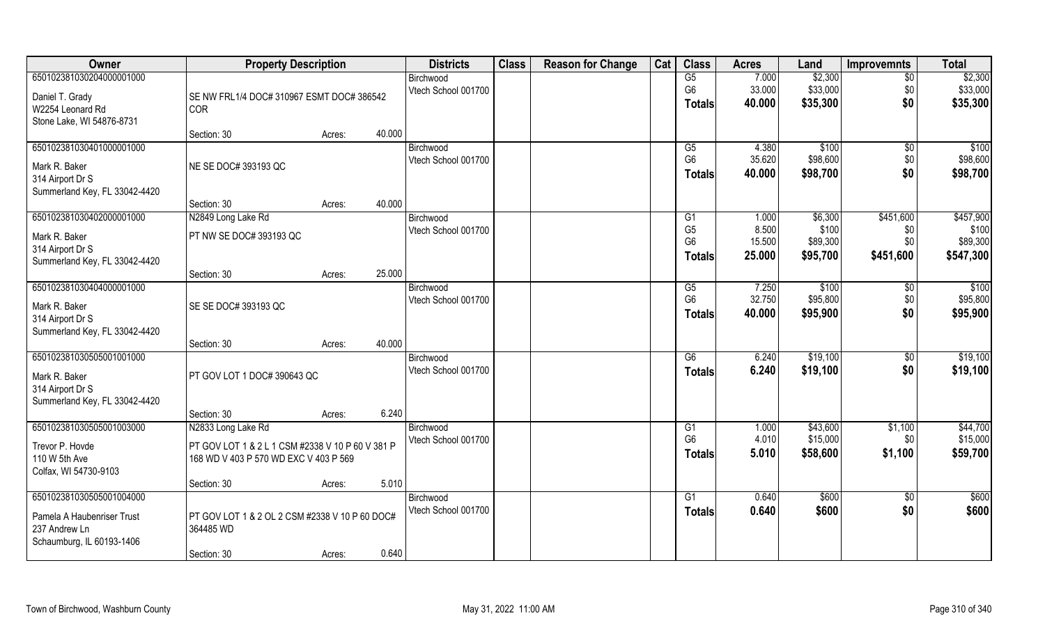| Owner | Property Description | | | Districts | Class | Reason for Change | Cat | Class | Acres | Land | Improvemnts | Total |
|---|---|---|---|---|---|---|---|---|---|---|---|---|
| 650102381030204000001000 | | | | Birchwood | | | | G5 | 7.000 | $2,300 | $0 | $2,300 |
| Daniel T. Grady | SE NW FRL1/4 DOC# 310967 ESMT DOC# 386542 COR | | | Vtech School 001700 | | | | G6 | 33.000 | $33,000 | $0 | $33,000 |
| W2254 Leonard Rd | | | | | | | | Totals | 40.000 | $35,300 | $0 | $35,300 |
| Stone Lake, WI 54876-8731 | | | | | | | | | | | | |
| | Section: 30 | Acres: | 40.000 | | | | | | | | | |
| 650102381030401000001000 | | | | Birchwood | | | | G5 | 4.380 | $100 | $0 | $100 |
| Mark R. Baker | NE SE DOC# 393193 QC | | | Vtech School 001700 | | | | G6 | 35.620 | $98,600 | $0 | $98,600 |
| 314 Airport Dr S | | | | | | | | Totals | 40.000 | $98,700 | $0 | $98,700 |
| Summerland Key, FL 33042-4420 | | | | | | | | | | | | |
| | Section: 30 | Acres: | 40.000 | | | | | | | | | |
| 650102381030402000001000 | N2849 Long Lake Rd | | | Birchwood | | | | G1 | 1.000 | $6,300 | $451,600 | $457,900 |
| Mark R. Baker | PT NW SE DOC# 393193 QC | | | Vtech School 001700 | | | | G5 | 8.500 | $100 | $0 | $100 |
| 314 Airport Dr S | | | | | | | | G6 | 15.500 | $89,300 | $0 | $89,300 |
| Summerland Key, FL 33042-4420 | | | | | | | | Totals | 25.000 | $95,700 | $451,600 | $547,300 |
| | Section: 30 | Acres: | 25.000 | | | | | | | | | |
| 650102381030404000001000 | | | | Birchwood | | | | G5 | 7.250 | $100 | $0 | $100 |
| Mark R. Baker | SE SE DOC# 393193 QC | | | Vtech School 001700 | | | | G6 | 32.750 | $95,800 | $0 | $95,800 |
| 314 Airport Dr S | | | | | | | | Totals | 40.000 | $95,900 | $0 | $95,900 |
| Summerland Key, FL 33042-4420 | | | | | | | | | | | | |
| | Section: 30 | Acres: | 40.000 | | | | | | | | | |
| 650102381030505001001000 | | | | Birchwood | | | | G6 | 6.240 | $19,100 | $0 | $19,100 |
| Mark R. Baker | PT GOV LOT 1 DOC# 390643 QC | | | Vtech School 001700 | | | | Totals | 6.240 | $19,100 | $0 | $19,100 |
| 314 Airport Dr S | | | | | | | | | | | | |
| Summerland Key, FL 33042-4420 | | | | | | | | | | | | |
| | Section: 30 | Acres: | 6.240 | | | | | | | | | |
| 650102381030505001003000 | N2833 Long Lake Rd | | | Birchwood | | | | G1 | 1.000 | $43,600 | $1,100 | $44,700 |
| Trevor P. Hovde | PT GOV LOT 1 & 2 L 1 CSM #2338 V 10 P 60 V 381 P 168 WD V 403 P 570 WD EXC V 403 P 569 | | | Vtech School 001700 | | | | G6 | 4.010 | $15,000 | $0 | $15,000 |
| 110 W 5th Ave | | | | | | | | Totals | 5.010 | $58,600 | $1,100 | $59,700 |
| Colfax, WI 54730-9103 | | | | | | | | | | | | |
| | Section: 30 | Acres: | 5.010 | | | | | | | | | |
| 650102381030505001004000 | | | | Birchwood | | | | G1 | 0.640 | $600 | $0 | $600 |
| Pamela A Haubenriser Trust | PT GOV LOT 1 & 2 OL 2 CSM #2338 V 10 P 60 DOC# 364485 WD | | | Vtech School 001700 | | | | Totals | 0.640 | $600 | $0 | $600 |
| 237 Andrew Ln | | | | | | | | | | | | |
| Schaumburg, IL 60193-1406 | | | | | | | | | | | | |
| | Section: 30 | Acres: | 0.640 | | | | | | | | | |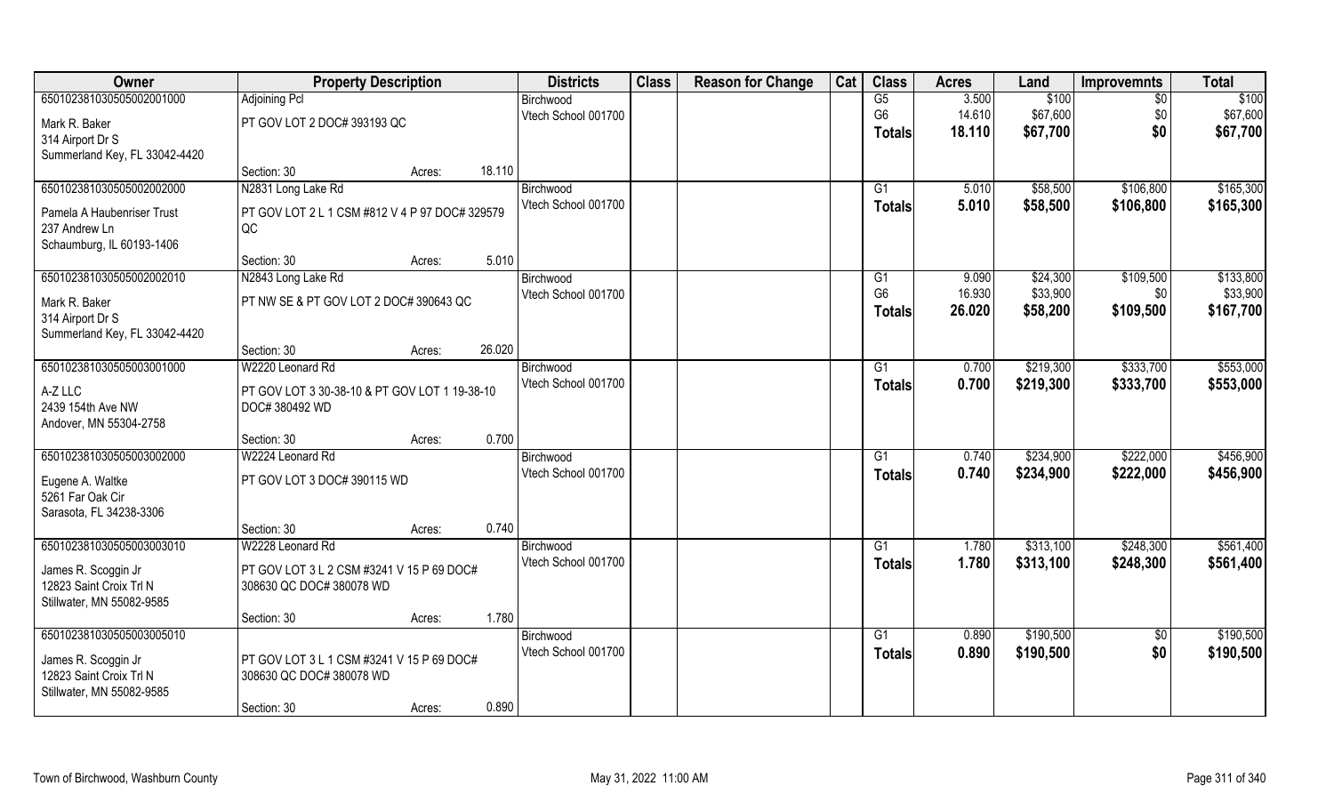| Owner | Property Description | | | Districts | Class | Reason for Change | Cat | Class | Acres | Land | Improvemnts | Total |
|---|---|---|---|---|---|---|---|---|---|---|---|---|
| 650102381030505002001000 | Adjoining Pcl | | | Birchwood | | | | G5 | 3.500 | $100 | $0 | $100 |
| Mark R. Baker | PT GOV LOT 2 DOC# 393193 QC | | | Vtech School 001700 | | | | G6 | 14.610 | $67,600 | $0 | $67,600 |
| 314 Airport Dr S | | | | | | | | **Totals** | **18.110** | **$67,700** | **$0** | **$67,700** |
| Summerland Key, FL 33042-4420 | | | | | | | | | | | | |
| | Section: 30 | Acres: | 18.110 | | | | | | | | | |
| 650102381030505002002000 | N2831 Long Lake Rd | | | Birchwood | | | | G1 | 5.010 | $58,500 | $106,800 | $165,300 |
| Pamela A Haubenriser Trust | PT GOV LOT 2 L 1 CSM #812 V 4 P 97 DOC# 329579 QC | | | Vtech School 001700 | | | | **Totals** | **5.010** | **$58,500** | **$106,800** | **$165,300** |
| 237 Andrew Ln | | | | | | | | | | | | |
| Schaumburg, IL 60193-1406 | | | | | | | | | | | | |
| | Section: 30 | Acres: | 5.010 | | | | | | | | | |
| 650102381030505002002010 | N2843 Long Lake Rd | | | Birchwood | | | | G1 | 9.090 | $24,300 | $109,500 | $133,800 |
| Mark R. Baker | PT NW SE & PT GOV LOT 2 DOC# 390643 QC | | | Vtech School 001700 | | | | G6 | 16.930 | $33,900 | $0 | $33,900 |
| 314 Airport Dr S | | | | | | | | **Totals** | **26.020** | **$58,200** | **$109,500** | **$167,700** |
| Summerland Key, FL 33042-4420 | | | | | | | | | | | | |
| | Section: 30 | Acres: | 26.020 | | | | | | | | | |
| 650102381030505003001000 | W2220 Leonard Rd | | | Birchwood | | | | G1 | 0.700 | $219,300 | $333,700 | $553,000 |
| A-Z LLC | PT GOV LOT 3 30-38-10 & PT GOV LOT 1 19-38-10 DOC# 380492 WD | | | Vtech School 001700 | | | | **Totals** | **0.700** | **$219,300** | **$333,700** | **$553,000** |
| 2439 154th Ave NW | | | | | | | | | | | | |
| Andover, MN 55304-2758 | | | | | | | | | | | | |
| | Section: 30 | Acres: | 0.700 | | | | | | | | | |
| 650102381030505003002000 | W2224 Leonard Rd | | | Birchwood | | | | G1 | 0.740 | $234,900 | $222,000 | $456,900 |
| Eugene A. Waltke | PT GOV LOT 3 DOC# 390115 WD | | | Vtech School 001700 | | | | **Totals** | **0.740** | **$234,900** | **$222,000** | **$456,900** |
| 5261 Far Oak Cir | | | | | | | | | | | | |
| Sarasota, FL 34238-3306 | | | | | | | | | | | | |
| | Section: 30 | Acres: | 0.740 | | | | | | | | | |
| 650102381030505003003010 | W2228 Leonard Rd | | | Birchwood | | | | G1 | 1.780 | $313,100 | $248,300 | $561,400 |
| James R. Scoggin Jr | PT GOV LOT 3 L 2 CSM #3241 V 15 P 69 DOC# 308630 QC DOC# 380078 WD | | | Vtech School 001700 | | | | **Totals** | **1.780** | **$313,100** | **$248,300** | **$561,400** |
| 12823 Saint Croix Trl N | | | | | | | | | | | | |
| Stillwater, MN 55082-9585 | | | | | | | | | | | | |
| | Section: 30 | Acres: | 1.780 | | | | | | | | | |
| 650102381030505003005010 | | | | Birchwood | | | | G1 | 0.890 | $190,500 | $0 | $190,500 |
| James R. Scoggin Jr | PT GOV LOT 3 L 1 CSM #3241 V 15 P 69 DOC# 308630 QC DOC# 380078 WD | | | Vtech School 001700 | | | | **Totals** | **0.890** | **$190,500** | **$0** | **$190,500** |
| 12823 Saint Croix Trl N | | | | | | | | | | | | |
| Stillwater, MN 55082-9585 | | | | | | | | | | | | |
| | Section: 30 | Acres: | 0.890 | | | | | | | | | |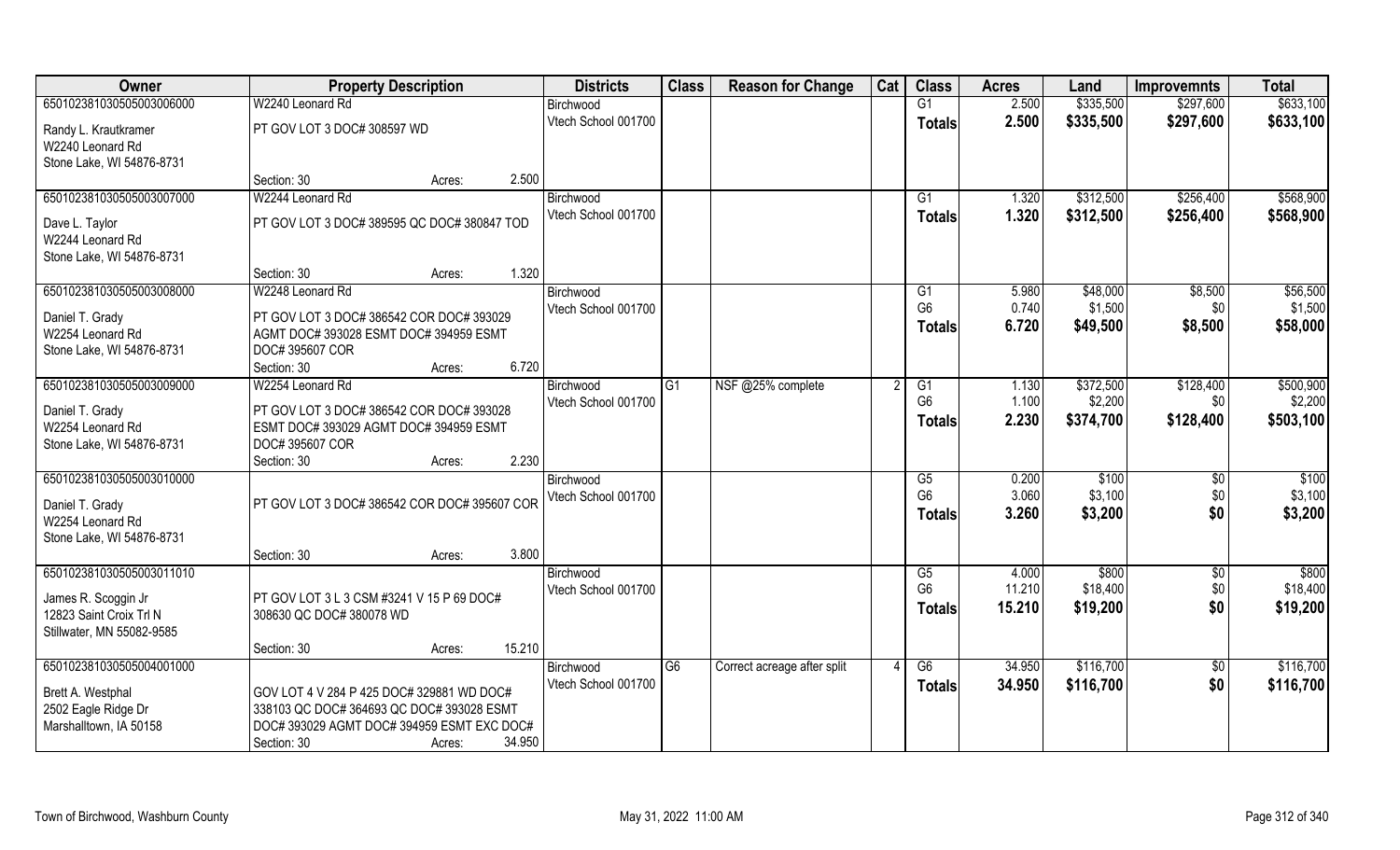| Owner | Property Description | Districts | Class | Reason for Change | Cat | Class | Acres | Land | Improvemnts | Total |
|---|---|---|---|---|---|---|---|---|---|---|
| 650102381030505003006000 | W2240 Leonard Rd | Birchwood | | | | G1 | 2.500 | $335,500 | $297,600 | $633,100 |
| Randy L. Krautkramer<br>W2240 Leonard Rd<br>Stone Lake, WI 54876-8731 | PT GOV LOT 3 DOC# 308597 WD | Vtech School 001700 | | | | **Totals** | **2.500** | **$335,500** | **$297,600** | **$633,100** |
| | Section: 30 Acres: 2.500 | | | | | | | | | |
| 650102381030505003007000 | W2244 Leonard Rd | Birchwood | | | | G1 | 1.320 | $312,500 | $256,400 | $568,900 |
| Dave L. Taylor<br>W2244 Leonard Rd<br>Stone Lake, WI 54876-8731 | PT GOV LOT 3 DOC# 389595 QC DOC# 380847 TOD | Vtech School 001700 | | | | **Totals** | **1.320** | **$312,500** | **$256,400** | **$568,900** |
| | Section: 30 Acres: 1.320 | | | | | | | | | |
| 650102381030505003008000 | W2248 Leonard Rd | Birchwood | | | | G1 | 5.980 | $48,000 | $8,500 | $56,500 |
| Daniel T. Grady<br>W2254 Leonard Rd<br>Stone Lake, WI 54876-8731 | PT GOV LOT 3 DOC# 386542 COR DOC# 393029 AGMT DOC# 393028 ESMT DOC# 394959 ESMT DOC# 395607 COR | Vtech School 001700 | | | | G6 | 0.740 | $1,500 | $0 | $1,500 |
| | | | | | | **Totals** | **6.720** | **$49,500** | **$8,500** | **$58,000** |
| | Section: 30 Acres: 6.720 | | | | | | | | | |
| 650102381030505003009000 | W2254 Leonard Rd | Birchwood | G1 | NSF @25% complete | 2 | G1 | 1.130 | $372,500 | $128,400 | $500,900 |
| Daniel T. Grady<br>W2254 Leonard Rd<br>Stone Lake, WI 54876-8731 | PT GOV LOT 3 DOC# 386542 COR DOC# 393028 ESMT DOC# 393029 AGMT DOC# 394959 ESMT DOC# 395607 COR | Vtech School 001700 | | | | G6 | 1.100 | $2,200 | $0 | $2,200 |
| | | | | | | **Totals** | **2.230** | **$374,700** | **$128,400** | **$503,100** |
| | Section: 30 Acres: 2.230 | | | | | | | | | |
| 650102381030505003010000 | | Birchwood | | | | G5 | 0.200 | $100 | $0 | $100 |
| Daniel T. Grady<br>W2254 Leonard Rd<br>Stone Lake, WI 54876-8731 | PT GOV LOT 3 DOC# 386542 COR DOC# 395607 COR | Vtech School 001700 | | | | G6 | 3.060 | $3,100 | $0 | $3,100 |
| | | | | | | **Totals** | **3.260** | **$3,200** | **$0** | **$3,200** |
| | Section: 30 Acres: 3.800 | | | | | | | | | |
| 650102381030505003011010 | | Birchwood | | | | G5 | 4.000 | $800 | $0 | $800 |
| James R. Scoggin Jr<br>12823 Saint Croix Trl N<br>Stillwater, MN 55082-9585 | PT GOV LOT 3 L 3 CSM #3241 V 15 P 69 DOC# 308630 QC DOC# 380078 WD | Vtech School 001700 | | | | G6 | 11.210 | $18,400 | $0 | $18,400 |
| | | | | | | **Totals** | **15.210** | **$19,200** | **$0** | **$19,200** |
| | Section: 30 Acres: 15.210 | | | | | | | | | |
| 650102381030505004001000 | | Birchwood | G6 | Correct acreage after split | 4 | G6 | 34.950 | $116,700 | $0 | $116,700 |
| Brett A. Westphal<br>2502 Eagle Ridge Dr<br>Marshalltown, IA 50158 | GOV LOT 4 V 284 P 425 DOC# 329881 WD DOC# 338103 QC DOC# 364693 QC DOC# 393028 ESMT DOC# 393029 AGMT DOC# 394959 ESMT EXC DOC# | Vtech School 001700 | | | | **Totals** | **34.950** | **$116,700** | **$0** | **$116,700** |
| | Section: 30 Acres: 34.950 | | | | | | | | | |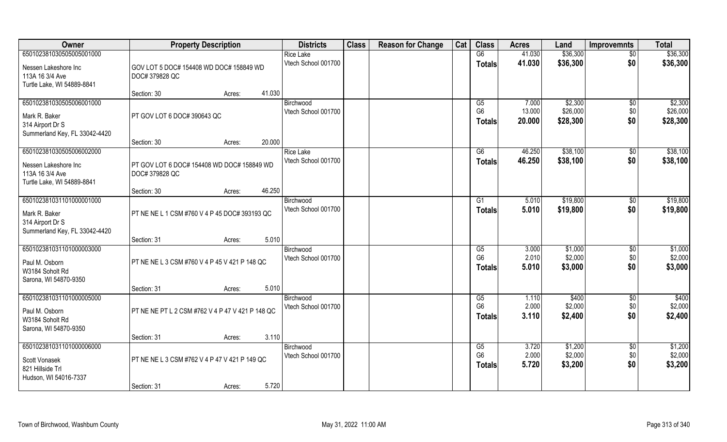| Owner | Property Description | | | Districts | Class | Reason for Change | Cat | Class | Acres | Land | Improvemnts | Total |
|---|---|---|---|---|---|---|---|---|---|---|---|---|
| 650102381030505005001000 | | | | Rice Lake | | | | G6 | 41.030 | $36,300 | $0 | $36,300 |
| Nessen Lakeshore Inc<br>113A 16 3/4 Ave<br>Turtle Lake, WI 54889-8841 | GOV LOT 5 DOC# 154408 WD DOC# 158849 WD DOC# 379828 QC | | | Vtech School 001700 | | | | Totals | 41.030 | $36,300 | $0 | $36,300 |
| | Section: 30 | Acres: | 41.030 | | | | | | | | | |
| 650102381030505006001000 | | | | Birchwood | | | | G5 | 7.000 | $2,300 | $0 | $2,300 |
| Mark R. Baker<br>314 Airport Dr S<br>Summerland Key, FL 33042-4420 | PT GOV LOT 6 DOC# 390643 QC | | | Vtech School 001700 | | | | G6 | 13.000 | $26,000 | $0 | $26,000 |
| | | | | | | | | Totals | 20.000 | $28,300 | $0 | $28,300 |
| | Section: 30 | Acres: | 20.000 | | | | | | | | | |
| 650102381030505006002000 | | | | Rice Lake | | | | G6 | 46.250 | $38,100 | $0 | $38,100 |
| Nessen Lakeshore Inc<br>113A 16 3/4 Ave<br>Turtle Lake, WI 54889-8841 | PT GOV LOT 6 DOC# 154408 WD DOC# 158849 WD DOC# 379828 QC | | | Vtech School 001700 | | | | Totals | 46.250 | $38,100 | $0 | $38,100 |
| | Section: 30 | Acres: | 46.250 | | | | | | | | | |
| 650102381031101000001000 | | | | Birchwood | | | | G1 | 5.010 | $19,800 | $0 | $19,800 |
| Mark R. Baker<br>314 Airport Dr S<br>Summerland Key, FL 33042-4420 | PT NE NE L 1 CSM #760 V 4 P 45 DOC# 393193 QC | | | Vtech School 001700 | | | | Totals | 5.010 | $19,800 | $0 | $19,800 |
| | Section: 31 | Acres: | 5.010 | | | | | | | | | |
| 650102381031101000003000 | | | | Birchwood | | | | G5 | 3.000 | $1,000 | $0 | $1,000 |
| Paul M. Osborn<br>W3184 Soholt Rd<br>Sarona, WI 54870-9350 | PT NE NE L 3 CSM #760 V 4 P 45 V 421 P 148 QC | | | Vtech School 001700 | | | | G6 | 2.010 | $2,000 | $0 | $2,000 |
| | | | | | | | | Totals | 5.010 | $3,000 | $0 | $3,000 |
| | Section: 31 | Acres: | 5.010 | | | | | | | | | |
| 650102381031101000005000 | | | | Birchwood | | | | G5 | 1.110 | $400 | $0 | $400 |
| Paul M. Osborn<br>W3184 Soholt Rd<br>Sarona, WI 54870-9350 | PT NE NE PT L 2 CSM #762 V 4 P 47 V 421 P 148 QC | | | Vtech School 001700 | | | | G6 | 2.000 | $2,000 | $0 | $2,000 |
| | | | | | | | | Totals | 3.110 | $2,400 | $0 | $2,400 |
| | Section: 31 | Acres: | 3.110 | | | | | | | | | |
| 650102381031101000006000 | | | | Birchwood | | | | G5 | 3.720 | $1,200 | $0 | $1,200 |
| Scott Vonasek<br>821 Hillside Trl<br>Hudson, WI 54016-7337 | PT NE NE L 3 CSM #762 V 4 P 47 V 421 P 149 QC | | | Vtech School 001700 | | | | G6 | 2.000 | $2,000 | $0 | $2,000 |
| | | | | | | | | Totals | 5.720 | $3,200 | $0 | $3,200 |
| | Section: 31 | Acres: | 5.720 | | | | | | | | | |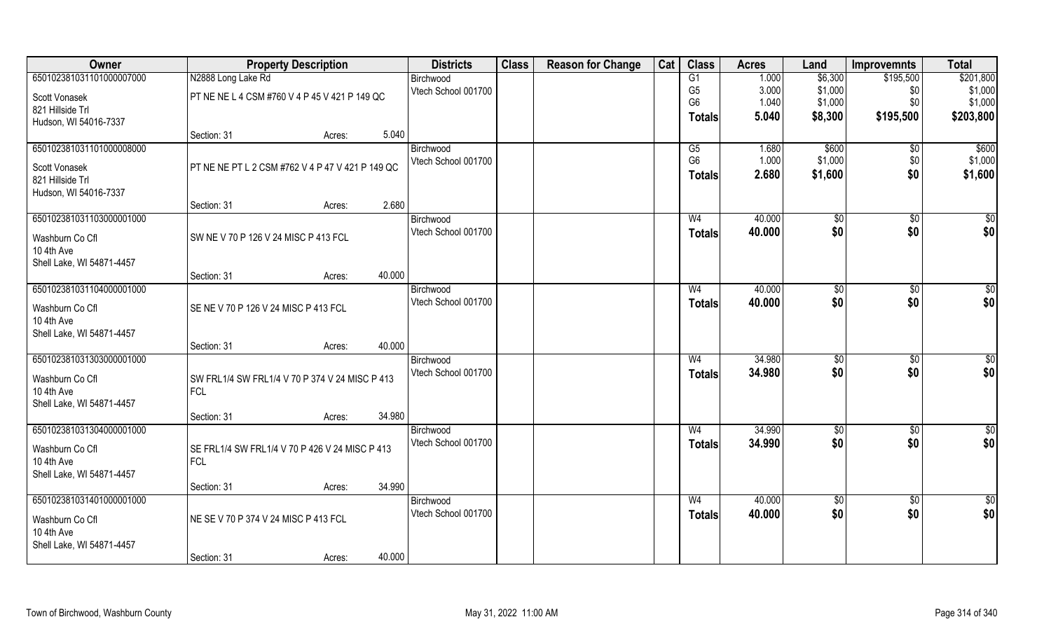| Owner | Property Description | | | Districts | Class | Reason for Change | Cat | Class | Acres | Land | Improvemnts | Total |
|---|---|---|---|---|---|---|---|---|---|---|---|---|
| 650102381031101000007000 | N2888 Long Lake Rd | | | Birchwood | | | | G1 | 1.000 | $6,300 | $195,500 | $201,800 |
| Scott Vonasek | PT NE NE L 4 CSM #760 V 4 P 45 V 421 P 149 QC | | | Vtech School 001700 | | | | G5 | 3.000 | $1,000 | $0 | $1,000 |
| 821 Hillside Trl | | | | | | | | G6 | 1.040 | $1,000 | $0 | $1,000 |
| Hudson, WI 54016-7337 | | | | | | | | **Totals** | **5.040** | **$8,300** | **$195,500** | **$203,800** |
| | Section: 31 | Acres: | 5.040 | | | | | | | | | |
| 650102381031101000008000 | | | | Birchwood | | | | G5 | 1.680 | $600 | $0 | $600 |
| Scott Vonasek | PT NE NE PT L 2 CSM #762 V 4 P 47 V 421 P 149 QC | | | Vtech School 001700 | | | | G6 | 1.000 | $1,000 | $0 | $1,000 |
| 821 Hillside Trl | | | | | | | | **Totals** | **2.680** | **$1,600** | **$0** | **$1,600** |
| Hudson, WI 54016-7337 | | | | | | | | | | | | |
| | Section: 31 | Acres: | 2.680 | | | | | | | | | |
| 650102381031103000001000 | | | | Birchwood | | | | W4 | 40.000 | $0 | $0 | $0 |
| Washburn Co Cfl | SW NE V 70 P 126 V 24 MISC P 413 FCL | | | Vtech School 001700 | | | | **Totals** | **40.000** | **$0** | **$0** | **$0** |
| 10 4th Ave | | | | | | | | | | | | |
| Shell Lake, WI 54871-4457 | | | | | | | | | | | | |
| | Section: 31 | Acres: | 40.000 | | | | | | | | | |
| 650102381031104000001000 | | | | Birchwood | | | | W4 | 40.000 | $0 | $0 | $0 |
| Washburn Co Cfl | SE NE V 70 P 126 V 24 MISC P 413 FCL | | | Vtech School 001700 | | | | **Totals** | **40.000** | **$0** | **$0** | **$0** |
| 10 4th Ave | | | | | | | | | | | | |
| Shell Lake, WI 54871-4457 | | | | | | | | | | | | |
| | Section: 31 | Acres: | 40.000 | | | | | | | | | |
| 650102381031303000001000 | | | | Birchwood | | | | W4 | 34.980 | $0 | $0 | $0 |
| Washburn Co Cfl | SW FRL1/4 SW FRL1/4 V 70 P 374 V 24 MISC P 413 FCL | | | Vtech School 001700 | | | | **Totals** | **34.980** | **$0** | **$0** | **$0** |
| 10 4th Ave | | | | | | | | | | | | |
| Shell Lake, WI 54871-4457 | | | | | | | | | | | | |
| | Section: 31 | Acres: | 34.980 | | | | | | | | | |
| 650102381031304000001000 | | | | Birchwood | | | | W4 | 34.990 | $0 | $0 | $0 |
| Washburn Co Cfl | SE FRL1/4 SW FRL1/4 V 70 P 426 V 24 MISC P 413 FCL | | | Vtech School 001700 | | | | **Totals** | **34.990** | **$0** | **$0** | **$0** |
| 10 4th Ave | | | | | | | | | | | | |
| Shell Lake, WI 54871-4457 | | | | | | | | | | | | |
| | Section: 31 | Acres: | 34.990 | | | | | | | | | |
| 650102381031401000001000 | | | | Birchwood | | | | W4 | 40.000 | $0 | $0 | $0 |
| Washburn Co Cfl | NE SE V 70 P 374 V 24 MISC P 413 FCL | | | Vtech School 001700 | | | | **Totals** | **40.000** | **$0** | **$0** | **$0** |
| 10 4th Ave | | | | | | | | | | | | |
| Shell Lake, WI 54871-4457 | | | | | | | | | | | | |
| | Section: 31 | Acres: | 40.000 | | | | | | | | | |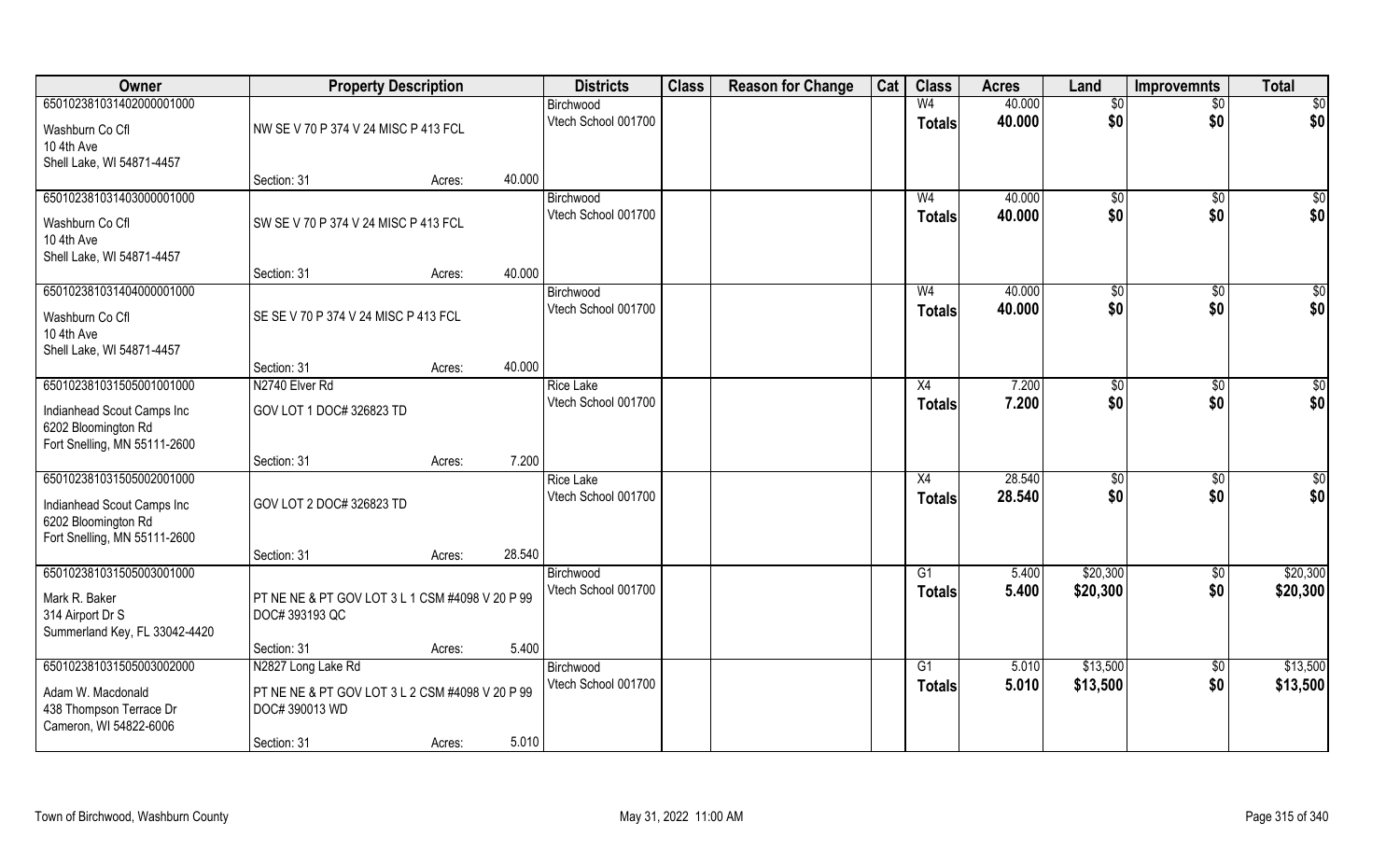| Owner | Property Description | | | Districts | Class | Reason for Change | Cat | Class | Acres | Land | Improvemnts | Total |
|---|---|---|---|---|---|---|---|---|---|---|---|---|
| 65010238103140200001000 | | | | Birchwood | | | | W4 | 40.000 | $0 | $0 | $0 |
| Washburn Co Cfl<br>10 4th Ave<br>Shell Lake, WI 54871-4457 | NW SE V 70 P 374 V 24 MISC P 413 FCL | | | Vtech School 001700 | | | | Totals | 40.000 | $0 | $0 | $0 |
| | Section: 31 | Acres: | 40.000 | | | | | | | | | |
| 65010238103140300001000 | | | | Birchwood | | | | W4 | 40.000 | $0 | $0 | $0 |
| Washburn Co Cfl<br>10 4th Ave<br>Shell Lake, WI 54871-4457 | SW SE V 70 P 374 V 24 MISC P 413 FCL | | | Vtech School 001700 | | | | Totals | 40.000 | $0 | $0 | $0 |
| | Section: 31 | Acres: | 40.000 | | | | | | | | | |
| 65010238103140400001000 | | | | Birchwood | | | | W4 | 40.000 | $0 | $0 | $0 |
| Washburn Co Cfl<br>10 4th Ave<br>Shell Lake, WI 54871-4457 | SE SE V 70 P 374 V 24 MISC P 413 FCL | | | Vtech School 001700 | | | | Totals | 40.000 | $0 | $0 | $0 |
| | Section: 31 | Acres: | 40.000 | | | | | | | | | |
| 65010238103150500100100 | N2740 Elver Rd | | | Rice Lake | | | | X4 | 7.200 | $0 | $0 | $0 |
| Indianhead Scout Camps Inc<br>6202 Bloomington Rd<br>Fort Snelling, MN 55111-2600 | GOV LOT 1 DOC# 326823 TD | | | Vtech School 001700 | | | | Totals | 7.200 | $0 | $0 | $0 |
| | Section: 31 | Acres: | 7.200 | | | | | | | | | |
| 65010238103150500200100 | | | | Rice Lake | | | | X4 | 28.540 | $0 | $0 | $0 |
| Indianhead Scout Camps Inc<br>6202 Bloomington Rd<br>Fort Snelling, MN 55111-2600 | GOV LOT 2 DOC# 326823 TD | | | Vtech School 001700 | | | | Totals | 28.540 | $0 | $0 | $0 |
| | Section: 31 | Acres: | 28.540 | | | | | | | | | |
| 65010238103150500300100 | | | | Birchwood | | | | G1 | 5.400 | $20,300 | $0 | $20,300 |
| Mark R. Baker<br>314 Airport Dr S<br>Summerland Key, FL 33042-4420 | PT NE NE & PT GOV LOT 3 L 1 CSM #4098 V 20 P 99 DOC# 393193 QC | | | Vtech School 001700 | | | | Totals | 5.400 | $20,300 | $0 | $20,300 |
| | Section: 31 | Acres: | 5.400 | | | | | | | | | |
| 65010238103150500300200 | N2827 Long Lake Rd | | | Birchwood | | | | G1 | 5.010 | $13,500 | $0 | $13,500 |
| Adam W. Macdonald<br>438 Thompson Terrace Dr<br>Cameron, WI 54822-6006 | PT NE NE & PT GOV LOT 3 L 2 CSM #4098 V 20 P 99 DOC# 390013 WD | | | Vtech School 001700 | | | | Totals | 5.010 | $13,500 | $0 | $13,500 |
| | Section: 31 | Acres: | 5.010 | | | | | | | | | |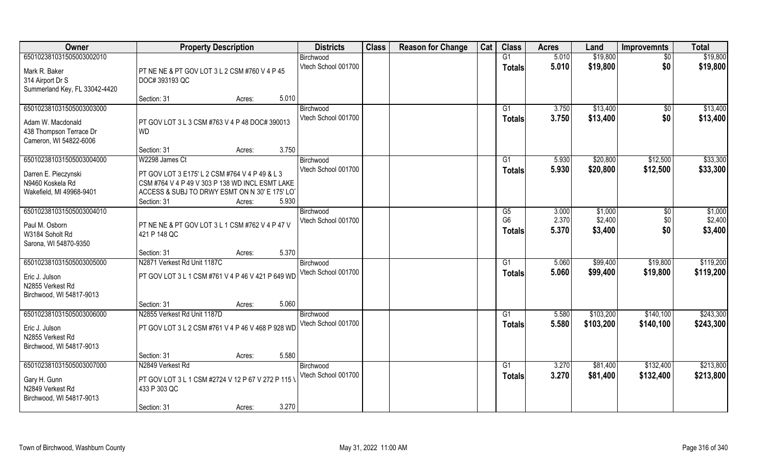| Owner | Property Description | Districts | Class | Reason for Change | Cat | Class | Acres | Land | Improvemnts | Total |
|---|---|---|---|---|---|---|---|---|---|---|
| 650102381031505003002010<br>Mark R. Baker<br>314 Airport Dr S<br>Summerland Key, FL 33042-4420 | PT NE NE & PT GOV LOT 3 L 2 CSM #760 V 4 P 45 DOC# 393193 QC<br>Section: 31 Acres: 5.010 | Birchwood<br>Vtech School 001700 | | | | G1<br>**Totals** | 5.010<br>**5.010** | $19,800<br>**$19,800** | $0<br>**$0** | $19,800<br>**$19,800** |
| 650102381031505003003000<br>Adam W. Macdonald<br>438 Thompson Terrace Dr<br>Cameron, WI 54822-6006 | PT GOV LOT 3 L 3 CSM #763 V 4 P 48 DOC# 390013 WD<br>Section: 31 Acres: 3.750 | Birchwood<br>Vtech School 001700 | | | | G1<br>**Totals** | 3.750<br>**3.750** | $13,400<br>**$13,400** | $0<br>**$0** | $13,400<br>**$13,400** |
| 650102381031505003004000<br>Darren E. Pieczynski<br>N9460 Koskela Rd<br>Wakefield, MI 49968-9401 | W2298 James Ct<br>PT GOV LOT 3 E175' L 2 CSM #764 V 4 P 49 & L 3 CSM #764 V 4 P 49 V 303 P 138 WD INCL ESMT LAKE ACCESS & SUBJ TO DRWY ESMT ON N 30' E 175' LOT<br>Section: 31 Acres: 5.930 | Birchwood<br>Vtech School 001700 | | | | G1<br>**Totals** | 5.930<br>**5.930** | $20,800<br>**$20,800** | $12,500<br>**$12,500** | $33,300<br>**$33,300** |
| 650102381031505003004010<br>Paul M. Osborn<br>W3184 Soholt Rd<br>Sarona, WI 54870-9350 | PT NE NE & PT GOV LOT 3 L 1 CSM #762 V 4 P 47 V 421 P 148 QC<br>Section: 31 Acres: 5.370 | Birchwood<br>Vtech School 001700 | | | | G5<br>G6<br>**Totals** | 3.000<br>2.370<br>**5.370** | $1,000<br>$2,400<br>**$3,400** | $0<br>$0<br>**$0** | $1,000<br>$2,400<br>**$3,400** |
| 650102381031505003005000<br>Eric J. Julson<br>N2855 Verkest Rd<br>Birchwood, WI 54817-9013 | N2871 Verkest Rd Unit 1187C<br>PT GOV LOT 3 L 1 CSM #761 V 4 P 46 V 421 P 649 WD<br>Section: 31 Acres: 5.060 | Birchwood<br>Vtech School 001700 | | | | G1<br>**Totals** | 5.060<br>**5.060** | $99,400<br>**$99,400** | $19,800<br>**$19,800** | $119,200<br>**$119,200** |
| 650102381031505003006000<br>Eric J. Julson<br>N2855 Verkest Rd<br>Birchwood, WI 54817-9013 | N2855 Verkest Rd Unit 1187D<br>PT GOV LOT 3 L 2 CSM #761 V 4 P 46 V 468 P 928 WD<br>Section: 31 Acres: 5.580 | Birchwood<br>Vtech School 001700 | | | | G1<br>**Totals** | 5.580<br>**5.580** | $103,200<br>**$103,200** | $140,100<br>**$140,100** | $243,300<br>**$243,300** |
| 650102381031505003007000<br>Gary H. Gunn<br>N2849 Verkest Rd<br>Birchwood, WI 54817-9013 | N2849 Verkest Rd<br>PT GOV LOT 3 L 1 CSM #2724 V 12 P 67 V 272 P 115 V 433 P 303 QC<br>Section: 31 Acres: 3.270 | Birchwood<br>Vtech School 001700 | | | | G1<br>**Totals** | 3.270<br>**3.270** | $81,400<br>**$81,400** | $132,400<br>**$132,400** | $213,800<br>**$213,800** |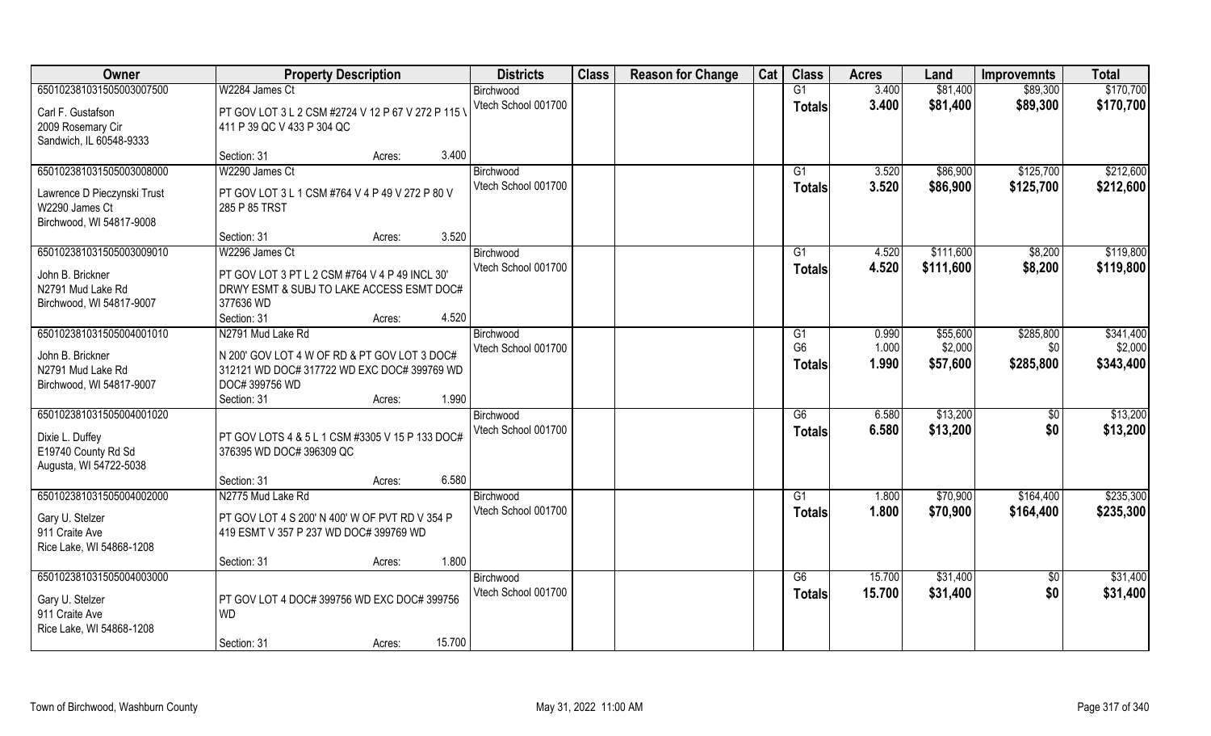| Owner | Property Description | Districts | Class | Reason for Change | Cat | Class | Acres | Land | Improvemnts | Total |
|---|---|---|---|---|---|---|---|---|---|---|
| 650102381031505003007500 | W2284 James Ct | Birchwood | | | | G1 | 3.400 | $81,400 | $89,300 | $170,700 |
| Carl F. Gustafson<br>2009 Rosemary Cir<br>Sandwich, IL 60548-9333 | PT GOV LOT 3 L 2 CSM #2724 V 12 P 67 V 272 P 115 \ 411 P 39 QC V 433 P 304 QC | Vtech School 001700 | | | | Totals | 3.400 | $81,400 | $89,300 | $170,700 |
| | Section: 31 Acres: 3.400 | | | | | | | | | |
| 650102381031505003008000 | W2290 James Ct | Birchwood | | | | G1 | 3.520 | $86,900 | $125,700 | $212,600 |
| Lawrence D Pieczynski Trust<br>W2290 James Ct<br>Birchwood, WI 54817-9008 | PT GOV LOT 3 L 1 CSM #764 V 4 P 49 V 272 P 80 V 285 P 85 TRST | Vtech School 001700 | | | | Totals | 3.520 | $86,900 | $125,700 | $212,600 |
| | Section: 31 Acres: 3.520 | | | | | | | | | |
| 650102381031505003009010 | W2296 James Ct | Birchwood | | | | G1 | 4.520 | $111,600 | $8,200 | $119,800 |
| John B. Brickner<br>N2791 Mud Lake Rd<br>Birchwood, WI 54817-9007 | PT GOV LOT 3 PT L 2 CSM #764 V 4 P 49 INCL 30' DRWY ESMT & SUBJ TO LAKE ACCESS ESMT DOC# 377636 WD | Vtech School 001700 | | | | Totals | 4.520 | $111,600 | $8,200 | $119,800 |
| | Section: 31 Acres: 4.520 | | | | | | | | | |
| 650102381031505004001010 | N2791 Mud Lake Rd | Birchwood | | | | G1 | 0.990 | $55,600 | $285,800 | $341,400 |
| John B. Brickner<br>N2791 Mud Lake Rd<br>Birchwood, WI 54817-9007 | N 200' GOV LOT 4 W OF RD & PT GOV LOT 3 DOC# 312121 WD DOC# 317722 WD EXC DOC# 399769 WD DOC# 399756 WD | Vtech School 001700 | | | | G6 | 1.000 | $2,000 | $0 | $2,000 |
| | | | | | | Totals | 1.990 | $57,600 | $285,800 | $343,400 |
| | Section: 31 Acres: 1.990 | | | | | | | | | |
| 650102381031505004001020 | | Birchwood | | | | G6 | 6.580 | $13,200 | $0 | $13,200 |
| Dixie L. Duffey<br>E19740 County Rd Sd<br>Augusta, WI 54722-5038 | PT GOV LOTS 4 & 5 L 1 CSM #3305 V 15 P 133 DOC# 376395 WD DOC# 396309 QC | Vtech School 001700 | | | | Totals | 6.580 | $13,200 | $0 | $13,200 |
| | Section: 31 Acres: 6.580 | | | | | | | | | |
| 650102381031505004002000 | N2775 Mud Lake Rd | Birchwood | | | | G1 | 1.800 | $70,900 | $164,400 | $235,300 |
| Gary U. Stelzer<br>911 Craite Ave<br>Rice Lake, WI 54868-1208 | PT GOV LOT 4 S 200' N 400' W OF PVT RD V 354 P 419 ESMT V 357 P 237 WD DOC# 399769 WD | Vtech School 001700 | | | | Totals | 1.800 | $70,900 | $164,400 | $235,300 |
| | Section: 31 Acres: 1.800 | | | | | | | | | |
| 650102381031505004003000 | | Birchwood | | | | G6 | 15.700 | $31,400 | $0 | $31,400 |
| Gary U. Stelzer<br>911 Craite Ave<br>Rice Lake, WI 54868-1208 | PT GOV LOT 4 DOC# 399756 WD EXC DOC# 399756 WD | Vtech School 001700 | | | | Totals | 15.700 | $31,400 | $0 | $31,400 |
| | Section: 31 Acres: 15.700 | | | | | | | | | |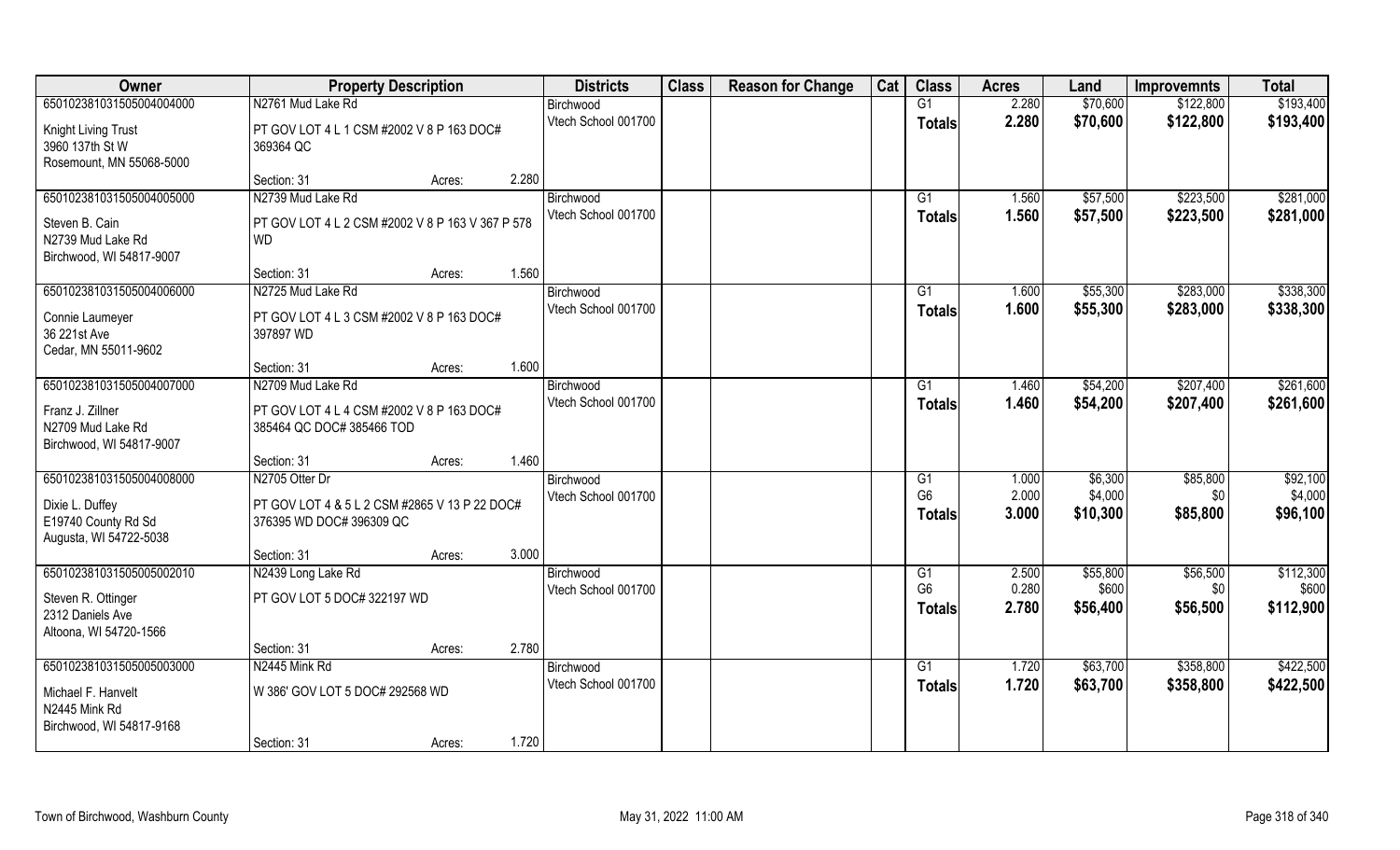| Owner | Property Description | | | Districts | Class | Reason for Change | Cat | Class | Acres | Land | Improvemnts | Total |
|---|---|---|---|---|---|---|---|---|---|---|---|---|
| 65010238103150500400400​0 | N2761 Mud Lake Rd | | | Birchwood | | | | G1 | 2.280 | $70,600 | $122,800 | $193,400 |
| Knight Living Trust<br>3960 137th St W<br>Rosemount, MN 55068-5000 | PT GOV LOT 4 L 1 CSM #2002 V 8 P 163 DOC# 369364 QC | | | Vtech School 001700 | | | | **Totals** | **2.280** | **$70,600** | **$122,800** | **$193,400** |
| | Section: 31 | Acres: | 2.280 | | | | | | | | | |
| 650102381031505004005000 | N2739 Mud Lake Rd | | | Birchwood | | | | G1 | 1.560 | $57,500 | $223,500 | $281,000 |
| Steven B. Cain<br>N2739 Mud Lake Rd<br>Birchwood, WI 54817-9007 | PT GOV LOT 4 L 2 CSM #2002 V 8 P 163 V 367 P 578 WD | | | Vtech School 001700 | | | | **Totals** | **1.560** | **$57,500** | **$223,500** | **$281,000** |
| | Section: 31 | Acres: | 1.560 | | | | | | | | | |
| 650102381031505004006000 | N2725 Mud Lake Rd | | | Birchwood | | | | G1 | 1.600 | $55,300 | $283,000 | $338,300 |
| Connie Laumeyer<br>36 221st Ave<br>Cedar, MN 55011-9602 | PT GOV LOT 4 L 3 CSM #2002 V 8 P 163 DOC# 397897 WD | | | Vtech School 001700 | | | | **Totals** | **1.600** | **$55,300** | **$283,000** | **$338,300** |
| | Section: 31 | Acres: | 1.600 | | | | | | | | | |
| 650102381031505004007000 | N2709 Mud Lake Rd | | | Birchwood | | | | G1 | 1.460 | $54,200 | $207,400 | $261,600 |
| Franz J. Zillner<br>N2709 Mud Lake Rd<br>Birchwood, WI 54817-9007 | PT GOV LOT 4 L 4 CSM #2002 V 8 P 163 DOC# 385464 QC DOC# 385466 TOD | | | Vtech School 001700 | | | | **Totals** | **1.460** | **$54,200** | **$207,400** | **$261,600** |
| | Section: 31 | Acres: | 1.460 | | | | | | | | | |
| 650102381031505004008000 | N2705 Otter Dr | | | Birchwood | | | | G1 | 1.000 | $6,300 | $85,800 | $92,100 |
| Dixie L. Duffey<br>E19740 County Rd Sd<br>Augusta, WI 54722-5038 | PT GOV LOT 4 & 5 L 2 CSM #2865 V 13 P 22 DOC# 376395 WD DOC# 396309 QC | | | Vtech School 001700 | | | | G6 | 2.000 | $4,000 | $0 | $4,000 |
| | | | | | | | | **Totals** | **3.000** | **$10,300** | **$85,800** | **$96,100** |
| | Section: 31 | Acres: | 3.000 | | | | | | | | | |
| 650102381031505005002010 | N2439 Long Lake Rd | | | Birchwood | | | | G1 | 2.500 | $55,800 | $56,500 | $112,300 |
| Steven R. Ottinger<br>2312 Daniels Ave<br>Altoona, WI 54720-1566 | PT GOV LOT 5 DOC# 322197 WD | | | Vtech School 001700 | | | | G6 | 0.280 | $600 | $0 | $600 |
| | | | | | | | | **Totals** | **2.780** | **$56,400** | **$56,500** | **$112,900** |
| | Section: 31 | Acres: | 2.780 | | | | | | | | | |
| 650102381031505005003000 | N2445 Mink Rd | | | Birchwood | | | | G1 | 1.720 | $63,700 | $358,800 | $422,500 |
| Michael F. Hanvelt<br>N2445 Mink Rd<br>Birchwood, WI 54817-9168 | W 386' GOV LOT 5 DOC# 292568 WD | | | Vtech School 001700 | | | | **Totals** | **1.720** | **$63,700** | **$358,800** | **$422,500** |
| | Section: 31 | Acres: | 1.720 | | | | | | | | | |

Town of Birchwood, Washburn County | May 31, 2022 11:00 AM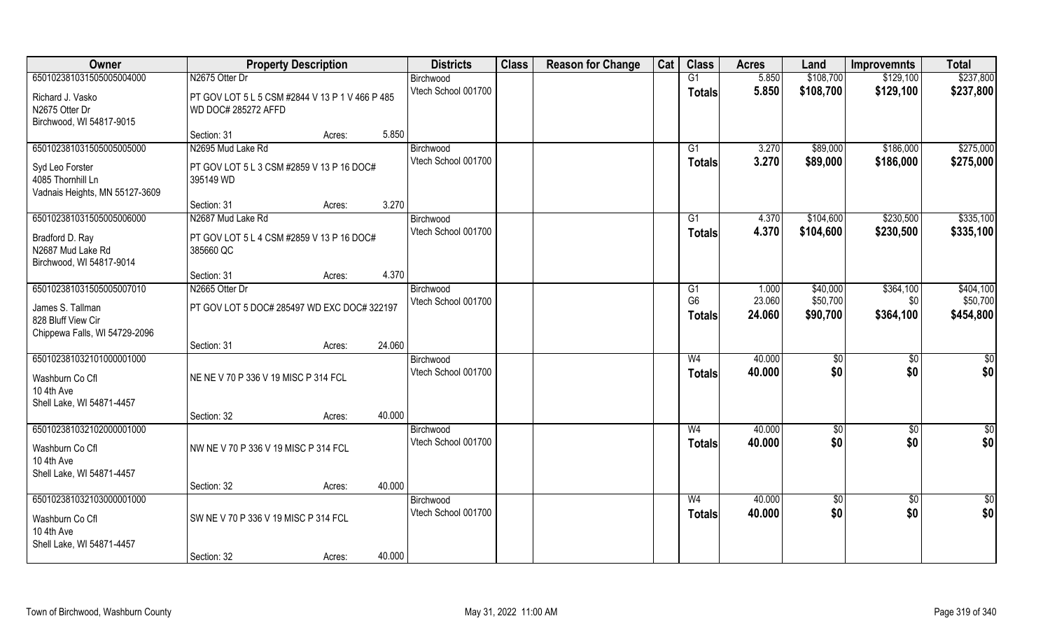| Owner | Property Description | | | Districts | Class | Reason for Change | Cat | Class | Acres | Land | Improvemnts | Total |
|---|---|---|---|---|---|---|---|---|---|---|---|---|
| 650102381031505005004000 | N2675 Otter Dr | | | Birchwood | | | | G1 | 5.850 | $108,700 | $129,100 | $237,800 |
| Richard J. Vasko<br>N2675 Otter Dr<br>Birchwood, WI 54817-9015 | PT GOV LOT 5 L 5 CSM #2844 V 13 P 1 V 466 P 485 WD DOC# 285272 AFFD | | | Vtech School 001700 | | | | **Totals** | **5.850** | **$108,700** | **$129,100** | **$237,800** |
| | Section: 31 | Acres: | 5.850 | | | | | | | | | |
| 650102381031505005005000 | N2695 Mud Lake Rd | | | Birchwood | | | | G1 | 3.270 | $89,000 | $186,000 | $275,000 |
| Syd Leo Forster<br>4085 Thornhill Ln<br>Vadnais Heights, MN 55127-3609 | PT GOV LOT 5 L 3 CSM #2859 V 13 P 16 DOC# 395149 WD | | | Vtech School 001700 | | | | **Totals** | **3.270** | **$89,000** | **$186,000** | **$275,000** |
| | Section: 31 | Acres: | 3.270 | | | | | | | | | |
| 650102381031505005006000 | N2687 Mud Lake Rd | | | Birchwood | | | | G1 | 4.370 | $104,600 | $230,500 | $335,100 |
| Bradford D. Ray<br>N2687 Mud Lake Rd<br>Birchwood, WI 54817-9014 | PT GOV LOT 5 L 4 CSM #2859 V 13 P 16 DOC# 385660 QC | | | Vtech School 001700 | | | | **Totals** | **4.370** | **$104,600** | **$230,500** | **$335,100** |
| | Section: 31 | Acres: | 4.370 | | | | | | | | | |
| 650102381031505005007010 | N2665 Otter Dr | | | Birchwood | | | | G1 | 1.000 | $40,000 | $364,100 | $404,100 |
| James S. Tallman<br>828 Bluff View Cir<br>Chippewa Falls, WI 54729-2096 | PT GOV LOT 5 DOC# 285497 WD EXC DOC# 322197 | | | Vtech School 001700 | | | | G6 | 23.060 | $50,700 | $0 | $50,700 |
| | | | | | | | | **Totals** | **24.060** | **$90,700** | **$364,100** | **$454,800** |
| | Section: 31 | Acres: | 24.060 | | | | | | | | | |
| 650102381032101000001000 | | | | Birchwood | | | | W4 | 40.000 | $0 | $0 | $0 |
| Washburn Co Cfl<br>10 4th Ave<br>Shell Lake, WI 54871-4457 | NE NE V 70 P 336 V 19 MISC P 314 FCL | | | Vtech School 001700 | | | | **Totals** | **40.000** | **$0** | **$0** | **$0** |
| | Section: 32 | Acres: | 40.000 | | | | | | | | | |
| 650102381032102000001000 | | | | Birchwood | | | | W4 | 40.000 | $0 | $0 | $0 |
| Washburn Co Cfl<br>10 4th Ave<br>Shell Lake, WI 54871-4457 | NW NE V 70 P 336 V 19 MISC P 314 FCL | | | Vtech School 001700 | | | | **Totals** | **40.000** | **$0** | **$0** | **$0** |
| | Section: 32 | Acres: | 40.000 | | | | | | | | | |
| 650102381032103000001000 | | | | Birchwood | | | | W4 | 40.000 | $0 | $0 | $0 |
| Washburn Co Cfl<br>10 4th Ave<br>Shell Lake, WI 54871-4457 | SW NE V 70 P 336 V 19 MISC P 314 FCL | | | Vtech School 001700 | | | | **Totals** | **40.000** | **$0** | **$0** | **$0** |
| | Section: 32 | Acres: | 40.000 | | | | | | | | | |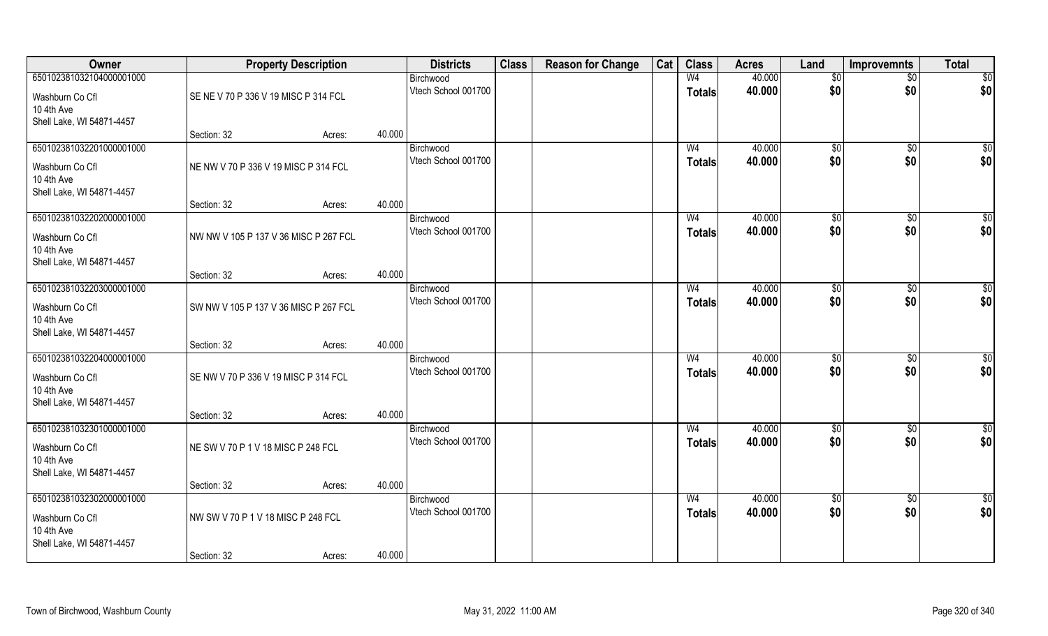| Owner | Property Description | | | Districts | Class | Reason for Change | Cat | Class | Acres | Land | Improvemnts | Total |
|---|---|---|---|---|---|---|---|---|---|---|---|---|
| 650102381032104000001000 | | | | Birchwood | | | | W4 | 40.000 | $0 | $0 | $0 |
| Washburn Co Cfl<br>10 4th Ave<br>Shell Lake, WI 54871-4457 | SE NE V 70 P 336 V 19 MISC P 314 FCL | | | Vtech School 001700 | | | | Totals | 40.000 | $0 | $0 | $0 |
| | Section: 32 | Acres: | 40.000 | | | | | | | | | |
| 650102381032201000001000 | | | | Birchwood | | | | W4 | 40.000 | $0 | $0 | $0 |
| Washburn Co Cfl<br>10 4th Ave<br>Shell Lake, WI 54871-4457 | NE NW V 70 P 336 V 19 MISC P 314 FCL | | | Vtech School 001700 | | | | Totals | 40.000 | $0 | $0 | $0 |
| | Section: 32 | Acres: | 40.000 | | | | | | | | | |
| 650102381032202000001000 | | | | Birchwood | | | | W4 | 40.000 | $0 | $0 | $0 |
| Washburn Co Cfl<br>10 4th Ave<br>Shell Lake, WI 54871-4457 | NW NW V 105 P 137 V 36 MISC P 267 FCL | | | Vtech School 001700 | | | | Totals | 40.000 | $0 | $0 | $0 |
| | Section: 32 | Acres: | 40.000 | | | | | | | | | |
| 650102381032203000001000 | | | | Birchwood | | | | W4 | 40.000 | $0 | $0 | $0 |
| Washburn Co Cfl<br>10 4th Ave<br>Shell Lake, WI 54871-4457 | SW NW V 105 P 137 V 36 MISC P 267 FCL | | | Vtech School 001700 | | | | Totals | 40.000 | $0 | $0 | $0 |
| | Section: 32 | Acres: | 40.000 | | | | | | | | | |
| 650102381032204000001000 | | | | Birchwood | | | | W4 | 40.000 | $0 | $0 | $0 |
| Washburn Co Cfl<br>10 4th Ave<br>Shell Lake, WI 54871-4457 | SE NW V 70 P 336 V 19 MISC P 314 FCL | | | Vtech School 001700 | | | | Totals | 40.000 | $0 | $0 | $0 |
| | Section: 32 | Acres: | 40.000 | | | | | | | | | |
| 650102381032301000001000 | | | | Birchwood | | | | W4 | 40.000 | $0 | $0 | $0 |
| Washburn Co Cfl<br>10 4th Ave<br>Shell Lake, WI 54871-4457 | NE SW V 70 P 1 V 18 MISC P 248 FCL | | | Vtech School 001700 | | | | Totals | 40.000 | $0 | $0 | $0 |
| | Section: 32 | Acres: | 40.000 | | | | | | | | | |
| 650102381032302000001000 | | | | Birchwood | | | | W4 | 40.000 | $0 | $0 | $0 |
| Washburn Co Cfl<br>10 4th Ave<br>Shell Lake, WI 54871-4457 | NW SW V 70 P 1 V 18 MISC P 248 FCL | | | Vtech School 001700 | | | | Totals | 40.000 | $0 | $0 | $0 |
| | Section: 32 | Acres: | 40.000 | | | | | | | | | |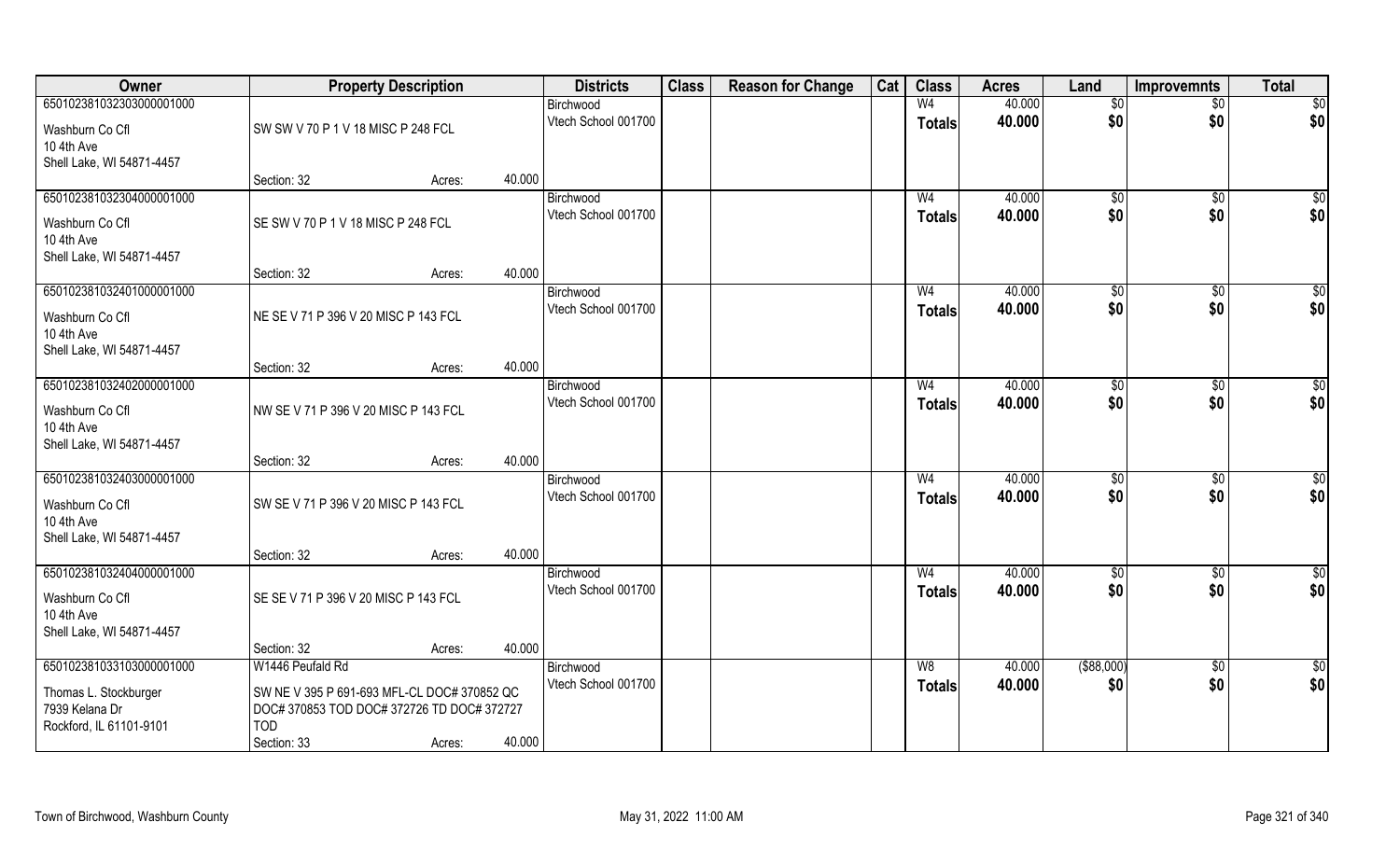| Owner | Property Description | | | Districts | Class | Reason for Change | Cat | Class | Acres | Land | Improvemnts | Total |
|---|---|---|---|---|---|---|---|---|---|---|---|---|
| 650102381032303000001000 | | | | Birchwood | | | | W4 | 40.000 | $0 | $0 | $0 |
| Washburn Co Cfl<br>10 4th Ave<br>Shell Lake, WI 54871-4457 | SW SW V 70 P 1 V 18 MISC P 248 FCL | | | Vtech School 001700 | | | | Totals | 40.000 | $0 | $0 | $0 |
| | Section: 32 | Acres: | 40.000 | | | | | | | | | |
| 650102381032304000001000 | | | | Birchwood | | | | W4 | 40.000 | $0 | $0 | $0 |
| Washburn Co Cfl<br>10 4th Ave<br>Shell Lake, WI 54871-4457 | SE SW V 70 P 1 V 18 MISC P 248 FCL | | | Vtech School 001700 | | | | Totals | 40.000 | $0 | $0 | $0 |
| | Section: 32 | Acres: | 40.000 | | | | | | | | | |
| 650102381032401000001000 | | | | Birchwood | | | | W4 | 40.000 | $0 | $0 | $0 |
| Washburn Co Cfl<br>10 4th Ave<br>Shell Lake, WI 54871-4457 | NE SE V 71 P 396 V 20 MISC P 143 FCL | | | Vtech School 001700 | | | | Totals | 40.000 | $0 | $0 | $0 |
| | Section: 32 | Acres: | 40.000 | | | | | | | | | |
| 650102381032402000001000 | | | | Birchwood | | | | W4 | 40.000 | $0 | $0 | $0 |
| Washburn Co Cfl<br>10 4th Ave<br>Shell Lake, WI 54871-4457 | NW SE V 71 P 396 V 20 MISC P 143 FCL | | | Vtech School 001700 | | | | Totals | 40.000 | $0 | $0 | $0 |
| | Section: 32 | Acres: | 40.000 | | | | | | | | | |
| 650102381032403000001000 | | | | Birchwood | | | | W4 | 40.000 | $0 | $0 | $0 |
| Washburn Co Cfl<br>10 4th Ave<br>Shell Lake, WI 54871-4457 | SW SE V 71 P 396 V 20 MISC P 143 FCL | | | Vtech School 001700 | | | | Totals | 40.000 | $0 | $0 | $0 |
| | Section: 32 | Acres: | 40.000 | | | | | | | | | |
| 650102381032404000001000 | | | | Birchwood | | | | W4 | 40.000 | $0 | $0 | $0 |
| Washburn Co Cfl<br>10 4th Ave<br>Shell Lake, WI 54871-4457 | SE SE V 71 P 396 V 20 MISC P 143 FCL | | | Vtech School 001700 | | | | Totals | 40.000 | $0 | $0 | $0 |
| | Section: 32 | Acres: | 40.000 | | | | | | | | | |
| 650102381033103000001000 | W1446 Peufald Rd | | | Birchwood | | | | W8 | 40.000 | ($88,000) | $0 | $0 |
| Thomas L. Stockburger<br>7939 Kelana Dr<br>Rockford, IL 61101-9101 | SW NE V 395 P 691-693 MFL-CL DOC# 370852 QC DOC# 370853 TOD DOC# 372726 TD DOC# 372727 TOD | | | Vtech School 001700 | | | | Totals | 40.000 | $0 | $0 | $0 |
| | Section: 33 | Acres: | 40.000 | | | | | | | | | |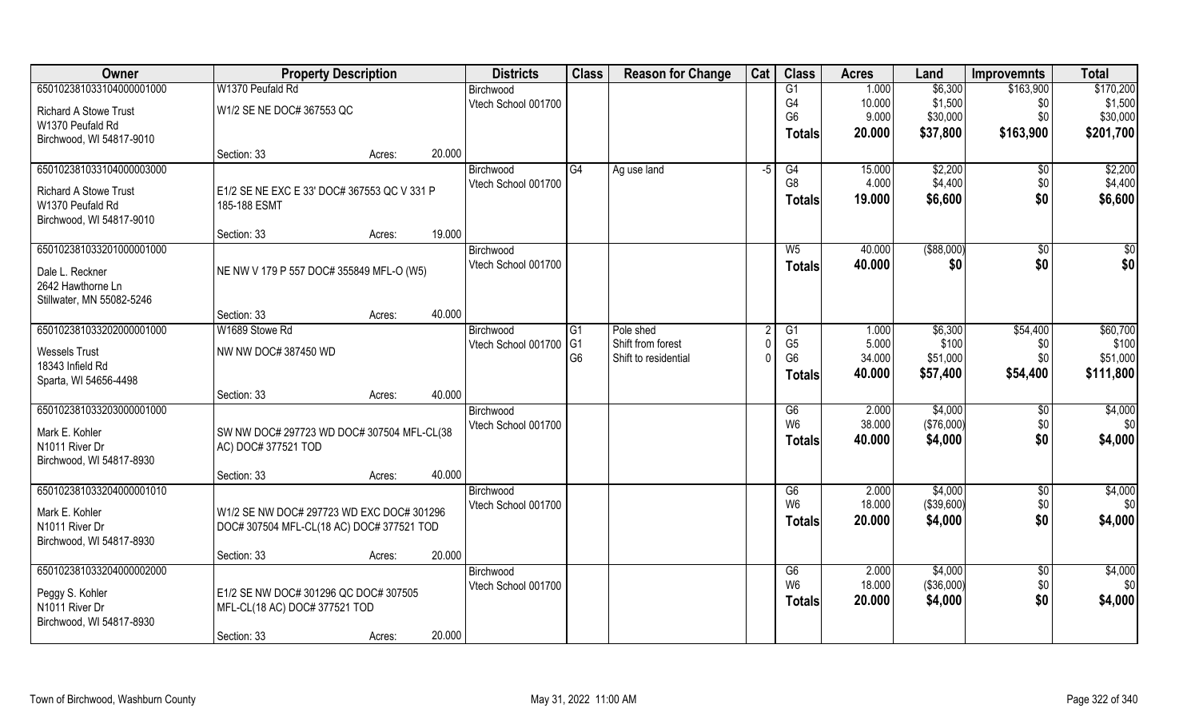| Owner | Property Description | | | Districts | Class | Reason for Change | Cat | Class | Acres | Land | Improvemnts | Total |
|---|---|---|---|---|---|---|---|---|---|---|---|---|
| 650102381033104000001000 | W1370 Peufald Rd | | | Birchwood | | | | G1 | 1.000 | $6,300 | $163,900 | $170,200 |
| Richard A Stowe Trust | W1/2 SE NE DOC# 367553 QC | | | Vtech School 001700 | | | | G4 | 10.000 | $1,500 | $0 | $1,500 |
| W1370 Peufald Rd | | | | | | | | G6 | 9.000 | $30,000 | $0 | $30,000 |
| Birchwood, WI 54817-9010 | | | | | | | | **Totals** | **20.000** | **$37,800** | **$163,900** | **$201,700** |
| | Section: 33 | Acres: | 20.000 | | | | | | | | | |
| 650102381033104000003000 | | | | Birchwood | G4 | Ag use land | -5 | G4 | 15.000 | $2,200 | $0 | $2,200 |
| Richard A Stowe Trust | E1/2 SE NE EXC E 33' DOC# 367553 QC V 331 P 185-188 ESMT | | | Vtech School 001700 | | | | G8 | 4.000 | $4,400 | $0 | $4,400 |
| W1370 Peufald Rd | | | | | | | | **Totals** | **19.000** | **$6,600** | **$0** | **$6,600** |
| Birchwood, WI 54817-9010 | | | | | | | | | | | | |
| | Section: 33 | Acres: | 19.000 | | | | | | | | | |
| 650102381033201000001000 | | | | Birchwood | | | | W5 | 40.000 | ($88,000) | $0 | $0 |
| Dale L. Reckner | NE NW V 179 P 557 DOC# 355849 MFL-O (W5) | | | Vtech School 001700 | | | | **Totals** | **40.000** | **$0** | **$0** | **$0** |
| 2642 Hawthorne Ln | | | | | | | | | | | | |
| Stillwater, MN 55082-5246 | | | | | | | | | | | | |
| | Section: 33 | Acres: | 40.000 | | | | | | | | | |
| 650102381033202000001000 | W1689 Stowe Rd | | | Birchwood | G1 | Pole shed | 2 | G1 | 1.000 | $6,300 | $54,400 | $60,700 |
| Wessels Trust | NW NW DOC# 387450 WD | | | Vtech School 001700 | G1 | Shift from forest | 0 | G5 | 5.000 | $100 | $0 | $100 |
| 18343 Infield Rd | | | | | G6 | Shift to residential | 0 | G6 | 34.000 | $51,000 | $0 | $51,000 |
| Sparta, WI 54656-4498 | | | | | | | | **Totals** | **40.000** | **$57,400** | **$54,400** | **$111,800** |
| | Section: 33 | Acres: | 40.000 | | | | | | | | | |
| 650102381033203000001000 | | | | Birchwood | | | | G6 | 2.000 | $4,000 | $0 | $4,000 |
| Mark E. Kohler | SW NW DOC# 297723 WD DOC# 307504 MFL-CL(38 AC) DOC# 377521 TOD | | | Vtech School 001700 | | | | W6 | 38.000 | ($76,000) | $0 | $0 |
| N1011 River Dr | | | | | | | | **Totals** | **40.000** | **$4,000** | **$0** | **$4,000** |
| Birchwood, WI 54817-8930 | | | | | | | | | | | | |
| | Section: 33 | Acres: | 40.000 | | | | | | | | | |
| 650102381033204000001010 | | | | Birchwood | | | | G6 | 2.000 | $4,000 | $0 | $4,000 |
| Mark E. Kohler | W1/2 SE NW DOC# 297723 WD EXC DOC# 301296 DOC# 307504 MFL-CL(18 AC) DOC# 377521 TOD | | | Vtech School 001700 | | | | W6 | 18.000 | ($39,600) | $0 | $0 |
| N1011 River Dr | | | | | | | | **Totals** | **20.000** | **$4,000** | **$0** | **$4,000** |
| Birchwood, WI 54817-8930 | | | | | | | | | | | | |
| | Section: 33 | Acres: | 20.000 | | | | | | | | | |
| 650102381033204000002000 | | | | Birchwood | | | | G6 | 2.000 | $4,000 | $0 | $4,000 |
| Peggy S. Kohler | E1/2 SE NW DOC# 301296 QC DOC# 307505 MFL-CL(18 AC) DOC# 377521 TOD | | | Vtech School 001700 | | | | W6 | 18.000 | ($36,000) | $0 | $0 |
| N1011 River Dr | | | | | | | | **Totals** | **20.000** | **$4,000** | **$0** | **$4,000** |
| Birchwood, WI 54817-8930 | | | | | | | | | | | | |
| | Section: 33 | Acres: | 20.000 | | | | | | | | | |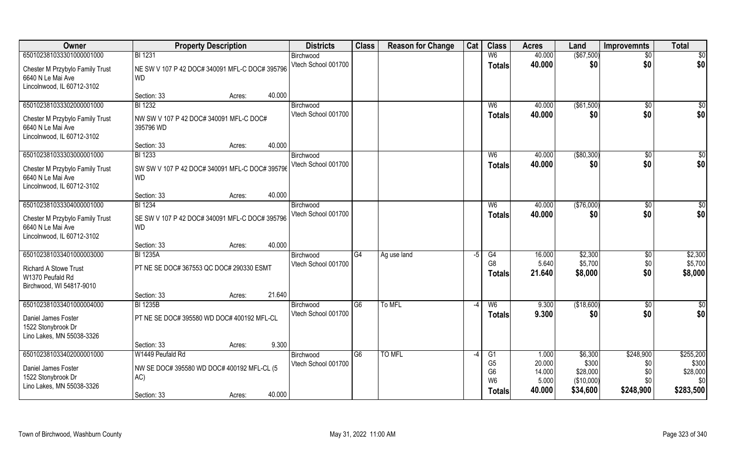| Owner | Property Description | | | Districts | Class | Reason for Change | Cat | Class | Acres | Land | Improvemnts | Total |
|---|---|---|---|---|---|---|---|---|---|---|---|---|
| 650102381033301000001000 | BI 1231 | | | Birchwood | | | | W6 | 40.000 | ($67,500) | $0 | $0 |
| Chester M Przybylo Family Trust<br>6640 N Le Mai Ave<br>Lincolnwood, IL 60712-3102 | NE SW V 107 P 42 DOC# 340091 MFL-C DOC# 395796 WD | | | Vtech School 001700 | | | | **Totals** | **40.000** | **$0** | **$0** | **$0** |
| | Section: 33 | Acres: | 40.000 | | | | | | | | | |
| 650102381033302000001000 | BI 1232 | | | Birchwood | | | | W6 | 40.000 | ($61,500) | $0 | $0 |
| Chester M Przybylo Family Trust<br>6640 N Le Mai Ave<br>Lincolnwood, IL 60712-3102 | NW SW V 107 P 42 DOC# 340091 MFL-C DOC# 395796 WD | | | Vtech School 001700 | | | | **Totals** | **40.000** | **$0** | **$0** | **$0** |
| | Section: 33 | Acres: | 40.000 | | | | | | | | | |
| 650102381033303000001000 | BI 1233 | | | Birchwood | | | | W6 | 40.000 | ($80,300) | $0 | $0 |
| Chester M Przybylo Family Trust<br>6640 N Le Mai Ave<br>Lincolnwood, IL 60712-3102 | SW SW V 107 P 42 DOC# 340091 MFL-C DOC# 395796 WD | | | Vtech School 001700 | | | | **Totals** | **40.000** | **$0** | **$0** | **$0** |
| | Section: 33 | Acres: | 40.000 | | | | | | | | | |
| 650102381033304000001000 | BI 1234 | | | Birchwood | | | | W6 | 40.000 | ($76,000) | $0 | $0 |
| Chester M Przybylo Family Trust<br>6640 N Le Mai Ave<br>Lincolnwood, IL 60712-3102 | SE SW V 107 P 42 DOC# 340091 MFL-C DOC# 395796 WD | | | Vtech School 001700 | | | | **Totals** | **40.000** | **$0** | **$0** | **$0** |
| | Section: 33 | Acres: | 40.000 | | | | | | | | | |
| 650102381033401000003000 | BI 1235A | | | Birchwood | G4 | Ag use land | -5 | G4 | 16.000 | $2,300 | $0 | $2,300 |
| Richard A Stowe Trust<br>W1370 Peufald Rd<br>Birchwood, WI 54817-9010 | PT NE SE DOC# 367553 QC DOC# 290330 ESMT | | | Vtech School 001700 | | | | G8 | 5.640 | $5,700 | $0 | $5,700 |
| | | | | | | | | **Totals** | **21.640** | **$8,000** | **$0** | **$8,000** |
| | Section: 33 | Acres: | 21.640 | | | | | | | | | |
| 650102381033401000004000 | BI 1235B | | | Birchwood | G6 | To MFL | -4 | W6 | 9.300 | ($18,600) | $0 | $0 |
| Daniel James Foster<br>1522 Stonybrook Dr<br>Lino Lakes, MN 55038-3326 | PT NE SE DOC# 395580 WD DOC# 400192 MFL-CL | | | Vtech School 001700 | | | | **Totals** | **9.300** | **$0** | **$0** | **$0** |
| | Section: 33 | Acres: | 9.300 | | | | | | | | | |
| 650102381033402000001000 | W1449 Peufald Rd | | | Birchwood | G6 | TO MFL | -4 | G1 | 1.000 | $6,300 | $248,900 | $255,200 |
| Daniel James Foster<br>1522 Stonybrook Dr<br>Lino Lakes, MN 55038-3326 | NW SE DOC# 395580 WD DOC# 400192 MFL-CL (5 AC) | | | Vtech School 001700 | | | | G5 | 20.000 | $300 | $0 | $300 |
| | | | | | | | | G6 | 14.000 | $28,000 | $0 | $28,000 |
| | | | | | | | | W6 | 5.000 | ($10,000) | $0 | $0 |
| | Section: 33 | Acres: | 40.000 | | | | | **Totals** | **40.000** | **$34,600** | **$248,900** | **$283,500** |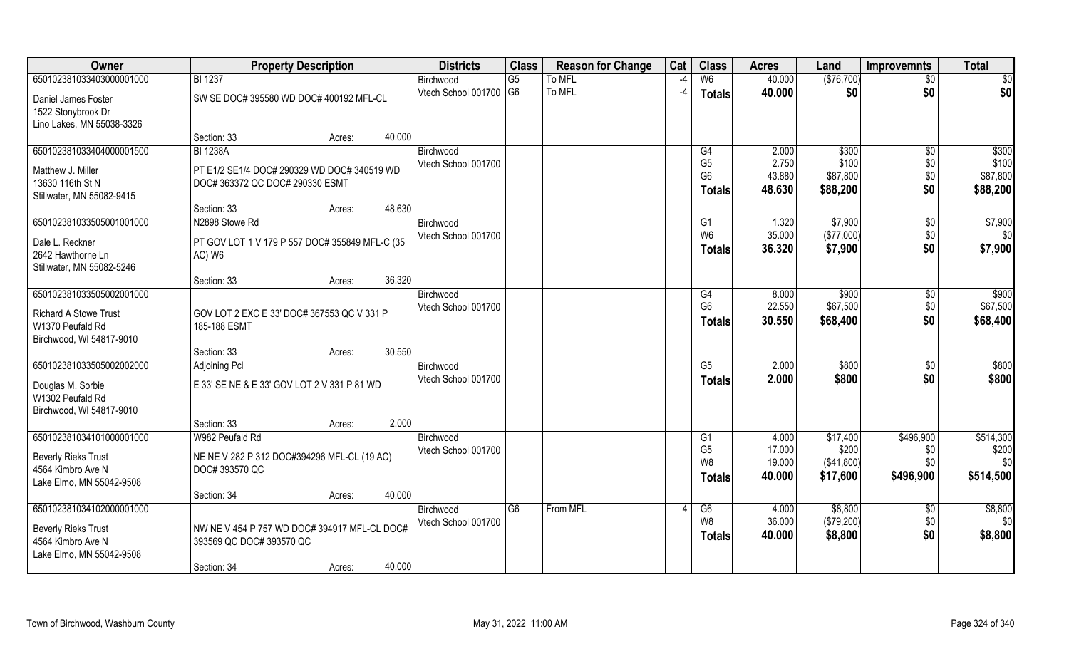| Owner | Property Description | | | Districts | Class | Reason for Change | Cat | Class | Acres | Land | Improvemnts | Total |
|---|---|---|---|---|---|---|---|---|---|---|---|---|
| 650102381033403000001000 | BI 1237 | | | Birchwood | G5 | To MFL | -4 | W6 | 40.000 | ($76,700) | $0 | $0 |
| Daniel James Foster<br>1522 Stonybrook Dr<br>Lino Lakes, MN 55038-3326 | SW SE DOC# 395580 WD DOC# 400192 MFL-CL | | | Vtech School 001700 | G6 | To MFL | -4 | **Totals** | **40.000** | **$0** | **$0** | **$0** |
| | Section: 33 | Acres: | 40.000 | | | | | | | | | |
| 650102381033404000001500 | BI 1238A | | | Birchwood | | | | G4 | 2.000 | $300 | $0 | $300 |
| Matthew J. Miller<br>13630 116th St N<br>Stillwater, MN 55082-9415 | PT E1/2 SE1/4 DOC# 290329 WD DOC# 340519 WD DOC# 363372 QC DOC# 290330 ESMT | | | Vtech School 001700 | | | | G5 | 2.750 | $100 | $0 | $100 |
| | | | | | | | | G6 | 43.880 | $87,800 | $0 | $87,800 |
| | | | | | | | | **Totals** | **48.630** | **$88,200** | **$0** | **$88,200** |
| | Section: 33 | Acres: | 48.630 | | | | | | | | | |
| 650102381033505001001000 | N2898 Stowe Rd | | | Birchwood | | | | G1 | 1.320 | $7,900 | $0 | $7,900 |
| Dale L. Reckner<br>2642 Hawthorne Ln<br>Stillwater, MN 55082-5246 | PT GOV LOT 1 V 179 P 557 DOC# 355849 MFL-C (35 AC) W6 | | | Vtech School 001700 | | | | W6 | 35.000 | ($77,000) | $0 | $0 |
| | | | | | | | | **Totals** | **36.320** | **$7,900** | **$0** | **$7,900** |
| | Section: 33 | Acres: | 36.320 | | | | | | | | | |
| 650102381033505002001000 | | | | Birchwood | | | | G4 | 8.000 | $900 | $0 | $900 |
| Richard A Stowe Trust<br>W1370 Peufald Rd<br>Birchwood, WI 54817-9010 | GOV LOT 2 EXC E 33' DOC# 367553 QC V 331 P 185-188 ESMT | | | Vtech School 001700 | | | | G6 | 22.550 | $67,500 | $0 | $67,500 |
| | | | | | | | | **Totals** | **30.550** | **$68,400** | **$0** | **$68,400** |
| | Section: 33 | Acres: | 30.550 | | | | | | | | | |
| 650102381033505002002000 | Adjoining Pcl | | | Birchwood | | | | G5 | 2.000 | $800 | $0 | $800 |
| Douglas M. Sorbie<br>W1302 Peufald Rd<br>Birchwood, WI 54817-9010 | E 33' SE NE & E 33' GOV LOT 2 V 331 P 81 WD | | | Vtech School 001700 | | | | **Totals** | **2.000** | **$800** | **$0** | **$800** |
| | Section: 33 | Acres: | 2.000 | | | | | | | | | |
| 650102381034101000001000 | W982 Peufald Rd | | | Birchwood | | | | G1 | 4.000 | $17,400 | $496,900 | $514,300 |
| Beverly Rieks Trust<br>4564 Kimbro Ave N<br>Lake Elmo, MN 55042-9508 | NE NE V 282 P 312 DOC#394296 MFL-CL (19 AC) DOC# 393570 QC | | | Vtech School 001700 | | | | G5 | 17.000 | $200 | $0 | $200 |
| | | | | | | | | W8 | 19.000 | ($41,800) | $0 | $0 |
| | | | | | | | | **Totals** | **40.000** | **$17,600** | **$496,900** | **$514,500** |
| | Section: 34 | Acres: | 40.000 | | | | | | | | | |
| 650102381034102000001000 | | | | Birchwood | G6 | From MFL | 4 | G6 | 4.000 | $8,800 | $0 | $8,800 |
| Beverly Rieks Trust<br>4564 Kimbro Ave N<br>Lake Elmo, MN 55042-9508 | NW NE V 454 P 757 WD DOC# 394917 MFL-CL DOC# 393569 QC DOC# 393570 QC | | | Vtech School 001700 | | | | W8 | 36.000 | ($79,200) | $0 | $0 |
| | | | | | | | | **Totals** | **40.000** | **$8,800** | **$0** | **$8,800** |
| | Section: 34 | Acres: | 40.000 | | | | | | | | | |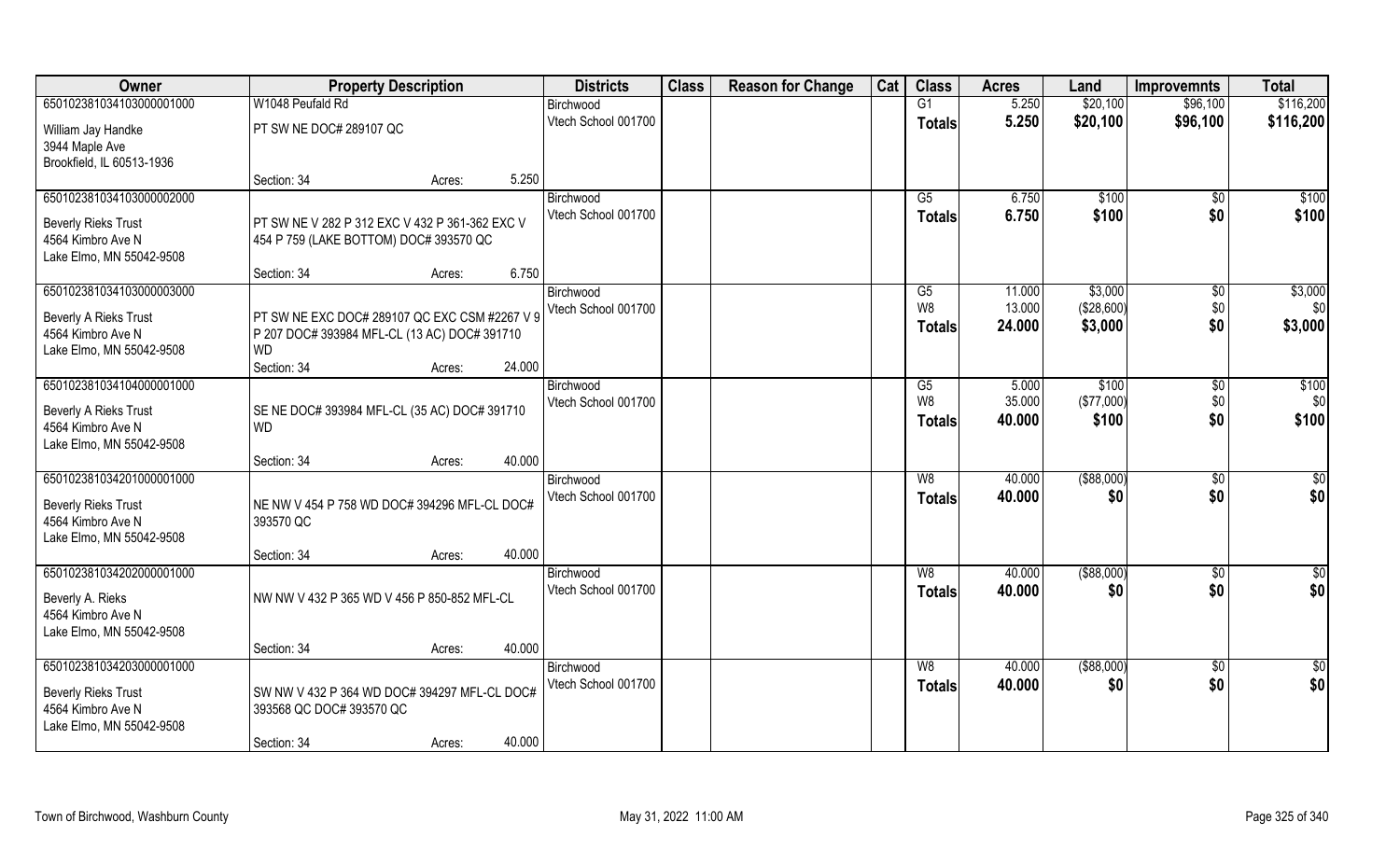| Owner | Property Description | Districts | Class | Reason for Change | Cat | Class | Acres | Land | Improvemnts | Total |
|---|---|---|---|---|---|---|---|---|---|---|
| 65010238103410300000 1000 | W1048 Peufald Rd | Birchwood | | | | G1 | 5.250 | $20,100 | $96,100 | $116,200 |
| William Jay Handke<br>3944 Maple Ave<br>Brookfield, IL 60513-1936 | PT SW NE DOC# 289107 QC | Vtech School 001700 | | | | Totals | 5.250 | $20,100 | $96,100 | $116,200 |
| | Section: 34 Acres: 5.250 | | | | | | | | | |
| 650102381034103000002000 | | Birchwood | | | | G5 | 6.750 | $100 | $0 | $100 |
| Beverly Rieks Trust<br>4564 Kimbro Ave N<br>Lake Elmo, MN 55042-9508 | PT SW NE V 282 P 312 EXC V 432 P 361-362 EXC V 454 P 759 (LAKE BOTTOM) DOC# 393570 QC | Vtech School 001700 | | | | Totals | 6.750 | $100 | $0 | $100 |
| | Section: 34 Acres: 6.750 | | | | | | | | | |
| 650102381034103000003000 | | Birchwood | | | | G5 | 11.000 | $3,000 | $0 | $3,000 |
| Beverly A Rieks Trust<br>4564 Kimbro Ave N<br>Lake Elmo, MN 55042-9508 | PT SW NE EXC DOC# 289107 QC EXC CSM #2267 V 9 P 207 DOC# 393984 MFL-CL (13 AC) DOC# 391710 WD | Vtech School 001700 | | | | W8 | 13.000 | ($28,600) | $0 | $0 |
| | | | | | | Totals | 24.000 | $3,000 | $0 | $3,000 |
| | Section: 34 Acres: 24.000 | | | | | | | | | |
| 650102381034104000001000 | | Birchwood | | | | G5 | 5.000 | $100 | $0 | $100 |
| Beverly A Rieks Trust<br>4564 Kimbro Ave N<br>Lake Elmo, MN 55042-9508 | SE NE DOC# 393984 MFL-CL (35 AC) DOC# 391710 WD | Vtech School 001700 | | | | W8 | 35.000 | ($77,000) | $0 | $0 |
| | | | | | | Totals | 40.000 | $100 | $0 | $100 |
| | Section: 34 Acres: 40.000 | | | | | | | | | |
| 650102381034201000001000 | | Birchwood | | | | W8 | 40.000 | ($88,000) | $0 | $0 |
| Beverly Rieks Trust<br>4564 Kimbro Ave N<br>Lake Elmo, MN 55042-9508 | NE NW V 454 P 758 WD DOC# 394296 MFL-CL DOC# 393570 QC | Vtech School 001700 | | | | Totals | 40.000 | $0 | $0 | $0 |
| | Section: 34 Acres: 40.000 | | | | | | | | | |
| 650102381034202000001000 | | Birchwood | | | | W8 | 40.000 | ($88,000) | $0 | $0 |
| Beverly A. Rieks<br>4564 Kimbro Ave N<br>Lake Elmo, MN 55042-9508 | NW NW V 432 P 365 WD V 456 P 850-852 MFL-CL | Vtech School 001700 | | | | Totals | 40.000 | $0 | $0 | $0 |
| | Section: 34 Acres: 40.000 | | | | | | | | | |
| 650102381034203000001000 | | Birchwood | | | | W8 | 40.000 | ($88,000) | $0 | $0 |
| Beverly Rieks Trust<br>4564 Kimbro Ave N<br>Lake Elmo, MN 55042-9508 | SW NW V 432 P 364 WD DOC# 394297 MFL-CL DOC# 393568 QC DOC# 393570 QC | Vtech School 001700 | | | | Totals | 40.000 | $0 | $0 | $0 |
| | Section: 34 Acres: 40.000 | | | | | | | | | |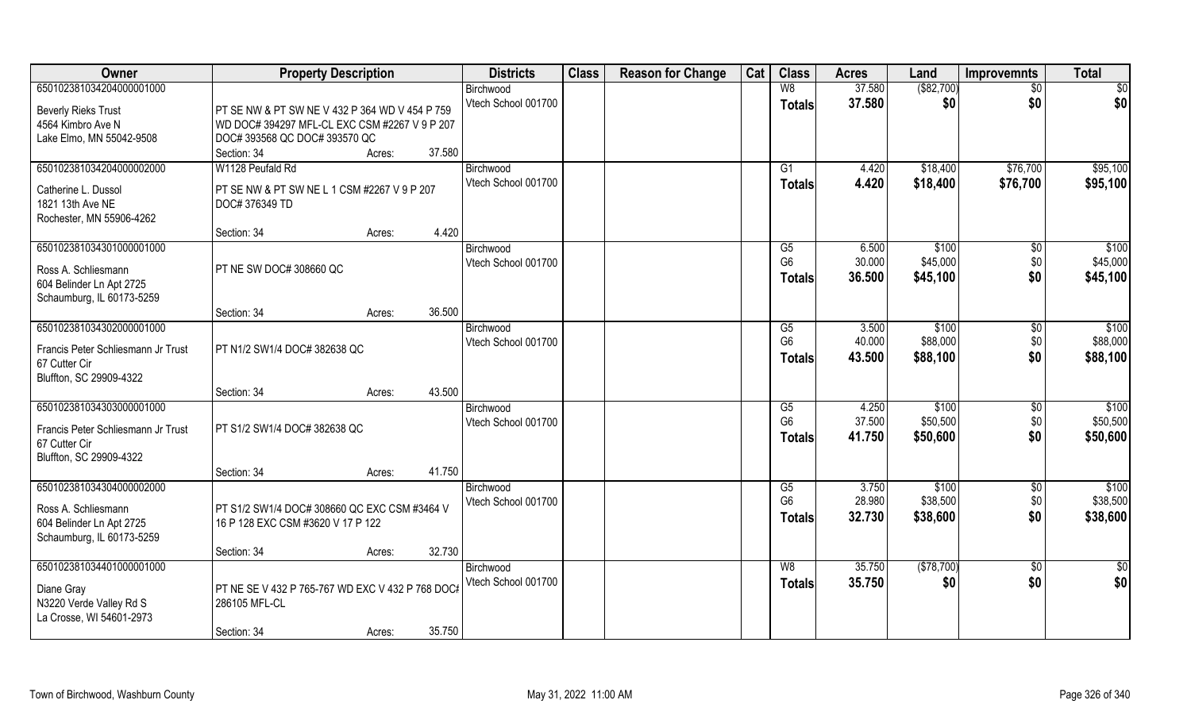| Owner | Property Description | | | Districts | Class | Reason for Change | Cat | Class | Acres | Land | Improvemnts | Total |
|---|---|---|---|---|---|---|---|---|---|---|---|---|
| 650102381034204000001000<br><br>Beverly Rieks Trust<br>4564 Kimbro Ave N<br>Lake Elmo, MN 55042-9508 | PT SE NW & PT SW NE V 432 P 364 WD V 454 P 759 WD DOC# 394297 MFL-CL EXC CSM #2267 V 9 P 207 DOC# 393568 QC DOC# 393570 QC<br>Section: 34 | Acres: | 37.580 | Birchwood<br>Vtech School 001700 | | | | W8<br>**Totals** | 37.580<br>**37.580** | ($82,700)<br>**$0** | $0<br>**$0** | $0<br>**$0** |
| 650102381034204000002000<br><br>Catherine L. Dussol<br>1821 13th Ave NE<br>Rochester, MN 55906-4262 | W1128 Peufald Rd<br>PT SE NW & PT SW NE L 1 CSM #2267 V 9 P 207 DOC# 376349 TD<br>Section: 34 | Acres: | 4.420 | Birchwood<br>Vtech School 001700 | | | | G1<br>**Totals** | 4.420<br>**4.420** | $18,400<br>**$18,400** | $76,700<br>**$76,700** | $95,100<br>**$95,100** |
| 650102381034301000001000<br><br>Ross A. Schliesmann<br>604 Belinder Ln Apt 2725<br>Schaumburg, IL 60173-5259 | PT NE SW DOC# 308660 QC<br>Section: 34 | Acres: | 36.500 | Birchwood<br>Vtech School 001700 | | | | G5<br>G6<br>**Totals** | 6.500<br>30.000<br>**36.500** | $100<br>$45,000<br>**$45,100** | $0<br>$0<br>**$0** | $100<br>$45,000<br>**$45,100** |
| 650102381034302000001000<br><br>Francis Peter Schliesmann Jr Trust<br>67 Cutter Cir<br>Bluffton, SC 29909-4322 | PT N1/2 SW1/4 DOC# 382638 QC<br>Section: 34 | Acres: | 43.500 | Birchwood<br>Vtech School 001700 | | | | G5<br>G6<br>**Totals** | 3.500<br>40.000<br>**43.500** | $100<br>$88,000<br>**$88,100** | $0<br>$0<br>**$0** | $100<br>$88,000<br>**$88,100** |
| 650102381034303000001000<br><br>Francis Peter Schliesmann Jr Trust<br>67 Cutter Cir<br>Bluffton, SC 29909-4322 | PT S1/2 SW1/4 DOC# 382638 QC<br>Section: 34 | Acres: | 41.750 | Birchwood<br>Vtech School 001700 | | | | G5<br>G6<br>**Totals** | 4.250<br>37.500<br>**41.750** | $100<br>$50,500<br>**$50,600** | $0<br>$0<br>**$0** | $100<br>$50,500<br>**$50,600** |
| 650102381034304000002000<br><br>Ross A. Schliesmann<br>604 Belinder Ln Apt 2725<br>Schaumburg, IL 60173-5259 | PT S1/2 SW1/4 DOC# 308660 QC EXC CSM #3464 V 16 P 128 EXC CSM #3620 V 17 P 122<br>Section: 34 | Acres: | 32.730 | Birchwood<br>Vtech School 001700 | | | | G5<br>G6<br>**Totals** | 3.750<br>28.980<br>**32.730** | $100<br>$38,500<br>**$38,600** | $0<br>$0<br>**$0** | $100<br>$38,500<br>**$38,600** |
| 650102381034401000001000<br><br>Diane Gray<br>N3220 Verde Valley Rd S<br>La Crosse, WI 54601-2973 | PT NE SE V 432 P 765-767 WD EXC V 432 P 768 DOC# 286105 MFL-CL<br>Section: 34 | Acres: | 35.750 | Birchwood<br>Vtech School 001700 | | | | W8<br>**Totals** | 35.750<br>**35.750** | ($78,700)<br>**$0** | $0<br>**$0** | $0<br>**$0** |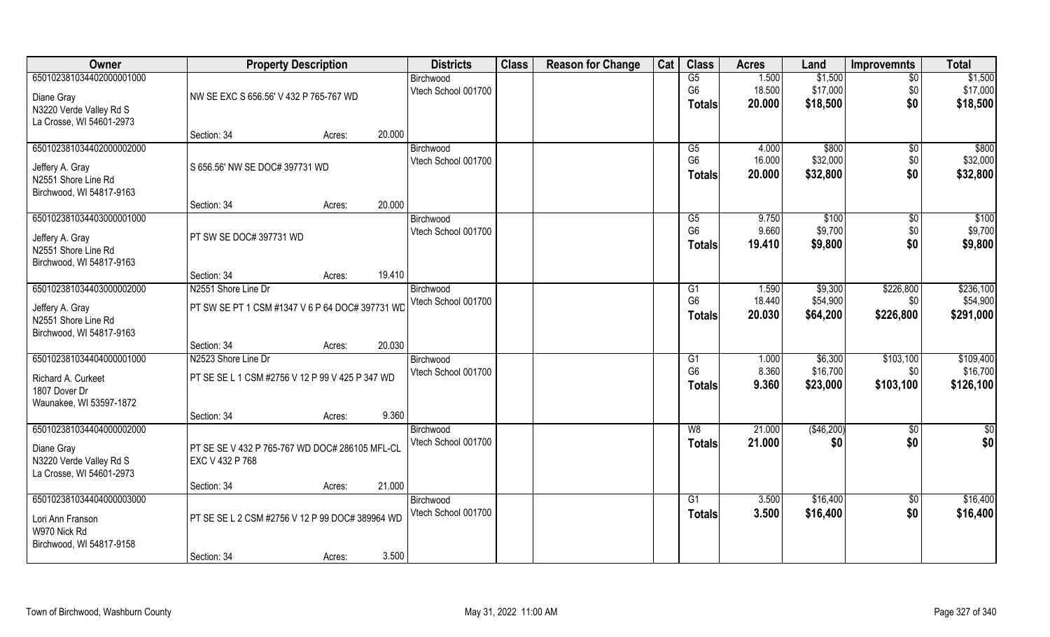| Owner | Property Description | | | Districts | Class | Reason for Change | Cat | Class | Acres | Land | Improvemnts | Total |
|---|---|---|---|---|---|---|---|---|---|---|---|---|
| 650102381034402000001000<br>Diane Gray<br>N3220 Verde Valley Rd S<br>La Crosse, WI 54601-2973 | NW SE EXC S 656.56' V 432 P 765-767 WD<br>Section: 34 | Acres: | 20.000 | Birchwood<br>Vtech School 001700 | | | | G5<br>G6<br>Totals | 1.500<br>18.500<br>20.000 | \$1,500<br>\$17,000<br>\$18,500 | \$0<br>\$0<br>\$0 | \$1,500<br>\$17,000<br>\$18,500 |
| 650102381034402000002000<br>Jeffery A. Gray<br>N2551 Shore Line Rd<br>Birchwood, WI 54817-9163 | S 656.56' NW SE DOC# 397731 WD<br>Section: 34 | Acres: | 20.000 | Birchwood<br>Vtech School 001700 | | | | G5<br>G6<br>Totals | 4.000<br>16.000<br>20.000 | \$800<br>\$32,000<br>\$32,800 | \$0<br>\$0<br>\$0 | \$800<br>\$32,000<br>\$32,800 |
| 650102381034403000001000<br>Jeffery A. Gray<br>N2551 Shore Line Rd<br>Birchwood, WI 54817-9163 | PT SW SE DOC# 397731 WD<br>Section: 34 | Acres: | 19.410 | Birchwood<br>Vtech School 001700 | | | | G5<br>G6<br>Totals | 9.750<br>9.660<br>19.410 | \$100<br>\$9,700<br>\$9,800 | \$0<br>\$0<br>\$0 | \$100<br>\$9,700<br>\$9,800 |
| 650102381034403000002000<br>Jeffery A. Gray<br>N2551 Shore Line Rd<br>Birchwood, WI 54817-9163 | N2551 Shore Line Dr<br>PT SW SE PT 1 CSM #1347 V 6 P 64 DOC# 397731 WD<br>Section: 34 | Acres: | 20.030 | Birchwood<br>Vtech School 001700 | | | | G1<br>G6<br>Totals | 1.590<br>18.440<br>20.030 | \$9,300<br>\$54,900<br>\$64,200 | \$226,800<br>\$0<br>\$226,800 | \$236,100<br>\$54,900<br>\$291,000 |
| 650102381034404000001000<br>Richard A. Curkeet<br>1807 Dover Dr<br>Waunakee, WI 53597-1872 | N2523 Shore Line Dr<br>PT SE SE L 1 CSM #2756 V 12 P 99 V 425 P 347 WD<br>Section: 34 | Acres: | 9.360 | Birchwood<br>Vtech School 001700 | | | | G1<br>G6<br>Totals | 1.000<br>8.360<br>9.360 | \$6,300<br>\$16,700<br>\$23,000 | \$103,100<br>\$0<br>\$103,100 | \$109,400<br>\$16,700<br>\$126,100 |
| 650102381034404000002000<br>Diane Gray<br>N3220 Verde Valley Rd S<br>La Crosse, WI 54601-2973 | PT SE SE V 432 P 765-767 WD DOC# 286105 MFL-CL EXC V 432 P 768<br>Section: 34 | Acres: | 21.000 | Birchwood<br>Vtech School 001700 | | | | W8<br>Totals | 21.000<br>21.000 | (\$46,200)<br>\$0 | \$0<br>\$0 | \$0<br>\$0 |
| 650102381034404000003000<br>Lori Ann Franson<br>W970 Nick Rd<br>Birchwood, WI 54817-9158 | PT SE SE L 2 CSM #2756 V 12 P 99 DOC# 389964 WD<br>Section: 34 | Acres: | 3.500 | Birchwood<br>Vtech School 001700 | | | | G1<br>Totals | 3.500<br>3.500 | \$16,400<br>\$16,400 | \$0<br>\$0 | \$16,400<br>\$16,400 |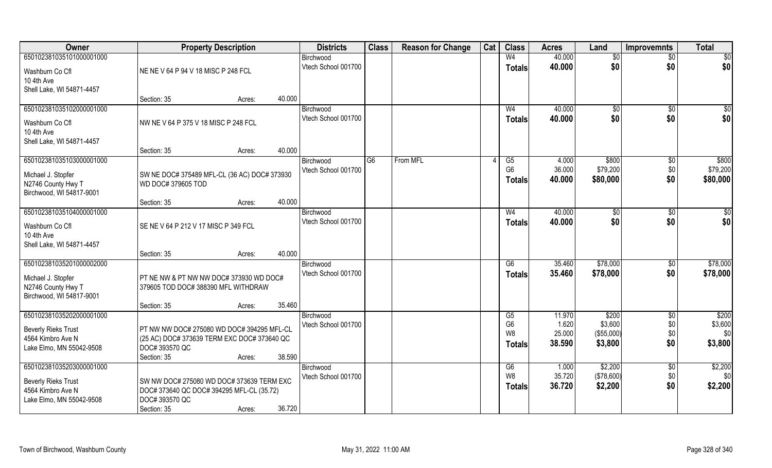| Owner | Property Description | | | Districts | Class | Reason for Change | Cat | Class | Acres | Land | Improvemnts | Total |
|---|---|---|---|---|---|---|---|---|---|---|---|---|
| 650102381035101000001000 | | | | Birchwood | | | | W4 | 40.000 | $0 | $0 | $0 |
| Washburn Co Cfl | NE NE V 64 P 94 V 18 MISC P 248 FCL | | | Vtech School 001700 | | | | Totals | 40.000 | $0 | $0 | $0 |
| 10 4th Ave | | | | | | | | | | | | |
| Shell Lake, WI 54871-4457 | | | | | | | | | | | | |
| | Section: 35 | Acres: | 40.000 | | | | | | | | | |
| 650102381035102000001000 | | | | Birchwood | | | | W4 | 40.000 | $0 | $0 | $0 |
| Washburn Co Cfl | NW NE V 64 P 375 V 18 MISC P 248 FCL | | | Vtech School 001700 | | | | Totals | 40.000 | $0 | $0 | $0 |
| 10 4th Ave | | | | | | | | | | | | |
| Shell Lake, WI 54871-4457 | | | | | | | | | | | | |
| | Section: 35 | Acres: | 40.000 | | | | | | | | | |
| 650102381035103000001000 | | | | Birchwood | G6 | From MFL | 4 | G5 | 4.000 | $800 | $0 | $800 |
| Michael J. Stopfer | SW NE DOC# 375489 MFL-CL (36 AC) DOC# 373930 | | | Vtech School 001700 | | | | G6 | 36.000 | $79,200 | $0 | $79,200 |
| N2746 County Hwy T | WD DOC# 379605 TOD | | | | | | | Totals | 40.000 | $80,000 | $0 | $80,000 |
| Birchwood, WI 54817-9001 | | | | | | | | | | | | |
| | Section: 35 | Acres: | 40.000 | | | | | | | | | |
| 650102381035104000001000 | | | | Birchwood | | | | W4 | 40.000 | $0 | $0 | $0 |
| Washburn Co Cfl | SE NE V 64 P 212 V 17 MISC P 349 FCL | | | Vtech School 001700 | | | | Totals | 40.000 | $0 | $0 | $0 |
| 10 4th Ave | | | | | | | | | | | | |
| Shell Lake, WI 54871-4457 | | | | | | | | | | | | |
| | Section: 35 | Acres: | 40.000 | | | | | | | | | |
| 650102381035201000002000 | | | | Birchwood | | | | G6 | 35.460 | $78,000 | $0 | $78,000 |
| Michael J. Stopfer | PT NE NW & PT NW NW DOC# 373930 WD DOC# | | | Vtech School 001700 | | | | Totals | 35.460 | $78,000 | $0 | $78,000 |
| N2746 County Hwy T | 379605 TOD DOC# 388390 MFL WITHDRAW | | | | | | | | | | | |
| Birchwood, WI 54817-9001 | | | | | | | | | | | | |
| | Section: 35 | Acres: | 35.460 | | | | | | | | | |
| 650102381035202000001000 | | | | Birchwood | | | | G5 | 11.970 | $200 | $0 | $200 |
| Beverly Rieks Trust | PT NW NW DOC# 275080 WD DOC# 394295 MFL-CL | | | Vtech School 001700 | | | | G6 | 1.620 | $3,600 | $0 | $3,600 |
| 4564 Kimbro Ave N | (25 AC) DOC# 373639 TERM EXC DOC# 373640 QC | | | | | | | W8 | 25.000 | ($55,000) | $0 | $0 |
| Lake Elmo, MN 55042-9508 | DOC# 393570 QC | | | | | | | Totals | 38.590 | $3,800 | $0 | $3,800 |
| | Section: 35 | Acres: | 38.590 | | | | | | | | | |
| 650102381035203000001000 | | | | Birchwood | | | | G6 | 1.000 | $2,200 | $0 | $2,200 |
| Beverly Rieks Trust | SW NW DOC# 275080 WD DOC# 373639 TERM EXC | | | Vtech School 001700 | | | | W8 | 35.720 | ($78,600) | $0 | $0 |
| 4564 Kimbro Ave N | DOC# 373640 QC DOC# 394295 MFL-CL (35.72) | | | | | | | Totals | 36.720 | $2,200 | $0 | $2,200 |
| Lake Elmo, MN 55042-9508 | DOC# 393570 QC | | | | | | | | | | | |
| | Section: 35 | Acres: | 36.720 | | | | | | | | | |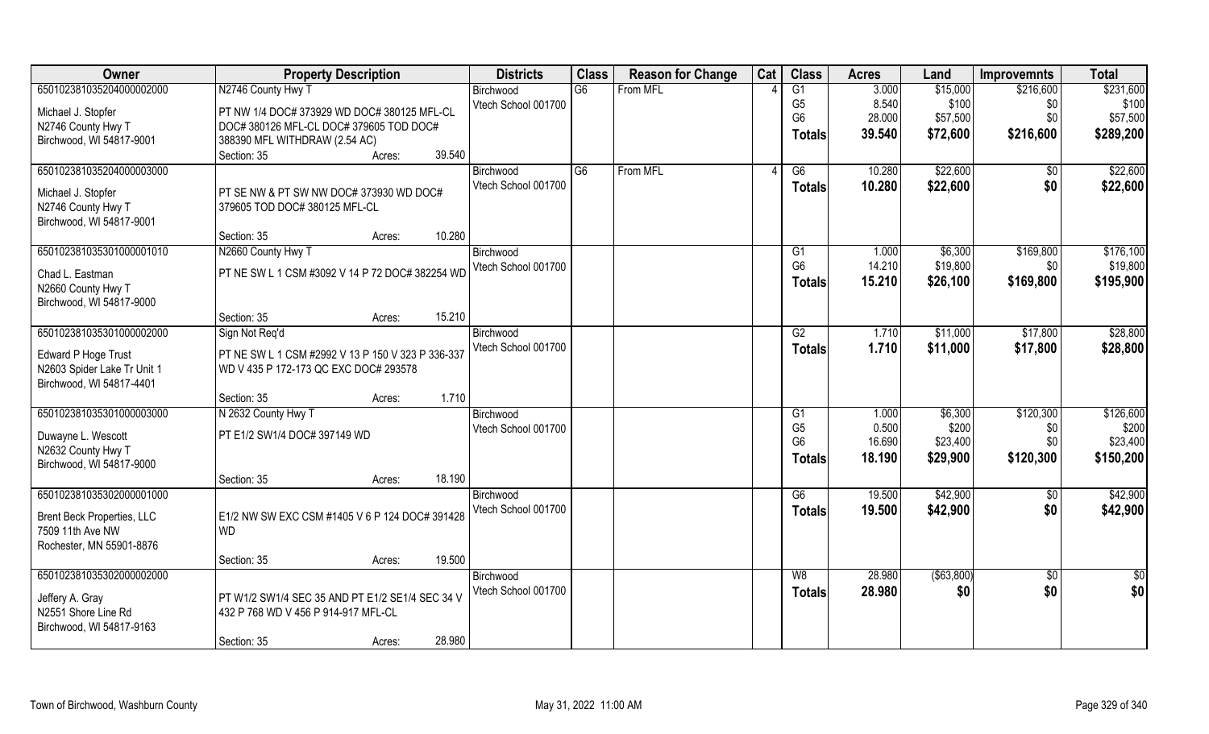| Owner | Property Description | Districts | Class | Reason for Change | Cat | Class | Acres | Land | Improvemnts | Total |
|---|---|---|---|---|---|---|---|---|---|---|
| 650102381035204000002000 | N2746 County Hwy T | Birchwood | G6 | From MFL | 4 | G1 | 3.000 | $15,000 | $216,600 | $231,600 |
| Michael J. Stopfer | PT NW 1/4 DOC# 373929 WD DOC# 380125 MFL-CL | Vtech School 001700 | | | | G5 | 8.540 | $100 | $0 | $100 |
| N2746 County Hwy T | DOC# 380126 MFL-CL DOC# 379605 TOD DOC# | | | | | G6 | 28.000 | $57,500 | $0 | $57,500 |
| Birchwood, WI 54817-9001 | 388390 MFL WITHDRAW (2.54 AC) | | | | | **Totals** | **39.540** | **$72,600** | **$216,600** | **$289,200** |
| | Section: 35 Acres: 39.540 | | | | | | | | | |
| 650102381035204000003000 | | Birchwood | G6 | From MFL | 4 | G6 | 10.280 | $22,600 | $0 | $22,600 |
| Michael J. Stopfer | PT SE NW & PT SW NW DOC# 373930 WD DOC# | Vtech School 001700 | | | | **Totals** | **10.280** | **$22,600** | **$0** | **$22,600** |
| N2746 County Hwy T | 379605 TOD DOC# 380125 MFL-CL | | | | | | | | | |
| Birchwood, WI 54817-9001 | | | | | | | | | | |
| | Section: 35 Acres: 10.280 | | | | | | | | | |
| 650102381035301000001010 | N2660 County Hwy T | Birchwood | | | | G1 | 1.000 | $6,300 | $169,800 | $176,100 |
| Chad L. Eastman | PT NE SW L 1 CSM #3092 V 14 P 72 DOC# 382254 WD | Vtech School 001700 | | | | G6 | 14.210 | $19,800 | $0 | $19,800 |
| N2660 County Hwy T | | | | | | **Totals** | **15.210** | **$26,100** | **$169,800** | **$195,900** |
| Birchwood, WI 54817-9000 | | | | | | | | | | |
| | Section: 35 Acres: 15.210 | | | | | | | | | |
| 650102381035301000002000 | Sign Not Req'd | Birchwood | | | | G2 | 1.710 | $11,000 | $17,800 | $28,800 |
| Edward P Hoge Trust | PT NE SW L 1 CSM #2992 V 13 P 150 V 323 P 336-337 | Vtech School 001700 | | | | **Totals** | **1.710** | **$11,000** | **$17,800** | **$28,800** |
| N2603 Spider Lake Tr Unit 1 | WD V 435 P 172-173 QC EXC DOC# 293578 | | | | | | | | | |
| Birchwood, WI 54817-4401 | | | | | | | | | | |
| | Section: 35 Acres: 1.710 | | | | | | | | | |
| 650102381035301000003000 | N 2632 County Hwy T | Birchwood | | | | G1 | 1.000 | $6,300 | $120,300 | $126,600 |
| Duwayne L. Wescott | PT E1/2 SW1/4 DOC# 397149 WD | Vtech School 001700 | | | | G5 | 0.500 | $200 | $0 | $200 |
| N2632 County Hwy T | | | | | | G6 | 16.690 | $23,400 | $0 | $23,400 |
| Birchwood, WI 54817-9000 | | | | | | **Totals** | **18.190** | **$29,900** | **$120,300** | **$150,200** |
| | Section: 35 Acres: 18.190 | | | | | | | | | |
| 650102381035302000001000 | | Birchwood | | | | G6 | 19.500 | $42,900 | $0 | $42,900 |
| Brent Beck Properties, LLC | E1/2 NW SW EXC CSM #1405 V 6 P 124 DOC# 391428 | Vtech School 001700 | | | | **Totals** | **19.500** | **$42,900** | **$0** | **$42,900** |
| 7509 11th Ave NW | WD | | | | | | | | | |
| Rochester, MN 55901-8876 | | | | | | | | | | |
| | Section: 35 Acres: 19.500 | | | | | | | | | |
| 650102381035302000002000 | | Birchwood | | | | W8 | 28.980 | ($63,800) | $0 | $0 |
| Jeffery A. Gray | PT W1/2 SW1/4 SEC 35 AND PT E1/2 SE1/4 SEC 34 V | Vtech School 001700 | | | | **Totals** | **28.980** | **$0** | **$0** | **$0** |
| N2551 Shore Line Rd | 432 P 768 WD V 456 P 914-917 MFL-CL | | | | | | | | | |
| Birchwood, WI 54817-9163 | | | | | | | | | | |
| | Section: 35 Acres: 28.980 | | | | | | | | | |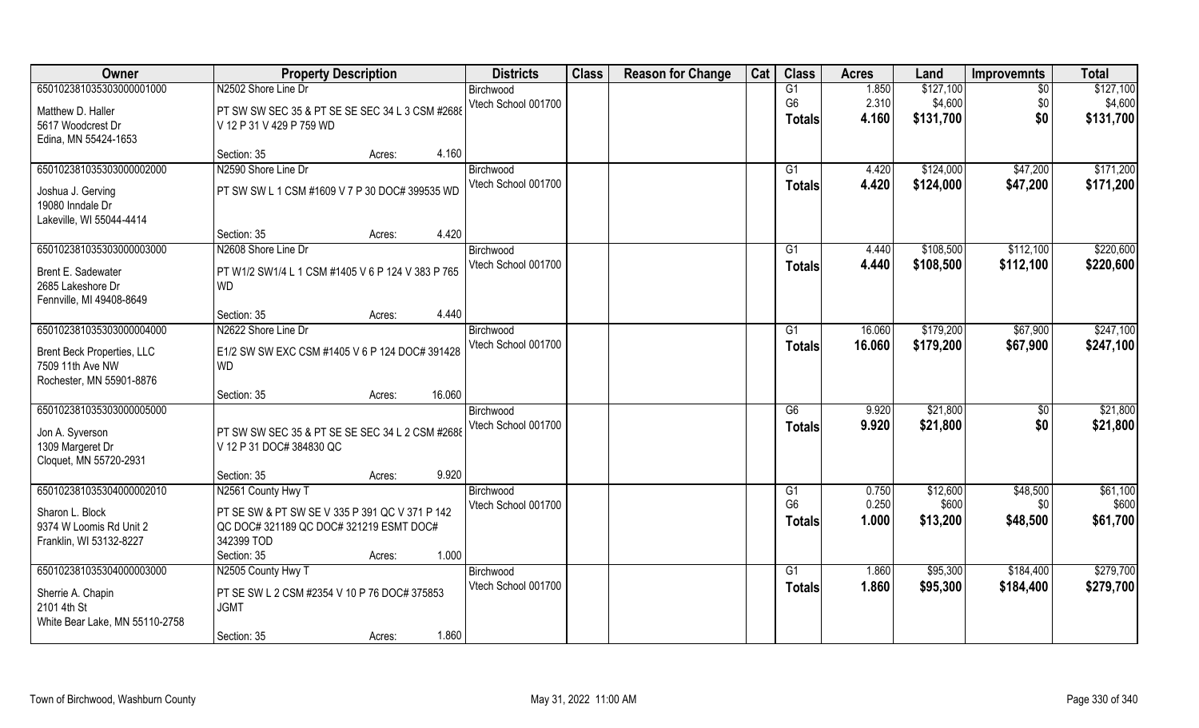| Owner | Property Description | Districts | Class | Reason for Change | Cat | Class | Acres | Land | Improvemnts | Total |
|---|---|---|---|---|---|---|---|---|---|---|
| 65010238103530300000​1000 | N2502 Shore Line Dr | Birchwood | | | | G1 | 1.850 | $127,100 | $0 | $127,100 |
| Matthew D. Haller | PT SW SW SEC 35 & PT SE SE SEC 34 L 3 CSM #2688 | Vtech School 001700 | | | | G6 | 2.310 | $4,600 | $0 | $4,600 |
| 5617 Woodcrest Dr | V 12 P 31 V 429 P 759 WD | | | | | Totals | 4.160 | $131,700 | $0 | $131,700 |
| Edina, MN 55424-1653 | | | | | | | | | | |
| | Section: 35 Acres: 4.160 | | | | | | | | | |
| 650102381035303000002000 | N2590 Shore Line Dr | Birchwood | | | | G1 | 4.420 | $124,000 | $47,200 | $171,200 |
| Joshua J. Gerving | PT SW SW L 1 CSM #1609 V 7 P 30 DOC# 399535 WD | Vtech School 001700 | | | | Totals | 4.420 | $124,000 | $47,200 | $171,200 |
| 19080 Inndale Dr | | | | | | | | | | |
| Lakeville, WI 55044-4414 | | | | | | | | | | |
| | Section: 35 Acres: 4.420 | | | | | | | | | |
| 650102381035303000003000 | N2608 Shore Line Dr | Birchwood | | | | G1 | 4.440 | $108,500 | $112,100 | $220,600 |
| Brent E. Sadewater | PT W1/2 SW1/4 L 1 CSM #1405 V 6 P 124 V 383 P 765 | Vtech School 001700 | | | | Totals | 4.440 | $108,500 | $112,100 | $220,600 |
| 2685 Lakeshore Dr | WD | | | | | | | | | |
| Fennville, MI 49408-8649 | | | | | | | | | | |
| | Section: 35 Acres: 4.440 | | | | | | | | | |
| 650102381035303000004000 | N2622 Shore Line Dr | Birchwood | | | | G1 | 16.060 | $179,200 | $67,900 | $247,100 |
| Brent Beck Properties, LLC | E1/2 SW SW EXC CSM #1405 V 6 P 124 DOC# 391428 | Vtech School 001700 | | | | Totals | 16.060 | $179,200 | $67,900 | $247,100 |
| 7509 11th Ave NW | WD | | | | | | | | | |
| Rochester, MN 55901-8876 | | | | | | | | | | |
| | Section: 35 Acres: 16.060 | | | | | | | | | |
| 650102381035303000005000 | | Birchwood | | | | G6 | 9.920 | $21,800 | $0 | $21,800 |
| Jon A. Syverson | PT SW SW SEC 35 & PT SE SE SEC 34 L 2 CSM #2688 | Vtech School 001700 | | | | Totals | 9.920 | $21,800 | $0 | $21,800 |
| 1309 Margeret Dr | V 12 P 31 DOC# 384830 QC | | | | | | | | | |
| Cloquet, MN 55720-2931 | | | | | | | | | | |
| | Section: 35 Acres: 9.920 | | | | | | | | | |
| 650102381035304000002010 | N2561 County Hwy T | Birchwood | | | | G1 | 0.750 | $12,600 | $48,500 | $61,100 |
| Sharon L. Block | PT SE SW & PT SW SE V 335 P 391 QC V 371 P 142 | Vtech School 001700 | | | | G6 | 0.250 | $600 | $0 | $600 |
| 9374 W Loomis Rd Unit 2 | QC DOC# 321189 QC DOC# 321219 ESMT DOC# | | | | | Totals | 1.000 | $13,200 | $48,500 | $61,700 |
| Franklin, WI 53132-8227 | 342399 TOD | | | | | | | | | |
| | Section: 35 Acres: 1.000 | | | | | | | | | |
| 650102381035304000003000 | N2505 County Hwy T | Birchwood | | | | G1 | 1.860 | $95,300 | $184,400 | $279,700 |
| Sherrie A. Chapin | PT SE SW L 2 CSM #2354 V 10 P 76 DOC# 375853 | Vtech School 001700 | | | | Totals | 1.860 | $95,300 | $184,400 | $279,700 |
| 2101 4th St | JGMT | | | | | | | | | |
| White Bear Lake, MN 55110-2758 | | | | | | | | | | |
| | Section: 35 Acres: 1.860 | | | | | | | | | |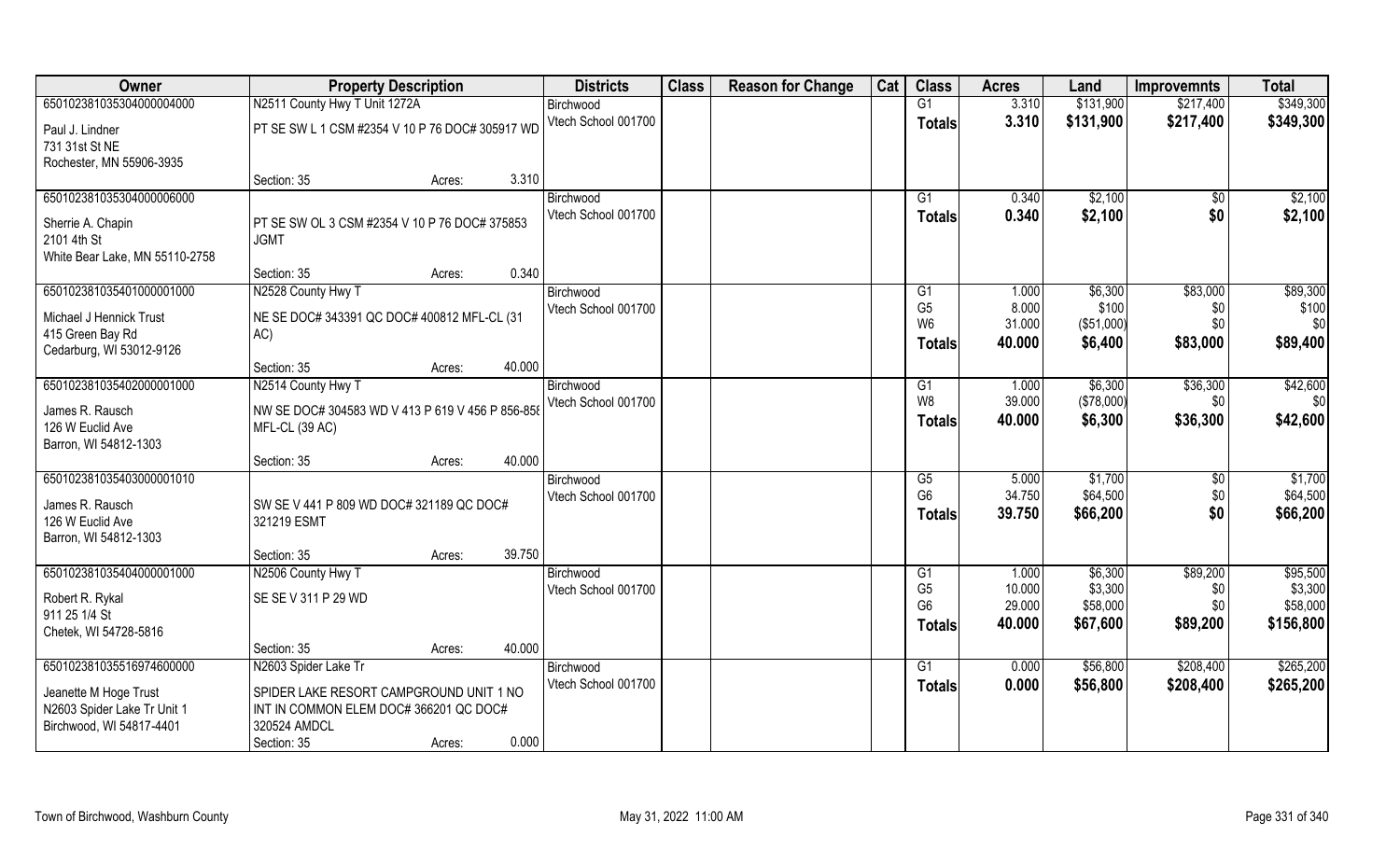| Owner | Property Description | | Districts | Class | Reason for Change | Cat | Class | Acres | Land | Improvemnts | Total |
|---|---|---|---|---|---|---|---|---|---|---|---|
| 650102381035304000004000 | N2511 County Hwy T Unit 1272A | | Birchwood | | | | G1 | 3.310 | $131,900 | $217,400 | $349,300 |
| Paul J. Lindner<br>731 31st St NE<br>Rochester, MN 55906-3935 | PT SE SW L 1 CSM #2354 V 10 P 76 DOC# 305917 WD | | Vtech School 001700 | | | | Totals | 3.310 | $131,900 | $217,400 | $349,300 |
| | Section: 35 | Acres: 3.310 | | | | | | | | | |
| 650102381035304000006000 | | | Birchwood | | | | G1 | 0.340 | $2,100 | $0 | $2,100 |
| Sherrie A. Chapin<br>2101 4th St<br>White Bear Lake, MN 55110-2758 | PT SE SW OL 3 CSM #2354 V 10 P 76 DOC# 375853 JGMT | | Vtech School 001700 | | | | Totals | 0.340 | $2,100 | $0 | $2,100 |
| | Section: 35 | Acres: 0.340 | | | | | | | | | |
| 650102381035401000001000 | N2528 County Hwy T | | Birchwood | | | | G1 | 1.000 | $6,300 | $83,000 | $89,300 |
| Michael J Hennick Trust<br>415 Green Bay Rd<br>Cedarburg, WI 53012-9126 | NE SE DOC# 343391 QC DOC# 400812 MFL-CL (31 AC) | | Vtech School 001700 | | | | G5 | 8.000 | $100 | $0 | $100 |
| | | | | | | | W6 | 31.000 | ($51,000) | $0 | $0 |
| | | | | | | | Totals | 40.000 | $6,400 | $83,000 | $89,400 |
| | Section: 35 | Acres: 40.000 | | | | | | | | | |
| 650102381035402000001000 | N2514 County Hwy T | | Birchwood | | | | G1 | 1.000 | $6,300 | $36,300 | $42,600 |
| James R. Rausch<br>126 W Euclid Ave<br>Barron, WI 54812-1303 | NW SE DOC# 304583 WD V 413 P 619 V 456 P 856-858 MFL-CL (39 AC) | | Vtech School 001700 | | | | W8 | 39.000 | ($78,000) | $0 | $0 |
| | | | | | | | Totals | 40.000 | $6,300 | $36,300 | $42,600 |
| | Section: 35 | Acres: 40.000 | | | | | | | | | |
| 650102381035403000001010 | | | Birchwood | | | | G5 | 5.000 | $1,700 | $0 | $1,700 |
| James R. Rausch<br>126 W Euclid Ave<br>Barron, WI 54812-1303 | SW SE V 441 P 809 WD DOC# 321189 QC DOC# 321219 ESMT | | Vtech School 001700 | | | | G6 | 34.750 | $64,500 | $0 | $64,500 |
| | | | | | | | Totals | 39.750 | $66,200 | $0 | $66,200 |
| | Section: 35 | Acres: 39.750 | | | | | | | | | |
| 650102381035404000001000 | N2506 County Hwy T | | Birchwood | | | | G1 | 1.000 | $6,300 | $89,200 | $95,500 |
| Robert R. Rykal<br>911 25 1/4 St<br>Chetek, WI 54728-5816 | SE SE V 311 P 29 WD | | Vtech School 001700 | | | | G5 | 10.000 | $3,300 | $0 | $3,300 |
| | | | | | | | G6 | 29.000 | $58,000 | $0 | $58,000 |
| | | | | | | | Totals | 40.000 | $67,600 | $89,200 | $156,800 |
| | Section: 35 | Acres: 40.000 | | | | | | | | | |
| 650102381035516974600000 | N2603 Spider Lake Tr | | Birchwood | | | | G1 | 0.000 | $56,800 | $208,400 | $265,200 |
| Jeanette M Hoge Trust<br>N2603 Spider Lake Tr Unit 1<br>Birchwood, WI 54817-4401 | SPIDER LAKE RESORT CAMPGROUND UNIT 1 NO INT IN COMMON ELEM DOC# 366201 QC DOC# 320524 AMDCL | | Vtech School 001700 | | | | Totals | 0.000 | $56,800 | $208,400 | $265,200 |
| | Section: 35 | Acres: 0.000 | | | | | | | | | |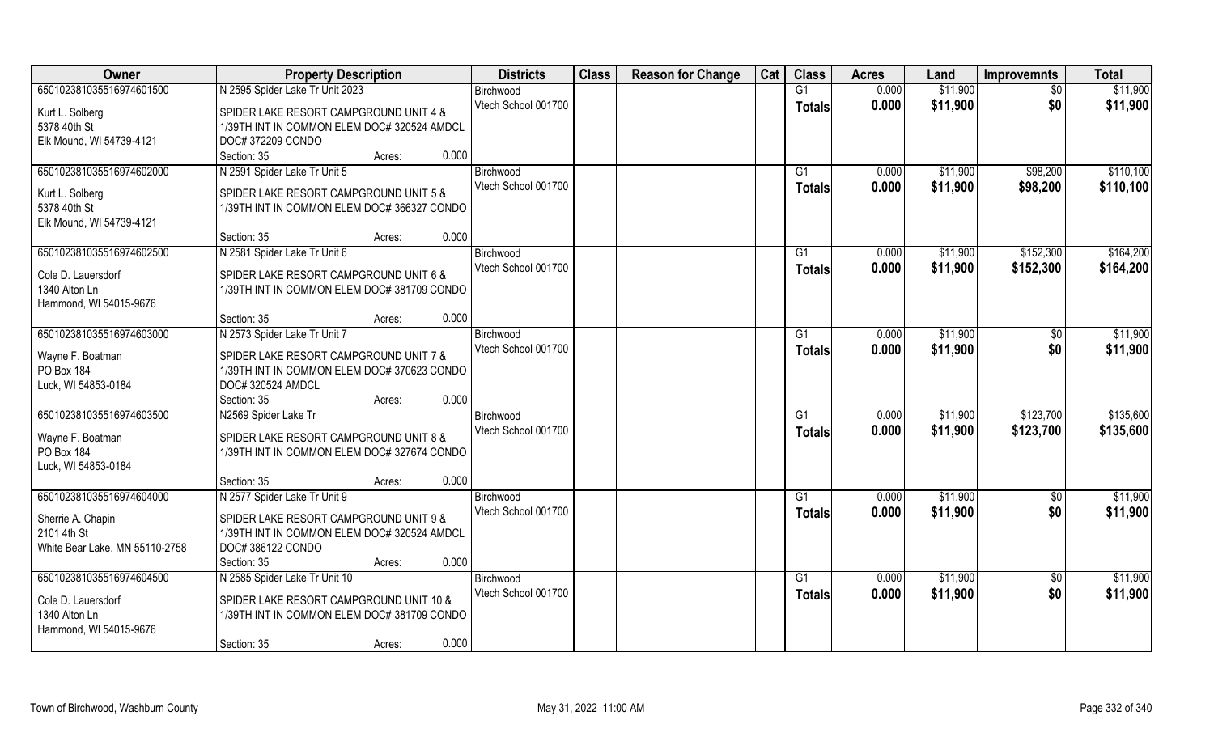| Owner | Property Description | Districts | Class | Reason for Change | Cat | Class | Acres | Land | Improvemnts | Total |
|---|---|---|---|---|---|---|---|---|---|---|
| 650102381035516974601500 | N 2595 Spider Lake Tr Unit 2023 | Birchwood | | | | G1 | 0.000 | $11,900 | $0 | $11,900 |
| Kurt L. Solberg<br>5378 40th St<br>Elk Mound, WI 54739-4121 | SPIDER LAKE RESORT CAMPGROUND UNIT 4 & 1/39TH INT IN COMMON ELEM DOC# 320524 AMDCL DOC# 372209 CONDO<br>Section: 35 Acres: 0.000 | Vtech School 001700 | | | | Totals | 0.000 | $11,900 | $0 | $11,900 |
| 650102381035516974602000 | N 2591 Spider Lake Tr Unit 5 | Birchwood | | | | G1 | 0.000 | $11,900 | $98,200 | $110,100 |
| Kurt L. Solberg<br>5378 40th St<br>Elk Mound, WI 54739-4121 | SPIDER LAKE RESORT CAMPGROUND UNIT 5 & 1/39TH INT IN COMMON ELEM DOC# 366327 CONDO<br>Section: 35 Acres: 0.000 | Vtech School 001700 | | | | Totals | 0.000 | $11,900 | $98,200 | $110,100 |
| 650102381035516974602500 | N 2581 Spider Lake Tr Unit 6 | Birchwood | | | | G1 | 0.000 | $11,900 | $152,300 | $164,200 |
| Cole D. Lauersdorf<br>1340 Alton Ln<br>Hammond, WI 54015-9676 | SPIDER LAKE RESORT CAMPGROUND UNIT 6 & 1/39TH INT IN COMMON ELEM DOC# 381709 CONDO<br>Section: 35 Acres: 0.000 | Vtech School 001700 | | | | Totals | 0.000 | $11,900 | $152,300 | $164,200 |
| 650102381035516974603000 | N 2573 Spider Lake Tr Unit 7 | Birchwood | | | | G1 | 0.000 | $11,900 | $0 | $11,900 |
| Wayne F. Boatman<br>PO Box 184<br>Luck, WI 54853-0184 | SPIDER LAKE RESORT CAMPGROUND UNIT 7 & 1/39TH INT IN COMMON ELEM DOC# 370623 CONDO DOC# 320524 AMDCL<br>Section: 35 Acres: 0.000 | Vtech School 001700 | | | | Totals | 0.000 | $11,900 | $0 | $11,900 |
| 650102381035516974603500 | N2569 Spider Lake Tr | Birchwood | | | | G1 | 0.000 | $11,900 | $123,700 | $135,600 |
| Wayne F. Boatman<br>PO Box 184<br>Luck, WI 54853-0184 | SPIDER LAKE RESORT CAMPGROUND UNIT 8 & 1/39TH INT IN COMMON ELEM DOC# 327674 CONDO<br>Section: 35 Acres: 0.000 | Vtech School 001700 | | | | Totals | 0.000 | $11,900 | $123,700 | $135,600 |
| 650102381035516974604000 | N 2577 Spider Lake Tr Unit 9 | Birchwood | | | | G1 | 0.000 | $11,900 | $0 | $11,900 |
| Sherrie A. Chapin<br>2101 4th St<br>White Bear Lake, MN 55110-2758 | SPIDER LAKE RESORT CAMPGROUND UNIT 9 & 1/39TH INT IN COMMON ELEM DOC# 320524 AMDCL DOC# 386122 CONDO<br>Section: 35 Acres: 0.000 | Vtech School 001700 | | | | Totals | 0.000 | $11,900 | $0 | $11,900 |
| 650102381035516974604500 | N 2585 Spider Lake Tr Unit 10 | Birchwood | | | | G1 | 0.000 | $11,900 | $0 | $11,900 |
| Cole D. Lauersdorf<br>1340 Alton Ln<br>Hammond, WI 54015-9676 | SPIDER LAKE RESORT CAMPGROUND UNIT 10 & 1/39TH INT IN COMMON ELEM DOC# 381709 CONDO<br>Section: 35 Acres: 0.000 | Vtech School 001700 | | | | Totals | 0.000 | $11,900 | $0 | $11,900 |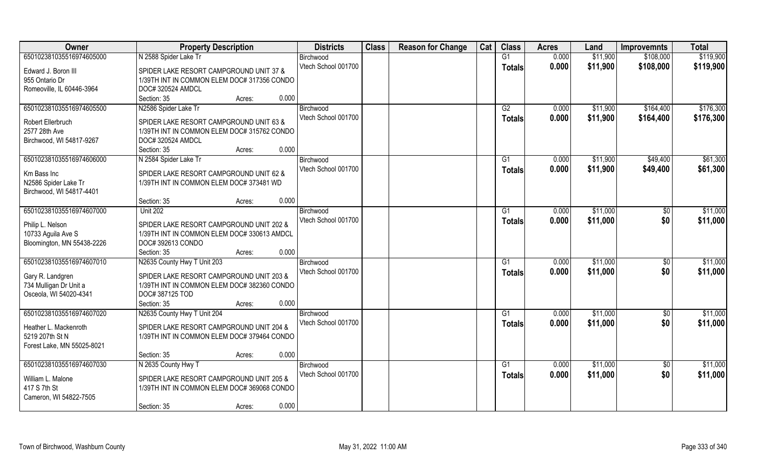| Owner | Property Description | Districts | Class | Reason for Change | Cat | Class | Acres | Land | Improvemnts | Total |
|---|---|---|---|---|---|---|---|---|---|---|
| 650102381035516974605000 | N 2588 Spider Lake Tr | Birchwood | | | | G1 | 0.000 | $11,900 | $108,000 | $119,900 |
| Edward J. Boron III<br>955 Ontario Dr<br>Romeoville, IL 60446-3964 | SPIDER LAKE RESORT CAMPGROUND UNIT 37 & 1/39TH INT IN COMMON ELEM DOC# 317356 CONDO DOC# 320524 AMDCL<br>Section: 35 Acres: 0.000 | Vtech School 001700 | | | | **Totals** | **0.000** | **$11,900** | **$108,000** | **$119,900** |
| 650102381035516974605500 | N2586 Spider Lake Tr | Birchwood | | | | G2 | 0.000 | $11,900 | $164,400 | $176,300 |
| Robert Ellerbruch<br>2577 28th Ave<br>Birchwood, WI 54817-9267 | SPIDER LAKE RESORT CAMPGROUND UNIT 63 & 1/39TH INT IN COMMON ELEM DOC# 315762 CONDO DOC# 320524 AMDCL<br>Section: 35 Acres: 0.000 | Vtech School 001700 | | | | **Totals** | **0.000** | **$11,900** | **$164,400** | **$176,300** |
| 650102381035516974606000 | N 2584 Spider Lake Tr | Birchwood | | | | G1 | 0.000 | $11,900 | $49,400 | $61,300 |
| Km Bass Inc<br>N2586 Spider Lake Tr<br>Birchwood, WI 54817-4401 | SPIDER LAKE RESORT CAMPGROUND UNIT 62 & 1/39TH INT IN COMMON ELEM DOC# 373481 WD<br>Section: 35 Acres: 0.000 | Vtech School 001700 | | | | **Totals** | **0.000** | **$11,900** | **$49,400** | **$61,300** |
| 650102381035516974607000 | Unit 202 | Birchwood | | | | G1 | 0.000 | $11,000 | $0 | $11,000 |
| Philip L. Nelson<br>10733 Aguila Ave S<br>Bloomington, MN 55438-2226 | SPIDER LAKE RESORT CAMPGROUND UNIT 202 & 1/39TH INT IN COMMON ELEM DOC# 330613 AMDCL DOC# 392613 CONDO<br>Section: 35 Acres: 0.000 | Vtech School 001700 | | | | **Totals** | **0.000** | **$11,000** | **$0** | **$11,000** |
| 650102381035516974607010 | N2635 County Hwy T Unit 203 | Birchwood | | | | G1 | 0.000 | $11,000 | $0 | $11,000 |
| Gary R. Landgren<br>734 Mulligan Dr Unit a<br>Osceola, WI 54020-4341 | SPIDER LAKE RESORT CAMPGROUND UNIT 203 & 1/39TH INT IN COMMON ELEM DOC# 382360 CONDO DOC# 387125 TOD<br>Section: 35 Acres: 0.000 | Vtech School 001700 | | | | **Totals** | **0.000** | **$11,000** | **$0** | **$11,000** |
| 650102381035516974607020 | N2635 County Hwy T Unit 204 | Birchwood | | | | G1 | 0.000 | $11,000 | $0 | $11,000 |
| Heather L. Mackenroth<br>5219 207th St N<br>Forest Lake, MN 55025-8021 | SPIDER LAKE RESORT CAMPGROUND UNIT 204 & 1/39TH INT IN COMMON ELEM DOC# 379464 CONDO<br>Section: 35 Acres: 0.000 | Vtech School 001700 | | | | **Totals** | **0.000** | **$11,000** | **$0** | **$11,000** |
| 650102381035516974607030 | N 2635 County Hwy T | Birchwood | | | | G1 | 0.000 | $11,000 | $0 | $11,000 |
| William L. Malone<br>417 S 7th St<br>Cameron, WI 54822-7505 | SPIDER LAKE RESORT CAMPGROUND UNIT 205 & 1/39TH INT IN COMMON ELEM DOC# 369068 CONDO<br>Section: 35 Acres: 0.000 | Vtech School 001700 | | | | **Totals** | **0.000** | **$11,000** | **$0** | **$11,000** |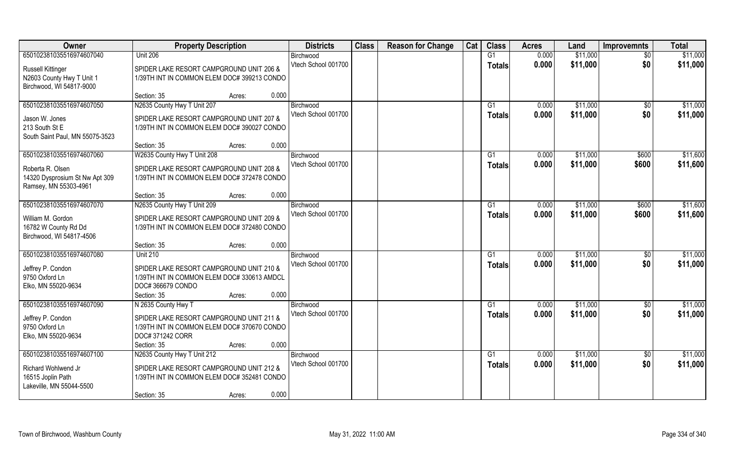| Owner | Property Description | Districts | Class | Reason for Change | Cat | Class | Acres | Land | Improvemnts | Total |
|---|---|---|---|---|---|---|---|---|---|---|
| 650102381035516974607040 | Unit 206 | Birchwood | | | | G1 | 0.000 | $11,000 | $0 | $11,000 |
| Russell Kittinger<br>N2603 County Hwy T Unit 1<br>Birchwood, WI 54817-9000 | SPIDER LAKE RESORT CAMPGROUND UNIT 206 & 1/39TH INT IN COMMON ELEM DOC# 399213 CONDO | Vtech School 001700 | | | | **Totals** | **0.000** | **$11,000** | **$0** | **$11,000** |
| | Section: 35 Acres: 0.000 | | | | | | | | | |
| 650102381035516974607050 | N2635 County Hwy T Unit 207 | Birchwood | | | | G1 | 0.000 | $11,000 | $0 | $11,000 |
| Jason W. Jones<br>213 South St E<br>South Saint Paul, MN 55075-3523 | SPIDER LAKE RESORT CAMPGROUND UNIT 207 & 1/39TH INT IN COMMON ELEM DOC# 390027 CONDO | Vtech School 001700 | | | | **Totals** | **0.000** | **$11,000** | **$0** | **$11,000** |
| | Section: 35 Acres: 0.000 | | | | | | | | | |
| 650102381035516974607060 | W2635 County Hwy T Unit 208 | Birchwood | | | | G1 | 0.000 | $11,000 | $600 | $11,600 |
| Roberta R. Olsen<br>14320 Dysprosium St Nw Apt 309<br>Ramsey, MN 55303-4961 | SPIDER LAKE RESORT CAMPGROUND UNIT 208 & 1/39TH INT IN COMMON ELEM DOC# 372478 CONDO | Vtech School 001700 | | | | **Totals** | **0.000** | **$11,000** | **$600** | **$11,600** |
| | Section: 35 Acres: 0.000 | | | | | | | | | |
| 650102381035516974607070 | N2635 County Hwy T Unit 209 | Birchwood | | | | G1 | 0.000 | $11,000 | $600 | $11,600 |
| William M. Gordon<br>16782 W County Rd Dd<br>Birchwood, WI 54817-4506 | SPIDER LAKE RESORT CAMPGROUND UNIT 209 & 1/39TH INT IN COMMON ELEM DOC# 372480 CONDO | Vtech School 001700 | | | | **Totals** | **0.000** | **$11,000** | **$600** | **$11,600** |
| | Section: 35 Acres: 0.000 | | | | | | | | | |
| 650102381035516974607080 | Unit 210 | Birchwood | | | | G1 | 0.000 | $11,000 | $0 | $11,000 |
| Jeffrey P. Condon<br>9750 Oxford Ln<br>Elko, MN 55020-9634 | SPIDER LAKE RESORT CAMPGROUND UNIT 210 & 1/39TH INT IN COMMON ELEM DOC# 330613 AMDCL DOC# 366679 CONDO | Vtech School 001700 | | | | **Totals** | **0.000** | **$11,000** | **$0** | **$11,000** |
| | Section: 35 Acres: 0.000 | | | | | | | | | |
| 650102381035516974607090 | N 2635 County Hwy T | Birchwood | | | | G1 | 0.000 | $11,000 | $0 | $11,000 |
| Jeffrey P. Condon<br>9750 Oxford Ln<br>Elko, MN 55020-9634 | SPIDER LAKE RESORT CAMPGROUND UNIT 211 & 1/39TH INT IN COMMON ELEM DOC# 370670 CONDO DOC# 371242 CORR | Vtech School 001700 | | | | **Totals** | **0.000** | **$11,000** | **$0** | **$11,000** |
| | Section: 35 Acres: 0.000 | | | | | | | | | |
| 650102381035516974607100 | N2635 County Hwy T Unit 212 | Birchwood | | | | G1 | 0.000 | $11,000 | $0 | $11,000 |
| Richard Wohlwend Jr<br>16515 Joplin Path<br>Lakeville, MN 55044-5500 | SPIDER LAKE RESORT CAMPGROUND UNIT 212 & 1/39TH INT IN COMMON ELEM DOC# 352481 CONDO | Vtech School 001700 | | | | **Totals** | **0.000** | **$11,000** | **$0** | **$11,000** |
| | Section: 35 Acres: 0.000 | | | | | | | | | |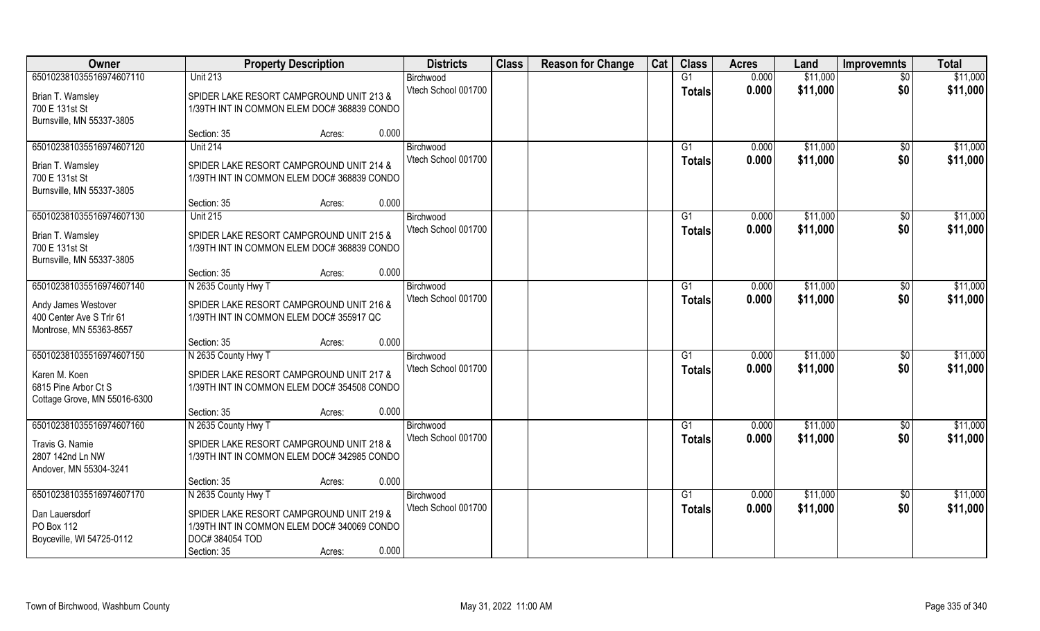| Owner | Property Description | Districts | Class | Reason for Change | Cat | Class | Acres | Land | Improvemnts | Total |
|---|---|---|---|---|---|---|---|---|---|---|
| 650102381035516974607110 | Unit 213 | Birchwood | | | | G1 | 0.000 | $11,000 | $0 | $11,000 |
| Brian T. Wamsley<br>700 E 131st St<br>Burnsville, MN 55337-3805 | SPIDER LAKE RESORT CAMPGROUND UNIT 213 & 1/39TH INT IN COMMON ELEM DOC# 368839 CONDO<br>Section: 35 Acres: 0.000 | Vtech School 001700 | | | | Totals | 0.000 | $11,000 | $0 | $11,000 |
| 650102381035516974607120 | Unit 214 | Birchwood | | | | G1 | 0.000 | $11,000 | $0 | $11,000 |
| Brian T. Wamsley<br>700 E 131st St<br>Burnsville, MN 55337-3805 | SPIDER LAKE RESORT CAMPGROUND UNIT 214 & 1/39TH INT IN COMMON ELEM DOC# 368839 CONDO<br>Section: 35 Acres: 0.000 | Vtech School 001700 | | | | Totals | 0.000 | $11,000 | $0 | $11,000 |
| 650102381035516974607130 | Unit 215 | Birchwood | | | | G1 | 0.000 | $11,000 | $0 | $11,000 |
| Brian T. Wamsley<br>700 E 131st St<br>Burnsville, MN 55337-3805 | SPIDER LAKE RESORT CAMPGROUND UNIT 215 & 1/39TH INT IN COMMON ELEM DOC# 368839 CONDO<br>Section: 35 Acres: 0.000 | Vtech School 001700 | | | | Totals | 0.000 | $11,000 | $0 | $11,000 |
| 650102381035516974607140 | N 2635 County Hwy T | Birchwood | | | | G1 | 0.000 | $11,000 | $0 | $11,000 |
| Andy James Westover<br>400 Center Ave S Trlr 61<br>Montrose, MN 55363-8557 | SPIDER LAKE RESORT CAMPGROUND UNIT 216 & 1/39TH INT IN COMMON ELEM DOC# 355917 QC<br>Section: 35 Acres: 0.000 | Vtech School 001700 | | | | Totals | 0.000 | $11,000 | $0 | $11,000 |
| 650102381035516974607150 | N 2635 County Hwy T | Birchwood | | | | G1 | 0.000 | $11,000 | $0 | $11,000 |
| Karen M. Koen<br>6815 Pine Arbor Ct S<br>Cottage Grove, MN 55016-6300 | SPIDER LAKE RESORT CAMPGROUND UNIT 217 & 1/39TH INT IN COMMON ELEM DOC# 354508 CONDO<br>Section: 35 Acres: 0.000 | Vtech School 001700 | | | | Totals | 0.000 | $11,000 | $0 | $11,000 |
| 650102381035516974607160 | N 2635 County Hwy T | Birchwood | | | | G1 | 0.000 | $11,000 | $0 | $11,000 |
| Travis G. Namie<br>2807 142nd Ln NW<br>Andover, MN 55304-3241 | SPIDER LAKE RESORT CAMPGROUND UNIT 218 & 1/39TH INT IN COMMON ELEM DOC# 342985 CONDO<br>Section: 35 Acres: 0.000 | Vtech School 001700 | | | | Totals | 0.000 | $11,000 | $0 | $11,000 |
| 650102381035516974607170 | N 2635 County Hwy T | Birchwood | | | | G1 | 0.000 | $11,000 | $0 | $11,000 |
| Dan Lauersdorf<br>PO Box 112<br>Boyceville, WI 54725-0112 | SPIDER LAKE RESORT CAMPGROUND UNIT 219 & 1/39TH INT IN COMMON ELEM DOC# 340069 CONDO DOC# 384054 TOD<br>Section: 35 Acres: 0.000 | Vtech School 001700 | | | | Totals | 0.000 | $11,000 | $0 | $11,000 |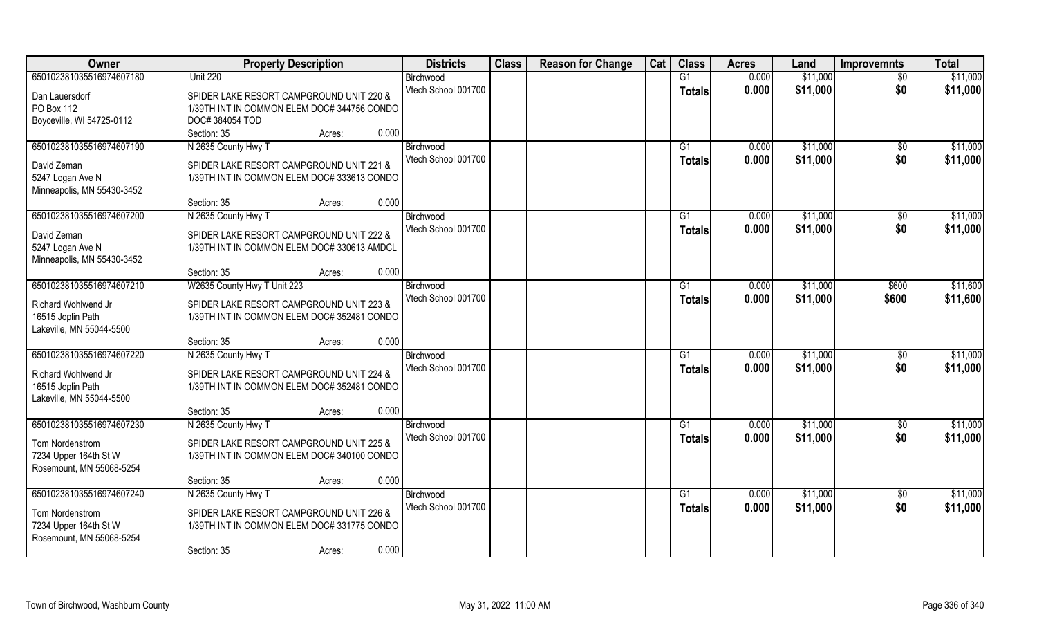| Owner | Property Description | | | Districts | Class | Reason for Change | Cat | Class | Acres | Land | Improvemnts | Total |
|---|---|---|---|---|---|---|---|---|---|---|---|---|
| 65010238103551697460718​0 | Unit 220 | | | Birchwood | | | | G1 | 0.000 | $11,000 | $0 | $11,000 |
| Dan Lauersdorf<br>PO Box 112<br>Boyceville, WI 54725-0112 | SPIDER LAKE RESORT CAMPGROUND UNIT 220 & 1/39TH INT IN COMMON ELEM DOC# 344756 CONDO DOC# 384054 TOD | | | Vtech School 001700 | | | | Totals | 0.000 | $11,000 | $0 | $11,000 |
| | Section: 35 | Acres: | 0.000 | | | | | | | | | |
| 650102381035516974607190 | N 2635 County Hwy T | | | Birchwood | | | | G1 | 0.000 | $11,000 | $0 | $11,000 |
| David Zeman<br>5247 Logan Ave N<br>Minneapolis, MN 55430-3452 | SPIDER LAKE RESORT CAMPGROUND UNIT 221 & 1/39TH INT IN COMMON ELEM DOC# 333613 CONDO | | | Vtech School 001700 | | | | Totals | 0.000 | $11,000 | $0 | $11,000 |
| | Section: 35 | Acres: | 0.000 | | | | | | | | | |
| 650102381035516974607200 | N 2635 County Hwy T | | | Birchwood | | | | G1 | 0.000 | $11,000 | $0 | $11,000 |
| David Zeman<br>5247 Logan Ave N<br>Minneapolis, MN 55430-3452 | SPIDER LAKE RESORT CAMPGROUND UNIT 222 & 1/39TH INT IN COMMON ELEM DOC# 330613 AMDCL | | | Vtech School 001700 | | | | Totals | 0.000 | $11,000 | $0 | $11,000 |
| | Section: 35 | Acres: | 0.000 | | | | | | | | | |
| 650102381035516974607210 | W2635 County Hwy T Unit 223 | | | Birchwood | | | | G1 | 0.000 | $11,000 | $600 | $11,600 |
| Richard Wohlwend Jr<br>16515 Joplin Path<br>Lakeville, MN 55044-5500 | SPIDER LAKE RESORT CAMPGROUND UNIT 223 & 1/39TH INT IN COMMON ELEM DOC# 352481 CONDO | | | Vtech School 001700 | | | | Totals | 0.000 | $11,000 | $600 | $11,600 |
| | Section: 35 | Acres: | 0.000 | | | | | | | | | |
| 650102381035516974607220 | N 2635 County Hwy T | | | Birchwood | | | | G1 | 0.000 | $11,000 | $0 | $11,000 |
| Richard Wohlwend Jr<br>16515 Joplin Path<br>Lakeville, MN 55044-5500 | SPIDER LAKE RESORT CAMPGROUND UNIT 224 & 1/39TH INT IN COMMON ELEM DOC# 352481 CONDO | | | Vtech School 001700 | | | | Totals | 0.000 | $11,000 | $0 | $11,000 |
| | Section: 35 | Acres: | 0.000 | | | | | | | | | |
| 650102381035516974607230 | N 2635 County Hwy T | | | Birchwood | | | | G1 | 0.000 | $11,000 | $0 | $11,000 |
| Tom Nordenstrom<br>7234 Upper 164th St W<br>Rosemount, MN 55068-5254 | SPIDER LAKE RESORT CAMPGROUND UNIT 225 & 1/39TH INT IN COMMON ELEM DOC# 340100 CONDO | | | Vtech School 001700 | | | | Totals | 0.000 | $11,000 | $0 | $11,000 |
| | Section: 35 | Acres: | 0.000 | | | | | | | | | |
| 650102381035516974607240 | N 2635 County Hwy T | | | Birchwood | | | | G1 | 0.000 | $11,000 | $0 | $11,000 |
| Tom Nordenstrom<br>7234 Upper 164th St W<br>Rosemount, MN 55068-5254 | SPIDER LAKE RESORT CAMPGROUND UNIT 226 & 1/39TH INT IN COMMON ELEM DOC# 331775 CONDO | | | Vtech School 001700 | | | | Totals | 0.000 | $11,000 | $0 | $11,000 |
| | Section: 35 | Acres: | 0.000 | | | | | | | | | |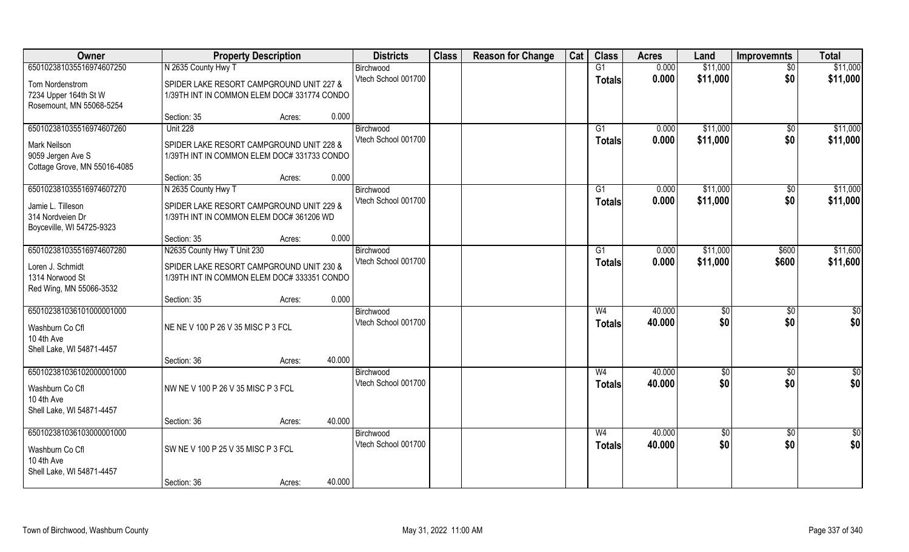| Owner | Property Description | | Districts | Class | Reason for Change | Cat | Class | Acres | Land | Improvemnts | Total |
|---|---|---|---|---|---|---|---|---|---|---|---|
| 65010238103551697460725­0 | N 2635 County Hwy T | | Birchwood | | | | G1 | 0.000 | $11,000 | $0 | $11,000 |
| Tom Nordenstrom<br>7234 Upper 164th St W<br>Rosemount, MN 55068-5254 | SPIDER LAKE RESORT CAMPGROUND UNIT 227 & 1/39TH INT IN COMMON ELEM DOC# 331774 CONDO | | Vtech School 001700 | | | | Totals | 0.000 | $11,000 | $0 | $11,000 |
| | Section: 35 | Acres: 0.000 | | | | | | | | | |
| 650102381035516974607260 | Unit 228 | | Birchwood | | | | G1 | 0.000 | $11,000 | $0 | $11,000 |
| Mark Neilson<br>9059 Jergen Ave S<br>Cottage Grove, MN 55016-4085 | SPIDER LAKE RESORT CAMPGROUND UNIT 228 & 1/39TH INT IN COMMON ELEM DOC# 331733 CONDO | | Vtech School 001700 | | | | Totals | 0.000 | $11,000 | $0 | $11,000 |
| | Section: 35 | Acres: 0.000 | | | | | | | | | |
| 650102381035516974607270 | N 2635 County Hwy T | | Birchwood | | | | G1 | 0.000 | $11,000 | $0 | $11,000 |
| Jamie L. Tilleson<br>314 Nordveien Dr<br>Boyceville, WI 54725-9323 | SPIDER LAKE RESORT CAMPGROUND UNIT 229 & 1/39TH INT IN COMMON ELEM DOC# 361206 WD | | Vtech School 001700 | | | | Totals | 0.000 | $11,000 | $0 | $11,000 |
| | Section: 35 | Acres: 0.000 | | | | | | | | | |
| 650102381035516974607280 | N2635 County Hwy T Unit 230 | | Birchwood | | | | G1 | 0.000 | $11,000 | $600 | $11,600 |
| Loren J. Schmidt<br>1314 Norwood St<br>Red Wing, MN 55066-3532 | SPIDER LAKE RESORT CAMPGROUND UNIT 230 & 1/39TH INT IN COMMON ELEM DOC# 333351 CONDO | | Vtech School 001700 | | | | Totals | 0.000 | $11,000 | $600 | $11,600 |
| | Section: 35 | Acres: 0.000 | | | | | | | | | |
| 650102381036101000001000 | | | Birchwood | | | | W4 | 40.000 | $0 | $0 | $0 |
| Washburn Co Cfl<br>10 4th Ave<br>Shell Lake, WI 54871-4457 | NE NE V 100 P 26 V 35 MISC P 3 FCL | | Vtech School 001700 | | | | Totals | 40.000 | $0 | $0 | $0 |
| | Section: 36 | Acres: 40.000 | | | | | | | | | |
| 650102381036102000001000 | | | Birchwood | | | | W4 | 40.000 | $0 | $0 | $0 |
| Washburn Co Cfl<br>10 4th Ave<br>Shell Lake, WI 54871-4457 | NW NE V 100 P 26 V 35 MISC P 3 FCL | | Vtech School 001700 | | | | Totals | 40.000 | $0 | $0 | $0 |
| | Section: 36 | Acres: 40.000 | | | | | | | | | |
| 650102381036103000001000 | | | Birchwood | | | | W4 | 40.000 | $0 | $0 | $0 |
| Washburn Co Cfl<br>10 4th Ave<br>Shell Lake, WI 54871-4457 | SW NE V 100 P 25 V 35 MISC P 3 FCL | | Vtech School 001700 | | | | Totals | 40.000 | $0 | $0 | $0 |
| | Section: 36 | Acres: 40.000 | | | | | | | | | |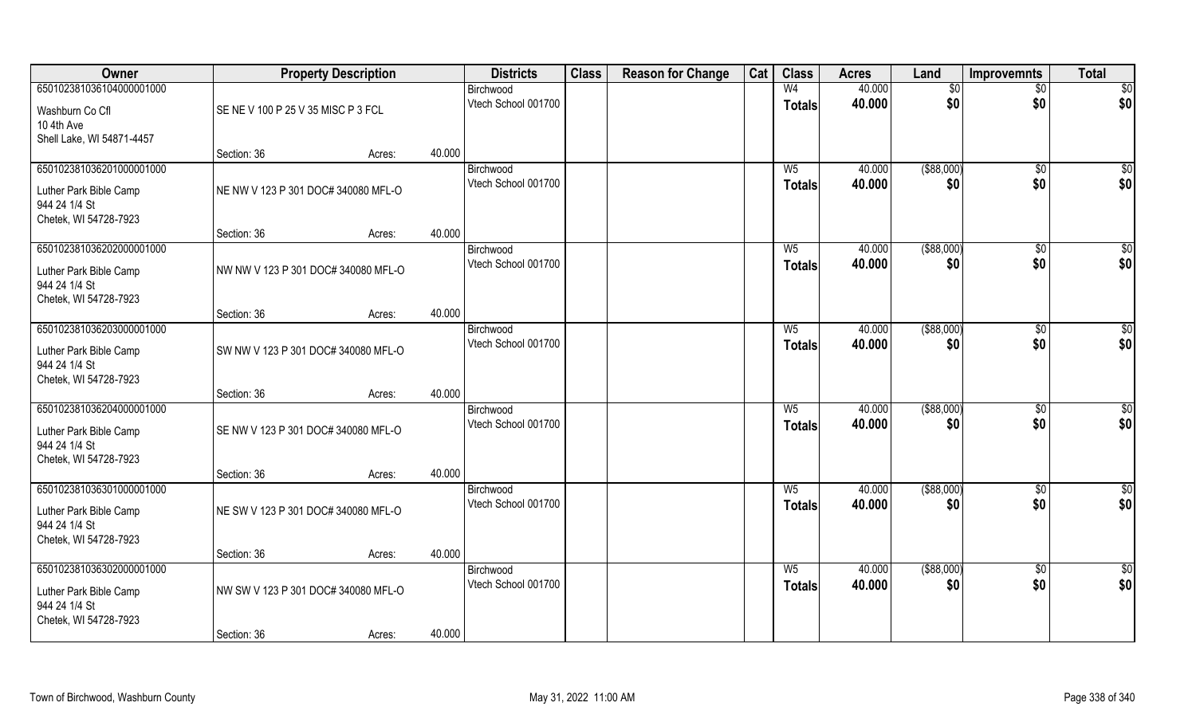| Owner | Property Description | | | Districts | Class | Reason for Change | Cat | Class | Acres | Land | Improvemnts | Total |
|---|---|---|---|---|---|---|---|---|---|---|---|---|
| 65010238103610400000100O | | | | Birchwood | | | | W4 | 40.000 | $0 | $0 | $0 |
| Washburn Co Cfl<br>10 4th Ave<br>Shell Lake, WI 54871-4457 | SE NE V 100 P 25 V 35 MISC P 3 FCL | | | Vtech School 001700 | | | | Totals | 40.000 | $0 | $0 | $0 |
| | Section: 36 | Acres: | 40.000 | | | | | | | | | |
| 65010238103620100000100O | | | | Birchwood | | | | W5 | 40.000 | ($88,000) | $0 | $0 |
| Luther Park Bible Camp<br>944 24 1/4 St<br>Chetek, WI 54728-7923 | NE NW V 123 P 301 DOC# 340080 MFL-O | | | Vtech School 001700 | | | | Totals | 40.000 | $0 | $0 | $0 |
| | Section: 36 | Acres: | 40.000 | | | | | | | | | |
| 65010238103620200000100O | | | | Birchwood | | | | W5 | 40.000 | ($88,000) | $0 | $0 |
| Luther Park Bible Camp<br>944 24 1/4 St<br>Chetek, WI 54728-7923 | NW NW V 123 P 301 DOC# 340080 MFL-O | | | Vtech School 001700 | | | | Totals | 40.000 | $0 | $0 | $0 |
| | Section: 36 | Acres: | 40.000 | | | | | | | | | |
| 65010238103620300000100O | | | | Birchwood | | | | W5 | 40.000 | ($88,000) | $0 | $0 |
| Luther Park Bible Camp<br>944 24 1/4 St<br>Chetek, WI 54728-7923 | SW NW V 123 P 301 DOC# 340080 MFL-O | | | Vtech School 001700 | | | | Totals | 40.000 | $0 | $0 | $0 |
| | Section: 36 | Acres: | 40.000 | | | | | | | | | |
| 65010238103620400000100O | | | | Birchwood | | | | W5 | 40.000 | ($88,000) | $0 | $0 |
| Luther Park Bible Camp<br>944 24 1/4 St<br>Chetek, WI 54728-7923 | SE NW V 123 P 301 DOC# 340080 MFL-O | | | Vtech School 001700 | | | | Totals | 40.000 | $0 | $0 | $0 |
| | Section: 36 | Acres: | 40.000 | | | | | | | | | |
| 65010238103630100000100O | | | | Birchwood | | | | W5 | 40.000 | ($88,000) | $0 | $0 |
| Luther Park Bible Camp<br>944 24 1/4 St<br>Chetek, WI 54728-7923 | NE SW V 123 P 301 DOC# 340080 MFL-O | | | Vtech School 001700 | | | | Totals | 40.000 | $0 | $0 | $0 |
| | Section: 36 | Acres: | 40.000 | | | | | | | | | |
| 65010238103630200000100O | | | | Birchwood | | | | W5 | 40.000 | ($88,000) | $0 | $0 |
| Luther Park Bible Camp<br>944 24 1/4 St<br>Chetek, WI 54728-7923 | NW SW V 123 P 301 DOC# 340080 MFL-O | | | Vtech School 001700 | | | | Totals | 40.000 | $0 | $0 | $0 |
| | Section: 36 | Acres: | 40.000 | | | | | | | | | |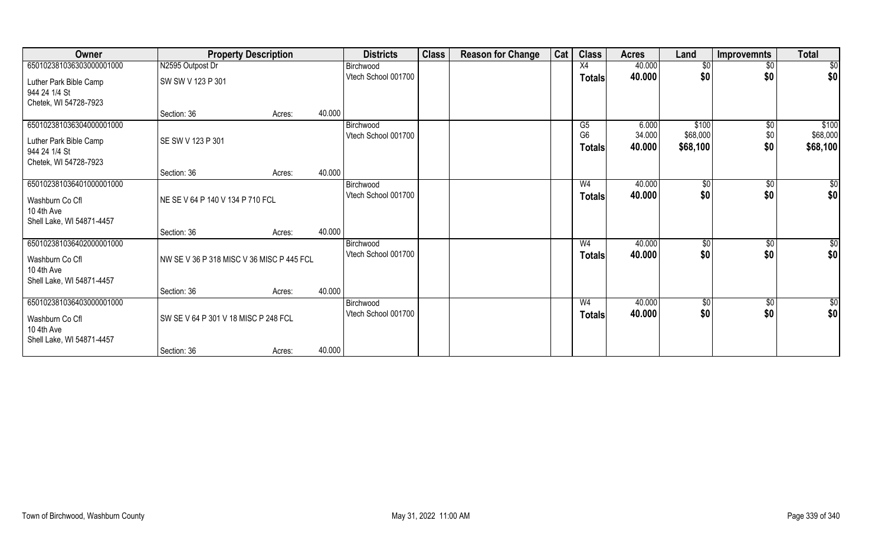| Owner | Property Description | | | Districts | Class | Reason for Change | Cat | Class | Acres | Land | Improvemnts | Total |
|---|---|---|---|---|---|---|---|---|---|---|---|---|
| 650102381036303000001000 | N2595 Outpost Dr | | | Birchwood | | | | X4 | 40.000 | $0 | $0 | $0 |
| Luther Park Bible Camp<br>944 24 1/4 St<br>Chetek, WI 54728-7923 | SW SW V 123 P 301 | | | Vtech School 001700 | | | | **Totals** | **40.000** | **$0** | **$0** | **$0** |
| | Section: 36 | Acres: | 40.000 | | | | | | | | | |
| 650102381036304000001000 | | | | Birchwood | | | | G5 | 6.000 | $100 | $0 | $100 |
| Luther Park Bible Camp<br>944 24 1/4 St<br>Chetek, WI 54728-7923 | SE SW V 123 P 301 | | | Vtech School 001700 | | | | G6 | 34.000 | $68,000 | $0 | $68,000 |
| | | | | | | | | **Totals** | **40.000** | **$68,100** | **$0** | **$68,100** |
| | Section: 36 | Acres: | 40.000 | | | | | | | | | |
| 650102381036401000001000 | | | | Birchwood | | | | W4 | 40.000 | $0 | $0 | $0 |
| Washburn Co Cfl<br>10 4th Ave<br>Shell Lake, WI 54871-4457 | NE SE V 64 P 140 V 134 P 710 FCL | | | Vtech School 001700 | | | | **Totals** | **40.000** | **$0** | **$0** | **$0** |
| | Section: 36 | Acres: | 40.000 | | | | | | | | | |
| 650102381036402000001000 | | | | Birchwood | | | | W4 | 40.000 | $0 | $0 | $0 |
| Washburn Co Cfl<br>10 4th Ave<br>Shell Lake, WI 54871-4457 | NW SE V 36 P 318 MISC V 36 MISC P 445 FCL | | | Vtech School 001700 | | | | **Totals** | **40.000** | **$0** | **$0** | **$0** |
| | Section: 36 | Acres: | 40.000 | | | | | | | | | |
| 650102381036403000001000 | | | | Birchwood | | | | W4 | 40.000 | $0 | $0 | $0 |
| Washburn Co Cfl<br>10 4th Ave<br>Shell Lake, WI 54871-4457 | SW SE V 64 P 301 V 18 MISC P 248 FCL | | | Vtech School 001700 | | | | **Totals** | **40.000** | **$0** | **$0** | **$0** |
| | Section: 36 | Acres: | 40.000 | | | | | | | | | |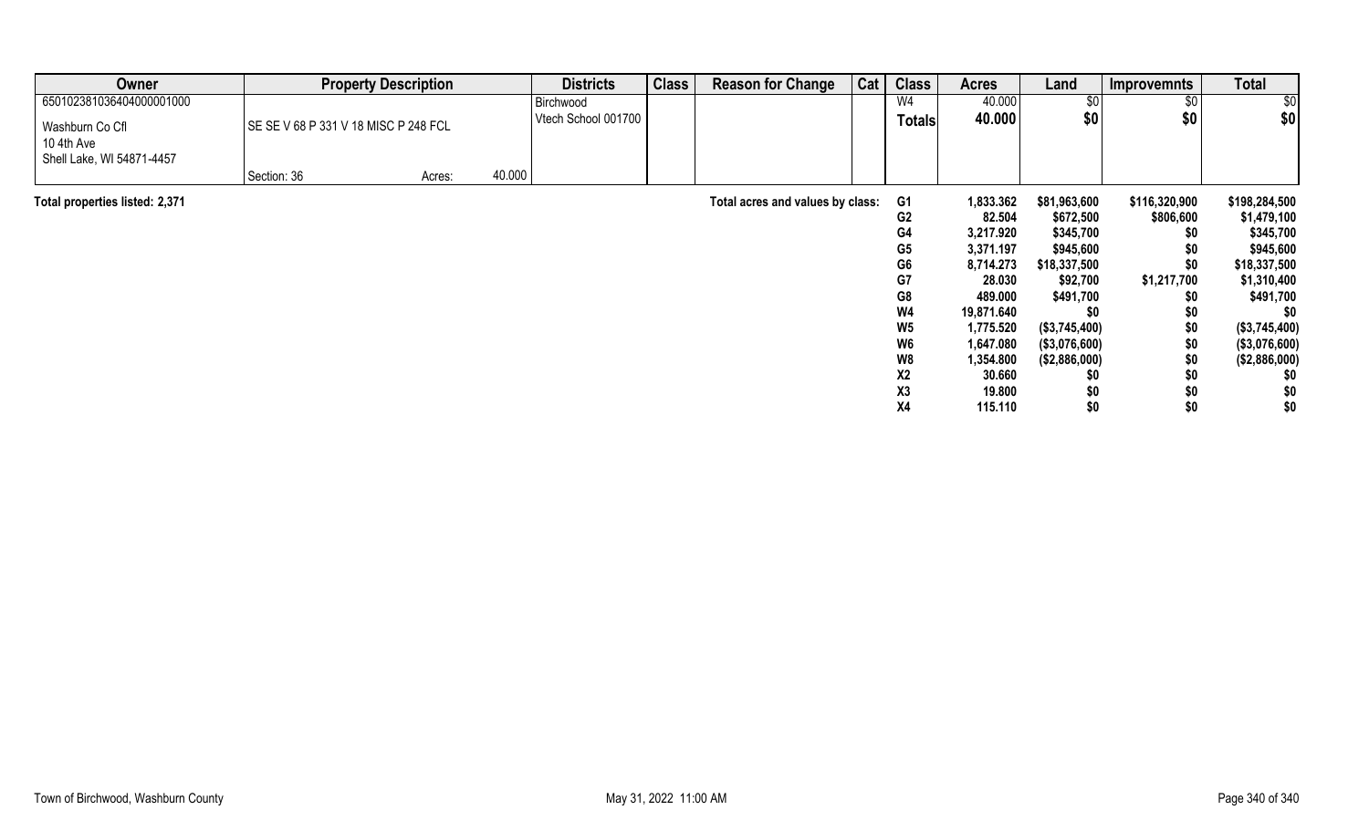| Owner | Property Description | | | Districts | Class | Reason for Change | Cat | Class | Acres | Land | Improvemnts | Total |
|---|---|---|---|---|---|---|---|---|---|---|---|---|
| 650102381036404000001000 | | | | Birchwood | | | | W4 | 40.000 | $0 | $0 | $0 |
| Washburn Co Cfl<br>10 4th Ave<br>Shell Lake, WI 54871-4457 | SE SE V 68 P 331 V 18 MISC P 248 FCL | | | Vtech School 001700 | | | | **Totals** | **40.000** | **$0** | **$0** | **$0** |
| | Section: 36 | Acres: | 40.000 | | | | | | | | | |

**Total properties listed: 2,371**

**Total acres and values by class:**

| Class | Acres | Land | Improvemnts | Total |
|---|---|---|---|---|
| G1 | 1,833.362 | $81,963,600 | $116,320,900 | $198,284,500 |
| G2 | 82.504 | $672,500 | $806,600 | $1,479,100 |
| G4 | 3,217.920 | $345,700 | $0 | $345,700 |
| G5 | 3,371.197 | $945,600 | $0 | $945,600 |
| G6 | 8,714.273 | $18,337,500 | $0 | $18,337,500 |
| G7 | 28.030 | $92,700 | $1,217,700 | $1,310,400 |
| G8 | 489.000 | $491,700 | $0 | $491,700 |
| W4 | 19,871.640 | $0 | $0 | $0 |
| W5 | 1,775.520 | ($3,745,400) | $0 | ($3,745,400) |
| W6 | 1,647.080 | ($3,076,600) | $0 | ($3,076,600) |
| W8 | 1,354.800 | ($2,886,000) | $0 | ($2,886,000) |
| X2 | 30.660 | $0 | $0 | $0 |
| X3 | 19.800 | $0 | $0 | $0 |
| X4 | 115.110 | $0 | $0 | $0 |

Town of Birchwood, Washburn County May 31, 2022 11:00 AM